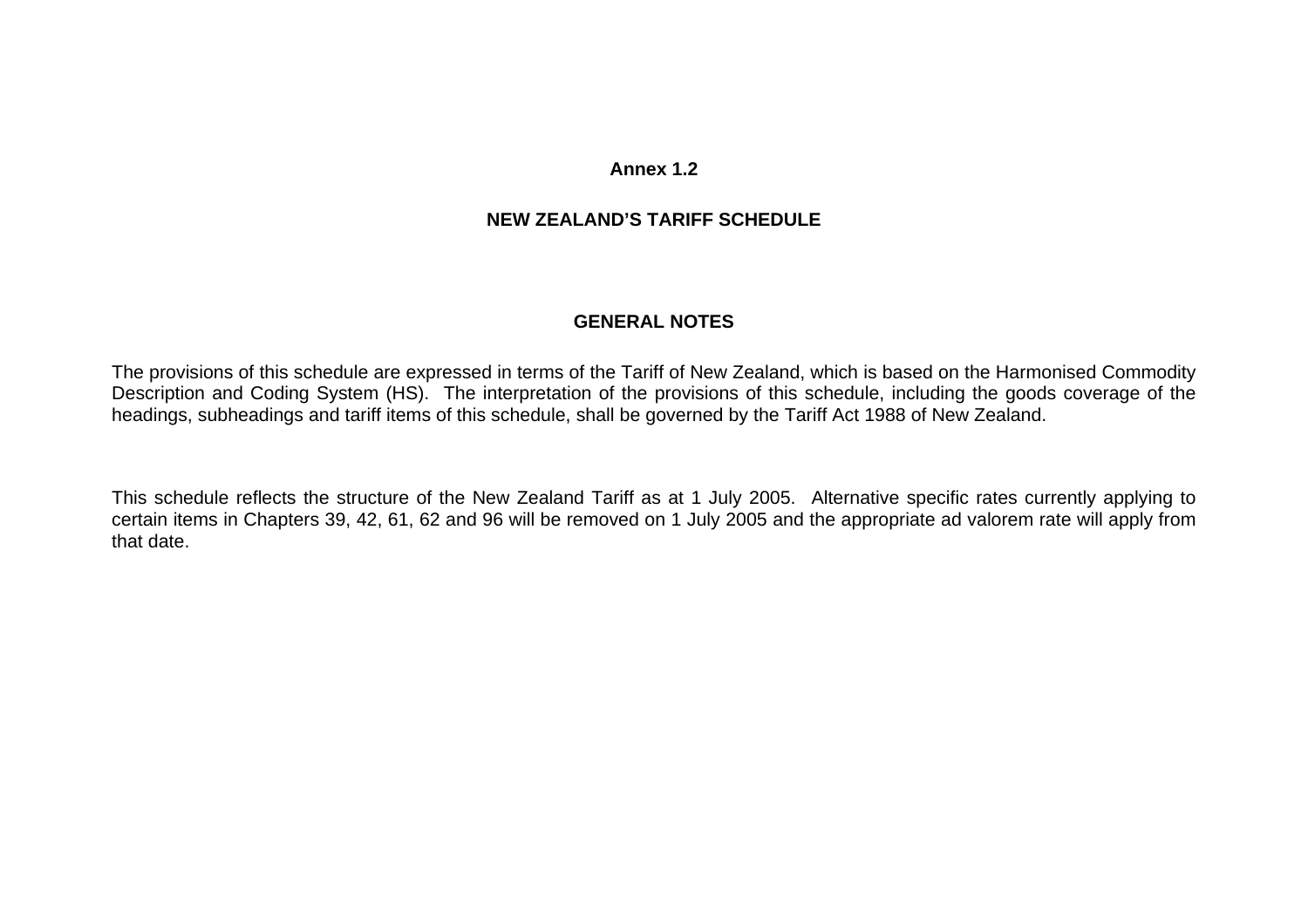# Annex 1.2

## NEW ZEALAND'S TARIFF SCHEDULE

### GENERAL NOTES

The provisions of this schedule are expressed in terms of the Tariff of New Zealand, which is based on the Harmonised Commodity Description and Coding System (HS). The interpretation of the provisions of this schedule, including the goods coverage of the headings, subheadings and tariff items of this schedule, shall be governed by the Tariff Act 1988 of New Zealand.

This schedule reflects the structure of the New Zealand Tariff as at 1 July 2005. Alternative specific rates currently applying to certain items in Chapters 39, 42, 61, 62 and 96 will be removed on 1 July 2005 and the appropriate ad valorem rate will apply from that date.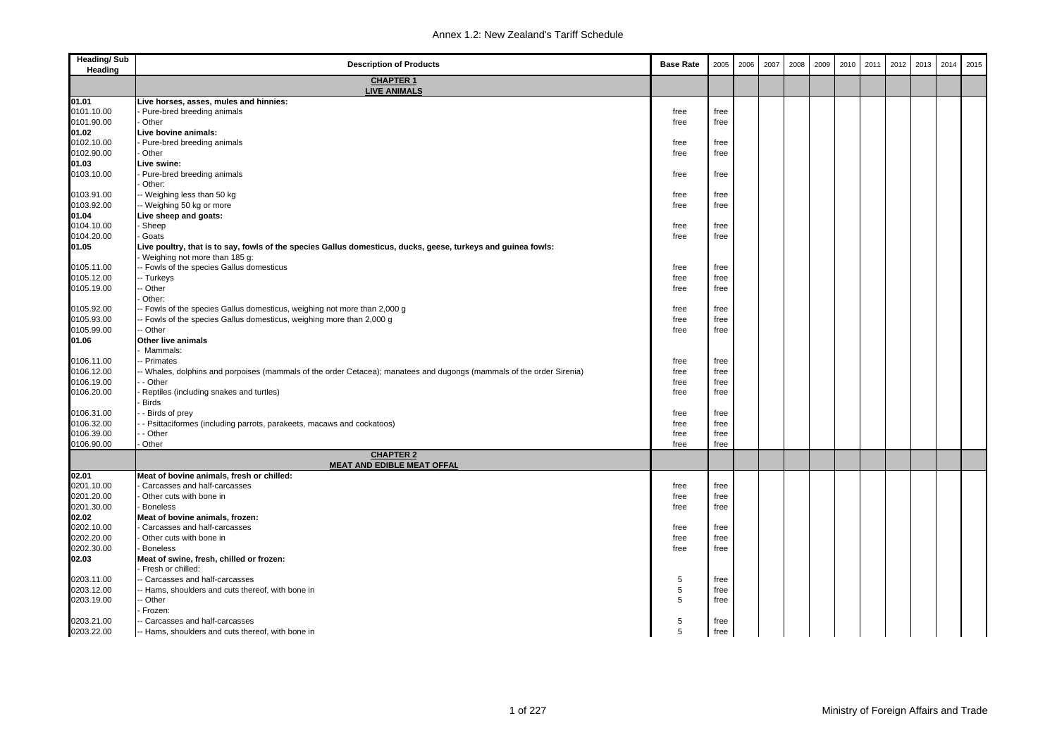| Heading/ Sub Heading | Description of Products | Base Rate | 2005 | 2006 | 2007 | 2008 | 2009 | 2010 | 2011 | 2012 | 2013 | 2014 | 2015 |
|---|---|---|---|---|---|---|---|---|---|---|---|---|---|
| | **CHAPTER 1** **LIVE ANIMALS** | | | | | | | | | | | | |
| **01.01** | **Live horses, asses, mules and hinnies:** | | | | | | | | | | | | |
| 0101.10.00 | - Pure-bred breeding animals | free | free | | | | | | | | | | |
| 0101.90.00 | - Other | free | free | | | | | | | | | | |
| **01.02** | **Live bovine animals:** | | | | | | | | | | | | |
| 0102.10.00 | - Pure-bred breeding animals | free | free | | | | | | | | | | |
| 0102.90.00 | - Other | free | free | | | | | | | | | | |
| **01.03** | **Live swine:** | | | | | | | | | | | | |
| 0103.10.00 | - Pure-bred breeding animals | free | free | | | | | | | | | | |
| | - Other: | | | | | | | | | | | | |
| 0103.91.00 | -- Weighing less than 50 kg | free | free | | | | | | | | | | |
| 0103.92.00 | -- Weighing 50 kg or more | free | free | | | | | | | | | | |
| **01.04** | **Live sheep and goats:** | | | | | | | | | | | | |
| 0104.10.00 | - Sheep | free | free | | | | | | | | | | |
| 0104.20.00 | - Goats | free | free | | | | | | | | | | |
| **01.05** | **Live poultry, that is to say, fowls of the species Gallus domesticus, ducks, geese, turkeys and guinea fowls:** | | | | | | | | | | | | |
| | - Weighing not more than 185 g: | | | | | | | | | | | | |
| 0105.11.00 | -- Fowls of the species Gallus domesticus | free | free | | | | | | | | | | |
| 0105.12.00 | -- Turkeys | free | free | | | | | | | | | | |
| 0105.19.00 | -- Other | free | free | | | | | | | | | | |
| | - Other: | | | | | | | | | | | | |
| 0105.92.00 | -- Fowls of the species Gallus domesticus, weighing not more than 2,000 g | free | free | | | | | | | | | | |
| 0105.93.00 | -- Fowls of the species Gallus domesticus, weighing more than 2,000 g | free | free | | | | | | | | | | |
| 0105.99.00 | -- Other | free | free | | | | | | | | | | |
| **01.06** | **Other live animals** | | | | | | | | | | | | |
| | - Mammals: | | | | | | | | | | | | |
| 0106.11.00 | -- Primates | free | free | | | | | | | | | | |
| 0106.12.00 | -- Whales, dolphins and porpoises (mammals of the order Cetacea); manatees and dugongs (mammals of the order Sirenia) | free | free | | | | | | | | | | |
| 0106.19.00 | - - Other | free | free | | | | | | | | | | |
| 0106.20.00 | - Reptiles (including snakes and turtles) | free | free | | | | | | | | | | |
| | - Birds | | | | | | | | | | | | |
| 0106.31.00 | - - Birds of prey | free | free | | | | | | | | | | |
| 0106.32.00 | - - Psittaciformes (including parrots, parakeets, macaws and cockatoos) | free | free | | | | | | | | | | |
| 0106.39.00 | - - Other | free | free | | | | | | | | | | |
| 0106.90.00 | - Other | free | free | | | | | | | | | | |
| | **CHAPTER 2** **MEAT AND EDIBLE MEAT OFFAL** | | | | | | | | | | | | |
| **02.01** | **Meat of bovine animals, fresh or chilled:** | | | | | | | | | | | | |
| 0201.10.00 | - Carcasses and half-carcasses | free | free | | | | | | | | | | |
| 0201.20.00 | - Other cuts with bone in | free | free | | | | | | | | | | |
| 0201.30.00 | - Boneless | free | free | | | | | | | | | | |
| **02.02** | **Meat of bovine animals, frozen:** | | | | | | | | | | | | |
| 0202.10.00 | - Carcasses and half-carcasses | free | free | | | | | | | | | | |
| 0202.20.00 | - Other cuts with bone in | free | free | | | | | | | | | | |
| 0202.30.00 | - Boneless | free | free | | | | | | | | | | |
| **02.03** | **Meat of swine, fresh, chilled or frozen:** | | | | | | | | | | | | |
| | - Fresh or chilled: | | | | | | | | | | | | |
| 0203.11.00 | -- Carcasses and half-carcasses | 5 | free | | | | | | | | | | |
| 0203.12.00 | -- Hams, shoulders and cuts thereof, with bone in | 5 | free | | | | | | | | | | |
| 0203.19.00 | -- Other | 5 | free | | | | | | | | | | |
| | - Frozen: | | | | | | | | | | | | |
| 0203.21.00 | -- Carcasses and half-carcasses | 5 | free | | | | | | | | | | |
| 0203.22.00 | -- Hams, shoulders and cuts thereof, with bone in | 5 | free | | | | | | | | | | |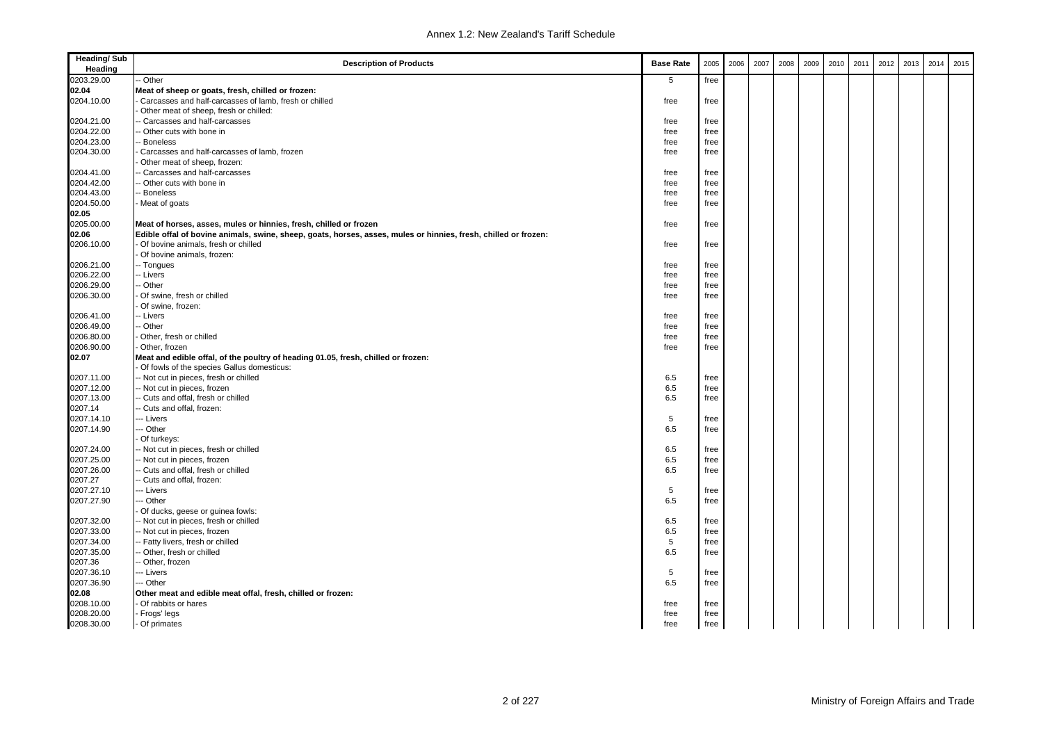| Heading/ Sub Heading | Description of Products | Base Rate | 2005 | 2006 | 2007 | 2008 | 2009 | 2010 | 2011 | 2012 | 2013 | 2014 | 2015 |
|---|---|---|---|---|---|---|---|---|---|---|---|---|---|
| 0203.29.00 | -- Other | 5 | free | | | | | | | | | | |
| **02.04** | **Meat of sheep or goats, fresh, chilled or frozen:** | | | | | | | | | | | | |
| 0204.10.00 | - Carcasses and half-carcasses of lamb, fresh or chilled | free | free | | | | | | | | | | |
| | - Other meat of sheep, fresh or chilled: | | | | | | | | | | | | |
| 0204.21.00 | -- Carcasses and half-carcasses | free | free | | | | | | | | | | |
| 0204.22.00 | -- Other cuts with bone in | free | free | | | | | | | | | | |
| 0204.23.00 | -- Boneless | free | free | | | | | | | | | | |
| 0204.30.00 | - Carcasses and half-carcasses of lamb, frozen | free | free | | | | | | | | | | |
| | - Other meat of sheep, frozen: | | | | | | | | | | | | |
| 0204.41.00 | -- Carcasses and half-carcasses | free | free | | | | | | | | | | |
| 0204.42.00 | -- Other cuts with bone in | free | free | | | | | | | | | | |
| 0204.43.00 | -- Boneless | free | free | | | | | | | | | | |
| 0204.50.00 | - Meat of goats | free | free | | | | | | | | | | |
| **02.05** | | | | | | | | | | | | | |
| 0205.00.00 | **Meat of horses, asses, mules or hinnies, fresh, chilled or frozen** | free | free | | | | | | | | | | |
| **02.06** | **Edible offal of bovine animals, swine, sheep, goats, horses, asses, mules or hinnies, fresh, chilled or frozen:** | | | | | | | | | | | | |
| 0206.10.00 | - Of bovine animals, fresh or chilled | free | free | | | | | | | | | | |
| | - Of bovine animals, frozen: | | | | | | | | | | | | |
| 0206.21.00 | -- Tongues | free | free | | | | | | | | | | |
| 0206.22.00 | -- Livers | free | free | | | | | | | | | | |
| 0206.29.00 | -- Other | free | free | | | | | | | | | | |
| 0206.30.00 | - Of swine, fresh or chilled | free | free | | | | | | | | | | |
| | - Of swine, frozen: | | | | | | | | | | | | |
| 0206.41.00 | -- Livers | free | free | | | | | | | | | | |
| 0206.49.00 | -- Other | free | free | | | | | | | | | | |
| 0206.80.00 | - Other, fresh or chilled | free | free | | | | | | | | | | |
| 0206.90.00 | - Other, frozen | free | free | | | | | | | | | | |
| **02.07** | **Meat and edible offal, of the poultry of heading 01.05, fresh, chilled or frozen:** | | | | | | | | | | | | |
| | - Of fowls of the species Gallus domesticus: | | | | | | | | | | | | |
| 0207.11.00 | -- Not cut in pieces, fresh or chilled | 6.5 | free | | | | | | | | | | |
| 0207.12.00 | -- Not cut in pieces, frozen | 6.5 | free | | | | | | | | | | |
| 0207.13.00 | -- Cuts and offal, fresh or chilled | 6.5 | free | | | | | | | | | | |
| 0207.14 | -- Cuts and offal, frozen: | | | | | | | | | | | | |
| 0207.14.10 | --- Livers | 5 | free | | | | | | | | | | |
| 0207.14.90 | --- Other | 6.5 | free | | | | | | | | | | |
| | - Of turkeys: | | | | | | | | | | | | |
| 0207.24.00 | -- Not cut in pieces, fresh or chilled | 6.5 | free | | | | | | | | | | |
| 0207.25.00 | -- Not cut in pieces, frozen | 6.5 | free | | | | | | | | | | |
| 0207.26.00 | -- Cuts and offal, fresh or chilled | 6.5 | free | | | | | | | | | | |
| 0207.27 | -- Cuts and offal, frozen: | | | | | | | | | | | | |
| 0207.27.10 | --- Livers | 5 | free | | | | | | | | | | |
| 0207.27.90 | --- Other | 6.5 | free | | | | | | | | | | |
| | - Of ducks, geese or guinea fowls: | | | | | | | | | | | | |
| 0207.32.00 | -- Not cut in pieces, fresh or chilled | 6.5 | free | | | | | | | | | | |
| 0207.33.00 | -- Not cut in pieces, frozen | 6.5 | free | | | | | | | | | | |
| 0207.34.00 | -- Fatty livers, fresh or chilled | 5 | free | | | | | | | | | | |
| 0207.35.00 | -- Other, fresh or chilled | 6.5 | free | | | | | | | | | | |
| 0207.36 | -- Other, frozen | | | | | | | | | | | | |
| 0207.36.10 | --- Livers | 5 | free | | | | | | | | | | |
| 0207.36.90 | --- Other | 6.5 | free | | | | | | | | | | |
| **02.08** | **Other meat and edible meat offal, fresh, chilled or frozen:** | | | | | | | | | | | | |
| 0208.10.00 | - Of rabbits or hares | free | free | | | | | | | | | | |
| 0208.20.00 | - Frogs' legs | free | free | | | | | | | | | | |
| 0208.30.00 | - Of primates | free | free | | | | | | | | | | |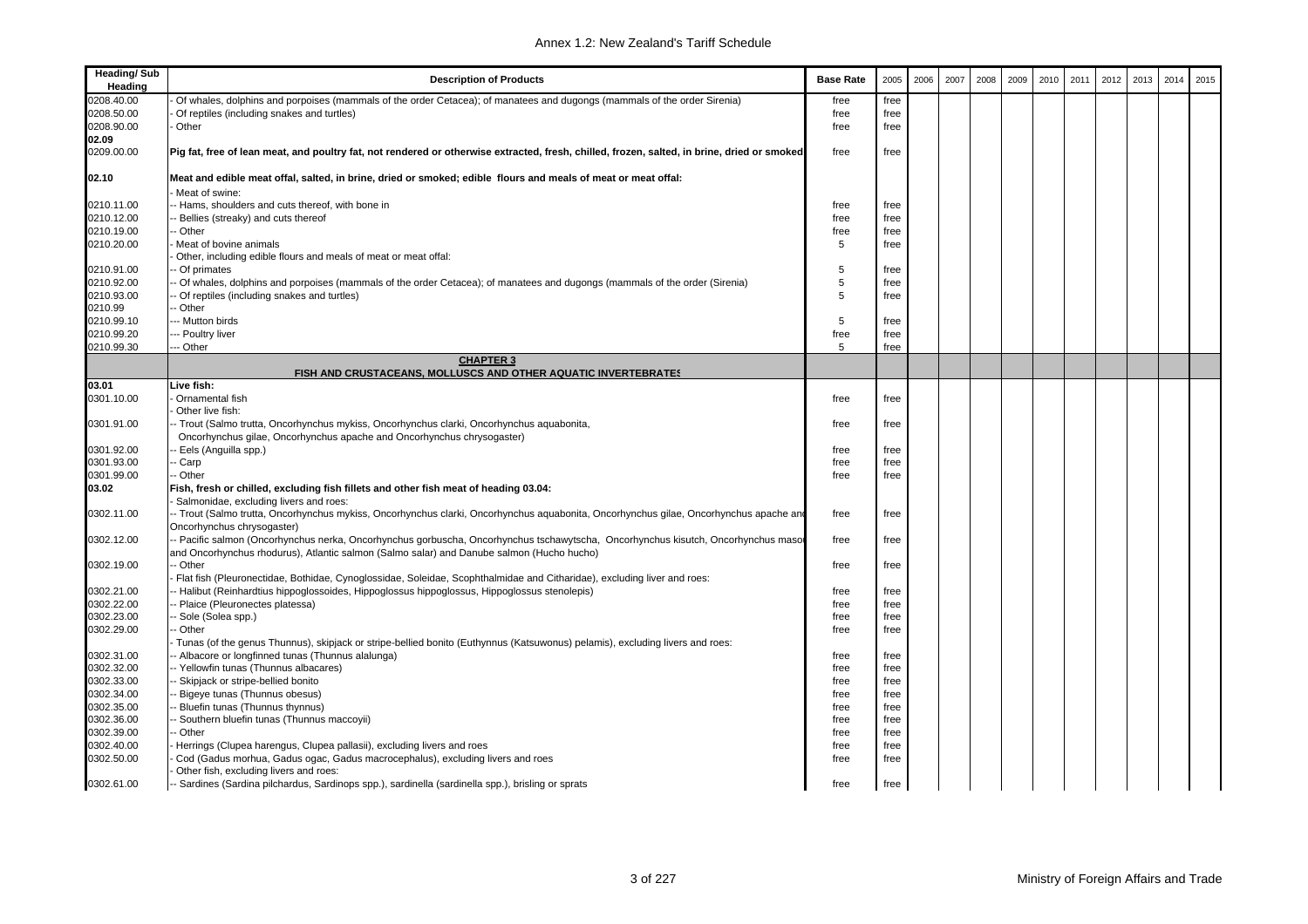| Heading/ Sub Heading | Description of Products | Base Rate | 2005 | 2006 | 2007 | 2008 | 2009 | 2010 | 2011 | 2012 | 2013 | 2014 | 2015 |
|---|---|---|---|---|---|---|---|---|---|---|---|---|---|
| 0208.40.00 | - Of whales, dolphins and porpoises (mammals of the order Cetacea); of manatees and dugongs (mammals of the order Sirenia) | free | free | | | | | | | | | | |
| 0208.50.00 | - Of reptiles (including snakes and turtles) | free | free | | | | | | | | | | |
| 0208.90.00 | - Other | free | free | | | | | | | | | | |
| **02.09** | | | | | | | | | | | | | |
| 0209.00.00 | **Pig fat, free of lean meat, and poultry fat, not rendered or otherwise extracted, fresh, chilled, frozen, salted, in brine, dried or smoked** | free | free | | | | | | | | | | |
| **02.10** | **Meat and edible meat offal, salted, in brine, dried or smoked; edible flours and meals of meat or meat offal:** | | | | | | | | | | | | |
| | - Meat of swine: | | | | | | | | | | | | |
| 0210.11.00 | -- Hams, shoulders and cuts thereof, with bone in | free | free | | | | | | | | | | |
| 0210.12.00 | -- Bellies (streaky) and cuts thereof | free | free | | | | | | | | | | |
| 0210.19.00 | -- Other | free | free | | | | | | | | | | |
| 0210.20.00 | - Meat of bovine animals | 5 | free | | | | | | | | | | |
| | - Other, including edible flours and meals of meat or meat offal: | | | | | | | | | | | | |
| 0210.91.00 | -- Of primates | 5 | free | | | | | | | | | | |
| 0210.92.00 | -- Of whales, dolphins and porpoises (mammals of the order Cetacea); of manatees and dugongs (mammals of the order (Sirenia) | 5 | free | | | | | | | | | | |
| 0210.93.00 | -- Of reptiles (including snakes and turtles) | 5 | free | | | | | | | | | | |
| 0210.99 | -- Other | | | | | | | | | | | | |
| 0210.99.10 | --- Mutton birds | 5 | free | | | | | | | | | | |
| 0210.99.20 | --- Poultry liver | free | free | | | | | | | | | | |
| 0210.99.30 | --- Other | 5 | free | | | | | | | | | | |
| | **CHAPTER 3**<br>**FISH AND CRUSTACEANS, MOLLUSCS AND OTHER AQUATIC INVERTEBRATES** | | | | | | | | | | | | |
| **03.01** | **Live fish:** | | | | | | | | | | | | |
| 0301.10.00 | - Ornamental fish | free | free | | | | | | | | | | |
| | - Other live fish: | | | | | | | | | | | | |
| 0301.91.00 | -- Trout (Salmo trutta, Oncorhynchus mykiss, Oncorhynchus clarki, Oncorhynchus aquabonita, Oncorhynchus gilae, Oncorhynchus apache and Oncorhynchus chrysogaster) | free | free | | | | | | | | | | |
| 0301.92.00 | -- Eels (Anguilla spp.) | free | free | | | | | | | | | | |
| 0301.93.00 | -- Carp | free | free | | | | | | | | | | |
| 0301.99.00 | -- Other | free | free | | | | | | | | | | |
| **03.02** | **Fish, fresh or chilled, excluding fish fillets and other fish meat of heading 03.04:** | | | | | | | | | | | | |
| | - Salmonidae, excluding livers and roes: | | | | | | | | | | | | |
| 0302.11.00 | -- Trout (Salmo trutta, Oncorhynchus mykiss, Oncorhynchus clarki, Oncorhynchus aquabonita, Oncorhynchus gilae, Oncorhynchus apache and Oncorhynchus chrysogaster) | free | free | | | | | | | | | | |
| 0302.12.00 | -- Pacific salmon (Oncorhynchus nerka, Oncorhynchus gorbuscha, Oncorhynchus tschawytscha, Oncorhynchus kisutch, Oncorhynchus masou and Oncorhynchus rhodurus), Atlantic salmon (Salmo salar) and Danube salmon (Hucho hucho) | free | free | | | | | | | | | | |
| 0302.19.00 | -- Other | free | free | | | | | | | | | | |
| | - Flat fish (Pleuronectidae, Bothidae, Cynoglossidae, Soleidae, Scophthalmidae and Citharidae), excluding liver and roes: | | | | | | | | | | | | |
| 0302.21.00 | -- Halibut (Reinhardtius hippoglossoides, Hippoglossus hippoglossus, Hippoglossus stenolepis) | free | free | | | | | | | | | | |
| 0302.22.00 | -- Plaice (Pleuronectes platessa) | free | free | | | | | | | | | | |
| 0302.23.00 | -- Sole (Solea spp.) | free | free | | | | | | | | | | |
| 0302.29.00 | -- Other | free | free | | | | | | | | | | |
| | - Tunas (of the genus Thunnus), skipjack or stripe-bellied bonito (Euthynnus (Katsuwonus) pelamis), excluding livers and roes: | | | | | | | | | | | | |
| 0302.31.00 | -- Albacore or longfinned tunas (Thunnus alalunga) | free | free | | | | | | | | | | |
| 0302.32.00 | -- Yellowfin tunas (Thunnus albacares) | free | free | | | | | | | | | | |
| 0302.33.00 | -- Skipjack or stripe-bellied bonito | free | free | | | | | | | | | | |
| 0302.34.00 | -- Bigeye tunas (Thunnus obesus) | free | free | | | | | | | | | | |
| 0302.35.00 | -- Bluefin tunas (Thunnus thynnus) | free | free | | | | | | | | | | |
| 0302.36.00 | -- Southern bluefin tunas (Thunnus maccoyii) | free | free | | | | | | | | | | |
| 0302.39.00 | -- Other | free | free | | | | | | | | | | |
| 0302.40.00 | - Herrings (Clupea harengus, Clupea pallasii), excluding livers and roes | free | free | | | | | | | | | | |
| 0302.50.00 | - Cod (Gadus morhua, Gadus ogac, Gadus macrocephalus), excluding livers and roes | free | free | | | | | | | | | | |
| | - Other fish, excluding livers and roes: | | | | | | | | | | | | |
| 0302.61.00 | -- Sardines (Sardina pilchardus, Sardinops spp.), sardinella (sardinella spp.), brisling or sprats | free | free | | | | | | | | | | |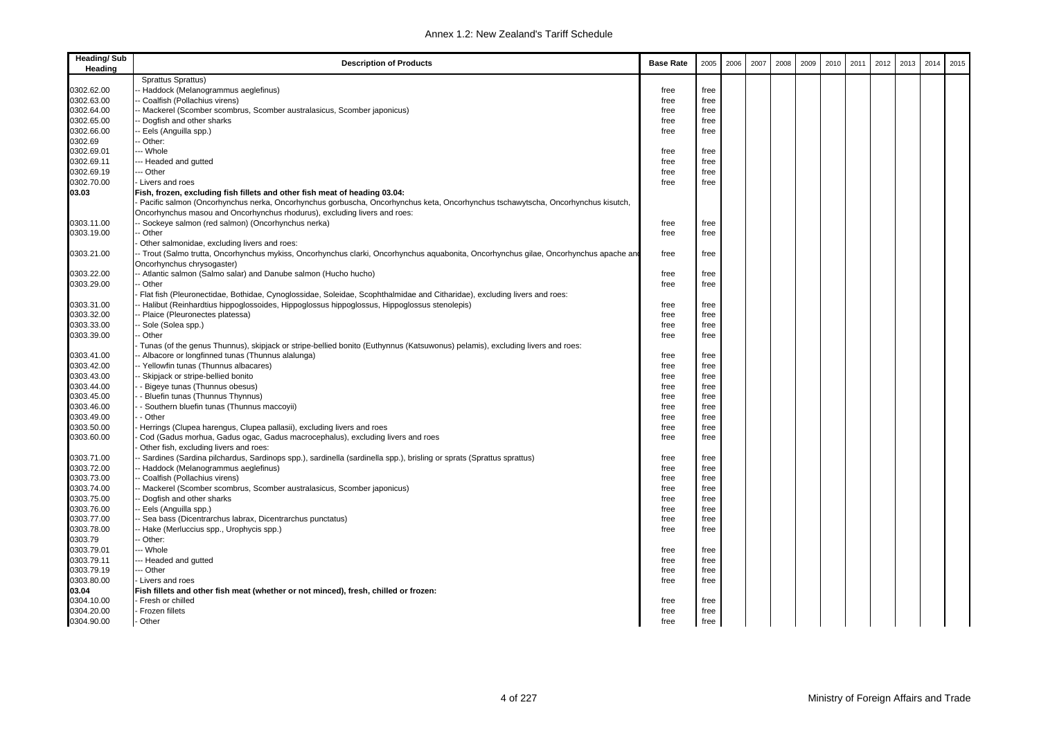| Heading/ Sub Heading | Description of Products | Base Rate | 2005 | 2006 | 2007 | 2008 | 2009 | 2010 | 2011 | 2012 | 2013 | 2014 | 2015 |
|---|---|---|---|---|---|---|---|---|---|---|---|---|---|
| | Sprattus Sprattus) | | | | | | | | | | | | |
| 0302.62.00 | -- Haddock (Melanogrammus aeglefinus) | free | free | | | | | | | | | | |
| 0302.63.00 | -- Coalfish (Pollachius virens) | free | free | | | | | | | | | | |
| 0302.64.00 | -- Mackerel (Scomber scombrus, Scomber australasicus, Scomber japonicus) | free | free | | | | | | | | | | |
| 0302.65.00 | -- Dogfish and other sharks | free | free | | | | | | | | | | |
| 0302.66.00 | -- Eels (Anguilla spp.) | free | free | | | | | | | | | | |
| 0302.69 | -- Other: | | | | | | | | | | | | |
| 0302.69.01 | --- Whole | free | free | | | | | | | | | | |
| 0302.69.11 | --- Headed and gutted | free | free | | | | | | | | | | |
| 0302.69.19 | --- Other | free | free | | | | | | | | | | |
| 0302.70.00 | - Livers and roes | free | free | | | | | | | | | | |
| **03.03** | **Fish, frozen, excluding fish fillets and other fish meat of heading 03.04:** | | | | | | | | | | | | |
| | - Pacific salmon (Oncorhynchus nerka, Oncorhynchus gorbuscha, Oncorhynchus keta, Oncorhynchus tschawytscha, Oncorhynchus kisutch, Oncorhynchus masou and Oncorhynchus rhodurus), excluding livers and roes: | | | | | | | | | | | | |
| 0303.11.00 | -- Sockeye salmon (red salmon) (Oncorhynchus nerka) | free | free | | | | | | | | | | |
| 0303.19.00 | -- Other | free | free | | | | | | | | | | |
| | - Other salmonidae, excluding livers and roes: | | | | | | | | | | | | |
| 0303.21.00 | -- Trout (Salmo trutta, Oncorhynchus mykiss, Oncorhynchus clarki, Oncorhynchus aquabonita, Oncorhynchus gilae, Oncorhynchus apache and Oncorhynchus chrysogaster) | free | free | | | | | | | | | | |
| 0303.22.00 | -- Atlantic salmon (Salmo salar) and Danube salmon (Hucho hucho) | free | free | | | | | | | | | | |
| 0303.29.00 | -- Other | free | free | | | | | | | | | | |
| | - Flat fish (Pleuronectidae, Bothidae, Cynoglossidae, Soleidae, Scophthalmidae and Citharidae), excluding livers and roes: | | | | | | | | | | | | |
| 0303.31.00 | -- Halibut (Reinhardtius hippoglossoides, Hippoglossus hippoglossus, Hippoglossus stenolepis) | free | free | | | | | | | | | | |
| 0303.32.00 | -- Plaice (Pleuronectes platessa) | free | free | | | | | | | | | | |
| 0303.33.00 | -- Sole (Solea spp.) | free | free | | | | | | | | | | |
| 0303.39.00 | -- Other | free | free | | | | | | | | | | |
| | - Tunas (of the genus Thunnus), skipjack or stripe-bellied bonito (Euthynnus (Katsuwonus) pelamis), excluding livers and roes: | | | | | | | | | | | | |
| 0303.41.00 | -- Albacore or longfinned tunas (Thunnus alalunga) | free | free | | | | | | | | | | |
| 0303.42.00 | -- Yellowfin tunas (Thunnus albacares) | free | free | | | | | | | | | | |
| 0303.43.00 | -- Skipjack or stripe-bellied bonito | free | free | | | | | | | | | | |
| 0303.44.00 | - - Bigeye tunas (Thunnus obesus) | free | free | | | | | | | | | | |
| 0303.45.00 | - - Bluefin tunas (Thunnus Thynnus) | free | free | | | | | | | | | | |
| 0303.46.00 | - - Southern bluefin tunas (Thunnus maccoyii) | free | free | | | | | | | | | | |
| 0303.49.00 | - - Other | free | free | | | | | | | | | | |
| 0303.50.00 | - Herrings (Clupea harengus, Clupea pallasii), excluding livers and roes | free | free | | | | | | | | | | |
| 0303.60.00 | - Cod (Gadus morhua, Gadus ogac, Gadus macrocephalus), excluding livers and roes | free | free | | | | | | | | | | |
| | - Other fish, excluding livers and roes: | | | | | | | | | | | | |
| 0303.71.00 | -- Sardines (Sardina pilchardus, Sardinops spp.), sardinella (sardinella spp.), brisling or sprats (Sprattus sprattus) | free | free | | | | | | | | | | |
| 0303.72.00 | -- Haddock (Melanogrammus aeglefinus) | free | free | | | | | | | | | | |
| 0303.73.00 | -- Coalfish (Pollachius virens) | free | free | | | | | | | | | | |
| 0303.74.00 | -- Mackerel (Scomber scombrus, Scomber australasicus, Scomber japonicus) | free | free | | | | | | | | | | |
| 0303.75.00 | -- Dogfish and other sharks | free | free | | | | | | | | | | |
| 0303.76.00 | -- Eels (Anguilla spp.) | free | free | | | | | | | | | | |
| 0303.77.00 | -- Sea bass (Dicentrarchus labrax, Dicentrarchus punctatus) | free | free | | | | | | | | | | |
| 0303.78.00 | -- Hake (Merluccius spp., Urophycis spp.) | free | free | | | | | | | | | | |
| 0303.79 | -- Other: | | | | | | | | | | | | |
| 0303.79.01 | --- Whole | free | free | | | | | | | | | | |
| 0303.79.11 | --- Headed and gutted | free | free | | | | | | | | | | |
| 0303.79.19 | --- Other | free | free | | | | | | | | | | |
| 0303.80.00 | - Livers and roes | free | free | | | | | | | | | | |
| **03.04** | **Fish fillets and other fish meat (whether or not minced), fresh, chilled or frozen:** | | | | | | | | | | | | |
| 0304.10.00 | - Fresh or chilled | free | free | | | | | | | | | | |
| 0304.20.00 | - Frozen fillets | free | free | | | | | | | | | | |
| 0304.90.00 | - Other | free | free | | | | | | | | | | |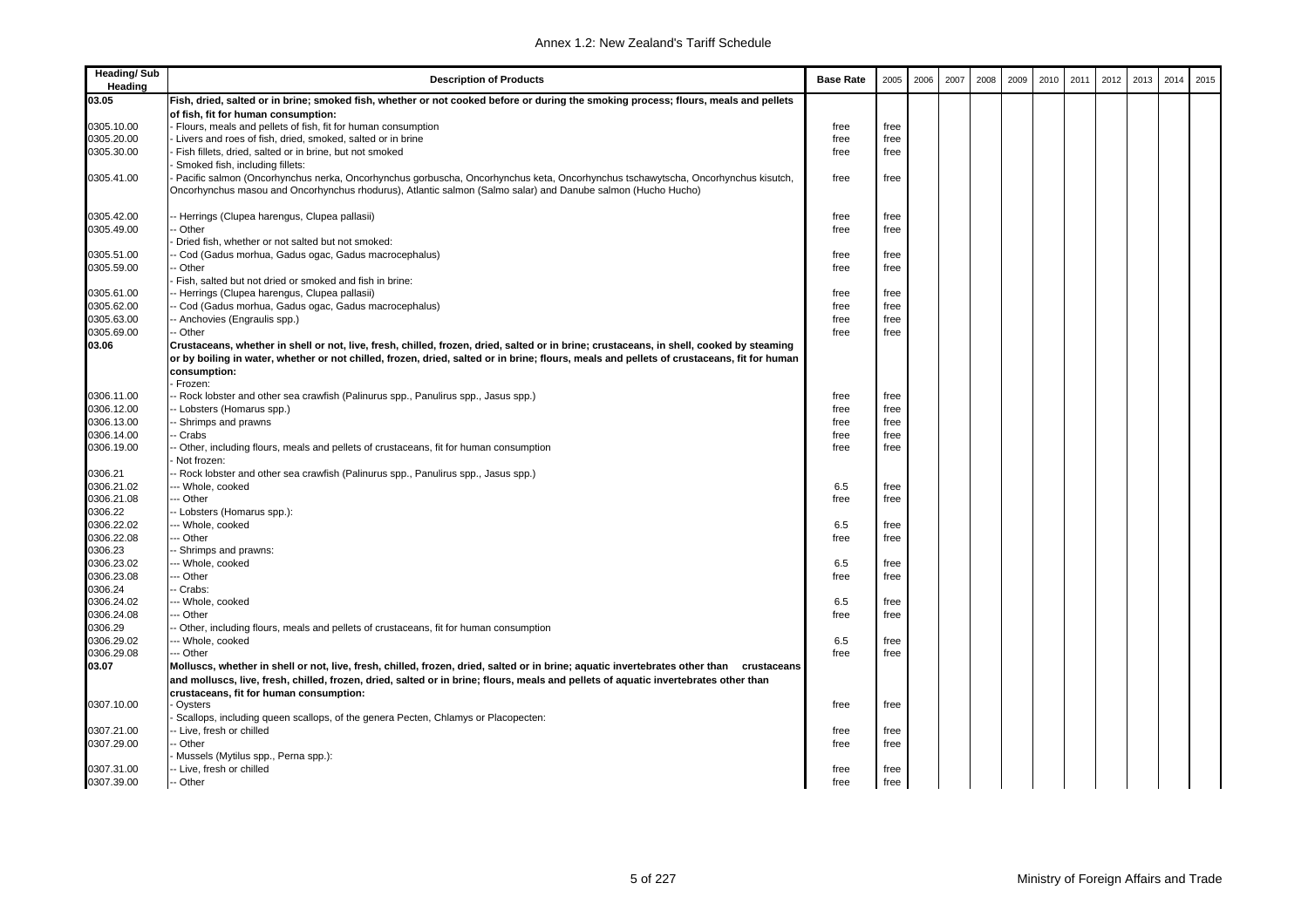| Heading/ Sub Heading | Description of Products | Base Rate | 2005 | 2006 | 2007 | 2008 | 2009 | 2010 | 2011 | 2012 | 2013 | 2014 | 2015 |
|---|---|---|---|---|---|---|---|---|---|---|---|---|---|
| 03.05 | **Fish, dried, salted or in brine; smoked fish, whether or not cooked before or during the smoking process; flours, meals and pellets of fish, fit for human consumption:** | | | | | | | | | | | | |
| 0305.10.00 | - Flours, meals and pellets of fish, fit for human consumption | free | free | | | | | | | | | | |
| 0305.20.00 | - Livers and roes of fish, dried, smoked, salted or in brine | free | free | | | | | | | | | | |
| 0305.30.00 | - Fish fillets, dried, salted or in brine, but not smoked | free | free | | | | | | | | | | |
| | - Smoked fish, including fillets: | | | | | | | | | | | | |
| 0305.41.00 | - Pacific salmon (Oncorhynchus nerka, Oncorhynchus gorbuscha, Oncorhynchus keta, Oncorhynchus tschawytscha, Oncorhynchus kisutch, Oncorhynchus masou and Oncorhynchus rhodurus), Atlantic salmon (Salmo salar) and Danube salmon (Hucho Hucho) | free | free | | | | | | | | | | |
| 0305.42.00 | -- Herrings (Clupea harengus, Clupea pallasii) | free | free | | | | | | | | | | |
| 0305.49.00 | -- Other | free | free | | | | | | | | | | |
| | - Dried fish, whether or not salted but not smoked: | | | | | | | | | | | | |
| 0305.51.00 | -- Cod (Gadus morhua, Gadus ogac, Gadus macrocephalus) | free | free | | | | | | | | | | |
| 0305.59.00 | -- Other | free | free | | | | | | | | | | |
| | - Fish, salted but not dried or smoked and fish in brine: | | | | | | | | | | | | |
| 0305.61.00 | -- Herrings (Clupea harengus, Clupea pallasii) | free | free | | | | | | | | | | |
| 0305.62.00 | -- Cod (Gadus morhua, Gadus ogac, Gadus macrocephalus) | free | free | | | | | | | | | | |
| 0305.63.00 | -- Anchovies (Engraulis spp.) | free | free | | | | | | | | | | |
| 0305.69.00 | -- Other | free | free | | | | | | | | | | |
| 03.06 | **Crustaceans, whether in shell or not, live, fresh, chilled, frozen, dried, salted or in brine; crustaceans, in shell, cooked by steaming or by boiling in water, whether or not chilled, frozen, dried, salted or in brine; flours, meals and pellets of crustaceans, fit for human consumption:** | | | | | | | | | | | | |
| | - Frozen: | | | | | | | | | | | | |
| 0306.11.00 | -- Rock lobster and other sea crawfish (Palinurus spp., Panulirus spp., Jasus spp.) | free | free | | | | | | | | | | |
| 0306.12.00 | -- Lobsters (Homarus spp.) | free | free | | | | | | | | | | |
| 0306.13.00 | -- Shrimps and prawns | free | free | | | | | | | | | | |
| 0306.14.00 | -- Crabs | free | free | | | | | | | | | | |
| 0306.19.00 | -- Other, including flours, meals and pellets of crustaceans, fit for human consumption | free | free | | | | | | | | | | |
| | - Not frozen: | | | | | | | | | | | | |
| 0306.21 | -- Rock lobster and other sea crawfish (Palinurus spp., Panulirus spp., Jasus spp.) | | | | | | | | | | | | |
| 0306.21.02 | --- Whole, cooked | 6.5 | free | | | | | | | | | | |
| 0306.21.08 | --- Other | free | free | | | | | | | | | | |
| 0306.22 | -- Lobsters (Homarus spp.): | | | | | | | | | | | | |
| 0306.22.02 | --- Whole, cooked | 6.5 | free | | | | | | | | | | |
| 0306.22.08 | --- Other | free | free | | | | | | | | | | |
| 0306.23 | -- Shrimps and prawns: | | | | | | | | | | | | |
| 0306.23.02 | --- Whole, cooked | 6.5 | free | | | | | | | | | | |
| 0306.23.08 | --- Other | free | free | | | | | | | | | | |
| 0306.24 | -- Crabs: | | | | | | | | | | | | |
| 0306.24.02 | --- Whole, cooked | 6.5 | free | | | | | | | | | | |
| 0306.24.08 | --- Other | free | free | | | | | | | | | | |
| 0306.29 | -- Other, including flours, meals and pellets of crustaceans, fit for human consumption | | | | | | | | | | | | |
| 0306.29.02 | --- Whole, cooked | 6.5 | free | | | | | | | | | | |
| 0306.29.08 | --- Other | free | free | | | | | | | | | | |
| 03.07 | **Molluscs, whether in shell or not, live, fresh, chilled, frozen, dried, salted or in brine; aquatic invertebrates other than crustaceans and molluscs, live, fresh, chilled, frozen, dried, salted or in brine; flours, meals and pellets of aquatic invertebrates other than crustaceans, fit for human consumption:** | | | | | | | | | | | | |
| 0307.10.00 | - Oysters | free | free | | | | | | | | | | |
| | - Scallops, including queen scallops, of the genera Pecten, Chlamys or Placopecten: | | | | | | | | | | | | |
| 0307.21.00 | -- Live, fresh or chilled | free | free | | | | | | | | | | |
| 0307.29.00 | -- Other | free | free | | | | | | | | | | |
| | - Mussels (Mytilus spp., Perna spp.): | | | | | | | | | | | | |
| 0307.31.00 | -- Live, fresh or chilled | free | free | | | | | | | | | | |
| 0307.39.00 | -- Other | free | free | | | | | | | | | | |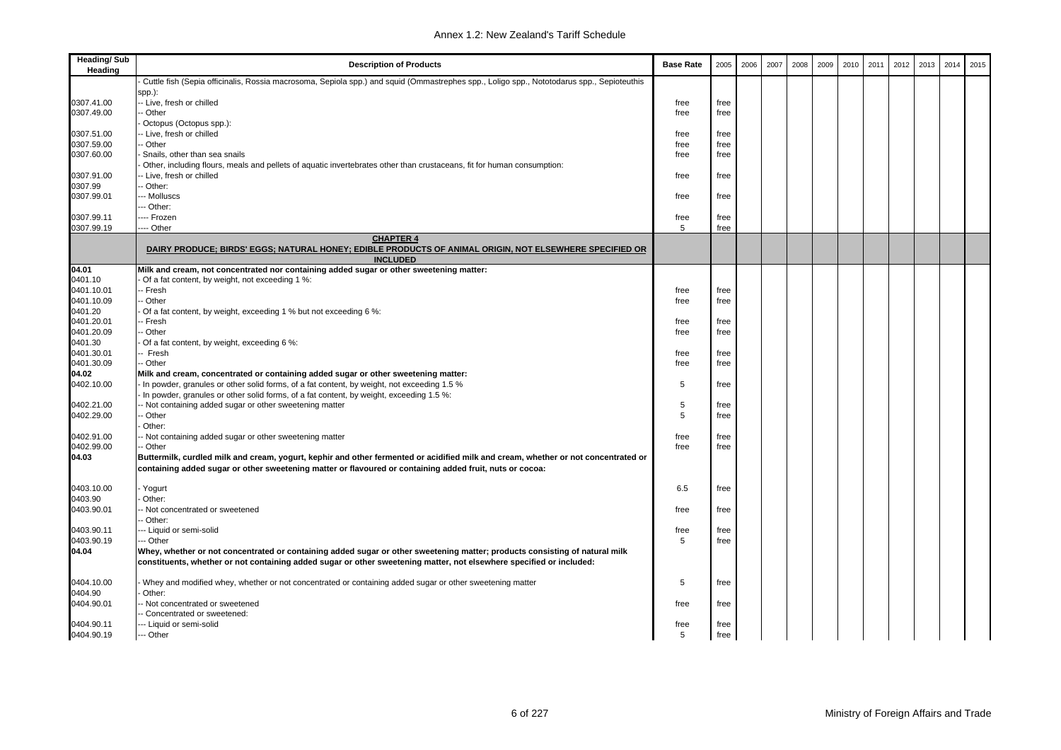| Heading/ Sub Heading | Description of Products | Base Rate | 2005 | 2006 | 2007 | 2008 | 2009 | 2010 | 2011 | 2012 | 2013 | 2014 | 2015 |
|---|---|---|---|---|---|---|---|---|---|---|---|---|---|
| | - Cuttle fish (Sepia officinalis, Rossia macrosoma, Sepiola spp.) and squid (Ommastrephes spp., Loligo spp., Nototodarus spp., Sepioteuthis spp.): | | | | | | | | | | | | |
| 0307.41.00 | -- Live, fresh or chilled | free | free | | | | | | | | | | |
| 0307.49.00 | -- Other | free | free | | | | | | | | | | |
| | - Octopus (Octopus spp.): | | | | | | | | | | | | |
| 0307.51.00 | -- Live, fresh or chilled | free | free | | | | | | | | | | |
| 0307.59.00 | -- Other | free | free | | | | | | | | | | |
| 0307.60.00 | - Snails, other than sea snails | free | free | | | | | | | | | | |
| | - Other, including flours, meals and pellets of aquatic invertebrates other than crustaceans, fit for human consumption: | | | | | | | | | | | | |
| 0307.91.00 | -- Live, fresh or chilled | free | free | | | | | | | | | | |
| 0307.99 | -- Other: | | | | | | | | | | | | |
| 0307.99.01 | --- Molluscs | free | free | | | | | | | | | | |
| | --- Other: | | | | | | | | | | | | |
| 0307.99.11 | ---- Frozen | free | free | | | | | | | | | | |
| 0307.99.19 | ---- Other | 5 | free | | | | | | | | | | |
| | **CHAPTER 4** **DAIRY PRODUCE; BIRDS' EGGS; NATURAL HONEY; EDIBLE PRODUCTS OF ANIMAL ORIGIN, NOT ELSEWHERE SPECIFIED OR INCLUDED** | | | | | | | | | | | | |
| **04.01** | **Milk and cream, not concentrated nor containing added sugar or other sweetening matter:** | | | | | | | | | | | | |
| 0401.10 | - Of a fat content, by weight, not exceeding 1 %: | | | | | | | | | | | | |
| 0401.10.01 | -- Fresh | free | free | | | | | | | | | | |
| 0401.10.09 | -- Other | free | free | | | | | | | | | | |
| 0401.20 | - Of a fat content, by weight, exceeding 1 % but not exceeding 6 %: | | | | | | | | | | | | |
| 0401.20.01 | -- Fresh | free | free | | | | | | | | | | |
| 0401.20.09 | -- Other | free | free | | | | | | | | | | |
| 0401.30 | - Of a fat content, by weight, exceeding 6 %: | | | | | | | | | | | | |
| 0401.30.01 | -- Fresh | free | free | | | | | | | | | | |
| 0401.30.09 | -- Other | free | free | | | | | | | | | | |
| **04.02** | **Milk and cream, concentrated or containing added sugar or other sweetening matter:** | | | | | | | | | | | | |
| 0402.10.00 | - In powder, granules or other solid forms, of a fat content, by weight, not exceeding 1.5 % | 5 | free | | | | | | | | | | |
| | - In powder, granules or other solid forms, of a fat content, by weight, exceeding 1.5 %: | | | | | | | | | | | | |
| 0402.21.00 | -- Not containing added sugar or other sweetening matter | 5 | free | | | | | | | | | | |
| 0402.29.00 | -- Other | 5 | free | | | | | | | | | | |
| | - Other: | | | | | | | | | | | | |
| 0402.91.00 | -- Not containing added sugar or other sweetening matter | free | free | | | | | | | | | | |
| 0402.99.00 | -- Other | free | free | | | | | | | | | | |
| **04.03** | **Buttermilk, curdled milk and cream, yogurt, kephir and other fermented or acidified milk and cream, whether or not concentrated or containing added sugar or other sweetening matter or flavoured or containing added fruit, nuts or cocoa:** | | | | | | | | | | | | |
| 0403.10.00 | - Yogurt | 6.5 | free | | | | | | | | | | |
| 0403.90 | - Other: | | | | | | | | | | | | |
| 0403.90.01 | -- Not concentrated or sweetened | free | free | | | | | | | | | | |
| | -- Other: | | | | | | | | | | | | |
| 0403.90.11 | --- Liquid or semi-solid | free | free | | | | | | | | | | |
| 0403.90.19 | --- Other | 5 | free | | | | | | | | | | |
| **04.04** | **Whey, whether or not concentrated or containing added sugar or other sweetening matter; products consisting of natural milk constituents, whether or not containing added sugar or other sweetening matter, not elsewhere specified or included:** | | | | | | | | | | | | |
| 0404.10.00 | - Whey and modified whey, whether or not concentrated or containing added sugar or other sweetening matter | 5 | free | | | | | | | | | | |
| 0404.90 | - Other: | | | | | | | | | | | | |
| 0404.90.01 | -- Not concentrated or sweetened | free | free | | | | | | | | | | |
| | -- Concentrated or sweetened: | | | | | | | | | | | | |
| 0404.90.11 | --- Liquid or semi-solid | free | free | | | | | | | | | | |
| 0404.90.19 | --- Other | 5 | free | | | | | | | | | | |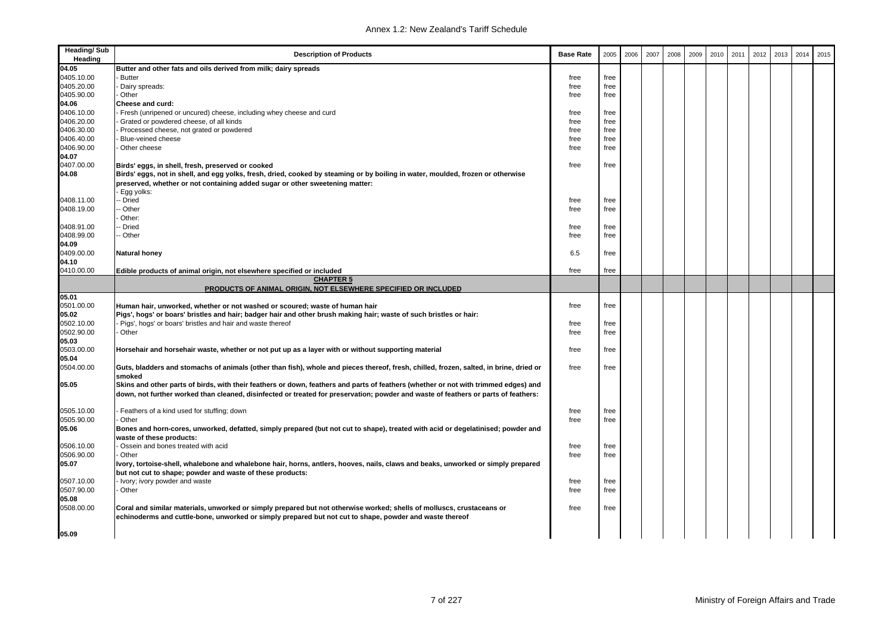| Heading/ Sub Heading | Description of Products | Base Rate | 2005 | 2006 | 2007 | 2008 | 2009 | 2010 | 2011 | 2012 | 2013 | 2014 | 2015 |
|---|---|---|---|---|---|---|---|---|---|---|---|---|---|
| 04.05 | **Butter and other fats and oils derived from milk; dairy spreads** | | | | | | | | | | | | |
| 0405.10.00 | - Butter | free | free | | | | | | | | | | |
| 0405.20.00 | - Dairy spreads: | free | free | | | | | | | | | | |
| 0405.90.00 | - Other | free | free | | | | | | | | | | |
| 04.06 | **Cheese and curd:** | | | | | | | | | | | | |
| 0406.10.00 | - Fresh (unripened or uncured) cheese, including whey cheese and curd | free | free | | | | | | | | | | |
| 0406.20.00 | - Grated or powdered cheese, of all kinds | free | free | | | | | | | | | | |
| 0406.30.00 | - Processed cheese, not grated or powdered | free | free | | | | | | | | | | |
| 0406.40.00 | - Blue-veined cheese | free | free | | | | | | | | | | |
| 0406.90.00 | - Other cheese | free | free | | | | | | | | | | |
| 04.07 | | | | | | | | | | | | | |
| 0407.00.00 | **Birds' eggs, in shell, fresh, preserved or cooked** | free | free | | | | | | | | | | |
| 04.08 | **Birds' eggs, not in shell, and egg yolks, fresh, dried, cooked by steaming or by boiling in water, moulded, frozen or otherwise preserved, whether or not containing added sugar or other sweetening matter:** | | | | | | | | | | | | |
| | - Egg yolks: | | | | | | | | | | | | |
| 0408.11.00 | -- Dried | free | free | | | | | | | | | | |
| 0408.19.00 | -- Other | free | free | | | | | | | | | | |
| | - Other: | | | | | | | | | | | | |
| 0408.91.00 | -- Dried | free | free | | | | | | | | | | |
| 0408.99.00 | -- Other | free | free | | | | | | | | | | |
| 04.09 | | | | | | | | | | | | | |
| 0409.00.00 | **Natural honey** | 6.5 | free | | | | | | | | | | |
| 04.10 | | | | | | | | | | | | | |
| 0410.00.00 | **Edible products of animal origin, not elsewhere specified or included** | free | free | | | | | | | | | | |
| | **CHAPTER 5** **PRODUCTS OF ANIMAL ORIGIN, NOT ELSEWHERE SPECIFIED OR INCLUDED** | | | | | | | | | | | | |
| 05.01 | | | | | | | | | | | | | |
| 0501.00.00 | **Human hair, unworked, whether or not washed or scoured; waste of human hair** | free | free | | | | | | | | | | |
| 05.02 | **Pigs', hogs' or boars' bristles and hair; badger hair and other brush making hair; waste of such bristles or hair:** | | | | | | | | | | | | |
| 0502.10.00 | - Pigs', hogs' or boars' bristles and hair and waste thereof | free | free | | | | | | | | | | |
| 0502.90.00 | - Other | free | free | | | | | | | | | | |
| 05.03 | | | | | | | | | | | | | |
| 0503.00.00 | **Horsehair and horsehair waste, whether or not put up as a layer with or without supporting material** | free | free | | | | | | | | | | |
| 05.04 | | | | | | | | | | | | | |
| 0504.00.00 | **Guts, bladders and stomachs of animals (other than fish), whole and pieces thereof, fresh, chilled, frozen, salted, in brine, dried or smoked** | free | free | | | | | | | | | | |
| 05.05 | **Skins and other parts of birds, with their feathers or down, feathers and parts of feathers (whether or not with trimmed edges) and down, not further worked than cleaned, disinfected or treated for preservation; powder and waste of feathers or parts of feathers:** | | | | | | | | | | | | |
| 0505.10.00 | - Feathers of a kind used for stuffing; down | free | free | | | | | | | | | | |
| 0505.90.00 | - Other | free | free | | | | | | | | | | |
| 05.06 | **Bones and horn-cores, unworked, defatted, simply prepared (but not cut to shape), treated with acid or degelatinised; powder and waste of these products:** | | | | | | | | | | | | |
| 0506.10.00 | - Ossein and bones treated with acid | free | free | | | | | | | | | | |
| 0506.90.00 | - Other | free | free | | | | | | | | | | |
| 05.07 | **Ivory, tortoise-shell, whalebone and whalebone hair, horns, antlers, hooves, nails, claws and beaks, unworked or simply prepared but not cut to shape; powder and waste of these products:** | | | | | | | | | | | | |
| 0507.10.00 | - Ivory; ivory powder and waste | free | free | | | | | | | | | | |
| 0507.90.00 | - Other | free | free | | | | | | | | | | |
| 05.08 | | | | | | | | | | | | | |
| 0508.00.00 | **Coral and similar materials, unworked or simply prepared but not otherwise worked; shells of molluscs, crustaceans or echinoderms and cuttle-bone, unworked or simply prepared but not cut to shape, powder and waste thereof** | free | free | | | | | | | | | | |
| 05.09 | | | | | | | | | | | | | |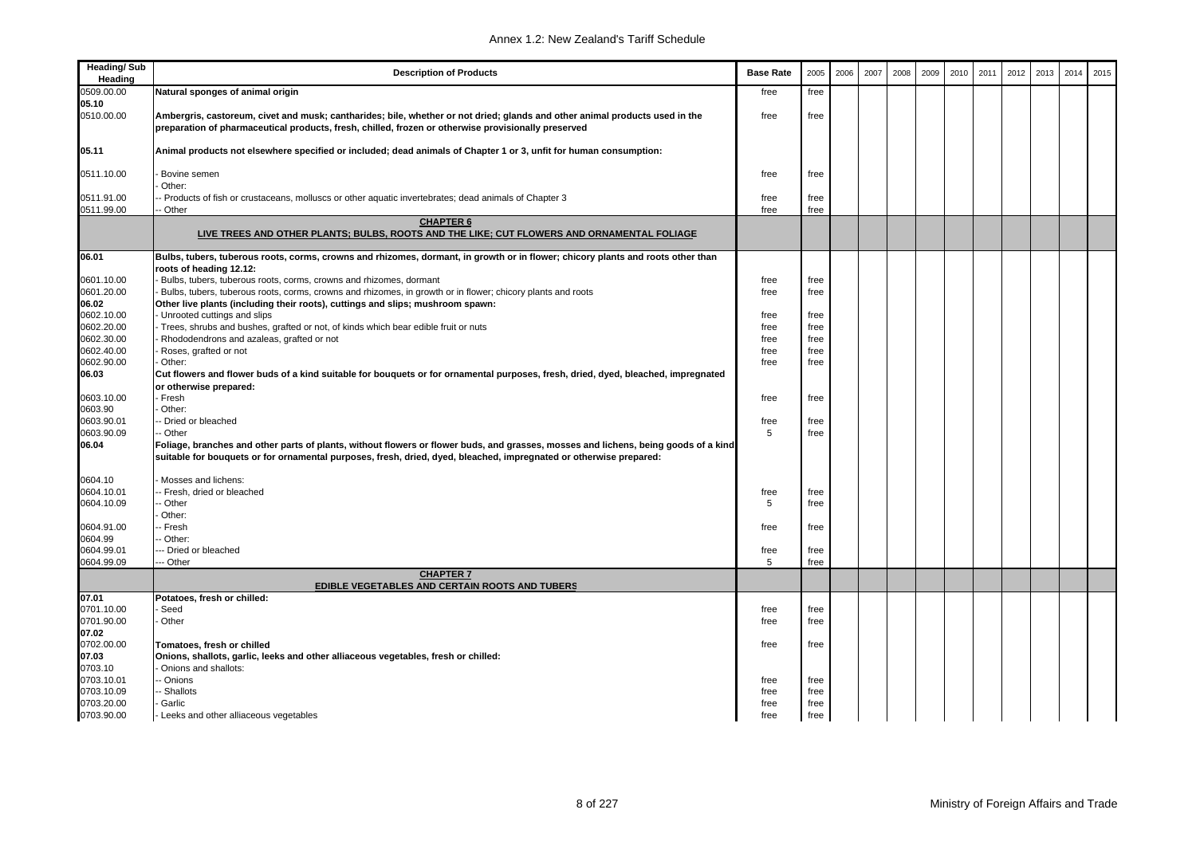| Heading/ Sub Heading | Description of Products | Base Rate | 2005 | 2006 | 2007 | 2008 | 2009 | 2010 | 2011 | 2012 | 2013 | 2014 | 2015 |
|---|---|---|---|---|---|---|---|---|---|---|---|---|---|
| 0509.00.00 | **Natural sponges of animal origin** | free | free | | | | | | | | | | |
| 05.10 | | | | | | | | | | | | | |
| 0510.00.00 | **Ambergris, castoreum, civet and musk; cantharides; bile, whether or not dried; glands and other animal products used in the preparation of pharmaceutical products, fresh, chilled, frozen or otherwise provisionally preserved** | free | free | | | | | | | | | | |
| 05.11 | **Animal products not elsewhere specified or included; dead animals of Chapter 1 or 3, unfit for human consumption:** | | | | | | | | | | | | |
| 0511.10.00 | - Bovine semen | free | free | | | | | | | | | | |
| | - Other: | | | | | | | | | | | | |
| 0511.91.00 | -- Products of fish or crustaceans, molluscs or other aquatic invertebrates; dead animals of Chapter 3 | free | free | | | | | | | | | | |
| 0511.99.00 | -- Other | free | free | | | | | | | | | | |
| | **CHAPTER 6** **LIVE TREES AND OTHER PLANTS; BULBS, ROOTS AND THE LIKE; CUT FLOWERS AND ORNAMENTAL FOLIAGE** | | | | | | | | | | | | |
| 06.01 | **Bulbs, tubers, tuberous roots, corms, crowns and rhizomes, dormant, in growth or in flower; chicory plants and roots other than roots of heading 12.12:** | | | | | | | | | | | | |
| 0601.10.00 | - Bulbs, tubers, tuberous roots, corms, crowns and rhizomes, dormant | free | free | | | | | | | | | | |
| 0601.20.00 | - Bulbs, tubers, tuberous roots, corms, crowns and rhizomes, in growth or in flower; chicory plants and roots | free | free | | | | | | | | | | |
| 06.02 | **Other live plants (including their roots), cuttings and slips; mushroom spawn:** | | | | | | | | | | | | |
| 0602.10.00 | - Unrooted cuttings and slips | free | free | | | | | | | | | | |
| 0602.20.00 | - Trees, shrubs and bushes, grafted or not, of kinds which bear edible fruit or nuts | free | free | | | | | | | | | | |
| 0602.30.00 | - Rhododendrons and azaleas, grafted or not | free | free | | | | | | | | | | |
| 0602.40.00 | - Roses, grafted or not | free | free | | | | | | | | | | |
| 0602.90.00 | - Other: | free | free | | | | | | | | | | |
| 06.03 | **Cut flowers and flower buds of a kind suitable for bouquets or for ornamental purposes, fresh, dried, dyed, bleached, impregnated or otherwise prepared:** | | | | | | | | | | | | |
| 0603.10.00 | - Fresh | free | free | | | | | | | | | | |
| 0603.90 | - Other: | | | | | | | | | | | | |
| 0603.90.01 | -- Dried or bleached | free | free | | | | | | | | | | |
| 0603.90.09 | -- Other | 5 | free | | | | | | | | | | |
| 06.04 | **Foliage, branches and other parts of plants, without flowers or flower buds, and grasses, mosses and lichens, being goods of a kind suitable for bouquets or for ornamental purposes, fresh, dried, dyed, bleached, impregnated or otherwise prepared:** | | | | | | | | | | | | |
| 0604.10 | - Mosses and lichens: | | | | | | | | | | | | |
| 0604.10.01 | -- Fresh, dried or bleached | free | free | | | | | | | | | | |
| 0604.10.09 | -- Other | 5 | free | | | | | | | | | | |
| | - Other: | | | | | | | | | | | | |
| 0604.91.00 | -- Fresh | free | free | | | | | | | | | | |
| 0604.99 | -- Other: | | | | | | | | | | | | |
| 0604.99.01 | --- Dried or bleached | free | free | | | | | | | | | | |
| 0604.99.09 | --- Other | 5 | free | | | | | | | | | | |
| | **CHAPTER 7** **EDIBLE VEGETABLES AND CERTAIN ROOTS AND TUBERS** | | | | | | | | | | | | |
| 07.01 | **Potatoes, fresh or chilled:** | | | | | | | | | | | | |
| 0701.10.00 | - Seed | free | free | | | | | | | | | | |
| 0701.90.00 | - Other | free | free | | | | | | | | | | |
| 07.02 | | | | | | | | | | | | | |
| 0702.00.00 | **Tomatoes, fresh or chilled** | free | free | | | | | | | | | | |
| 07.03 | **Onions, shallots, garlic, leeks and other alliaceous vegetables, fresh or chilled:** | | | | | | | | | | | | |
| 0703.10 | - Onions and shallots: | | | | | | | | | | | | |
| 0703.10.01 | -- Onions | free | free | | | | | | | | | | |
| 0703.10.09 | -- Shallots | free | free | | | | | | | | | | |
| 0703.20.00 | - Garlic | free | free | | | | | | | | | | |
| 0703.90.00 | - Leeks and other alliaceous vegetables | free | free | | | | | | | | | | |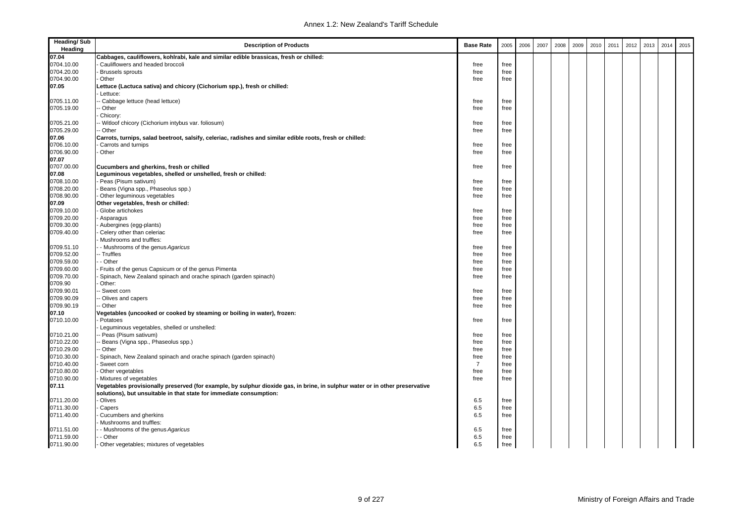| Heading/ Sub Heading | Description of Products | Base Rate | 2005 | 2006 | 2007 | 2008 | 2009 | 2010 | 2011 | 2012 | 2013 | 2014 | 2015 |
|---|---|---|---|---|---|---|---|---|---|---|---|---|---|
| **07.04** | **Cabbages, cauliflowers, kohlrabi, kale and similar edible brassicas, fresh or chilled:** | | | | | | | | | | | | |
| 0704.10.00 | - Cauliflowers and headed broccoli | free | free | | | | | | | | | | |
| 0704.20.00 | - Brussels sprouts | free | free | | | | | | | | | | |
| 0704.90.00 | - Other | free | free | | | | | | | | | | |
| **07.05** | **Lettuce (Lactuca sativa) and chicory (Cichorium spp.), fresh or chilled:** | | | | | | | | | | | | |
| | - Lettuce: | | | | | | | | | | | | |
| 0705.11.00 | -- Cabbage lettuce (head lettuce) | free | free | | | | | | | | | | |
| 0705.19.00 | -- Other | free | free | | | | | | | | | | |
| | - Chicory: | | | | | | | | | | | | |
| 0705.21.00 | -- Witloof chicory (Cichorium intybus var. foliosum) | free | free | | | | | | | | | | |
| 0705.29.00 | -- Other | free | free | | | | | | | | | | |
| **07.06** | **Carrots, turnips, salad beetroot, salsify, celeriac, radishes and similar edible roots, fresh or chilled:** | | | | | | | | | | | | |
| 0706.10.00 | - Carrots and turnips | free | free | | | | | | | | | | |
| 0706.90.00 | - Other | free | free | | | | | | | | | | |
| **07.07** | | | | | | | | | | | | | |
| 0707.00.00 | **Cucumbers and gherkins, fresh or chilled** | free | free | | | | | | | | | | |
| **07.08** | **Leguminous vegetables, shelled or unshelled, fresh or chilled:** | | | | | | | | | | | | |
| 0708.10.00 | - Peas (Pisum sativum) | free | free | | | | | | | | | | |
| 0708.20.00 | - Beans (Vigna spp., Phaseolus spp.) | free | free | | | | | | | | | | |
| 0708.90.00 | - Other leguminous vegetables | free | free | | | | | | | | | | |
| **07.09** | **Other vegetables, fresh or chilled:** | | | | | | | | | | | | |
| 0709.10.00 | - Globe artichokes | free | free | | | | | | | | | | |
| 0709.20.00 | - Asparagus | free | free | | | | | | | | | | |
| 0709.30.00 | - Aubergines (egg-plants) | free | free | | | | | | | | | | |
| 0709.40.00 | - Celery other than celeriac | free | free | | | | | | | | | | |
| | - Mushrooms and truffles: | | | | | | | | | | | | |
| 0709.51.10 | - - Mushrooms of the genus *Agaricus* | free | free | | | | | | | | | | |
| 0709.52.00 | -- Truffles | free | free | | | | | | | | | | |
| 0709.59.00 | - - Other | free | free | | | | | | | | | | |
| 0709.60.00 | - Fruits of the genus Capsicum or of the genus Pimenta | free | free | | | | | | | | | | |
| 0709.70.00 | - Spinach, New Zealand spinach and orache spinach (garden spinach) | free | free | | | | | | | | | | |
| 0709.90 | - Other: | | | | | | | | | | | | |
| 0709.90.01 | -- Sweet corn | free | free | | | | | | | | | | |
| 0709.90.09 | -- Olives and capers | free | free | | | | | | | | | | |
| 0709.90.19 | -- Other | free | free | | | | | | | | | | |
| **07.10** | **Vegetables (uncooked or cooked by steaming or boiling in water), frozen:** | | | | | | | | | | | | |
| 0710.10.00 | - Potatoes | free | free | | | | | | | | | | |
| | - Leguminous vegetables, shelled or unshelled: | | | | | | | | | | | | |
| 0710.21.00 | -- Peas (Pisum sativum) | free | free | | | | | | | | | | |
| 0710.22.00 | -- Beans (Vigna spp., Phaseolus spp.) | free | free | | | | | | | | | | |
| 0710.29.00 | -- Other | free | free | | | | | | | | | | |
| 0710.30.00 | - Spinach, New Zealand spinach and orache spinach (garden spinach) | free | free | | | | | | | | | | |
| 0710.40.00 | - Sweet corn | 7 | free | | | | | | | | | | |
| 0710.80.00 | - Other vegetables | free | free | | | | | | | | | | |
| 0710.90.00 | - Mixtures of vegetables | free | free | | | | | | | | | | |
| **07.11** | **Vegetables provisionally preserved (for example, by sulphur dioxide gas, in brine, in sulphur water or in other preservative solutions), but unsuitable in that state for immediate consumption:** | | | | | | | | | | | | |
| 0711.20.00 | - Olives | 6.5 | free | | | | | | | | | | |
| 0711.30.00 | - Capers | 6.5 | free | | | | | | | | | | |
| 0711.40.00 | - Cucumbers and gherkins | 6.5 | free | | | | | | | | | | |
| | - Mushrooms and truffles: | | | | | | | | | | | | |
| 0711.51.00 | - - Mushrooms of the genus *Agaricus* | 6.5 | free | | | | | | | | | | |
| 0711.59.00 | - - Other | 6.5 | free | | | | | | | | | | |
| 0711.90.00 | - Other vegetables; mixtures of vegetables | 6.5 | free | | | | | | | | | | |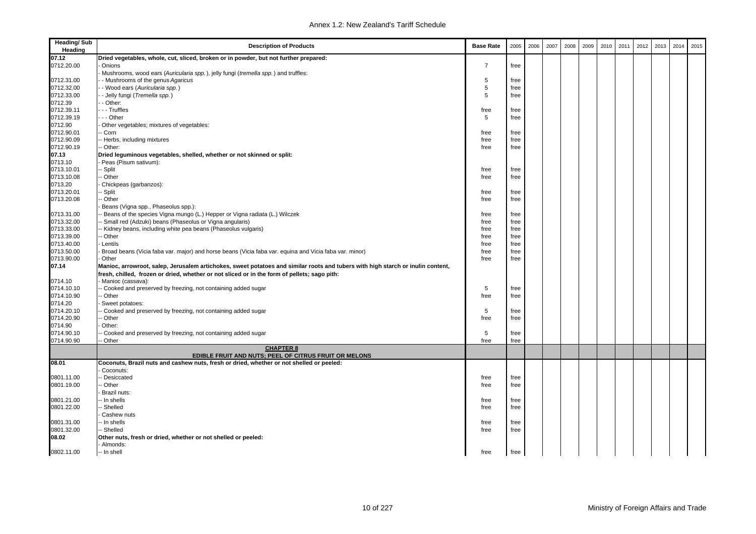| Heading/ Sub Heading | Description of Products | Base Rate | 2005 | 2006 | 2007 | 2008 | 2009 | 2010 | 2011 | 2012 | 2013 | 2014 | 2015 |
|---|---|---|---|---|---|---|---|---|---|---|---|---|---|
| **07.12** | **Dried vegetables, whole, cut, sliced, broken or in powder, but not further prepared:** | | | | | | | | | | | | |
| 0712.20.00 | - Onions | 7 | free | | | | | | | | | | |
| | - Mushrooms, wood ears (*Auricularia spp.*), jelly fungi (*tremella spp.*) and truffles: | | | | | | | | | | | | |
| 0712.31.00 | - - Mushrooms of the genus *Agaricus* | 5 | free | | | | | | | | | | |
| 0712.32.00 | - - Wood ears (*Auricularia spp.*) | 5 | free | | | | | | | | | | |
| 0712.33.00 | - - Jelly fungi (*Tremella spp.*) | 5 | free | | | | | | | | | | |
| 0712.39 | - - Other: | | | | | | | | | | | | |
| 0712.39.11 | - - - Truffles | free | free | | | | | | | | | | |
| 0712.39.19 | - - - Other | 5 | free | | | | | | | | | | |
| 0712.90 | - Other vegetables; mixtures of vegetables: | | | | | | | | | | | | |
| 0712.90.01 | -- Corn | free | free | | | | | | | | | | |
| 0712.90.09 | -- Herbs, including mixtures | free | free | | | | | | | | | | |
| 0712.90.19 | -- Other: | free | free | | | | | | | | | | |
| **07.13** | **Dried leguminous vegetables, shelled, whether or not skinned or split:** | | | | | | | | | | | | |
| 0713.10 | - Peas (Pisum sativum): | | | | | | | | | | | | |
| 0713.10.01 | -- Split | free | free | | | | | | | | | | |
| 0713.10.08 | -- Other | free | free | | | | | | | | | | |
| 0713.20 | - Chickpeas (garbanzos): | | | | | | | | | | | | |
| 0713.20.01 | -- Split | free | free | | | | | | | | | | |
| 0713.20.08 | -- Other | free | free | | | | | | | | | | |
| | - Beans (Vigna spp., Phaseolus spp.): | | | | | | | | | | | | |
| 0713.31.00 | -- Beans of the species Vigna mungo (L.) Hepper or Vigna radiata (L.) Wilczek | free | free | | | | | | | | | | |
| 0713.32.00 | -- Small red (Adzuki) beans (Phaseolus or Vigna angularis) | free | free | | | | | | | | | | |
| 0713.33.00 | -- Kidney beans, including white pea beans (Phaseolus vulgaris) | free | free | | | | | | | | | | |
| 0713.39.00 | -- Other | free | free | | | | | | | | | | |
| 0713.40.00 | - Lentils | free | free | | | | | | | | | | |
| 0713.50.00 | - Broad beans (Vicia faba var. major) and horse beans (Vicia faba var. equina and Vicia faba var. minor) | free | free | | | | | | | | | | |
| 0713.90.00 | - Other | free | free | | | | | | | | | | |
| **07.14** | **Manioc, arrowroot, salep, Jerusalem artichokes, sweet potatoes and similar roots and tubers with high starch or inulin content, fresh, chilled, frozen or dried, whether or not sliced or in the form of pellets; sago pith:** | | | | | | | | | | | | |
| 0714.10 | - Manioc (cassava): | | | | | | | | | | | | |
| 0714.10.10 | -- Cooked and preserved by freezing, not containing added sugar | 5 | free | | | | | | | | | | |
| 0714.10.90 | -- Other | free | free | | | | | | | | | | |
| 0714.20 | - Sweet potatoes: | | | | | | | | | | | | |
| 0714.20.10 | -- Cooked and preserved by freezing, not containing added sugar | 5 | free | | | | | | | | | | |
| 0714.20.90 | -- Other | free | free | | | | | | | | | | |
| 0714.90 | - Other: | | | | | | | | | | | | |
| 0714.90.10 | -- Cooked and preserved by freezing, not containing added sugar | 5 | free | | | | | | | | | | |
| 0714.90.90 | -- Other | free | free | | | | | | | | | | |
| | **CHAPTER 8** **EDIBLE FRUIT AND NUTS; PEEL OF CITRUS FRUIT OR MELONS** | | | | | | | | | | | | |
| **08.01** | **Coconuts, Brazil nuts and cashew nuts, fresh or dried, whether or not shelled or peeled:** | | | | | | | | | | | | |
| | - Coconuts: | | | | | | | | | | | | |
| 0801.11.00 | -- Desiccated | free | free | | | | | | | | | | |
| 0801.19.00 | -- Other | free | free | | | | | | | | | | |
| | - Brazil nuts: | | | | | | | | | | | | |
| 0801.21.00 | -- In shells | free | free | | | | | | | | | | |
| 0801.22.00 | -- Shelled | free | free | | | | | | | | | | |
| | - Cashew nuts | | | | | | | | | | | | |
| 0801.31.00 | -- In shells | free | free | | | | | | | | | | |
| 0801.32.00 | -- Shelled | free | free | | | | | | | | | | |
| **08.02** | **Other nuts, fresh or dried, whether or not shelled or peeled:** | | | | | | | | | | | | |
| | - Almonds: | | | | | | | | | | | | |
| 0802.11.00 | -- In shell | free | free | | | | | | | | | | |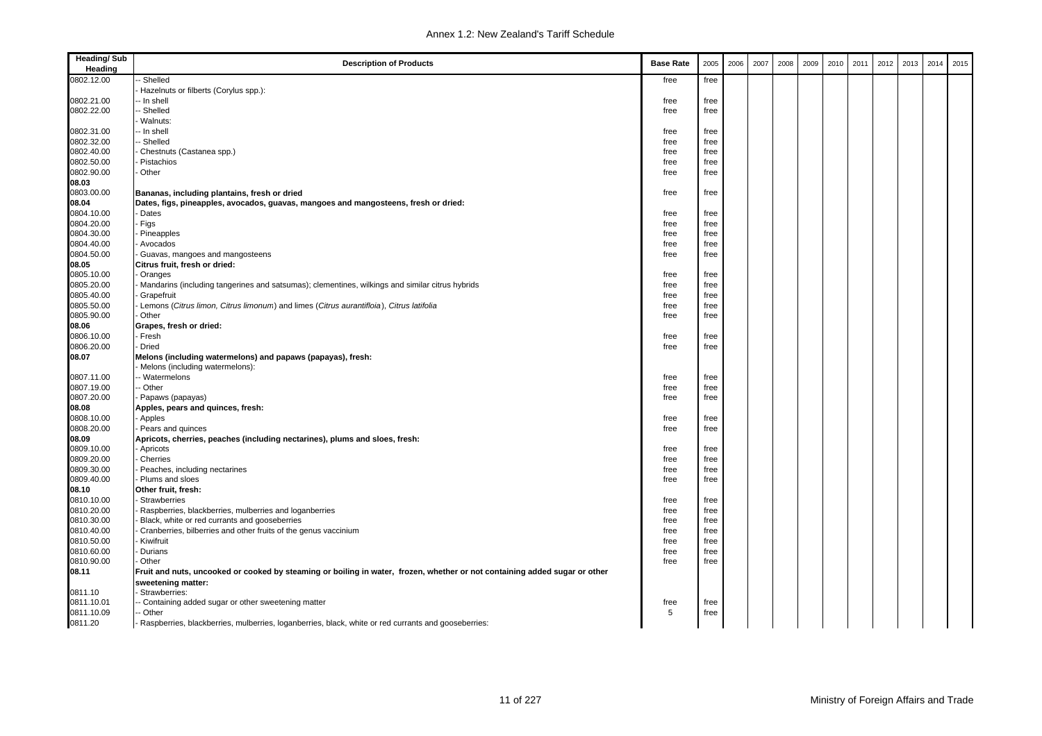| Heading/ Sub Heading | Description of Products | Base Rate | 2005 | 2006 | 2007 | 2008 | 2009 | 2010 | 2011 | 2012 | 2013 | 2014 | 2015 |
|---|---|---|---|---|---|---|---|---|---|---|---|---|---|
| 0802.12.00 | -- Shelled | free | free | | | | | | | | | | |
| | - Hazelnuts or filberts (Corylus spp.): | | | | | | | | | | | | |
| 0802.21.00 | -- In shell | free | free | | | | | | | | | | |
| 0802.22.00 | -- Shelled | free | free | | | | | | | | | | |
| | - Walnuts: | | | | | | | | | | | | |
| 0802.31.00 | -- In shell | free | free | | | | | | | | | | |
| 0802.32.00 | -- Shelled | free | free | | | | | | | | | | |
| 0802.40.00 | - Chestnuts (Castanea spp.) | free | free | | | | | | | | | | |
| 0802.50.00 | - Pistachios | free | free | | | | | | | | | | |
| 0802.90.00 | - Other | free | free | | | | | | | | | | |
| **08.03** | | | | | | | | | | | | | |
| 0803.00.00 | **Bananas, including plantains, fresh or dried** | free | free | | | | | | | | | | |
| **08.04** | **Dates, figs, pineapples, avocados, guavas, mangoes and mangosteens, fresh or dried:** | | | | | | | | | | | | |
| 0804.10.00 | - Dates | free | free | | | | | | | | | | |
| 0804.20.00 | - Figs | free | free | | | | | | | | | | |
| 0804.30.00 | - Pineapples | free | free | | | | | | | | | | |
| 0804.40.00 | - Avocados | free | free | | | | | | | | | | |
| 0804.50.00 | - Guavas, mangoes and mangosteens | free | free | | | | | | | | | | |
| **08.05** | **Citrus fruit, fresh or dried:** | | | | | | | | | | | | |
| 0805.10.00 | - Oranges | free | free | | | | | | | | | | |
| 0805.20.00 | - Mandarins (including tangerines and satsumas); clementines, wilkings and similar citrus hybrids | free | free | | | | | | | | | | |
| 0805.40.00 | - Grapefruit | free | free | | | | | | | | | | |
| 0805.50.00 | - Lemons (*Citrus limon, Citrus limonum*) and limes (*Citrus aurantifloia*), *Citrus latifolia* | free | free | | | | | | | | | | |
| 0805.90.00 | - Other | free | free | | | | | | | | | | |
| **08.06** | **Grapes, fresh or dried:** | | | | | | | | | | | | |
| 0806.10.00 | - Fresh | free | free | | | | | | | | | | |
| 0806.20.00 | - Dried | free | free | | | | | | | | | | |
| **08.07** | **Melons (including watermelons) and papaws (papayas), fresh:** | | | | | | | | | | | | |
| | - Melons (including watermelons): | | | | | | | | | | | | |
| 0807.11.00 | -- Watermelons | free | free | | | | | | | | | | |
| 0807.19.00 | -- Other | free | free | | | | | | | | | | |
| 0807.20.00 | - Papaws (papayas) | free | free | | | | | | | | | | |
| **08.08** | **Apples, pears and quinces, fresh:** | | | | | | | | | | | | |
| 0808.10.00 | - Apples | free | free | | | | | | | | | | |
| 0808.20.00 | - Pears and quinces | free | free | | | | | | | | | | |
| **08.09** | **Apricots, cherries, peaches (including nectarines), plums and sloes, fresh:** | | | | | | | | | | | | |
| 0809.10.00 | - Apricots | free | free | | | | | | | | | | |
| 0809.20.00 | - Cherries | free | free | | | | | | | | | | |
| 0809.30.00 | - Peaches, including nectarines | free | free | | | | | | | | | | |
| 0809.40.00 | - Plums and sloes | free | free | | | | | | | | | | |
| **08.10** | **Other fruit, fresh:** | | | | | | | | | | | | |
| 0810.10.00 | - Strawberries | free | free | | | | | | | | | | |
| 0810.20.00 | - Raspberries, blackberries, mulberries and loganberries | free | free | | | | | | | | | | |
| 0810.30.00 | - Black, white or red currants and gooseberries | free | free | | | | | | | | | | |
| 0810.40.00 | - Cranberries, bilberries and other fruits of the genus vaccinium | free | free | | | | | | | | | | |
| 0810.50.00 | - Kiwifruit | free | free | | | | | | | | | | |
| 0810.60.00 | - Durians | free | free | | | | | | | | | | |
| 0810.90.00 | - Other | free | free | | | | | | | | | | |
| **08.11** | **Fruit and nuts, uncooked or cooked by steaming or boiling in water, frozen, whether or not containing added sugar or other sweetening matter:** | | | | | | | | | | | | |
| 0811.10 | - Strawberries: | | | | | | | | | | | | |
| 0811.10.01 | -- Containing added sugar or other sweetening matter | free | free | | | | | | | | | | |
| 0811.10.09 | -- Other | 5 | free | | | | | | | | | | |
| 0811.20 | - Raspberries, blackberries, mulberries, loganberries, black, white or red currants and gooseberries: | | | | | | | | | | | | |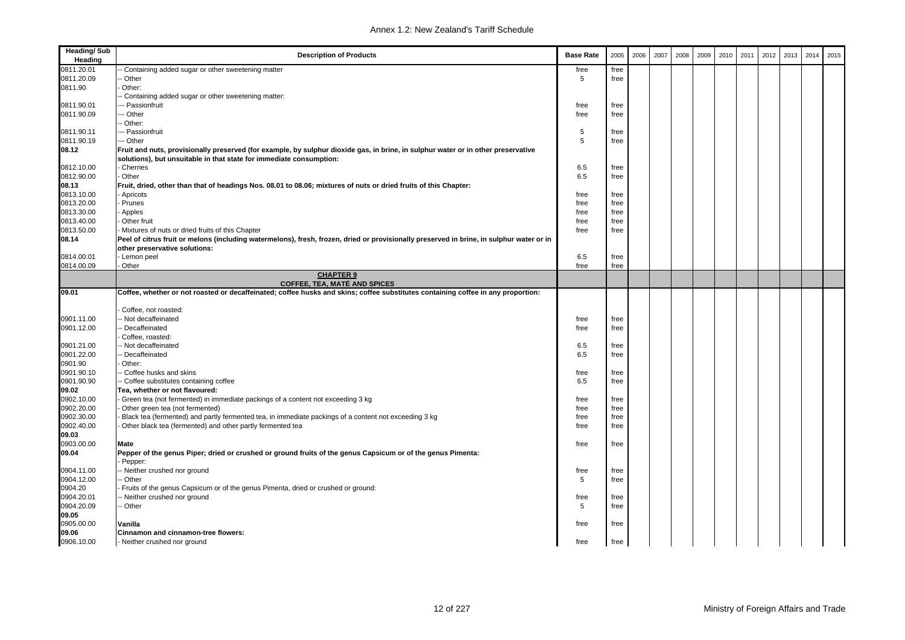| Heading/ Sub Heading | Description of Products | Base Rate | 2005 | 2006 | 2007 | 2008 | 2009 | 2010 | 2011 | 2012 | 2013 | 2014 | 2015 |
|---|---|---|---|---|---|---|---|---|---|---|---|---|---|
| 0811.20.01 | -- Containing added sugar or other sweetening matter | free | free | | | | | | | | | | |
| 0811.20.09 | -- Other | 5 | free | | | | | | | | | | |
| 0811.90 | - Other: | | | | | | | | | | | | |
| | -- Containing added sugar or other sweetening matter: | | | | | | | | | | | | |
| 0811.90.01 | --- Passionfruit | free | free | | | | | | | | | | |
| 0811.90.09 | --- Other | free | free | | | | | | | | | | |
| | -- Other: | | | | | | | | | | | | |
| 0811.90.11 | --- Passionfruit | 5 | free | | | | | | | | | | |
| 0811.90.19 | --- Other | 5 | free | | | | | | | | | | |
| **08.12** | **Fruit and nuts, provisionally preserved (for example, by sulphur dioxide gas, in brine, in sulphur water or in other preservative solutions), but unsuitable in that state for immediate consumption:** | | | | | | | | | | | | |
| 0812.10.00 | - Cherries | 6.5 | free | | | | | | | | | | |
| 0812.90.00 | - Other | 6.5 | free | | | | | | | | | | |
| **08.13** | **Fruit, dried, other than that of headings Nos. 08.01 to 08.06; mixtures of nuts or dried fruits of this Chapter:** | | | | | | | | | | | | |
| 0813.10.00 | - Apricots | free | free | | | | | | | | | | |
| 0813.20.00 | - Prunes | free | free | | | | | | | | | | |
| 0813.30.00 | - Apples | free | free | | | | | | | | | | |
| 0813.40.00 | - Other fruit | free | free | | | | | | | | | | |
| 0813.50.00 | - Mixtures of nuts or dried fruits of this Chapter | free | free | | | | | | | | | | |
| **08.14** | **Peel of citrus fruit or melons (including watermelons), fresh, frozen, dried or provisionally preserved in brine, in sulphur water or in other preservative solutions:** | | | | | | | | | | | | |
| 0814.00.01 | - Lemon peel | 6.5 | free | | | | | | | | | | |
| 0814.00.09 | - Other | free | free | | | | | | | | | | |
| | **CHAPTER 9**<br>**COFFEE, TEA, MATÉ AND SPICES** | | | | | | | | | | | | |
| **09.01** | **Coffee, whether or not roasted or decaffeinated; coffee husks and skins; coffee substitutes containing coffee in any proportion:** | | | | | | | | | | | | |
| | - Coffee, not roasted: | | | | | | | | | | | | |
| 0901.11.00 | -- Not decaffeinated | free | free | | | | | | | | | | |
| 0901.12.00 | -- Decaffeinated | free | free | | | | | | | | | | |
| | - Coffee, roasted: | | | | | | | | | | | | |
| 0901.21.00 | -- Not decaffeinated | 6.5 | free | | | | | | | | | | |
| 0901.22.00 | -- Decaffeinated | 6.5 | free | | | | | | | | | | |
| 0901.90 | - Other: | | | | | | | | | | | | |
| 0901.90.10 | -- Coffee husks and skins | free | free | | | | | | | | | | |
| 0901.90.90 | -- Coffee substitutes containing coffee | 6.5 | free | | | | | | | | | | |
| **09.02** | **Tea, whether or not flavoured:** | | | | | | | | | | | | |
| 0902.10.00 | - Green tea (not fermented) in immediate packings of a content not exceeding 3 kg | free | free | | | | | | | | | | |
| 0902.20.00 | - Other green tea (not fermented) | free | free | | | | | | | | | | |
| 0902.30.00 | - Black tea (fermented) and partly fermented tea, in immediate packings of a content not exceeding 3 kg | free | free | | | | | | | | | | |
| 0902.40.00 | - Other black tea (fermented) and other partly fermented tea | free | free | | | | | | | | | | |
| **09.03** | | | | | | | | | | | | | |
| 0903.00.00 | **Mate** | free | free | | | | | | | | | | |
| **09.04** | **Pepper of the genus Piper; dried or crushed or ground fruits of the genus Capsicum or of the genus Pimenta:** | | | | | | | | | | | | |
| | - Pepper: | | | | | | | | | | | | |
| 0904.11.00 | -- Neither crushed nor ground | free | free | | | | | | | | | | |
| 0904.12.00 | -- Other | 5 | free | | | | | | | | | | |
| 0904.20 | - Fruits of the genus Capsicum or of the genus Pimenta, dried or crushed or ground: | | | | | | | | | | | | |
| 0904.20.01 | -- Neither crushed nor ground | free | free | | | | | | | | | | |
| 0904.20.09 | -- Other | 5 | free | | | | | | | | | | |
| **09.05** | | | | | | | | | | | | | |
| 0905.00.00 | **Vanilla** | free | free | | | | | | | | | | |
| **09.06** | **Cinnamon and cinnamon-tree flowers:** | | | | | | | | | | | | |
| 0906.10.00 | - Neither crushed nor ground | free | free | | | | | | | | | | |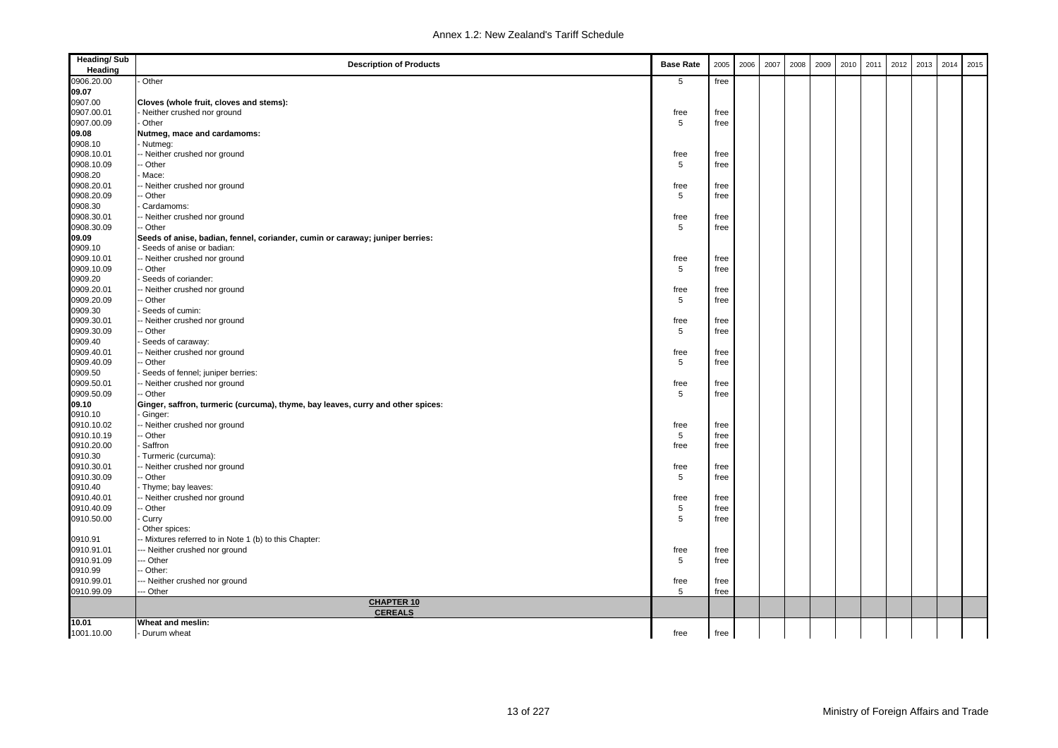| Heading/ Sub Heading | Description of Products | Base Rate | 2005 | 2006 | 2007 | 2008 | 2009 | 2010 | 2011 | 2012 | 2013 | 2014 | 2015 |
|---|---|---|---|---|---|---|---|---|---|---|---|---|---|
| 0906.20.00 | - Other | 5 | free | | | | | | | | | | |
| **09.07** | | | | | | | | | | | | | |
| 0907.00 | **Cloves (whole fruit, cloves and stems):** | | | | | | | | | | | | |
| 0907.00.01 | - Neither crushed nor ground | free | free | | | | | | | | | | |
| 0907.00.09 | - Other | 5 | free | | | | | | | | | | |
| **09.08** | **Nutmeg, mace and cardamoms:** | | | | | | | | | | | | |
| 0908.10 | - Nutmeg: | | | | | | | | | | | | |
| 0908.10.01 | -- Neither crushed nor ground | free | free | | | | | | | | | | |
| 0908.10.09 | -- Other | 5 | free | | | | | | | | | | |
| 0908.20 | - Mace: | | | | | | | | | | | | |
| 0908.20.01 | -- Neither crushed nor ground | free | free | | | | | | | | | | |
| 0908.20.09 | -- Other | 5 | free | | | | | | | | | | |
| 0908.30 | - Cardamoms: | | | | | | | | | | | | |
| 0908.30.01 | -- Neither crushed nor ground | free | free | | | | | | | | | | |
| 0908.30.09 | -- Other | 5 | free | | | | | | | | | | |
| **09.09** | **Seeds of anise, badian, fennel, coriander, cumin or caraway; juniper berries:** | | | | | | | | | | | | |
| 0909.10 | - Seeds of anise or badian: | | | | | | | | | | | | |
| 0909.10.01 | -- Neither crushed nor ground | free | free | | | | | | | | | | |
| 0909.10.09 | -- Other | 5 | free | | | | | | | | | | |
| 0909.20 | - Seeds of coriander: | | | | | | | | | | | | |
| 0909.20.01 | -- Neither crushed nor ground | free | free | | | | | | | | | | |
| 0909.20.09 | -- Other | 5 | free | | | | | | | | | | |
| 0909.30 | - Seeds of cumin: | | | | | | | | | | | | |
| 0909.30.01 | -- Neither crushed nor ground | free | free | | | | | | | | | | |
| 0909.30.09 | -- Other | 5 | free | | | | | | | | | | |
| 0909.40 | - Seeds of caraway: | | | | | | | | | | | | |
| 0909.40.01 | -- Neither crushed nor ground | free | free | | | | | | | | | | |
| 0909.40.09 | -- Other | 5 | free | | | | | | | | | | |
| 0909.50 | - Seeds of fennel; juniper berries: | | | | | | | | | | | | |
| 0909.50.01 | -- Neither crushed nor ground | free | free | | | | | | | | | | |
| 0909.50.09 | -- Other | 5 | free | | | | | | | | | | |
| **09.10** | **Ginger, saffron, turmeric (curcuma), thyme, bay leaves, curry and other spices:** | | | | | | | | | | | | |
| 0910.10 | - Ginger: | | | | | | | | | | | | |
| 0910.10.02 | -- Neither crushed nor ground | free | free | | | | | | | | | | |
| 0910.10.19 | -- Other | 5 | free | | | | | | | | | | |
| 0910.20.00 | - Saffron | free | free | | | | | | | | | | |
| 0910.30 | - Turmeric (curcuma): | | | | | | | | | | | | |
| 0910.30.01 | -- Neither crushed nor ground | free | free | | | | | | | | | | |
| 0910.30.09 | -- Other | 5 | free | | | | | | | | | | |
| 0910.40 | - Thyme; bay leaves: | | | | | | | | | | | | |
| 0910.40.01 | -- Neither crushed nor ground | free | free | | | | | | | | | | |
| 0910.40.09 | -- Other | 5 | free | | | | | | | | | | |
| 0910.50.00 | - Curry | 5 | free | | | | | | | | | | |
| | - Other spices: | | | | | | | | | | | | |
| 0910.91 | -- Mixtures referred to in Note 1 (b) to this Chapter: | | | | | | | | | | | | |
| 0910.91.01 | --- Neither crushed nor ground | free | free | | | | | | | | | | |
| 0910.91.09 | --- Other | 5 | free | | | | | | | | | | |
| 0910.99 | -- Other: | | | | | | | | | | | | |
| 0910.99.01 | --- Neither crushed nor ground | free | free | | | | | | | | | | |
| 0910.99.09 | --- Other | 5 | free | | | | | | | | | | |
| | **CHAPTER 10** **CEREALS** | | | | | | | | | | | | |
| **10.01** | **Wheat and meslin:** | | | | | | | | | | | | |
| 1001.10.00 | - Durum wheat | free | free | | | | | | | | | | |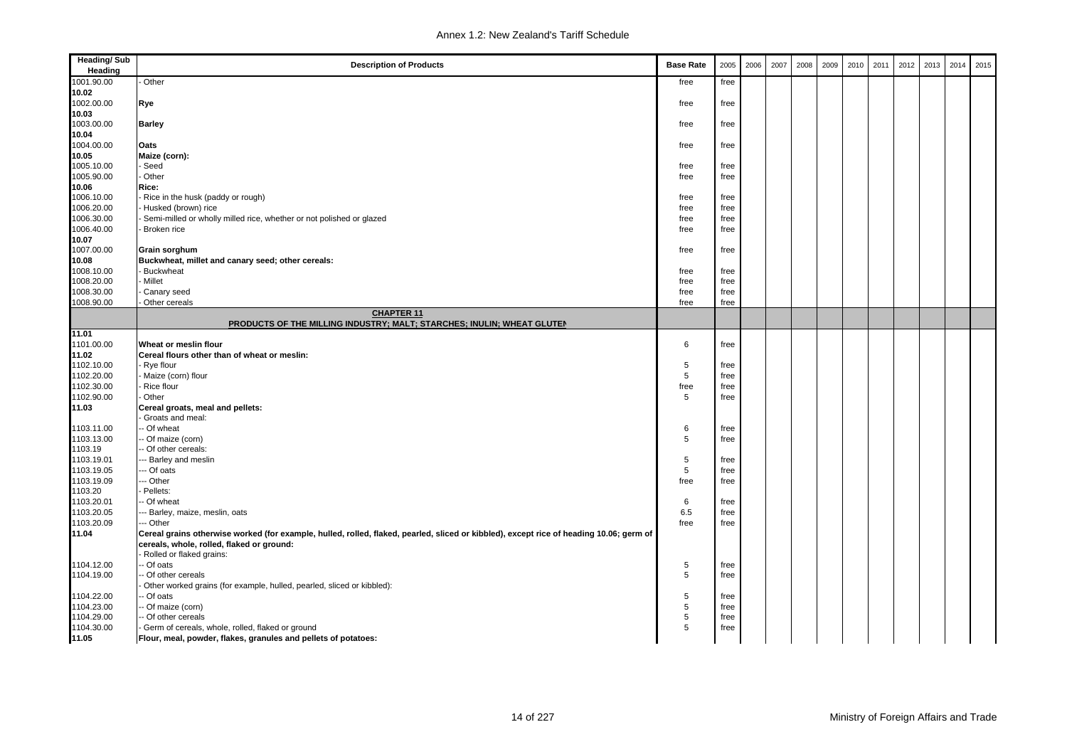| Heading/ Sub Heading | Description of Products | Base Rate | 2005 | 2006 | 2007 | 2008 | 2009 | 2010 | 2011 | 2012 | 2013 | 2014 | 2015 |
|---|---|---|---|---|---|---|---|---|---|---|---|---|---|
| 1001.90.00 | - Other | free | free | | | | | | | | | | |
| 10.02 | | | | | | | | | | | | | |
| 1002.00.00 | **Rye** | free | free | | | | | | | | | | |
| 10.03 | | | | | | | | | | | | | |
| 1003.00.00 | **Barley** | free | free | | | | | | | | | | |
| 10.04 | | | | | | | | | | | | | |
| 1004.00.00 | **Oats** | free | free | | | | | | | | | | |
| 10.05 | **Maize (corn):** | | | | | | | | | | | | |
| 1005.10.00 | - Seed | free | free | | | | | | | | | | |
| 1005.90.00 | - Other | free | free | | | | | | | | | | |
| 10.06 | **Rice:** | | | | | | | | | | | | |
| 1006.10.00 | - Rice in the husk (paddy or rough) | free | free | | | | | | | | | | |
| 1006.20.00 | - Husked (brown) rice | free | free | | | | | | | | | | |
| 1006.30.00 | - Semi-milled or wholly milled rice, whether or not polished or glazed | free | free | | | | | | | | | | |
| 1006.40.00 | - Broken rice | free | free | | | | | | | | | | |
| 10.07 | | | | | | | | | | | | | |
| 1007.00.00 | **Grain sorghum** | free | free | | | | | | | | | | |
| 10.08 | **Buckwheat, millet and canary seed; other cereals:** | | | | | | | | | | | | |
| 1008.10.00 | - Buckwheat | free | free | | | | | | | | | | |
| 1008.20.00 | - Millet | free | free | | | | | | | | | | |
| 1008.30.00 | - Canary seed | free | free | | | | | | | | | | |
| 1008.90.00 | - Other cereals | free | free | | | | | | | | | | |
| | **CHAPTER 11** **PRODUCTS OF THE MILLING INDUSTRY; MALT; STARCHES; INULIN; WHEAT GLUTEN** | | | | | | | | | | | | |
| 11.01 | | | | | | | | | | | | | |
| 1101.00.00 | **Wheat or meslin flour** | 6 | free | | | | | | | | | | |
| 11.02 | **Cereal flours other than of wheat or meslin:** | | | | | | | | | | | | |
| 1102.10.00 | - Rye flour | 5 | free | | | | | | | | | | |
| 1102.20.00 | - Maize (corn) flour | 5 | free | | | | | | | | | | |
| 1102.30.00 | - Rice flour | free | free | | | | | | | | | | |
| 1102.90.00 | - Other | 5 | free | | | | | | | | | | |
| 11.03 | **Cereal groats, meal and pellets:** | | | | | | | | | | | | |
| | - Groats and meal: | | | | | | | | | | | | |
| 1103.11.00 | -- Of wheat | 6 | free | | | | | | | | | | |
| 1103.13.00 | -- Of maize (corn) | 5 | free | | | | | | | | | | |
| 1103.19 | -- Of other cereals: | | | | | | | | | | | | |
| 1103.19.01 | --- Barley and meslin | 5 | free | | | | | | | | | | |
| 1103.19.05 | --- Of oats | 5 | free | | | | | | | | | | |
| 1103.19.09 | --- Other | free | free | | | | | | | | | | |
| 1103.20 | - Pellets: | | | | | | | | | | | | |
| 1103.20.01 | -- Of wheat | 6 | free | | | | | | | | | | |
| 1103.20.05 | --- Barley, maize, meslin, oats | 6.5 | free | | | | | | | | | | |
| 1103.20.09 | --- Other | free | free | | | | | | | | | | |
| 11.04 | **Cereal grains otherwise worked (for example, hulled, rolled, flaked, pearled, sliced or kibbled), except rice of heading 10.06; germ of cereals, whole, rolled, flaked or ground:** | | | | | | | | | | | | |
| | - Rolled or flaked grains: | | | | | | | | | | | | |
| 1104.12.00 | -- Of oats | 5 | free | | | | | | | | | | |
| 1104.19.00 | -- Of other cereals | 5 | free | | | | | | | | | | |
| | - Other worked grains (for example, hulled, pearled, sliced or kibbled): | | | | | | | | | | | | |
| 1104.22.00 | -- Of oats | 5 | free | | | | | | | | | | |
| 1104.23.00 | -- Of maize (corn) | 5 | free | | | | | | | | | | |
| 1104.29.00 | -- Of other cereals | 5 | free | | | | | | | | | | |
| 1104.30.00 | - Germ of cereals, whole, rolled, flaked or ground | 5 | free | | | | | | | | | | |
| 11.05 | **Flour, meal, powder, flakes, granules and pellets of potatoes:** | | | | | | | | | | | | |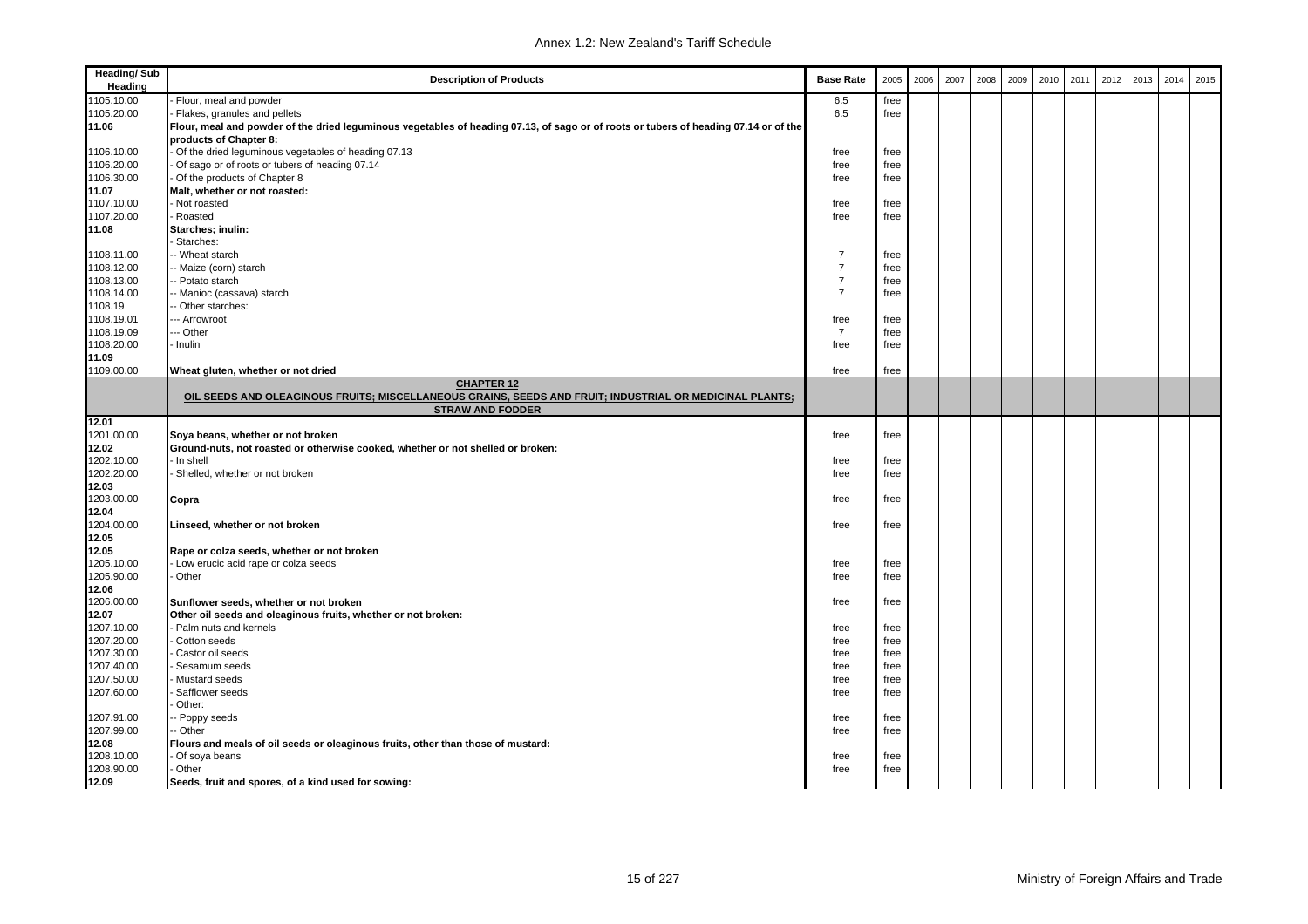| Heading/ Sub Heading | Description of Products | Base Rate | 2005 | 2006 | 2007 | 2008 | 2009 | 2010 | 2011 | 2012 | 2013 | 2014 | 2015 |
|---|---|---|---|---|---|---|---|---|---|---|---|---|---|
| 1105.10.00 | - Flour, meal and powder | 6.5 | free | | | | | | | | | | |
| 1105.20.00 | - Flakes, granules and pellets | 6.5 | free | | | | | | | | | | |
| **11.06** | **Flour, meal and powder of the dried leguminous vegetables of heading 07.13, of sago or of roots or tubers of heading 07.14 or of the products of Chapter 8:** | | | | | | | | | | | | |
| 1106.10.00 | - Of the dried leguminous vegetables of heading 07.13 | free | free | | | | | | | | | | |
| 1106.20.00 | - Of sago or of roots or tubers of heading 07.14 | free | free | | | | | | | | | | |
| 1106.30.00 | - Of the products of Chapter 8 | free | free | | | | | | | | | | |
| **11.07** | **Malt, whether or not roasted:** | | | | | | | | | | | | |
| 1107.10.00 | - Not roasted | free | free | | | | | | | | | | |
| 1107.20.00 | - Roasted | free | free | | | | | | | | | | |
| **11.08** | **Starches; inulin:** | | | | | | | | | | | | |
| | - Starches: | | | | | | | | | | | | |
| 1108.11.00 | -- Wheat starch | 7 | free | | | | | | | | | | |
| 1108.12.00 | -- Maize (corn) starch | 7 | free | | | | | | | | | | |
| 1108.13.00 | -- Potato starch | 7 | free | | | | | | | | | | |
| 1108.14.00 | -- Manioc (cassava) starch | 7 | free | | | | | | | | | | |
| 1108.19 | -- Other starches: | | | | | | | | | | | | |
| 1108.19.01 | --- Arrowroot | free | free | | | | | | | | | | |
| 1108.19.09 | --- Other | 7 | free | | | | | | | | | | |
| 1108.20.00 | - Inulin | free | free | | | | | | | | | | |
| **11.09** | | | | | | | | | | | | | |
| 1109.00.00 | **Wheat gluten, whether or not dried** | free | free | | | | | | | | | | |
| | **CHAPTER 12** **OIL SEEDS AND OLEAGINOUS FRUITS; MISCELLANEOUS GRAINS, SEEDS AND FRUIT; INDUSTRIAL OR MEDICINAL PLANTS; STRAW AND FODDER** | | | | | | | | | | | | |
| **12.01** | | | | | | | | | | | | | |
| 1201.00.00 | **Soya beans, whether or not broken** | free | free | | | | | | | | | | |
| **12.02** | **Ground-nuts, not roasted or otherwise cooked, whether or not shelled or broken:** | | | | | | | | | | | | |
| 1202.10.00 | - In shell | free | free | | | | | | | | | | |
| 1202.20.00 | - Shelled, whether or not broken | free | free | | | | | | | | | | |
| **12.03** | | | | | | | | | | | | | |
| 1203.00.00 | **Copra** | free | free | | | | | | | | | | |
| **12.04** | | | | | | | | | | | | | |
| 1204.00.00 | **Linseed, whether or not broken** | free | free | | | | | | | | | | |
| **12.05** | | | | | | | | | | | | | |
| **12.05** | **Rape or colza seeds, whether or not broken** | | | | | | | | | | | | |
| 1205.10.00 | - Low erucic acid rape or colza seeds | free | free | | | | | | | | | | |
| 1205.90.00 | - Other | free | free | | | | | | | | | | |
| **12.06** | | | | | | | | | | | | | |
| 1206.00.00 | **Sunflower seeds, whether or not broken** | free | free | | | | | | | | | | |
| **12.07** | **Other oil seeds and oleaginous fruits, whether or not broken:** | | | | | | | | | | | | |
| 1207.10.00 | - Palm nuts and kernels | free | free | | | | | | | | | | |
| 1207.20.00 | - Cotton seeds | free | free | | | | | | | | | | |
| 1207.30.00 | - Castor oil seeds | free | free | | | | | | | | | | |
| 1207.40.00 | - Sesamum seeds | free | free | | | | | | | | | | |
| 1207.50.00 | - Mustard seeds | free | free | | | | | | | | | | |
| 1207.60.00 | - Safflower seeds | free | free | | | | | | | | | | |
| | - Other: | | | | | | | | | | | | |
| 1207.91.00 | -- Poppy seeds | free | free | | | | | | | | | | |
| 1207.99.00 | -- Other | free | free | | | | | | | | | | |
| **12.08** | **Flours and meals of oil seeds or oleaginous fruits, other than those of mustard:** | | | | | | | | | | | | |
| 1208.10.00 | - Of soya beans | free | free | | | | | | | | | | |
| 1208.90.00 | - Other | free | free | | | | | | | | | | |
| **12.09** | **Seeds, fruit and spores, of a kind used for sowing:** | | | | | | | | | | | | |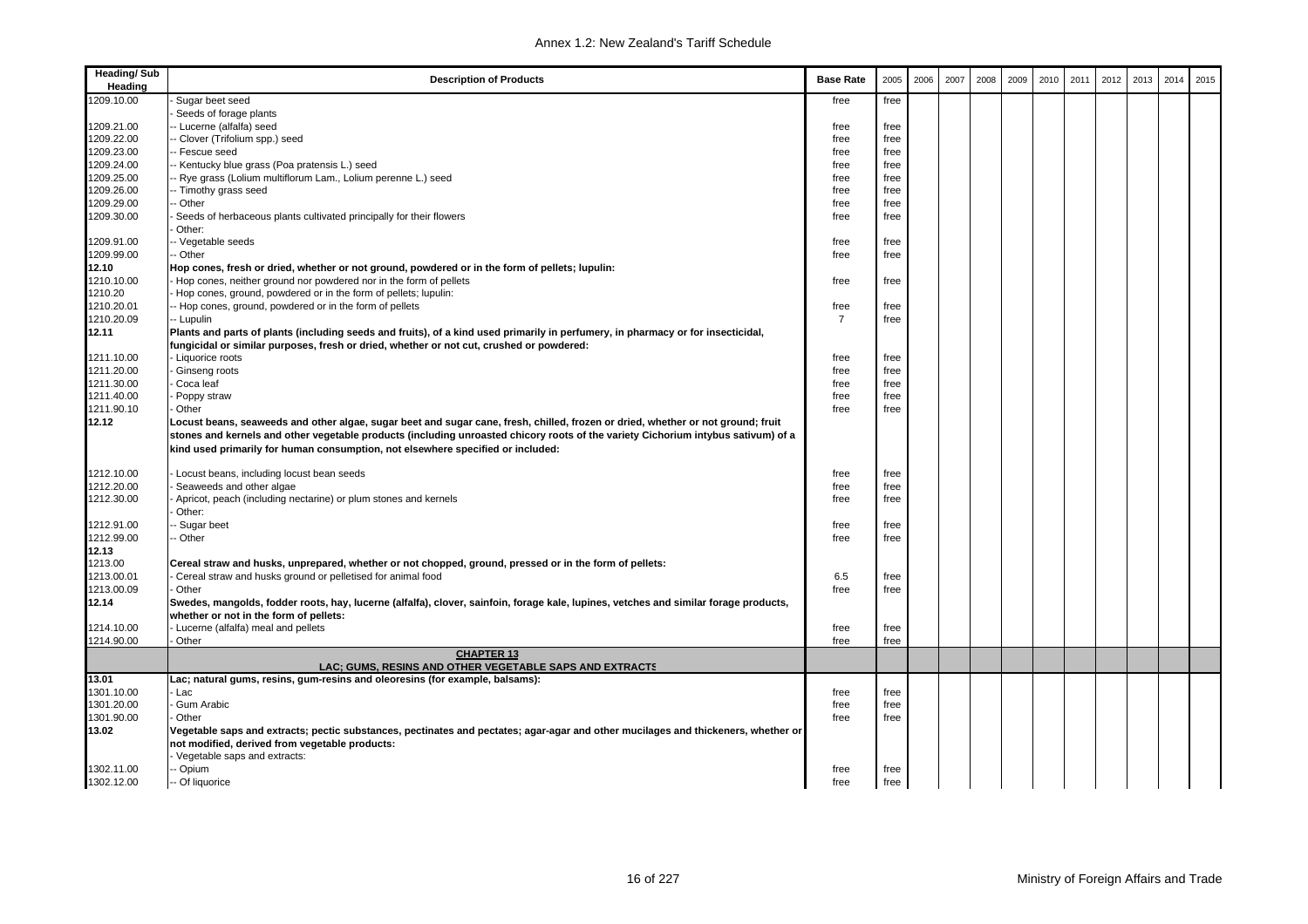| Heading/ Sub Heading | Description of Products | Base Rate | 2005 | 2006 | 2007 | 2008 | 2009 | 2010 | 2011 | 2012 | 2013 | 2014 | 2015 |
|---|---|---|---|---|---|---|---|---|---|---|---|---|---|
| 1209.10.00 | - Sugar beet seed | free | free | | | | | | | | | | |
| | - Seeds of forage plants | | | | | | | | | | | | |
| 1209.21.00 | -- Lucerne (alfalfa) seed | free | free | | | | | | | | | | |
| 1209.22.00 | -- Clover (Trifolium spp.) seed | free | free | | | | | | | | | | |
| 1209.23.00 | -- Fescue seed | free | free | | | | | | | | | | |
| 1209.24.00 | -- Kentucky blue grass (Poa pratensis L.) seed | free | free | | | | | | | | | | |
| 1209.25.00 | -- Rye grass (Lolium multiflorum Lam., Lolium perenne L.) seed | free | free | | | | | | | | | | |
| 1209.26.00 | -- Timothy grass seed | free | free | | | | | | | | | | |
| 1209.29.00 | -- Other | free | free | | | | | | | | | | |
| 1209.30.00 | - Seeds of herbaceous plants cultivated principally for their flowers | free | free | | | | | | | | | | |
| | - Other: | | | | | | | | | | | | |
| 1209.91.00 | -- Vegetable seeds | free | free | | | | | | | | | | |
| 1209.99.00 | -- Other | free | free | | | | | | | | | | |
| **12.10** | **Hop cones, fresh or dried, whether or not ground, powdered or in the form of pellets; lupulin:** | | | | | | | | | | | | |
| 1210.10.00 | - Hop cones, neither ground nor powdered nor in the form of pellets | free | free | | | | | | | | | | |
| 1210.20 | - Hop cones, ground, powdered or in the form of pellets; lupulin: | | | | | | | | | | | | |
| 1210.20.01 | -- Hop cones, ground, powdered or in the form of pellets | free | free | | | | | | | | | | |
| 1210.20.09 | -- Lupulin | 7 | free | | | | | | | | | | |
| **12.11** | **Plants and parts of plants (including seeds and fruits), of a kind used primarily in perfumery, in pharmacy or for insecticidal, fungicidal or similar purposes, fresh or dried, whether or not cut, crushed or powdered:** | | | | | | | | | | | | |
| 1211.10.00 | - Liquorice roots | free | free | | | | | | | | | | |
| 1211.20.00 | - Ginseng roots | free | free | | | | | | | | | | |
| 1211.30.00 | - Coca leaf | free | free | | | | | | | | | | |
| 1211.40.00 | - Poppy straw | free | free | | | | | | | | | | |
| 1211.90.10 | - Other | free | free | | | | | | | | | | |
| **12.12** | **Locust beans, seaweeds and other algae, sugar beet and sugar cane, fresh, chilled, frozen or dried, whether or not ground; fruit stones and kernels and other vegetable products (including unroasted chicory roots of the variety Cichorium intybus sativum) of a kind used primarily for human consumption, not elsewhere specified or included:** | | | | | | | | | | | | |
| 1212.10.00 | - Locust beans, including locust bean seeds | free | free | | | | | | | | | | |
| 1212.20.00 | - Seaweeds and other algae | free | free | | | | | | | | | | |
| 1212.30.00 | - Apricot, peach (including nectarine) or plum stones and kernels | free | free | | | | | | | | | | |
| | - Other: | | | | | | | | | | | | |
| 1212.91.00 | -- Sugar beet | free | free | | | | | | | | | | |
| 1212.99.00 | -- Other | free | free | | | | | | | | | | |
| **12.13** | | | | | | | | | | | | | |
| 1213.00 | **Cereal straw and husks, unprepared, whether or not chopped, ground, pressed or in the form of pellets:** | | | | | | | | | | | | |
| 1213.00.01 | - Cereal straw and husks ground or pelletised for animal food | 6.5 | free | | | | | | | | | | |
| 1213.00.09 | - Other | free | free | | | | | | | | | | |
| **12.14** | **Swedes, mangolds, fodder roots, hay, lucerne (alfalfa), clover, sainfoin, forage kale, lupines, vetches and similar forage products, whether or not in the form of pellets:** | | | | | | | | | | | | |
| 1214.10.00 | - Lucerne (alfalfa) meal and pellets | free | free | | | | | | | | | | |
| 1214.90.00 | - Other | free | free | | | | | | | | | | |
| | **CHAPTER 13** **LAC; GUMS, RESINS AND OTHER VEGETABLE SAPS AND EXTRACTS** | | | | | | | | | | | | |
| **13.01** | **Lac; natural gums, resins, gum-resins and oleoresins (for example, balsams):** | | | | | | | | | | | | |
| 1301.10.00 | - Lac | free | free | | | | | | | | | | |
| 1301.20.00 | - Gum Arabic | free | free | | | | | | | | | | |
| 1301.90.00 | - Other | free | free | | | | | | | | | | |
| **13.02** | **Vegetable saps and extracts; pectic substances, pectinates and pectates; agar-agar and other mucilages and thickeners, whether or not modified, derived from vegetable products:** | | | | | | | | | | | | |
| | - Vegetable saps and extracts: | | | | | | | | | | | | |
| 1302.11.00 | -- Opium | free | free | | | | | | | | | | |
| 1302.12.00 | -- Of liquorice | free | free | | | | | | | | | | |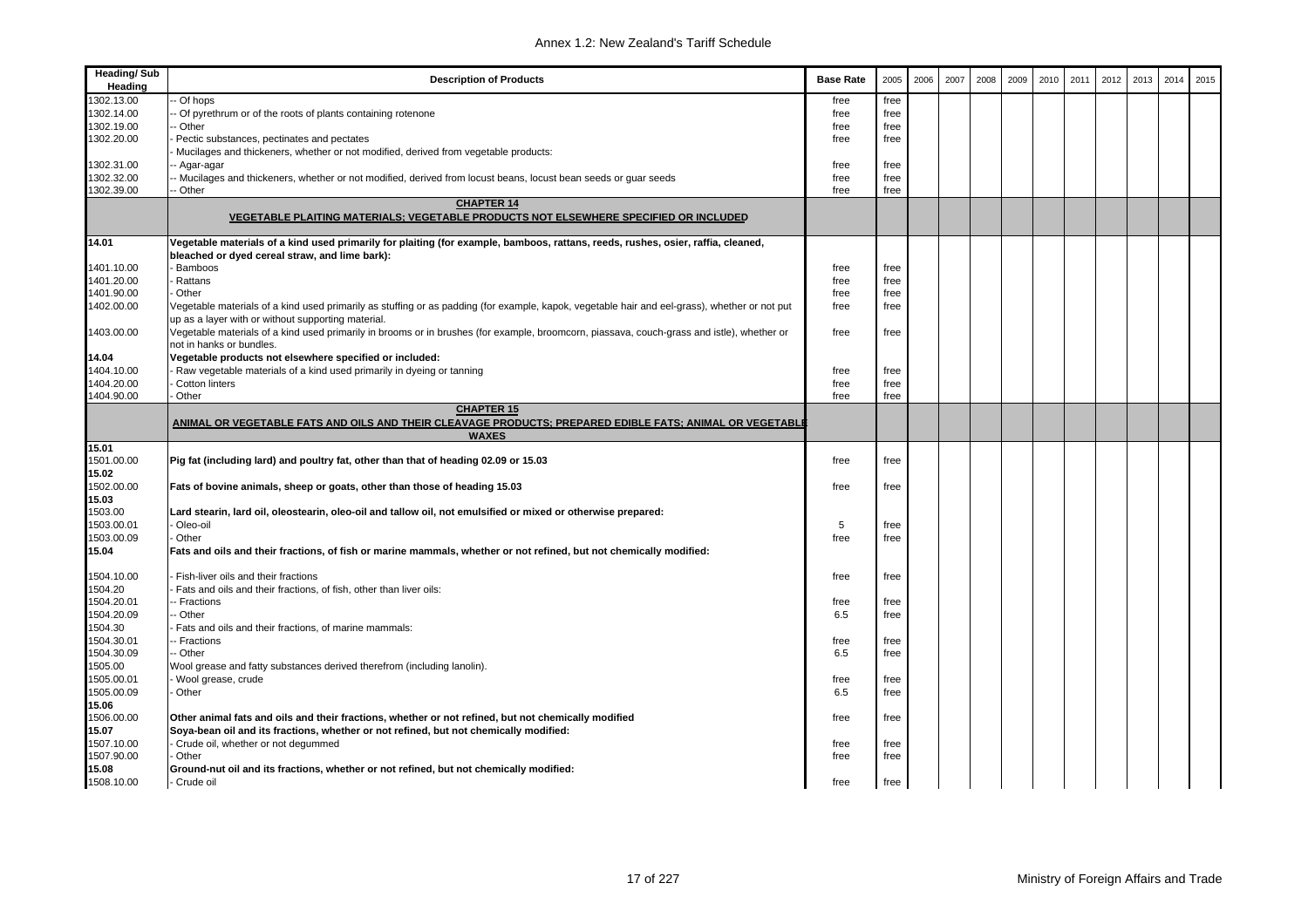| Heading/ Sub Heading | Description of Products | Base Rate | 2005 | 2006 | 2007 | 2008 | 2009 | 2010 | 2011 | 2012 | 2013 | 2014 | 2015 |
|---|---|---|---|---|---|---|---|---|---|---|---|---|---|
| 1302.13.00 | -- Of hops | free | free | | | | | | | | | | |
| 1302.14.00 | -- Of pyrethrum or of the roots of plants containing rotenone | free | free | | | | | | | | | | |
| 1302.19.00 | -- Other | free | free | | | | | | | | | | |
| 1302.20.00 | - Pectic substances, pectinates and pectates | free | free | | | | | | | | | | |
| | - Mucilages and thickeners, whether or not modified, derived from vegetable products: | | | | | | | | | | | | |
| 1302.31.00 | -- Agar-agar | free | free | | | | | | | | | | |
| 1302.32.00 | -- Mucilages and thickeners, whether or not modified, derived from locust beans, locust bean seeds or guar seeds | free | free | | | | | | | | | | |
| 1302.39.00 | -- Other | free | free | | | | | | | | | | |
| | **CHAPTER 14** **VEGETABLE PLAITING MATERIALS; VEGETABLE PRODUCTS NOT ELSEWHERE SPECIFIED OR INCLUDED** | | | | | | | | | | | | |
| **14.01** | **Vegetable materials of a kind used primarily for plaiting (for example, bamboos, rattans, reeds, rushes, osier, raffia, cleaned, bleached or dyed cereal straw, and lime bark):** | | | | | | | | | | | | |
| 1401.10.00 | - Bamboos | free | free | | | | | | | | | | |
| 1401.20.00 | - Rattans | free | free | | | | | | | | | | |
| 1401.90.00 | - Other | free | free | | | | | | | | | | |
| 1402.00.00 | Vegetable materials of a kind used primarily as stuffing or as padding (for example, kapok, vegetable hair and eel-grass), whether or not put up as a layer with or without supporting material. | free | free | | | | | | | | | | |
| 1403.00.00 | Vegetable materials of a kind used primarily in brooms or in brushes (for example, broomcorn, piassava, couch-grass and istle), whether or not in hanks or bundles. | free | free | | | | | | | | | | |
| **14.04** | **Vegetable products not elsewhere specified or included:** | | | | | | | | | | | | |
| 1404.10.00 | - Raw vegetable materials of a kind used primarily in dyeing or tanning | free | free | | | | | | | | | | |
| 1404.20.00 | - Cotton linters | free | free | | | | | | | | | | |
| 1404.90.00 | - Other | free | free | | | | | | | | | | |
| | **CHAPTER 15** **ANIMAL OR VEGETABLE FATS AND OILS AND THEIR CLEAVAGE PRODUCTS; PREPARED EDIBLE FATS; ANIMAL OR VEGETABLE WAXES** | | | | | | | | | | | | |
| **15.01** | | | | | | | | | | | | | |
| 1501.00.00 | **Pig fat (including lard) and poultry fat, other than that of heading 02.09 or 15.03** | free | free | | | | | | | | | | |
| **15.02** | | | | | | | | | | | | | |
| 1502.00.00 | **Fats of bovine animals, sheep or goats, other than those of heading 15.03** | free | free | | | | | | | | | | |
| **15.03** | | | | | | | | | | | | | |
| 1503.00 | **Lard stearin, lard oil, oleostearin, oleo-oil and tallow oil, not emulsified or mixed or otherwise prepared:** | | | | | | | | | | | | |
| 1503.00.01 | - Oleo-oil | 5 | free | | | | | | | | | | |
| 1503.00.09 | - Other | free | free | | | | | | | | | | |
| **15.04** | **Fats and oils and their fractions, of fish or marine mammals, whether or not refined, but not chemically modified:** | | | | | | | | | | | | |
| 1504.10.00 | - Fish-liver oils and their fractions | free | free | | | | | | | | | | |
| 1504.20 | - Fats and oils and their fractions, of fish, other than liver oils: | | | | | | | | | | | | |
| 1504.20.01 | -- Fractions | free | free | | | | | | | | | | |
| 1504.20.09 | -- Other | 6.5 | free | | | | | | | | | | |
| 1504.30 | - Fats and oils and their fractions, of marine mammals: | | | | | | | | | | | | |
| 1504.30.01 | -- Fractions | free | free | | | | | | | | | | |
| 1504.30.09 | -- Other | 6.5 | free | | | | | | | | | | |
| 1505.00 | Wool grease and fatty substances derived therefrom (including lanolin). | | | | | | | | | | | | |
| 1505.00.01 | - Wool grease, crude | free | free | | | | | | | | | | |
| 1505.00.09 | - Other | 6.5 | free | | | | | | | | | | |
| **15.06** | | | | | | | | | | | | | |
| 1506.00.00 | **Other animal fats and oils and their fractions, whether or not refined, but not chemically modified** | free | free | | | | | | | | | | |
| **15.07** | **Soya-bean oil and its fractions, whether or not refined, but not chemically modified:** | | | | | | | | | | | | |
| 1507.10.00 | - Crude oil, whether or not degummed | free | free | | | | | | | | | | |
| 1507.90.00 | - Other | free | free | | | | | | | | | | |
| **15.08** | **Ground-nut oil and its fractions, whether or not refined, but not chemically modified:** | | | | | | | | | | | | |
| 1508.10.00 | - Crude oil | free | free | | | | | | | | | | |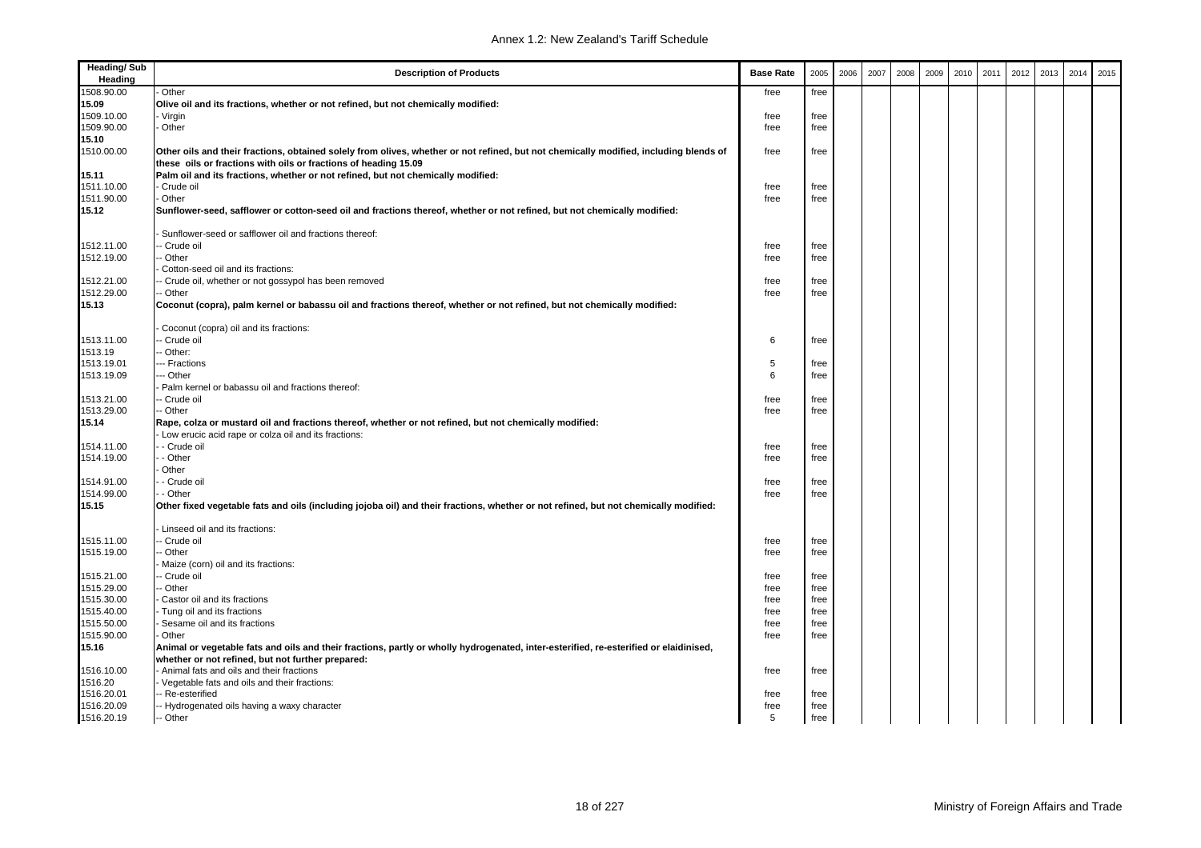| Heading/ Sub Heading | Description of Products | Base Rate | 2005 | 2006 | 2007 | 2008 | 2009 | 2010 | 2011 | 2012 | 2013 | 2014 | 2015 |
|---|---|---|---|---|---|---|---|---|---|---|---|---|---|
| 1508.90.00 | - Other | free | free | | | | | | | | | | |
| **15.09** | **Olive oil and its fractions, whether or not refined, but not chemically modified:** | | | | | | | | | | | | |
| 1509.10.00 | - Virgin | free | free | | | | | | | | | | |
| 1509.90.00 | - Other | free | free | | | | | | | | | | |
| **15.10** | | | | | | | | | | | | | |
| 1510.00.00 | **Other oils and their fractions, obtained solely from olives, whether or not refined, but not chemically modified, including blends of these oils or fractions with oils or fractions of heading 15.09** | free | free | | | | | | | | | | |
| **15.11** | **Palm oil and its fractions, whether or not refined, but not chemically modified:** | | | | | | | | | | | | |
| 1511.10.00 | - Crude oil | free | free | | | | | | | | | | |
| 1511.90.00 | - Other | free | free | | | | | | | | | | |
| **15.12** | **Sunflower-seed, safflower or cotton-seed oil and fractions thereof, whether or not refined, but not chemically modified:** | | | | | | | | | | | | |
| | - Sunflower-seed or safflower oil and fractions thereof: | | | | | | | | | | | | |
| 1512.11.00 | -- Crude oil | free | free | | | | | | | | | | |
| 1512.19.00 | -- Other | free | free | | | | | | | | | | |
| | - Cotton-seed oil and its fractions: | | | | | | | | | | | | |
| 1512.21.00 | -- Crude oil, whether or not gossypol has been removed | free | free | | | | | | | | | | |
| 1512.29.00 | -- Other | free | free | | | | | | | | | | |
| **15.13** | **Coconut (copra), palm kernel or babassu oil and fractions thereof, whether or not refined, but not chemically modified:** | | | | | | | | | | | | |
| | - Coconut (copra) oil and its fractions: | | | | | | | | | | | | |
| 1513.11.00 | -- Crude oil | 6 | free | | | | | | | | | | |
| 1513.19 | -- Other: | | | | | | | | | | | | |
| 1513.19.01 | --- Fractions | 5 | free | | | | | | | | | | |
| 1513.19.09 | --- Other | 6 | free | | | | | | | | | | |
| | - Palm kernel or babassu oil and fractions thereof: | | | | | | | | | | | | |
| 1513.21.00 | -- Crude oil | free | free | | | | | | | | | | |
| 1513.29.00 | -- Other | free | free | | | | | | | | | | |
| **15.14** | **Rape, colza or mustard oil and fractions thereof, whether or not refined, but not chemically modified:** | | | | | | | | | | | | |
| | - Low erucic acid rape or colza oil and its fractions: | | | | | | | | | | | | |
| 1514.11.00 | - - Crude oil | free | free | | | | | | | | | | |
| 1514.19.00 | - - Other | free | free | | | | | | | | | | |
| | - Other | | | | | | | | | | | | |
| 1514.91.00 | - - Crude oil | free | free | | | | | | | | | | |
| 1514.99.00 | - - Other | free | free | | | | | | | | | | |
| **15.15** | **Other fixed vegetable fats and oils (including jojoba oil) and their fractions, whether or not refined, but not chemically modified:** | | | | | | | | | | | | |
| | - Linseed oil and its fractions: | | | | | | | | | | | | |
| 1515.11.00 | -- Crude oil | free | free | | | | | | | | | | |
| 1515.19.00 | -- Other | free | free | | | | | | | | | | |
| | - Maize (corn) oil and its fractions: | | | | | | | | | | | | |
| 1515.21.00 | -- Crude oil | free | free | | | | | | | | | | |
| 1515.29.00 | -- Other | free | free | | | | | | | | | | |
| 1515.30.00 | - Castor oil and its fractions | free | free | | | | | | | | | | |
| 1515.40.00 | - Tung oil and its fractions | free | free | | | | | | | | | | |
| 1515.50.00 | - Sesame oil and its fractions | free | free | | | | | | | | | | |
| 1515.90.00 | - Other | free | free | | | | | | | | | | |
| **15.16** | **Animal or vegetable fats and oils and their fractions, partly or wholly hydrogenated, inter-esterified, re-esterified or elaidinised, whether or not refined, but not further prepared:** | | | | | | | | | | | | |
| 1516.10.00 | - Animal fats and oils and their fractions | free | free | | | | | | | | | | |
| 1516.20 | - Vegetable fats and oils and their fractions: | | | | | | | | | | | | |
| 1516.20.01 | -- Re-esterified | free | free | | | | | | | | | | |
| 1516.20.09 | -- Hydrogenated oils having a waxy character | free | free | | | | | | | | | | |
| 1516.20.19 | -- Other | 5 | free | | | | | | | | | | |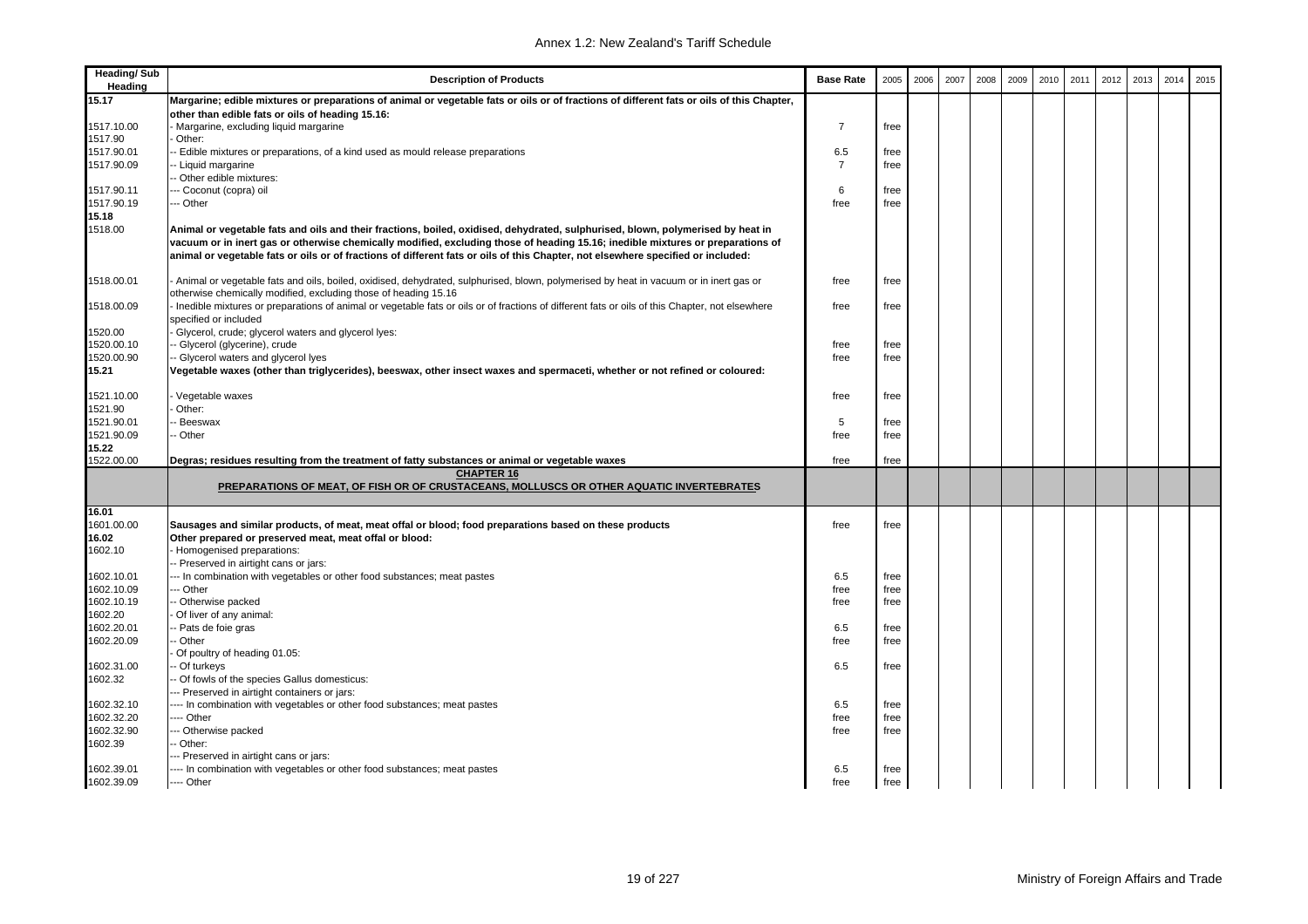| Heading/ Sub Heading | Description of Products | Base Rate | 2005 | 2006 | 2007 | 2008 | 2009 | 2010 | 2011 | 2012 | 2013 | 2014 | 2015 |
|---|---|---|---|---|---|---|---|---|---|---|---|---|---|
| 15.17 | **Margarine; edible mixtures or preparations of animal or vegetable fats or oils or of fractions of different fats or oils of this Chapter, other than edible fats or oils of heading 15.16:** | | | | | | | | | | | | |
| 1517.10.00 | - Margarine, excluding liquid margarine | 7 | free | | | | | | | | | | |
| 1517.90 | - Other: | | | | | | | | | | | | |
| 1517.90.01 | -- Edible mixtures or preparations, of a kind used as mould release preparations | 6.5 | free | | | | | | | | | | |
| 1517.90.09 | -- Liquid margarine | 7 | free | | | | | | | | | | |
| | -- Other edible mixtures: | | | | | | | | | | | | |
| 1517.90.11 | --- Coconut (copra) oil | 6 | free | | | | | | | | | | |
| 1517.90.19 | --- Other | free | free | | | | | | | | | | |
| 15.18 | | | | | | | | | | | | | |
| 1518.00 | **Animal or vegetable fats and oils and their fractions, boiled, oxidised, dehydrated, sulphurised, blown, polymerised by heat in vacuum or in inert gas or otherwise chemically modified, excluding those of heading 15.16; inedible mixtures or preparations of animal or vegetable fats or oils or of fractions of different fats or oils of this Chapter, not elsewhere specified or included:** | | | | | | | | | | | | |
| 1518.00.01 | - Animal or vegetable fats and oils, boiled, oxidised, dehydrated, sulphurised, blown, polymerised by heat in vacuum or in inert gas or otherwise chemically modified, excluding those of heading 15.16 | free | free | | | | | | | | | | |
| 1518.00.09 | - Inedible mixtures or preparations of animal or vegetable fats or oils or of fractions of different fats or oils of this Chapter, not elsewhere specified or included | free | free | | | | | | | | | | |
| 1520.00 | - Glycerol, crude; glycerol waters and glycerol lyes: | | | | | | | | | | | | |
| 1520.00.10 | -- Glycerol (glycerine), crude | free | free | | | | | | | | | | |
| 1520.00.90 | -- Glycerol waters and glycerol lyes | free | free | | | | | | | | | | |
| 15.21 | **Vegetable waxes (other than triglycerides), beeswax, other insect waxes and spermaceti, whether or not refined or coloured:** | | | | | | | | | | | | |
| 1521.10.00 | - Vegetable waxes | free | free | | | | | | | | | | |
| 1521.90 | - Other: | | | | | | | | | | | | |
| 1521.90.01 | -- Beeswax | 5 | free | | | | | | | | | | |
| 1521.90.09 | -- Other | free | free | | | | | | | | | | |
| 15.22 | | | | | | | | | | | | | |
| 1522.00.00 | **Degras; residues resulting from the treatment of fatty substances or animal or vegetable waxes** | free | free | | | | | | | | | | |
| | **CHAPTER 16** **PREPARATIONS OF MEAT, OF FISH OR OF CRUSTACEANS, MOLLUSCS OR OTHER AQUATIC INVERTEBRATES** | | | | | | | | | | | | |
| 16.01 | | | | | | | | | | | | | |
| 1601.00.00 | **Sausages and similar products, of meat, meat offal or blood; food preparations based on these products** | free | free | | | | | | | | | | |
| 16.02 | **Other prepared or preserved meat, meat offal or blood:** | | | | | | | | | | | | |
| 1602.10 | - Homogenised preparations: | | | | | | | | | | | | |
| | -- Preserved in airtight cans or jars: | | | | | | | | | | | | |
| 1602.10.01 | --- In combination with vegetables or other food substances; meat pastes | 6.5 | free | | | | | | | | | | |
| 1602.10.09 | --- Other | free | free | | | | | | | | | | |
| 1602.10.19 | -- Otherwise packed | free | free | | | | | | | | | | |
| 1602.20 | - Of liver of any animal: | | | | | | | | | | | | |
| 1602.20.01 | -- Pats de foie gras | 6.5 | free | | | | | | | | | | |
| 1602.20.09 | -- Other | free | free | | | | | | | | | | |
| | - Of poultry of heading 01.05: | | | | | | | | | | | | |
| 1602.31.00 | -- Of turkeys | 6.5 | free | | | | | | | | | | |
| 1602.32 | -- Of fowls of the species Gallus domesticus: | | | | | | | | | | | | |
| | --- Preserved in airtight containers or jars: | | | | | | | | | | | | |
| 1602.32.10 | ---- In combination with vegetables or other food substances; meat pastes | 6.5 | free | | | | | | | | | | |
| 1602.32.20 | ---- Other | free | free | | | | | | | | | | |
| 1602.32.90 | --- Otherwise packed | free | free | | | | | | | | | | |
| 1602.39 | -- Other: | | | | | | | | | | | | |
| | --- Preserved in airtight cans or jars: | | | | | | | | | | | | |
| 1602.39.01 | ---- In combination with vegetables or other food substances; meat pastes | 6.5 | free | | | | | | | | | | |
| 1602.39.09 | ---- Other | free | free | | | | | | | | | | |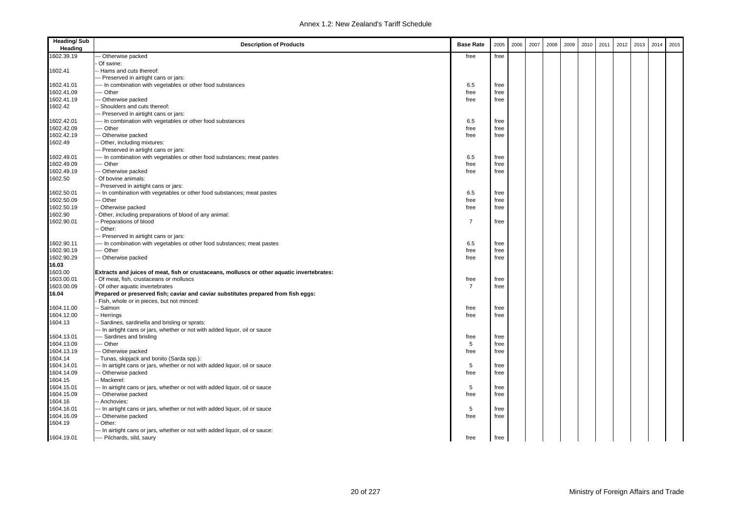| Heading/ Sub Heading | Description of Products | Base Rate | 2005 | 2006 | 2007 | 2008 | 2009 | 2010 | 2011 | 2012 | 2013 | 2014 | 2015 |
|---|---|---|---|---|---|---|---|---|---|---|---|---|---|
| 1602.39.19 | --- Otherwise packed | free | free | | | | | | | | | | |
| | - Of swine: | | | | | | | | | | | | |
| 1602.41 | -- Hams and cuts thereof: | | | | | | | | | | | | |
| | --- Preserved in airtight cans or jars: | | | | | | | | | | | | |
| 1602.41.01 | ---- In combination with vegetables or other food substances | 6.5 | free | | | | | | | | | | |
| 1602.41.09 | ---- Other | free | free | | | | | | | | | | |
| 1602.41.19 | --- Otherwise packed | free | free | | | | | | | | | | |
| 1602.42 | -- Shoulders and cuts thereof: | | | | | | | | | | | | |
| | --- Preserved in airtight cans or jars: | | | | | | | | | | | | |
| 1602.42.01 | ---- In combination with vegetables or other food substances | 6.5 | free | | | | | | | | | | |
| 1602.42.09 | ---- Other | free | free | | | | | | | | | | |
| 1602.42.19 | --- Otherwise packed | free | free | | | | | | | | | | |
| 1602.49 | -- Other, including mixtures: | | | | | | | | | | | | |
| | --- Preserved in airtight cans or jars: | | | | | | | | | | | | |
| 1602.49.01 | ---- In combination with vegetables or other food substances; meat pastes | 6.5 | free | | | | | | | | | | |
| 1602.49.09 | ---- Other | free | free | | | | | | | | | | |
| 1602.49.19 | --- Otherwise packed | free | free | | | | | | | | | | |
| 1602.50 | - Of bovine animals: | | | | | | | | | | | | |
| | -- Preserved in airtight cans or jars: | | | | | | | | | | | | |
| 1602.50.01 | --- In combination with vegetables or other food substances; meat pastes | 6.5 | free | | | | | | | | | | |
| 1602.50.09 | --- Other | free | free | | | | | | | | | | |
| 1602.50.19 | -- Otherwise packed | free | free | | | | | | | | | | |
| 1602.90 | - Other, including preparations of blood of any animal: | | | | | | | | | | | | |
| 1602.90.01 | -- Preparations of blood | 7 | free | | | | | | | | | | |
| | -- Other: | | | | | | | | | | | | |
| | --- Preserved in airtight cans or jars: | | | | | | | | | | | | |
| 1602.90.11 | ---- In combination with vegetables or other food substances; meat pastes | 6.5 | free | | | | | | | | | | |
| 1602.90.19 | ---- Other | free | free | | | | | | | | | | |
| 1602.90.29 | --- Otherwise packed | free | free | | | | | | | | | | |
| **16.03** | | | | | | | | | | | | | |
| 1603.00 | **Extracts and juices of meat, fish or crustaceans, molluscs or other aquatic invertebrates:** | | | | | | | | | | | | |
| 1603.00.01 | - Of meat, fish, crustaceans or molluscs | free | free | | | | | | | | | | |
| 1603.00.09 | - Of other aquatic invertebrates | 7 | free | | | | | | | | | | |
| **16.04** | **Prepared or preserved fish; caviar and caviar substitutes prepared from fish eggs:** | | | | | | | | | | | | |
| | - Fish, whole or in pieces, but not minced: | | | | | | | | | | | | |
| 1604.11.00 | -- Salmon | free | free | | | | | | | | | | |
| 1604.12.00 | -- Herrings | free | free | | | | | | | | | | |
| 1604.13 | -- Sardines, sardinella and brisling or sprats: | | | | | | | | | | | | |
| | --- In airtight cans or jars, whether or not with added liquor, oil or sauce | | | | | | | | | | | | |
| 1604.13.01 | ---- Sardines and brisling | free | free | | | | | | | | | | |
| 1604.13.09 | ---- Other | 5 | free | | | | | | | | | | |
| 1604.13.19 | --- Otherwise packed | free | free | | | | | | | | | | |
| 1604.14 | -- Tunas, skipjack and bonito (Sarda spp.): | | | | | | | | | | | | |
| 1604.14.01 | --- In airtight cans or jars, whether or not with added liquor, oil or sauce | 5 | free | | | | | | | | | | |
| 1604.14.09 | --- Otherwise packed | free | free | | | | | | | | | | |
| 1604.15 | -- Mackerel: | | | | | | | | | | | | |
| 1604.15.01 | --- In airtight cans or jars, whether or not with added liquor, oil or sauce | 5 | free | | | | | | | | | | |
| 1604.15.09 | --- Otherwise packed | free | free | | | | | | | | | | |
| 1604.16 | -- Anchovies: | | | | | | | | | | | | |
| 1604.16.01 | --- In airtight cans or jars, whether or not with added liquor, oil or sauce | 5 | free | | | | | | | | | | |
| 1604.16.09 | --- Otherwise packed | free | free | | | | | | | | | | |
| 1604.19 | -- Other: | | | | | | | | | | | | |
| | --- In airtight cans or jars, whether or not with added liquor, oil or sauce: | | | | | | | | | | | | |
| 1604.19.01 | ---- Pilchards, sild, saury | free | free | | | | | | | | | | |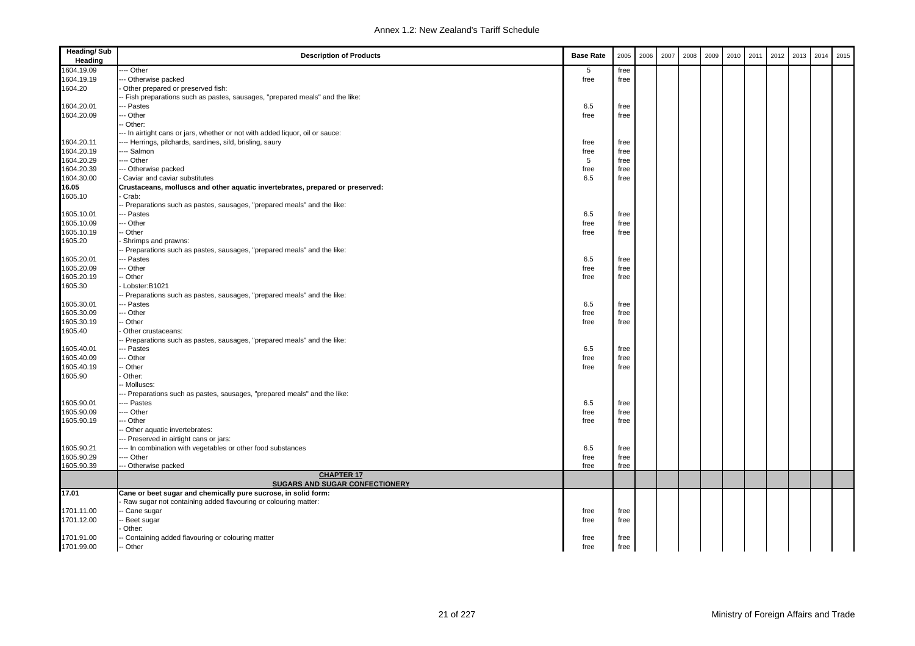| Heading/ Sub Heading | Description of Products | Base Rate | 2005 | 2006 | 2007 | 2008 | 2009 | 2010 | 2011 | 2012 | 2013 | 2014 | 2015 |
|---|---|---|---|---|---|---|---|---|---|---|---|---|---|
| 1604.19.09 | ---- Other | 5 | free | | | | | | | | | | |
| 1604.19.19 | --- Otherwise packed | free | free | | | | | | | | | | |
| 1604.20 | - Other prepared or preserved fish: | | | | | | | | | | | | |
| | -- Fish preparations such as pastes, sausages, "prepared meals" and the like: | | | | | | | | | | | | |
| 1604.20.01 | --- Pastes | 6.5 | free | | | | | | | | | | |
| 1604.20.09 | --- Other | free | free | | | | | | | | | | |
| | -- Other: | | | | | | | | | | | | |
| | --- In airtight cans or jars, whether or not with added liquor, oil or sauce: | | | | | | | | | | | | |
| 1604.20.11 | ---- Herrings, pilchards, sardines, sild, brisling, saury | free | free | | | | | | | | | | |
| 1604.20.19 | ---- Salmon | free | free | | | | | | | | | | |
| 1604.20.29 | ---- Other | 5 | free | | | | | | | | | | |
| 1604.20.39 | --- Otherwise packed | free | free | | | | | | | | | | |
| 1604.30.00 | - Caviar and caviar substitutes | 6.5 | free | | | | | | | | | | |
| **16.05** | **Crustaceans, molluscs and other aquatic invertebrates, prepared or preserved:** | | | | | | | | | | | | |
| 1605.10 | - Crab: | | | | | | | | | | | | |
| | -- Preparations such as pastes, sausages, "prepared meals" and the like: | | | | | | | | | | | | |
| 1605.10.01 | --- Pastes | 6.5 | free | | | | | | | | | | |
| 1605.10.09 | --- Other | free | free | | | | | | | | | | |
| 1605.10.19 | -- Other | free | free | | | | | | | | | | |
| 1605.20 | - Shrimps and prawns: | | | | | | | | | | | | |
| | -- Preparations such as pastes, sausages, "prepared meals" and the like: | | | | | | | | | | | | |
| 1605.20.01 | --- Pastes | 6.5 | free | | | | | | | | | | |
| 1605.20.09 | --- Other | free | free | | | | | | | | | | |
| 1605.20.19 | -- Other | free | free | | | | | | | | | | |
| 1605.30 | - Lobster:B1021 | | | | | | | | | | | | |
| | -- Preparations such as pastes, sausages, "prepared meals" and the like: | | | | | | | | | | | | |
| 1605.30.01 | --- Pastes | 6.5 | free | | | | | | | | | | |
| 1605.30.09 | --- Other | free | free | | | | | | | | | | |
| 1605.30.19 | -- Other | free | free | | | | | | | | | | |
| 1605.40 | - Other crustaceans: | | | | | | | | | | | | |
| | -- Preparations such as pastes, sausages, "prepared meals" and the like: | | | | | | | | | | | | |
| 1605.40.01 | --- Pastes | 6.5 | free | | | | | | | | | | |
| 1605.40.09 | --- Other | free | free | | | | | | | | | | |
| 1605.40.19 | -- Other | free | free | | | | | | | | | | |
| 1605.90 | - Other: | | | | | | | | | | | | |
| | -- Molluscs: | | | | | | | | | | | | |
| | --- Preparations such as pastes, sausages, "prepared meals" and the like: | | | | | | | | | | | | |
| 1605.90.01 | ---- Pastes | 6.5 | free | | | | | | | | | | |
| 1605.90.09 | ---- Other | free | free | | | | | | | | | | |
| 1605.90.19 | --- Other | free | free | | | | | | | | | | |
| | -- Other aquatic invertebrates: | | | | | | | | | | | | |
| | --- Preserved in airtight cans or jars: | | | | | | | | | | | | |
| 1605.90.21 | ---- In combination with vegetables or other food substances | 6.5 | free | | | | | | | | | | |
| 1605.90.29 | ---- Other | free | free | | | | | | | | | | |
| 1605.90.39 | --- Otherwise packed | free | free | | | | | | | | | | |
| | **CHAPTER 17 SUGARS AND SUGAR CONFECTIONERY** | | | | | | | | | | | | |
| **17.01** | **Cane or beet sugar and chemically pure sucrose, in solid form:** | | | | | | | | | | | | |
| | - Raw sugar not containing added flavouring or colouring matter: | | | | | | | | | | | | |
| 1701.11.00 | -- Cane sugar | free | free | | | | | | | | | | |
| 1701.12.00 | -- Beet sugar | free | free | | | | | | | | | | |
| | - Other: | | | | | | | | | | | | |
| 1701.91.00 | -- Containing added flavouring or colouring matter | free | free | | | | | | | | | | |
| 1701.99.00 | -- Other | free | free | | | | | | | | | | |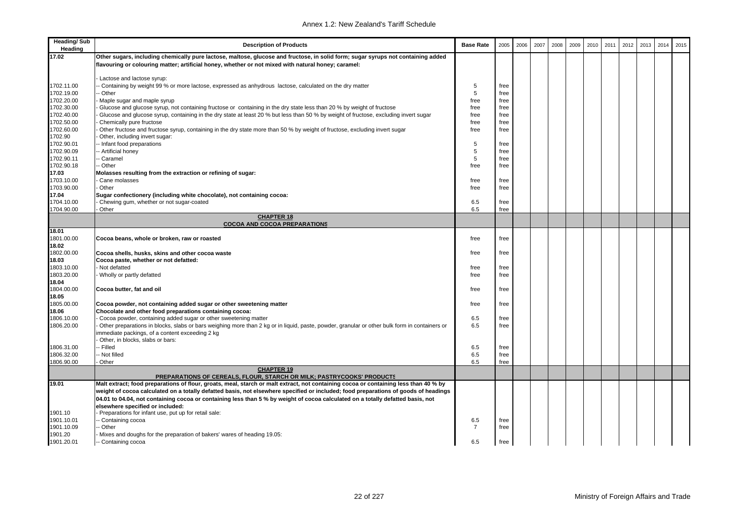| Heading/ Sub Heading | Description of Products | Base Rate | 2005 | 2006 | 2007 | 2008 | 2009 | 2010 | 2011 | 2012 | 2013 | 2014 | 2015 |
|---|---|---|---|---|---|---|---|---|---|---|---|---|---|
| **17.02** | **Other sugars, including chemically pure lactose, maltose, glucose and fructose, in solid form; sugar syrups not containing added flavouring or colouring matter; artificial honey, whether or not mixed with natural honey; caramel:** | | | | | | | | | | | | |
| | - Lactose and lactose syrup: | | | | | | | | | | | | |
| 1702.11.00 | -- Containing by weight 99 % or more lactose, expressed as anhydrous lactose, calculated on the dry matter | 5 | free | | | | | | | | | | |
| 1702.19.00 | -- Other | 5 | free | | | | | | | | | | |
| 1702.20.00 | - Maple sugar and maple syrup | free | free | | | | | | | | | | |
| 1702.30.00 | - Glucose and glucose syrup, not containing fructose or containing in the dry state less than 20 % by weight of fructose | free | free | | | | | | | | | | |
| 1702.40.00 | - Glucose and glucose syrup, containing in the dry state at least 20 % but less than 50 % by weight of fructose, excluding invert sugar | free | free | | | | | | | | | | |
| 1702.50.00 | - Chemically pure fructose | free | free | | | | | | | | | | |
| 1702.60.00 | - Other fructose and fructose syrup, containing in the dry state more than 50 % by weight of fructose, excluding invert sugar | free | free | | | | | | | | | | |
| 1702.90 | - Other, including invert sugar: | | | | | | | | | | | | |
| 1702.90.01 | -- Infant food preparations | 5 | free | | | | | | | | | | |
| 1702.90.09 | -- Artificial honey | 5 | free | | | | | | | | | | |
| 1702.90.11 | -- Caramel | 5 | free | | | | | | | | | | |
| 1702.90.18 | -- Other | free | free | | | | | | | | | | |
| **17.03** | **Molasses resulting from the extraction or refining of sugar:** | | | | | | | | | | | | |
| 1703.10.00 | - Cane molasses | free | free | | | | | | | | | | |
| 1703.90.00 | - Other | free | free | | | | | | | | | | |
| **17.04** | **Sugar confectionery (including white chocolate), not containing cocoa:** | | | | | | | | | | | | |
| 1704.10.00 | - Chewing gum, whether or not sugar-coated | 6.5 | free | | | | | | | | | | |
| 1704.90.00 | - Other | 6.5 | free | | | | | | | | | | |
| | **CHAPTER 18** **COCOA AND COCOA PREPARATIONS** | | | | | | | | | | | | |
| **18.01** | | | | | | | | | | | | | |
| 1801.00.00 | **Cocoa beans, whole or broken, raw or roasted** | free | free | | | | | | | | | | |
| **18.02** | | | | | | | | | | | | | |
| 1802.00.00 | **Cocoa shells, husks, skins and other cocoa waste** | free | free | | | | | | | | | | |
| **18.03** | **Cocoa paste, whether or not defatted:** | | | | | | | | | | | | |
| 1803.10.00 | - Not defatted | free | free | | | | | | | | | | |
| 1803.20.00 | - Wholly or partly defatted | free | free | | | | | | | | | | |
| **18.04** | | | | | | | | | | | | | |
| 1804.00.00 | **Cocoa butter, fat and oil** | free | free | | | | | | | | | | |
| **18.05** | | | | | | | | | | | | | |
| 1805.00.00 | **Cocoa powder, not containing added sugar or other sweetening matter** | free | free | | | | | | | | | | |
| **18.06** | **Chocolate and other food preparations containing cocoa:** | | | | | | | | | | | | |
| 1806.10.00 | - Cocoa powder, containing added sugar or other sweetening matter | 6.5 | free | | | | | | | | | | |
| 1806.20.00 | - Other preparations in blocks, slabs or bars weighing more than 2 kg or in liquid, paste, powder, granular or other bulk form in containers or immediate packings, of a content exceeding 2 kg | 6.5 | free | | | | | | | | | | |
| | - Other, in blocks, slabs or bars: | | | | | | | | | | | | |
| 1806.31.00 | -- Filled | 6.5 | free | | | | | | | | | | |
| 1806.32.00 | -- Not filled | 6.5 | free | | | | | | | | | | |
| 1806.90.00 | - Other | 6.5 | free | | | | | | | | | | |
| | **CHAPTER 19** **PREPARATIONS OF CEREALS, FLOUR, STARCH OR MILK; PASTRYCOOKS' PRODUCTS** | | | | | | | | | | | | |
| **19.01** | **Malt extract; food preparations of flour, groats, meal, starch or malt extract, not containing cocoa or containing less than 40 % by weight of cocoa calculated on a totally defatted basis, not elsewhere specified or included; food preparations of goods of headings 04.01 to 04.04, not containing cocoa or containing less than 5 % by weight of cocoa calculated on a totally defatted basis, not elsewhere specified or included:** | | | | | | | | | | | | |
| 1901.10 | - Preparations for infant use, put up for retail sale: | | | | | | | | | | | | |
| 1901.10.01 | -- Containing cocoa | 6.5 | free | | | | | | | | | | |
| 1901.10.09 | -- Other | 7 | free | | | | | | | | | | |
| 1901.20 | - Mixes and doughs for the preparation of bakers' wares of heading 19.05: | | | | | | | | | | | | |
| 1901.20.01 | -- Containing cocoa | 6.5 | free | | | | | | | | | | |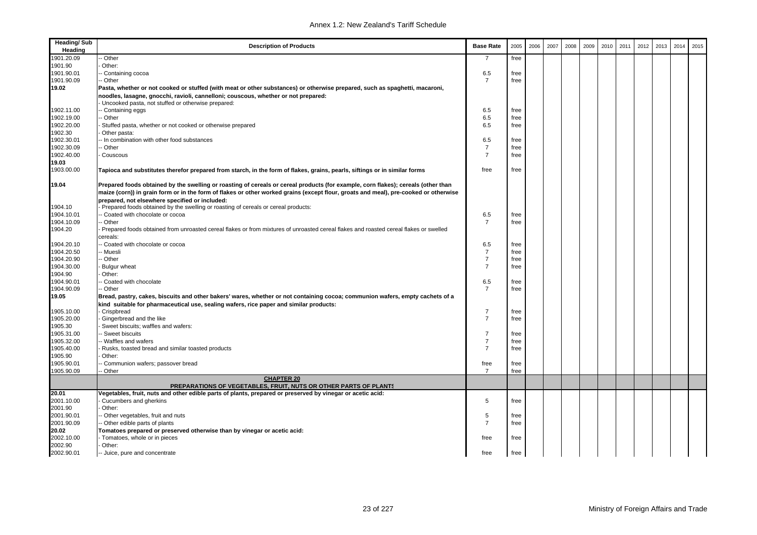| Heading/ Sub Heading | Description of Products | Base Rate | 2005 | 2006 | 2007 | 2008 | 2009 | 2010 | 2011 | 2012 | 2013 | 2014 | 2015 |
|---|---|---|---|---|---|---|---|---|---|---|---|---|---|
| 1901.20.09 | -- Other | 7 | free | | | | | | | | | | |
| 1901.90 | - Other: | | | | | | | | | | | | |
| 1901.90.01 | -- Containing cocoa | 6.5 | free | | | | | | | | | | |
| 1901.90.09 | -- Other | 7 | free | | | | | | | | | | |
| **19.02** | **Pasta, whether or not cooked or stuffed (with meat or other substances) or otherwise prepared, such as spaghetti, macaroni, noodles, lasagne, gnocchi, ravioli, cannelloni; couscous, whether or not prepared:** | | | | | | | | | | | | |
| | - Uncooked pasta, not stuffed or otherwise prepared: | | | | | | | | | | | | |
| 1902.11.00 | -- Containing eggs | 6.5 | free | | | | | | | | | | |
| 1902.19.00 | -- Other | 6.5 | free | | | | | | | | | | |
| 1902.20.00 | - Stuffed pasta, whether or not cooked or otherwise prepared | 6.5 | free | | | | | | | | | | |
| 1902.30 | - Other pasta: | | | | | | | | | | | | |
| 1902.30.01 | -- In combination with other food substances | 6.5 | free | | | | | | | | | | |
| 1902.30.09 | -- Other | 7 | free | | | | | | | | | | |
| 1902.40.00 | - Couscous | 7 | free | | | | | | | | | | |
| **19.03** | | | | | | | | | | | | | |
| 1903.00.00 | **Tapioca and substitutes therefor prepared from starch, in the form of flakes, grains, pearls, siftings or in similar forms** | free | free | | | | | | | | | | |
| **19.04** | **Prepared foods obtained by the swelling or roasting of cereals or cereal products (for example, corn flakes); cereals (other than maize (corn)) in grain form or in the form of flakes or other worked grains (except flour, groats and meal), pre-cooked or otherwise prepared, not elsewhere specified or included:** | | | | | | | | | | | | |
| 1904.10 | - Prepared foods obtained by the swelling or roasting of cereals or cereal products: | | | | | | | | | | | | |
| 1904.10.01 | -- Coated with chocolate or cocoa | 6.5 | free | | | | | | | | | | |
| 1904.10.09 | -- Other | 7 | free | | | | | | | | | | |
| 1904.20 | - Prepared foods obtained from unroasted cereal flakes or from mixtures of unroasted cereal flakes and roasted cereal flakes or swelled cereals: | | | | | | | | | | | | |
| 1904.20.10 | -- Coated with chocolate or cocoa | 6.5 | free | | | | | | | | | | |
| 1904.20.50 | -- Muesli | 7 | free | | | | | | | | | | |
| 1904.20.90 | -- Other | 7 | free | | | | | | | | | | |
| 1904.30.00 | - Bulgur wheat | 7 | free | | | | | | | | | | |
| 1904.90 | - Other: | | | | | | | | | | | | |
| 1904.90.01 | -- Coated with chocolate | 6.5 | free | | | | | | | | | | |
| 1904.90.09 | -- Other | 7 | free | | | | | | | | | | |
| **19.05** | **Bread, pastry, cakes, biscuits and other bakers' wares, whether or not containing cocoa; communion wafers, empty cachets of a kind suitable for pharmaceutical use, sealing wafers, rice paper and similar products:** | | | | | | | | | | | | |
| 1905.10.00 | - Crispbread | 7 | free | | | | | | | | | | |
| 1905.20.00 | - Gingerbread and the like | 7 | free | | | | | | | | | | |
| 1905.30 | - Sweet biscuits; waffles and wafers: | | | | | | | | | | | | |
| 1905.31.00 | -- Sweet biscuits | 7 | free | | | | | | | | | | |
| 1905.32.00 | -- Waffles and wafers | 7 | free | | | | | | | | | | |
| 1905.40.00 | - Rusks, toasted bread and similar toasted products | 7 | free | | | | | | | | | | |
| 1905.90 | - Other: | | | | | | | | | | | | |
| 1905.90.01 | -- Communion wafers; passover bread | free | free | | | | | | | | | | |
| 1905.90.09 | -- Other | 7 | free | | | | | | | | | | |
| | **CHAPTER 20** **PREPARATIONS OF VEGETABLES, FRUIT, NUTS OR OTHER PARTS OF PLANTS** | | | | | | | | | | | | |
| **20.01** | **Vegetables, fruit, nuts and other edible parts of plants, prepared or preserved by vinegar or acetic acid:** | | | | | | | | | | | | |
| 2001.10.00 | - Cucumbers and gherkins | 5 | free | | | | | | | | | | |
| 2001.90 | - Other: | | | | | | | | | | | | |
| 2001.90.01 | -- Other vegetables, fruit and nuts | 5 | free | | | | | | | | | | |
| 2001.90.09 | -- Other edible parts of plants | 7 | free | | | | | | | | | | |
| **20.02** | **Tomatoes prepared or preserved otherwise than by vinegar or acetic acid:** | | | | | | | | | | | | |
| 2002.10.00 | - Tomatoes, whole or in pieces | free | free | | | | | | | | | | |
| 2002.90 | - Other: | | | | | | | | | | | | |
| 2002.90.01 | -- Juice, pure and concentrate | free | free | | | | | | | | | | |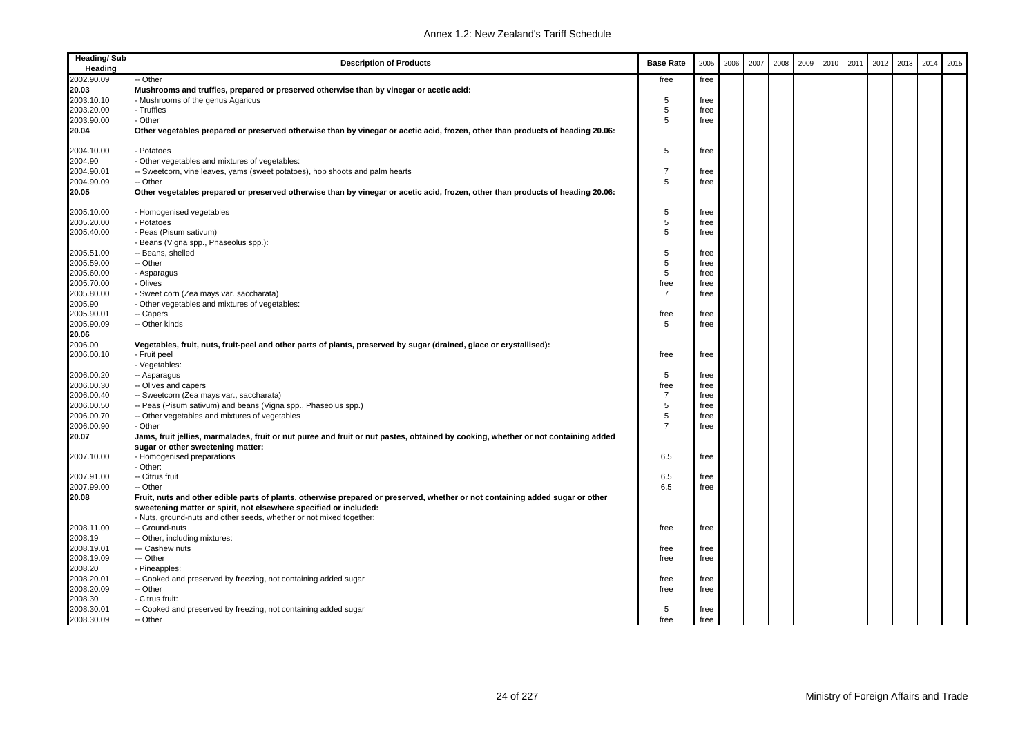| Heading/ Sub Heading | Description of Products | Base Rate | 2005 | 2006 | 2007 | 2008 | 2009 | 2010 | 2011 | 2012 | 2013 | 2014 | 2015 |
|---|---|---|---|---|---|---|---|---|---|---|---|---|---|
| 2002.90.09 | -- Other | free | free | | | | | | | | | | |
| **20.03** | **Mushrooms and truffles, prepared or preserved otherwise than by vinegar or acetic acid:** | | | | | | | | | | | | |
| 2003.10.10 | - Mushrooms of the genus Agaricus | 5 | free | | | | | | | | | | |
| 2003.20.00 | - Truffles | 5 | free | | | | | | | | | | |
| 2003.90.00 | - Other | 5 | free | | | | | | | | | | |
| **20.04** | **Other vegetables prepared or preserved otherwise than by vinegar or acetic acid, frozen, other than products of heading 20.06:** | | | | | | | | | | | | |
| 2004.10.00 | - Potatoes | 5 | free | | | | | | | | | | |
| 2004.90 | - Other vegetables and mixtures of vegetables: | | | | | | | | | | | | |
| 2004.90.01 | -- Sweetcorn, vine leaves, yams (sweet potatoes), hop shoots and palm hearts | 7 | free | | | | | | | | | | |
| 2004.90.09 | -- Other | 5 | free | | | | | | | | | | |
| **20.05** | **Other vegetables prepared or preserved otherwise than by vinegar or acetic acid, frozen, other than products of heading 20.06:** | | | | | | | | | | | | |
| 2005.10.00 | - Homogenised vegetables | 5 | free | | | | | | | | | | |
| 2005.20.00 | - Potatoes | 5 | free | | | | | | | | | | |
| 2005.40.00 | - Peas (Pisum sativum) | 5 | free | | | | | | | | | | |
| | - Beans (Vigna spp., Phaseolus spp.): | | | | | | | | | | | | |
| 2005.51.00 | -- Beans, shelled | 5 | free | | | | | | | | | | |
| 2005.59.00 | -- Other | 5 | free | | | | | | | | | | |
| 2005.60.00 | - Asparagus | 5 | free | | | | | | | | | | |
| 2005.70.00 | - Olives | free | free | | | | | | | | | | |
| 2005.80.00 | - Sweet corn (Zea mays var. saccharata) | 7 | free | | | | | | | | | | |
| 2005.90 | - Other vegetables and mixtures of vegetables: | | | | | | | | | | | | |
| 2005.90.01 | -- Capers | free | free | | | | | | | | | | |
| 2005.90.09 | -- Other kinds | 5 | free | | | | | | | | | | |
| **20.06** | | | | | | | | | | | | | |
| 2006.00 | **Vegetables, fruit, nuts, fruit-peel and other parts of plants, preserved by sugar (drained, glace or crystallised):** | | | | | | | | | | | | |
| 2006.00.10 | - Fruit peel | free | free | | | | | | | | | | |
| | - Vegetables: | | | | | | | | | | | | |
| 2006.00.20 | -- Asparagus | 5 | free | | | | | | | | | | |
| 2006.00.30 | -- Olives and capers | free | free | | | | | | | | | | |
| 2006.00.40 | -- Sweetcorn (Zea mays var., saccharata) | 7 | free | | | | | | | | | | |
| 2006.00.50 | -- Peas (Pisum sativum) and beans (Vigna spp., Phaseolus spp.) | 5 | free | | | | | | | | | | |
| 2006.00.70 | -- Other vegetables and mixtures of vegetables | 5 | free | | | | | | | | | | |
| 2006.00.90 | - Other | 7 | free | | | | | | | | | | |
| **20.07** | **Jams, fruit jellies, marmalades, fruit or nut puree and fruit or nut pastes, obtained by cooking, whether or not containing added sugar or other sweetening matter:** | | | | | | | | | | | | |
| 2007.10.00 | - Homogenised preparations | 6.5 | free | | | | | | | | | | |
| | - Other: | | | | | | | | | | | | |
| 2007.91.00 | -- Citrus fruit | 6.5 | free | | | | | | | | | | |
| 2007.99.00 | -- Other | 6.5 | free | | | | | | | | | | |
| **20.08** | **Fruit, nuts and other edible parts of plants, otherwise prepared or preserved, whether or not containing added sugar or other sweetening matter or spirit, not elsewhere specified or included:** | | | | | | | | | | | | |
| | - Nuts, ground-nuts and other seeds, whether or not mixed together: | | | | | | | | | | | | |
| 2008.11.00 | -- Ground-nuts | free | free | | | | | | | | | | |
| 2008.19 | -- Other, including mixtures: | | | | | | | | | | | | |
| 2008.19.01 | --- Cashew nuts | free | free | | | | | | | | | | |
| 2008.19.09 | --- Other | free | free | | | | | | | | | | |
| 2008.20 | - Pineapples: | | | | | | | | | | | | |
| 2008.20.01 | -- Cooked and preserved by freezing, not containing added sugar | free | free | | | | | | | | | | |
| 2008.20.09 | -- Other | free | free | | | | | | | | | | |
| 2008.30 | - Citrus fruit: | | | | | | | | | | | | |
| 2008.30.01 | -- Cooked and preserved by freezing, not containing added sugar | 5 | free | | | | | | | | | | |
| 2008.30.09 | -- Other | free | free | | | | | | | | | | |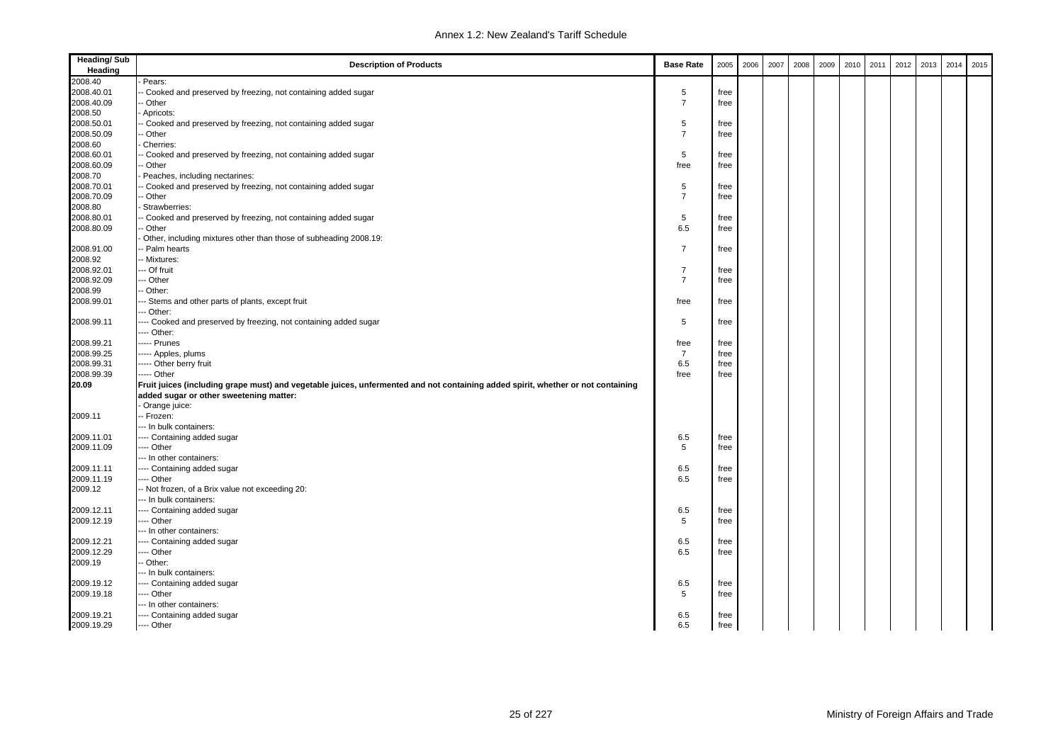| Heading/ Sub Heading | Description of Products | Base Rate | 2005 | 2006 | 2007 | 2008 | 2009 | 2010 | 2011 | 2012 | 2013 | 2014 | 2015 |
|---|---|---|---|---|---|---|---|---|---|---|---|---|---|
| 2008.40 | - Pears: | | | | | | | | | | | | |
| 2008.40.01 | -- Cooked and preserved by freezing, not containing added sugar | 5 | free | | | | | | | | | | |
| 2008.40.09 | -- Other | 7 | free | | | | | | | | | | |
| 2008.50 | - Apricots: | | | | | | | | | | | | |
| 2008.50.01 | -- Cooked and preserved by freezing, not containing added sugar | 5 | free | | | | | | | | | | |
| 2008.50.09 | -- Other | 7 | free | | | | | | | | | | |
| 2008.60 | - Cherries: | | | | | | | | | | | | |
| 2008.60.01 | -- Cooked and preserved by freezing, not containing added sugar | 5 | free | | | | | | | | | | |
| 2008.60.09 | -- Other | free | free | | | | | | | | | | |
| 2008.70 | - Peaches, including nectarines: | | | | | | | | | | | | |
| 2008.70.01 | -- Cooked and preserved by freezing, not containing added sugar | 5 | free | | | | | | | | | | |
| 2008.70.09 | -- Other | 7 | free | | | | | | | | | | |
| 2008.80 | - Strawberries: | | | | | | | | | | | | |
| 2008.80.01 | -- Cooked and preserved by freezing, not containing added sugar | 5 | free | | | | | | | | | | |
| 2008.80.09 | -- Other | 6.5 | free | | | | | | | | | | |
| | - Other, including mixtures other than those of subheading 2008.19: | | | | | | | | | | | | |
| 2008.91.00 | -- Palm hearts | 7 | free | | | | | | | | | | |
| 2008.92 | -- Mixtures: | | | | | | | | | | | | |
| 2008.92.01 | --- Of fruit | 7 | free | | | | | | | | | | |
| 2008.92.09 | --- Other | 7 | free | | | | | | | | | | |
| 2008.99 | -- Other: | | | | | | | | | | | | |
| 2008.99.01 | --- Stems and other parts of plants, except fruit | free | free | | | | | | | | | | |
| | --- Other: | | | | | | | | | | | | |
| 2008.99.11 | ---- Cooked and preserved by freezing, not containing added sugar | 5 | free | | | | | | | | | | |
| | ---- Other: | | | | | | | | | | | | |
| 2008.99.21 | ----- Prunes | free | free | | | | | | | | | | |
| 2008.99.25 | ----- Apples, plums | 7 | free | | | | | | | | | | |
| 2008.99.31 | ----- Other berry fruit | 6.5 | free | | | | | | | | | | |
| 2008.99.39 | ----- Other | free | free | | | | | | | | | | |
| **20.09** | **Fruit juices (including grape must) and vegetable juices, unfermented and not containing added spirit, whether or not containing added sugar or other sweetening matter:** | | | | | | | | | | | | |
| | - Orange juice: | | | | | | | | | | | | |
| 2009.11 | -- Frozen: | | | | | | | | | | | | |
| | --- In bulk containers: | | | | | | | | | | | | |
| 2009.11.01 | ---- Containing added sugar | 6.5 | free | | | | | | | | | | |
| 2009.11.09 | ---- Other | 5 | free | | | | | | | | | | |
| | --- In other containers: | | | | | | | | | | | | |
| 2009.11.11 | ---- Containing added sugar | 6.5 | free | | | | | | | | | | |
| 2009.11.19 | ---- Other | 6.5 | free | | | | | | | | | | |
| 2009.12 | -- Not frozen, of a Brix value not exceeding 20: | | | | | | | | | | | | |
| | --- In bulk containers: | | | | | | | | | | | | |
| 2009.12.11 | ---- Containing added sugar | 6.5 | free | | | | | | | | | | |
| 2009.12.19 | ---- Other | 5 | free | | | | | | | | | | |
| | --- In other containers: | | | | | | | | | | | | |
| 2009.12.21 | ---- Containing added sugar | 6.5 | free | | | | | | | | | | |
| 2009.12.29 | ---- Other | 6.5 | free | | | | | | | | | | |
| 2009.19 | -- Other: | | | | | | | | | | | | |
| | --- In bulk containers: | | | | | | | | | | | | |
| 2009.19.12 | ---- Containing added sugar | 6.5 | free | | | | | | | | | | |
| 2009.19.18 | ---- Other | 5 | free | | | | | | | | | | |
| | --- In other containers: | | | | | | | | | | | | |
| 2009.19.21 | ---- Containing added sugar | 6.5 | free | | | | | | | | | | |
| 2009.19.29 | ---- Other | 6.5 | free | | | | | | | | | | |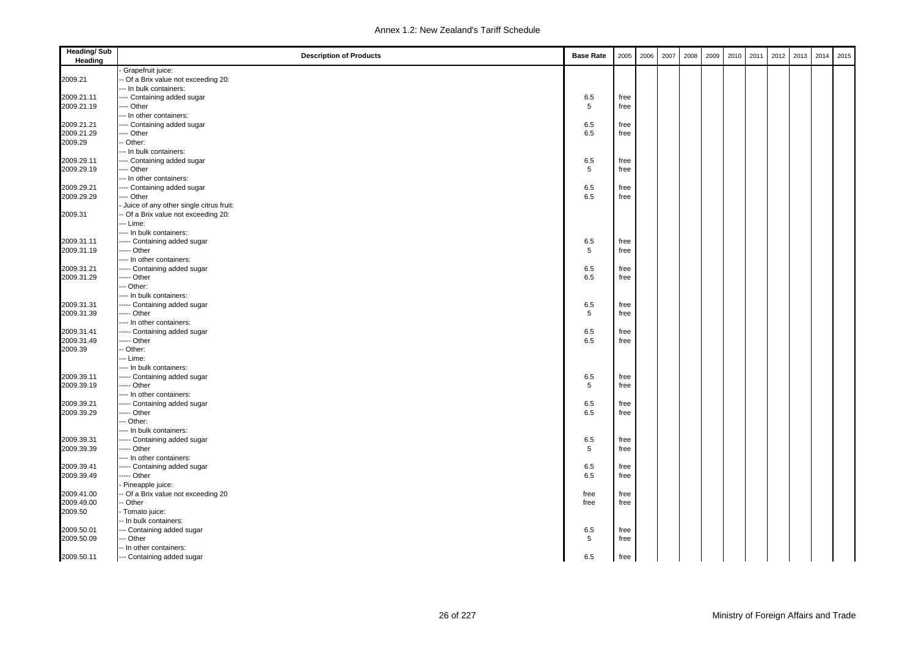| Heading/ Sub Heading | Description of Products | Base Rate | 2005 | 2006 | 2007 | 2008 | 2009 | 2010 | 2011 | 2012 | 2013 | 2014 | 2015 |
|---|---|---|---|---|---|---|---|---|---|---|---|---|---|
| | - Grapefruit juice: | | | | | | | | | | | | |
| 2009.21 | -- Of a Brix value not exceeding 20: | | | | | | | | | | | | |
| | --- In bulk containers: | | | | | | | | | | | | |
| 2009.21.11 | ---- Containing added sugar | 6.5 | free | | | | | | | | | | |
| 2009.21.19 | ---- Other | 5 | free | | | | | | | | | | |
| | --- In other containers: | | | | | | | | | | | | |
| 2009.21.21 | ---- Containing added sugar | 6.5 | free | | | | | | | | | | |
| 2009.21.29 | ---- Other | 6.5 | free | | | | | | | | | | |
| 2009.29 | -- Other: | | | | | | | | | | | | |
| | --- In bulk containers: | | | | | | | | | | | | |
| 2009.29.11 | ---- Containing added sugar | 6.5 | free | | | | | | | | | | |
| 2009.29.19 | ---- Other | 5 | free | | | | | | | | | | |
| | --- In other containers: | | | | | | | | | | | | |
| 2009.29.21 | ---- Containing added sugar | 6.5 | free | | | | | | | | | | |
| 2009.29.29 | ---- Other | 6.5 | free | | | | | | | | | | |
| | - Juice of any other single citrus fruit: | | | | | | | | | | | | |
| 2009.31 | -- Of a Brix value not exceeding 20: | | | | | | | | | | | | |
| | --- Lime: | | | | | | | | | | | | |
| | ---- In bulk containers: | | | | | | | | | | | | |
| 2009.31.11 | ----- Containing added sugar | 6.5 | free | | | | | | | | | | |
| 2009.31.19 | ----- Other | 5 | free | | | | | | | | | | |
| | ---- In other containers: | | | | | | | | | | | | |
| 2009.31.21 | ----- Containing added sugar | 6.5 | free | | | | | | | | | | |
| 2009.31.29 | ----- Other | 6.5 | free | | | | | | | | | | |
| | --- Other: | | | | | | | | | | | | |
| | ---- In bulk containers: | | | | | | | | | | | | |
| 2009.31.31 | ----- Containing added sugar | 6.5 | free | | | | | | | | | | |
| 2009.31.39 | ----- Other | 5 | free | | | | | | | | | | |
| | ---- In other containers: | | | | | | | | | | | | |
| 2009.31.41 | ----- Containing added sugar | 6.5 | free | | | | | | | | | | |
| 2009.31.49 | ----- Other | 6.5 | free | | | | | | | | | | |
| 2009.39 | -- Other: | | | | | | | | | | | | |
| | --- Lime: | | | | | | | | | | | | |
| | ---- In bulk containers: | | | | | | | | | | | | |
| 2009.39.11 | ----- Containing added sugar | 6.5 | free | | | | | | | | | | |
| 2009.39.19 | ----- Other | 5 | free | | | | | | | | | | |
| | ---- In other containers: | | | | | | | | | | | | |
| 2009.39.21 | ----- Containing added sugar | 6.5 | free | | | | | | | | | | |
| 2009.39.29 | ----- Other | 6.5 | free | | | | | | | | | | |
| | --- Other: | | | | | | | | | | | | |
| | ---- In bulk containers: | | | | | | | | | | | | |
| 2009.39.31 | ----- Containing added sugar | 6.5 | free | | | | | | | | | | |
| 2009.39.39 | ----- Other | 5 | free | | | | | | | | | | |
| | ---- In other containers: | | | | | | | | | | | | |
| 2009.39.41 | ----- Containing added sugar | 6.5 | free | | | | | | | | | | |
| 2009.39.49 | ----- Other | 6.5 | free | | | | | | | | | | |
| | - Pineapple juice: | | | | | | | | | | | | |
| 2009.41.00 | -- Of a Brix value not exceeding 20 | free | free | | | | | | | | | | |
| 2009.49.00 | -- Other | free | free | | | | | | | | | | |
| 2009.50 | - Tomato juice: | | | | | | | | | | | | |
| | -- In bulk containers: | | | | | | | | | | | | |
| 2009.50.01 | --- Containing added sugar | 6.5 | free | | | | | | | | | | |
| 2009.50.09 | --- Other | 5 | free | | | | | | | | | | |
| | -- In other containers: | | | | | | | | | | | | |
| 2009.50.11 | --- Containing added sugar | 6.5 | free | | | | | | | | | | |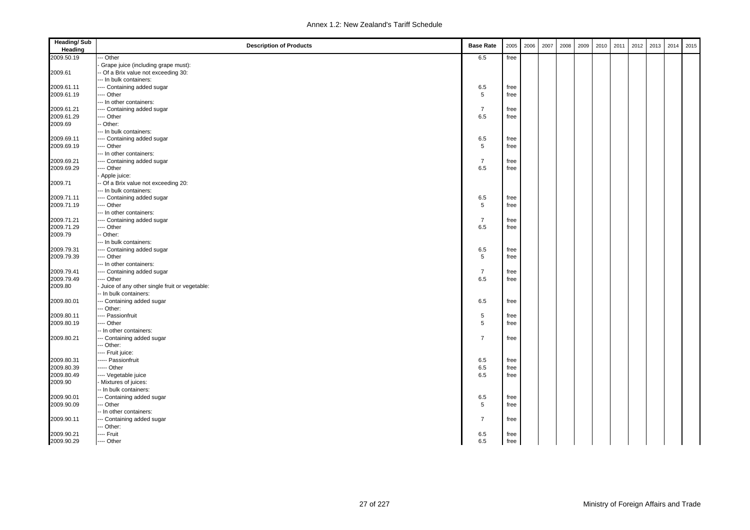| Heading/ Sub Heading | Description of Products | Base Rate | 2005 | 2006 | 2007 | 2008 | 2009 | 2010 | 2011 | 2012 | 2013 | 2014 | 2015 |
|---|---|---|---|---|---|---|---|---|---|---|---|---|---|
| 2009.50.19 | --- Other | 6.5 | free | | | | | | | | | | |
| | - Grape juice (including grape must): | | | | | | | | | | | | |
| 2009.61 | -- Of a Brix value not exceeding 30: | | | | | | | | | | | | |
| | --- In bulk containers: | | | | | | | | | | | | |
| 2009.61.11 | ---- Containing added sugar | 6.5 | free | | | | | | | | | | |
| 2009.61.19 | ---- Other | 5 | free | | | | | | | | | | |
| | --- In other containers: | | | | | | | | | | | | |
| 2009.61.21 | ---- Containing added sugar | 7 | free | | | | | | | | | | |
| 2009.61.29 | ---- Other | 6.5 | free | | | | | | | | | | |
| 2009.69 | -- Other: | | | | | | | | | | | | |
| | --- In bulk containers: | | | | | | | | | | | | |
| 2009.69.11 | ---- Containing added sugar | 6.5 | free | | | | | | | | | | |
| 2009.69.19 | ---- Other | 5 | free | | | | | | | | | | |
| | --- In other containers: | | | | | | | | | | | | |
| 2009.69.21 | ---- Containing added sugar | 7 | free | | | | | | | | | | |
| 2009.69.29 | ---- Other | 6.5 | free | | | | | | | | | | |
| | - Apple juice: | | | | | | | | | | | | |
| 2009.71 | -- Of a Brix value not exceeding 20: | | | | | | | | | | | | |
| | --- In bulk containers: | | | | | | | | | | | | |
| 2009.71.11 | ---- Containing added sugar | 6.5 | free | | | | | | | | | | |
| 2009.71.19 | ---- Other | 5 | free | | | | | | | | | | |
| | --- In other containers: | | | | | | | | | | | | |
| 2009.71.21 | ---- Containing added sugar | 7 | free | | | | | | | | | | |
| 2009.71.29 | ---- Other | 6.5 | free | | | | | | | | | | |
| 2009.79 | -- Other: | | | | | | | | | | | | |
| | --- In bulk containers: | | | | | | | | | | | | |
| 2009.79.31 | ---- Containing added sugar | 6.5 | free | | | | | | | | | | |
| 2009.79.39 | ---- Other | 5 | free | | | | | | | | | | |
| | --- In other containers: | | | | | | | | | | | | |
| 2009.79.41 | ---- Containing added sugar | 7 | free | | | | | | | | | | |
| 2009.79.49 | ---- Other | 6.5 | free | | | | | | | | | | |
| 2009.80 | - Juice of any other single fruit or vegetable: | | | | | | | | | | | | |
| | -- In bulk containers: | | | | | | | | | | | | |
| 2009.80.01 | --- Containing added sugar | 6.5 | free | | | | | | | | | | |
| | --- Other: | | | | | | | | | | | | |
| 2009.80.11 | ---- Passionfruit | 5 | free | | | | | | | | | | |
| 2009.80.19 | ---- Other | 5 | free | | | | | | | | | | |
| | -- In other containers: | | | | | | | | | | | | |
| 2009.80.21 | --- Containing added sugar | 7 | free | | | | | | | | | | |
| | --- Other: | | | | | | | | | | | | |
| | ---- Fruit juice: | | | | | | | | | | | | |
| 2009.80.31 | ----- Passionfruit | 6.5 | free | | | | | | | | | | |
| 2009.80.39 | ----- Other | 6.5 | free | | | | | | | | | | |
| 2009.80.49 | ---- Vegetable juice | 6.5 | free | | | | | | | | | | |
| 2009.90 | - Mixtures of juices: | | | | | | | | | | | | |
| | -- In bulk containers: | | | | | | | | | | | | |
| 2009.90.01 | --- Containing added sugar | 6.5 | free | | | | | | | | | | |
| 2009.90.09 | --- Other | 5 | free | | | | | | | | | | |
| | -- In other containers: | | | | | | | | | | | | |
| 2009.90.11 | --- Containing added sugar | 7 | free | | | | | | | | | | |
| | --- Other: | | | | | | | | | | | | |
| 2009.90.21 | ---- Fruit | 6.5 | free | | | | | | | | | | |
| 2009.90.29 | ---- Other | 6.5 | free | | | | | | | | | | |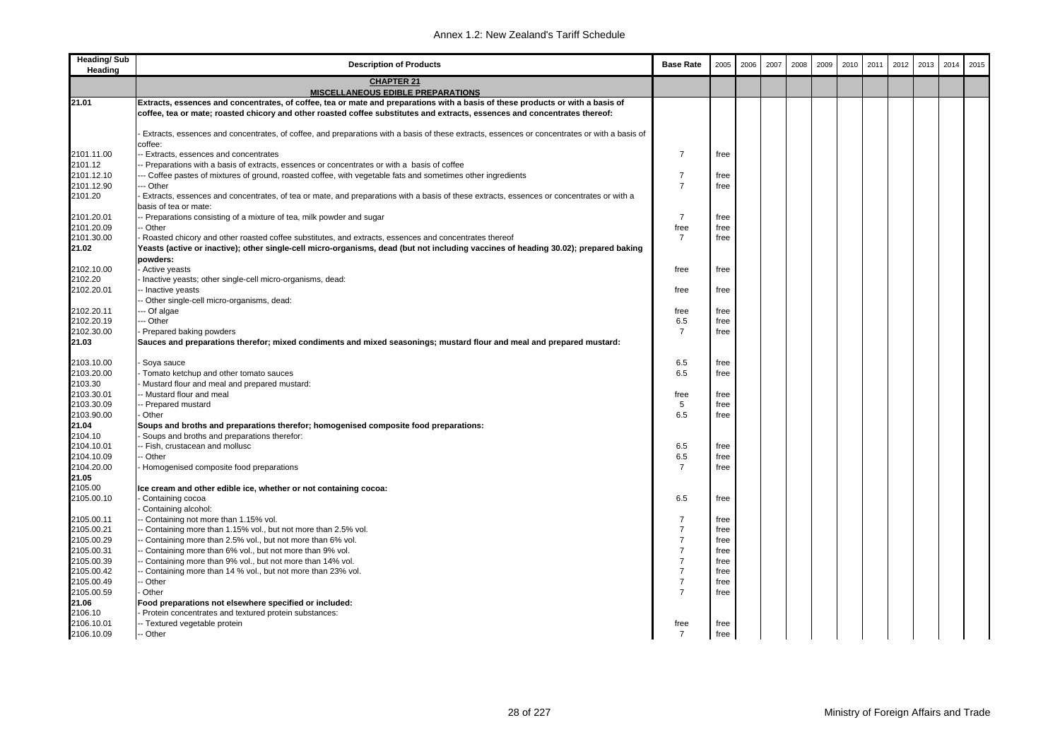| Heading/ Sub Heading | Description of Products | Base Rate | 2005 | 2006 | 2007 | 2008 | 2009 | 2010 | 2011 | 2012 | 2013 | 2014 | 2015 |
|---|---|---|---|---|---|---|---|---|---|---|---|---|---|
| | **CHAPTER 21** **MISCELLANEOUS EDIBLE PREPARATIONS** | | | | | | | | | | | | |
| **21.01** | **Extracts, essences and concentrates, of coffee, tea or mate and preparations with a basis of these products or with a basis of coffee, tea or mate; roasted chicory and other roasted coffee substitutes and extracts, essences and concentrates thereof:** | | | | | | | | | | | | |
| | - Extracts, essences and concentrates, of coffee, and preparations with a basis of these extracts, essences or concentrates or with a basis of coffee: | | | | | | | | | | | | |
| 2101.11.00 | -- Extracts, essences and concentrates | 7 | free | | | | | | | | | | |
| 2101.12 | -- Preparations with a basis of extracts, essences or concentrates or with a basis of coffee | | | | | | | | | | | | |
| 2101.12.10 | --- Coffee pastes of mixtures of ground, roasted coffee, with vegetable fats and sometimes other ingredients | 7 | free | | | | | | | | | | |
| 2101.12.90 | --- Other | 7 | free | | | | | | | | | | |
| 2101.20 | - Extracts, essences and concentrates, of tea or mate, and preparations with a basis of these extracts, essences or concentrates or with a basis of tea or mate: | | | | | | | | | | | | |
| 2101.20.01 | -- Preparations consisting of a mixture of tea, milk powder and sugar | 7 | free | | | | | | | | | | |
| 2101.20.09 | -- Other | free | free | | | | | | | | | | |
| 2101.30.00 | - Roasted chicory and other roasted coffee substitutes, and extracts, essences and concentrates thereof | 7 | free | | | | | | | | | | |
| **21.02** | **Yeasts (active or inactive); other single-cell micro-organisms, dead (but not including vaccines of heading 30.02); prepared baking powders:** | | | | | | | | | | | | |
| 2102.10.00 | - Active yeasts | free | free | | | | | | | | | | |
| 2102.20 | - Inactive yeasts; other single-cell micro-organisms, dead: | | | | | | | | | | | | |
| 2102.20.01 | -- Inactive yeasts | free | free | | | | | | | | | | |
| | -- Other single-cell micro-organisms, dead: | | | | | | | | | | | | |
| 2102.20.11 | --- Of algae | free | free | | | | | | | | | | |
| 2102.20.19 | --- Other | 6.5 | free | | | | | | | | | | |
| 2102.30.00 | - Prepared baking powders | 7 | free | | | | | | | | | | |
| **21.03** | **Sauces and preparations therefor; mixed condiments and mixed seasonings; mustard flour and meal and prepared mustard:** | | | | | | | | | | | | |
| 2103.10.00 | - Soya sauce | 6.5 | free | | | | | | | | | | |
| 2103.20.00 | - Tomato ketchup and other tomato sauces | 6.5 | free | | | | | | | | | | |
| 2103.30 | - Mustard flour and meal and prepared mustard: | | | | | | | | | | | | |
| 2103.30.01 | -- Mustard flour and meal | free | free | | | | | | | | | | |
| 2103.30.09 | -- Prepared mustard | 5 | free | | | | | | | | | | |
| 2103.90.00 | - Other | 6.5 | free | | | | | | | | | | |
| **21.04** | **Soups and broths and preparations therefor; homogenised composite food preparations:** | | | | | | | | | | | | |
| 2104.10 | - Soups and broths and preparations therefor: | | | | | | | | | | | | |
| 2104.10.01 | -- Fish, crustacean and mollusc | 6.5 | free | | | | | | | | | | |
| 2104.10.09 | -- Other | 6.5 | free | | | | | | | | | | |
| 2104.20.00 | - Homogenised composite food preparations | 7 | free | | | | | | | | | | |
| **21.05** | | | | | | | | | | | | | |
| 2105.00 | **Ice cream and other edible ice, whether or not containing cocoa:** | | | | | | | | | | | | |
| 2105.00.10 | - Containing cocoa | 6.5 | free | | | | | | | | | | |
| | - Containing alcohol: | | | | | | | | | | | | |
| 2105.00.11 | -- Containing not more than 1.15% vol. | 7 | free | | | | | | | | | | |
| 2105.00.21 | -- Containing more than 1.15% vol., but not more than 2.5% vol. | 7 | free | | | | | | | | | | |
| 2105.00.29 | -- Containing more than 2.5% vol., but not more than 6% vol. | 7 | free | | | | | | | | | | |
| 2105.00.31 | -- Containing more than 6% vol., but not more than 9% vol. | 7 | free | | | | | | | | | | |
| 2105.00.39 | -- Containing more than 9% vol., but not more than 14% vol. | 7 | free | | | | | | | | | | |
| 2105.00.42 | -- Containing more than 14 % vol., but not more than 23% vol. | 7 | free | | | | | | | | | | |
| 2105.00.49 | -- Other | 7 | free | | | | | | | | | | |
| 2105.00.59 | - Other | 7 | free | | | | | | | | | | |
| **21.06** | **Food preparations not elsewhere specified or included:** | | | | | | | | | | | | |
| 2106.10 | - Protein concentrates and textured protein substances: | | | | | | | | | | | | |
| 2106.10.01 | -- Textured vegetable protein | free | free | | | | | | | | | | |
| 2106.10.09 | -- Other | 7 | free | | | | | | | | | | |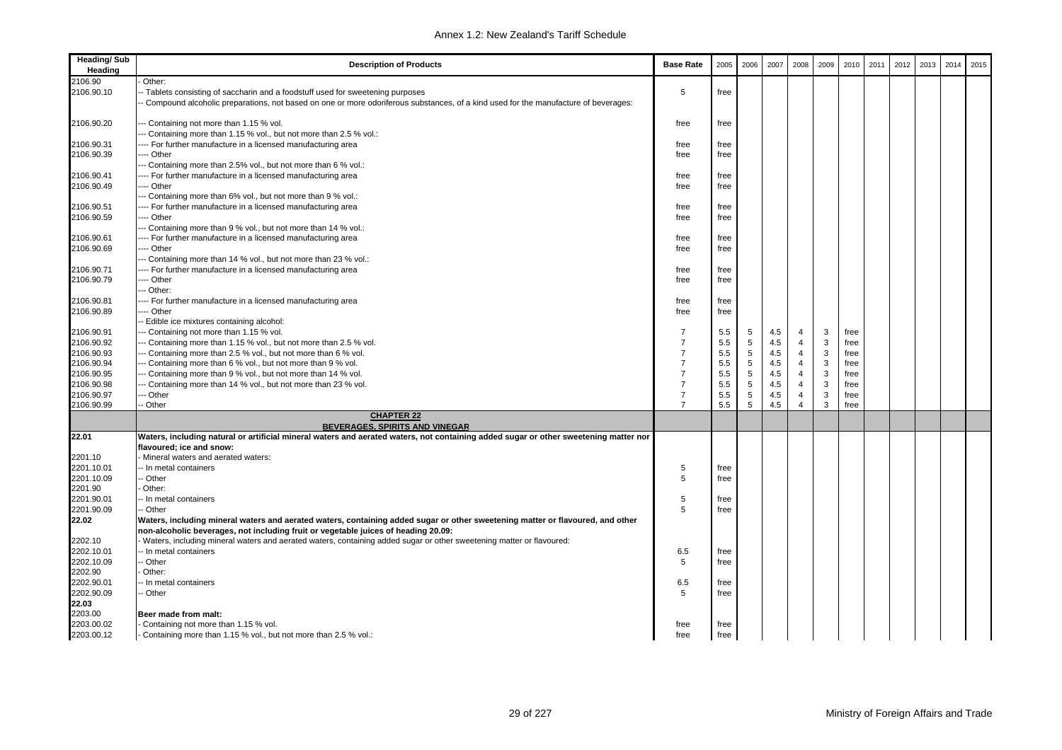| Heading/ Sub Heading | Description of Products | Base Rate | 2005 | 2006 | 2007 | 2008 | 2009 | 2010 | 2011 | 2012 | 2013 | 2014 | 2015 |
|---|---|---|---|---|---|---|---|---|---|---|---|---|---|
| 2106.90 | - Other: | | | | | | | | | | | | |
| 2106.90.10 | -- Tablets consisting of saccharin and a foodstuff used for sweetening purposes | 5 | free | | | | | | | | | | |
| | -- Compound alcoholic preparations, not based on one or more odoriferous substances, of a kind used for the manufacture of beverages: | | | | | | | | | | | | |
| 2106.90.20 | --- Containing not more than 1.15 % vol. | free | free | | | | | | | | | | |
| | --- Containing more than 1.15 % vol., but not more than 2.5 % vol.: | | | | | | | | | | | | |
| 2106.90.31 | ---- For further manufacture in a licensed manufacturing area | free | free | | | | | | | | | | |
| 2106.90.39 | ---- Other | free | free | | | | | | | | | | |
| | --- Containing more than 2.5% vol., but not more than 6 % vol.: | | | | | | | | | | | | |
| 2106.90.41 | ---- For further manufacture in a licensed manufacturing area | free | free | | | | | | | | | | |
| 2106.90.49 | ---- Other | free | free | | | | | | | | | | |
| | --- Containing more than 6% vol., but not more than 9 % vol.: | | | | | | | | | | | | |
| 2106.90.51 | ---- For further manufacture in a licensed manufacturing area | free | free | | | | | | | | | | |
| 2106.90.59 | ---- Other | free | free | | | | | | | | | | |
| | --- Containing more than 9 % vol., but not more than 14 % vol.: | | | | | | | | | | | | |
| 2106.90.61 | ---- For further manufacture in a licensed manufacturing area | free | free | | | | | | | | | | |
| 2106.90.69 | ---- Other | free | free | | | | | | | | | | |
| | --- Containing more than 14 % vol., but not more than 23 % vol.: | | | | | | | | | | | | |
| 2106.90.71 | ---- For further manufacture in a licensed manufacturing area | free | free | | | | | | | | | | |
| 2106.90.79 | ---- Other | free | free | | | | | | | | | | |
| | --- Other: | | | | | | | | | | | | |
| 2106.90.81 | ---- For further manufacture in a licensed manufacturing area | free | free | | | | | | | | | | |
| 2106.90.89 | ---- Other | free | free | | | | | | | | | | |
| | -- Edible ice mixtures containing alcohol: | | | | | | | | | | | | |
| 2106.90.91 | --- Containing not more than 1.15 % vol. | 7 | 5.5 | 5 | 4.5 | 4 | 3 | free | | | | | |
| 2106.90.92 | --- Containing more than 1.15 % vol., but not more than 2.5 % vol. | 7 | 5.5 | 5 | 4.5 | 4 | 3 | free | | | | | |
| 2106.90.93 | --- Containing more than 2.5 % vol., but not more than 6 % vol. | 7 | 5.5 | 5 | 4.5 | 4 | 3 | free | | | | | |
| 2106.90.94 | --- Containing more than 6 % vol., but not more than 9 % vol. | 7 | 5.5 | 5 | 4.5 | 4 | 3 | free | | | | | |
| 2106.90.95 | --- Containing more than 9 % vol., but not more than 14 % vol. | 7 | 5.5 | 5 | 4.5 | 4 | 3 | free | | | | | |
| 2106.90.98 | --- Containing more than 14 % vol., but not more than 23 % vol. | 7 | 5.5 | 5 | 4.5 | 4 | 3 | free | | | | | |
| 2106.90.97 | --- Other | 7 | 5.5 | 5 | 4.5 | 4 | 3 | free | | | | | |
| 2106.90.99 | -- Other | 7 | 5.5 | 5 | 4.5 | 4 | 3 | free | | | | | |
| | **CHAPTER 22** **BEVERAGES, SPIRITS AND VINEGAR** | | | | | | | | | | | | |
| **22.01** | **Waters, including natural or artificial mineral waters and aerated waters, not containing added sugar or other sweetening matter nor flavoured; ice and snow:** | | | | | | | | | | | | |
| 2201.10 | - Mineral waters and aerated waters: | | | | | | | | | | | | |
| 2201.10.01 | -- In metal containers | 5 | free | | | | | | | | | | |
| 2201.10.09 | -- Other | 5 | free | | | | | | | | | | |
| 2201.90 | - Other: | | | | | | | | | | | | |
| 2201.90.01 | -- In metal containers | 5 | free | | | | | | | | | | |
| 2201.90.09 | -- Other | 5 | free | | | | | | | | | | |
| **22.02** | **Waters, including mineral waters and aerated waters, containing added sugar or other sweetening matter or flavoured, and other non-alcoholic beverages, not including fruit or vegetable juices of heading 20.09:** | | | | | | | | | | | | |
| 2202.10 | - Waters, including mineral waters and aerated waters, containing added sugar or other sweetening matter or flavoured: | | | | | | | | | | | | |
| 2202.10.01 | -- In metal containers | 6.5 | free | | | | | | | | | | |
| 2202.10.09 | -- Other | 5 | free | | | | | | | | | | |
| 2202.90 | - Other: | | | | | | | | | | | | |
| 2202.90.01 | -- In metal containers | 6.5 | free | | | | | | | | | | |
| 2202.90.09 | -- Other | 5 | free | | | | | | | | | | |
| **22.03** | | | | | | | | | | | | | |
| 2203.00 | **Beer made from malt:** | | | | | | | | | | | | |
| 2203.00.02 | - Containing not more than 1.15 % vol. | free | free | | | | | | | | | | |
| 2203.00.12 | - Containing more than 1.15 % vol., but not more than 2.5 % vol.: | free | free | | | | | | | | | | |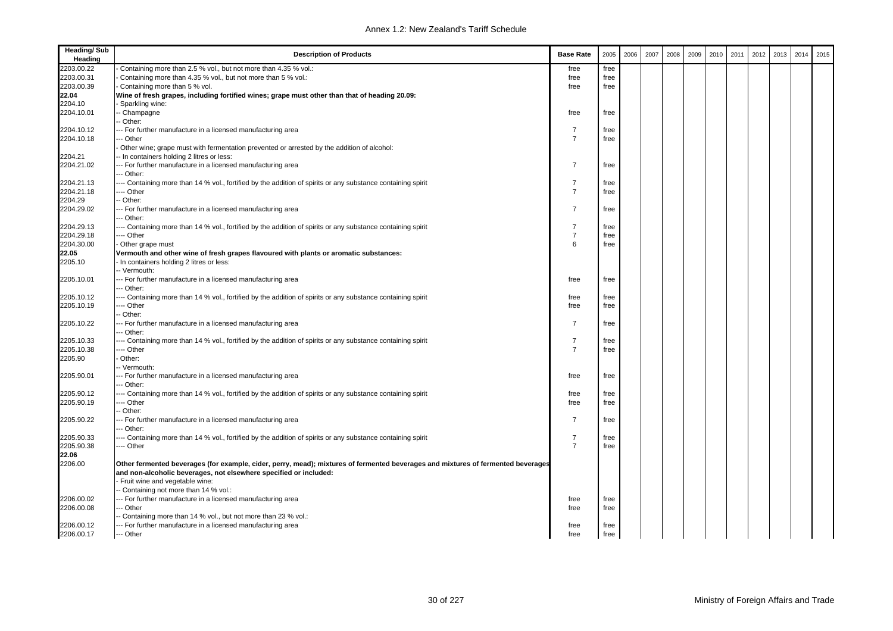| Heading/ Sub Heading | Description of Products | Base Rate | 2005 | 2006 | 2007 | 2008 | 2009 | 2010 | 2011 | 2012 | 2013 | 2014 | 2015 |
|---|---|---|---|---|---|---|---|---|---|---|---|---|---|
| 2203.00.22 | - Containing more than 2.5 % vol., but not more than 4.35 % vol.: | free | free | | | | | | | | | | |
| 2203.00.31 | - Containing more than 4.35 % vol., but not more than 5 % vol.: | free | free | | | | | | | | | | |
| 2203.00.39 | - Containing more than 5 % vol. | free | free | | | | | | | | | | |
| **22.04** | **Wine of fresh grapes, including fortified wines; grape must other than that of heading 20.09:** | | | | | | | | | | | | |
| 2204.10 | - Sparkling wine: | | | | | | | | | | | | |
| 2204.10.01 | -- Champagne | free | free | | | | | | | | | | |
| | -- Other: | | | | | | | | | | | | |
| 2204.10.12 | --- For further manufacture in a licensed manufacturing area | 7 | free | | | | | | | | | | |
| 2204.10.18 | --- Other | 7 | free | | | | | | | | | | |
| | - Other wine; grape must with fermentation prevented or arrested by the addition of alcohol: | | | | | | | | | | | | |
| 2204.21 | -- In containers holding 2 litres or less: | | | | | | | | | | | | |
| 2204.21.02 | --- For further manufacture in a licensed manufacturing area | 7 | free | | | | | | | | | | |
| | --- Other: | | | | | | | | | | | | |
| 2204.21.13 | ---- Containing more than 14 % vol., fortified by the addition of spirits or any substance containing spirit | 7 | free | | | | | | | | | | |
| 2204.21.18 | ---- Other | 7 | free | | | | | | | | | | |
| 2204.29 | -- Other: | | | | | | | | | | | | |
| 2204.29.02 | --- For further manufacture in a licensed manufacturing area | 7 | free | | | | | | | | | | |
| | --- Other: | | | | | | | | | | | | |
| 2204.29.13 | ---- Containing more than 14 % vol., fortified by the addition of spirits or any substance containing spirit | 7 | free | | | | | | | | | | |
| 2204.29.18 | ---- Other | 7 | free | | | | | | | | | | |
| 2204.30.00 | - Other grape must | 6 | free | | | | | | | | | | |
| **22.05** | **Vermouth and other wine of fresh grapes flavoured with plants or aromatic substances:** | | | | | | | | | | | | |
| 2205.10 | - In containers holding 2 litres or less: | | | | | | | | | | | | |
| | -- Vermouth: | | | | | | | | | | | | |
| 2205.10.01 | --- For further manufacture in a licensed manufacturing area | free | free | | | | | | | | | | |
| | --- Other: | | | | | | | | | | | | |
| 2205.10.12 | ---- Containing more than 14 % vol., fortified by the addition of spirits or any substance containing spirit | free | free | | | | | | | | | | |
| 2205.10.19 | ---- Other | free | free | | | | | | | | | | |
| | -- Other: | | | | | | | | | | | | |
| 2205.10.22 | --- For further manufacture in a licensed manufacturing area | 7 | free | | | | | | | | | | |
| | --- Other: | | | | | | | | | | | | |
| 2205.10.33 | ---- Containing more than 14 % vol., fortified by the addition of spirits or any substance containing spirit | 7 | free | | | | | | | | | | |
| 2205.10.38 | ---- Other | 7 | free | | | | | | | | | | |
| 2205.90 | - Other: | | | | | | | | | | | | |
| | -- Vermouth: | | | | | | | | | | | | |
| 2205.90.01 | --- For further manufacture in a licensed manufacturing area | free | free | | | | | | | | | | |
| | --- Other: | | | | | | | | | | | | |
| 2205.90.12 | ---- Containing more than 14 % vol., fortified by the addition of spirits or any substance containing spirit | free | free | | | | | | | | | | |
| 2205.90.19 | ---- Other | free | free | | | | | | | | | | |
| | -- Other: | | | | | | | | | | | | |
| 2205.90.22 | --- For further manufacture in a licensed manufacturing area | 7 | free | | | | | | | | | | |
| | --- Other: | | | | | | | | | | | | |
| 2205.90.33 | ---- Containing more than 14 % vol., fortified by the addition of spirits or any substance containing spirit | 7 | free | | | | | | | | | | |
| 2205.90.38 | ---- Other | 7 | free | | | | | | | | | | |
| **22.06** | | | | | | | | | | | | | |
| 2206.00 | **Other fermented beverages (for example, cider, perry, mead); mixtures of fermented beverages and mixtures of fermented beverages and non-alcoholic beverages, not elsewhere specified or included:** | | | | | | | | | | | | |
| | - Fruit wine and vegetable wine: | | | | | | | | | | | | |
| | -- Containing not more than 14 % vol.: | | | | | | | | | | | | |
| 2206.00.02 | --- For further manufacture in a licensed manufacturing area | free | free | | | | | | | | | | |
| 2206.00.08 | --- Other | free | free | | | | | | | | | | |
| | -- Containing more than 14 % vol., but not more than 23 % vol.: | | | | | | | | | | | | |
| 2206.00.12 | --- For further manufacture in a licensed manufacturing area | free | free | | | | | | | | | | |
| 2206.00.17 | --- Other | free | free | | | | | | | | | | |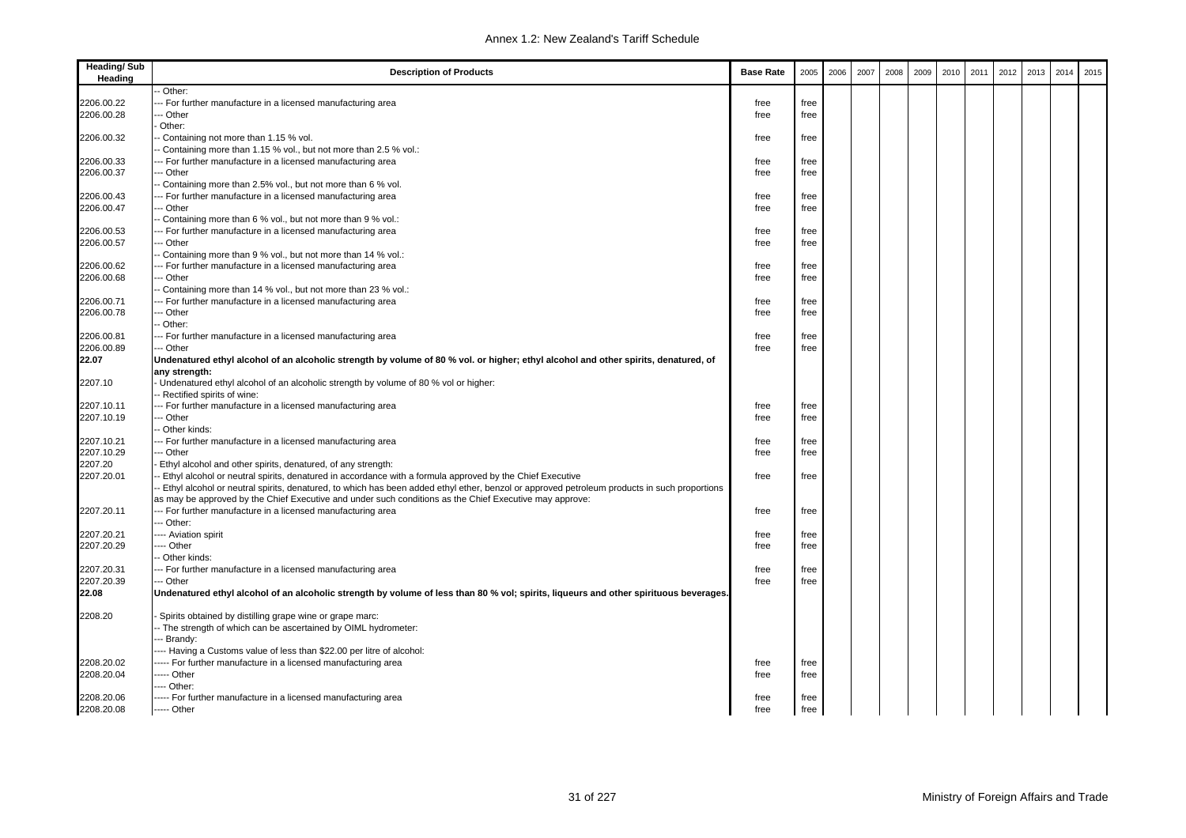| Heading/ Sub Heading | Description of Products | Base Rate | 2005 | 2006 | 2007 | 2008 | 2009 | 2010 | 2011 | 2012 | 2013 | 2014 | 2015 |
|---|---|---|---|---|---|---|---|---|---|---|---|---|---|
| | -- Other: | | | | | | | | | | | | |
| 2206.00.22 | --- For further manufacture in a licensed manufacturing area | free | free | | | | | | | | | | |
| 2206.00.28 | --- Other | free | free | | | | | | | | | | |
| | - Other: | | | | | | | | | | | | |
| 2206.00.32 | -- Containing not more than 1.15 % vol. | free | free | | | | | | | | | | |
| | -- Containing more than 1.15 % vol., but not more than 2.5 % vol.: | | | | | | | | | | | | |
| 2206.00.33 | --- For further manufacture in a licensed manufacturing area | free | free | | | | | | | | | | |
| 2206.00.37 | --- Other | free | free | | | | | | | | | | |
| | -- Containing more than 2.5% vol., but not more than 6 % vol. | | | | | | | | | | | | |
| 2206.00.43 | --- For further manufacture in a licensed manufacturing area | free | free | | | | | | | | | | |
| 2206.00.47 | --- Other | free | free | | | | | | | | | | |
| | -- Containing more than 6 % vol., but not more than 9 % vol.: | | | | | | | | | | | | |
| 2206.00.53 | --- For further manufacture in a licensed manufacturing area | free | free | | | | | | | | | | |
| 2206.00.57 | --- Other | free | free | | | | | | | | | | |
| | -- Containing more than 9 % vol., but not more than 14 % vol.: | | | | | | | | | | | | |
| 2206.00.62 | --- For further manufacture in a licensed manufacturing area | free | free | | | | | | | | | | |
| 2206.00.68 | --- Other | free | free | | | | | | | | | | |
| | -- Containing more than 14 % vol., but not more than 23 % vol.: | | | | | | | | | | | | |
| 2206.00.71 | --- For further manufacture in a licensed manufacturing area | free | free | | | | | | | | | | |
| 2206.00.78 | --- Other | free | free | | | | | | | | | | |
| | -- Other: | | | | | | | | | | | | |
| 2206.00.81 | --- For further manufacture in a licensed manufacturing area | free | free | | | | | | | | | | |
| 2206.00.89 | --- Other | free | free | | | | | | | | | | |
| **22.07** | **Undenatured ethyl alcohol of an alcoholic strength by volume of 80 % vol. or higher; ethyl alcohol and other spirits, denatured, of any strength:** | | | | | | | | | | | | |
| 2207.10 | - Undenatured ethyl alcohol of an alcoholic strength by volume of 80 % vol or higher: | | | | | | | | | | | | |
| | -- Rectified spirits of wine: | | | | | | | | | | | | |
| 2207.10.11 | --- For further manufacture in a licensed manufacturing area | free | free | | | | | | | | | | |
| 2207.10.19 | --- Other | free | free | | | | | | | | | | |
| | -- Other kinds: | | | | | | | | | | | | |
| 2207.10.21 | --- For further manufacture in a licensed manufacturing area | free | free | | | | | | | | | | |
| 2207.10.29 | --- Other | free | free | | | | | | | | | | |
| 2207.20 | - Ethyl alcohol and other spirits, denatured, of any strength: | | | | | | | | | | | | |
| 2207.20.01 | -- Ethyl alcohol or neutral spirits, denatured in accordance with a formula approved by the Chief Executive | free | free | | | | | | | | | | |
| | -- Ethyl alcohol or neutral spirits, denatured, to which has been added ethyl ether, benzol or approved petroleum products in such proportions as may be approved by the Chief Executive and under such conditions as the Chief Executive may approve: | | | | | | | | | | | | |
| 2207.20.11 | --- For further manufacture in a licensed manufacturing area | free | free | | | | | | | | | | |
| | --- Other: | | | | | | | | | | | | |
| 2207.20.21 | ---- Aviation spirit | free | free | | | | | | | | | | |
| 2207.20.29 | ---- Other | free | free | | | | | | | | | | |
| | -- Other kinds: | | | | | | | | | | | | |
| 2207.20.31 | --- For further manufacture in a licensed manufacturing area | free | free | | | | | | | | | | |
| 2207.20.39 | --- Other | free | free | | | | | | | | | | |
| **22.08** | **Undenatured ethyl alcohol of an alcoholic strength by volume of less than 80 % vol; spirits, liqueurs and other spirituous beverages.** | | | | | | | | | | | | |
| 2208.20 | - Spirits obtained by distilling grape wine or grape marc: | | | | | | | | | | | | |
| | -- The strength of which can be ascertained by OIML hydrometer: | | | | | | | | | | | | |
| | --- Brandy: | | | | | | | | | | | | |
| | ---- Having a Customs value of less than $22.00 per litre of alcohol: | | | | | | | | | | | | |
| 2208.20.02 | ----- For further manufacture in a licensed manufacturing area | free | free | | | | | | | | | | |
| 2208.20.04 | ----- Other | free | free | | | | | | | | | | |
| | ---- Other: | | | | | | | | | | | | |
| 2208.20.06 | ----- For further manufacture in a licensed manufacturing area | free | free | | | | | | | | | | |
| 2208.20.08 | ----- Other | free | free | | | | | | | | | | |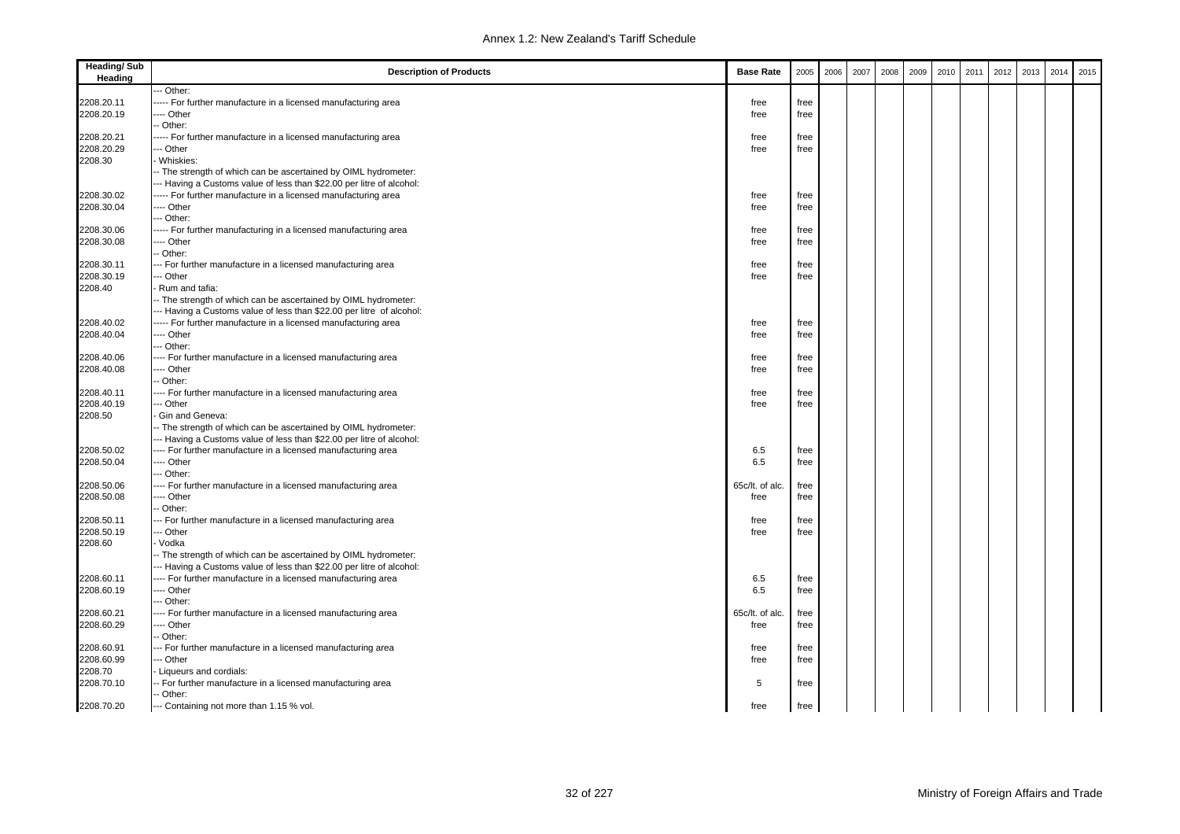| Heading/ Sub Heading | Description of Products | Base Rate | 2005 | 2006 | 2007 | 2008 | 2009 | 2010 | 2011 | 2012 | 2013 | 2014 | 2015 |
|---|---|---|---|---|---|---|---|---|---|---|---|---|---|
| | --- Other: | | | | | | | | | | | | |
| 2208.20.11 | ----- For further manufacture in a licensed manufacturing area | free | free | | | | | | | | | | |
| 2208.20.19 | ---- Other | free | free | | | | | | | | | | |
| | -- Other: | | | | | | | | | | | | |
| 2208.20.21 | ----- For further manufacture in a licensed manufacturing area | free | free | | | | | | | | | | |
| 2208.20.29 | --- Other | free | free | | | | | | | | | | |
| 2208.30 | - Whiskies: | | | | | | | | | | | | |
| | -- The strength of which can be ascertained by OIML hydrometer: | | | | | | | | | | | | |
| | --- Having a Customs value of less than $22.00 per litre of alcohol: | | | | | | | | | | | | |
| 2208.30.02 | ----- For further manufacture in a licensed manufacturing area | free | free | | | | | | | | | | |
| 2208.30.04 | ---- Other | free | free | | | | | | | | | | |
| | --- Other: | | | | | | | | | | | | |
| 2208.30.06 | ----- For further manufacturing in a licensed manufacturing area | free | free | | | | | | | | | | |
| 2208.30.08 | ---- Other | free | free | | | | | | | | | | |
| | -- Other: | | | | | | | | | | | | |
| 2208.30.11 | --- For further manufacture in a licensed manufacturing area | free | free | | | | | | | | | | |
| 2208.30.19 | --- Other | free | free | | | | | | | | | | |
| 2208.40 | - Rum and tafia: | | | | | | | | | | | | |
| | -- The strength of which can be ascertained by OIML hydrometer: | | | | | | | | | | | | |
| | --- Having a Customs value of less than $22.00 per litre of alcohol: | | | | | | | | | | | | |
| 2208.40.02 | ----- For further manufacture in a licensed manufacturing area | free | free | | | | | | | | | | |
| 2208.40.04 | ---- Other | free | free | | | | | | | | | | |
| | --- Other: | | | | | | | | | | | | |
| 2208.40.06 | ---- For further manufacture in a licensed manufacturing area | free | free | | | | | | | | | | |
| 2208.40.08 | ---- Other | free | free | | | | | | | | | | |
| | -- Other: | | | | | | | | | | | | |
| 2208.40.11 | ---- For further manufacture in a licensed manufacturing area | free | free | | | | | | | | | | |
| 2208.40.19 | --- Other | free | free | | | | | | | | | | |
| 2208.50 | - Gin and Geneva: | | | | | | | | | | | | |
| | -- The strength of which can be ascertained by OIML hydrometer: | | | | | | | | | | | | |
| | --- Having a Customs value of less than $22.00 per litre of alcohol: | | | | | | | | | | | | |
| 2208.50.02 | ---- For further manufacture in a licensed manufacturing area | 6.5 | free | | | | | | | | | | |
| 2208.50.04 | ---- Other | 6.5 | free | | | | | | | | | | |
| | --- Other: | | | | | | | | | | | | |
| 2208.50.06 | ---- For further manufacture in a licensed manufacturing area | 65c/lt. of alc. | free | | | | | | | | | | |
| 2208.50.08 | ---- Other | free | free | | | | | | | | | | |
| | -- Other: | | | | | | | | | | | | |
| 2208.50.11 | --- For further manufacture in a licensed manufacturing area | free | free | | | | | | | | | | |
| 2208.50.19 | --- Other | free | free | | | | | | | | | | |
| 2208.60 | - Vodka | | | | | | | | | | | | |
| | -- The strength of which can be ascertained by OIML hydrometer: | | | | | | | | | | | | |
| | --- Having a Customs value of less than $22.00 per litre of alcohol: | | | | | | | | | | | | |
| 2208.60.11 | ---- For further manufacture in a licensed manufacturing area | 6.5 | free | | | | | | | | | | |
| 2208.60.19 | ---- Other | 6.5 | free | | | | | | | | | | |
| | --- Other: | | | | | | | | | | | | |
| 2208.60.21 | ---- For further manufacture in a licensed manufacturing area | 65c/lt. of alc. | free | | | | | | | | | | |
| 2208.60.29 | ---- Other | free | free | | | | | | | | | | |
| | -- Other: | | | | | | | | | | | | |
| 2208.60.91 | --- For further manufacture in a licensed manufacturing area | free | free | | | | | | | | | | |
| 2208.60.99 | --- Other | free | free | | | | | | | | | | |
| 2208.70 | - Liqueurs and cordials: | | | | | | | | | | | | |
| 2208.70.10 | -- For further manufacture in a licensed manufacturing area | 5 | free | | | | | | | | | | |
| | -- Other: | | | | | | | | | | | | |
| 2208.70.20 | --- Containing not more than 1.15 % vol. | free | free | | | | | | | | | | |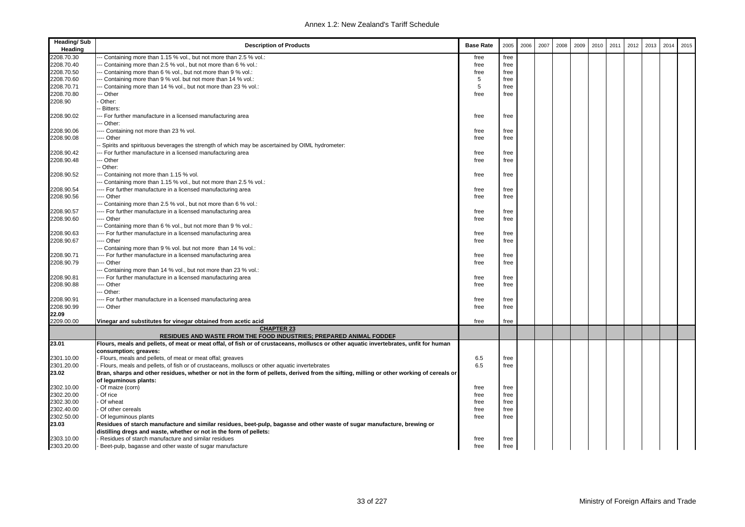| Heading/ Sub Heading | Description of Products | Base Rate | 2005 | 2006 | 2007 | 2008 | 2009 | 2010 | 2011 | 2012 | 2013 | 2014 | 2015 |
|---|---|---|---|---|---|---|---|---|---|---|---|---|---|
| 2208.70.30 | --- Containing more than 1.15 % vol., but not more than 2.5 % vol.: | free | free | | | | | | | | | | |
| 2208.70.40 | --- Containing more than 2.5 % vol., but not more than 6 % vol.: | free | free | | | | | | | | | | |
| 2208.70.50 | --- Containing more than 6 % vol., but not more than 9 % vol.: | free | free | | | | | | | | | | |
| 2208.70.60 | --- Containing more than 9 % vol. but not more than 14 % vol.: | 5 | free | | | | | | | | | | |
| 2208.70.71 | --- Containing more than 14 % vol., but not more than 23 % vol.: | 5 | free | | | | | | | | | | |
| 2208.70.80 | --- Other | free | free | | | | | | | | | | |
| 2208.90 | - Other: | | | | | | | | | | | | |
| | -- Bitters: | | | | | | | | | | | | |
| 2208.90.02 | --- For further manufacture in a licensed manufacturing area | free | free | | | | | | | | | | |
| | --- Other: | | | | | | | | | | | | |
| 2208.90.06 | ---- Containing not more than 23 % vol. | free | free | | | | | | | | | | |
| 2208.90.08 | ---- Other | free | free | | | | | | | | | | |
| | -- Spirits and spirituous beverages the strength of which may be ascertained by OIML hydrometer: | | | | | | | | | | | | |
| 2208.90.42 | --- For further manufacture in a licensed manufacturing area | free | free | | | | | | | | | | |
| 2208.90.48 | --- Other | free | free | | | | | | | | | | |
| | -- Other: | | | | | | | | | | | | |
| 2208.90.52 | --- Containing not more than 1.15 % vol. | free | free | | | | | | | | | | |
| | --- Containing more than 1.15 % vol., but not more than 2.5 % vol.: | | | | | | | | | | | | |
| 2208.90.54 | ---- For further manufacture in a licensed manufacturing area | free | free | | | | | | | | | | |
| 2208.90.56 | ---- Other | free | free | | | | | | | | | | |
| | --- Containing more than 2.5 % vol., but not more than 6 % vol.: | | | | | | | | | | | | |
| 2208.90.57 | ---- For further manufacture in a licensed manufacturing area | free | free | | | | | | | | | | |
| 2208.90.60 | ---- Other | free | free | | | | | | | | | | |
| | --- Containing more than 6 % vol., but not more than 9 % vol.: | | | | | | | | | | | | |
| 2208.90.63 | ---- For further manufacture in a licensed manufacturing area | free | free | | | | | | | | | | |
| 2208.90.67 | ---- Other | free | free | | | | | | | | | | |
| | --- Containing more than 9 % vol. but not more than 14 % vol.: | | | | | | | | | | | | |
| 2208.90.71 | ---- For further manufacture in a licensed manufacturing area | free | free | | | | | | | | | | |
| 2208.90.79 | ---- Other | free | free | | | | | | | | | | |
| | --- Containing more than 14 % vol., but not more than 23 % vol.: | | | | | | | | | | | | |
| 2208.90.81 | ---- For further manufacture in a licensed manufacturing area | free | free | | | | | | | | | | |
| 2208.90.88 | ---- Other | free | free | | | | | | | | | | |
| | --- Other: | | | | | | | | | | | | |
| 2208.90.91 | ---- For further manufacture in a licensed manufacturing area | free | free | | | | | | | | | | |
| 2208.90.99 | ---- Other | free | free | | | | | | | | | | |
| **22.09** | | | | | | | | | | | | | |
| 2209.00.00 | **Vinegar and substitutes for vinegar obtained from acetic acid** | free | free | | | | | | | | | | |
| | **CHAPTER 23** **RESIDUES AND WASTE FROM THE FOOD INDUSTRIES; PREPARED ANIMAL FODDER** | | | | | | | | | | | | |
| **23.01** | **Flours, meals and pellets, of meat or meat offal, of fish or of crustaceans, molluscs or other aquatic invertebrates, unfit for human consumption; greaves:** | | | | | | | | | | | | |
| 2301.10.00 | - Flours, meals and pellets, of meat or meat offal; greaves | 6.5 | free | | | | | | | | | | |
| 2301.20.00 | - Flours, meals and pellets, of fish or of crustaceans, molluscs or other aquatic invertebrates | 6.5 | free | | | | | | | | | | |
| **23.02** | **Bran, sharps and other residues, whether or not in the form of pellets, derived from the sifting, milling or other working of cereals or of leguminous plants:** | | | | | | | | | | | | |
| 2302.10.00 | - Of maize (corn) | free | free | | | | | | | | | | |
| 2302.20.00 | - Of rice | free | free | | | | | | | | | | |
| 2302.30.00 | - Of wheat | free | free | | | | | | | | | | |
| 2302.40.00 | - Of other cereals | free | free | | | | | | | | | | |
| 2302.50.00 | - Of leguminous plants | free | free | | | | | | | | | | |
| **23.03** | **Residues of starch manufacture and similar residues, beet-pulp, bagasse and other waste of sugar manufacture, brewing or distilling dregs and waste, whether or not in the form of pellets:** | | | | | | | | | | | | |
| 2303.10.00 | - Residues of starch manufacture and similar residues | free | free | | | | | | | | | | |
| 2303.20.00 | - Beet-pulp, bagasse and other waste of sugar manufacture | free | free | | | | | | | | | | |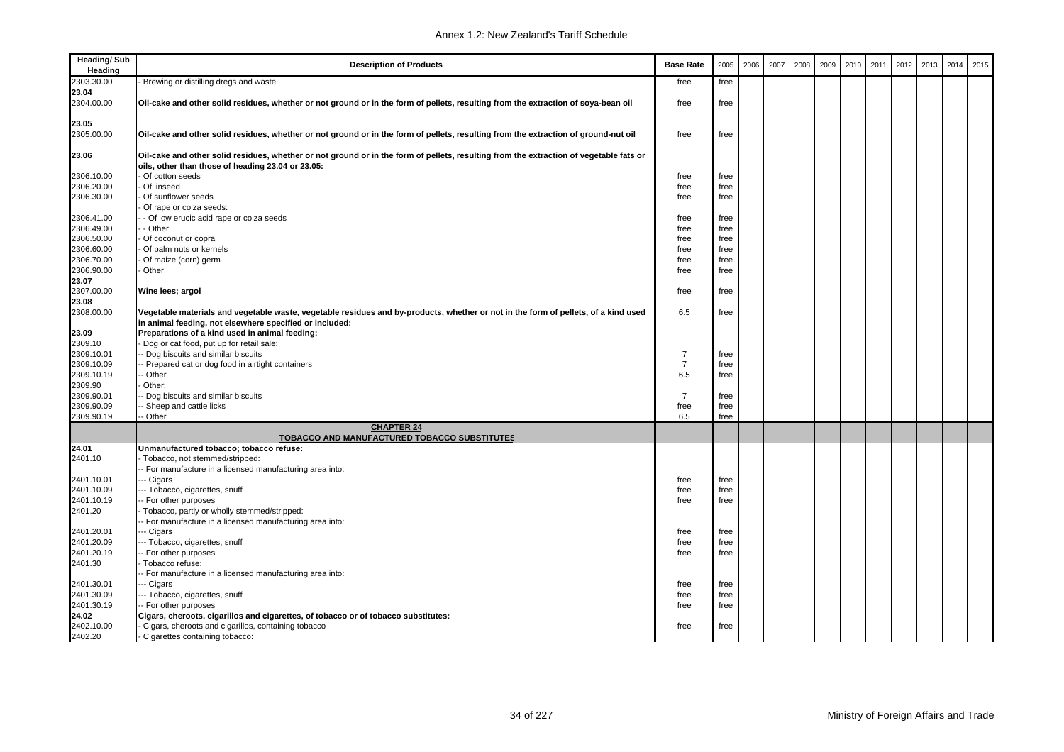| Heading/ Sub Heading | Description of Products | Base Rate | 2005 | 2006 | 2007 | 2008 | 2009 | 2010 | 2011 | 2012 | 2013 | 2014 | 2015 |
|---|---|---|---|---|---|---|---|---|---|---|---|---|---|
| 2303.30.00 | - Brewing or distilling dregs and waste | free | free | | | | | | | | | | |
| 23.04 | | | | | | | | | | | | | |
| 2304.00.00 | **Oil-cake and other solid residues, whether or not ground or in the form of pellets, resulting from the extraction of soya-bean oil** | free | free | | | | | | | | | | |
| 23.05 | | | | | | | | | | | | | |
| 2305.00.00 | **Oil-cake and other solid residues, whether or not ground or in the form of pellets, resulting from the extraction of ground-nut oil** | free | free | | | | | | | | | | |
| 23.06 | **Oil-cake and other solid residues, whether or not ground or in the form of pellets, resulting from the extraction of vegetable fats or oils, other than those of heading 23.04 or 23.05:** | | | | | | | | | | | | |
| 2306.10.00 | - Of cotton seeds | free | free | | | | | | | | | | |
| 2306.20.00 | - Of linseed | free | free | | | | | | | | | | |
| 2306.30.00 | - Of sunflower seeds | free | free | | | | | | | | | | |
| | - Of rape or colza seeds: | | | | | | | | | | | | |
| 2306.41.00 | - - Of low erucic acid rape or colza seeds | free | free | | | | | | | | | | |
| 2306.49.00 | - - Other | free | free | | | | | | | | | | |
| 2306.50.00 | - Of coconut or copra | free | free | | | | | | | | | | |
| 2306.60.00 | - Of palm nuts or kernels | free | free | | | | | | | | | | |
| 2306.70.00 | - Of maize (corn) germ | free | free | | | | | | | | | | |
| 2306.90.00 | - Other | free | free | | | | | | | | | | |
| 23.07 | | | | | | | | | | | | | |
| 2307.00.00 | **Wine lees; argol** | free | free | | | | | | | | | | |
| 23.08 | | | | | | | | | | | | | |
| 2308.00.00 | **Vegetable materials and vegetable waste, vegetable residues and by-products, whether or not in the form of pellets, of a kind used in animal feeding, not elsewhere specified or included:** | 6.5 | free | | | | | | | | | | |
| 23.09 | **Preparations of a kind used in animal feeding:** | | | | | | | | | | | | |
| 2309.10 | - Dog or cat food, put up for retail sale: | | | | | | | | | | | | |
| 2309.10.01 | -- Dog biscuits and similar biscuits | 7 | free | | | | | | | | | | |
| 2309.10.09 | -- Prepared cat or dog food in airtight containers | 7 | free | | | | | | | | | | |
| 2309.10.19 | -- Other | 6.5 | free | | | | | | | | | | |
| 2309.90 | - Other: | | | | | | | | | | | | |
| 2309.90.01 | -- Dog biscuits and similar biscuits | 7 | free | | | | | | | | | | |
| 2309.90.09 | -- Sheep and cattle licks | free | free | | | | | | | | | | |
| 2309.90.19 | -- Other | 6.5 | free | | | | | | | | | | |
| | **CHAPTER 24** **TOBACCO AND MANUFACTURED TOBACCO SUBSTITUTES** | | | | | | | | | | | | |
| 24.01 | **Unmanufactured tobacco; tobacco refuse:** | | | | | | | | | | | | |
| 2401.10 | - Tobacco, not stemmed/stripped: | | | | | | | | | | | | |
| | -- For manufacture in a licensed manufacturing area into: | | | | | | | | | | | | |
| 2401.10.01 | --- Cigars | free | free | | | | | | | | | | |
| 2401.10.09 | --- Tobacco, cigarettes, snuff | free | free | | | | | | | | | | |
| 2401.10.19 | -- For other purposes | free | free | | | | | | | | | | |
| 2401.20 | - Tobacco, partly or wholly stemmed/stripped: | | | | | | | | | | | | |
| | -- For manufacture in a licensed manufacturing area into: | | | | | | | | | | | | |
| 2401.20.01 | --- Cigars | free | free | | | | | | | | | | |
| 2401.20.09 | --- Tobacco, cigarettes, snuff | free | free | | | | | | | | | | |
| 2401.20.19 | -- For other purposes | free | free | | | | | | | | | | |
| 2401.30 | - Tobacco refuse: | | | | | | | | | | | | |
| | -- For manufacture in a licensed manufacturing area into: | | | | | | | | | | | | |
| 2401.30.01 | --- Cigars | free | free | | | | | | | | | | |
| 2401.30.09 | --- Tobacco, cigarettes, snuff | free | free | | | | | | | | | | |
| 2401.30.19 | -- For other purposes | free | free | | | | | | | | | | |
| 24.02 | **Cigars, cheroots, cigarillos and cigarettes, of tobacco or of tobacco substitutes:** | | | | | | | | | | | | |
| 2402.10.00 | - Cigars, cheroots and cigarillos, containing tobacco | free | free | | | | | | | | | | |
| 2402.20 | - Cigarettes containing tobacco: | | | | | | | | | | | | |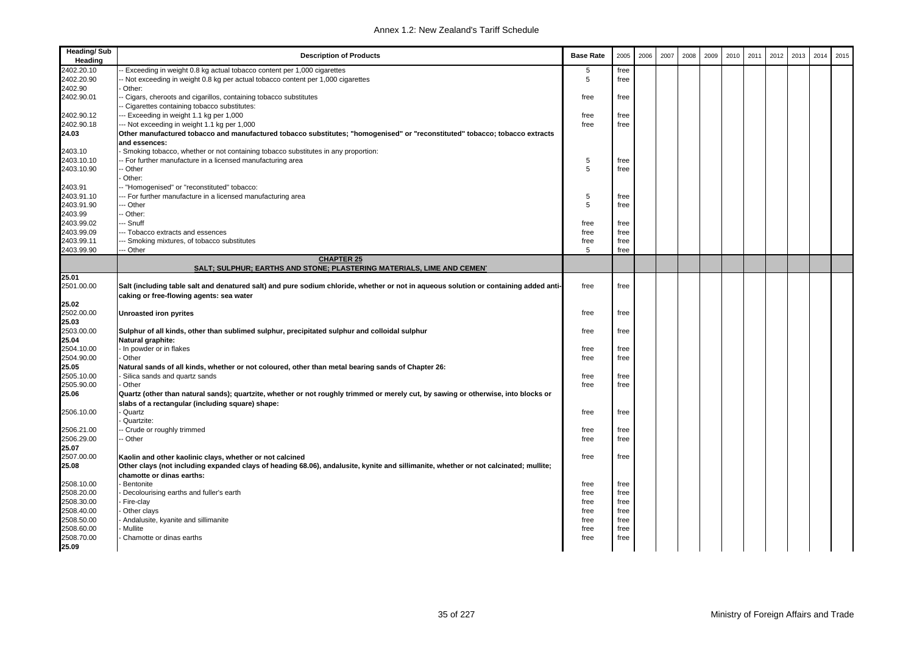| Heading/ Sub Heading | Description of Products | Base Rate | 2005 | 2006 | 2007 | 2008 | 2009 | 2010 | 2011 | 2012 | 2013 | 2014 | 2015 |
|---|---|---|---|---|---|---|---|---|---|---|---|---|---|
| 2402.20.10 | -- Exceeding in weight 0.8 kg actual tobacco content per 1,000 cigarettes | 5 | free | | | | | | | | | | |
| 2402.20.90 | -- Not exceeding in weight 0.8 kg per actual tobacco content per 1,000 cigarettes | 5 | free | | | | | | | | | | |
| 2402.90 | - Other: | | | | | | | | | | | | |
| 2402.90.01 | -- Cigars, cheroots and cigarillos, containing tobacco substitutes | free | free | | | | | | | | | | |
| | -- Cigarettes containing tobacco substitutes: | | | | | | | | | | | | |
| 2402.90.12 | --- Exceeding in weight 1.1 kg per 1,000 | free | free | | | | | | | | | | |
| 2402.90.18 | --- Not exceeding in weight 1.1 kg per 1,000 | free | free | | | | | | | | | | |
| **24.03** | **Other manufactured tobacco and manufactured tobacco substitutes; "homogenised" or "reconstituted" tobacco; tobacco extracts and essences:** | | | | | | | | | | | | |
| 2403.10 | - Smoking tobacco, whether or not containing tobacco substitutes in any proportion: | | | | | | | | | | | | |
| 2403.10.10 | -- For further manufacture in a licensed manufacturing area | 5 | free | | | | | | | | | | |
| 2403.10.90 | -- Other | 5 | free | | | | | | | | | | |
| | - Other: | | | | | | | | | | | | |
| 2403.91 | -- "Homogenised" or "reconstituted" tobacco: | | | | | | | | | | | | |
| 2403.91.10 | --- For further manufacture in a licensed manufacturing area | 5 | free | | | | | | | | | | |
| 2403.91.90 | --- Other | 5 | free | | | | | | | | | | |
| 2403.99 | -- Other: | | | | | | | | | | | | |
| 2403.99.02 | --- Snuff | free | free | | | | | | | | | | |
| 2403.99.09 | --- Tobacco extracts and essences | free | free | | | | | | | | | | |
| 2403.99.11 | --- Smoking mixtures, of tobacco substitutes | free | free | | | | | | | | | | |
| 2403.99.90 | --- Other | 5 | free | | | | | | | | | | |
| | **CHAPTER 25** **SALT; SULPHUR; EARTHS AND STONE; PLASTERING MATERIALS, LIME AND CEMENT** | | | | | | | | | | | | |
| **25.01** | | | | | | | | | | | | | |
| 2501.00.00 | **Salt (including table salt and denatured salt) and pure sodium chloride, whether or not in aqueous solution or containing added anti-caking or free-flowing agents: sea water** | free | free | | | | | | | | | | |
| **25.02** | | | | | | | | | | | | | |
| 2502.00.00 | **Unroasted iron pyrites** | free | free | | | | | | | | | | |
| **25.03** | | | | | | | | | | | | | |
| 2503.00.00 | **Sulphur of all kinds, other than sublimed sulphur, precipitated sulphur and colloidal sulphur** | free | free | | | | | | | | | | |
| **25.04** | **Natural graphite:** | | | | | | | | | | | | |
| 2504.10.00 | - In powder or in flakes | free | free | | | | | | | | | | |
| 2504.90.00 | - Other | free | free | | | | | | | | | | |
| **25.05** | **Natural sands of all kinds, whether or not coloured, other than metal bearing sands of Chapter 26:** | | | | | | | | | | | | |
| 2505.10.00 | - Silica sands and quartz sands | free | free | | | | | | | | | | |
| 2505.90.00 | - Other | free | free | | | | | | | | | | |
| **25.06** | **Quartz (other than natural sands); quartzite, whether or not roughly trimmed or merely cut, by sawing or otherwise, into blocks or slabs of a rectangular (including square) shape:** | | | | | | | | | | | | |
| 2506.10.00 | - Quartz | free | free | | | | | | | | | | |
| | - Quartzite: | | | | | | | | | | | | |
| 2506.21.00 | -- Crude or roughly trimmed | free | free | | | | | | | | | | |
| 2506.29.00 | -- Other | free | free | | | | | | | | | | |
| **25.07** | | | | | | | | | | | | | |
| 2507.00.00 | **Kaolin and other kaolinic clays, whether or not calcined** | free | free | | | | | | | | | | |
| **25.08** | **Other clays (not including expanded clays of heading 68.06), andalusite, kynite and sillimanite, whether or not calcinated; mullite; chamotte or dinas earths:** | | | | | | | | | | | | |
| 2508.10.00 | - Bentonite | free | free | | | | | | | | | | |
| 2508.20.00 | - Decolourising earths and fuller's earth | free | free | | | | | | | | | | |
| 2508.30.00 | - Fire-clay | free | free | | | | | | | | | | |
| 2508.40.00 | - Other clays | free | free | | | | | | | | | | |
| 2508.50.00 | - Andalusite, kyanite and sillimanite | free | free | | | | | | | | | | |
| 2508.60.00 | - Mullite | free | free | | | | | | | | | | |
| 2508.70.00 | - Chamotte or dinas earths | free | free | | | | | | | | | | |
| **25.09** | | | | | | | | | | | | | |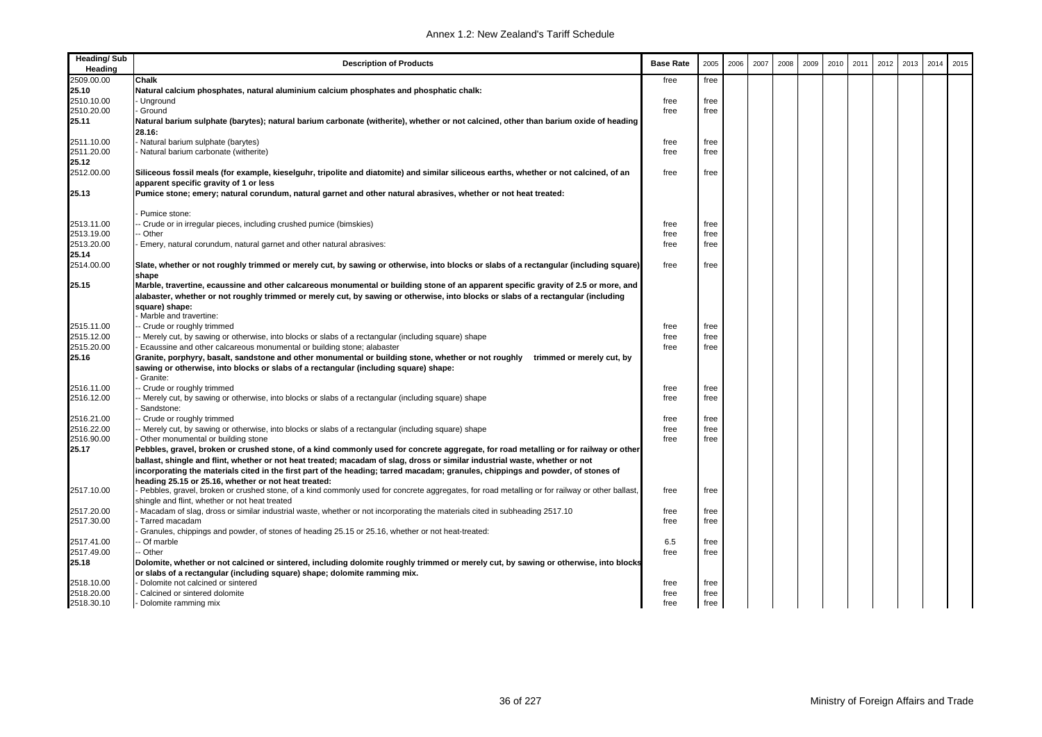| Heading/ Sub Heading | Description of Products | Base Rate | 2005 | 2006 | 2007 | 2008 | 2009 | 2010 | 2011 | 2012 | 2013 | 2014 | 2015 |
|---|---|---|---|---|---|---|---|---|---|---|---|---|---|
| 2509.00.00 | **Chalk** | free | free | | | | | | | | | | |
| **25.10** | **Natural calcium phosphates, natural aluminium calcium phosphates and phosphatic chalk:** | | | | | | | | | | | | |
| 2510.10.00 | - Unground | free | free | | | | | | | | | | |
| 2510.20.00 | - Ground | free | free | | | | | | | | | | |
| **25.11** | **Natural barium sulphate (barytes); natural barium carbonate (witherite), whether or not calcined, other than barium oxide of heading 28.16:** | | | | | | | | | | | | |
| 2511.10.00 | - Natural barium sulphate (barytes) | free | free | | | | | | | | | | |
| 2511.20.00 | - Natural barium carbonate (witherite) | free | free | | | | | | | | | | |
| **25.12** | | | | | | | | | | | | | |
| 2512.00.00 | **Siliceous fossil meals (for example, kieselguhr, tripolite and diatomite) and similar siliceous earths, whether or not calcined, of an apparent specific gravity of 1 or less** | free | free | | | | | | | | | | |
| **25.13** | **Pumice stone; emery; natural corundum, natural garnet and other natural abrasives, whether or not heat treated:** | | | | | | | | | | | | |
| | - Pumice stone: | | | | | | | | | | | | |
| 2513.11.00 | -- Crude or in irregular pieces, including crushed pumice (bimskies) | free | free | | | | | | | | | | |
| 2513.19.00 | -- Other | free | free | | | | | | | | | | |
| 2513.20.00 | - Emery, natural corundum, natural garnet and other natural abrasives: | free | free | | | | | | | | | | |
| **25.14** | | | | | | | | | | | | | |
| 2514.00.00 | **Slate, whether or not roughly trimmed or merely cut, by sawing or otherwise, into blocks or slabs of a rectangular (including square) shape** | free | free | | | | | | | | | | |
| **25.15** | **Marble, travertine, ecaussine and other calcareous monumental or building stone of an apparent specific gravity of 2.5 or more, and alabaster, whether or not roughly trimmed or merely cut, by sawing or otherwise, into blocks or slabs of a rectangular (including square) shape:** | | | | | | | | | | | | |
| | - Marble and travertine: | | | | | | | | | | | | |
| 2515.11.00 | -- Crude or roughly trimmed | free | free | | | | | | | | | | |
| 2515.12.00 | -- Merely cut, by sawing or otherwise, into blocks or slabs of a rectangular (including square) shape | free | free | | | | | | | | | | |
| 2515.20.00 | - Ecaussine and other calcareous monumental or building stone; alabaster | free | free | | | | | | | | | | |
| **25.16** | **Granite, porphyry, basalt, sandstone and other monumental or building stone, whether or not roughly trimmed or merely cut, by sawing or otherwise, into blocks or slabs of a rectangular (including square) shape:** | | | | | | | | | | | | |
| | - Granite: | | | | | | | | | | | | |
| 2516.11.00 | -- Crude or roughly trimmed | free | free | | | | | | | | | | |
| 2516.12.00 | -- Merely cut, by sawing or otherwise, into blocks or slabs of a rectangular (including square) shape | free | free | | | | | | | | | | |
| | - Sandstone: | | | | | | | | | | | | |
| 2516.21.00 | -- Crude or roughly trimmed | free | free | | | | | | | | | | |
| 2516.22.00 | -- Merely cut, by sawing or otherwise, into blocks or slabs of a rectangular (including square) shape | free | free | | | | | | | | | | |
| 2516.90.00 | - Other monumental or building stone | free | free | | | | | | | | | | |
| **25.17** | **Pebbles, gravel, broken or crushed stone, of a kind commonly used for concrete aggregate, for road metalling or for railway or other ballast, shingle and flint, whether or not heat treated; macadam of slag, dross or similar industrial waste, whether or not incorporating the materials cited in the first part of the heading; tarred macadam; granules, chippings and powder, of stones of heading 25.15 or 25.16, whether or not heat treated:** | | | | | | | | | | | | |
| 2517.10.00 | - Pebbles, gravel, broken or crushed stone, of a kind commonly used for concrete aggregates, for road metalling or for railway or other ballast, shingle and flint, whether or not heat treated | free | free | | | | | | | | | | |
| 2517.20.00 | - Macadam of slag, dross or similar industrial waste, whether or not incorporating the materials cited in subheading 2517.10 | free | free | | | | | | | | | | |
| 2517.30.00 | - Tarred macadam | free | free | | | | | | | | | | |
| | - Granules, chippings and powder, of stones of heading 25.15 or 25.16, whether or not heat-treated: | | | | | | | | | | | | |
| 2517.41.00 | -- Of marble | 6.5 | free | | | | | | | | | | |
| 2517.49.00 | -- Other | free | free | | | | | | | | | | |
| **25.18** | **Dolomite, whether or not calcined or sintered, including dolomite roughly trimmed or merely cut, by sawing or otherwise, into blocks or slabs of a rectangular (including square) shape; dolomite ramming mix.** | | | | | | | | | | | | |
| 2518.10.00 | - Dolomite not calcined or sintered | free | free | | | | | | | | | | |
| 2518.20.00 | - Calcined or sintered dolomite | free | free | | | | | | | | | | |
| 2518.30.10 | - Dolomite ramming mix | free | free | | | | | | | | | | |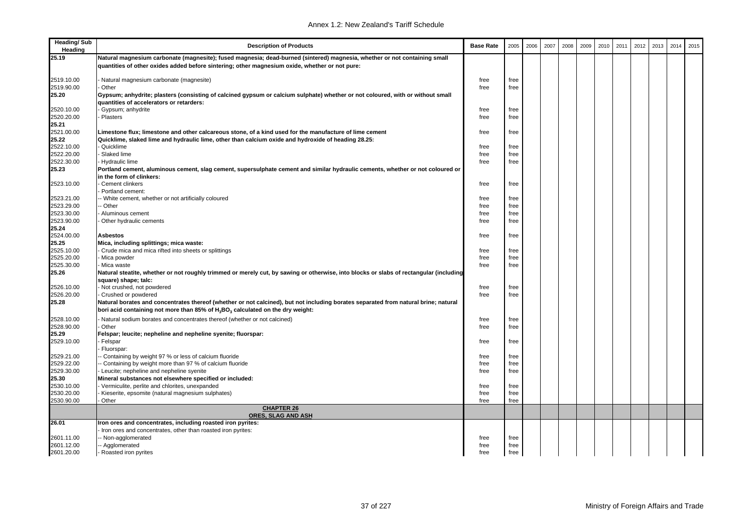| Heading/ Sub Heading | Description of Products | Base Rate | 2005 | 2006 | 2007 | 2008 | 2009 | 2010 | 2011 | 2012 | 2013 | 2014 | 2015 |
|---|---|---|---|---|---|---|---|---|---|---|---|---|---|
| 25.19 | **Natural magnesium carbonate (magnesite); fused magnesia; dead-burned (sintered) magnesia, whether or not containing small quantities of other oxides added before sintering; other magnesium oxide, whether or not pure:** | | | | | | | | | | | | |
| 2519.10.00 | - Natural magnesium carbonate (magnesite) | free | free | | | | | | | | | | |
| 2519.90.00 | - Other | free | free | | | | | | | | | | |
| 25.20 | **Gypsum; anhydrite; plasters (consisting of calcined gypsum or calcium sulphate) whether or not coloured, with or without small quantities of accelerators or retarders:** | | | | | | | | | | | | |
| 2520.10.00 | - Gypsum; anhydrite | free | free | | | | | | | | | | |
| 2520.20.00 | - Plasters | free | free | | | | | | | | | | |
| 25.21 | | | | | | | | | | | | | |
| 2521.00.00 | **Limestone flux; limestone and other calcareous stone, of a kind used for the manufacture of lime cement** | free | free | | | | | | | | | | |
| 25.22 | **Quicklime, slaked lime and hydraulic lime, other than calcium oxide and hydroxide of heading 28.25:** | | | | | | | | | | | | |
| 2522.10.00 | - Quicklime | free | free | | | | | | | | | | |
| 2522.20.00 | - Slaked lime | free | free | | | | | | | | | | |
| 2522.30.00 | - Hydraulic lime | free | free | | | | | | | | | | |
| 25.23 | **Portland cement, aluminous cement, slag cement, supersulphate cement and similar hydraulic cements, whether or not coloured or in the form of clinkers:** | | | | | | | | | | | | |
| 2523.10.00 | - Cement clinkers | free | free | | | | | | | | | | |
| | - Portland cement: | | | | | | | | | | | | |
| 2523.21.00 | -- White cement, whether or not artificially coloured | free | free | | | | | | | | | | |
| 2523.29.00 | -- Other | free | free | | | | | | | | | | |
| 2523.30.00 | - Aluminous cement | free | free | | | | | | | | | | |
| 2523.90.00 | - Other hydraulic cements | free | free | | | | | | | | | | |
| 25.24 | | | | | | | | | | | | | |
| 2524.00.00 | **Asbestos** | free | free | | | | | | | | | | |
| 25.25 | **Mica, including splittings; mica waste:** | | | | | | | | | | | | |
| 2525.10.00 | - Crude mica and mica rifted into sheets or splittings | free | free | | | | | | | | | | |
| 2525.20.00 | - Mica powder | free | free | | | | | | | | | | |
| 2525.30.00 | - Mica waste | free | free | | | | | | | | | | |
| 25.26 | **Natural steatite, whether or not roughly trimmed or merely cut, by sawing or otherwise, into blocks or slabs of rectangular (including square) shape; talc:** | | | | | | | | | | | | |
| 2526.10.00 | - Not crushed, not powdered | free | free | | | | | | | | | | |
| 2526.20.00 | - Crushed or powdered | free | free | | | | | | | | | | |
| 25.28 | **Natural borates and concentrates thereof (whether or not calcined), but not including borates separated from natural brine; natural bori acid containing not more than 85% of $H_3BO_3$ calculated on the dry weight:** | | | | | | | | | | | | |
| 2528.10.00 | - Natural sodium borates and concentrates thereof (whether or not calcined) | free | free | | | | | | | | | | |
| 2528.90.00 | - Other | free | free | | | | | | | | | | |
| 25.29 | **Felspar; leucite; nepheline and nepheline syenite; fluorspar:** | | | | | | | | | | | | |
| 2529.10.00 | - Felspar | free | free | | | | | | | | | | |
| | - Fluorspar: | | | | | | | | | | | | |
| 2529.21.00 | -- Containing by weight 97 % or less of calcium fluoride | free | free | | | | | | | | | | |
| 2529.22.00 | -- Containing by weight more than 97 % of calcium fluoride | free | free | | | | | | | | | | |
| 2529.30.00 | - Leucite; nepheline and nepheline syenite | free | free | | | | | | | | | | |
| 25.30 | **Mineral substances not elsewhere specified or included:** | | | | | | | | | | | | |
| 2530.10.00 | - Vermiculite, perlite and chlorites, unexpanded | free | free | | | | | | | | | | |
| 2530.20.00 | - Kieserite, epsomite (natural magnesium sulphates) | free | free | | | | | | | | | | |
| 2530.90.00 | - Other | free | free | | | | | | | | | | |
| | **CHAPTER 26 ORES, SLAG AND ASH** | | | | | | | | | | | | |
| 26.01 | **Iron ores and concentrates, including roasted iron pyrites:** | | | | | | | | | | | | |
| | - Iron ores and concentrates, other than roasted iron pyrites: | | | | | | | | | | | | |
| 2601.11.00 | -- Non-agglomerated | free | free | | | | | | | | | | |
| 2601.12.00 | -- Agglomerated | free | free | | | | | | | | | | |
| 2601.20.00 | - Roasted iron pyrites | free | free | | | | | | | | | | |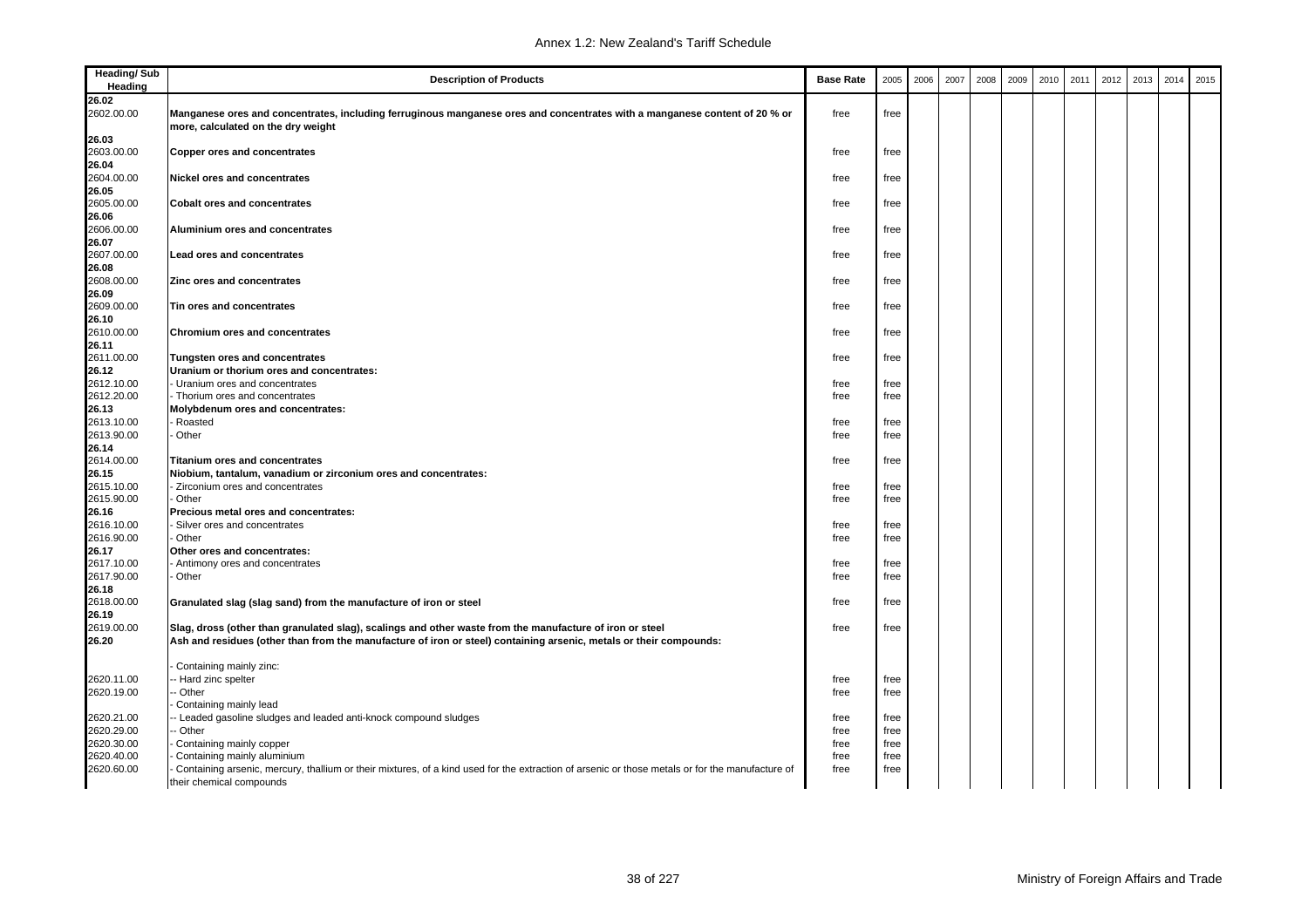| Heading/ Sub Heading | Description of Products | Base Rate | 2005 | 2006 | 2007 | 2008 | 2009 | 2010 | 2011 | 2012 | 2013 | 2014 | 2015 |
|---|---|---|---|---|---|---|---|---|---|---|---|---|---|
| **26.02** | | | | | | | | | | | | | |
| 2602.00.00 | **Manganese ores and concentrates, including ferruginous manganese ores and concentrates with a manganese content of 20 % or more, calculated on the dry weight** | free | free | | | | | | | | | | |
| **26.03** | | | | | | | | | | | | | |
| 2603.00.00 | **Copper ores and concentrates** | free | free | | | | | | | | | | |
| **26.04** | | | | | | | | | | | | | |
| 2604.00.00 | **Nickel ores and concentrates** | free | free | | | | | | | | | | |
| **26.05** | | | | | | | | | | | | | |
| 2605.00.00 | **Cobalt ores and concentrates** | free | free | | | | | | | | | | |
| **26.06** | | | | | | | | | | | | | |
| 2606.00.00 | **Aluminium ores and concentrates** | free | free | | | | | | | | | | |
| **26.07** | | | | | | | | | | | | | |
| 2607.00.00 | **Lead ores and concentrates** | free | free | | | | | | | | | | |
| **26.08** | | | | | | | | | | | | | |
| 2608.00.00 | **Zinc ores and concentrates** | free | free | | | | | | | | | | |
| **26.09** | | | | | | | | | | | | | |
| 2609.00.00 | **Tin ores and concentrates** | free | free | | | | | | | | | | |
| **26.10** | | | | | | | | | | | | | |
| 2610.00.00 | **Chromium ores and concentrates** | free | free | | | | | | | | | | |
| **26.11** | | | | | | | | | | | | | |
| 2611.00.00 | **Tungsten ores and concentrates** | free | free | | | | | | | | | | |
| **26.12** | **Uranium or thorium ores and concentrates:** | | | | | | | | | | | | |
| 2612.10.00 | - Uranium ores and concentrates | free | free | | | | | | | | | | |
| 2612.20.00 | - Thorium ores and concentrates | free | free | | | | | | | | | | |
| **26.13** | **Molybdenum ores and concentrates:** | | | | | | | | | | | | |
| 2613.10.00 | - Roasted | free | free | | | | | | | | | | |
| 2613.90.00 | - Other | free | free | | | | | | | | | | |
| **26.14** | | | | | | | | | | | | | |
| 2614.00.00 | **Titanium ores and concentrates** | free | free | | | | | | | | | | |
| **26.15** | **Niobium, tantalum, vanadium or zirconium ores and concentrates:** | | | | | | | | | | | | |
| 2615.10.00 | - Zirconium ores and concentrates | free | free | | | | | | | | | | |
| 2615.90.00 | - Other | free | free | | | | | | | | | | |
| **26.16** | **Precious metal ores and concentrates:** | | | | | | | | | | | | |
| 2616.10.00 | - Silver ores and concentrates | free | free | | | | | | | | | | |
| 2616.90.00 | - Other | free | free | | | | | | | | | | |
| **26.17** | **Other ores and concentrates:** | | | | | | | | | | | | |
| 2617.10.00 | - Antimony ores and concentrates | free | free | | | | | | | | | | |
| 2617.90.00 | - Other | free | free | | | | | | | | | | |
| **26.18** | | | | | | | | | | | | | |
| 2618.00.00 | **Granulated slag (slag sand) from the manufacture of iron or steel** | free | free | | | | | | | | | | |
| **26.19** | | | | | | | | | | | | | |
| 2619.00.00 | **Slag, dross (other than granulated slag), scalings and other waste from the manufacture of iron or steel** | free | free | | | | | | | | | | |
| **26.20** | **Ash and residues (other than from the manufacture of iron or steel) containing arsenic, metals or their compounds:** | | | | | | | | | | | | |
| | - Containing mainly zinc: | | | | | | | | | | | | |
| 2620.11.00 | -- Hard zinc spelter | free | free | | | | | | | | | | |
| 2620.19.00 | -- Other | free | free | | | | | | | | | | |
| | - Containing mainly lead | | | | | | | | | | | | |
| 2620.21.00 | -- Leaded gasoline sludges and leaded anti-knock compound sludges | free | free | | | | | | | | | | |
| 2620.29.00 | -- Other | free | free | | | | | | | | | | |
| 2620.30.00 | - Containing mainly copper | free | free | | | | | | | | | | |
| 2620.40.00 | - Containing mainly aluminium | free | free | | | | | | | | | | |
| 2620.60.00 | - Containing arsenic, mercury, thallium or their mixtures, of a kind used for the extraction of arsenic or those metals or for the manufacture of their chemical compounds | free | free | | | | | | | | | | |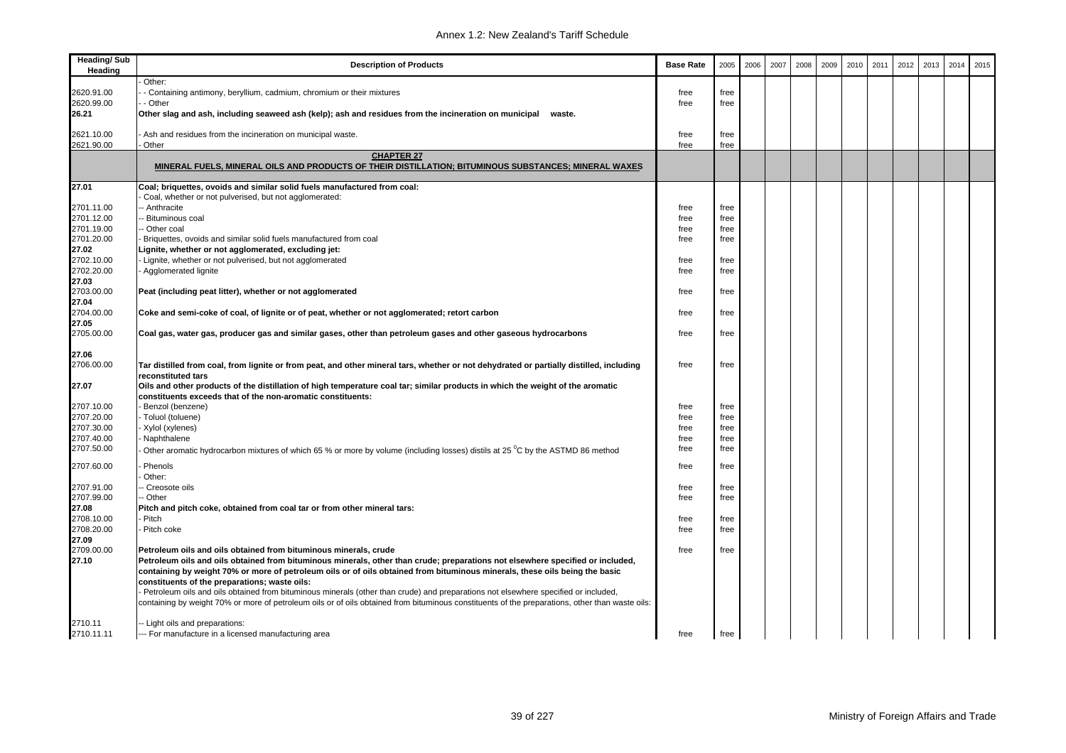| Heading/ Sub Heading | Description of Products | Base Rate | 2005 | 2006 | 2007 | 2008 | 2009 | 2010 | 2011 | 2012 | 2013 | 2014 | 2015 |
|---|---|---|---|---|---|---|---|---|---|---|---|---|---|
| | - Other: | | | | | | | | | | | | |
| 2620.91.00 | - - Containing antimony, beryllium, cadmium, chromium or their mixtures | free | free | | | | | | | | | | |
| 2620.99.00 | - - Other | free | free | | | | | | | | | | |
| **26.21** | **Other slag and ash, including seaweed ash (kelp); ash and residues from the incineration on municipal waste.** | | | | | | | | | | | | |
| 2621.10.00 | - Ash and residues from the incineration on municipal waste. | free | free | | | | | | | | | | |
| 2621.90.00 | - Other | free | free | | | | | | | | | | |
| | **CHAPTER 27** **MINERAL FUELS, MINERAL OILS AND PRODUCTS OF THEIR DISTILLATION; BITUMINOUS SUBSTANCES; MINERAL WAXES** | | | | | | | | | | | | |
| **27.01** | **Coal; briquettes, ovoids and similar solid fuels manufactured from coal:** | | | | | | | | | | | | |
| | - Coal, whether or not pulverised, but not agglomerated: | | | | | | | | | | | | |
| 2701.11.00 | -- Anthracite | free | free | | | | | | | | | | |
| 2701.12.00 | -- Bituminous coal | free | free | | | | | | | | | | |
| 2701.19.00 | -- Other coal | free | free | | | | | | | | | | |
| 2701.20.00 | - Briquettes, ovoids and similar solid fuels manufactured from coal | free | free | | | | | | | | | | |
| **27.02** | **Lignite, whether or not agglomerated, excluding jet:** | | | | | | | | | | | | |
| 2702.10.00 | - Lignite, whether or not pulverised, but not agglomerated | free | free | | | | | | | | | | |
| 2702.20.00 | - Agglomerated lignite | free | free | | | | | | | | | | |
| **27.03** | | | | | | | | | | | | | |
| 2703.00.00 | **Peat (including peat litter), whether or not agglomerated** | free | free | | | | | | | | | | |
| **27.04** | | | | | | | | | | | | | |
| 2704.00.00 | **Coke and semi-coke of coal, of lignite or of peat, whether or not agglomerated; retort carbon** | free | free | | | | | | | | | | |
| **27.05** | | | | | | | | | | | | | |
| 2705.00.00 | **Coal gas, water gas, producer gas and similar gases, other than petroleum gases and other gaseous hydrocarbons** | free | free | | | | | | | | | | |
| **27.06** | | | | | | | | | | | | | |
| 2706.00.00 | **Tar distilled from coal, from lignite or from peat, and other mineral tars, whether or not dehydrated or partially distilled, including reconstituted tars** | free | free | | | | | | | | | | |
| **27.07** | **Oils and other products of the distillation of high temperature coal tar; similar products in which the weight of the aromatic constituents exceeds that of the non-aromatic constituents:** | | | | | | | | | | | | |
| 2707.10.00 | - Benzol (benzene) | free | free | | | | | | | | | | |
| 2707.20.00 | - Toluol (toluene) | free | free | | | | | | | | | | |
| 2707.30.00 | - Xylol (xylenes) | free | free | | | | | | | | | | |
| 2707.40.00 | - Naphthalene | free | free | | | | | | | | | | |
| 2707.50.00 | - Other aromatic hydrocarbon mixtures of which 65 % or more by volume (including losses) distils at 25 $^{0}$C by the ASTMD 86 method | free | free | | | | | | | | | | |
| 2707.60.00 | - Phenols | free | free | | | | | | | | | | |
| | - Other: | | | | | | | | | | | | |
| 2707.91.00 | -- Creosote oils | free | free | | | | | | | | | | |
| 2707.99.00 | -- Other | free | free | | | | | | | | | | |
| **27.08** | **Pitch and pitch coke, obtained from coal tar or from other mineral tars:** | | | | | | | | | | | | |
| 2708.10.00 | - Pitch | free | free | | | | | | | | | | |
| 2708.20.00 | - Pitch coke | free | free | | | | | | | | | | |
| **27.09** | | | | | | | | | | | | | |
| 2709.00.00 | **Petroleum oils and oils obtained from bituminous minerals, crude** | free | free | | | | | | | | | | |
| **27.10** | **Petroleum oils and oils obtained from bituminous minerals, other than crude; preparations not elsewhere specified or included, containing by weight 70% or more of petroleum oils or of oils obtained from bituminous minerals, these oils being the basic constituents of the preparations; waste oils:** | | | | | | | | | | | | |
| | - Petroleum oils and oils obtained from bituminous minerals (other than crude) and preparations not elsewhere specified or included, containing by weight 70% or more of petroleum oils or of oils obtained from bituminous constituents of the preparations, other than waste oils: | | | | | | | | | | | | |
| 2710.11 | -- Light oils and preparations: | | | | | | | | | | | | |
| 2710.11.11 | --- For manufacture in a licensed manufacturing area | free | free | | | | | | | | | | |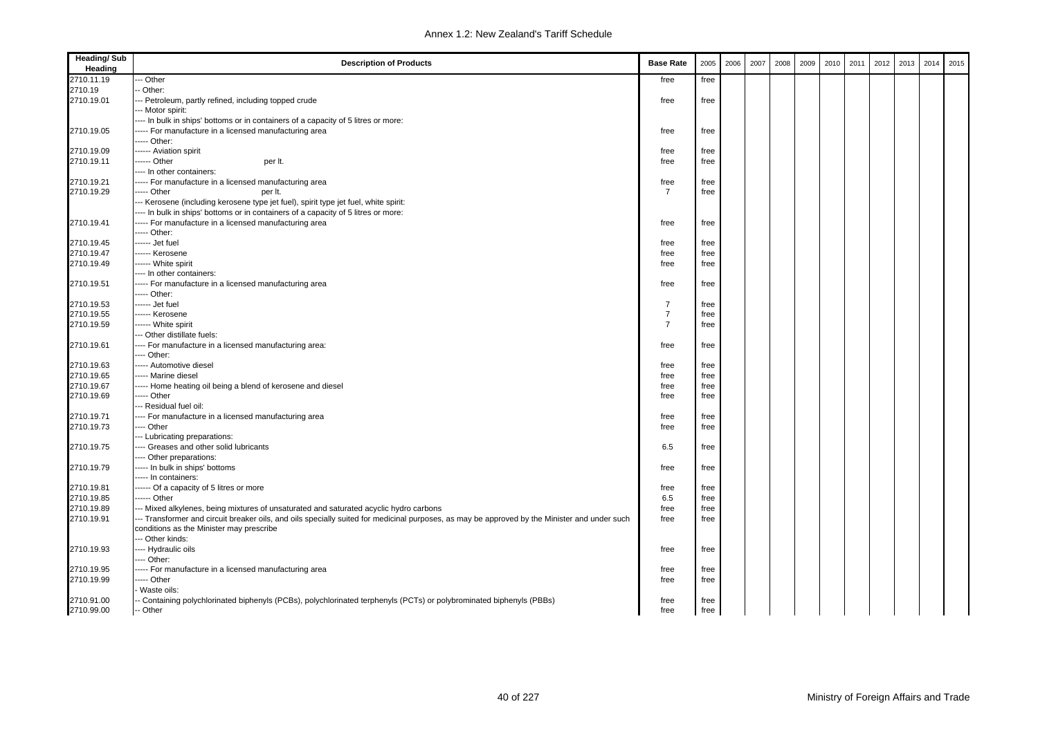| Heading/ Sub Heading | Description of Products | Base Rate | 2005 | 2006 | 2007 | 2008 | 2009 | 2010 | 2011 | 2012 | 2013 | 2014 | 2015 |
|---|---|---|---|---|---|---|---|---|---|---|---|---|---|
| 2710.11.19 | --- Other | free | free | | | | | | | | | | |
| 2710.19 | -- Other: | | | | | | | | | | | | |
| 2710.19.01 | --- Petroleum, partly refined, including topped crude | free | free | | | | | | | | | | |
| | --- Motor spirit: | | | | | | | | | | | | |
| | ---- In bulk in ships' bottoms or in containers of a capacity of 5 litres or more: | | | | | | | | | | | | |
| 2710.19.05 | ----- For manufacture in a licensed manufacturing area | free | free | | | | | | | | | | |
| | ----- Other: | | | | | | | | | | | | |
| 2710.19.09 | ------ Aviation spirit | free | free | | | | | | | | | | |
| 2710.19.11 | ------ Other per lt. | free | free | | | | | | | | | | |
| | ---- In other containers: | | | | | | | | | | | | |
| 2710.19.21 | ----- For manufacture in a licensed manufacturing area | free | free | | | | | | | | | | |
| 2710.19.29 | ----- Other per lt. | 7 | free | | | | | | | | | | |
| | --- Kerosene (including kerosene type jet fuel), spirit type jet fuel, white spirit: | | | | | | | | | | | | |
| | ---- In bulk in ships' bottoms or in containers of a capacity of 5 litres or more: | | | | | | | | | | | | |
| 2710.19.41 | ----- For manufacture in a licensed manufacturing area | free | free | | | | | | | | | | |
| | ----- Other: | | | | | | | | | | | | |
| 2710.19.45 | ------ Jet fuel | free | free | | | | | | | | | | |
| 2710.19.47 | ------ Kerosene | free | free | | | | | | | | | | |
| 2710.19.49 | ------ White spirit | free | free | | | | | | | | | | |
| | ---- In other containers: | | | | | | | | | | | | |
| 2710.19.51 | ----- For manufacture in a licensed manufacturing area | free | free | | | | | | | | | | |
| | ----- Other: | | | | | | | | | | | | |
| 2710.19.53 | ------ Jet fuel | 7 | free | | | | | | | | | | |
| 2710.19.55 | ------ Kerosene | 7 | free | | | | | | | | | | |
| 2710.19.59 | ------ White spirit | 7 | free | | | | | | | | | | |
| | --- Other distillate fuels: | | | | | | | | | | | | |
| 2710.19.61 | ---- For manufacture in a licensed manufacturing area: | free | free | | | | | | | | | | |
| | ---- Other: | | | | | | | | | | | | |
| 2710.19.63 | ----- Automotive diesel | free | free | | | | | | | | | | |
| 2710.19.65 | ----- Marine diesel | free | free | | | | | | | | | | |
| 2710.19.67 | ----- Home heating oil being a blend of kerosene and diesel | free | free | | | | | | | | | | |
| 2710.19.69 | ----- Other | free | free | | | | | | | | | | |
| | --- Residual fuel oil: | | | | | | | | | | | | |
| 2710.19.71 | ---- For manufacture in a licensed manufacturing area | free | free | | | | | | | | | | |
| 2710.19.73 | ---- Other | free | free | | | | | | | | | | |
| | --- Lubricating preparations: | | | | | | | | | | | | |
| 2710.19.75 | ---- Greases and other solid lubricants | 6.5 | free | | | | | | | | | | |
| | ---- Other preparations: | | | | | | | | | | | | |
| 2710.19.79 | ----- In bulk in ships' bottoms | free | free | | | | | | | | | | |
| | ----- In containers: | | | | | | | | | | | | |
| 2710.19.81 | ------ Of a capacity of 5 litres or more | free | free | | | | | | | | | | |
| 2710.19.85 | ------ Other | 6.5 | free | | | | | | | | | | |
| 2710.19.89 | --- Mixed alkylenes, being mixtures of unsaturated and saturated acyclic hydro carbons | free | free | | | | | | | | | | |
| 2710.19.91 | --- Transformer and circuit breaker oils, and oils specially suited for medicinal purposes, as may be approved by the Minister and under such conditions as the Minister may prescribe | free | free | | | | | | | | | | |
| | --- Other kinds: | | | | | | | | | | | | |
| 2710.19.93 | ---- Hydraulic oils | free | free | | | | | | | | | | |
| | ---- Other: | | | | | | | | | | | | |
| 2710.19.95 | ----- For manufacture in a licensed manufacturing area | free | free | | | | | | | | | | |
| 2710.19.99 | ----- Other | free | free | | | | | | | | | | |
| | - Waste oils: | | | | | | | | | | | | |
| 2710.91.00 | -- Containing polychlorinated biphenyls (PCBs), polychlorinated terphenyls (PCTs) or polybrominated biphenyls (PBBs) | free | free | | | | | | | | | | |
| 2710.99.00 | -- Other | free | free | | | | | | | | | | |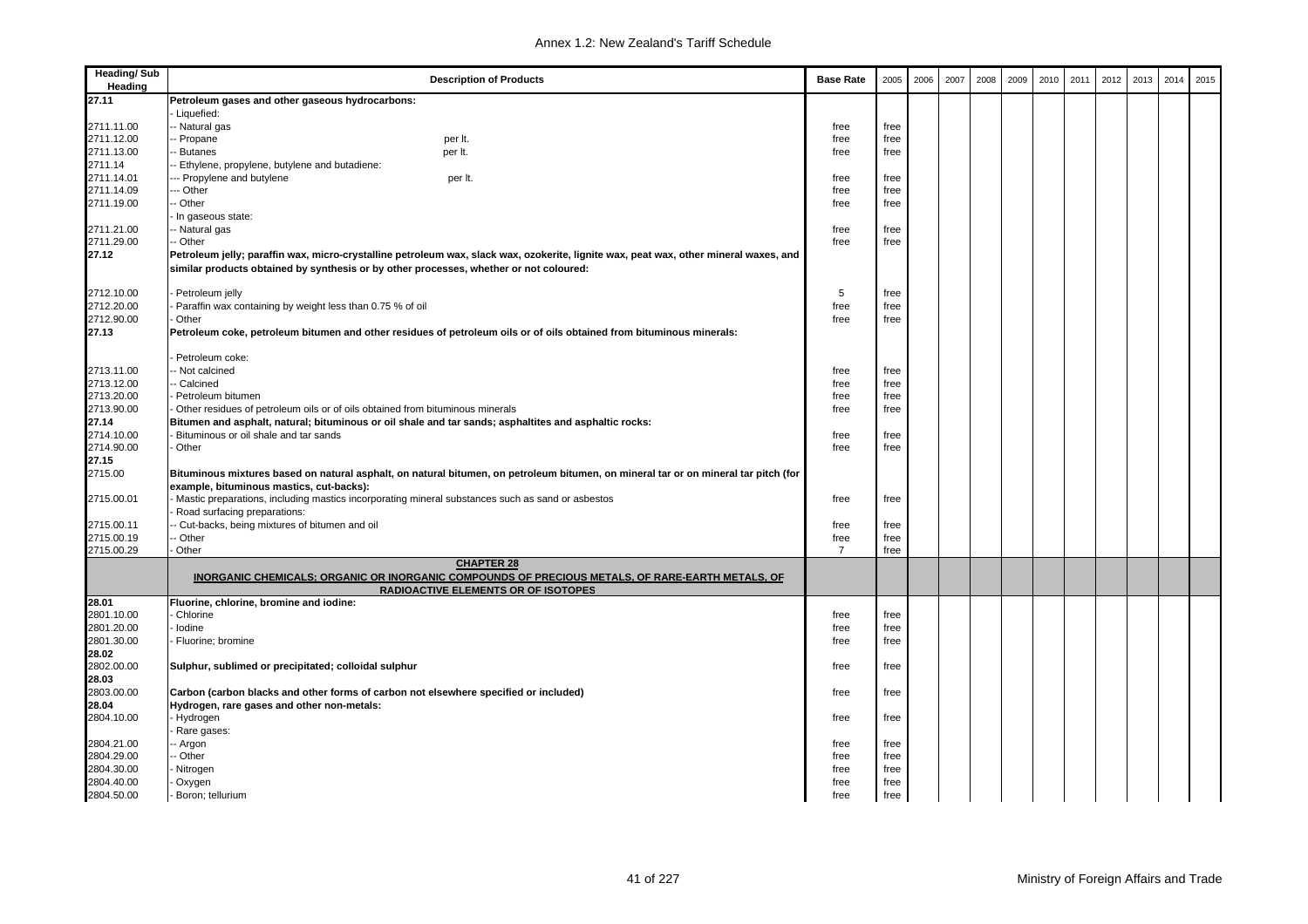| Heading/ Sub Heading | Description of Products | Base Rate | 2005 | 2006 | 2007 | 2008 | 2009 | 2010 | 2011 | 2012 | 2013 | 2014 | 2015 |
|---|---|---|---|---|---|---|---|---|---|---|---|---|---|
| **27.11** | **Petroleum gases and other gaseous hydrocarbons:** | | | | | | | | | | | | |
| | - Liquefied: | | | | | | | | | | | | |
| 2711.11.00 | -- Natural gas | free | free | | | | | | | | | | |
| 2711.12.00 | -- Propane per lt. | free | free | | | | | | | | | | |
| 2711.13.00 | -- Butanes per lt. | free | free | | | | | | | | | | |
| 2711.14 | -- Ethylene, propylene, butylene and butadiene: | | | | | | | | | | | | |
| 2711.14.01 | --- Propylene and butylene per lt. | free | free | | | | | | | | | | |
| 2711.14.09 | --- Other | free | free | | | | | | | | | | |
| 2711.19.00 | -- Other | free | free | | | | | | | | | | |
| | - In gaseous state: | | | | | | | | | | | | |
| 2711.21.00 | -- Natural gas | free | free | | | | | | | | | | |
| 2711.29.00 | -- Other | free | free | | | | | | | | | | |
| **27.12** | **Petroleum jelly; paraffin wax, micro-crystalline petroleum wax, slack wax, ozokerite, lignite wax, peat wax, other mineral waxes, and similar products obtained by synthesis or by other processes, whether or not coloured:** | | | | | | | | | | | | |
| 2712.10.00 | - Petroleum jelly | 5 | free | | | | | | | | | | |
| 2712.20.00 | - Paraffin wax containing by weight less than 0.75 % of oil | free | free | | | | | | | | | | |
| 2712.90.00 | - Other | free | free | | | | | | | | | | |
| **27.13** | **Petroleum coke, petroleum bitumen and other residues of petroleum oils or of oils obtained from bituminous minerals:** | | | | | | | | | | | | |
| | - Petroleum coke: | | | | | | | | | | | | |
| 2713.11.00 | -- Not calcined | free | free | | | | | | | | | | |
| 2713.12.00 | -- Calcined | free | free | | | | | | | | | | |
| 2713.20.00 | - Petroleum bitumen | free | free | | | | | | | | | | |
| 2713.90.00 | - Other residues of petroleum oils or of oils obtained from bituminous minerals | free | free | | | | | | | | | | |
| **27.14** | **Bitumen and asphalt, natural; bituminous or oil shale and tar sands; asphaltites and asphaltic rocks:** | | | | | | | | | | | | |
| 2714.10.00 | - Bituminous or oil shale and tar sands | free | free | | | | | | | | | | |
| 2714.90.00 | - Other | free | free | | | | | | | | | | |
| **27.15** | | | | | | | | | | | | | |
| 2715.00 | **Bituminous mixtures based on natural asphalt, on natural bitumen, on petroleum bitumen, on mineral tar or on mineral tar pitch (for example, bituminous mastics, cut-backs):** | | | | | | | | | | | | |
| 2715.00.01 | - Mastic preparations, including mastics incorporating mineral substances such as sand or asbestos | free | free | | | | | | | | | | |
| | - Road surfacing preparations: | | | | | | | | | | | | |
| 2715.00.11 | -- Cut-backs, being mixtures of bitumen and oil | free | free | | | | | | | | | | |
| 2715.00.19 | -- Other | free | free | | | | | | | | | | |
| 2715.00.29 | - Other | 7 | free | | | | | | | | | | |
| | **CHAPTER 28** **INORGANIC CHEMICALS; ORGANIC OR INORGANIC COMPOUNDS OF PRECIOUS METALS, OF RARE-EARTH METALS, OF RADIOACTIVE ELEMENTS OR OF ISOTOPES** | | | | | | | | | | | | |
| **28.01** | **Fluorine, chlorine, bromine and iodine:** | | | | | | | | | | | | |
| 2801.10.00 | - Chlorine | free | free | | | | | | | | | | |
| 2801.20.00 | - Iodine | free | free | | | | | | | | | | |
| 2801.30.00 | - Fluorine; bromine | free | free | | | | | | | | | | |
| **28.02** | | | | | | | | | | | | | |
| 2802.00.00 | **Sulphur, sublimed or precipitated; colloidal sulphur** | free | free | | | | | | | | | | |
| **28.03** | | | | | | | | | | | | | |
| 2803.00.00 | **Carbon (carbon blacks and other forms of carbon not elsewhere specified or included)** | free | free | | | | | | | | | | |
| **28.04** | **Hydrogen, rare gases and other non-metals:** | | | | | | | | | | | | |
| 2804.10.00 | - Hydrogen | free | free | | | | | | | | | | |
| | - Rare gases: | | | | | | | | | | | | |
| 2804.21.00 | -- Argon | free | free | | | | | | | | | | |
| 2804.29.00 | -- Other | free | free | | | | | | | | | | |
| 2804.30.00 | - Nitrogen | free | free | | | | | | | | | | |
| 2804.40.00 | - Oxygen | free | free | | | | | | | | | | |
| 2804.50.00 | - Boron; tellurium | free | free | | | | | | | | | | |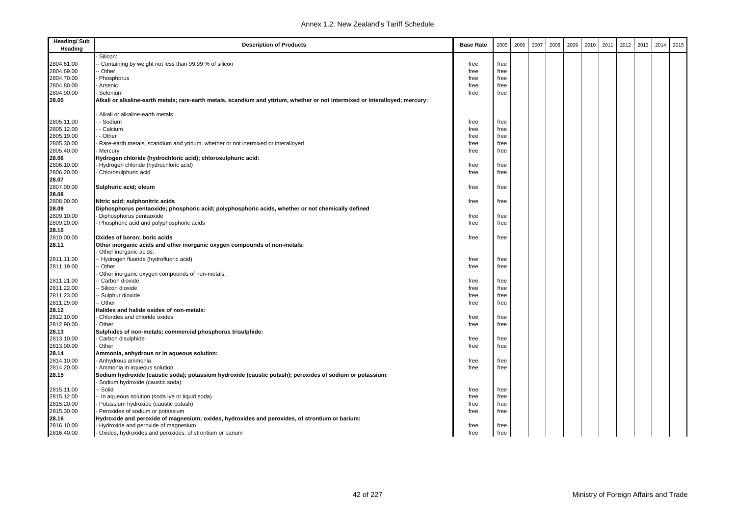| Heading/ Sub Heading | Description of Products | Base Rate | 2005 | 2006 | 2007 | 2008 | 2009 | 2010 | 2011 | 2012 | 2013 | 2014 | 2015 |
|---|---|---|---|---|---|---|---|---|---|---|---|---|---|
| | - Silicon: | | | | | | | | | | | | |
| 2804.61.00 | -- Containing by weight not less than 99.99 % of silicon | free | free | | | | | | | | | | |
| 2804.69.00 | -- Other | free | free | | | | | | | | | | |
| 2804.70.00 | - Phosphorus | free | free | | | | | | | | | | |
| 2804.80.00 | - Arsenic | free | free | | | | | | | | | | |
| 2804.90.00 | - Selenium | free | free | | | | | | | | | | |
| **28.05** | **Alkali or alkaline-earth metals; rare-earth metals, scandium and yttrium, whether or not intermixed or interalloyed; mercury:** | | | | | | | | | | | | |
| | - Alkali or alkaline-earth metals: | | | | | | | | | | | | |
| 2805.11.00 | - - Sodium | free | free | | | | | | | | | | |
| 2805.12.00 | - - Calcium | free | free | | | | | | | | | | |
| 2805.19.00 | - - Other | free | free | | | | | | | | | | |
| 2805.30.00 | - Rare-earth metals, scandium and yttrium, whether or not inermixed or interalloyed | free | free | | | | | | | | | | |
| 2805.40.00 | - Mercury | free | free | | | | | | | | | | |
| **28.06** | **Hydrogen chloride (hydrochloric acid); chlorosulphuric acid:** | | | | | | | | | | | | |
| 2806.10.00 | - Hydrogen chloride (hydrochloric acid) | free | free | | | | | | | | | | |
| 2806.20.00 | - Chlorosulphuric acid | free | free | | | | | | | | | | |
| **28.07** | | | | | | | | | | | | | |
| 2807.00.00 | **Sulphuric acid; oleum** | free | free | | | | | | | | | | |
| **28.08** | | | | | | | | | | | | | |
| 2808.00.00 | **Nitric acid; sulphonitric acids** | free | free | | | | | | | | | | |
| **28.09** | **Diphosphorus pentaoxide; phosphoric acid; polyphosphoric acids, whether or not chemically defined** | | | | | | | | | | | | |
| 2809.10.00 | - Diphosphorus pentaoxide | free | free | | | | | | | | | | |
| 2809.20.00 | - Phosphoric acid and polyphosphoric acids | free | free | | | | | | | | | | |
| **28.10** | | | | | | | | | | | | | |
| 2810.00.00 | **Oxides of boron; boric acids** | free | free | | | | | | | | | | |
| **28.11** | **Other inorganic acids and other inorganic oxygen compounds of non-metals:** | | | | | | | | | | | | |
| | - Other inorganic acids: | | | | | | | | | | | | |
| 2811.11.00 | -- Hydrogen fluoride (hydrofluoric acid) | free | free | | | | | | | | | | |
| 2811.19.00 | -- Other | free | free | | | | | | | | | | |
| | - Other inorganic oxygen compounds of non-metals: | | | | | | | | | | | | |
| 2811.21.00 | -- Carbon dioxide | free | free | | | | | | | | | | |
| 2811.22.00 | -- Silicon dioxide | free | free | | | | | | | | | | |
| 2811.23.00 | -- Sulphur dioxide | free | free | | | | | | | | | | |
| 2811.29.00 | -- Other | free | free | | | | | | | | | | |
| **28.12** | **Halides and halide oxides of non-metals:** | | | | | | | | | | | | |
| 2812.10.00 | - Chlorides and chloride oxides | free | free | | | | | | | | | | |
| 2812.90.00 | - Other | free | free | | | | | | | | | | |
| **28.13** | **Sulphides of non-metals; commercial phosphorus trisulphide:** | | | | | | | | | | | | |
| 2813.10.00 | - Carbon disulphide | free | free | | | | | | | | | | |
| 2813.90.00 | - Other | free | free | | | | | | | | | | |
| **28.14** | **Ammonia, anhydrous or in aqueous solution:** | | | | | | | | | | | | |
| 2814.10.00 | - Anhydrous ammonia | free | free | | | | | | | | | | |
| 2814.20.00 | - Ammonia in aqueous solution | free | free | | | | | | | | | | |
| **28.15** | **Sodium hydroxide (caustic soda); potassium hydroxide (caustic potash); peroxides of sodium or potassium:** | | | | | | | | | | | | |
| | - Sodium hydroxide (caustic soda): | | | | | | | | | | | | |
| 2815.11.00 | -- Solid | free | free | | | | | | | | | | |
| 2815.12.00 | -- In aqueous solution (soda lye or liquid soda) | free | free | | | | | | | | | | |
| 2815.20.00 | - Potassium hydroxide (caustic potash) | free | free | | | | | | | | | | |
| 2815.30.00 | - Peroxides of sodium or potassium | free | free | | | | | | | | | | |
| **28.16** | **Hydroxide and peroxide of magnesium; oxides, hydroxides and peroxides, of strontium or barium:** | | | | | | | | | | | | |
| 2816.10.00 | - Hydroxide and peroxide of magnesium | free | free | | | | | | | | | | |
| 2816.40.00 | - Oxides, hydroxides and peroxides, of strontium or barium | free | free | | | | | | | | | | |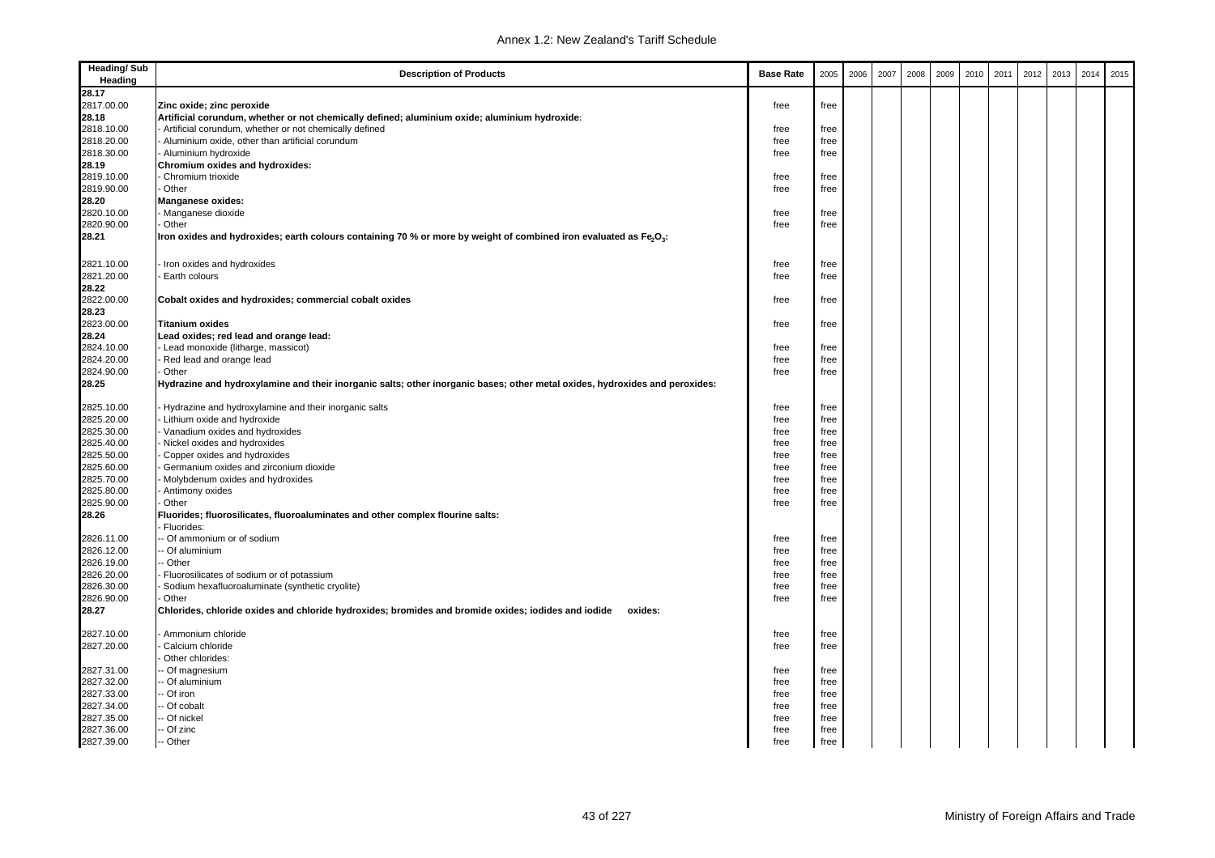Annex 1.2: New Zealand's Tariff Schedule

| Heading/ Sub Heading | Description of Products | Base Rate | 2005 | 2006 | 2007 | 2008 | 2009 | 2010 | 2011 | 2012 | 2013 | 2014 | 2015 |
|---|---|---|---|---|---|---|---|---|---|---|---|---|---|
| 28.17 | | | | | | | | | | | | | |
| 2817.00.00 | **Zinc oxide; zinc peroxide** | free | free | | | | | | | | | | |
| 28.18 | **Artificial corundum, whether or not chemically defined; aluminium oxide; aluminium hydroxide:** | | | | | | | | | | | | |
| 2818.10.00 | - Artificial corundum, whether or not chemically defined | free | free | | | | | | | | | | |
| 2818.20.00 | - Aluminium oxide, other than artificial corundum | free | free | | | | | | | | | | |
| 2818.30.00 | - Aluminium hydroxide | free | free | | | | | | | | | | |
| 28.19 | **Chromium oxides and hydroxides:** | | | | | | | | | | | | |
| 2819.10.00 | - Chromium trioxide | free | free | | | | | | | | | | |
| 2819.90.00 | - Other | free | free | | | | | | | | | | |
| 28.20 | **Manganese oxides:** | | | | | | | | | | | | |
| 2820.10.00 | - Manganese dioxide | free | free | | | | | | | | | | |
| 2820.90.00 | - Other | free | free | | | | | | | | | | |
| 28.21 | **Iron oxides and hydroxides; earth colours containing 70 % or more by weight of combined iron evaluated as $Fe_2O_3$:** | | | | | | | | | | | | |
| 2821.10.00 | - Iron oxides and hydroxides | free | free | | | | | | | | | | |
| 2821.20.00 | - Earth colours | free | free | | | | | | | | | | |
| 28.22 | | | | | | | | | | | | | |
| 2822.00.00 | **Cobalt oxides and hydroxides; commercial cobalt oxides** | free | free | | | | | | | | | | |
| 28.23 | | | | | | | | | | | | | |
| 2823.00.00 | **Titanium oxides** | free | free | | | | | | | | | | |
| 28.24 | **Lead oxides; red lead and orange lead:** | | | | | | | | | | | | |
| 2824.10.00 | - Lead monoxide (litharge, massicot) | free | free | | | | | | | | | | |
| 2824.20.00 | - Red lead and orange lead | free | free | | | | | | | | | | |
| 2824.90.00 | - Other | free | free | | | | | | | | | | |
| 28.25 | **Hydrazine and hydroxylamine and their inorganic salts; other inorganic bases; other metal oxides, hydroxides and peroxides:** | | | | | | | | | | | | |
| 2825.10.00 | - Hydrazine and hydroxylamine and their inorganic salts | free | free | | | | | | | | | | |
| 2825.20.00 | - Lithium oxide and hydroxide | free | free | | | | | | | | | | |
| 2825.30.00 | - Vanadium oxides and hydroxides | free | free | | | | | | | | | | |
| 2825.40.00 | - Nickel oxides and hydroxides | free | free | | | | | | | | | | |
| 2825.50.00 | - Copper oxides and hydroxides | free | free | | | | | | | | | | |
| 2825.60.00 | - Germanium oxides and zirconium dioxide | free | free | | | | | | | | | | |
| 2825.70.00 | - Molybdenum oxides and hydroxides | free | free | | | | | | | | | | |
| 2825.80.00 | - Antimony oxides | free | free | | | | | | | | | | |
| 2825.90.00 | - Other | free | free | | | | | | | | | | |
| 28.26 | **Fluorides; fluorosilicates, fluoroaluminates and other complex flourine salts:** | | | | | | | | | | | | |
| | - Fluorides: | | | | | | | | | | | | |
| 2826.11.00 | -- Of ammonium or of sodium | free | free | | | | | | | | | | |
| 2826.12.00 | -- Of aluminium | free | free | | | | | | | | | | |
| 2826.19.00 | -- Other | free | free | | | | | | | | | | |
| 2826.20.00 | - Fluorosilicates of sodium or of potassium | free | free | | | | | | | | | | |
| 2826.30.00 | - Sodium hexafluoroaluminate (synthetic cryolite) | free | free | | | | | | | | | | |
| 2826.90.00 | - Other | free | free | | | | | | | | | | |
| 28.27 | **Chlorides, chloride oxides and chloride hydroxides; bromides and bromide oxides; iodides and iodide oxides:** | | | | | | | | | | | | |
| 2827.10.00 | - Ammonium chloride | free | free | | | | | | | | | | |
| 2827.20.00 | - Calcium chloride | free | free | | | | | | | | | | |
| | - Other chlorides: | | | | | | | | | | | | |
| 2827.31.00 | -- Of magnesium | free | free | | | | | | | | | | |
| 2827.32.00 | -- Of aluminium | free | free | | | | | | | | | | |
| 2827.33.00 | -- Of iron | free | free | | | | | | | | | | |
| 2827.34.00 | -- Of cobalt | free | free | | | | | | | | | | |
| 2827.35.00 | -- Of nickel | free | free | | | | | | | | | | |
| 2827.36.00 | -- Of zinc | free | free | | | | | | | | | | |
| 2827.39.00 | -- Other | free | free | | | | | | | | | | |

Ministry of Foreign Affairs and Trade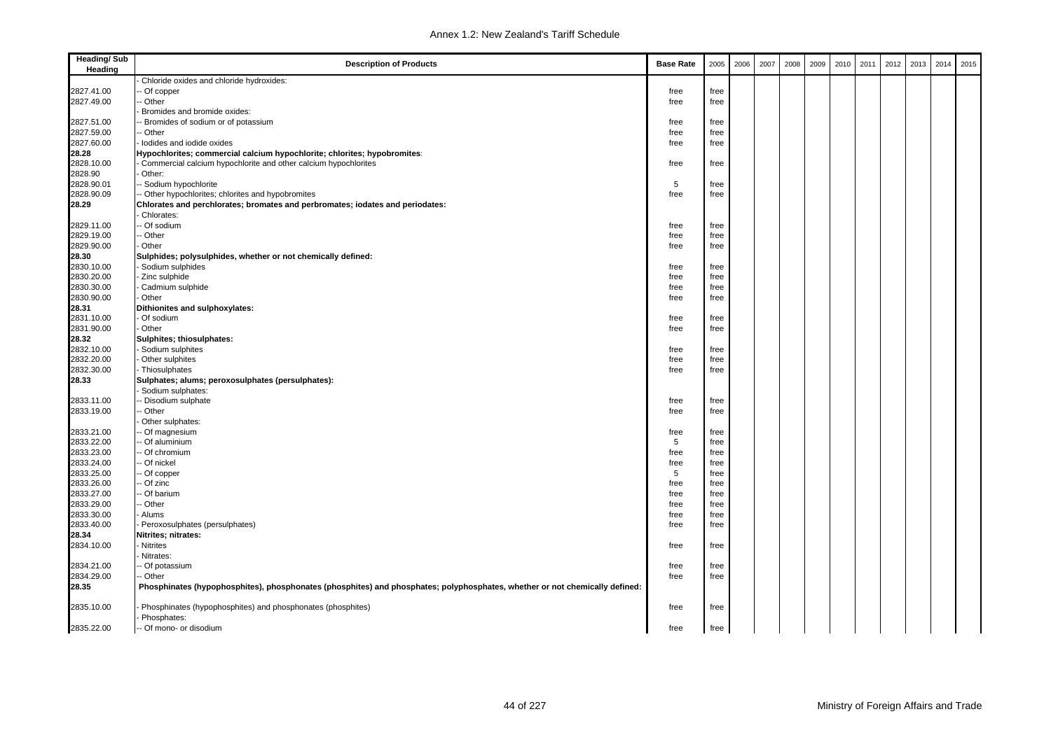| Heading/ Sub Heading | Description of Products | Base Rate | 2005 | 2006 | 2007 | 2008 | 2009 | 2010 | 2011 | 2012 | 2013 | 2014 | 2015 |
|---|---|---|---|---|---|---|---|---|---|---|---|---|---|
| | - Chloride oxides and chloride hydroxides: | | | | | | | | | | | | |
| 2827.41.00 | -- Of copper | free | free | | | | | | | | | | |
| 2827.49.00 | -- Other | free | free | | | | | | | | | | |
| | - Bromides and bromide oxides: | | | | | | | | | | | | |
| 2827.51.00 | -- Bromides of sodium or of potassium | free | free | | | | | | | | | | |
| 2827.59.00 | -- Other | free | free | | | | | | | | | | |
| 2827.60.00 | - Iodides and iodide oxides | free | free | | | | | | | | | | |
| **28.28** | **Hypochlorites; commercial calcium hypochlorite; chlorites; hypobromites:** | | | | | | | | | | | | |
| 2828.10.00 | - Commercial calcium hypochlorite and other calcium hypochlorites | free | free | | | | | | | | | | |
| 2828.90 | - Other: | | | | | | | | | | | | |
| 2828.90.01 | -- Sodium hypochlorite | 5 | free | | | | | | | | | | |
| 2828.90.09 | -- Other hypochlorites; chlorites and hypobromites | free | free | | | | | | | | | | |
| **28.29** | **Chlorates and perchlorates; bromates and perbromates; iodates and periodates:** | | | | | | | | | | | | |
| | - Chlorates: | | | | | | | | | | | | |
| 2829.11.00 | -- Of sodium | free | free | | | | | | | | | | |
| 2829.19.00 | -- Other | free | free | | | | | | | | | | |
| 2829.90.00 | - Other | free | free | | | | | | | | | | |
| **28.30** | **Sulphides; polysulphides, whether or not chemically defined:** | | | | | | | | | | | | |
| 2830.10.00 | - Sodium sulphides | free | free | | | | | | | | | | |
| 2830.20.00 | - Zinc sulphide | free | free | | | | | | | | | | |
| 2830.30.00 | - Cadmium sulphide | free | free | | | | | | | | | | |
| 2830.90.00 | - Other | free | free | | | | | | | | | | |
| **28.31** | **Dithionites and sulphoxylates:** | | | | | | | | | | | | |
| 2831.10.00 | - Of sodium | free | free | | | | | | | | | | |
| 2831.90.00 | - Other | free | free | | | | | | | | | | |
| **28.32** | **Sulphites; thiosulphates:** | | | | | | | | | | | | |
| 2832.10.00 | - Sodium sulphites | free | free | | | | | | | | | | |
| 2832.20.00 | - Other sulphites | free | free | | | | | | | | | | |
| 2832.30.00 | - Thiosulphates | free | free | | | | | | | | | | |
| **28.33** | **Sulphates; alums; peroxosulphates (persulphates):** | | | | | | | | | | | | |
| | - Sodium sulphates: | | | | | | | | | | | | |
| 2833.11.00 | -- Disodium sulphate | free | free | | | | | | | | | | |
| 2833.19.00 | -- Other | free | free | | | | | | | | | | |
| | - Other sulphates: | | | | | | | | | | | | |
| 2833.21.00 | -- Of magnesium | free | free | | | | | | | | | | |
| 2833.22.00 | -- Of aluminium | 5 | free | | | | | | | | | | |
| 2833.23.00 | -- Of chromium | free | free | | | | | | | | | | |
| 2833.24.00 | -- Of nickel | free | free | | | | | | | | | | |
| 2833.25.00 | -- Of copper | 5 | free | | | | | | | | | | |
| 2833.26.00 | -- Of zinc | free | free | | | | | | | | | | |
| 2833.27.00 | -- Of barium | free | free | | | | | | | | | | |
| 2833.29.00 | -- Other | free | free | | | | | | | | | | |
| 2833.30.00 | - Alums | free | free | | | | | | | | | | |
| 2833.40.00 | - Peroxosulphates (persulphates) | free | free | | | | | | | | | | |
| **28.34** | **Nitrites; nitrates:** | | | | | | | | | | | | |
| 2834.10.00 | - Nitrites | free | free | | | | | | | | | | |
| | - Nitrates: | | | | | | | | | | | | |
| 2834.21.00 | -- Of potassium | free | free | | | | | | | | | | |
| 2834.29.00 | -- Other | free | free | | | | | | | | | | |
| **28.35** | **Phosphinates (hypophosphites), phosphonates (phosphites) and phosphates; polyphosphates, whether or not chemically defined:** | | | | | | | | | | | | |
| 2835.10.00 | - Phosphinates (hypophosphites) and phosphonates (phosphites) | free | free | | | | | | | | | | |
| | - Phosphates: | | | | | | | | | | | | |
| 2835.22.00 | -- Of mono- or disodium | free | free | | | | | | | | | | |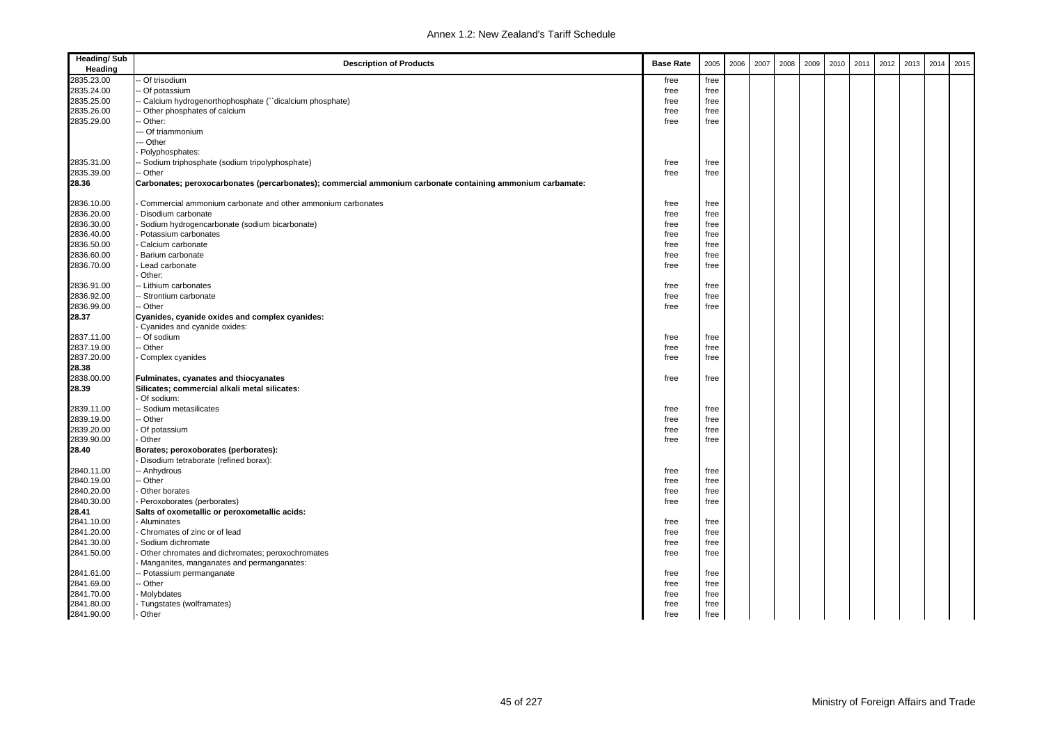| Heading/ Sub Heading | Description of Products | Base Rate | 2005 | 2006 | 2007 | 2008 | 2009 | 2010 | 2011 | 2012 | 2013 | 2014 | 2015 |
|---|---|---|---|---|---|---|---|---|---|---|---|---|---|
| 2835.23.00 | -- Of trisodium | free | free | | | | | | | | | | |
| 2835.24.00 | -- Of potassium | free | free | | | | | | | | | | |
| 2835.25.00 | -- Calcium hydrogenorthophosphate (``dicalcium phosphate) | free | free | | | | | | | | | | |
| 2835.26.00 | -- Other phosphates of calcium | free | free | | | | | | | | | | |
| 2835.29.00 | -- Other: | free | free | | | | | | | | | | |
| | --- Of triammonium | | | | | | | | | | | | |
| | --- Other | | | | | | | | | | | | |
| | - Polyphosphates: | | | | | | | | | | | | |
| 2835.31.00 | -- Sodium triphosphate (sodium tripolyphosphate) | free | free | | | | | | | | | | |
| 2835.39.00 | -- Other | free | free | | | | | | | | | | |
| **28.36** | **Carbonates; peroxocarbonates (percarbonates); commercial ammonium carbonate containing ammonium carbamate:** | | | | | | | | | | | | |
| 2836.10.00 | - Commercial ammonium carbonate and other ammonium carbonates | free | free | | | | | | | | | | |
| 2836.20.00 | - Disodium carbonate | free | free | | | | | | | | | | |
| 2836.30.00 | - Sodium hydrogencarbonate (sodium bicarbonate) | free | free | | | | | | | | | | |
| 2836.40.00 | - Potassium carbonates | free | free | | | | | | | | | | |
| 2836.50.00 | - Calcium carbonate | free | free | | | | | | | | | | |
| 2836.60.00 | - Barium carbonate | free | free | | | | | | | | | | |
| 2836.70.00 | - Lead carbonate | free | free | | | | | | | | | | |
| | - Other: | | | | | | | | | | | | |
| 2836.91.00 | -- Lithium carbonates | free | free | | | | | | | | | | |
| 2836.92.00 | -- Strontium carbonate | free | free | | | | | | | | | | |
| 2836.99.00 | -- Other | free | free | | | | | | | | | | |
| **28.37** | **Cyanides, cyanide oxides and complex cyanides:** | | | | | | | | | | | | |
| | - Cyanides and cyanide oxides: | | | | | | | | | | | | |
| 2837.11.00 | -- Of sodium | free | free | | | | | | | | | | |
| 2837.19.00 | -- Other | free | free | | | | | | | | | | |
| 2837.20.00 | - Complex cyanides | free | free | | | | | | | | | | |
| **28.38** | | | | | | | | | | | | | |
| 2838.00.00 | **Fulminates, cyanates and thiocyanates** | free | free | | | | | | | | | | |
| **28.39** | **Silicates; commercial alkali metal silicates:** | | | | | | | | | | | | |
| | - Of sodium: | | | | | | | | | | | | |
| 2839.11.00 | -- Sodium metasilicates | free | free | | | | | | | | | | |
| 2839.19.00 | -- Other | free | free | | | | | | | | | | |
| 2839.20.00 | - Of potassium | free | free | | | | | | | | | | |
| 2839.90.00 | - Other | free | free | | | | | | | | | | |
| **28.40** | **Borates; peroxoborates (perborates):** | | | | | | | | | | | | |
| | - Disodium tetraborate (refined borax): | | | | | | | | | | | | |
| 2840.11.00 | -- Anhydrous | free | free | | | | | | | | | | |
| 2840.19.00 | -- Other | free | free | | | | | | | | | | |
| 2840.20.00 | - Other borates | free | free | | | | | | | | | | |
| 2840.30.00 | - Peroxoborates (perborates) | free | free | | | | | | | | | | |
| **28.41** | **Salts of oxometallic or peroxometallic acids:** | | | | | | | | | | | | |
| 2841.10.00 | - Aluminates | free | free | | | | | | | | | | |
| 2841.20.00 | - Chromates of zinc or of lead | free | free | | | | | | | | | | |
| 2841.30.00 | - Sodium dichromate | free | free | | | | | | | | | | |
| 2841.50.00 | - Other chromates and dichromates; peroxochromates | free | free | | | | | | | | | | |
| | - Manganites, manganates and permanganates: | | | | | | | | | | | | |
| 2841.61.00 | -- Potassium permanganate | free | free | | | | | | | | | | |
| 2841.69.00 | -- Other | free | free | | | | | | | | | | |
| 2841.70.00 | - Molybdates | free | free | | | | | | | | | | |
| 2841.80.00 | - Tungstates (wolframates) | free | free | | | | | | | | | | |
| 2841.90.00 | - Other | free | free | | | | | | | | | | |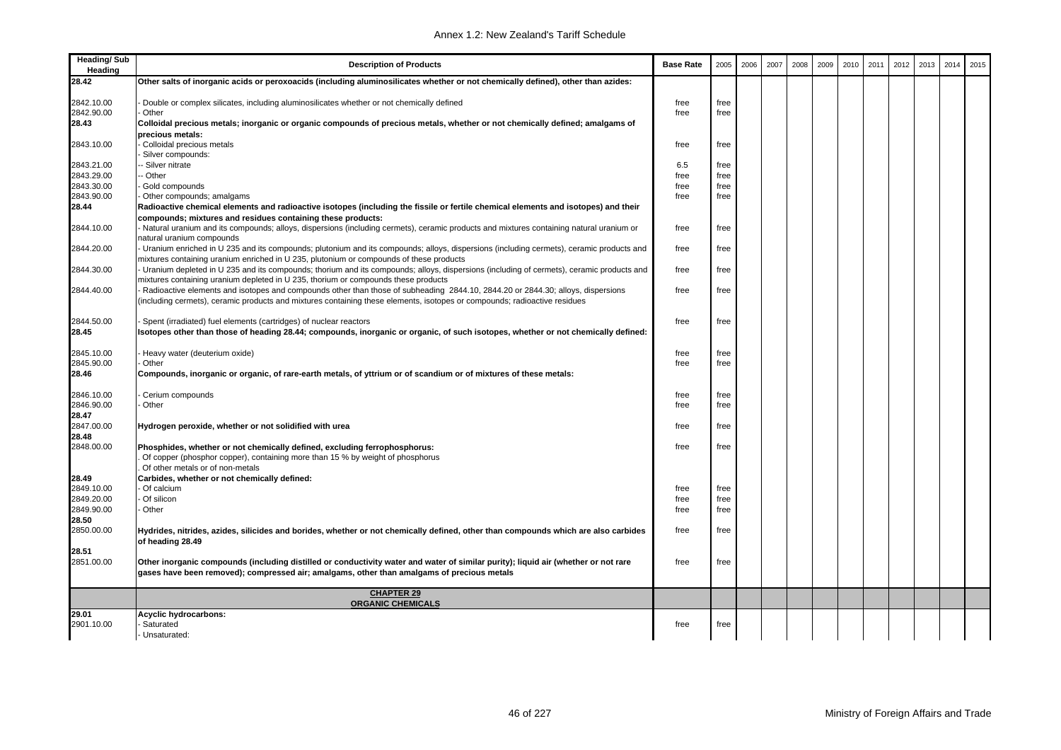| Heading/ Sub Heading | Description of Products | Base Rate | 2005 | 2006 | 2007 | 2008 | 2009 | 2010 | 2011 | 2012 | 2013 | 2014 | 2015 |
|---|---|---|---|---|---|---|---|---|---|---|---|---|---|
| **28.42** | **Other salts of inorganic acids or peroxoacids (including aluminosilicates whether or not chemically defined), other than azides:** | | | | | | | | | | | | |
| 2842.10.00 | - Double or complex silicates, including aluminosilicates whether or not chemically defined | free | free | | | | | | | | | | |
| 2842.90.00 | - Other | free | free | | | | | | | | | | |
| **28.43** | **Colloidal precious metals; inorganic or organic compounds of precious metals, whether or not chemically defined; amalgams of precious metals:** | | | | | | | | | | | | |
| 2843.10.00 | - Colloidal precious metals | free | free | | | | | | | | | | |
| | - Silver compounds: | | | | | | | | | | | | |
| 2843.21.00 | -- Silver nitrate | 6.5 | free | | | | | | | | | | |
| 2843.29.00 | -- Other | free | free | | | | | | | | | | |
| 2843.30.00 | - Gold compounds | free | free | | | | | | | | | | |
| 2843.90.00 | - Other compounds; amalgams | free | free | | | | | | | | | | |
| **28.44** | **Radioactive chemical elements and radioactive isotopes (including the fissile or fertile chemical elements and isotopes) and their compounds; mixtures and residues containing these products:** | | | | | | | | | | | | |
| 2844.10.00 | - Natural uranium and its compounds; alloys, dispersions (including cermets), ceramic products and mixtures containing natural uranium or natural uranium compounds | free | free | | | | | | | | | | |
| 2844.20.00 | - Uranium enriched in U 235 and its compounds; plutonium and its compounds; alloys, dispersions (including cermets), ceramic products and mixtures containing uranium enriched in U 235, plutonium or compounds of these products | free | free | | | | | | | | | | |
| 2844.30.00 | - Uranium depleted in U 235 and its compounds; thorium and its compounds; alloys, dispersions (including of cermets), ceramic products and mixtures containing uranium depleted in U 235, thorium or compounds these products | free | free | | | | | | | | | | |
| 2844.40.00 | - Radioactive elements and isotopes and compounds other than those of subheading 2844.10, 2844.20 or 2844.30; alloys, dispersions (including cermets), ceramic products and mixtures containing these elements, isotopes or compounds; radioactive residues | free | free | | | | | | | | | | |
| 2844.50.00 | - Spent (irradiated) fuel elements (cartridges) of nuclear reactors | free | free | | | | | | | | | | |
| **28.45** | **Isotopes other than those of heading 28.44; compounds, inorganic or organic, of such isotopes, whether or not chemically defined:** | | | | | | | | | | | | |
| 2845.10.00 | - Heavy water (deuterium oxide) | free | free | | | | | | | | | | |
| 2845.90.00 | - Other | free | free | | | | | | | | | | |
| **28.46** | **Compounds, inorganic or organic, of rare-earth metals, of yttrium or of scandium or of mixtures of these metals:** | | | | | | | | | | | | |
| 2846.10.00 | - Cerium compounds | free | free | | | | | | | | | | |
| 2846.90.00 | - Other | free | free | | | | | | | | | | |
| **28.47** | | | | | | | | | | | | | |
| 2847.00.00 | **Hydrogen peroxide, whether or not solidified with urea** | free | free | | | | | | | | | | |
| **28.48** | | | | | | | | | | | | | |
| 2848.00.00 | **Phosphides, whether or not chemically defined, excluding ferrophosphorus:** | free | free | | | | | | | | | | |
| | . Of copper (phosphor copper), containing more than 15 % by weight of phosphorus | | | | | | | | | | | | |
| | . Of other metals or of non-metals | | | | | | | | | | | | |
| **28.49** | **Carbides, whether or not chemically defined:** | | | | | | | | | | | | |
| 2849.10.00 | - Of calcium | free | free | | | | | | | | | | |
| 2849.20.00 | - Of silicon | free | free | | | | | | | | | | |
| 2849.90.00 | - Other | free | free | | | | | | | | | | |
| **28.50** | | | | | | | | | | | | | |
| 2850.00.00 | **Hydrides, nitrides, azides, silicides and borides, whether or not chemically defined, other than compounds which are also carbides of heading 28.49** | free | free | | | | | | | | | | |
| **28.51** | | | | | | | | | | | | | |
| 2851.00.00 | **Other inorganic compounds (including distilled or conductivity water and water of similar purity); liquid air (whether or not rare gases have been removed); compressed air; amalgams, other than amalgams of precious metals** | free | free | | | | | | | | | | |
| | **CHAPTER 29** **ORGANIC CHEMICALS** | | | | | | | | | | | | |
| **29.01** | **Acyclic hydrocarbons:** | | | | | | | | | | | | |
| 2901.10.00 | - Saturated | free | free | | | | | | | | | | |
| | - Unsaturated: | | | | | | | | | | | | |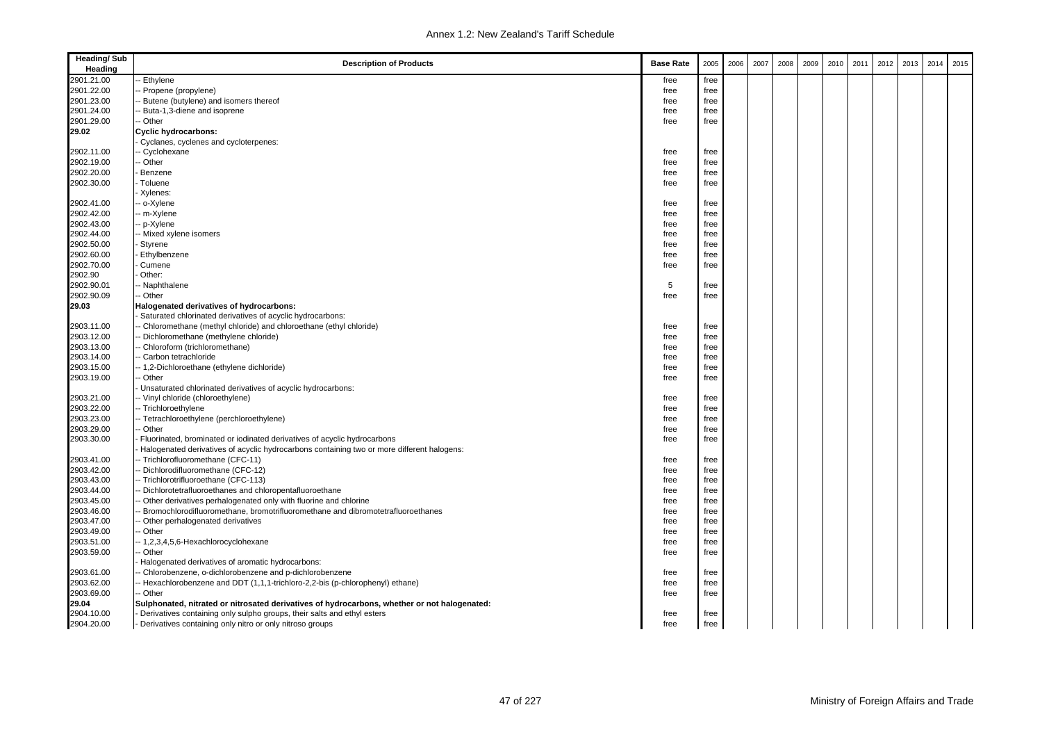| Heading/ Sub Heading | Description of Products | Base Rate | 2005 | 2006 | 2007 | 2008 | 2009 | 2010 | 2011 | 2012 | 2013 | 2014 | 2015 |
|---|---|---|---|---|---|---|---|---|---|---|---|---|---|
| 2901.21.00 | -- Ethylene | free | free | | | | | | | | | | |
| 2901.22.00 | -- Propene (propylene) | free | free | | | | | | | | | | |
| 2901.23.00 | -- Butene (butylene) and isomers thereof | free | free | | | | | | | | | | |
| 2901.24.00 | -- Buta-1,3-diene and isoprene | free | free | | | | | | | | | | |
| 2901.29.00 | -- Other | free | free | | | | | | | | | | |
| **29.02** | **Cyclic hydrocarbons:** | | | | | | | | | | | | |
| | - Cyclanes, cyclenes and cycloterpenes: | | | | | | | | | | | | |
| 2902.11.00 | -- Cyclohexane | free | free | | | | | | | | | | |
| 2902.19.00 | -- Other | free | free | | | | | | | | | | |
| 2902.20.00 | - Benzene | free | free | | | | | | | | | | |
| 2902.30.00 | - Toluene | free | free | | | | | | | | | | |
| | - Xylenes: | | | | | | | | | | | | |
| 2902.41.00 | -- o-Xylene | free | free | | | | | | | | | | |
| 2902.42.00 | -- m-Xylene | free | free | | | | | | | | | | |
| 2902.43.00 | -- p-Xylene | free | free | | | | | | | | | | |
| 2902.44.00 | -- Mixed xylene isomers | free | free | | | | | | | | | | |
| 2902.50.00 | - Styrene | free | free | | | | | | | | | | |
| 2902.60.00 | - Ethylbenzene | free | free | | | | | | | | | | |
| 2902.70.00 | - Cumene | free | free | | | | | | | | | | |
| 2902.90 | - Other: | | | | | | | | | | | | |
| 2902.90.01 | -- Naphthalene | 5 | free | | | | | | | | | | |
| 2902.90.09 | -- Other | free | free | | | | | | | | | | |
| **29.03** | **Halogenated derivatives of hydrocarbons:** | | | | | | | | | | | | |
| | - Saturated chlorinated derivatives of acyclic hydrocarbons: | | | | | | | | | | | | |
| 2903.11.00 | -- Chloromethane (methyl chloride) and chloroethane (ethyl chloride) | free | free | | | | | | | | | | |
| 2903.12.00 | -- Dichloromethane (methylene chloride) | free | free | | | | | | | | | | |
| 2903.13.00 | -- Chloroform (trichloromethane) | free | free | | | | | | | | | | |
| 2903.14.00 | -- Carbon tetrachloride | free | free | | | | | | | | | | |
| 2903.15.00 | -- 1,2-Dichloroethane (ethylene dichloride) | free | free | | | | | | | | | | |
| 2903.19.00 | -- Other | free | free | | | | | | | | | | |
| | - Unsaturated chlorinated derivatives of acyclic hydrocarbons: | | | | | | | | | | | | |
| 2903.21.00 | -- Vinyl chloride (chloroethylene) | free | free | | | | | | | | | | |
| 2903.22.00 | -- Trichloroethylene | free | free | | | | | | | | | | |
| 2903.23.00 | -- Tetrachloroethylene (perchloroethylene) | free | free | | | | | | | | | | |
| 2903.29.00 | -- Other | free | free | | | | | | | | | | |
| 2903.30.00 | - Fluorinated, brominated or iodinated derivatives of acyclic hydrocarbons | free | free | | | | | | | | | | |
| | - Halogenated derivatives of acyclic hydrocarbons containing two or more different halogens: | | | | | | | | | | | | |
| 2903.41.00 | -- Trichlorofluoromethane (CFC-11) | free | free | | | | | | | | | | |
| 2903.42.00 | -- Dichlorodifluoromethane (CFC-12) | free | free | | | | | | | | | | |
| 2903.43.00 | -- Trichlorotrifluoroethane (CFC-113) | free | free | | | | | | | | | | |
| 2903.44.00 | -- Dichlorotetrafluoroethanes and chloropentafluoroethane | free | free | | | | | | | | | | |
| 2903.45.00 | -- Other derivatives perhalogenated only with fluorine and chlorine | free | free | | | | | | | | | | |
| 2903.46.00 | -- Bromochlorodifluoromethane, bromotrifluoromethane and dibromotetrafluoroethanes | free | free | | | | | | | | | | |
| 2903.47.00 | -- Other perhalogenated derivatives | free | free | | | | | | | | | | |
| 2903.49.00 | -- Other | free | free | | | | | | | | | | |
| 2903.51.00 | -- 1,2,3,4,5,6-Hexachlorocyclohexane | free | free | | | | | | | | | | |
| 2903.59.00 | -- Other | free | free | | | | | | | | | | |
| | - Halogenated derivatives of aromatic hydrocarbons: | | | | | | | | | | | | |
| 2903.61.00 | -- Chlorobenzene, o-dichlorobenzene and p-dichlorobenzene | free | free | | | | | | | | | | |
| 2903.62.00 | -- Hexachlorobenzene and DDT (1,1,1-trichloro-2,2-bis (p-chlorophenyl) ethane) | free | free | | | | | | | | | | |
| 2903.69.00 | -- Other | free | free | | | | | | | | | | |
| **29.04** | **Sulphonated, nitrated or nitrosated derivatives of hydrocarbons, whether or not halogenated:** | | | | | | | | | | | | |
| 2904.10.00 | - Derivatives containing only sulpho groups, their salts and ethyl esters | free | free | | | | | | | | | | |
| 2904.20.00 | - Derivatives containing only nitro or only nitroso groups | free | free | | | | | | | | | | |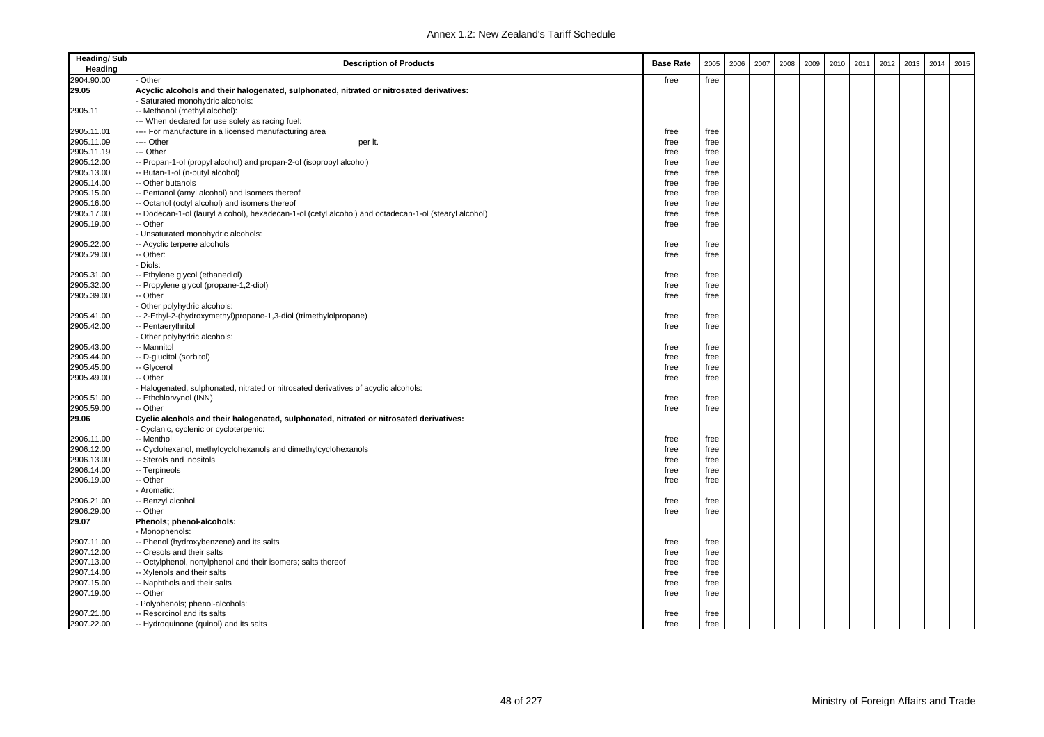| Heading/ Sub Heading | Description of Products | Base Rate | 2005 | 2006 | 2007 | 2008 | 2009 | 2010 | 2011 | 2012 | 2013 | 2014 | 2015 |
|---|---|---|---|---|---|---|---|---|---|---|---|---|---|
| 2904.90.00 | - Other | free | free | | | | | | | | | | |
| **29.05** | **Acyclic alcohols and their halogenated, sulphonated, nitrated or nitrosated derivatives:** | | | | | | | | | | | | |
| | - Saturated monohydric alcohols: | | | | | | | | | | | | |
| 2905.11 | -- Methanol (methyl alcohol): | | | | | | | | | | | | |
| | --- When declared for use solely as racing fuel: | | | | | | | | | | | | |
| 2905.11.01 | ---- For manufacture in a licensed manufacturing area | free | free | | | | | | | | | | |
| 2905.11.09 | ---- Other per lt. | free | free | | | | | | | | | | |
| 2905.11.19 | --- Other | free | free | | | | | | | | | | |
| 2905.12.00 | -- Propan-1-ol (propyl alcohol) and propan-2-ol (isopropyl alcohol) | free | free | | | | | | | | | | |
| 2905.13.00 | -- Butan-1-ol (n-butyl alcohol) | free | free | | | | | | | | | | |
| 2905.14.00 | -- Other butanols | free | free | | | | | | | | | | |
| 2905.15.00 | -- Pentanol (amyl alcohol) and isomers thereof | free | free | | | | | | | | | | |
| 2905.16.00 | -- Octanol (octyl alcohol) and isomers thereof | free | free | | | | | | | | | | |
| 2905.17.00 | -- Dodecan-1-ol (lauryl alcohol), hexadecan-1-ol (cetyl alcohol) and octadecan-1-ol (stearyl alcohol) | free | free | | | | | | | | | | |
| 2905.19.00 | -- Other | free | free | | | | | | | | | | |
| | - Unsaturated monohydric alcohols: | | | | | | | | | | | | |
| 2905.22.00 | -- Acyclic terpene alcohols | free | free | | | | | | | | | | |
| 2905.29.00 | -- Other: | free | free | | | | | | | | | | |
| | - Diols: | | | | | | | | | | | | |
| 2905.31.00 | -- Ethylene glycol (ethanediol) | free | free | | | | | | | | | | |
| 2905.32.00 | -- Propylene glycol (propane-1,2-diol) | free | free | | | | | | | | | | |
| 2905.39.00 | -- Other | free | free | | | | | | | | | | |
| | - Other polyhydric alcohols: | | | | | | | | | | | | |
| 2905.41.00 | -- 2-Ethyl-2-(hydroxymethyl)propane-1,3-diol (trimethylolpropane) | free | free | | | | | | | | | | |
| 2905.42.00 | -- Pentaerythritol | free | free | | | | | | | | | | |
| | - Other polyhydric alcohols: | | | | | | | | | | | | |
| 2905.43.00 | -- Mannitol | free | free | | | | | | | | | | |
| 2905.44.00 | -- D-glucitol (sorbitol) | free | free | | | | | | | | | | |
| 2905.45.00 | -- Glycerol | free | free | | | | | | | | | | |
| 2905.49.00 | -- Other | free | free | | | | | | | | | | |
| | - Halogenated, sulphonated, nitrated or nitrosated derivatives of acyclic alcohols: | | | | | | | | | | | | |
| 2905.51.00 | -- Ethchlorvynol (INN) | free | free | | | | | | | | | | |
| 2905.59.00 | -- Other | free | free | | | | | | | | | | |
| **29.06** | **Cyclic alcohols and their halogenated, sulphonated, nitrated or nitrosated derivatives:** | | | | | | | | | | | | |
| | - Cyclanic, cyclenic or cycloterpenic: | | | | | | | | | | | | |
| 2906.11.00 | -- Menthol | free | free | | | | | | | | | | |
| 2906.12.00 | -- Cyclohexanol, methylcyclohexanols and dimethylcyclohexanols | free | free | | | | | | | | | | |
| 2906.13.00 | -- Sterols and inositols | free | free | | | | | | | | | | |
| 2906.14.00 | -- Terpineols | free | free | | | | | | | | | | |
| 2906.19.00 | -- Other | free | free | | | | | | | | | | |
| | - Aromatic: | | | | | | | | | | | | |
| 2906.21.00 | -- Benzyl alcohol | free | free | | | | | | | | | | |
| 2906.29.00 | -- Other | free | free | | | | | | | | | | |
| **29.07** | **Phenols; phenol-alcohols:** | | | | | | | | | | | | |
| | - Monophenols: | | | | | | | | | | | | |
| 2907.11.00 | -- Phenol (hydroxybenzene) and its salts | free | free | | | | | | | | | | |
| 2907.12.00 | -- Cresols and their salts | free | free | | | | | | | | | | |
| 2907.13.00 | -- Octylphenol, nonylphenol and their isomers; salts thereof | free | free | | | | | | | | | | |
| 2907.14.00 | -- Xylenols and their salts | free | free | | | | | | | | | | |
| 2907.15.00 | -- Naphthols and their salts | free | free | | | | | | | | | | |
| 2907.19.00 | -- Other | free | free | | | | | | | | | | |
| | - Polyphenols; phenol-alcohols: | | | | | | | | | | | | |
| 2907.21.00 | -- Resorcinol and its salts | free | free | | | | | | | | | | |
| 2907.22.00 | -- Hydroquinone (quinol) and its salts | free | free | | | | | | | | | | |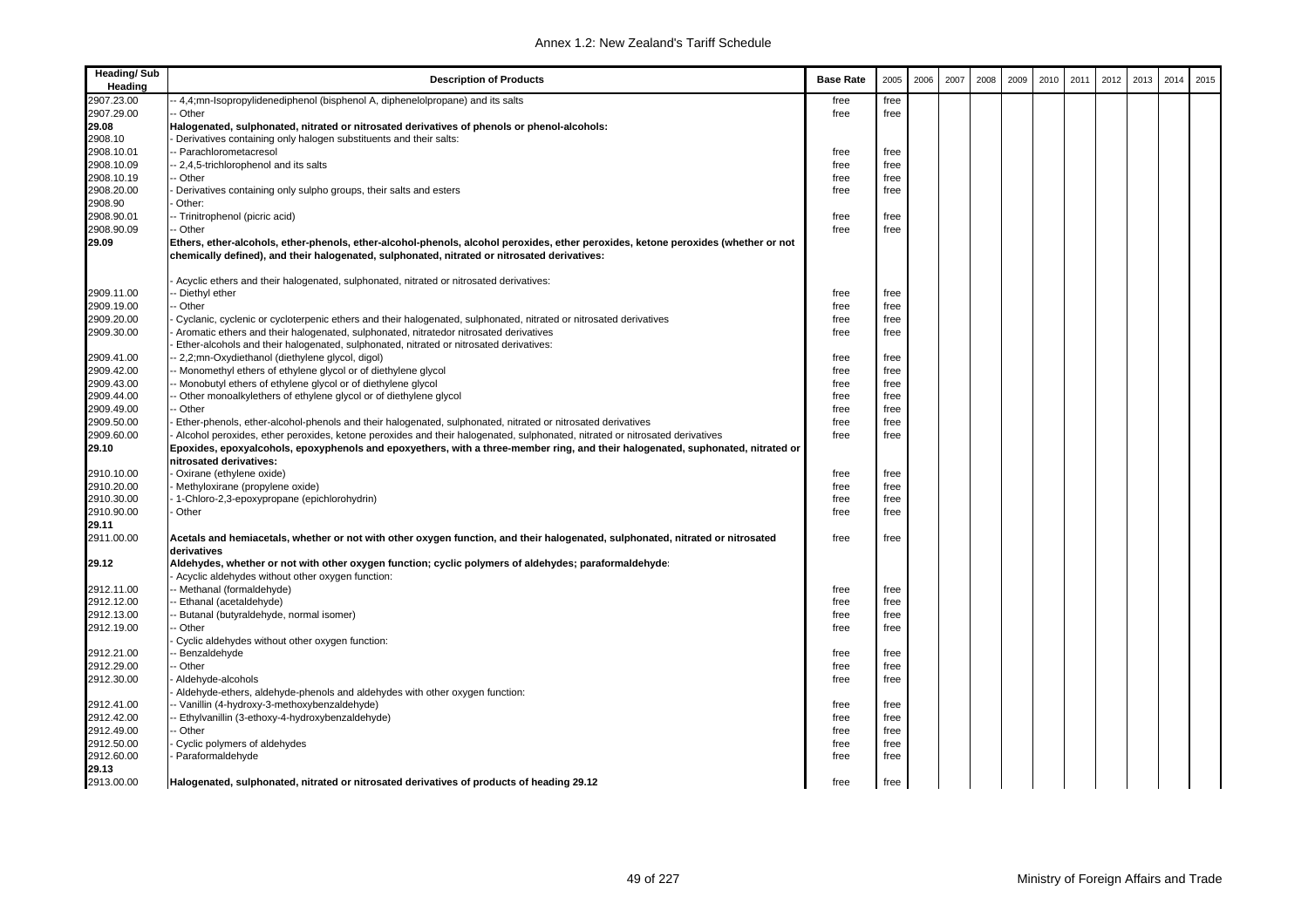| Heading/ Sub Heading | Description of Products | Base Rate | 2005 | 2006 | 2007 | 2008 | 2009 | 2010 | 2011 | 2012 | 2013 | 2014 | 2015 |
|---|---|---|---|---|---|---|---|---|---|---|---|---|---|
| 2907.23.00 | -- 4,4;mn-Isopropylidenediphenol (bisphenol A, diphenelolpropane) and its salts | free | free | | | | | | | | | | |
| 2907.29.00 | -- Other | free | free | | | | | | | | | | |
| **29.08** | **Halogenated, sulphonated, nitrated or nitrosated derivatives of phenols or phenol-alcohols:** | | | | | | | | | | | | |
| 2908.10 | - Derivatives containing only halogen substituents and their salts: | | | | | | | | | | | | |
| 2908.10.01 | -- Parachlorometacresol | free | free | | | | | | | | | | |
| 2908.10.09 | -- 2,4,5-trichlorophenol and its salts | free | free | | | | | | | | | | |
| 2908.10.19 | -- Other | free | free | | | | | | | | | | |
| 2908.20.00 | - Derivatives containing only sulpho groups, their salts and esters | free | free | | | | | | | | | | |
| 2908.90 | - Other: | | | | | | | | | | | | |
| 2908.90.01 | -- Trinitrophenol (picric acid) | free | free | | | | | | | | | | |
| 2908.90.09 | -- Other | free | free | | | | | | | | | | |
| **29.09** | **Ethers, ether-alcohols, ether-phenols, ether-alcohol-phenols, alcohol peroxides, ether peroxides, ketone peroxides (whether or not chemically defined), and their halogenated, sulphonated, nitrated or nitrosated derivatives:** | | | | | | | | | | | | |
| | - Acyclic ethers and their halogenated, sulphonated, nitrated or nitrosated derivatives: | | | | | | | | | | | | |
| 2909.11.00 | -- Diethyl ether | free | free | | | | | | | | | | |
| 2909.19.00 | -- Other | free | free | | | | | | | | | | |
| 2909.20.00 | - Cyclanic, cyclenic or cycloterpenic ethers and their halogenated, sulphonated, nitrated or nitrosated derivatives | free | free | | | | | | | | | | |
| 2909.30.00 | - Aromatic ethers and their halogenated, sulphonated, nitratedor nitrosated derivatives | free | free | | | | | | | | | | |
| | - Ether-alcohols and their halogenated, sulphonated, nitrated or nitrosated derivatives: | | | | | | | | | | | | |
| 2909.41.00 | -- 2,2;mn-Oxydiethanol (diethylene glycol, digol) | free | free | | | | | | | | | | |
| 2909.42.00 | -- Monomethyl ethers of ethylene glycol or of diethylene glycol | free | free | | | | | | | | | | |
| 2909.43.00 | -- Monobutyl ethers of ethylene glycol or of diethylene glycol | free | free | | | | | | | | | | |
| 2909.44.00 | -- Other monoalkylethers of ethylene glycol or of diethylene glycol | free | free | | | | | | | | | | |
| 2909.49.00 | -- Other | free | free | | | | | | | | | | |
| 2909.50.00 | - Ether-phenols, ether-alcohol-phenols and their halogenated, sulphonated, nitrated or nitrosated derivatives | free | free | | | | | | | | | | |
| 2909.60.00 | - Alcohol peroxides, ether peroxides, ketone peroxides and their halogenated, sulphonated, nitrated or nitrosated derivatives | free | free | | | | | | | | | | |
| **29.10** | **Epoxides, epoxyalcohols, epoxyphenols and epoxyethers, with a three-member ring, and their halogenated, suphonated, nitrated or nitrosated derivatives:** | | | | | | | | | | | | |
| 2910.10.00 | - Oxirane (ethylene oxide) | free | free | | | | | | | | | | |
| 2910.20.00 | - Methyloxirane (propylene oxide) | free | free | | | | | | | | | | |
| 2910.30.00 | - 1-Chloro-2,3-epoxypropane (epichlorohydrin) | free | free | | | | | | | | | | |
| 2910.90.00 | - Other | free | free | | | | | | | | | | |
| **29.11** | | | | | | | | | | | | | |
| 2911.00.00 | **Acetals and hemiacetals, whether or not with other oxygen function, and their halogenated, sulphonated, nitrated or nitrosated derivatives** | free | free | | | | | | | | | | |
| **29.12** | **Aldehydes, whether or not with other oxygen function; cyclic polymers of aldehydes; paraformaldehyde:** | | | | | | | | | | | | |
| | - Acyclic aldehydes without other oxygen function: | | | | | | | | | | | | |
| 2912.11.00 | -- Methanal (formaldehyde) | free | free | | | | | | | | | | |
| 2912.12.00 | -- Ethanal (acetaldehyde) | free | free | | | | | | | | | | |
| 2912.13.00 | -- Butanal (butyraldehyde, normal isomer) | free | free | | | | | | | | | | |
| 2912.19.00 | -- Other | free | free | | | | | | | | | | |
| | - Cyclic aldehydes without other oxygen function: | | | | | | | | | | | | |
| 2912.21.00 | -- Benzaldehyde | free | free | | | | | | | | | | |
| 2912.29.00 | -- Other | free | free | | | | | | | | | | |
| 2912.30.00 | - Aldehyde-alcohols | free | free | | | | | | | | | | |
| | - Aldehyde-ethers, aldehyde-phenols and aldehydes with other oxygen function: | | | | | | | | | | | | |
| 2912.41.00 | -- Vanillin (4-hydroxy-3-methoxybenzaldehyde) | free | free | | | | | | | | | | |
| 2912.42.00 | -- Ethylvanillin (3-ethoxy-4-hydroxybenzaldehyde) | free | free | | | | | | | | | | |
| 2912.49.00 | -- Other | free | free | | | | | | | | | | |
| 2912.50.00 | - Cyclic polymers of aldehydes | free | free | | | | | | | | | | |
| 2912.60.00 | - Paraformaldehyde | free | free | | | | | | | | | | |
| **29.13** | | | | | | | | | | | | | |
| 2913.00.00 | **Halogenated, sulphonated, nitrated or nitrosated derivatives of products of heading 29.12** | free | free | | | | | | | | | | |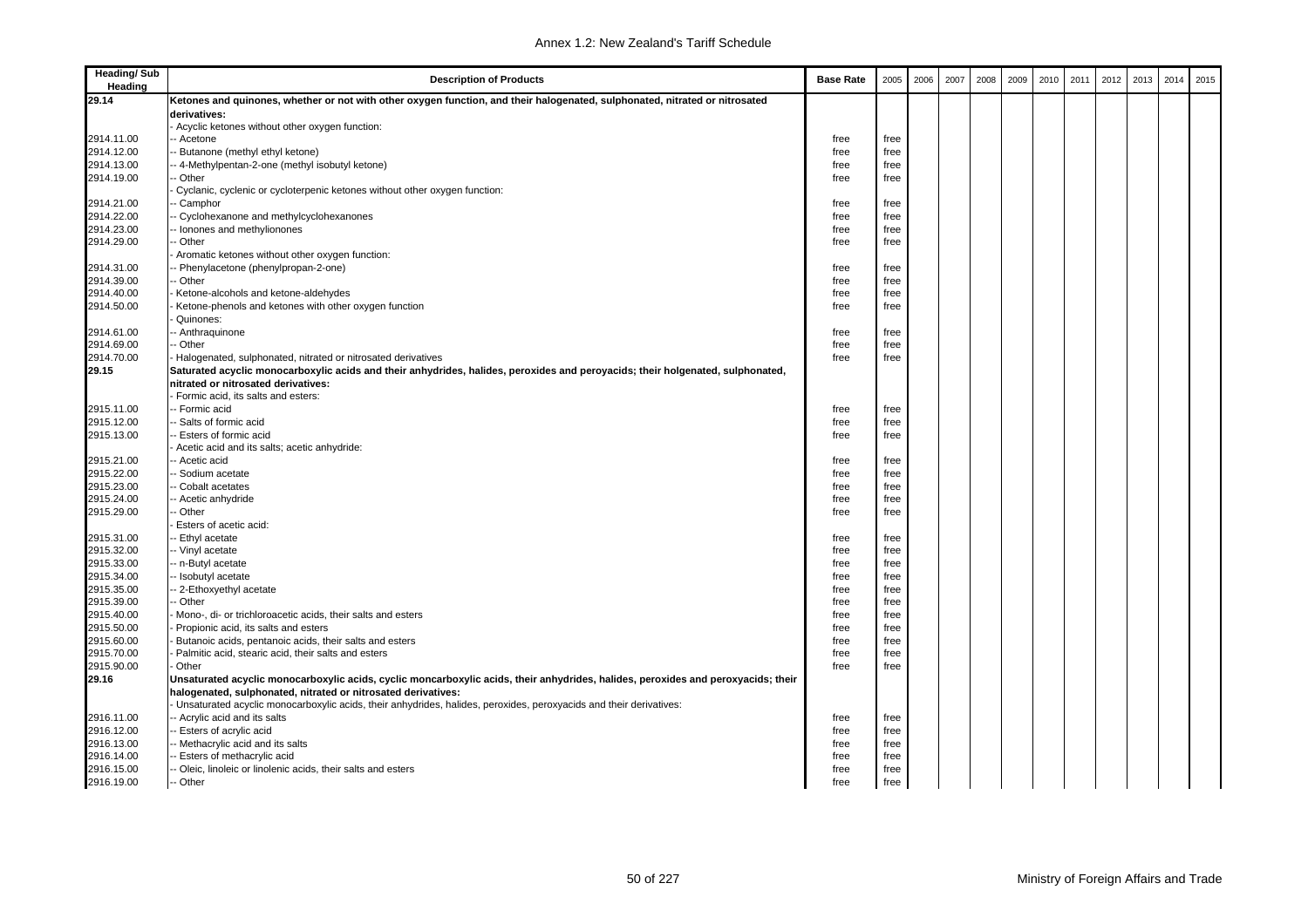| Heading/ Sub Heading | Description of Products | Base Rate | 2005 | 2006 | 2007 | 2008 | 2009 | 2010 | 2011 | 2012 | 2013 | 2014 | 2015 |
|---|---|---|---|---|---|---|---|---|---|---|---|---|---|
| **29.14** | **Ketones and quinones, whether or not with other oxygen function, and their halogenated, sulphonated, nitrated or nitrosated derivatives:** | | | | | | | | | | | | |
| | - Acyclic ketones without other oxygen function: | | | | | | | | | | | | |
| 2914.11.00 | -- Acetone | free | free | | | | | | | | | | |
| 2914.12.00 | -- Butanone (methyl ethyl ketone) | free | free | | | | | | | | | | |
| 2914.13.00 | -- 4-Methylpentan-2-one (methyl isobutyl ketone) | free | free | | | | | | | | | | |
| 2914.19.00 | -- Other | free | free | | | | | | | | | | |
| | - Cyclanic, cyclenic or cycloterpenic ketones without other oxygen function: | | | | | | | | | | | | |
| 2914.21.00 | -- Camphor | free | free | | | | | | | | | | |
| 2914.22.00 | -- Cyclohexanone and methylcyclohexanones | free | free | | | | | | | | | | |
| 2914.23.00 | -- Ionones and methylionones | free | free | | | | | | | | | | |
| 2914.29.00 | -- Other | free | free | | | | | | | | | | |
| | - Aromatic ketones without other oxygen function: | | | | | | | | | | | | |
| 2914.31.00 | -- Phenylacetone (phenylpropan-2-one) | free | free | | | | | | | | | | |
| 2914.39.00 | -- Other | free | free | | | | | | | | | | |
| 2914.40.00 | - Ketone-alcohols and ketone-aldehydes | free | free | | | | | | | | | | |
| 2914.50.00 | - Ketone-phenols and ketones with other oxygen function | free | free | | | | | | | | | | |
| | - Quinones: | | | | | | | | | | | | |
| 2914.61.00 | -- Anthraquinone | free | free | | | | | | | | | | |
| 2914.69.00 | -- Other | free | free | | | | | | | | | | |
| 2914.70.00 | - Halogenated, sulphonated, nitrated or nitrosated derivatives | free | free | | | | | | | | | | |
| **29.15** | **Saturated acyclic monocarboxylic acids and their anhydrides, halides, peroxides and peroyacids; their holgenated, sulphonated, nitrated or nitrosated derivatives:** | | | | | | | | | | | | |
| | - Formic acid, its salts and esters: | | | | | | | | | | | | |
| 2915.11.00 | -- Formic acid | free | free | | | | | | | | | | |
| 2915.12.00 | -- Salts of formic acid | free | free | | | | | | | | | | |
| 2915.13.00 | -- Esters of formic acid | free | free | | | | | | | | | | |
| | - Acetic acid and its salts; acetic anhydride: | | | | | | | | | | | | |
| 2915.21.00 | -- Acetic acid | free | free | | | | | | | | | | |
| 2915.22.00 | -- Sodium acetate | free | free | | | | | | | | | | |
| 2915.23.00 | -- Cobalt acetates | free | free | | | | | | | | | | |
| 2915.24.00 | -- Acetic anhydride | free | free | | | | | | | | | | |
| 2915.29.00 | -- Other | free | free | | | | | | | | | | |
| | - Esters of acetic acid: | | | | | | | | | | | | |
| 2915.31.00 | -- Ethyl acetate | free | free | | | | | | | | | | |
| 2915.32.00 | -- Vinyl acetate | free | free | | | | | | | | | | |
| 2915.33.00 | -- n-Butyl acetate | free | free | | | | | | | | | | |
| 2915.34.00 | -- Isobutyl acetate | free | free | | | | | | | | | | |
| 2915.35.00 | -- 2-Ethoxyethyl acetate | free | free | | | | | | | | | | |
| 2915.39.00 | -- Other | free | free | | | | | | | | | | |
| 2915.40.00 | - Mono-, di- or trichloroacetic acids, their salts and esters | free | free | | | | | | | | | | |
| 2915.50.00 | - Propionic acid, its salts and esters | free | free | | | | | | | | | | |
| 2915.60.00 | - Butanoic acids, pentanoic acids, their salts and esters | free | free | | | | | | | | | | |
| 2915.70.00 | - Palmitic acid, stearic acid, their salts and esters | free | free | | | | | | | | | | |
| 2915.90.00 | - Other | free | free | | | | | | | | | | |
| **29.16** | **Unsaturated acyclic monocarboxylic acids, cyclic moncarboxylic acids, their anhydrides, halides, peroxides and peroxyacids; their halogenated, sulphonated, nitrated or nitrosated derivatives:** | | | | | | | | | | | | |
| | - Unsaturated acyclic monocarboxylic acids, their anhydrides, halides, peroxides, peroxyacids and their derivatives: | | | | | | | | | | | | |
| 2916.11.00 | -- Acrylic acid and its salts | free | free | | | | | | | | | | |
| 2916.12.00 | -- Esters of acrylic acid | free | free | | | | | | | | | | |
| 2916.13.00 | -- Methacrylic acid and its salts | free | free | | | | | | | | | | |
| 2916.14.00 | -- Esters of methacrylic acid | free | free | | | | | | | | | | |
| 2916.15.00 | -- Oleic, linoleic or linolenic acids, their salts and esters | free | free | | | | | | | | | | |
| 2916.19.00 | -- Other | free | free | | | | | | | | | | |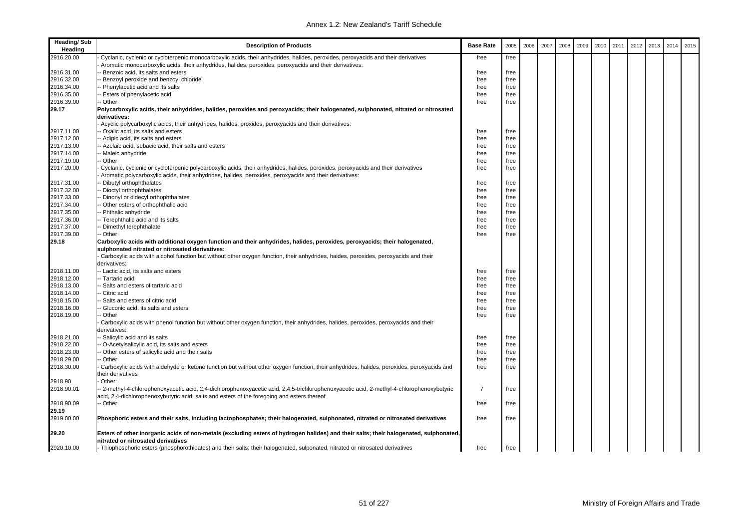| Heading/ Sub Heading | Description of Products | Base Rate | 2005 | 2006 | 2007 | 2008 | 2009 | 2010 | 2011 | 2012 | 2013 | 2014 | 2015 |
|---|---|---|---|---|---|---|---|---|---|---|---|---|---|
| 2916.20.00 | - Cyclanic, cyclenic or cycloterpenic monocarboxylic acids, their anhydrides, halides, peroxides, peroxyacids and their derivatives | free | free | | | | | | | | | | |
| | - Aromatic monocarboxylic acids, their anhydrides, halides, peroxides, peroxyacids and their derivatives: | | | | | | | | | | | | |
| 2916.31.00 | -- Benzoic acid, its salts and esters | free | free | | | | | | | | | | |
| 2916.32.00 | -- Benzoyl peroxide and benzoyl chloride | free | free | | | | | | | | | | |
| 2916.34.00 | -- Phenylacetic acid and its salts | free | free | | | | | | | | | | |
| 2916.35.00 | -- Esters of phenylacetic acid | free | free | | | | | | | | | | |
| 2916.39.00 | -- Other | free | free | | | | | | | | | | |
| **29.17** | **Polycarboxylic acids, their anhydrides, halides, peroxides and peroxyacids; their halogenated, sulphonated, nitrated or nitrosated derivatives:** | | | | | | | | | | | | |
| | - Acyclic polycarboxylic acids, their anhydrides, halides, proxides, peroxyacids and their derivatives: | | | | | | | | | | | | |
| 2917.11.00 | -- Oxalic acid, its salts and esters | free | free | | | | | | | | | | |
| 2917.12.00 | -- Adipic acid, its salts and esters | free | free | | | | | | | | | | |
| 2917.13.00 | -- Azelaic acid, sebacic acid, their salts and esters | free | free | | | | | | | | | | |
| 2917.14.00 | -- Maleic anhydride | free | free | | | | | | | | | | |
| 2917.19.00 | -- Other | free | free | | | | | | | | | | |
| 2917.20.00 | - Cyclanic, cyclenic or cycloterpenic polycarboxylic acids, their anhydrides, halides, peroxides, peroxyacids and their derivatives | free | free | | | | | | | | | | |
| | - Aromatic polycarboxylic acids, their anhydrides, halides, peroxides, peroxyacids and their derivatives: | | | | | | | | | | | | |
| 2917.31.00 | -- Dibutyl orthophthalates | free | free | | | | | | | | | | |
| 2917.32.00 | -- Dioctyl orthophthalates | free | free | | | | | | | | | | |
| 2917.33.00 | -- Dinonyl or didecyl orthophthalates | free | free | | | | | | | | | | |
| 2917.34.00 | -- Other esters of orthophthalic acid | free | free | | | | | | | | | | |
| 2917.35.00 | -- Phthalic anhydride | free | free | | | | | | | | | | |
| 2917.36.00 | -- Terephthalic acid and its salts | free | free | | | | | | | | | | |
| 2917.37.00 | -- Dimethyl terephthalate | free | free | | | | | | | | | | |
| 2917.39.00 | -- Other | free | free | | | | | | | | | | |
| **29.18** | **Carboxylic acids with additional oxygen function and their anhydrides, halides, peroxides, peroxyacids; their halogenated, sulphonated nitrated or nitrosated derivatives:** | | | | | | | | | | | | |
| | - Carboxylic acids with alcohol function but without other oxygen function, their anhydrides, haides, peroxides, peroxyacids and their derivatives: | | | | | | | | | | | | |
| 2918.11.00 | -- Lactic acid, its salts and esters | free | free | | | | | | | | | | |
| 2918.12.00 | -- Tartaric acid | free | free | | | | | | | | | | |
| 2918.13.00 | -- Salts and esters of tartaric acid | free | free | | | | | | | | | | |
| 2918.14.00 | -- Citric acid | free | free | | | | | | | | | | |
| 2918.15.00 | -- Salts and esters of citric acid | free | free | | | | | | | | | | |
| 2918.16.00 | -- Gluconic acid, its salts and esters | free | free | | | | | | | | | | |
| 2918.19.00 | -- Other | free | free | | | | | | | | | | |
| | - Carboxylic acids with phenol function but without other oxygen function, their anhydrides, halides, peroxides, peroxyacids and their derivatives: | | | | | | | | | | | | |
| 2918.21.00 | -- Salicylic acid and its salts | free | free | | | | | | | | | | |
| 2918.22.00 | -- O-Acetylsalicylic acid, its salts and esters | free | free | | | | | | | | | | |
| 2918.23.00 | -- Other esters of salicylic acid and their salts | free | free | | | | | | | | | | |
| 2918.29.00 | -- Other | free | free | | | | | | | | | | |
| 2918.30.00 | - Carboxylic acids with aldehyde or ketone function but without other oxygen function, their anhydrides, halides, peroxides, peroxyacids and their derivatives | free | free | | | | | | | | | | |
| 2918.90 | - Other: | | | | | | | | | | | | |
| 2918.90.01 | -- 2-methyl-4-chlorophenoxyacetic acid, 2,4-dichlorophenoxyacetic acid, 2,4,5-trichlorophenoxyacetic acid, 2-methyl-4-chlorophenoxybutyric acid, 2,4-dichlorophenoxybutyric acid; salts and esters of the foregoing and esters thereof | 7 | free | | | | | | | | | | |
| 2918.90.09 | -- Other | free | free | | | | | | | | | | |
| **29.19** | | | | | | | | | | | | | |
| 2919.00.00 | **Phosphoric esters and their salts, including lactophosphates; their halogenated, sulphonated, nitrated or nitrosated derivatives** | free | free | | | | | | | | | | |
| **29.20** | **Esters of other inorganic acids of non-metals (excluding esters of hydrogen halides) and their salts; their halogenated, sulphonated, nitrated or nitrosated derivatives** | | | | | | | | | | | | |
| 2920.10.00 | - Thiophosphoric esters (phosphorothioates) and their salts; their halogenated, sulponated, nitrated or nitrosated derivatives | free | free | | | | | | | | | | |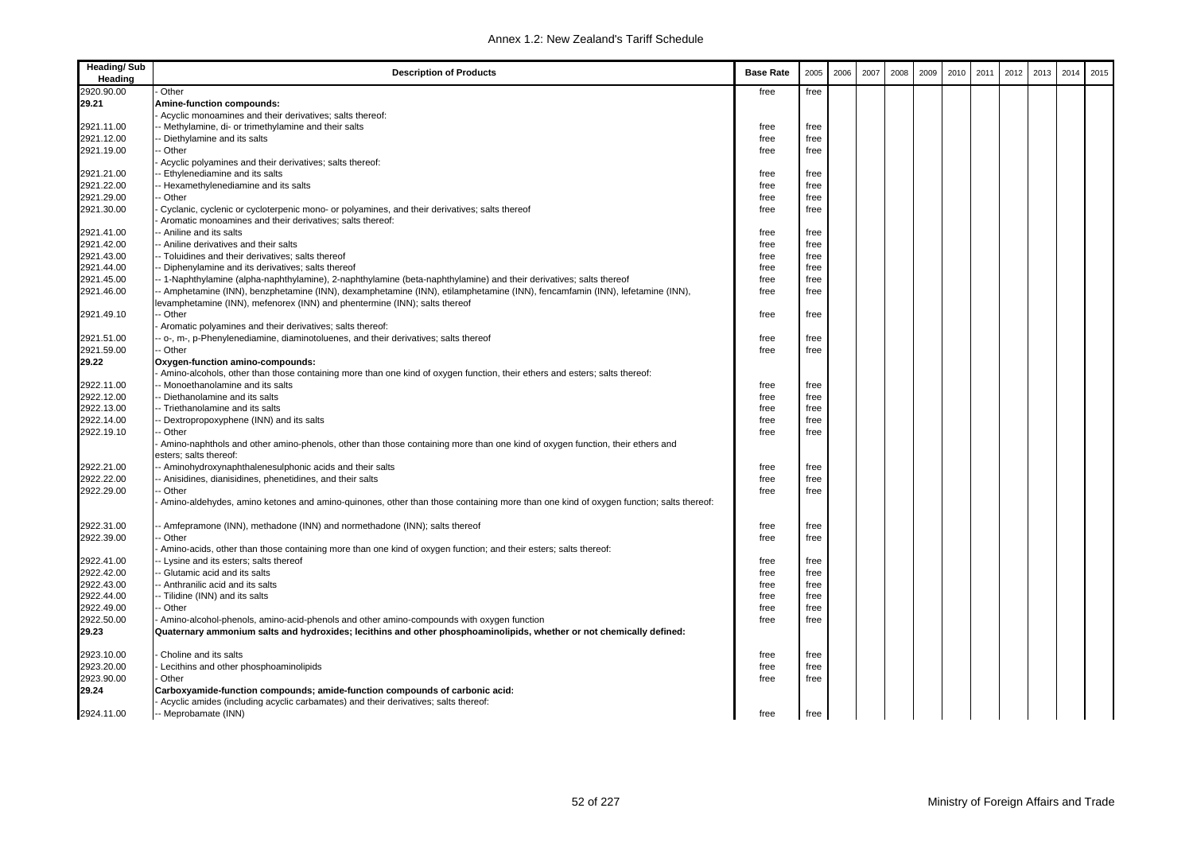| Heading/ Sub Heading | Description of Products | Base Rate | 2005 | 2006 | 2007 | 2008 | 2009 | 2010 | 2011 | 2012 | 2013 | 2014 | 2015 |
|---|---|---|---|---|---|---|---|---|---|---|---|---|---|
| 2920.90.00 | - Other | free | free | | | | | | | | | | |
| **29.21** | **Amine-function compounds:** | | | | | | | | | | | | |
| | - Acyclic monoamines and their derivatives; salts thereof: | | | | | | | | | | | | |
| 2921.11.00 | -- Methylamine, di- or trimethylamine and their salts | free | free | | | | | | | | | | |
| 2921.12.00 | -- Diethylamine and its salts | free | free | | | | | | | | | | |
| 2921.19.00 | -- Other | free | free | | | | | | | | | | |
| | - Acyclic polyamines and their derivatives; salts thereof: | | | | | | | | | | | | |
| 2921.21.00 | -- Ethylenediamine and its salts | free | free | | | | | | | | | | |
| 2921.22.00 | -- Hexamethylenediamine and its salts | free | free | | | | | | | | | | |
| 2921.29.00 | -- Other | free | free | | | | | | | | | | |
| 2921.30.00 | - Cyclanic, cyclenic or cycloterpenic mono- or polyamines, and their derivatives; salts thereof | free | free | | | | | | | | | | |
| | - Aromatic monoamines and their derivatives; salts thereof: | | | | | | | | | | | | |
| 2921.41.00 | -- Aniline and its salts | free | free | | | | | | | | | | |
| 2921.42.00 | -- Aniline derivatives and their salts | free | free | | | | | | | | | | |
| 2921.43.00 | -- Toluidines and their derivatives; salts thereof | free | free | | | | | | | | | | |
| 2921.44.00 | -- Diphenylamine and its derivatives; salts thereof | free | free | | | | | | | | | | |
| 2921.45.00 | -- 1-Naphthylamine (alpha-naphthylamine), 2-naphthylamine (beta-naphthylamine) and their derivatives; salts thereof | free | free | | | | | | | | | | |
| 2921.46.00 | -- Amphetamine (INN), benzphetamine (INN), dexamphetamine (INN), etilamphetamine (INN), fencamfamin (INN), lefetamine (INN), levamphetamine (INN), mefenorex (INN) and phentermine (INN); salts thereof | free | free | | | | | | | | | | |
| 2921.49.10 | -- Other | free | free | | | | | | | | | | |
| | - Aromatic polyamines and their derivatives; salts thereof: | | | | | | | | | | | | |
| 2921.51.00 | -- o-, m-, p-Phenylenediamine, diaminotoluenes, and their derivatives; salts thereof | free | free | | | | | | | | | | |
| 2921.59.00 | -- Other | free | free | | | | | | | | | | |
| **29.22** | **Oxygen-function amino-compounds:** | | | | | | | | | | | | |
| | - Amino-alcohols, other than those containing more than one kind of oxygen function, their ethers and esters; salts thereof: | | | | | | | | | | | | |
| 2922.11.00 | -- Monoethanolamine and its salts | free | free | | | | | | | | | | |
| 2922.12.00 | -- Diethanolamine and its salts | free | free | | | | | | | | | | |
| 2922.13.00 | -- Triethanolamine and its salts | free | free | | | | | | | | | | |
| 2922.14.00 | -- Dextropropoxyphene (INN) and its salts | free | free | | | | | | | | | | |
| 2922.19.10 | -- Other | free | free | | | | | | | | | | |
| | - Amino-naphthols and other amino-phenols, other than those containing more than one kind of oxygen function, their ethers and esters; salts thereof: | | | | | | | | | | | | |
| 2922.21.00 | -- Aminohydroxynaphthalenesulphonic acids and their salts | free | free | | | | | | | | | | |
| 2922.22.00 | -- Anisidines, dianisidines, phenetidines, and their salts | free | free | | | | | | | | | | |
| 2922.29.00 | -- Other | free | free | | | | | | | | | | |
| | - Amino-aldehydes, amino ketones and amino-quinones, other than those containing more than one kind of oxygen function; salts thereof: | | | | | | | | | | | | |
| 2922.31.00 | -- Amfepramone (INN), methadone (INN) and normethadone (INN); salts thereof | free | free | | | | | | | | | | |
| 2922.39.00 | -- Other | free | free | | | | | | | | | | |
| | - Amino-acids, other than those containing more than one kind of oxygen function; and their esters; salts thereof: | | | | | | | | | | | | |
| 2922.41.00 | -- Lysine and its esters; salts thereof | free | free | | | | | | | | | | |
| 2922.42.00 | -- Glutamic acid and its salts | free | free | | | | | | | | | | |
| 2922.43.00 | -- Anthranilic acid and its salts | free | free | | | | | | | | | | |
| 2922.44.00 | -- Tilidine (INN) and its salts | free | free | | | | | | | | | | |
| 2922.49.00 | -- Other | free | free | | | | | | | | | | |
| 2922.50.00 | - Amino-alcohol-phenols, amino-acid-phenols and other amino-compounds with oxygen function | free | free | | | | | | | | | | |
| **29.23** | **Quaternary ammonium salts and hydroxides; lecithins and other phosphoaminolipids, whether or not chemically defined:** | | | | | | | | | | | | |
| 2923.10.00 | - Choline and its salts | free | free | | | | | | | | | | |
| 2923.20.00 | - Lecithins and other phosphoaminolipids | free | free | | | | | | | | | | |
| 2923.90.00 | - Other | free | free | | | | | | | | | | |
| **29.24** | **Carboxyamide-function compounds; amide-function compounds of carbonic acid:** | | | | | | | | | | | | |
| | - Acyclic amides (including acyclic carbamates) and their derivatives; salts thereof: | | | | | | | | | | | | |
| 2924.11.00 | -- Meprobamate (INN) | free | free | | | | | | | | | | |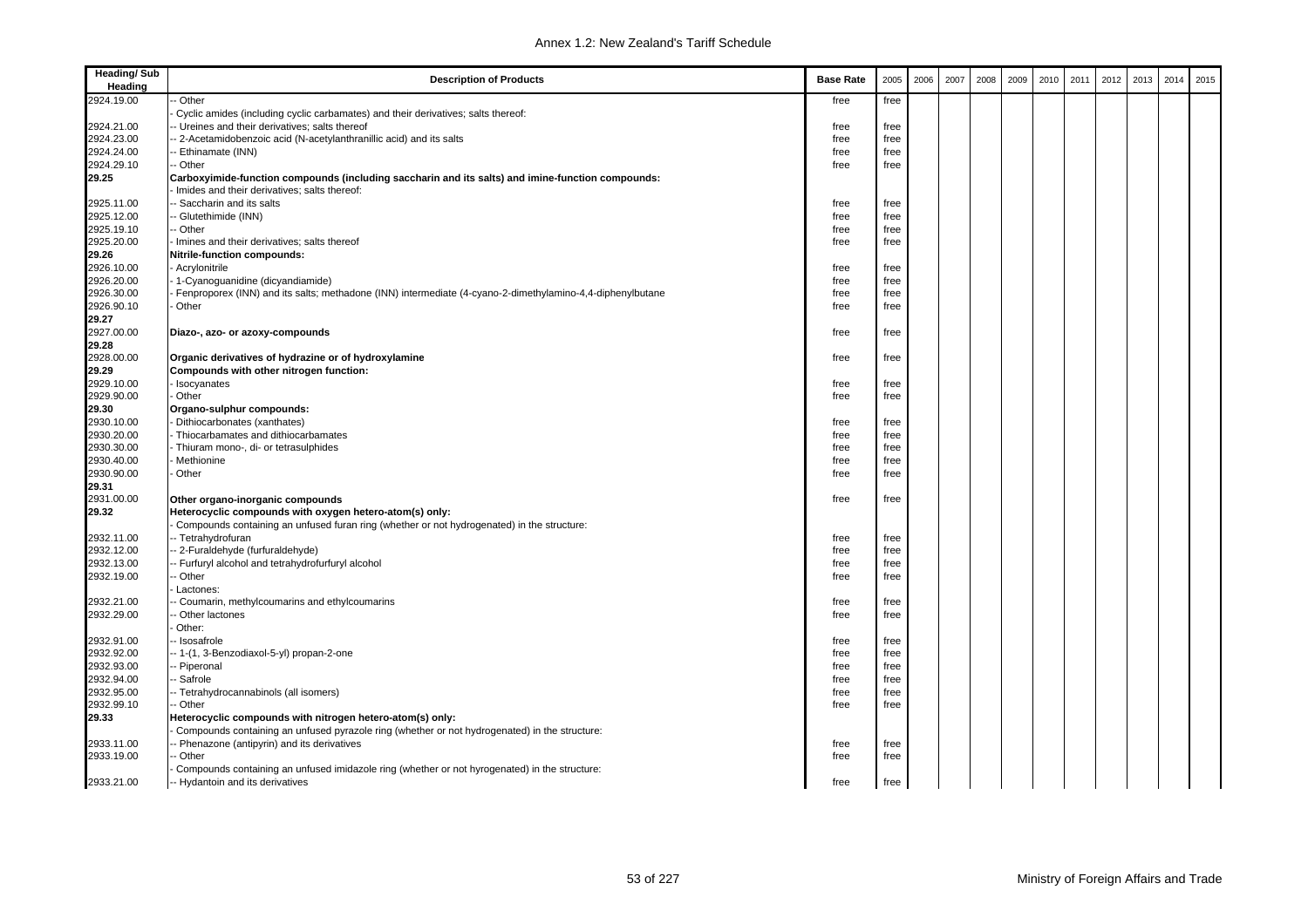| Heading/ Sub Heading | Description of Products | Base Rate | 2005 | 2006 | 2007 | 2008 | 2009 | 2010 | 2011 | 2012 | 2013 | 2014 | 2015 |
|---|---|---|---|---|---|---|---|---|---|---|---|---|---|
| 2924.19.00 | -- Other | free | free | | | | | | | | | | |
| | - Cyclic amides (including cyclic carbamates) and their derivatives; salts thereof: | | | | | | | | | | | | |
| 2924.21.00 | -- Ureines and their derivatives; salts thereof | free | free | | | | | | | | | | |
| 2924.23.00 | -- 2-Acetamidobenzoic acid (N-acetylanthranillic acid) and its salts | free | free | | | | | | | | | | |
| 2924.24.00 | -- Ethinamate (INN) | free | free | | | | | | | | | | |
| 2924.29.10 | -- Other | free | free | | | | | | | | | | |
| **29.25** | **Carboxyimide-function compounds (including saccharin and its salts) and imine-function compounds:** | | | | | | | | | | | | |
| | - Imides and their derivatives; salts thereof: | | | | | | | | | | | | |
| 2925.11.00 | -- Saccharin and its salts | free | free | | | | | | | | | | |
| 2925.12.00 | -- Glutethimide (INN) | free | free | | | | | | | | | | |
| 2925.19.10 | -- Other | free | free | | | | | | | | | | |
| 2925.20.00 | - Imines and their derivatives; salts thereof | free | free | | | | | | | | | | |
| **29.26** | **Nitrile-function compounds:** | | | | | | | | | | | | |
| 2926.10.00 | - Acrylonitrile | free | free | | | | | | | | | | |
| 2926.20.00 | - 1-Cyanoguanidine (dicyandiamide) | free | free | | | | | | | | | | |
| 2926.30.00 | - Fenproporex (INN) and its salts; methadone (INN) intermediate (4-cyano-2-dimethylamino-4,4-diphenylbutane | free | free | | | | | | | | | | |
| 2926.90.10 | - Other | free | free | | | | | | | | | | |
| **29.27** | | | | | | | | | | | | | |
| 2927.00.00 | **Diazo-, azo- or azoxy-compounds** | free | free | | | | | | | | | | |
| **29.28** | | | | | | | | | | | | | |
| 2928.00.00 | **Organic derivatives of hydrazine or of hydroxylamine** | free | free | | | | | | | | | | |
| **29.29** | **Compounds with other nitrogen function:** | | | | | | | | | | | | |
| 2929.10.00 | - Isocyanates | free | free | | | | | | | | | | |
| 2929.90.00 | - Other | free | free | | | | | | | | | | |
| **29.30** | **Organo-sulphur compounds:** | | | | | | | | | | | | |
| 2930.10.00 | - Dithiocarbonates (xanthates) | free | free | | | | | | | | | | |
| 2930.20.00 | - Thiocarbamates and dithiocarbamates | free | free | | | | | | | | | | |
| 2930.30.00 | - Thiuram mono-, di- or tetrasulphides | free | free | | | | | | | | | | |
| 2930.40.00 | - Methionine | free | free | | | | | | | | | | |
| 2930.90.00 | - Other | free | free | | | | | | | | | | |
| **29.31** | | | | | | | | | | | | | |
| 2931.00.00 | **Other organo-inorganic compounds** | free | free | | | | | | | | | | |
| **29.32** | **Heterocyclic compounds with oxygen hetero-atom(s) only:** | | | | | | | | | | | | |
| | - Compounds containing an unfused furan ring (whether or not hydrogenated) in the structure: | | | | | | | | | | | | |
| 2932.11.00 | -- Tetrahydrofuran | free | free | | | | | | | | | | |
| 2932.12.00 | -- 2-Furaldehyde (furfuraldehyde) | free | free | | | | | | | | | | |
| 2932.13.00 | -- Furfuryl alcohol and tetrahydrofurfuryl alcohol | free | free | | | | | | | | | | |
| 2932.19.00 | -- Other | free | free | | | | | | | | | | |
| | - Lactones: | | | | | | | | | | | | |
| 2932.21.00 | -- Coumarin, methylcoumarins and ethylcoumarins | free | free | | | | | | | | | | |
| 2932.29.00 | -- Other lactones | free | free | | | | | | | | | | |
| | - Other: | | | | | | | | | | | | |
| 2932.91.00 | -- Isosafrole | free | free | | | | | | | | | | |
| 2932.92.00 | -- 1-(1, 3-Benzodiaxol-5-yl) propan-2-one | free | free | | | | | | | | | | |
| 2932.93.00 | -- Piperonal | free | free | | | | | | | | | | |
| 2932.94.00 | -- Safrole | free | free | | | | | | | | | | |
| 2932.95.00 | -- Tetrahydrocannabinols (all isomers) | free | free | | | | | | | | | | |
| 2932.99.10 | -- Other | free | free | | | | | | | | | | |
| **29.33** | **Heterocyclic compounds with nitrogen hetero-atom(s) only:** | | | | | | | | | | | | |
| | - Compounds containing an unfused pyrazole ring (whether or not hydrogenated) in the structure: | | | | | | | | | | | | |
| 2933.11.00 | -- Phenazone (antipyrin) and its derivatives | free | free | | | | | | | | | | |
| 2933.19.00 | -- Other | free | free | | | | | | | | | | |
| | - Compounds containing an unfused imidazole ring (whether or not hyrogenated) in the structure: | | | | | | | | | | | | |
| 2933.21.00 | -- Hydantoin and its derivatives | free | free | | | | | | | | | | |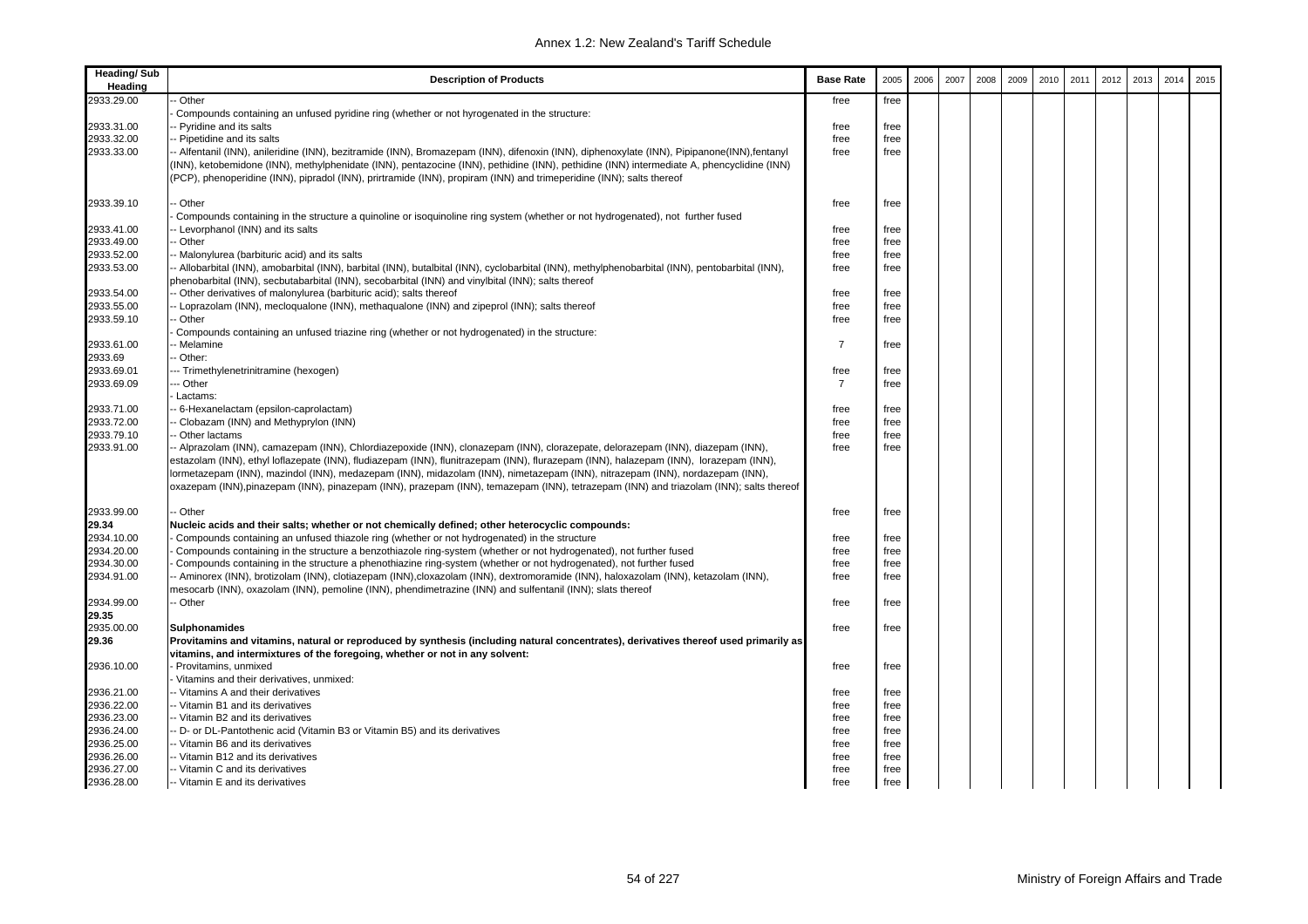| Heading/ Sub Heading | Description of Products | Base Rate | 2005 | 2006 | 2007 | 2008 | 2009 | 2010 | 2011 | 2012 | 2013 | 2014 | 2015 |
|---|---|---|---|---|---|---|---|---|---|---|---|---|---|
| 2933.29.00 | -- Other | free | free | | | | | | | | | | |
| | - Compounds containing an unfused pyridine ring (whether or not hyrogenated in the structure: | | | | | | | | | | | | |
| 2933.31.00 | -- Pyridine and its salts | free | free | | | | | | | | | | |
| 2933.32.00 | -- Pipetidine and its salts | free | free | | | | | | | | | | |
| 2933.33.00 | -- Alfentanil (INN), anileridine (INN), bezitramide (INN), Bromazepam (INN), difenoxin (INN), diphenoxylate (INN), Pipipanone(INN),fentanyl (INN), ketobemidone (INN), methylphenidate (INN), pentazocine (INN), pethidine (INN), pethidine (INN) intermediate A, phencyclidine (INN) (PCP), phenoperidine (INN), pipradol (INN), prirtramide (INN), propiram (INN) and trimeperidine (INN); salts thereof | free | free | | | | | | | | | | |
| 2933.39.10 | -- Other | free | free | | | | | | | | | | |
| | - Compounds containing in the structure a quinoline or isoquinoline ring system (whether or not hydrogenated), not further fused | | | | | | | | | | | | |
| 2933.41.00 | -- Levorphanol (INN) and its salts | free | free | | | | | | | | | | |
| 2933.49.00 | -- Other | free | free | | | | | | | | | | |
| 2933.52.00 | -- Malonylurea (barbituric acid) and its salts | free | free | | | | | | | | | | |
| 2933.53.00 | -- Allobarbital (INN), amobarbital (INN), barbital (INN), butalbital (INN), cyclobarbital (INN), methylphenobarbital (INN), pentobarbital (INN), phenobarbital (INN), secbutabarbital (INN), secobarbital (INN) and vinylbital (INN); salts thereof | free | free | | | | | | | | | | |
| 2933.54.00 | -- Other derivatives of malonylurea (barbituric acid); salts thereof | free | free | | | | | | | | | | |
| 2933.55.00 | -- Loprazolam (INN), mecloqualone (INN), methaqualone (INN) and zipeprol (INN); salts thereof | free | free | | | | | | | | | | |
| 2933.59.10 | -- Other | free | free | | | | | | | | | | |
| | - Compounds containing an unfused triazine ring (whether or not hydrogenated) in the structure: | | | | | | | | | | | | |
| 2933.61.00 | -- Melamine | 7 | free | | | | | | | | | | |
| 2933.69 | -- Other: | | | | | | | | | | | | |
| 2933.69.01 | --- Trimethylenetrinitramine (hexogen) | free | free | | | | | | | | | | |
| 2933.69.09 | --- Other | 7 | free | | | | | | | | | | |
| | - Lactams: | | | | | | | | | | | | |
| 2933.71.00 | -- 6-Hexanelactam (epsilon-caprolactam) | free | free | | | | | | | | | | |
| 2933.72.00 | -- Clobazam (INN) and Methyprylon (INN) | free | free | | | | | | | | | | |
| 2933.79.10 | -- Other lactams | free | free | | | | | | | | | | |
| 2933.91.00 | -- Alprazolam (INN), camazepam (INN), Chlordiazepoxide (INN), clonazepam (INN), clorazepate, delorazepam (INN), diazepam (INN), estazolam (INN), ethyl loflazepate (INN), fludiazepam (INN), flunitrazepam (INN), flurazepam (INN), halazepam (INN), lorazepam (INN), lormetazepam (INN), mazindol (INN), medazepam (INN), midazolam (INN), nimetazepam (INN), nitrazepam (INN), nordazepam (INN), oxazepam (INN),pinazepam (INN), pinazepam (INN), prazepam (INN), temazepam (INN), tetrazepam (INN) and triazolam (INN); salts thereof | free | free | | | | | | | | | | |
| 2933.99.00 | -- Other | free | free | | | | | | | | | | |
| **29.34** | **Nucleic acids and their salts; whether or not chemically defined; other heterocyclic compounds:** | | | | | | | | | | | | |
| 2934.10.00 | - Compounds containing an unfused thiazole ring (whether or not hydrogenated) in the structure | free | free | | | | | | | | | | |
| 2934.20.00 | - Compounds containing in the structure a benzothiazole ring-system (whether or not hydrogenated), not further fused | free | free | | | | | | | | | | |
| 2934.30.00 | - Compounds containing in the structure a phenothiazine ring-system (whether or not hydrogenated), not further fused | free | free | | | | | | | | | | |
| 2934.91.00 | -- Aminorex (INN), brotizolam (INN), clotiazepam (INN),cloxazolam (INN), dextromoramide (INN), haloxazolam (INN), ketazolam (INN), mesocarb (INN), oxazolam (INN), pemoline (INN), phendimetrazine (INN) and sulfentanil (INN); slats thereof | free | free | | | | | | | | | | |
| 2934.99.00 | -- Other | free | free | | | | | | | | | | |
| **29.35** | | | | | | | | | | | | | |
| 2935.00.00 | **Sulphonamides** | free | free | | | | | | | | | | |
| **29.36** | **Provitamins and vitamins, natural or reproduced by synthesis (including natural concentrates), derivatives thereof used primarily as vitamins, and intermixtures of the foregoing, whether or not in any solvent:** | | | | | | | | | | | | |
| 2936.10.00 | - Provitamins, unmixed | free | free | | | | | | | | | | |
| | - Vitamins and their derivatives, unmixed: | | | | | | | | | | | | |
| 2936.21.00 | -- Vitamins A and their derivatives | free | free | | | | | | | | | | |
| 2936.22.00 | -- Vitamin B1 and its derivatives | free | free | | | | | | | | | | |
| 2936.23.00 | -- Vitamin B2 and its derivatives | free | free | | | | | | | | | | |
| 2936.24.00 | -- D- or DL-Pantothenic acid (Vitamin B3 or Vitamin B5) and its derivatives | free | free | | | | | | | | | | |
| 2936.25.00 | -- Vitamin B6 and its derivatives | free | free | | | | | | | | | | |
| 2936.26.00 | -- Vitamin B12 and its derivatives | free | free | | | | | | | | | | |
| 2936.27.00 | -- Vitamin C and its derivatives | free | free | | | | | | | | | | |
| 2936.28.00 | -- Vitamin E and its derivatives | free | free | | | | | | | | | | |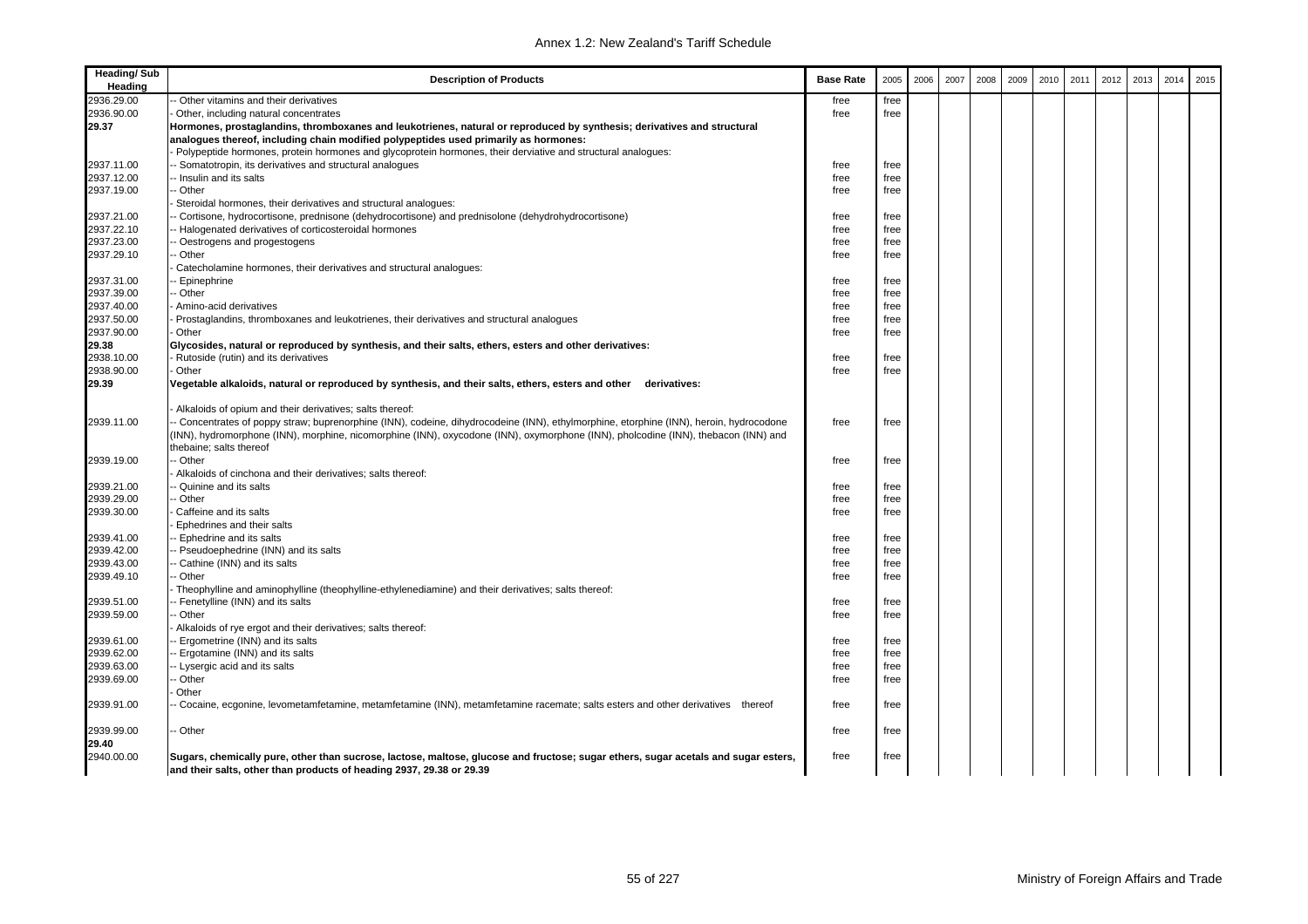| Heading/ Sub Heading | Description of Products | Base Rate | 2005 | 2006 | 2007 | 2008 | 2009 | 2010 | 2011 | 2012 | 2013 | 2014 | 2015 |
|---|---|---|---|---|---|---|---|---|---|---|---|---|---|
| 2936.29.00 | -- Other vitamins and their derivatives | free | free | | | | | | | | | | |
| 2936.90.00 | - Other, including natural concentrates | free | free | | | | | | | | | | |
| **29.37** | **Hormones, prostaglandins, thromboxanes and leukotrienes, natural or reproduced by synthesis; derivatives and structural analogues thereof, including chain modified polypeptides used primarily as hormones:** | | | | | | | | | | | | |
| | - Polypeptide hormones, protein hormones and glycoprotein hormones, their derviative and structural analogues: | | | | | | | | | | | | |
| 2937.11.00 | -- Somatotropin, its derivatives and structural analogues | free | free | | | | | | | | | | |
| 2937.12.00 | -- Insulin and its salts | free | free | | | | | | | | | | |
| 2937.19.00 | -- Other | free | free | | | | | | | | | | |
| | - Steroidal hormones, their derivatives and structural analogues: | | | | | | | | | | | | |
| 2937.21.00 | -- Cortisone, hydrocortisone, prednisone (dehydrocortisone) and prednisolone (dehydrohydrocortisone) | free | free | | | | | | | | | | |
| 2937.22.10 | -- Halogenated derivatives of corticosteroidal hormones | free | free | | | | | | | | | | |
| 2937.23.00 | -- Oestrogens and progestogens | free | free | | | | | | | | | | |
| 2937.29.10 | -- Other | free | free | | | | | | | | | | |
| | - Catecholamine hormones, their derivatives and structural analogues: | | | | | | | | | | | | |
| 2937.31.00 | -- Epinephrine | free | free | | | | | | | | | | |
| 2937.39.00 | -- Other | free | free | | | | | | | | | | |
| 2937.40.00 | - Amino-acid derivatives | free | free | | | | | | | | | | |
| 2937.50.00 | - Prostaglandins, thromboxanes and leukotrienes, their derivatives and structural analogues | free | free | | | | | | | | | | |
| 2937.90.00 | - Other | free | free | | | | | | | | | | |
| **29.38** | **Glycosides, natural or reproduced by synthesis, and their salts, ethers, esters and other derivatives:** | | | | | | | | | | | | |
| 2938.10.00 | - Rutoside (rutin) and its derivatives | free | free | | | | | | | | | | |
| 2938.90.00 | - Other | free | free | | | | | | | | | | |
| **29.39** | **Vegetable alkaloids, natural or reproduced by synthesis, and their salts, ethers, esters and other derivatives:** | | | | | | | | | | | | |
| | - Alkaloids of opium and their derivatives; salts thereof: | | | | | | | | | | | | |
| 2939.11.00 | -- Concentrates of poppy straw; buprenorphine (INN), codeine, dihydrocodeine (INN), ethylmorphine, etorphine (INN), heroin, hydrocodone (INN), hydromorphone (INN), morphine, nicomorphine (INN), oxycodone (INN), oxymorphone (INN), pholcodine (INN), thebacon (INN) and thebaine; salts thereof | free | free | | | | | | | | | | |
| 2939.19.00 | -- Other | free | free | | | | | | | | | | |
| | - Alkaloids of cinchona and their derivatives; salts thereof: | | | | | | | | | | | | |
| 2939.21.00 | -- Quinine and its salts | free | free | | | | | | | | | | |
| 2939.29.00 | -- Other | free | free | | | | | | | | | | |
| 2939.30.00 | - Caffeine and its salts | free | free | | | | | | | | | | |
| | - Ephedrines and their salts | | | | | | | | | | | | |
| 2939.41.00 | -- Ephedrine and its salts | free | free | | | | | | | | | | |
| 2939.42.00 | -- Pseudoephedrine (INN) and its salts | free | free | | | | | | | | | | |
| 2939.43.00 | -- Cathine (INN) and its salts | free | free | | | | | | | | | | |
| 2939.49.10 | -- Other | free | free | | | | | | | | | | |
| | - Theophylline and aminophylline (theophylline-ethylenediamine) and their derivatives; salts thereof: | | | | | | | | | | | | |
| 2939.51.00 | -- Fenetylline (INN) and its salts | free | free | | | | | | | | | | |
| 2939.59.00 | -- Other | free | free | | | | | | | | | | |
| | - Alkaloids of rye ergot and their derivatives; salts thereof: | | | | | | | | | | | | |
| 2939.61.00 | -- Ergometrine (INN) and its salts | free | free | | | | | | | | | | |
| 2939.62.00 | -- Ergotamine (INN) and its salts | free | free | | | | | | | | | | |
| 2939.63.00 | -- Lysergic acid and its salts | free | free | | | | | | | | | | |
| 2939.69.00 | -- Other | free | free | | | | | | | | | | |
| | - Other | | | | | | | | | | | | |
| 2939.91.00 | -- Cocaine, ecgonine, levometamfetamine, metamfetamine (INN), metamfetamine racemate; salts esters and other derivatives thereof | free | free | | | | | | | | | | |
| 2939.99.00 | -- Other | free | free | | | | | | | | | | |
| **29.40** | | | | | | | | | | | | | |
| 2940.00.00 | **Sugars, chemically pure, other than sucrose, lactose, maltose, glucose and fructose; sugar ethers, sugar acetals and sugar esters, and their salts, other than products of heading 2937, 29.38 or 29.39** | free | free | | | | | | | | | | |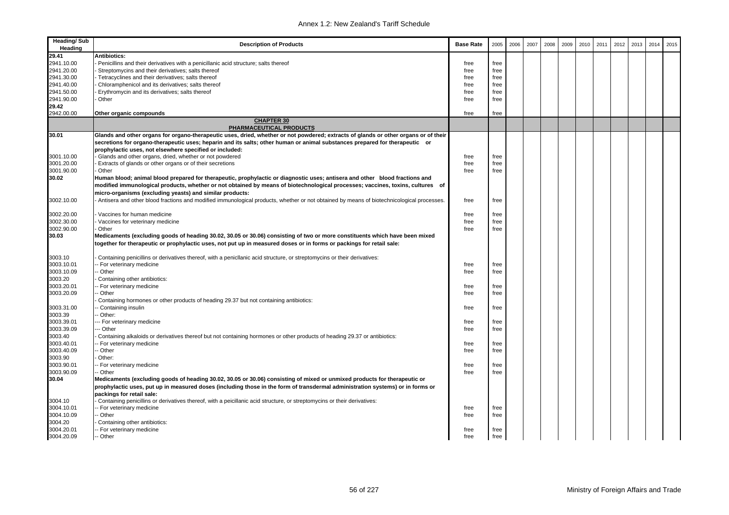| Heading/ Sub Heading | Description of Products | Base Rate | 2005 | 2006 | 2007 | 2008 | 2009 | 2010 | 2011 | 2012 | 2013 | 2014 | 2015 |
|---|---|---|---|---|---|---|---|---|---|---|---|---|---|
| 29.41 | **Antibiotics:** | | | | | | | | | | | | |
| 2941.10.00 | - Penicillins and their derivatives with a penicillanic acid structure; salts thereof | free | free | | | | | | | | | | |
| 2941.20.00 | - Streptomycins and their derivatives; salts thereof | free | free | | | | | | | | | | |
| 2941.30.00 | - Tetracyclines and their derivatives; salts thereof | free | free | | | | | | | | | | |
| 2941.40.00 | - Chloramphenicol and its derivatives; salts thereof | free | free | | | | | | | | | | |
| 2941.50.00 | - Erythromycin and its derivatives; salts thereof | free | free | | | | | | | | | | |
| 2941.90.00 | - Other | free | free | | | | | | | | | | |
| 29.42 | | | | | | | | | | | | | |
| 2942.00.00 | **Other organic compounds** | free | free | | | | | | | | | | |
| | **CHAPTER 30** **PHARMACEUTICAL PRODUCTS** | | | | | | | | | | | | |
| 30.01 | **Glands and other organs for organo-therapeutic uses, dried, whether or not powdered; extracts of glands or other organs or of their secretions for organo-therapeutic uses; heparin and its salts; other human or animal substances prepared for therapeutic or prophylactic uses, not elsewhere specified or included:** | | | | | | | | | | | | |
| 3001.10.00 | - Glands and other organs, dried, whether or not powdered | free | free | | | | | | | | | | |
| 3001.20.00 | - Extracts of glands or other organs or of their secretions | free | free | | | | | | | | | | |
| 3001.90.00 | - Other | free | free | | | | | | | | | | |
| 30.02 | **Human blood; animal blood prepared for therapeutic, prophylactic or diagnostic uses; antisera and other blood fractions and modified immunological products, whether or not obtained by means of biotechnological processes; vaccines, toxins, cultures of micro-organisms (excluding yeasts) and similar products:** | | | | | | | | | | | | |
| 3002.10.00 | - Antisera and other blood fractions and modified immunological products, whether or not obtained by means of biotechnological processes. | free | free | | | | | | | | | | |
| 3002.20.00 | - Vaccines for human medicine | free | free | | | | | | | | | | |
| 3002.30.00 | - Vaccines for veterinary medicine | free | free | | | | | | | | | | |
| 3002.90.00 | - Other | free | free | | | | | | | | | | |
| 30.03 | **Medicaments (excluding goods of heading 30.02, 30.05 or 30.06) consisting of two or more constituents which have been mixed together for therapeutic or prophylactic uses, not put up in measured doses or in forms or packings for retail sale:** | | | | | | | | | | | | |
| 3003.10 | - Containing penicillins or derivatives thereof, with a penicllanic acid structure, or streptomycins or their derivatives: | | | | | | | | | | | | |
| 3003.10.01 | -- For veterinary medicine | free | free | | | | | | | | | | |
| 3003.10.09 | -- Other | free | free | | | | | | | | | | |
| 3003.20 | - Containing other antibiotics: | | | | | | | | | | | | |
| 3003.20.01 | -- For veterinary medicine | free | free | | | | | | | | | | |
| 3003.20.09 | -- Other | free | free | | | | | | | | | | |
| | - Containing hormones or other products of heading 29.37 but not containing antibiotics: | | | | | | | | | | | | |
| 3003.31.00 | -- Containing insulin | free | free | | | | | | | | | | |
| 3003.39 | -- Other: | | | | | | | | | | | | |
| 3003.39.01 | --- For veterinary medicine | free | free | | | | | | | | | | |
| 3003.39.09 | --- Other | free | free | | | | | | | | | | |
| 3003.40 | - Containing alkaloids or derivatives thereof but not containing hormones or other products of heading 29.37 or antibiotics: | | | | | | | | | | | | |
| 3003.40.01 | -- For veterinary medicine | free | free | | | | | | | | | | |
| 3003.40.09 | -- Other | free | free | | | | | | | | | | |
| 3003.90 | - Other: | | | | | | | | | | | | |
| 3003.90.01 | -- For veterinary medicine | free | free | | | | | | | | | | |
| 3003.90.09 | -- Other | free | free | | | | | | | | | | |
| 30.04 | **Medicaments (excluding goods of heading 30.02, 30.05 or 30.06) consisting of mixed or unmixed products for therapeutic or prophylactic uses, put up in measured doses (including those in the form of transdermal administration systems) or in forms or packings for retail sale:** | | | | | | | | | | | | |
| 3004.10 | - Containing penicillins or derivatives thereof, with a peicillanic acid structure, or streptomycins or their derivatives: | | | | | | | | | | | | |
| 3004.10.01 | -- For veterinary medicine | free | free | | | | | | | | | | |
| 3004.10.09 | -- Other | free | free | | | | | | | | | | |
| 3004.20 | - Containing other antibiotics: | | | | | | | | | | | | |
| 3004.20.01 | -- For veterinary medicine | free | free | | | | | | | | | | |
| 3004.20.09 | -- Other | free | free | | | | | | | | | | |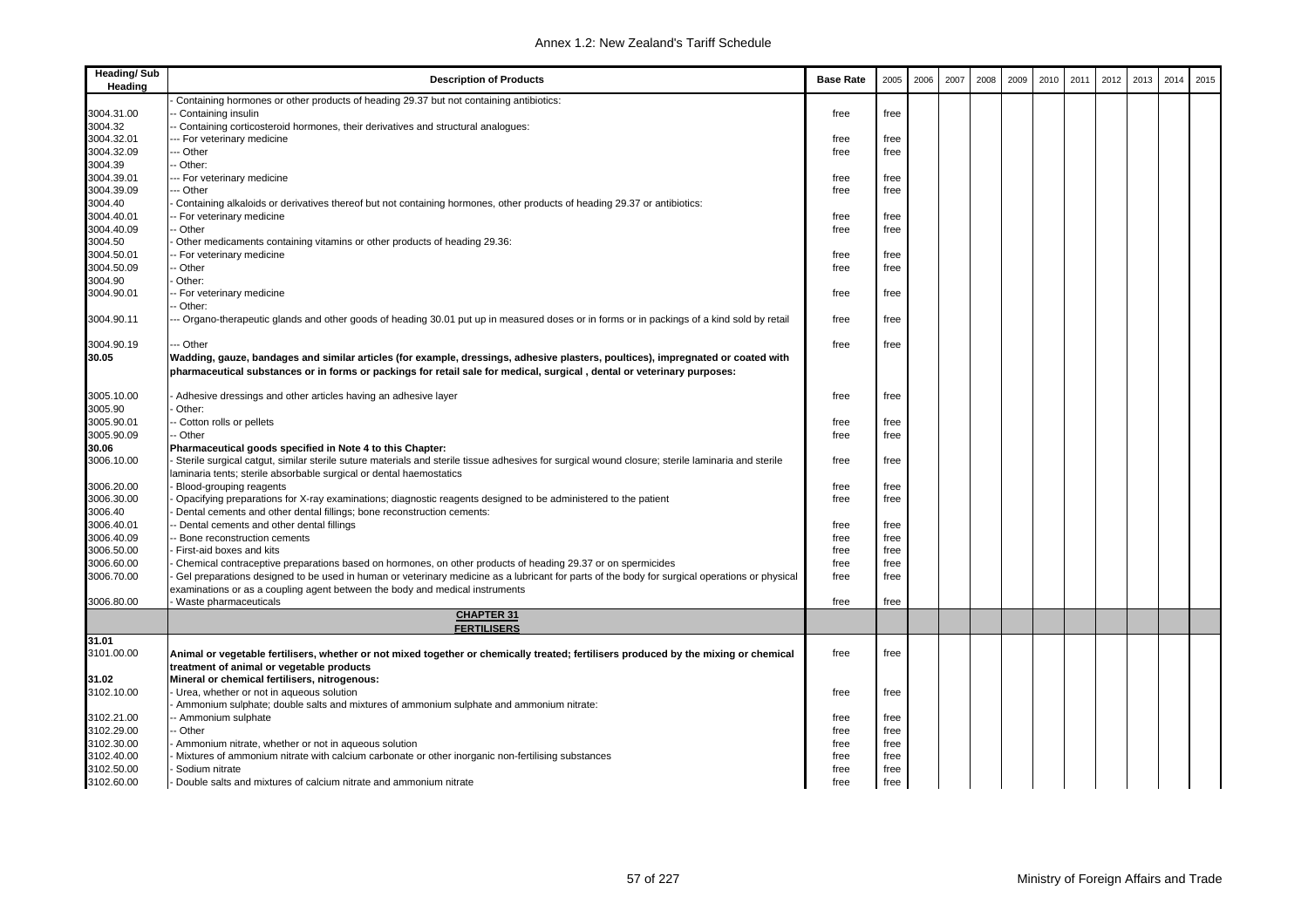| Heading/ Sub Heading | Description of Products | Base Rate | 2005 | 2006 | 2007 | 2008 | 2009 | 2010 | 2011 | 2012 | 2013 | 2014 | 2015 |
|---|---|---|---|---|---|---|---|---|---|---|---|---|---|
| | - Containing hormones or other products of heading 29.37 but not containing antibiotics: | | | | | | | | | | | | |
| 3004.31.00 | -- Containing insulin | free | free | | | | | | | | | | |
| 3004.32 | -- Containing corticosteroid hormones, their derivatives and structural analogues: | | | | | | | | | | | | |
| 3004.32.01 | --- For veterinary medicine | free | free | | | | | | | | | | |
| 3004.32.09 | --- Other | free | free | | | | | | | | | | |
| 3004.39 | -- Other: | | | | | | | | | | | | |
| 3004.39.01 | --- For veterinary medicine | free | free | | | | | | | | | | |
| 3004.39.09 | --- Other | free | free | | | | | | | | | | |
| 3004.40 | - Containing alkaloids or derivatives thereof but not containing hormones, other products of heading 29.37 or antibiotics: | | | | | | | | | | | | |
| 3004.40.01 | -- For veterinary medicine | free | free | | | | | | | | | | |
| 3004.40.09 | -- Other | free | free | | | | | | | | | | |
| 3004.50 | - Other medicaments containing vitamins or other products of heading 29.36: | | | | | | | | | | | | |
| 3004.50.01 | -- For veterinary medicine | free | free | | | | | | | | | | |
| 3004.50.09 | -- Other | free | free | | | | | | | | | | |
| 3004.90 | - Other: | | | | | | | | | | | | |
| 3004.90.01 | -- For veterinary medicine | free | free | | | | | | | | | | |
| | -- Other: | | | | | | | | | | | | |
| 3004.90.11 | --- Organo-therapeutic glands and other goods of heading 30.01 put up in measured doses or in forms or in packings of a kind sold by retail | free | free | | | | | | | | | | |
| 3004.90.19 | --- Other | free | free | | | | | | | | | | |
| **30.05** | **Wadding, gauze, bandages and similar articles (for example, dressings, adhesive plasters, poultices), impregnated or coated with pharmaceutical substances or in forms or packings for retail sale for medical, surgical , dental or veterinary purposes:** | | | | | | | | | | | | |
| 3005.10.00 | - Adhesive dressings and other articles having an adhesive layer | free | free | | | | | | | | | | |
| 3005.90 | - Other: | | | | | | | | | | | | |
| 3005.90.01 | -- Cotton rolls or pellets | free | free | | | | | | | | | | |
| 3005.90.09 | -- Other | free | free | | | | | | | | | | |
| **30.06** | **Pharmaceutical goods specified in Note 4 to this Chapter:** | | | | | | | | | | | | |
| 3006.10.00 | - Sterile surgical catgut, similar sterile suture materials and sterile tissue adhesives for surgical wound closure; sterile laminaria and sterile laminaria tents; sterile absorbable surgical or dental haemostatics | free | free | | | | | | | | | | |
| 3006.20.00 | - Blood-grouping reagents | free | free | | | | | | | | | | |
| 3006.30.00 | - Opacifying preparations for X-ray examinations; diagnostic reagents designed to be administered to the patient | free | free | | | | | | | | | | |
| 3006.40 | - Dental cements and other dental fillings; bone reconstruction cements: | | | | | | | | | | | | |
| 3006.40.01 | -- Dental cements and other dental fillings | free | free | | | | | | | | | | |
| 3006.40.09 | -- Bone reconstruction cements | free | free | | | | | | | | | | |
| 3006.50.00 | - First-aid boxes and kits | free | free | | | | | | | | | | |
| 3006.60.00 | - Chemical contraceptive preparations based on hormones, on other products of heading 29.37 or on spermicides | free | free | | | | | | | | | | |
| 3006.70.00 | - Gel preparations designed to be used in human or veterinary medicine as a lubricant for parts of the body for surgical operations or physical examinations or as a coupling agent between the body and medical instruments | free | free | | | | | | | | | | |
| 3006.80.00 | - Waste pharmaceuticals | free | free | | | | | | | | | | |
| | **CHAPTER 31** **FERTILISERS** | | | | | | | | | | | | |
| **31.01** | | | | | | | | | | | | | |
| 3101.00.00 | **Animal or vegetable fertilisers, whether or not mixed together or chemically treated; fertilisers produced by the mixing or chemical treatment of animal or vegetable products** | free | free | | | | | | | | | | |
| **31.02** | **Mineral or chemical fertilisers, nitrogenous:** | | | | | | | | | | | | |
| 3102.10.00 | - Urea, whether or not in aqueous solution | free | free | | | | | | | | | | |
| | - Ammonium sulphate; double salts and mixtures of ammonium sulphate and ammonium nitrate: | | | | | | | | | | | | |
| 3102.21.00 | -- Ammonium sulphate | free | free | | | | | | | | | | |
| 3102.29.00 | -- Other | free | free | | | | | | | | | | |
| 3102.30.00 | - Ammonium nitrate, whether or not in aqueous solution | free | free | | | | | | | | | | |
| 3102.40.00 | - Mixtures of ammonium nitrate with calcium carbonate or other inorganic non-fertilising substances | free | free | | | | | | | | | | |
| 3102.50.00 | - Sodium nitrate | free | free | | | | | | | | | | |
| 3102.60.00 | - Double salts and mixtures of calcium nitrate and ammonium nitrate | free | free | | | | | | | | | | |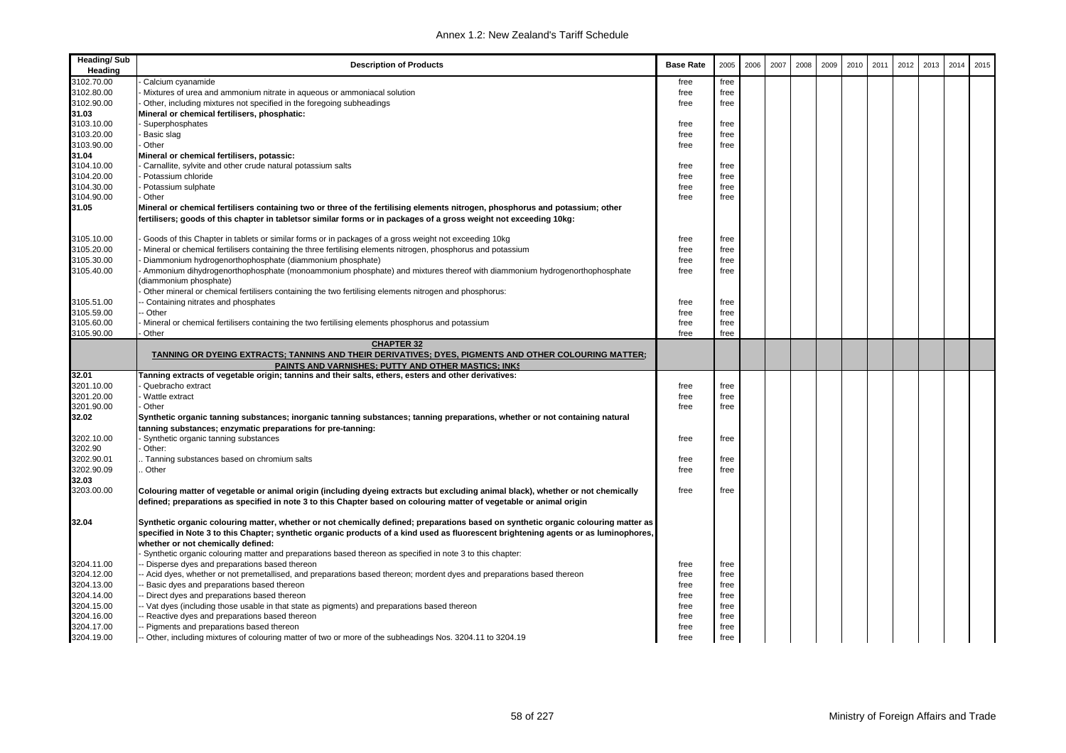| Heading/ Sub Heading | Description of Products | Base Rate | 2005 | 2006 | 2007 | 2008 | 2009 | 2010 | 2011 | 2012 | 2013 | 2014 | 2015 |
|---|---|---|---|---|---|---|---|---|---|---|---|---|---|
| 3102.70.00 | - Calcium cyanamide | free | free | | | | | | | | | | |
| 3102.80.00 | - Mixtures of urea and ammonium nitrate in aqueous or ammoniacal solution | free | free | | | | | | | | | | |
| 3102.90.00 | - Other, including mixtures not specified in the foregoing subheadings | free | free | | | | | | | | | | |
| **31.03** | **Mineral or chemical fertilisers, phosphatic:** | | | | | | | | | | | | |
| 3103.10.00 | - Superphosphates | free | free | | | | | | | | | | |
| 3103.20.00 | - Basic slag | free | free | | | | | | | | | | |
| 3103.90.00 | - Other | free | free | | | | | | | | | | |
| **31.04** | **Mineral or chemical fertilisers, potassic:** | | | | | | | | | | | | |
| 3104.10.00 | - Carnallite, sylvite and other crude natural potassium salts | free | free | | | | | | | | | | |
| 3104.20.00 | - Potassium chloride | free | free | | | | | | | | | | |
| 3104.30.00 | - Potassium sulphate | free | free | | | | | | | | | | |
| 3104.90.00 | - Other | free | free | | | | | | | | | | |
| **31.05** | **Mineral or chemical fertilisers containing two or three of the fertilising elements nitrogen, phosphorus and potassium; other fertilisers; goods of this chapter in tabletsor similar forms or in packages of a gross weight not exceeding 10kg:** | | | | | | | | | | | | |
| 3105.10.00 | - Goods of this Chapter in tablets or similar forms or in packages of a gross weight not exceeding 10kg | free | free | | | | | | | | | | |
| 3105.20.00 | - Mineral or chemical fertilisers containing the three fertilising elements nitrogen, phosphorus and potassium | free | free | | | | | | | | | | |
| 3105.30.00 | - Diammonium hydrogenorthophosphate (diammonium phosphate) | free | free | | | | | | | | | | |
| 3105.40.00 | - Ammonium dihydrogenorthophosphate (monoammonium phosphate) and mixtures thereof with diammonium hydrogenorthophosphate (diammonium phosphate) | free | free | | | | | | | | | | |
| | - Other mineral or chemical fertilisers containing the two fertilising elements nitrogen and phosphorus: | | | | | | | | | | | | |
| 3105.51.00 | -- Containing nitrates and phosphates | free | free | | | | | | | | | | |
| 3105.59.00 | -- Other | free | free | | | | | | | | | | |
| 3105.60.00 | - Mineral or chemical fertilisers containing the two fertilising elements phosphorus and potassium | free | free | | | | | | | | | | |
| 3105.90.00 | - Other | free | free | | | | | | | | | | |
| | **CHAPTER 32** **TANNING OR DYEING EXTRACTS; TANNINS AND THEIR DERIVATIVES; DYES, PIGMENTS AND OTHER COLOURING MATTER; PAINTS AND VARNISHES; PUTTY AND OTHER MASTICS; INKS** | | | | | | | | | | | | |
| **32.01** | **Tanning extracts of vegetable origin; tannins and their salts, ethers, esters and other derivatives:** | | | | | | | | | | | | |
| 3201.10.00 | - Quebracho extract | free | free | | | | | | | | | | |
| 3201.20.00 | - Wattle extract | free | free | | | | | | | | | | |
| 3201.90.00 | - Other | free | free | | | | | | | | | | |
| **32.02** | **Synthetic organic tanning substances; inorganic tanning substances; tanning preparations, whether or not containing natural tanning substances; enzymatic preparations for pre-tanning:** | | | | | | | | | | | | |
| 3202.10.00 | - Synthetic organic tanning substances | free | free | | | | | | | | | | |
| 3202.90 | - Other: | | | | | | | | | | | | |
| 3202.90.01 | .. Tanning substances based on chromium salts | free | free | | | | | | | | | | |
| 3202.90.09 | .. Other | free | free | | | | | | | | | | |
| **32.03** | | | | | | | | | | | | | |
| 3203.00.00 | **Colouring matter of vegetable or animal origin (including dyeing extracts but excluding animal black), whether or not chemically defined; preparations as specified in note 3 to this Chapter based on colouring matter of vegetable or animal origin** | free | free | | | | | | | | | | |
| **32.04** | **Synthetic organic colouring matter, whether or not chemically defined; preparations based on synthetic organic colouring matter as specified in Note 3 to this Chapter; synthetic organic products of a kind used as fluorescent brightening agents or as luminophores, whether or not chemically defined:** | | | | | | | | | | | | |
| | - Synthetic organic colouring matter and preparations based thereon as specified in note 3 to this chapter: | | | | | | | | | | | | |
| 3204.11.00 | -- Disperse dyes and preparations based thereon | free | free | | | | | | | | | | |
| 3204.12.00 | -- Acid dyes, whether or not premetallised, and preparations based thereon; mordent dyes and preparations based thereon | free | free | | | | | | | | | | |
| 3204.13.00 | -- Basic dyes and preparations based thereon | free | free | | | | | | | | | | |
| 3204.14.00 | -- Direct dyes and preparations based thereon | free | free | | | | | | | | | | |
| 3204.15.00 | -- Vat dyes (including those usable in that state as pigments) and preparations based thereon | free | free | | | | | | | | | | |
| 3204.16.00 | -- Reactive dyes and preparations based thereon | free | free | | | | | | | | | | |
| 3204.17.00 | -- Pigments and preparations based thereon | free | free | | | | | | | | | | |
| 3204.19.00 | -- Other, including mixtures of colouring matter of two or more of the subheadings Nos. 3204.11 to 3204.19 | free | free | | | | | | | | | | |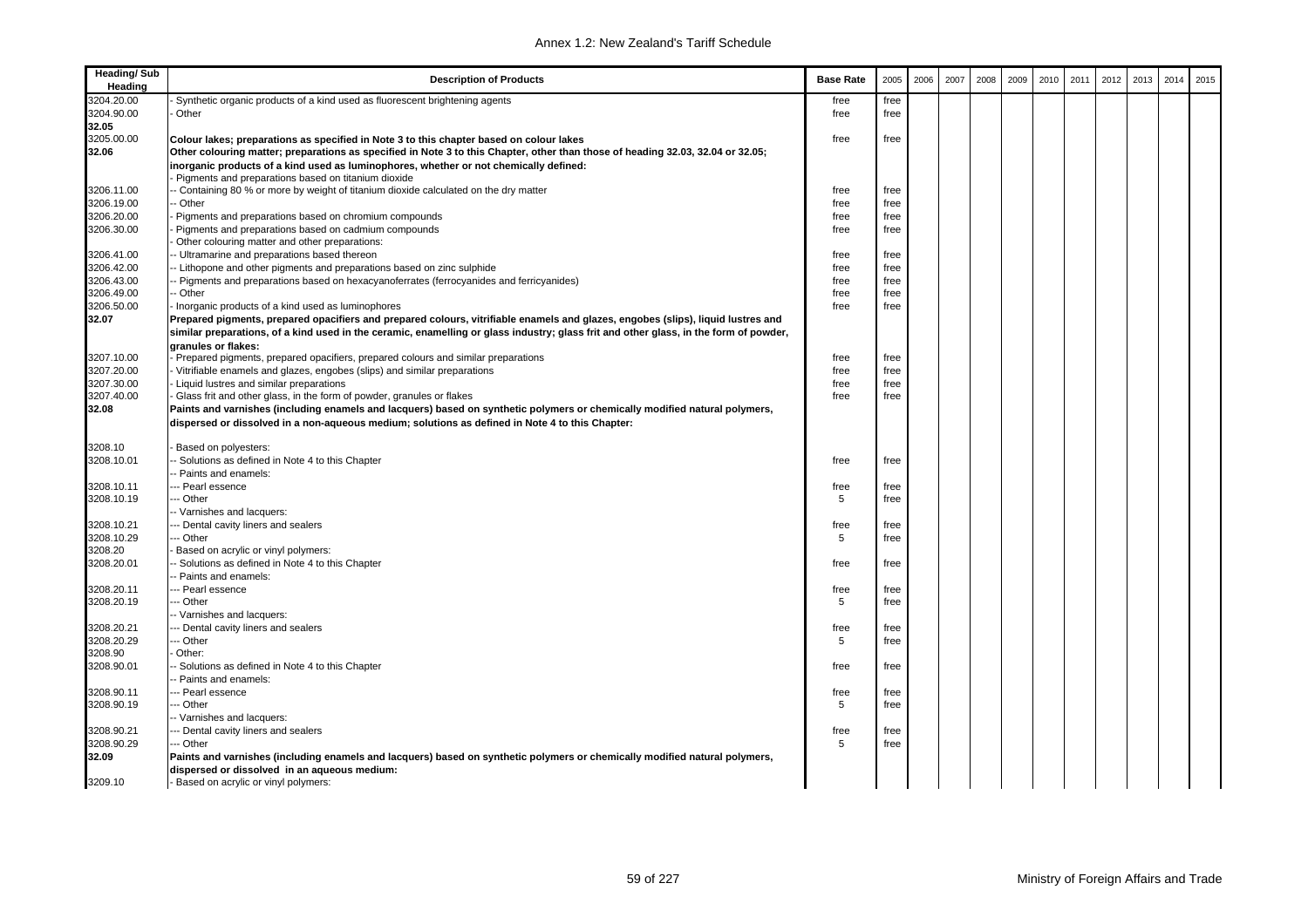| Heading/ Sub Heading | Description of Products | Base Rate | 2005 | 2006 | 2007 | 2008 | 2009 | 2010 | 2011 | 2012 | 2013 | 2014 | 2015 |
|---|---|---|---|---|---|---|---|---|---|---|---|---|---|
| 3204.20.00 | - Synthetic organic products of a kind used as fluorescent brightening agents | free | free | | | | | | | | | | |
| 3204.90.00 | - Other | free | free | | | | | | | | | | |
| **32.05** | | | | | | | | | | | | | |
| 3205.00.00 | **Colour lakes; preparations as specified in Note 3 to this chapter based on colour lakes** | free | free | | | | | | | | | | |
| **32.06** | **Other colouring matter; preparations as specified in Note 3 to this Chapter, other than those of heading 32.03, 32.04 or 32.05; inorganic products of a kind used as luminophores, whether or not chemically defined:** | | | | | | | | | | | | |
| | - Pigments and preparations based on titanium dioxide | | | | | | | | | | | | |
| 3206.11.00 | -- Containing 80 % or more by weight of titanium dioxide calculated on the dry matter | free | free | | | | | | | | | | |
| 3206.19.00 | -- Other | free | free | | | | | | | | | | |
| 3206.20.00 | - Pigments and preparations based on chromium compounds | free | free | | | | | | | | | | |
| 3206.30.00 | - Pigments and preparations based on cadmium compounds | free | free | | | | | | | | | | |
| | - Other colouring matter and other preparations: | | | | | | | | | | | | |
| 3206.41.00 | -- Ultramarine and preparations based thereon | free | free | | | | | | | | | | |
| 3206.42.00 | -- Lithopone and other pigments and preparations based on zinc sulphide | free | free | | | | | | | | | | |
| 3206.43.00 | -- Pigments and preparations based on hexacyanoferrates (ferrocyanides and ferricyanides) | free | free | | | | | | | | | | |
| 3206.49.00 | -- Other | free | free | | | | | | | | | | |
| 3206.50.00 | - Inorganic products of a kind used as luminophores | free | free | | | | | | | | | | |
| **32.07** | **Prepared pigments, prepared opacifiers and prepared colours, vitrifiable enamels and glazes, engobes (slips), liquid lustres and similar preparations, of a kind used in the ceramic, enamelling or glass industry; glass frit and other glass, in the form of powder, granules or flakes:** | | | | | | | | | | | | |
| 3207.10.00 | - Prepared pigments, prepared opacifiers, prepared colours and similar preparations | free | free | | | | | | | | | | |
| 3207.20.00 | - Vitrifiable enamels and glazes, engobes (slips) and similar preparations | free | free | | | | | | | | | | |
| 3207.30.00 | - Liquid lustres and similar preparations | free | free | | | | | | | | | | |
| 3207.40.00 | - Glass frit and other glass, in the form of powder, granules or flakes | free | free | | | | | | | | | | |
| **32.08** | **Paints and varnishes (including enamels and lacquers) based on synthetic polymers or chemically modified natural polymers, dispersed or dissolved in a non-aqueous medium; solutions as defined in Note 4 to this Chapter:** | | | | | | | | | | | | |
| 3208.10 | - Based on polyesters: | | | | | | | | | | | | |
| 3208.10.01 | -- Solutions as defined in Note 4 to this Chapter | free | free | | | | | | | | | | |
| | -- Paints and enamels: | | | | | | | | | | | | |
| 3208.10.11 | --- Pearl essence | free | free | | | | | | | | | | |
| 3208.10.19 | --- Other | 5 | free | | | | | | | | | | |
| | -- Varnishes and lacquers: | | | | | | | | | | | | |
| 3208.10.21 | --- Dental cavity liners and sealers | free | free | | | | | | | | | | |
| 3208.10.29 | --- Other | 5 | free | | | | | | | | | | |
| 3208.20 | - Based on acrylic or vinyl polymers: | | | | | | | | | | | | |
| 3208.20.01 | -- Solutions as defined in Note 4 to this Chapter | free | free | | | | | | | | | | |
| | -- Paints and enamels: | | | | | | | | | | | | |
| 3208.20.11 | --- Pearl essence | free | free | | | | | | | | | | |
| 3208.20.19 | --- Other | 5 | free | | | | | | | | | | |
| | -- Varnishes and lacquers: | | | | | | | | | | | | |
| 3208.20.21 | --- Dental cavity liners and sealers | free | free | | | | | | | | | | |
| 3208.20.29 | --- Other | 5 | free | | | | | | | | | | |
| 3208.90 | - Other: | | | | | | | | | | | | |
| 3208.90.01 | -- Solutions as defined in Note 4 to this Chapter | free | free | | | | | | | | | | |
| | -- Paints and enamels: | | | | | | | | | | | | |
| 3208.90.11 | --- Pearl essence | free | free | | | | | | | | | | |
| 3208.90.19 | --- Other | 5 | free | | | | | | | | | | |
| | -- Varnishes and lacquers: | | | | | | | | | | | | |
| 3208.90.21 | --- Dental cavity liners and sealers | free | free | | | | | | | | | | |
| 3208.90.29 | --- Other | 5 | free | | | | | | | | | | |
| **32.09** | **Paints and varnishes (including enamels and lacquers) based on synthetic polymers or chemically modified natural polymers, dispersed or dissolved in an aqueous medium:** | | | | | | | | | | | | |
| 3209.10 | - Based on acrylic or vinyl polymers: | | | | | | | | | | | | |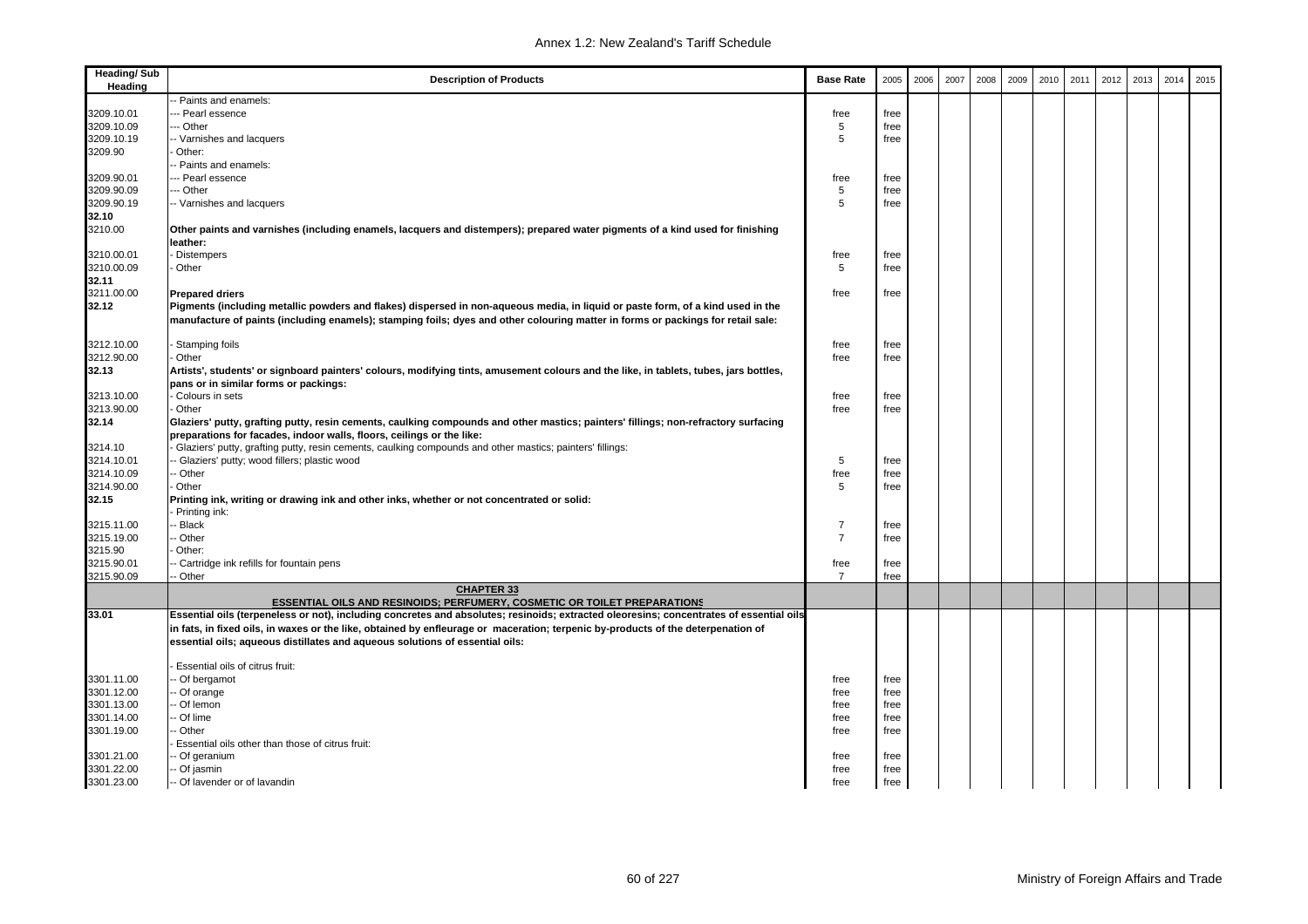| Heading/ Sub Heading | Description of Products | Base Rate | 2005 | 2006 | 2007 | 2008 | 2009 | 2010 | 2011 | 2012 | 2013 | 2014 | 2015 |
|---|---|---|---|---|---|---|---|---|---|---|---|---|---|
| | -- Paints and enamels: | | | | | | | | | | | | |
| 3209.10.01 | --- Pearl essence | free | free | | | | | | | | | | |
| 3209.10.09 | --- Other | 5 | free | | | | | | | | | | |
| 3209.10.19 | -- Varnishes and lacquers | 5 | free | | | | | | | | | | |
| 3209.90 | - Other: | | | | | | | | | | | | |
| | -- Paints and enamels: | | | | | | | | | | | | |
| 3209.90.01 | --- Pearl essence | free | free | | | | | | | | | | |
| 3209.90.09 | --- Other | 5 | free | | | | | | | | | | |
| 3209.90.19 | -- Varnishes and lacquers | 5 | free | | | | | | | | | | |
| **32.10** | | | | | | | | | | | | | |
| 3210.00 | **Other paints and varnishes (including enamels, lacquers and distempers); prepared water pigments of a kind used for finishing leather:** | | | | | | | | | | | | |
| 3210.00.01 | - Distempers | free | free | | | | | | | | | | |
| 3210.00.09 | - Other | 5 | free | | | | | | | | | | |
| **32.11** | | | | | | | | | | | | | |
| 3211.00.00 | **Prepared driers** | free | free | | | | | | | | | | |
| **32.12** | **Pigments (including metallic powders and flakes) dispersed in non-aqueous media, in liquid or paste form, of a kind used in the manufacture of paints (including enamels); stamping foils; dyes and other colouring matter in forms or packings for retail sale:** | | | | | | | | | | | | |
| 3212.10.00 | - Stamping foils | free | free | | | | | | | | | | |
| 3212.90.00 | - Other | free | free | | | | | | | | | | |
| **32.13** | **Artists', students' or signboard painters' colours, modifying tints, amusement colours and the like, in tablets, tubes, jars bottles, pans or in similar forms or packings:** | | | | | | | | | | | | |
| 3213.10.00 | - Colours in sets | free | free | | | | | | | | | | |
| 3213.90.00 | - Other | free | free | | | | | | | | | | |
| **32.14** | **Glaziers' putty, grafting putty, resin cements, caulking compounds and other mastics; painters' fillings; non-refractory surfacing preparations for facades, indoor walls, floors, ceilings or the like:** | | | | | | | | | | | | |
| 3214.10 | - Glaziers' putty, grafting putty, resin cements, caulking compounds and other mastics; painters' fillings: | | | | | | | | | | | | |
| 3214.10.01 | -- Glaziers' putty; wood fillers; plastic wood | 5 | free | | | | | | | | | | |
| 3214.10.09 | -- Other | free | free | | | | | | | | | | |
| 3214.90.00 | - Other | 5 | free | | | | | | | | | | |
| **32.15** | **Printing ink, writing or drawing ink and other inks, whether or not concentrated or solid:** | | | | | | | | | | | | |
| | - Printing ink: | | | | | | | | | | | | |
| 3215.11.00 | -- Black | 7 | free | | | | | | | | | | |
| 3215.19.00 | -- Other | 7 | free | | | | | | | | | | |
| 3215.90 | - Other: | | | | | | | | | | | | |
| 3215.90.01 | -- Cartridge ink refills for fountain pens | free | free | | | | | | | | | | |
| 3215.90.09 | -- Other | 7 | free | | | | | | | | | | |
| | **CHAPTER 33** **ESSENTIAL OILS AND RESINOIDS; PERFUMERY, COSMETIC OR TOILET PREPARATIONS** | | | | | | | | | | | | |
| **33.01** | **Essential oils (terpeneless or not), including concretes and absolutes; resinoids; extracted oleoresins; concentrates of essential oils in fats, in fixed oils, in waxes or the like, obtained by enfleurage or maceration; terpenic by-products of the deterpenation of essential oils; aqueous distillates and aqueous solutions of essential oils:** | | | | | | | | | | | | |
| | - Essential oils of citrus fruit: | | | | | | | | | | | | |
| 3301.11.00 | -- Of bergamot | free | free | | | | | | | | | | |
| 3301.12.00 | -- Of orange | free | free | | | | | | | | | | |
| 3301.13.00 | -- Of lemon | free | free | | | | | | | | | | |
| 3301.14.00 | -- Of lime | free | free | | | | | | | | | | |
| 3301.19.00 | -- Other | free | free | | | | | | | | | | |
| | - Essential oils other than those of citrus fruit: | | | | | | | | | | | | |
| 3301.21.00 | -- Of geranium | free | free | | | | | | | | | | |
| 3301.22.00 | -- Of jasmin | free | free | | | | | | | | | | |
| 3301.23.00 | -- Of lavender or of lavandin | free | free | | | | | | | | | | |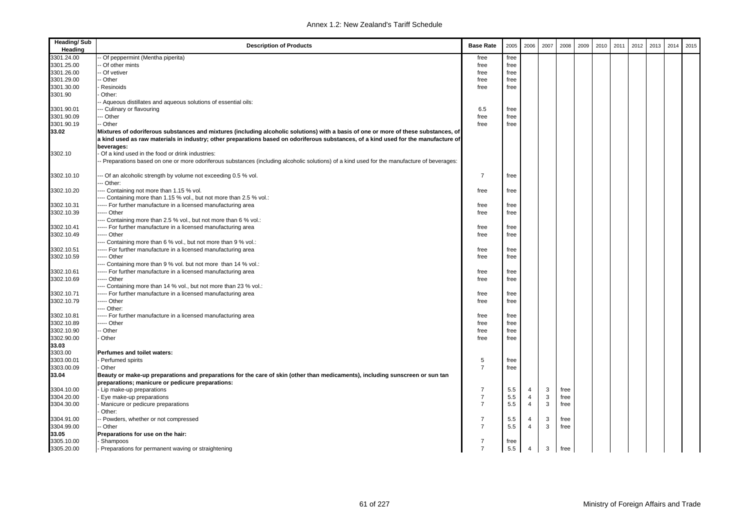| Heading/ Sub Heading | Description of Products | Base Rate | 2005 | 2006 | 2007 | 2008 | 2009 | 2010 | 2011 | 2012 | 2013 | 2014 | 2015 |
|---|---|---|---|---|---|---|---|---|---|---|---|---|---|
| 3301.24.00 | -- Of peppermint (Mentha piperita) | free | free | | | | | | | | | | |
| 3301.25.00 | -- Of other mints | free | free | | | | | | | | | | |
| 3301.26.00 | -- Of vetiver | free | free | | | | | | | | | | |
| 3301.29.00 | -- Other | free | free | | | | | | | | | | |
| 3301.30.00 | - Resinoids | free | free | | | | | | | | | | |
| 3301.90 | - Other: | | | | | | | | | | | | |
| | -- Aqueous distillates and aqueous solutions of essential oils: | | | | | | | | | | | | |
| 3301.90.01 | --- Culinary or flavouring | 6.5 | free | | | | | | | | | | |
| 3301.90.09 | --- Other | free | free | | | | | | | | | | |
| 3301.90.19 | -- Other | free | free | | | | | | | | | | |
| **33.02** | **Mixtures of odoriferous substances and mixtures (including alcoholic solutions) with a basis of one or more of these substances, of a kind used as raw materials in industry; other preparations based on odoriferous substances, of a kind used for the manufacture of beverages:** | | | | | | | | | | | | |
| 3302.10 | - Of a kind used in the food or drink industries: | | | | | | | | | | | | |
| | -- Preparations based on one or more odoriferous substances (including alcoholic solutions) of a kind used for the manufacture of beverages: | | | | | | | | | | | | |
| 3302.10.10 | --- Of an alcoholic strength by volume not exceeding 0.5 % vol. | 7 | free | | | | | | | | | | |
| | --- Other: | | | | | | | | | | | | |
| 3302.10.20 | ---- Containing not more than 1.15 % vol. | free | free | | | | | | | | | | |
| | ---- Containing more than 1.15 % vol., but not more than 2.5 % vol.: | | | | | | | | | | | | |
| 3302.10.31 | ----- For further manufacture in a licensed manufacturing area | free | free | | | | | | | | | | |
| 3302.10.39 | ----- Other | free | free | | | | | | | | | | |
| | ---- Containing more than 2.5 % vol., but not more than 6 % vol.: | | | | | | | | | | | | |
| 3302.10.41 | ----- For further manufacture in a licensed manufacturing area | free | free | | | | | | | | | | |
| 3302.10.49 | ----- Other | free | free | | | | | | | | | | |
| | ---- Containing more than 6 % vol., but not more than 9 % vol.: | | | | | | | | | | | | |
| 3302.10.51 | ----- For further manufacture in a licensed manufacturing area | free | free | | | | | | | | | | |
| 3302.10.59 | ----- Other | free | free | | | | | | | | | | |
| | ---- Containing more than 9 % vol. but not more than 14 % vol.: | | | | | | | | | | | | |
| 3302.10.61 | ----- For further manufacture in a licensed manufacturing area | free | free | | | | | | | | | | |
| 3302.10.69 | ----- Other | free | free | | | | | | | | | | |
| | ---- Containing more than 14 % vol., but not more than 23 % vol.: | | | | | | | | | | | | |
| 3302.10.71 | ----- For further manufacture in a licensed manufacturing area | free | free | | | | | | | | | | |
| 3302.10.79 | ----- Other | free | free | | | | | | | | | | |
| | ---- Other: | | | | | | | | | | | | |
| 3302.10.81 | ----- For further manufacture in a licensed manufacturing area | free | free | | | | | | | | | | |
| 3302.10.89 | ----- Other | free | free | | | | | | | | | | |
| 3302.10.90 | -- Other | free | free | | | | | | | | | | |
| 3302.90.00 | - Other | free | free | | | | | | | | | | |
| **33.03** | | | | | | | | | | | | | |
| 3303.00 | **Perfumes and toilet waters:** | | | | | | | | | | | | |
| 3303.00.01 | - Perfumed spirits | 5 | free | | | | | | | | | | |
| 3303.00.09 | - Other | 7 | free | | | | | | | | | | |
| **33.04** | **Beauty or make-up preparations and preparations for the care of skin (other than medicaments), including sunscreen or sun tan preparations; manicure or pedicure preparations:** | | | | | | | | | | | | |
| 3304.10.00 | - Lip make-up preparations | 7 | 5.5 | 4 | 3 | free | | | | | | | |
| 3304.20.00 | - Eye make-up preparations | 7 | 5.5 | 4 | 3 | free | | | | | | | |
| 3304.30.00 | - Manicure or pedicure preparations | 7 | 5.5 | 4 | 3 | free | | | | | | | |
| | - Other: | | | | | | | | | | | | |
| 3304.91.00 | -- Powders, whether or not compressed | 7 | 5.5 | 4 | 3 | free | | | | | | | |
| 3304.99.00 | -- Other | 7 | 5.5 | 4 | 3 | free | | | | | | | |
| **33.05** | **Preparations for use on the hair:** | | | | | | | | | | | | |
| 3305.10.00 | - Shampoos | 7 | free | | | | | | | | | | |
| 3305.20.00 | - Preparations for permanent waving or straightening | 7 | 5.5 | 4 | 3 | free | | | | | | | |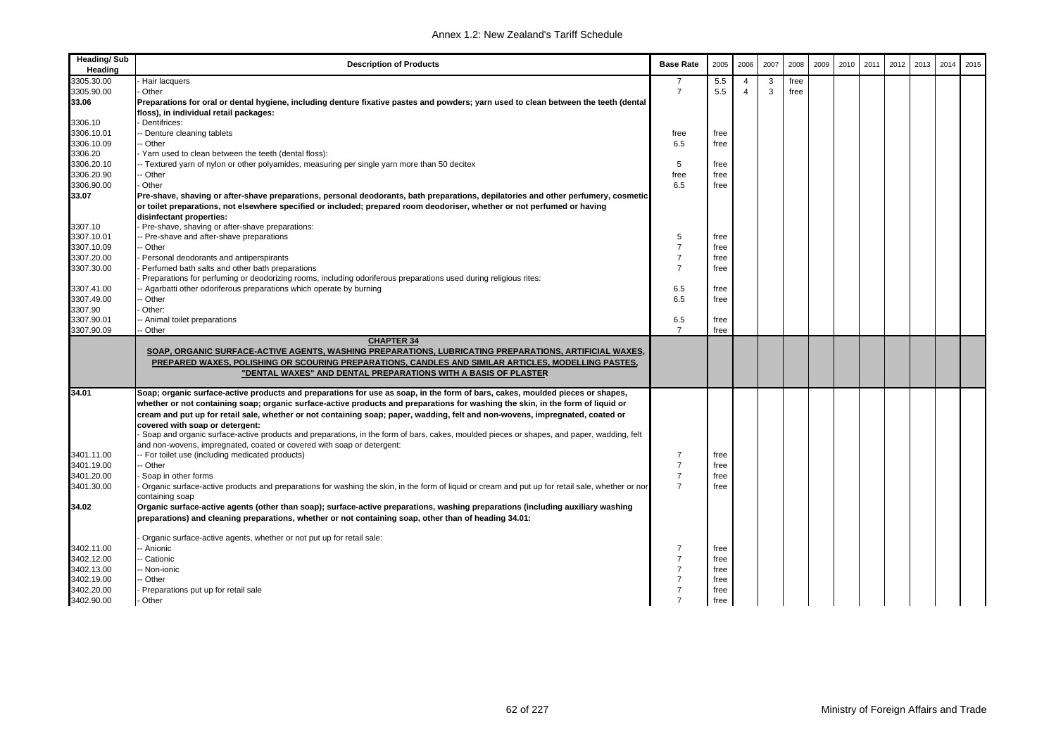| Heading/ Sub Heading | Description of Products | Base Rate | 2005 | 2006 | 2007 | 2008 | 2009 | 2010 | 2011 | 2012 | 2013 | 2014 | 2015 |
|---|---|---|---|---|---|---|---|---|---|---|---|---|---|
| 3305.30.00 | - Hair lacquers | 7 | 5.5 | 4 | 3 | free | | | | | | | |
| 3305.90.00 | - Other | 7 | 5.5 | 4 | 3 | free | | | | | | | |
| **33.06** | **Preparations for oral or dental hygiene, including denture fixative pastes and powders; yarn used to clean between the teeth (dental floss), in individual retail packages:** | | | | | | | | | | | | |
| 3306.10 | - Dentifrices: | | | | | | | | | | | | |
| 3306.10.01 | -- Denture cleaning tablets | free | free | | | | | | | | | | |
| 3306.10.09 | -- Other | 6.5 | free | | | | | | | | | | |
| 3306.20 | - Yarn used to clean between the teeth (dental floss): | | | | | | | | | | | | |
| 3306.20.10 | -- Textured yarn of nylon or other polyamides, measuring per single yarn more than 50 decitex | 5 | free | | | | | | | | | | |
| 3306.20.90 | -- Other | free | free | | | | | | | | | | |
| 3306.90.00 | - Other | 6.5 | free | | | | | | | | | | |
| **33.07** | **Pre-shave, shaving or after-shave preparations, personal deodorants, bath preparations, depilatories and other perfumery, cosmetic or toilet preparations, not elsewhere specified or included; prepared room deodoriser, whether or not perfumed or having disinfectant properties:** | | | | | | | | | | | | |
| 3307.10 | - Pre-shave, shaving or after-shave preparations: | | | | | | | | | | | | |
| 3307.10.01 | -- Pre-shave and after-shave preparations | 5 | free | | | | | | | | | | |
| 3307.10.09 | -- Other | 7 | free | | | | | | | | | | |
| 3307.20.00 | - Personal deodorants and antiperspirants | 7 | free | | | | | | | | | | |
| 3307.30.00 | - Perfumed bath salts and other bath preparations | 7 | free | | | | | | | | | | |
| | - Preparations for perfuming or deodorizing rooms, including odoriferous preparations used during religious rites: | | | | | | | | | | | | |
| 3307.41.00 | -- Agarbatti other odoriferous preparations which operate by burning | 6.5 | free | | | | | | | | | | |
| 3307.49.00 | -- Other | 6.5 | free | | | | | | | | | | |
| 3307.90 | - Other: | | | | | | | | | | | | |
| 3307.90.01 | -- Animal toilet preparations | 6.5 | free | | | | | | | | | | |
| 3307.90.09 | -- Other | 7 | free | | | | | | | | | | |
| | **CHAPTER 34** **SOAP, ORGANIC SURFACE-ACTIVE AGENTS, WASHING PREPARATIONS, LUBRICATING PREPARATIONS, ARTIFICIAL WAXES, PREPARED WAXES, POLISHING OR SCOURING PREPARATIONS, CANDLES AND SIMILAR ARTICLES, MODELLING PASTES, "DENTAL WAXES" AND DENTAL PREPARATIONS WITH A BASIS OF PLASTER** | | | | | | | | | | | | |
| **34.01** | **Soap; organic surface-active products and preparations for use as soap, in the form of bars, cakes, moulded pieces or shapes, whether or not containing soap; organic surface-active products and preparations for washing the skin, in the form of liquid or cream and put up for retail sale, whether or not containing soap; paper, wadding, felt and non-wovens, impregnated, coated or covered with soap or detergent:** | | | | | | | | | | | | |
| | - Soap and organic surface-active products and preparations, in the form of bars, cakes, moulded pieces or shapes, and paper, wadding, felt and non-wovens, impregnated, coated or covered with soap or detergent: | | | | | | | | | | | | |
| 3401.11.00 | -- For toilet use (including medicated products) | 7 | free | | | | | | | | | | |
| 3401.19.00 | -- Other | 7 | free | | | | | | | | | | |
| 3401.20.00 | - Soap in other forms | 7 | free | | | | | | | | | | |
| 3401.30.00 | - Organic surface-active products and preparations for washing the skin, in the form of liquid or cream and put up for retail sale, whether or nor containing soap | 7 | free | | | | | | | | | | |
| **34.02** | **Organic surface-active agents (other than soap); surface-active preparations, washing preparations (including auxiliary washing preparations) and cleaning preparations, whether or not containing soap, other than of heading 34.01:** | | | | | | | | | | | | |
| | - Organic surface-active agents, whether or not put up for retail sale: | | | | | | | | | | | | |
| 3402.11.00 | -- Anionic | 7 | free | | | | | | | | | | |
| 3402.12.00 | -- Cationic | 7 | free | | | | | | | | | | |
| 3402.13.00 | -- Non-ionic | 7 | free | | | | | | | | | | |
| 3402.19.00 | -- Other | 7 | free | | | | | | | | | | |
| 3402.20.00 | - Preparations put up for retail sale | 7 | free | | | | | | | | | | |
| 3402.90.00 | - Other | 7 | free | | | | | | | | | | |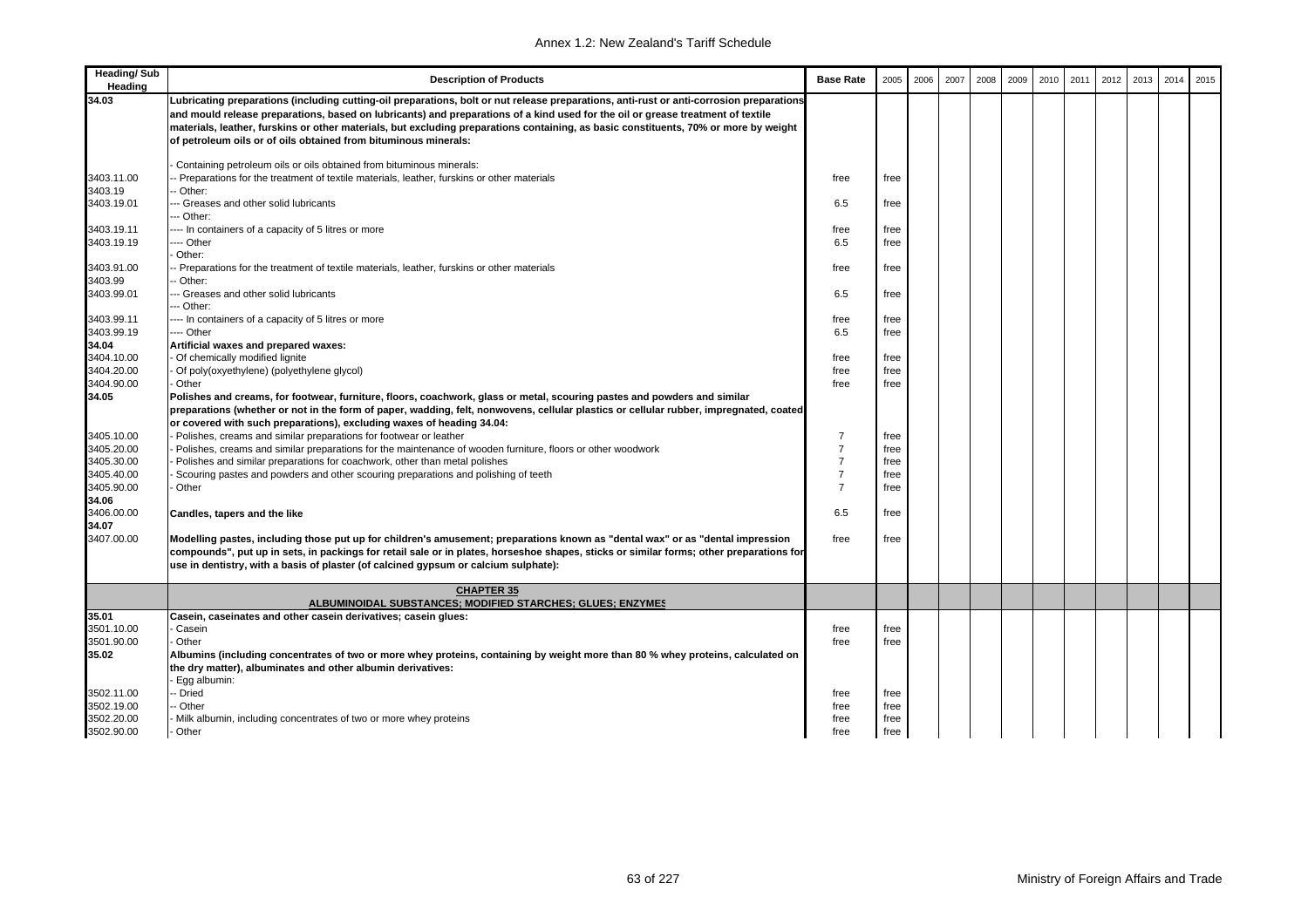| Heading/ Sub Heading | Description of Products | Base Rate | 2005 | 2006 | 2007 | 2008 | 2009 | 2010 | 2011 | 2012 | 2013 | 2014 | 2015 |
|---|---|---|---|---|---|---|---|---|---|---|---|---|---|
| 34.03 | **Lubricating preparations (including cutting-oil preparations, bolt or nut release preparations, anti-rust or anti-corrosion preparations and mould release preparations, based on lubricants) and preparations of a kind used for the oil or grease treatment of textile materials, leather, furskins or other materials, but excluding preparations containing, as basic constituents, 70% or more by weight of petroleum oils or of oils obtained from bituminous minerals:** | | | | | | | | | | | | |
| | - Containing petroleum oils or oils obtained from bituminous minerals: | | | | | | | | | | | | |
| 3403.11.00 | -- Preparations for the treatment of textile materials, leather, furskins or other materials | free | free | | | | | | | | | | |
| 3403.19 | -- Other: | | | | | | | | | | | | |
| 3403.19.01 | --- Greases and other solid lubricants | 6.5 | free | | | | | | | | | | |
| | --- Other: | | | | | | | | | | | | |
| 3403.19.11 | ---- In containers of a capacity of 5 litres or more | free | free | | | | | | | | | | |
| 3403.19.19 | ---- Other | 6.5 | free | | | | | | | | | | |
| | - Other: | | | | | | | | | | | | |
| 3403.91.00 | -- Preparations for the treatment of textile materials, leather, furskins or other materials | free | free | | | | | | | | | | |
| 3403.99 | -- Other: | | | | | | | | | | | | |
| 3403.99.01 | --- Greases and other solid lubricants | 6.5 | free | | | | | | | | | | |
| | --- Other: | | | | | | | | | | | | |
| 3403.99.11 | ---- In containers of a capacity of 5 litres or more | free | free | | | | | | | | | | |
| 3403.99.19 | ---- Other | 6.5 | free | | | | | | | | | | |
| 34.04 | **Artificial waxes and prepared waxes:** | | | | | | | | | | | | |
| 3404.10.00 | - Of chemically modified lignite | free | free | | | | | | | | | | |
| 3404.20.00 | - Of poly(oxyethylene) (polyethylene glycol) | free | free | | | | | | | | | | |
| 3404.90.00 | - Other | free | free | | | | | | | | | | |
| 34.05 | **Polishes and creams, for footwear, furniture, floors, coachwork, glass or metal, scouring pastes and powders and similar preparations (whether or not in the form of paper, wadding, felt, nonwovens, cellular plastics or cellular rubber, impregnated, coated or covered with such preparations), excluding waxes of heading 34.04:** | | | | | | | | | | | | |
| 3405.10.00 | - Polishes, creams and similar preparations for footwear or leather | 7 | free | | | | | | | | | | |
| 3405.20.00 | - Polishes, creams and similar preparations for the maintenance of wooden furniture, floors or other woodwork | 7 | free | | | | | | | | | | |
| 3405.30.00 | - Polishes and similar preparations for coachwork, other than metal polishes | 7 | free | | | | | | | | | | |
| 3405.40.00 | - Scouring pastes and powders and other scouring preparations and polishing of teeth | 7 | free | | | | | | | | | | |
| 3405.90.00 | - Other | 7 | free | | | | | | | | | | |
| 34.06 | | | | | | | | | | | | | |
| 3406.00.00 | **Candles, tapers and the like** | 6.5 | free | | | | | | | | | | |
| 34.07 | | | | | | | | | | | | | |
| 3407.00.00 | **Modelling pastes, including those put up for children's amusement; preparations known as "dental wax" or as "dental impression compounds", put up in sets, in packings for retail sale or in plates, horseshoe shapes, sticks or similar forms; other preparations for use in dentistry, with a basis of plaster (of calcined gypsum or calcium sulphate):** | free | free | | | | | | | | | | |
| | **CHAPTER 35** **ALBUMINOIDAL SUBSTANCES; MODIFIED STARCHES; GLUES; ENZYMES** | | | | | | | | | | | | |
| 35.01 | **Casein, caseinates and other casein derivatives; casein glues:** | | | | | | | | | | | | |
| 3501.10.00 | - Casein | free | free | | | | | | | | | | |
| 3501.90.00 | - Other | free | free | | | | | | | | | | |
| 35.02 | **Albumins (including concentrates of two or more whey proteins, containing by weight more than 80 % whey proteins, calculated on the dry matter), albuminates and other albumin derivatives:** | | | | | | | | | | | | |
| | - Egg albumin: | | | | | | | | | | | | |
| 3502.11.00 | -- Dried | free | free | | | | | | | | | | |
| 3502.19.00 | -- Other | free | free | | | | | | | | | | |
| 3502.20.00 | - Milk albumin, including concentrates of two or more whey proteins | free | free | | | | | | | | | | |
| 3502.90.00 | - Other | free | free | | | | | | | | | | |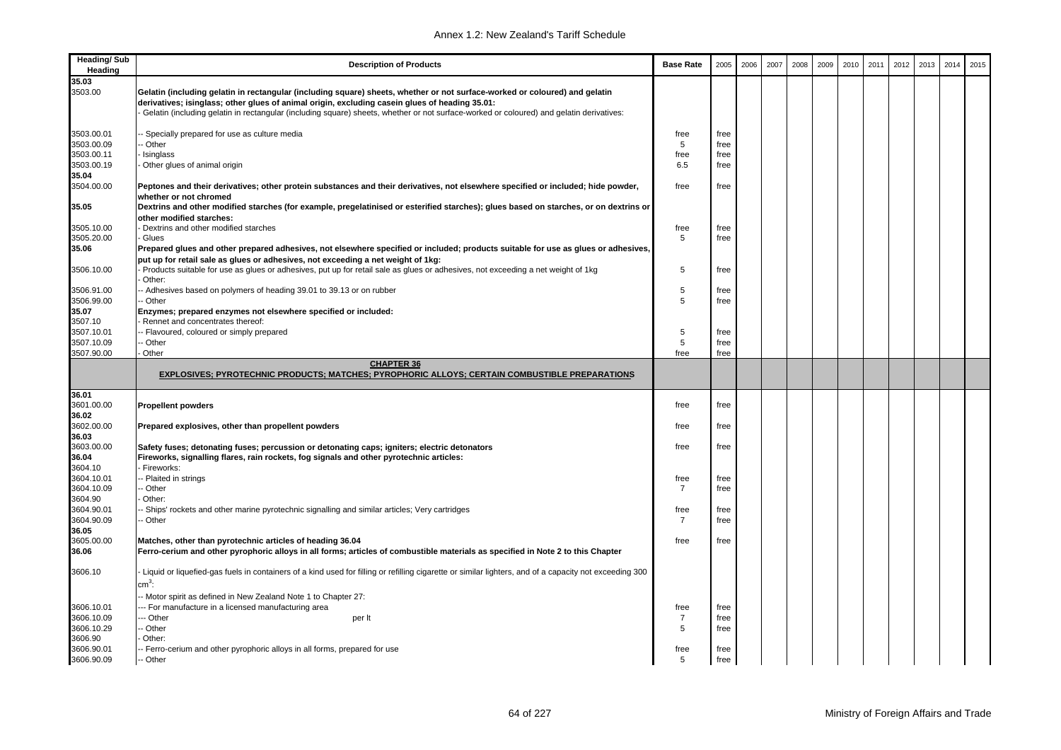| Heading/ Sub Heading | Description of Products | Base Rate | 2005 | 2006 | 2007 | 2008 | 2009 | 2010 | 2011 | 2012 | 2013 | 2014 | 2015 |
|---|---|---|---|---|---|---|---|---|---|---|---|---|---|
| 35.03 | | | | | | | | | | | | | |
| 3503.00 | **Gelatin (including gelatin in rectangular (including square) sheets, whether or not surface-worked or coloured) and gelatin derivatives; isinglass; other glues of animal origin, excluding casein glues of heading 35.01:** | | | | | | | | | | | | |
| | - Gelatin (including gelatin in rectangular (including square) sheets, whether or not surface-worked or coloured) and gelatin derivatives: | | | | | | | | | | | | |
| 3503.00.01 | -- Specially prepared for use as culture media | free | free | | | | | | | | | | |
| 3503.00.09 | -- Other | 5 | free | | | | | | | | | | |
| 3503.00.11 | - Isinglass | free | free | | | | | | | | | | |
| 3503.00.19 | - Other glues of animal origin | 6.5 | free | | | | | | | | | | |
| 35.04 | | | | | | | | | | | | | |
| 3504.00.00 | **Peptones and their derivatives; other protein substances and their derivatives, not elsewhere specified or included; hide powder, whether or not chromed** | free | free | | | | | | | | | | |
| 35.05 | **Dextrins and other modified starches (for example, pregelatinised or esterified starches); glues based on starches, or on dextrins or other modified starches:** | | | | | | | | | | | | |
| 3505.10.00 | - Dextrins and other modified starches | free | free | | | | | | | | | | |
| 3505.20.00 | - Glues | 5 | free | | | | | | | | | | |
| 35.06 | **Prepared glues and other prepared adhesives, not elsewhere specified or included; products suitable for use as glues or adhesives, put up for retail sale as glues or adhesives, not exceeding a net weight of 1kg:** | | | | | | | | | | | | |
| 3506.10.00 | - Products suitable for use as glues or adhesives, put up for retail sale as glues or adhesives, not exceeding a net weight of 1kg | 5 | free | | | | | | | | | | |
| | - Other: | | | | | | | | | | | | |
| 3506.91.00 | -- Adhesives based on polymers of heading 39.01 to 39.13 or on rubber | 5 | free | | | | | | | | | | |
| 3506.99.00 | -- Other | 5 | free | | | | | | | | | | |
| 35.07 | **Enzymes; prepared enzymes not elsewhere specified or included:** | | | | | | | | | | | | |
| 3507.10 | - Rennet and concentrates thereof: | | | | | | | | | | | | |
| 3507.10.01 | -- Flavoured, coloured or simply prepared | 5 | free | | | | | | | | | | |
| 3507.10.09 | -- Other | 5 | free | | | | | | | | | | |
| 3507.90.00 | - Other | free | free | | | | | | | | | | |
| | **CHAPTER 36** **EXPLOSIVES; PYROTECHNIC PRODUCTS; MATCHES; PYROPHORIC ALLOYS; CERTAIN COMBUSTIBLE PREPARATIONS** | | | | | | | | | | | | |
| 36.01 | | | | | | | | | | | | | |
| 3601.00.00 | **Propellent powders** | free | free | | | | | | | | | | |
| 36.02 | | | | | | | | | | | | | |
| 3602.00.00 | **Prepared explosives, other than propellent powders** | free | free | | | | | | | | | | |
| 36.03 | | | | | | | | | | | | | |
| 3603.00.00 | **Safety fuses; detonating fuses; percussion or detonating caps; igniters; electric detonators** | free | free | | | | | | | | | | |
| 36.04 | **Fireworks, signalling flares, rain rockets, fog signals and other pyrotechnic articles:** | | | | | | | | | | | | |
| 3604.10 | - Fireworks: | | | | | | | | | | | | |
| 3604.10.01 | -- Plaited in strings | free | free | | | | | | | | | | |
| 3604.10.09 | -- Other | 7 | free | | | | | | | | | | |
| 3604.90 | - Other: | | | | | | | | | | | | |
| 3604.90.01 | -- Ships' rockets and other marine pyrotechnic signalling and similar articles; Very cartridges | free | free | | | | | | | | | | |
| 3604.90.09 | -- Other | 7 | free | | | | | | | | | | |
| 36.05 | | | | | | | | | | | | | |
| 3605.00.00 | **Matches, other than pyrotechnic articles of heading 36.04** | free | free | | | | | | | | | | |
| 36.06 | **Ferro-cerium and other pyrophoric alloys in all forms; articles of combustible materials as specified in Note 2 to this Chapter** | | | | | | | | | | | | |
| 3606.10 | - Liquid or liquefied-gas fuels in containers of a kind used for filling or refilling cigarette or similar lighters, and of a capacity not exceeding 300 $cm^3$: | | | | | | | | | | | | |
| | -- Motor spirit as defined in New Zealand Note 1 to Chapter 27: | | | | | | | | | | | | |
| 3606.10.01 | --- For manufacture in a licensed manufacturing area | free | free | | | | | | | | | | |
| 3606.10.09 | --- Other per lt | 7 | free | | | | | | | | | | |
| 3606.10.29 | -- Other | 5 | free | | | | | | | | | | |
| 3606.90 | - Other: | | | | | | | | | | | | |
| 3606.90.01 | -- Ferro-cerium and other pyrophoric alloys in all forms, prepared for use | free | free | | | | | | | | | | |
| 3606.90.09 | -- Other | 5 | free | | | | | | | | | | |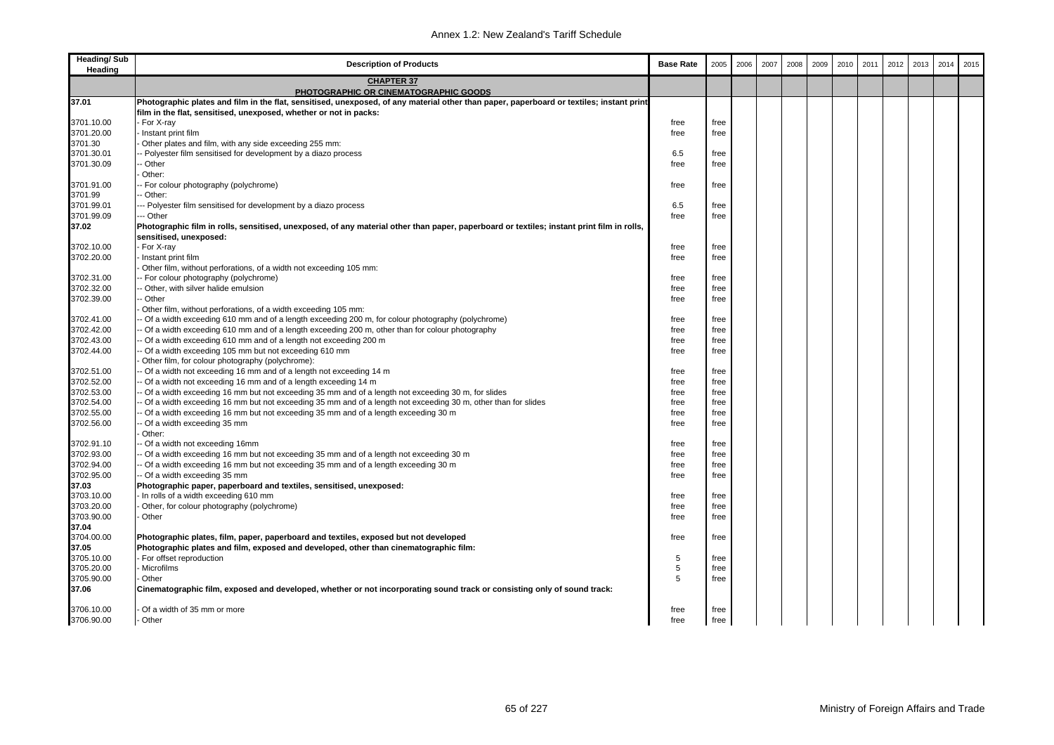| Heading/ Sub Heading | Description of Products | Base Rate | 2005 | 2006 | 2007 | 2008 | 2009 | 2010 | 2011 | 2012 | 2013 | 2014 | 2015 |
|---|---|---|---|---|---|---|---|---|---|---|---|---|---|
| | **CHAPTER 37** **PHOTOGRAPHIC OR CINEMATOGRAPHIC GOODS** | | | | | | | | | | | | |
| **37.01** | **Photographic plates and film in the flat, sensitised, unexposed, of any material other than paper, paperboard or textiles; instant print film in the flat, sensitised, unexposed, whether or not in packs:** | | | | | | | | | | | | |
| 3701.10.00 | - For X-ray | free | free | | | | | | | | | | |
| 3701.20.00 | - Instant print film | free | free | | | | | | | | | | |
| 3701.30 | - Other plates and film, with any side exceeding 255 mm: | | | | | | | | | | | | |
| 3701.30.01 | -- Polyester film sensitised for development by a diazo process | 6.5 | free | | | | | | | | | | |
| 3701.30.09 | -- Other | free | free | | | | | | | | | | |
| | - Other: | | | | | | | | | | | | |
| 3701.91.00 | -- For colour photography (polychrome) | free | free | | | | | | | | | | |
| 3701.99 | -- Other: | | | | | | | | | | | | |
| 3701.99.01 | --- Polyester film sensitised for development by a diazo process | 6.5 | free | | | | | | | | | | |
| 3701.99.09 | --- Other | free | free | | | | | | | | | | |
| **37.02** | **Photographic film in rolls, sensitised, unexposed, of any material other than paper, paperboard or textiles; instant print film in rolls, sensitised, unexposed:** | | | | | | | | | | | | |
| 3702.10.00 | - For X-ray | free | free | | | | | | | | | | |
| 3702.20.00 | - Instant print film | free | free | | | | | | | | | | |
| | - Other film, without perforations, of a width not exceeding 105 mm: | | | | | | | | | | | | |
| 3702.31.00 | -- For colour photography (polychrome) | free | free | | | | | | | | | | |
| 3702.32.00 | -- Other, with silver halide emulsion | free | free | | | | | | | | | | |
| 3702.39.00 | -- Other | free | free | | | | | | | | | | |
| | - Other film, without perforations, of a width exceeding 105 mm: | | | | | | | | | | | | |
| 3702.41.00 | -- Of a width exceeding 610 mm and of a length exceeding 200 m, for colour photography (polychrome) | free | free | | | | | | | | | | |
| 3702.42.00 | -- Of a width exceeding 610 mm and of a length exceeding 200 m, other than for colour photography | free | free | | | | | | | | | | |
| 3702.43.00 | -- Of a width exceeding 610 mm and of a length not exceeding 200 m | free | free | | | | | | | | | | |
| 3702.44.00 | -- Of a width exceeding 105 mm but not exceeding 610 mm | free | free | | | | | | | | | | |
| | - Other film, for colour photography (polychrome): | | | | | | | | | | | | |
| 3702.51.00 | -- Of a width not exceeding 16 mm and of a length not exceeding 14 m | free | free | | | | | | | | | | |
| 3702.52.00 | -- Of a width not exceeding 16 mm and of a length exceeding 14 m | free | free | | | | | | | | | | |
| 3702.53.00 | -- Of a width exceeding 16 mm but not exceeding 35 mm and of a length not exceeding 30 m, for slides | free | free | | | | | | | | | | |
| 3702.54.00 | -- Of a width exceeding 16 mm but not exceeding 35 mm and of a length not exceeding 30 m, other than for slides | free | free | | | | | | | | | | |
| 3702.55.00 | -- Of a width exceeding 16 mm but not exceeding 35 mm and of a length exceeding 30 m | free | free | | | | | | | | | | |
| 3702.56.00 | -- Of a width exceeding 35 mm | free | free | | | | | | | | | | |
| | - Other: | | | | | | | | | | | | |
| 3702.91.10 | -- Of a width not exceeding 16mm | free | free | | | | | | | | | | |
| 3702.93.00 | -- Of a width exceeding 16 mm but not exceeding 35 mm and of a length not exceeding 30 m | free | free | | | | | | | | | | |
| 3702.94.00 | -- Of a width exceeding 16 mm but not exceeding 35 mm and of a length exceeding 30 m | free | free | | | | | | | | | | |
| 3702.95.00 | -- Of a width exceeding 35 mm | free | free | | | | | | | | | | |
| **37.03** | **Photographic paper, paperboard and textiles, sensitised, unexposed:** | | | | | | | | | | | | |
| 3703.10.00 | - In rolls of a width exceeding 610 mm | free | free | | | | | | | | | | |
| 3703.20.00 | - Other, for colour photography (polychrome) | free | free | | | | | | | | | | |
| 3703.90.00 | - Other | free | free | | | | | | | | | | |
| **37.04** | | | | | | | | | | | | | |
| 3704.00.00 | **Photographic plates, film, paper, paperboard and textiles, exposed but not developed** | free | free | | | | | | | | | | |
| **37.05** | **Photographic plates and film, exposed and developed, other than cinematographic film:** | | | | | | | | | | | | |
| 3705.10.00 | - For offset reproduction | 5 | free | | | | | | | | | | |
| 3705.20.00 | - Microfilms | 5 | free | | | | | | | | | | |
| 3705.90.00 | - Other | 5 | free | | | | | | | | | | |
| **37.06** | **Cinematographic film, exposed and developed, whether or not incorporating sound track or consisting only of sound track:** | | | | | | | | | | | | |
| 3706.10.00 | - Of a width of 35 mm or more | free | free | | | | | | | | | | |
| 3706.90.00 | - Other | free | free | | | | | | | | | | |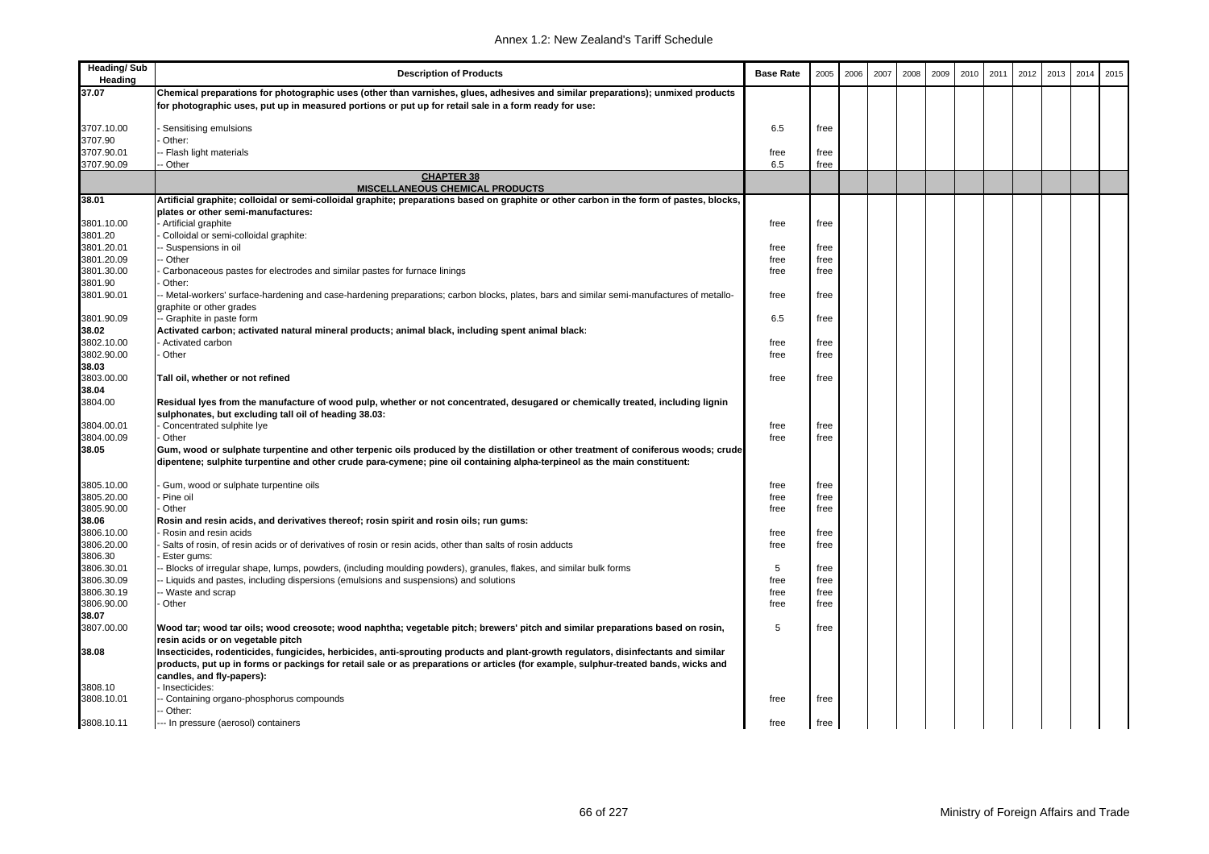| Heading/ Sub Heading | Description of Products | Base Rate | 2005 | 2006 | 2007 | 2008 | 2009 | 2010 | 2011 | 2012 | 2013 | 2014 | 2015 |
|---|---|---|---|---|---|---|---|---|---|---|---|---|---|
| **37.07** | **Chemical preparations for photographic uses (other than varnishes, glues, adhesives and similar preparations); unmixed products for photographic uses, put up in measured portions or put up for retail sale in a form ready for use:** | | | | | | | | | | | | |
| 3707.10.00 | - Sensitising emulsions | 6.5 | free | | | | | | | | | | |
| 3707.90 | - Other: | | | | | | | | | | | | |
| 3707.90.01 | -- Flash light materials | free | free | | | | | | | | | | |
| 3707.90.09 | -- Other | 6.5 | free | | | | | | | | | | |
| | **CHAPTER 38** **MISCELLANEOUS CHEMICAL PRODUCTS** | | | | | | | | | | | | |
| **38.01** | **Artificial graphite; colloidal or semi-colloidal graphite; preparations based on graphite or other carbon in the form of pastes, blocks, plates or other semi-manufactures:** | | | | | | | | | | | | |
| 3801.10.00 | - Artificial graphite | free | free | | | | | | | | | | |
| 3801.20 | - Colloidal or semi-colloidal graphite: | | | | | | | | | | | | |
| 3801.20.01 | -- Suspensions in oil | free | free | | | | | | | | | | |
| 3801.20.09 | -- Other | free | free | | | | | | | | | | |
| 3801.30.00 | - Carbonaceous pastes for electrodes and similar pastes for furnace linings | free | free | | | | | | | | | | |
| 3801.90 | - Other: | | | | | | | | | | | | |
| 3801.90.01 | -- Metal-workers' surface-hardening and case-hardening preparations; carbon blocks, plates, bars and similar semi-manufactures of metallo-graphite or other grades | free | free | | | | | | | | | | |
| 3801.90.09 | -- Graphite in paste form | 6.5 | free | | | | | | | | | | |
| **38.02** | **Activated carbon; activated natural mineral products; animal black, including spent animal black:** | | | | | | | | | | | | |
| 3802.10.00 | - Activated carbon | free | free | | | | | | | | | | |
| 3802.90.00 | - Other | free | free | | | | | | | | | | |
| **38.03** | | | | | | | | | | | | | |
| 3803.00.00 | **Tall oil, whether or not refined** | free | free | | | | | | | | | | |
| **38.04** | | | | | | | | | | | | | |
| 3804.00 | **Residual lyes from the manufacture of wood pulp, whether or not concentrated, desugared or chemically treated, including lignin sulphonates, but excluding tall oil of heading 38.03:** | | | | | | | | | | | | |
| 3804.00.01 | - Concentrated sulphite lye | free | free | | | | | | | | | | |
| 3804.00.09 | - Other | free | free | | | | | | | | | | |
| **38.05** | **Gum, wood or sulphate turpentine and other terpenic oils produced by the distillation or other treatment of coniferous woods; crude dipentene; sulphite turpentine and other crude para-cymene; pine oil containing alpha-terpineol as the main constituent:** | | | | | | | | | | | | |
| 3805.10.00 | - Gum, wood or sulphate turpentine oils | free | free | | | | | | | | | | |
| 3805.20.00 | - Pine oil | free | free | | | | | | | | | | |
| 3805.90.00 | - Other | free | free | | | | | | | | | | |
| **38.06** | **Rosin and resin acids, and derivatives thereof; rosin spirit and rosin oils; run gums:** | | | | | | | | | | | | |
| 3806.10.00 | - Rosin and resin acids | free | free | | | | | | | | | | |
| 3806.20.00 | - Salts of rosin, of resin acids or of derivatives of rosin or resin acids, other than salts of rosin adducts | free | free | | | | | | | | | | |
| 3806.30 | - Ester gums: | | | | | | | | | | | | |
| 3806.30.01 | -- Blocks of irregular shape, lumps, powders, (including moulding powders), granules, flakes, and similar bulk forms | 5 | free | | | | | | | | | | |
| 3806.30.09 | -- Liquids and pastes, including dispersions (emulsions and suspensions) and solutions | free | free | | | | | | | | | | |
| 3806.30.19 | -- Waste and scrap | free | free | | | | | | | | | | |
| 3806.90.00 | - Other | free | free | | | | | | | | | | |
| **38.07** | | | | | | | | | | | | | |
| 3807.00.00 | **Wood tar; wood tar oils; wood creosote; wood naphtha; vegetable pitch; brewers' pitch and similar preparations based on rosin, resin acids or on vegetable pitch** | 5 | free | | | | | | | | | | |
| **38.08** | **Insecticides, rodenticides, fungicides, herbicides, anti-sprouting products and plant-growth regulators, disinfectants and similar products, put up in forms or packings for retail sale or as preparations or articles (for example, sulphur-treated bands, wicks and candles, and fly-papers):** | | | | | | | | | | | | |
| 3808.10 | - Insecticides: | | | | | | | | | | | | |
| 3808.10.01 | -- Containing organo-phosphorus compounds | free | free | | | | | | | | | | |
| | -- Other: | | | | | | | | | | | | |
| 3808.10.11 | --- In pressure (aerosol) containers | free | free | | | | | | | | | | |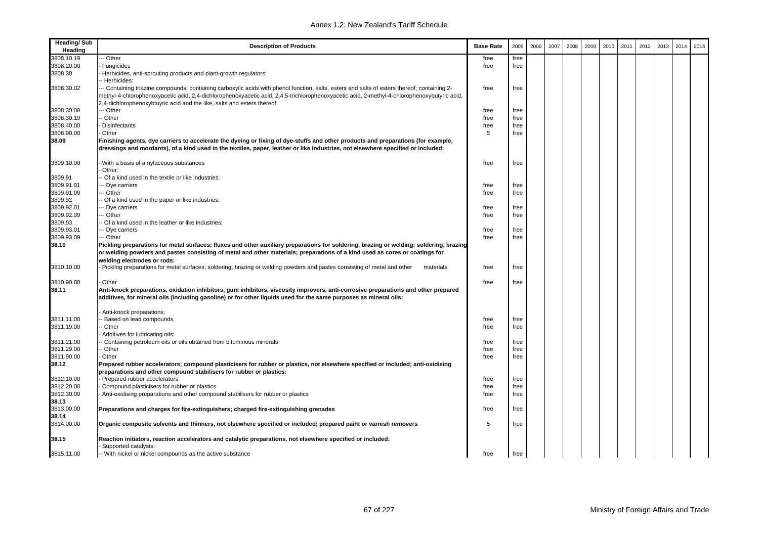| Heading/ Sub Heading | Description of Products | Base Rate | 2005 | 2006 | 2007 | 2008 | 2009 | 2010 | 2011 | 2012 | 2013 | 2014 | 2015 |
|---|---|---|---|---|---|---|---|---|---|---|---|---|---|
| 3808.10.19 | --- Other | free | free | | | | | | | | | | |
| 3808.20.00 | - Fungicides | free | free | | | | | | | | | | |
| 3808.30 | - Herbicides, anti-sprouting products and plant-growth regulators: | | | | | | | | | | | | |
| | -- Herbicides: | | | | | | | | | | | | |
| 3808.30.02 | --- Containing triazine compounds; containing carboxylic acids with phenol function, salts, esters and salts of esters thereof; containing 2-methyl-4-chlorophenoxyacetic acid, 2,4-dichlorophenoxyacetic acid, 2,4,5-trichlorophenoxyacetic acid, 2-methyl-4-chlorophenoxybutyric acid, 2,4-dichlorophenoxybtuyric acid and the like, salts and esters thereof | free | free | | | | | | | | | | |
| 3808.30.08 | --- Other | free | free | | | | | | | | | | |
| 3808.30.19 | -- Other | free | free | | | | | | | | | | |
| 3808.40.00 | - Disinfectants | free | free | | | | | | | | | | |
| 3808.90.00 | - Other | 5 | free | | | | | | | | | | |
| **38.09** | **Finishing agents, dye carriers to accelerate the dyeing or fixing of dye-stuffs and other products and preparations (for example, dressings and mordants), of a kind used in the textiles, paper, leather or like industries, not elsewhere specified or included:** | | | | | | | | | | | | |
| 3809.10.00 | - With a basis of amylaceous substances | free | free | | | | | | | | | | |
| | - Other: | | | | | | | | | | | | |
| 3809.91 | -- Of a kind used in the textile or like industries: | | | | | | | | | | | | |
| 3809.91.01 | --- Dye carriers | free | free | | | | | | | | | | |
| 3809.91.09 | --- Other | free | free | | | | | | | | | | |
| 3809.92 | -- Of a kind used in the paper or like industries: | | | | | | | | | | | | |
| 3809.92.01 | --- Dye carriers | free | free | | | | | | | | | | |
| 3809.92.09 | --- Other | free | free | | | | | | | | | | |
| 3809.93 | -- Of a kind used in the leather or like industries: | | | | | | | | | | | | |
| 3809.93.01 | --- Dye carriers | free | free | | | | | | | | | | |
| 3809.93.09 | --- Other | free | free | | | | | | | | | | |
| **38.10** | **Pickling preparations for metal surfaces; fluxes and other auxiliary preparations for soldering, brazing or welding; soldering, brazing or welding powders and pastes consisting of metal and other materials; preparations of a kind used as cores or coatings for welding electrodes or rods:** | | | | | | | | | | | | |
| 3810.10.00 | - Pickling preparations for metal surfaces; soldering, brazing or welding powders and pastes consisting of metal and other materials | free | free | | | | | | | | | | |
| 3810.90.00 | - Other | free | free | | | | | | | | | | |
| **38.11** | **Anti-knock preparations, oxidation inhibitors, gum inhibitors, viscosity improvers, anti-corrosive preparations and other prepared additives, for mineral oils (including gasoline) or for other liquids used for the same purposes as mineral oils:** | | | | | | | | | | | | |
| | - Anti-knock preparations: | | | | | | | | | | | | |
| 3811.11.00 | -- Based on lead compounds | free | free | | | | | | | | | | |
| 3811.19.00 | -- Other | free | free | | | | | | | | | | |
| | - Additives for lubricating oils: | | | | | | | | | | | | |
| 3811.21.00 | -- Containing petroleum oils or oils obtained from bituminous minerals | free | free | | | | | | | | | | |
| 3811.29.00 | -- Other | free | free | | | | | | | | | | |
| 3811.90.00 | - Other | free | free | | | | | | | | | | |
| **38.12** | **Prepared rubber accelerators; compound plasticisers for rubber or plastics, not elsewhere specified or included; anti-oxidising preparations and other compound stabilisers for rubber or plastics:** | | | | | | | | | | | | |
| 3812.10.00 | - Prepared rubber accelerators | free | free | | | | | | | | | | |
| 3812.20.00 | - Compound plasticisers for rubber or plastics | free | free | | | | | | | | | | |
| 3812.30.00 | - Anti-oxidising preparations and other compound stabilisers for rubber or plastics | free | free | | | | | | | | | | |
| **38.13** | | | | | | | | | | | | | |
| 3813.00.00 | **Preparations and charges for fire-extinguishers; charged fire-extinguishing grenades** | free | free | | | | | | | | | | |
| **38.14** | | | | | | | | | | | | | |
| 3814.00.00 | **Organic composite solvents and thinners, not elsewhere specified or included; prepared paint or varnish removers** | 5 | free | | | | | | | | | | |
| **38.15** | **Reaction initiators, reaction accelerators and catalytic preparations, not elsewhere specified or included:** | | | | | | | | | | | | |
| | - Supported catalysts: | | | | | | | | | | | | |
| 3815.11.00 | -- With nickel or nickel compounds as the active substance | free | free | | | | | | | | | | |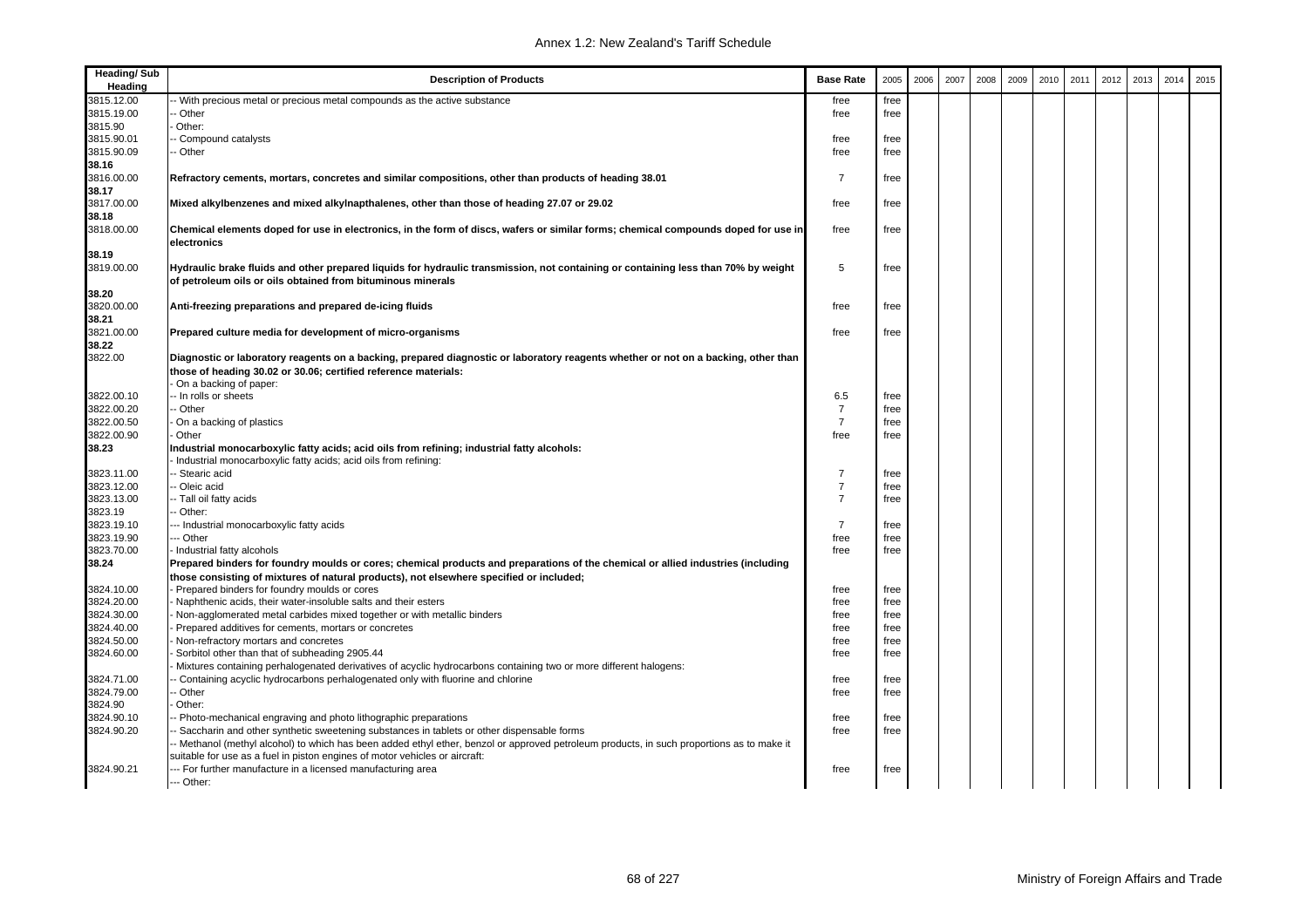| Heading/ Sub Heading | Description of Products | Base Rate | 2005 | 2006 | 2007 | 2008 | 2009 | 2010 | 2011 | 2012 | 2013 | 2014 | 2015 |
|---|---|---|---|---|---|---|---|---|---|---|---|---|---|
| 3815.12.00 | -- With precious metal or precious metal compounds as the active substance | free | free | | | | | | | | | | |
| 3815.19.00 | -- Other | free | free | | | | | | | | | | |
| 3815.90 | - Other: | | | | | | | | | | | | |
| 3815.90.01 | -- Compound catalysts | free | free | | | | | | | | | | |
| 3815.90.09 | -- Other | free | free | | | | | | | | | | |
| **38.16** | | | | | | | | | | | | | |
| 3816.00.00 | **Refractory cements, mortars, concretes and similar compositions, other than products of heading 38.01** | 7 | free | | | | | | | | | | |
| **38.17** | | | | | | | | | | | | | |
| 3817.00.00 | **Mixed alkylbenzenes and mixed alkylnapthalenes, other than those of heading 27.07 or 29.02** | free | free | | | | | | | | | | |
| **38.18** | | | | | | | | | | | | | |
| 3818.00.00 | **Chemical elements doped for use in electronics, in the form of discs, wafers or similar forms; chemical compounds doped for use in electronics** | free | free | | | | | | | | | | |
| **38.19** | | | | | | | | | | | | | |
| 3819.00.00 | **Hydraulic brake fluids and other prepared liquids for hydraulic transmission, not containing or containing less than 70% by weight of petroleum oils or oils obtained from bituminous minerals** | 5 | free | | | | | | | | | | |
| **38.20** | | | | | | | | | | | | | |
| 3820.00.00 | **Anti-freezing preparations and prepared de-icing fluids** | free | free | | | | | | | | | | |
| **38.21** | | | | | | | | | | | | | |
| 3821.00.00 | **Prepared culture media for development of micro-organisms** | free | free | | | | | | | | | | |
| **38.22** | | | | | | | | | | | | | |
| 3822.00 | **Diagnostic or laboratory reagents on a backing, prepared diagnostic or laboratory reagents whether or not on a backing, other than those of heading 30.02 or 30.06; certified reference materials:** | | | | | | | | | | | | |
| | - On a backing of paper: | | | | | | | | | | | | |
| 3822.00.10 | -- In rolls or sheets | 6.5 | free | | | | | | | | | | |
| 3822.00.20 | -- Other | 7 | free | | | | | | | | | | |
| 3822.00.50 | - On a backing of plastics | 7 | free | | | | | | | | | | |
| 3822.00.90 | - Other | free | free | | | | | | | | | | |
| **38.23** | **Industrial monocarboxylic fatty acids; acid oils from refining; industrial fatty alcohols:** | | | | | | | | | | | | |
| | - Industrial monocarboxylic fatty acids; acid oils from refining: | | | | | | | | | | | | |
| 3823.11.00 | -- Stearic acid | 7 | free | | | | | | | | | | |
| 3823.12.00 | -- Oleic acid | 7 | free | | | | | | | | | | |
| 3823.13.00 | -- Tall oil fatty acids | 7 | free | | | | | | | | | | |
| 3823.19 | -- Other: | | | | | | | | | | | | |
| 3823.19.10 | --- Industrial monocarboxylic fatty acids | 7 | free | | | | | | | | | | |
| 3823.19.90 | --- Other | free | free | | | | | | | | | | |
| 3823.70.00 | - Industrial fatty alcohols | free | free | | | | | | | | | | |
| **38.24** | **Prepared binders for foundry moulds or cores; chemical products and preparations of the chemical or allied industries (including those consisting of mixtures of natural products), not elsewhere specified or included;** | | | | | | | | | | | | |
| 3824.10.00 | - Prepared binders for foundry moulds or cores | free | free | | | | | | | | | | |
| 3824.20.00 | - Naphthenic acids, their water-insoluble salts and their esters | free | free | | | | | | | | | | |
| 3824.30.00 | - Non-agglomerated metal carbides mixed together or with metallic binders | free | free | | | | | | | | | | |
| 3824.40.00 | - Prepared additives for cements, mortars or concretes | free | free | | | | | | | | | | |
| 3824.50.00 | - Non-refractory mortars and concretes | free | free | | | | | | | | | | |
| 3824.60.00 | - Sorbitol other than that of subheading 2905.44 | free | free | | | | | | | | | | |
| | - Mixtures containing perhalogenated derivatives of acyclic hydrocarbons containing two or more different halogens: | | | | | | | | | | | | |
| 3824.71.00 | -- Containing acyclic hydrocarbons perhalogenated only with fluorine and chlorine | free | free | | | | | | | | | | |
| 3824.79.00 | -- Other | free | free | | | | | | | | | | |
| 3824.90 | - Other: | | | | | | | | | | | | |
| 3824.90.10 | -- Photo-mechanical engraving and photo lithographic preparations | free | free | | | | | | | | | | |
| 3824.90.20 | -- Saccharin and other synthetic sweetening substances in tablets or other dispensable forms | free | free | | | | | | | | | | |
| | -- Methanol (methyl alcohol) to which has been added ethyl ether, benzol or approved petroleum products, in such proportions as to make it suitable for use as a fuel in piston engines of motor vehicles or aircraft: | | | | | | | | | | | | |
| 3824.90.21 | --- For further manufacture in a licensed manufacturing area | free | free | | | | | | | | | | |
| | --- Other: | | | | | | | | | | | | |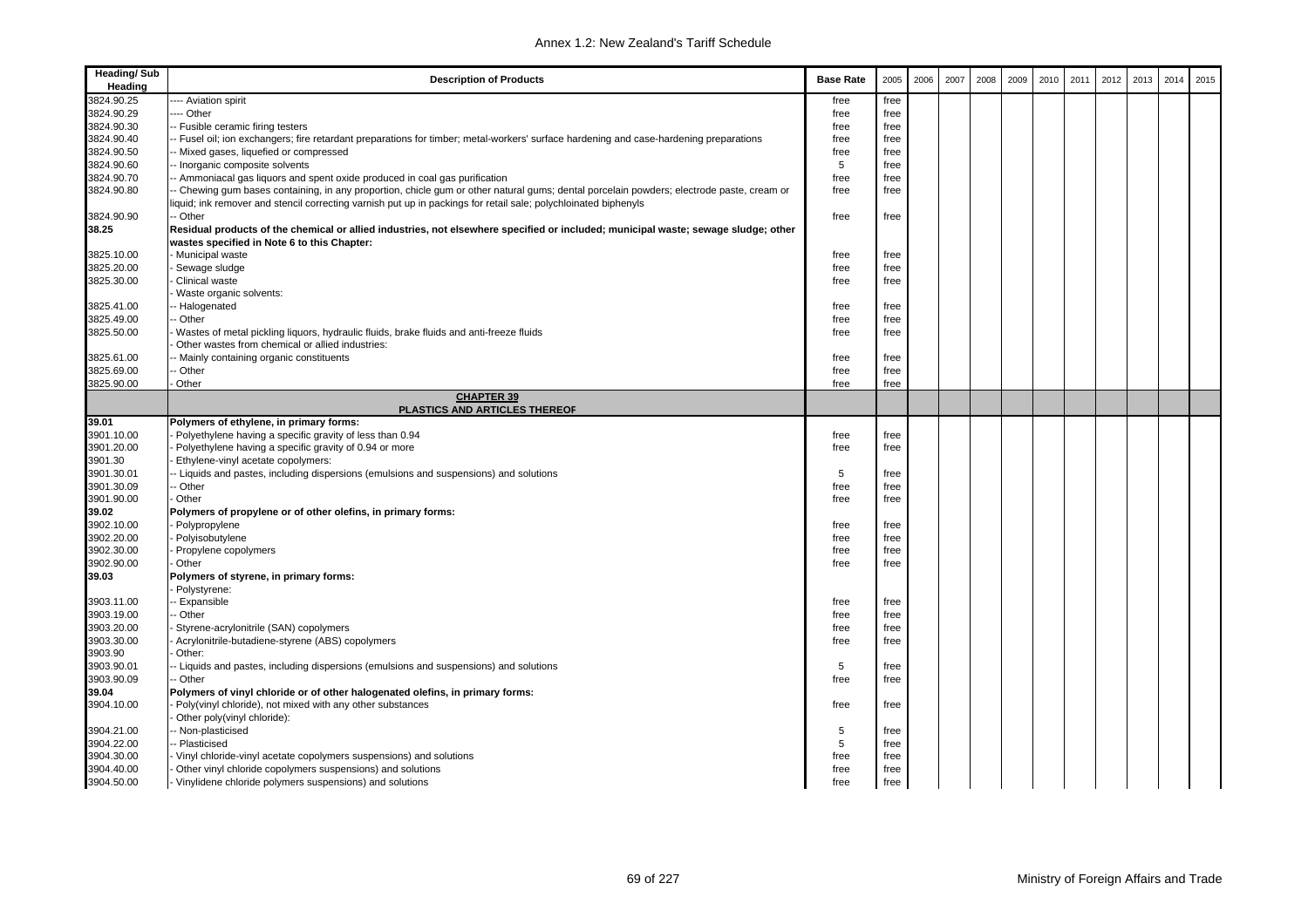| Heading/ Sub Heading | Description of Products | Base Rate | 2005 | 2006 | 2007 | 2008 | 2009 | 2010 | 2011 | 2012 | 2013 | 2014 | 2015 |
|---|---|---|---|---|---|---|---|---|---|---|---|---|---|
| 3824.90.25 | ---- Aviation spirit | free | free | | | | | | | | | | |
| 3824.90.29 | ---- Other | free | free | | | | | | | | | | |
| 3824.90.30 | -- Fusible ceramic firing testers | free | free | | | | | | | | | | |
| 3824.90.40 | -- Fusel oil; ion exchangers; fire retardant preparations for timber; metal-workers' surface hardening and case-hardening preparations | free | free | | | | | | | | | | |
| 3824.90.50 | -- Mixed gases, liquefied or compressed | free | free | | | | | | | | | | |
| 3824.90.60 | -- Inorganic composite solvents | 5 | free | | | | | | | | | | |
| 3824.90.70 | -- Ammoniacal gas liquors and spent oxide produced in coal gas purification | free | free | | | | | | | | | | |
| 3824.90.80 | -- Chewing gum bases containing, in any proportion, chicle gum or other natural gums; dental porcelain powders; electrode paste, cream or liquid; ink remover and stencil correcting varnish put up in packings for retail sale; polychloinated biphenyls | free | free | | | | | | | | | | |
| 3824.90.90 | -- Other | free | free | | | | | | | | | | |
| **38.25** | **Residual products of the chemical or allied industries, not elsewhere specified or included; municipal waste; sewage sludge; other wastes specified in Note 6 to this Chapter:** | | | | | | | | | | | | |
| 3825.10.00 | - Municipal waste | free | free | | | | | | | | | | |
| 3825.20.00 | - Sewage sludge | free | free | | | | | | | | | | |
| 3825.30.00 | - Clinical waste | free | free | | | | | | | | | | |
| | - Waste organic solvents: | | | | | | | | | | | | |
| 3825.41.00 | -- Halogenated | free | free | | | | | | | | | | |
| 3825.49.00 | -- Other | free | free | | | | | | | | | | |
| 3825.50.00 | - Wastes of metal pickling liquors, hydraulic fluids, brake fluids and anti-freeze fluids | free | free | | | | | | | | | | |
| | - Other wastes from chemical or allied industries: | | | | | | | | | | | | |
| 3825.61.00 | -- Mainly containing organic constituents | free | free | | | | | | | | | | |
| 3825.69.00 | -- Other | free | free | | | | | | | | | | |
| 3825.90.00 | - Other | free | free | | | | | | | | | | |
| | **CHAPTER 39 PLASTICS AND ARTICLES THEREOF** | | | | | | | | | | | | |
| **39.01** | **Polymers of ethylene, in primary forms:** | | | | | | | | | | | | |
| 3901.10.00 | - Polyethylene having a specific gravity of less than 0.94 | free | free | | | | | | | | | | |
| 3901.20.00 | - Polyethylene having a specific gravity of 0.94 or more | free | free | | | | | | | | | | |
| 3901.30 | - Ethylene-vinyl acetate copolymers: | | | | | | | | | | | | |
| 3901.30.01 | -- Liquids and pastes, including dispersions (emulsions and suspensions) and solutions | 5 | free | | | | | | | | | | |
| 3901.30.09 | -- Other | free | free | | | | | | | | | | |
| 3901.90.00 | - Other | free | free | | | | | | | | | | |
| **39.02** | **Polymers of propylene or of other olefins, in primary forms:** | | | | | | | | | | | | |
| 3902.10.00 | - Polypropylene | free | free | | | | | | | | | | |
| 3902.20.00 | - Polyisobutylene | free | free | | | | | | | | | | |
| 3902.30.00 | - Propylene copolymers | free | free | | | | | | | | | | |
| 3902.90.00 | - Other | free | free | | | | | | | | | | |
| **39.03** | **Polymers of styrene, in primary forms:** | | | | | | | | | | | | |
| | - Polystyrene: | | | | | | | | | | | | |
| 3903.11.00 | -- Expansible | free | free | | | | | | | | | | |
| 3903.19.00 | -- Other | free | free | | | | | | | | | | |
| 3903.20.00 | - Styrene-acrylonitrile (SAN) copolymers | free | free | | | | | | | | | | |
| 3903.30.00 | - Acrylonitrile-butadiene-styrene (ABS) copolymers | free | free | | | | | | | | | | |
| 3903.90 | - Other: | | | | | | | | | | | | |
| 3903.90.01 | -- Liquids and pastes, including dispersions (emulsions and suspensions) and solutions | 5 | free | | | | | | | | | | |
| 3903.90.09 | -- Other | free | free | | | | | | | | | | |
| **39.04** | **Polymers of vinyl chloride or of other halogenated olefins, in primary forms:** | | | | | | | | | | | | |
| 3904.10.00 | - Poly(vinyl chloride), not mixed with any other substances | free | free | | | | | | | | | | |
| | - Other poly(vinyl chloride): | | | | | | | | | | | | |
| 3904.21.00 | -- Non-plasticised | 5 | free | | | | | | | | | | |
| 3904.22.00 | -- Plasticised | 5 | free | | | | | | | | | | |
| 3904.30.00 | - Vinyl chloride-vinyl acetate copolymers suspensions) and solutions | free | free | | | | | | | | | | |
| 3904.40.00 | - Other vinyl chloride copolymers suspensions) and solutions | free | free | | | | | | | | | | |
| 3904.50.00 | - Vinylidene chloride polymers suspensions) and solutions | free | free | | | | | | | | | | |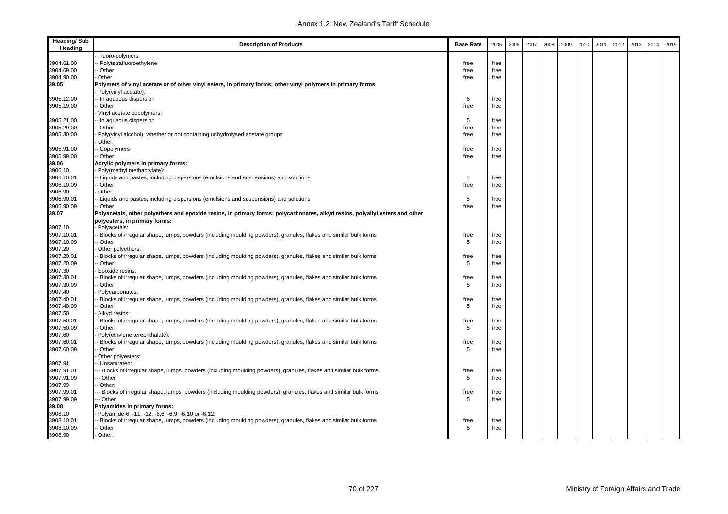| Heading/ Sub Heading | Description of Products | Base Rate | 2005 | 2006 | 2007 | 2008 | 2009 | 2010 | 2011 | 2012 | 2013 | 2014 | 2015 |
|---|---|---|---|---|---|---|---|---|---|---|---|---|---|
| | - Fluoro-polymers: | | | | | | | | | | | | |
| 3904.61.00 | -- Polytetrafluoroethylene | free | free | | | | | | | | | | |
| 3904.69.00 | -- Other | free | free | | | | | | | | | | |
| 3904.90.00 | - Other | free | free | | | | | | | | | | |
| **39.05** | **Polymers of vinyl acetate or of other vinyl esters, in primary forms; other vinyl polymers in primary forms** | | | | | | | | | | | | |
| | - Poly(vinyl acetate): | | | | | | | | | | | | |
| 3905.12.00 | -- In aqueous dispersion | 5 | free | | | | | | | | | | |
| 3905.19.00 | -- Other | free | free | | | | | | | | | | |
| | - Vinyl acetate copolymers: | | | | | | | | | | | | |
| 3905.21.00 | -- In aqueous dispersion | 5 | free | | | | | | | | | | |
| 3905.29.00 | -- Other | free | free | | | | | | | | | | |
| 3905.30.00 | - Poly(vinyl alcohol), whether or not containing unhydrolysed acetate groups | free | free | | | | | | | | | | |
| | - Other: | | | | | | | | | | | | |
| 3905.91.00 | -- Copolymers | free | free | | | | | | | | | | |
| 3905.99.00 | -- Other | free | free | | | | | | | | | | |
| **39.06** | **Acrylic polymers in primary forms:** | | | | | | | | | | | | |
| 3906.10 | - Poly(methyl methacrylate): | | | | | | | | | | | | |
| 3906.10.01 | -- Liquids and pastes, including dispersions (emulsions and suspensions) and solutions | 5 | free | | | | | | | | | | |
| 3906.10.09 | -- Other | free | free | | | | | | | | | | |
| 3906.90 | - Other: | | | | | | | | | | | | |
| 3906.90.01 | -- Liquids and pastes, including dispersions (emulsions and suspensions) and solutions | 5 | free | | | | | | | | | | |
| 3906.90.09 | -- Other | free | free | | | | | | | | | | |
| **39.07** | **Polyacetals, other polyethers and epoxide resins, in primary forms; polycarbonates, alkyd resins, polyallyl esters and other polyesters, in primary forms:** | | | | | | | | | | | | |
| 3907.10 | - Polyacetals: | | | | | | | | | | | | |
| 3907.10.01 | -- Blocks of irregular shape, lumps, powders (including moulding powders), granules, flakes and similar bulk forms | free | free | | | | | | | | | | |
| 3907.10.09 | -- Other | 5 | free | | | | | | | | | | |
| 3907.20 | - Other polyethers: | | | | | | | | | | | | |
| 3907.20.01 | -- Blocks of irregular shape, lumps, powders (including moulding powders), granules, flakes and similar bulk forms | free | free | | | | | | | | | | |
| 3907.20.09 | -- Other | 5 | free | | | | | | | | | | |
| 3907.30 | - Epoxide resins: | | | | | | | | | | | | |
| 3907.30.01 | -- Blocks of irregular shape, lumps, powders (including moulding powders), granules, flakes and similar bulk forms | free | free | | | | | | | | | | |
| 3907.30.09 | -- Other | 5 | free | | | | | | | | | | |
| 3907.40 | - Polycarbonates: | | | | | | | | | | | | |
| 3907.40.01 | -- Blocks of irregular shape, lumps, powders (including moulding powders), granules, flakes and similar bulk forms | free | free | | | | | | | | | | |
| 3907.40.09 | -- Other | 5 | free | | | | | | | | | | |
| 3907.50 | - Alkyd resins: | | | | | | | | | | | | |
| 3907.50.01 | -- Blocks of irregular shape, lumps, powders (including moulding powders), granules, flakes and similar bulk forms | free | free | | | | | | | | | | |
| 3907.50.09 | -- Other | 5 | free | | | | | | | | | | |
| 3907.60 | - Poly(ethylene terephthalate): | | | | | | | | | | | | |
| 3907.60.01 | -- Blocks of irregular shape, lumps, powders (including moulding powders), granules, flakes and similar bulk forms | free | free | | | | | | | | | | |
| 3907.60.09 | -- Other | 5 | free | | | | | | | | | | |
| | - Other polyesters: | | | | | | | | | | | | |
| 3907.91 | -- Unsaturated: | | | | | | | | | | | | |
| 3907.91.01 | --- Blocks of irregular shape, lumps, powders (including moulding powders), granules, flakes and similar bulk forms | free | free | | | | | | | | | | |
| 3907.91.09 | --- Other | 5 | free | | | | | | | | | | |
| 3907.99 | -- Other: | | | | | | | | | | | | |
| 3907.99.01 | --- Blocks of irregular shape, lumps, powders (including moulding powders), granules, flakes and similar bulk forms | free | free | | | | | | | | | | |
| 3907.99.09 | --- Other | 5 | free | | | | | | | | | | |
| **39.08** | **Polyamides in primary forms:** | | | | | | | | | | | | |
| 3908.10 | - Polyamide-6, -11, -12, -6,6, -6,9, -6,10 or -6,12: | | | | | | | | | | | | |
| 3908.10.01 | -- Blocks of irregular shape, lumps, powders (including moulding powders), granules, flakes and similar bulk forms | free | free | | | | | | | | | | |
| 3908.10.09 | -- Other | 5 | free | | | | | | | | | | |
| 3908.90 | - Other: | | | | | | | | | | | | |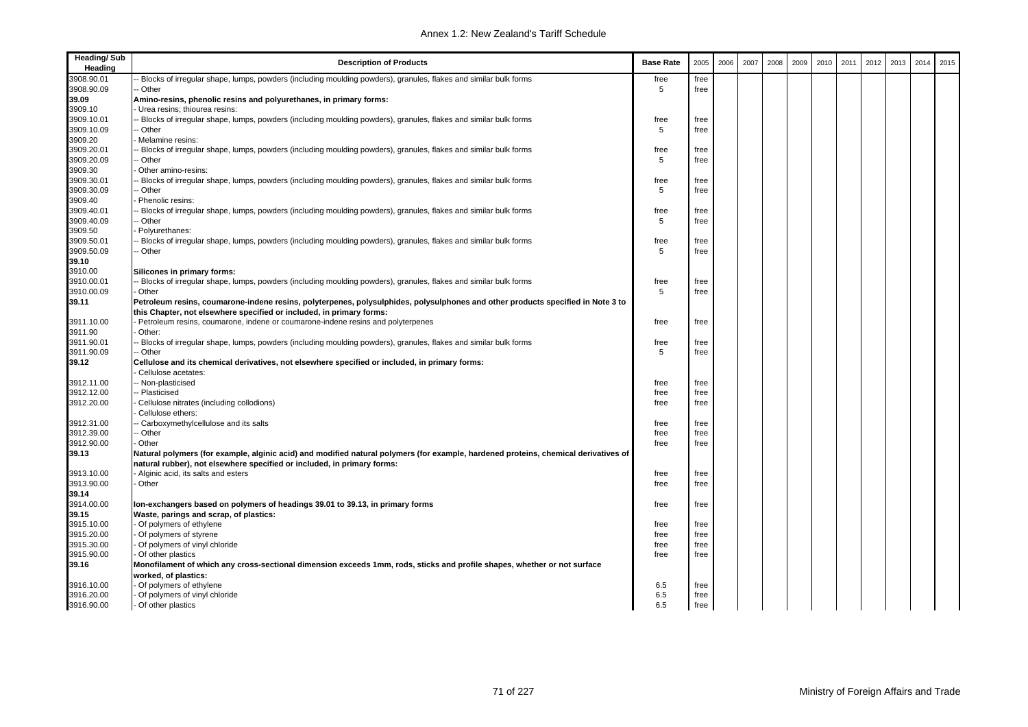| Heading/ Sub Heading | Description of Products | Base Rate | 2005 | 2006 | 2007 | 2008 | 2009 | 2010 | 2011 | 2012 | 2013 | 2014 | 2015 |
|---|---|---|---|---|---|---|---|---|---|---|---|---|---|
| 3908.90.01 | -- Blocks of irregular shape, lumps, powders (including moulding powders), granules, flakes and similar bulk forms | free | free | | | | | | | | | | |
| 3908.90.09 | -- Other | 5 | free | | | | | | | | | | |
| **39.09** | **Amino-resins, phenolic resins and polyurethanes, in primary forms:** | | | | | | | | | | | | |
| 3909.10 | - Urea resins; thiourea resins: | | | | | | | | | | | | |
| 3909.10.01 | -- Blocks of irregular shape, lumps, powders (including moulding powders), granules, flakes and similar bulk forms | free | free | | | | | | | | | | |
| 3909.10.09 | -- Other | 5 | free | | | | | | | | | | |
| 3909.20 | - Melamine resins: | | | | | | | | | | | | |
| 3909.20.01 | -- Blocks of irregular shape, lumps, powders (including moulding powders), granules, flakes and similar bulk forms | free | free | | | | | | | | | | |
| 3909.20.09 | -- Other | 5 | free | | | | | | | | | | |
| 3909.30 | - Other amino-resins: | | | | | | | | | | | | |
| 3909.30.01 | -- Blocks of irregular shape, lumps, powders (including moulding powders), granules, flakes and similar bulk forms | free | free | | | | | | | | | | |
| 3909.30.09 | -- Other | 5 | free | | | | | | | | | | |
| 3909.40 | - Phenolic resins: | | | | | | | | | | | | |
| 3909.40.01 | -- Blocks of irregular shape, lumps, powders (including moulding powders), granules, flakes and similar bulk forms | free | free | | | | | | | | | | |
| 3909.40.09 | -- Other | 5 | free | | | | | | | | | | |
| 3909.50 | - Polyurethanes: | | | | | | | | | | | | |
| 3909.50.01 | -- Blocks of irregular shape, lumps, powders (including moulding powders), granules, flakes and similar bulk forms | free | free | | | | | | | | | | |
| 3909.50.09 | -- Other | 5 | free | | | | | | | | | | |
| **39.10** | | | | | | | | | | | | | |
| 3910.00 | **Silicones in primary forms:** | | | | | | | | | | | | |
| 3910.00.01 | -- Blocks of irregular shape, lumps, powders (including moulding powders), granules, flakes and similar bulk forms | free | free | | | | | | | | | | |
| 3910.00.09 | - Other | 5 | free | | | | | | | | | | |
| **39.11** | **Petroleum resins, coumarone-indene resins, polyterpenes, polysulphides, polysulphones and other products specified in Note 3 to this Chapter, not elsewhere specified or included, in primary forms:** | | | | | | | | | | | | |
| 3911.10.00 | - Petroleum resins, coumarone, indene or coumarone-indene resins and polyterpenes | free | free | | | | | | | | | | |
| 3911.90 | - Other: | | | | | | | | | | | | |
| 3911.90.01 | -- Blocks of irregular shape, lumps, powders (including moulding powders), granules, flakes and similar bulk forms | free | free | | | | | | | | | | |
| 3911.90.09 | -- Other | 5 | free | | | | | | | | | | |
| **39.12** | **Cellulose and its chemical derivatives, not elsewhere specified or included, in primary forms:** | | | | | | | | | | | | |
| | - Cellulose acetates: | | | | | | | | | | | | |
| 3912.11.00 | -- Non-plasticised | free | free | | | | | | | | | | |
| 3912.12.00 | -- Plasticised | free | free | | | | | | | | | | |
| 3912.20.00 | - Cellulose nitrates (including collodions) | free | free | | | | | | | | | | |
| | - Cellulose ethers: | | | | | | | | | | | | |
| 3912.31.00 | -- Carboxymethylcellulose and its salts | free | free | | | | | | | | | | |
| 3912.39.00 | -- Other | free | free | | | | | | | | | | |
| 3912.90.00 | - Other | free | free | | | | | | | | | | |
| **39.13** | **Natural polymers (for example, alginic acid) and modified natural polymers (for example, hardened proteins, chemical derivatives of natural rubber), not elsewhere specified or included, in primary forms:** | | | | | | | | | | | | |
| 3913.10.00 | - Alginic acid, its salts and esters | free | free | | | | | | | | | | |
| 3913.90.00 | - Other | free | free | | | | | | | | | | |
| **39.14** | | | | | | | | | | | | | |
| 3914.00.00 | **Ion-exchangers based on polymers of headings 39.01 to 39.13, in primary forms** | free | free | | | | | | | | | | |
| **39.15** | **Waste, parings and scrap, of plastics:** | | | | | | | | | | | | |
| 3915.10.00 | - Of polymers of ethylene | free | free | | | | | | | | | | |
| 3915.20.00 | - Of polymers of styrene | free | free | | | | | | | | | | |
| 3915.30.00 | - Of polymers of vinyl chloride | free | free | | | | | | | | | | |
| 3915.90.00 | - Of other plastics | free | free | | | | | | | | | | |
| **39.16** | **Monofilament of which any cross-sectional dimension exceeds 1mm, rods, sticks and profile shapes, whether or not surface worked, of plastics:** | | | | | | | | | | | | |
| 3916.10.00 | - Of polymers of ethylene | 6.5 | free | | | | | | | | | | |
| 3916.20.00 | - Of polymers of vinyl chloride | 6.5 | free | | | | | | | | | | |
| 3916.90.00 | - Of other plastics | 6.5 | free | | | | | | | | | | |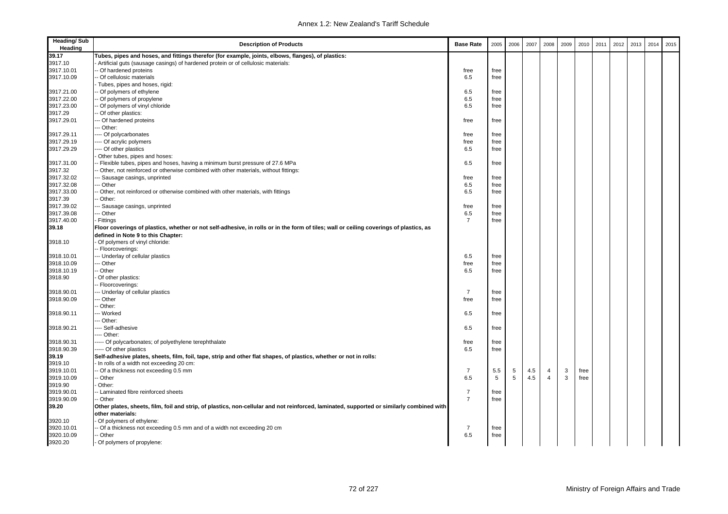| Heading/ Sub Heading | Description of Products | Base Rate | 2005 | 2006 | 2007 | 2008 | 2009 | 2010 | 2011 | 2012 | 2013 | 2014 | 2015 |
|---|---|---|---|---|---|---|---|---|---|---|---|---|---|
| **39.17** | **Tubes, pipes and hoses, and fittings therefor (for example, joints, elbows, flanges), of plastics:** | | | | | | | | | | | | |
| 3917.10 | - Artificial guts (sausage casings) of hardened protein or of cellulosic materials: | | | | | | | | | | | | |
| 3917.10.01 | -- Of hardened proteins | free | free | | | | | | | | | | |
| 3917.10.09 | -- Of cellulosic materials | 6.5 | free | | | | | | | | | | |
| | - Tubes, pipes and hoses, rigid: | | | | | | | | | | | | |
| 3917.21.00 | -- Of polymers of ethylene | 6.5 | free | | | | | | | | | | |
| 3917.22.00 | -- Of polymers of propylene | 6.5 | free | | | | | | | | | | |
| 3917.23.00 | -- Of polymers of vinyl chloride | 6.5 | free | | | | | | | | | | |
| 3917.29 | -- Of other plastics: | | | | | | | | | | | | |
| 3917.29.01 | --- Of hardened proteins | free | free | | | | | | | | | | |
| | --- Other: | | | | | | | | | | | | |
| 3917.29.11 | ---- Of polycarbonates | free | free | | | | | | | | | | |
| 3917.29.19 | ---- Of acrylic polymers | free | free | | | | | | | | | | |
| 3917.29.29 | ---- Of other plastics | 6.5 | free | | | | | | | | | | |
| | - Other tubes, pipes and hoses: | | | | | | | | | | | | |
| 3917.31.00 | -- Flexible tubes, pipes and hoses, having a minimum burst pressure of 27.6 MPa | 6.5 | free | | | | | | | | | | |
| 3917.32 | -- Other, not reinforced or otherwise combined with other materials, without fittings: | | | | | | | | | | | | |
| 3917.32.02 | --- Sausage casings, unprinted | free | free | | | | | | | | | | |
| 3917.32.08 | --- Other | 6.5 | free | | | | | | | | | | |
| 3917.33.00 | -- Other, not reinforced or otherwise combined with other materials, with fittings | 6.5 | free | | | | | | | | | | |
| 3917.39 | -- Other: | | | | | | | | | | | | |
| 3917.39.02 | --- Sausage casings, unprinted | free | free | | | | | | | | | | |
| 3917.39.08 | --- Other | 6.5 | free | | | | | | | | | | |
| 3917.40.00 | - Fittings | 7 | free | | | | | | | | | | |
| **39.18** | **Floor coverings of plastics, whether or not self-adhesive, in rolls or in the form of tiles; wall or ceiling coverings of plastics, as defined in Note 9 to this Chapter:** | | | | | | | | | | | | |
| 3918.10 | - Of polymers of vinyl chloride: | | | | | | | | | | | | |
| | -- Floorcoverings: | | | | | | | | | | | | |
| 3918.10.01 | --- Underlay of cellular plastics | 6.5 | free | | | | | | | | | | |
| 3918.10.09 | --- Other | free | free | | | | | | | | | | |
| 3918.10.19 | -- Other | 6.5 | free | | | | | | | | | | |
| 3918.90 | - Of other plastics: | | | | | | | | | | | | |
| | -- Floorcoverings: | | | | | | | | | | | | |
| 3918.90.01 | --- Underlay of cellular plastics | 7 | free | | | | | | | | | | |
| 3918.90.09 | --- Other | free | free | | | | | | | | | | |
| | -- Other: | | | | | | | | | | | | |
| 3918.90.11 | --- Worked | 6.5 | free | | | | | | | | | | |
| | --- Other: | | | | | | | | | | | | |
| 3918.90.21 | ---- Self-adhesive | 6.5 | free | | | | | | | | | | |
| | ---- Other: | | | | | | | | | | | | |
| 3918.90.31 | ----- Of polycarbonates; of polyethylene terephthalate | free | free | | | | | | | | | | |
| 3918.90.39 | ----- Of other plastics | 6.5 | free | | | | | | | | | | |
| **39.19** | **Self-adhesive plates, sheets, film, foil, tape, strip and other flat shapes, of plastics, whether or not in rolls:** | | | | | | | | | | | | |
| 3919.10 | - In rolls of a width not exceeding 20 cm: | | | | | | | | | | | | |
| 3919.10.01 | -- Of a thickness not exceeding 0.5 mm | 7 | 5.5 | 5 | 4.5 | 4 | 3 | free | | | | | |
| 3919.10.09 | -- Other | 6.5 | 5 | 5 | 4.5 | 4 | 3 | free | | | | | |
| 3919.90 | - Other: | | | | | | | | | | | | |
| 3919.90.01 | -- Laminated fibre reinforced sheets | 7 | free | | | | | | | | | | |
| 3919.90.09 | -- Other | 7 | free | | | | | | | | | | |
| **39.20** | **Other plates, sheets, film, foil and strip, of plastics, non-cellular and not reinforced, laminated, supported or similarly combined with other materials:** | | | | | | | | | | | | |
| 3920.10 | - Of polymers of ethylene: | | | | | | | | | | | | |
| 3920.10.01 | -- Of a thickness not exceeding 0.5 mm and of a width not exceeding 20 cm | 7 | free | | | | | | | | | | |
| 3920.10.09 | -- Other | 6.5 | free | | | | | | | | | | |
| 3920.20 | - Of polymers of propylene: | | | | | | | | | | | | |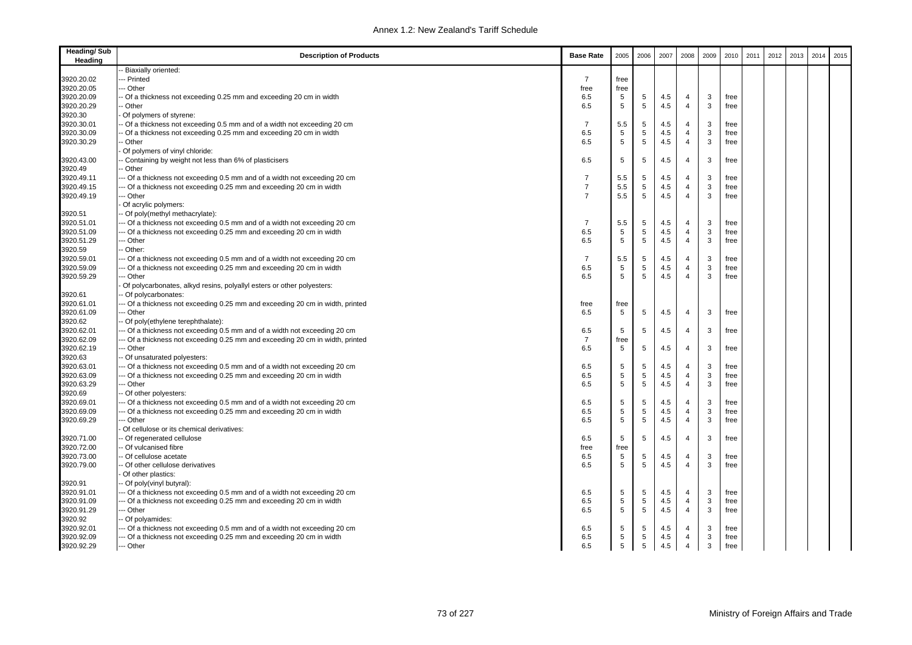| Heading/ Sub Heading | Description of Products | Base Rate | 2005 | 2006 | 2007 | 2008 | 2009 | 2010 | 2011 | 2012 | 2013 | 2014 | 2015 |
|---|---|---|---|---|---|---|---|---|---|---|---|---|---|
| | -- Biaxially oriented: | | | | | | | | | | | | |
| 3920.20.02 | --- Printed | 7 | free | | | | | | | | | | |
| 3920.20.05 | --- Other | free | free | | | | | | | | | | |
| 3920.20.09 | -- Of a thickness not exceeding 0.25 mm and exceeding 20 cm in width | 6.5 | 5 | 5 | 4.5 | 4 | 3 | free | | | | | |
| 3920.20.29 | -- Other | 6.5 | 5 | 5 | 4.5 | 4 | 3 | free | | | | | |
| 3920.30 | - Of polymers of styrene: | | | | | | | | | | | | |
| 3920.30.01 | -- Of a thickness not exceeding 0.5 mm and of a width not exceeding 20 cm | 7 | 5.5 | 5 | 4.5 | 4 | 3 | free | | | | | |
| 3920.30.09 | -- Of a thickness not exceeding 0.25 mm and exceeding 20 cm in width | 6.5 | 5 | 5 | 4.5 | 4 | 3 | free | | | | | |
| 3920.30.29 | -- Other | 6.5 | 5 | 5 | 4.5 | 4 | 3 | free | | | | | |
| | - Of polymers of vinyl chloride: | | | | | | | | | | | | |
| 3920.43.00 | -- Containing by weight not less than 6% of plasticisers | 6.5 | 5 | 5 | 4.5 | 4 | 3 | free | | | | | |
| 3920.49 | -- Other | | | | | | | | | | | | |
| 3920.49.11 | --- Of a thickness not exceeding 0.5 mm and of a width not exceeding 20 cm | 7 | 5.5 | 5 | 4.5 | 4 | 3 | free | | | | | |
| 3920.49.15 | --- Of a thickness not exceeding 0.25 mm and exceeding 20 cm in width | 7 | 5.5 | 5 | 4.5 | 4 | 3 | free | | | | | |
| 3920.49.19 | --- Other | 7 | 5.5 | 5 | 4.5 | 4 | 3 | free | | | | | |
| | - Of acrylic polymers: | | | | | | | | | | | | |
| 3920.51 | -- Of poly(methyl methacrylate): | | | | | | | | | | | | |
| 3920.51.01 | --- Of a thickness not exceeding 0.5 mm and of a width not exceeding 20 cm | 7 | 5.5 | 5 | 4.5 | 4 | 3 | free | | | | | |
| 3920.51.09 | --- Of a thickness not exceeding 0.25 mm and exceeding 20 cm in width | 6.5 | 5 | 5 | 4.5 | 4 | 3 | free | | | | | |
| 3920.51.29 | --- Other | 6.5 | 5 | 5 | 4.5 | 4 | 3 | free | | | | | |
| 3920.59 | -- Other: | | | | | | | | | | | | |
| 3920.59.01 | --- Of a thickness not exceeding 0.5 mm and of a width not exceeding 20 cm | 7 | 5.5 | 5 | 4.5 | 4 | 3 | free | | | | | |
| 3920.59.09 | --- Of a thickness not exceeding 0.25 mm and exceeding 20 cm in width | 6.5 | 5 | 5 | 4.5 | 4 | 3 | free | | | | | |
| 3920.59.29 | --- Other | 6.5 | 5 | 5 | 4.5 | 4 | 3 | free | | | | | |
| | - Of polycarbonates, alkyd resins, polyallyl esters or other polyesters: | | | | | | | | | | | | |
| 3920.61 | -- Of polycarbonates: | | | | | | | | | | | | |
| 3920.61.01 | --- Of a thickness not exceeding 0.25 mm and exceeding 20 cm in width, printed | free | free | | | | | | | | | | |
| 3920.61.09 | --- Other | 6.5 | 5 | 5 | 4.5 | 4 | 3 | free | | | | | |
| 3920.62 | -- Of poly(ethylene terephthalate): | | | | | | | | | | | | |
| 3920.62.01 | --- Of a thickness not exceeding 0.5 mm and of a width not exceeding 20 cm | 6.5 | 5 | 5 | 4.5 | 4 | 3 | free | | | | | |
| 3920.62.09 | --- Of a thickness not exceeding 0.25 mm and exceeding 20 cm in width, printed | 7 | free | | | | | | | | | | |
| 3920.62.19 | --- Other | 6.5 | 5 | 5 | 4.5 | 4 | 3 | free | | | | | |
| 3920.63 | -- Of unsaturated polyesters: | | | | | | | | | | | | |
| 3920.63.01 | --- Of a thickness not exceeding 0.5 mm and of a width not exceeding 20 cm | 6.5 | 5 | 5 | 4.5 | 4 | 3 | free | | | | | |
| 3920.63.09 | --- Of a thickness not exceeding 0.25 mm and exceeding 20 cm in width | 6.5 | 5 | 5 | 4.5 | 4 | 3 | free | | | | | |
| 3920.63.29 | --- Other | 6.5 | 5 | 5 | 4.5 | 4 | 3 | free | | | | | |
| 3920.69 | -- Of other polyesters: | | | | | | | | | | | | |
| 3920.69.01 | --- Of a thickness not exceeding 0.5 mm and of a width not exceeding 20 cm | 6.5 | 5 | 5 | 4.5 | 4 | 3 | free | | | | | |
| 3920.69.09 | --- Of a thickness not exceeding 0.25 mm and exceeding 20 cm in width | 6.5 | 5 | 5 | 4.5 | 4 | 3 | free | | | | | |
| 3920.69.29 | --- Other | 6.5 | 5 | 5 | 4.5 | 4 | 3 | free | | | | | |
| | - Of cellulose or its chemical derivatives: | | | | | | | | | | | | |
| 3920.71.00 | -- Of regenerated cellulose | 6.5 | 5 | 5 | 4.5 | 4 | 3 | free | | | | | |
| 3920.72.00 | -- Of vulcanised fibre | free | free | | | | | | | | | | |
| 3920.73.00 | -- Of cellulose acetate | 6.5 | 5 | 5 | 4.5 | 4 | 3 | free | | | | | |
| 3920.79.00 | -- Of other cellulose derivatives | 6.5 | 5 | 5 | 4.5 | 4 | 3 | free | | | | | |
| | - Of other plastics: | | | | | | | | | | | | |
| 3920.91 | -- Of poly(vinyl butyral): | | | | | | | | | | | | |
| 3920.91.01 | --- Of a thickness not exceeding 0.5 mm and of a width not exceeding 20 cm | 6.5 | 5 | 5 | 4.5 | 4 | 3 | free | | | | | |
| 3920.91.09 | --- Of a thickness not exceeding 0.25 mm and exceeding 20 cm in width | 6.5 | 5 | 5 | 4.5 | 4 | 3 | free | | | | | |
| 3920.91.29 | --- Other | 6.5 | 5 | 5 | 4.5 | 4 | 3 | free | | | | | |
| 3920.92 | -- Of polyamides: | | | | | | | | | | | | |
| 3920.92.01 | --- Of a thickness not exceeding 0.5 mm and of a width not exceeding 20 cm | 6.5 | 5 | 5 | 4.5 | 4 | 3 | free | | | | | |
| 3920.92.09 | --- Of a thickness not exceeding 0.25 mm and exceeding 20 cm in width | 6.5 | 5 | 5 | 4.5 | 4 | 3 | free | | | | | |
| 3920.92.29 | --- Other | 6.5 | 5 | 5 | 4.5 | 4 | 3 | free | | | | | |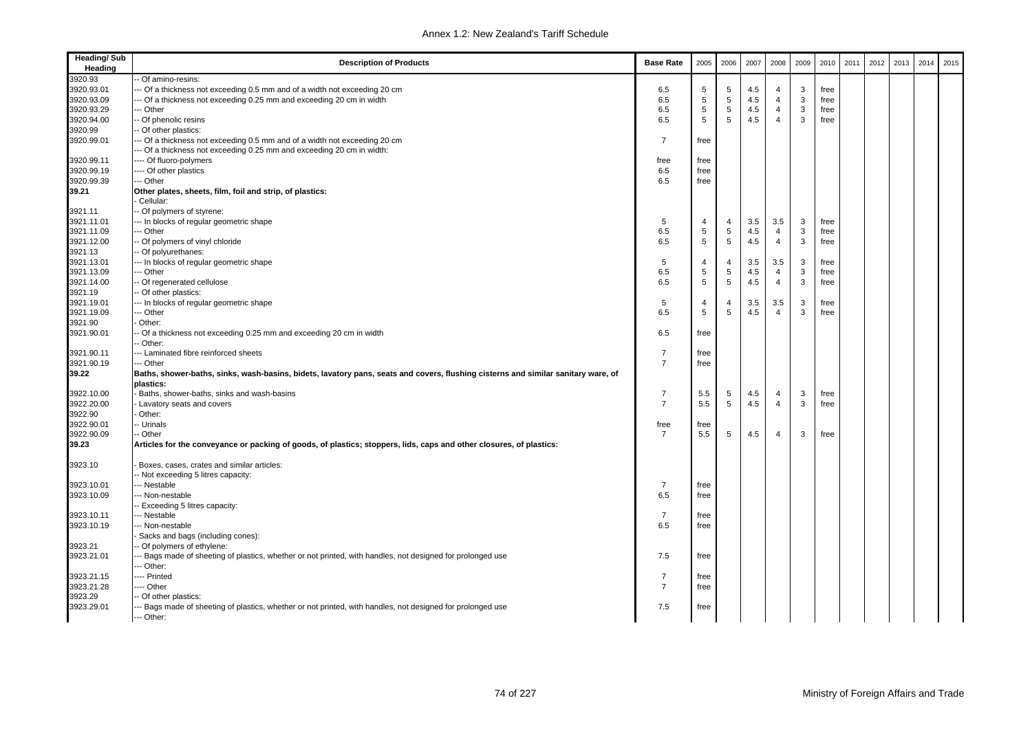| Heading/ Sub Heading | Description of Products | Base Rate | 2005 | 2006 | 2007 | 2008 | 2009 | 2010 | 2011 | 2012 | 2013 | 2014 | 2015 |
|---|---|---|---|---|---|---|---|---|---|---|---|---|---|
| 3920.93 | -- Of amino-resins: | | | | | | | | | | | | |
| 3920.93.01 | --- Of a thickness not exceeding 0.5 mm and of a width not exceeding 20 cm | 6.5 | 5 | 5 | 4.5 | 4 | 3 | free | | | | | |
| 3920.93.09 | --- Of a thickness not exceeding 0.25 mm and exceeding 20 cm in width | 6.5 | 5 | 5 | 4.5 | 4 | 3 | free | | | | | |
| 3920.93.29 | --- Other | 6.5 | 5 | 5 | 4.5 | 4 | 3 | free | | | | | |
| 3920.94.00 | -- Of phenolic resins | 6.5 | 5 | 5 | 4.5 | 4 | 3 | free | | | | | |
| 3920.99 | -- Of other plastics: | | | | | | | | | | | | |
| 3920.99.01 | --- Of a thickness not exceeding 0.5 mm and of a width not exceeding 20 cm | 7 | free | | | | | | | | | | |
| | --- Of a thickness not exceeding 0.25 mm and exceeding 20 cm in width: | | | | | | | | | | | | |
| 3920.99.11 | ---- Of fluoro-polymers | free | free | | | | | | | | | | |
| 3920.99.19 | ---- Of other plastics | 6.5 | free | | | | | | | | | | |
| 3920.99.39 | --- Other | 6.5 | free | | | | | | | | | | |
| **39.21** | **Other plates, sheets, film, foil and strip, of plastics:** | | | | | | | | | | | | |
| | - Cellular: | | | | | | | | | | | | |
| 3921.11 | -- Of polymers of styrene: | | | | | | | | | | | | |
| 3921.11.01 | --- In blocks of regular geometric shape | 5 | 4 | 4 | 3.5 | 3.5 | 3 | free | | | | | |
| 3921.11.09 | --- Other | 6.5 | 5 | 5 | 4.5 | 4 | 3 | free | | | | | |
| 3921.12.00 | -- Of polymers of vinyl chloride | 6.5 | 5 | 5 | 4.5 | 4 | 3 | free | | | | | |
| 3921.13 | -- Of polyurethanes: | | | | | | | | | | | | |
| 3921.13.01 | --- In blocks of regular geometric shape | 5 | 4 | 4 | 3.5 | 3.5 | 3 | free | | | | | |
| 3921.13.09 | --- Other | 6.5 | 5 | 5 | 4.5 | 4 | 3 | free | | | | | |
| 3921.14.00 | -- Of regenerated cellulose | 6.5 | 5 | 5 | 4.5 | 4 | 3 | free | | | | | |
| 3921.19 | -- Of other plastics: | | | | | | | | | | | | |
| 3921.19.01 | --- In blocks of regular geometric shape | 5 | 4 | 4 | 3.5 | 3.5 | 3 | free | | | | | |
| 3921.19.09 | --- Other | 6.5 | 5 | 5 | 4.5 | 4 | 3 | free | | | | | |
| 3921.90 | - Other: | | | | | | | | | | | | |
| 3921.90.01 | -- Of a thickness not exceeding 0.25 mm and exceeding 20 cm in width | 6.5 | free | | | | | | | | | | |
| | -- Other: | | | | | | | | | | | | |
| 3921.90.11 | --- Laminated fibre reinforced sheets | 7 | free | | | | | | | | | | |
| 3921.90.19 | --- Other | 7 | free | | | | | | | | | | |
| **39.22** | **Baths, shower-baths, sinks, wash-basins, bidets, lavatory pans, seats and covers, flushing cisterns and similar sanitary ware, of plastics:** | | | | | | | | | | | | |
| 3922.10.00 | - Baths, shower-baths, sinks and wash-basins | 7 | 5.5 | 5 | 4.5 | 4 | 3 | free | | | | | |
| 3922.20.00 | - Lavatory seats and covers | 7 | 5.5 | 5 | 4.5 | 4 | 3 | free | | | | | |
| 3922.90 | - Other: | | | | | | | | | | | | |
| 3922.90.01 | -- Urinals | free | free | | | | | | | | | | |
| 3922.90.09 | -- Other | 7 | 5.5 | 5 | 4.5 | 4 | 3 | free | | | | | |
| **39.23** | **Articles for the conveyance or packing of goods, of plastics; stoppers, lids, caps and other closures, of plastics:** | | | | | | | | | | | | |
| 3923.10 | - Boxes, cases, crates and similar articles: | | | | | | | | | | | | |
| | -- Not exceeding 5 litres capacity: | | | | | | | | | | | | |
| 3923.10.01 | --- Nestable | 7 | free | | | | | | | | | | |
| 3923.10.09 | --- Non-nestable | 6.5 | free | | | | | | | | | | |
| | -- Exceeding 5 litres capacity: | | | | | | | | | | | | |
| 3923.10.11 | --- Nestable | 7 | free | | | | | | | | | | |
| 3923.10.19 | --- Non-nestable | 6.5 | free | | | | | | | | | | |
| | - Sacks and bags (including cones): | | | | | | | | | | | | |
| 3923.21 | -- Of polymers of ethylene: | | | | | | | | | | | | |
| 3923.21.01 | --- Bags made of sheeting of plastics, whether or not printed, with handles, not designed for prolonged use | 7.5 | free | | | | | | | | | | |
| | --- Other: | | | | | | | | | | | | |
| 3923.21.15 | ---- Printed | 7 | free | | | | | | | | | | |
| 3923.21.28 | ---- Other | 7 | free | | | | | | | | | | |
| 3923.29 | -- Of other plastics: | | | | | | | | | | | | |
| 3923.29.01 | --- Bags made of sheeting of plastics, whether or not printed, with handles, not designed for prolonged use | 7.5 | free | | | | | | | | | | |
| | --- Other: | | | | | | | | | | | | |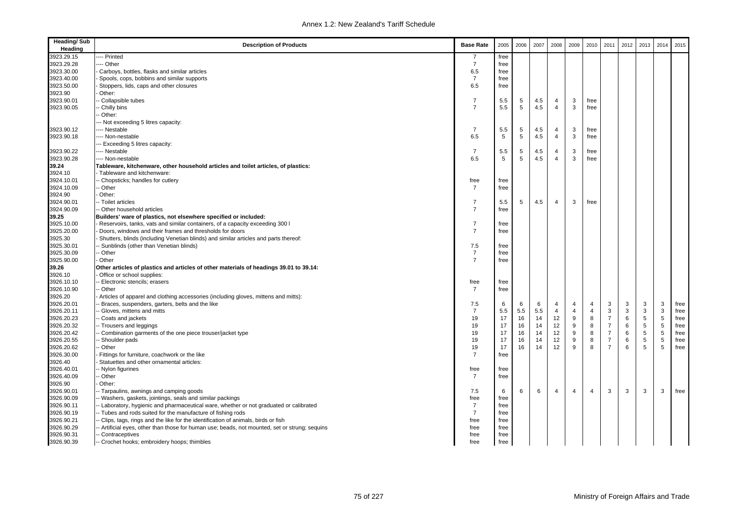| Heading/ Sub Heading | Description of Products | Base Rate | 2005 | 2006 | 2007 | 2008 | 2009 | 2010 | 2011 | 2012 | 2013 | 2014 | 2015 |
|---|---|---|---|---|---|---|---|---|---|---|---|---|---|
| 3923.29.15 | ---- Printed | 7 | free | | | | | | | | | | |
| 3923.29.28 | ---- Other | 7 | free | | | | | | | | | | |
| 3923.30.00 | - Carboys, bottles, flasks and similar articles | 6.5 | free | | | | | | | | | | |
| 3923.40.00 | - Spools, cops, bobbins and similar supports | 7 | free | | | | | | | | | | |
| 3923.50.00 | - Stoppers, lids, caps and other closures | 6.5 | free | | | | | | | | | | |
| 3923.90 | - Other: | | | | | | | | | | | | |
| 3923.90.01 | -- Collapsible tubes | 7 | 5.5 | 5 | 4.5 | 4 | 3 | free | | | | | |
| 3923.90.05 | -- Chilly bins | 7 | 5.5 | 5 | 4.5 | 4 | 3 | free | | | | | |
| | -- Other: | | | | | | | | | | | | |
| | --- Not exceeding 5 litres capacity: | | | | | | | | | | | | |
| 3923.90.12 | ---- Nestable | 7 | 5.5 | 5 | 4.5 | 4 | 3 | free | | | | | |
| 3923.90.18 | ---- Non-nestable | 6.5 | 5 | 5 | 4.5 | 4 | 3 | free | | | | | |
| | --- Exceeding 5 litres capacity: | | | | | | | | | | | | |
| 3923.90.22 | ---- Nestable | 7 | 5.5 | 5 | 4.5 | 4 | 3 | free | | | | | |
| 3923.90.28 | ---- Non-nestable | 6.5 | 5 | 5 | 4.5 | 4 | 3 | free | | | | | |
| **39.24** | **Tableware, kitchenware, other household articles and toilet articles, of plastics:** | | | | | | | | | | | | |
| 3924.10 | - Tableware and kitchenware: | | | | | | | | | | | | |
| 3924.10.01 | -- Chopsticks; handles for cutlery | free | free | | | | | | | | | | |
| 3924.10.09 | -- Other | 7 | free | | | | | | | | | | |
| 3924.90 | - Other: | | | | | | | | | | | | |
| 3924.90.01 | -- Toilet articles | 7 | 5.5 | 5 | 4.5 | 4 | 3 | free | | | | | |
| 3924.90.09 | -- Other household articles | 7 | free | | | | | | | | | | |
| **39.25** | **Builders' ware of plastics, not elsewhere specified or included:** | | | | | | | | | | | | |
| 3925.10.00 | - Reservoirs, tanks, vats and similar containers, of a capacity exceeding 300 l | 7 | free | | | | | | | | | | |
| 3925.20.00 | - Doors, windows and their frames and thresholds for doors | 7 | free | | | | | | | | | | |
| 3925.30 | - Shutters, blinds (including Venetian blinds) and similar articles and parts thereof: | | | | | | | | | | | | |
| 3925.30.01 | -- Sunblinds (other than Venetian blinds) | 7.5 | free | | | | | | | | | | |
| 3925.30.09 | -- Other | 7 | free | | | | | | | | | | |
| 3925.90.00 | - Other | 7 | free | | | | | | | | | | |
| **39.26** | **Other articles of plastics and articles of other materials of headings 39.01 to 39.14:** | | | | | | | | | | | | |
| 3926.10 | - Office or school supplies: | | | | | | | | | | | | |
| 3926.10.10 | -- Electronic stencils; erasers | free | free | | | | | | | | | | |
| 3926.10.90 | -- Other | 7 | free | | | | | | | | | | |
| 3926.20 | - Articles of apparel and clothing accessories (including gloves, mittens and mitts): | | | | | | | | | | | | |
| 3926.20.01 | -- Braces, suspenders, garters, belts and the like | 7.5 | 6 | 6 | 6 | 4 | 4 | 4 | 3 | 3 | 3 | 3 | free |
| 3926.20.11 | -- Gloves, mittens and mitts | 7 | 5.5 | 5.5 | 5.5 | 4 | 4 | 4 | 3 | 3 | 3 | 3 | free |
| 3926.20.23 | -- Coats and jackets | 19 | 17 | 16 | 14 | 12 | 9 | 8 | 7 | 6 | 5 | 5 | free |
| 3926.20.32 | -- Trousers and leggings | 19 | 17 | 16 | 14 | 12 | 9 | 8 | 7 | 6 | 5 | 5 | free |
| 3926.20.42 | -- Combination garments of the one piece trouser/jacket type | 19 | 17 | 16 | 14 | 12 | 9 | 8 | 7 | 6 | 5 | 5 | free |
| 3926.20.55 | -- Shoulder pads | 19 | 17 | 16 | 14 | 12 | 9 | 8 | 7 | 6 | 5 | 5 | free |
| 3926.20.62 | -- Other | 19 | 17 | 16 | 14 | 12 | 9 | 8 | 7 | 6 | 5 | 5 | free |
| 3926.30.00 | - Fittings for furniture, coachwork or the like | 7 | free | | | | | | | | | | |
| 3926.40 | - Statuettes and other ornamental articles: | | | | | | | | | | | | |
| 3926.40.01 | -- Nylon figurines | free | free | | | | | | | | | | |
| 3926.40.09 | -- Other | 7 | free | | | | | | | | | | |
| 3926.90 | - Other: | | | | | | | | | | | | |
| 3926.90.01 | -- Tarpaulins, awnings and camping goods | 7.5 | 6 | 6 | 6 | 4 | 4 | 4 | 3 | 3 | 3 | 3 | free |
| 3926.90.09 | -- Washers, gaskets, jointings, seals and similar packings | free | free | | | | | | | | | | |
| 3926.90.11 | -- Laboratory, hygienic and pharmaceutical ware, whether or not graduated or calibrated | 7 | free | | | | | | | | | | |
| 3926.90.19 | -- Tubes and rods suited for the manufacture of fishing rods | 7 | free | | | | | | | | | | |
| 3926.90.21 | -- Clips, tags, rings and the like for the identification of animals, birds or fish | free | free | | | | | | | | | | |
| 3926.90.29 | -- Artificial eyes, other than those for human use; beads, not mounted, set or strung; sequins | free | free | | | | | | | | | | |
| 3926.90.31 | -- Contraceptives | free | free | | | | | | | | | | |
| 3926.90.39 | -- Crochet hooks; embroidery hoops; thimbles | free | free | | | | | | | | | | |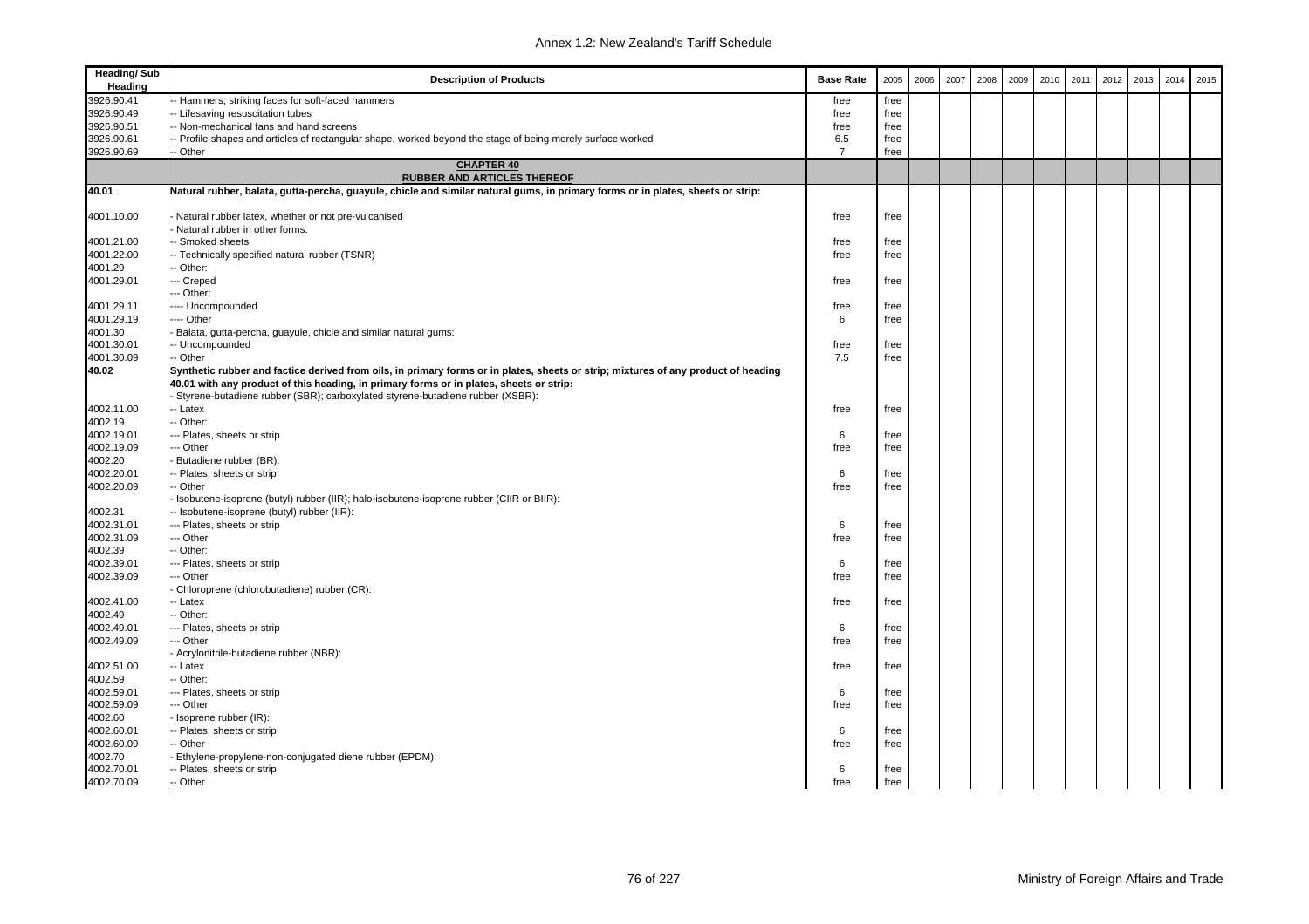| Heading/ Sub Heading | Description of Products | Base Rate | 2005 | 2006 | 2007 | 2008 | 2009 | 2010 | 2011 | 2012 | 2013 | 2014 | 2015 |
|---|---|---|---|---|---|---|---|---|---|---|---|---|---|
| 3926.90.41 | -- Hammers; striking faces for soft-faced hammers | free | free | | | | | | | | | | |
| 3926.90.49 | -- Lifesaving resuscitation tubes | free | free | | | | | | | | | | |
| 3926.90.51 | -- Non-mechanical fans and hand screens | free | free | | | | | | | | | | |
| 3926.90.61 | -- Profile shapes and articles of rectangular shape, worked beyond the stage of being merely surface worked | 6.5 | free | | | | | | | | | | |
| 3926.90.69 | -- Other | 7 | free | | | | | | | | | | |
| | **CHAPTER 40** **RUBBER AND ARTICLES THEREOF** | | | | | | | | | | | | |
| **40.01** | **Natural rubber, balata, gutta-percha, guayule, chicle and similar natural gums, in primary forms or in plates, sheets or strip:** | | | | | | | | | | | | |
| 4001.10.00 | - Natural rubber latex, whether or not pre-vulcanised | free | free | | | | | | | | | | |
| | - Natural rubber in other forms: | | | | | | | | | | | | |
| 4001.21.00 | -- Smoked sheets | free | free | | | | | | | | | | |
| 4001.22.00 | -- Technically specified natural rubber (TSNR) | free | free | | | | | | | | | | |
| 4001.29 | -- Other: | | | | | | | | | | | | |
| 4001.29.01 | --- Creped | free | free | | | | | | | | | | |
| | --- Other: | | | | | | | | | | | | |
| 4001.29.11 | ---- Uncompounded | free | free | | | | | | | | | | |
| 4001.29.19 | ---- Other | 6 | free | | | | | | | | | | |
| 4001.30 | - Balata, gutta-percha, guayule, chicle and similar natural gums: | | | | | | | | | | | | |
| 4001.30.01 | -- Uncompounded | free | free | | | | | | | | | | |
| 4001.30.09 | -- Other | 7.5 | free | | | | | | | | | | |
| **40.02** | **Synthetic rubber and factice derived from oils, in primary forms or in plates, sheets or strip; mixtures of any product of heading 40.01 with any product of this heading, in primary forms or in plates, sheets or strip:** | | | | | | | | | | | | |
| | - Styrene-butadiene rubber (SBR); carboxylated styrene-butadiene rubber (XSBR): | | | | | | | | | | | | |
| 4002.11.00 | -- Latex | free | free | | | | | | | | | | |
| 4002.19 | -- Other: | | | | | | | | | | | | |
| 4002.19.01 | --- Plates, sheets or strip | 6 | free | | | | | | | | | | |
| 4002.19.09 | --- Other | free | free | | | | | | | | | | |
| 4002.20 | - Butadiene rubber (BR): | | | | | | | | | | | | |
| 4002.20.01 | -- Plates, sheets or strip | 6 | free | | | | | | | | | | |
| 4002.20.09 | -- Other | free | free | | | | | | | | | | |
| | - Isobutene-isoprene (butyl) rubber (IIR); halo-isobutene-isoprene rubber (CIIR or BIIR): | | | | | | | | | | | | |
| 4002.31 | -- Isobutene-isoprene (butyl) rubber (IIR): | | | | | | | | | | | | |
| 4002.31.01 | --- Plates, sheets or strip | 6 | free | | | | | | | | | | |
| 4002.31.09 | --- Other | free | free | | | | | | | | | | |
| 4002.39 | -- Other: | | | | | | | | | | | | |
| 4002.39.01 | --- Plates, sheets or strip | 6 | free | | | | | | | | | | |
| 4002.39.09 | --- Other | free | free | | | | | | | | | | |
| | - Chloroprene (chlorobutadiene) rubber (CR): | | | | | | | | | | | | |
| 4002.41.00 | -- Latex | free | free | | | | | | | | | | |
| 4002.49 | -- Other: | | | | | | | | | | | | |
| 4002.49.01 | --- Plates, sheets or strip | 6 | free | | | | | | | | | | |
| 4002.49.09 | --- Other | free | free | | | | | | | | | | |
| | - Acrylonitrile-butadiene rubber (NBR): | | | | | | | | | | | | |
| 4002.51.00 | -- Latex | free | free | | | | | | | | | | |
| 4002.59 | -- Other: | | | | | | | | | | | | |
| 4002.59.01 | --- Plates, sheets or strip | 6 | free | | | | | | | | | | |
| 4002.59.09 | --- Other | free | free | | | | | | | | | | |
| 4002.60 | - Isoprene rubber (IR): | | | | | | | | | | | | |
| 4002.60.01 | -- Plates, sheets or strip | 6 | free | | | | | | | | | | |
| 4002.60.09 | -- Other | free | free | | | | | | | | | | |
| 4002.70 | - Ethylene-propylene-non-conjugated diene rubber (EPDM): | | | | | | | | | | | | |
| 4002.70.01 | -- Plates, sheets or strip | 6 | free | | | | | | | | | | |
| 4002.70.09 | -- Other | free | free | | | | | | | | | | |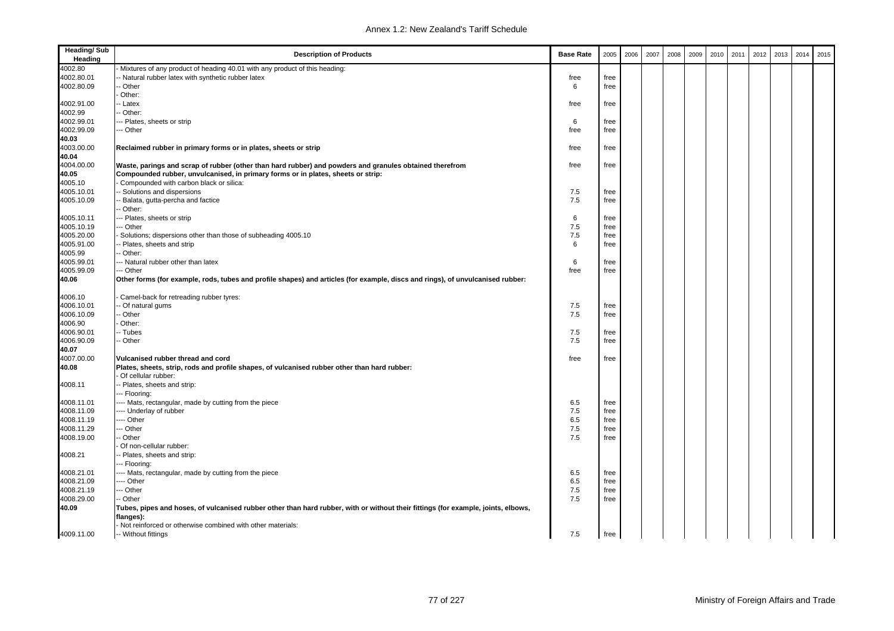| Heading/ Sub Heading | Description of Products | Base Rate | 2005 | 2006 | 2007 | 2008 | 2009 | 2010 | 2011 | 2012 | 2013 | 2014 | 2015 |
|---|---|---|---|---|---|---|---|---|---|---|---|---|---|
| 4002.80 | - Mixtures of any product of heading 40.01 with any product of this heading: | | | | | | | | | | | | |
| 4002.80.01 | -- Natural rubber latex with synthetic rubber latex | free | free | | | | | | | | | | |
| 4002.80.09 | -- Other | 6 | free | | | | | | | | | | |
| | - Other: | | | | | | | | | | | | |
| 4002.91.00 | -- Latex | free | free | | | | | | | | | | |
| 4002.99 | -- Other: | | | | | | | | | | | | |
| 4002.99.01 | --- Plates, sheets or strip | 6 | free | | | | | | | | | | |
| 4002.99.09 | --- Other | free | free | | | | | | | | | | |
| **40.03** | | | | | | | | | | | | | |
| 4003.00.00 | **Reclaimed rubber in primary forms or in plates, sheets or strip** | free | free | | | | | | | | | | |
| **40.04** | | | | | | | | | | | | | |
| 4004.00.00 | **Waste, parings and scrap of rubber (other than hard rubber) and powders and granules obtained therefrom** | free | free | | | | | | | | | | |
| **40.05** | **Compounded rubber, unvulcanised, in primary forms or in plates, sheets or strip:** | | | | | | | | | | | | |
| 4005.10 | - Compounded with carbon black or silica: | | | | | | | | | | | | |
| 4005.10.01 | -- Solutions and dispersions | 7.5 | free | | | | | | | | | | |
| 4005.10.09 | -- Balata, gutta-percha and factice | 7.5 | free | | | | | | | | | | |
| | -- Other: | | | | | | | | | | | | |
| 4005.10.11 | --- Plates, sheets or strip | 6 | free | | | | | | | | | | |
| 4005.10.19 | --- Other | 7.5 | free | | | | | | | | | | |
| 4005.20.00 | - Solutions; dispersions other than those of subheading 4005.10 | 7.5 | free | | | | | | | | | | |
| 4005.91.00 | -- Plates, sheets and strip | 6 | free | | | | | | | | | | |
| 4005.99 | -- Other: | | | | | | | | | | | | |
| 4005.99.01 | --- Natural rubber other than latex | 6 | free | | | | | | | | | | |
| 4005.99.09 | --- Other | free | free | | | | | | | | | | |
| **40.06** | **Other forms (for example, rods, tubes and profile shapes) and articles (for example, discs and rings), of unvulcanised rubber:** | | | | | | | | | | | | |
| 4006.10 | - Camel-back for retreading rubber tyres: | | | | | | | | | | | | |
| 4006.10.01 | -- Of natural gums | 7.5 | free | | | | | | | | | | |
| 4006.10.09 | -- Other | 7.5 | free | | | | | | | | | | |
| 4006.90 | - Other: | | | | | | | | | | | | |
| 4006.90.01 | -- Tubes | 7.5 | free | | | | | | | | | | |
| 4006.90.09 | -- Other | 7.5 | free | | | | | | | | | | |
| **40.07** | | | | | | | | | | | | | |
| 4007.00.00 | **Vulcanised rubber thread and cord** | free | free | | | | | | | | | | |
| **40.08** | **Plates, sheets, strip, rods and profile shapes, of vulcanised rubber other than hard rubber:** | | | | | | | | | | | | |
| | - Of cellular rubber: | | | | | | | | | | | | |
| 4008.11 | -- Plates, sheets and strip: | | | | | | | | | | | | |
| | --- Flooring: | | | | | | | | | | | | |
| 4008.11.01 | ---- Mats, rectangular, made by cutting from the piece | 6.5 | free | | | | | | | | | | |
| 4008.11.09 | ---- Underlay of rubber | 7.5 | free | | | | | | | | | | |
| 4008.11.19 | ---- Other | 6.5 | free | | | | | | | | | | |
| 4008.11.29 | --- Other | 7.5 | free | | | | | | | | | | |
| 4008.19.00 | -- Other | 7.5 | free | | | | | | | | | | |
| | - Of non-cellular rubber: | | | | | | | | | | | | |
| 4008.21 | -- Plates, sheets and strip: | | | | | | | | | | | | |
| | --- Flooring: | | | | | | | | | | | | |
| 4008.21.01 | ---- Mats, rectangular, made by cutting from the piece | 6.5 | free | | | | | | | | | | |
| 4008.21.09 | ---- Other | 6.5 | free | | | | | | | | | | |
| 4008.21.19 | --- Other | 7.5 | free | | | | | | | | | | |
| 4008.29.00 | -- Other | 7.5 | free | | | | | | | | | | |
| **40.09** | **Tubes, pipes and hoses, of vulcanised rubber other than hard rubber, with or without their fittings (for example, joints, elbows, flanges):** | | | | | | | | | | | | |
| | - Not reinforced or otherwise combined with other materials: | | | | | | | | | | | | |
| 4009.11.00 | -- Without fittings | 7.5 | free | | | | | | | | | | |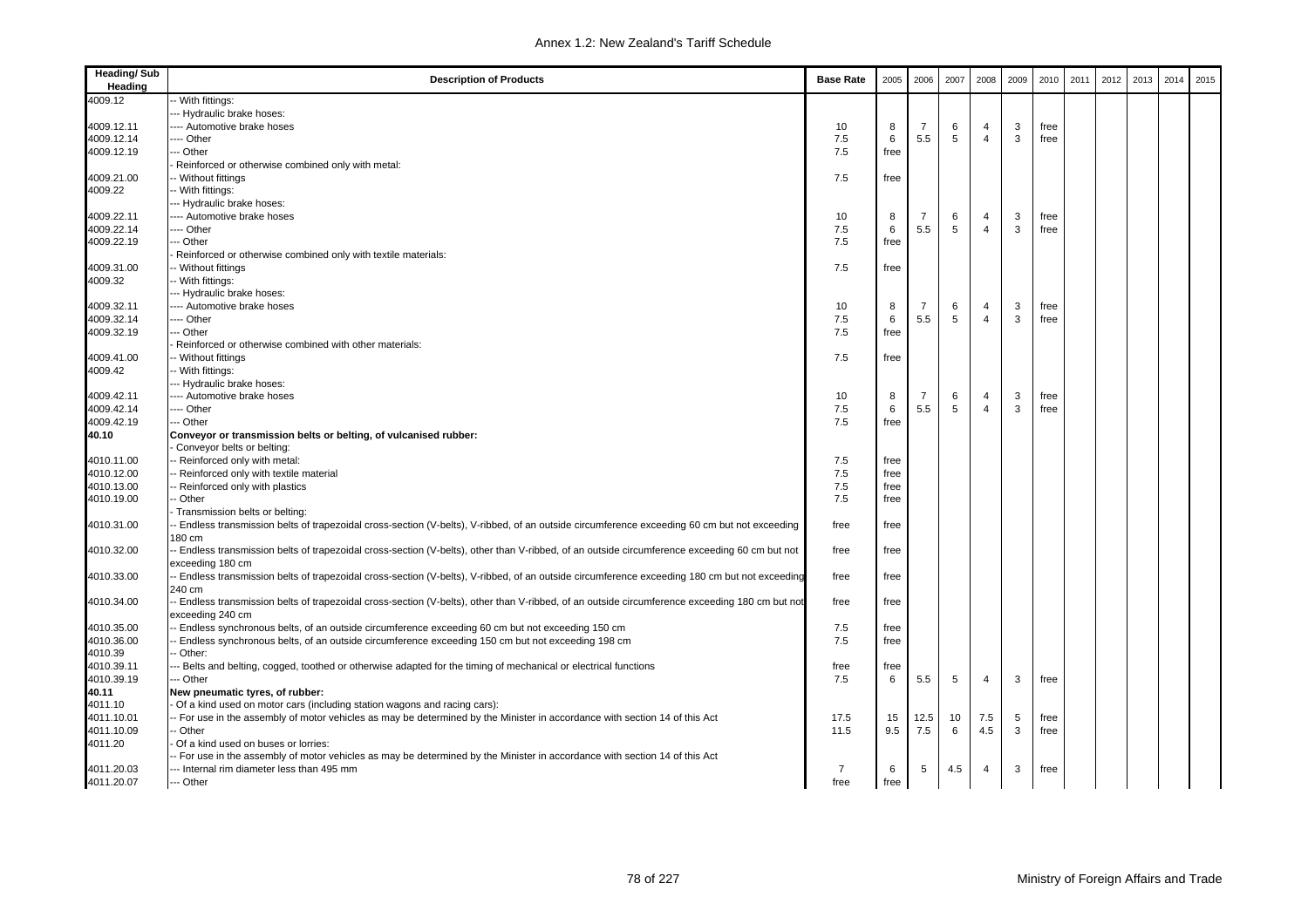| Heading/ Sub Heading | Description of Products | Base Rate | 2005 | 2006 | 2007 | 2008 | 2009 | 2010 | 2011 | 2012 | 2013 | 2014 | 2015 |
|---|---|---|---|---|---|---|---|---|---|---|---|---|---|
| 4009.12 | -- With fittings: | | | | | | | | | | | | |
| | --- Hydraulic brake hoses: | | | | | | | | | | | | |
| 4009.12.11 | ---- Automotive brake hoses | 10 | 8 | 7 | 6 | 4 | 3 | free | | | | | |
| 4009.12.14 | ---- Other | 7.5 | 6 | 5.5 | 5 | 4 | 3 | free | | | | | |
| 4009.12.19 | --- Other | 7.5 | free | | | | | | | | | | |
| | - Reinforced or otherwise combined only with metal: | | | | | | | | | | | | |
| 4009.21.00 | -- Without fittings | 7.5 | free | | | | | | | | | | |
| 4009.22 | -- With fittings: | | | | | | | | | | | | |
| | --- Hydraulic brake hoses: | | | | | | | | | | | | |
| 4009.22.11 | ---- Automotive brake hoses | 10 | 8 | 7 | 6 | 4 | 3 | free | | | | | |
| 4009.22.14 | ---- Other | 7.5 | 6 | 5.5 | 5 | 4 | 3 | free | | | | | |
| 4009.22.19 | --- Other | 7.5 | free | | | | | | | | | | |
| | - Reinforced or otherwise combined only with textile materials: | | | | | | | | | | | | |
| 4009.31.00 | -- Without fittings | 7.5 | free | | | | | | | | | | |
| 4009.32 | -- With fittings: | | | | | | | | | | | | |
| | --- Hydraulic brake hoses: | | | | | | | | | | | | |
| 4009.32.11 | ---- Automotive brake hoses | 10 | 8 | 7 | 6 | 4 | 3 | free | | | | | |
| 4009.32.14 | ---- Other | 7.5 | 6 | 5.5 | 5 | 4 | 3 | free | | | | | |
| 4009.32.19 | --- Other | 7.5 | free | | | | | | | | | | |
| | - Reinforced or otherwise combined with other materials: | | | | | | | | | | | | |
| 4009.41.00 | -- Without fittings | 7.5 | free | | | | | | | | | | |
| 4009.42 | -- With fittings: | | | | | | | | | | | | |
| | --- Hydraulic brake hoses: | | | | | | | | | | | | |
| 4009.42.11 | ---- Automotive brake hoses | 10 | 8 | 7 | 6 | 4 | 3 | free | | | | | |
| 4009.42.14 | ---- Other | 7.5 | 6 | 5.5 | 5 | 4 | 3 | free | | | | | |
| 4009.42.19 | --- Other | 7.5 | free | | | | | | | | | | |
| **40.10** | **Conveyor or transmission belts or belting, of vulcanised rubber:** | | | | | | | | | | | | |
| | - Conveyor belts or belting: | | | | | | | | | | | | |
| 4010.11.00 | -- Reinforced only with metal: | 7.5 | free | | | | | | | | | | |
| 4010.12.00 | -- Reinforced only with textile material | 7.5 | free | | | | | | | | | | |
| 4010.13.00 | -- Reinforced only with plastics | 7.5 | free | | | | | | | | | | |
| 4010.19.00 | -- Other | 7.5 | free | | | | | | | | | | |
| | - Transmission belts or belting: | | | | | | | | | | | | |
| 4010.31.00 | -- Endless transmission belts of trapezoidal cross-section (V-belts), V-ribbed, of an outside circumference exceeding 60 cm but not exceeding 180 cm | free | free | | | | | | | | | | |
| 4010.32.00 | -- Endless transmission belts of trapezoidal cross-section (V-belts), other than V-ribbed, of an outside circumference exceeding 60 cm but not exceeding 180 cm | free | free | | | | | | | | | | |
| 4010.33.00 | -- Endless transmission belts of trapezoidal cross-section (V-belts), V-ribbed, of an outside circumference exceeding 180 cm but not exceeding 240 cm | free | free | | | | | | | | | | |
| 4010.34.00 | -- Endless transmission belts of trapezoidal cross-section (V-belts), other than V-ribbed, of an outside circumference exceeding 180 cm but not exceeding 240 cm | free | free | | | | | | | | | | |
| 4010.35.00 | -- Endless synchronous belts, of an outside circumference exceeding 60 cm but not exceeding 150 cm | 7.5 | free | | | | | | | | | | |
| 4010.36.00 | -- Endless synchronous belts, of an outside circumference exceeding 150 cm but not exceeding 198 cm | 7.5 | free | | | | | | | | | | |
| 4010.39 | -- Other: | | | | | | | | | | | | |
| 4010.39.11 | --- Belts and belting, cogged, toothed or otherwise adapted for the timing of mechanical or electrical functions | free | free | | | | | | | | | | |
| 4010.39.19 | --- Other | 7.5 | 6 | 5.5 | 5 | 4 | 3 | free | | | | | |
| **40.11** | **New pneumatic tyres, of rubber:** | | | | | | | | | | | | |
| 4011.10 | - Of a kind used on motor cars (including station wagons and racing cars): | | | | | | | | | | | | |
| 4011.10.01 | -- For use in the assembly of motor vehicles as may be determined by the Minister in accordance with section 14 of this Act | 17.5 | 15 | 12.5 | 10 | 7.5 | 5 | free | | | | | |
| 4011.10.09 | -- Other | 11.5 | 9.5 | 7.5 | 6 | 4.5 | 3 | free | | | | | |
| 4011.20 | - Of a kind used on buses or lorries: | | | | | | | | | | | | |
| | -- For use in the assembly of motor vehicles as may be determined by the Minister in accordance with section 14 of this Act | | | | | | | | | | | | |
| 4011.20.03 | --- Internal rim diameter less than 495 mm | 7 | 6 | 5 | 4.5 | 4 | 3 | free | | | | | |
| 4011.20.07 | --- Other | free | free | | | | | | | | | | |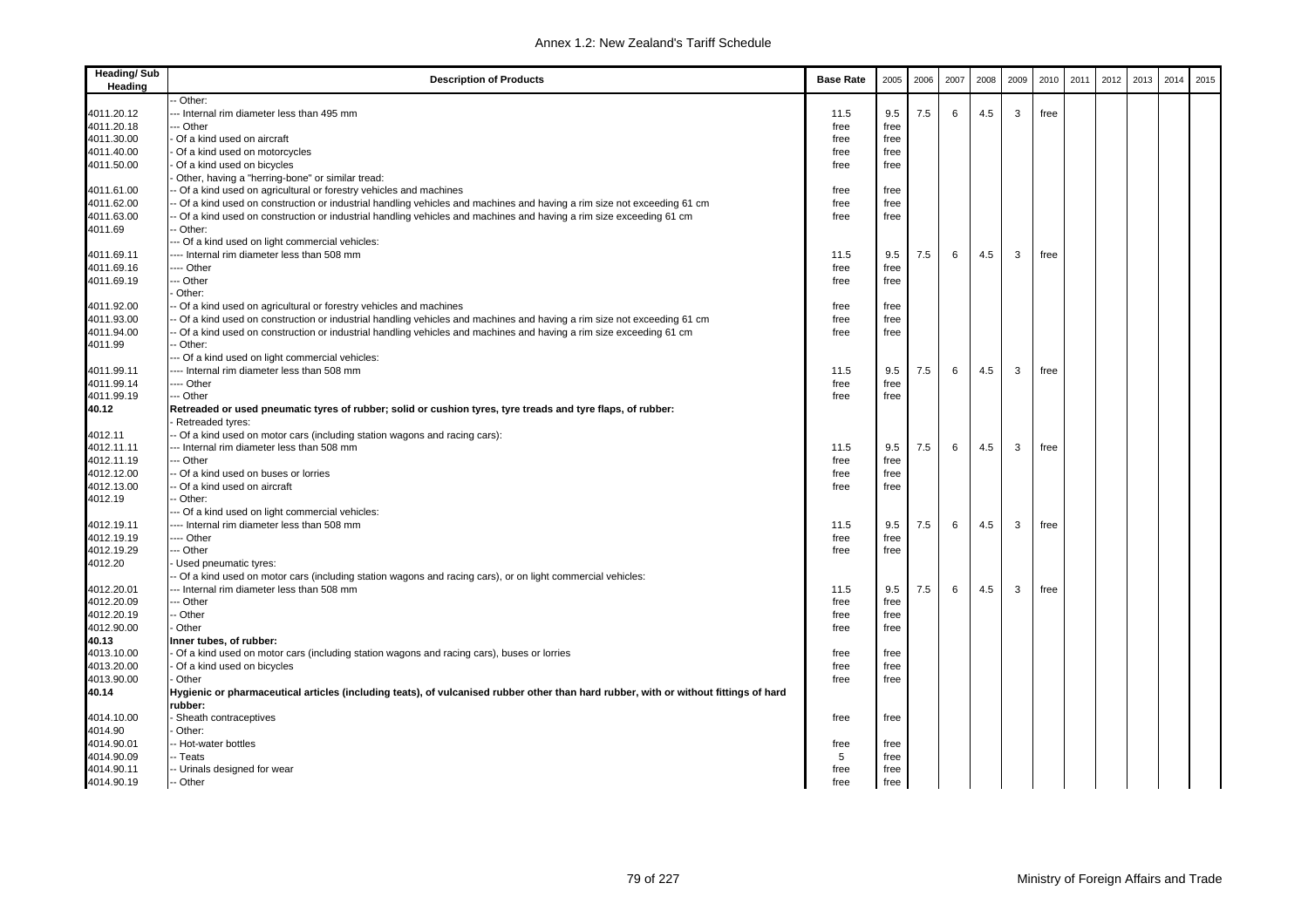| Heading/ Sub Heading | Description of Products | Base Rate | 2005 | 2006 | 2007 | 2008 | 2009 | 2010 | 2011 | 2012 | 2013 | 2014 | 2015 |
|---|---|---|---|---|---|---|---|---|---|---|---|---|---|
| | -- Other: | | | | | | | | | | | | |
| 4011.20.12 | --- Internal rim diameter less than 495 mm | 11.5 | 9.5 | 7.5 | 6 | 4.5 | 3 | free | | | | | |
| 4011.20.18 | --- Other | free | free | | | | | | | | | | |
| 4011.30.00 | - Of a kind used on aircraft | free | free | | | | | | | | | | |
| 4011.40.00 | - Of a kind used on motorcycles | free | free | | | | | | | | | | |
| 4011.50.00 | - Of a kind used on bicycles | free | free | | | | | | | | | | |
| | - Other, having a "herring-bone" or similar tread: | | | | | | | | | | | | |
| 4011.61.00 | -- Of a kind used on agricultural or forestry vehicles and machines | free | free | | | | | | | | | | |
| 4011.62.00 | -- Of a kind used on construction or industrial handling vehicles and machines and having a rim size not exceeding 61 cm | free | free | | | | | | | | | | |
| 4011.63.00 | -- Of a kind used on construction or industrial handling vehicles and machines and having a rim size exceeding 61 cm | free | free | | | | | | | | | | |
| 4011.69 | -- Other: | | | | | | | | | | | | |
| | --- Of a kind used on light commercial vehicles: | | | | | | | | | | | | |
| 4011.69.11 | ---- Internal rim diameter less than 508 mm | 11.5 | 9.5 | 7.5 | 6 | 4.5 | 3 | free | | | | | |
| 4011.69.16 | ---- Other | free | free | | | | | | | | | | |
| 4011.69.19 | --- Other | free | free | | | | | | | | | | |
| | - Other: | | | | | | | | | | | | |
| 4011.92.00 | -- Of a kind used on agricultural or forestry vehicles and machines | free | free | | | | | | | | | | |
| 4011.93.00 | -- Of a kind used on construction or industrial handling vehicles and machines and having a rim size not exceeding 61 cm | free | free | | | | | | | | | | |
| 4011.94.00 | -- Of a kind used on construction or industrial handling vehicles and machines and having a rim size exceeding 61 cm | free | free | | | | | | | | | | |
| 4011.99 | -- Other: | | | | | | | | | | | | |
| | --- Of a kind used on light commercial vehicles: | | | | | | | | | | | | |
| 4011.99.11 | ---- Internal rim diameter less than 508 mm | 11.5 | 9.5 | 7.5 | 6 | 4.5 | 3 | free | | | | | |
| 4011.99.14 | ---- Other | free | free | | | | | | | | | | |
| 4011.99.19 | --- Other | free | free | | | | | | | | | | |
| **40.12** | **Retreaded or used pneumatic tyres of rubber; solid or cushion tyres, tyre treads and tyre flaps, of rubber:** | | | | | | | | | | | | |
| | - Retreaded tyres: | | | | | | | | | | | | |
| 4012.11 | -- Of a kind used on motor cars (including station wagons and racing cars): | | | | | | | | | | | | |
| 4012.11.11 | --- Internal rim diameter less than 508 mm | 11.5 | 9.5 | 7.5 | 6 | 4.5 | 3 | free | | | | | |
| 4012.11.19 | --- Other | free | free | | | | | | | | | | |
| 4012.12.00 | -- Of a kind used on buses or lorries | free | free | | | | | | | | | | |
| 4012.13.00 | -- Of a kind used on aircraft | free | free | | | | | | | | | | |
| 4012.19 | -- Other: | | | | | | | | | | | | |
| | --- Of a kind used on light commercial vehicles: | | | | | | | | | | | | |
| 4012.19.11 | ---- Internal rim diameter less than 508 mm | 11.5 | 9.5 | 7.5 | 6 | 4.5 | 3 | free | | | | | |
| 4012.19.19 | ---- Other | free | free | | | | | | | | | | |
| 4012.19.29 | --- Other | free | free | | | | | | | | | | |
| 4012.20 | - Used pneumatic tyres: | | | | | | | | | | | | |
| | -- Of a kind used on motor cars (including station wagons and racing cars), or on light commercial vehicles: | | | | | | | | | | | | |
| 4012.20.01 | --- Internal rim diameter less than 508 mm | 11.5 | 9.5 | 7.5 | 6 | 4.5 | 3 | free | | | | | |
| 4012.20.09 | --- Other | free | free | | | | | | | | | | |
| 4012.20.19 | -- Other | free | free | | | | | | | | | | |
| 4012.90.00 | - Other | free | free | | | | | | | | | | |
| **40.13** | **Inner tubes, of rubber:** | | | | | | | | | | | | |
| 4013.10.00 | - Of a kind used on motor cars (including station wagons and racing cars), buses or lorries | free | free | | | | | | | | | | |
| 4013.20.00 | - Of a kind used on bicycles | free | free | | | | | | | | | | |
| 4013.90.00 | - Other | free | free | | | | | | | | | | |
| **40.14** | **Hygienic or pharmaceutical articles (including teats), of vulcanised rubber other than hard rubber, with or without fittings of hard rubber:** | | | | | | | | | | | | |
| 4014.10.00 | - Sheath contraceptives | free | free | | | | | | | | | | |
| 4014.90 | - Other: | | | | | | | | | | | | |
| 4014.90.01 | -- Hot-water bottles | free | free | | | | | | | | | | |
| 4014.90.09 | -- Teats | 5 | free | | | | | | | | | | |
| 4014.90.11 | -- Urinals designed for wear | free | free | | | | | | | | | | |
| 4014.90.19 | -- Other | free | free | | | | | | | | | | |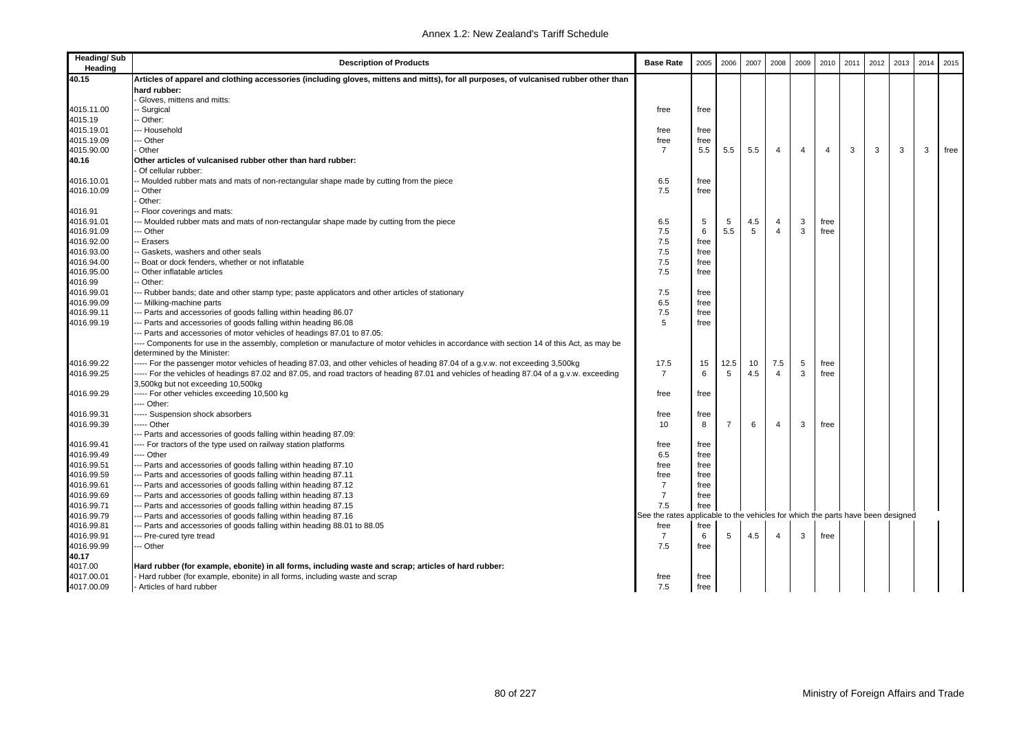| Heading/ Sub Heading | Description of Products | Base Rate | 2005 | 2006 | 2007 | 2008 | 2009 | 2010 | 2011 | 2012 | 2013 | 2014 | 2015 |
|---|---|---|---|---|---|---|---|---|---|---|---|---|---|
| **40.15** | **Articles of apparel and clothing accessories (including gloves, mittens and mitts), for all purposes, of vulcanised rubber other than hard rubber:** | | | | | | | | | | | | |
| | - Gloves, mittens and mitts: | | | | | | | | | | | | |
| 4015.11.00 | -- Surgical | free | free | | | | | | | | | | |
| 4015.19 | -- Other: | | | | | | | | | | | | |
| 4015.19.01 | --- Household | free | free | | | | | | | | | | |
| 4015.19.09 | --- Other | free | free | | | | | | | | | | |
| 4015.90.00 | - Other | 7 | 5.5 | 5.5 | 5.5 | 4 | 4 | 4 | 3 | 3 | 3 | 3 | free |
| **40.16** | **Other articles of vulcanised rubber other than hard rubber:** | | | | | | | | | | | | |
| | - Of cellular rubber: | | | | | | | | | | | | |
| 4016.10.01 | -- Moulded rubber mats and mats of non-rectangular shape made by cutting from the piece | 6.5 | free | | | | | | | | | | |
| 4016.10.09 | -- Other | 7.5 | free | | | | | | | | | | |
| | - Other: | | | | | | | | | | | | |
| 4016.91 | -- Floor coverings and mats: | | | | | | | | | | | | |
| 4016.91.01 | --- Moulded rubber mats and mats of non-rectangular shape made by cutting from the piece | 6.5 | 5 | 5 | 4.5 | 4 | 3 | free | | | | | |
| 4016.91.09 | --- Other | 7.5 | 6 | 5.5 | 5 | 4 | 3 | free | | | | | |
| 4016.92.00 | -- Erasers | 7.5 | free | | | | | | | | | | |
| 4016.93.00 | -- Gaskets, washers and other seals | 7.5 | free | | | | | | | | | | |
| 4016.94.00 | -- Boat or dock fenders, whether or not inflatable | 7.5 | free | | | | | | | | | | |
| 4016.95.00 | -- Other inflatable articles | 7.5 | free | | | | | | | | | | |
| 4016.99 | -- Other: | | | | | | | | | | | | |
| 4016.99.01 | --- Rubber bands; date and other stamp type; paste applicators and other articles of stationary | 7.5 | free | | | | | | | | | | |
| 4016.99.09 | --- Milking-machine parts | 6.5 | free | | | | | | | | | | |
| 4016.99.11 | --- Parts and accessories of goods falling within heading 86.07 | 7.5 | free | | | | | | | | | | |
| 4016.99.19 | --- Parts and accessories of goods falling within heading 86.08 | 5 | free | | | | | | | | | | |
| | --- Parts and accessories of motor vehicles of headings 87.01 to 87.05: | | | | | | | | | | | | |
| | ---- Components for use in the assembly, completion or manufacture of motor vehicles in accordance with section 14 of this Act, as may be determined by the Minister: | | | | | | | | | | | | |
| 4016.99.22 | ----- For the passenger motor vehicles of heading 87.03, and other vehicles of heading 87.04 of a g.v.w. not exceeding 3,500kg | 17.5 | 15 | 12.5 | 10 | 7.5 | 5 | free | | | | | |
| 4016.99.25 | ----- For the vehicles of headings 87.02 and 87.05, and road tractors of heading 87.01 and vehicles of heading 87.04 of a g.v.w. exceeding 3,500kg but not exceeding 10,500kg | 7 | 6 | 5 | 4.5 | 4 | 3 | free | | | | | |
| 4016.99.29 | ----- For other vehicles exceeding 10,500 kg | free | free | | | | | | | | | | |
| | ---- Other: | | | | | | | | | | | | |
| 4016.99.31 | ----- Suspension shock absorbers | free | free | | | | | | | | | | |
| 4016.99.39 | ----- Other | 10 | 8 | 7 | 6 | 4 | 3 | free | | | | | |
| | --- Parts and accessories of goods falling within heading 87.09: | | | | | | | | | | | | |
| 4016.99.41 | ---- For tractors of the type used on railway station platforms | free | free | | | | | | | | | | |
| 4016.99.49 | ---- Other | 6.5 | free | | | | | | | | | | |
| 4016.99.51 | --- Parts and accessories of goods falling within heading 87.10 | free | free | | | | | | | | | | |
| 4016.99.59 | --- Parts and accessories of goods falling within heading 87.11 | free | free | | | | | | | | | | |
| 4016.99.61 | --- Parts and accessories of goods falling within heading 87.12 | 7 | free | | | | | | | | | | |
| 4016.99.69 | --- Parts and accessories of goods falling within heading 87.13 | 7 | free | | | | | | | | | | |
| 4016.99.71 | --- Parts and accessories of goods falling within heading 87.15 | 7.5 | free | | | | | | | | | | |
| 4016.99.79 | --- Parts and accessories of goods falling within heading 87.16 | See the rates applicable to the vehicles for which the parts have been designed | | | | | | | | | | | |
| 4016.99.81 | --- Parts and accessories of goods falling within heading 88.01 to 88.05 | free | free | | | | | | | | | | |
| 4016.99.91 | --- Pre-cured tyre tread | 7 | 6 | 5 | 4.5 | 4 | 3 | free | | | | | |
| 4016.99.99 | --- Other | 7.5 | free | | | | | | | | | | |
| **40.17** | | | | | | | | | | | | | |
| 4017.00 | **Hard rubber (for example, ebonite) in all forms, including waste and scrap; articles of hard rubber:** | | | | | | | | | | | | |
| 4017.00.01 | - Hard rubber (for example, ebonite) in all forms, including waste and scrap | free | free | | | | | | | | | | |
| 4017.00.09 | - Articles of hard rubber | 7.5 | free | | | | | | | | | | |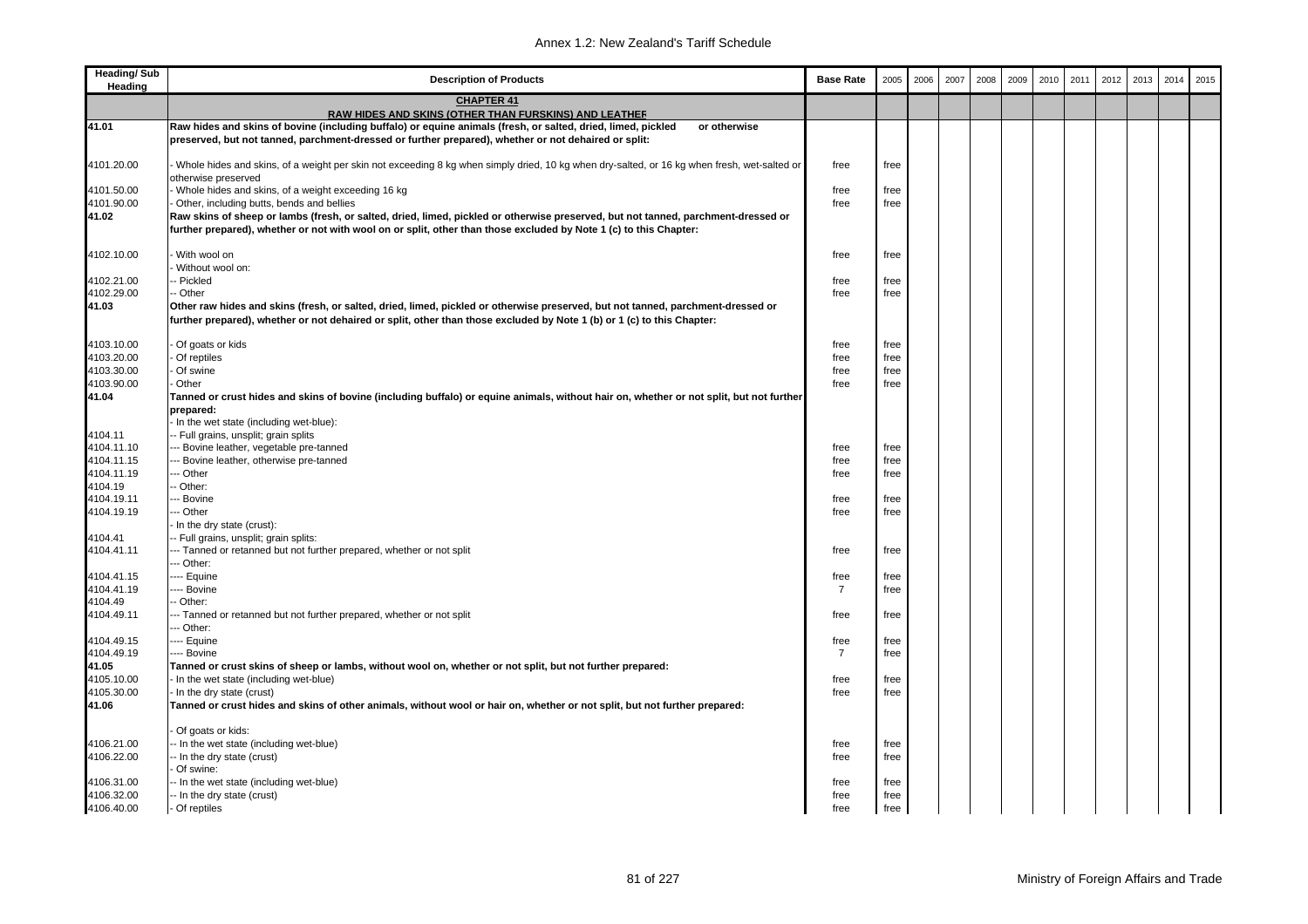| Heading/ Sub Heading | Description of Products | Base Rate | 2005 | 2006 | 2007 | 2008 | 2009 | 2010 | 2011 | 2012 | 2013 | 2014 | 2015 |
|---|---|---|---|---|---|---|---|---|---|---|---|---|---|
| | **CHAPTER 41** **RAW HIDES AND SKINS (OTHER THAN FURSKINS) AND LEATHER** | | | | | | | | | | | | |
| **41.01** | **Raw hides and skins of bovine (including buffalo) or equine animals (fresh, or salted, dried, limed, pickled or otherwise preserved, but not tanned, parchment-dressed or further prepared), whether or not dehaired or split:** | | | | | | | | | | | | |
| 4101.20.00 | - Whole hides and skins, of a weight per skin not exceeding 8 kg when simply dried, 10 kg when dry-salted, or 16 kg when fresh, wet-salted or otherwise preserved | free | free | | | | | | | | | | |
| 4101.50.00 | - Whole hides and skins, of a weight exceeding 16 kg | free | free | | | | | | | | | | |
| 4101.90.00 | - Other, including butts, bends and bellies | free | free | | | | | | | | | | |
| **41.02** | **Raw skins of sheep or lambs (fresh, or salted, dried, limed, pickled or otherwise preserved, but not tanned, parchment-dressed or further prepared), whether or not with wool on or split, other than those excluded by Note 1 (c) to this Chapter:** | | | | | | | | | | | | |
| 4102.10.00 | - With wool on | free | free | | | | | | | | | | |
| | - Without wool on: | | | | | | | | | | | | |
| 4102.21.00 | -- Pickled | free | free | | | | | | | | | | |
| 4102.29.00 | -- Other | free | free | | | | | | | | | | |
| **41.03** | **Other raw hides and skins (fresh, or salted, dried, limed, pickled or otherwise preserved, but not tanned, parchment-dressed or further prepared), whether or not dehaired or split, other than those excluded by Note 1 (b) or 1 (c) to this Chapter:** | | | | | | | | | | | | |
| 4103.10.00 | - Of goats or kids | free | free | | | | | | | | | | |
| 4103.20.00 | - Of reptiles | free | free | | | | | | | | | | |
| 4103.30.00 | - Of swine | free | free | | | | | | | | | | |
| 4103.90.00 | - Other | free | free | | | | | | | | | | |
| **41.04** | **Tanned or crust hides and skins of bovine (including buffalo) or equine animals, without hair on, whether or not split, but not further prepared:** | | | | | | | | | | | | |
| | - In the wet state (including wet-blue): | | | | | | | | | | | | |
| 4104.11 | -- Full grains, unsplit; grain splits | | | | | | | | | | | | |
| 4104.11.10 | --- Bovine leather, vegetable pre-tanned | free | free | | | | | | | | | | |
| 4104.11.15 | --- Bovine leather, otherwise pre-tanned | free | free | | | | | | | | | | |
| 4104.11.19 | --- Other | free | free | | | | | | | | | | |
| 4104.19 | -- Other: | | | | | | | | | | | | |
| 4104.19.11 | --- Bovine | free | free | | | | | | | | | | |
| 4104.19.19 | --- Other | free | free | | | | | | | | | | |
| | - In the dry state (crust): | | | | | | | | | | | | |
| 4104.41 | -- Full grains, unsplit; grain splits: | | | | | | | | | | | | |
| 4104.41.11 | --- Tanned or retanned but not further prepared, whether or not split | free | free | | | | | | | | | | |
| | --- Other: | | | | | | | | | | | | |
| 4104.41.15 | ---- Equine | free | free | | | | | | | | | | |
| 4104.41.19 | ---- Bovine | 7 | free | | | | | | | | | | |
| 4104.49 | -- Other: | | | | | | | | | | | | |
| 4104.49.11 | --- Tanned or retanned but not further prepared, whether or not split | free | free | | | | | | | | | | |
| | --- Other: | | | | | | | | | | | | |
| 4104.49.15 | ---- Equine | free | free | | | | | | | | | | |
| 4104.49.19 | ---- Bovine | 7 | free | | | | | | | | | | |
| **41.05** | **Tanned or crust skins of sheep or lambs, without wool on, whether or not split, but not further prepared:** | | | | | | | | | | | | |
| 4105.10.00 | - In the wet state (including wet-blue) | free | free | | | | | | | | | | |
| 4105.30.00 | - In the dry state (crust) | free | free | | | | | | | | | | |
| **41.06** | **Tanned or crust hides and skins of other animals, without wool or hair on, whether or not split, but not further prepared:** | | | | | | | | | | | | |
| | - Of goats or kids: | | | | | | | | | | | | |
| 4106.21.00 | -- In the wet state (including wet-blue) | free | free | | | | | | | | | | |
| 4106.22.00 | -- In the dry state (crust) | free | free | | | | | | | | | | |
| | - Of swine: | | | | | | | | | | | | |
| 4106.31.00 | -- In the wet state (including wet-blue) | free | free | | | | | | | | | | |
| 4106.32.00 | -- In the dry state (crust) | free | free | | | | | | | | | | |
| 4106.40.00 | - Of reptiles | free | free | | | | | | | | | | |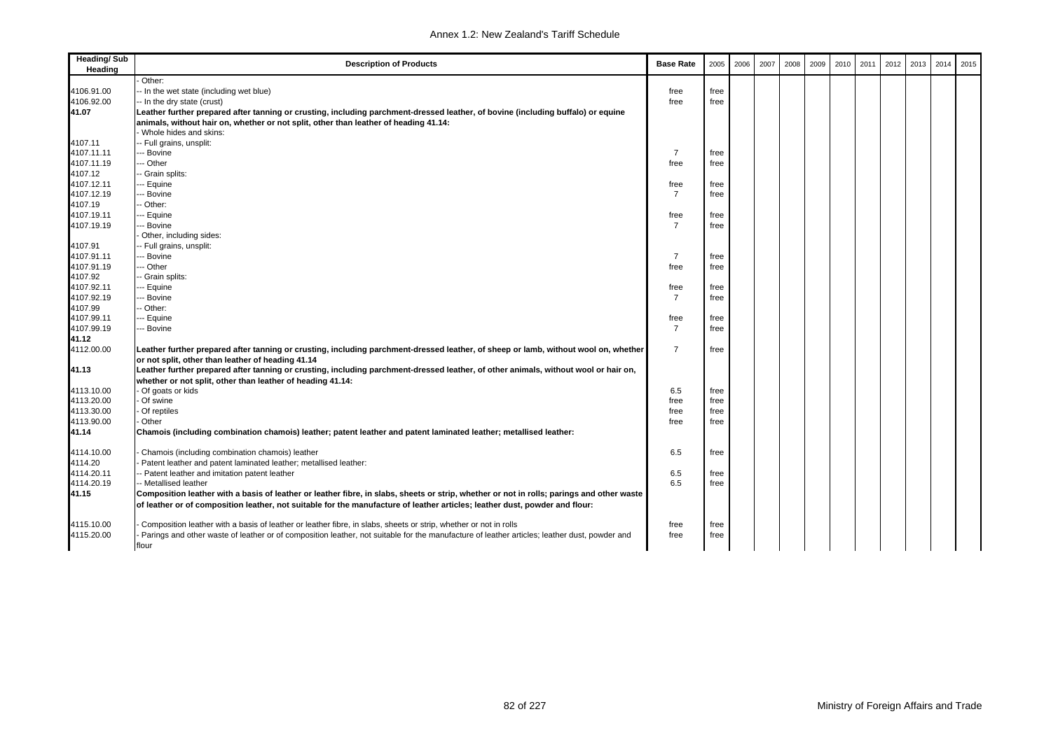| Heading/ Sub Heading | Description of Products | Base Rate | 2005 | 2006 | 2007 | 2008 | 2009 | 2010 | 2011 | 2012 | 2013 | 2014 | 2015 |
|---|---|---|---|---|---|---|---|---|---|---|---|---|---|
| | - Other: | | | | | | | | | | | | |
| 4106.91.00 | -- In the wet state (including wet blue) | free | free | | | | | | | | | | |
| 4106.92.00 | -- In the dry state (crust) | free | free | | | | | | | | | | |
| **41.07** | **Leather further prepared after tanning or crusting, including parchment-dressed leather, of bovine (including buffalo) or equine animals, without hair on, whether or not split, other than leather of heading 41.14:** | | | | | | | | | | | | |
| | - Whole hides and skins: | | | | | | | | | | | | |
| 4107.11 | -- Full grains, unsplit: | | | | | | | | | | | | |
| 4107.11.11 | --- Bovine | 7 | free | | | | | | | | | | |
| 4107.11.19 | --- Other | free | free | | | | | | | | | | |
| 4107.12 | -- Grain splits: | | | | | | | | | | | | |
| 4107.12.11 | --- Equine | free | free | | | | | | | | | | |
| 4107.12.19 | --- Bovine | 7 | free | | | | | | | | | | |
| 4107.19 | -- Other: | | | | | | | | | | | | |
| 4107.19.11 | --- Equine | free | free | | | | | | | | | | |
| 4107.19.19 | --- Bovine | 7 | free | | | | | | | | | | |
| | - Other, including sides: | | | | | | | | | | | | |
| 4107.91 | -- Full grains, unsplit: | | | | | | | | | | | | |
| 4107.91.11 | --- Bovine | 7 | free | | | | | | | | | | |
| 4107.91.19 | --- Other | free | free | | | | | | | | | | |
| 4107.92 | -- Grain splits: | | | | | | | | | | | | |
| 4107.92.11 | --- Equine | free | free | | | | | | | | | | |
| 4107.92.19 | --- Bovine | 7 | free | | | | | | | | | | |
| 4107.99 | -- Other: | | | | | | | | | | | | |
| 4107.99.11 | --- Equine | free | free | | | | | | | | | | |
| 4107.99.19 | --- Bovine | 7 | free | | | | | | | | | | |
| **41.12** | | | | | | | | | | | | | |
| 4112.00.00 | **Leather further prepared after tanning or crusting, including parchment-dressed leather, of sheep or lamb, without wool on, whether or not split, other than leather of heading 41.14** | 7 | free | | | | | | | | | | |
| **41.13** | **Leather further prepared after tanning or crusting, including parchment-dressed leather, of other animals, without wool or hair on, whether or not split, other than leather of heading 41.14:** | | | | | | | | | | | | |
| 4113.10.00 | - Of goats or kids | 6.5 | free | | | | | | | | | | |
| 4113.20.00 | - Of swine | free | free | | | | | | | | | | |
| 4113.30.00 | - Of reptiles | free | free | | | | | | | | | | |
| 4113.90.00 | - Other | free | free | | | | | | | | | | |
| **41.14** | **Chamois (including combination chamois) leather; patent leather and patent laminated leather; metallised leather:** | | | | | | | | | | | | |
| 4114.10.00 | - Chamois (including combination chamois) leather | 6.5 | free | | | | | | | | | | |
| 4114.20 | - Patent leather and patent laminated leather; metallised leather: | | | | | | | | | | | | |
| 4114.20.11 | -- Patent leather and imitation patent leather | 6.5 | free | | | | | | | | | | |
| 4114.20.19 | -- Metallised leather | 6.5 | free | | | | | | | | | | |
| **41.15** | **Composition leather with a basis of leather or leather fibre, in slabs, sheets or strip, whether or not in rolls; parings and other waste of leather or of composition leather, not suitable for the manufacture of leather articles; leather dust, powder and flour:** | | | | | | | | | | | | |
| 4115.10.00 | - Composition leather with a basis of leather or leather fibre, in slabs, sheets or strip, whether or not in rolls | free | free | | | | | | | | | | |
| 4115.20.00 | - Parings and other waste of leather or of composition leather, not suitable for the manufacture of leather articles; leather dust, powder and flour | free | free | | | | | | | | | | |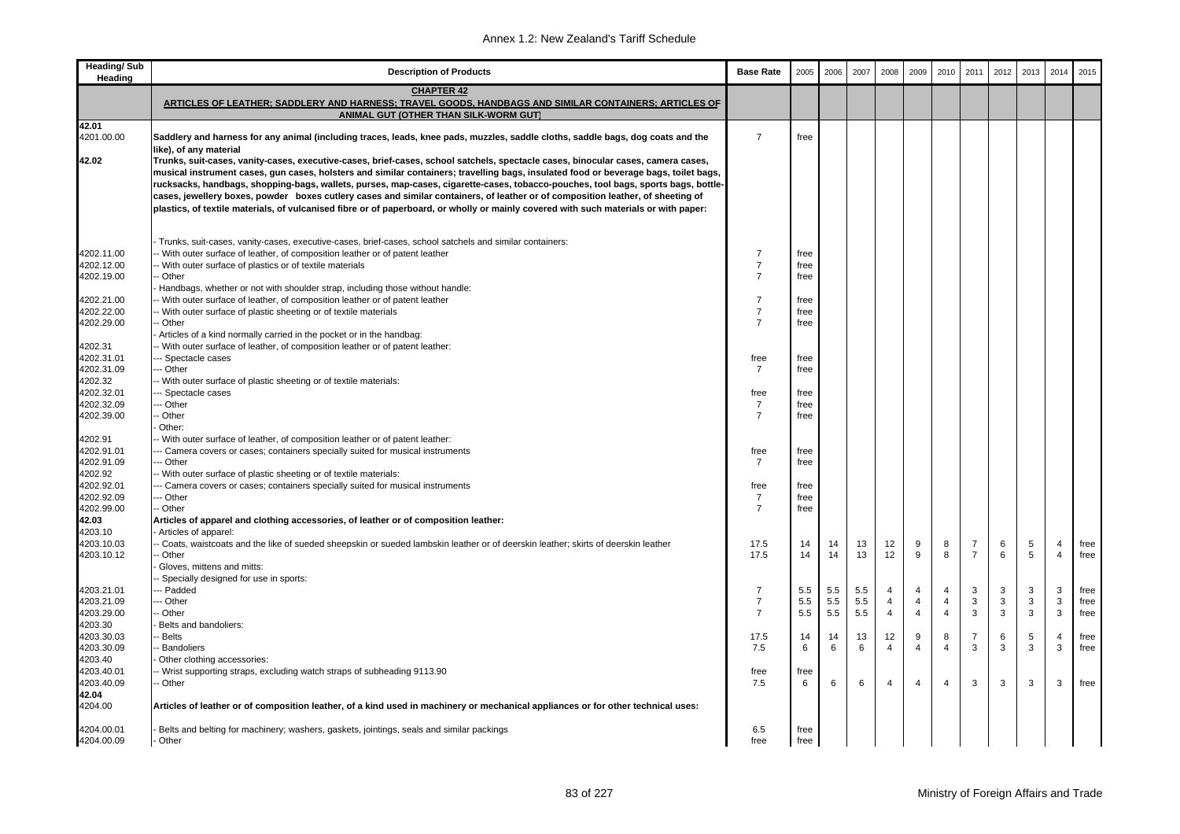| Heading/ Sub Heading | Description of Products | Base Rate | 2005 | 2006 | 2007 | 2008 | 2009 | 2010 | 2011 | 2012 | 2013 | 2014 | 2015 |
|---|---|---|---|---|---|---|---|---|---|---|---|---|---|
| | **CHAPTER 42** **ARTICLES OF LEATHER; SADDLERY AND HARNESS; TRAVEL GOODS, HANDBAGS AND SIMILAR CONTAINERS; ARTICLES OF ANIMAL GUT (OTHER THAN SILK-WORM GUT)** | | | | | | | | | | | | |
| **42.01** | | | | | | | | | | | | | |
| 4201.00.00 | **Saddlery and harness for any animal (including traces, leads, knee pads, muzzles, saddle cloths, saddle bags, dog coats and the like), of any material** | 7 | free | | | | | | | | | | |
| **42.02** | **Trunks, suit-cases, vanity-cases, executive-cases, brief-cases, school satchels, spectacle cases, binocular cases, camera cases, musical instrument cases, gun cases, holsters and similar containers; travelling bags, insulated food or beverage bags, toilet bags, rucksacks, handbags, shopping-bags, wallets, purses, map-cases, cigarette-cases, tobacco-pouches, tool bags, sports bags, bottle-cases, jewellery boxes, powder boxes cutlery cases and similar containers, of leather or of composition leather, of sheeting of plastics, of textile materials, of vulcanised fibre or of paperboard, or wholly or mainly covered with such materials or with paper:** | | | | | | | | | | | | |
| | - Trunks, suit-cases, vanity-cases, executive-cases, brief-cases, school satchels and similar containers: | | | | | | | | | | | | |
| 4202.11.00 | -- With outer surface of leather, of composition leather or of patent leather | 7 | free | | | | | | | | | | |
| 4202.12.00 | -- With outer surface of plastics or of textile materials | 7 | free | | | | | | | | | | |
| 4202.19.00 | -- Other | 7 | free | | | | | | | | | | |
| | - Handbags, whether or not with shoulder strap, including those without handle: | | | | | | | | | | | | |
| 4202.21.00 | -- With outer surface of leather, of composition leather or of patent leather | 7 | free | | | | | | | | | | |
| 4202.22.00 | -- With outer surface of plastic sheeting or of textile materials | 7 | free | | | | | | | | | | |
| 4202.29.00 | -- Other | 7 | free | | | | | | | | | | |
| | - Articles of a kind normally carried in the pocket or in the handbag: | | | | | | | | | | | | |
| 4202.31 | -- With outer surface of leather, of composition leather or of patent leather: | | | | | | | | | | | | |
| 4202.31.01 | --- Spectacle cases | free | free | | | | | | | | | | |
| 4202.31.09 | --- Other | 7 | free | | | | | | | | | | |
| 4202.32 | -- With outer surface of plastic sheeting or of textile materials: | | | | | | | | | | | | |
| 4202.32.01 | --- Spectacle cases | free | free | | | | | | | | | | |
| 4202.32.09 | --- Other | 7 | free | | | | | | | | | | |
| 4202.39.00 | -- Other | 7 | free | | | | | | | | | | |
| | - Other: | | | | | | | | | | | | |
| 4202.91 | -- With outer surface of leather, of composition leather or of patent leather: | | | | | | | | | | | | |
| 4202.91.01 | --- Camera covers or cases; containers specially suited for musical instruments | free | free | | | | | | | | | | |
| 4202.91.09 | --- Other | 7 | free | | | | | | | | | | |
| 4202.92 | -- With outer surface of plastic sheeting or of textile materials: | | | | | | | | | | | | |
| 4202.92.01 | --- Camera covers or cases; containers specially suited for musical instruments | free | free | | | | | | | | | | |
| 4202.92.09 | --- Other | 7 | free | | | | | | | | | | |
| 4202.99.00 | -- Other | 7 | free | | | | | | | | | | |
| **42.03** | **Articles of apparel and clothing accessories, of leather or of composition leather:** | | | | | | | | | | | | |
| 4203.10 | - Articles of apparel: | | | | | | | | | | | | |
| 4203.10.03 | -- Coats, waistcoats and the like of sueded sheepskin or sueded lambskin leather or of deerskin leather; skirts of deerskin leather | 17.5 | 14 | 14 | 13 | 12 | 9 | 8 | 7 | 6 | 5 | 4 | free |
| 4203.10.12 | -- Other | 17.5 | 14 | 14 | 13 | 12 | 9 | 8 | 7 | 6 | 5 | 4 | free |
| | - Gloves, mittens and mitts: | | | | | | | | | | | | |
| | -- Specially designed for use in sports: | | | | | | | | | | | | |
| 4203.21.01 | --- Padded | 7 | 5.5 | 5.5 | 5.5 | 4 | 4 | 4 | 3 | 3 | 3 | 3 | free |
| 4203.21.09 | --- Other | 7 | 5.5 | 5.5 | 5.5 | 4 | 4 | 4 | 3 | 3 | 3 | 3 | free |
| 4203.29.00 | -- Other | 7 | 5.5 | 5.5 | 5.5 | 4 | 4 | 4 | 3 | 3 | 3 | 3 | free |
| 4203.30 | - Belts and bandoliers: | | | | | | | | | | | | |
| 4203.30.03 | -- Belts | 17.5 | 14 | 14 | 13 | 12 | 9 | 8 | 7 | 6 | 5 | 4 | free |
| 4203.30.09 | -- Bandoliers | 7.5 | 6 | 6 | 6 | 4 | 4 | 4 | 3 | 3 | 3 | 3 | free |
| 4203.40 | - Other clothing accessories: | | | | | | | | | | | | |
| 4203.40.01 | -- Wrist supporting straps, excluding watch straps of subheading 9113.90 | free | free | | | | | | | | | | |
| 4203.40.09 | -- Other | 7.5 | 6 | 6 | 6 | 4 | 4 | 4 | 3 | 3 | 3 | 3 | free |
| **42.04** | | | | | | | | | | | | | |
| 4204.00 | **Articles of leather or of composition leather, of a kind used in machinery or mechanical appliances or for other technical uses:** | | | | | | | | | | | | |
| 4204.00.01 | - Belts and belting for machinery; washers, gaskets, jointings, seals and similar packings | 6.5 | free | | | | | | | | | | |
| 4204.00.09 | - Other | free | free | | | | | | | | | | |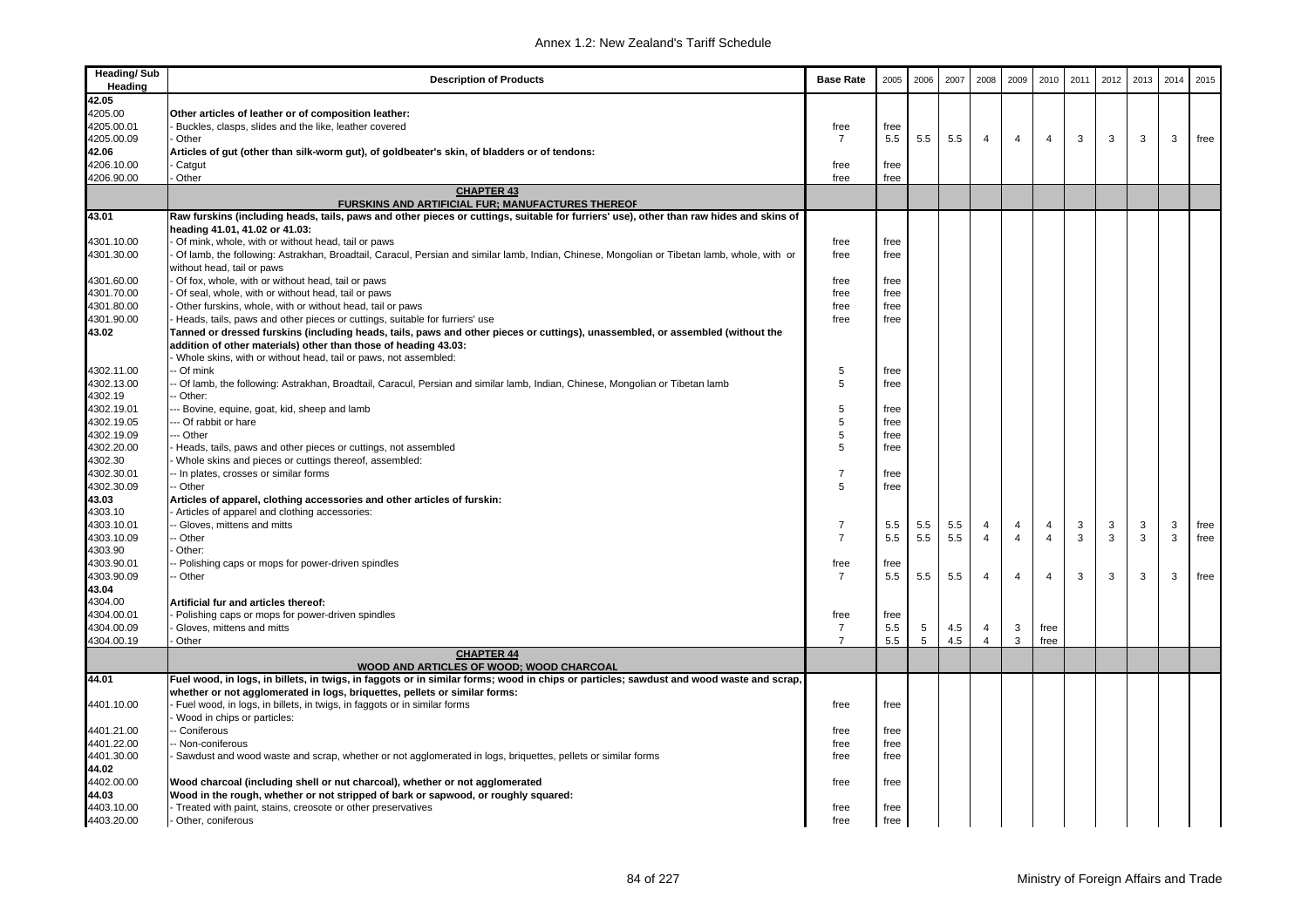| Heading/ Sub Heading | Description of Products | Base Rate | 2005 | 2006 | 2007 | 2008 | 2009 | 2010 | 2011 | 2012 | 2013 | 2014 | 2015 |
|---|---|---|---|---|---|---|---|---|---|---|---|---|---|
| 42.05 | | | | | | | | | | | | | |
| 4205.00 | **Other articles of leather or of composition leather:** | | | | | | | | | | | | |
| 4205.00.01 | - Buckles, clasps, slides and the like, leather covered | free | free | | | | | | | | | | |
| 4205.00.09 | - Other | 7 | 5.5 | 5.5 | 5.5 | 4 | 4 | 4 | 3 | 3 | 3 | 3 | free |
| 42.06 | **Articles of gut (other than silk-worm gut), of goldbeater's skin, of bladders or of tendons:** | | | | | | | | | | | | |
| 4206.10.00 | - Catgut | free | free | | | | | | | | | | |
| 4206.90.00 | - Other | free | free | | | | | | | | | | |
| | **CHAPTER 43** **FURSKINS AND ARTIFICIAL FUR; MANUFACTURES THEREOF** | | | | | | | | | | | | |
| 43.01 | **Raw furskins (including heads, tails, paws and other pieces or cuttings, suitable for furriers' use), other than raw hides and skins of heading 41.01, 41.02 or 41.03:** | | | | | | | | | | | | |
| 4301.10.00 | - Of mink, whole, with or without head, tail or paws | free | free | | | | | | | | | | |
| 4301.30.00 | - Of lamb, the following: Astrakhan, Broadtail, Caracul, Persian and similar lamb, Indian, Chinese, Mongolian or Tibetan lamb, whole, with or without head, tail or paws | free | free | | | | | | | | | | |
| 4301.60.00 | - Of fox, whole, with or without head, tail or paws | free | free | | | | | | | | | | |
| 4301.70.00 | - Of seal, whole, with or without head, tail or paws | free | free | | | | | | | | | | |
| 4301.80.00 | - Other furskins, whole, with or without head, tail or paws | free | free | | | | | | | | | | |
| 4301.90.00 | - Heads, tails, paws and other pieces or cuttings, suitable for furriers' use | free | free | | | | | | | | | | |
| 43.02 | **Tanned or dressed furskins (including heads, tails, paws and other pieces or cuttings), unassembled, or assembled (without the addition of other materials) other than those of heading 43.03:** | | | | | | | | | | | | |
| | - Whole skins, with or without head, tail or paws, not assembled: | | | | | | | | | | | | |
| 4302.11.00 | -- Of mink | 5 | free | | | | | | | | | | |
| 4302.13.00 | -- Of lamb, the following: Astrakhan, Broadtail, Caracul, Persian and similar lamb, Indian, Chinese, Mongolian or Tibetan lamb | 5 | free | | | | | | | | | | |
| 4302.19 | -- Other: | | | | | | | | | | | | |
| 4302.19.01 | --- Bovine, equine, goat, kid, sheep and lamb | 5 | free | | | | | | | | | | |
| 4302.19.05 | --- Of rabbit or hare | 5 | free | | | | | | | | | | |
| 4302.19.09 | --- Other | 5 | free | | | | | | | | | | |
| 4302.20.00 | - Heads, tails, paws and other pieces or cuttings, not assembled | 5 | free | | | | | | | | | | |
| 4302.30 | - Whole skins and pieces or cuttings thereof, assembled: | | | | | | | | | | | | |
| 4302.30.01 | -- In plates, crosses or similar forms | 7 | free | | | | | | | | | | |
| 4302.30.09 | -- Other | 5 | free | | | | | | | | | | |
| 43.03 | **Articles of apparel, clothing accessories and other articles of furskin:** | | | | | | | | | | | | |
| 4303.10 | - Articles of apparel and clothing accessories: | | | | | | | | | | | | |
| 4303.10.01 | -- Gloves, mittens and mitts | 7 | 5.5 | 5.5 | 5.5 | 4 | 4 | 4 | 3 | 3 | 3 | 3 | free |
| 4303.10.09 | -- Other | 7 | 5.5 | 5.5 | 5.5 | 4 | 4 | 4 | 3 | 3 | 3 | 3 | free |
| 4303.90 | - Other: | | | | | | | | | | | | |
| 4303.90.01 | -- Polishing caps or mops for power-driven spindles | free | free | | | | | | | | | | |
| 4303.90.09 | -- Other | 7 | 5.5 | 5.5 | 5.5 | 4 | 4 | 4 | 3 | 3 | 3 | 3 | free |
| 43.04 | | | | | | | | | | | | | |
| 4304.00 | **Artificial fur and articles thereof:** | | | | | | | | | | | | |
| 4304.00.01 | - Polishing caps or mops for power-driven spindles | free | free | | | | | | | | | | |
| 4304.00.09 | - Gloves, mittens and mitts | 7 | 5.5 | 5 | 4.5 | 4 | 3 | free | | | | | |
| 4304.00.19 | - Other | 7 | 5.5 | 5 | 4.5 | 4 | 3 | free | | | | | |
| | **CHAPTER 44** **WOOD AND ARTICLES OF WOOD; WOOD CHARCOAL** | | | | | | | | | | | | |
| 44.01 | **Fuel wood, in logs, in billets, in twigs, in faggots or in similar forms; wood in chips or particles; sawdust and wood waste and scrap, whether or not agglomerated in logs, briquettes, pellets or similar forms:** | | | | | | | | | | | | |
| 4401.10.00 | - Fuel wood, in logs, in billets, in twigs, in faggots or in similar forms | free | free | | | | | | | | | | |
| | - Wood in chips or particles: | | | | | | | | | | | | |
| 4401.21.00 | -- Coniferous | free | free | | | | | | | | | | |
| 4401.22.00 | -- Non-coniferous | free | free | | | | | | | | | | |
| 4401.30.00 | - Sawdust and wood waste and scrap, whether or not agglomerated in logs, briquettes, pellets or similar forms | free | free | | | | | | | | | | |
| 44.02 | | | | | | | | | | | | | |
| 4402.00.00 | **Wood charcoal (including shell or nut charcoal), whether or not agglomerated** | free | free | | | | | | | | | | |
| 44.03 | **Wood in the rough, whether or not stripped of bark or sapwood, or roughly squared:** | | | | | | | | | | | | |
| 4403.10.00 | - Treated with paint, stains, creosote or other preservatives | free | free | | | | | | | | | | |
| 4403.20.00 | - Other, coniferous | free | free | | | | | | | | | | |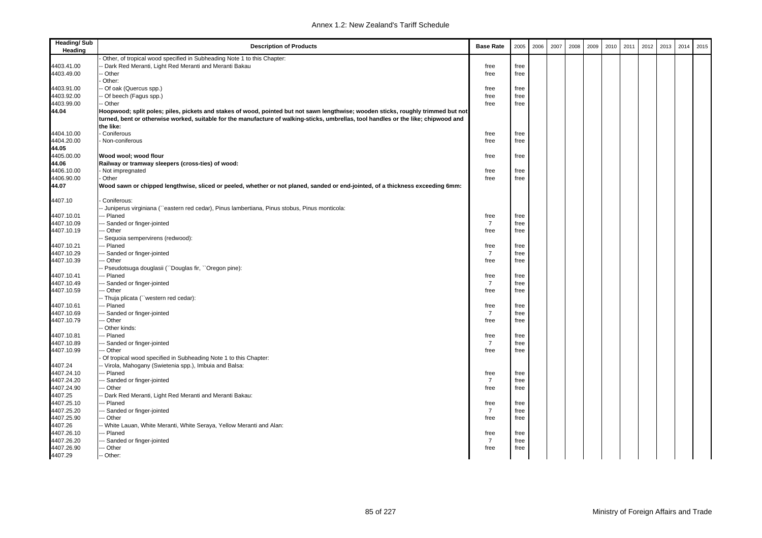| Heading/ Sub Heading | Description of Products | Base Rate | 2005 | 2006 | 2007 | 2008 | 2009 | 2010 | 2011 | 2012 | 2013 | 2014 | 2015 |
|---|---|---|---|---|---|---|---|---|---|---|---|---|---|
| | - Other, of tropical wood specified in Subheading Note 1 to this Chapter: | | | | | | | | | | | | |
| 4403.41.00 | -- Dark Red Meranti, Light Red Meranti and Meranti Bakau | free | free | | | | | | | | | | |
| 4403.49.00 | -- Other | free | free | | | | | | | | | | |
| | - Other: | | | | | | | | | | | | |
| 4403.91.00 | -- Of oak (Quercus spp.) | free | free | | | | | | | | | | |
| 4403.92.00 | -- Of beech (Fagus spp.) | free | free | | | | | | | | | | |
| 4403.99.00 | -- Other | free | free | | | | | | | | | | |
| **44.04** | **Hoopwood; split poles; piles, pickets and stakes of wood, pointed but not sawn lengthwise; wooden sticks, roughly trimmed but not turned, bent or otherwise worked, suitable for the manufacture of walking-sticks, umbrellas, tool handles or the like; chipwood and the like:** | | | | | | | | | | | | |
| 4404.10.00 | - Coniferous | free | free | | | | | | | | | | |
| 4404.20.00 | - Non-coniferous | free | free | | | | | | | | | | |
| **44.05** | | | | | | | | | | | | | |
| 4405.00.00 | **Wood wool; wood flour** | free | free | | | | | | | | | | |
| **44.06** | **Railway or tramway sleepers (cross-ties) of wood:** | | | | | | | | | | | | |
| 4406.10.00 | - Not impregnated | free | free | | | | | | | | | | |
| 4406.90.00 | - Other | free | free | | | | | | | | | | |
| **44.07** | **Wood sawn or chipped lengthwise, sliced or peeled, whether or not planed, sanded or end-jointed, of a thickness exceeding 6mm:** | | | | | | | | | | | | |
| 4407.10 | - Coniferous: | | | | | | | | | | | | |
| | -- Juniperus virginiana (``eastern red cedar), Pinus lambertiana, Pinus stobus, Pinus monticola: | | | | | | | | | | | | |
| 4407.10.01 | --- Planed | free | free | | | | | | | | | | |
| 4407.10.09 | --- Sanded or finger-jointed | 7 | free | | | | | | | | | | |
| 4407.10.19 | --- Other | free | free | | | | | | | | | | |
| | -- Sequoia sempervirens (redwood): | | | | | | | | | | | | |
| 4407.10.21 | --- Planed | free | free | | | | | | | | | | |
| 4407.10.29 | --- Sanded or finger-jointed | 7 | free | | | | | | | | | | |
| 4407.10.39 | --- Other | free | free | | | | | | | | | | |
| | -- Pseudotsuga douglasii (``Douglas fir, ``Oregon pine): | | | | | | | | | | | | |
| 4407.10.41 | --- Planed | free | free | | | | | | | | | | |
| 4407.10.49 | --- Sanded or finger-jointed | 7 | free | | | | | | | | | | |
| 4407.10.59 | --- Other | free | free | | | | | | | | | | |
| | -- Thuja plicata (``western red cedar): | | | | | | | | | | | | |
| 4407.10.61 | --- Planed | free | free | | | | | | | | | | |
| 4407.10.69 | --- Sanded or finger-jointed | 7 | free | | | | | | | | | | |
| 4407.10.79 | --- Other | free | free | | | | | | | | | | |
| | -- Other kinds: | | | | | | | | | | | | |
| 4407.10.81 | --- Planed | free | free | | | | | | | | | | |
| 4407.10.89 | --- Sanded or finger-jointed | 7 | free | | | | | | | | | | |
| 4407.10.99 | --- Other | free | free | | | | | | | | | | |
| | - Of tropical wood specified in Subheading Note 1 to this Chapter: | | | | | | | | | | | | |
| 4407.24 | -- Virola, Mahogany (Swietenia spp.), Imbuia and Balsa: | | | | | | | | | | | | |
| 4407.24.10 | --- Planed | free | free | | | | | | | | | | |
| 4407.24.20 | --- Sanded or finger-jointed | 7 | free | | | | | | | | | | |
| 4407.24.90 | --- Other | free | free | | | | | | | | | | |
| 4407.25 | -- Dark Red Meranti, Light Red Meranti and Meranti Bakau: | | | | | | | | | | | | |
| 4407.25.10 | --- Planed | free | free | | | | | | | | | | |
| 4407.25.20 | --- Sanded or finger-jointed | 7 | free | | | | | | | | | | |
| 4407.25.90 | --- Other | free | free | | | | | | | | | | |
| 4407.26 | -- White Lauan, White Meranti, White Seraya, Yellow Meranti and Alan: | | | | | | | | | | | | |
| 4407.26.10 | --- Planed | free | free | | | | | | | | | | |
| 4407.26.20 | --- Sanded or finger-jointed | 7 | free | | | | | | | | | | |
| 4407.26.90 | --- Other | free | free | | | | | | | | | | |
| 4407.29 | -- Other: | | | | | | | | | | | | |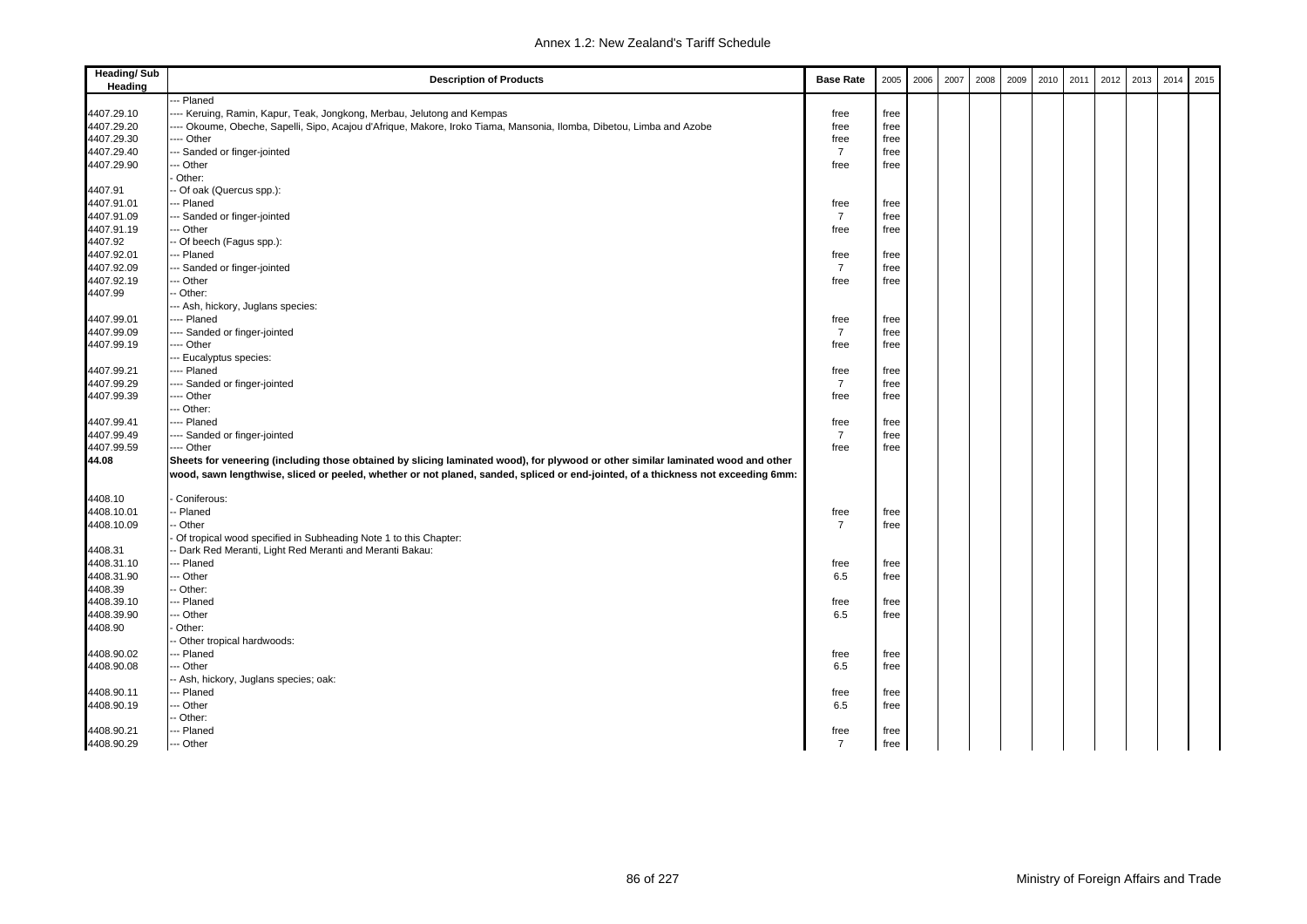| Heading/ Sub Heading | Description of Products | Base Rate | 2005 | 2006 | 2007 | 2008 | 2009 | 2010 | 2011 | 2012 | 2013 | 2014 | 2015 |
|---|---|---|---|---|---|---|---|---|---|---|---|---|---|
| | --- Planed | | | | | | | | | | | | |
| 4407.29.10 | ---- Keruing, Ramin, Kapur, Teak, Jongkong, Merbau, Jelutong and Kempas | free | free | | | | | | | | | | |
| 4407.29.20 | ---- Okoume, Obeche, Sapelli, Sipo, Acajou d'Afrique, Makore, Iroko Tiama, Mansonia, Ilomba, Dibetou, Limba and Azobe | free | free | | | | | | | | | | |
| 4407.29.30 | ---- Other | free | free | | | | | | | | | | |
| 4407.29.40 | --- Sanded or finger-jointed | 7 | free | | | | | | | | | | |
| 4407.29.90 | --- Other | free | free | | | | | | | | | | |
| | - Other: | | | | | | | | | | | | |
| 4407.91 | -- Of oak (Quercus spp.): | | | | | | | | | | | | |
| 4407.91.01 | --- Planed | free | free | | | | | | | | | | |
| 4407.91.09 | --- Sanded or finger-jointed | 7 | free | | | | | | | | | | |
| 4407.91.19 | --- Other | free | free | | | | | | | | | | |
| 4407.92 | -- Of beech (Fagus spp.): | | | | | | | | | | | | |
| 4407.92.01 | --- Planed | free | free | | | | | | | | | | |
| 4407.92.09 | --- Sanded or finger-jointed | 7 | free | | | | | | | | | | |
| 4407.92.19 | --- Other | free | free | | | | | | | | | | |
| 4407.99 | -- Other: | | | | | | | | | | | | |
| | --- Ash, hickory, Juglans species: | | | | | | | | | | | | |
| 4407.99.01 | ---- Planed | free | free | | | | | | | | | | |
| 4407.99.09 | ---- Sanded or finger-jointed | 7 | free | | | | | | | | | | |
| 4407.99.19 | ---- Other | free | free | | | | | | | | | | |
| | --- Eucalyptus species: | | | | | | | | | | | | |
| 4407.99.21 | ---- Planed | free | free | | | | | | | | | | |
| 4407.99.29 | ---- Sanded or finger-jointed | 7 | free | | | | | | | | | | |
| 4407.99.39 | ---- Other | free | free | | | | | | | | | | |
| | --- Other: | | | | | | | | | | | | |
| 4407.99.41 | ---- Planed | free | free | | | | | | | | | | |
| 4407.99.49 | ---- Sanded or finger-jointed | 7 | free | | | | | | | | | | |
| 4407.99.59 | ---- Other | free | free | | | | | | | | | | |
| **44.08** | **Sheets for veneering (including those obtained by slicing laminated wood), for plywood or other similar laminated wood and other wood, sawn lengthwise, sliced or peeled, whether or not planed, sanded, spliced or end-jointed, of a thickness not exceeding 6mm:** | | | | | | | | | | | | |
| 4408.10 | - Coniferous: | | | | | | | | | | | | |
| 4408.10.01 | -- Planed | free | free | | | | | | | | | | |
| 4408.10.09 | -- Other | 7 | free | | | | | | | | | | |
| | - Of tropical wood specified in Subheading Note 1 to this Chapter: | | | | | | | | | | | | |
| 4408.31 | -- Dark Red Meranti, Light Red Meranti and Meranti Bakau: | | | | | | | | | | | | |
| 4408.31.10 | --- Planed | free | free | | | | | | | | | | |
| 4408.31.90 | --- Other | 6.5 | free | | | | | | | | | | |
| 4408.39 | -- Other: | | | | | | | | | | | | |
| 4408.39.10 | --- Planed | free | free | | | | | | | | | | |
| 4408.39.90 | --- Other | 6.5 | free | | | | | | | | | | |
| 4408.90 | - Other: | | | | | | | | | | | | |
| | -- Other tropical hardwoods: | | | | | | | | | | | | |
| 4408.90.02 | --- Planed | free | free | | | | | | | | | | |
| 4408.90.08 | --- Other | 6.5 | free | | | | | | | | | | |
| | -- Ash, hickory, Juglans species; oak: | | | | | | | | | | | | |
| 4408.90.11 | --- Planed | free | free | | | | | | | | | | |
| 4408.90.19 | --- Other | 6.5 | free | | | | | | | | | | |
| | -- Other: | | | | | | | | | | | | |
| 4408.90.21 | --- Planed | free | free | | | | | | | | | | |
| 4408.90.29 | --- Other | 7 | free | | | | | | | | | | |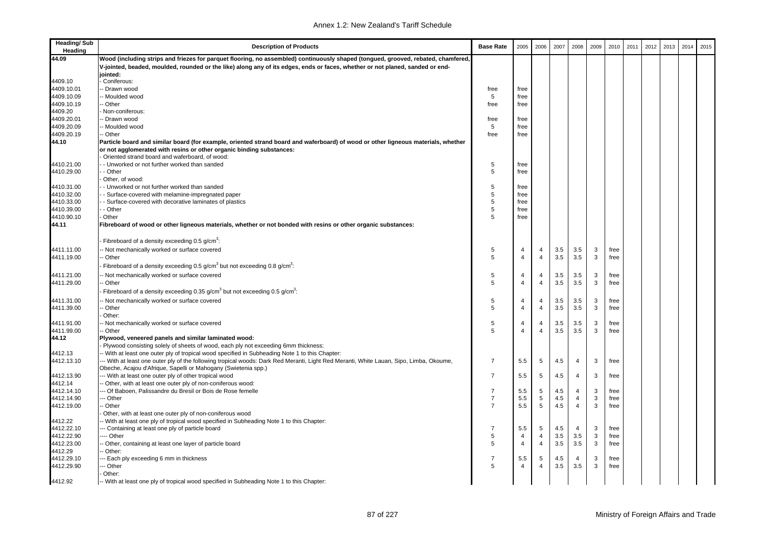| Heading/ Sub Heading | Description of Products | Base Rate | 2005 | 2006 | 2007 | 2008 | 2009 | 2010 | 2011 | 2012 | 2013 | 2014 | 2015 |
|---|---|---|---|---|---|---|---|---|---|---|---|---|---|
| **44.09** | **Wood (including strips and friezes for parquet flooring, no assembled) continuously shaped (tongued, grooved, rebated, chamfered, V-jointed, beaded, moulded, rounded or the like) along any of its edges, ends or faces, whether or not planed, sanded or end-jointed:** | | | | | | | | | | | | |
| 4409.10 | - Coniferous: | | | | | | | | | | | | |
| 4409.10.01 | -- Drawn wood | free | free | | | | | | | | | | |
| 4409.10.09 | -- Moulded wood | 5 | free | | | | | | | | | | |
| 4409.10.19 | -- Other | free | free | | | | | | | | | | |
| 4409.20 | - Non-coniferous: | | | | | | | | | | | | |
| 4409.20.01 | -- Drawn wood | free | free | | | | | | | | | | |
| 4409.20.09 | -- Moulded wood | 5 | free | | | | | | | | | | |
| 4409.20.19 | -- Other | free | free | | | | | | | | | | |
| **44.10** | **Particle board and similar board (for example, oriented strand board and waferboard) of wood or other ligneous materials, whether or not agglomerated with resins or other organic binding substances:** | | | | | | | | | | | | |
| | - Oriented strand board and waferboard, of wood: | | | | | | | | | | | | |
| 4410.21.00 | - - Unworked or not further worked than sanded | 5 | free | | | | | | | | | | |
| 4410.29.00 | - - Other | 5 | free | | | | | | | | | | |
| | - Other, of wood: | | | | | | | | | | | | |
| 4410.31.00 | - - Unworked or not further worked than sanded | 5 | free | | | | | | | | | | |
| 4410.32.00 | - - Surface-covered with melamine-impregnated paper | 5 | free | | | | | | | | | | |
| 4410.33.00 | - - Surface-covered with decorative laminates of plastics | 5 | free | | | | | | | | | | |
| 4410.39.00 | - - Other | 5 | free | | | | | | | | | | |
| 4410.90.10 | - Other | 5 | free | | | | | | | | | | |
| **44.11** | **Fibreboard of wood or other ligneous materials, whether or not bonded with resins or other organic substances:** | | | | | | | | | | | | |
| | - Fibreboard of a density exceeding 0.5 g/cm$^3$: | | | | | | | | | | | | |
| 4411.11.00 | -- Not mechanically worked or surface covered | 5 | 4 | 4 | 3.5 | 3.5 | 3 | free | | | | | |
| 4411.19.00 | -- Other | 5 | 4 | 4 | 3.5 | 3.5 | 3 | free | | | | | |
| | - Fibreboard of a density exceeding 0.5 g/cm$^3$ but not exceeding 0.8 g/cm$^3$: | | | | | | | | | | | | |
| 4411.21.00 | -- Not mechanically worked or surface covered | 5 | 4 | 4 | 3.5 | 3.5 | 3 | free | | | | | |
| 4411.29.00 | -- Other | 5 | 4 | 4 | 3.5 | 3.5 | 3 | free | | | | | |
| | - Fibreboard of a density exceeding 0.35 g/cm$^3$ but not exceeding 0.5 g/cm$^3$: | | | | | | | | | | | | |
| 4411.31.00 | -- Not mechanically worked or surface covered | 5 | 4 | 4 | 3.5 | 3.5 | 3 | free | | | | | |
| 4411.39.00 | -- Other | 5 | 4 | 4 | 3.5 | 3.5 | 3 | free | | | | | |
| | - Other: | | | | | | | | | | | | |
| 4411.91.00 | -- Not mechanically worked or surface covered | 5 | 4 | 4 | 3.5 | 3.5 | 3 | free | | | | | |
| 4411.99.00 | -- Other | 5 | 4 | 4 | 3.5 | 3.5 | 3 | free | | | | | |
| **44.12** | **Plywood, veneered panels and similar laminated wood:** | | | | | | | | | | | | |
| | - Plywood consisting solely of sheets of wood, each ply not exceeding 6mm thickness: | | | | | | | | | | | | |
| 4412.13 | -- With at least one outer ply of tropical wood specified in Subheading Note 1 to this Chapter: | | | | | | | | | | | | |
| 4412.13.10 | --- With at least one outer ply of the following tropical woods: Dark Red Meranti, Light Red Meranti, White Lauan, Sipo, Limba, Okoume, Obeche, Acajou d'Afrique, Sapelli or Mahogany (Swietenia spp.) | 7 | 5.5 | 5 | 4.5 | 4 | 3 | free | | | | | |
| 4412.13.90 | --- With at least one outer ply of other tropical wood | 7 | 5.5 | 5 | 4.5 | 4 | 3 | free | | | | | |
| 4412.14 | -- Other, with at least one outer ply of non-coniferous wood: | | | | | | | | | | | | |
| 4412.14.10 | --- Of Baboen, Palissandre du Bresil or Bois de Rose femelle | 7 | 5.5 | 5 | 4.5 | 4 | 3 | free | | | | | |
| 4412.14.90 | --- Other | 7 | 5.5 | 5 | 4.5 | 4 | 3 | free | | | | | |
| 4412.19.00 | -- Other | 7 | 5.5 | 5 | 4.5 | 4 | 3 | free | | | | | |
| | - Other, with at least one outer ply of non-coniferous wood | | | | | | | | | | | | |
| 4412.22 | -- With at least one ply of tropical wood specified in Subheading Note 1 to this Chapter: | | | | | | | | | | | | |
| 4412.22.10 | --- Containing at least one ply of particle board | 7 | 5.5 | 5 | 4.5 | 4 | 3 | free | | | | | |
| 4412.22.90 | ---- Other | 5 | 4 | 4 | 3.5 | 3.5 | 3 | free | | | | | |
| 4412.23.00 | -- Other, containing at least one layer of particle board | 5 | 4 | 4 | 3.5 | 3.5 | 3 | free | | | | | |
| 4412.29 | -- Other: | | | | | | | | | | | | |
| 4412.29.10 | --- Each ply exceeding 6 mm in thickness | 7 | 5.5 | 5 | 4.5 | 4 | 3 | free | | | | | |
| 4412.29.90 | --- Other | 5 | 4 | 4 | 3.5 | 3.5 | 3 | free | | | | | |
| | - Other: | | | | | | | | | | | | |
| 4412.92 | -- With at least one ply of tropical wood specified in Subheading Note 1 to this Chapter: | | | | | | | | | | | | |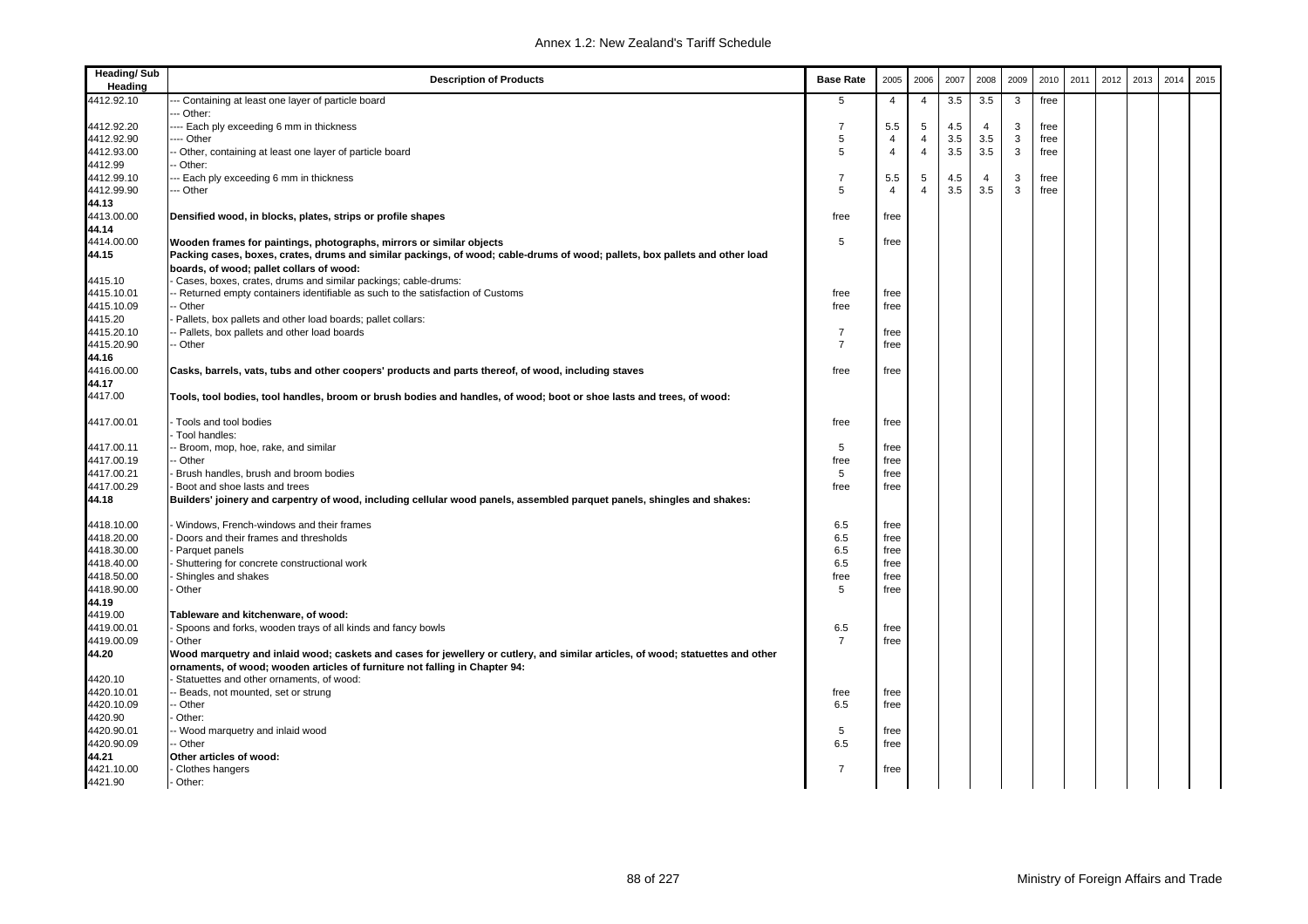| Heading/ Sub Heading | Description of Products | Base Rate | 2005 | 2006 | 2007 | 2008 | 2009 | 2010 | 2011 | 2012 | 2013 | 2014 | 2015 |
|---|---|---|---|---|---|---|---|---|---|---|---|---|---|
| 4412.92.10 | --- Containing at least one layer of particle board | 5 | 4 | 4 | 3.5 | 3.5 | 3 | free | | | | | |
| | --- Other: | | | | | | | | | | | | |
| 4412.92.20 | ---- Each ply exceeding 6 mm in thickness | 7 | 5.5 | 5 | 4.5 | 4 | 3 | free | | | | | |
| 4412.92.90 | ---- Other | 5 | 4 | 4 | 3.5 | 3.5 | 3 | free | | | | | |
| 4412.93.00 | -- Other, containing at least one layer of particle board | 5 | 4 | 4 | 3.5 | 3.5 | 3 | free | | | | | |
| 4412.99 | -- Other: | | | | | | | | | | | | |
| 4412.99.10 | --- Each ply exceeding 6 mm in thickness | 7 | 5.5 | 5 | 4.5 | 4 | 3 | free | | | | | |
| 4412.99.90 | --- Other | 5 | 4 | 4 | 3.5 | 3.5 | 3 | free | | | | | |
| **44.13** | | | | | | | | | | | | | |
| 4413.00.00 | **Densified wood, in blocks, plates, strips or profile shapes** | free | free | | | | | | | | | | |
| **44.14** | | | | | | | | | | | | | |
| 4414.00.00 | **Wooden frames for paintings, photographs, mirrors or similar objects** | 5 | free | | | | | | | | | | |
| **44.15** | **Packing cases, boxes, crates, drums and similar packings, of wood; cable-drums of wood; pallets, box pallets and other load boards, of wood; pallet collars of wood:** | | | | | | | | | | | | |
| 4415.10 | - Cases, boxes, crates, drums and similar packings; cable-drums: | | | | | | | | | | | | |
| 4415.10.01 | -- Returned empty containers identifiable as such to the satisfaction of Customs | free | free | | | | | | | | | | |
| 4415.10.09 | -- Other | free | free | | | | | | | | | | |
| 4415.20 | - Pallets, box pallets and other load boards; pallet collars: | | | | | | | | | | | | |
| 4415.20.10 | -- Pallets, box pallets and other load boards | 7 | free | | | | | | | | | | |
| 4415.20.90 | -- Other | 7 | free | | | | | | | | | | |
| **44.16** | | | | | | | | | | | | | |
| 4416.00.00 | **Casks, barrels, vats, tubs and other coopers' products and parts thereof, of wood, including staves** | free | free | | | | | | | | | | |
| **44.17** | | | | | | | | | | | | | |
| 4417.00 | **Tools, tool bodies, tool handles, broom or brush bodies and handles, of wood; boot or shoe lasts and trees, of wood:** | | | | | | | | | | | | |
| 4417.00.01 | - Tools and tool bodies | free | free | | | | | | | | | | |
| | - Tool handles: | | | | | | | | | | | | |
| 4417.00.11 | -- Broom, mop, hoe, rake, and similar | 5 | free | | | | | | | | | | |
| 4417.00.19 | -- Other | free | free | | | | | | | | | | |
| 4417.00.21 | - Brush handles, brush and broom bodies | 5 | free | | | | | | | | | | |
| 4417.00.29 | - Boot and shoe lasts and trees | free | free | | | | | | | | | | |
| **44.18** | **Builders' joinery and carpentry of wood, including cellular wood panels, assembled parquet panels, shingles and shakes:** | | | | | | | | | | | | |
| 4418.10.00 | - Windows, French-windows and their frames | 6.5 | free | | | | | | | | | | |
| 4418.20.00 | - Doors and their frames and thresholds | 6.5 | free | | | | | | | | | | |
| 4418.30.00 | - Parquet panels | 6.5 | free | | | | | | | | | | |
| 4418.40.00 | - Shuttering for concrete constructional work | 6.5 | free | | | | | | | | | | |
| 4418.50.00 | - Shingles and shakes | free | free | | | | | | | | | | |
| 4418.90.00 | - Other | 5 | free | | | | | | | | | | |
| **44.19** | | | | | | | | | | | | | |
| 4419.00 | **Tableware and kitchenware, of wood:** | | | | | | | | | | | | |
| 4419.00.01 | - Spoons and forks, wooden trays of all kinds and fancy bowls | 6.5 | free | | | | | | | | | | |
| 4419.00.09 | - Other | 7 | free | | | | | | | | | | |
| **44.20** | **Wood marquetry and inlaid wood; caskets and cases for jewellery or cutlery, and similar articles, of wood; statuettes and other ornaments, of wood; wooden articles of furniture not falling in Chapter 94:** | | | | | | | | | | | | |
| 4420.10 | - Statuettes and other ornaments, of wood: | | | | | | | | | | | | |
| 4420.10.01 | -- Beads, not mounted, set or strung | free | free | | | | | | | | | | |
| 4420.10.09 | -- Other | 6.5 | free | | | | | | | | | | |
| 4420.90 | - Other: | | | | | | | | | | | | |
| 4420.90.01 | -- Wood marquetry and inlaid wood | 5 | free | | | | | | | | | | |
| 4420.90.09 | -- Other | 6.5 | free | | | | | | | | | | |
| **44.21** | **Other articles of wood:** | | | | | | | | | | | | |
| 4421.10.00 | - Clothes hangers | 7 | free | | | | | | | | | | |
| 4421.90 | - Other: | | | | | | | | | | | | |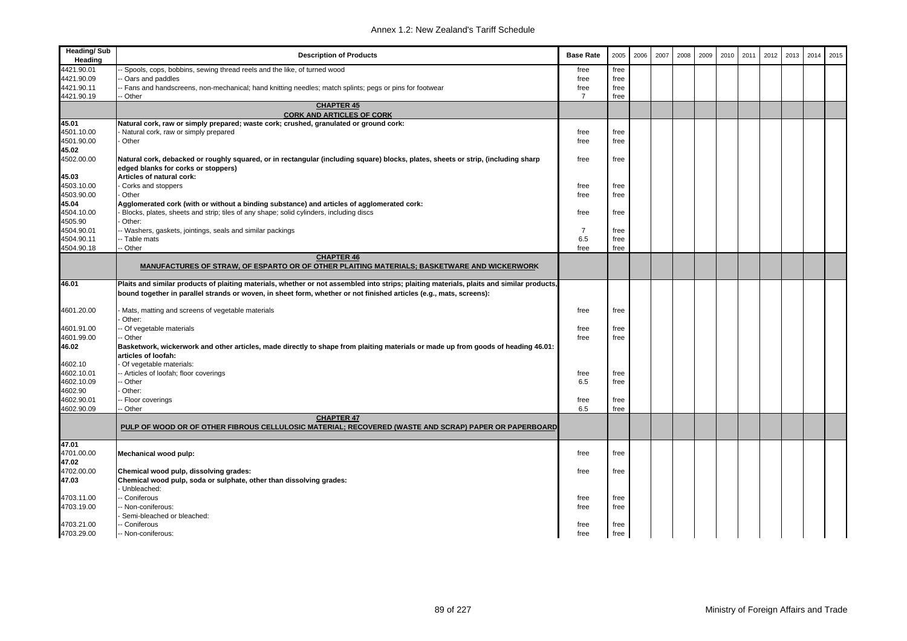| Heading/ Sub Heading | Description of Products | Base Rate | 2005 | 2006 | 2007 | 2008 | 2009 | 2010 | 2011 | 2012 | 2013 | 2014 | 2015 |
|---|---|---|---|---|---|---|---|---|---|---|---|---|---|
| 4421.90.01 | -- Spools, cops, bobbins, sewing thread reels and the like, of turned wood | free | free | | | | | | | | | | |
| 4421.90.09 | -- Oars and paddles | free | free | | | | | | | | | | |
| 4421.90.11 | -- Fans and handscreens, non-mechanical; hand knitting needles; match splints; pegs or pins for footwear | free | free | | | | | | | | | | |
| 4421.90.19 | -- Other | 7 | free | | | | | | | | | | |
| | **CHAPTER 45** **CORK AND ARTICLES OF CORK** | | | | | | | | | | | | |
| **45.01** | **Natural cork, raw or simply prepared; waste cork; crushed, granulated or ground cork:** | | | | | | | | | | | | |
| 4501.10.00 | - Natural cork, raw or simply prepared | free | free | | | | | | | | | | |
| 4501.90.00 | - Other | free | free | | | | | | | | | | |
| **45.02** | | | | | | | | | | | | | |
| 4502.00.00 | **Natural cork, debacked or roughly squared, or in rectangular (including square) blocks, plates, sheets or strip, (including sharp edged blanks for corks or stoppers)** | free | free | | | | | | | | | | |
| **45.03** | **Articles of natural cork:** | | | | | | | | | | | | |
| 4503.10.00 | - Corks and stoppers | free | free | | | | | | | | | | |
| 4503.90.00 | - Other | free | free | | | | | | | | | | |
| **45.04** | **Agglomerated cork (with or without a binding substance) and articles of agglomerated cork:** | | | | | | | | | | | | |
| 4504.10.00 | - Blocks, plates, sheets and strip; tiles of any shape; solid cylinders, including discs | free | free | | | | | | | | | | |
| 4505.90 | - Other: | | | | | | | | | | | | |
| 4504.90.01 | -- Washers, gaskets, jointings, seals and similar packings | 7 | free | | | | | | | | | | |
| 4504.90.11 | -- Table mats | 6.5 | free | | | | | | | | | | |
| 4504.90.18 | -- Other | free | free | | | | | | | | | | |
| | **CHAPTER 46** **MANUFACTURES OF STRAW, OF ESPARTO OR OF OTHER PLAITING MATERIALS; BASKETWARE AND WICKERWORK** | | | | | | | | | | | | |
| **46.01** | **Plaits and similar products of plaiting materials, whether or not assembled into strips; plaiting materials, plaits and similar products, bound together in parallel strands or woven, in sheet form, whether or not finished articles (e.g., mats, screens):** | | | | | | | | | | | | |
| 4601.20.00 | - Mats, matting and screens of vegetable materials | free | free | | | | | | | | | | |
| | - Other: | | | | | | | | | | | | |
| 4601.91.00 | -- Of vegetable materials | free | free | | | | | | | | | | |
| 4601.99.00 | -- Other | free | free | | | | | | | | | | |
| **46.02** | **Basketwork, wickerwork and other articles, made directly to shape from plaiting materials or made up from goods of heading 46.01: articles of loofah:** | | | | | | | | | | | | |
| 4602.10 | - Of vegetable materials: | | | | | | | | | | | | |
| 4602.10.01 | -- Articles of loofah; floor coverings | free | free | | | | | | | | | | |
| 4602.10.09 | -- Other | 6.5 | free | | | | | | | | | | |
| 4602.90 | - Other: | | | | | | | | | | | | |
| 4602.90.01 | -- Floor coverings | free | free | | | | | | | | | | |
| 4602.90.09 | -- Other | 6.5 | free | | | | | | | | | | |
| | **CHAPTER 47** **PULP OF WOOD OR OF OTHER FIBROUS CELLULOSIC MATERIAL; RECOVERED (WASTE AND SCRAP) PAPER OR PAPERBOARD** | | | | | | | | | | | | |
| **47.01** | | | | | | | | | | | | | |
| 4701.00.00 | **Mechanical wood pulp:** | free | free | | | | | | | | | | |
| **47.02** | | | | | | | | | | | | | |
| 4702.00.00 | **Chemical wood pulp, dissolving grades:** | free | free | | | | | | | | | | |
| **47.03** | **Chemical wood pulp, soda or sulphate, other than dissolving grades:** | | | | | | | | | | | | |
| | - Unbleached: | | | | | | | | | | | | |
| 4703.11.00 | -- Coniferous | free | free | | | | | | | | | | |
| 4703.19.00 | -- Non-coniferous: | free | free | | | | | | | | | | |
| | - Semi-bleached or bleached: | | | | | | | | | | | | |
| 4703.21.00 | -- Coniferous | free | free | | | | | | | | | | |
| 4703.29.00 | -- Non-coniferous: | free | free | | | | | | | | | | |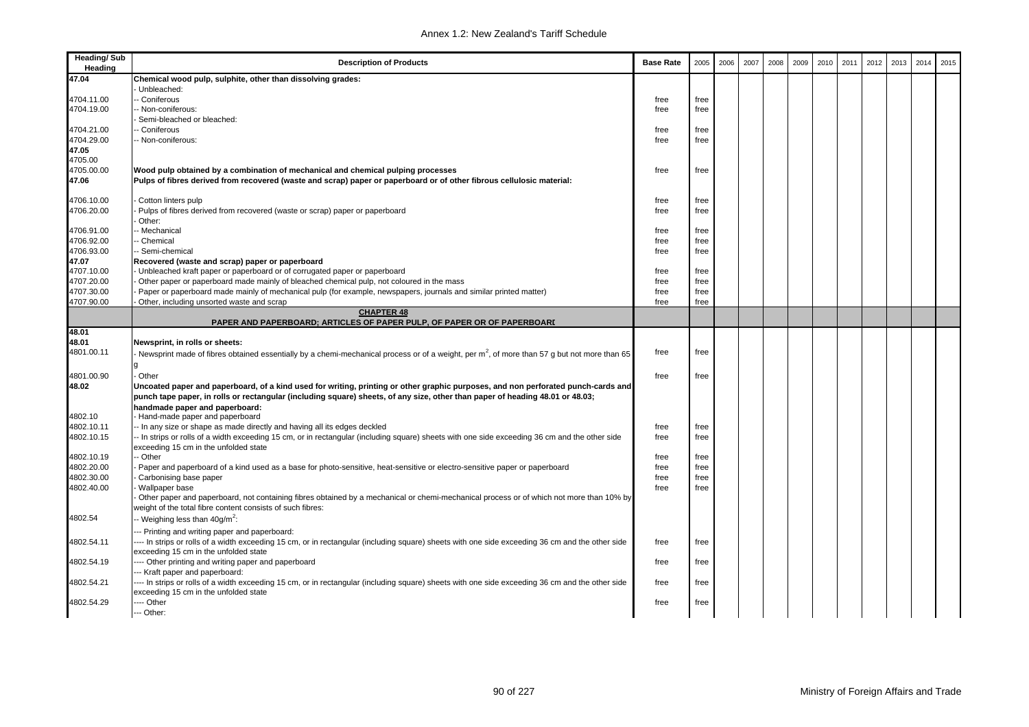| Heading/ Sub Heading | Description of Products | Base Rate | 2005 | 2006 | 2007 | 2008 | 2009 | 2010 | 2011 | 2012 | 2013 | 2014 | 2015 |
|---|---|---|---|---|---|---|---|---|---|---|---|---|---|
| **47.04** | **Chemical wood pulp, sulphite, other than dissolving grades:** | | | | | | | | | | | | |
| | - Unbleached: | | | | | | | | | | | | |
| 4704.11.00 | -- Coniferous | free | free | | | | | | | | | | |
| 4704.19.00 | -- Non-coniferous: | free | free | | | | | | | | | | |
| | - Semi-bleached or bleached: | | | | | | | | | | | | |
| 4704.21.00 | -- Coniferous | free | free | | | | | | | | | | |
| 4704.29.00 | -- Non-coniferous: | free | free | | | | | | | | | | |
| **47.05** | | | | | | | | | | | | | |
| 4705.00 | | | | | | | | | | | | | |
| 4705.00.00 | **Wood pulp obtained by a combination of mechanical and chemical pulping processes** | free | free | | | | | | | | | | |
| **47.06** | **Pulps of fibres derived from recovered (waste and scrap) paper or paperboard or of other fibrous cellulosic material:** | | | | | | | | | | | | |
| 4706.10.00 | - Cotton linters pulp | free | free | | | | | | | | | | |
| 4706.20.00 | - Pulps of fibres derived from recovered (waste or scrap) paper or paperboard | free | free | | | | | | | | | | |
| | - Other: | | | | | | | | | | | | |
| 4706.91.00 | -- Mechanical | free | free | | | | | | | | | | |
| 4706.92.00 | -- Chemical | free | free | | | | | | | | | | |
| 4706.93.00 | -- Semi-chemical | free | free | | | | | | | | | | |
| **47.07** | **Recovered (waste and scrap) paper or paperboard** | | | | | | | | | | | | |
| 4707.10.00 | - Unbleached kraft paper or paperboard or of corrugated paper or paperboard | free | free | | | | | | | | | | |
| 4707.20.00 | - Other paper or paperboard made mainly of bleached chemical pulp, not coloured in the mass | free | free | | | | | | | | | | |
| 4707.30.00 | - Paper or paperboard made mainly of mechanical pulp (for example, newspapers, journals and similar printed matter) | free | free | | | | | | | | | | |
| 4707.90.00 | - Other, including unsorted waste and scrap | free | free | | | | | | | | | | |
| | **CHAPTER 48** **PAPER AND PAPERBOARD; ARTICLES OF PAPER PULP, OF PAPER OR OF PAPERBOARD** | | | | | | | | | | | | |
| **48.01** | | | | | | | | | | | | | |
| **48.01** | **Newsprint, in rolls or sheets:** | | | | | | | | | | | | |
| 4801.00.11 | - Newsprint made of fibres obtained essentially by a chemi-mechanical process or of a weight, per $m^2$, of more than 57 g but not more than 65 g | free | free | | | | | | | | | | |
| 4801.00.90 | - Other | free | free | | | | | | | | | | |
| **48.02** | **Uncoated paper and paperboard, of a kind used for writing, printing or other graphic purposes, and non perforated punch-cards and punch tape paper, in rolls or rectangular (including square) sheets, of any size, other than paper of heading 48.01 or 48.03; handmade paper and paperboard:** | | | | | | | | | | | | |
| 4802.10 | - Hand-made paper and paperboard | | | | | | | | | | | | |
| 4802.10.11 | -- In any size or shape as made directly and having all its edges deckled | free | free | | | | | | | | | | |
| 4802.10.15 | -- In strips or rolls of a width exceeding 15 cm, or in rectangular (including square) sheets with one side exceeding 36 cm and the other side exceeding 15 cm in the unfolded state | free | free | | | | | | | | | | |
| 4802.10.19 | -- Other | free | free | | | | | | | | | | |
| 4802.20.00 | - Paper and paperboard of a kind used as a base for photo-sensitive, heat-sensitive or electro-sensitive paper or paperboard | free | free | | | | | | | | | | |
| 4802.30.00 | - Carbonising base paper | free | free | | | | | | | | | | |
| 4802.40.00 | - Wallpaper base | free | free | | | | | | | | | | |
| | - Other paper and paperboard, not containing fibres obtained by a mechanical or chemi-mechanical process or of which not more than 10% by weight of the total fibre content consists of such fibres: | | | | | | | | | | | | |
| 4802.54 | -- Weighing less than 40g/$m^2$: | | | | | | | | | | | | |
| | --- Printing and writing paper and paperboard: | | | | | | | | | | | | |
| 4802.54.11 | ---- In strips or rolls of a width exceeding 15 cm, or in rectangular (including square) sheets with one side exceeding 36 cm and the other side exceeding 15 cm in the unfolded state | free | free | | | | | | | | | | |
| 4802.54.19 | ---- Other printing and writing paper and paperboard | free | free | | | | | | | | | | |
| | --- Kraft paper and paperboard: | | | | | | | | | | | | |
| 4802.54.21 | ---- In strips or rolls of a width exceeding 15 cm, or in rectangular (including square) sheets with one side exceeding 36 cm and the other side exceeding 15 cm in the unfolded state | free | free | | | | | | | | | | |
| 4802.54.29 | ---- Other | free | free | | | | | | | | | | |
| | --- Other: | | | | | | | | | | | | |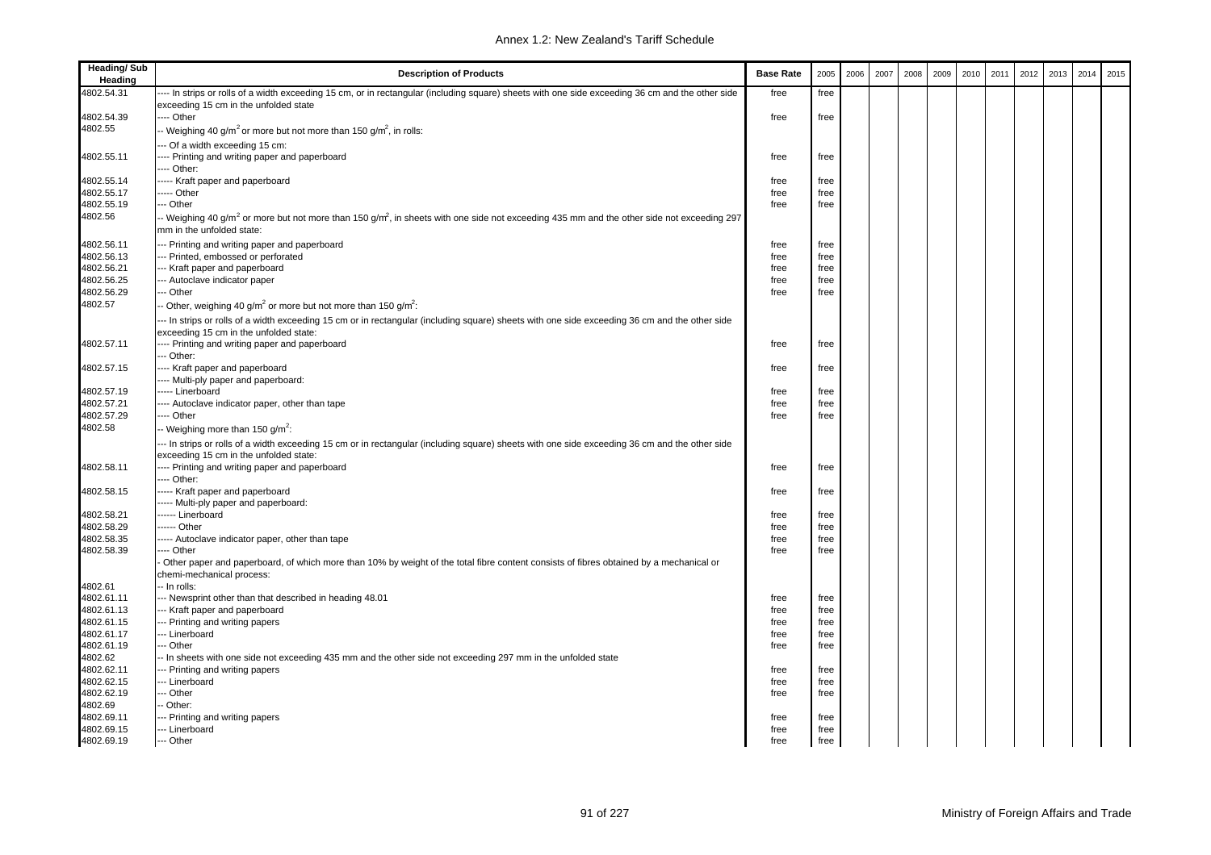| Heading/ Sub Heading | Description of Products | Base Rate | 2005 | 2006 | 2007 | 2008 | 2009 | 2010 | 2011 | 2012 | 2013 | 2014 | 2015 |
|---|---|---|---|---|---|---|---|---|---|---|---|---|---|
| 4802.54.31 | ---- In strips or rolls of a width exceeding 15 cm, or in rectangular (including square) sheets with one side exceeding 36 cm and the other side exceeding 15 cm in the unfolded state | free | free | | | | | | | | | | |
| 4802.54.39 | ---- Other | free | free | | | | | | | | | | |
| 4802.55 | -- Weighing 40 g/m$^2$ or more but not more than 150 g/m$^2$, in rolls: | | | | | | | | | | | | |
| | --- Of a width exceeding 15 cm: | | | | | | | | | | | | |
| 4802.55.11 | ---- Printing and writing paper and paperboard | free | free | | | | | | | | | | |
| | ---- Other: | | | | | | | | | | | | |
| 4802.55.14 | ----- Kraft paper and paperboard | free | free | | | | | | | | | | |
| 4802.55.17 | ----- Other | free | free | | | | | | | | | | |
| 4802.55.19 | --- Other | free | free | | | | | | | | | | |
| 4802.56 | -- Weighing 40 g/m$^2$ or more but not more than 150 g/m$^2$, in sheets with one side not exceeding 435 mm and the other side not exceeding 297 mm in the unfolded state: | | | | | | | | | | | | |
| 4802.56.11 | --- Printing and writing paper and paperboard | free | free | | | | | | | | | | |
| 4802.56.13 | --- Printed, embossed or perforated | free | free | | | | | | | | | | |
| 4802.56.21 | --- Kraft paper and paperboard | free | free | | | | | | | | | | |
| 4802.56.25 | --- Autoclave indicator paper | free | free | | | | | | | | | | |
| 4802.56.29 | --- Other | free | free | | | | | | | | | | |
| 4802.57 | -- Other, weighing 40 g/m$^2$ or more but not more than 150 g/m$^2$: | | | | | | | | | | | | |
| | --- In strips or rolls of a width exceeding 15 cm or in rectangular (including square) sheets with one side exceeding 36 cm and the other side exceeding 15 cm in the unfolded state: | | | | | | | | | | | | |
| 4802.57.11 | ---- Printing and writing paper and paperboard | free | free | | | | | | | | | | |
| | --- Other: | | | | | | | | | | | | |
| 4802.57.15 | ---- Kraft paper and paperboard | free | free | | | | | | | | | | |
| | ---- Multi-ply paper and paperboard: | | | | | | | | | | | | |
| 4802.57.19 | ----- Linerboard | free | free | | | | | | | | | | |
| 4802.57.21 | ---- Autoclave indicator paper, other than tape | free | free | | | | | | | | | | |
| 4802.57.29 | ---- Other | free | free | | | | | | | | | | |
| 4802.58 | -- Weighing more than 150 g/m$^2$: | | | | | | | | | | | | |
| | --- In strips or rolls of a width exceeding 15 cm or in rectangular (including square) sheets with one side exceeding 36 cm and the other side exceeding 15 cm in the unfolded state: | | | | | | | | | | | | |
| 4802.58.11 | ---- Printing and writing paper and paperboard | free | free | | | | | | | | | | |
| | ---- Other: | | | | | | | | | | | | |
| 4802.58.15 | ----- Kraft paper and paperboard | free | free | | | | | | | | | | |
| | ----- Multi-ply paper and paperboard: | | | | | | | | | | | | |
| 4802.58.21 | ------ Linerboard | free | free | | | | | | | | | | |
| 4802.58.29 | ------ Other | free | free | | | | | | | | | | |
| 4802.58.35 | ----- Autoclave indicator paper, other than tape | free | free | | | | | | | | | | |
| 4802.58.39 | ---- Other | free | free | | | | | | | | | | |
| | - Other paper and paperboard, of which more than 10% by weight of the total fibre content consists of fibres obtained by a mechanical or chemi-mechanical process: | | | | | | | | | | | | |
| 4802.61 | -- In rolls: | | | | | | | | | | | | |
| 4802.61.11 | --- Newsprint other than that described in heading 48.01 | free | free | | | | | | | | | | |
| 4802.61.13 | --- Kraft paper and paperboard | free | free | | | | | | | | | | |
| 4802.61.15 | --- Printing and writing papers | free | free | | | | | | | | | | |
| 4802.61.17 | --- Linerboard | free | free | | | | | | | | | | |
| 4802.61.19 | --- Other | free | free | | | | | | | | | | |
| 4802.62 | -- In sheets with one side not exceeding 435 mm and the other side not exceeding 297 mm in the unfolded state | | | | | | | | | | | | |
| 4802.62.11 | --- Printing and writing papers | free | free | | | | | | | | | | |
| 4802.62.15 | --- Linerboard | free | free | | | | | | | | | | |
| 4802.62.19 | --- Other | free | free | | | | | | | | | | |
| 4802.69 | -- Other: | | | | | | | | | | | | |
| 4802.69.11 | --- Printing and writing papers | free | free | | | | | | | | | | |
| 4802.69.15 | --- Linerboard | free | free | | | | | | | | | | |
| 4802.69.19 | --- Other | free | free | | | | | | | | | | |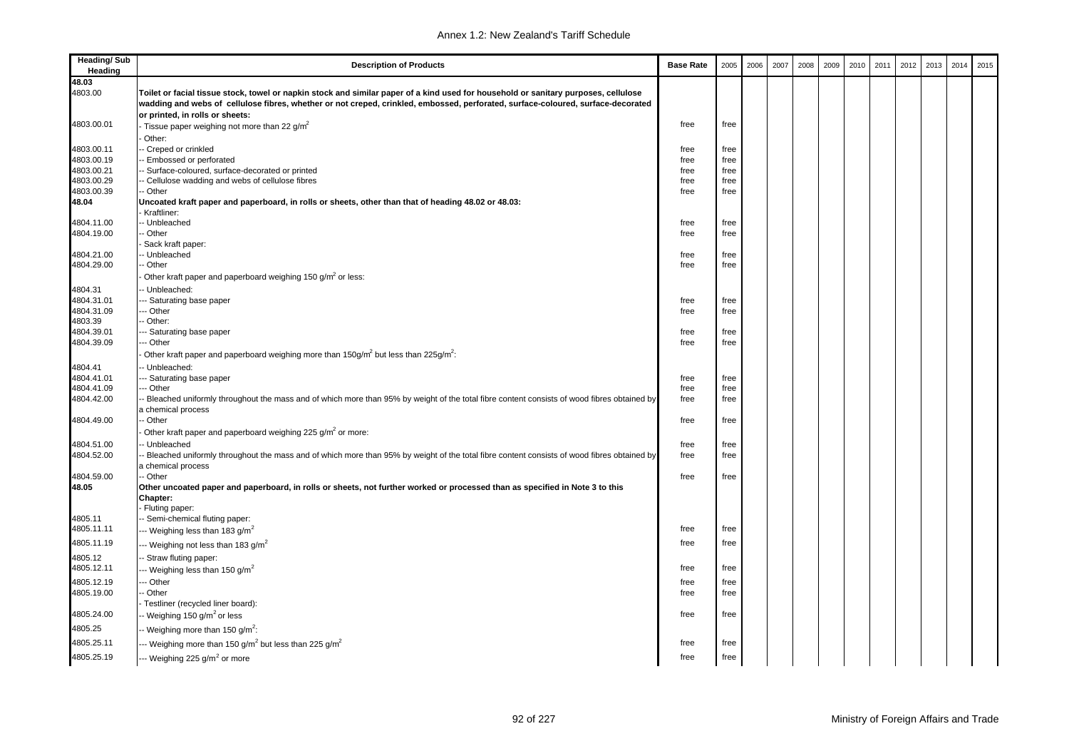| Heading/ Sub Heading | Description of Products | Base Rate | 2005 | 2006 | 2007 | 2008 | 2009 | 2010 | 2011 | 2012 | 2013 | 2014 | 2015 |
|---|---|---|---|---|---|---|---|---|---|---|---|---|---|
| **48.03** | | | | | | | | | | | | | |
| 4803.00 | **Toilet or facial tissue stock, towel or napkin stock and similar paper of a kind used for household or sanitary purposes, cellulose wadding and webs of cellulose fibres, whether or not creped, crinkled, embossed, perforated, surface-coloured, surface-decorated or printed, in rolls or sheets:** | | | | | | | | | | | | |
| 4803.00.01 | - Tissue paper weighing not more than 22 g/m$^2$ | free | free | | | | | | | | | | |
| | - Other: | | | | | | | | | | | | |
| 4803.00.11 | -- Creped or crinkled | free | free | | | | | | | | | | |
| 4803.00.19 | -- Embossed or perforated | free | free | | | | | | | | | | |
| 4803.00.21 | -- Surface-coloured, surface-decorated or printed | free | free | | | | | | | | | | |
| 4803.00.29 | -- Cellulose wadding and webs of cellulose fibres | free | free | | | | | | | | | | |
| 4803.00.39 | -- Other | free | free | | | | | | | | | | |
| **48.04** | **Uncoated kraft paper and paperboard, in rolls or sheets, other than that of heading 48.02 or 48.03:** | | | | | | | | | | | | |
| | - Kraftliner: | | | | | | | | | | | | |
| 4804.11.00 | -- Unbleached | free | free | | | | | | | | | | |
| 4804.19.00 | -- Other | free | free | | | | | | | | | | |
| | - Sack kraft paper: | | | | | | | | | | | | |
| 4804.21.00 | -- Unbleached | free | free | | | | | | | | | | |
| 4804.29.00 | -- Other | free | free | | | | | | | | | | |
| | - Other kraft paper and paperboard weighing 150 g/m$^2$ or less: | | | | | | | | | | | | |
| 4804.31 | -- Unbleached: | | | | | | | | | | | | |
| 4804.31.01 | --- Saturating base paper | free | free | | | | | | | | | | |
| 4804.31.09 | --- Other | free | free | | | | | | | | | | |
| 4803.39 | -- Other: | | | | | | | | | | | | |
| 4804.39.01 | --- Saturating base paper | free | free | | | | | | | | | | |
| 4804.39.09 | --- Other | free | free | | | | | | | | | | |
| | - Other kraft paper and paperboard weighing more than 150g/m$^2$ but less than 225g/m$^2$: | | | | | | | | | | | | |
| 4804.41 | -- Unbleached: | | | | | | | | | | | | |
| 4804.41.01 | --- Saturating base paper | free | free | | | | | | | | | | |
| 4804.41.09 | --- Other | free | free | | | | | | | | | | |
| 4804.42.00 | -- Bleached uniformly throughout the mass and of which more than 95% by weight of the total fibre content consists of wood fibres obtained by a chemical process | free | free | | | | | | | | | | |
| 4804.49.00 | -- Other | free | free | | | | | | | | | | |
| | - Other kraft paper and paperboard weighing 225 g/m$^2$ or more: | | | | | | | | | | | | |
| 4804.51.00 | -- Unbleached | free | free | | | | | | | | | | |
| 4804.52.00 | -- Bleached uniformly throughout the mass and of which more than 95% by weight of the total fibre content consists of wood fibres obtained by a chemical process | free | free | | | | | | | | | | |
| 4804.59.00 | -- Other | free | free | | | | | | | | | | |
| **48.05** | **Other uncoated paper and paperboard, in rolls or sheets, not further worked or processed than as specified in Note 3 to this Chapter:** | | | | | | | | | | | | |
| | - Fluting paper: | | | | | | | | | | | | |
| 4805.11 | -- Semi-chemical fluting paper: | | | | | | | | | | | | |
| 4805.11.11 | --- Weighing less than 183 g/m$^2$ | free | free | | | | | | | | | | |
| 4805.11.19 | --- Weighing not less than 183 g/m$^2$ | free | free | | | | | | | | | | |
| 4805.12 | -- Straw fluting paper: | | | | | | | | | | | | |
| 4805.12.11 | --- Weighing less than 150 g/m$^2$ | free | free | | | | | | | | | | |
| 4805.12.19 | --- Other | free | free | | | | | | | | | | |
| 4805.19.00 | -- Other | free | free | | | | | | | | | | |
| | - Testliner (recycled liner board): | | | | | | | | | | | | |
| 4805.24.00 | -- Weighing 150 g/m$^2$ or less | free | free | | | | | | | | | | |
| 4805.25 | -- Weighing more than 150 g/m$^2$: | | | | | | | | | | | | |
| 4805.25.11 | --- Weighing more than 150 g/m$^2$ but less than 225 g/m$^2$ | free | free | | | | | | | | | | |
| 4805.25.19 | --- Weighing 225 g/m$^2$ or more | free | free | | | | | | | | | | |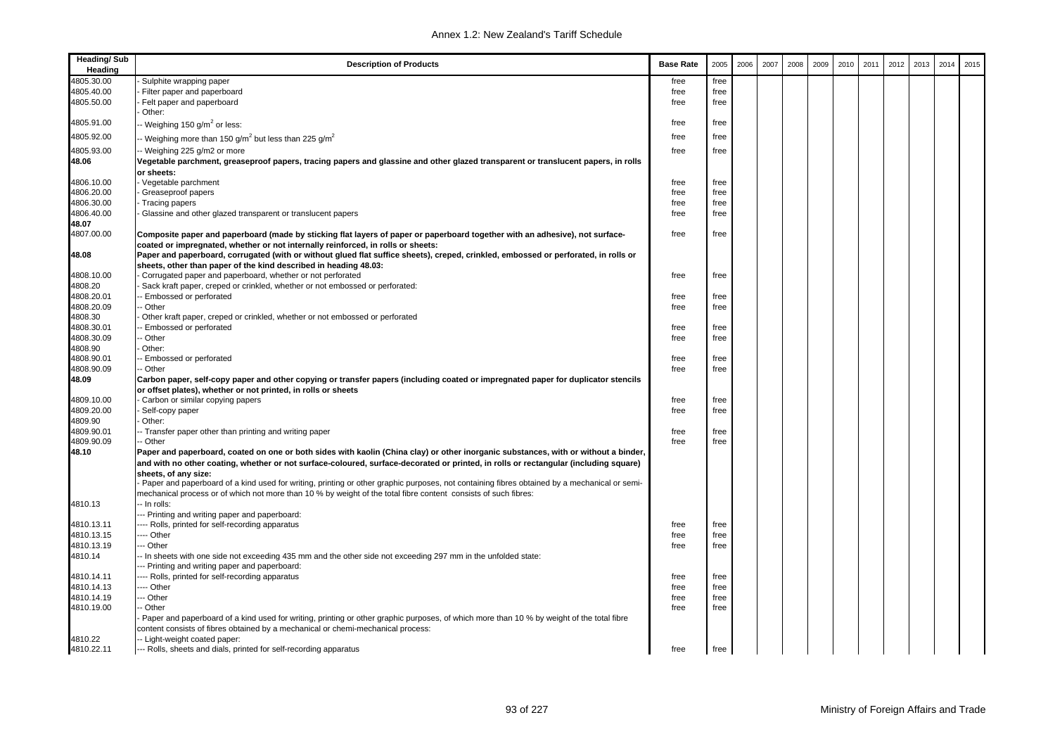| Heading/ Sub Heading | Description of Products | Base Rate | 2005 | 2006 | 2007 | 2008 | 2009 | 2010 | 2011 | 2012 | 2013 | 2014 | 2015 |
|---|---|---|---|---|---|---|---|---|---|---|---|---|---|
| 4805.30.00 | - Sulphite wrapping paper | free | free | | | | | | | | | | |
| 4805.40.00 | - Filter paper and paperboard | free | free | | | | | | | | | | |
| 4805.50.00 | - Felt paper and paperboard | free | free | | | | | | | | | | |
| | - Other: | | | | | | | | | | | | |
| 4805.91.00 | -- Weighing 150 g/m$^2$ or less: | free | free | | | | | | | | | | |
| 4805.92.00 | -- Weighing more than 150 g/m$^2$ but less than 225 g/m$^2$ | free | free | | | | | | | | | | |
| 4805.93.00 | -- Weighing 225 g/m2 or more | free | free | | | | | | | | | | |
| **48.06** | **Vegetable parchment, greaseproof papers, tracing papers and glassine and other glazed transparent or translucent papers, in rolls or sheets:** | | | | | | | | | | | | |
| 4806.10.00 | - Vegetable parchment | free | free | | | | | | | | | | |
| 4806.20.00 | - Greaseproof papers | free | free | | | | | | | | | | |
| 4806.30.00 | - Tracing papers | free | free | | | | | | | | | | |
| 4806.40.00 | - Glassine and other glazed transparent or translucent papers | free | free | | | | | | | | | | |
| **48.07** | | | | | | | | | | | | | |
| 4807.00.00 | **Composite paper and paperboard (made by sticking flat layers of paper or paperboard together with an adhesive), not surface-coated or impregnated, whether or not internally reinforced, in rolls or sheets:** | free | free | | | | | | | | | | |
| **48.08** | **Paper and paperboard, corrugated (with or without glued flat suffice sheets), creped, crinkled, embossed or perforated, in rolls or sheets, other than paper of the kind described in heading 48.03:** | | | | | | | | | | | | |
| 4808.10.00 | - Corrugated paper and paperboard, whether or not perforated | free | free | | | | | | | | | | |
| 4808.20 | - Sack kraft paper, creped or crinkled, whether or not embossed or perforated: | | | | | | | | | | | | |
| 4808.20.01 | -- Embossed or perforated | free | free | | | | | | | | | | |
| 4808.20.09 | -- Other | free | free | | | | | | | | | | |
| 4808.30 | - Other kraft paper, creped or crinkled, whether or not embossed or perforated | | | | | | | | | | | | |
| 4808.30.01 | -- Embossed or perforated | free | free | | | | | | | | | | |
| 4808.30.09 | -- Other | free | free | | | | | | | | | | |
| 4808.90 | - Other: | | | | | | | | | | | | |
| 4808.90.01 | -- Embossed or perforated | free | free | | | | | | | | | | |
| 4808.90.09 | -- Other | free | free | | | | | | | | | | |
| **48.09** | **Carbon paper, self-copy paper and other copying or transfer papers (including coated or impregnated paper for duplicator stencils or offset plates), whether or not printed, in rolls or sheets** | | | | | | | | | | | | |
| 4809.10.00 | - Carbon or similar copying papers | free | free | | | | | | | | | | |
| 4809.20.00 | - Self-copy paper | free | free | | | | | | | | | | |
| 4809.90 | - Other: | | | | | | | | | | | | |
| 4809.90.01 | -- Transfer paper other than printing and writing paper | free | free | | | | | | | | | | |
| 4809.90.09 | -- Other | free | free | | | | | | | | | | |
| **48.10** | **Paper and paperboard, coated on one or both sides with kaolin (China clay) or other inorganic substances, with or without a binder, and with no other coating, whether or not surface-coloured, surface-decorated or printed, in rolls or rectangular (including square) sheets, of any size:** | | | | | | | | | | | | |
| | - Paper and paperboard of a kind used for writing, printing or other graphic purposes, not containing fibres obtained by a mechanical or semi-mechanical process or of which not more than 10 % by weight of the total fibre content consists of such fibres: | | | | | | | | | | | | |
| 4810.13 | -- In rolls: | | | | | | | | | | | | |
| | --- Printing and writing paper and paperboard: | | | | | | | | | | | | |
| 4810.13.11 | ---- Rolls, printed for self-recording apparatus | free | free | | | | | | | | | | |
| 4810.13.15 | ---- Other | free | free | | | | | | | | | | |
| 4810.13.19 | --- Other | free | free | | | | | | | | | | |
| 4810.14 | -- In sheets with one side not exceeding 435 mm and the other side not exceeding 297 mm in the unfolded state: | | | | | | | | | | | | |
| | --- Printing and writing paper and paperboard: | | | | | | | | | | | | |
| 4810.14.11 | ---- Rolls, printed for self-recording apparatus | free | free | | | | | | | | | | |
| 4810.14.13 | ---- Other | free | free | | | | | | | | | | |
| 4810.14.19 | --- Other | free | free | | | | | | | | | | |
| 4810.19.00 | -- Other | free | free | | | | | | | | | | |
| | - Paper and paperboard of a kind used for writing, printing or other graphic purposes, of which more than 10 % by weight of the total fibre content consists of fibres obtained by a mechanical or chemi-mechanical process: | | | | | | | | | | | | |
| 4810.22 | -- Light-weight coated paper: | | | | | | | | | | | | |
| 4810.22.11 | --- Rolls, sheets and dials, printed for self-recording apparatus | free | free | | | | | | | | | | |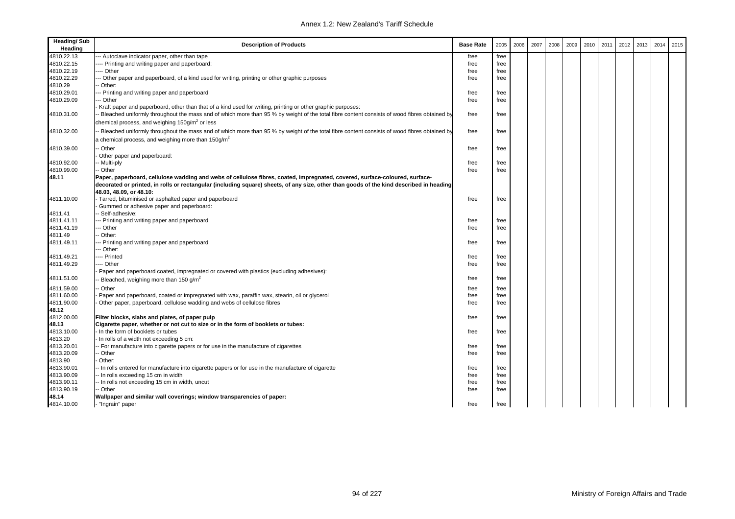| Heading/ Sub Heading | Description of Products | Base Rate | 2005 | 2006 | 2007 | 2008 | 2009 | 2010 | 2011 | 2012 | 2013 | 2014 | 2015 |
|---|---|---|---|---|---|---|---|---|---|---|---|---|---|
| 4810.22.13 | --- Autoclave indicator paper, other than tape | free | free | | | | | | | | | | |
| 4810.22.15 | ---- Printing and writing paper and paperboard: | free | free | | | | | | | | | | |
| 4810.22.19 | ---- Other | free | free | | | | | | | | | | |
| 4810.22.29 | --- Other paper and paperboard, of a kind used for writing, printing or other graphic purposes | free | free | | | | | | | | | | |
| 4810.29 | -- Other: | | | | | | | | | | | | |
| 4810.29.01 | --- Printing and writing paper and paperboard | free | free | | | | | | | | | | |
| 4810.29.09 | --- Other | free | free | | | | | | | | | | |
| | - Kraft paper and paperboard, other than that of a kind used for writing, printing or other graphic purposes: | | | | | | | | | | | | |
| 4810.31.00 | -- Bleached uniformly throughout the mass and of which more than 95 % by weight of the total fibre content consists of wood fibres obtained by chemical process, and weighing 150g/m$^2$ or less | free | free | | | | | | | | | | |
| 4810.32.00 | -- Bleached uniformly throughout the mass and of which more than 95 % by weight of the total fibre content consists of wood fibres obtained by a chemical process, and weighing more than 150g/m$^2$ | free | free | | | | | | | | | | |
| 4810.39.00 | -- Other | free | free | | | | | | | | | | |
| | - Other paper and paperboard: | | | | | | | | | | | | |
| 4810.92.00 | -- Multi-ply | free | free | | | | | | | | | | |
| 4810.99.00 | -- Other | free | free | | | | | | | | | | |
| **48.11** | **Paper, paperboard, cellulose wadding and webs of cellulose fibres, coated, impregnated, covered, surface-coloured, surface-decorated or printed, in rolls or rectangular (including square) sheets, of any size, other than goods of the kind described in heading 48.03, 48.09, or 48.10:** | | | | | | | | | | | | |
| 4811.10.00 | - Tarred, bituminised or asphalted paper and paperboard | free | free | | | | | | | | | | |
| | - Gummed or adhesive paper and paperboard: | | | | | | | | | | | | |
| 4811.41 | -- Self-adhesive: | | | | | | | | | | | | |
| 4811.41.11 | --- Printing and writing paper and paperboard | free | free | | | | | | | | | | |
| 4811.41.19 | --- Other | free | free | | | | | | | | | | |
| 4811.49 | -- Other: | | | | | | | | | | | | |
| 4811.49.11 | --- Printing and writing paper and paperboard | free | free | | | | | | | | | | |
| | --- Other: | | | | | | | | | | | | |
| 4811.49.21 | ---- Printed | free | free | | | | | | | | | | |
| 4811.49.29 | ---- Other | free | free | | | | | | | | | | |
| | - Paper and paperboard coated, impregnated or covered with plastics (excluding adhesives): | | | | | | | | | | | | |
| 4811.51.00 | -- Bleached, weighing more than 150 g/m$^2$ | free | free | | | | | | | | | | |
| 4811.59.00 | -- Other | free | free | | | | | | | | | | |
| 4811.60.00 | - Paper and paperboard, coated or impregnated with wax, paraffin wax, stearin, oil or glycerol | free | free | | | | | | | | | | |
| 4811.90.00 | - Other paper, paperboard, cellulose wadding and webs of cellulose fibres | free | free | | | | | | | | | | |
| **48.12** | | | | | | | | | | | | | |
| 4812.00.00 | **Filter blocks, slabs and plates, of paper pulp** | free | free | | | | | | | | | | |
| **48.13** | **Cigarette paper, whether or not cut to size or in the form of booklets or tubes:** | | | | | | | | | | | | |
| 4813.10.00 | - In the form of booklets or tubes | free | free | | | | | | | | | | |
| 4813.20 | - In rolls of a width not exceeding 5 cm: | | | | | | | | | | | | |
| 4813.20.01 | -- For manufacture into cigarette papers or for use in the manufacture of cigarettes | free | free | | | | | | | | | | |
| 4813.20.09 | -- Other | free | free | | | | | | | | | | |
| 4813.90 | - Other: | | | | | | | | | | | | |
| 4813.90.01 | -- In rolls entered for manufacture into cigarette papers or for use in the manufacture of cigarette | free | free | | | | | | | | | | |
| 4813.90.09 | -- In rolls exceeding 15 cm in width | free | free | | | | | | | | | | |
| 4813.90.11 | -- In rolls not exceeding 15 cm in width, uncut | free | free | | | | | | | | | | |
| 4813.90.19 | -- Other | free | free | | | | | | | | | | |
| **48.14** | **Wallpaper and similar wall coverings; window transparencies of paper:** | | | | | | | | | | | | |
| 4814.10.00 | - "Ingrain" paper | free | free | | | | | | | | | | |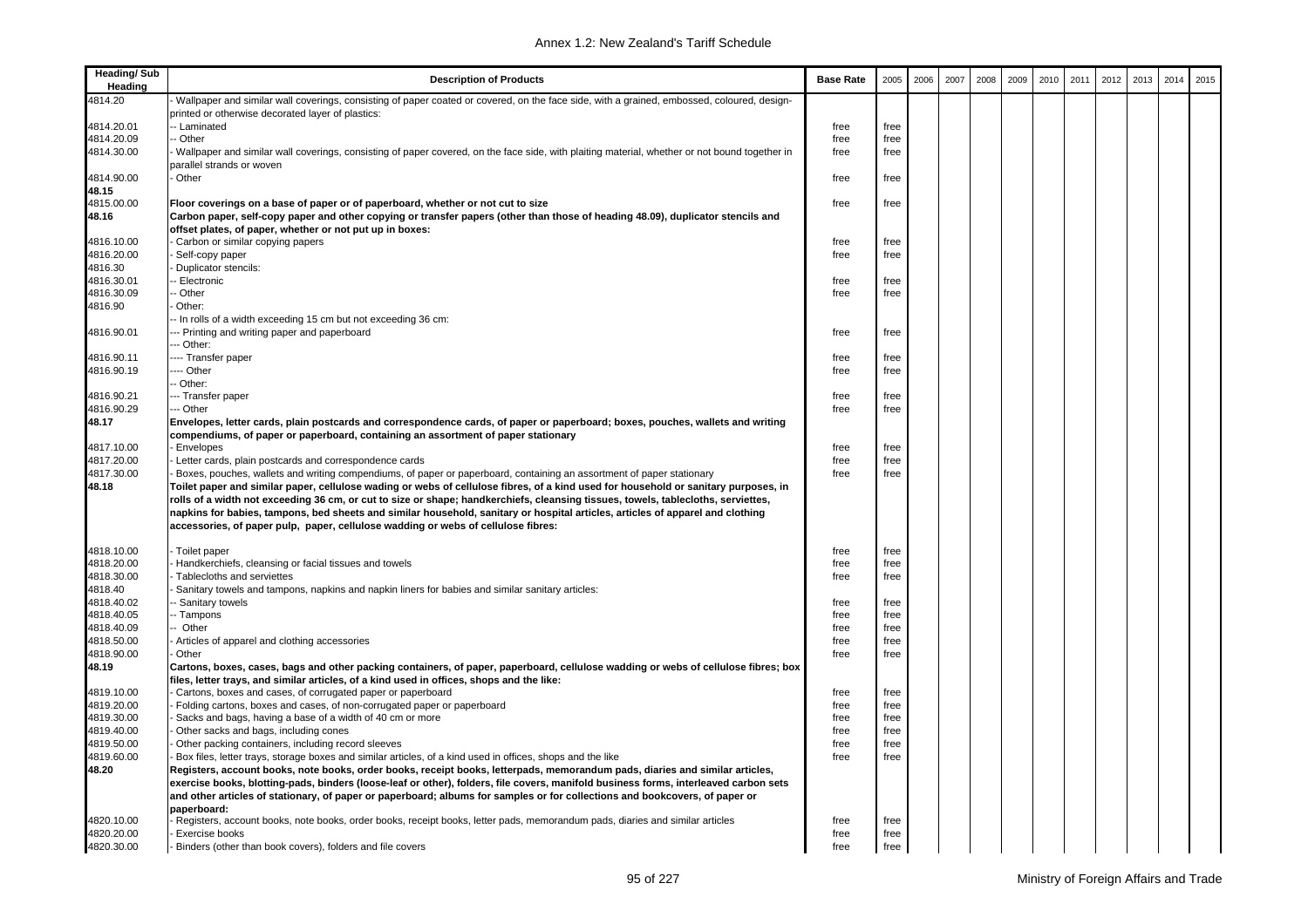| Heading/ Sub Heading | Description of Products | Base Rate | 2005 | 2006 | 2007 | 2008 | 2009 | 2010 | 2011 | 2012 | 2013 | 2014 | 2015 |
|---|---|---|---|---|---|---|---|---|---|---|---|---|---|
| 4814.20 | - Wallpaper and similar wall coverings, consisting of paper coated or covered, on the face side, with a grained, embossed, coloured, design-printed or otherwise decorated layer of plastics: | | | | | | | | | | | | |
| 4814.20.01 | -- Laminated | free | free | | | | | | | | | | |
| 4814.20.09 | -- Other | free | free | | | | | | | | | | |
| 4814.30.00 | - Wallpaper and similar wall coverings, consisting of paper covered, on the face side, with plaiting material, whether or not bound together in parallel strands or woven | free | free | | | | | | | | | | |
| 4814.90.00 | - Other | free | free | | | | | | | | | | |
| **48.15** | | | | | | | | | | | | | |
| 4815.00.00 | **Floor coverings on a base of paper or of paperboard, whether or not cut to size** | free | free | | | | | | | | | | |
| **48.16** | **Carbon paper, self-copy paper and other copying or transfer papers (other than those of heading 48.09), duplicator stencils and offset plates, of paper, whether or not put up in boxes:** | | | | | | | | | | | | |
| 4816.10.00 | - Carbon or similar copying papers | free | free | | | | | | | | | | |
| 4816.20.00 | - Self-copy paper | free | free | | | | | | | | | | |
| 4816.30 | - Duplicator stencils: | | | | | | | | | | | | |
| 4816.30.01 | -- Electronic | free | free | | | | | | | | | | |
| 4816.30.09 | -- Other | free | free | | | | | | | | | | |
| 4816.90 | - Other: | | | | | | | | | | | | |
| | -- In rolls of a width exceeding 15 cm but not exceeding 36 cm: | | | | | | | | | | | | |
| 4816.90.01 | --- Printing and writing paper and paperboard | free | free | | | | | | | | | | |
| | --- Other: | | | | | | | | | | | | |
| 4816.90.11 | ---- Transfer paper | free | free | | | | | | | | | | |
| 4816.90.19 | ---- Other | free | free | | | | | | | | | | |
| | -- Other: | | | | | | | | | | | | |
| 4816.90.21 | --- Transfer paper | free | free | | | | | | | | | | |
| 4816.90.29 | --- Other | free | free | | | | | | | | | | |
| **48.17** | **Envelopes, letter cards, plain postcards and correspondence cards, of paper or paperboard; boxes, pouches, wallets and writing compendiums, of paper or paperboard, containing an assortment of paper stationary** | | | | | | | | | | | | |
| 4817.10.00 | - Envelopes | free | free | | | | | | | | | | |
| 4817.20.00 | - Letter cards, plain postcards and correspondence cards | free | free | | | | | | | | | | |
| 4817.30.00 | - Boxes, pouches, wallets and writing compendiums, of paper or paperboard, containing an assortment of paper stationary | free | free | | | | | | | | | | |
| **48.18** | **Toilet paper and similar paper, cellulose wading or webs of cellulose fibres, of a kind used for household or sanitary purposes, in rolls of a width not exceeding 36 cm, or cut to size or shape; handkerchiefs, cleansing tissues, towels, tablecloths, serviettes, napkins for babies, tampons, bed sheets and similar household, sanitary or hospital articles, articles of apparel and clothing accessories, of paper pulp, paper, cellulose wadding or webs of cellulose fibres:** | | | | | | | | | | | | |
| 4818.10.00 | - Toilet paper | free | free | | | | | | | | | | |
| 4818.20.00 | - Handkerchiefs, cleansing or facial tissues and towels | free | free | | | | | | | | | | |
| 4818.30.00 | - Tablecloths and serviettes | free | free | | | | | | | | | | |
| 4818.40 | - Sanitary towels and tampons, napkins and napkin liners for babies and similar sanitary articles: | | | | | | | | | | | | |
| 4818.40.02 | -- Sanitary towels | free | free | | | | | | | | | | |
| 4818.40.05 | -- Tampons | free | free | | | | | | | | | | |
| 4818.40.09 | -- Other | free | free | | | | | | | | | | |
| 4818.50.00 | - Articles of apparel and clothing accessories | free | free | | | | | | | | | | |
| 4818.90.00 | - Other | free | free | | | | | | | | | | |
| **48.19** | **Cartons, boxes, cases, bags and other packing containers, of paper, paperboard, cellulose wadding or webs of cellulose fibres; box files, letter trays, and similar articles, of a kind used in offices, shops and the like:** | | | | | | | | | | | | |
| 4819.10.00 | - Cartons, boxes and cases, of corrugated paper or paperboard | free | free | | | | | | | | | | |
| 4819.20.00 | - Folding cartons, boxes and cases, of non-corrugated paper or paperboard | free | free | | | | | | | | | | |
| 4819.30.00 | - Sacks and bags, having a base of a width of 40 cm or more | free | free | | | | | | | | | | |
| 4819.40.00 | - Other sacks and bags, including cones | free | free | | | | | | | | | | |
| 4819.50.00 | - Other packing containers, including record sleeves | free | free | | | | | | | | | | |
| 4819.60.00 | - Box files, letter trays, storage boxes and similar articles, of a kind used in offices, shops and the like | free | free | | | | | | | | | | |
| **48.20** | **Registers, account books, note books, order books, receipt books, letterpads, memorandum pads, diaries and similar articles, exercise books, blotting-pads, binders (loose-leaf or other), folders, file covers, manifold business forms, interleaved carbon sets and other articles of stationary, of paper or paperboard; albums for samples or for collections and bookcovers, of paper or paperboard:** | | | | | | | | | | | | |
| 4820.10.00 | - Registers, account books, note books, order books, receipt books, letter pads, memorandum pads, diaries and similar articles | free | free | | | | | | | | | | |
| 4820.20.00 | - Exercise books | free | free | | | | | | | | | | |
| 4820.30.00 | - Binders (other than book covers), folders and file covers | free | free | | | | | | | | | | |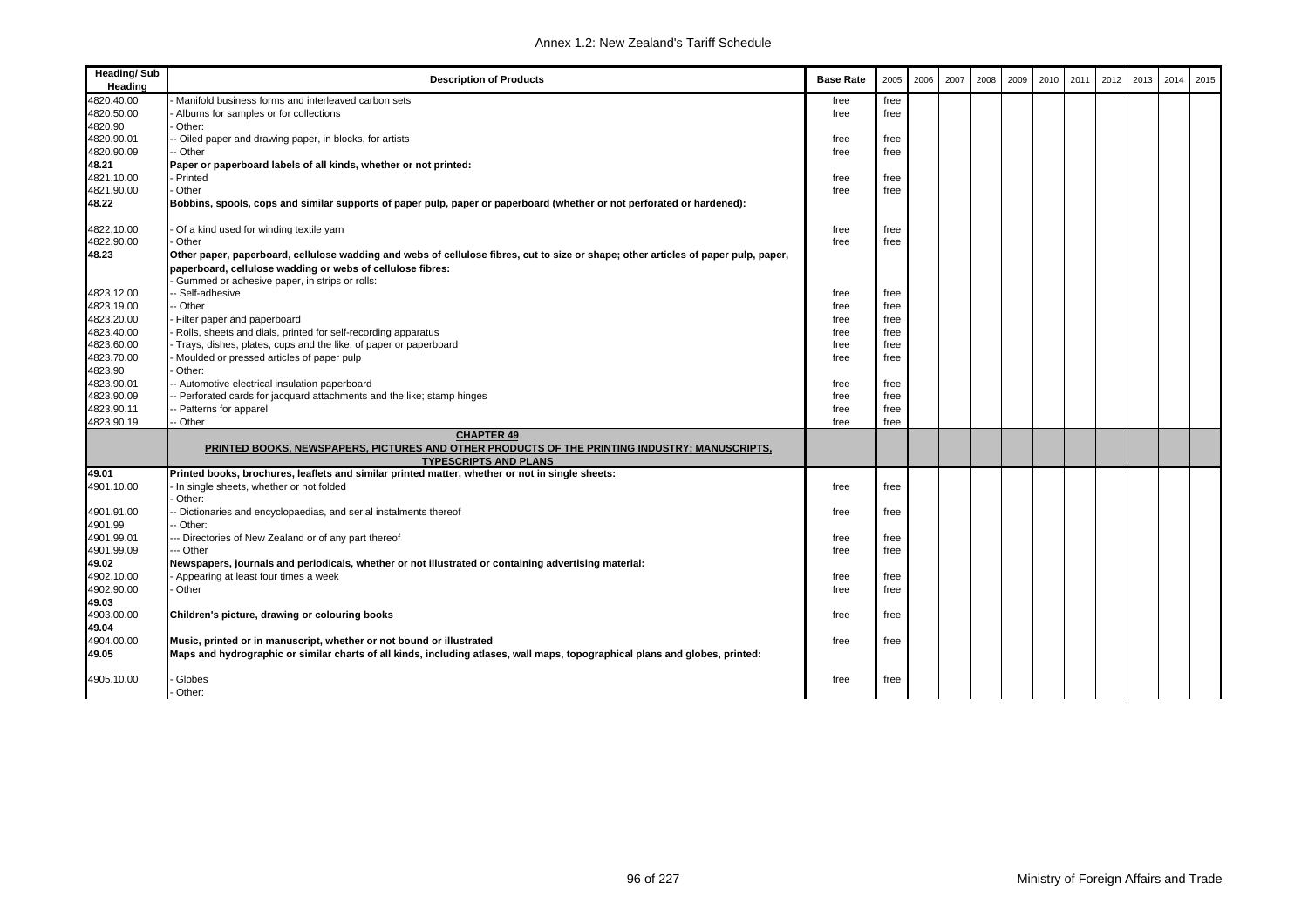| Heading/ Sub Heading | Description of Products | Base Rate | 2005 | 2006 | 2007 | 2008 | 2009 | 2010 | 2011 | 2012 | 2013 | 2014 | 2015 |
|---|---|---|---|---|---|---|---|---|---|---|---|---|---|
| 4820.40.00 | - Manifold business forms and interleaved carbon sets | free | free | | | | | | | | | | |
| 4820.50.00 | - Albums for samples or for collections | free | free | | | | | | | | | | |
| 4820.90 | - Other: | | | | | | | | | | | | |
| 4820.90.01 | -- Oiled paper and drawing paper, in blocks, for artists | free | free | | | | | | | | | | |
| 4820.90.09 | -- Other | free | free | | | | | | | | | | |
| **48.21** | **Paper or paperboard labels of all kinds, whether or not printed:** | | | | | | | | | | | | |
| 4821.10.00 | - Printed | free | free | | | | | | | | | | |
| 4821.90.00 | - Other | free | free | | | | | | | | | | |
| **48.22** | **Bobbins, spools, cops and similar supports of paper pulp, paper or paperboard (whether or not perforated or hardened):** | | | | | | | | | | | | |
| 4822.10.00 | - Of a kind used for winding textile yarn | free | free | | | | | | | | | | |
| 4822.90.00 | - Other | free | free | | | | | | | | | | |
| **48.23** | **Other paper, paperboard, cellulose wadding and webs of cellulose fibres, cut to size or shape; other articles of paper pulp, paper, paperboard, cellulose wadding or webs of cellulose fibres:** | | | | | | | | | | | | |
| | - Gummed or adhesive paper, in strips or rolls: | | | | | | | | | | | | |
| 4823.12.00 | -- Self-adhesive | free | free | | | | | | | | | | |
| 4823.19.00 | -- Other | free | free | | | | | | | | | | |
| 4823.20.00 | - Filter paper and paperboard | free | free | | | | | | | | | | |
| 4823.40.00 | - Rolls, sheets and dials, printed for self-recording apparatus | free | free | | | | | | | | | | |
| 4823.60.00 | - Trays, dishes, plates, cups and the like, of paper or paperboard | free | free | | | | | | | | | | |
| 4823.70.00 | - Moulded or pressed articles of paper pulp | free | free | | | | | | | | | | |
| 4823.90 | - Other: | | | | | | | | | | | | |
| 4823.90.01 | -- Automotive electrical insulation paperboard | free | free | | | | | | | | | | |
| 4823.90.09 | -- Perforated cards for jacquard attachments and the like; stamp hinges | free | free | | | | | | | | | | |
| 4823.90.11 | -- Patterns for apparel | free | free | | | | | | | | | | |
| 4823.90.19 | -- Other | free | free | | | | | | | | | | |
| | **CHAPTER 49 PRINTED BOOKS, NEWSPAPERS, PICTURES AND OTHER PRODUCTS OF THE PRINTING INDUSTRY; MANUSCRIPTS, TYPESCRIPTS AND PLANS** | | | | | | | | | | | | |
| **49.01** | **Printed books, brochures, leaflets and similar printed matter, whether or not in single sheets:** | | | | | | | | | | | | |
| 4901.10.00 | - In single sheets, whether or not folded | free | free | | | | | | | | | | |
| | - Other: | | | | | | | | | | | | |
| 4901.91.00 | -- Dictionaries and encyclopaedias, and serial instalments thereof | free | free | | | | | | | | | | |
| 4901.99 | -- Other: | | | | | | | | | | | | |
| 4901.99.01 | --- Directories of New Zealand or of any part thereof | free | free | | | | | | | | | | |
| 4901.99.09 | --- Other | free | free | | | | | | | | | | |
| **49.02** | **Newspapers, journals and periodicals, whether or not illustrated or containing advertising material:** | | | | | | | | | | | | |
| 4902.10.00 | - Appearing at least four times a week | free | free | | | | | | | | | | |
| 4902.90.00 | - Other | free | free | | | | | | | | | | |
| **49.03** | | | | | | | | | | | | | |
| 4903.00.00 | **Children's picture, drawing or colouring books** | free | free | | | | | | | | | | |
| **49.04** | | | | | | | | | | | | | |
| 4904.00.00 | **Music, printed or in manuscript, whether or not bound or illustrated** | free | free | | | | | | | | | | |
| **49.05** | **Maps and hydrographic or similar charts of all kinds, including atlases, wall maps, topographical plans and globes, printed:** | | | | | | | | | | | | |
| 4905.10.00 | - Globes | free | free | | | | | | | | | | |
| | - Other: | | | | | | | | | | | | |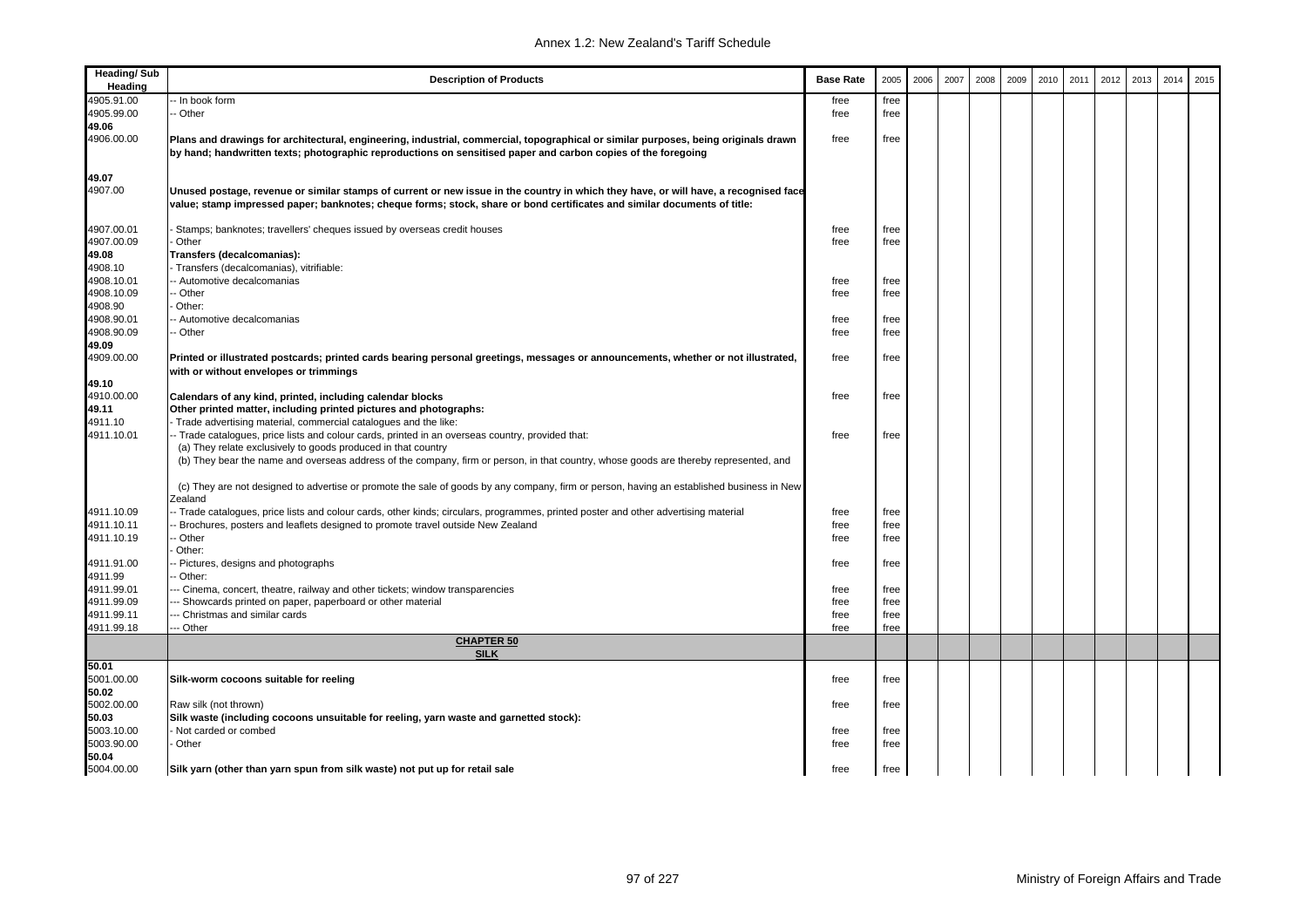| Heading/ Sub Heading | Description of Products | Base Rate | 2005 | 2006 | 2007 | 2008 | 2009 | 2010 | 2011 | 2012 | 2013 | 2014 | 2015 |
|---|---|---|---|---|---|---|---|---|---|---|---|---|---|
| 4905.91.00 | -- In book form | free | free | | | | | | | | | | |
| 4905.99.00 | -- Other | free | free | | | | | | | | | | |
| **49.06** | | | | | | | | | | | | | |
| 4906.00.00 | **Plans and drawings for architectural, engineering, industrial, commercial, topographical or similar purposes, being originals drawn by hand; handwritten texts; photographic reproductions on sensitised paper and carbon copies of the foregoing** | free | free | | | | | | | | | | |
| **49.07** | | | | | | | | | | | | | |
| 4907.00 | **Unused postage, revenue or similar stamps of current or new issue in the country in which they have, or will have, a recognised face value; stamp impressed paper; banknotes; cheque forms; stock, share or bond certificates and similar documents of title:** | | | | | | | | | | | | |
| 4907.00.01 | - Stamps; banknotes; travellers' cheques issued by overseas credit houses | free | free | | | | | | | | | | |
| 4907.00.09 | - Other | free | free | | | | | | | | | | |
| **49.08** | **Transfers (decalcomanias):** | | | | | | | | | | | | |
| 4908.10 | - Transfers (decalcomanias), vitrifiable: | | | | | | | | | | | | |
| 4908.10.01 | -- Automotive decalcomanias | free | free | | | | | | | | | | |
| 4908.10.09 | -- Other | free | free | | | | | | | | | | |
| 4908.90 | - Other: | | | | | | | | | | | | |
| 4908.90.01 | -- Automotive decalcomanias | free | free | | | | | | | | | | |
| 4908.90.09 | -- Other | free | free | | | | | | | | | | |
| **49.09** | | | | | | | | | | | | | |
| 4909.00.00 | **Printed or illustrated postcards; printed cards bearing personal greetings, messages or announcements, whether or not illustrated, with or without envelopes or trimmings** | free | free | | | | | | | | | | |
| **49.10** | | | | | | | | | | | | | |
| 4910.00.00 | **Calendars of any kind, printed, including calendar blocks** | free | free | | | | | | | | | | |
| **49.11** | **Other printed matter, including printed pictures and photographs:** | | | | | | | | | | | | |
| 4911.10 | - Trade advertising material, commercial catalogues and the like: | | | | | | | | | | | | |
| 4911.10.01 | -- Trade catalogues, price lists and colour cards, printed in an overseas country, provided that: (a) They relate exclusively to goods produced in that country (b) They bear the name and overseas address of the company, firm or person, in that country, whose goods are thereby represented, and (c) They are not designed to advertise or promote the sale of goods by any company, firm or person, having an established business in New Zealand | free | free | | | | | | | | | | |
| 4911.10.09 | -- Trade catalogues, price lists and colour cards, other kinds; circulars, programmes, printed poster and other advertising material | free | free | | | | | | | | | | |
| 4911.10.11 | -- Brochures, posters and leaflets designed to promote travel outside New Zealand | free | free | | | | | | | | | | |
| 4911.10.19 | -- Other | free | free | | | | | | | | | | |
| | - Other: | | | | | | | | | | | | |
| 4911.91.00 | -- Pictures, designs and photographs | free | free | | | | | | | | | | |
| 4911.99 | -- Other: | | | | | | | | | | | | |
| 4911.99.01 | --- Cinema, concert, theatre, railway and other tickets; window transparencies | free | free | | | | | | | | | | |
| 4911.99.09 | --- Showcards printed on paper, paperboard or other material | free | free | | | | | | | | | | |
| 4911.99.11 | --- Christmas and similar cards | free | free | | | | | | | | | | |
| 4911.99.18 | --- Other | free | free | | | | | | | | | | |
| | **CHAPTER 50 SILK** | | | | | | | | | | | | |
| **50.01** | | | | | | | | | | | | | |
| 5001.00.00 | **Silk-worm cocoons suitable for reeling** | free | free | | | | | | | | | | |
| **50.02** | | | | | | | | | | | | | |
| 5002.00.00 | Raw silk (not thrown) | free | free | | | | | | | | | | |
| **50.03** | **Silk waste (including cocoons unsuitable for reeling, yarn waste and garnetted stock):** | | | | | | | | | | | | |
| 5003.10.00 | - Not carded or combed | free | free | | | | | | | | | | |
| 5003.90.00 | - Other | free | free | | | | | | | | | | |
| **50.04** | | | | | | | | | | | | | |
| 5004.00.00 | **Silk yarn (other than yarn spun from silk waste) not put up for retail sale** | free | free | | | | | | | | | | |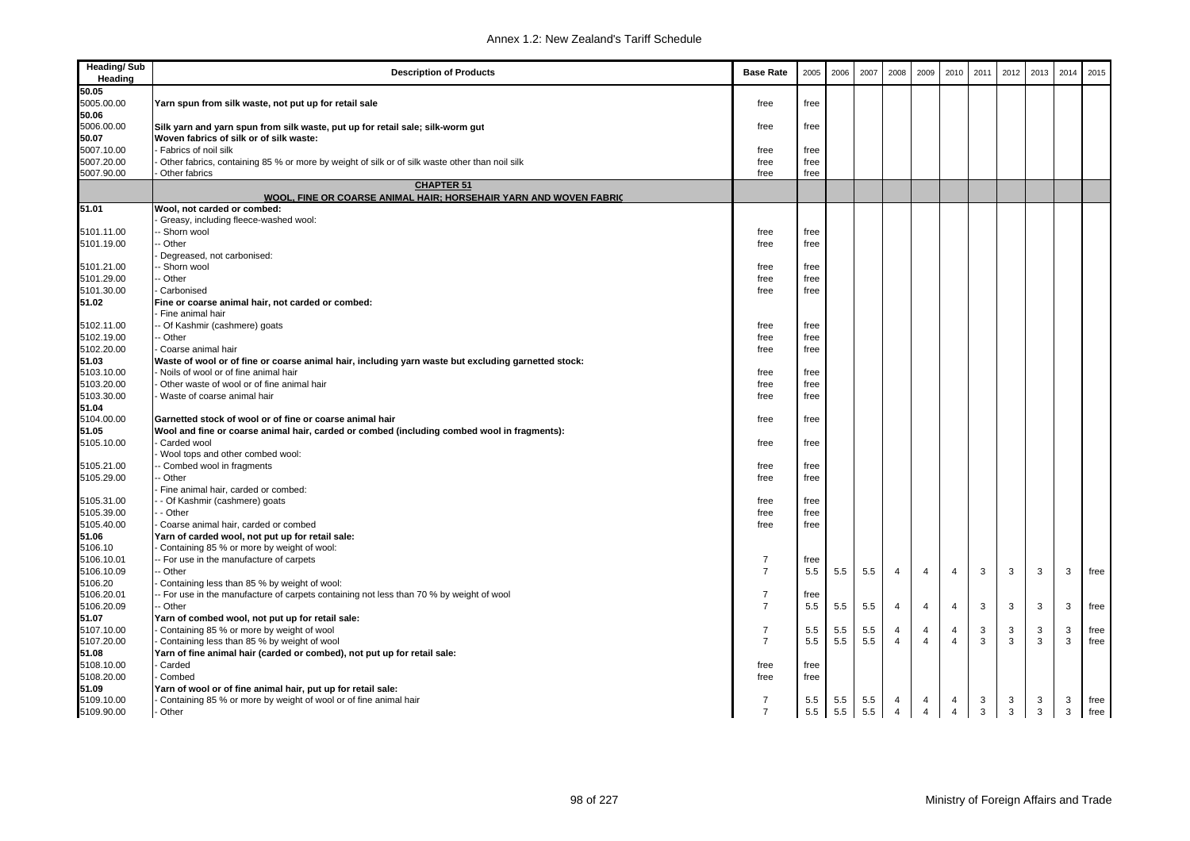| Heading/ Sub Heading | Description of Products | Base Rate | 2005 | 2006 | 2007 | 2008 | 2009 | 2010 | 2011 | 2012 | 2013 | 2014 | 2015 |
|---|---|---|---|---|---|---|---|---|---|---|---|---|---|
| 50.05 | | | | | | | | | | | | | |
| 5005.00.00 | **Yarn spun from silk waste, not put up for retail sale** | free | free | | | | | | | | | | |
| 50.06 | | | | | | | | | | | | | |
| 5006.00.00 | **Silk yarn and yarn spun from silk waste, put up for retail sale; silk-worm gut** | free | free | | | | | | | | | | |
| 50.07 | **Woven fabrics of silk or of silk waste:** | | | | | | | | | | | | |
| 5007.10.00 | - Fabrics of noil silk | free | free | | | | | | | | | | |
| 5007.20.00 | - Other fabrics, containing 85 % or more by weight of silk or of silk waste other than noil silk | free | free | | | | | | | | | | |
| 5007.90.00 | - Other fabrics | free | free | | | | | | | | | | |
| | **CHAPTER 51** **WOOL, FINE OR COARSE ANIMAL HAIR; HORSEHAIR YARN AND WOVEN FABRIC** | | | | | | | | | | | | |
| 51.01 | **Wool, not carded or combed:** | | | | | | | | | | | | |
| | - Greasy, including fleece-washed wool: | | | | | | | | | | | | |
| 5101.11.00 | -- Shorn wool | free | free | | | | | | | | | | |
| 5101.19.00 | -- Other | free | free | | | | | | | | | | |
| | - Degreased, not carbonised: | | | | | | | | | | | | |
| 5101.21.00 | -- Shorn wool | free | free | | | | | | | | | | |
| 5101.29.00 | -- Other | free | free | | | | | | | | | | |
| 5101.30.00 | - Carbonised | free | free | | | | | | | | | | |
| 51.02 | **Fine or coarse animal hair, not carded or combed:** | | | | | | | | | | | | |
| | - Fine animal hair | | | | | | | | | | | | |
| 5102.11.00 | -- Of Kashmir (cashmere) goats | free | free | | | | | | | | | | |
| 5102.19.00 | -- Other | free | free | | | | | | | | | | |
| 5102.20.00 | - Coarse animal hair | free | free | | | | | | | | | | |
| 51.03 | **Waste of wool or of fine or coarse animal hair, including yarn waste but excluding garnetted stock:** | | | | | | | | | | | | |
| 5103.10.00 | - Noils of wool or of fine animal hair | free | free | | | | | | | | | | |
| 5103.20.00 | - Other waste of wool or of fine animal hair | free | free | | | | | | | | | | |
| 5103.30.00 | - Waste of coarse animal hair | free | free | | | | | | | | | | |
| 51.04 | | | | | | | | | | | | | |
| 5104.00.00 | **Garnetted stock of wool or of fine or coarse animal hair** | free | free | | | | | | | | | | |
| 51.05 | **Wool and fine or coarse animal hair, carded or combed (including combed wool in fragments):** | | | | | | | | | | | | |
| 5105.10.00 | - Carded wool | free | free | | | | | | | | | | |
| | - Wool tops and other combed wool: | | | | | | | | | | | | |
| 5105.21.00 | -- Combed wool in fragments | free | free | | | | | | | | | | |
| 5105.29.00 | -- Other | free | free | | | | | | | | | | |
| | - Fine animal hair, carded or combed: | | | | | | | | | | | | |
| 5105.31.00 | - - Of Kashmir (cashmere) goats | free | free | | | | | | | | | | |
| 5105.39.00 | - - Other | free | free | | | | | | | | | | |
| 5105.40.00 | - Coarse animal hair, carded or combed | free | free | | | | | | | | | | |
| 51.06 | **Yarn of carded wool, not put up for retail sale:** | | | | | | | | | | | | |
| 5106.10 | - Containing 85 % or more by weight of wool: | | | | | | | | | | | | |
| 5106.10.01 | -- For use in the manufacture of carpets | 7 | free | | | | | | | | | | |
| 5106.10.09 | -- Other | 7 | 5.5 | 5.5 | 5.5 | 4 | 4 | 4 | 3 | 3 | 3 | 3 | free |
| 5106.20 | - Containing less than 85 % by weight of wool: | | | | | | | | | | | | |
| 5106.20.01 | -- For use in the manufacture of carpets containing not less than 70 % by weight of wool | 7 | free | | | | | | | | | | |
| 5106.20.09 | -- Other | 7 | 5.5 | 5.5 | 5.5 | 4 | 4 | 4 | 3 | 3 | 3 | 3 | free |
| 51.07 | **Yarn of combed wool, not put up for retail sale:** | | | | | | | | | | | | |
| 5107.10.00 | - Containing 85 % or more by weight of wool | 7 | 5.5 | 5.5 | 5.5 | 4 | 4 | 4 | 3 | 3 | 3 | 3 | free |
| 5107.20.00 | - Containing less than 85 % by weight of wool | 7 | 5.5 | 5.5 | 5.5 | 4 | 4 | 4 | 3 | 3 | 3 | 3 | free |
| 51.08 | **Yarn of fine animal hair (carded or combed), not put up for retail sale:** | | | | | | | | | | | | |
| 5108.10.00 | - Carded | free | free | | | | | | | | | | |
| 5108.20.00 | - Combed | free | free | | | | | | | | | | |
| 51.09 | **Yarn of wool or of fine animal hair, put up for retail sale:** | | | | | | | | | | | | |
| 5109.10.00 | - Containing 85 % or more by weight of wool or of fine animal hair | 7 | 5.5 | 5.5 | 5.5 | 4 | 4 | 4 | 3 | 3 | 3 | 3 | free |
| 5109.90.00 | - Other | 7 | 5.5 | 5.5 | 5.5 | 4 | 4 | 4 | 3 | 3 | 3 | 3 | free |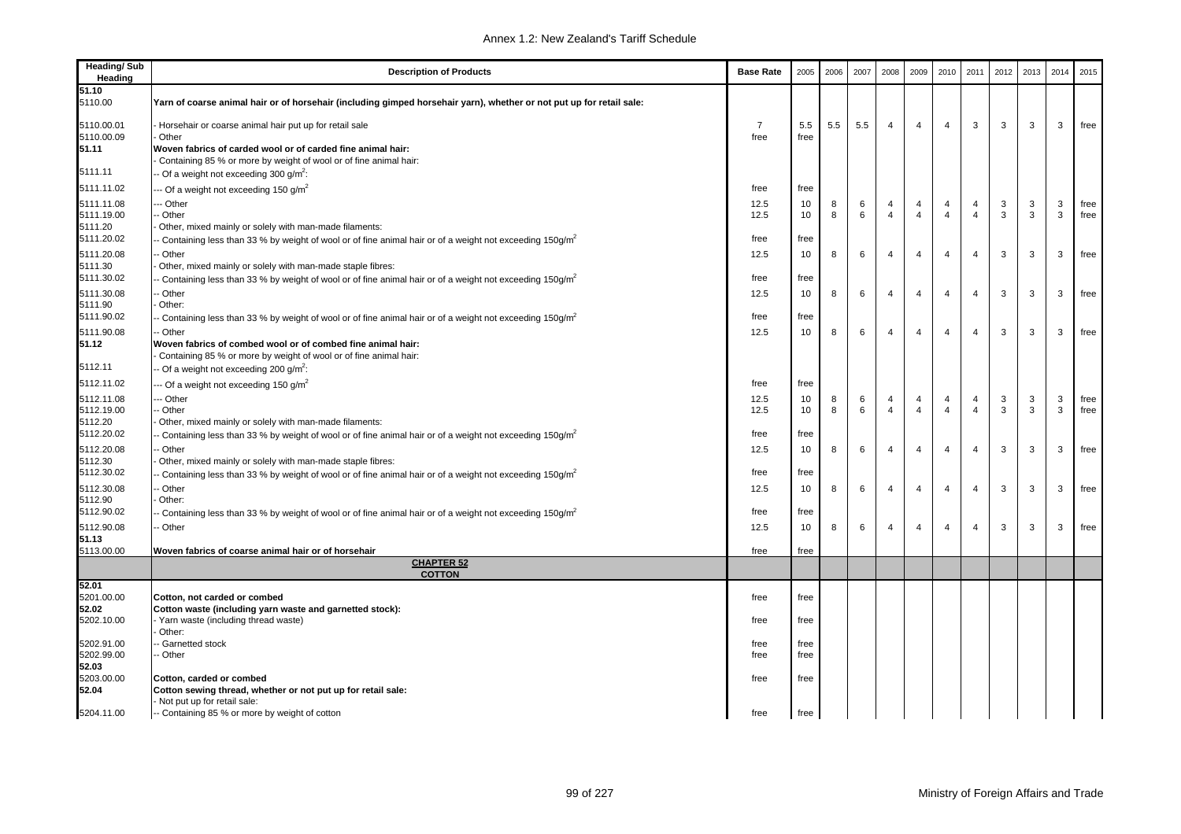| Heading/ Sub Heading | Description of Products | Base Rate | 2005 | 2006 | 2007 | 2008 | 2009 | 2010 | 2011 | 2012 | 2013 | 2014 | 2015 |
|---|---|---|---|---|---|---|---|---|---|---|---|---|---|
| 51.10 | | | | | | | | | | | | | |
| 5110.00 | **Yarn of coarse animal hair or of horsehair (including gimped horsehair yarn), whether or not put up for retail sale:** | | | | | | | | | | | | |
| 5110.00.01 | - Horsehair or coarse animal hair put up for retail sale | 7 | 5.5 | 5.5 | 5.5 | 4 | 4 | 4 | 3 | 3 | 3 | 3 | free |
| 5110.00.09 | - Other | free | free | | | | | | | | | | |
| 51.11 | **Woven fabrics of carded wool or of carded fine animal hair:** | | | | | | | | | | | | |
| | - Containing 85 % or more by weight of wool or of fine animal hair: | | | | | | | | | | | | |
| 5111.11 | -- Of a weight not exceeding 300 g/m$^2$: | | | | | | | | | | | | |
| 5111.11.02 | --- Of a weight not exceeding 150 g/m$^2$ | free | free | | | | | | | | | | |
| 5111.11.08 | --- Other | 12.5 | 10 | 8 | 6 | 4 | 4 | 4 | 4 | 3 | 3 | 3 | free |
| 5111.19.00 | -- Other | 12.5 | 10 | 8 | 6 | 4 | 4 | 4 | 4 | 3 | 3 | 3 | free |
| 5111.20 | - Other, mixed mainly or solely with man-made filaments: | | | | | | | | | | | | |
| 5111.20.02 | -- Containing less than 33 % by weight of wool or of fine animal hair or of a weight not exceeding 150g/m$^2$ | free | free | | | | | | | | | | |
| 5111.20.08 | -- Other | 12.5 | 10 | 8 | 6 | 4 | 4 | 4 | 4 | 3 | 3 | 3 | free |
| 5111.30 | - Other, mixed mainly or solely with man-made staple fibres: | | | | | | | | | | | | |
| 5111.30.02 | -- Containing less than 33 % by weight of wool or of fine animal hair or of a weight not exceeding 150g/m$^2$ | free | free | | | | | | | | | | |
| 5111.30.08 | -- Other | 12.5 | 10 | 8 | 6 | 4 | 4 | 4 | 4 | 3 | 3 | 3 | free |
| 5111.90 | - Other: | | | | | | | | | | | | |
| 5111.90.02 | -- Containing less than 33 % by weight of wool or of fine animal hair or of a weight not exceeding 150g/m$^2$ | free | free | | | | | | | | | | |
| 5111.90.08 | -- Other | 12.5 | 10 | 8 | 6 | 4 | 4 | 4 | 4 | 3 | 3 | 3 | free |
| 51.12 | **Woven fabrics of combed wool or of combed fine animal hair:** | | | | | | | | | | | | |
| | - Containing 85 % or more by weight of wool or of fine animal hair: | | | | | | | | | | | | |
| 5112.11 | -- Of a weight not exceeding 200 g/m$^2$: | | | | | | | | | | | | |
| 5112.11.02 | --- Of a weight not exceeding 150 g/m$^2$ | free | free | | | | | | | | | | |
| 5112.11.08 | --- Other | 12.5 | 10 | 8 | 6 | 4 | 4 | 4 | 4 | 3 | 3 | 3 | free |
| 5112.19.00 | -- Other | 12.5 | 10 | 8 | 6 | 4 | 4 | 4 | 4 | 3 | 3 | 3 | free |
| 5112.20 | - Other, mixed mainly or solely with man-made filaments: | | | | | | | | | | | | |
| 5112.20.02 | -- Containing less than 33 % by weight of wool or of fine animal hair or of a weight not exceeding 150g/m$^2$ | free | free | | | | | | | | | | |
| 5112.20.08 | -- Other | 12.5 | 10 | 8 | 6 | 4 | 4 | 4 | 4 | 3 | 3 | 3 | free |
| 5112.30 | - Other, mixed mainly or solely with man-made staple fibres: | | | | | | | | | | | | |
| 5112.30.02 | -- Containing less than 33 % by weight of wool or of fine animal hair or of a weight not exceeding 150g/m$^2$ | free | free | | | | | | | | | | |
| 5112.30.08 | -- Other | 12.5 | 10 | 8 | 6 | 4 | 4 | 4 | 4 | 3 | 3 | 3 | free |
| 5112.90 | - Other: | | | | | | | | | | | | |
| 5112.90.02 | -- Containing less than 33 % by weight of wool or of fine animal hair or of a weight not exceeding 150g/m$^2$ | free | free | | | | | | | | | | |
| 5112.90.08 | -- Other | 12.5 | 10 | 8 | 6 | 4 | 4 | 4 | 4 | 3 | 3 | 3 | free |
| 51.13 | | | | | | | | | | | | | |
| 5113.00.00 | **Woven fabrics of coarse animal hair or of horsehair** | free | free | | | | | | | | | | |
| | **CHAPTER 52** **COTTON** | | | | | | | | | | | | |
| 52.01 | | | | | | | | | | | | | |
| 5201.00.00 | **Cotton, not carded or combed** | free | free | | | | | | | | | | |
| 52.02 | **Cotton waste (including yarn waste and garnetted stock):** | | | | | | | | | | | | |
| 5202.10.00 | - Yarn waste (including thread waste) | free | free | | | | | | | | | | |
| | - Other: | | | | | | | | | | | | |
| 5202.91.00 | -- Garnetted stock | free | free | | | | | | | | | | |
| 5202.99.00 | -- Other | free | free | | | | | | | | | | |
| 52.03 | | | | | | | | | | | | | |
| 5203.00.00 | **Cotton, carded or combed** | free | free | | | | | | | | | | |
| 52.04 | **Cotton sewing thread, whether or not put up for retail sale:** | | | | | | | | | | | | |
| | - Not put up for retail sale: | | | | | | | | | | | | |
| 5204.11.00 | -- Containing 85 % or more by weight of cotton | free | free | | | | | | | | | | |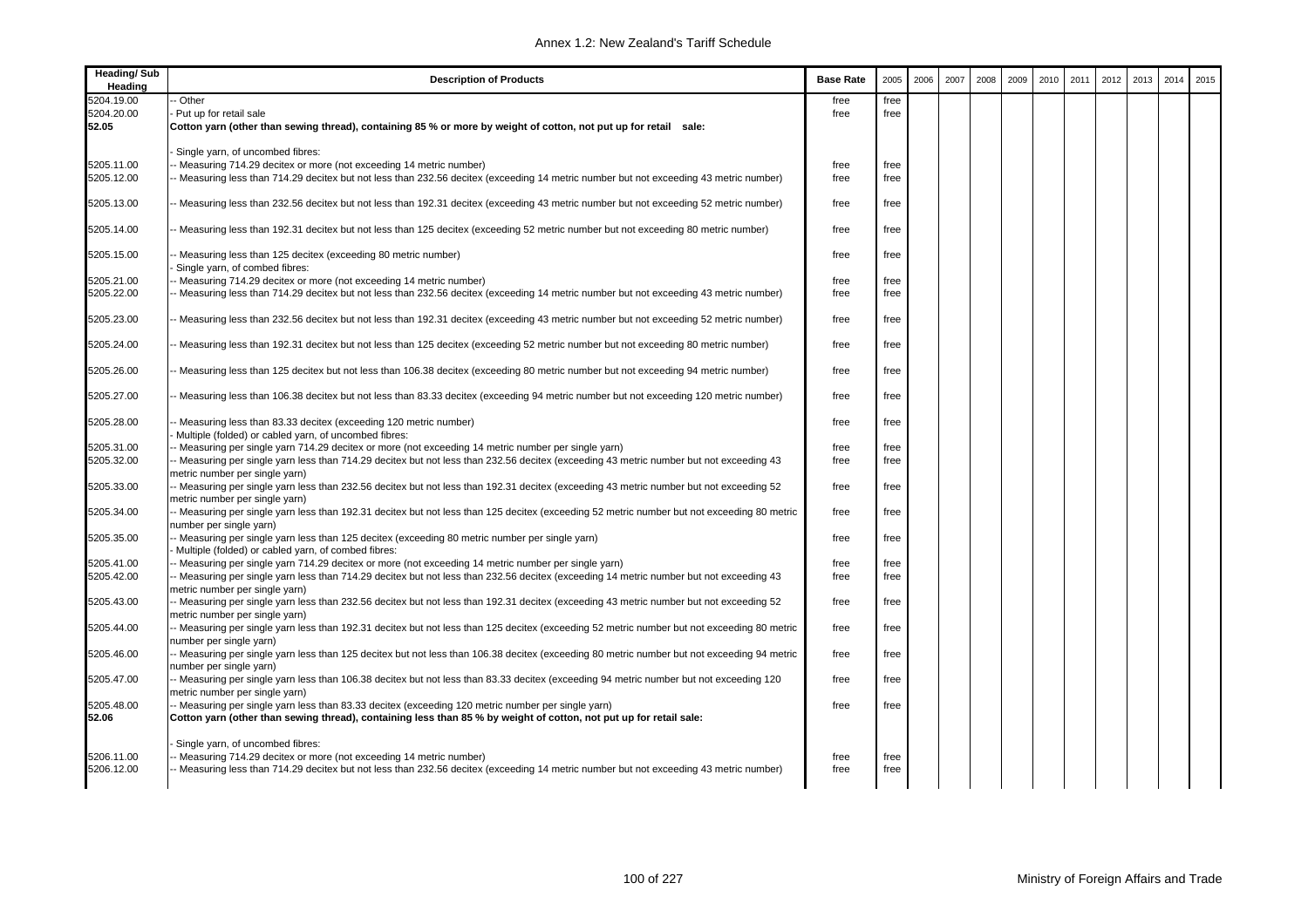| Heading/ Sub Heading | Description of Products | Base Rate | 2005 | 2006 | 2007 | 2008 | 2009 | 2010 | 2011 | 2012 | 2013 | 2014 | 2015 |
|---|---|---|---|---|---|---|---|---|---|---|---|---|---|
| 5204.19.00 | -- Other | free | free | | | | | | | | | | |
| 5204.20.00 | - Put up for retail sale | free | free | | | | | | | | | | |
| **52.05** | **Cotton yarn (other than sewing thread), containing 85 % or more by weight of cotton, not put up for retail sale:** | | | | | | | | | | | | |
| | - Single yarn, of uncombed fibres: | | | | | | | | | | | | |
| 5205.11.00 | -- Measuring 714.29 decitex or more (not exceeding 14 metric number) | free | free | | | | | | | | | | |
| 5205.12.00 | -- Measuring less than 714.29 decitex but not less than 232.56 decitex (exceeding 14 metric number but not exceeding 43 metric number) | free | free | | | | | | | | | | |
| 5205.13.00 | -- Measuring less than 232.56 decitex but not less than 192.31 decitex (exceeding 43 metric number but not exceeding 52 metric number) | free | free | | | | | | | | | | |
| 5205.14.00 | -- Measuring less than 192.31 decitex but not less than 125 decitex (exceeding 52 metric number but not exceeding 80 metric number) | free | free | | | | | | | | | | |
| 5205.15.00 | -- Measuring less than 125 decitex (exceeding 80 metric number) | free | free | | | | | | | | | | |
| | - Single yarn, of combed fibres: | | | | | | | | | | | | |
| 5205.21.00 | -- Measuring 714.29 decitex or more (not exceeding 14 metric number) | free | free | | | | | | | | | | |
| 5205.22.00 | -- Measuring less than 714.29 decitex but not less than 232.56 decitex (exceeding 14 metric number but not exceeding 43 metric number) | free | free | | | | | | | | | | |
| 5205.23.00 | -- Measuring less than 232.56 decitex but not less than 192.31 decitex (exceeding 43 metric number but not exceeding 52 metric number) | free | free | | | | | | | | | | |
| 5205.24.00 | -- Measuring less than 192.31 decitex but not less than 125 decitex (exceeding 52 metric number but not exceeding 80 metric number) | free | free | | | | | | | | | | |
| 5205.26.00 | -- Measuring less than 125 decitex but not less than 106.38 decitex (exceeding 80 metric number but not exceeding 94 metric number) | free | free | | | | | | | | | | |
| 5205.27.00 | -- Measuring less than 106.38 decitex but not less than 83.33 decitex (exceeding 94 metric number but not exceeding 120 metric number) | free | free | | | | | | | | | | |
| 5205.28.00 | -- Measuring less than 83.33 decitex (exceeding 120 metric number) | free | free | | | | | | | | | | |
| | - Multiple (folded) or cabled yarn, of uncombed fibres: | | | | | | | | | | | | |
| 5205.31.00 | -- Measuring per single yarn 714.29 decitex or more (not exceeding 14 metric number per single yarn) | free | free | | | | | | | | | | |
| 5205.32.00 | -- Measuring per single yarn less than 714.29 decitex but not less than 232.56 decitex (exceeding 43 metric number but not exceeding 43 metric number per single yarn) | free | free | | | | | | | | | | |
| 5205.33.00 | -- Measuring per single yarn less than 232.56 decitex but not less than 192.31 decitex (exceeding 43 metric number but not exceeding 52 metric number per single yarn) | free | free | | | | | | | | | | |
| 5205.34.00 | -- Measuring per single yarn less than 192.31 decitex but not less than 125 decitex (exceeding 52 metric number but not exceeding 80 metric number per single yarn) | free | free | | | | | | | | | | |
| 5205.35.00 | -- Measuring per single yarn less than 125 decitex (exceeding 80 metric number per single yarn) | free | free | | | | | | | | | | |
| | - Multiple (folded) or cabled yarn, of combed fibres: | | | | | | | | | | | | |
| 5205.41.00 | -- Measuring per single yarn 714.29 decitex or more (not exceeding 14 metric number per single yarn) | free | free | | | | | | | | | | |
| 5205.42.00 | -- Measuring per single yarn less than 714.29 decitex but not less than 232.56 decitex (exceeding 14 metric number but not exceeding 43 metric number per single yarn) | free | free | | | | | | | | | | |
| 5205.43.00 | -- Measuring per single yarn less than 232.56 decitex but not less than 192.31 decitex (exceeding 43 metric number but not exceeding 52 metric number per single yarn) | free | free | | | | | | | | | | |
| 5205.44.00 | -- Measuring per single yarn less than 192.31 decitex but not less than 125 decitex (exceeding 52 metric number but not exceeding 80 metric number per single yarn) | free | free | | | | | | | | | | |
| 5205.46.00 | -- Measuring per single yarn less than 125 decitex but not less than 106.38 decitex (exceeding 80 metric number but not exceeding 94 metric number per single yarn) | free | free | | | | | | | | | | |
| 5205.47.00 | -- Measuring per single yarn less than 106.38 decitex but not less than 83.33 decitex (exceeding 94 metric number but not exceeding 120 metric number per single yarn) | free | free | | | | | | | | | | |
| 5205.48.00 | -- Measuring per single yarn less than 83.33 decitex (exceeding 120 metric number per single yarn) | free | free | | | | | | | | | | |
| **52.06** | **Cotton yarn (other than sewing thread), containing less than 85 % by weight of cotton, not put up for retail sale:** | | | | | | | | | | | | |
| | - Single yarn, of uncombed fibres: | | | | | | | | | | | | |
| 5206.11.00 | -- Measuring 714.29 decitex or more (not exceeding 14 metric number) | free | free | | | | | | | | | | |
| 5206.12.00 | -- Measuring less than 714.29 decitex but not less than 232.56 decitex (exceeding 14 metric number but not exceeding 43 metric number) | free | free | | | | | | | | | | |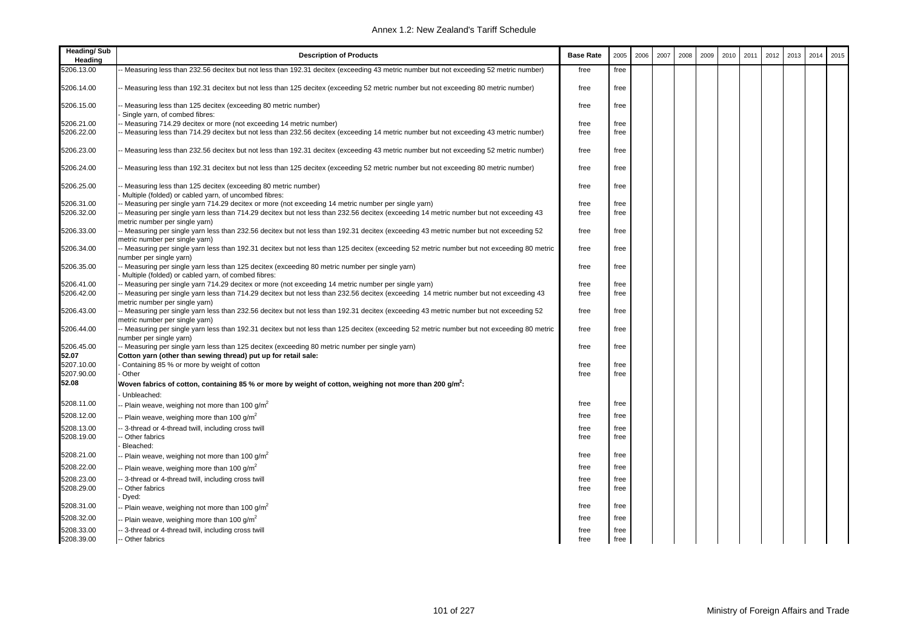| Heading/ Sub Heading | Description of Products | Base Rate | 2005 | 2006 | 2007 | 2008 | 2009 | 2010 | 2011 | 2012 | 2013 | 2014 | 2015 |
|---|---|---|---|---|---|---|---|---|---|---|---|---|---|
| 5206.13.00 | -- Measuring less than 232.56 decitex but not less than 192.31 decitex (exceeding 43 metric number but not exceeding 52 metric number) | free | free | | | | | | | | | | |
| 5206.14.00 | -- Measuring less than 192.31 decitex but not less than 125 decitex (exceeding 52 metric number but not exceeding 80 metric number) | free | free | | | | | | | | | | |
| 5206.15.00 | -- Measuring less than 125 decitex (exceeding 80 metric number) | free | free | | | | | | | | | | |
| | - Single yarn, of combed fibres: | | | | | | | | | | | | |
| 5206.21.00 | -- Measuring 714.29 decitex or more (not exceeding 14 metric number) | free | free | | | | | | | | | | |
| 5206.22.00 | -- Measuring less than 714.29 decitex but not less than 232.56 decitex (exceeding 14 metric number but not exceeding 43 metric number) | free | free | | | | | | | | | | |
| 5206.23.00 | -- Measuring less than 232.56 decitex but not less than 192.31 decitex (exceeding 43 metric number but not exceeding 52 metric number) | free | free | | | | | | | | | | |
| 5206.24.00 | -- Measuring less than 192.31 decitex but not less than 125 decitex (exceeding 52 metric number but not exceeding 80 metric number) | free | free | | | | | | | | | | |
| 5206.25.00 | -- Measuring less than 125 decitex (exceeding 80 metric number) | free | free | | | | | | | | | | |
| | - Multiple (folded) or cabled yarn, of uncombed fibres: | | | | | | | | | | | | |
| 5206.31.00 | -- Measuring per single yarn 714.29 decitex or more (not exceeding 14 metric number per single yarn) | free | free | | | | | | | | | | |
| 5206.32.00 | -- Measuring per single yarn less than 714.29 decitex but not less than 232.56 decitex (exceeding 14 metric number but not exceeding 43 metric number per single yarn) | free | free | | | | | | | | | | |
| 5206.33.00 | -- Measuring per single yarn less than 232.56 decitex but not less than 192.31 decitex (exceeding 43 metric number but not exceeding 52 metric number per single yarn) | free | free | | | | | | | | | | |
| 5206.34.00 | -- Measuring per single yarn less than 192.31 decitex but not less than 125 decitex (exceeding 52 metric number but not exceeding 80 metric number per single yarn) | free | free | | | | | | | | | | |
| 5206.35.00 | -- Measuring per single yarn less than 125 decitex (exceeding 80 metric number per single yarn) | free | free | | | | | | | | | | |
| | - Multiple (folded) or cabled yarn, of combed fibres: | | | | | | | | | | | | |
| 5206.41.00 | -- Measuring per single yarn 714.29 decitex or more (not exceeding 14 metric number per single yarn) | free | free | | | | | | | | | | |
| 5206.42.00 | -- Measuring per single yarn less than 714.29 decitex but not less than 232.56 decitex (exceeding 14 metric number but not exceeding 43 metric number per single yarn) | free | free | | | | | | | | | | |
| 5206.43.00 | -- Measuring per single yarn less than 232.56 decitex but not less than 192.31 decitex (exceeding 43 metric number but not exceeding 52 metric number per single yarn) | free | free | | | | | | | | | | |
| 5206.44.00 | -- Measuring per single yarn less than 192.31 decitex but not less than 125 decitex (exceeding 52 metric number but not exceeding 80 metric number per single yarn) | free | free | | | | | | | | | | |
| 5206.45.00 | -- Measuring per single yarn less than 125 decitex (exceeding 80 metric number per single yarn) | free | free | | | | | | | | | | |
| **52.07** | **Cotton yarn (other than sewing thread) put up for retail sale:** | | | | | | | | | | | | |
| 5207.10.00 | - Containing 85 % or more by weight of cotton | free | free | | | | | | | | | | |
| 5207.90.00 | - Other | free | free | | | | | | | | | | |
| **52.08** | **Woven fabrics of cotton, containing 85 % or more by weight of cotton, weighing not more than 200 g/m$^2$:** | | | | | | | | | | | | |
| | - Unbleached: | | | | | | | | | | | | |
| 5208.11.00 | -- Plain weave, weighing not more than 100 g/m$^2$ | free | free | | | | | | | | | | |
| 5208.12.00 | -- Plain weave, weighing more than 100 g/m$^2$ | free | free | | | | | | | | | | |
| 5208.13.00 | -- 3-thread or 4-thread twill, including cross twill | free | free | | | | | | | | | | |
| 5208.19.00 | -- Other fabrics | free | free | | | | | | | | | | |
| | - Bleached: | | | | | | | | | | | | |
| 5208.21.00 | -- Plain weave, weighing not more than 100 g/m$^2$ | free | free | | | | | | | | | | |
| 5208.22.00 | -- Plain weave, weighing more than 100 g/m$^2$ | free | free | | | | | | | | | | |
| 5208.23.00 | -- 3-thread or 4-thread twill, including cross twill | free | free | | | | | | | | | | |
| 5208.29.00 | -- Other fabrics | free | free | | | | | | | | | | |
| | - Dyed: | | | | | | | | | | | | |
| 5208.31.00 | -- Plain weave, weighing not more than 100 g/m$^2$ | free | free | | | | | | | | | | |
| 5208.32.00 | -- Plain weave, weighing more than 100 g/m$^2$ | free | free | | | | | | | | | | |
| 5208.33.00 | -- 3-thread or 4-thread twill, including cross twill | free | free | | | | | | | | | | |
| 5208.39.00 | -- Other fabrics | free | free | | | | | | | | | | |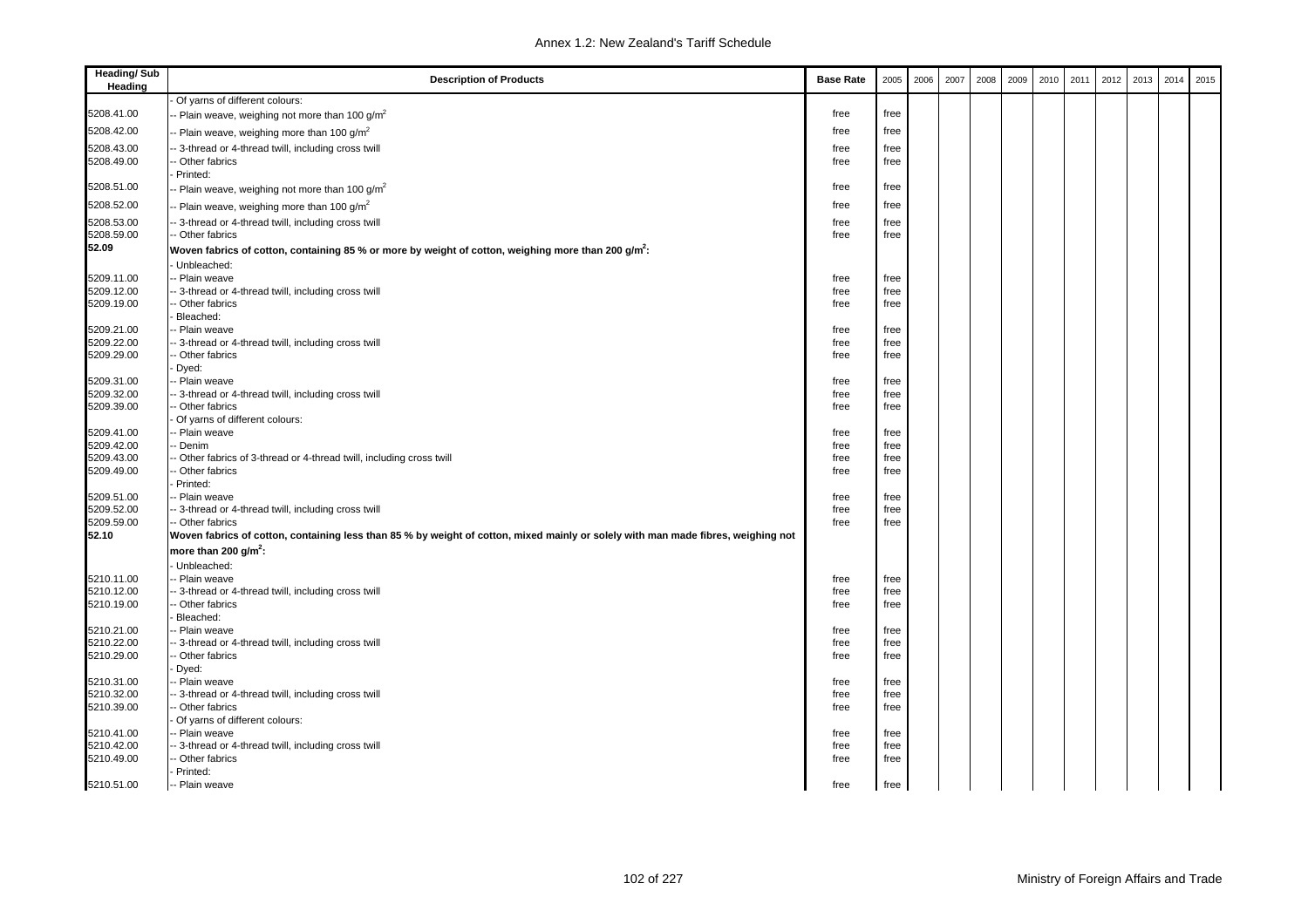| Heading/ Sub Heading | Description of Products | Base Rate | 2005 | 2006 | 2007 | 2008 | 2009 | 2010 | 2011 | 2012 | 2013 | 2014 | 2015 |
|---|---|---|---|---|---|---|---|---|---|---|---|---|---|
| | - Of yarns of different colours: | | | | | | | | | | | | |
| 5208.41.00 | -- Plain weave, weighing not more than 100 g/m$^2$ | free | free | | | | | | | | | | |
| 5208.42.00 | -- Plain weave, weighing more than 100 g/m$^2$ | free | free | | | | | | | | | | |
| 5208.43.00 | -- 3-thread or 4-thread twill, including cross twill | free | free | | | | | | | | | | |
| 5208.49.00 | -- Other fabrics | free | free | | | | | | | | | | |
| | - Printed: | | | | | | | | | | | | |
| 5208.51.00 | -- Plain weave, weighing not more than 100 g/m$^2$ | free | free | | | | | | | | | | |
| 5208.52.00 | -- Plain weave, weighing more than 100 g/m$^2$ | free | free | | | | | | | | | | |
| 5208.53.00 | -- 3-thread or 4-thread twill, including cross twill | free | free | | | | | | | | | | |
| 5208.59.00 | -- Other fabrics | free | free | | | | | | | | | | |
| **52.09** | **Woven fabrics of cotton, containing 85 % or more by weight of cotton, weighing more than 200 g/m$^2$:** | | | | | | | | | | | | |
| | - Unbleached: | | | | | | | | | | | | |
| 5209.11.00 | -- Plain weave | free | free | | | | | | | | | | |
| 5209.12.00 | -- 3-thread or 4-thread twill, including cross twill | free | free | | | | | | | | | | |
| 5209.19.00 | -- Other fabrics | free | free | | | | | | | | | | |
| | - Bleached: | | | | | | | | | | | | |
| 5209.21.00 | -- Plain weave | free | free | | | | | | | | | | |
| 5209.22.00 | -- 3-thread or 4-thread twill, including cross twill | free | free | | | | | | | | | | |
| 5209.29.00 | -- Other fabrics | free | free | | | | | | | | | | |
| | - Dyed: | | | | | | | | | | | | |
| 5209.31.00 | -- Plain weave | free | free | | | | | | | | | | |
| 5209.32.00 | -- 3-thread or 4-thread twill, including cross twill | free | free | | | | | | | | | | |
| 5209.39.00 | -- Other fabrics | free | free | | | | | | | | | | |
| | - Of yarns of different colours: | | | | | | | | | | | | |
| 5209.41.00 | -- Plain weave | free | free | | | | | | | | | | |
| 5209.42.00 | -- Denim | free | free | | | | | | | | | | |
| 5209.43.00 | -- Other fabrics of 3-thread or 4-thread twill, including cross twill | free | free | | | | | | | | | | |
| 5209.49.00 | -- Other fabrics | free | free | | | | | | | | | | |
| | - Printed: | | | | | | | | | | | | |
| 5209.51.00 | -- Plain weave | free | free | | | | | | | | | | |
| 5209.52.00 | -- 3-thread or 4-thread twill, including cross twill | free | free | | | | | | | | | | |
| 5209.59.00 | -- Other fabrics | free | free | | | | | | | | | | |
| **52.10** | **Woven fabrics of cotton, containing less than 85 % by weight of cotton, mixed mainly or solely with man made fibres, weighing not more than 200 g/m$^2$:** | | | | | | | | | | | | |
| | - Unbleached: | | | | | | | | | | | | |
| 5210.11.00 | -- Plain weave | free | free | | | | | | | | | | |
| 5210.12.00 | -- 3-thread or 4-thread twill, including cross twill | free | free | | | | | | | | | | |
| 5210.19.00 | -- Other fabrics | free | free | | | | | | | | | | |
| | - Bleached: | | | | | | | | | | | | |
| 5210.21.00 | -- Plain weave | free | free | | | | | | | | | | |
| 5210.22.00 | -- 3-thread or 4-thread twill, including cross twill | free | free | | | | | | | | | | |
| 5210.29.00 | -- Other fabrics | free | free | | | | | | | | | | |
| | - Dyed: | | | | | | | | | | | | |
| 5210.31.00 | -- Plain weave | free | free | | | | | | | | | | |
| 5210.32.00 | -- 3-thread or 4-thread twill, including cross twill | free | free | | | | | | | | | | |
| 5210.39.00 | -- Other fabrics | free | free | | | | | | | | | | |
| | - Of yarns of different colours: | | | | | | | | | | | | |
| 5210.41.00 | -- Plain weave | free | free | | | | | | | | | | |
| 5210.42.00 | -- 3-thread or 4-thread twill, including cross twill | free | free | | | | | | | | | | |
| 5210.49.00 | -- Other fabrics | free | free | | | | | | | | | | |
| | - Printed: | | | | | | | | | | | | |
| 5210.51.00 | -- Plain weave | free | free | | | | | | | | | | |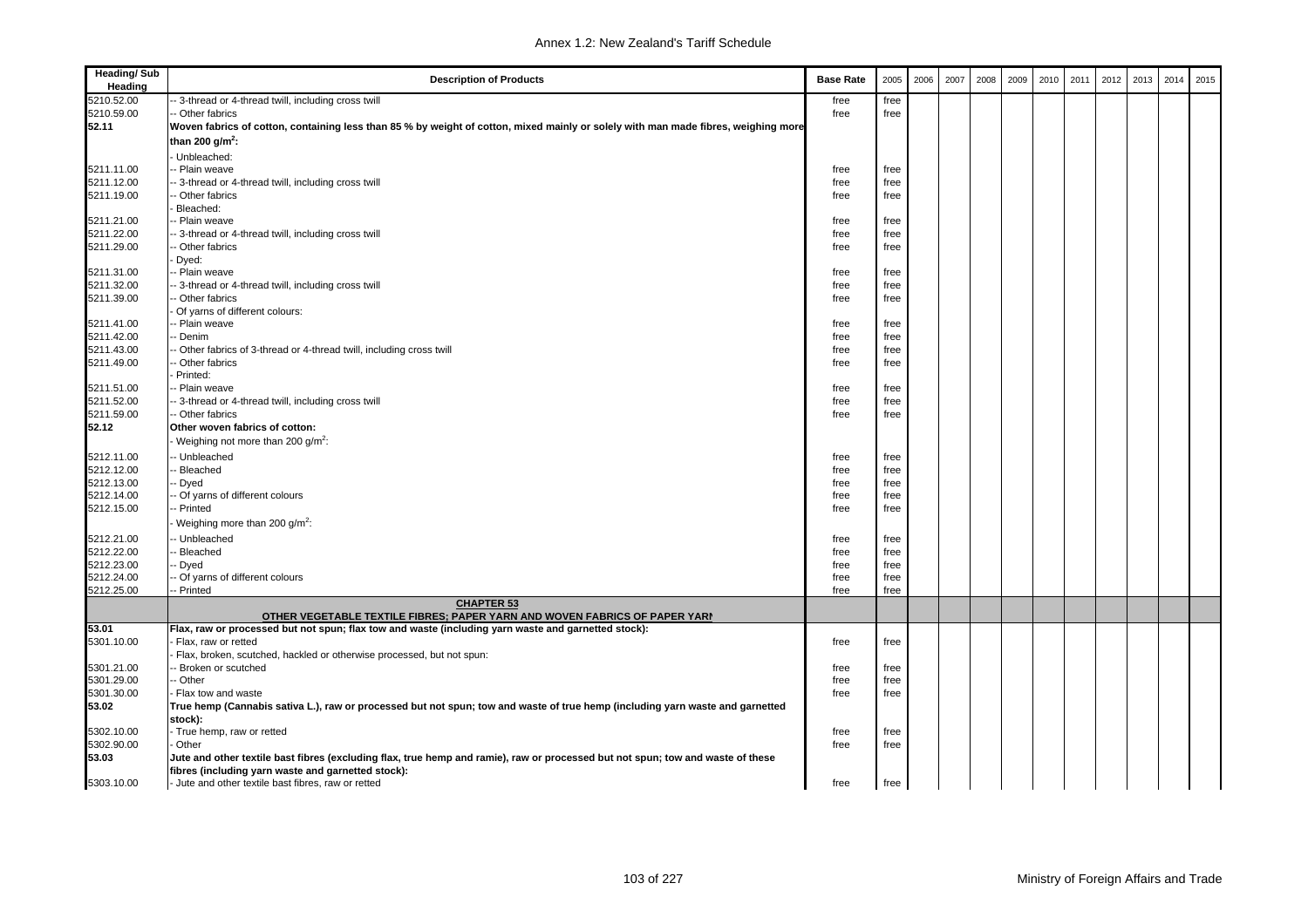| Heading/ Sub Heading | Description of Products | Base Rate | 2005 | 2006 | 2007 | 2008 | 2009 | 2010 | 2011 | 2012 | 2013 | 2014 | 2015 |
|---|---|---|---|---|---|---|---|---|---|---|---|---|---|
| 5210.52.00 | -- 3-thread or 4-thread twill, including cross twill | free | free | | | | | | | | | | |
| 5210.59.00 | -- Other fabrics | free | free | | | | | | | | | | |
| **52.11** | **Woven fabrics of cotton, containing less than 85 % by weight of cotton, mixed mainly or solely with man made fibres, weighing more than 200 g/m$^2$:** | | | | | | | | | | | | |
| | - Unbleached: | | | | | | | | | | | | |
| 5211.11.00 | -- Plain weave | free | free | | | | | | | | | | |
| 5211.12.00 | -- 3-thread or 4-thread twill, including cross twill | free | free | | | | | | | | | | |
| 5211.19.00 | -- Other fabrics | free | free | | | | | | | | | | |
| | - Bleached: | | | | | | | | | | | | |
| 5211.21.00 | -- Plain weave | free | free | | | | | | | | | | |
| 5211.22.00 | -- 3-thread or 4-thread twill, including cross twill | free | free | | | | | | | | | | |
| 5211.29.00 | -- Other fabrics | free | free | | | | | | | | | | |
| | - Dyed: | | | | | | | | | | | | |
| 5211.31.00 | -- Plain weave | free | free | | | | | | | | | | |
| 5211.32.00 | -- 3-thread or 4-thread twill, including cross twill | free | free | | | | | | | | | | |
| 5211.39.00 | -- Other fabrics | free | free | | | | | | | | | | |
| | - Of yarns of different colours: | | | | | | | | | | | | |
| 5211.41.00 | -- Plain weave | free | free | | | | | | | | | | |
| 5211.42.00 | -- Denim | free | free | | | | | | | | | | |
| 5211.43.00 | -- Other fabrics of 3-thread or 4-thread twill, including cross twill | free | free | | | | | | | | | | |
| 5211.49.00 | -- Other fabrics | free | free | | | | | | | | | | |
| | - Printed: | | | | | | | | | | | | |
| 5211.51.00 | -- Plain weave | free | free | | | | | | | | | | |
| 5211.52.00 | -- 3-thread or 4-thread twill, including cross twill | free | free | | | | | | | | | | |
| 5211.59.00 | -- Other fabrics | free | free | | | | | | | | | | |
| **52.12** | **Other woven fabrics of cotton:** | | | | | | | | | | | | |
| | - Weighing not more than 200 g/m$^2$: | | | | | | | | | | | | |
| 5212.11.00 | -- Unbleached | free | free | | | | | | | | | | |
| 5212.12.00 | -- Bleached | free | free | | | | | | | | | | |
| 5212.13.00 | -- Dyed | free | free | | | | | | | | | | |
| 5212.14.00 | -- Of yarns of different colours | free | free | | | | | | | | | | |
| 5212.15.00 | -- Printed | free | free | | | | | | | | | | |
| | - Weighing more than 200 g/m$^2$: | | | | | | | | | | | | |
| 5212.21.00 | -- Unbleached | free | free | | | | | | | | | | |
| 5212.22.00 | -- Bleached | free | free | | | | | | | | | | |
| 5212.23.00 | -- Dyed | free | free | | | | | | | | | | |
| 5212.24.00 | -- Of yarns of different colours | free | free | | | | | | | | | | |
| 5212.25.00 | -- Printed | free | free | | | | | | | | | | |
| | **CHAPTER 53 OTHER VEGETABLE TEXTILE FIBRES; PAPER YARN AND WOVEN FABRICS OF PAPER YARN** | | | | | | | | | | | | |
| **53.01** | **Flax, raw or processed but not spun; flax tow and waste (including yarn waste and garnetted stock):** | | | | | | | | | | | | |
| 5301.10.00 | - Flax, raw or retted | free | free | | | | | | | | | | |
| | - Flax, broken, scutched, hackled or otherwise processed, but not spun: | | | | | | | | | | | | |
| 5301.21.00 | -- Broken or scutched | free | free | | | | | | | | | | |
| 5301.29.00 | -- Other | free | free | | | | | | | | | | |
| 5301.30.00 | - Flax tow and waste | free | free | | | | | | | | | | |
| **53.02** | **True hemp (Cannabis sativa L.), raw or processed but not spun; tow and waste of true hemp (including yarn waste and garnetted stock):** | | | | | | | | | | | | |
| 5302.10.00 | - True hemp, raw or retted | free | free | | | | | | | | | | |
| 5302.90.00 | - Other | free | free | | | | | | | | | | |
| **53.03** | **Jute and other textile bast fibres (excluding flax, true hemp and ramie), raw or processed but not spun; tow and waste of these fibres (including yarn waste and garnetted stock):** | | | | | | | | | | | | |
| 5303.10.00 | - Jute and other textile bast fibres, raw or retted | free | free | | | | | | | | | | |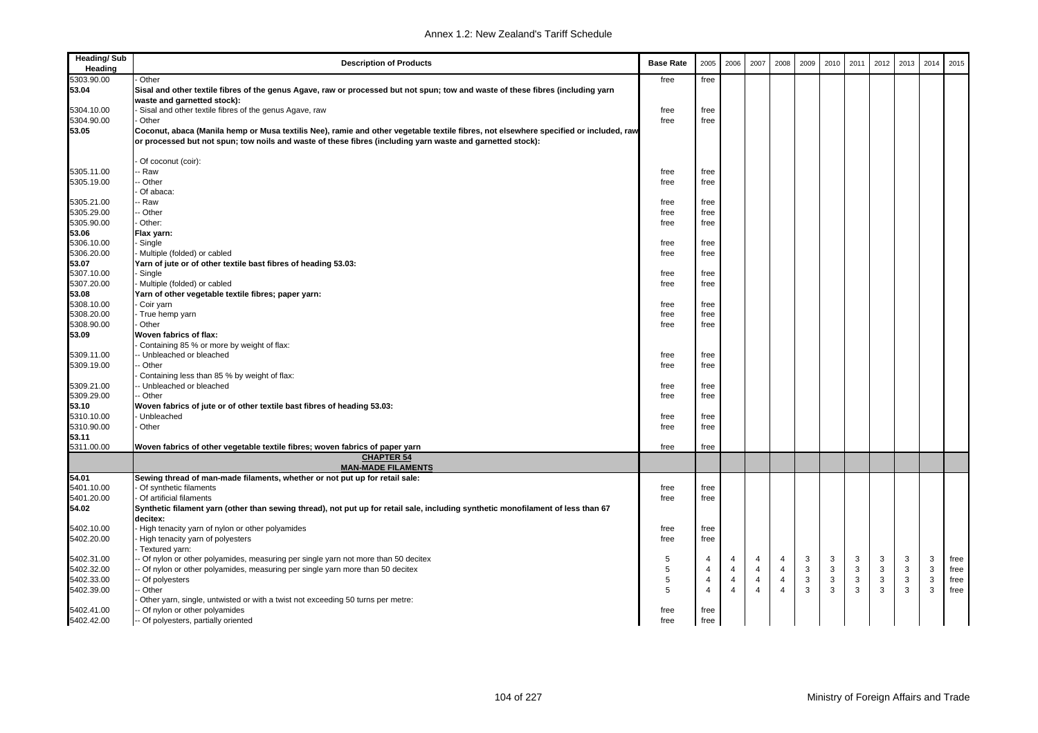| Heading/ Sub Heading | Description of Products | Base Rate | 2005 | 2006 | 2007 | 2008 | 2009 | 2010 | 2011 | 2012 | 2013 | 2014 | 2015 |
|---|---|---|---|---|---|---|---|---|---|---|---|---|---|
| 5303.90.00 | - Other | free | free | | | | | | | | | | |
| 53.04 | **Sisal and other textile fibres of the genus Agave, raw or processed but not spun; tow and waste of these fibres (including yarn waste and garnetted stock):** | | | | | | | | | | | | |
| 5304.10.00 | - Sisal and other textile fibres of the genus Agave, raw | free | free | | | | | | | | | | |
| 5304.90.00 | - Other | free | free | | | | | | | | | | |
| 53.05 | **Coconut, abaca (Manila hemp or Musa textilis Nee), ramie and other vegetable textile fibres, not elsewhere specified or included, raw or processed but not spun; tow noils and waste of these fibres (including yarn waste and garnetted stock):** | | | | | | | | | | | | |
| | - Of coconut (coir): | | | | | | | | | | | | |
| 5305.11.00 | -- Raw | free | free | | | | | | | | | | |
| 5305.19.00 | -- Other | free | free | | | | | | | | | | |
| | - Of abaca: | | | | | | | | | | | | |
| 5305.21.00 | -- Raw | free | free | | | | | | | | | | |
| 5305.29.00 | -- Other | free | free | | | | | | | | | | |
| 5305.90.00 | - Other: | free | free | | | | | | | | | | |
| 53.06 | **Flax yarn:** | | | | | | | | | | | | |
| 5306.10.00 | - Single | free | free | | | | | | | | | | |
| 5306.20.00 | - Multiple (folded) or cabled | free | free | | | | | | | | | | |
| 53.07 | **Yarn of jute or of other textile bast fibres of heading 53.03:** | | | | | | | | | | | | |
| 5307.10.00 | - Single | free | free | | | | | | | | | | |
| 5307.20.00 | - Multiple (folded) or cabled | free | free | | | | | | | | | | |
| 53.08 | **Yarn of other vegetable textile fibres; paper yarn:** | | | | | | | | | | | | |
| 5308.10.00 | - Coir yarn | free | free | | | | | | | | | | |
| 5308.20.00 | - True hemp yarn | free | free | | | | | | | | | | |
| 5308.90.00 | - Other | free | free | | | | | | | | | | |
| 53.09 | **Woven fabrics of flax:** | | | | | | | | | | | | |
| | - Containing 85 % or more by weight of flax: | | | | | | | | | | | | |
| 5309.11.00 | -- Unbleached or bleached | free | free | | | | | | | | | | |
| 5309.19.00 | -- Other | free | free | | | | | | | | | | |
| | - Containing less than 85 % by weight of flax: | | | | | | | | | | | | |
| 5309.21.00 | -- Unbleached or bleached | free | free | | | | | | | | | | |
| 5309.29.00 | -- Other | free | free | | | | | | | | | | |
| 53.10 | **Woven fabrics of jute or of other textile bast fibres of heading 53.03:** | | | | | | | | | | | | |
| 5310.10.00 | - Unbleached | free | free | | | | | | | | | | |
| 5310.90.00 | - Other | free | free | | | | | | | | | | |
| 53.11 | | | | | | | | | | | | | |
| 5311.00.00 | **Woven fabrics of other vegetable textile fibres; woven fabrics of paper yarn** | free | free | | | | | | | | | | |
| | **CHAPTER 54** **MAN-MADE FILAMENTS** | | | | | | | | | | | | |
| 54.01 | **Sewing thread of man-made filaments, whether or not put up for retail sale:** | | | | | | | | | | | | |
| 5401.10.00 | - Of synthetic filaments | free | free | | | | | | | | | | |
| 5401.20.00 | - Of artificial filaments | free | free | | | | | | | | | | |
| 54.02 | **Synthetic filament yarn (other than sewing thread), not put up for retail sale, including synthetic monofilament of less than 67 decitex:** | | | | | | | | | | | | |
| 5402.10.00 | - High tenacity yarn of nylon or other polyamides | free | free | | | | | | | | | | |
| 5402.20.00 | - High tenacity yarn of polyesters | free | free | | | | | | | | | | |
| | - Textured yarn: | | | | | | | | | | | | |
| 5402.31.00 | -- Of nylon or other polyamides, measuring per single yarn not more than 50 decitex | 5 | 4 | 4 | 4 | 4 | 3 | 3 | 3 | 3 | 3 | 3 | free |
| 5402.32.00 | -- Of nylon or other polyamides, measuring per single yarn more than 50 decitex | 5 | 4 | 4 | 4 | 4 | 3 | 3 | 3 | 3 | 3 | 3 | free |
| 5402.33.00 | -- Of polyesters | 5 | 4 | 4 | 4 | 4 | 3 | 3 | 3 | 3 | 3 | 3 | free |
| 5402.39.00 | -- Other | 5 | 4 | 4 | 4 | 4 | 3 | 3 | 3 | 3 | 3 | 3 | free |
| | - Other yarn, single, untwisted or with a twist not exceeding 50 turns per metre: | | | | | | | | | | | | |
| 5402.41.00 | -- Of nylon or other polyamides | free | free | | | | | | | | | | |
| 5402.42.00 | -- Of polyesters, partially oriented | free | free | | | | | | | | | | |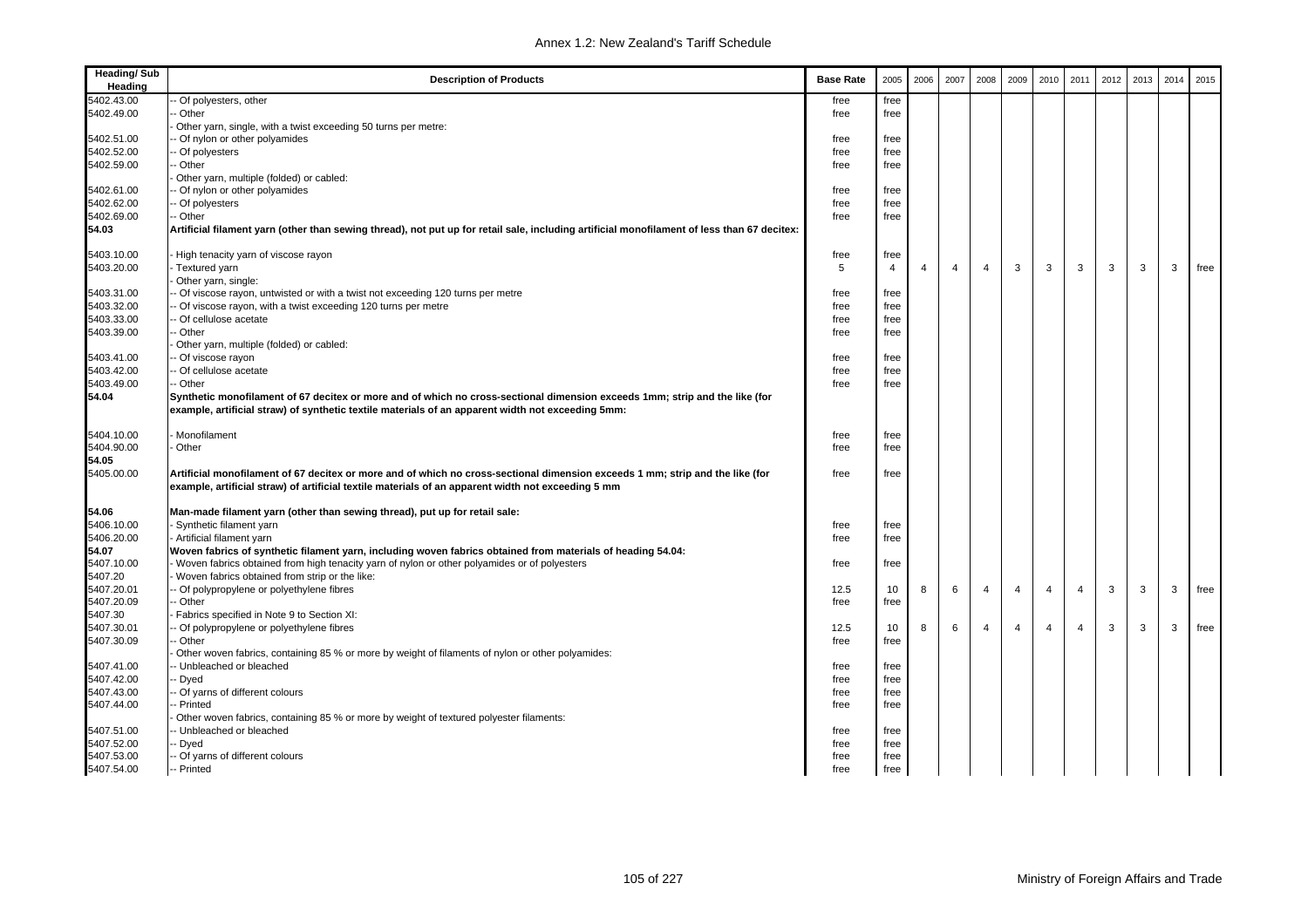| Heading/ Sub Heading | Description of Products | Base Rate | 2005 | 2006 | 2007 | 2008 | 2009 | 2010 | 2011 | 2012 | 2013 | 2014 | 2015 |
|---|---|---|---|---|---|---|---|---|---|---|---|---|---|
| 5402.43.00 | -- Of polyesters, other | free | free | | | | | | | | | | |
| 5402.49.00 | -- Other | free | free | | | | | | | | | | |
| | - Other yarn, single, with a twist exceeding 50 turns per metre: | | | | | | | | | | | | |
| 5402.51.00 | -- Of nylon or other polyamides | free | free | | | | | | | | | | |
| 5402.52.00 | -- Of polyesters | free | free | | | | | | | | | | |
| 5402.59.00 | -- Other | free | free | | | | | | | | | | |
| | - Other yarn, multiple (folded) or cabled: | | | | | | | | | | | | |
| 5402.61.00 | -- Of nylon or other polyamides | free | free | | | | | | | | | | |
| 5402.62.00 | -- Of polyesters | free | free | | | | | | | | | | |
| 5402.69.00 | -- Other | free | free | | | | | | | | | | |
| **54.03** | **Artificial filament yarn (other than sewing thread), not put up for retail sale, including artificial monofilament of less than 67 decitex:** | | | | | | | | | | | | |
| 5403.10.00 | - High tenacity yarn of viscose rayon | free | free | | | | | | | | | | |
| 5403.20.00 | - Textured yarn | 5 | 4 | 4 | 4 | 4 | 3 | 3 | 3 | 3 | 3 | 3 | free |
| | - Other yarn, single: | | | | | | | | | | | | |
| 5403.31.00 | -- Of viscose rayon, untwisted or with a twist not exceeding 120 turns per metre | free | free | | | | | | | | | | |
| 5403.32.00 | -- Of viscose rayon, with a twist exceeding 120 turns per metre | free | free | | | | | | | | | | |
| 5403.33.00 | -- Of cellulose acetate | free | free | | | | | | | | | | |
| 5403.39.00 | -- Other | free | free | | | | | | | | | | |
| | - Other yarn, multiple (folded) or cabled: | | | | | | | | | | | | |
| 5403.41.00 | -- Of viscose rayon | free | free | | | | | | | | | | |
| 5403.42.00 | -- Of cellulose acetate | free | free | | | | | | | | | | |
| 5403.49.00 | -- Other | free | free | | | | | | | | | | |
| **54.04** | **Synthetic monofilament of 67 decitex or more and of which no cross-sectional dimension exceeds 1mm; strip and the like (for example, artificial straw) of synthetic textile materials of an apparent width not exceeding 5mm:** | | | | | | | | | | | | |
| 5404.10.00 | - Monofilament | free | free | | | | | | | | | | |
| 5404.90.00 | - Other | free | free | | | | | | | | | | |
| **54.05** | | | | | | | | | | | | | |
| 5405.00.00 | **Artificial monofilament of 67 decitex or more and of which no cross-sectional dimension exceeds 1 mm; strip and the like (for example, artificial straw) of artificial textile materials of an apparent width not exceeding 5 mm** | free | free | | | | | | | | | | |
| **54.06** | **Man-made filament yarn (other than sewing thread), put up for retail sale:** | | | | | | | | | | | | |
| 5406.10.00 | - Synthetic filament yarn | free | free | | | | | | | | | | |
| 5406.20.00 | - Artificial filament yarn | free | free | | | | | | | | | | |
| **54.07** | **Woven fabrics of synthetic filament yarn, including woven fabrics obtained from materials of heading 54.04:** | | | | | | | | | | | | |
| 5407.10.00 | - Woven fabrics obtained from high tenacity yarn of nylon or other polyamides or of polyesters | free | free | | | | | | | | | | |
| 5407.20 | - Woven fabrics obtained from strip or the like: | | | | | | | | | | | | |
| 5407.20.01 | -- Of polypropylene or polyethylene fibres | 12.5 | 10 | 8 | 6 | 4 | 4 | 4 | 4 | 3 | 3 | 3 | free |
| 5407.20.09 | -- Other | free | free | | | | | | | | | | |
| 5407.30 | - Fabrics specified in Note 9 to Section XI: | | | | | | | | | | | | |
| 5407.30.01 | -- Of polypropylene or polyethylene fibres | 12.5 | 10 | 8 | 6 | 4 | 4 | 4 | 4 | 3 | 3 | 3 | free |
| 5407.30.09 | -- Other | free | free | | | | | | | | | | |
| | - Other woven fabrics, containing 85 % or more by weight of filaments of nylon or other polyamides: | | | | | | | | | | | | |
| 5407.41.00 | -- Unbleached or bleached | free | free | | | | | | | | | | |
| 5407.42.00 | -- Dyed | free | free | | | | | | | | | | |
| 5407.43.00 | -- Of yarns of different colours | free | free | | | | | | | | | | |
| 5407.44.00 | -- Printed | free | free | | | | | | | | | | |
| | - Other woven fabrics, containing 85 % or more by weight of textured polyester filaments: | | | | | | | | | | | | |
| 5407.51.00 | -- Unbleached or bleached | free | free | | | | | | | | | | |
| 5407.52.00 | -- Dyed | free | free | | | | | | | | | | |
| 5407.53.00 | -- Of yarns of different colours | free | free | | | | | | | | | | |
| 5407.54.00 | -- Printed | free | free | | | | | | | | | | |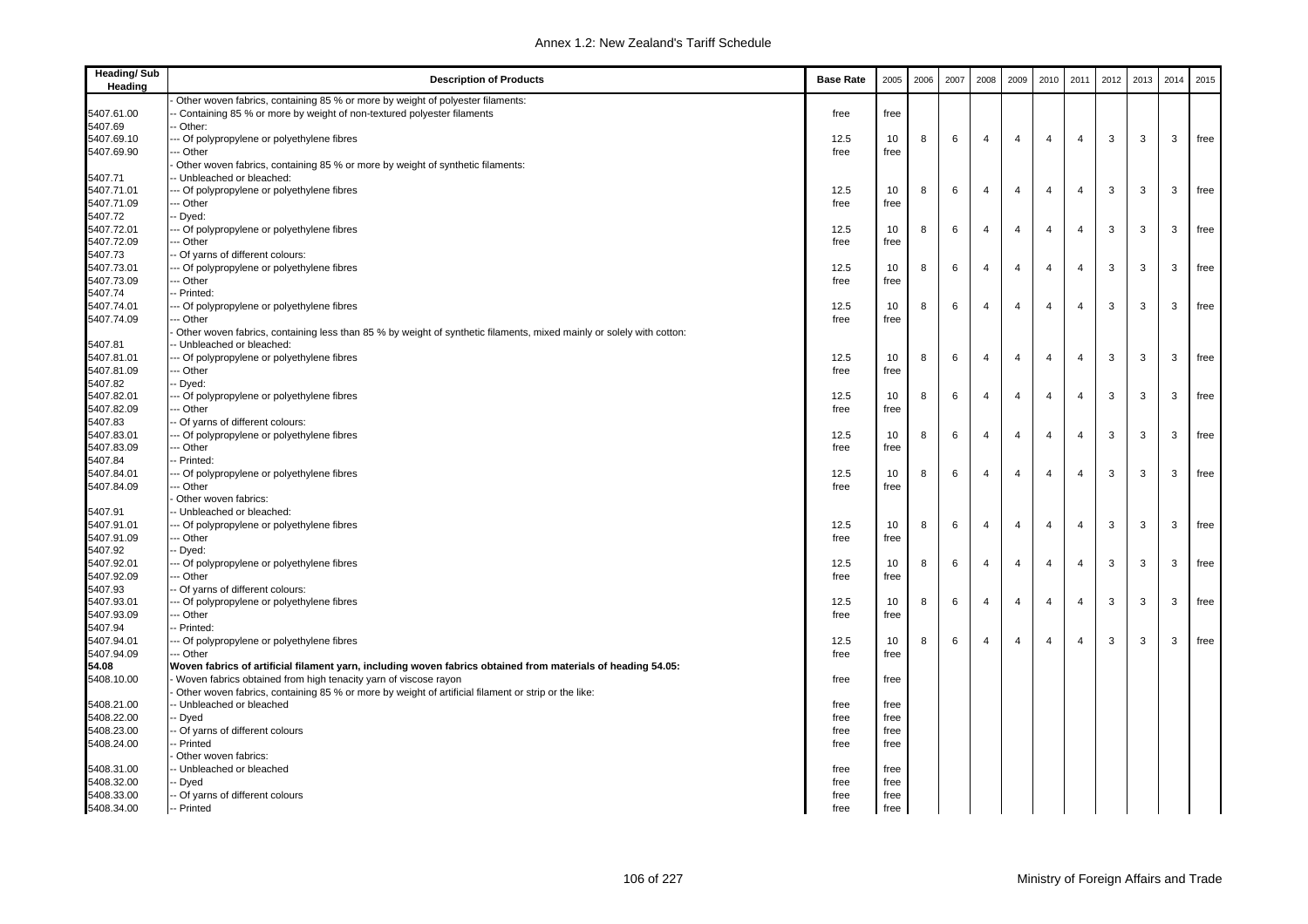| Heading/ Sub Heading | Description of Products | Base Rate | 2005 | 2006 | 2007 | 2008 | 2009 | 2010 | 2011 | 2012 | 2013 | 2014 | 2015 |
|---|---|---|---|---|---|---|---|---|---|---|---|---|---|
| | - Other woven fabrics, containing 85 % or more by weight of polyester filaments: | | | | | | | | | | | | |
| 5407.61.00 | -- Containing 85 % or more by weight of non-textured polyester filaments | free | free | | | | | | | | | | |
| 5407.69 | -- Other: | | | | | | | | | | | | |
| 5407.69.10 | --- Of polypropylene or polyethylene fibres | 12.5 | 10 | 8 | 6 | 4 | 4 | 4 | 4 | 3 | 3 | 3 | free |
| 5407.69.90 | --- Other | free | free | | | | | | | | | | |
| | - Other woven fabrics, containing 85 % or more by weight of synthetic filaments: | | | | | | | | | | | | |
| 5407.71 | -- Unbleached or bleached: | | | | | | | | | | | | |
| 5407.71.01 | --- Of polypropylene or polyethylene fibres | 12.5 | 10 | 8 | 6 | 4 | 4 | 4 | 4 | 3 | 3 | 3 | free |
| 5407.71.09 | --- Other | free | free | | | | | | | | | | |
| 5407.72 | -- Dyed: | | | | | | | | | | | | |
| 5407.72.01 | --- Of polypropylene or polyethylene fibres | 12.5 | 10 | 8 | 6 | 4 | 4 | 4 | 4 | 3 | 3 | 3 | free |
| 5407.72.09 | --- Other | free | free | | | | | | | | | | |
| 5407.73 | -- Of yarns of different colours: | | | | | | | | | | | | |
| 5407.73.01 | --- Of polypropylene or polyethylene fibres | 12.5 | 10 | 8 | 6 | 4 | 4 | 4 | 4 | 3 | 3 | 3 | free |
| 5407.73.09 | --- Other | free | free | | | | | | | | | | |
| 5407.74 | -- Printed: | | | | | | | | | | | | |
| 5407.74.01 | --- Of polypropylene or polyethylene fibres | 12.5 | 10 | 8 | 6 | 4 | 4 | 4 | 4 | 3 | 3 | 3 | free |
| 5407.74.09 | --- Other | free | free | | | | | | | | | | |
| | - Other woven fabrics, containing less than 85 % by weight of synthetic filaments, mixed mainly or solely with cotton: | | | | | | | | | | | | |
| 5407.81 | -- Unbleached or bleached: | | | | | | | | | | | | |
| 5407.81.01 | --- Of polypropylene or polyethylene fibres | 12.5 | 10 | 8 | 6 | 4 | 4 | 4 | 4 | 3 | 3 | 3 | free |
| 5407.81.09 | --- Other | free | free | | | | | | | | | | |
| 5407.82 | -- Dyed: | | | | | | | | | | | | |
| 5407.82.01 | --- Of polypropylene or polyethylene fibres | 12.5 | 10 | 8 | 6 | 4 | 4 | 4 | 4 | 3 | 3 | 3 | free |
| 5407.82.09 | --- Other | free | free | | | | | | | | | | |
| 5407.83 | -- Of yarns of different colours: | | | | | | | | | | | | |
| 5407.83.01 | --- Of polypropylene or polyethylene fibres | 12.5 | 10 | 8 | 6 | 4 | 4 | 4 | 4 | 3 | 3 | 3 | free |
| 5407.83.09 | --- Other | free | free | | | | | | | | | | |
| 5407.84 | -- Printed: | | | | | | | | | | | | |
| 5407.84.01 | --- Of polypropylene or polyethylene fibres | 12.5 | 10 | 8 | 6 | 4 | 4 | 4 | 4 | 3 | 3 | 3 | free |
| 5407.84.09 | --- Other | free | free | | | | | | | | | | |
| | - Other woven fabrics: | | | | | | | | | | | | |
| 5407.91 | -- Unbleached or bleached: | | | | | | | | | | | | |
| 5407.91.01 | --- Of polypropylene or polyethylene fibres | 12.5 | 10 | 8 | 6 | 4 | 4 | 4 | 4 | 3 | 3 | 3 | free |
| 5407.91.09 | --- Other | free | free | | | | | | | | | | |
| 5407.92 | -- Dyed: | | | | | | | | | | | | |
| 5407.92.01 | --- Of polypropylene or polyethylene fibres | 12.5 | 10 | 8 | 6 | 4 | 4 | 4 | 4 | 3 | 3 | 3 | free |
| 5407.92.09 | --- Other | free | free | | | | | | | | | | |
| 5407.93 | -- Of yarns of different colours: | | | | | | | | | | | | |
| 5407.93.01 | --- Of polypropylene or polyethylene fibres | 12.5 | 10 | 8 | 6 | 4 | 4 | 4 | 4 | 3 | 3 | 3 | free |
| 5407.93.09 | --- Other | free | free | | | | | | | | | | |
| 5407.94 | -- Printed: | | | | | | | | | | | | |
| 5407.94.01 | --- Of polypropylene or polyethylene fibres | 12.5 | 10 | 8 | 6 | 4 | 4 | 4 | 4 | 3 | 3 | 3 | free |
| 5407.94.09 | --- Other | free | free | | | | | | | | | | |
| **54.08** | **Woven fabrics of artificial filament yarn, including woven fabrics obtained from materials of heading 54.05:** | | | | | | | | | | | | |
| 5408.10.00 | - Woven fabrics obtained from high tenacity yarn of viscose rayon | free | free | | | | | | | | | | |
| | - Other woven fabrics, containing 85 % or more by weight of artificial filament or strip or the like: | | | | | | | | | | | | |
| 5408.21.00 | -- Unbleached or bleached | free | free | | | | | | | | | | |
| 5408.22.00 | -- Dyed | free | free | | | | | | | | | | |
| 5408.23.00 | -- Of yarns of different colours | free | free | | | | | | | | | | |
| 5408.24.00 | -- Printed | free | free | | | | | | | | | | |
| | - Other woven fabrics: | | | | | | | | | | | | |
| 5408.31.00 | -- Unbleached or bleached | free | free | | | | | | | | | | |
| 5408.32.00 | -- Dyed | free | free | | | | | | | | | | |
| 5408.33.00 | -- Of yarns of different colours | free | free | | | | | | | | | | |
| 5408.34.00 | -- Printed | free | free | | | | | | | | | | |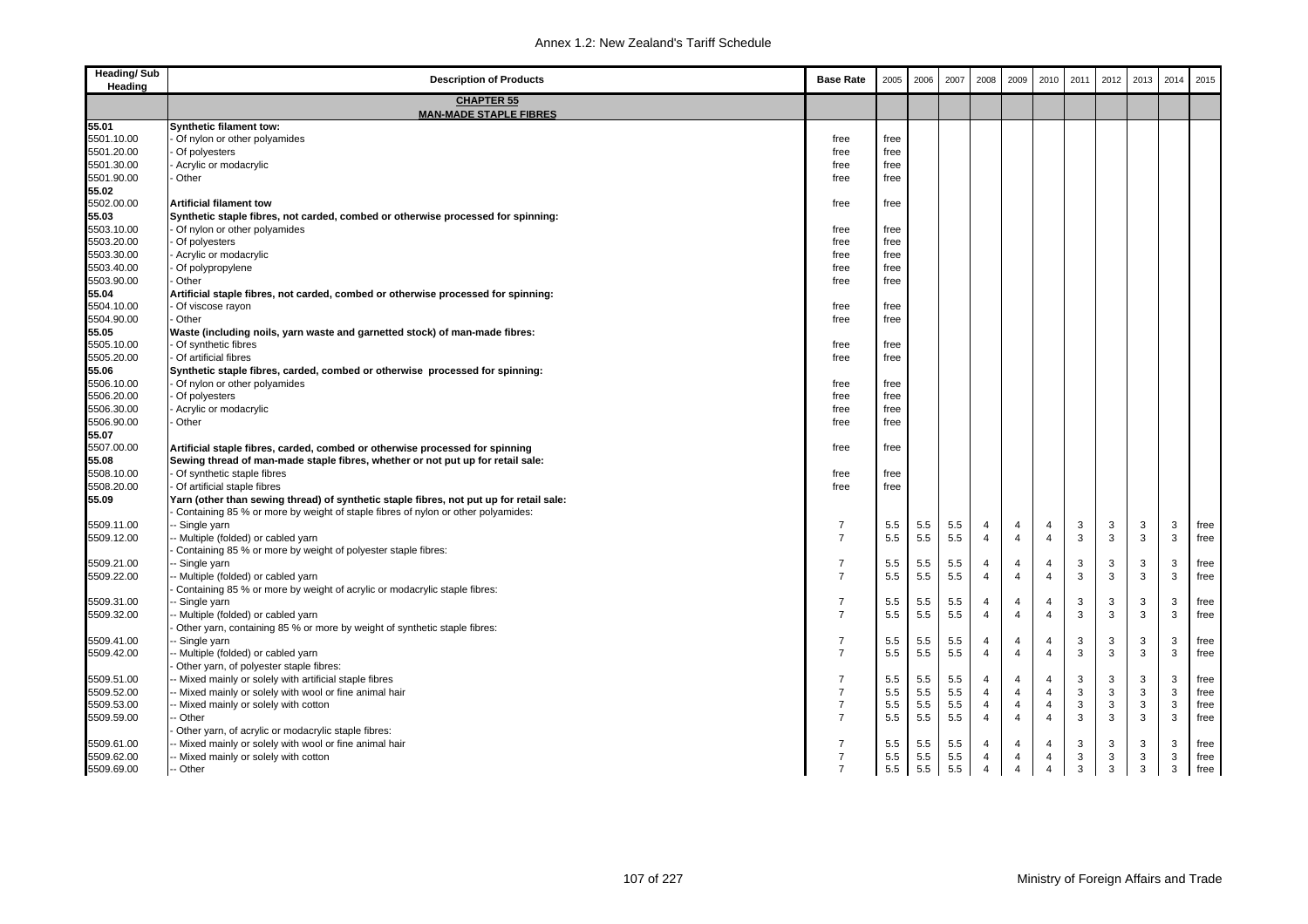| Heading/ Sub Heading | Description of Products | Base Rate | 2005 | 2006 | 2007 | 2008 | 2009 | 2010 | 2011 | 2012 | 2013 | 2014 | 2015 |
|---|---|---|---|---|---|---|---|---|---|---|---|---|---|
| | **CHAPTER 55** **MAN-MADE STAPLE FIBRES** | | | | | | | | | | | | |
| **55.01** | **Synthetic filament tow:** | | | | | | | | | | | | |
| 5501.10.00 | - Of nylon or other polyamides | free | free | | | | | | | | | | |
| 5501.20.00 | - Of polyesters | free | free | | | | | | | | | | |
| 5501.30.00 | - Acrylic or modacrylic | free | free | | | | | | | | | | |
| 5501.90.00 | - Other | free | free | | | | | | | | | | |
| **55.02** | | | | | | | | | | | | | |
| 5502.00.00 | **Artificial filament tow** | free | free | | | | | | | | | | |
| **55.03** | **Synthetic staple fibres, not carded, combed or otherwise processed for spinning:** | | | | | | | | | | | | |
| 5503.10.00 | - Of nylon or other polyamides | free | free | | | | | | | | | | |
| 5503.20.00 | - Of polyesters | free | free | | | | | | | | | | |
| 5503.30.00 | - Acrylic or modacrylic | free | free | | | | | | | | | | |
| 5503.40.00 | - Of polypropylene | free | free | | | | | | | | | | |
| 5503.90.00 | - Other | free | free | | | | | | | | | | |
| **55.04** | **Artificial staple fibres, not carded, combed or otherwise processed for spinning:** | | | | | | | | | | | | |
| 5504.10.00 | - Of viscose rayon | free | free | | | | | | | | | | |
| 5504.90.00 | - Other | free | free | | | | | | | | | | |
| **55.05** | **Waste (including noils, yarn waste and garnetted stock) of man-made fibres:** | | | | | | | | | | | | |
| 5505.10.00 | - Of synthetic fibres | free | free | | | | | | | | | | |
| 5505.20.00 | - Of artificial fibres | free | free | | | | | | | | | | |
| **55.06** | **Synthetic staple fibres, carded, combed or otherwise processed for spinning:** | | | | | | | | | | | | |
| 5506.10.00 | - Of nylon or other polyamides | free | free | | | | | | | | | | |
| 5506.20.00 | - Of polyesters | free | free | | | | | | | | | | |
| 5506.30.00 | - Acrylic or modacrylic | free | free | | | | | | | | | | |
| 5506.90.00 | - Other | free | free | | | | | | | | | | |
| **55.07** | | | | | | | | | | | | | |
| 5507.00.00 | **Artificial staple fibres, carded, combed or otherwise processed for spinning** | free | free | | | | | | | | | | |
| **55.08** | **Sewing thread of man-made staple fibres, whether or not put up for retail sale:** | | | | | | | | | | | | |
| 5508.10.00 | - Of synthetic staple fibres | free | free | | | | | | | | | | |
| 5508.20.00 | - Of artificial staple fibres | free | free | | | | | | | | | | |
| **55.09** | **Yarn (other than sewing thread) of synthetic staple fibres, not put up for retail sale:** | | | | | | | | | | | | |
| | - Containing 85 % or more by weight of staple fibres of nylon or other polyamides: | | | | | | | | | | | | |
| 5509.11.00 | -- Single yarn | 7 | 5.5 | 5.5 | 5.5 | 4 | 4 | 4 | 3 | 3 | 3 | 3 | free |
| 5509.12.00 | -- Multiple (folded) or cabled yarn | 7 | 5.5 | 5.5 | 5.5 | 4 | 4 | 4 | 3 | 3 | 3 | 3 | free |
| | - Containing 85 % or more by weight of polyester staple fibres: | | | | | | | | | | | | |
| 5509.21.00 | -- Single yarn | 7 | 5.5 | 5.5 | 5.5 | 4 | 4 | 4 | 3 | 3 | 3 | 3 | free |
| 5509.22.00 | -- Multiple (folded) or cabled yarn | 7 | 5.5 | 5.5 | 5.5 | 4 | 4 | 4 | 3 | 3 | 3 | 3 | free |
| | - Containing 85 % or more by weight of acrylic or modacrylic staple fibres: | | | | | | | | | | | | |
| 5509.31.00 | -- Single yarn | 7 | 5.5 | 5.5 | 5.5 | 4 | 4 | 4 | 3 | 3 | 3 | 3 | free |
| 5509.32.00 | -- Multiple (folded) or cabled yarn | 7 | 5.5 | 5.5 | 5.5 | 4 | 4 | 4 | 3 | 3 | 3 | 3 | free |
| | - Other yarn, containing 85 % or more by weight of synthetic staple fibres: | | | | | | | | | | | | |
| 5509.41.00 | -- Single yarn | 7 | 5.5 | 5.5 | 5.5 | 4 | 4 | 4 | 3 | 3 | 3 | 3 | free |
| 5509.42.00 | -- Multiple (folded) or cabled yarn | 7 | 5.5 | 5.5 | 5.5 | 4 | 4 | 4 | 3 | 3 | 3 | 3 | free |
| | - Other yarn, of polyester staple fibres: | | | | | | | | | | | | |
| 5509.51.00 | -- Mixed mainly or solely with artificial staple fibres | 7 | 5.5 | 5.5 | 5.5 | 4 | 4 | 4 | 3 | 3 | 3 | 3 | free |
| 5509.52.00 | -- Mixed mainly or solely with wool or fine animal hair | 7 | 5.5 | 5.5 | 5.5 | 4 | 4 | 4 | 3 | 3 | 3 | 3 | free |
| 5509.53.00 | -- Mixed mainly or solely with cotton | 7 | 5.5 | 5.5 | 5.5 | 4 | 4 | 4 | 3 | 3 | 3 | 3 | free |
| 5509.59.00 | -- Other | 7 | 5.5 | 5.5 | 5.5 | 4 | 4 | 4 | 3 | 3 | 3 | 3 | free |
| | - Other yarn, of acrylic or modacrylic staple fibres: | | | | | | | | | | | | |
| 5509.61.00 | -- Mixed mainly or solely with wool or fine animal hair | 7 | 5.5 | 5.5 | 5.5 | 4 | 4 | 4 | 3 | 3 | 3 | 3 | free |
| 5509.62.00 | -- Mixed mainly or solely with cotton | 7 | 5.5 | 5.5 | 5.5 | 4 | 4 | 4 | 3 | 3 | 3 | 3 | free |
| 5509.69.00 | -- Other | 7 | 5.5 | 5.5 | 5.5 | 4 | 4 | 4 | 3 | 3 | 3 | 3 | free |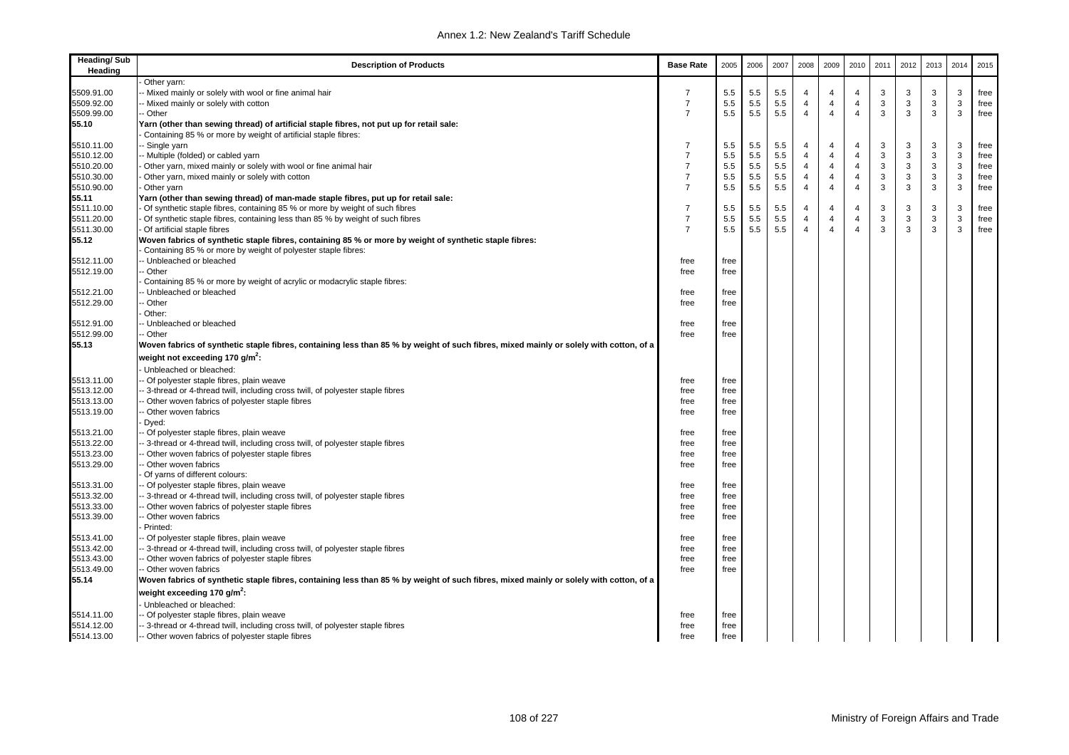| Heading/ Sub Heading | Description of Products | Base Rate | 2005 | 2006 | 2007 | 2008 | 2009 | 2010 | 2011 | 2012 | 2013 | 2014 | 2015 |
|---|---|---|---|---|---|---|---|---|---|---|---|---|---|
| | - Other yarn: | | | | | | | | | | | | |
| 5509.91.00 | -- Mixed mainly or solely with wool or fine animal hair | 7 | 5.5 | 5.5 | 5.5 | 4 | 4 | 4 | 3 | 3 | 3 | 3 | free |
| 5509.92.00 | -- Mixed mainly or solely with cotton | 7 | 5.5 | 5.5 | 5.5 | 4 | 4 | 4 | 3 | 3 | 3 | 3 | free |
| 5509.99.00 | -- Other | 7 | 5.5 | 5.5 | 5.5 | 4 | 4 | 4 | 3 | 3 | 3 | 3 | free |
| **55.10** | **Yarn (other than sewing thread) of artificial staple fibres, not put up for retail sale:** | | | | | | | | | | | | |
| | - Containing 85 % or more by weight of artificial staple fibres: | | | | | | | | | | | | |
| 5510.11.00 | -- Single yarn | 7 | 5.5 | 5.5 | 5.5 | 4 | 4 | 4 | 3 | 3 | 3 | 3 | free |
| 5510.12.00 | -- Multiple (folded) or cabled yarn | 7 | 5.5 | 5.5 | 5.5 | 4 | 4 | 4 | 3 | 3 | 3 | 3 | free |
| 5510.20.00 | - Other yarn, mixed mainly or solely with wool or fine animal hair | 7 | 5.5 | 5.5 | 5.5 | 4 | 4 | 4 | 3 | 3 | 3 | 3 | free |
| 5510.30.00 | - Other yarn, mixed mainly or solely with cotton | 7 | 5.5 | 5.5 | 5.5 | 4 | 4 | 4 | 3 | 3 | 3 | 3 | free |
| 5510.90.00 | - Other yarn | 7 | 5.5 | 5.5 | 5.5 | 4 | 4 | 4 | 3 | 3 | 3 | 3 | free |
| **55.11** | **Yarn (other than sewing thread) of man-made staple fibres, put up for retail sale:** | | | | | | | | | | | | |
| 5511.10.00 | - Of synthetic staple fibres, containing 85 % or more by weight of such fibres | 7 | 5.5 | 5.5 | 5.5 | 4 | 4 | 4 | 3 | 3 | 3 | 3 | free |
| 5511.20.00 | - Of synthetic staple fibres, containing less than 85 % by weight of such fibres | 7 | 5.5 | 5.5 | 5.5 | 4 | 4 | 4 | 3 | 3 | 3 | 3 | free |
| 5511.30.00 | - Of artificial staple fibres | 7 | 5.5 | 5.5 | 5.5 | 4 | 4 | 4 | 3 | 3 | 3 | 3 | free |
| **55.12** | **Woven fabrics of synthetic staple fibres, containing 85 % or more by weight of synthetic staple fibres:** | | | | | | | | | | | | |
| | - Containing 85 % or more by weight of polyester staple fibres: | | | | | | | | | | | | |
| 5512.11.00 | -- Unbleached or bleached | free | free | | | | | | | | | | |
| 5512.19.00 | -- Other | free | free | | | | | | | | | | |
| | - Containing 85 % or more by weight of acrylic or modacrylic staple fibres: | | | | | | | | | | | | |
| 5512.21.00 | -- Unbleached or bleached | free | free | | | | | | | | | | |
| 5512.29.00 | -- Other | free | free | | | | | | | | | | |
| | - Other: | | | | | | | | | | | | |
| 5512.91.00 | -- Unbleached or bleached | free | free | | | | | | | | | | |
| 5512.99.00 | -- Other | free | free | | | | | | | | | | |
| **55.13** | **Woven fabrics of synthetic staple fibres, containing less than 85 % by weight of such fibres, mixed mainly or solely with cotton, of a weight not exceeding 170 g/m$^2$:** | | | | | | | | | | | | |
| | - Unbleached or bleached: | | | | | | | | | | | | |
| 5513.11.00 | -- Of polyester staple fibres, plain weave | free | free | | | | | | | | | | |
| 5513.12.00 | -- 3-thread or 4-thread twill, including cross twill, of polyester staple fibres | free | free | | | | | | | | | | |
| 5513.13.00 | -- Other woven fabrics of polyester staple fibres | free | free | | | | | | | | | | |
| 5513.19.00 | -- Other woven fabrics | free | free | | | | | | | | | | |
| | - Dyed: | | | | | | | | | | | | |
| 5513.21.00 | -- Of polyester staple fibres, plain weave | free | free | | | | | | | | | | |
| 5513.22.00 | -- 3-thread or 4-thread twill, including cross twill, of polyester staple fibres | free | free | | | | | | | | | | |
| 5513.23.00 | -- Other woven fabrics of polyester staple fibres | free | free | | | | | | | | | | |
| 5513.29.00 | -- Other woven fabrics | free | free | | | | | | | | | | |
| | - Of yarns of different colours: | | | | | | | | | | | | |
| 5513.31.00 | -- Of polyester staple fibres, plain weave | free | free | | | | | | | | | | |
| 5513.32.00 | -- 3-thread or 4-thread twill, including cross twill, of polyester staple fibres | free | free | | | | | | | | | | |
| 5513.33.00 | -- Other woven fabrics of polyester staple fibres | free | free | | | | | | | | | | |
| 5513.39.00 | -- Other woven fabrics | free | free | | | | | | | | | | |
| | - Printed: | | | | | | | | | | | | |
| 5513.41.00 | -- Of polyester staple fibres, plain weave | free | free | | | | | | | | | | |
| 5513.42.00 | -- 3-thread or 4-thread twill, including cross twill, of polyester staple fibres | free | free | | | | | | | | | | |
| 5513.43.00 | -- Other woven fabrics of polyester staple fibres | free | free | | | | | | | | | | |
| 5513.49.00 | -- Other woven fabrics | free | free | | | | | | | | | | |
| **55.14** | **Woven fabrics of synthetic staple fibres, containing less than 85 % by weight of such fibres, mixed mainly or solely with cotton, of a weight exceeding 170 g/m$^2$:** | | | | | | | | | | | | |
| | - Unbleached or bleached: | | | | | | | | | | | | |
| 5514.11.00 | -- Of polyester staple fibres, plain weave | free | free | | | | | | | | | | |
| 5514.12.00 | -- 3-thread or 4-thread twill, including cross twill, of polyester staple fibres | free | free | | | | | | | | | | |
| 5514.13.00 | -- Other woven fabrics of polyester staple fibres | free | free | | | | | | | | | | |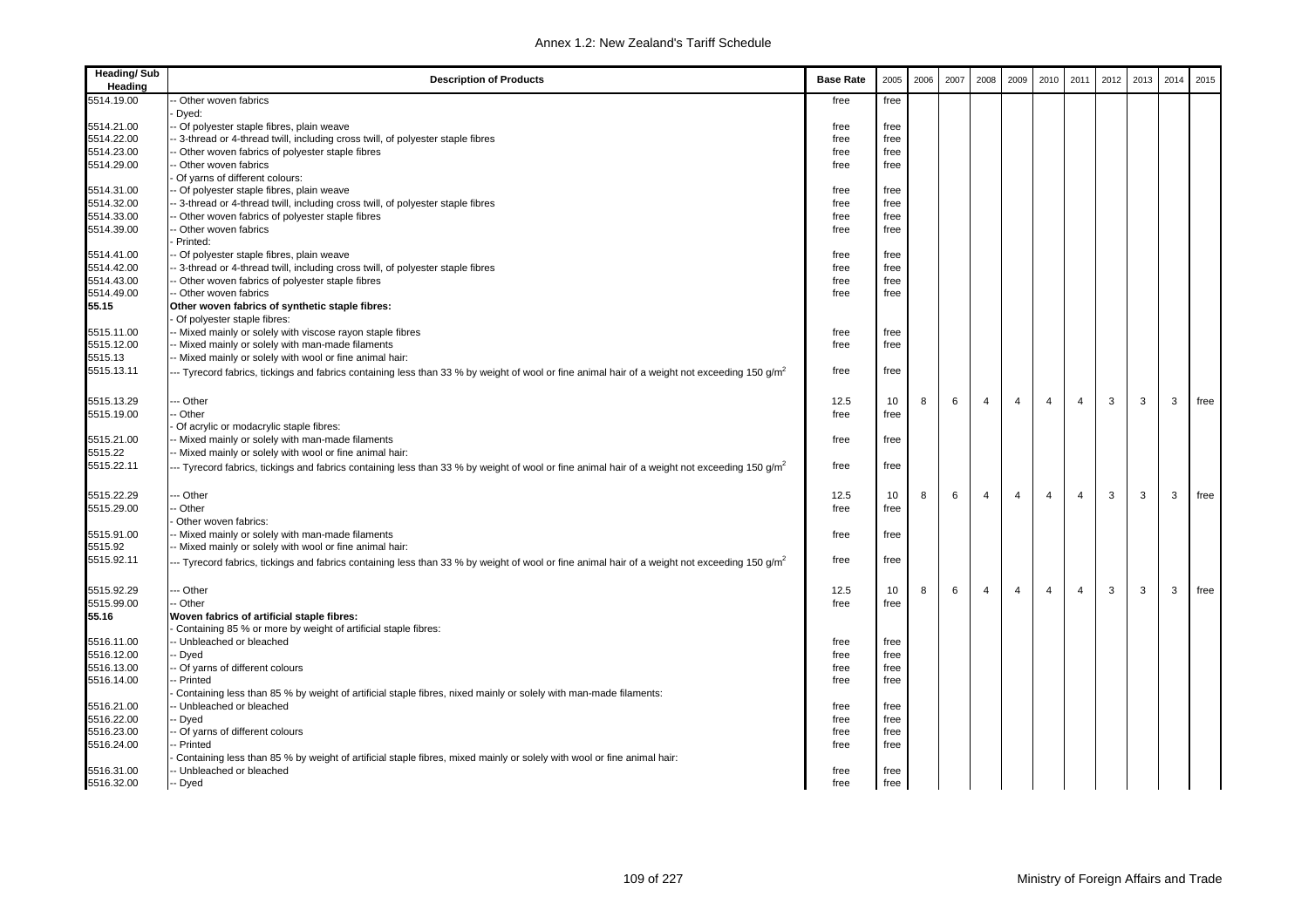| Heading/ Sub Heading | Description of Products | Base Rate | 2005 | 2006 | 2007 | 2008 | 2009 | 2010 | 2011 | 2012 | 2013 | 2014 | 2015 |
|---|---|---|---|---|---|---|---|---|---|---|---|---|---|
| 5514.19.00 | -- Other woven fabrics | free | free | | | | | | | | | | |
| | - Dyed: | | | | | | | | | | | | |
| 5514.21.00 | -- Of polyester staple fibres, plain weave | free | free | | | | | | | | | | |
| 5514.22.00 | -- 3-thread or 4-thread twill, including cross twill, of polyester staple fibres | free | free | | | | | | | | | | |
| 5514.23.00 | -- Other woven fabrics of polyester staple fibres | free | free | | | | | | | | | | |
| 5514.29.00 | -- Other woven fabrics | free | free | | | | | | | | | | |
| | - Of yarns of different colours: | | | | | | | | | | | | |
| 5514.31.00 | -- Of polyester staple fibres, plain weave | free | free | | | | | | | | | | |
| 5514.32.00 | -- 3-thread or 4-thread twill, including cross twill, of polyester staple fibres | free | free | | | | | | | | | | |
| 5514.33.00 | -- Other woven fabrics of polyester staple fibres | free | free | | | | | | | | | | |
| 5514.39.00 | -- Other woven fabrics | free | free | | | | | | | | | | |
| | - Printed: | | | | | | | | | | | | |
| 5514.41.00 | -- Of polyester staple fibres, plain weave | free | free | | | | | | | | | | |
| 5514.42.00 | -- 3-thread or 4-thread twill, including cross twill, of polyester staple fibres | free | free | | | | | | | | | | |
| 5514.43.00 | -- Other woven fabrics of polyester staple fibres | free | free | | | | | | | | | | |
| 5514.49.00 | -- Other woven fabrics | free | free | | | | | | | | | | |
| **55.15** | **Other woven fabrics of synthetic staple fibres:** | | | | | | | | | | | | |
| | - Of polyester staple fibres: | | | | | | | | | | | | |
| 5515.11.00 | -- Mixed mainly or solely with viscose rayon staple fibres | free | free | | | | | | | | | | |
| 5515.12.00 | -- Mixed mainly or solely with man-made filaments | free | free | | | | | | | | | | |
| 5515.13 | -- Mixed mainly or solely with wool or fine animal hair: | | | | | | | | | | | | |
| 5515.13.11 | --- Tyrecord fabrics, tickings and fabrics containing less than 33 % by weight of wool or fine animal hair of a weight not exceeding 150 g/m$^2$ | free | free | | | | | | | | | | |
| 5515.13.29 | --- Other | 12.5 | 10 | 8 | 6 | 4 | 4 | 4 | 4 | 3 | 3 | 3 | free |
| 5515.19.00 | -- Other | free | free | | | | | | | | | | |
| | - Of acrylic or modacrylic staple fibres: | | | | | | | | | | | | |
| 5515.21.00 | -- Mixed mainly or solely with man-made filaments | free | free | | | | | | | | | | |
| 5515.22 | -- Mixed mainly or solely with wool or fine animal hair: | | | | | | | | | | | | |
| 5515.22.11 | --- Tyrecord fabrics, tickings and fabrics containing less than 33 % by weight of wool or fine animal hair of a weight not exceeding 150 g/m$^2$ | free | free | | | | | | | | | | |
| 5515.22.29 | --- Other | 12.5 | 10 | 8 | 6 | 4 | 4 | 4 | 4 | 3 | 3 | 3 | free |
| 5515.29.00 | -- Other | free | free | | | | | | | | | | |
| | - Other woven fabrics: | | | | | | | | | | | | |
| 5515.91.00 | -- Mixed mainly or solely with man-made filaments | free | free | | | | | | | | | | |
| 5515.92 | -- Mixed mainly or solely with wool or fine animal hair: | | | | | | | | | | | | |
| 5515.92.11 | --- Tyrecord fabrics, tickings and fabrics containing less than 33 % by weight of wool or fine animal hair of a weight not exceeding 150 g/m$^2$ | free | free | | | | | | | | | | |
| 5515.92.29 | --- Other | 12.5 | 10 | 8 | 6 | 4 | 4 | 4 | 4 | 3 | 3 | 3 | free |
| 5515.99.00 | -- Other | free | free | | | | | | | | | | |
| **55.16** | **Woven fabrics of artificial staple fibres:** | | | | | | | | | | | | |
| | - Containing 85 % or more by weight of artificial staple fibres: | | | | | | | | | | | | |
| 5516.11.00 | -- Unbleached or bleached | free | free | | | | | | | | | | |
| 5516.12.00 | -- Dyed | free | free | | | | | | | | | | |
| 5516.13.00 | -- Of yarns of different colours | free | free | | | | | | | | | | |
| 5516.14.00 | -- Printed | free | free | | | | | | | | | | |
| | - Containing less than 85 % by weight of artificial staple fibres, nixed mainly or solely with man-made filaments: | | | | | | | | | | | | |
| 5516.21.00 | -- Unbleached or bleached | free | free | | | | | | | | | | |
| 5516.22.00 | -- Dyed | free | free | | | | | | | | | | |
| 5516.23.00 | -- Of yarns of different colours | free | free | | | | | | | | | | |
| 5516.24.00 | -- Printed | free | free | | | | | | | | | | |
| | - Containing less than 85 % by weight of artificial staple fibres, mixed mainly or solely with wool or fine animal hair: | | | | | | | | | | | | |
| 5516.31.00 | -- Unbleached or bleached | free | free | | | | | | | | | | |
| 5516.32.00 | -- Dyed | free | free | | | | | | | | | | |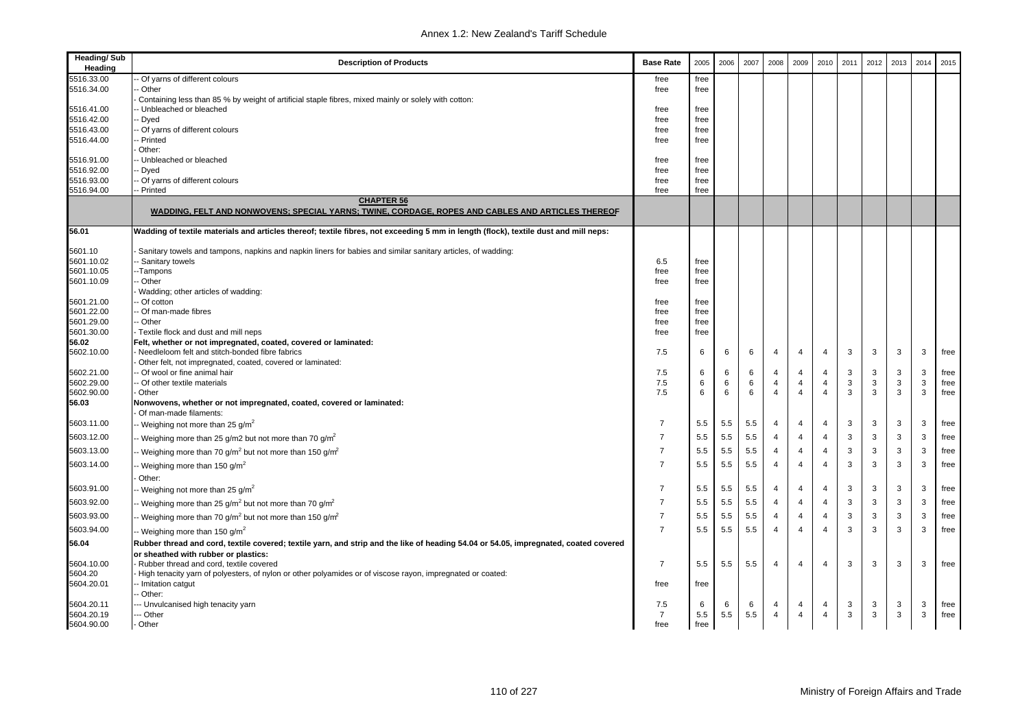| Heading/ Sub Heading | Description of Products | Base Rate | 2005 | 2006 | 2007 | 2008 | 2009 | 2010 | 2011 | 2012 | 2013 | 2014 | 2015 |
|---|---|---|---|---|---|---|---|---|---|---|---|---|---|
| 5516.33.00 | -- Of yarns of different colours | free | free | | | | | | | | | | |
| 5516.34.00 | -- Other | free | free | | | | | | | | | | |
| | - Containing less than 85 % by weight of artificial staple fibres, mixed mainly or solely with cotton: | | | | | | | | | | | | |
| 5516.41.00 | -- Unbleached or bleached | free | free | | | | | | | | | | |
| 5516.42.00 | -- Dyed | free | free | | | | | | | | | | |
| 5516.43.00 | -- Of yarns of different colours | free | free | | | | | | | | | | |
| 5516.44.00 | -- Printed | free | free | | | | | | | | | | |
| | - Other: | | | | | | | | | | | | |
| 5516.91.00 | -- Unbleached or bleached | free | free | | | | | | | | | | |
| 5516.92.00 | -- Dyed | free | free | | | | | | | | | | |
| 5516.93.00 | -- Of yarns of different colours | free | free | | | | | | | | | | |
| 5516.94.00 | -- Printed | free | free | | | | | | | | | | |
| | **CHAPTER 56** **WADDING, FELT AND NONWOVENS; SPECIAL YARNS; TWINE, CORDAGE, ROPES AND CABLES AND ARTICLES THEREOF** | | | | | | | | | | | | |
| **56.01** | **Wadding of textile materials and articles thereof; textile fibres, not exceeding 5 mm in length (flock), textile dust and mill neps:** | | | | | | | | | | | | |
| 5601.10 | - Sanitary towels and tampons, napkins and napkin liners for babies and similar sanitary articles, of wadding: | | | | | | | | | | | | |
| 5601.10.02 | -- Sanitary towels | 6.5 | free | | | | | | | | | | |
| 5601.10.05 | --Tampons | free | free | | | | | | | | | | |
| 5601.10.09 | -- Other | free | free | | | | | | | | | | |
| | - Wadding; other articles of wadding: | | | | | | | | | | | | |
| 5601.21.00 | -- Of cotton | free | free | | | | | | | | | | |
| 5601.22.00 | -- Of man-made fibres | free | free | | | | | | | | | | |
| 5601.29.00 | -- Other | free | free | | | | | | | | | | |
| 5601.30.00 | - Textile flock and dust and mill neps | free | free | | | | | | | | | | |
| **56.02** | **Felt, whether or not impregnated, coated, covered or laminated:** | | | | | | | | | | | | |
| 5602.10.00 | - Needleloom felt and stitch-bonded fibre fabrics | 7.5 | 6 | 6 | 6 | 4 | 4 | 4 | 3 | 3 | 3 | 3 | free |
| | - Other felt, not impregnated, coated, covered or laminated: | | | | | | | | | | | | |
| 5602.21.00 | -- Of wool or fine animal hair | 7.5 | 6 | 6 | 6 | 4 | 4 | 4 | 3 | 3 | 3 | 3 | free |
| 5602.29.00 | -- Of other textile materials | 7.5 | 6 | 6 | 6 | 4 | 4 | 4 | 3 | 3 | 3 | 3 | free |
| 5602.90.00 | - Other | 7.5 | 6 | 6 | 6 | 4 | 4 | 4 | 3 | 3 | 3 | 3 | free |
| **56.03** | **Nonwovens, whether or not impregnated, coated, covered or laminated:** | | | | | | | | | | | | |
| | - Of man-made filaments: | | | | | | | | | | | | |
| 5603.11.00 | -- Weighing not more than 25 g/m$^2$ | 7 | 5.5 | 5.5 | 5.5 | 4 | 4 | 4 | 3 | 3 | 3 | 3 | free |
| 5603.12.00 | -- Weighing more than 25 g/m2 but not more than 70 g/m$^2$ | 7 | 5.5 | 5.5 | 5.5 | 4 | 4 | 4 | 3 | 3 | 3 | 3 | free |
| 5603.13.00 | -- Weighing more than 70 g/m$^2$ but not more than 150 g/m$^2$ | 7 | 5.5 | 5.5 | 5.5 | 4 | 4 | 4 | 3 | 3 | 3 | 3 | free |
| 5603.14.00 | -- Weighing more than 150 g/m$^2$ | 7 | 5.5 | 5.5 | 5.5 | 4 | 4 | 4 | 3 | 3 | 3 | 3 | free |
| | - Other: | | | | | | | | | | | | |
| 5603.91.00 | -- Weighing not more than 25 g/m$^2$ | 7 | 5.5 | 5.5 | 5.5 | 4 | 4 | 4 | 3 | 3 | 3 | 3 | free |
| 5603.92.00 | -- Weighing more than 25 g/m$^2$ but not more than 70 g/m$^2$ | 7 | 5.5 | 5.5 | 5.5 | 4 | 4 | 4 | 3 | 3 | 3 | 3 | free |
| 5603.93.00 | -- Weighing more than 70 g/m$^2$ but not more than 150 g/m$^2$ | 7 | 5.5 | 5.5 | 5.5 | 4 | 4 | 4 | 3 | 3 | 3 | 3 | free |
| 5603.94.00 | -- Weighing more than 150 g/m$^2$ | 7 | 5.5 | 5.5 | 5.5 | 4 | 4 | 4 | 3 | 3 | 3 | 3 | free |
| **56.04** | **Rubber thread and cord, textile covered; textile yarn, and strip and the like of heading 54.04 or 54.05, impregnated, coated covered or sheathed with rubber or plastics:** | | | | | | | | | | | | |
| 5604.10.00 | - Rubber thread and cord, textile covered | 7 | 5.5 | 5.5 | 5.5 | 4 | 4 | 4 | 3 | 3 | 3 | 3 | free |
| 5604.20 | - High tenacity yarn of polyesters, of nylon or other polyamides or of viscose rayon, impregnated or coated: | | | | | | | | | | | | |
| 5604.20.01 | -- Imitation catgut | free | free | | | | | | | | | | |
| | -- Other: | | | | | | | | | | | | |
| 5604.20.11 | --- Unvulcanised high tenacity yarn | 7.5 | 6 | 6 | 6 | 4 | 4 | 4 | 3 | 3 | 3 | 3 | free |
| 5604.20.19 | --- Other | 7 | 5.5 | 5.5 | 5.5 | 4 | 4 | 4 | 3 | 3 | 3 | 3 | free |
| 5604.90.00 | - Other | free | free | | | | | | | | | | |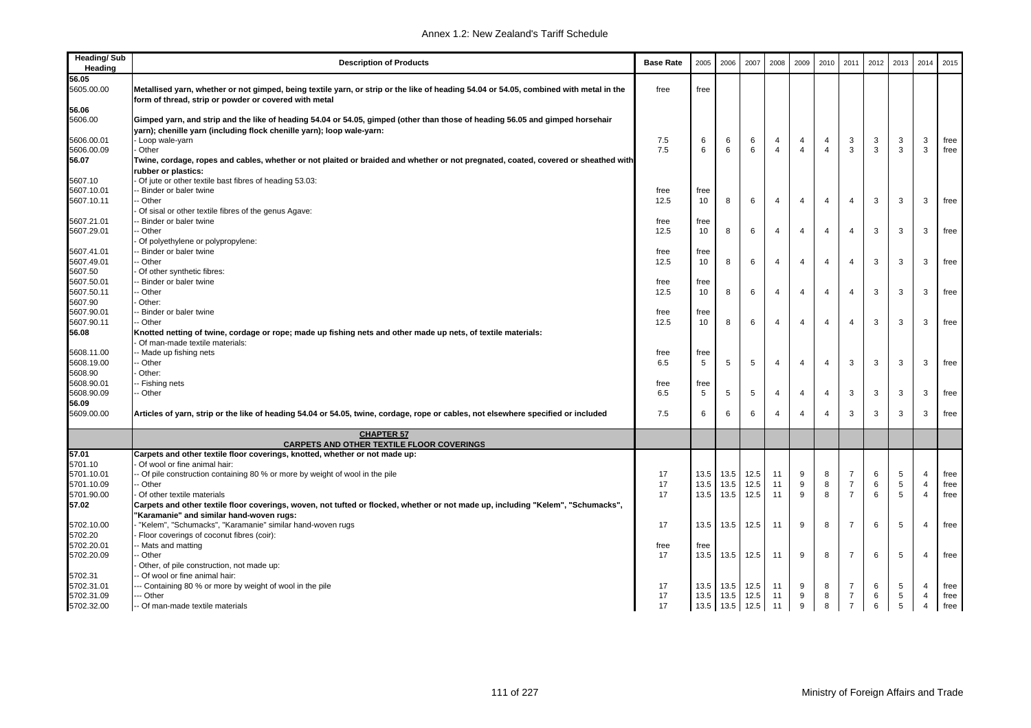| Heading/ Sub Heading | Description of Products | Base Rate | 2005 | 2006 | 2007 | 2008 | 2009 | 2010 | 2011 | 2012 | 2013 | 2014 | 2015 |
|---|---|---|---|---|---|---|---|---|---|---|---|---|---|
| 56.05 | | | | | | | | | | | | | |
| 5605.00.00 | **Metallised yarn, whether or not gimped, being textile yarn, or strip or the like of heading 54.04 or 54.05, combined with metal in the form of thread, strip or powder or covered with metal** | free | free | | | | | | | | | | |
| 56.06 | | | | | | | | | | | | | |
| 5606.00 | **Gimped yarn, and strip and the like of heading 54.04 or 54.05, gimped (other than those of heading 56.05 and gimped horsehair yarn); chenille yarn (including flock chenille yarn); loop wale-yarn:** | | | | | | | | | | | | |
| 5606.00.01 | - Loop wale-yarn | 7.5 | 6 | 6 | 6 | 4 | 4 | 4 | 3 | 3 | 3 | 3 | free |
| 5606.00.09 | - Other | 7.5 | 6 | 6 | 6 | 4 | 4 | 4 | 3 | 3 | 3 | 3 | free |
| 56.07 | **Twine, cordage, ropes and cables, whether or not plaited or braided and whether or not pregnated, coated, covered or sheathed with rubber or plastics:** | | | | | | | | | | | | |
| 5607.10 | - Of jute or other textile bast fibres of heading 53.03: | | | | | | | | | | | | |
| 5607.10.01 | -- Binder or baler twine | free | free | | | | | | | | | | |
| 5607.10.11 | -- Other | 12.5 | 10 | 8 | 6 | 4 | 4 | 4 | 4 | 3 | 3 | 3 | free |
| | - Of sisal or other textile fibres of the genus Agave: | | | | | | | | | | | | |
| 5607.21.01 | -- Binder or baler twine | free | free | | | | | | | | | | |
| 5607.29.01 | -- Other | 12.5 | 10 | 8 | 6 | 4 | 4 | 4 | 4 | 3 | 3 | 3 | free |
| | - Of polyethylene or polypropylene: | | | | | | | | | | | | |
| 5607.41.01 | -- Binder or baler twine | free | free | | | | | | | | | | |
| 5607.49.01 | -- Other | 12.5 | 10 | 8 | 6 | 4 | 4 | 4 | 4 | 3 | 3 | 3 | free |
| 5607.50 | - Of other synthetic fibres: | | | | | | | | | | | | |
| 5607.50.01 | -- Binder or baler twine | free | free | | | | | | | | | | |
| 5607.50.11 | -- Other | 12.5 | 10 | 8 | 6 | 4 | 4 | 4 | 4 | 3 | 3 | 3 | free |
| 5607.90 | - Other: | | | | | | | | | | | | |
| 5607.90.01 | -- Binder or baler twine | free | free | | | | | | | | | | |
| 5607.90.11 | -- Other | 12.5 | 10 | 8 | 6 | 4 | 4 | 4 | 4 | 3 | 3 | 3 | free |
| 56.08 | **Knotted netting of twine, cordage or rope; made up fishing nets and other made up nets, of textile materials:** | | | | | | | | | | | | |
| | - Of man-made textile materials: | | | | | | | | | | | | |
| 5608.11.00 | -- Made up fishing nets | free | free | | | | | | | | | | |
| 5608.19.00 | -- Other | 6.5 | 5 | 5 | 5 | 4 | 4 | 4 | 3 | 3 | 3 | 3 | free |
| 5608.90 | - Other: | | | | | | | | | | | | |
| 5608.90.01 | -- Fishing nets | free | free | | | | | | | | | | |
| 5608.90.09 | -- Other | 6.5 | 5 | 5 | 5 | 4 | 4 | 4 | 3 | 3 | 3 | 3 | free |
| 56.09 | | | | | | | | | | | | | |
| 5609.00.00 | **Articles of yarn, strip or the like of heading 54.04 or 54.05, twine, cordage, rope or cables, not elsewhere specified or included** | 7.5 | 6 | 6 | 6 | 4 | 4 | 4 | 3 | 3 | 3 | 3 | free |
| | **CHAPTER 57** **CARPETS AND OTHER TEXTILE FLOOR COVERINGS** | | | | | | | | | | | | |
| 57.01 | **Carpets and other textile floor coverings, knotted, whether or not made up:** | | | | | | | | | | | | |
| 5701.10 | - Of wool or fine animal hair: | | | | | | | | | | | | |
| 5701.10.01 | -- Of pile construction containing 80 % or more by weight of wool in the pile | 17 | 13.5 | 13.5 | 12.5 | 11 | 9 | 8 | 7 | 6 | 5 | 4 | free |
| 5701.10.09 | -- Other | 17 | 13.5 | 13.5 | 12.5 | 11 | 9 | 8 | 7 | 6 | 5 | 4 | free |
| 5701.90.00 | - Of other textile materials | 17 | 13.5 | 13.5 | 12.5 | 11 | 9 | 8 | 7 | 6 | 5 | 4 | free |
| 57.02 | **Carpets and other textile floor coverings, woven, not tufted or flocked, whether or not made up, including "Kelem", "Schumacks", "Karamanie" and similar hand-woven rugs:** | | | | | | | | | | | | |
| 5702.10.00 | - "Kelem", "Schumacks", "Karamanie" similar hand-woven rugs | 17 | 13.5 | 13.5 | 12.5 | 11 | 9 | 8 | 7 | 6 | 5 | 4 | free |
| 5702.20 | - Floor coverings of coconut fibres (coir): | | | | | | | | | | | | |
| 5702.20.01 | -- Mats and matting | free | free | | | | | | | | | | |
| 5702.20.09 | -- Other | 17 | 13.5 | 13.5 | 12.5 | 11 | 9 | 8 | 7 | 6 | 5 | 4 | free |
| | - Other, of pile construction, not made up: | | | | | | | | | | | | |
| 5702.31 | -- Of wool or fine animal hair: | | | | | | | | | | | | |
| 5702.31.01 | --- Containing 80 % or more by weight of wool in the pile | 17 | 13.5 | 13.5 | 12.5 | 11 | 9 | 8 | 7 | 6 | 5 | 4 | free |
| 5702.31.09 | --- Other | 17 | 13.5 | 13.5 | 12.5 | 11 | 9 | 8 | 7 | 6 | 5 | 4 | free |
| 5702.32.00 | -- Of man-made textile materials | 17 | 13.5 | 13.5 | 12.5 | 11 | 9 | 8 | 7 | 6 | 5 | 4 | free |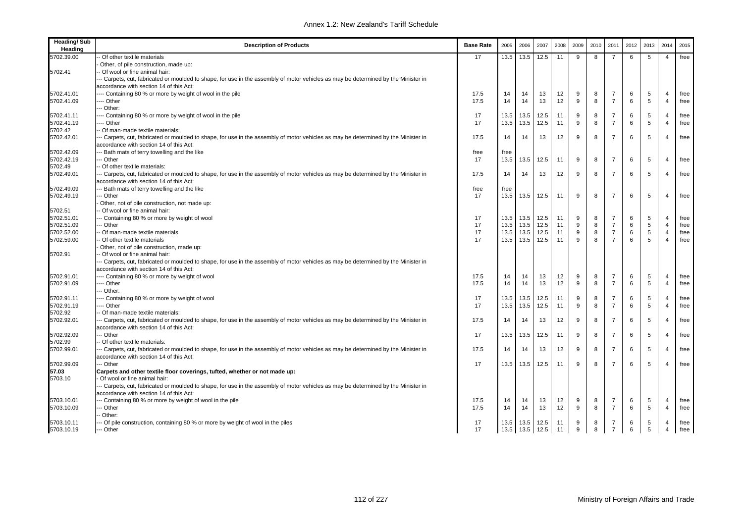| Heading/ Sub Heading | Description of Products | Base Rate | 2005 | 2006 | 2007 | 2008 | 2009 | 2010 | 2011 | 2012 | 2013 | 2014 | 2015 |
|---|---|---|---|---|---|---|---|---|---|---|---|---|---|
| 5702.39.00 | -- Of other textile materials | 17 | 13.5 | 13.5 | 12.5 | 11 | 9 | 8 | 7 | 6 | 5 | 4 | free |
| | - Other, of pile construction, made up: | | | | | | | | | | | | |
| 5702.41 | -- Of wool or fine animal hair: | | | | | | | | | | | | |
| | --- Carpets, cut, fabricated or moulded to shape, for use in the assembly of motor vehicles as may be determined by the Minister in accordance with section 14 of this Act: | | | | | | | | | | | | |
| 5702.41.01 | ---- Containing 80 % or more by weight of wool in the pile | 17.5 | 14 | 14 | 13 | 12 | 9 | 8 | 7 | 6 | 5 | 4 | free |
| 5702.41.09 | ---- Other | 17.5 | 14 | 14 | 13 | 12 | 9 | 8 | 7 | 6 | 5 | 4 | free |
| | --- Other: | | | | | | | | | | | | |
| 5702.41.11 | ---- Containing 80 % or more by weight of wool in the pile | 17 | 13.5 | 13.5 | 12.5 | 11 | 9 | 8 | 7 | 6 | 5 | 4 | free |
| 5702.41.19 | ---- Other | 17 | 13.5 | 13.5 | 12.5 | 11 | 9 | 8 | 7 | 6 | 5 | 4 | free |
| 5702.42 | -- Of man-made textile materials: | | | | | | | | | | | | |
| 5702.42.01 | --- Carpets, cut, fabricated or moulded to shape, for use in the assembly of motor vehicles as may be determined by the Minister in accordance with section 14 of this Act: | 17.5 | 14 | 14 | 13 | 12 | 9 | 8 | 7 | 6 | 5 | 4 | free |
| 5702.42.09 | --- Bath mats of terry towelling and the like | free | free | | | | | | | | | | |
| 5702.42.19 | --- Other | 17 | 13.5 | 13.5 | 12.5 | 11 | 9 | 8 | 7 | 6 | 5 | 4 | free |
| 5702.49 | -- Of other textile materials: | | | | | | | | | | | | |
| 5702.49.01 | --- Carpets, cut, fabricated or moulded to shape, for use in the assembly of motor vehicles as may be determined by the Minister in accordance with section 14 of this Act: | 17.5 | 14 | 14 | 13 | 12 | 9 | 8 | 7 | 6 | 5 | 4 | free |
| 5702.49.09 | --- Bath mats of terry towelling and the like | free | free | | | | | | | | | | |
| 5702.49.19 | --- Other | 17 | 13.5 | 13.5 | 12.5 | 11 | 9 | 8 | 7 | 6 | 5 | 4 | free |
| | - Other, not of pile construction, not made up: | | | | | | | | | | | | |
| 5702.51 | -- Of wool or fine animal hair: | | | | | | | | | | | | |
| 5702.51.01 | --- Containing 80 % or more by weight of wool | 17 | 13.5 | 13.5 | 12.5 | 11 | 9 | 8 | 7 | 6 | 5 | 4 | free |
| 5702.51.09 | --- Other | 17 | 13.5 | 13.5 | 12.5 | 11 | 9 | 8 | 7 | 6 | 5 | 4 | free |
| 5702.52.00 | -- Of man-made textile materials | 17 | 13.5 | 13.5 | 12.5 | 11 | 9 | 8 | 7 | 6 | 5 | 4 | free |
| 5702.59.00 | -- Of other textile materials | 17 | 13.5 | 13.5 | 12.5 | 11 | 9 | 8 | 7 | 6 | 5 | 4 | free |
| | - Other, not of pile construction, made up: | | | | | | | | | | | | |
| 5702.91 | -- Of wool or fine animal hair: | | | | | | | | | | | | |
| | --- Carpets, cut, fabricated or moulded to shape, for use in the assembly of motor vehicles as may be determined by the Minister in accordance with section 14 of this Act: | | | | | | | | | | | | |
| 5702.91.01 | ---- Containing 80 % or more by weight of wool | 17.5 | 14 | 14 | 13 | 12 | 9 | 8 | 7 | 6 | 5 | 4 | free |
| 5702.91.09 | ---- Other | 17.5 | 14 | 14 | 13 | 12 | 9 | 8 | 7 | 6 | 5 | 4 | free |
| | --- Other: | | | | | | | | | | | | |
| 5702.91.11 | ---- Containing 80 % or more by weight of wool | 17 | 13.5 | 13.5 | 12.5 | 11 | 9 | 8 | 7 | 6 | 5 | 4 | free |
| 5702.91.19 | ---- Other | 17 | 13.5 | 13.5 | 12.5 | 11 | 9 | 8 | 7 | 6 | 5 | 4 | free |
| 5702.92 | -- Of man-made textile materials: | | | | | | | | | | | | |
| 5702.92.01 | --- Carpets, cut, fabricated or moulded to shape, for use in the assembly of motor vehicles as may be determined by the Minister in accordance with section 14 of this Act: | 17.5 | 14 | 14 | 13 | 12 | 9 | 8 | 7 | 6 | 5 | 4 | free |
| 5702.92.09 | --- Other | 17 | 13.5 | 13.5 | 12.5 | 11 | 9 | 8 | 7 | 6 | 5 | 4 | free |
| 5702.99 | -- Of other textile materials: | | | | | | | | | | | | |
| 5702.99.01 | --- Carpets, cut, fabricated or moulded to shape, for use in the assembly of motor vehicles as may be determined by the Minister in accordance with section 14 of this Act: | 17.5 | 14 | 14 | 13 | 12 | 9 | 8 | 7 | 6 | 5 | 4 | free |
| 5702.99.09 | --- Other | 17 | 13.5 | 13.5 | 12.5 | 11 | 9 | 8 | 7 | 6 | 5 | 4 | free |
| **57.03** | **Carpets and other textile floor coverings, tufted, whether or not made up:** | | | | | | | | | | | | |
| 5703.10 | - Of wool or fine animal hair: | | | | | | | | | | | | |
| | --- Carpets, cut, fabricated or moulded to shape, for use in the assembly of motor vehicles as may be determined by the Minister in accordance with section 14 of this Act: | | | | | | | | | | | | |
| 5703.10.01 | --- Containing 80 % or more by weight of wool in the pile | 17.5 | 14 | 14 | 13 | 12 | 9 | 8 | 7 | 6 | 5 | 4 | free |
| 5703.10.09 | --- Other | 17.5 | 14 | 14 | 13 | 12 | 9 | 8 | 7 | 6 | 5 | 4 | free |
| | -- Other: | | | | | | | | | | | | |
| 5703.10.11 | --- Of pile construction, containing 80 % or more by weight of wool in the piles | 17 | 13.5 | 13.5 | 12.5 | 11 | 9 | 8 | 7 | 6 | 5 | 4 | free |
| 5703.10.19 | --- Other | 17 | 13.5 | 13.5 | 12.5 | 11 | 9 | 8 | 7 | 6 | 5 | 4 | free |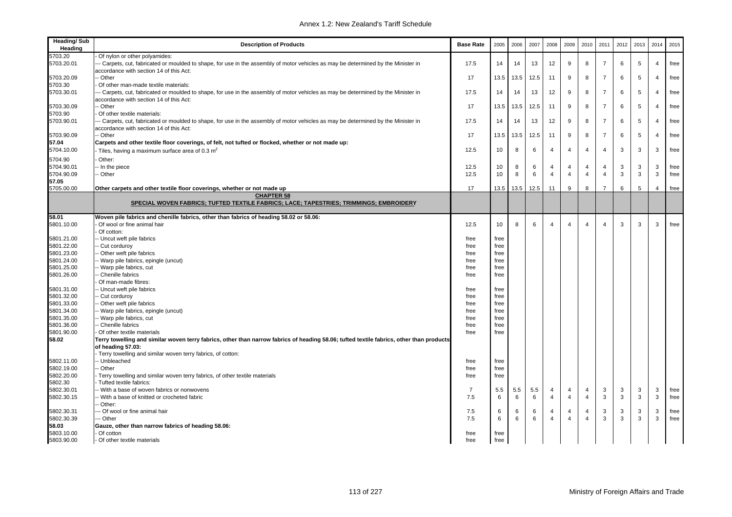| Heading/ Sub Heading | Description of Products | Base Rate | 2005 | 2006 | 2007 | 2008 | 2009 | 2010 | 2011 | 2012 | 2013 | 2014 | 2015 |
|---|---|---|---|---|---|---|---|---|---|---|---|---|---|
| 5703.20 | - Of nylon or other polyamides: | | | | | | | | | | | | |
| 5703.20.01 | --- Carpets, cut, fabricated or moulded to shape, for use in the assembly of motor vehicles as may be determined by the Minister in accordance with section 14 of this Act: | 17.5 | 14 | 14 | 13 | 12 | 9 | 8 | 7 | 6 | 5 | 4 | free |
| 5703.20.09 | -- Other | 17 | 13.5 | 13.5 | 12.5 | 11 | 9 | 8 | 7 | 6 | 5 | 4 | free |
| 5703.30 | - Of other man-made textile materials: | | | | | | | | | | | | |
| 5703.30.01 | --- Carpets, cut, fabricated or moulded to shape, for use in the assembly of motor vehicles as may be determined by the Minister in accordance with section 14 of this Act: | 17.5 | 14 | 14 | 13 | 12 | 9 | 8 | 7 | 6 | 5 | 4 | free |
| 5703.30.09 | -- Other | 17 | 13.5 | 13.5 | 12.5 | 11 | 9 | 8 | 7 | 6 | 5 | 4 | free |
| 5703.90 | - Of other textile materials: | | | | | | | | | | | | |
| 5703.90.01 | --- Carpets, cut, fabricated or moulded to shape, for use in the assembly of motor vehicles as may be determined by the Minister in accordance with section 14 of this Act: | 17.5 | 14 | 14 | 13 | 12 | 9 | 8 | 7 | 6 | 5 | 4 | free |
| 5703.90.09 | -- Other | 17 | 13.5 | 13.5 | 12.5 | 11 | 9 | 8 | 7 | 6 | 5 | 4 | free |
| **57.04** | **Carpets and other textile floor coverings, of felt, not tufted or flocked, whether or not made up:** | | | | | | | | | | | | |
| 5704.10.00 | - Tiles, having a maximum surface area of 0.3 $m^2$ | 12.5 | 10 | 8 | 6 | 4 | 4 | 4 | 4 | 3 | 3 | 3 | free |
| 5704.90 | - Other: | | | | | | | | | | | | |
| 5704.90.01 | -- In the piece | 12.5 | 10 | 8 | 6 | 4 | 4 | 4 | 4 | 3 | 3 | 3 | free |
| 5704.90.09 | -- Other | 12.5 | 10 | 8 | 6 | 4 | 4 | 4 | 4 | 3 | 3 | 3 | free |
| **57.05** | | | | | | | | | | | | | |
| 5705.00.00 | **Other carpets and other textile floor coverings, whether or not made up** | 17 | 13.5 | 13.5 | 12.5 | 11 | 9 | 8 | 7 | 6 | 5 | 4 | free |
| | **CHAPTER 58** **SPECIAL WOVEN FABRICS; TUFTED TEXTILE FABRICS; LACE; TAPESTRIES; TRIMMINGS; EMBROIDERY** | | | | | | | | | | | | |
| **58.01** | **Woven pile fabrics and chenille fabrics, other than fabrics of heading 58.02 or 58.06:** | | | | | | | | | | | | |
| 5801.10.00 | - Of wool or fine animal hair | 12.5 | 10 | 8 | 6 | 4 | 4 | 4 | 4 | 3 | 3 | 3 | free |
| | - Of cotton: | | | | | | | | | | | | |
| 5801.21.00 | -- Uncut weft pile fabrics | free | free | | | | | | | | | | |
| 5801.22.00 | -- Cut corduroy | free | free | | | | | | | | | | |
| 5801.23.00 | -- Other weft pile fabrics | free | free | | | | | | | | | | |
| 5801.24.00 | -- Warp pile fabrics, epingle (uncut) | free | free | | | | | | | | | | |
| 5801.25.00 | -- Warp pile fabrics, cut | free | free | | | | | | | | | | |
| 5801.26.00 | -- Chenille fabrics | free | free | | | | | | | | | | |
| | - Of man-made fibres: | | | | | | | | | | | | |
| 5801.31.00 | -- Uncut weft pile fabrics | free | free | | | | | | | | | | |
| 5801.32.00 | -- Cut corduroy | free | free | | | | | | | | | | |
| 5801.33.00 | -- Other weft pile fabrics | free | free | | | | | | | | | | |
| 5801.34.00 | -- Warp pile fabrics, epingle (uncut) | free | free | | | | | | | | | | |
| 5801.35.00 | -- Warp pile fabrics, cut | free | free | | | | | | | | | | |
| 5801.36.00 | -- Chenille fabrics | free | free | | | | | | | | | | |
| 5801.90.00 | - Of other textile materials | free | free | | | | | | | | | | |
| **58.02** | **Terry towelling and similar woven terry fabrics, other than narrow fabrics of heading 58.06; tufted textile fabrics, other than products of heading 57.03:** | | | | | | | | | | | | |
| | - Terry towelling and similar woven terry fabrics, of cotton: | | | | | | | | | | | | |
| 5802.11.00 | -- Unbleached | free | free | | | | | | | | | | |
| 5802.19.00 | -- Other | free | free | | | | | | | | | | |
| 5802.20.00 | - Terry towelling and similar woven terry fabrics, of other textile materials | free | free | | | | | | | | | | |
| 5802.30 | - Tufted textile fabrics: | | | | | | | | | | | | |
| 5802.30.01 | -- With a base of woven fabrics or nonwovens | 7 | 5.5 | 5.5 | 5.5 | 4 | 4 | 4 | 3 | 3 | 3 | 3 | free |
| 5802.30.15 | -- With a base of knitted or crocheted fabric | 7.5 | 6 | 6 | 6 | 4 | 4 | 4 | 3 | 3 | 3 | 3 | free |
| | -- Other: | | | | | | | | | | | | |
| 5802.30.31 | --- Of wool or fine animal hair | 7.5 | 6 | 6 | 6 | 4 | 4 | 4 | 3 | 3 | 3 | 3 | free |
| 5802.30.39 | --- Other | 7.5 | 6 | 6 | 6 | 4 | 4 | 4 | 3 | 3 | 3 | 3 | free |
| **58.03** | **Gauze, other than narrow fabrics of heading 58.06:** | | | | | | | | | | | | |
| 5803.10.00 | - Of cotton | free | free | | | | | | | | | | |
| 5803.90.00 | - Of other textile materials | free | free | | | | | | | | | | |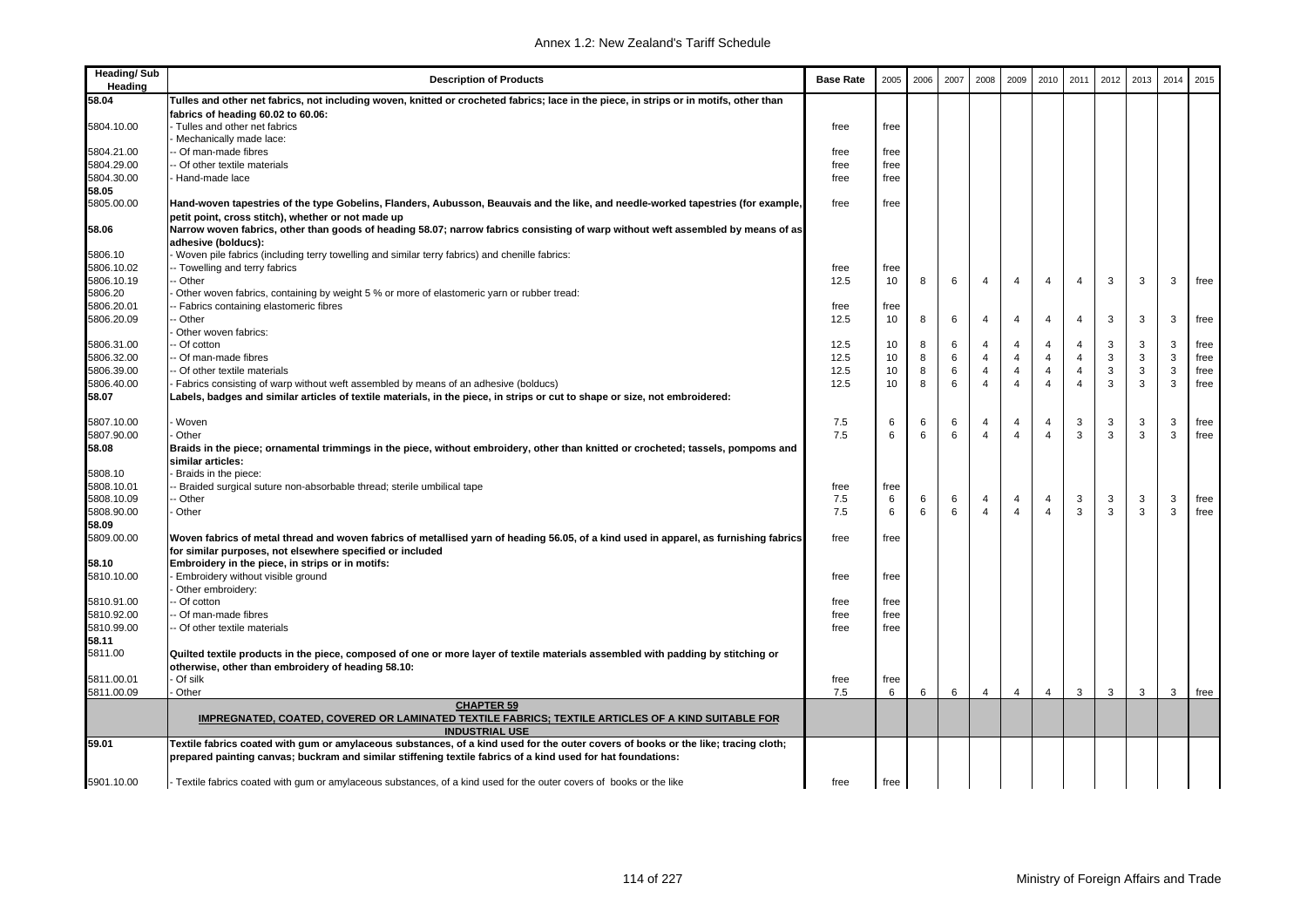| Heading/ Sub Heading | Description of Products | Base Rate | 2005 | 2006 | 2007 | 2008 | 2009 | 2010 | 2011 | 2012 | 2013 | 2014 | 2015 |
|---|---|---|---|---|---|---|---|---|---|---|---|---|---|
| 58.04 | **Tulles and other net fabrics, not including woven, knitted or crocheted fabrics; lace in the piece, in strips or in motifs, other than fabrics of heading 60.02 to 60.06:** | | | | | | | | | | | | |
| 5804.10.00 | - Tulles and other net fabrics | free | free | | | | | | | | | | |
| | - Mechanically made lace: | | | | | | | | | | | | |
| 5804.21.00 | -- Of man-made fibres | free | free | | | | | | | | | | |
| 5804.29.00 | -- Of other textile materials | free | free | | | | | | | | | | |
| 5804.30.00 | - Hand-made lace | free | free | | | | | | | | | | |
| 58.05 | | | | | | | | | | | | | |
| 5805.00.00 | **Hand-woven tapestries of the type Gobelins, Flanders, Aubusson, Beauvais and the like, and needle-worked tapestries (for example, petit point, cross stitch), whether or not made up** | free | free | | | | | | | | | | |
| 58.06 | **Narrow woven fabrics, other than goods of heading 58.07; narrow fabrics consisting of warp without weft assembled by means of as adhesive (bolducs):** | | | | | | | | | | | | |
| 5806.10 | - Woven pile fabrics (including terry towelling and similar terry fabrics) and chenille fabrics: | | | | | | | | | | | | |
| 5806.10.02 | -- Towelling and terry fabrics | free | free | | | | | | | | | | |
| 5806.10.19 | -- Other | 12.5 | 10 | 8 | 6 | 4 | 4 | 4 | 4 | 3 | 3 | 3 | free |
| 5806.20 | - Other woven fabrics, containing by weight 5 % or more of elastomeric yarn or rubber tread: | | | | | | | | | | | | |
| 5806.20.01 | -- Fabrics containing elastomeric fibres | free | free | | | | | | | | | | |
| 5806.20.09 | -- Other | 12.5 | 10 | 8 | 6 | 4 | 4 | 4 | 4 | 3 | 3 | 3 | free |
| | - Other woven fabrics: | | | | | | | | | | | | |
| 5806.31.00 | -- Of cotton | 12.5 | 10 | 8 | 6 | 4 | 4 | 4 | 4 | 3 | 3 | 3 | free |
| 5806.32.00 | -- Of man-made fibres | 12.5 | 10 | 8 | 6 | 4 | 4 | 4 | 4 | 3 | 3 | 3 | free |
| 5806.39.00 | -- Of other textile materials | 12.5 | 10 | 8 | 6 | 4 | 4 | 4 | 4 | 3 | 3 | 3 | free |
| 5806.40.00 | - Fabrics consisting of warp without weft assembled by means of an adhesive (bolducs) | 12.5 | 10 | 8 | 6 | 4 | 4 | 4 | 4 | 3 | 3 | 3 | free |
| 58.07 | **Labels, badges and similar articles of textile materials, in the piece, in strips or cut to shape or size, not embroidered:** | | | | | | | | | | | | |
| 5807.10.00 | - Woven | 7.5 | 6 | 6 | 6 | 4 | 4 | 4 | 3 | 3 | 3 | 3 | free |
| 5807.90.00 | - Other | 7.5 | 6 | 6 | 6 | 4 | 4 | 4 | 3 | 3 | 3 | 3 | free |
| 58.08 | **Braids in the piece; ornamental trimmings in the piece, without embroidery, other than knitted or crocheted; tassels, pompoms and similar articles:** | | | | | | | | | | | | |
| 5808.10 | - Braids in the piece: | | | | | | | | | | | | |
| 5808.10.01 | -- Braided surgical suture non-absorbable thread; sterile umbilical tape | free | free | | | | | | | | | | |
| 5808.10.09 | -- Other | 7.5 | 6 | 6 | 6 | 4 | 4 | 4 | 3 | 3 | 3 | 3 | free |
| 5808.90.00 | - Other | 7.5 | 6 | 6 | 6 | 4 | 4 | 4 | 3 | 3 | 3 | 3 | free |
| 58.09 | | | | | | | | | | | | | |
| 5809.00.00 | **Woven fabrics of metal thread and woven fabrics of metallised yarn of heading 56.05, of a kind used in apparel, as furnishing fabrics for similar purposes, not elsewhere specified or included** | free | free | | | | | | | | | | |
| 58.10 | **Embroidery in the piece, in strips or in motifs:** | | | | | | | | | | | | |
| 5810.10.00 | - Embroidery without visible ground | free | free | | | | | | | | | | |
| | - Other embroidery: | | | | | | | | | | | | |
| 5810.91.00 | -- Of cotton | free | free | | | | | | | | | | |
| 5810.92.00 | -- Of man-made fibres | free | free | | | | | | | | | | |
| 5810.99.00 | -- Of other textile materials | free | free | | | | | | | | | | |
| 58.11 | | | | | | | | | | | | | |
| 5811.00 | **Quilted textile products in the piece, composed of one or more layer of textile materials assembled with padding by stitching or otherwise, other than embroidery of heading 58.10:** | | | | | | | | | | | | |
| 5811.00.01 | - Of silk | free | free | | | | | | | | | | |
| 5811.00.09 | - Other | 7.5 | 6 | 6 | 6 | 4 | 4 | 4 | 3 | 3 | 3 | 3 | free |
| | **CHAPTER 59** **IMPREGNATED, COATED, COVERED OR LAMINATED TEXTILE FABRICS; TEXTILE ARTICLES OF A KIND SUITABLE FOR INDUSTRIAL USE** | | | | | | | | | | | | |
| 59.01 | **Textile fabrics coated with gum or amylaceous substances, of a kind used for the outer covers of books or the like; tracing cloth; prepared painting canvas; buckram and similar stiffening textile fabrics of a kind used for hat foundations:** | | | | | | | | | | | | |
| 5901.10.00 | - Textile fabrics coated with gum or amylaceous substances, of a kind used for the outer covers of books or the like | free | free | | | | | | | | | | |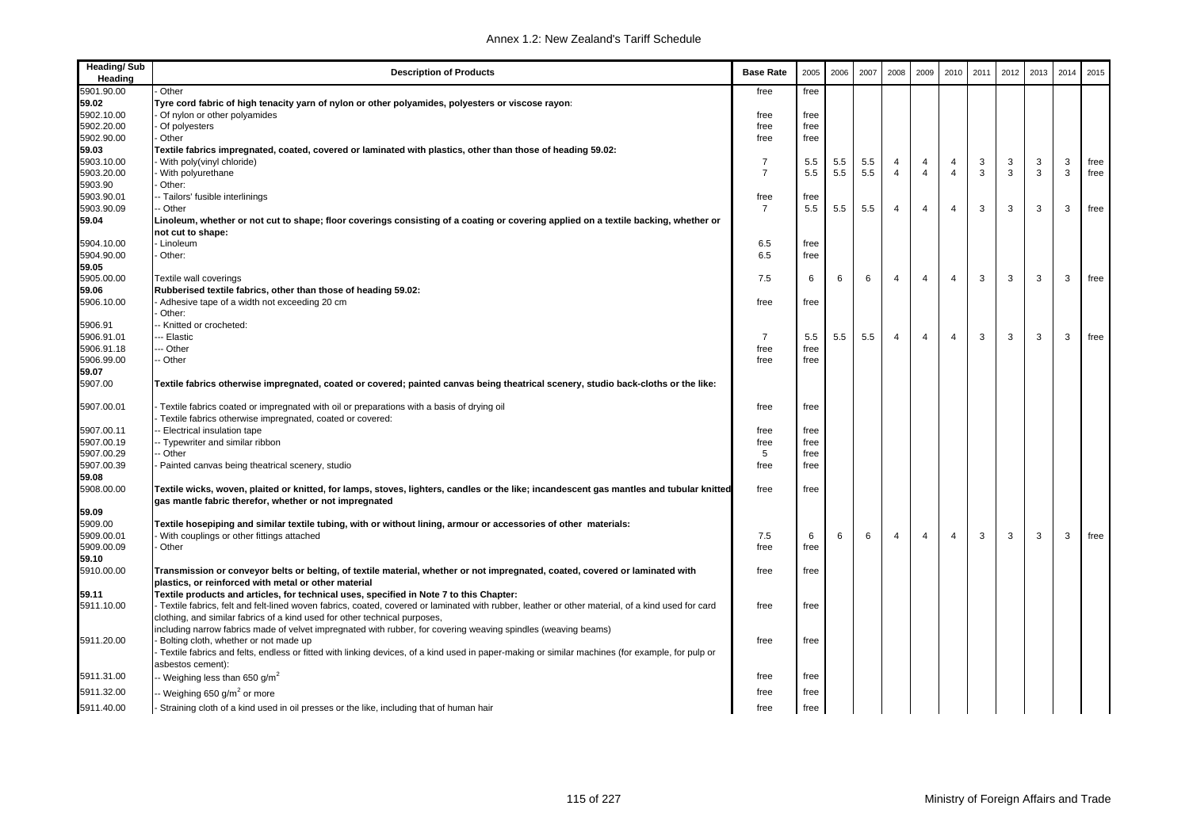| Heading/ Sub Heading | Description of Products | Base Rate | 2005 | 2006 | 2007 | 2008 | 2009 | 2010 | 2011 | 2012 | 2013 | 2014 | 2015 |
|---|---|---|---|---|---|---|---|---|---|---|---|---|---|
| 5901.90.00 | - Other | free | free | | | | | | | | | | |
| 59.02 | **Tyre cord fabric of high tenacity yarn of nylon or other polyamides, polyesters or viscose rayon:** | | | | | | | | | | | | |
| 5902.10.00 | - Of nylon or other polyamides | free | free | | | | | | | | | | |
| 5902.20.00 | - Of polyesters | free | free | | | | | | | | | | |
| 5902.90.00 | - Other | free | free | | | | | | | | | | |
| 59.03 | **Textile fabrics impregnated, coated, covered or laminated with plastics, other than those of heading 59.02:** | | | | | | | | | | | | |
| 5903.10.00 | - With poly(vinyl chloride) | 7 | 5.5 | 5.5 | 5.5 | 4 | 4 | 4 | 3 | 3 | 3 | 3 | free |
| 5903.20.00 | - With polyurethane | 7 | 5.5 | 5.5 | 5.5 | 4 | 4 | 4 | 3 | 3 | 3 | 3 | free |
| 5903.90 | - Other: | | | | | | | | | | | | |
| 5903.90.01 | -- Tailors' fusible interlinings | free | free | | | | | | | | | | |
| 5903.90.09 | -- Other | 7 | 5.5 | 5.5 | 5.5 | 4 | 4 | 4 | 3 | 3 | 3 | 3 | free |
| 59.04 | **Linoleum, whether or not cut to shape; floor coverings consisting of a coating or covering applied on a textile backing, whether or not cut to shape:** | | | | | | | | | | | | |
| 5904.10.00 | - Linoleum | 6.5 | free | | | | | | | | | | |
| 5904.90.00 | - Other: | 6.5 | free | | | | | | | | | | |
| 59.05 | | | | | | | | | | | | | |
| 5905.00.00 | Textile wall coverings | 7.5 | 6 | 6 | 6 | 4 | 4 | 4 | 3 | 3 | 3 | 3 | free |
| 59.06 | **Rubberised textile fabrics, other than those of heading 59.02:** | | | | | | | | | | | | |
| 5906.10.00 | - Adhesive tape of a width not exceeding 20 cm | free | free | | | | | | | | | | |
| | - Other: | | | | | | | | | | | | |
| 5906.91 | -- Knitted or crocheted: | | | | | | | | | | | | |
| 5906.91.01 | --- Elastic | 7 | 5.5 | 5.5 | 5.5 | 4 | 4 | 4 | 3 | 3 | 3 | 3 | free |
| 5906.91.18 | --- Other | free | free | | | | | | | | | | |
| 5906.99.00 | -- Other | free | free | | | | | | | | | | |
| 59.07 | | | | | | | | | | | | | |
| 5907.00 | **Textile fabrics otherwise impregnated, coated or covered; painted canvas being theatrical scenery, studio back-cloths or the like:** | | | | | | | | | | | | |
| 5907.00.01 | - Textile fabrics coated or impregnated with oil or preparations with a basis of drying oil | free | free | | | | | | | | | | |
| | - Textile fabrics otherwise impregnated, coated or covered: | | | | | | | | | | | | |
| 5907.00.11 | -- Electrical insulation tape | free | free | | | | | | | | | | |
| 5907.00.19 | -- Typewriter and similar ribbon | free | free | | | | | | | | | | |
| 5907.00.29 | -- Other | 5 | free | | | | | | | | | | |
| 5907.00.39 | - Painted canvas being theatrical scenery, studio | free | free | | | | | | | | | | |
| 59.08 | | | | | | | | | | | | | |
| 5908.00.00 | **Textile wicks, woven, plaited or knitted, for lamps, stoves, lighters, candles or the like; incandescent gas mantles and tubular knitted gas mantle fabric therefor, whether or not impregnated** | free | free | | | | | | | | | | |
| 59.09 | | | | | | | | | | | | | |
| 5909.00 | **Textile hosepiping and similar textile tubing, with or without lining, armour or accessories of other materials:** | | | | | | | | | | | | |
| 5909.00.01 | - With couplings or other fittings attached | 7.5 | 6 | 6 | 6 | 4 | 4 | 4 | 3 | 3 | 3 | 3 | free |
| 5909.00.09 | - Other | free | free | | | | | | | | | | |
| 59.10 | | | | | | | | | | | | | |
| 5910.00.00 | **Transmission or conveyor belts or belting, of textile material, whether or not impregnated, coated, covered or laminated with plastics, or reinforced with metal or other material** | free | free | | | | | | | | | | |
| 59.11 | **Textile products and articles, for technical uses, specified in Note 7 to this Chapter:** | | | | | | | | | | | | |
| 5911.10.00 | - Textile fabrics, felt and felt-lined woven fabrics, coated, covered or laminated with rubber, leather or other material, of a kind used for card clothing, and similar fabrics of a kind used for other technical purposes, including narrow fabrics made of velvet impregnated with rubber, for covering weaving spindles (weaving beams) | free | free | | | | | | | | | | |
| 5911.20.00 | - Bolting cloth, whether or not made up | free | free | | | | | | | | | | |
| | - Textile fabrics and felts, endless or fitted with linking devices, of a kind used in paper-making or similar machines (for example, for pulp or asbestos cement): | | | | | | | | | | | | |
| 5911.31.00 | -- Weighing less than 650 g/m$^2$ | free | free | | | | | | | | | | |
| 5911.32.00 | -- Weighing 650 g/m$^2$ or more | free | free | | | | | | | | | | |
| 5911.40.00 | - Straining cloth of a kind used in oil presses or the like, including that of human hair | free | free | | | | | | | | | | |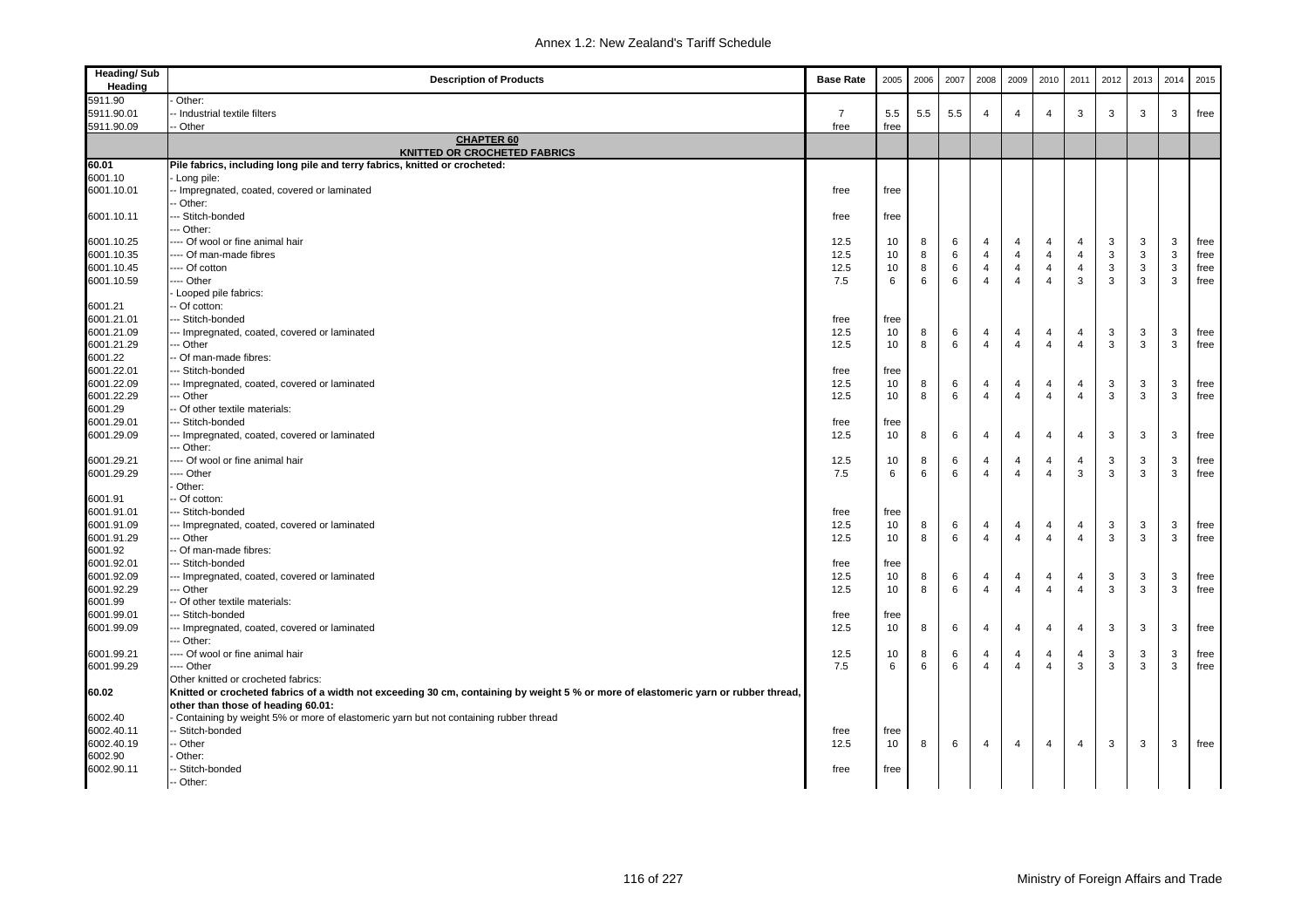| Heading/ Sub Heading | Description of Products | Base Rate | 2005 | 2006 | 2007 | 2008 | 2009 | 2010 | 2011 | 2012 | 2013 | 2014 | 2015 |
|---|---|---|---|---|---|---|---|---|---|---|---|---|---|
| 5911.90 | - Other: | | | | | | | | | | | | |
| 5911.90.01 | -- Industrial textile filters | 7 | 5.5 | 5.5 | 5.5 | 4 | 4 | 4 | 3 | 3 | 3 | 3 | free |
| 5911.90.09 | -- Other | free | free | | | | | | | | | | |
| | **CHAPTER 60** **KNITTED OR CROCHETED FABRICS** | | | | | | | | | | | | |
| **60.01** | **Pile fabrics, including long pile and terry fabrics, knitted or crocheted:** | | | | | | | | | | | | |
| 6001.10 | - Long pile: | | | | | | | | | | | | |
| 6001.10.01 | -- Impregnated, coated, covered or laminated | free | free | | | | | | | | | | |
| | -- Other: | | | | | | | | | | | | |
| 6001.10.11 | --- Stitch-bonded | free | free | | | | | | | | | | |
| | --- Other: | | | | | | | | | | | | |
| 6001.10.25 | ---- Of wool or fine animal hair | 12.5 | 10 | 8 | 6 | 4 | 4 | 4 | 4 | 3 | 3 | 3 | free |
| 6001.10.35 | ---- Of man-made fibres | 12.5 | 10 | 8 | 6 | 4 | 4 | 4 | 4 | 3 | 3 | 3 | free |
| 6001.10.45 | ---- Of cotton | 12.5 | 10 | 8 | 6 | 4 | 4 | 4 | 4 | 3 | 3 | 3 | free |
| 6001.10.59 | ---- Other | 7.5 | 6 | 6 | 6 | 4 | 4 | 4 | 3 | 3 | 3 | 3 | free |
| | - Looped pile fabrics: | | | | | | | | | | | | |
| 6001.21 | -- Of cotton: | | | | | | | | | | | | |
| 6001.21.01 | --- Stitch-bonded | free | free | | | | | | | | | | |
| 6001.21.09 | --- Impregnated, coated, covered or laminated | 12.5 | 10 | 8 | 6 | 4 | 4 | 4 | 4 | 3 | 3 | 3 | free |
| 6001.21.29 | --- Other | 12.5 | 10 | 8 | 6 | 4 | 4 | 4 | 4 | 3 | 3 | 3 | free |
| 6001.22 | -- Of man-made fibres: | | | | | | | | | | | | |
| 6001.22.01 | --- Stitch-bonded | free | free | | | | | | | | | | |
| 6001.22.09 | --- Impregnated, coated, covered or laminated | 12.5 | 10 | 8 | 6 | 4 | 4 | 4 | 4 | 3 | 3 | 3 | free |
| 6001.22.29 | --- Other | 12.5 | 10 | 8 | 6 | 4 | 4 | 4 | 4 | 3 | 3 | 3 | free |
| 6001.29 | -- Of other textile materials: | | | | | | | | | | | | |
| 6001.29.01 | --- Stitch-bonded | free | free | | | | | | | | | | |
| 6001.29.09 | --- Impregnated, coated, covered or laminated | 12.5 | 10 | 8 | 6 | 4 | 4 | 4 | 4 | 3 | 3 | 3 | free |
| | --- Other: | | | | | | | | | | | | |
| 6001.29.21 | ---- Of wool or fine animal hair | 12.5 | 10 | 8 | 6 | 4 | 4 | 4 | 4 | 3 | 3 | 3 | free |
| 6001.29.29 | ---- Other | 7.5 | 6 | 6 | 6 | 4 | 4 | 4 | 3 | 3 | 3 | 3 | free |
| | - Other: | | | | | | | | | | | | |
| 6001.91 | -- Of cotton: | | | | | | | | | | | | |
| 6001.91.01 | --- Stitch-bonded | free | free | | | | | | | | | | |
| 6001.91.09 | --- Impregnated, coated, covered or laminated | 12.5 | 10 | 8 | 6 | 4 | 4 | 4 | 4 | 3 | 3 | 3 | free |
| 6001.91.29 | --- Other | 12.5 | 10 | 8 | 6 | 4 | 4 | 4 | 4 | 3 | 3 | 3 | free |
| 6001.92 | -- Of man-made fibres: | | | | | | | | | | | | |
| 6001.92.01 | --- Stitch-bonded | free | free | | | | | | | | | | |
| 6001.92.09 | --- Impregnated, coated, covered or laminated | 12.5 | 10 | 8 | 6 | 4 | 4 | 4 | 4 | 3 | 3 | 3 | free |
| 6001.92.29 | --- Other | 12.5 | 10 | 8 | 6 | 4 | 4 | 4 | 4 | 3 | 3 | 3 | free |
| 6001.99 | -- Of other textile materials: | | | | | | | | | | | | |
| 6001.99.01 | --- Stitch-bonded | free | free | | | | | | | | | | |
| 6001.99.09 | --- Impregnated, coated, covered or laminated | 12.5 | 10 | 8 | 6 | 4 | 4 | 4 | 4 | 3 | 3 | 3 | free |
| | --- Other: | | | | | | | | | | | | |
| 6001.99.21 | ---- Of wool or fine animal hair | 12.5 | 10 | 8 | 6 | 4 | 4 | 4 | 4 | 3 | 3 | 3 | free |
| 6001.99.29 | ---- Other | 7.5 | 6 | 6 | 6 | 4 | 4 | 4 | 3 | 3 | 3 | 3 | free |
| | Other knitted or crocheted fabrics: | | | | | | | | | | | | |
| **60.02** | **Knitted or crocheted fabrics of a width not exceeding 30 cm, containing by weight 5 % or more of elastomeric yarn or rubber thread, other than those of heading 60.01:** | | | | | | | | | | | | |
| 6002.40 | - Containing by weight 5% or more of elastomeric yarn but not containing rubber thread | | | | | | | | | | | | |
| 6002.40.11 | -- Stitch-bonded | free | free | | | | | | | | | | |
| 6002.40.19 | -- Other | 12.5 | 10 | 8 | 6 | 4 | 4 | 4 | 4 | 3 | 3 | 3 | free |
| 6002.90 | - Other: | | | | | | | | | | | | |
| 6002.90.11 | -- Stitch-bonded | free | free | | | | | | | | | | |
| | -- Other: | | | | | | | | | | | | |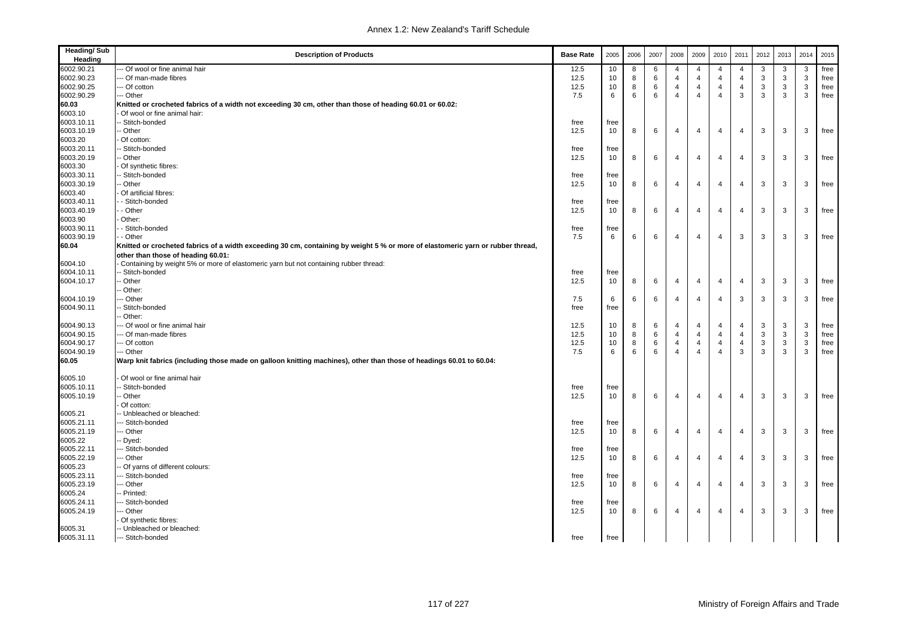| Heading/ Sub Heading | Description of Products | Base Rate | 2005 | 2006 | 2007 | 2008 | 2009 | 2010 | 2011 | 2012 | 2013 | 2014 | 2015 |
|---|---|---|---|---|---|---|---|---|---|---|---|---|---|
| 6002.90.21 | --- Of wool or fine animal hair | 12.5 | 10 | 8 | 6 | 4 | 4 | 4 | 4 | 3 | 3 | 3 | free |
| 6002.90.23 | --- Of man-made fibres | 12.5 | 10 | 8 | 6 | 4 | 4 | 4 | 4 | 3 | 3 | 3 | free |
| 6002.90.25 | --- Of cotton | 12.5 | 10 | 8 | 6 | 4 | 4 | 4 | 4 | 3 | 3 | 3 | free |
| 6002.90.29 | --- Other | 7.5 | 6 | 6 | 6 | 4 | 4 | 4 | 3 | 3 | 3 | 3 | free |
| **60.03** | **Knitted or crocheted fabrics of a width not exceeding 30 cm, other than those of heading 60.01 or 60.02:** | | | | | | | | | | | | |
| 6003.10 | - Of wool or fine animal hair: | | | | | | | | | | | | |
| 6003.10.11 | -- Stitch-bonded | free | free | | | | | | | | | | |
| 6003.10.19 | -- Other | 12.5 | 10 | 8 | 6 | 4 | 4 | 4 | 4 | 3 | 3 | 3 | free |
| 6003.20 | - Of cotton: | | | | | | | | | | | | |
| 6003.20.11 | -- Stitch-bonded | free | free | | | | | | | | | | |
| 6003.20.19 | -- Other | 12.5 | 10 | 8 | 6 | 4 | 4 | 4 | 4 | 3 | 3 | 3 | free |
| 6003.30 | - Of synthetic fibres: | | | | | | | | | | | | |
| 6003.30.11 | -- Stitch-bonded | free | free | | | | | | | | | | |
| 6003.30.19 | -- Other | 12.5 | 10 | 8 | 6 | 4 | 4 | 4 | 4 | 3 | 3 | 3 | free |
| 6003.40 | - Of artificial fibres: | | | | | | | | | | | | |
| 6003.40.11 | - - Stitch-bonded | free | free | | | | | | | | | | |
| 6003.40.19 | - - Other | 12.5 | 10 | 8 | 6 | 4 | 4 | 4 | 4 | 3 | 3 | 3 | free |
| 6003.90 | - Other: | | | | | | | | | | | | |
| 6003.90.11 | - - Stitch-bonded | free | free | | | | | | | | | | |
| 6003.90.19 | - - Other | 7.5 | 6 | 6 | 6 | 4 | 4 | 4 | 3 | 3 | 3 | 3 | free |
| **60.04** | **Knitted or crocheted fabrics of a width exceeding 30 cm, containing by weight 5 % or more of elastomeric yarn or rubber thread, other than those of heading 60.01:** | | | | | | | | | | | | |
| 6004.10 | - Containing by weight 5% or more of elastomeric yarn but not containing rubber thread: | | | | | | | | | | | | |
| 6004.10.11 | -- Stitch-bonded | free | free | | | | | | | | | | |
| 6004.10.17 | -- Other | 12.5 | 10 | 8 | 6 | 4 | 4 | 4 | 4 | 3 | 3 | 3 | free |
| | -- Other: | | | | | | | | | | | | |
| 6004.10.19 | --- Other | 7.5 | 6 | 6 | 6 | 4 | 4 | 4 | 3 | 3 | 3 | 3 | free |
| 6004.90.11 | -- Stitch-bonded | free | free | | | | | | | | | | |
| | -- Other: | | | | | | | | | | | | |
| 6004.90.13 | --- Of wool or fine animal hair | 12.5 | 10 | 8 | 6 | 4 | 4 | 4 | 4 | 3 | 3 | 3 | free |
| 6004.90.15 | --- Of man-made fibres | 12.5 | 10 | 8 | 6 | 4 | 4 | 4 | 4 | 3 | 3 | 3 | free |
| 6004.90.17 | --- Of cotton | 12.5 | 10 | 8 | 6 | 4 | 4 | 4 | 4 | 3 | 3 | 3 | free |
| 6004.90.19 | --- Other | 7.5 | 6 | 6 | 6 | 4 | 4 | 4 | 3 | 3 | 3 | 3 | free |
| **60.05** | **Warp knit fabrics (including those made on galloon knitting machines), other than those of headings 60.01 to 60.04:** | | | | | | | | | | | | |
| 6005.10 | - Of wool or fine animal hair | | | | | | | | | | | | |
| 6005.10.11 | -- Stitch-bonded | free | free | | | | | | | | | | |
| 6005.10.19 | -- Other | 12.5 | 10 | 8 | 6 | 4 | 4 | 4 | 4 | 3 | 3 | 3 | free |
| | - Of cotton: | | | | | | | | | | | | |
| 6005.21 | -- Unbleached or bleached: | | | | | | | | | | | | |
| 6005.21.11 | --- Stitch-bonded | free | free | | | | | | | | | | |
| 6005.21.19 | --- Other | 12.5 | 10 | 8 | 6 | 4 | 4 | 4 | 4 | 3 | 3 | 3 | free |
| 6005.22 | -- Dyed: | | | | | | | | | | | | |
| 6005.22.11 | --- Stitch-bonded | free | free | | | | | | | | | | |
| 6005.22.19 | --- Other | 12.5 | 10 | 8 | 6 | 4 | 4 | 4 | 4 | 3 | 3 | 3 | free |
| 6005.23 | -- Of yarns of different colours: | | | | | | | | | | | | |
| 6005.23.11 | --- Stitch-bonded | free | free | | | | | | | | | | |
| 6005.23.19 | --- Other | 12.5 | 10 | 8 | 6 | 4 | 4 | 4 | 4 | 3 | 3 | 3 | free |
| 6005.24 | -- Printed: | | | | | | | | | | | | |
| 6005.24.11 | --- Stitch-bonded | free | free | | | | | | | | | | |
| 6005.24.19 | --- Other | 12.5 | 10 | 8 | 6 | 4 | 4 | 4 | 4 | 3 | 3 | 3 | free |
| | - Of synthetic fibres: | | | | | | | | | | | | |
| 6005.31 | -- Unbleached or bleached: | | | | | | | | | | | | |
| 6005.31.11 | --- Stitch-bonded | free | free | | | | | | | | | | |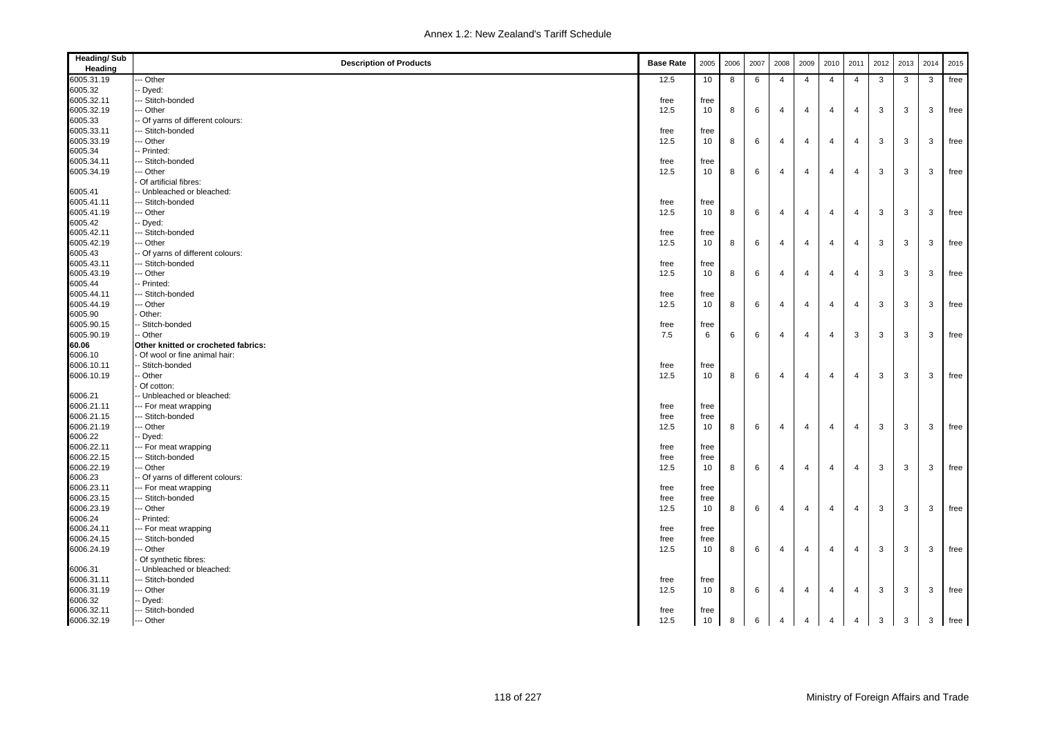| Heading/ Sub Heading | Description of Products | Base Rate | 2005 | 2006 | 2007 | 2008 | 2009 | 2010 | 2011 | 2012 | 2013 | 2014 | 2015 |
|---|---|---|---|---|---|---|---|---|---|---|---|---|---|
| 6005.31.19 | --- Other | 12.5 | 10 | 8 | 6 | 4 | 4 | 4 | 4 | 3 | 3 | 3 | free |
| 6005.32 | -- Dyed: | | | | | | | | | | | | |
| 6005.32.11 | --- Stitch-bonded | free | free | | | | | | | | | | |
| 6005.32.19 | --- Other | 12.5 | 10 | 8 | 6 | 4 | 4 | 4 | 4 | 3 | 3 | 3 | free |
| 6005.33 | -- Of yarns of different colours: | | | | | | | | | | | | |
| 6005.33.11 | --- Stitch-bonded | free | free | | | | | | | | | | |
| 6005.33.19 | --- Other | 12.5 | 10 | 8 | 6 | 4 | 4 | 4 | 4 | 3 | 3 | 3 | free |
| 6005.34 | -- Printed: | | | | | | | | | | | | |
| 6005.34.11 | --- Stitch-bonded | free | free | | | | | | | | | | |
| 6005.34.19 | --- Other | 12.5 | 10 | 8 | 6 | 4 | 4 | 4 | 4 | 3 | 3 | 3 | free |
| | - Of artificial fibres: | | | | | | | | | | | | |
| 6005.41 | -- Unbleached or bleached: | | | | | | | | | | | | |
| 6005.41.11 | --- Stitch-bonded | free | free | | | | | | | | | | |
| 6005.41.19 | --- Other | 12.5 | 10 | 8 | 6 | 4 | 4 | 4 | 4 | 3 | 3 | 3 | free |
| 6005.42 | -- Dyed: | | | | | | | | | | | | |
| 6005.42.11 | --- Stitch-bonded | free | free | | | | | | | | | | |
| 6005.42.19 | --- Other | 12.5 | 10 | 8 | 6 | 4 | 4 | 4 | 4 | 3 | 3 | 3 | free |
| 6005.43 | -- Of yarns of different colours: | | | | | | | | | | | | |
| 6005.43.11 | --- Stitch-bonded | free | free | | | | | | | | | | |
| 6005.43.19 | --- Other | 12.5 | 10 | 8 | 6 | 4 | 4 | 4 | 4 | 3 | 3 | 3 | free |
| 6005.44 | -- Printed: | | | | | | | | | | | | |
| 6005.44.11 | --- Stitch-bonded | free | free | | | | | | | | | | |
| 6005.44.19 | --- Other | 12.5 | 10 | 8 | 6 | 4 | 4 | 4 | 4 | 3 | 3 | 3 | free |
| 6005.90 | - Other: | | | | | | | | | | | | |
| 6005.90.15 | -- Stitch-bonded | free | free | | | | | | | | | | |
| 6005.90.19 | -- Other | 7.5 | 6 | 6 | 6 | 4 | 4 | 4 | 3 | 3 | 3 | 3 | free |
| **60.06** | **Other knitted or crocheted fabrics:** | | | | | | | | | | | | |
| 6006.10 | - Of wool or fine animal hair: | | | | | | | | | | | | |
| 6006.10.11 | -- Stitch-bonded | free | free | | | | | | | | | | |
| 6006.10.19 | -- Other | 12.5 | 10 | 8 | 6 | 4 | 4 | 4 | 4 | 3 | 3 | 3 | free |
| | - Of cotton: | | | | | | | | | | | | |
| 6006.21 | -- Unbleached or bleached: | | | | | | | | | | | | |
| 6006.21.11 | --- For meat wrapping | free | free | | | | | | | | | | |
| 6006.21.15 | --- Stitch-bonded | free | free | | | | | | | | | | |
| 6006.21.19 | --- Other | 12.5 | 10 | 8 | 6 | 4 | 4 | 4 | 4 | 3 | 3 | 3 | free |
| 6006.22 | -- Dyed: | | | | | | | | | | | | |
| 6006.22.11 | --- For meat wrapping | free | free | | | | | | | | | | |
| 6006.22.15 | --- Stitch-bonded | free | free | | | | | | | | | | |
| 6006.22.19 | --- Other | 12.5 | 10 | 8 | 6 | 4 | 4 | 4 | 4 | 3 | 3 | 3 | free |
| 6006.23 | -- Of yarns of different colours: | | | | | | | | | | | | |
| 6006.23.11 | --- For meat wrapping | free | free | | | | | | | | | | |
| 6006.23.15 | --- Stitch-bonded | free | free | | | | | | | | | | |
| 6006.23.19 | --- Other | 12.5 | 10 | 8 | 6 | 4 | 4 | 4 | 4 | 3 | 3 | 3 | free |
| 6006.24 | -- Printed: | | | | | | | | | | | | |
| 6006.24.11 | --- For meat wrapping | free | free | | | | | | | | | | |
| 6006.24.15 | --- Stitch-bonded | free | free | | | | | | | | | | |
| 6006.24.19 | --- Other | 12.5 | 10 | 8 | 6 | 4 | 4 | 4 | 4 | 3 | 3 | 3 | free |
| | - Of synthetic fibres: | | | | | | | | | | | | |
| 6006.31 | -- Unbleached or bleached: | | | | | | | | | | | | |
| 6006.31.11 | --- Stitch-bonded | free | free | | | | | | | | | | |
| 6006.31.19 | --- Other | 12.5 | 10 | 8 | 6 | 4 | 4 | 4 | 4 | 3 | 3 | 3 | free |
| 6006.32 | -- Dyed: | | | | | | | | | | | | |
| 6006.32.11 | --- Stitch-bonded | free | free | | | | | | | | | | |
| 6006.32.19 | --- Other | 12.5 | 10 | 8 | 6 | 4 | 4 | 4 | 4 | 3 | 3 | 3 | free |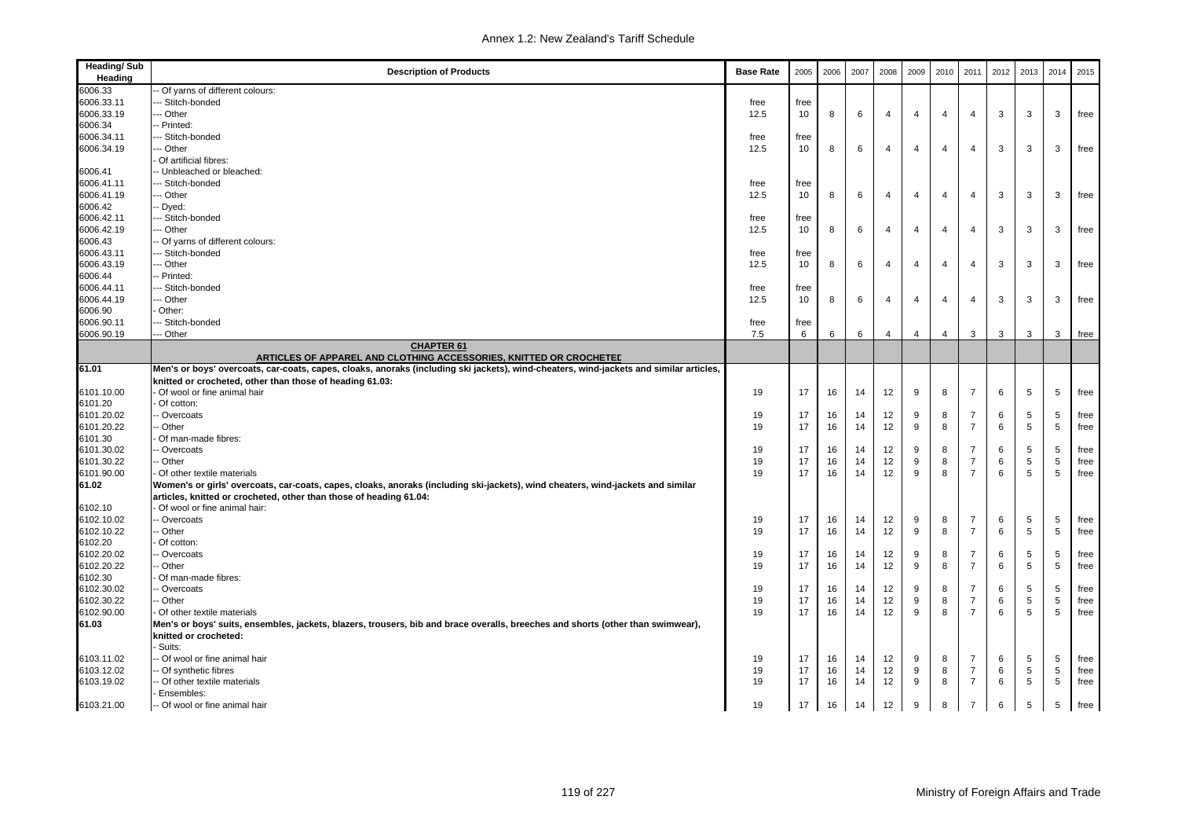| Heading/ Sub Heading | Description of Products | Base Rate | 2005 | 2006 | 2007 | 2008 | 2009 | 2010 | 2011 | 2012 | 2013 | 2014 | 2015 |
|---|---|---|---|---|---|---|---|---|---|---|---|---|---|
| 6006.33 | -- Of yarns of different colours: | | | | | | | | | | | | |
| 6006.33.11 | --- Stitch-bonded | free | free | | | | | | | | | | |
| 6006.33.19 | --- Other | 12.5 | 10 | 8 | 6 | 4 | 4 | 4 | 4 | 3 | 3 | 3 | free |
| 6006.34 | -- Printed: | | | | | | | | | | | | |
| 6006.34.11 | --- Stitch-bonded | free | free | | | | | | | | | | |
| 6006.34.19 | --- Other | 12.5 | 10 | 8 | 6 | 4 | 4 | 4 | 4 | 3 | 3 | 3 | free |
| | - Of artificial fibres: | | | | | | | | | | | | |
| 6006.41 | -- Unbleached or bleached: | | | | | | | | | | | | |
| 6006.41.11 | --- Stitch-bonded | free | free | | | | | | | | | | |
| 6006.41.19 | --- Other | 12.5 | 10 | 8 | 6 | 4 | 4 | 4 | 4 | 3 | 3 | 3 | free |
| 6006.42 | -- Dyed: | | | | | | | | | | | | |
| 6006.42.11 | --- Stitch-bonded | free | free | | | | | | | | | | |
| 6006.42.19 | --- Other | 12.5 | 10 | 8 | 6 | 4 | 4 | 4 | 4 | 3 | 3 | 3 | free |
| 6006.43 | -- Of yarns of different colours: | | | | | | | | | | | | |
| 6006.43.11 | --- Stitch-bonded | free | free | | | | | | | | | | |
| 6006.43.19 | --- Other | 12.5 | 10 | 8 | 6 | 4 | 4 | 4 | 4 | 3 | 3 | 3 | free |
| 6006.44 | -- Printed: | | | | | | | | | | | | |
| 6006.44.11 | --- Stitch-bonded | free | free | | | | | | | | | | |
| 6006.44.19 | --- Other | 12.5 | 10 | 8 | 6 | 4 | 4 | 4 | 4 | 3 | 3 | 3 | free |
| 6006.90 | - Other: | | | | | | | | | | | | |
| 6006.90.11 | --- Stitch-bonded | free | free | | | | | | | | | | |
| 6006.90.19 | --- Other | 7.5 | 6 | 6 | 6 | 4 | 4 | 4 | 3 | 3 | 3 | 3 | free |
| | **CHAPTER 61** **ARTICLES OF APPAREL AND CLOTHING ACCESSORIES, KNITTED OR CROCHETED** | | | | | | | | | | | | |
| **61.01** | **Men's or boys' overcoats, car-coats, capes, cloaks, anoraks (including ski jackets), wind-cheaters, wind-jackets and similar articles, knitted or crocheted, other than those of heading 61.03:** | | | | | | | | | | | | |
| 6101.10.00 | - Of wool or fine animal hair | 19 | 17 | 16 | 14 | 12 | 9 | 8 | 7 | 6 | 5 | 5 | free |
| 6101.20 | - Of cotton: | | | | | | | | | | | | |
| 6101.20.02 | -- Overcoats | 19 | 17 | 16 | 14 | 12 | 9 | 8 | 7 | 6 | 5 | 5 | free |
| 6101.20.22 | -- Other | 19 | 17 | 16 | 14 | 12 | 9 | 8 | 7 | 6 | 5 | 5 | free |
| 6101.30 | - Of man-made fibres: | | | | | | | | | | | | |
| 6101.30.02 | -- Overcoats | 19 | 17 | 16 | 14 | 12 | 9 | 8 | 7 | 6 | 5 | 5 | free |
| 6101.30.22 | -- Other | 19 | 17 | 16 | 14 | 12 | 9 | 8 | 7 | 6 | 5 | 5 | free |
| 6101.90.00 | - Of other textile materials | 19 | 17 | 16 | 14 | 12 | 9 | 8 | 7 | 6 | 5 | 5 | free |
| **61.02** | **Women's or girls' overcoats, car-coats, capes, cloaks, anoraks (including ski-jackets), wind cheaters, wind-jackets and similar articles, knitted or crocheted, other than those of heading 61.04:** | | | | | | | | | | | | |
| 6102.10 | - Of wool or fine animal hair: | | | | | | | | | | | | |
| 6102.10.02 | -- Overcoats | 19 | 17 | 16 | 14 | 12 | 9 | 8 | 7 | 6 | 5 | 5 | free |
| 6102.10.22 | -- Other | 19 | 17 | 16 | 14 | 12 | 9 | 8 | 7 | 6 | 5 | 5 | free |
| 6102.20 | - Of cotton: | | | | | | | | | | | | |
| 6102.20.02 | -- Overcoats | 19 | 17 | 16 | 14 | 12 | 9 | 8 | 7 | 6 | 5 | 5 | free |
| 6102.20.22 | -- Other | 19 | 17 | 16 | 14 | 12 | 9 | 8 | 7 | 6 | 5 | 5 | free |
| 6102.30 | - Of man-made fibres: | | | | | | | | | | | | |
| 6102.30.02 | -- Overcoats | 19 | 17 | 16 | 14 | 12 | 9 | 8 | 7 | 6 | 5 | 5 | free |
| 6102.30.22 | -- Other | 19 | 17 | 16 | 14 | 12 | 9 | 8 | 7 | 6 | 5 | 5 | free |
| 6102.90.00 | - Of other textile materials | 19 | 17 | 16 | 14 | 12 | 9 | 8 | 7 | 6 | 5 | 5 | free |
| **61.03** | **Men's or boys' suits, ensembles, jackets, blazers, trousers, bib and brace overalls, breeches and shorts (other than swimwear), knitted or crocheted:** | | | | | | | | | | | | |
| | - Suits: | | | | | | | | | | | | |
| 6103.11.02 | -- Of wool or fine animal hair | 19 | 17 | 16 | 14 | 12 | 9 | 8 | 7 | 6 | 5 | 5 | free |
| 6103.12.02 | -- Of synthetic fibres | 19 | 17 | 16 | 14 | 12 | 9 | 8 | 7 | 6 | 5 | 5 | free |
| 6103.19.02 | -- Of other textile materials | 19 | 17 | 16 | 14 | 12 | 9 | 8 | 7 | 6 | 5 | 5 | free |
| | - Ensembles: | | | | | | | | | | | | |
| 6103.21.00 | -- Of wool or fine animal hair | 19 | 17 | 16 | 14 | 12 | 9 | 8 | 7 | 6 | 5 | 5 | free |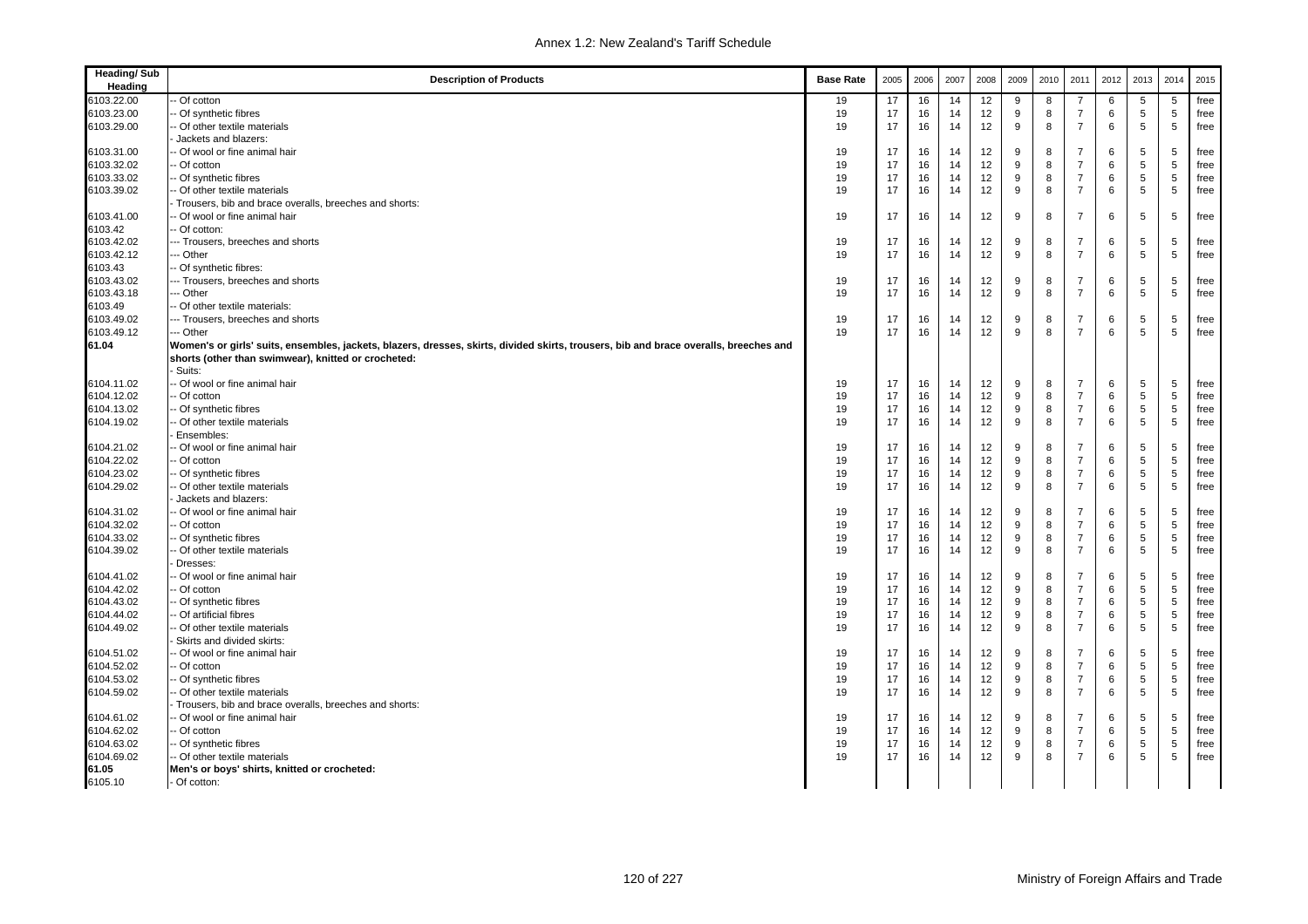| Heading/ Sub Heading | Description of Products | Base Rate | 2005 | 2006 | 2007 | 2008 | 2009 | 2010 | 2011 | 2012 | 2013 | 2014 | 2015 |
|---|---|---|---|---|---|---|---|---|---|---|---|---|---|
| 6103.22.00 | -- Of cotton | 19 | 17 | 16 | 14 | 12 | 9 | 8 | 7 | 6 | 5 | 5 | free |
| 6103.23.00 | -- Of synthetic fibres | 19 | 17 | 16 | 14 | 12 | 9 | 8 | 7 | 6 | 5 | 5 | free |
| 6103.29.00 | -- Of other textile materials | 19 | 17 | 16 | 14 | 12 | 9 | 8 | 7 | 6 | 5 | 5 | free |
| | - Jackets and blazers: | | | | | | | | | | | | |
| 6103.31.00 | -- Of wool or fine animal hair | 19 | 17 | 16 | 14 | 12 | 9 | 8 | 7 | 6 | 5 | 5 | free |
| 6103.32.02 | -- Of cotton | 19 | 17 | 16 | 14 | 12 | 9 | 8 | 7 | 6 | 5 | 5 | free |
| 6103.33.02 | -- Of synthetic fibres | 19 | 17 | 16 | 14 | 12 | 9 | 8 | 7 | 6 | 5 | 5 | free |
| 6103.39.02 | -- Of other textile materials | 19 | 17 | 16 | 14 | 12 | 9 | 8 | 7 | 6 | 5 | 5 | free |
| | - Trousers, bib and brace overalls, breeches and shorts: | | | | | | | | | | | | |
| 6103.41.00 | -- Of wool or fine animal hair | 19 | 17 | 16 | 14 | 12 | 9 | 8 | 7 | 6 | 5 | 5 | free |
| 6103.42 | -- Of cotton: | | | | | | | | | | | | |
| 6103.42.02 | --- Trousers, breeches and shorts | 19 | 17 | 16 | 14 | 12 | 9 | 8 | 7 | 6 | 5 | 5 | free |
| 6103.42.12 | --- Other | 19 | 17 | 16 | 14 | 12 | 9 | 8 | 7 | 6 | 5 | 5 | free |
| 6103.43 | -- Of synthetic fibres: | | | | | | | | | | | | |
| 6103.43.02 | --- Trousers, breeches and shorts | 19 | 17 | 16 | 14 | 12 | 9 | 8 | 7 | 6 | 5 | 5 | free |
| 6103.43.18 | --- Other | 19 | 17 | 16 | 14 | 12 | 9 | 8 | 7 | 6 | 5 | 5 | free |
| 6103.49 | -- Of other textile materials: | | | | | | | | | | | | |
| 6103.49.02 | --- Trousers, breeches and shorts | 19 | 17 | 16 | 14 | 12 | 9 | 8 | 7 | 6 | 5 | 5 | free |
| 6103.49.12 | --- Other | 19 | 17 | 16 | 14 | 12 | 9 | 8 | 7 | 6 | 5 | 5 | free |
| **61.04** | **Women's or girls' suits, ensembles, jackets, blazers, dresses, skirts, divided skirts, trousers, bib and brace overalls, breeches and shorts (other than swimwear), knitted or crocheted:** | | | | | | | | | | | | |
| | - Suits: | | | | | | | | | | | | |
| 6104.11.02 | -- Of wool or fine animal hair | 19 | 17 | 16 | 14 | 12 | 9 | 8 | 7 | 6 | 5 | 5 | free |
| 6104.12.02 | -- Of cotton | 19 | 17 | 16 | 14 | 12 | 9 | 8 | 7 | 6 | 5 | 5 | free |
| 6104.13.02 | -- Of synthetic fibres | 19 | 17 | 16 | 14 | 12 | 9 | 8 | 7 | 6 | 5 | 5 | free |
| 6104.19.02 | -- Of other textile materials | 19 | 17 | 16 | 14 | 12 | 9 | 8 | 7 | 6 | 5 | 5 | free |
| | - Ensembles: | | | | | | | | | | | | |
| 6104.21.02 | -- Of wool or fine animal hair | 19 | 17 | 16 | 14 | 12 | 9 | 8 | 7 | 6 | 5 | 5 | free |
| 6104.22.02 | -- Of cotton | 19 | 17 | 16 | 14 | 12 | 9 | 8 | 7 | 6 | 5 | 5 | free |
| 6104.23.02 | -- Of synthetic fibres | 19 | 17 | 16 | 14 | 12 | 9 | 8 | 7 | 6 | 5 | 5 | free |
| 6104.29.02 | -- Of other textile materials | 19 | 17 | 16 | 14 | 12 | 9 | 8 | 7 | 6 | 5 | 5 | free |
| | - Jackets and blazers: | | | | | | | | | | | | |
| 6104.31.02 | -- Of wool or fine animal hair | 19 | 17 | 16 | 14 | 12 | 9 | 8 | 7 | 6 | 5 | 5 | free |
| 6104.32.02 | -- Of cotton | 19 | 17 | 16 | 14 | 12 | 9 | 8 | 7 | 6 | 5 | 5 | free |
| 6104.33.02 | -- Of synthetic fibres | 19 | 17 | 16 | 14 | 12 | 9 | 8 | 7 | 6 | 5 | 5 | free |
| 6104.39.02 | -- Of other textile materials | 19 | 17 | 16 | 14 | 12 | 9 | 8 | 7 | 6 | 5 | 5 | free |
| | - Dresses: | | | | | | | | | | | | |
| 6104.41.02 | -- Of wool or fine animal hair | 19 | 17 | 16 | 14 | 12 | 9 | 8 | 7 | 6 | 5 | 5 | free |
| 6104.42.02 | -- Of cotton | 19 | 17 | 16 | 14 | 12 | 9 | 8 | 7 | 6 | 5 | 5 | free |
| 6104.43.02 | -- Of synthetic fibres | 19 | 17 | 16 | 14 | 12 | 9 | 8 | 7 | 6 | 5 | 5 | free |
| 6104.44.02 | -- Of artificial fibres | 19 | 17 | 16 | 14 | 12 | 9 | 8 | 7 | 6 | 5 | 5 | free |
| 6104.49.02 | -- Of other textile materials | 19 | 17 | 16 | 14 | 12 | 9 | 8 | 7 | 6 | 5 | 5 | free |
| | - Skirts and divided skirts: | | | | | | | | | | | | |
| 6104.51.02 | -- Of wool or fine animal hair | 19 | 17 | 16 | 14 | 12 | 9 | 8 | 7 | 6 | 5 | 5 | free |
| 6104.52.02 | -- Of cotton | 19 | 17 | 16 | 14 | 12 | 9 | 8 | 7 | 6 | 5 | 5 | free |
| 6104.53.02 | -- Of synthetic fibres | 19 | 17 | 16 | 14 | 12 | 9 | 8 | 7 | 6 | 5 | 5 | free |
| 6104.59.02 | -- Of other textile materials | 19 | 17 | 16 | 14 | 12 | 9 | 8 | 7 | 6 | 5 | 5 | free |
| | - Trousers, bib and brace overalls, breeches and shorts: | | | | | | | | | | | | |
| 6104.61.02 | -- Of wool or fine animal hair | 19 | 17 | 16 | 14 | 12 | 9 | 8 | 7 | 6 | 5 | 5 | free |
| 6104.62.02 | -- Of cotton | 19 | 17 | 16 | 14 | 12 | 9 | 8 | 7 | 6 | 5 | 5 | free |
| 6104.63.02 | -- Of synthetic fibres | 19 | 17 | 16 | 14 | 12 | 9 | 8 | 7 | 6 | 5 | 5 | free |
| 6104.69.02 | -- Of other textile materials | 19 | 17 | 16 | 14 | 12 | 9 | 8 | 7 | 6 | 5 | 5 | free |
| **61.05** | **Men's or boys' shirts, knitted or crocheted:** | | | | | | | | | | | | |
| 6105.10 | - Of cotton: | | | | | | | | | | | | |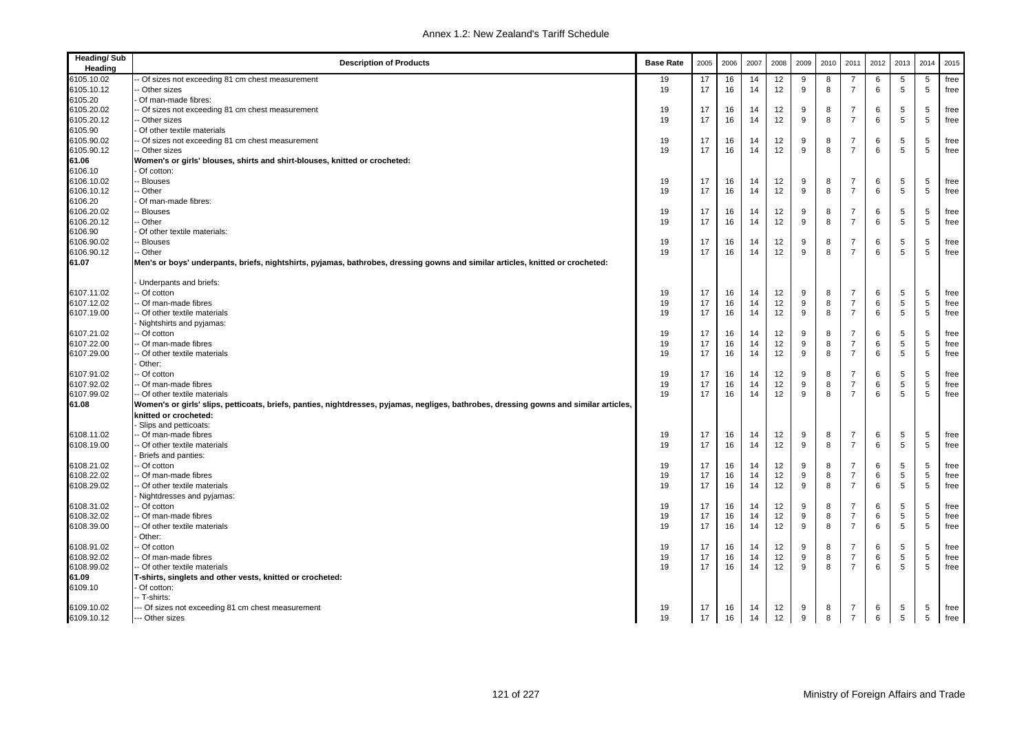| Heading/ Sub Heading | Description of Products | Base Rate | 2005 | 2006 | 2007 | 2008 | 2009 | 2010 | 2011 | 2012 | 2013 | 2014 | 2015 |
|---|---|---|---|---|---|---|---|---|---|---|---|---|---|
| 6105.10.02 | -- Of sizes not exceeding 81 cm chest measurement | 19 | 17 | 16 | 14 | 12 | 9 | 8 | 7 | 6 | 5 | 5 | free |
| 6105.10.12 | -- Other sizes | 19 | 17 | 16 | 14 | 12 | 9 | 8 | 7 | 6 | 5 | 5 | free |
| 6105.20 | - Of man-made fibres: | | | | | | | | | | | | |
| 6105.20.02 | -- Of sizes not exceeding 81 cm chest measurement | 19 | 17 | 16 | 14 | 12 | 9 | 8 | 7 | 6 | 5 | 5 | free |
| 6105.20.12 | -- Other sizes | 19 | 17 | 16 | 14 | 12 | 9 | 8 | 7 | 6 | 5 | 5 | free |
| 6105.90 | - Of other textile materials | | | | | | | | | | | | |
| 6105.90.02 | -- Of sizes not exceeding 81 cm chest measurement | 19 | 17 | 16 | 14 | 12 | 9 | 8 | 7 | 6 | 5 | 5 | free |
| 6105.90.12 | -- Other sizes | 19 | 17 | 16 | 14 | 12 | 9 | 8 | 7 | 6 | 5 | 5 | free |
| **61.06** | **Women's or girls' blouses, shirts and shirt-blouses, knitted or crocheted:** | | | | | | | | | | | | |
| 6106.10 | - Of cotton: | | | | | | | | | | | | |
| 6106.10.02 | -- Blouses | 19 | 17 | 16 | 14 | 12 | 9 | 8 | 7 | 6 | 5 | 5 | free |
| 6106.10.12 | -- Other | 19 | 17 | 16 | 14 | 12 | 9 | 8 | 7 | 6 | 5 | 5 | free |
| 6106.20 | - Of man-made fibres: | | | | | | | | | | | | |
| 6106.20.02 | -- Blouses | 19 | 17 | 16 | 14 | 12 | 9 | 8 | 7 | 6 | 5 | 5 | free |
| 6106.20.12 | -- Other | 19 | 17 | 16 | 14 | 12 | 9 | 8 | 7 | 6 | 5 | 5 | free |
| 6106.90 | - Of other textile materials: | | | | | | | | | | | | |
| 6106.90.02 | -- Blouses | 19 | 17 | 16 | 14 | 12 | 9 | 8 | 7 | 6 | 5 | 5 | free |
| 6106.90.12 | -- Other | 19 | 17 | 16 | 14 | 12 | 9 | 8 | 7 | 6 | 5 | 5 | free |
| **61.07** | **Men's or boys' underpants, briefs, nightshirts, pyjamas, bathrobes, dressing gowns and similar articles, knitted or crocheted:** | | | | | | | | | | | | |
| | - Underpants and briefs: | | | | | | | | | | | | |
| 6107.11.02 | -- Of cotton | 19 | 17 | 16 | 14 | 12 | 9 | 8 | 7 | 6 | 5 | 5 | free |
| 6107.12.02 | -- Of man-made fibres | 19 | 17 | 16 | 14 | 12 | 9 | 8 | 7 | 6 | 5 | 5 | free |
| 6107.19.00 | -- Of other textile materials | 19 | 17 | 16 | 14 | 12 | 9 | 8 | 7 | 6 | 5 | 5 | free |
| | - Nightshirts and pyjamas: | | | | | | | | | | | | |
| 6107.21.02 | -- Of cotton | 19 | 17 | 16 | 14 | 12 | 9 | 8 | 7 | 6 | 5 | 5 | free |
| 6107.22.00 | -- Of man-made fibres | 19 | 17 | 16 | 14 | 12 | 9 | 8 | 7 | 6 | 5 | 5 | free |
| 6107.29.00 | -- Of other textile materials | 19 | 17 | 16 | 14 | 12 | 9 | 8 | 7 | 6 | 5 | 5 | free |
| | - Other: | | | | | | | | | | | | |
| 6107.91.02 | -- Of cotton | 19 | 17 | 16 | 14 | 12 | 9 | 8 | 7 | 6 | 5 | 5 | free |
| 6107.92.02 | -- Of man-made fibres | 19 | 17 | 16 | 14 | 12 | 9 | 8 | 7 | 6 | 5 | 5 | free |
| 6107.99.02 | -- Of other textile materials | 19 | 17 | 16 | 14 | 12 | 9 | 8 | 7 | 6 | 5 | 5 | free |
| **61.08** | **Women's or girls' slips, petticoats, briefs, panties, nightdresses, pyjamas, negliges, bathrobes, dressing gowns and similar articles, knitted or crocheted:** | | | | | | | | | | | | |
| | - Slips and petticoats: | | | | | | | | | | | | |
| 6108.11.02 | -- Of man-made fibres | 19 | 17 | 16 | 14 | 12 | 9 | 8 | 7 | 6 | 5 | 5 | free |
| 6108.19.00 | -- Of other textile materials | 19 | 17 | 16 | 14 | 12 | 9 | 8 | 7 | 6 | 5 | 5 | free |
| | - Briefs and panties: | | | | | | | | | | | | |
| 6108.21.02 | -- Of cotton | 19 | 17 | 16 | 14 | 12 | 9 | 8 | 7 | 6 | 5 | 5 | free |
| 6108.22.02 | -- Of man-made fibres | 19 | 17 | 16 | 14 | 12 | 9 | 8 | 7 | 6 | 5 | 5 | free |
| 6108.29.02 | -- Of other textile materials | 19 | 17 | 16 | 14 | 12 | 9 | 8 | 7 | 6 | 5 | 5 | free |
| | - Nightdresses and pyjamas: | | | | | | | | | | | | |
| 6108.31.02 | -- Of cotton | 19 | 17 | 16 | 14 | 12 | 9 | 8 | 7 | 6 | 5 | 5 | free |
| 6108.32.02 | -- Of man-made fibres | 19 | 17 | 16 | 14 | 12 | 9 | 8 | 7 | 6 | 5 | 5 | free |
| 6108.39.00 | -- Of other textile materials | 19 | 17 | 16 | 14 | 12 | 9 | 8 | 7 | 6 | 5 | 5 | free |
| | - Other: | | | | | | | | | | | | |
| 6108.91.02 | -- Of cotton | 19 | 17 | 16 | 14 | 12 | 9 | 8 | 7 | 6 | 5 | 5 | free |
| 6108.92.02 | -- Of man-made fibres | 19 | 17 | 16 | 14 | 12 | 9 | 8 | 7 | 6 | 5 | 5 | free |
| 6108.99.02 | -- Of other textile materials | 19 | 17 | 16 | 14 | 12 | 9 | 8 | 7 | 6 | 5 | 5 | free |
| **61.09** | **T-shirts, singlets and other vests, knitted or crocheted:** | | | | | | | | | | | | |
| 6109.10 | - Of cotton: | | | | | | | | | | | | |
| | -- T-shirts: | | | | | | | | | | | | |
| 6109.10.02 | --- Of sizes not exceeding 81 cm chest measurement | 19 | 17 | 16 | 14 | 12 | 9 | 8 | 7 | 6 | 5 | 5 | free |
| 6109.10.12 | --- Other sizes | 19 | 17 | 16 | 14 | 12 | 9 | 8 | 7 | 6 | 5 | 5 | free |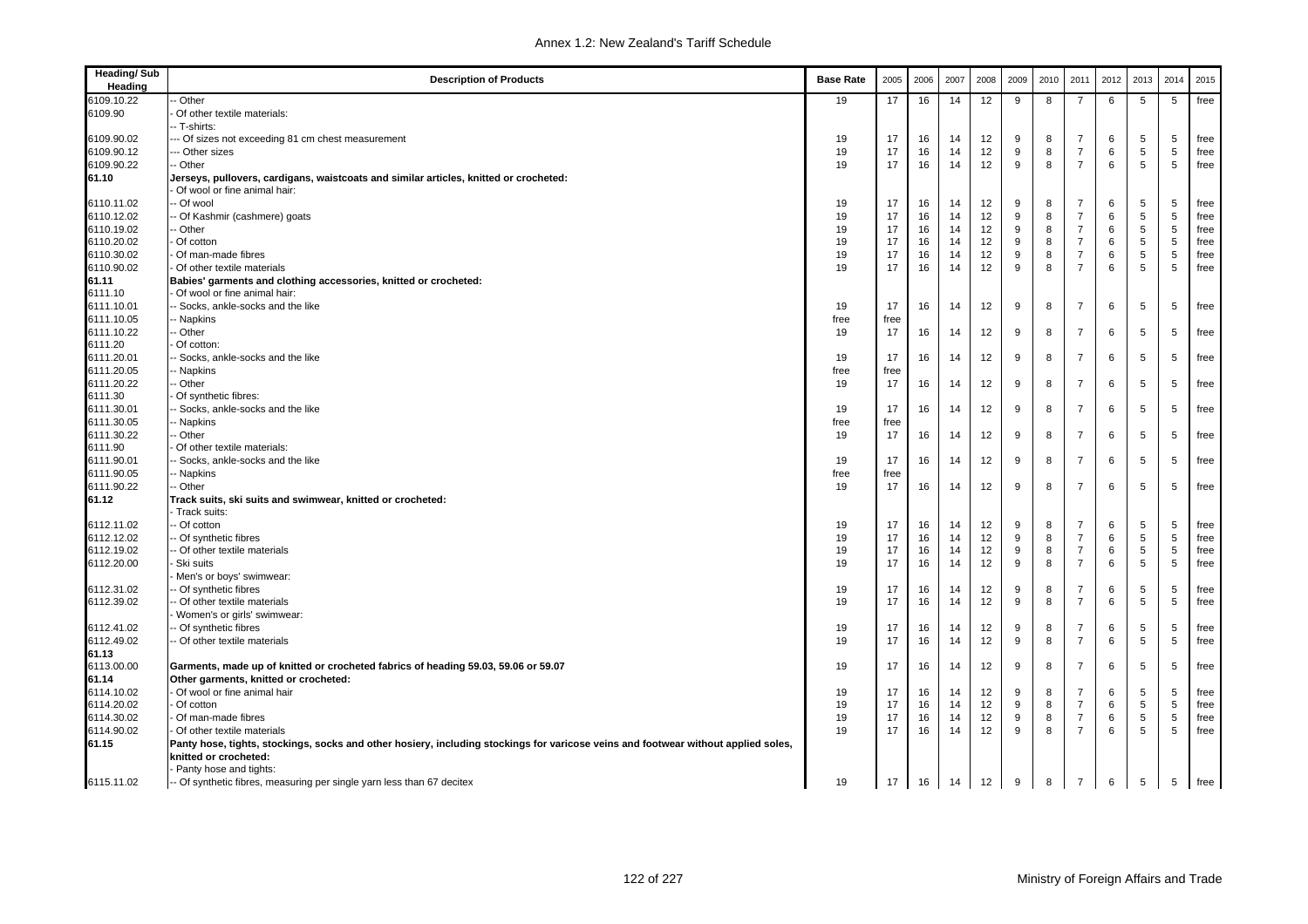| Heading/ Sub Heading | Description of Products | Base Rate | 2005 | 2006 | 2007 | 2008 | 2009 | 2010 | 2011 | 2012 | 2013 | 2014 | 2015 |
|---|---|---|---|---|---|---|---|---|---|---|---|---|---|
| 6109.10.22 | -- Other | 19 | 17 | 16 | 14 | 12 | 9 | 8 | 7 | 6 | 5 | 5 | free |
| 6109.90 | - Of other textile materials: | | | | | | | | | | | | |
| | -- T-shirts: | | | | | | | | | | | | |
| 6109.90.02 | --- Of sizes not exceeding 81 cm chest measurement | 19 | 17 | 16 | 14 | 12 | 9 | 8 | 7 | 6 | 5 | 5 | free |
| 6109.90.12 | --- Other sizes | 19 | 17 | 16 | 14 | 12 | 9 | 8 | 7 | 6 | 5 | 5 | free |
| 6109.90.22 | -- Other | 19 | 17 | 16 | 14 | 12 | 9 | 8 | 7 | 6 | 5 | 5 | free |
| **61.10** | **Jerseys, pullovers, cardigans, waistcoats and similar articles, knitted or crocheted:** | | | | | | | | | | | | |
| | - Of wool or fine animal hair: | | | | | | | | | | | | |
| 6110.11.02 | -- Of wool | 19 | 17 | 16 | 14 | 12 | 9 | 8 | 7 | 6 | 5 | 5 | free |
| 6110.12.02 | -- Of Kashmir (cashmere) goats | 19 | 17 | 16 | 14 | 12 | 9 | 8 | 7 | 6 | 5 | 5 | free |
| 6110.19.02 | -- Other | 19 | 17 | 16 | 14 | 12 | 9 | 8 | 7 | 6 | 5 | 5 | free |
| 6110.20.02 | - Of cotton | 19 | 17 | 16 | 14 | 12 | 9 | 8 | 7 | 6 | 5 | 5 | free |
| 6110.30.02 | - Of man-made fibres | 19 | 17 | 16 | 14 | 12 | 9 | 8 | 7 | 6 | 5 | 5 | free |
| 6110.90.02 | - Of other textile materials | 19 | 17 | 16 | 14 | 12 | 9 | 8 | 7 | 6 | 5 | 5 | free |
| **61.11** | **Babies' garments and clothing accessories, knitted or crocheted:** | | | | | | | | | | | | |
| 6111.10 | - Of wool or fine animal hair: | | | | | | | | | | | | |
| 6111.10.01 | -- Socks, ankle-socks and the like | 19 | 17 | 16 | 14 | 12 | 9 | 8 | 7 | 6 | 5 | 5 | free |
| 6111.10.05 | -- Napkins | free | free | | | | | | | | | | |
| 6111.10.22 | -- Other | 19 | 17 | 16 | 14 | 12 | 9 | 8 | 7 | 6 | 5 | 5 | free |
| 6111.20 | - Of cotton: | | | | | | | | | | | | |
| 6111.20.01 | -- Socks, ankle-socks and the like | 19 | 17 | 16 | 14 | 12 | 9 | 8 | 7 | 6 | 5 | 5 | free |
| 6111.20.05 | -- Napkins | free | free | | | | | | | | | | |
| 6111.20.22 | -- Other | 19 | 17 | 16 | 14 | 12 | 9 | 8 | 7 | 6 | 5 | 5 | free |
| 6111.30 | - Of synthetic fibres: | | | | | | | | | | | | |
| 6111.30.01 | -- Socks, ankle-socks and the like | 19 | 17 | 16 | 14 | 12 | 9 | 8 | 7 | 6 | 5 | 5 | free |
| 6111.30.05 | -- Napkins | free | free | | | | | | | | | | |
| 6111.30.22 | -- Other | 19 | 17 | 16 | 14 | 12 | 9 | 8 | 7 | 6 | 5 | 5 | free |
| 6111.90 | - Of other textile materials: | | | | | | | | | | | | |
| 6111.90.01 | -- Socks, ankle-socks and the like | 19 | 17 | 16 | 14 | 12 | 9 | 8 | 7 | 6 | 5 | 5 | free |
| 6111.90.05 | -- Napkins | free | free | | | | | | | | | | |
| 6111.90.22 | -- Other | 19 | 17 | 16 | 14 | 12 | 9 | 8 | 7 | 6 | 5 | 5 | free |
| **61.12** | **Track suits, ski suits and swimwear, knitted or crocheted:** | | | | | | | | | | | | |
| | - Track suits: | | | | | | | | | | | | |
| 6112.11.02 | -- Of cotton | 19 | 17 | 16 | 14 | 12 | 9 | 8 | 7 | 6 | 5 | 5 | free |
| 6112.12.02 | -- Of synthetic fibres | 19 | 17 | 16 | 14 | 12 | 9 | 8 | 7 | 6 | 5 | 5 | free |
| 6112.19.02 | -- Of other textile materials | 19 | 17 | 16 | 14 | 12 | 9 | 8 | 7 | 6 | 5 | 5 | free |
| 6112.20.00 | - Ski suits | 19 | 17 | 16 | 14 | 12 | 9 | 8 | 7 | 6 | 5 | 5 | free |
| | - Men's or boys' swimwear: | | | | | | | | | | | | |
| 6112.31.02 | -- Of synthetic fibres | 19 | 17 | 16 | 14 | 12 | 9 | 8 | 7 | 6 | 5 | 5 | free |
| 6112.39.02 | -- Of other textile materials | 19 | 17 | 16 | 14 | 12 | 9 | 8 | 7 | 6 | 5 | 5 | free |
| | - Women's or girls' swimwear: | | | | | | | | | | | | |
| 6112.41.02 | -- Of synthetic fibres | 19 | 17 | 16 | 14 | 12 | 9 | 8 | 7 | 6 | 5 | 5 | free |
| 6112.49.02 | -- Of other textile materials | 19 | 17 | 16 | 14 | 12 | 9 | 8 | 7 | 6 | 5 | 5 | free |
| **61.13** | | | | | | | | | | | | | |
| 6113.00.00 | **Garments, made up of knitted or crocheted fabrics of heading 59.03, 59.06 or 59.07** | 19 | 17 | 16 | 14 | 12 | 9 | 8 | 7 | 6 | 5 | 5 | free |
| **61.14** | **Other garments, knitted or crocheted:** | | | | | | | | | | | | |
| 6114.10.02 | - Of wool or fine animal hair | 19 | 17 | 16 | 14 | 12 | 9 | 8 | 7 | 6 | 5 | 5 | free |
| 6114.20.02 | - Of cotton | 19 | 17 | 16 | 14 | 12 | 9 | 8 | 7 | 6 | 5 | 5 | free |
| 6114.30.02 | - Of man-made fibres | 19 | 17 | 16 | 14 | 12 | 9 | 8 | 7 | 6 | 5 | 5 | free |
| 6114.90.02 | - Of other textile materials | 19 | 17 | 16 | 14 | 12 | 9 | 8 | 7 | 6 | 5 | 5 | free |
| **61.15** | **Panty hose, tights, stockings, socks and other hosiery, including stockings for varicose veins and footwear without applied soles, knitted or crocheted:** | | | | | | | | | | | | |
| | - Panty hose and tights: | | | | | | | | | | | | |
| 6115.11.02 | -- Of synthetic fibres, measuring per single yarn less than 67 decitex | 19 | 17 | 16 | 14 | 12 | 9 | 8 | 7 | 6 | 5 | 5 | free |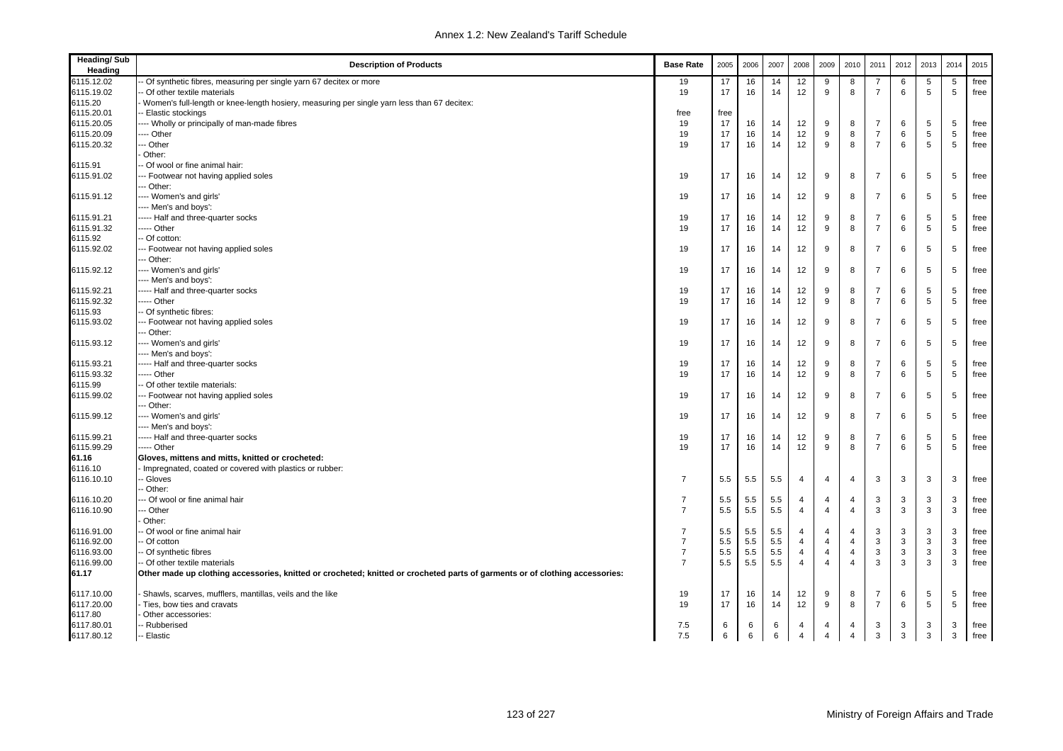| Heading/ Sub Heading | Description of Products | Base Rate | 2005 | 2006 | 2007 | 2008 | 2009 | 2010 | 2011 | 2012 | 2013 | 2014 | 2015 |
|---|---|---|---|---|---|---|---|---|---|---|---|---|---|
| 6115.12.02 | -- Of synthetic fibres, measuring per single yarn 67 decitex or more | 19 | 17 | 16 | 14 | 12 | 9 | 8 | 7 | 6 | 5 | 5 | free |
| 6115.19.02 | -- Of other textile materials | 19 | 17 | 16 | 14 | 12 | 9 | 8 | 7 | 6 | 5 | 5 | free |
| 6115.20 | - Women's full-length or knee-length hosiery, measuring per single yarn less than 67 decitex: | | | | | | | | | | | | |
| 6115.20.01 | -- Elastic stockings | free | free | | | | | | | | | | |
| 6115.20.05 | ---- Wholly or principally of man-made fibres | 19 | 17 | 16 | 14 | 12 | 9 | 8 | 7 | 6 | 5 | 5 | free |
| 6115.20.09 | ---- Other | 19 | 17 | 16 | 14 | 12 | 9 | 8 | 7 | 6 | 5 | 5 | free |
| 6115.20.32 | --- Other | 19 | 17 | 16 | 14 | 12 | 9 | 8 | 7 | 6 | 5 | 5 | free |
| | - Other: | | | | | | | | | | | | |
| 6115.91 | -- Of wool or fine animal hair: | | | | | | | | | | | | |
| 6115.91.02 | --- Footwear not having applied soles | 19 | 17 | 16 | 14 | 12 | 9 | 8 | 7 | 6 | 5 | 5 | free |
| | --- Other: | | | | | | | | | | | | |
| 6115.91.12 | ---- Women's and girls' | 19 | 17 | 16 | 14 | 12 | 9 | 8 | 7 | 6 | 5 | 5 | free |
| | ---- Men's and boys': | | | | | | | | | | | | |
| 6115.91.21 | ----- Half and three-quarter socks | 19 | 17 | 16 | 14 | 12 | 9 | 8 | 7 | 6 | 5 | 5 | free |
| 6115.91.32 | ----- Other | 19 | 17 | 16 | 14 | 12 | 9 | 8 | 7 | 6 | 5 | 5 | free |
| 6115.92 | -- Of cotton: | | | | | | | | | | | | |
| 6115.92.02 | --- Footwear not having applied soles | 19 | 17 | 16 | 14 | 12 | 9 | 8 | 7 | 6 | 5 | 5 | free |
| | --- Other: | | | | | | | | | | | | |
| 6115.92.12 | ---- Women's and girls' | 19 | 17 | 16 | 14 | 12 | 9 | 8 | 7 | 6 | 5 | 5 | free |
| | ---- Men's and boys': | | | | | | | | | | | | |
| 6115.92.21 | ----- Half and three-quarter socks | 19 | 17 | 16 | 14 | 12 | 9 | 8 | 7 | 6 | 5 | 5 | free |
| 6115.92.32 | ----- Other | 19 | 17 | 16 | 14 | 12 | 9 | 8 | 7 | 6 | 5 | 5 | free |
| 6115.93 | -- Of synthetic fibres: | | | | | | | | | | | | |
| 6115.93.02 | --- Footwear not having applied soles | 19 | 17 | 16 | 14 | 12 | 9 | 8 | 7 | 6 | 5 | 5 | free |
| | --- Other: | | | | | | | | | | | | |
| 6115.93.12 | ---- Women's and girls' | 19 | 17 | 16 | 14 | 12 | 9 | 8 | 7 | 6 | 5 | 5 | free |
| | ---- Men's and boys': | | | | | | | | | | | | |
| 6115.93.21 | ----- Half and three-quarter socks | 19 | 17 | 16 | 14 | 12 | 9 | 8 | 7 | 6 | 5 | 5 | free |
| 6115.93.32 | ----- Other | 19 | 17 | 16 | 14 | 12 | 9 | 8 | 7 | 6 | 5 | 5 | free |
| 6115.99 | -- Of other textile materials: | | | | | | | | | | | | |
| 6115.99.02 | --- Footwear not having applied soles | 19 | 17 | 16 | 14 | 12 | 9 | 8 | 7 | 6 | 5 | 5 | free |
| | --- Other: | | | | | | | | | | | | |
| 6115.99.12 | ---- Women's and girls' | 19 | 17 | 16 | 14 | 12 | 9 | 8 | 7 | 6 | 5 | 5 | free |
| | ---- Men's and boys': | | | | | | | | | | | | |
| 6115.99.21 | ----- Half and three-quarter socks | 19 | 17 | 16 | 14 | 12 | 9 | 8 | 7 | 6 | 5 | 5 | free |
| 6115.99.29 | ----- Other | 19 | 17 | 16 | 14 | 12 | 9 | 8 | 7 | 6 | 5 | 5 | free |
| **61.16** | **Gloves, mittens and mitts, knitted or crocheted:** | | | | | | | | | | | | |
| 6116.10 | - Impregnated, coated or covered with plastics or rubber: | | | | | | | | | | | | |
| 6116.10.10 | -- Gloves | 7 | 5.5 | 5.5 | 5.5 | 4 | 4 | 4 | 3 | 3 | 3 | 3 | free |
| | -- Other: | | | | | | | | | | | | |
| 6116.10.20 | --- Of wool or fine animal hair | 7 | 5.5 | 5.5 | 5.5 | 4 | 4 | 4 | 3 | 3 | 3 | 3 | free |
| 6116.10.90 | --- Other | 7 | 5.5 | 5.5 | 5.5 | 4 | 4 | 4 | 3 | 3 | 3 | 3 | free |
| | - Other: | | | | | | | | | | | | |
| 6116.91.00 | -- Of wool or fine animal hair | 7 | 5.5 | 5.5 | 5.5 | 4 | 4 | 4 | 3 | 3 | 3 | 3 | free |
| 6116.92.00 | -- Of cotton | 7 | 5.5 | 5.5 | 5.5 | 4 | 4 | 4 | 3 | 3 | 3 | 3 | free |
| 6116.93.00 | -- Of synthetic fibres | 7 | 5.5 | 5.5 | 5.5 | 4 | 4 | 4 | 3 | 3 | 3 | 3 | free |
| 6116.99.00 | -- Of other textile materials | 7 | 5.5 | 5.5 | 5.5 | 4 | 4 | 4 | 3 | 3 | 3 | 3 | free |
| **61.17** | **Other made up clothing accessories, knitted or crocheted; knitted or crocheted parts of garments or of clothing accessories:** | | | | | | | | | | | | |
| 6117.10.00 | - Shawls, scarves, mufflers, mantillas, veils and the like | 19 | 17 | 16 | 14 | 12 | 9 | 8 | 7 | 6 | 5 | 5 | free |
| 6117.20.00 | - Ties, bow ties and cravats | 19 | 17 | 16 | 14 | 12 | 9 | 8 | 7 | 6 | 5 | 5 | free |
| 6117.80 | - Other accessories: | | | | | | | | | | | | |
| 6117.80.01 | -- Rubberised | 7.5 | 6 | 6 | 6 | 4 | 4 | 4 | 3 | 3 | 3 | 3 | free |
| 6117.80.12 | -- Elastic | 7.5 | 6 | 6 | 6 | 4 | 4 | 4 | 3 | 3 | 3 | 3 | free |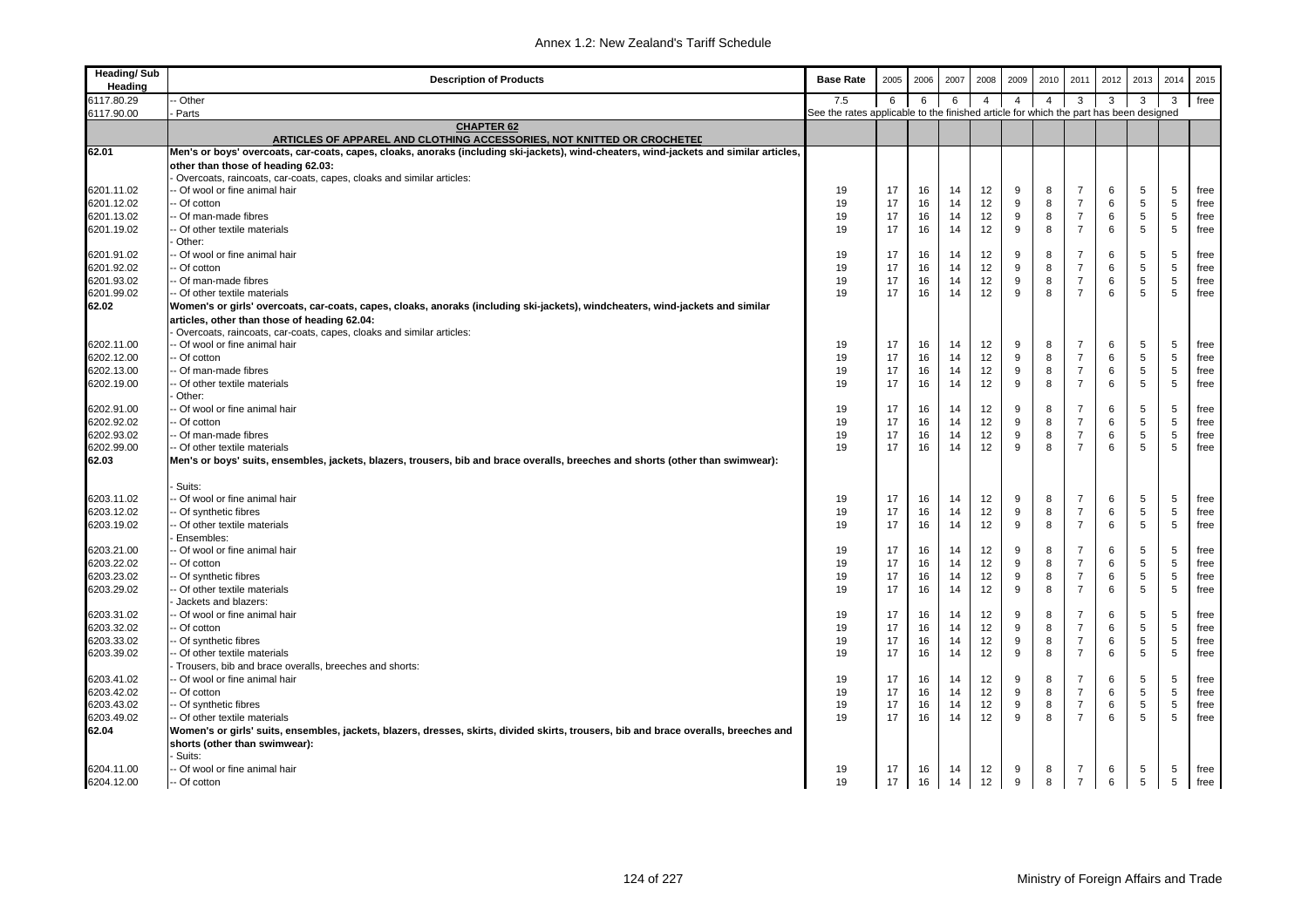| Heading/ Sub Heading | Description of Products | Base Rate | 2005 | 2006 | 2007 | 2008 | 2009 | 2010 | 2011 | 2012 | 2013 | 2014 | 2015 |
|---|---|---|---|---|---|---|---|---|---|---|---|---|---|
| 6117.80.29 | -- Other | 7.5 | 6 | 6 | 6 | 4 | 4 | 4 | 3 | 3 | 3 | 3 | free |
| 6117.90.00 | - Parts | See the rates applicable to the finished article for which the part has been designed | | | | | | | | | | | |
| | **CHAPTER 62** | | | | | | | | | | | | |
| | **ARTICLES OF APPAREL AND CLOTHING ACCESSORIES, NOT KNITTED OR CROCHETED** | | | | | | | | | | | | |
| **62.01** | **Men's or boys' overcoats, car-coats, capes, cloaks, anoraks (including ski-jackets), wind-cheaters, wind-jackets and similar articles, other than those of heading 62.03:** | | | | | | | | | | | | |
| | - Overcoats, raincoats, car-coats, capes, cloaks and similar articles: | | | | | | | | | | | | |
| 6201.11.02 | -- Of wool or fine animal hair | 19 | 17 | 16 | 14 | 12 | 9 | 8 | 7 | 6 | 5 | 5 | free |
| 6201.12.02 | -- Of cotton | 19 | 17 | 16 | 14 | 12 | 9 | 8 | 7 | 6 | 5 | 5 | free |
| 6201.13.02 | -- Of man-made fibres | 19 | 17 | 16 | 14 | 12 | 9 | 8 | 7 | 6 | 5 | 5 | free |
| 6201.19.02 | -- Of other textile materials | 19 | 17 | 16 | 14 | 12 | 9 | 8 | 7 | 6 | 5 | 5 | free |
| | - Other: | | | | | | | | | | | | |
| 6201.91.02 | -- Of wool or fine animal hair | 19 | 17 | 16 | 14 | 12 | 9 | 8 | 7 | 6 | 5 | 5 | free |
| 6201.92.02 | -- Of cotton | 19 | 17 | 16 | 14 | 12 | 9 | 8 | 7 | 6 | 5 | 5 | free |
| 6201.93.02 | -- Of man-made fibres | 19 | 17 | 16 | 14 | 12 | 9 | 8 | 7 | 6 | 5 | 5 | free |
| 6201.99.02 | -- Of other textile materials | 19 | 17 | 16 | 14 | 12 | 9 | 8 | 7 | 6 | 5 | 5 | free |
| **62.02** | **Women's or girls' overcoats, car-coats, capes, cloaks, anoraks (including ski-jackets), windcheaters, wind-jackets and similar articles, other than those of heading 62.04:** | | | | | | | | | | | | |
| | - Overcoats, raincoats, car-coats, capes, cloaks and similar articles: | | | | | | | | | | | | |
| 6202.11.00 | -- Of wool or fine animal hair | 19 | 17 | 16 | 14 | 12 | 9 | 8 | 7 | 6 | 5 | 5 | free |
| 6202.12.00 | -- Of cotton | 19 | 17 | 16 | 14 | 12 | 9 | 8 | 7 | 6 | 5 | 5 | free |
| 6202.13.00 | -- Of man-made fibres | 19 | 17 | 16 | 14 | 12 | 9 | 8 | 7 | 6 | 5 | 5 | free |
| 6202.19.00 | -- Of other textile materials | 19 | 17 | 16 | 14 | 12 | 9 | 8 | 7 | 6 | 5 | 5 | free |
| | - Other: | | | | | | | | | | | | |
| 6202.91.00 | -- Of wool or fine animal hair | 19 | 17 | 16 | 14 | 12 | 9 | 8 | 7 | 6 | 5 | 5 | free |
| 6202.92.02 | -- Of cotton | 19 | 17 | 16 | 14 | 12 | 9 | 8 | 7 | 6 | 5 | 5 | free |
| 6202.93.02 | -- Of man-made fibres | 19 | 17 | 16 | 14 | 12 | 9 | 8 | 7 | 6 | 5 | 5 | free |
| 6202.99.00 | -- Of other textile materials | 19 | 17 | 16 | 14 | 12 | 9 | 8 | 7 | 6 | 5 | 5 | free |
| **62.03** | **Men's or boys' suits, ensembles, jackets, blazers, trousers, bib and brace overalls, breeches and shorts (other than swimwear):** | | | | | | | | | | | | |
| | - Suits: | | | | | | | | | | | | |
| 6203.11.02 | -- Of wool or fine animal hair | 19 | 17 | 16 | 14 | 12 | 9 | 8 | 7 | 6 | 5 | 5 | free |
| 6203.12.02 | -- Of synthetic fibres | 19 | 17 | 16 | 14 | 12 | 9 | 8 | 7 | 6 | 5 | 5 | free |
| 6203.19.02 | -- Of other textile materials | 19 | 17 | 16 | 14 | 12 | 9 | 8 | 7 | 6 | 5 | 5 | free |
| | - Ensembles: | | | | | | | | | | | | |
| 6203.21.00 | -- Of wool or fine animal hair | 19 | 17 | 16 | 14 | 12 | 9 | 8 | 7 | 6 | 5 | 5 | free |
| 6203.22.02 | -- Of cotton | 19 | 17 | 16 | 14 | 12 | 9 | 8 | 7 | 6 | 5 | 5 | free |
| 6203.23.02 | -- Of synthetic fibres | 19 | 17 | 16 | 14 | 12 | 9 | 8 | 7 | 6 | 5 | 5 | free |
| 6203.29.02 | -- Of other textile materials | 19 | 17 | 16 | 14 | 12 | 9 | 8 | 7 | 6 | 5 | 5 | free |
| | - Jackets and blazers: | | | | | | | | | | | | |
| 6203.31.02 | -- Of wool or fine animal hair | 19 | 17 | 16 | 14 | 12 | 9 | 8 | 7 | 6 | 5 | 5 | free |
| 6203.32.02 | -- Of cotton | 19 | 17 | 16 | 14 | 12 | 9 | 8 | 7 | 6 | 5 | 5 | free |
| 6203.33.02 | -- Of synthetic fibres | 19 | 17 | 16 | 14 | 12 | 9 | 8 | 7 | 6 | 5 | 5 | free |
| 6203.39.02 | -- Of other textile materials | 19 | 17 | 16 | 14 | 12 | 9 | 8 | 7 | 6 | 5 | 5 | free |
| | - Trousers, bib and brace overalls, breeches and shorts: | | | | | | | | | | | | |
| 6203.41.02 | -- Of wool or fine animal hair | 19 | 17 | 16 | 14 | 12 | 9 | 8 | 7 | 6 | 5 | 5 | free |
| 6203.42.02 | -- Of cotton | 19 | 17 | 16 | 14 | 12 | 9 | 8 | 7 | 6 | 5 | 5 | free |
| 6203.43.02 | -- Of synthetic fibres | 19 | 17 | 16 | 14 | 12 | 9 | 8 | 7 | 6 | 5 | 5 | free |
| 6203.49.02 | -- Of other textile materials | 19 | 17 | 16 | 14 | 12 | 9 | 8 | 7 | 6 | 5 | 5 | free |
| **62.04** | **Women's or girls' suits, ensembles, jackets, blazers, dresses, skirts, divided skirts, trousers, bib and brace overalls, breeches and shorts (other than swimwear):** | | | | | | | | | | | | |
| | - Suits: | | | | | | | | | | | | |
| 6204.11.00 | -- Of wool or fine animal hair | 19 | 17 | 16 | 14 | 12 | 9 | 8 | 7 | 6 | 5 | 5 | free |
| 6204.12.00 | -- Of cotton | 19 | 17 | 16 | 14 | 12 | 9 | 8 | 7 | 6 | 5 | 5 | free |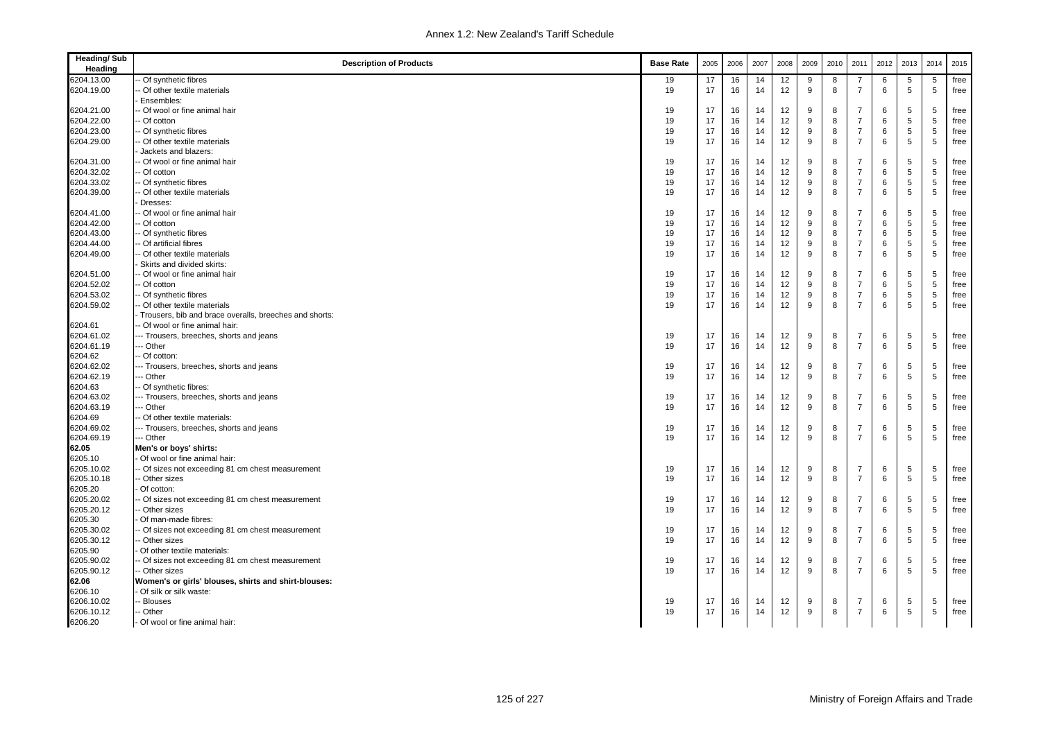| Heading/ Sub Heading | Description of Products | Base Rate | 2005 | 2006 | 2007 | 2008 | 2009 | 2010 | 2011 | 2012 | 2013 | 2014 | 2015 |
|---|---|---|---|---|---|---|---|---|---|---|---|---|---|
| 6204.13.00 | -- Of synthetic fibres | 19 | 17 | 16 | 14 | 12 | 9 | 8 | 7 | 6 | 5 | 5 | free |
| 6204.19.00 | -- Of other textile materials | 19 | 17 | 16 | 14 | 12 | 9 | 8 | 7 | 6 | 5 | 5 | free |
| | - Ensembles: | | | | | | | | | | | | |
| 6204.21.00 | -- Of wool or fine animal hair | 19 | 17 | 16 | 14 | 12 | 9 | 8 | 7 | 6 | 5 | 5 | free |
| 6204.22.00 | -- Of cotton | 19 | 17 | 16 | 14 | 12 | 9 | 8 | 7 | 6 | 5 | 5 | free |
| 6204.23.00 | -- Of synthetic fibres | 19 | 17 | 16 | 14 | 12 | 9 | 8 | 7 | 6 | 5 | 5 | free |
| 6204.29.00 | -- Of other textile materials | 19 | 17 | 16 | 14 | 12 | 9 | 8 | 7 | 6 | 5 | 5 | free |
| | - Jackets and blazers: | | | | | | | | | | | | |
| 6204.31.00 | -- Of wool or fine animal hair | 19 | 17 | 16 | 14 | 12 | 9 | 8 | 7 | 6 | 5 | 5 | free |
| 6204.32.02 | -- Of cotton | 19 | 17 | 16 | 14 | 12 | 9 | 8 | 7 | 6 | 5 | 5 | free |
| 6204.33.02 | -- Of synthetic fibres | 19 | 17 | 16 | 14 | 12 | 9 | 8 | 7 | 6 | 5 | 5 | free |
| 6204.39.00 | -- Of other textile materials | 19 | 17 | 16 | 14 | 12 | 9 | 8 | 7 | 6 | 5 | 5 | free |
| | - Dresses: | | | | | | | | | | | | |
| 6204.41.00 | -- Of wool or fine animal hair | 19 | 17 | 16 | 14 | 12 | 9 | 8 | 7 | 6 | 5 | 5 | free |
| 6204.42.00 | -- Of cotton | 19 | 17 | 16 | 14 | 12 | 9 | 8 | 7 | 6 | 5 | 5 | free |
| 6204.43.00 | -- Of synthetic fibres | 19 | 17 | 16 | 14 | 12 | 9 | 8 | 7 | 6 | 5 | 5 | free |
| 6204.44.00 | -- Of artificial fibres | 19 | 17 | 16 | 14 | 12 | 9 | 8 | 7 | 6 | 5 | 5 | free |
| 6204.49.00 | -- Of other textile materials | 19 | 17 | 16 | 14 | 12 | 9 | 8 | 7 | 6 | 5 | 5 | free |
| | - Skirts and divided skirts: | | | | | | | | | | | | |
| 6204.51.00 | -- Of wool or fine animal hair | 19 | 17 | 16 | 14 | 12 | 9 | 8 | 7 | 6 | 5 | 5 | free |
| 6204.52.02 | -- Of cotton | 19 | 17 | 16 | 14 | 12 | 9 | 8 | 7 | 6 | 5 | 5 | free |
| 6204.53.02 | -- Of synthetic fibres | 19 | 17 | 16 | 14 | 12 | 9 | 8 | 7 | 6 | 5 | 5 | free |
| 6204.59.02 | -- Of other textile materials | 19 | 17 | 16 | 14 | 12 | 9 | 8 | 7 | 6 | 5 | 5 | free |
| | - Trousers, bib and brace overalls, breeches and shorts: | | | | | | | | | | | | |
| 6204.61 | -- Of wool or fine animal hair: | | | | | | | | | | | | |
| 6204.61.02 | --- Trousers, breeches, shorts and jeans | 19 | 17 | 16 | 14 | 12 | 9 | 8 | 7 | 6 | 5 | 5 | free |
| 6204.61.19 | --- Other | 19 | 17 | 16 | 14 | 12 | 9 | 8 | 7 | 6 | 5 | 5 | free |
| 6204.62 | -- Of cotton: | | | | | | | | | | | | |
| 6204.62.02 | --- Trousers, breeches, shorts and jeans | 19 | 17 | 16 | 14 | 12 | 9 | 8 | 7 | 6 | 5 | 5 | free |
| 6204.62.19 | --- Other | 19 | 17 | 16 | 14 | 12 | 9 | 8 | 7 | 6 | 5 | 5 | free |
| 6204.63 | -- Of synthetic fibres: | | | | | | | | | | | | |
| 6204.63.02 | --- Trousers, breeches, shorts and jeans | 19 | 17 | 16 | 14 | 12 | 9 | 8 | 7 | 6 | 5 | 5 | free |
| 6204.63.19 | --- Other | 19 | 17 | 16 | 14 | 12 | 9 | 8 | 7 | 6 | 5 | 5 | free |
| 6204.69 | -- Of other textile materials: | | | | | | | | | | | | |
| 6204.69.02 | --- Trousers, breeches, shorts and jeans | 19 | 17 | 16 | 14 | 12 | 9 | 8 | 7 | 6 | 5 | 5 | free |
| 6204.69.19 | --- Other | 19 | 17 | 16 | 14 | 12 | 9 | 8 | 7 | 6 | 5 | 5 | free |
| **62.05** | **Men's or boys' shirts:** | | | | | | | | | | | | |
| 6205.10 | - Of wool or fine animal hair: | | | | | | | | | | | | |
| 6205.10.02 | -- Of sizes not exceeding 81 cm chest measurement | 19 | 17 | 16 | 14 | 12 | 9 | 8 | 7 | 6 | 5 | 5 | free |
| 6205.10.18 | -- Other sizes | 19 | 17 | 16 | 14 | 12 | 9 | 8 | 7 | 6 | 5 | 5 | free |
| 6205.20 | - Of cotton: | | | | | | | | | | | | |
| 6205.20.02 | -- Of sizes not exceeding 81 cm chest measurement | 19 | 17 | 16 | 14 | 12 | 9 | 8 | 7 | 6 | 5 | 5 | free |
| 6205.20.12 | -- Other sizes | 19 | 17 | 16 | 14 | 12 | 9 | 8 | 7 | 6 | 5 | 5 | free |
| 6205.30 | - Of man-made fibres: | | | | | | | | | | | | |
| 6205.30.02 | -- Of sizes not exceeding 81 cm chest measurement | 19 | 17 | 16 | 14 | 12 | 9 | 8 | 7 | 6 | 5 | 5 | free |
| 6205.30.12 | -- Other sizes | 19 | 17 | 16 | 14 | 12 | 9 | 8 | 7 | 6 | 5 | 5 | free |
| 6205.90 | - Of other textile materials: | | | | | | | | | | | | |
| 6205.90.02 | -- Of sizes not exceeding 81 cm chest measurement | 19 | 17 | 16 | 14 | 12 | 9 | 8 | 7 | 6 | 5 | 5 | free |
| 6205.90.12 | -- Other sizes | 19 | 17 | 16 | 14 | 12 | 9 | 8 | 7 | 6 | 5 | 5 | free |
| **62.06** | **Women's or girls' blouses, shirts and shirt-blouses:** | | | | | | | | | | | | |
| 6206.10 | - Of silk or silk waste: | | | | | | | | | | | | |
| 6206.10.02 | -- Blouses | 19 | 17 | 16 | 14 | 12 | 9 | 8 | 7 | 6 | 5 | 5 | free |
| 6206.10.12 | -- Other | 19 | 17 | 16 | 14 | 12 | 9 | 8 | 7 | 6 | 5 | 5 | free |
| 6206.20 | - Of wool or fine animal hair: | | | | | | | | | | | | |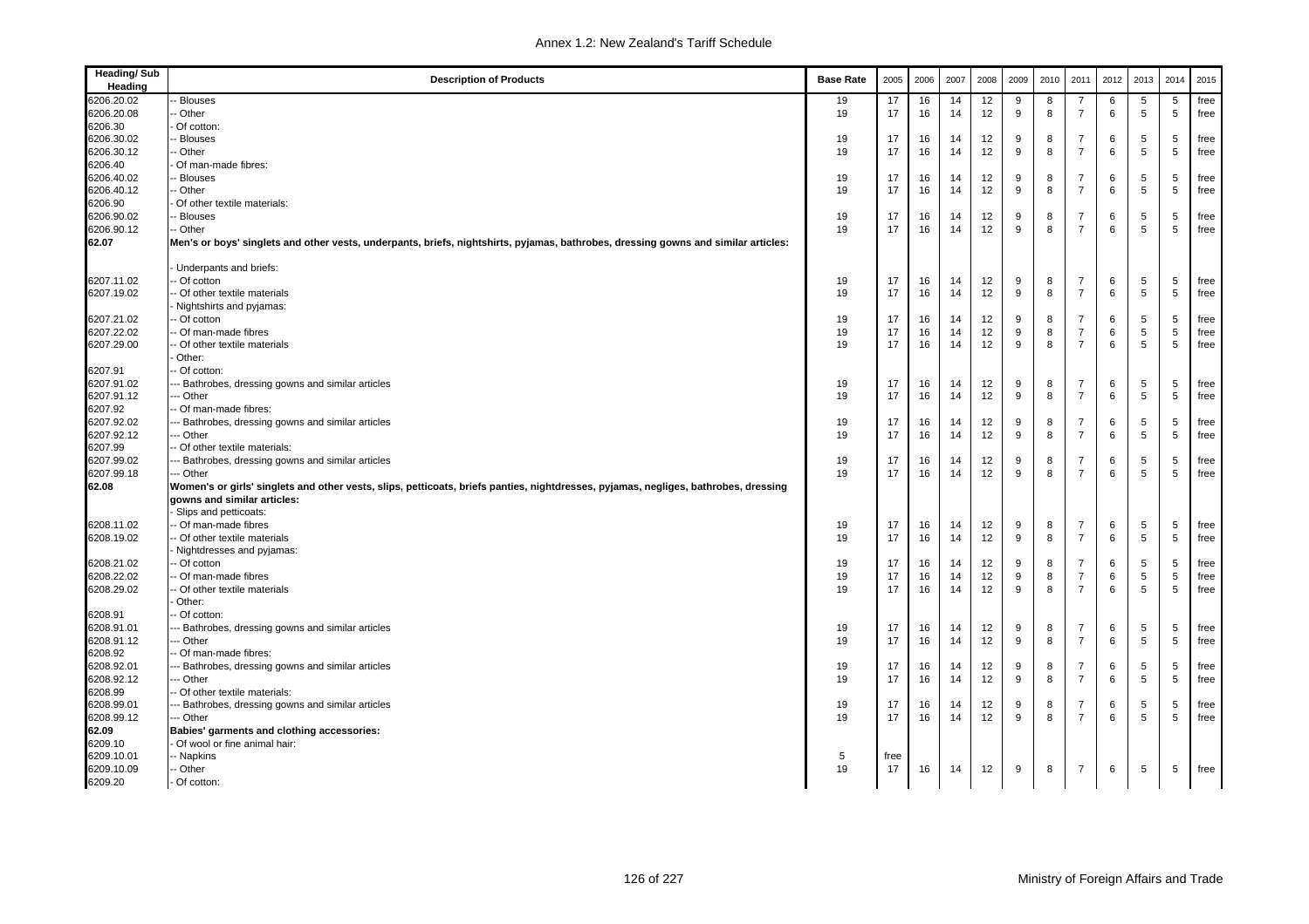| Heading/ Sub Heading | Description of Products | Base Rate | 2005 | 2006 | 2007 | 2008 | 2009 | 2010 | 2011 | 2012 | 2013 | 2014 | 2015 |
|---|---|---|---|---|---|---|---|---|---|---|---|---|---|
| 6206.20.02 | -- Blouses | 19 | 17 | 16 | 14 | 12 | 9 | 8 | 7 | 6 | 5 | 5 | free |
| 6206.20.08 | -- Other | 19 | 17 | 16 | 14 | 12 | 9 | 8 | 7 | 6 | 5 | 5 | free |
| 6206.30 | - Of cotton: | | | | | | | | | | | | |
| 6206.30.02 | -- Blouses | 19 | 17 | 16 | 14 | 12 | 9 | 8 | 7 | 6 | 5 | 5 | free |
| 6206.30.12 | -- Other | 19 | 17 | 16 | 14 | 12 | 9 | 8 | 7 | 6 | 5 | 5 | free |
| 6206.40 | - Of man-made fibres: | | | | | | | | | | | | |
| 6206.40.02 | -- Blouses | 19 | 17 | 16 | 14 | 12 | 9 | 8 | 7 | 6 | 5 | 5 | free |
| 6206.40.12 | -- Other | 19 | 17 | 16 | 14 | 12 | 9 | 8 | 7 | 6 | 5 | 5 | free |
| 6206.90 | - Of other textile materials: | | | | | | | | | | | | |
| 6206.90.02 | -- Blouses | 19 | 17 | 16 | 14 | 12 | 9 | 8 | 7 | 6 | 5 | 5 | free |
| 6206.90.12 | -- Other | 19 | 17 | 16 | 14 | 12 | 9 | 8 | 7 | 6 | 5 | 5 | free |
| **62.07** | **Men's or boys' singlets and other vests, underpants, briefs, nightshirts, pyjamas, bathrobes, dressing gowns and similar articles:** | | | | | | | | | | | | |
| | - Underpants and briefs: | | | | | | | | | | | | |
| 6207.11.02 | -- Of cotton | 19 | 17 | 16 | 14 | 12 | 9 | 8 | 7 | 6 | 5 | 5 | free |
| 6207.19.02 | -- Of other textile materials | 19 | 17 | 16 | 14 | 12 | 9 | 8 | 7 | 6 | 5 | 5 | free |
| | - Nightshirts and pyjamas: | | | | | | | | | | | | |
| 6207.21.02 | -- Of cotton | 19 | 17 | 16 | 14 | 12 | 9 | 8 | 7 | 6 | 5 | 5 | free |
| 6207.22.02 | -- Of man-made fibres | 19 | 17 | 16 | 14 | 12 | 9 | 8 | 7 | 6 | 5 | 5 | free |
| 6207.29.00 | -- Of other textile materials | 19 | 17 | 16 | 14 | 12 | 9 | 8 | 7 | 6 | 5 | 5 | free |
| | - Other: | | | | | | | | | | | | |
| 6207.91 | -- Of cotton: | | | | | | | | | | | | |
| 6207.91.02 | --- Bathrobes, dressing gowns and similar articles | 19 | 17 | 16 | 14 | 12 | 9 | 8 | 7 | 6 | 5 | 5 | free |
| 6207.91.12 | --- Other | 19 | 17 | 16 | 14 | 12 | 9 | 8 | 7 | 6 | 5 | 5 | free |
| 6207.92 | -- Of man-made fibres: | | | | | | | | | | | | |
| 6207.92.02 | --- Bathrobes, dressing gowns and similar articles | 19 | 17 | 16 | 14 | 12 | 9 | 8 | 7 | 6 | 5 | 5 | free |
| 6207.92.12 | --- Other | 19 | 17 | 16 | 14 | 12 | 9 | 8 | 7 | 6 | 5 | 5 | free |
| 6207.99 | -- Of other textile materials: | | | | | | | | | | | | |
| 6207.99.02 | --- Bathrobes, dressing gowns and similar articles | 19 | 17 | 16 | 14 | 12 | 9 | 8 | 7 | 6 | 5 | 5 | free |
| 6207.99.18 | --- Other | 19 | 17 | 16 | 14 | 12 | 9 | 8 | 7 | 6 | 5 | 5 | free |
| **62.08** | **Women's or girls' singlets and other vests, slips, petticoats, briefs panties, nightdresses, pyjamas, negliges, bathrobes, dressing gowns and similar articles:** | | | | | | | | | | | | |
| | - Slips and petticoats: | | | | | | | | | | | | |
| 6208.11.02 | -- Of man-made fibres | 19 | 17 | 16 | 14 | 12 | 9 | 8 | 7 | 6 | 5 | 5 | free |
| 6208.19.02 | -- Of other textile materials | 19 | 17 | 16 | 14 | 12 | 9 | 8 | 7 | 6 | 5 | 5 | free |
| | - Nightdresses and pyjamas: | | | | | | | | | | | | |
| 6208.21.02 | -- Of cotton | 19 | 17 | 16 | 14 | 12 | 9 | 8 | 7 | 6 | 5 | 5 | free |
| 6208.22.02 | -- Of man-made fibres | 19 | 17 | 16 | 14 | 12 | 9 | 8 | 7 | 6 | 5 | 5 | free |
| 6208.29.02 | -- Of other textile materials | 19 | 17 | 16 | 14 | 12 | 9 | 8 | 7 | 6 | 5 | 5 | free |
| | - Other: | | | | | | | | | | | | |
| 6208.91 | -- Of cotton: | | | | | | | | | | | | |
| 6208.91.01 | --- Bathrobes, dressing gowns and similar articles | 19 | 17 | 16 | 14 | 12 | 9 | 8 | 7 | 6 | 5 | 5 | free |
| 6208.91.12 | --- Other | 19 | 17 | 16 | 14 | 12 | 9 | 8 | 7 | 6 | 5 | 5 | free |
| 6208.92 | -- Of man-made fibres: | | | | | | | | | | | | |
| 6208.92.01 | --- Bathrobes, dressing gowns and similar articles | 19 | 17 | 16 | 14 | 12 | 9 | 8 | 7 | 6 | 5 | 5 | free |
| 6208.92.12 | --- Other | 19 | 17 | 16 | 14 | 12 | 9 | 8 | 7 | 6 | 5 | 5 | free |
| 6208.99 | -- Of other textile materials: | | | | | | | | | | | | |
| 6208.99.01 | --- Bathrobes, dressing gowns and similar articles | 19 | 17 | 16 | 14 | 12 | 9 | 8 | 7 | 6 | 5 | 5 | free |
| 6208.99.12 | --- Other | 19 | 17 | 16 | 14 | 12 | 9 | 8 | 7 | 6 | 5 | 5 | free |
| **62.09** | **Babies' garments and clothing accessories:** | | | | | | | | | | | | |
| 6209.10 | - Of wool or fine animal hair: | | | | | | | | | | | | |
| 6209.10.01 | -- Napkins | 5 | free | | | | | | | | | | |
| 6209.10.09 | -- Other | 19 | 17 | 16 | 14 | 12 | 9 | 8 | 7 | 6 | 5 | 5 | free |
| 6209.20 | - Of cotton: | | | | | | | | | | | | |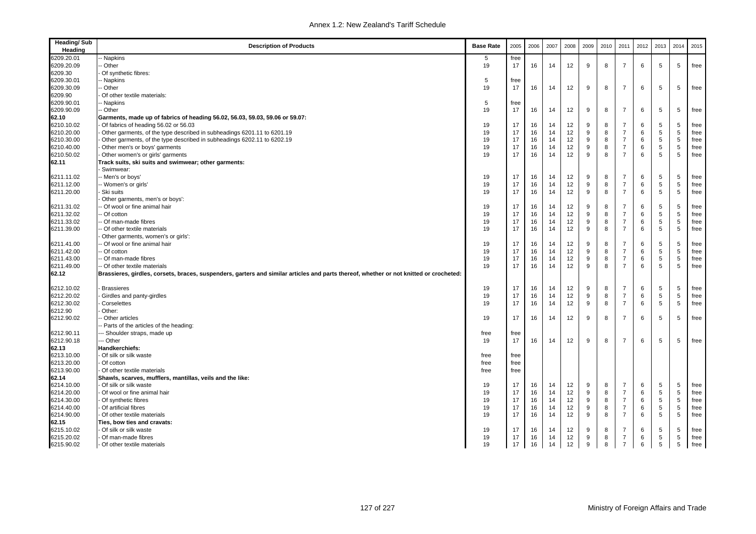| Heading/ Sub Heading | Description of Products | Base Rate | 2005 | 2006 | 2007 | 2008 | 2009 | 2010 | 2011 | 2012 | 2013 | 2014 | 2015 |
|---|---|---|---|---|---|---|---|---|---|---|---|---|---|
| 6209.20.01 | -- Napkins | 5 | free | | | | | | | | | | |
| 6209.20.09 | -- Other | 19 | 17 | 16 | 14 | 12 | 9 | 8 | 7 | 6 | 5 | 5 | free |
| 6209.30 | - Of synthetic fibres: | | | | | | | | | | | | |
| 6209.30.01 | -- Napkins | 5 | free | | | | | | | | | | |
| 6209.30.09 | -- Other | 19 | 17 | 16 | 14 | 12 | 9 | 8 | 7 | 6 | 5 | 5 | free |
| 6209.90 | - Of other textile materials: | | | | | | | | | | | | |
| 6209.90.01 | -- Napkins | 5 | free | | | | | | | | | | |
| 6209.90.09 | -- Other | 19 | 17 | 16 | 14 | 12 | 9 | 8 | 7 | 6 | 5 | 5 | free |
| **62.10** | **Garments, made up of fabrics of heading 56.02, 56.03, 59.03, 59.06 or 59.07:** | | | | | | | | | | | | |
| 6210.10.02 | - Of fabrics of heading 56.02 or 56.03 | 19 | 17 | 16 | 14 | 12 | 9 | 8 | 7 | 6 | 5 | 5 | free |
| 6210.20.00 | - Other garments, of the type described in subheadings 6201.11 to 6201.19 | 19 | 17 | 16 | 14 | 12 | 9 | 8 | 7 | 6 | 5 | 5 | free |
| 6210.30.00 | - Other garments, of the type described in subheadings 6202.11 to 6202.19 | 19 | 17 | 16 | 14 | 12 | 9 | 8 | 7 | 6 | 5 | 5 | free |
| 6210.40.00 | - Other men's or boys' garments | 19 | 17 | 16 | 14 | 12 | 9 | 8 | 7 | 6 | 5 | 5 | free |
| 6210.50.02 | - Other women's or girls' garments | 19 | 17 | 16 | 14 | 12 | 9 | 8 | 7 | 6 | 5 | 5 | free |
| **62.11** | **Track suits, ski suits and swimwear; other garments:** | | | | | | | | | | | | |
| | - Swimwear: | | | | | | | | | | | | |
| 6211.11.02 | -- Men's or boys' | 19 | 17 | 16 | 14 | 12 | 9 | 8 | 7 | 6 | 5 | 5 | free |
| 6211.12.00 | -- Women's or girls' | 19 | 17 | 16 | 14 | 12 | 9 | 8 | 7 | 6 | 5 | 5 | free |
| 6211.20.00 | - Ski suits | 19 | 17 | 16 | 14 | 12 | 9 | 8 | 7 | 6 | 5 | 5 | free |
| | - Other garments, men's or boys': | | | | | | | | | | | | |
| 6211.31.02 | -- Of wool or fine animal hair | 19 | 17 | 16 | 14 | 12 | 9 | 8 | 7 | 6 | 5 | 5 | free |
| 6211.32.02 | -- Of cotton | 19 | 17 | 16 | 14 | 12 | 9 | 8 | 7 | 6 | 5 | 5 | free |
| 6211.33.02 | -- Of man-made fibres | 19 | 17 | 16 | 14 | 12 | 9 | 8 | 7 | 6 | 5 | 5 | free |
| 6211.39.00 | -- Of other textile materials | 19 | 17 | 16 | 14 | 12 | 9 | 8 | 7 | 6 | 5 | 5 | free |
| | - Other garments, women's or girls': | | | | | | | | | | | | |
| 6211.41.00 | -- Of wool or fine animal hair | 19 | 17 | 16 | 14 | 12 | 9 | 8 | 7 | 6 | 5 | 5 | free |
| 6211.42.00 | -- Of cotton | 19 | 17 | 16 | 14 | 12 | 9 | 8 | 7 | 6 | 5 | 5 | free |
| 6211.43.00 | -- Of man-made fibres | 19 | 17 | 16 | 14 | 12 | 9 | 8 | 7 | 6 | 5 | 5 | free |
| 6211.49.00 | -- Of other textile materials | 19 | 17 | 16 | 14 | 12 | 9 | 8 | 7 | 6 | 5 | 5 | free |
| **62.12** | **Brassieres, girdles, corsets, braces, suspenders, garters and similar articles and parts thereof, whether or not knitted or crocheted:** | | | | | | | | | | | | |
| 6212.10.02 | - Brassieres | 19 | 17 | 16 | 14 | 12 | 9 | 8 | 7 | 6 | 5 | 5 | free |
| 6212.20.02 | - Girdles and panty-girdles | 19 | 17 | 16 | 14 | 12 | 9 | 8 | 7 | 6 | 5 | 5 | free |
| 6212.30.02 | - Corselettes | 19 | 17 | 16 | 14 | 12 | 9 | 8 | 7 | 6 | 5 | 5 | free |
| 6212.90 | - Other: | | | | | | | | | | | | |
| 6212.90.02 | -- Other articles | 19 | 17 | 16 | 14 | 12 | 9 | 8 | 7 | 6 | 5 | 5 | free |
| | -- Parts of the articles of the heading: | | | | | | | | | | | | |
| 6212.90.11 | --- Shoulder straps, made up | free | free | | | | | | | | | | |
| 6212.90.18 | --- Other | 19 | 17 | 16 | 14 | 12 | 9 | 8 | 7 | 6 | 5 | 5 | free |
| **62.13** | **Handkerchiefs:** | | | | | | | | | | | | |
| 6213.10.00 | - Of silk or silk waste | free | free | | | | | | | | | | |
| 6213.20.00 | - Of cotton | free | free | | | | | | | | | | |
| 6213.90.00 | - Of other textile materials | free | free | | | | | | | | | | |
| **62.14** | **Shawls, scarves, mufflers, mantillas, veils and the like:** | | | | | | | | | | | | |
| 6214.10.00 | - Of silk or silk waste | 19 | 17 | 16 | 14 | 12 | 9 | 8 | 7 | 6 | 5 | 5 | free |
| 6214.20.00 | - Of wool or fine animal hair | 19 | 17 | 16 | 14 | 12 | 9 | 8 | 7 | 6 | 5 | 5 | free |
| 6214.30.00 | - Of synthetic fibres | 19 | 17 | 16 | 14 | 12 | 9 | 8 | 7 | 6 | 5 | 5 | free |
| 6214.40.00 | - Of artificial fibres | 19 | 17 | 16 | 14 | 12 | 9 | 8 | 7 | 6 | 5 | 5 | free |
| 6214.90.00 | - Of other textile materials | 19 | 17 | 16 | 14 | 12 | 9 | 8 | 7 | 6 | 5 | 5 | free |
| **62.15** | **Ties, bow ties and cravats:** | | | | | | | | | | | | |
| 6215.10.02 | - Of silk or silk waste | 19 | 17 | 16 | 14 | 12 | 9 | 8 | 7 | 6 | 5 | 5 | free |
| 6215.20.02 | - Of man-made fibres | 19 | 17 | 16 | 14 | 12 | 9 | 8 | 7 | 6 | 5 | 5 | free |
| 6215.90.02 | - Of other textile materials | 19 | 17 | 16 | 14 | 12 | 9 | 8 | 7 | 6 | 5 | 5 | free |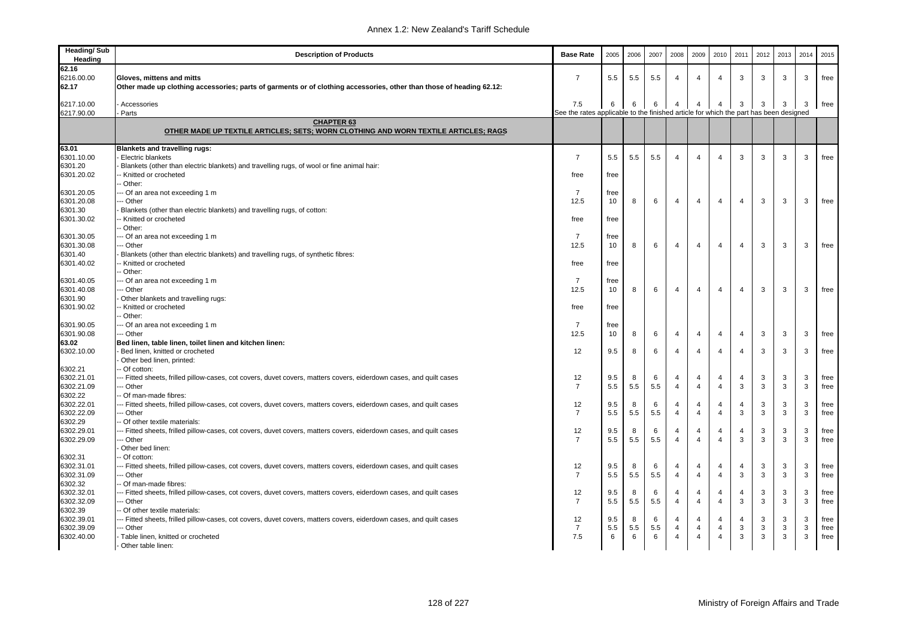| Heading/ Sub Heading | Description of Products | Base Rate | 2005 | 2006 | 2007 | 2008 | 2009 | 2010 | 2011 | 2012 | 2013 | 2014 | 2015 |
|---|---|---|---|---|---|---|---|---|---|---|---|---|---|
| 62.16 | | | | | | | | | | | | | |
| 6216.00.00 | **Gloves, mittens and mitts** | 7 | 5.5 | 5.5 | 5.5 | 4 | 4 | 4 | 3 | 3 | 3 | 3 | free |
| 62.17 | **Other made up clothing accessories; parts of garments or of clothing accessories, other than those of heading 62.12:** | | | | | | | | | | | | |
| 6217.10.00 | - Accessories | 7.5 | 6 | 6 | 6 | 4 | 4 | 4 | 3 | 3 | 3 | 3 | free |
| 6217.90.00 | - Parts | See the rates applicable to the finished article for which the part has been designed | | | | | | | | | | | |
| | **CHAPTER 63** **OTHER MADE UP TEXTILE ARTICLES; SETS; WORN CLOTHING AND WORN TEXTILE ARTICLES; RAGS** | | | | | | | | | | | | |
| 63.01 | **Blankets and travelling rugs:** | | | | | | | | | | | | |
| 6301.10.00 | - Electric blankets | 7 | 5.5 | 5.5 | 5.5 | 4 | 4 | 4 | 3 | 3 | 3 | 3 | free |
| 6301.20 | - Blankets (other than electric blankets) and travelling rugs, of wool or fine animal hair: | | | | | | | | | | | | |
| 6301.20.02 | -- Knitted or crocheted | free | free | | | | | | | | | | |
| | -- Other: | | | | | | | | | | | | |
| 6301.20.05 | --- Of an area not exceeding 1 m | 7 | free | | | | | | | | | | |
| 6301.20.08 | --- Other | 12.5 | 10 | 8 | 6 | 4 | 4 | 4 | 4 | 3 | 3 | 3 | free |
| 6301.30 | - Blankets (other than electric blankets) and travelling rugs, of cotton: | | | | | | | | | | | | |
| 6301.30.02 | -- Knitted or crocheted | free | free | | | | | | | | | | |
| | -- Other: | | | | | | | | | | | | |
| 6301.30.05 | --- Of an area not exceeding 1 m | 7 | free | | | | | | | | | | |
| 6301.30.08 | --- Other | 12.5 | 10 | 8 | 6 | 4 | 4 | 4 | 4 | 3 | 3 | 3 | free |
| 6301.40 | - Blankets (other than electric blankets) and travelling rugs, of synthetic fibres: | | | | | | | | | | | | |
| 6301.40.02 | -- Knitted or crocheted | free | free | | | | | | | | | | |
| | -- Other: | | | | | | | | | | | | |
| 6301.40.05 | --- Of an area not exceeding 1 m | 7 | free | | | | | | | | | | |
| 6301.40.08 | --- Other | 12.5 | 10 | 8 | 6 | 4 | 4 | 4 | 4 | 3 | 3 | 3 | free |
| 6301.90 | - Other blankets and travelling rugs: | | | | | | | | | | | | |
| 6301.90.02 | -- Knitted or crocheted | free | free | | | | | | | | | | |
| | -- Other: | | | | | | | | | | | | |
| 6301.90.05 | --- Of an area not exceeding 1 m | 7 | free | | | | | | | | | | |
| 6301.90.08 | --- Other | 12.5 | 10 | 8 | 6 | 4 | 4 | 4 | 4 | 3 | 3 | 3 | free |
| 63.02 | **Bed linen, table linen, toilet linen and kitchen linen:** | | | | | | | | | | | | |
| 6302.10.00 | - Bed linen, knitted or crocheted | 12 | 9.5 | 8 | 6 | 4 | 4 | 4 | 4 | 3 | 3 | 3 | free |
| | - Other bed linen, printed: | | | | | | | | | | | | |
| 6302.21 | -- Of cotton: | | | | | | | | | | | | |
| 6302.21.01 | --- Fitted sheets, frilled pillow-cases, cot covers, duvet covers, matters covers, eiderdown cases, and quilt cases | 12 | 9.5 | 8 | 6 | 4 | 4 | 4 | 4 | 3 | 3 | 3 | free |
| 6302.21.09 | --- Other | 7 | 5.5 | 5.5 | 5.5 | 4 | 4 | 4 | 3 | 3 | 3 | 3 | free |
| 6302.22 | -- Of man-made fibres: | | | | | | | | | | | | |
| 6302.22.01 | --- Fitted sheets, frilled pillow-cases, cot covers, duvet covers, matters covers, eiderdown cases, and quilt cases | 12 | 9.5 | 8 | 6 | 4 | 4 | 4 | 4 | 3 | 3 | 3 | free |
| 6302.22.09 | --- Other | 7 | 5.5 | 5.5 | 5.5 | 4 | 4 | 4 | 3 | 3 | 3 | 3 | free |
| 6302.29 | -- Of other textile materials: | | | | | | | | | | | | |
| 6302.29.01 | --- Fitted sheets, frilled pillow-cases, cot covers, duvet covers, matters covers, eiderdown cases, and quilt cases | 12 | 9.5 | 8 | 6 | 4 | 4 | 4 | 4 | 3 | 3 | 3 | free |
| 6302.29.09 | --- Other | 7 | 5.5 | 5.5 | 5.5 | 4 | 4 | 4 | 3 | 3 | 3 | 3 | free |
| | - Other bed linen: | | | | | | | | | | | | |
| 6302.31 | -- Of cotton: | | | | | | | | | | | | |
| 6302.31.01 | --- Fitted sheets, frilled pillow-cases, cot covers, duvet covers, matters covers, eiderdown cases, and quilt cases | 12 | 9.5 | 8 | 6 | 4 | 4 | 4 | 4 | 3 | 3 | 3 | free |
| 6302.31.09 | --- Other | 7 | 5.5 | 5.5 | 5.5 | 4 | 4 | 4 | 3 | 3 | 3 | 3 | free |
| 6302.32 | -- Of man-made fibres: | | | | | | | | | | | | |
| 6302.32.01 | --- Fitted sheets, frilled pillow-cases, cot covers, duvet covers, matters covers, eiderdown cases, and quilt cases | 12 | 9.5 | 8 | 6 | 4 | 4 | 4 | 4 | 3 | 3 | 3 | free |
| 6302.32.09 | --- Other | 7 | 5.5 | 5.5 | 5.5 | 4 | 4 | 4 | 3 | 3 | 3 | 3 | free |
| 6302.39 | -- Of other textile materials: | | | | | | | | | | | | |
| 6302.39.01 | --- Fitted sheets, frilled pillow-cases, cot covers, duvet covers, matters covers, eiderdown cases, and quilt cases | 12 | 9.5 | 8 | 6 | 4 | 4 | 4 | 4 | 3 | 3 | 3 | free |
| 6302.39.09 | --- Other | 7 | 5.5 | 5.5 | 5.5 | 4 | 4 | 4 | 3 | 3 | 3 | 3 | free |
| 6302.40.00 | - Table linen, knitted or crocheted | 7.5 | 6 | 6 | 6 | 4 | 4 | 4 | 3 | 3 | 3 | 3 | free |
| | - Other table linen: | | | | | | | | | | | | |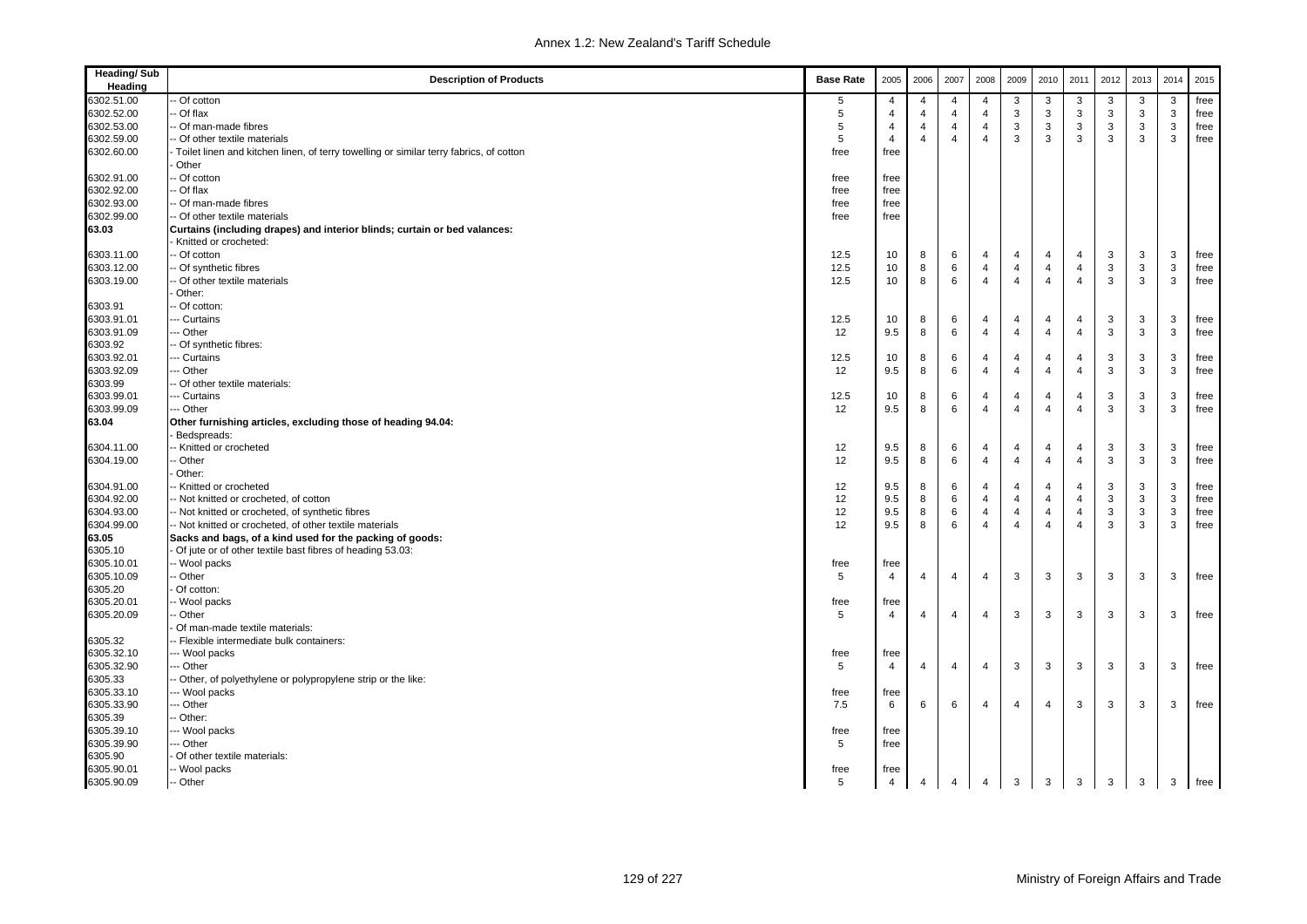| Heading/ Sub Heading | Description of Products | Base Rate | 2005 | 2006 | 2007 | 2008 | 2009 | 2010 | 2011 | 2012 | 2013 | 2014 | 2015 |
|---|---|---|---|---|---|---|---|---|---|---|---|---|---|
| 6302.51.00 | -- Of cotton | 5 | 4 | 4 | 4 | 4 | 3 | 3 | 3 | 3 | 3 | 3 | free |
| 6302.52.00 | -- Of flax | 5 | 4 | 4 | 4 | 4 | 3 | 3 | 3 | 3 | 3 | 3 | free |
| 6302.53.00 | -- Of man-made fibres | 5 | 4 | 4 | 4 | 4 | 3 | 3 | 3 | 3 | 3 | 3 | free |
| 6302.59.00 | -- Of other textile materials | 5 | 4 | 4 | 4 | 4 | 3 | 3 | 3 | 3 | 3 | 3 | free |
| 6302.60.00 | - Toilet linen and kitchen linen, of terry towelling or similar terry fabrics, of cotton | free | free | | | | | | | | | | |
| | - Other | | | | | | | | | | | | |
| 6302.91.00 | -- Of cotton | free | free | | | | | | | | | | |
| 6302.92.00 | -- Of flax | free | free | | | | | | | | | | |
| 6302.93.00 | -- Of man-made fibres | free | free | | | | | | | | | | |
| 6302.99.00 | -- Of other textile materials | free | free | | | | | | | | | | |
| **63.03** | **Curtains (including drapes) and interior blinds; curtain or bed valances:** | | | | | | | | | | | | |
| | - Knitted or crocheted: | | | | | | | | | | | | |
| 6303.11.00 | -- Of cotton | 12.5 | 10 | 8 | 6 | 4 | 4 | 4 | 4 | 3 | 3 | 3 | free |
| 6303.12.00 | -- Of synthetic fibres | 12.5 | 10 | 8 | 6 | 4 | 4 | 4 | 4 | 3 | 3 | 3 | free |
| 6303.19.00 | -- Of other textile materials | 12.5 | 10 | 8 | 6 | 4 | 4 | 4 | 4 | 3 | 3 | 3 | free |
| | - Other: | | | | | | | | | | | | |
| 6303.91 | -- Of cotton: | | | | | | | | | | | | |
| 6303.91.01 | --- Curtains | 12.5 | 10 | 8 | 6 | 4 | 4 | 4 | 4 | 3 | 3 | 3 | free |
| 6303.91.09 | --- Other | 12 | 9.5 | 8 | 6 | 4 | 4 | 4 | 4 | 3 | 3 | 3 | free |
| 6303.92 | -- Of synthetic fibres: | | | | | | | | | | | | |
| 6303.92.01 | --- Curtains | 12.5 | 10 | 8 | 6 | 4 | 4 | 4 | 4 | 3 | 3 | 3 | free |
| 6303.92.09 | --- Other | 12 | 9.5 | 8 | 6 | 4 | 4 | 4 | 4 | 3 | 3 | 3 | free |
| 6303.99 | -- Of other textile materials: | | | | | | | | | | | | |
| 6303.99.01 | --- Curtains | 12.5 | 10 | 8 | 6 | 4 | 4 | 4 | 4 | 3 | 3 | 3 | free |
| 6303.99.09 | --- Other | 12 | 9.5 | 8 | 6 | 4 | 4 | 4 | 4 | 3 | 3 | 3 | free |
| **63.04** | **Other furnishing articles, excluding those of heading 94.04:** | | | | | | | | | | | | |
| | - Bedspreads: | | | | | | | | | | | | |
| 6304.11.00 | -- Knitted or crocheted | 12 | 9.5 | 8 | 6 | 4 | 4 | 4 | 4 | 3 | 3 | 3 | free |
| 6304.19.00 | -- Other | 12 | 9.5 | 8 | 6 | 4 | 4 | 4 | 4 | 3 | 3 | 3 | free |
| | - Other: | | | | | | | | | | | | |
| 6304.91.00 | -- Knitted or crocheted | 12 | 9.5 | 8 | 6 | 4 | 4 | 4 | 4 | 3 | 3 | 3 | free |
| 6304.92.00 | -- Not knitted or crocheted, of cotton | 12 | 9.5 | 8 | 6 | 4 | 4 | 4 | 4 | 3 | 3 | 3 | free |
| 6304.93.00 | -- Not knitted or crocheted, of synthetic fibres | 12 | 9.5 | 8 | 6 | 4 | 4 | 4 | 4 | 3 | 3 | 3 | free |
| 6304.99.00 | -- Not knitted or crocheted, of other textile materials | 12 | 9.5 | 8 | 6 | 4 | 4 | 4 | 4 | 3 | 3 | 3 | free |
| **63.05** | **Sacks and bags, of a kind used for the packing of goods:** | | | | | | | | | | | | |
| 6305.10 | - Of jute or of other textile bast fibres of heading 53.03: | | | | | | | | | | | | |
| 6305.10.01 | -- Wool packs | free | free | | | | | | | | | | |
| 6305.10.09 | -- Other | 5 | 4 | 4 | 4 | 4 | 3 | 3 | 3 | 3 | 3 | 3 | free |
| 6305.20 | - Of cotton: | | | | | | | | | | | | |
| 6305.20.01 | -- Wool packs | free | free | | | | | | | | | | |
| 6305.20.09 | -- Other | 5 | 4 | 4 | 4 | 4 | 3 | 3 | 3 | 3 | 3 | 3 | free |
| | - Of man-made textile materials: | | | | | | | | | | | | |
| 6305.32 | -- Flexible intermediate bulk containers: | | | | | | | | | | | | |
| 6305.32.10 | --- Wool packs | free | free | | | | | | | | | | |
| 6305.32.90 | --- Other | 5 | 4 | 4 | 4 | 4 | 3 | 3 | 3 | 3 | 3 | 3 | free |
| 6305.33 | -- Other, of polyethylene or polypropylene strip or the like: | | | | | | | | | | | | |
| 6305.33.10 | --- Wool packs | free | free | | | | | | | | | | |
| 6305.33.90 | --- Other | 7.5 | 6 | 6 | 6 | 4 | 4 | 4 | 3 | 3 | 3 | 3 | free |
| 6305.39 | -- Other: | | | | | | | | | | | | |
| 6305.39.10 | --- Wool packs | free | free | | | | | | | | | | |
| 6305.39.90 | --- Other | 5 | free | | | | | | | | | | |
| 6305.90 | - Of other textile materials: | | | | | | | | | | | | |
| 6305.90.01 | -- Wool packs | free | free | | | | | | | | | | |
| 6305.90.09 | -- Other | 5 | 4 | 4 | 4 | 4 | 3 | 3 | 3 | 3 | 3 | 3 | free |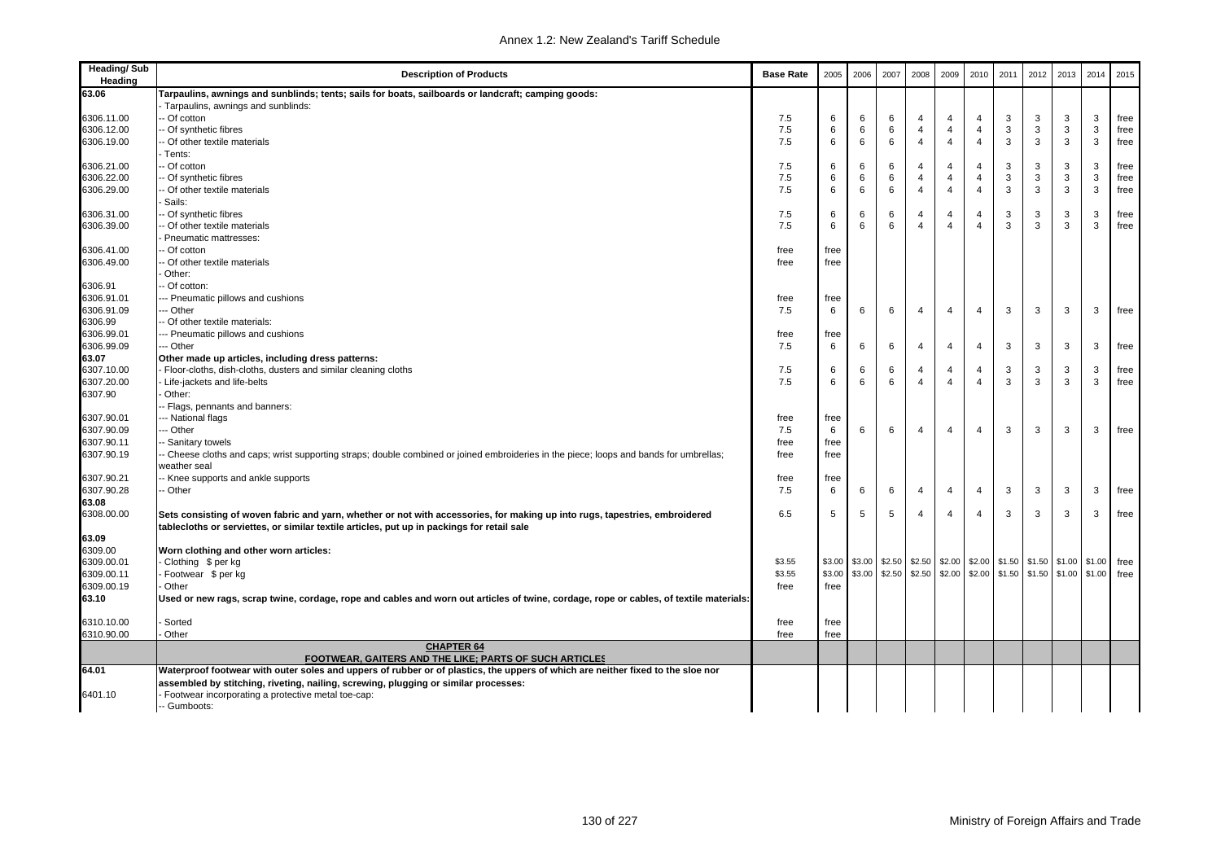| Heading/ Sub Heading | Description of Products | Base Rate | 2005 | 2006 | 2007 | 2008 | 2009 | 2010 | 2011 | 2012 | 2013 | 2014 | 2015 |
|---|---|---|---|---|---|---|---|---|---|---|---|---|---|
| 63.06 | **Tarpaulins, awnings and sunblinds; tents; sails for boats, sailboards or landcraft; camping goods:** | | | | | | | | | | | | |
| | - Tarpaulins, awnings and sunblinds: | | | | | | | | | | | | |
| 6306.11.00 | -- Of cotton | 7.5 | 6 | 6 | 6 | 4 | 4 | 4 | 3 | 3 | 3 | 3 | free |
| 6306.12.00 | -- Of synthetic fibres | 7.5 | 6 | 6 | 6 | 4 | 4 | 4 | 3 | 3 | 3 | 3 | free |
| 6306.19.00 | -- Of other textile materials | 7.5 | 6 | 6 | 6 | 4 | 4 | 4 | 3 | 3 | 3 | 3 | free |
| | - Tents: | | | | | | | | | | | | |
| 6306.21.00 | -- Of cotton | 7.5 | 6 | 6 | 6 | 4 | 4 | 4 | 3 | 3 | 3 | 3 | free |
| 6306.22.00 | -- Of synthetic fibres | 7.5 | 6 | 6 | 6 | 4 | 4 | 4 | 3 | 3 | 3 | 3 | free |
| 6306.29.00 | -- Of other textile materials | 7.5 | 6 | 6 | 6 | 4 | 4 | 4 | 3 | 3 | 3 | 3 | free |
| | - Sails: | | | | | | | | | | | | |
| 6306.31.00 | -- Of synthetic fibres | 7.5 | 6 | 6 | 6 | 4 | 4 | 4 | 3 | 3 | 3 | 3 | free |
| 6306.39.00 | -- Of other textile materials | 7.5 | 6 | 6 | 6 | 4 | 4 | 4 | 3 | 3 | 3 | 3 | free |
| | - Pneumatic mattresses: | | | | | | | | | | | | |
| 6306.41.00 | -- Of cotton | free | free | | | | | | | | | | |
| 6306.49.00 | -- Of other textile materials | free | free | | | | | | | | | | |
| | - Other: | | | | | | | | | | | | |
| 6306.91 | -- Of cotton: | | | | | | | | | | | | |
| 6306.91.01 | --- Pneumatic pillows and cushions | free | free | | | | | | | | | | |
| 6306.91.09 | --- Other | 7.5 | 6 | 6 | 6 | 4 | 4 | 4 | 3 | 3 | 3 | 3 | free |
| 6306.99 | -- Of other textile materials: | | | | | | | | | | | | |
| 6306.99.01 | --- Pneumatic pillows and cushions | free | free | | | | | | | | | | |
| 6306.99.09 | --- Other | 7.5 | 6 | 6 | 6 | 4 | 4 | 4 | 3 | 3 | 3 | 3 | free |
| 63.07 | **Other made up articles, including dress patterns:** | | | | | | | | | | | | |
| 6307.10.00 | - Floor-cloths, dish-cloths, dusters and similar cleaning cloths | 7.5 | 6 | 6 | 6 | 4 | 4 | 4 | 3 | 3 | 3 | 3 | free |
| 6307.20.00 | - Life-jackets and life-belts | 7.5 | 6 | 6 | 6 | 4 | 4 | 4 | 3 | 3 | 3 | 3 | free |
| 6307.90 | - Other: | | | | | | | | | | | | |
| | -- Flags, pennants and banners: | | | | | | | | | | | | |
| 6307.90.01 | --- National flags | free | free | | | | | | | | | | |
| 6307.90.09 | --- Other | 7.5 | 6 | 6 | 6 | 4 | 4 | 4 | 3 | 3 | 3 | 3 | free |
| 6307.90.11 | -- Sanitary towels | free | free | | | | | | | | | | |
| 6307.90.19 | -- Cheese cloths and caps; wrist supporting straps; double combined or joined embroideries in the piece; loops and bands for umbrellas; weather seal | free | free | | | | | | | | | | |
| 6307.90.21 | -- Knee supports and ankle supports | free | free | | | | | | | | | | |
| 6307.90.28 | -- Other | 7.5 | 6 | 6 | 6 | 4 | 4 | 4 | 3 | 3 | 3 | 3 | free |
| 63.08 | | | | | | | | | | | | | |
| 6308.00.00 | **Sets consisting of woven fabric and yarn, whether or not with accessories, for making up into rugs, tapestries, embroidered tablecloths or serviettes, or similar textile articles, put up in packings for retail sale** | 6.5 | 5 | 5 | 5 | 4 | 4 | 4 | 3 | 3 | 3 | 3 | free |
| 63.09 | | | | | | | | | | | | | |
| 6309.00 | **Worn clothing and other worn articles:** | | | | | | | | | | | | |
| 6309.00.01 | - Clothing $ per kg | $3.55 | $3.00 | $3.00 | $2.50 | $2.50 | $2.00 | $2.00 | $1.50 | $1.50 | $1.00 | $1.00 | free |
| 6309.00.11 | - Footwear $ per kg | $3.55 | $3.00 | $3.00 | $2.50 | $2.50 | $2.00 | $2.00 | $1.50 | $1.50 | $1.00 | $1.00 | free |
| 6309.00.19 | - Other | free | free | | | | | | | | | | |
| 63.10 | **Used or new rags, scrap twine, cordage, rope and cables and worn out articles of twine, cordage, rope or cables, of textile materials:** | | | | | | | | | | | | |
| 6310.10.00 | - Sorted | free | free | | | | | | | | | | |
| 6310.90.00 | - Other | free | free | | | | | | | | | | |
| | **CHAPTER 64** **FOOTWEAR, GAITERS AND THE LIKE; PARTS OF SUCH ARTICLES** | | | | | | | | | | | | |
| 64.01 | **Waterproof footwear with outer soles and uppers of rubber or of plastics, the uppers of which are neither fixed to the sloe nor assembled by stitching, riveting, nailing, screwing, plugging or similar processes:** | | | | | | | | | | | | |
| 6401.10 | - Footwear incorporating a protective metal toe-cap: | | | | | | | | | | | | |
| | -- Gumboots: | | | | | | | | | | | | |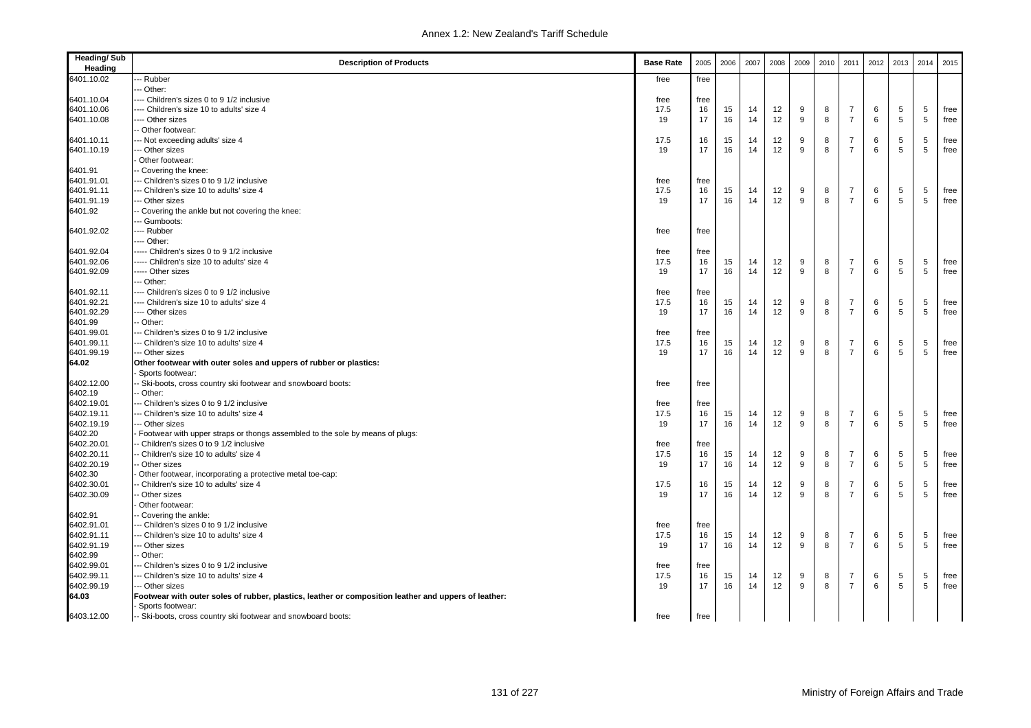| Heading/ Sub Heading | Description of Products | Base Rate | 2005 | 2006 | 2007 | 2008 | 2009 | 2010 | 2011 | 2012 | 2013 | 2014 | 2015 |
|---|---|---|---|---|---|---|---|---|---|---|---|---|---|
| 6401.10.02 | --- Rubber | free | free | | | | | | | | | | |
| | --- Other: | | | | | | | | | | | | |
| 6401.10.04 | ---- Children's sizes 0 to 9 1/2 inclusive | free | free | | | | | | | | | | |
| 6401.10.06 | ---- Children's size 10 to adults' size 4 | 17.5 | 16 | 15 | 14 | 12 | 9 | 8 | 7 | 6 | 5 | 5 | free |
| 6401.10.08 | ---- Other sizes | 19 | 17 | 16 | 14 | 12 | 9 | 8 | 7 | 6 | 5 | 5 | free |
| | -- Other footwear: | | | | | | | | | | | | |
| 6401.10.11 | --- Not exceeding adults' size 4 | 17.5 | 16 | 15 | 14 | 12 | 9 | 8 | 7 | 6 | 5 | 5 | free |
| 6401.10.19 | --- Other sizes | 19 | 17 | 16 | 14 | 12 | 9 | 8 | 7 | 6 | 5 | 5 | free |
| | - Other footwear: | | | | | | | | | | | | |
| 6401.91 | -- Covering the knee: | | | | | | | | | | | | |
| 6401.91.01 | --- Children's sizes 0 to 9 1/2 inclusive | free | free | | | | | | | | | | |
| 6401.91.11 | --- Children's size 10 to adults' size 4 | 17.5 | 16 | 15 | 14 | 12 | 9 | 8 | 7 | 6 | 5 | 5 | free |
| 6401.91.19 | --- Other sizes | 19 | 17 | 16 | 14 | 12 | 9 | 8 | 7 | 6 | 5 | 5 | free |
| 6401.92 | -- Covering the ankle but not covering the knee: | | | | | | | | | | | | |
| | --- Gumboots: | | | | | | | | | | | | |
| 6401.92.02 | ---- Rubber | free | free | | | | | | | | | | |
| | ---- Other: | | | | | | | | | | | | |
| 6401.92.04 | ----- Children's sizes 0 to 9 1/2 inclusive | free | free | | | | | | | | | | |
| 6401.92.06 | ----- Children's size 10 to adults' size 4 | 17.5 | 16 | 15 | 14 | 12 | 9 | 8 | 7 | 6 | 5 | 5 | free |
| 6401.92.09 | ----- Other sizes | 19 | 17 | 16 | 14 | 12 | 9 | 8 | 7 | 6 | 5 | 5 | free |
| | --- Other: | | | | | | | | | | | | |
| 6401.92.11 | ---- Children's sizes 0 to 9 1/2 inclusive | free | free | | | | | | | | | | |
| 6401.92.21 | ---- Children's size 10 to adults' size 4 | 17.5 | 16 | 15 | 14 | 12 | 9 | 8 | 7 | 6 | 5 | 5 | free |
| 6401.92.29 | ---- Other sizes | 19 | 17 | 16 | 14 | 12 | 9 | 8 | 7 | 6 | 5 | 5 | free |
| 6401.99 | -- Other: | | | | | | | | | | | | |
| 6401.99.01 | --- Children's sizes 0 to 9 1/2 inclusive | free | free | | | | | | | | | | |
| 6401.99.11 | --- Children's size 10 to adults' size 4 | 17.5 | 16 | 15 | 14 | 12 | 9 | 8 | 7 | 6 | 5 | 5 | free |
| 6401.99.19 | --- Other sizes | 19 | 17 | 16 | 14 | 12 | 9 | 8 | 7 | 6 | 5 | 5 | free |
| **64.02** | **Other footwear with outer soles and uppers of rubber or plastics:** | | | | | | | | | | | | |
| | - Sports footwear: | | | | | | | | | | | | |
| 6402.12.00 | -- Ski-boots, cross country ski footwear and snowboard boots: | free | free | | | | | | | | | | |
| 6402.19 | -- Other: | | | | | | | | | | | | |
| 6402.19.01 | --- Children's sizes 0 to 9 1/2 inclusive | free | free | | | | | | | | | | |
| 6402.19.11 | --- Children's size 10 to adults' size 4 | 17.5 | 16 | 15 | 14 | 12 | 9 | 8 | 7 | 6 | 5 | 5 | free |
| 6402.19.19 | --- Other sizes | 19 | 17 | 16 | 14 | 12 | 9 | 8 | 7 | 6 | 5 | 5 | free |
| 6402.20 | - Footwear with upper straps or thongs assembled to the sole by means of plugs: | | | | | | | | | | | | |
| 6402.20.01 | -- Children's sizes 0 to 9 1/2 inclusive | free | free | | | | | | | | | | |
| 6402.20.11 | -- Children's size 10 to adults' size 4 | 17.5 | 16 | 15 | 14 | 12 | 9 | 8 | 7 | 6 | 5 | 5 | free |
| 6402.20.19 | -- Other sizes | 19 | 17 | 16 | 14 | 12 | 9 | 8 | 7 | 6 | 5 | 5 | free |
| 6402.30 | - Other footwear, incorporating a protective metal toe-cap: | | | | | | | | | | | | |
| 6402.30.01 | -- Children's size 10 to adults' size 4 | 17.5 | 16 | 15 | 14 | 12 | 9 | 8 | 7 | 6 | 5 | 5 | free |
| 6402.30.09 | -- Other sizes | 19 | 17 | 16 | 14 | 12 | 9 | 8 | 7 | 6 | 5 | 5 | free |
| | - Other footwear: | | | | | | | | | | | | |
| 6402.91 | -- Covering the ankle: | | | | | | | | | | | | |
| 6402.91.01 | --- Children's sizes 0 to 9 1/2 inclusive | free | free | | | | | | | | | | |
| 6402.91.11 | --- Children's size 10 to adults' size 4 | 17.5 | 16 | 15 | 14 | 12 | 9 | 8 | 7 | 6 | 5 | 5 | free |
| 6402.91.19 | --- Other sizes | 19 | 17 | 16 | 14 | 12 | 9 | 8 | 7 | 6 | 5 | 5 | free |
| 6402.99 | -- Other: | | | | | | | | | | | | |
| 6402.99.01 | --- Children's sizes 0 to 9 1/2 inclusive | free | free | | | | | | | | | | |
| 6402.99.11 | --- Children's size 10 to adults' size 4 | 17.5 | 16 | 15 | 14 | 12 | 9 | 8 | 7 | 6 | 5 | 5 | free |
| 6402.99.19 | --- Other sizes | 19 | 17 | 16 | 14 | 12 | 9 | 8 | 7 | 6 | 5 | 5 | free |
| **64.03** | **Footwear with outer soles of rubber, plastics, leather or composition leather and uppers of leather:** | | | | | | | | | | | | |
| | - Sports footwear: | | | | | | | | | | | | |
| 6403.12.00 | -- Ski-boots, cross country ski footwear and snowboard boots: | free | free | | | | | | | | | | |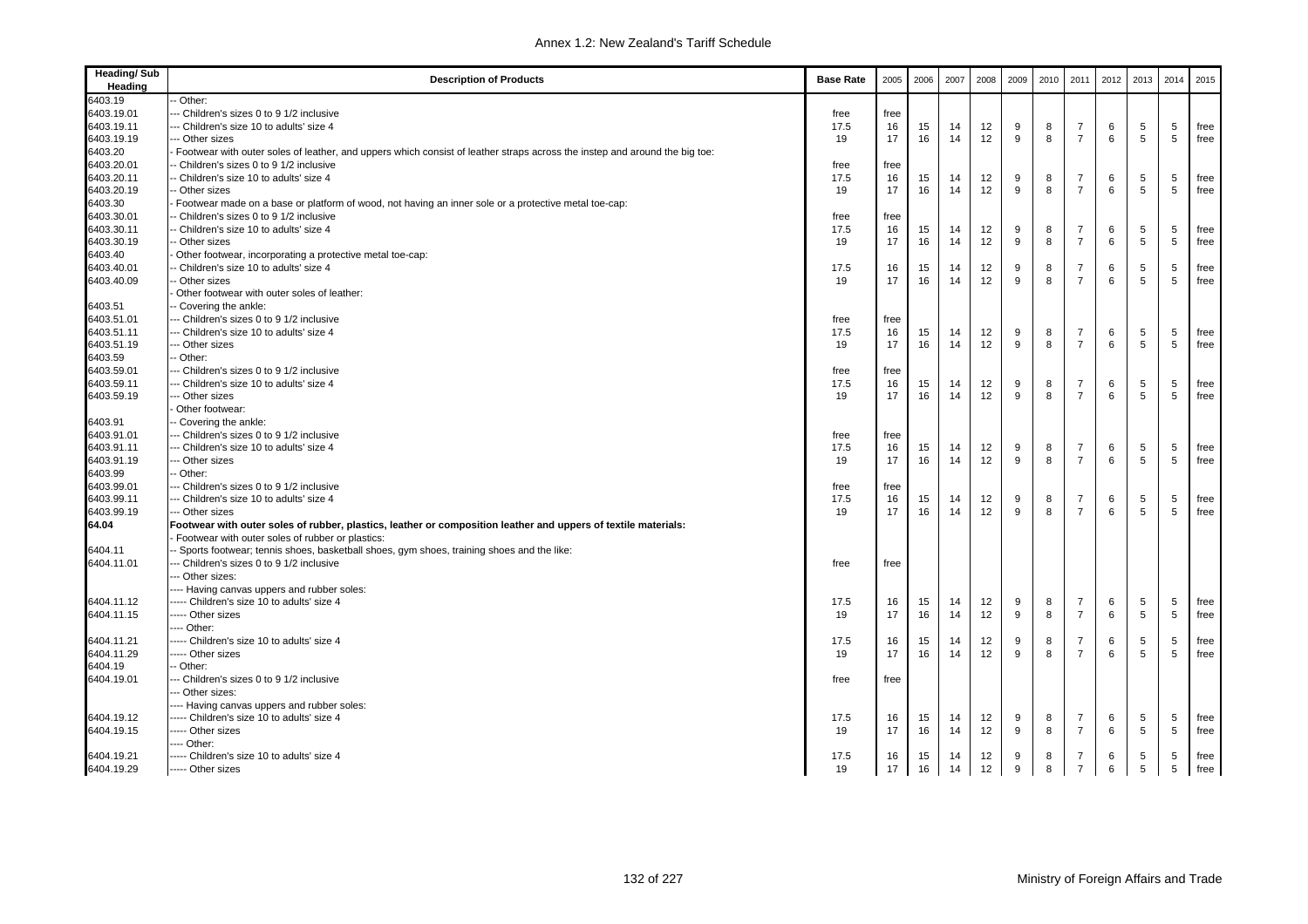| Heading/ Sub Heading | Description of Products | Base Rate | 2005 | 2006 | 2007 | 2008 | 2009 | 2010 | 2011 | 2012 | 2013 | 2014 | 2015 |
|---|---|---|---|---|---|---|---|---|---|---|---|---|---|
| 6403.19 | -- Other: | | | | | | | | | | | | |
| 6403.19.01 | --- Children's sizes 0 to 9 1/2 inclusive | free | free | | | | | | | | | | |
| 6403.19.11 | --- Children's size 10 to adults' size 4 | 17.5 | 16 | 15 | 14 | 12 | 9 | 8 | 7 | 6 | 5 | 5 | free |
| 6403.19.19 | --- Other sizes | 19 | 17 | 16 | 14 | 12 | 9 | 8 | 7 | 6 | 5 | 5 | free |
| 6403.20 | - Footwear with outer soles of leather, and uppers which consist of leather straps across the instep and around the big toe: | | | | | | | | | | | | |
| 6403.20.01 | -- Children's sizes 0 to 9 1/2 inclusive | free | free | | | | | | | | | | |
| 6403.20.11 | -- Children's size 10 to adults' size 4 | 17.5 | 16 | 15 | 14 | 12 | 9 | 8 | 7 | 6 | 5 | 5 | free |
| 6403.20.19 | -- Other sizes | 19 | 17 | 16 | 14 | 12 | 9 | 8 | 7 | 6 | 5 | 5 | free |
| 6403.30 | - Footwear made on a base or platform of wood, not having an inner sole or a protective metal toe-cap: | | | | | | | | | | | | |
| 6403.30.01 | -- Children's sizes 0 to 9 1/2 inclusive | free | free | | | | | | | | | | |
| 6403.30.11 | -- Children's size 10 to adults' size 4 | 17.5 | 16 | 15 | 14 | 12 | 9 | 8 | 7 | 6 | 5 | 5 | free |
| 6403.30.19 | -- Other sizes | 19 | 17 | 16 | 14 | 12 | 9 | 8 | 7 | 6 | 5 | 5 | free |
| 6403.40 | - Other footwear, incorporating a protective metal toe-cap: | | | | | | | | | | | | |
| 6403.40.01 | -- Children's size 10 to adults' size 4 | 17.5 | 16 | 15 | 14 | 12 | 9 | 8 | 7 | 6 | 5 | 5 | free |
| 6403.40.09 | -- Other sizes | 19 | 17 | 16 | 14 | 12 | 9 | 8 | 7 | 6 | 5 | 5 | free |
| | - Other footwear with outer soles of leather: | | | | | | | | | | | | |
| 6403.51 | -- Covering the ankle: | | | | | | | | | | | | |
| 6403.51.01 | --- Children's sizes 0 to 9 1/2 inclusive | free | free | | | | | | | | | | |
| 6403.51.11 | --- Children's size 10 to adults' size 4 | 17.5 | 16 | 15 | 14 | 12 | 9 | 8 | 7 | 6 | 5 | 5 | free |
| 6403.51.19 | --- Other sizes | 19 | 17 | 16 | 14 | 12 | 9 | 8 | 7 | 6 | 5 | 5 | free |
| 6403.59 | -- Other: | | | | | | | | | | | | |
| 6403.59.01 | --- Children's sizes 0 to 9 1/2 inclusive | free | free | | | | | | | | | | |
| 6403.59.11 | --- Children's size 10 to adults' size 4 | 17.5 | 16 | 15 | 14 | 12 | 9 | 8 | 7 | 6 | 5 | 5 | free |
| 6403.59.19 | --- Other sizes | 19 | 17 | 16 | 14 | 12 | 9 | 8 | 7 | 6 | 5 | 5 | free |
| | - Other footwear: | | | | | | | | | | | | |
| 6403.91 | -- Covering the ankle: | | | | | | | | | | | | |
| 6403.91.01 | --- Children's sizes 0 to 9 1/2 inclusive | free | free | | | | | | | | | | |
| 6403.91.11 | --- Children's size 10 to adults' size 4 | 17.5 | 16 | 15 | 14 | 12 | 9 | 8 | 7 | 6 | 5 | 5 | free |
| 6403.91.19 | --- Other sizes | 19 | 17 | 16 | 14 | 12 | 9 | 8 | 7 | 6 | 5 | 5 | free |
| 6403.99 | -- Other: | | | | | | | | | | | | |
| 6403.99.01 | --- Children's sizes 0 to 9 1/2 inclusive | free | free | | | | | | | | | | |
| 6403.99.11 | --- Children's size 10 to adults' size 4 | 17.5 | 16 | 15 | 14 | 12 | 9 | 8 | 7 | 6 | 5 | 5 | free |
| 6403.99.19 | --- Other sizes | 19 | 17 | 16 | 14 | 12 | 9 | 8 | 7 | 6 | 5 | 5 | free |
| **64.04** | **Footwear with outer soles of rubber, plastics, leather or composition leather and uppers of textile materials:** | | | | | | | | | | | | |
| | - Footwear with outer soles of rubber or plastics: | | | | | | | | | | | | |
| 6404.11 | -- Sports footwear; tennis shoes, basketball shoes, gym shoes, training shoes and the like: | | | | | | | | | | | | |
| 6404.11.01 | --- Children's sizes 0 to 9 1/2 inclusive | free | free | | | | | | | | | | |
| | --- Other sizes: | | | | | | | | | | | | |
| | ---- Having canvas uppers and rubber soles: | | | | | | | | | | | | |
| 6404.11.12 | ----- Children's size 10 to adults' size 4 | 17.5 | 16 | 15 | 14 | 12 | 9 | 8 | 7 | 6 | 5 | 5 | free |
| 6404.11.15 | ----- Other sizes | 19 | 17 | 16 | 14 | 12 | 9 | 8 | 7 | 6 | 5 | 5 | free |
| | ---- Other: | | | | | | | | | | | | |
| 6404.11.21 | ----- Children's size 10 to adults' size 4 | 17.5 | 16 | 15 | 14 | 12 | 9 | 8 | 7 | 6 | 5 | 5 | free |
| 6404.11.29 | ----- Other sizes | 19 | 17 | 16 | 14 | 12 | 9 | 8 | 7 | 6 | 5 | 5 | free |
| 6404.19 | -- Other: | | | | | | | | | | | | |
| 6404.19.01 | --- Children's sizes 0 to 9 1/2 inclusive | free | free | | | | | | | | | | |
| | --- Other sizes: | | | | | | | | | | | | |
| | ---- Having canvas uppers and rubber soles: | | | | | | | | | | | | |
| 6404.19.12 | ----- Children's size 10 to adults' size 4 | 17.5 | 16 | 15 | 14 | 12 | 9 | 8 | 7 | 6 | 5 | 5 | free |
| 6404.19.15 | ----- Other sizes | 19 | 17 | 16 | 14 | 12 | 9 | 8 | 7 | 6 | 5 | 5 | free |
| | ---- Other: | | | | | | | | | | | | |
| 6404.19.21 | ----- Children's size 10 to adults' size 4 | 17.5 | 16 | 15 | 14 | 12 | 9 | 8 | 7 | 6 | 5 | 5 | free |
| 6404.19.29 | ----- Other sizes | 19 | 17 | 16 | 14 | 12 | 9 | 8 | 7 | 6 | 5 | 5 | free |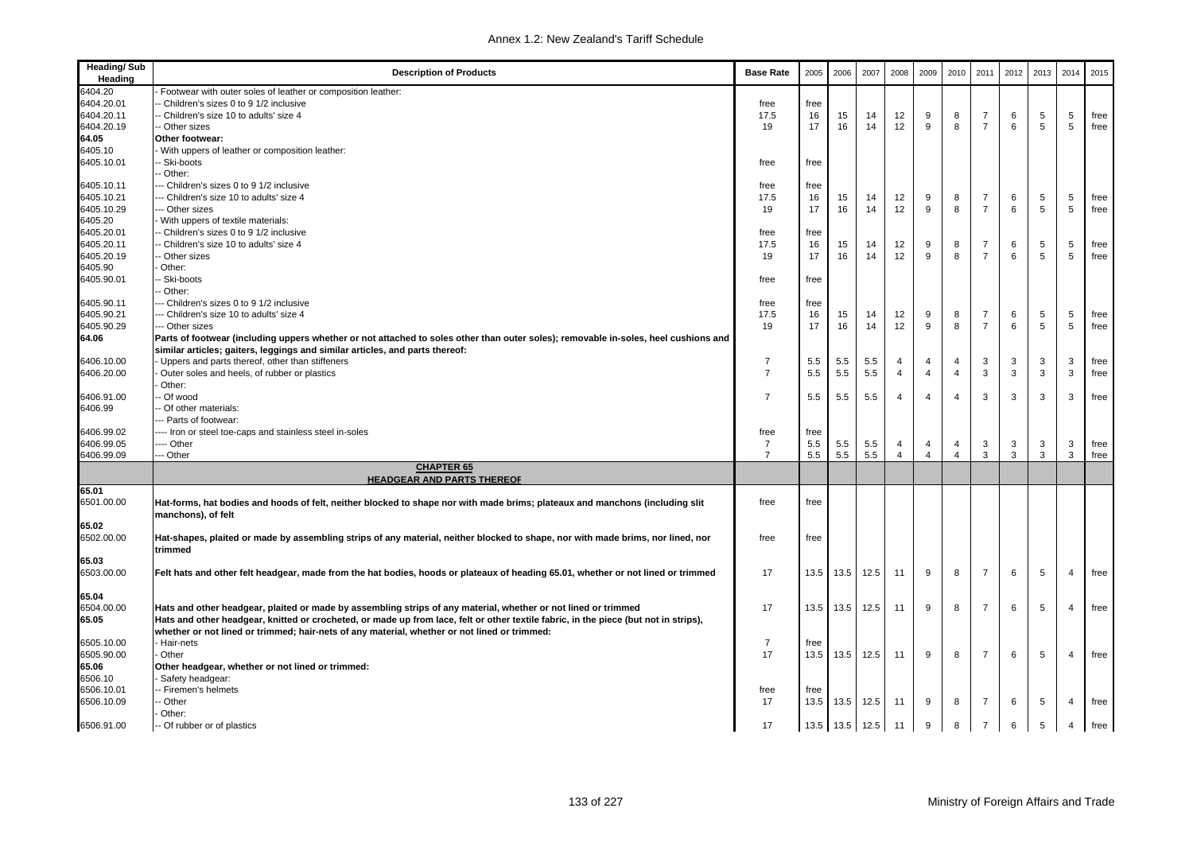| Heading/ Sub Heading | Description of Products | Base Rate | 2005 | 2006 | 2007 | 2008 | 2009 | 2010 | 2011 | 2012 | 2013 | 2014 | 2015 |
|---|---|---|---|---|---|---|---|---|---|---|---|---|---|
| 6404.20 | - Footwear with outer soles of leather or composition leather: | | | | | | | | | | | | |
| 6404.20.01 | -- Children's sizes 0 to 9 1/2 inclusive | free | free | | | | | | | | | | |
| 6404.20.11 | -- Children's size 10 to adults' size 4 | 17.5 | 16 | 15 | 14 | 12 | 9 | 8 | 7 | 6 | 5 | 5 | free |
| 6404.20.19 | -- Other sizes | 19 | 17 | 16 | 14 | 12 | 9 | 8 | 7 | 6 | 5 | 5 | free |
| **64.05** | **Other footwear:** | | | | | | | | | | | | |
| 6405.10 | - With uppers of leather or composition leather: | | | | | | | | | | | | |
| 6405.10.01 | -- Ski-boots | free | free | | | | | | | | | | |
| | -- Other: | | | | | | | | | | | | |
| 6405.10.11 | --- Children's sizes 0 to 9 1/2 inclusive | free | free | | | | | | | | | | |
| 6405.10.21 | --- Children's size 10 to adults' size 4 | 17.5 | 16 | 15 | 14 | 12 | 9 | 8 | 7 | 6 | 5 | 5 | free |
| 6405.10.29 | --- Other sizes | 19 | 17 | 16 | 14 | 12 | 9 | 8 | 7 | 6 | 5 | 5 | free |
| 6405.20 | - With uppers of textile materials: | | | | | | | | | | | | |
| 6405.20.01 | -- Children's sizes 0 to 9 1/2 inclusive | free | free | | | | | | | | | | |
| 6405.20.11 | -- Children's size 10 to adults' size 4 | 17.5 | 16 | 15 | 14 | 12 | 9 | 8 | 7 | 6 | 5 | 5 | free |
| 6405.20.19 | -- Other sizes | 19 | 17 | 16 | 14 | 12 | 9 | 8 | 7 | 6 | 5 | 5 | free |
| 6405.90 | - Other: | | | | | | | | | | | | |
| 6405.90.01 | -- Ski-boots | free | free | | | | | | | | | | |
| | -- Other: | | | | | | | | | | | | |
| 6405.90.11 | --- Children's sizes 0 to 9 1/2 inclusive | free | free | | | | | | | | | | |
| 6405.90.21 | --- Children's size 10 to adults' size 4 | 17.5 | 16 | 15 | 14 | 12 | 9 | 8 | 7 | 6 | 5 | 5 | free |
| 6405.90.29 | --- Other sizes | 19 | 17 | 16 | 14 | 12 | 9 | 8 | 7 | 6 | 5 | 5 | free |
| **64.06** | **Parts of footwear (including uppers whether or not attached to soles other than outer soles); removable in-soles, heel cushions and similar articles; gaiters, leggings and similar articles, and parts thereof:** | | | | | | | | | | | | |
| 6406.10.00 | - Uppers and parts thereof, other than stiffeners | 7 | 5.5 | 5.5 | 5.5 | 4 | 4 | 4 | 3 | 3 | 3 | 3 | free |
| 6406.20.00 | - Outer soles and heels, of rubber or plastics | 7 | 5.5 | 5.5 | 5.5 | 4 | 4 | 4 | 3 | 3 | 3 | 3 | free |
| | - Other: | | | | | | | | | | | | |
| 6406.91.00 | -- Of wood | 7 | 5.5 | 5.5 | 5.5 | 4 | 4 | 4 | 3 | 3 | 3 | 3 | free |
| 6406.99 | -- Of other materials: | | | | | | | | | | | | |
| | --- Parts of footwear: | | | | | | | | | | | | |
| 6406.99.02 | ---- Iron or steel toe-caps and stainless steel in-soles | free | free | | | | | | | | | | |
| 6406.99.05 | ---- Other | 7 | 5.5 | 5.5 | 5.5 | 4 | 4 | 4 | 3 | 3 | 3 | 3 | free |
| 6406.99.09 | --- Other | 7 | 5.5 | 5.5 | 5.5 | 4 | 4 | 4 | 3 | 3 | 3 | 3 | free |
| | **CHAPTER 65** **HEADGEAR AND PARTS THEREOF** | | | | | | | | | | | | |
| **65.01** | | | | | | | | | | | | | |
| 6501.00.00 | **Hat-forms, hat bodies and hoods of felt, neither blocked to shape nor with made brims; plateaux and manchons (including slit manchons), of felt** | free | free | | | | | | | | | | |
| **65.02** | | | | | | | | | | | | | |
| 6502.00.00 | **Hat-shapes, plaited or made by assembling strips of any material, neither blocked to shape, nor with made brims, nor lined, nor trimmed** | free | free | | | | | | | | | | |
| **65.03** | | | | | | | | | | | | | |
| 6503.00.00 | **Felt hats and other felt headgear, made from the hat bodies, hoods or plateaux of heading 65.01, whether or not lined or trimmed** | 17 | 13.5 | 13.5 | 12.5 | 11 | 9 | 8 | 7 | 6 | 5 | 4 | free |
| **65.04** | | | | | | | | | | | | | |
| 6504.00.00 | **Hats and other headgear, plaited or made by assembling strips of any material, whether or not lined or trimmed** | 17 | 13.5 | 13.5 | 12.5 | 11 | 9 | 8 | 7 | 6 | 5 | 4 | free |
| **65.05** | **Hats and other headgear, knitted or crocheted, or made up from lace, felt or other textile fabric, in the piece (but not in strips), whether or not lined or trimmed; hair-nets of any material, whether or not lined or trimmed:** | | | | | | | | | | | | |
| 6505.10.00 | - Hair-nets | 7 | free | | | | | | | | | | |
| 6505.90.00 | - Other | 17 | 13.5 | 13.5 | 12.5 | 11 | 9 | 8 | 7 | 6 | 5 | 4 | free |
| **65.06** | **Other headgear, whether or not lined or trimmed:** | | | | | | | | | | | | |
| 6506.10 | - Safety headgear: | | | | | | | | | | | | |
| 6506.10.01 | -- Firemen's helmets | free | free | | | | | | | | | | |
| 6506.10.09 | -- Other | 17 | 13.5 | 13.5 | 12.5 | 11 | 9 | 8 | 7 | 6 | 5 | 4 | free |
| | - Other: | | | | | | | | | | | | |
| 6506.91.00 | -- Of rubber or of plastics | 17 | 13.5 | 13.5 | 12.5 | 11 | 9 | 8 | 7 | 6 | 5 | 4 | free |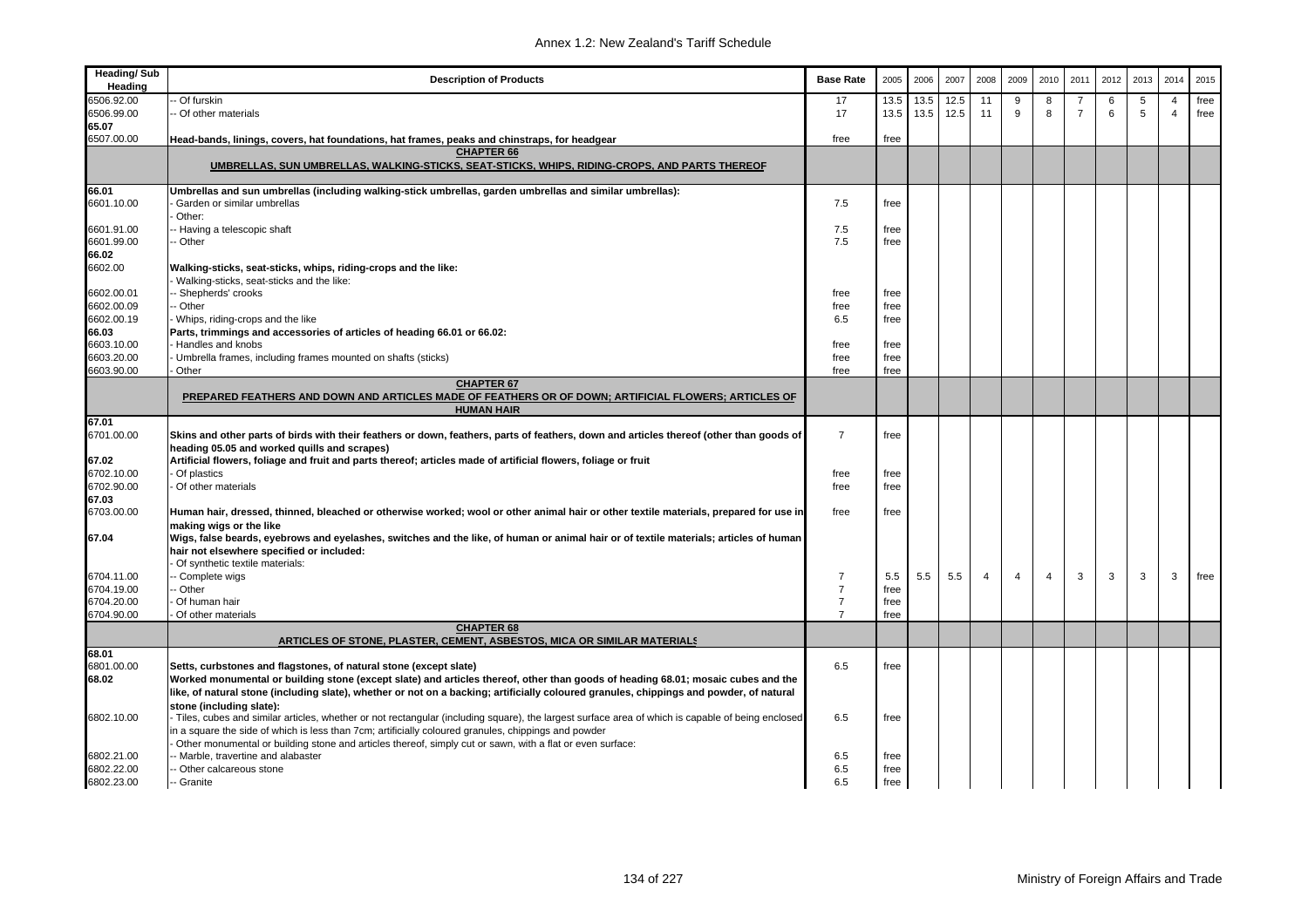| Heading/ Sub Heading | Description of Products | Base Rate | 2005 | 2006 | 2007 | 2008 | 2009 | 2010 | 2011 | 2012 | 2013 | 2014 | 2015 |
|---|---|---|---|---|---|---|---|---|---|---|---|---|---|
| 6506.92.00 | -- Of furskin | 17 | 13.5 | 13.5 | 12.5 | 11 | 9 | 8 | 7 | 6 | 5 | 4 | free |
| 6506.99.00 | -- Of other materials | 17 | 13.5 | 13.5 | 12.5 | 11 | 9 | 8 | 7 | 6 | 5 | 4 | free |
| 65.07 | | | | | | | | | | | | | |
| 6507.00.00 | **Head-bands, linings, covers, hat foundations, hat frames, peaks and chinstraps, for headgear** | free | free | | | | | | | | | | |
| | **CHAPTER 66** **UMBRELLAS, SUN UMBRELLAS, WALKING-STICKS, SEAT-STICKS, WHIPS, RIDING-CROPS, AND PARTS THEREOF** | | | | | | | | | | | | |
| 66.01 | **Umbrellas and sun umbrellas (including walking-stick umbrellas, garden umbrellas and similar umbrellas):** | | | | | | | | | | | | |
| 6601.10.00 | - Garden or similar umbrellas | 7.5 | free | | | | | | | | | | |
| | - Other: | | | | | | | | | | | | |
| 6601.91.00 | -- Having a telescopic shaft | 7.5 | free | | | | | | | | | | |
| 6601.99.00 | -- Other | 7.5 | free | | | | | | | | | | |
| 66.02 | | | | | | | | | | | | | |
| 6602.00 | **Walking-sticks, seat-sticks, whips, riding-crops and the like:** | | | | | | | | | | | | |
| | - Walking-sticks, seat-sticks and the like: | | | | | | | | | | | | |
| 6602.00.01 | -- Shepherds' crooks | free | free | | | | | | | | | | |
| 6602.00.09 | -- Other | free | free | | | | | | | | | | |
| 6602.00.19 | - Whips, riding-crops and the like | 6.5 | free | | | | | | | | | | |
| 66.03 | **Parts, trimmings and accessories of articles of heading 66.01 or 66.02:** | | | | | | | | | | | | |
| 6603.10.00 | - Handles and knobs | free | free | | | | | | | | | | |
| 6603.20.00 | - Umbrella frames, including frames mounted on shafts (sticks) | free | free | | | | | | | | | | |
| 6603.90.00 | - Other | free | free | | | | | | | | | | |
| | **CHAPTER 67** **PREPARED FEATHERS AND DOWN AND ARTICLES MADE OF FEATHERS OR OF DOWN; ARTIFICIAL FLOWERS; ARTICLES OF HUMAN HAIR** | | | | | | | | | | | | |
| 67.01 | | | | | | | | | | | | | |
| 6701.00.00 | **Skins and other parts of birds with their feathers or down, feathers, parts of feathers, down and articles thereof (other than goods of heading 05.05 and worked quills and scrapes)** | 7 | free | | | | | | | | | | |
| 67.02 | **Artificial flowers, foliage and fruit and parts thereof; articles made of artificial flowers, foliage or fruit** | | | | | | | | | | | | |
| 6702.10.00 | - Of plastics | free | free | | | | | | | | | | |
| 6702.90.00 | - Of other materials | free | free | | | | | | | | | | |
| 67.03 | | | | | | | | | | | | | |
| 6703.00.00 | **Human hair, dressed, thinned, bleached or otherwise worked; wool or other animal hair or other textile materials, prepared for use in making wigs or the like** | free | free | | | | | | | | | | |
| 67.04 | **Wigs, false beards, eyebrows and eyelashes, switches and the like, of human or animal hair or of textile materials; articles of human hair not elsewhere specified or included:** | | | | | | | | | | | | |
| | - Of synthetic textile materials: | | | | | | | | | | | | |
| 6704.11.00 | -- Complete wigs | 7 | 5.5 | 5.5 | 5.5 | 4 | 4 | 4 | 3 | 3 | 3 | 3 | free |
| 6704.19.00 | -- Other | 7 | free | | | | | | | | | | |
| 6704.20.00 | - Of human hair | 7 | free | | | | | | | | | | |
| 6704.90.00 | - Of other materials | 7 | free | | | | | | | | | | |
| | **CHAPTER 68** **ARTICLES OF STONE, PLASTER, CEMENT, ASBESTOS, MICA OR SIMILAR MATERIALS** | | | | | | | | | | | | |
| 68.01 | | | | | | | | | | | | | |
| 6801.00.00 | **Setts, curbstones and flagstones, of natural stone (except slate)** | 6.5 | free | | | | | | | | | | |
| 68.02 | **Worked monumental or building stone (except slate) and articles thereof, other than goods of heading 68.01; mosaic cubes and the like, of natural stone (including slate), whether or not on a backing; artificially coloured granules, chippings and powder, of natural stone (including slate):** | | | | | | | | | | | | |
| 6802.10.00 | - Tiles, cubes and similar articles, whether or not rectangular (including square), the largest surface area of which is capable of being enclosed in a square the side of which is less than 7cm; artificially coloured granules, chippings and powder | 6.5 | free | | | | | | | | | | |
| | - Other monumental or building stone and articles thereof, simply cut or sawn, with a flat or even surface: | | | | | | | | | | | | |
| 6802.21.00 | -- Marble, travertine and alabaster | 6.5 | free | | | | | | | | | | |
| 6802.22.00 | -- Other calcareous stone | 6.5 | free | | | | | | | | | | |
| 6802.23.00 | -- Granite | 6.5 | free | | | | | | | | | | |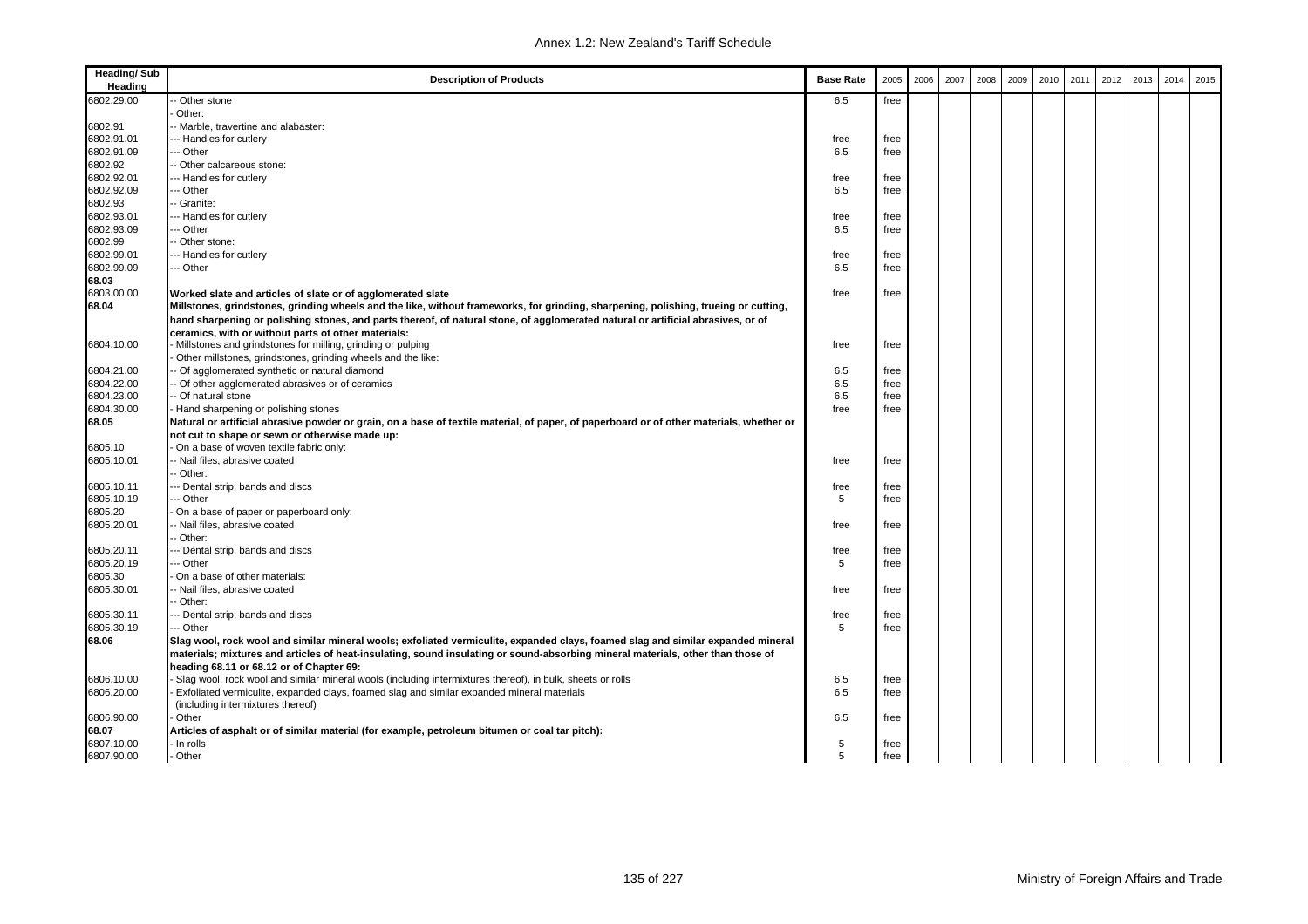| Heading/ Sub Heading | Description of Products | Base Rate | 2005 | 2006 | 2007 | 2008 | 2009 | 2010 | 2011 | 2012 | 2013 | 2014 | 2015 |
|---|---|---|---|---|---|---|---|---|---|---|---|---|---|
| 6802.29.00 | -- Other stone | 6.5 | free | | | | | | | | | | |
| | - Other: | | | | | | | | | | | | |
| 6802.91 | -- Marble, travertine and alabaster: | | | | | | | | | | | | |
| 6802.91.01 | --- Handles for cutlery | free | free | | | | | | | | | | |
| 6802.91.09 | --- Other | 6.5 | free | | | | | | | | | | |
| 6802.92 | -- Other calcareous stone: | | | | | | | | | | | | |
| 6802.92.01 | --- Handles for cutlery | free | free | | | | | | | | | | |
| 6802.92.09 | --- Other | 6.5 | free | | | | | | | | | | |
| 6802.93 | -- Granite: | | | | | | | | | | | | |
| 6802.93.01 | --- Handles for cutlery | free | free | | | | | | | | | | |
| 6802.93.09 | --- Other | 6.5 | free | | | | | | | | | | |
| 6802.99 | -- Other stone: | | | | | | | | | | | | |
| 6802.99.01 | --- Handles for cutlery | free | free | | | | | | | | | | |
| 6802.99.09 | --- Other | 6.5 | free | | | | | | | | | | |
| **68.03** | | | | | | | | | | | | | |
| 6803.00.00 | **Worked slate and articles of slate or of agglomerated slate** | free | free | | | | | | | | | | |
| **68.04** | **Millstones, grindstones, grinding wheels and the like, without frameworks, for grinding, sharpening, polishing, trueing or cutting, hand sharpening or polishing stones, and parts thereof, of natural stone, of agglomerated natural or artificial abrasives, or of ceramics, with or without parts of other materials:** | | | | | | | | | | | | |
| 6804.10.00 | - Millstones and grindstones for milling, grinding or pulping | free | free | | | | | | | | | | |
| | - Other millstones, grindstones, grinding wheels and the like: | | | | | | | | | | | | |
| 6804.21.00 | -- Of agglomerated synthetic or natural diamond | 6.5 | free | | | | | | | | | | |
| 6804.22.00 | -- Of other agglomerated abrasives or of ceramics | 6.5 | free | | | | | | | | | | |
| 6804.23.00 | -- Of natural stone | 6.5 | free | | | | | | | | | | |
| 6804.30.00 | - Hand sharpening or polishing stones | free | free | | | | | | | | | | |
| **68.05** | **Natural or artificial abrasive powder or grain, on a base of textile material, of paper, of paperboard or of other materials, whether or not cut to shape or sewn or otherwise made up:** | | | | | | | | | | | | |
| 6805.10 | - On a base of woven textile fabric only: | | | | | | | | | | | | |
| 6805.10.01 | -- Nail files, abrasive coated | free | free | | | | | | | | | | |
| | -- Other: | | | | | | | | | | | | |
| 6805.10.11 | --- Dental strip, bands and discs | free | free | | | | | | | | | | |
| 6805.10.19 | --- Other | 5 | free | | | | | | | | | | |
| 6805.20 | - On a base of paper or paperboard only: | | | | | | | | | | | | |
| 6805.20.01 | -- Nail files, abrasive coated | free | free | | | | | | | | | | |
| | -- Other: | | | | | | | | | | | | |
| 6805.20.11 | --- Dental strip, bands and discs | free | free | | | | | | | | | | |
| 6805.20.19 | --- Other | 5 | free | | | | | | | | | | |
| 6805.30 | - On a base of other materials: | | | | | | | | | | | | |
| 6805.30.01 | -- Nail files, abrasive coated | free | free | | | | | | | | | | |
| | -- Other: | | | | | | | | | | | | |
| 6805.30.11 | --- Dental strip, bands and discs | free | free | | | | | | | | | | |
| 6805.30.19 | --- Other | 5 | free | | | | | | | | | | |
| **68.06** | **Slag wool, rock wool and similar mineral wools; exfoliated vermiculite, expanded clays, foamed slag and similar expanded mineral materials; mixtures and articles of heat-insulating, sound insulating or sound-absorbing mineral materials, other than those of heading 68.11 or 68.12 or of Chapter 69:** | | | | | | | | | | | | |
| 6806.10.00 | - Slag wool, rock wool and similar mineral wools (including intermixtures thereof), in bulk, sheets or rolls | 6.5 | free | | | | | | | | | | |
| 6806.20.00 | - Exfoliated vermiculite, expanded clays, foamed slag and similar expanded mineral materials (including intermixtures thereof) | 6.5 | free | | | | | | | | | | |
| 6806.90.00 | - Other | 6.5 | free | | | | | | | | | | |
| **68.07** | **Articles of asphalt or of similar material (for example, petroleum bitumen or coal tar pitch):** | | | | | | | | | | | | |
| 6807.10.00 | - In rolls | 5 | free | | | | | | | | | | |
| 6807.90.00 | - Other | 5 | free | | | | | | | | | | |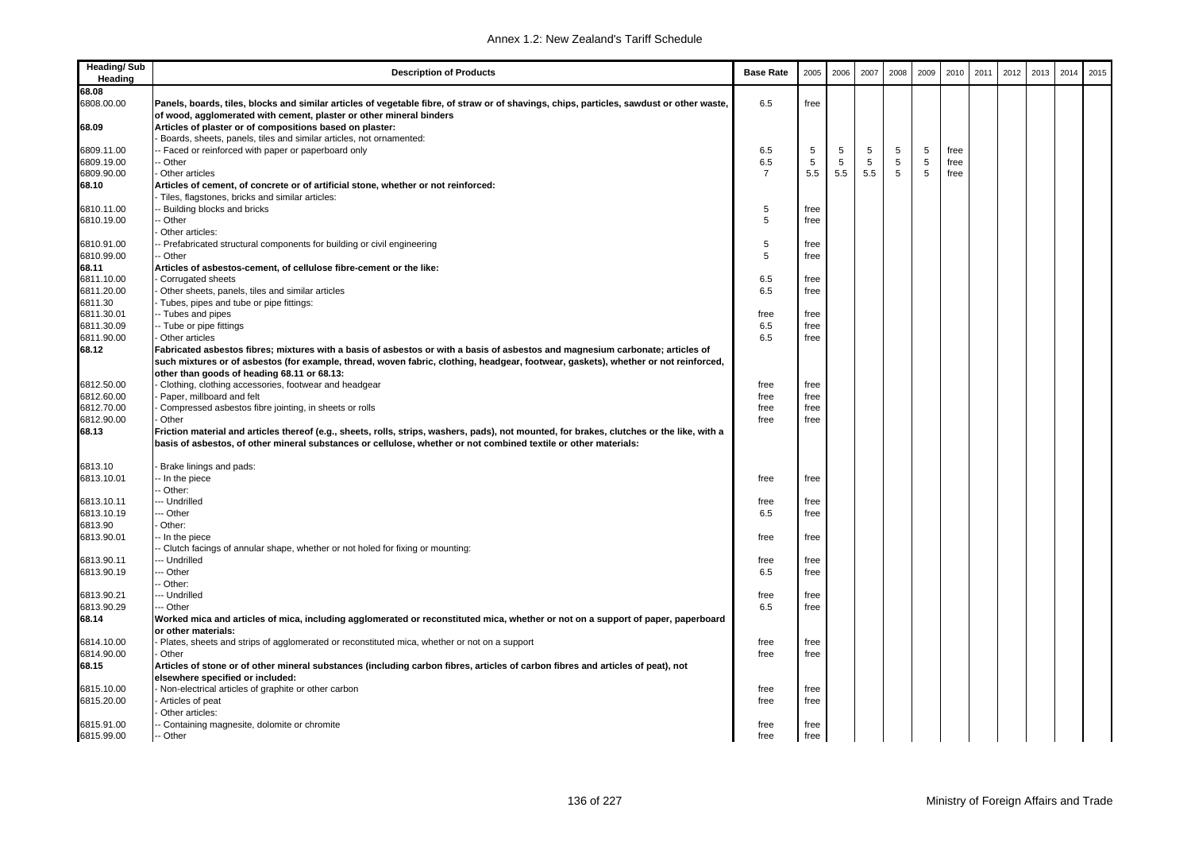| Heading/ Sub Heading | Description of Products | Base Rate | 2005 | 2006 | 2007 | 2008 | 2009 | 2010 | 2011 | 2012 | 2013 | 2014 | 2015 |
|---|---|---|---|---|---|---|---|---|---|---|---|---|---|
| **68.08** | | | | | | | | | | | | | |
| 6808.00.00 | **Panels, boards, tiles, blocks and similar articles of vegetable fibre, of straw or of shavings, chips, particles, sawdust or other waste, of wood, agglomerated with cement, plaster or other mineral binders** | 6.5 | free | | | | | | | | | | |
| **68.09** | **Articles of plaster or of compositions based on plaster:** | | | | | | | | | | | | |
| | - Boards, sheets, panels, tiles and similar articles, not ornamented: | | | | | | | | | | | | |
| 6809.11.00 | -- Faced or reinforced with paper or paperboard only | 6.5 | 5 | 5 | 5 | 5 | 5 | free | | | | | |
| 6809.19.00 | -- Other | 6.5 | 5 | 5 | 5 | 5 | 5 | free | | | | | |
| 6809.90.00 | - Other articles | 7 | 5.5 | 5.5 | 5.5 | 5 | 5 | free | | | | | |
| **68.10** | **Articles of cement, of concrete or of artificial stone, whether or not reinforced:** | | | | | | | | | | | | |
| | - Tiles, flagstones, bricks and similar articles: | | | | | | | | | | | | |
| 6810.11.00 | -- Building blocks and bricks | 5 | free | | | | | | | | | | |
| 6810.19.00 | -- Other | 5 | free | | | | | | | | | | |
| | - Other articles: | | | | | | | | | | | | |
| 6810.91.00 | -- Prefabricated structural components for building or civil engineering | 5 | free | | | | | | | | | | |
| 6810.99.00 | -- Other | 5 | free | | | | | | | | | | |
| **68.11** | **Articles of asbestos-cement, of cellulose fibre-cement or the like:** | | | | | | | | | | | | |
| 6811.10.00 | - Corrugated sheets | 6.5 | free | | | | | | | | | | |
| 6811.20.00 | - Other sheets, panels, tiles and similar articles | 6.5 | free | | | | | | | | | | |
| 6811.30 | - Tubes, pipes and tube or pipe fittings: | | | | | | | | | | | | |
| 6811.30.01 | -- Tubes and pipes | free | free | | | | | | | | | | |
| 6811.30.09 | -- Tube or pipe fittings | 6.5 | free | | | | | | | | | | |
| 6811.90.00 | - Other articles | 6.5 | free | | | | | | | | | | |
| **68.12** | **Fabricated asbestos fibres; mixtures with a basis of asbestos or with a basis of asbestos and magnesium carbonate; articles of such mixtures or of asbestos (for example, thread, woven fabric, clothing, headgear, footwear, gaskets), whether or not reinforced, other than goods of heading 68.11 or 68.13:** | | | | | | | | | | | | |
| 6812.50.00 | - Clothing, clothing accessories, footwear and headgear | free | free | | | | | | | | | | |
| 6812.60.00 | - Paper, millboard and felt | free | free | | | | | | | | | | |
| 6812.70.00 | - Compressed asbestos fibre jointing, in sheets or rolls | free | free | | | | | | | | | | |
| 6812.90.00 | - Other | free | free | | | | | | | | | | |
| **68.13** | **Friction material and articles thereof (e.g., sheets, rolls, strips, washers, pads), not mounted, for brakes, clutches or the like, with a basis of asbestos, of other mineral substances or cellulose, whether or not combined textile or other materials:** | | | | | | | | | | | | |
| 6813.10 | - Brake linings and pads: | | | | | | | | | | | | |
| 6813.10.01 | -- In the piece | free | free | | | | | | | | | | |
| | -- Other: | | | | | | | | | | | | |
| 6813.10.11 | --- Undrilled | free | free | | | | | | | | | | |
| 6813.10.19 | --- Other | 6.5 | free | | | | | | | | | | |
| 6813.90 | - Other: | | | | | | | | | | | | |
| 6813.90.01 | -- In the piece | free | free | | | | | | | | | | |
| | -- Clutch facings of annular shape, whether or not holed for fixing or mounting: | | | | | | | | | | | | |
| 6813.90.11 | --- Undrilled | free | free | | | | | | | | | | |
| 6813.90.19 | --- Other | 6.5 | free | | | | | | | | | | |
| | -- Other: | | | | | | | | | | | | |
| 6813.90.21 | --- Undrilled | free | free | | | | | | | | | | |
| 6813.90.29 | --- Other | 6.5 | free | | | | | | | | | | |
| **68.14** | **Worked mica and articles of mica, including agglomerated or reconstituted mica, whether or not on a support of paper, paperboard or other materials:** | | | | | | | | | | | | |
| 6814.10.00 | - Plates, sheets and strips of agglomerated or reconstituted mica, whether or not on a support | free | free | | | | | | | | | | |
| 6814.90.00 | - Other | free | free | | | | | | | | | | |
| **68.15** | **Articles of stone or of other mineral substances (including carbon fibres, articles of carbon fibres and articles of peat), not elsewhere specified or included:** | | | | | | | | | | | | |
| 6815.10.00 | - Non-electrical articles of graphite or other carbon | free | free | | | | | | | | | | |
| 6815.20.00 | - Articles of peat | free | free | | | | | | | | | | |
| | - Other articles: | | | | | | | | | | | | |
| 6815.91.00 | -- Containing magnesite, dolomite or chromite | free | free | | | | | | | | | | |
| 6815.99.00 | -- Other | free | free | | | | | | | | | | |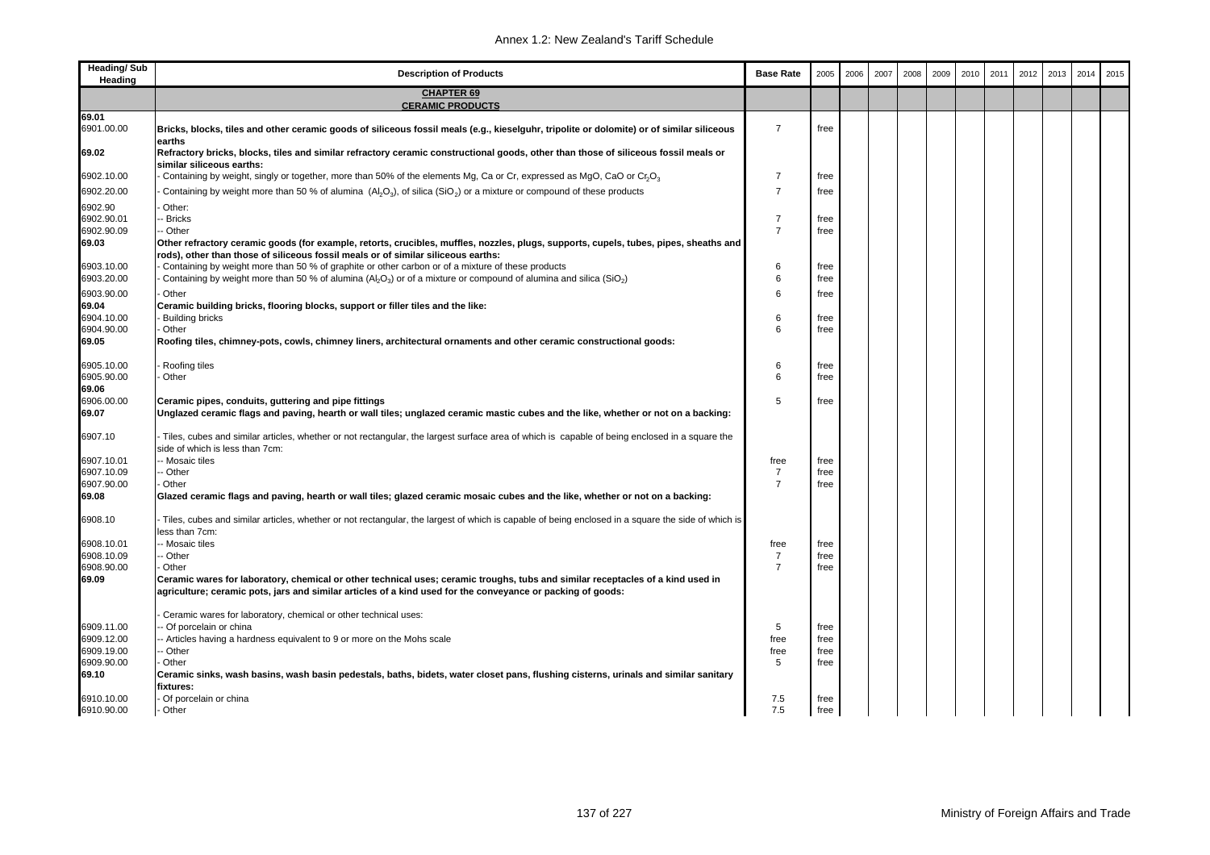| Heading/ Sub Heading | Description of Products | Base Rate | 2005 | 2006 | 2007 | 2008 | 2009 | 2010 | 2011 | 2012 | 2013 | 2014 | 2015 |
|---|---|---|---|---|---|---|---|---|---|---|---|---|---|
| | **CHAPTER 69** **CERAMIC PRODUCTS** | | | | | | | | | | | | |
| **69.01** | | | | | | | | | | | | | |
| 6901.00.00 | **Bricks, blocks, tiles and other ceramic goods of siliceous fossil meals (e.g., kieselguhr, tripolite or dolomite) or of similar siliceous earths** | 7 | free | | | | | | | | | | |
| **69.02** | **Refractory bricks, blocks, tiles and similar refractory ceramic constructional goods, other than those of siliceous fossil meals or similar siliceous earths:** | | | | | | | | | | | | |
| 6902.10.00 | - Containing by weight, singly or together, more than 50% of the elements Mg, Ca or Cr, expressed as MgO, CaO or $Cr_2O_3$ | 7 | free | | | | | | | | | | |
| 6902.20.00 | - Containing by weight more than 50 % of alumina ($Al_2O_3$), of silica ($SiO_2$) or a mixture or compound of these products | 7 | free | | | | | | | | | | |
| 6902.90 | - Other: | | | | | | | | | | | | |
| 6902.90.01 | -- Bricks | 7 | free | | | | | | | | | | |
| 6902.90.09 | -- Other | 7 | free | | | | | | | | | | |
| **69.03** | **Other refractory ceramic goods (for example, retorts, crucibles, muffles, nozzles, plugs, supports, cupels, tubes, pipes, sheaths and rods), other than those of siliceous fossil meals or of similar siliceous earths:** | | | | | | | | | | | | |
| 6903.10.00 | - Containing by weight more than 50 % of graphite or other carbon or of a mixture of these products | 6 | free | | | | | | | | | | |
| 6903.20.00 | - Containing by weight more than 50 % of alumina ($Al_2O_3$) or of a mixture or compound of alumina and silica ($SiO_2$) | 6 | free | | | | | | | | | | |
| 6903.90.00 | - Other | 6 | free | | | | | | | | | | |
| **69.04** | **Ceramic building bricks, flooring blocks, support or filler tiles and the like:** | | | | | | | | | | | | |
| 6904.10.00 | - Building bricks | 6 | free | | | | | | | | | | |
| 6904.90.00 | - Other | 6 | free | | | | | | | | | | |
| **69.05** | **Roofing tiles, chimney-pots, cowls, chimney liners, architectural ornaments and other ceramic constructional goods:** | | | | | | | | | | | | |
| 6905.10.00 | - Roofing tiles | 6 | free | | | | | | | | | | |
| 6905.90.00 | - Other | 6 | free | | | | | | | | | | |
| **69.06** | | | | | | | | | | | | | |
| 6906.00.00 | **Ceramic pipes, conduits, guttering and pipe fittings** | 5 | free | | | | | | | | | | |
| **69.07** | **Unglazed ceramic flags and paving, hearth or wall tiles; unglazed ceramic mastic cubes and the like, whether or not on a backing:** | | | | | | | | | | | | |
| 6907.10 | - Tiles, cubes and similar articles, whether or not rectangular, the largest surface area of which is capable of being enclosed in a square the side of which is less than 7cm: | | | | | | | | | | | | |
| 6907.10.01 | -- Mosaic tiles | free | free | | | | | | | | | | |
| 6907.10.09 | -- Other | 7 | free | | | | | | | | | | |
| 6907.90.00 | - Other | 7 | free | | | | | | | | | | |
| **69.08** | **Glazed ceramic flags and paving, hearth or wall tiles; glazed ceramic mosaic cubes and the like, whether or not on a backing:** | | | | | | | | | | | | |
| 6908.10 | - Tiles, cubes and similar articles, whether or not rectangular, the largest of which is capable of being enclosed in a square the side of which is less than 7cm: | | | | | | | | | | | | |
| 6908.10.01 | -- Mosaic tiles | free | free | | | | | | | | | | |
| 6908.10.09 | -- Other | 7 | free | | | | | | | | | | |
| 6908.90.00 | - Other | 7 | free | | | | | | | | | | |
| **69.09** | **Ceramic wares for laboratory, chemical or other technical uses; ceramic troughs, tubs and similar receptacles of a kind used in agriculture; ceramic pots, jars and similar articles of a kind used for the conveyance or packing of goods:** | | | | | | | | | | | | |
| | - Ceramic wares for laboratory, chemical or other technical uses: | | | | | | | | | | | | |
| 6909.11.00 | -- Of porcelain or china | 5 | free | | | | | | | | | | |
| 6909.12.00 | -- Articles having a hardness equivalent to 9 or more on the Mohs scale | free | free | | | | | | | | | | |
| 6909.19.00 | -- Other | free | free | | | | | | | | | | |
| 6909.90.00 | - Other | 5 | free | | | | | | | | | | |
| **69.10** | **Ceramic sinks, wash basins, wash basin pedestals, baths, bidets, water closet pans, flushing cisterns, urinals and similar sanitary fixtures:** | | | | | | | | | | | | |
| 6910.10.00 | - Of porcelain or china | 7.5 | free | | | | | | | | | | |
| 6910.90.00 | - Other | 7.5 | free | | | | | | | | | | |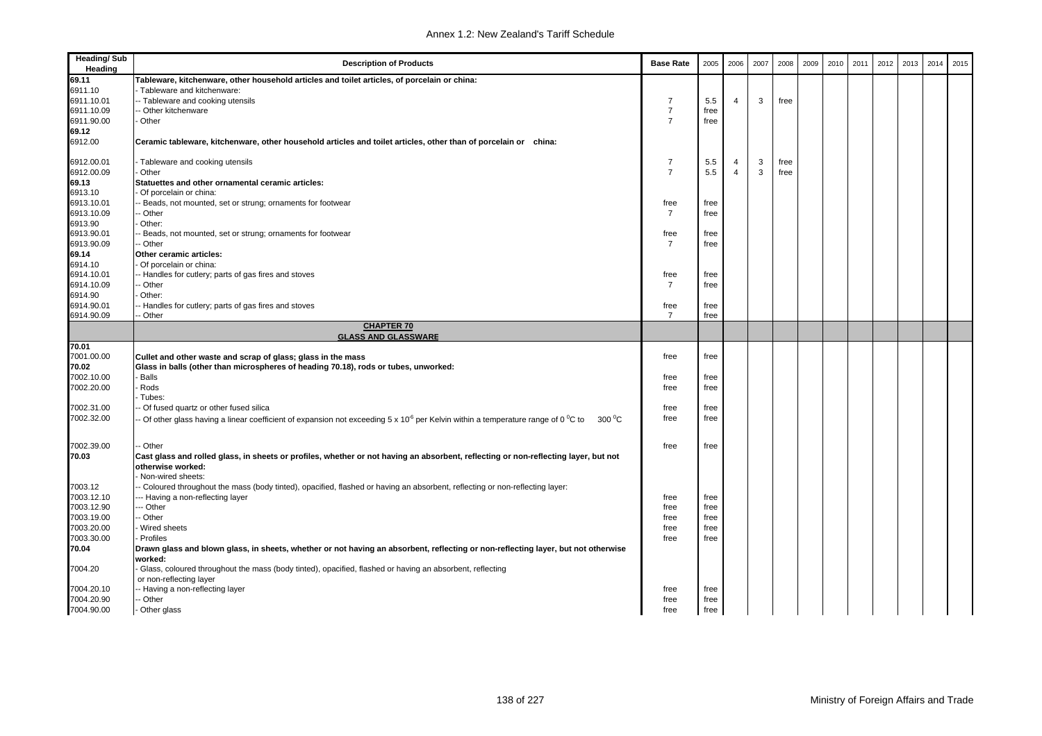| Heading/ Sub Heading | Description of Products | Base Rate | 2005 | 2006 | 2007 | 2008 | 2009 | 2010 | 2011 | 2012 | 2013 | 2014 | 2015 |
|---|---|---|---|---|---|---|---|---|---|---|---|---|---|
| **69.11** | **Tableware, kitchenware, other household articles and toilet articles, of porcelain or china:** | | | | | | | | | | | | |
| 6911.10 | - Tableware and kitchenware: | | | | | | | | | | | | |
| 6911.10.01 | -- Tableware and cooking utensils | 7 | 5.5 | 4 | 3 | free | | | | | | | |
| 6911.10.09 | -- Other kitchenware | 7 | free | | | | | | | | | | |
| 6911.90.00 | - Other | 7 | free | | | | | | | | | | |
| **69.12** | | | | | | | | | | | | | |
| 6912.00 | **Ceramic tableware, kitchenware, other household articles and toilet articles, other than of porcelain or china:** | | | | | | | | | | | | |
| 6912.00.01 | - Tableware and cooking utensils | 7 | 5.5 | 4 | 3 | free | | | | | | | |
| 6912.00.09 | - Other | 7 | 5.5 | 4 | 3 | free | | | | | | | |
| **69.13** | **Statuettes and other ornamental ceramic articles:** | | | | | | | | | | | | |
| 6913.10 | - Of porcelain or china: | | | | | | | | | | | | |
| 6913.10.01 | -- Beads, not mounted, set or strung; ornaments for footwear | free | free | | | | | | | | | | |
| 6913.10.09 | -- Other | 7 | free | | | | | | | | | | |
| 6913.90 | - Other: | | | | | | | | | | | | |
| 6913.90.01 | -- Beads, not mounted, set or strung; ornaments for footwear | free | free | | | | | | | | | | |
| 6913.90.09 | -- Other | 7 | free | | | | | | | | | | |
| **69.14** | **Other ceramic articles:** | | | | | | | | | | | | |
| 6914.10 | - Of porcelain or china: | | | | | | | | | | | | |
| 6914.10.01 | -- Handles for cutlery; parts of gas fires and stoves | free | free | | | | | | | | | | |
| 6914.10.09 | -- Other | 7 | free | | | | | | | | | | |
| 6914.90 | - Other: | | | | | | | | | | | | |
| 6914.90.01 | -- Handles for cutlery; parts of gas fires and stoves | free | free | | | | | | | | | | |
| 6914.90.09 | -- Other | 7 | free | | | | | | | | | | |
| | **CHAPTER 70** **GLASS AND GLASSWARE** | | | | | | | | | | | | |
| **70.01** | | | | | | | | | | | | | |
| 7001.00.00 | **Cullet and other waste and scrap of glass; glass in the mass** | free | free | | | | | | | | | | |
| **70.02** | **Glass in balls (other than microspheres of heading 70.18), rods or tubes, unworked:** | | | | | | | | | | | | |
| 7002.10.00 | - Balls | free | free | | | | | | | | | | |
| 7002.20.00 | - Rods | free | free | | | | | | | | | | |
| | - Tubes: | | | | | | | | | | | | |
| 7002.31.00 | -- Of fused quartz or other fused silica | free | free | | | | | | | | | | |
| 7002.32.00 | -- Of other glass having a linear coefficient of expansion not exceeding $5 \times 10^{-6}$ per Kelvin within a temperature range of 0 $^0$C to 300 $^0$C | free | free | | | | | | | | | | |
| 7002.39.00 | -- Other | free | free | | | | | | | | | | |
| **70.03** | **Cast glass and rolled glass, in sheets or profiles, whether or not having an absorbent, reflecting or non-reflecting layer, but not otherwise worked:** | | | | | | | | | | | | |
| | - Non-wired sheets: | | | | | | | | | | | | |
| 7003.12 | -- Coloured throughout the mass (body tinted), opacified, flashed or having an absorbent, reflecting or non-reflecting layer: | | | | | | | | | | | | |
| 7003.12.10 | --- Having a non-reflecting layer | free | free | | | | | | | | | | |
| 7003.12.90 | --- Other | free | free | | | | | | | | | | |
| 7003.19.00 | -- Other | free | free | | | | | | | | | | |
| 7003.20.00 | - Wired sheets | free | free | | | | | | | | | | |
| 7003.30.00 | - Profiles | free | free | | | | | | | | | | |
| **70.04** | **Drawn glass and blown glass, in sheets, whether or not having an absorbent, reflecting or non-reflecting layer, but not otherwise worked:** | | | | | | | | | | | | |
| 7004.20 | - Glass, coloured throughout the mass (body tinted), opacified, flashed or having an absorbent, reflecting or non-reflecting layer | | | | | | | | | | | | |
| 7004.20.10 | -- Having a non-reflecting layer | free | free | | | | | | | | | | |
| 7004.20.90 | -- Other | free | free | | | | | | | | | | |
| 7004.90.00 | - Other glass | free | free | | | | | | | | | | |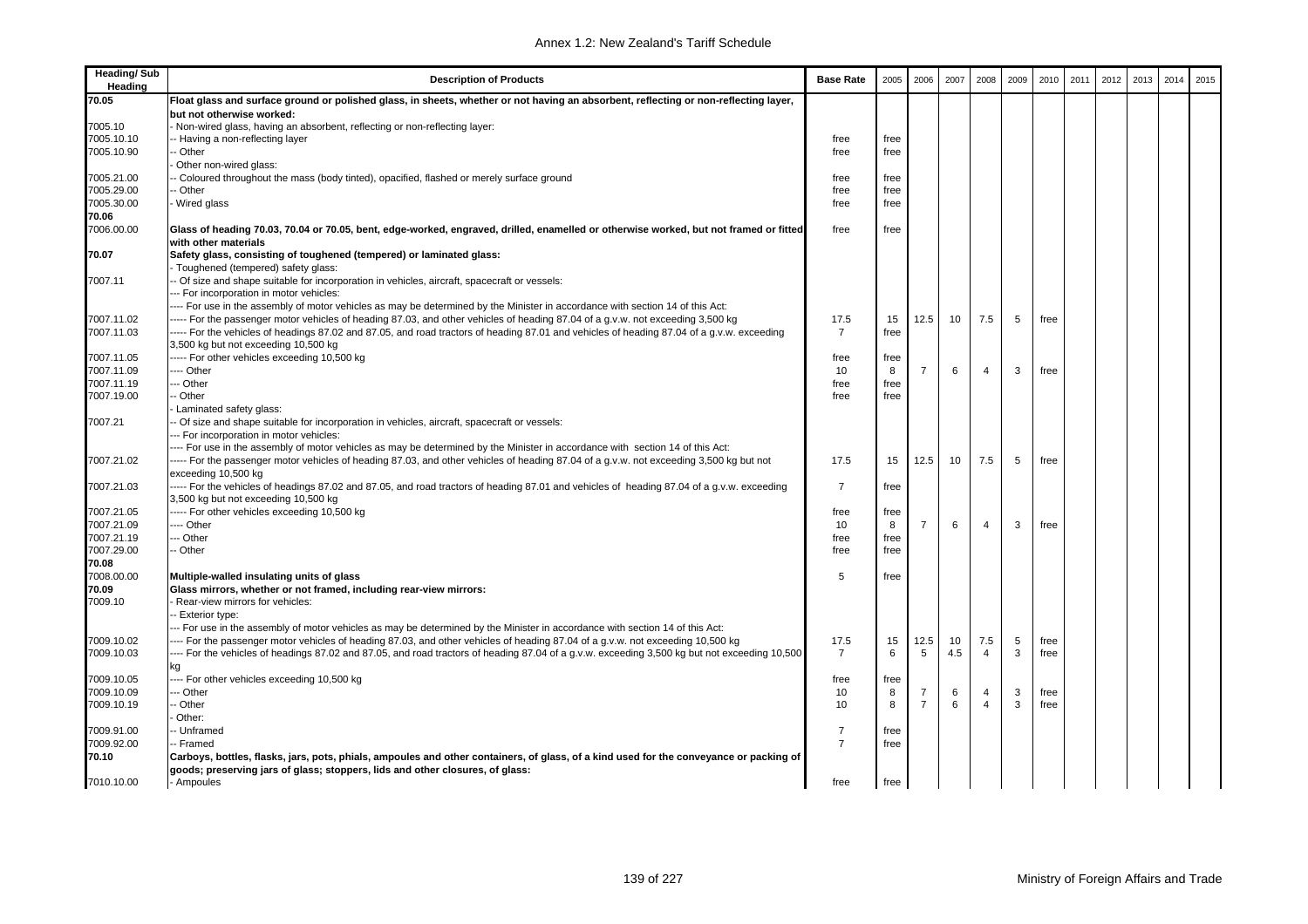| Heading/ Sub Heading | Description of Products | Base Rate | 2005 | 2006 | 2007 | 2008 | 2009 | 2010 | 2011 | 2012 | 2013 | 2014 | 2015 |
|---|---|---|---|---|---|---|---|---|---|---|---|---|---|
| 70.05 | **Float glass and surface ground or polished glass, in sheets, whether or not having an absorbent, reflecting or non-reflecting layer, but not otherwise worked:** | | | | | | | | | | | | |
| 7005.10 | - Non-wired glass, having an absorbent, reflecting or non-reflecting layer: | | | | | | | | | | | | |
| 7005.10.10 | -- Having a non-reflecting layer | free | free | | | | | | | | | | |
| 7005.10.90 | -- Other | free | free | | | | | | | | | | |
| | - Other non-wired glass: | | | | | | | | | | | | |
| 7005.21.00 | -- Coloured throughout the mass (body tinted), opacified, flashed or merely surface ground | free | free | | | | | | | | | | |
| 7005.29.00 | -- Other | free | free | | | | | | | | | | |
| 7005.30.00 | - Wired glass | free | free | | | | | | | | | | |
| 70.06 | | | | | | | | | | | | | |
| 7006.00.00 | **Glass of heading 70.03, 70.04 or 70.05, bent, edge-worked, engraved, drilled, enamelled or otherwise worked, but not framed or fitted with other materials** | free | free | | | | | | | | | | |
| 70.07 | **Safety glass, consisting of toughened (tempered) or laminated glass:** | | | | | | | | | | | | |
| | - Toughened (tempered) safety glass: | | | | | | | | | | | | |
| 7007.11 | -- Of size and shape suitable for incorporation in vehicles, aircraft, spacecraft or vessels: | | | | | | | | | | | | |
| | --- For incorporation in motor vehicles: | | | | | | | | | | | | |
| | ---- For use in the assembly of motor vehicles as may be determined by the Minister in accordance with section 14 of this Act: | | | | | | | | | | | | |
| 7007.11.02 | ----- For the passenger motor vehicles of heading 87.03, and other vehicles of heading 87.04 of a g.v.w. not exceeding 3,500 kg | 17.5 | 15 | 12.5 | 10 | 7.5 | 5 | free | | | | | |
| 7007.11.03 | ----- For the vehicles of headings 87.02 and 87.05, and road tractors of heading 87.01 and vehicles of heading 87.04 of a g.v.w. exceeding 3,500 kg but not exceeding 10,500 kg | 7 | free | | | | | | | | | | |
| 7007.11.05 | ----- For other vehicles exceeding 10,500 kg | free | free | | | | | | | | | | |
| 7007.11.09 | ---- Other | 10 | 8 | 7 | 6 | 4 | 3 | free | | | | | |
| 7007.11.19 | --- Other | free | free | | | | | | | | | | |
| 7007.19.00 | -- Other | free | free | | | | | | | | | | |
| | - Laminated safety glass: | | | | | | | | | | | | |
| 7007.21 | -- Of size and shape suitable for incorporation in vehicles, aircraft, spacecraft or vessels: | | | | | | | | | | | | |
| | --- For incorporation in motor vehicles: | | | | | | | | | | | | |
| | ---- For use in the assembly of motor vehicles as may be determined by the Minister in accordance with section 14 of this Act: | | | | | | | | | | | | |
| 7007.21.02 | ----- For the passenger motor vehicles of heading 87.03, and other vehicles of heading 87.04 of a g.v.w. not exceeding 3,500 kg but not exceeding 10,500 kg | 17.5 | 15 | 12.5 | 10 | 7.5 | 5 | free | | | | | |
| 7007.21.03 | ----- For the vehicles of headings 87.02 and 87.05, and road tractors of heading 87.01 and vehicles of heading 87.04 of a g.v.w. exceeding 3,500 kg but not exceeding 10,500 kg | 7 | free | | | | | | | | | | |
| 7007.21.05 | ----- For other vehicles exceeding 10,500 kg | free | free | | | | | | | | | | |
| 7007.21.09 | ---- Other | 10 | 8 | 7 | 6 | 4 | 3 | free | | | | | |
| 7007.21.19 | --- Other | free | free | | | | | | | | | | |
| 7007.29.00 | -- Other | free | free | | | | | | | | | | |
| 70.08 | | | | | | | | | | | | | |
| 7008.00.00 | **Multiple-walled insulating units of glass** | 5 | free | | | | | | | | | | |
| 70.09 | **Glass mirrors, whether or not framed, including rear-view mirrors:** | | | | | | | | | | | | |
| 7009.10 | - Rear-view mirrors for vehicles: | | | | | | | | | | | | |
| | -- Exterior type: | | | | | | | | | | | | |
| | --- For use in the assembly of motor vehicles as may be determined by the Minister in accordance with section 14 of this Act: | | | | | | | | | | | | |
| 7009.10.02 | ---- For the passenger motor vehicles of heading 87.03, and other vehicles of heading 87.04 of a g.v.w. not exceeding 10,500 kg | 17.5 | 15 | 12.5 | 10 | 7.5 | 5 | free | | | | | |
| 7009.10.03 | ---- For the vehicles of headings 87.02 and 87.05, and road tractors of heading 87.04 of a g.v.w. exceeding 3,500 kg but not exceeding 10,500 kg | 7 | 6 | 5 | 4.5 | 4 | 3 | free | | | | | |
| 7009.10.05 | ---- For other vehicles exceeding 10,500 kg | free | free | | | | | | | | | | |
| 7009.10.09 | --- Other | 10 | 8 | 7 | 6 | 4 | 3 | free | | | | | |
| 7009.10.19 | -- Other | 10 | 8 | 7 | 6 | 4 | 3 | free | | | | | |
| | - Other: | | | | | | | | | | | | |
| 7009.91.00 | -- Unframed | 7 | free | | | | | | | | | | |
| 7009.92.00 | -- Framed | 7 | free | | | | | | | | | | |
| 70.10 | **Carboys, bottles, flasks, jars, pots, phials, ampoules and other containers, of glass, of a kind used for the conveyance or packing of goods; preserving jars of glass; stoppers, lids and other closures, of glass:** | | | | | | | | | | | | |
| 7010.10.00 | - Ampoules | free | free | | | | | | | | | | |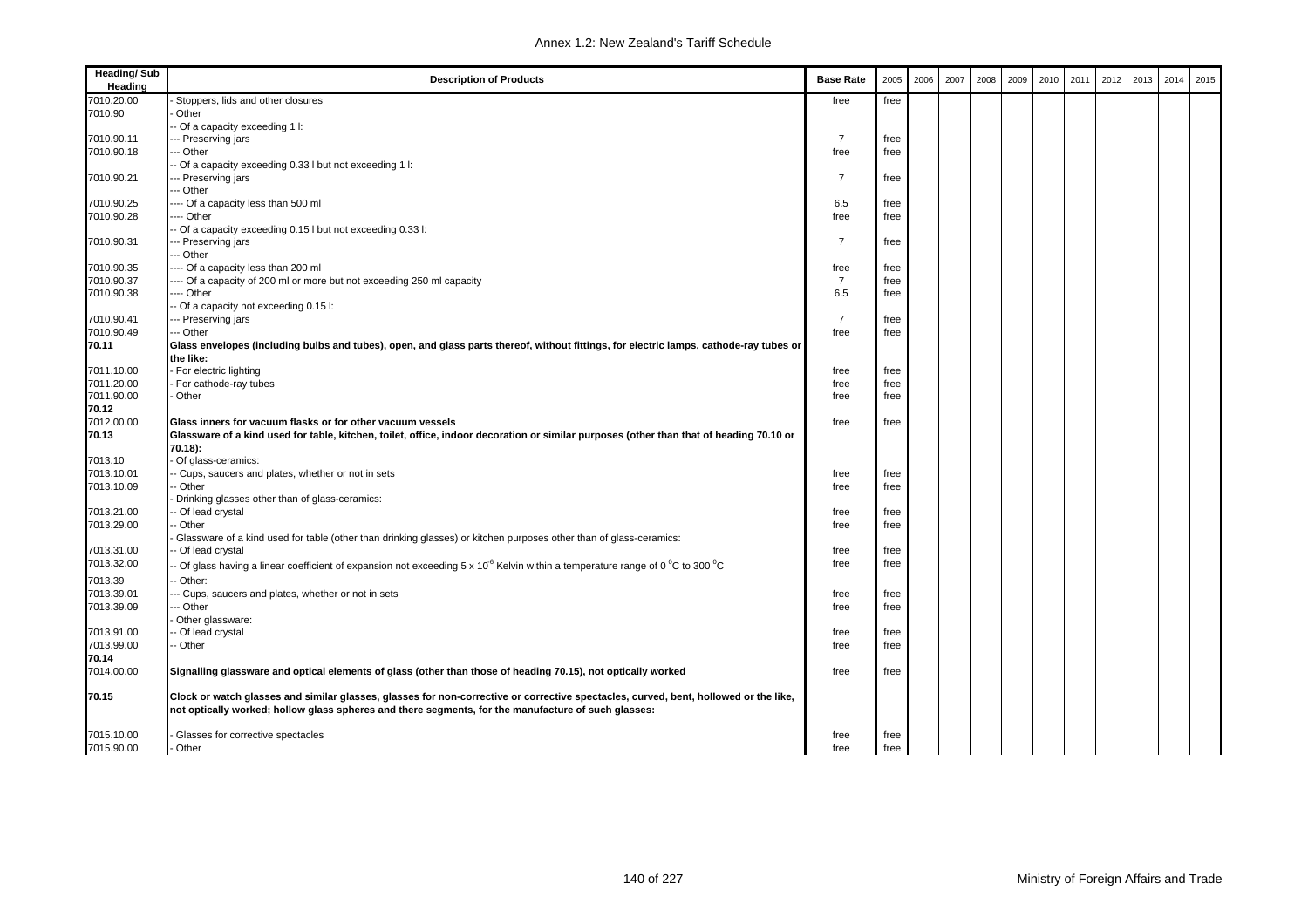| Heading/ Sub Heading | Description of Products | Base Rate | 2005 | 2006 | 2007 | 2008 | 2009 | 2010 | 2011 | 2012 | 2013 | 2014 | 2015 |
|---|---|---|---|---|---|---|---|---|---|---|---|---|---|
| 7010.20.00 | - Stoppers, lids and other closures | free | free | | | | | | | | | | |
| 7010.90 | - Other | | | | | | | | | | | | |
| | -- Of a capacity exceeding 1 l: | | | | | | | | | | | | |
| 7010.90.11 | --- Preserving jars | 7 | free | | | | | | | | | | |
| 7010.90.18 | --- Other | free | free | | | | | | | | | | |
| | -- Of a capacity exceeding 0.33 l but not exceeding 1 l: | | | | | | | | | | | | |
| 7010.90.21 | --- Preserving jars | 7 | free | | | | | | | | | | |
| | --- Other | | | | | | | | | | | | |
| 7010.90.25 | ---- Of a capacity less than 500 ml | 6.5 | free | | | | | | | | | | |
| 7010.90.28 | ---- Other | free | free | | | | | | | | | | |
| | -- Of a capacity exceeding 0.15 l but not exceeding 0.33 l: | | | | | | | | | | | | |
| 7010.90.31 | --- Preserving jars | 7 | free | | | | | | | | | | |
| | --- Other | | | | | | | | | | | | |
| 7010.90.35 | ---- Of a capacity less than 200 ml | free | free | | | | | | | | | | |
| 7010.90.37 | ---- Of a capacity of 200 ml or more but not exceeding 250 ml capacity | 7 | free | | | | | | | | | | |
| 7010.90.38 | ---- Other | 6.5 | free | | | | | | | | | | |
| | -- Of a capacity not exceeding 0.15 l: | | | | | | | | | | | | |
| 7010.90.41 | --- Preserving jars | 7 | free | | | | | | | | | | |
| 7010.90.49 | --- Other | free | free | | | | | | | | | | |
| **70.11** | **Glass envelopes (including bulbs and tubes), open, and glass parts thereof, without fittings, for electric lamps, cathode-ray tubes or the like:** | | | | | | | | | | | | |
| 7011.10.00 | - For electric lighting | free | free | | | | | | | | | | |
| 7011.20.00 | - For cathode-ray tubes | free | free | | | | | | | | | | |
| 7011.90.00 | - Other | free | free | | | | | | | | | | |
| **70.12** | | | | | | | | | | | | | |
| 7012.00.00 | **Glass inners for vacuum flasks or for other vacuum vessels** | free | free | | | | | | | | | | |
| **70.13** | **Glassware of a kind used for table, kitchen, toilet, office, indoor decoration or similar purposes (other than that of heading 70.10 or 70.18):** | | | | | | | | | | | | |
| 7013.10 | - Of glass-ceramics: | | | | | | | | | | | | |
| 7013.10.01 | -- Cups, saucers and plates, whether or not in sets | free | free | | | | | | | | | | |
| 7013.10.09 | -- Other | free | free | | | | | | | | | | |
| | - Drinking glasses other than of glass-ceramics: | | | | | | | | | | | | |
| 7013.21.00 | -- Of lead crystal | free | free | | | | | | | | | | |
| 7013.29.00 | -- Other | free | free | | | | | | | | | | |
| | - Glassware of a kind used for table (other than drinking glasses) or kitchen purposes other than of glass-ceramics: | | | | | | | | | | | | |
| 7013.31.00 | -- Of lead crystal | free | free | | | | | | | | | | |
| 7013.32.00 | -- Of glass having a linear coefficient of expansion not exceeding 5 x $10^{6}$ Kelvin within a temperature range of 0 $^{0}$C to 300 $^{0}$C | free | free | | | | | | | | | | |
| 7013.39 | -- Other: | | | | | | | | | | | | |
| 7013.39.01 | --- Cups, saucers and plates, whether or not in sets | free | free | | | | | | | | | | |
| 7013.39.09 | --- Other | free | free | | | | | | | | | | |
| | - Other glassware: | | | | | | | | | | | | |
| 7013.91.00 | -- Of lead crystal | free | free | | | | | | | | | | |
| 7013.99.00 | -- Other | free | free | | | | | | | | | | |
| **70.14** | | | | | | | | | | | | | |
| 7014.00.00 | **Signalling glassware and optical elements of glass (other than those of heading 70.15), not optically worked** | free | free | | | | | | | | | | |
| **70.15** | **Clock or watch glasses and similar glasses, glasses for non-corrective or corrective spectacles, curved, bent, hollowed or the like, not optically worked; hollow glass spheres and there segments, for the manufacture of such glasses:** | | | | | | | | | | | | |
| 7015.10.00 | - Glasses for corrective spectacles | free | free | | | | | | | | | | |
| 7015.90.00 | - Other | free | free | | | | | | | | | | |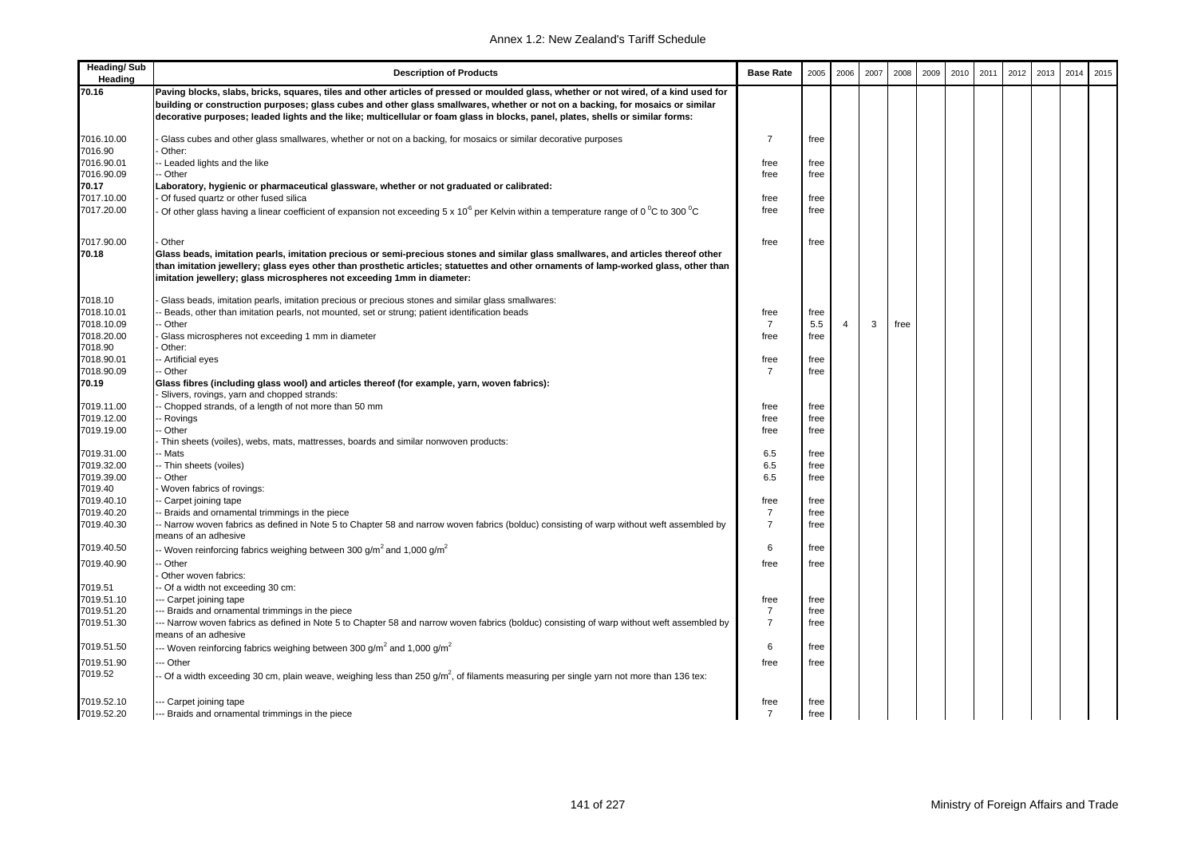| Heading/ Sub Heading | Description of Products | Base Rate | 2005 | 2006 | 2007 | 2008 | 2009 | 2010 | 2011 | 2012 | 2013 | 2014 | 2015 |
|---|---|---|---|---|---|---|---|---|---|---|---|---|---|
| 70.16 | **Paving blocks, slabs, bricks, squares, tiles and other articles of pressed or moulded glass, whether or not wired, of a kind used for building or construction purposes; glass cubes and other glass smallwares, whether or not on a backing, for mosaics or similar decorative purposes; leaded lights and the like; multicellular or foam glass in blocks, panel, plates, shells or similar forms:** | | | | | | | | | | | | |
| 7016.10.00 | - Glass cubes and other glass smallwares, whether or not on a backing, for mosaics or similar decorative purposes | 7 | free | | | | | | | | | | |
| 7016.90 | - Other: | | | | | | | | | | | | |
| 7016.90.01 | -- Leaded lights and the like | free | free | | | | | | | | | | |
| 7016.90.09 | -- Other | free | free | | | | | | | | | | |
| 70.17 | **Laboratory, hygienic or pharmaceutical glassware, whether or not graduated or calibrated:** | | | | | | | | | | | | |
| 7017.10.00 | - Of fused quartz or other fused silica | free | free | | | | | | | | | | |
| 7017.20.00 | - Of other glass having a linear coefficient of expansion not exceeding 5 x $10^{-6}$ per Kelvin within a temperature range of 0 $^{0}$C to 300 $^{0}$C | free | free | | | | | | | | | | |
| 7017.90.00 | - Other | free | free | | | | | | | | | | |
| 70.18 | **Glass beads, imitation pearls, imitation precious or semi-precious stones and similar glass smallwares, and articles thereof other than imitation jewellery; glass eyes other than prosthetic articles; statuettes and other ornaments of lamp-worked glass, other than imitation jewellery; glass microspheres not exceeding 1mm in diameter:** | | | | | | | | | | | | |
| 7018.10 | - Glass beads, imitation pearls, imitation precious or precious stones and similar glass smallwares: | | | | | | | | | | | | |
| 7018.10.01 | -- Beads, other than imitation pearls, not mounted, set or strung; patient identification beads | free | free | | | | | | | | | | |
| 7018.10.09 | -- Other | 7 | 5.5 | 4 | 3 | free | | | | | | | |
| 7018.20.00 | - Glass microspheres not exceeding 1 mm in diameter | free | free | | | | | | | | | | |
| 7018.90 | - Other: | | | | | | | | | | | | |
| 7018.90.01 | -- Artificial eyes | free | free | | | | | | | | | | |
| 7018.90.09 | -- Other | 7 | free | | | | | | | | | | |
| 70.19 | **Glass fibres (including glass wool) and articles thereof (for example, yarn, woven fabrics):** | | | | | | | | | | | | |
| | - Slivers, rovings, yarn and chopped strands: | | | | | | | | | | | | |
| 7019.11.00 | -- Chopped strands, of a length of not more than 50 mm | free | free | | | | | | | | | | |
| 7019.12.00 | -- Rovings | free | free | | | | | | | | | | |
| 7019.19.00 | -- Other | free | free | | | | | | | | | | |
| | - Thin sheets (voiles), webs, mats, mattresses, boards and similar nonwoven products: | | | | | | | | | | | | |
| 7019.31.00 | -- Mats | 6.5 | free | | | | | | | | | | |
| 7019.32.00 | -- Thin sheets (voiles) | 6.5 | free | | | | | | | | | | |
| 7019.39.00 | -- Other | 6.5 | free | | | | | | | | | | |
| 7019.40 | - Woven fabrics of rovings: | | | | | | | | | | | | |
| 7019.40.10 | -- Carpet joining tape | free | free | | | | | | | | | | |
| 7019.40.20 | -- Braids and ornamental trimmings in the piece | 7 | free | | | | | | | | | | |
| 7019.40.30 | -- Narrow woven fabrics as defined in Note 5 to Chapter 58 and narrow woven fabrics (bolduc) consisting of warp without weft assembled by means of an adhesive | 7 | free | | | | | | | | | | |
| 7019.40.50 | -- Woven reinforcing fabrics weighing between 300 g/m$^{2}$ and 1,000 g/m$^{2}$ | 6 | free | | | | | | | | | | |
| 7019.40.90 | -- Other | free | free | | | | | | | | | | |
| | - Other woven fabrics: | | | | | | | | | | | | |
| 7019.51 | -- Of a width not exceeding 30 cm: | | | | | | | | | | | | |
| 7019.51.10 | --- Carpet joining tape | free | free | | | | | | | | | | |
| 7019.51.20 | --- Braids and ornamental trimmings in the piece | 7 | free | | | | | | | | | | |
| 7019.51.30 | --- Narrow woven fabrics as defined in Note 5 to Chapter 58 and narrow woven fabrics (bolduc) consisting of warp without weft assembled by means of an adhesive | 7 | free | | | | | | | | | | |
| 7019.51.50 | --- Woven reinforcing fabrics weighing between 300 g/m$^{2}$ and 1,000 g/m$^{2}$ | 6 | free | | | | | | | | | | |
| 7019.51.90 | --- Other | free | free | | | | | | | | | | |
| 7019.52 | -- Of a width exceeding 30 cm, plain weave, weighing less than 250 g/m$^{2}$, of filaments measuring per single yarn not more than 136 tex: | | | | | | | | | | | | |
| 7019.52.10 | --- Carpet joining tape | free | free | | | | | | | | | | |
| 7019.52.20 | --- Braids and ornamental trimmings in the piece | 7 | free | | | | | | | | | | |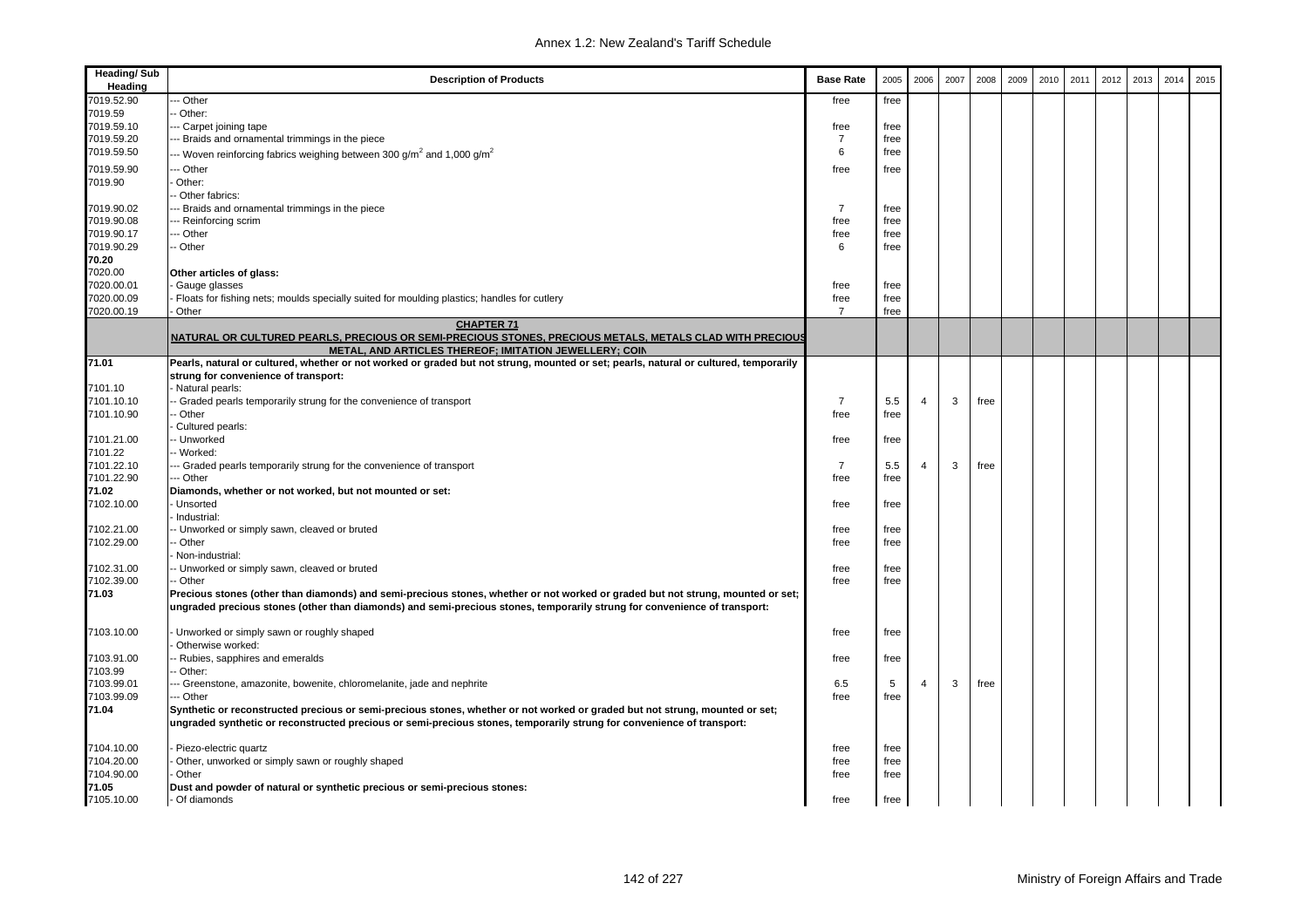| Heading/ Sub Heading | Description of Products | Base Rate | 2005 | 2006 | 2007 | 2008 | 2009 | 2010 | 2011 | 2012 | 2013 | 2014 | 2015 |
|---|---|---|---|---|---|---|---|---|---|---|---|---|---|
| 7019.52.90 | --- Other | free | free | | | | | | | | | | |
| 7019.59 | -- Other: | | | | | | | | | | | | |
| 7019.59.10 | --- Carpet joining tape | free | free | | | | | | | | | | |
| 7019.59.20 | --- Braids and ornamental trimmings in the piece | 7 | free | | | | | | | | | | |
| 7019.59.50 | --- Woven reinforcing fabrics weighing between 300 g/m$^2$ and 1,000 g/m$^2$ | 6 | free | | | | | | | | | | |
| 7019.59.90 | --- Other | free | free | | | | | | | | | | |
| 7019.90 | - Other: | | | | | | | | | | | | |
| | -- Other fabrics: | | | | | | | | | | | | |
| 7019.90.02 | --- Braids and ornamental trimmings in the piece | 7 | free | | | | | | | | | | |
| 7019.90.08 | --- Reinforcing scrim | free | free | | | | | | | | | | |
| 7019.90.17 | --- Other | free | free | | | | | | | | | | |
| 7019.90.29 | -- Other | 6 | free | | | | | | | | | | |
| **70.20** | | | | | | | | | | | | | |
| 7020.00 | **Other articles of glass:** | | | | | | | | | | | | |
| 7020.00.01 | - Gauge glasses | free | free | | | | | | | | | | |
| 7020.00.09 | - Floats for fishing nets; moulds specially suited for moulding plastics; handles for cutlery | free | free | | | | | | | | | | |
| 7020.00.19 | - Other | 7 | free | | | | | | | | | | |
| | **CHAPTER 71** **NATURAL OR CULTURED PEARLS, PRECIOUS OR SEMI-PRECIOUS STONES, PRECIOUS METALS, METALS CLAD WITH PRECIOUS METAL, AND ARTICLES THEREOF; IMITATION JEWELLERY; COIN** | | | | | | | | | | | | |
| **71.01** | **Pearls, natural or cultured, whether or not worked or graded but not strung, mounted or set; pearls, natural or cultured, temporarily strung for convenience of transport:** | | | | | | | | | | | | |
| 7101.10 | - Natural pearls: | | | | | | | | | | | | |
| 7101.10.10 | -- Graded pearls temporarily strung for the convenience of transport | 7 | 5.5 | 4 | 3 | free | | | | | | | |
| 7101.10.90 | -- Other | free | free | | | | | | | | | | |
| | - Cultured pearls: | | | | | | | | | | | | |
| 7101.21.00 | -- Unworked | free | free | | | | | | | | | | |
| 7101.22 | -- Worked: | | | | | | | | | | | | |
| 7101.22.10 | --- Graded pearls temporarily strung for the convenience of transport | 7 | 5.5 | 4 | 3 | free | | | | | | | |
| 7101.22.90 | --- Other | free | free | | | | | | | | | | |
| **71.02** | **Diamonds, whether or not worked, but not mounted or set:** | | | | | | | | | | | | |
| 7102.10.00 | - Unsorted | free | free | | | | | | | | | | |
| | - Industrial: | | | | | | | | | | | | |
| 7102.21.00 | -- Unworked or simply sawn, cleaved or bruted | free | free | | | | | | | | | | |
| 7102.29.00 | -- Other | free | free | | | | | | | | | | |
| | - Non-industrial: | | | | | | | | | | | | |
| 7102.31.00 | -- Unworked or simply sawn, cleaved or bruted | free | free | | | | | | | | | | |
| 7102.39.00 | -- Other | free | free | | | | | | | | | | |
| **71.03** | **Precious stones (other than diamonds) and semi-precious stones, whether or not worked or graded but not strung, mounted or set; ungraded precious stones (other than diamonds) and semi-precious stones, temporarily strung for convenience of transport:** | | | | | | | | | | | | |
| 7103.10.00 | - Unworked or simply sawn or roughly shaped | free | free | | | | | | | | | | |
| | - Otherwise worked: | | | | | | | | | | | | |
| 7103.91.00 | -- Rubies, sapphires and emeralds | free | free | | | | | | | | | | |
| 7103.99 | -- Other: | | | | | | | | | | | | |
| 7103.99.01 | --- Greenstone, amazonite, bowenite, chloromelanite, jade and nephrite | 6.5 | 5 | 4 | 3 | free | | | | | | | |
| 7103.99.09 | --- Other | free | free | | | | | | | | | | |
| **71.04** | **Synthetic or reconstructed precious or semi-precious stones, whether or not worked or graded but not strung, mounted or set; ungraded synthetic or reconstructed precious or semi-precious stones, temporarily strung for convenience of transport:** | | | | | | | | | | | | |
| 7104.10.00 | - Piezo-electric quartz | free | free | | | | | | | | | | |
| 7104.20.00 | - Other, unworked or simply sawn or roughly shaped | free | free | | | | | | | | | | |
| 7104.90.00 | - Other | free | free | | | | | | | | | | |
| **71.05** | **Dust and powder of natural or synthetic precious or semi-precious stones:** | | | | | | | | | | | | |
| 7105.10.00 | - Of diamonds | free | free | | | | | | | | | | |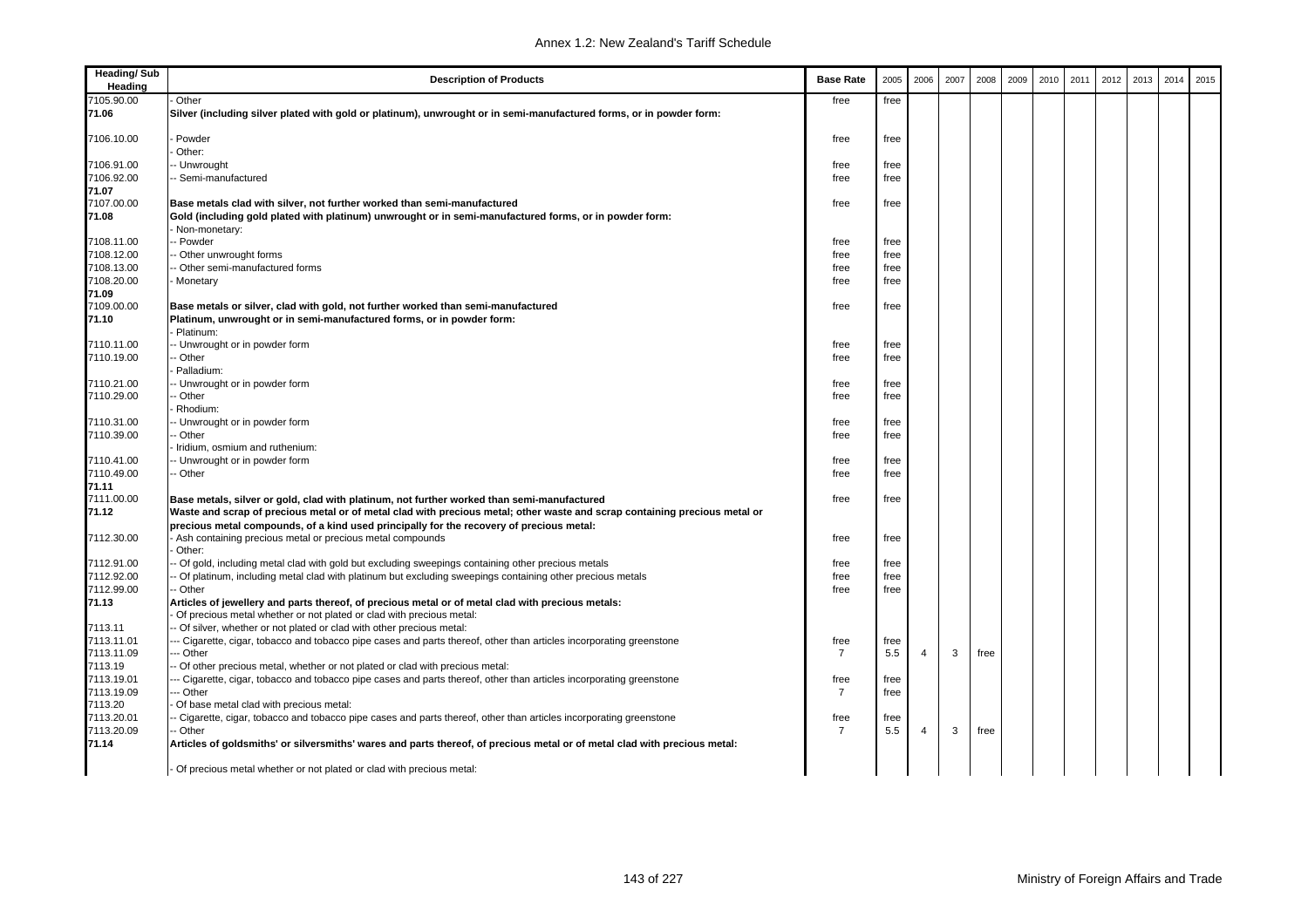| Heading/ Sub Heading | Description of Products | Base Rate | 2005 | 2006 | 2007 | 2008 | 2009 | 2010 | 2011 | 2012 | 2013 | 2014 | 2015 |
|---|---|---|---|---|---|---|---|---|---|---|---|---|---|
| 7105.90.00 | - Other | free | free | | | | | | | | | | |
| **71.06** | **Silver (including silver plated with gold or platinum), unwrought or in semi-manufactured forms, or in powder form:** | | | | | | | | | | | | |
| 7106.10.00 | - Powder | free | free | | | | | | | | | | |
| | - Other: | | | | | | | | | | | | |
| 7106.91.00 | -- Unwrought | free | free | | | | | | | | | | |
| 7106.92.00 | -- Semi-manufactured | free | free | | | | | | | | | | |
| **71.07** | | | | | | | | | | | | | |
| 7107.00.00 | **Base metals clad with silver, not further worked than semi-manufactured** | free | free | | | | | | | | | | |
| **71.08** | **Gold (including gold plated with platinum) unwrought or in semi-manufactured forms, or in powder form:** | | | | | | | | | | | | |
| | - Non-monetary: | | | | | | | | | | | | |
| 7108.11.00 | -- Powder | free | free | | | | | | | | | | |
| 7108.12.00 | -- Other unwrought forms | free | free | | | | | | | | | | |
| 7108.13.00 | -- Other semi-manufactured forms | free | free | | | | | | | | | | |
| 7108.20.00 | - Monetary | free | free | | | | | | | | | | |
| **71.09** | | | | | | | | | | | | | |
| 7109.00.00 | **Base metals or silver, clad with gold, not further worked than semi-manufactured** | free | free | | | | | | | | | | |
| **71.10** | **Platinum, unwrought or in semi-manufactured forms, or in powder form:** | | | | | | | | | | | | |
| | - Platinum: | | | | | | | | | | | | |
| 7110.11.00 | -- Unwrought or in powder form | free | free | | | | | | | | | | |
| 7110.19.00 | -- Other | free | free | | | | | | | | | | |
| | - Palladium: | | | | | | | | | | | | |
| 7110.21.00 | -- Unwrought or in powder form | free | free | | | | | | | | | | |
| 7110.29.00 | -- Other | free | free | | | | | | | | | | |
| | - Rhodium: | | | | | | | | | | | | |
| 7110.31.00 | -- Unwrought or in powder form | free | free | | | | | | | | | | |
| 7110.39.00 | -- Other | free | free | | | | | | | | | | |
| | - Iridium, osmium and ruthenium: | | | | | | | | | | | | |
| 7110.41.00 | -- Unwrought or in powder form | free | free | | | | | | | | | | |
| 7110.49.00 | -- Other | free | free | | | | | | | | | | |
| **71.11** | | | | | | | | | | | | | |
| 7111.00.00 | **Base metals, silver or gold, clad with platinum, not further worked than semi-manufactured** | free | free | | | | | | | | | | |
| **71.12** | **Waste and scrap of precious metal or of metal clad with precious metal; other waste and scrap containing precious metal or precious metal compounds, of a kind used principally for the recovery of precious metal:** | | | | | | | | | | | | |
| 7112.30.00 | - Ash containing precious metal or precious metal compounds | free | free | | | | | | | | | | |
| | - Other: | | | | | | | | | | | | |
| 7112.91.00 | -- Of gold, including metal clad with gold but excluding sweepings containing other precious metals | free | free | | | | | | | | | | |
| 7112.92.00 | -- Of platinum, including metal clad with platinum but excluding sweepings containing other precious metals | free | free | | | | | | | | | | |
| 7112.99.00 | -- Other | free | free | | | | | | | | | | |
| **71.13** | **Articles of jewellery and parts thereof, of precious metal or of metal clad with precious metals:** | | | | | | | | | | | | |
| | - Of precious metal whether or not plated or clad with precious metal: | | | | | | | | | | | | |
| 7113.11 | -- Of silver, whether or not plated or clad with other precious metal: | | | | | | | | | | | | |
| 7113.11.01 | --- Cigarette, cigar, tobacco and tobacco pipe cases and parts thereof, other than articles incorporating greenstone | free | free | | | | | | | | | | |
| 7113.11.09 | --- Other | 7 | 5.5 | 4 | 3 | free | | | | | | | |
| 7113.19 | -- Of other precious metal, whether or not plated or clad with precious metal: | | | | | | | | | | | | |
| 7113.19.01 | --- Cigarette, cigar, tobacco and tobacco pipe cases and parts thereof, other than articles incorporating greenstone | free | free | | | | | | | | | | |
| 7113.19.09 | --- Other | 7 | free | | | | | | | | | | |
| 7113.20 | - Of base metal clad with precious metal: | | | | | | | | | | | | |
| 7113.20.01 | -- Cigarette, cigar, tobacco and tobacco pipe cases and parts thereof, other than articles incorporating greenstone | free | free | | | | | | | | | | |
| 7113.20.09 | -- Other | 7 | 5.5 | 4 | 3 | free | | | | | | | |
| **71.14** | **Articles of goldsmiths' or silversmiths' wares and parts thereof, of precious metal or of metal clad with precious metal:** | | | | | | | | | | | | |
| | - Of precious metal whether or not plated or clad with precious metal: | | | | | | | | | | | | |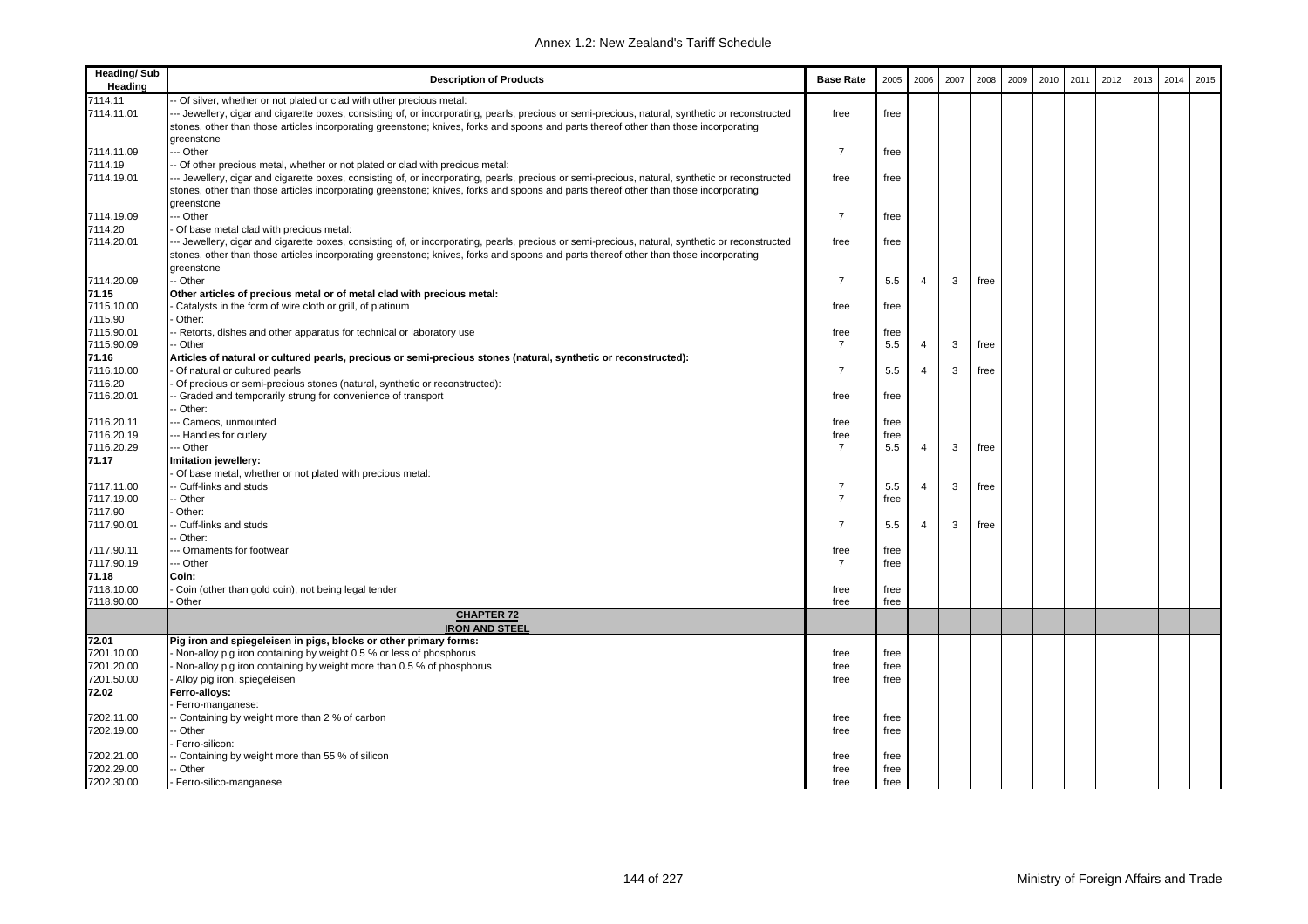| Heading/ Sub Heading | Description of Products | Base Rate | 2005 | 2006 | 2007 | 2008 | 2009 | 2010 | 2011 | 2012 | 2013 | 2014 | 2015 |
|---|---|---|---|---|---|---|---|---|---|---|---|---|---|
| 7114.11 | -- Of silver, whether or not plated or clad with other precious metal: | | | | | | | | | | | | |
| 7114.11.01 | --- Jewellery, cigar and cigarette boxes, consisting of, or incorporating, pearls, precious or semi-precious, natural, synthetic or reconstructed stones, other than those articles incorporating greenstone; knives, forks and spoons and parts thereof other than those incorporating greenstone | free | free | | | | | | | | | | |
| 7114.11.09 | --- Other | 7 | free | | | | | | | | | | |
| 7114.19 | -- Of other precious metal, whether or not plated or clad with precious metal: | | | | | | | | | | | | |
| 7114.19.01 | --- Jewellery, cigar and cigarette boxes, consisting of, or incorporating, pearls, precious or semi-precious, natural, synthetic or reconstructed stones, other than those articles incorporating greenstone; knives, forks and spoons and parts thereof other than those incorporating greenstone | free | free | | | | | | | | | | |
| 7114.19.09 | --- Other | 7 | free | | | | | | | | | | |
| 7114.20 | - Of base metal clad with precious metal: | | | | | | | | | | | | |
| 7114.20.01 | --- Jewellery, cigar and cigarette boxes, consisting of, or incorporating, pearls, precious or semi-precious, natural, synthetic or reconstructed stones, other than those articles incorporating greenstone; knives, forks and spoons and parts thereof other than those incorporating greenstone | free | free | | | | | | | | | | |
| 7114.20.09 | -- Other | 7 | 5.5 | 4 | 3 | free | | | | | | | |
| **71.15** | **Other articles of precious metal or of metal clad with precious metal:** | | | | | | | | | | | | |
| 7115.10.00 | - Catalysts in the form of wire cloth or grill, of platinum | free | free | | | | | | | | | | |
| 7115.90 | - Other: | | | | | | | | | | | | |
| 7115.90.01 | -- Retorts, dishes and other apparatus for technical or laboratory use | free | free | | | | | | | | | | |
| 7115.90.09 | -- Other | 7 | 5.5 | 4 | 3 | free | | | | | | | |
| **71.16** | **Articles of natural or cultured pearls, precious or semi-precious stones (natural, synthetic or reconstructed):** | | | | | | | | | | | | |
| 7116.10.00 | - Of natural or cultured pearls | 7 | 5.5 | 4 | 3 | free | | | | | | | |
| 7116.20 | - Of precious or semi-precious stones (natural, synthetic or reconstructed): | | | | | | | | | | | | |
| 7116.20.01 | -- Graded and temporarily strung for convenience of transport | free | free | | | | | | | | | | |
| | -- Other: | | | | | | | | | | | | |
| 7116.20.11 | --- Cameos, unmounted | free | free | | | | | | | | | | |
| 7116.20.19 | --- Handles for cutlery | free | free | | | | | | | | | | |
| 7116.20.29 | --- Other | 7 | 5.5 | 4 | 3 | free | | | | | | | |
| **71.17** | **Imitation jewellery:** | | | | | | | | | | | | |
| | - Of base metal, whether or not plated with precious metal: | | | | | | | | | | | | |
| 7117.11.00 | -- Cuff-links and studs | 7 | 5.5 | 4 | 3 | free | | | | | | | |
| 7117.19.00 | -- Other | 7 | free | | | | | | | | | | |
| 7117.90 | - Other: | | | | | | | | | | | | |
| 7117.90.01 | -- Cuff-links and studs | 7 | 5.5 | 4 | 3 | free | | | | | | | |
| | -- Other: | | | | | | | | | | | | |
| 7117.90.11 | --- Ornaments for footwear | free | free | | | | | | | | | | |
| 7117.90.19 | --- Other | 7 | free | | | | | | | | | | |
| **71.18** | **Coin:** | | | | | | | | | | | | |
| 7118.10.00 | - Coin (other than gold coin), not being legal tender | free | free | | | | | | | | | | |
| 7118.90.00 | - Other | free | free | | | | | | | | | | |
| | **CHAPTER 72** **IRON AND STEEL** | | | | | | | | | | | | |
| **72.01** | **Pig iron and spiegeleisen in pigs, blocks or other primary forms:** | | | | | | | | | | | | |
| 7201.10.00 | - Non-alloy pig iron containing by weight 0.5 % or less of phosphorus | free | free | | | | | | | | | | |
| 7201.20.00 | - Non-alloy pig iron containing by weight more than 0.5 % of phosphorus | free | free | | | | | | | | | | |
| 7201.50.00 | - Alloy pig iron, spiegeleisen | free | free | | | | | | | | | | |
| **72.02** | **Ferro-alloys:** | | | | | | | | | | | | |
| | - Ferro-manganese: | | | | | | | | | | | | |
| 7202.11.00 | -- Containing by weight more than 2 % of carbon | free | free | | | | | | | | | | |
| 7202.19.00 | -- Other | free | free | | | | | | | | | | |
| | - Ferro-silicon: | | | | | | | | | | | | |
| 7202.21.00 | -- Containing by weight more than 55 % of silicon | free | free | | | | | | | | | | |
| 7202.29.00 | -- Other | free | free | | | | | | | | | | |
| 7202.30.00 | - Ferro-silico-manganese | free | free | | | | | | | | | | |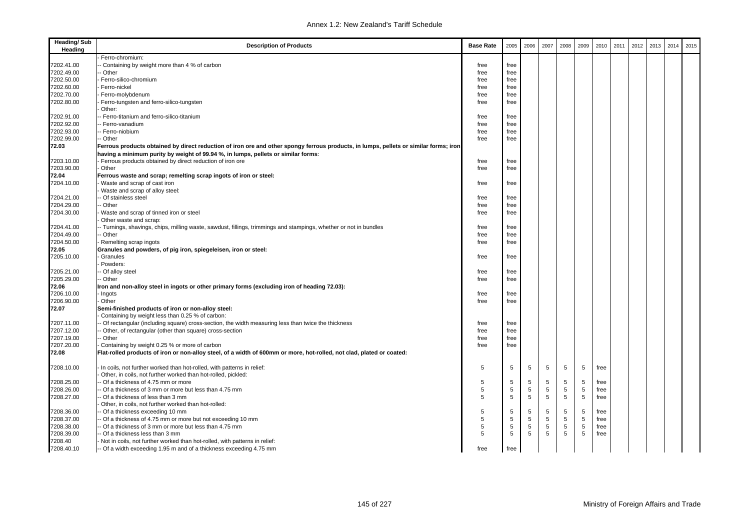| Heading/ Sub Heading | Description of Products | Base Rate | 2005 | 2006 | 2007 | 2008 | 2009 | 2010 | 2011 | 2012 | 2013 | 2014 | 2015 |
|---|---|---|---|---|---|---|---|---|---|---|---|---|---|
| | - Ferro-chromium: | | | | | | | | | | | | |
| 7202.41.00 | -- Containing by weight more than 4 % of carbon | free | free | | | | | | | | | | |
| 7202.49.00 | -- Other | free | free | | | | | | | | | | |
| 7202.50.00 | - Ferro-silico-chromium | free | free | | | | | | | | | | |
| 7202.60.00 | - Ferro-nickel | free | free | | | | | | | | | | |
| 7202.70.00 | - Ferro-molybdenum | free | free | | | | | | | | | | |
| 7202.80.00 | - Ferro-tungsten and ferro-silico-tungsten | free | free | | | | | | | | | | |
| | - Other: | | | | | | | | | | | | |
| 7202.91.00 | -- Ferro-titanium and ferro-silico-titanium | free | free | | | | | | | | | | |
| 7202.92.00 | -- Ferro-vanadium | free | free | | | | | | | | | | |
| 7202.93.00 | -- Ferro-niobium | free | free | | | | | | | | | | |
| 7202.99.00 | -- Other | free | free | | | | | | | | | | |
| **72.03** | **Ferrous products obtained by direct reduction of iron ore and other spongy ferrous products, in lumps, pellets or similar forms; iron having a minimum purity by weight of 99.94 %, in lumps, pellets or similar forms:** | | | | | | | | | | | | |
| 7203.10.00 | - Ferrous products obtained by direct reduction of iron ore | free | free | | | | | | | | | | |
| 7203.90.00 | - Other | free | free | | | | | | | | | | |
| **72.04** | **Ferrous waste and scrap; remelting scrap ingots of iron or steel:** | | | | | | | | | | | | |
| 7204.10.00 | - Waste and scrap of cast iron | free | free | | | | | | | | | | |
| | - Waste and scrap of alloy steel: | | | | | | | | | | | | |
| 7204.21.00 | -- Of stainless steel | free | free | | | | | | | | | | |
| 7204.29.00 | -- Other | free | free | | | | | | | | | | |
| 7204.30.00 | - Waste and scrap of tinned iron or steel | free | free | | | | | | | | | | |
| | - Other waste and scrap: | | | | | | | | | | | | |
| 7204.41.00 | -- Turnings, shavings, chips, milling waste, sawdust, fillings, trimmings and stampings, whether or not in bundles | free | free | | | | | | | | | | |
| 7204.49.00 | -- Other | free | free | | | | | | | | | | |
| 7204.50.00 | - Remelting scrap ingots | free | free | | | | | | | | | | |
| **72.05** | **Granules and powders, of pig iron, spiegeleisen, iron or steel:** | | | | | | | | | | | | |
| 7205.10.00 | - Granules | free | free | | | | | | | | | | |
| | - Powders: | | | | | | | | | | | | |
| 7205.21.00 | -- Of alloy steel | free | free | | | | | | | | | | |
| 7205.29.00 | -- Other | free | free | | | | | | | | | | |
| **72.06** | **Iron and non-alloy steel in ingots or other primary forms (excluding iron of heading 72.03):** | | | | | | | | | | | | |
| 7206.10.00 | - Ingots | free | free | | | | | | | | | | |
| 7206.90.00 | - Other | free | free | | | | | | | | | | |
| **72.07** | **Semi-finished products of iron or non-alloy steel:** | | | | | | | | | | | | |
| | - Containing by weight less than 0.25 % of carbon: | | | | | | | | | | | | |
| 7207.11.00 | -- Of rectangular (including square) cross-section, the width measuring less than twice the thickness | free | free | | | | | | | | | | |
| 7207.12.00 | -- Other, of rectangular (other than square) cross-section | free | free | | | | | | | | | | |
| 7207.19.00 | -- Other | free | free | | | | | | | | | | |
| 7207.20.00 | - Containing by weight 0.25 % or more of carbon | free | free | | | | | | | | | | |
| **72.08** | **Flat-rolled products of iron or non-alloy steel, of a width of 600mm or more, hot-rolled, not clad, plated or coated:** | | | | | | | | | | | | |
| 7208.10.00 | - In coils, not further worked than hot-rolled, with patterns in relief: | 5 | 5 | 5 | 5 | 5 | 5 | free | | | | | |
| | - Other, in coils, not further worked than hot-rolled, pickled: | | | | | | | | | | | | |
| 7208.25.00 | -- Of a thickness of 4.75 mm or more | 5 | 5 | 5 | 5 | 5 | 5 | free | | | | | |
| 7208.26.00 | -- Of a thickness of 3 mm or more but less than 4.75 mm | 5 | 5 | 5 | 5 | 5 | 5 | free | | | | | |
| 7208.27.00 | -- Of a thickness of less than 3 mm | 5 | 5 | 5 | 5 | 5 | 5 | free | | | | | |
| | - Other, in coils, not further worked than hot-rolled: | | | | | | | | | | | | |
| 7208.36.00 | -- Of a thickness exceeding 10 mm | 5 | 5 | 5 | 5 | 5 | 5 | free | | | | | |
| 7208.37.00 | -- Of a thickness of 4.75 mm or more but not exceeding 10 mm | 5 | 5 | 5 | 5 | 5 | 5 | free | | | | | |
| 7208.38.00 | -- Of a thickness of 3 mm or more but less than 4.75 mm | 5 | 5 | 5 | 5 | 5 | 5 | free | | | | | |
| 7208.39.00 | -- Of a thickness less than 3 mm | 5 | 5 | 5 | 5 | 5 | 5 | free | | | | | |
| 7208.40 | - Not in coils, not further worked than hot-rolled, with patterns in relief: | | | | | | | | | | | | |
| 7208.40.10 | -- Of a width exceeding 1.95 m and of a thickness exceeding 4.75 mm | free | free | | | | | | | | | | |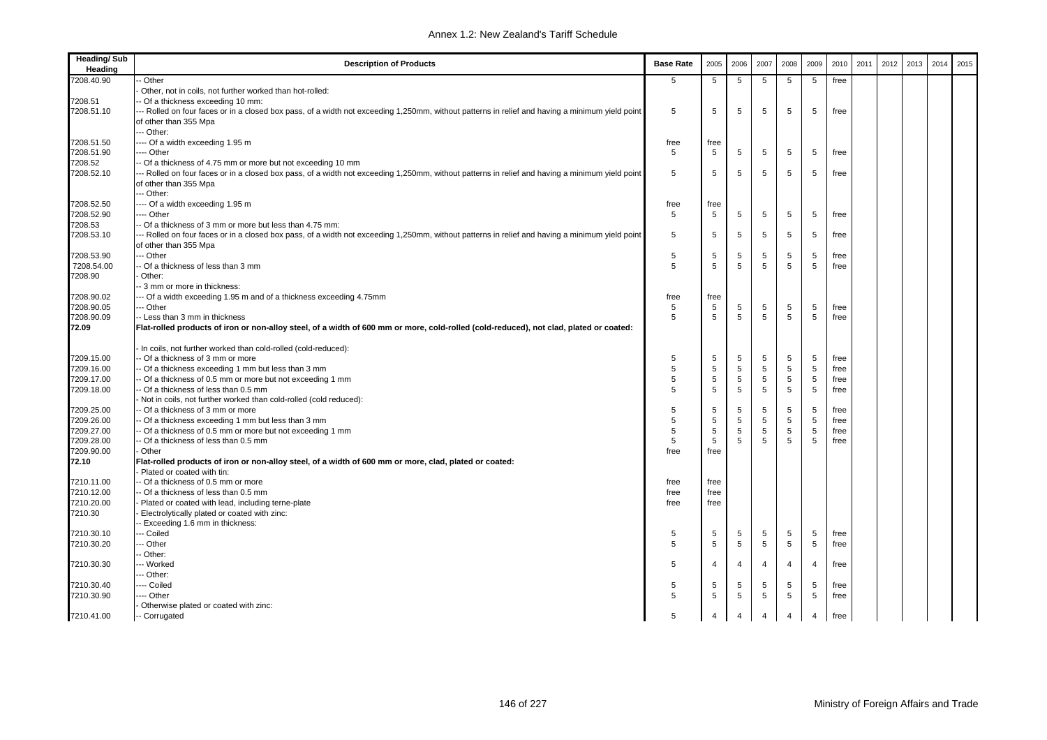| Heading/ Sub Heading | Description of Products | Base Rate | 2005 | 2006 | 2007 | 2008 | 2009 | 2010 | 2011 | 2012 | 2013 | 2014 | 2015 |
|---|---|---|---|---|---|---|---|---|---|---|---|---|---|
| 7208.40.90 | -- Other | 5 | 5 | 5 | 5 | 5 | 5 | free | | | | | |
| | - Other, not in coils, not further worked than hot-rolled: | | | | | | | | | | | | |
| 7208.51 | -- Of a thickness exceeding 10 mm: | | | | | | | | | | | | |
| 7208.51.10 | --- Rolled on four faces or in a closed box pass, of a width not exceeding 1,250mm, without patterns in relief and having a minimum yield point of other than 355 Mpa | 5 | 5 | 5 | 5 | 5 | 5 | free | | | | | |
| | --- Other: | | | | | | | | | | | | |
| 7208.51.50 | ---- Of a width exceeding 1.95 m | free | free | | | | | | | | | | |
| 7208.51.90 | ---- Other | 5 | 5 | 5 | 5 | 5 | 5 | free | | | | | |
| 7208.52 | -- Of a thickness of 4.75 mm or more but not exceeding 10 mm | | | | | | | | | | | | |
| 7208.52.10 | --- Rolled on four faces or in a closed box pass, of a width not exceeding 1,250mm, without patterns in relief and having a minimum yield point of other than 355 Mpa | 5 | 5 | 5 | 5 | 5 | 5 | free | | | | | |
| | --- Other: | | | | | | | | | | | | |
| 7208.52.50 | ---- Of a width exceeding 1.95 m | free | free | | | | | | | | | | |
| 7208.52.90 | ---- Other | 5 | 5 | 5 | 5 | 5 | 5 | free | | | | | |
| 7208.53 | -- Of a thickness of 3 mm or more but less than 4.75 mm: | | | | | | | | | | | | |
| 7208.53.10 | --- Rolled on four faces or in a closed box pass, of a width not exceeding 1,250mm, without patterns in relief and having a minimum yield point of other than 355 Mpa | 5 | 5 | 5 | 5 | 5 | 5 | free | | | | | |
| 7208.53.90 | --- Other | 5 | 5 | 5 | 5 | 5 | 5 | free | | | | | |
| 7208.54.00 | -- Of a thickness of less than 3 mm | 5 | 5 | 5 | 5 | 5 | 5 | free | | | | | |
| 7208.90 | - Other: | | | | | | | | | | | | |
| | -- 3 mm or more in thickness: | | | | | | | | | | | | |
| 7208.90.02 | --- Of a width exceeding 1.95 m and of a thickness exceeding 4.75mm | free | free | | | | | | | | | | |
| 7208.90.05 | --- Other | 5 | 5 | 5 | 5 | 5 | 5 | free | | | | | |
| 7208.90.09 | -- Less than 3 mm in thickness | 5 | 5 | 5 | 5 | 5 | 5 | free | | | | | |
| **72.09** | **Flat-rolled products of iron or non-alloy steel, of a width of 600 mm or more, cold-rolled (cold-reduced), not clad, plated or coated:** | | | | | | | | | | | | |
| | - In coils, not further worked than cold-rolled (cold-reduced): | | | | | | | | | | | | |
| 7209.15.00 | -- Of a thickness of 3 mm or more | 5 | 5 | 5 | 5 | 5 | 5 | free | | | | | |
| 7209.16.00 | -- Of a thickness exceeding 1 mm but less than 3 mm | 5 | 5 | 5 | 5 | 5 | 5 | free | | | | | |
| 7209.17.00 | -- Of a thickness of 0.5 mm or more but not exceeding 1 mm | 5 | 5 | 5 | 5 | 5 | 5 | free | | | | | |
| 7209.18.00 | -- Of a thickness of less than 0.5 mm | 5 | 5 | 5 | 5 | 5 | 5 | free | | | | | |
| | - Not in coils, not further worked than cold-rolled (cold reduced): | | | | | | | | | | | | |
| 7209.25.00 | -- Of a thickness of 3 mm or more | 5 | 5 | 5 | 5 | 5 | 5 | free | | | | | |
| 7209.26.00 | -- Of a thickness exceeding 1 mm but less than 3 mm | 5 | 5 | 5 | 5 | 5 | 5 | free | | | | | |
| 7209.27.00 | -- Of a thickness of 0.5 mm or more but not exceeding 1 mm | 5 | 5 | 5 | 5 | 5 | 5 | free | | | | | |
| 7209.28.00 | -- Of a thickness of less than 0.5 mm | 5 | 5 | 5 | 5 | 5 | 5 | free | | | | | |
| 7209.90.00 | - Other | free | free | | | | | | | | | | |
| **72.10** | **Flat-rolled products of iron or non-alloy steel, of a width of 600 mm or more, clad, plated or coated:** | | | | | | | | | | | | |
| | - Plated or coated with tin: | | | | | | | | | | | | |
| 7210.11.00 | -- Of a thickness of 0.5 mm or more | free | free | | | | | | | | | | |
| 7210.12.00 | -- Of a thickness of less than 0.5 mm | free | free | | | | | | | | | | |
| 7210.20.00 | - Plated or coated with lead, including terne-plate | free | free | | | | | | | | | | |
| 7210.30 | - Electrolytically plated or coated with zinc: | | | | | | | | | | | | |
| | -- Exceeding 1.6 mm in thickness: | | | | | | | | | | | | |
| 7210.30.10 | --- Coiled | 5 | 5 | 5 | 5 | 5 | 5 | free | | | | | |
| 7210.30.20 | --- Other | 5 | 5 | 5 | 5 | 5 | 5 | free | | | | | |
| | -- Other: | | | | | | | | | | | | |
| 7210.30.30 | --- Worked | 5 | 4 | 4 | 4 | 4 | 4 | free | | | | | |
| | --- Other: | | | | | | | | | | | | |
| 7210.30.40 | ---- Coiled | 5 | 5 | 5 | 5 | 5 | 5 | free | | | | | |
| 7210.30.90 | ---- Other | 5 | 5 | 5 | 5 | 5 | 5 | free | | | | | |
| | - Otherwise plated or coated with zinc: | | | | | | | | | | | | |
| 7210.41.00 | -- Corrugated | 5 | 4 | 4 | 4 | 4 | 4 | free | | | | | |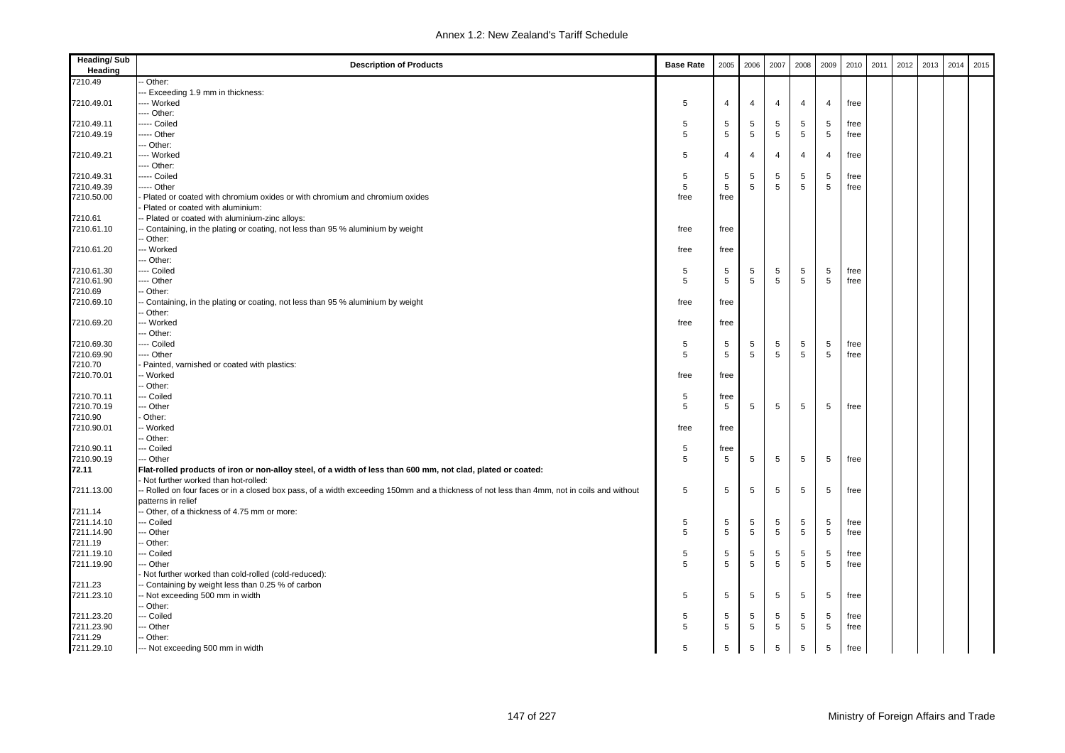| Heading/ Sub Heading | Description of Products | Base Rate | 2005 | 2006 | 2007 | 2008 | 2009 | 2010 | 2011 | 2012 | 2013 | 2014 | 2015 |
|---|---|---|---|---|---|---|---|---|---|---|---|---|---|
| 7210.49 | -- Other: | | | | | | | | | | | | |
| | --- Exceeding 1.9 mm in thickness: | | | | | | | | | | | | |
| 7210.49.01 | ---- Worked | 5 | 4 | 4 | 4 | 4 | 4 | free | | | | | |
| | ---- Other: | | | | | | | | | | | | |
| 7210.49.11 | ----- Coiled | 5 | 5 | 5 | 5 | 5 | 5 | free | | | | | |
| 7210.49.19 | ----- Other | 5 | 5 | 5 | 5 | 5 | 5 | free | | | | | |
| | --- Other: | | | | | | | | | | | | |
| 7210.49.21 | ---- Worked | 5 | 4 | 4 | 4 | 4 | 4 | free | | | | | |
| | ---- Other: | | | | | | | | | | | | |
| 7210.49.31 | ----- Coiled | 5 | 5 | 5 | 5 | 5 | 5 | free | | | | | |
| 7210.49.39 | ----- Other | 5 | 5 | 5 | 5 | 5 | 5 | free | | | | | |
| 7210.50.00 | - Plated or coated with chromium oxides or with chromium and chromium oxides | free | free | | | | | | | | | | |
| | - Plated or coated with aluminium: | | | | | | | | | | | | |
| 7210.61 | -- Plated or coated with aluminium-zinc alloys: | | | | | | | | | | | | |
| 7210.61.10 | -- Containing, in the plating or coating, not less than 95 % aluminium by weight | free | free | | | | | | | | | | |
| | -- Other: | | | | | | | | | | | | |
| 7210.61.20 | --- Worked | free | free | | | | | | | | | | |
| | --- Other: | | | | | | | | | | | | |
| 7210.61.30 | ---- Coiled | 5 | 5 | 5 | 5 | 5 | 5 | free | | | | | |
| 7210.61.90 | ---- Other | 5 | 5 | 5 | 5 | 5 | 5 | free | | | | | |
| 7210.69 | -- Other: | | | | | | | | | | | | |
| 7210.69.10 | -- Containing, in the plating or coating, not less than 95 % aluminium by weight | free | free | | | | | | | | | | |
| | -- Other: | | | | | | | | | | | | |
| 7210.69.20 | --- Worked | free | free | | | | | | | | | | |
| | --- Other: | | | | | | | | | | | | |
| 7210.69.30 | ---- Coiled | 5 | 5 | 5 | 5 | 5 | 5 | free | | | | | |
| 7210.69.90 | ---- Other | 5 | 5 | 5 | 5 | 5 | 5 | free | | | | | |
| 7210.70 | - Painted, varnished or coated with plastics: | | | | | | | | | | | | |
| 7210.70.01 | -- Worked | free | free | | | | | | | | | | |
| | -- Other: | | | | | | | | | | | | |
| 7210.70.11 | --- Coiled | 5 | free | | | | | | | | | | |
| 7210.70.19 | --- Other | 5 | 5 | 5 | 5 | 5 | 5 | free | | | | | |
| 7210.90 | - Other: | | | | | | | | | | | | |
| 7210.90.01 | -- Worked | free | free | | | | | | | | | | |
| | -- Other: | | | | | | | | | | | | |
| 7210.90.11 | --- Coiled | 5 | free | | | | | | | | | | |
| 7210.90.19 | --- Other | 5 | 5 | 5 | 5 | 5 | 5 | free | | | | | |
| **72.11** | **Flat-rolled products of iron or non-alloy steel, of a width of less than 600 mm, not clad, plated or coated:** | | | | | | | | | | | | |
| | - Not further worked than hot-rolled: | | | | | | | | | | | | |
| 7211.13.00 | -- Rolled on four faces or in a closed box pass, of a width exceeding 150mm and a thickness of not less than 4mm, not in coils and without patterns in relief | 5 | 5 | 5 | 5 | 5 | 5 | free | | | | | |
| 7211.14 | -- Other, of a thickness of 4.75 mm or more: | | | | | | | | | | | | |
| 7211.14.10 | --- Coiled | 5 | 5 | 5 | 5 | 5 | 5 | free | | | | | |
| 7211.14.90 | --- Other | 5 | 5 | 5 | 5 | 5 | 5 | free | | | | | |
| 7211.19 | -- Other: | | | | | | | | | | | | |
| 7211.19.10 | --- Coiled | 5 | 5 | 5 | 5 | 5 | 5 | free | | | | | |
| 7211.19.90 | --- Other | 5 | 5 | 5 | 5 | 5 | 5 | free | | | | | |
| | - Not further worked than cold-rolled (cold-reduced): | | | | | | | | | | | | |
| 7211.23 | -- Containing by weight less than 0.25 % of carbon | | | | | | | | | | | | |
| 7211.23.10 | -- Not exceeding 500 mm in width | 5 | 5 | 5 | 5 | 5 | 5 | free | | | | | |
| | -- Other: | | | | | | | | | | | | |
| 7211.23.20 | --- Coiled | 5 | 5 | 5 | 5 | 5 | 5 | free | | | | | |
| 7211.23.90 | --- Other | 5 | 5 | 5 | 5 | 5 | 5 | free | | | | | |
| 7211.29 | -- Other: | | | | | | | | | | | | |
| 7211.29.10 | --- Not exceeding 500 mm in width | 5 | 5 | 5 | 5 | 5 | 5 | free | | | | | |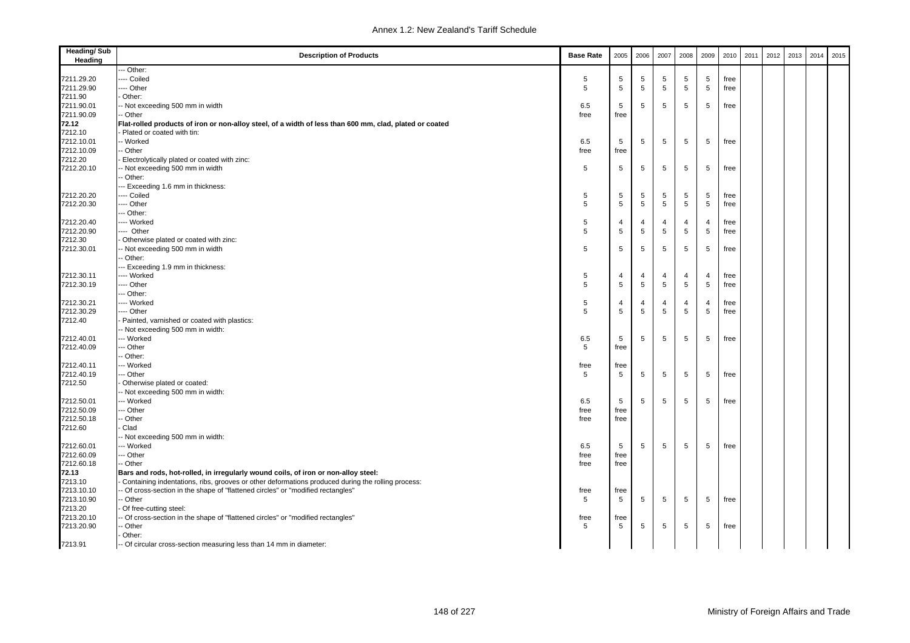| Heading/ Sub Heading | Description of Products | Base Rate | 2005 | 2006 | 2007 | 2008 | 2009 | 2010 | 2011 | 2012 | 2013 | 2014 | 2015 |
|---|---|---|---|---|---|---|---|---|---|---|---|---|---|
| | --- Other: | | | | | | | | | | | | |
| 7211.29.20 | ---- Coiled | 5 | 5 | 5 | 5 | 5 | 5 | free | | | | | |
| 7211.29.90 | ---- Other | 5 | 5 | 5 | 5 | 5 | 5 | free | | | | | |
| 7211.90 | - Other: | | | | | | | | | | | | |
| 7211.90.01 | -- Not exceeding 500 mm in width | 6.5 | 5 | 5 | 5 | 5 | 5 | free | | | | | |
| 7211.90.09 | -- Other | free | free | | | | | | | | | | |
| **72.12** | **Flat-rolled products of iron or non-alloy steel, of a width of less than 600 mm, clad, plated or coated** | | | | | | | | | | | | |
| 7212.10 | - Plated or coated with tin: | | | | | | | | | | | | |
| 7212.10.01 | -- Worked | 6.5 | 5 | 5 | 5 | 5 | 5 | free | | | | | |
| 7212.10.09 | -- Other | free | free | | | | | | | | | | |
| 7212.20 | - Electrolytically plated or coated with zinc: | | | | | | | | | | | | |
| 7212.20.10 | -- Not exceeding 500 mm in width | 5 | 5 | 5 | 5 | 5 | 5 | free | | | | | |
| | -- Other: | | | | | | | | | | | | |
| | --- Exceeding 1.6 mm in thickness: | | | | | | | | | | | | |
| 7212.20.20 | ---- Coiled | 5 | 5 | 5 | 5 | 5 | 5 | free | | | | | |
| 7212.20.30 | ---- Other | 5 | 5 | 5 | 5 | 5 | 5 | free | | | | | |
| | --- Other: | | | | | | | | | | | | |
| 7212.20.40 | ---- Worked | 5 | 4 | 4 | 4 | 4 | 4 | free | | | | | |
| 7212.20.90 | ---- Other | 5 | 5 | 5 | 5 | 5 | 5 | free | | | | | |
| 7212.30 | - Otherwise plated or coated with zinc: | | | | | | | | | | | | |
| 7212.30.01 | -- Not exceeding 500 mm in width | 5 | 5 | 5 | 5 | 5 | 5 | free | | | | | |
| | -- Other: | | | | | | | | | | | | |
| | --- Exceeding 1.9 mm in thickness: | | | | | | | | | | | | |
| 7212.30.11 | ---- Worked | 5 | 4 | 4 | 4 | 4 | 4 | free | | | | | |
| 7212.30.19 | ---- Other | 5 | 5 | 5 | 5 | 5 | 5 | free | | | | | |
| | --- Other: | | | | | | | | | | | | |
| 7212.30.21 | ---- Worked | 5 | 4 | 4 | 4 | 4 | 4 | free | | | | | |
| 7212.30.29 | ---- Other | 5 | 5 | 5 | 5 | 5 | 5 | free | | | | | |
| 7212.40 | - Painted, varnished or coated with plastics: | | | | | | | | | | | | |
| | -- Not exceeding 500 mm in width: | | | | | | | | | | | | |
| 7212.40.01 | --- Worked | 6.5 | 5 | 5 | 5 | 5 | 5 | free | | | | | |
| 7212.40.09 | --- Other | 5 | free | | | | | | | | | | |
| | -- Other: | | | | | | | | | | | | |
| 7212.40.11 | --- Worked | free | free | | | | | | | | | | |
| 7212.40.19 | --- Other | 5 | 5 | 5 | 5 | 5 | 5 | free | | | | | |
| 7212.50 | - Otherwise plated or coated: | | | | | | | | | | | | |
| | -- Not exceeding 500 mm in width: | | | | | | | | | | | | |
| 7212.50.01 | --- Worked | 6.5 | 5 | 5 | 5 | 5 | 5 | free | | | | | |
| 7212.50.09 | --- Other | free | free | | | | | | | | | | |
| 7212.50.18 | -- Other | free | free | | | | | | | | | | |
| 7212.60 | - Clad | | | | | | | | | | | | |
| | -- Not exceeding 500 mm in width: | | | | | | | | | | | | |
| 7212.60.01 | --- Worked | 6.5 | 5 | 5 | 5 | 5 | 5 | free | | | | | |
| 7212.60.09 | --- Other | free | free | | | | | | | | | | |
| 7212.60.18 | -- Other | free | free | | | | | | | | | | |
| **72.13** | **Bars and rods, hot-rolled, in irregularly wound coils, of iron or non-alloy steel:** | | | | | | | | | | | | |
| 7213.10 | - Containing indentations, ribs, grooves or other deformations produced during the rolling process: | | | | | | | | | | | | |
| 7213.10.10 | -- Of cross-section in the shape of "flattened circles" or "modified rectangles" | free | free | | | | | | | | | | |
| 7213.10.90 | -- Other | 5 | 5 | 5 | 5 | 5 | 5 | free | | | | | |
| 7213.20 | - Of free-cutting steel: | | | | | | | | | | | | |
| 7213.20.10 | -- Of cross-section in the shape of "flattened circles" or "modified rectangles" | free | free | | | | | | | | | | |
| 7213.20.90 | -- Other | 5 | 5 | 5 | 5 | 5 | 5 | free | | | | | |
| | - Other: | | | | | | | | | | | | |
| 7213.91 | -- Of circular cross-section measuring less than 14 mm in diameter: | | | | | | | | | | | | |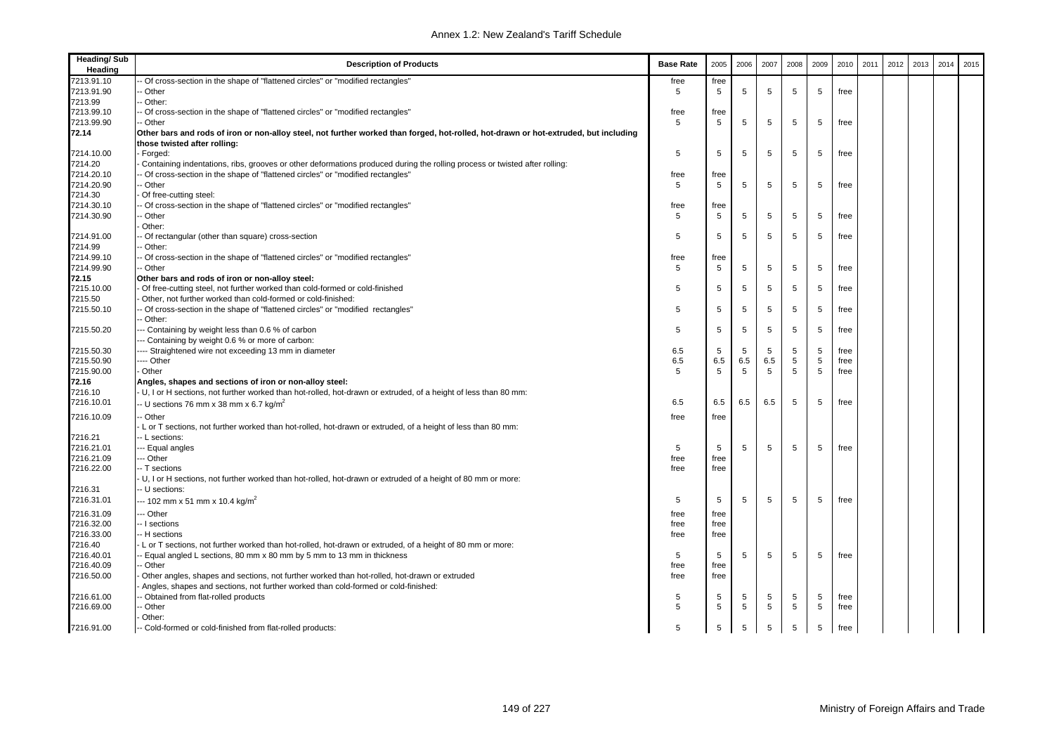| Heading/ Sub Heading | Description of Products | Base Rate | 2005 | 2006 | 2007 | 2008 | 2009 | 2010 | 2011 | 2012 | 2013 | 2014 | 2015 |
|---|---|---|---|---|---|---|---|---|---|---|---|---|---|
| 7213.91.10 | -- Of cross-section in the shape of "flattened circles" or "modified rectangles" | free | free | | | | | | | | | | |
| 7213.91.90 | -- Other | 5 | 5 | 5 | 5 | 5 | 5 | free | | | | | |
| 7213.99 | -- Other: | | | | | | | | | | | | |
| 7213.99.10 | -- Of cross-section in the shape of "flattened circles" or "modified rectangles" | free | free | | | | | | | | | | |
| 7213.99.90 | -- Other | 5 | 5 | 5 | 5 | 5 | 5 | free | | | | | |
| **72.14** | **Other bars and rods of iron or non-alloy steel, not further worked than forged, hot-rolled, hot-drawn or hot-extruded, but including those twisted after rolling:** | | | | | | | | | | | | |
| 7214.10.00 | - Forged: | 5 | 5 | 5 | 5 | 5 | 5 | free | | | | | |
| 7214.20 | - Containing indentations, ribs, grooves or other deformations produced during the rolling process or twisted after rolling: | | | | | | | | | | | | |
| 7214.20.10 | -- Of cross-section in the shape of "flattened circles" or "modified rectangles" | free | free | | | | | | | | | | |
| 7214.20.90 | -- Other | 5 | 5 | 5 | 5 | 5 | 5 | free | | | | | |
| 7214.30 | - Of free-cutting steel: | | | | | | | | | | | | |
| 7214.30.10 | -- Of cross-section in the shape of "flattened circles" or "modified rectangles" | free | free | | | | | | | | | | |
| 7214.30.90 | -- Other | 5 | 5 | 5 | 5 | 5 | 5 | free | | | | | |
| | - Other: | | | | | | | | | | | | |
| 7214.91.00 | -- Of rectangular (other than square) cross-section | 5 | 5 | 5 | 5 | 5 | 5 | free | | | | | |
| 7214.99 | -- Other: | | | | | | | | | | | | |
| 7214.99.10 | -- Of cross-section in the shape of "flattened circles" or "modified rectangles" | free | free | | | | | | | | | | |
| 7214.99.90 | -- Other | 5 | 5 | 5 | 5 | 5 | 5 | free | | | | | |
| **72.15** | **Other bars and rods of iron or non-alloy steel:** | | | | | | | | | | | | |
| 7215.10.00 | - Of free-cutting steel, not further worked than cold-formed or cold-finished | 5 | 5 | 5 | 5 | 5 | 5 | free | | | | | |
| 7215.50 | - Other, not further worked than cold-formed or cold-finished: | | | | | | | | | | | | |
| 7215.50.10 | -- Of cross-section in the shape of "flattened circles" or "modified rectangles" | 5 | 5 | 5 | 5 | 5 | 5 | free | | | | | |
| | -- Other: | | | | | | | | | | | | |
| 7215.50.20 | --- Containing by weight less than 0.6 % of carbon | 5 | 5 | 5 | 5 | 5 | 5 | free | | | | | |
| | --- Containing by weight 0.6 % or more of carbon: | | | | | | | | | | | | |
| 7215.50.30 | ---- Straightened wire not exceeding 13 mm in diameter | 6.5 | 5 | 5 | 5 | 5 | 5 | free | | | | | |
| 7215.50.90 | ---- Other | 6.5 | 6.5 | 6.5 | 6.5 | 5 | 5 | free | | | | | |
| 7215.90.00 | - Other | 5 | 5 | 5 | 5 | 5 | 5 | free | | | | | |
| **72.16** | **Angles, shapes and sections of iron or non-alloy steel:** | | | | | | | | | | | | |
| 7216.10 | - U, I or H sections, not further worked than hot-rolled, hot-drawn or extruded, of a height of less than 80 mm: | | | | | | | | | | | | |
| 7216.10.01 | -- U sections 76 mm x 38 mm x 6.7 kg/m$^2$ | 6.5 | 6.5 | 6.5 | 6.5 | 5 | 5 | free | | | | | |
| 7216.10.09 | -- Other | free | free | | | | | | | | | | |
| | - L or T sections, not further worked than hot-rolled, hot-drawn or extruded, of a height of less than 80 mm: | | | | | | | | | | | | |
| 7216.21 | -- L sections: | | | | | | | | | | | | |
| 7216.21.01 | --- Equal angles | 5 | 5 | 5 | 5 | 5 | 5 | free | | | | | |
| 7216.21.09 | --- Other | free | free | | | | | | | | | | |
| 7216.22.00 | -- T sections | free | free | | | | | | | | | | |
| | - U, I or H sections, not further worked than hot-rolled, hot-drawn or extruded of a height of 80 mm or more: | | | | | | | | | | | | |
| 7216.31 | -- U sections: | | | | | | | | | | | | |
| 7216.31.01 | --- 102 mm x 51 mm x 10.4 kg/m$^2$ | 5 | 5 | 5 | 5 | 5 | 5 | free | | | | | |
| 7216.31.09 | --- Other | free | free | | | | | | | | | | |
| 7216.32.00 | -- I sections | free | free | | | | | | | | | | |
| 7216.33.00 | -- H sections | free | free | | | | | | | | | | |
| 7216.40 | - L or T sections, not further worked than hot-rolled, hot-drawn or extruded, of a height of 80 mm or more: | | | | | | | | | | | | |
| 7216.40.01 | -- Equal angled L sections, 80 mm x 80 mm by 5 mm to 13 mm in thickness | 5 | 5 | 5 | 5 | 5 | 5 | free | | | | | |
| 7216.40.09 | -- Other | free | free | | | | | | | | | | |
| 7216.50.00 | - Other angles, shapes and sections, not further worked than hot-rolled, hot-drawn or extruded | free | free | | | | | | | | | | |
| | - Angles, shapes and sections, not further worked than cold-formed or cold-finished: | | | | | | | | | | | | |
| 7216.61.00 | -- Obtained from flat-rolled products | 5 | 5 | 5 | 5 | 5 | 5 | free | | | | | |
| 7216.69.00 | -- Other | 5 | 5 | 5 | 5 | 5 | 5 | free | | | | | |
| | - Other: | | | | | | | | | | | | |
| 7216.91.00 | -- Cold-formed or cold-finished from flat-rolled products: | 5 | 5 | 5 | 5 | 5 | 5 | free | | | | | |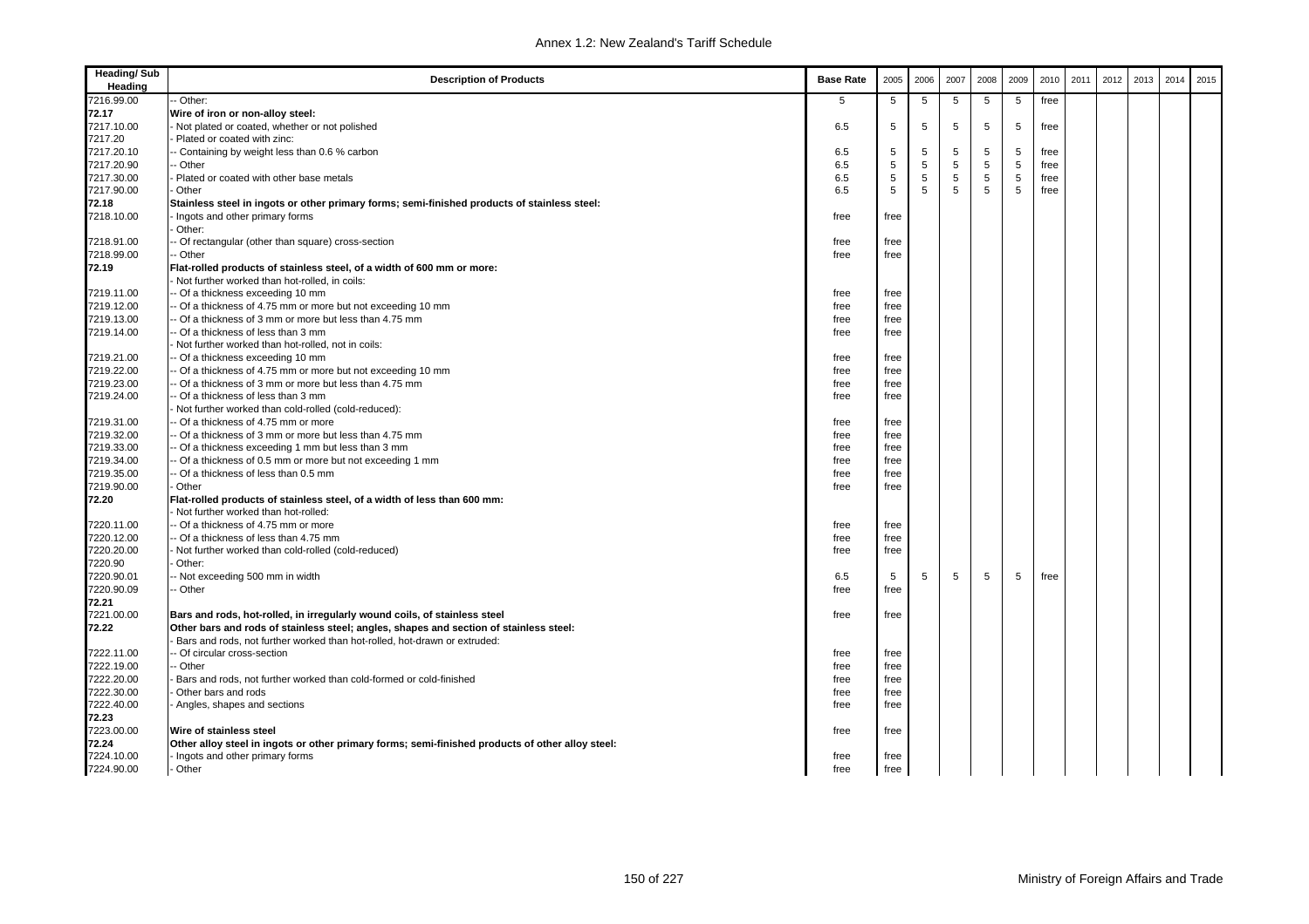| Heading/ Sub Heading | Description of Products | Base Rate | 2005 | 2006 | 2007 | 2008 | 2009 | 2010 | 2011 | 2012 | 2013 | 2014 | 2015 |
|---|---|---|---|---|---|---|---|---|---|---|---|---|---|
| 7216.99.00 | -- Other: | 5 | 5 | 5 | 5 | 5 | 5 | free | | | | | |
| **72.17** | **Wire of iron or non-alloy steel:** | | | | | | | | | | | | |
| 7217.10.00 | - Not plated or coated, whether or not polished | 6.5 | 5 | 5 | 5 | 5 | 5 | free | | | | | |
| 7217.20 | - Plated or coated with zinc: | | | | | | | | | | | | |
| 7217.20.10 | -- Containing by weight less than 0.6 % carbon | 6.5 | 5 | 5 | 5 | 5 | 5 | free | | | | | |
| 7217.20.90 | -- Other | 6.5 | 5 | 5 | 5 | 5 | 5 | free | | | | | |
| 7217.30.00 | - Plated or coated with other base metals | 6.5 | 5 | 5 | 5 | 5 | 5 | free | | | | | |
| 7217.90.00 | - Other | 6.5 | 5 | 5 | 5 | 5 | 5 | free | | | | | |
| **72.18** | **Stainless steel in ingots or other primary forms; semi-finished products of stainless steel:** | | | | | | | | | | | | |
| 7218.10.00 | - Ingots and other primary forms | free | free | | | | | | | | | | |
| | - Other: | | | | | | | | | | | | |
| 7218.91.00 | -- Of rectangular (other than square) cross-section | free | free | | | | | | | | | | |
| 7218.99.00 | -- Other | free | free | | | | | | | | | | |
| **72.19** | **Flat-rolled products of stainless steel, of a width of 600 mm or more:** | | | | | | | | | | | | |
| | - Not further worked than hot-rolled, in coils: | | | | | | | | | | | | |
| 7219.11.00 | -- Of a thickness exceeding 10 mm | free | free | | | | | | | | | | |
| 7219.12.00 | -- Of a thickness of 4.75 mm or more but not exceeding 10 mm | free | free | | | | | | | | | | |
| 7219.13.00 | -- Of a thickness of 3 mm or more but less than 4.75 mm | free | free | | | | | | | | | | |
| 7219.14.00 | -- Of a thickness of less than 3 mm | free | free | | | | | | | | | | |
| | - Not further worked than hot-rolled, not in coils: | | | | | | | | | | | | |
| 7219.21.00 | -- Of a thickness exceeding 10 mm | free | free | | | | | | | | | | |
| 7219.22.00 | -- Of a thickness of 4.75 mm or more but not exceeding 10 mm | free | free | | | | | | | | | | |
| 7219.23.00 | -- Of a thickness of 3 mm or more but less than 4.75 mm | free | free | | | | | | | | | | |
| 7219.24.00 | -- Of a thickness of less than 3 mm | free | free | | | | | | | | | | |
| | - Not further worked than cold-rolled (cold-reduced): | | | | | | | | | | | | |
| 7219.31.00 | -- Of a thickness of 4.75 mm or more | free | free | | | | | | | | | | |
| 7219.32.00 | -- Of a thickness of 3 mm or more but less than 4.75 mm | free | free | | | | | | | | | | |
| 7219.33.00 | -- Of a thickness exceeding 1 mm but less than 3 mm | free | free | | | | | | | | | | |
| 7219.34.00 | -- Of a thickness of 0.5 mm or more but not exceeding 1 mm | free | free | | | | | | | | | | |
| 7219.35.00 | -- Of a thickness of less than 0.5 mm | free | free | | | | | | | | | | |
| 7219.90.00 | - Other | free | free | | | | | | | | | | |
| **72.20** | **Flat-rolled products of stainless steel, of a width of less than 600 mm:** | | | | | | | | | | | | |
| | - Not further worked than hot-rolled: | | | | | | | | | | | | |
| 7220.11.00 | -- Of a thickness of 4.75 mm or more | free | free | | | | | | | | | | |
| 7220.12.00 | -- Of a thickness of less than 4.75 mm | free | free | | | | | | | | | | |
| 7220.20.00 | - Not further worked than cold-rolled (cold-reduced) | free | free | | | | | | | | | | |
| 7220.90 | - Other: | | | | | | | | | | | | |
| 7220.90.01 | -- Not exceeding 500 mm in width | 6.5 | 5 | 5 | 5 | 5 | 5 | free | | | | | |
| 7220.90.09 | -- Other | free | free | | | | | | | | | | |
| **72.21** | | | | | | | | | | | | | |
| 7221.00.00 | **Bars and rods, hot-rolled, in irregularly wound coils, of stainless steel** | free | free | | | | | | | | | | |
| **72.22** | **Other bars and rods of stainless steel; angles, shapes and section of stainless steel:** | | | | | | | | | | | | |
| | - Bars and rods, not further worked than hot-rolled, hot-drawn or extruded: | | | | | | | | | | | | |
| 7222.11.00 | -- Of circular cross-section | free | free | | | | | | | | | | |
| 7222.19.00 | -- Other | free | free | | | | | | | | | | |
| 7222.20.00 | - Bars and rods, not further worked than cold-formed or cold-finished | free | free | | | | | | | | | | |
| 7222.30.00 | - Other bars and rods | free | free | | | | | | | | | | |
| 7222.40.00 | - Angles, shapes and sections | free | free | | | | | | | | | | |
| **72.23** | | | | | | | | | | | | | |
| 7223.00.00 | **Wire of stainless steel** | free | free | | | | | | | | | | |
| **72.24** | **Other alloy steel in ingots or other primary forms; semi-finished products of other alloy steel:** | | | | | | | | | | | | |
| 7224.10.00 | - Ingots and other primary forms | free | free | | | | | | | | | | |
| 7224.90.00 | - Other | free | free | | | | | | | | | | |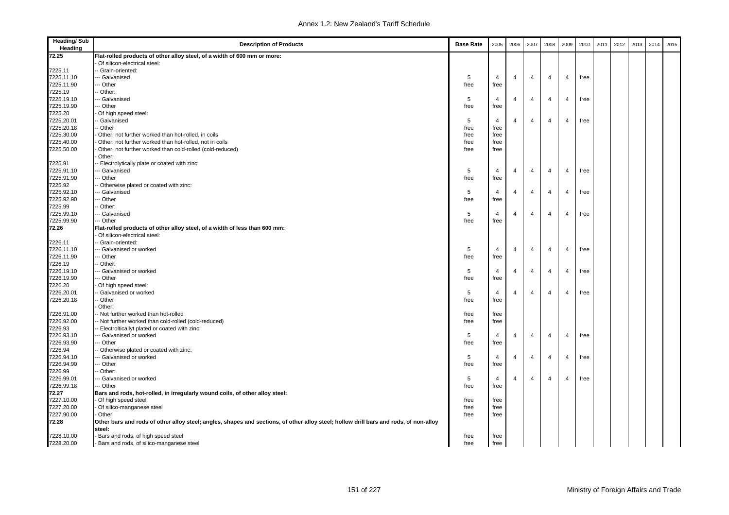| Heading/ Sub Heading | Description of Products | Base Rate | 2005 | 2006 | 2007 | 2008 | 2009 | 2010 | 2011 | 2012 | 2013 | 2014 | 2015 |
|---|---|---|---|---|---|---|---|---|---|---|---|---|---|
| **72.25** | **Flat-rolled products of other alloy steel, of a width of 600 mm or more:** | | | | | | | | | | | | |
| | - Of silicon-electrical steel: | | | | | | | | | | | | |
| 7225.11 | -- Grain-oriented: | | | | | | | | | | | | |
| 7225.11.10 | --- Galvanised | 5 | 4 | 4 | 4 | 4 | 4 | free | | | | | |
| 7225.11.90 | --- Other | free | free | | | | | | | | | | |
| 7225.19 | -- Other: | | | | | | | | | | | | |
| 7225.19.10 | --- Galvanised | 5 | 4 | 4 | 4 | 4 | 4 | free | | | | | |
| 7225.19.90 | --- Other | free | free | | | | | | | | | | |
| 7225.20 | - Of high speed steel: | | | | | | | | | | | | |
| 7225.20.01 | -- Galvanised | 5 | 4 | 4 | 4 | 4 | 4 | free | | | | | |
| 7225.20.18 | -- Other | free | free | | | | | | | | | | |
| 7225.30.00 | - Other, not further worked than hot-rolled, in coils | free | free | | | | | | | | | | |
| 7225.40.00 | - Other, not further worked than hot-rolled, not in coils | free | free | | | | | | | | | | |
| 7225.50.00 | - Other, not further worked than cold-rolled (cold-reduced) | free | free | | | | | | | | | | |
| | - Other: | | | | | | | | | | | | |
| 7225.91 | -- Electrolytically plate or coated with zinc: | | | | | | | | | | | | |
| 7225.91.10 | --- Galvanised | 5 | 4 | 4 | 4 | 4 | 4 | free | | | | | |
| 7225.91.90 | --- Other | free | free | | | | | | | | | | |
| 7225.92 | -- Otherwise plated or coated with zinc: | | | | | | | | | | | | |
| 7225.92.10 | --- Galvanised | 5 | 4 | 4 | 4 | 4 | 4 | free | | | | | |
| 7225.92.90 | --- Other | free | free | | | | | | | | | | |
| 7225.99 | -- Other: | | | | | | | | | | | | |
| 7225.99.10 | --- Galvanised | 5 | 4 | 4 | 4 | 4 | 4 | free | | | | | |
| 7225.99.90 | --- Other | free | free | | | | | | | | | | |
| **72.26** | **Flat-rolled products of other alloy steel, of a width of less than 600 mm:** | | | | | | | | | | | | |
| | - Of silicon-electrical steel: | | | | | | | | | | | | |
| 7226.11 | -- Grain-oriented: | | | | | | | | | | | | |
| 7226.11.10 | --- Galvanised or worked | 5 | 4 | 4 | 4 | 4 | 4 | free | | | | | |
| 7226.11.90 | --- Other | free | free | | | | | | | | | | |
| 7226.19 | -- Other: | | | | | | | | | | | | |
| 7226.19.10 | --- Galvanised or worked | 5 | 4 | 4 | 4 | 4 | 4 | free | | | | | |
| 7226.19.90 | --- Other | free | free | | | | | | | | | | |
| 7226.20 | - Of high speed steel: | | | | | | | | | | | | |
| 7226.20.01 | -- Galvanised or worked | 5 | 4 | 4 | 4 | 4 | 4 | free | | | | | |
| 7226.20.18 | -- Other | free | free | | | | | | | | | | |
| | - Other: | | | | | | | | | | | | |
| 7226.91.00 | -- Not further worked than hot-rolled | free | free | | | | | | | | | | |
| 7226.92.00 | -- Not further worked than cold-rolled (cold-reduced) | free | free | | | | | | | | | | |
| 7226.93 | -- Electrolticallyt plated or coated with zinc: | | | | | | | | | | | | |
| 7226.93.10 | --- Galvanised or worked | 5 | 4 | 4 | 4 | 4 | 4 | free | | | | | |
| 7226.93.90 | --- Other | free | free | | | | | | | | | | |
| 7226.94 | -- Otherwise plated or coated with zinc: | | | | | | | | | | | | |
| 7226.94.10 | --- Galvanised or worked | 5 | 4 | 4 | 4 | 4 | 4 | free | | | | | |
| 7226.94.90 | --- Other | free | free | | | | | | | | | | |
| 7226.99 | -- Other: | | | | | | | | | | | | |
| 7226.99.01 | --- Galvanised or worked | 5 | 4 | 4 | 4 | 4 | 4 | free | | | | | |
| 7226.99.18 | --- Other | free | free | | | | | | | | | | |
| **72.27** | **Bars and rods, hot-rolled, in irregularly wound coils, of other alloy steel:** | | | | | | | | | | | | |
| 7227.10.00 | - Of high speed steel | free | free | | | | | | | | | | |
| 7227.20.00 | - Of silico-manganese steel | free | free | | | | | | | | | | |
| 7227.90.00 | - Other | free | free | | | | | | | | | | |
| **72.28** | **Other bars and rods of other alloy steel; angles, shapes and sections, of other alloy steel; hollow drill bars and rods, of non-alloy steel:** | | | | | | | | | | | | |
| 7228.10.00 | - Bars and rods, of high speed steel | free | free | | | | | | | | | | |
| 7228.20.00 | - Bars and rods, of silico-manganese steel | free | free | | | | | | | | | | |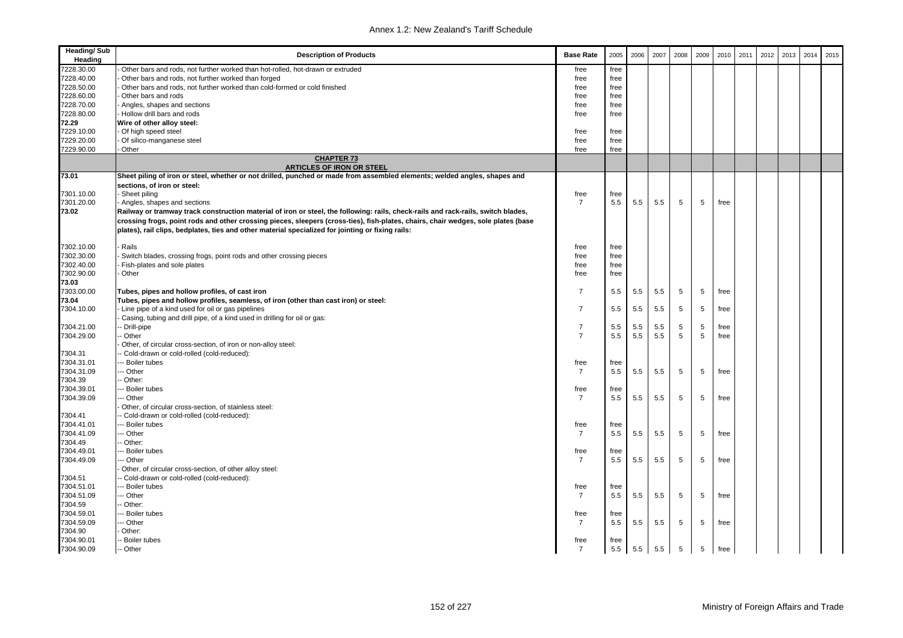| Heading/ Sub Heading | Description of Products | Base Rate | 2005 | 2006 | 2007 | 2008 | 2009 | 2010 | 2011 | 2012 | 2013 | 2014 | 2015 |
|---|---|---|---|---|---|---|---|---|---|---|---|---|---|
| 7228.30.00 | - Other bars and rods, not further worked than hot-rolled, hot-drawn or extruded | free | free | | | | | | | | | | |
| 7228.40.00 | - Other bars and rods, not further worked than forged | free | free | | | | | | | | | | |
| 7228.50.00 | - Other bars and rods, not further worked than cold-formed or cold finished | free | free | | | | | | | | | | |
| 7228.60.00 | - Other bars and rods | free | free | | | | | | | | | | |
| 7228.70.00 | - Angles, shapes and sections | free | free | | | | | | | | | | |
| 7228.80.00 | - Hollow drill bars and rods | free | free | | | | | | | | | | |
| **72.29** | **Wire of other alloy steel:** | | | | | | | | | | | | |
| 7229.10.00 | - Of high speed steel | free | free | | | | | | | | | | |
| 7229.20.00 | - Of silico-manganese steel | free | free | | | | | | | | | | |
| 7229.90.00 | - Other | free | free | | | | | | | | | | |
| | **CHAPTER 73** **ARTICLES OF IRON OR STEEL** | | | | | | | | | | | | |
| **73.01** | **Sheet piling of iron or steel, whether or not drilled, punched or made from assembled elements; welded angles, shapes and sections, of iron or steel:** | | | | | | | | | | | | |
| 7301.10.00 | - Sheet piling | free | free | | | | | | | | | | |
| 7301.20.00 | - Angles, shapes and sections | 7 | 5.5 | 5.5 | 5.5 | 5 | 5 | free | | | | | |
| **73.02** | **Railway or tramway track construction material of iron or steel, the following: rails, check-rails and rack-rails, switch blades, crossing frogs, point rods and other crossing pieces, sleepers (cross-ties), fish-plates, chairs, chair wedges, sole plates (base plates), rail clips, bedplates, ties and other material specialized for jointing or fixing rails:** | | | | | | | | | | | | |
| 7302.10.00 | - Rails | free | free | | | | | | | | | | |
| 7302.30.00 | - Switch blades, crossing frogs, point rods and other crossing pieces | free | free | | | | | | | | | | |
| 7302.40.00 | - Fish-plates and sole plates | free | free | | | | | | | | | | |
| 7302.90.00 | - Other | free | free | | | | | | | | | | |
| **73.03** | | | | | | | | | | | | | |
| 7303.00.00 | **Tubes, pipes and hollow profiles, of cast iron** | 7 | 5.5 | 5.5 | 5.5 | 5 | 5 | free | | | | | |
| **73.04** | **Tubes, pipes and hollow profiles, seamless, of iron (other than cast iron) or steel:** | | | | | | | | | | | | |
| 7304.10.00 | - Line pipe of a kind used for oil or gas pipelines | 7 | 5.5 | 5.5 | 5.5 | 5 | 5 | free | | | | | |
| | - Casing, tubing and drill pipe, of a kind used in drilling for oil or gas: | | | | | | | | | | | | |
| 7304.21.00 | -- Drill-pipe | 7 | 5.5 | 5.5 | 5.5 | 5 | 5 | free | | | | | |
| 7304.29.00 | -- Other | 7 | 5.5 | 5.5 | 5.5 | 5 | 5 | free | | | | | |
| | - Other, of circular cross-section, of iron or non-alloy steel: | | | | | | | | | | | | |
| 7304.31 | -- Cold-drawn or cold-rolled (cold-reduced): | | | | | | | | | | | | |
| 7304.31.01 | --- Boiler tubes | free | free | | | | | | | | | | |
| 7304.31.09 | --- Other | 7 | 5.5 | 5.5 | 5.5 | 5 | 5 | free | | | | | |
| 7304.39 | -- Other: | | | | | | | | | | | | |
| 7304.39.01 | --- Boiler tubes | free | free | | | | | | | | | | |
| 7304.39.09 | --- Other | 7 | 5.5 | 5.5 | 5.5 | 5 | 5 | free | | | | | |
| | - Other, of circular cross-section, of stainless steel: | | | | | | | | | | | | |
| 7304.41 | -- Cold-drawn or cold-rolled (cold-reduced): | | | | | | | | | | | | |
| 7304.41.01 | --- Boiler tubes | free | free | | | | | | | | | | |
| 7304.41.09 | --- Other | 7 | 5.5 | 5.5 | 5.5 | 5 | 5 | free | | | | | |
| 7304.49 | -- Other: | | | | | | | | | | | | |
| 7304.49.01 | --- Boiler tubes | free | free | | | | | | | | | | |
| 7304.49.09 | --- Other | 7 | 5.5 | 5.5 | 5.5 | 5 | 5 | free | | | | | |
| | - Other, of circular cross-section, of other alloy steel: | | | | | | | | | | | | |
| 7304.51 | -- Cold-drawn or cold-rolled (cold-reduced): | | | | | | | | | | | | |
| 7304.51.01 | --- Boiler tubes | free | free | | | | | | | | | | |
| 7304.51.09 | --- Other | 7 | 5.5 | 5.5 | 5.5 | 5 | 5 | free | | | | | |
| 7304.59 | -- Other: | | | | | | | | | | | | |
| 7304.59.01 | --- Boiler tubes | free | free | | | | | | | | | | |
| 7304.59.09 | --- Other | 7 | 5.5 | 5.5 | 5.5 | 5 | 5 | free | | | | | |
| 7304.90 | - Other: | | | | | | | | | | | | |
| 7304.90.01 | -- Boiler tubes | free | free | | | | | | | | | | |
| 7304.90.09 | -- Other | 7 | 5.5 | 5.5 | 5.5 | 5 | 5 | free | | | | | |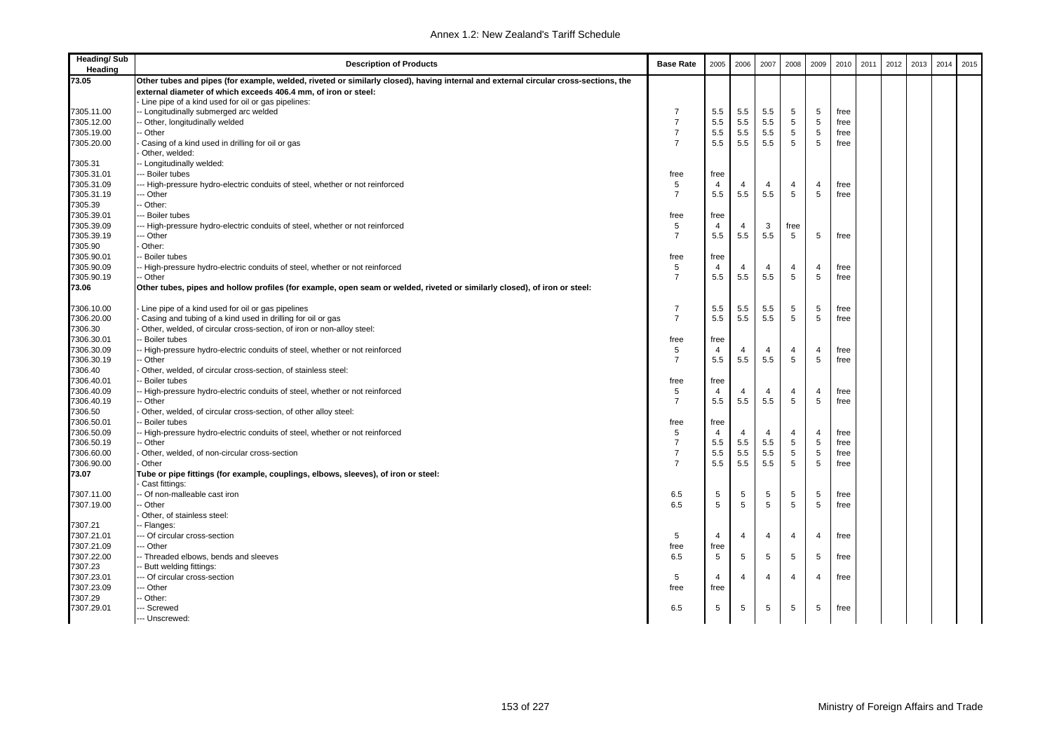| Heading/ Sub Heading | Description of Products | Base Rate | 2005 | 2006 | 2007 | 2008 | 2009 | 2010 | 2011 | 2012 | 2013 | 2014 | 2015 |
|---|---|---|---|---|---|---|---|---|---|---|---|---|---|
| 73.05 | **Other tubes and pipes (for example, welded, riveted or similarly closed), having internal and external circular cross-sections, the external diameter of which exceeds 406.4 mm, of iron or steel:** | | | | | | | | | | | | |
| | - Line pipe of a kind used for oil or gas pipelines: | | | | | | | | | | | | |
| 7305.11.00 | -- Longitudinally submerged arc welded | 7 | 5.5 | 5.5 | 5.5 | 5 | 5 | free | | | | | |
| 7305.12.00 | -- Other, longitudinally welded | 7 | 5.5 | 5.5 | 5.5 | 5 | 5 | free | | | | | |
| 7305.19.00 | -- Other | 7 | 5.5 | 5.5 | 5.5 | 5 | 5 | free | | | | | |
| 7305.20.00 | - Casing of a kind used in drilling for oil or gas | 7 | 5.5 | 5.5 | 5.5 | 5 | 5 | free | | | | | |
| | - Other, welded: | | | | | | | | | | | | |
| 7305.31 | -- Longitudinally welded: | | | | | | | | | | | | |
| 7305.31.01 | --- Boiler tubes | free | free | | | | | | | | | | |
| 7305.31.09 | --- High-pressure hydro-electric conduits of steel, whether or not reinforced | 5 | 4 | 4 | 4 | 4 | 4 | free | | | | | |
| 7305.31.19 | --- Other | 7 | 5.5 | 5.5 | 5.5 | 5 | 5 | free | | | | | |
| 7305.39 | -- Other: | | | | | | | | | | | | |
| 7305.39.01 | --- Boiler tubes | free | free | | | | | | | | | | |
| 7305.39.09 | --- High-pressure hydro-electric conduits of steel, whether or not reinforced | 5 | 4 | 4 | 3 | free | | | | | | | |
| 7305.39.19 | --- Other | 7 | 5.5 | 5.5 | 5.5 | 5 | 5 | free | | | | | |
| 7305.90 | - Other: | | | | | | | | | | | | |
| 7305.90.01 | -- Boiler tubes | free | free | | | | | | | | | | |
| 7305.90.09 | -- High-pressure hydro-electric conduits of steel, whether or not reinforced | 5 | 4 | 4 | 4 | 4 | 4 | free | | | | | |
| 7305.90.19 | -- Other | 7 | 5.5 | 5.5 | 5.5 | 5 | 5 | free | | | | | |
| 73.06 | **Other tubes, pipes and hollow profiles (for example, open seam or welded, riveted or similarly closed), of iron or steel:** | | | | | | | | | | | | |
| 7306.10.00 | - Line pipe of a kind used for oil or gas pipelines | 7 | 5.5 | 5.5 | 5.5 | 5 | 5 | free | | | | | |
| 7306.20.00 | - Casing and tubing of a kind used in drilling for oil or gas | 7 | 5.5 | 5.5 | 5.5 | 5 | 5 | free | | | | | |
| 7306.30 | - Other, welded, of circular cross-section, of iron or non-alloy steel: | | | | | | | | | | | | |
| 7306.30.01 | -- Boiler tubes | free | free | | | | | | | | | | |
| 7306.30.09 | -- High-pressure hydro-electric conduits of steel, whether or not reinforced | 5 | 4 | 4 | 4 | 4 | 4 | free | | | | | |
| 7306.30.19 | -- Other | 7 | 5.5 | 5.5 | 5.5 | 5 | 5 | free | | | | | |
| 7306.40 | - Other, welded, of circular cross-section, of stainless steel: | | | | | | | | | | | | |
| 7306.40.01 | -- Boiler tubes | free | free | | | | | | | | | | |
| 7306.40.09 | -- High-pressure hydro-electric conduits of steel, whether or not reinforced | 5 | 4 | 4 | 4 | 4 | 4 | free | | | | | |
| 7306.40.19 | -- Other | 7 | 5.5 | 5.5 | 5.5 | 5 | 5 | free | | | | | |
| 7306.50 | - Other, welded, of circular cross-section, of other alloy steel: | | | | | | | | | | | | |
| 7306.50.01 | -- Boiler tubes | free | free | | | | | | | | | | |
| 7306.50.09 | -- High-pressure hydro-electric conduits of steel, whether or not reinforced | 5 | 4 | 4 | 4 | 4 | 4 | free | | | | | |
| 7306.50.19 | -- Other | 7 | 5.5 | 5.5 | 5.5 | 5 | 5 | free | | | | | |
| 7306.60.00 | - Other, welded, of non-circular cross-section | 7 | 5.5 | 5.5 | 5.5 | 5 | 5 | free | | | | | |
| 7306.90.00 | - Other | 7 | 5.5 | 5.5 | 5.5 | 5 | 5 | free | | | | | |
| 73.07 | **Tube or pipe fittings (for example, couplings, elbows, sleeves), of iron or steel:** | | | | | | | | | | | | |
| | - Cast fittings: | | | | | | | | | | | | |
| 7307.11.00 | -- Of non-malleable cast iron | 6.5 | 5 | 5 | 5 | 5 | 5 | free | | | | | |
| 7307.19.00 | -- Other | 6.5 | 5 | 5 | 5 | 5 | 5 | free | | | | | |
| | - Other, of stainless steel: | | | | | | | | | | | | |
| 7307.21 | -- Flanges: | | | | | | | | | | | | |
| 7307.21.01 | --- Of circular cross-section | 5 | 4 | 4 | 4 | 4 | 4 | free | | | | | |
| 7307.21.09 | --- Other | free | free | | | | | | | | | | |
| 7307.22.00 | -- Threaded elbows, bends and sleeves | 6.5 | 5 | 5 | 5 | 5 | 5 | free | | | | | |
| 7307.23 | -- Butt welding fittings: | | | | | | | | | | | | |
| 7307.23.01 | --- Of circular cross-section | 5 | 4 | 4 | 4 | 4 | 4 | free | | | | | |
| 7307.23.09 | --- Other | free | free | | | | | | | | | | |
| 7307.29 | -- Other: | | | | | | | | | | | | |
| 7307.29.01 | --- Screwed | 6.5 | 5 | 5 | 5 | 5 | 5 | free | | | | | |
| | --- Unscrewed: | | | | | | | | | | | | |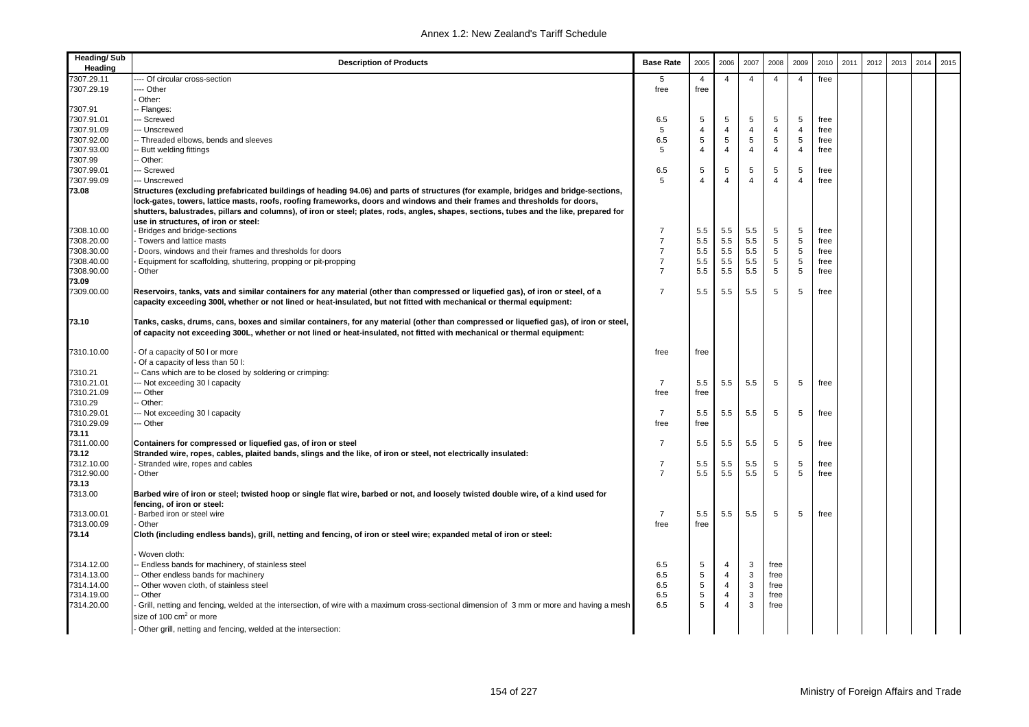| Heading/ Sub Heading | Description of Products | Base Rate | 2005 | 2006 | 2007 | 2008 | 2009 | 2010 | 2011 | 2012 | 2013 | 2014 | 2015 |
|---|---|---|---|---|---|---|---|---|---|---|---|---|---|
| 7307.29.11 | ---- Of circular cross-section | 5 | 4 | 4 | 4 | 4 | 4 | free | | | | | |
| 7307.29.19 | ---- Other | free | free | | | | | | | | | | |
| | - Other: | | | | | | | | | | | | |
| 7307.91 | -- Flanges: | | | | | | | | | | | | |
| 7307.91.01 | --- Screwed | 6.5 | 5 | 5 | 5 | 5 | 5 | free | | | | | |
| 7307.91.09 | --- Unscrewed | 5 | 4 | 4 | 4 | 4 | 4 | free | | | | | |
| 7307.92.00 | -- Threaded elbows, bends and sleeves | 6.5 | 5 | 5 | 5 | 5 | 5 | free | | | | | |
| 7307.93.00 | -- Butt welding fittings | 5 | 4 | 4 | 4 | 4 | 4 | free | | | | | |
| 7307.99 | -- Other: | | | | | | | | | | | | |
| 7307.99.01 | --- Screwed | 6.5 | 5 | 5 | 5 | 5 | 5 | free | | | | | |
| 7307.99.09 | --- Unscrewed | 5 | 4 | 4 | 4 | 4 | 4 | free | | | | | |
| 73.08 | **Structures (excluding prefabricated buildings of heading 94.06) and parts of structures (for example, bridges and bridge-sections, lock-gates, towers, lattice masts, roofs, roofing frameworks, doors and windows and their frames and thresholds for doors, shutters, balustrades, pillars and columns), of iron or steel; plates, rods, angles, shapes, sections, tubes and the like, prepared for use in structures, of iron or steel:** | | | | | | | | | | | | |
| 7308.10.00 | - Bridges and bridge-sections | 7 | 5.5 | 5.5 | 5.5 | 5 | 5 | free | | | | | |
| 7308.20.00 | - Towers and lattice masts | 7 | 5.5 | 5.5 | 5.5 | 5 | 5 | free | | | | | |
| 7308.30.00 | - Doors, windows and their frames and thresholds for doors | 7 | 5.5 | 5.5 | 5.5 | 5 | 5 | free | | | | | |
| 7308.40.00 | - Equipment for scaffolding, shuttering, propping or pit-propping | 7 | 5.5 | 5.5 | 5.5 | 5 | 5 | free | | | | | |
| 7308.90.00 | - Other | 7 | 5.5 | 5.5 | 5.5 | 5 | 5 | free | | | | | |
| 73.09 | | | | | | | | | | | | | |
| 7309.00.00 | **Reservoirs, tanks, vats and similar containers for any material (other than compressed or liquefied gas), of iron or steel, of a capacity exceeding 300l, whether or not lined or heat-insulated, but not fitted with mechanical or thermal equipment:** | 7 | 5.5 | 5.5 | 5.5 | 5 | 5 | free | | | | | |
| 73.10 | **Tanks, casks, drums, cans, boxes and similar containers, for any material (other than compressed or liquefied gas), of iron or steel, of capacity not exceeding 300L, whether or not lined or heat-insulated, not fitted with mechanical or thermal equipment:** | | | | | | | | | | | | |
| 7310.10.00 | - Of a capacity of 50 l or more | free | free | | | | | | | | | | |
| | - Of a capacity of less than 50 l: | | | | | | | | | | | | |
| 7310.21 | -- Cans which are to be closed by soldering or crimping: | | | | | | | | | | | | |
| 7310.21.01 | --- Not exceeding 30 l capacity | 7 | 5.5 | 5.5 | 5.5 | 5 | 5 | free | | | | | |
| 7310.21.09 | --- Other | free | free | | | | | | | | | | |
| 7310.29 | -- Other: | | | | | | | | | | | | |
| 7310.29.01 | --- Not exceeding 30 l capacity | 7 | 5.5 | 5.5 | 5.5 | 5 | 5 | free | | | | | |
| 7310.29.09 | --- Other | free | free | | | | | | | | | | |
| 73.11 | | | | | | | | | | | | | |
| 7311.00.00 | **Containers for compressed or liquefied gas, of iron or steel** | 7 | 5.5 | 5.5 | 5.5 | 5 | 5 | free | | | | | |
| 73.12 | **Stranded wire, ropes, cables, plaited bands, slings and the like, of iron or steel, not electrically insulated:** | | | | | | | | | | | | |
| 7312.10.00 | - Stranded wire, ropes and cables | 7 | 5.5 | 5.5 | 5.5 | 5 | 5 | free | | | | | |
| 7312.90.00 | - Other | 7 | 5.5 | 5.5 | 5.5 | 5 | 5 | free | | | | | |
| 73.13 | | | | | | | | | | | | | |
| 7313.00 | **Barbed wire of iron or steel; twisted hoop or single flat wire, barbed or not, and loosely twisted double wire, of a kind used for fencing, of iron or steel:** | | | | | | | | | | | | |
| 7313.00.01 | - Barbed iron or steel wire | 7 | 5.5 | 5.5 | 5.5 | 5 | 5 | free | | | | | |
| 7313.00.09 | - Other | free | free | | | | | | | | | | |
| 73.14 | **Cloth (including endless bands), grill, netting and fencing, of iron or steel wire; expanded metal of iron or steel:** | | | | | | | | | | | | |
| | - Woven cloth: | | | | | | | | | | | | |
| 7314.12.00 | -- Endless bands for machinery, of stainless steel | 6.5 | 5 | 4 | 3 | free | | | | | | | |
| 7314.13.00 | -- Other endless bands for machinery | 6.5 | 5 | 4 | 3 | free | | | | | | | |
| 7314.14.00 | -- Other woven cloth, of stainless steel | 6.5 | 5 | 4 | 3 | free | | | | | | | |
| 7314.19.00 | -- Other | 6.5 | 5 | 4 | 3 | free | | | | | | | |
| 7314.20.00 | - Grill, netting and fencing, welded at the intersection, of wire with a maximum cross-sectional dimension of 3 mm or more and having a mesh size of 100 $cm^2$ or more | 6.5 | 5 | 4 | 3 | free | | | | | | | |
| | - Other grill, netting and fencing, welded at the intersection: | | | | | | | | | | | | |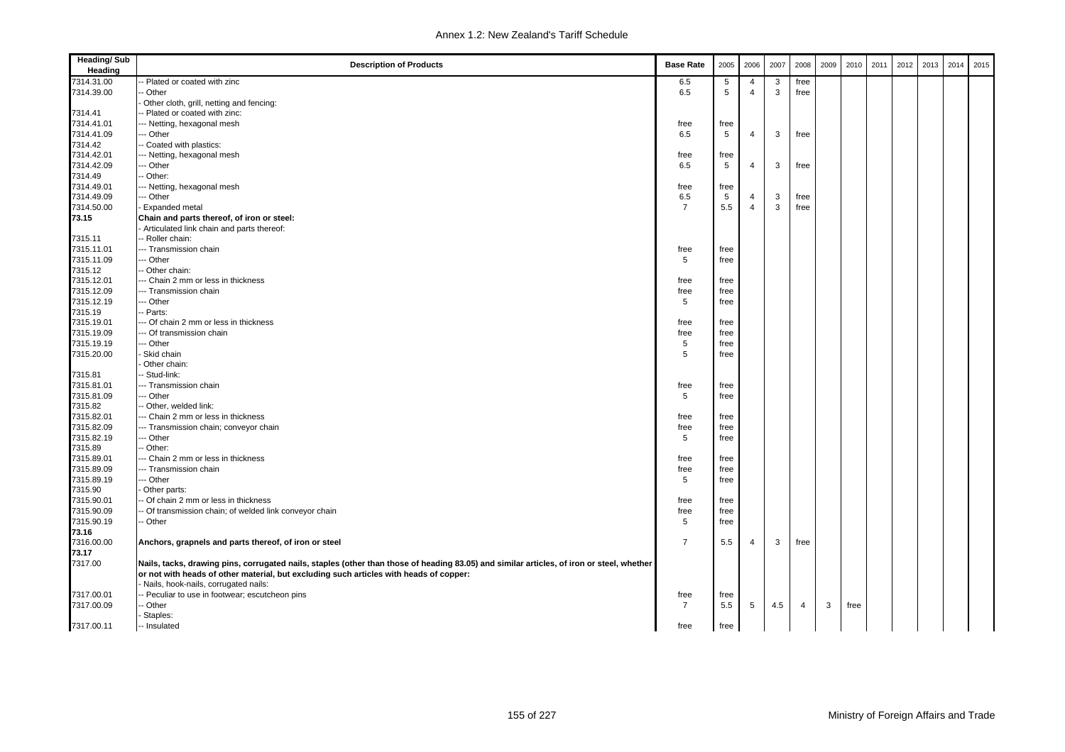| Heading/ Sub Heading | Description of Products | Base Rate | 2005 | 2006 | 2007 | 2008 | 2009 | 2010 | 2011 | 2012 | 2013 | 2014 | 2015 |
|---|---|---|---|---|---|---|---|---|---|---|---|---|---|
| 7314.31.00 | -- Plated or coated with zinc | 6.5 | 5 | 4 | 3 | free | | | | | | | |
| 7314.39.00 | -- Other | 6.5 | 5 | 4 | 3 | free | | | | | | | |
| | - Other cloth, grill, netting and fencing: | | | | | | | | | | | | |
| 7314.41 | -- Plated or coated with zinc: | | | | | | | | | | | | |
| 7314.41.01 | --- Netting, hexagonal mesh | free | free | | | | | | | | | | |
| 7314.41.09 | --- Other | 6.5 | 5 | 4 | 3 | free | | | | | | | |
| 7314.42 | -- Coated with plastics: | | | | | | | | | | | | |
| 7314.42.01 | --- Netting, hexagonal mesh | free | free | | | | | | | | | | |
| 7314.42.09 | --- Other | 6.5 | 5 | 4 | 3 | free | | | | | | | |
| 7314.49 | -- Other: | | | | | | | | | | | | |
| 7314.49.01 | --- Netting, hexagonal mesh | free | free | | | | | | | | | | |
| 7314.49.09 | --- Other | 6.5 | 5 | 4 | 3 | free | | | | | | | |
| 7314.50.00 | - Expanded metal | 7 | 5.5 | 4 | 3 | free | | | | | | | |
| **73.15** | **Chain and parts thereof, of iron or steel:** | | | | | | | | | | | | |
| | - Articulated link chain and parts thereof: | | | | | | | | | | | | |
| 7315.11 | -- Roller chain: | | | | | | | | | | | | |
| 7315.11.01 | --- Transmission chain | free | free | | | | | | | | | | |
| 7315.11.09 | --- Other | 5 | free | | | | | | | | | | |
| 7315.12 | -- Other chain: | | | | | | | | | | | | |
| 7315.12.01 | --- Chain 2 mm or less in thickness | free | free | | | | | | | | | | |
| 7315.12.09 | --- Transmission chain | free | free | | | | | | | | | | |
| 7315.12.19 | --- Other | 5 | free | | | | | | | | | | |
| 7315.19 | -- Parts: | | | | | | | | | | | | |
| 7315.19.01 | --- Of chain 2 mm or less in thickness | free | free | | | | | | | | | | |
| 7315.19.09 | --- Of transmission chain | free | free | | | | | | | | | | |
| 7315.19.19 | --- Other | 5 | free | | | | | | | | | | |
| 7315.20.00 | - Skid chain | 5 | free | | | | | | | | | | |
| | - Other chain: | | | | | | | | | | | | |
| 7315.81 | -- Stud-link: | | | | | | | | | | | | |
| 7315.81.01 | --- Transmission chain | free | free | | | | | | | | | | |
| 7315.81.09 | --- Other | 5 | free | | | | | | | | | | |
| 7315.82 | -- Other, welded link: | | | | | | | | | | | | |
| 7315.82.01 | --- Chain 2 mm or less in thickness | free | free | | | | | | | | | | |
| 7315.82.09 | --- Transmission chain; conveyor chain | free | free | | | | | | | | | | |
| 7315.82.19 | --- Other | 5 | free | | | | | | | | | | |
| 7315.89 | -- Other: | | | | | | | | | | | | |
| 7315.89.01 | --- Chain 2 mm or less in thickness | free | free | | | | | | | | | | |
| 7315.89.09 | --- Transmission chain | free | free | | | | | | | | | | |
| 7315.89.19 | --- Other | 5 | free | | | | | | | | | | |
| 7315.90 | - Other parts: | | | | | | | | | | | | |
| 7315.90.01 | -- Of chain 2 mm or less in thickness | free | free | | | | | | | | | | |
| 7315.90.09 | -- Of transmission chain; of welded link conveyor chain | free | free | | | | | | | | | | |
| 7315.90.19 | -- Other | 5 | free | | | | | | | | | | |
| **73.16** | | | | | | | | | | | | | |
| 7316.00.00 | **Anchors, grapnels and parts thereof, of iron or steel** | 7 | 5.5 | 4 | 3 | free | | | | | | | |
| **73.17** | | | | | | | | | | | | | |
| 7317.00 | **Nails, tacks, drawing pins, corrugated nails, staples (other than those of heading 83.05) and similar articles, of iron or steel, whether or not with heads of other material, but excluding such articles with heads of copper:** | | | | | | | | | | | | |
| | - Nails, hook-nails, corrugated nails: | | | | | | | | | | | | |
| 7317.00.01 | -- Peculiar to use in footwear; escutcheon pins | free | free | | | | | | | | | | |
| 7317.00.09 | -- Other | 7 | 5.5 | 5 | 4.5 | 4 | 3 | free | | | | | |
| | - Staples: | | | | | | | | | | | | |
| 7317.00.11 | -- Insulated | free | free | | | | | | | | | | |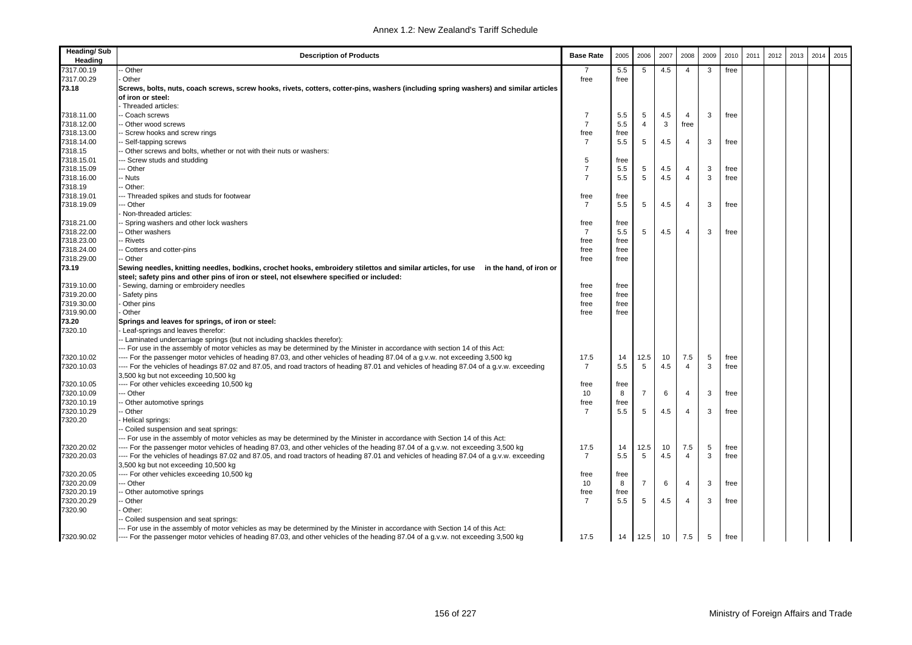| Heading/ Sub Heading | Description of Products | Base Rate | 2005 | 2006 | 2007 | 2008 | 2009 | 2010 | 2011 | 2012 | 2013 | 2014 | 2015 |
|---|---|---|---|---|---|---|---|---|---|---|---|---|---|
| 7317.00.19 | -- Other | 7 | 5.5 | 5 | 4.5 | 4 | 3 | free | | | | | |
| 7317.00.29 | - Other | free | free | | | | | | | | | | |
| **73.18** | **Screws, bolts, nuts, coach screws, screw hooks, rivets, cotters, cotter-pins, washers (including spring washers) and similar articles of iron or steel:** | | | | | | | | | | | | |
| | - Threaded articles: | | | | | | | | | | | | |
| 7318.11.00 | -- Coach screws | 7 | 5.5 | 5 | 4.5 | 4 | 3 | free | | | | | |
| 7318.12.00 | -- Other wood screws | 7 | 5.5 | 4 | 3 | free | | | | | | | |
| 7318.13.00 | -- Screw hooks and screw rings | free | free | | | | | | | | | | |
| 7318.14.00 | -- Self-tapping screws | 7 | 5.5 | 5 | 4.5 | 4 | 3 | free | | | | | |
| 7318.15 | -- Other screws and bolts, whether or not with their nuts or washers: | | | | | | | | | | | | |
| 7318.15.01 | --- Screw studs and studding | 5 | free | | | | | | | | | | |
| 7318.15.09 | --- Other | 7 | 5.5 | 5 | 4.5 | 4 | 3 | free | | | | | |
| 7318.16.00 | -- Nuts | 7 | 5.5 | 5 | 4.5 | 4 | 3 | free | | | | | |
| 7318.19 | -- Other: | | | | | | | | | | | | |
| 7318.19.01 | --- Threaded spikes and studs for footwear | free | free | | | | | | | | | | |
| 7318.19.09 | --- Other | 7 | 5.5 | 5 | 4.5 | 4 | 3 | free | | | | | |
| | - Non-threaded articles: | | | | | | | | | | | | |
| 7318.21.00 | -- Spring washers and other lock washers | free | free | | | | | | | | | | |
| 7318.22.00 | -- Other washers | 7 | 5.5 | 5 | 4.5 | 4 | 3 | free | | | | | |
| 7318.23.00 | -- Rivets | free | free | | | | | | | | | | |
| 7318.24.00 | -- Cotters and cotter-pins | free | free | | | | | | | | | | |
| 7318.29.00 | -- Other | free | free | | | | | | | | | | |
| **73.19** | **Sewing needles, knitting needles, bodkins, crochet hooks, embroidery stilettos and similar articles, for use in the hand, of iron or steel; safety pins and other pins of iron or steel, not elsewhere specified or included:** | | | | | | | | | | | | |
| 7319.10.00 | - Sewing, darning or embroidery needles | free | free | | | | | | | | | | |
| 7319.20.00 | - Safety pins | free | free | | | | | | | | | | |
| 7319.30.00 | - Other pins | free | free | | | | | | | | | | |
| 7319.90.00 | - Other | free | free | | | | | | | | | | |
| **73.20** | **Springs and leaves for springs, of iron or steel:** | | | | | | | | | | | | |
| 7320.10 | - Leaf-springs and leaves therefor: | | | | | | | | | | | | |
| | -- Laminated undercarriage springs (but not including shackles therefor): | | | | | | | | | | | | |
| | --- For use in the assembly of motor vehicles as may be determined by the Minister in accordance with section 14 of this Act: | | | | | | | | | | | | |
| 7320.10.02 | ---- For the passenger motor vehicles of heading 87.03, and other vehicles of heading 87.04 of a g.v.w. not exceeding 3,500 kg | 17.5 | 14 | 12.5 | 10 | 7.5 | 5 | free | | | | | |
| 7320.10.03 | ---- For the vehicles of headings 87.02 and 87.05, and road tractors of heading 87.01 and vehicles of heading 87.04 of a g.v.w. exceeding 3,500 kg but not exceeding 10,500 kg | 7 | 5.5 | 5 | 4.5 | 4 | 3 | free | | | | | |
| 7320.10.05 | ---- For other vehicles exceeding 10,500 kg | free | free | | | | | | | | | | |
| 7320.10.09 | --- Other | 10 | 8 | 7 | 6 | 4 | 3 | free | | | | | |
| 7320.10.19 | -- Other automotive springs | free | free | | | | | | | | | | |
| 7320.10.29 | -- Other | 7 | 5.5 | 5 | 4.5 | 4 | 3 | free | | | | | |
| 7320.20 | - Helical springs: | | | | | | | | | | | | |
| | -- Coiled suspension and seat springs: | | | | | | | | | | | | |
| | --- For use in the assembly of motor vehicles as may be determined by the Minister in accordance with Section 14 of this Act: | | | | | | | | | | | | |
| 7320.20.02 | ---- For the passenger motor vehicles of heading 87.03, and other vehicles of heading 87.04 of a g.v.w. not exceeding 3,500 kg | 17.5 | 14 | 12.5 | 10 | 7.5 | 5 | free | | | | | |
| 7320.20.03 | ---- For the vehicles of headings 87.02 and 87.05, and road tractors of heading 87.01 and vehicles of heading 87.04 of a g.v.w. exceeding 3,500 kg but not exceeding 10,500 kg | 7 | 5.5 | 5 | 4.5 | 4 | 3 | free | | | | | |
| 7320.20.05 | ---- For other vehicles exceeding 10,500 kg | free | free | | | | | | | | | | |
| 7320.20.09 | --- Other | 10 | 8 | 7 | 6 | 4 | 3 | free | | | | | |
| 7320.20.19 | -- Other automotive springs | free | free | | | | | | | | | | |
| 7320.20.29 | -- Other | 7 | 5.5 | 5 | 4.5 | 4 | 3 | free | | | | | |
| 7320.90 | - Other: | | | | | | | | | | | | |
| | -- Coiled suspension and seat springs: | | | | | | | | | | | | |
| | --- For use in the assembly of motor vehicles as may be determined by the Minister in accordance with Section 14 of this Act: | | | | | | | | | | | | |
| 7320.90.02 | ---- For the passenger motor vehicles of heading 87.03, and other vehicles of the heading 87.04 of a g.v.w. not exceeding 3,500 kg | 17.5 | 14 | 12.5 | 10 | 7.5 | 5 | free | | | | | |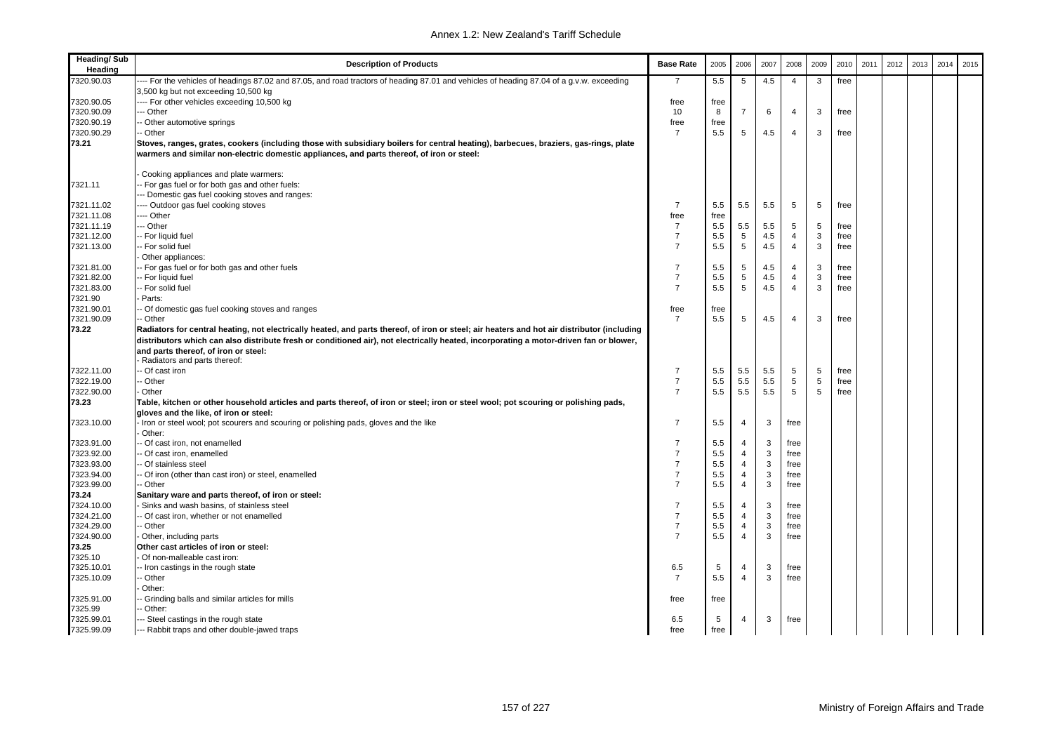| Heading/ Sub Heading | Description of Products | Base Rate | 2005 | 2006 | 2007 | 2008 | 2009 | 2010 | 2011 | 2012 | 2013 | 2014 | 2015 |
|---|---|---|---|---|---|---|---|---|---|---|---|---|---|
| 7320.90.03 | ---- For the vehicles of headings 87.02 and 87.05, and road tractors of heading 87.01 and vehicles of heading 87.04 of a g.v.w. exceeding 3,500 kg but not exceeding 10,500 kg | 7 | 5.5 | 5 | 4.5 | 4 | 3 | free | | | | | |
| 7320.90.05 | ---- For other vehicles exceeding 10,500 kg | free | free | | | | | | | | | | |
| 7320.90.09 | --- Other | 10 | 8 | 7 | 6 | 4 | 3 | free | | | | | |
| 7320.90.19 | -- Other automotive springs | free | free | | | | | | | | | | |
| 7320.90.29 | -- Other | 7 | 5.5 | 5 | 4.5 | 4 | 3 | free | | | | | |
| **73.21** | **Stoves, ranges, grates, cookers (including those with subsidiary boilers for central heating), barbecues, braziers, gas-rings, plate warmers and similar non-electric domestic appliances, and parts thereof, of iron or steel:** | | | | | | | | | | | | |
| | - Cooking appliances and plate warmers: | | | | | | | | | | | | |
| 7321.11 | -- For gas fuel or for both gas and other fuels: | | | | | | | | | | | | |
| | --- Domestic gas fuel cooking stoves and ranges: | | | | | | | | | | | | |
| 7321.11.02 | ---- Outdoor gas fuel cooking stoves | 7 | 5.5 | 5.5 | 5.5 | 5 | 5 | free | | | | | |
| 7321.11.08 | ---- Other | free | free | | | | | | | | | | |
| 7321.11.19 | --- Other | 7 | 5.5 | 5.5 | 5.5 | 5 | 5 | free | | | | | |
| 7321.12.00 | -- For liquid fuel | 7 | 5.5 | 5 | 4.5 | 4 | 3 | free | | | | | |
| 7321.13.00 | -- For solid fuel | 7 | 5.5 | 5 | 4.5 | 4 | 3 | free | | | | | |
| | - Other appliances: | | | | | | | | | | | | |
| 7321.81.00 | -- For gas fuel or for both gas and other fuels | 7 | 5.5 | 5 | 4.5 | 4 | 3 | free | | | | | |
| 7321.82.00 | -- For liquid fuel | 7 | 5.5 | 5 | 4.5 | 4 | 3 | free | | | | | |
| 7321.83.00 | -- For solid fuel | 7 | 5.5 | 5 | 4.5 | 4 | 3 | free | | | | | |
| 7321.90 | - Parts: | | | | | | | | | | | | |
| 7321.90.01 | -- Of domestic gas fuel cooking stoves and ranges | free | free | | | | | | | | | | |
| 7321.90.09 | -- Other | 7 | 5.5 | 5 | 4.5 | 4 | 3 | free | | | | | |
| **73.22** | **Radiators for central heating, not electrically heated, and parts thereof, of iron or steel; air heaters and hot air distributor (including distributors which can also distribute fresh or conditioned air), not electrically heated, incorporating a motor-driven fan or blower, and parts thereof, of iron or steel:** | | | | | | | | | | | | |
| | - Radiators and parts thereof: | | | | | | | | | | | | |
| 7322.11.00 | -- Of cast iron | 7 | 5.5 | 5.5 | 5.5 | 5 | 5 | free | | | | | |
| 7322.19.00 | -- Other | 7 | 5.5 | 5.5 | 5.5 | 5 | 5 | free | | | | | |
| 7322.90.00 | - Other | 7 | 5.5 | 5.5 | 5.5 | 5 | 5 | free | | | | | |
| **73.23** | **Table, kitchen or other household articles and parts thereof, of iron or steel; iron or steel wool; pot scouring or polishing pads, gloves and the like, of iron or steel:** | | | | | | | | | | | | |
| 7323.10.00 | - Iron or steel wool; pot scourers and scouring or polishing pads, gloves and the like | 7 | 5.5 | 4 | 3 | free | | | | | | | |
| | - Other: | | | | | | | | | | | | |
| 7323.91.00 | -- Of cast iron, not enamelled | 7 | 5.5 | 4 | 3 | free | | | | | | | |
| 7323.92.00 | -- Of cast iron, enamelled | 7 | 5.5 | 4 | 3 | free | | | | | | | |
| 7323.93.00 | -- Of stainless steel | 7 | 5.5 | 4 | 3 | free | | | | | | | |
| 7323.94.00 | -- Of iron (other than cast iron) or steel, enamelled | 7 | 5.5 | 4 | 3 | free | | | | | | | |
| 7323.99.00 | -- Other | 7 | 5.5 | 4 | 3 | free | | | | | | | |
| **73.24** | **Sanitary ware and parts thereof, of iron or steel:** | | | | | | | | | | | | |
| 7324.10.00 | - Sinks and wash basins, of stainless steel | 7 | 5.5 | 4 | 3 | free | | | | | | | |
| 7324.21.00 | -- Of cast iron, whether or not enamelled | 7 | 5.5 | 4 | 3 | free | | | | | | | |
| 7324.29.00 | -- Other | 7 | 5.5 | 4 | 3 | free | | | | | | | |
| 7324.90.00 | - Other, including parts | 7 | 5.5 | 4 | 3 | free | | | | | | | |
| **73.25** | **Other cast articles of iron or steel:** | | | | | | | | | | | | |
| 7325.10 | - Of non-malleable cast iron: | | | | | | | | | | | | |
| 7325.10.01 | -- Iron castings in the rough state | 6.5 | 5 | 4 | 3 | free | | | | | | | |
| 7325.10.09 | -- Other | 7 | 5.5 | 4 | 3 | free | | | | | | | |
| | - Other: | | | | | | | | | | | | |
| 7325.91.00 | -- Grinding balls and similar articles for mills | free | free | | | | | | | | | | |
| 7325.99 | -- Other: | | | | | | | | | | | | |
| 7325.99.01 | --- Steel castings in the rough state | 6.5 | 5 | 4 | 3 | free | | | | | | | |
| 7325.99.09 | --- Rabbit traps and other double-jawed traps | free | free | | | | | | | | | | |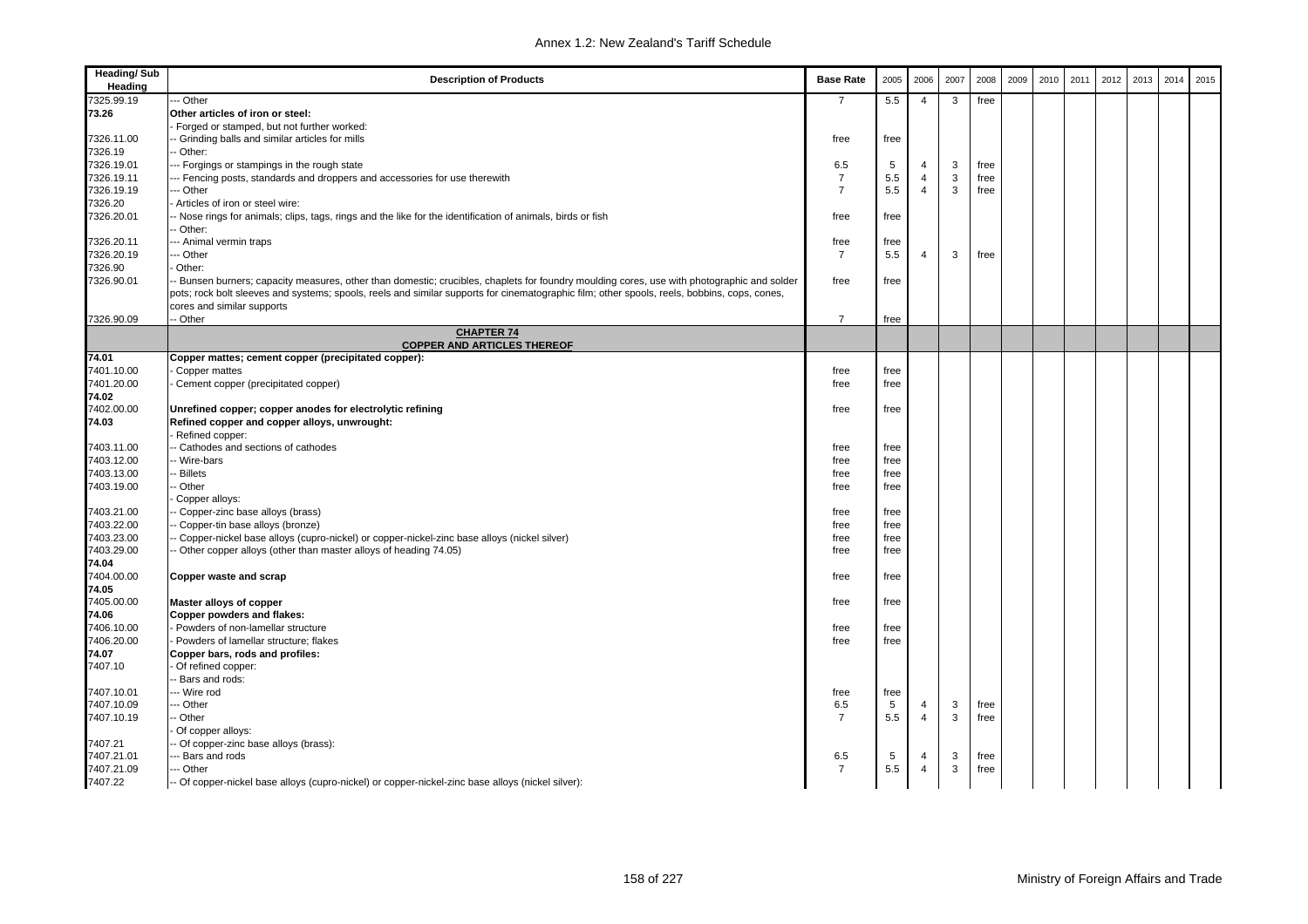| Heading/ Sub Heading | Description of Products | Base Rate | 2005 | 2006 | 2007 | 2008 | 2009 | 2010 | 2011 | 2012 | 2013 | 2014 | 2015 |
|---|---|---|---|---|---|---|---|---|---|---|---|---|---|
| 7325.99.19 | --- Other | 7 | 5.5 | 4 | 3 | free | | | | | | | |
| **73.26** | **Other articles of iron or steel:** | | | | | | | | | | | | |
| | - Forged or stamped, but not further worked: | | | | | | | | | | | | |
| 7326.11.00 | -- Grinding balls and similar articles for mills | free | free | | | | | | | | | | |
| 7326.19 | -- Other: | | | | | | | | | | | | |
| 7326.19.01 | --- Forgings or stampings in the rough state | 6.5 | 5 | 4 | 3 | free | | | | | | | |
| 7326.19.11 | --- Fencing posts, standards and droppers and accessories for use therewith | 7 | 5.5 | 4 | 3 | free | | | | | | | |
| 7326.19.19 | --- Other | 7 | 5.5 | 4 | 3 | free | | | | | | | |
| 7326.20 | - Articles of iron or steel wire: | | | | | | | | | | | | |
| 7326.20.01 | -- Nose rings for animals; clips, tags, rings and the like for the identification of animals, birds or fish | free | free | | | | | | | | | | |
| | -- Other: | | | | | | | | | | | | |
| 7326.20.11 | --- Animal vermin traps | free | free | | | | | | | | | | |
| 7326.20.19 | --- Other | 7 | 5.5 | 4 | 3 | free | | | | | | | |
| 7326.90 | - Other: | | | | | | | | | | | | |
| 7326.90.01 | -- Bunsen burners; capacity measures, other than domestic; crucibles, chaplets for foundry moulding cores, use with photographic and solder pots; rock bolt sleeves and systems; spools, reels and similar supports for cinematographic film; other spools, reels, bobbins, cops, cones, cores and similar supports | free | free | | | | | | | | | | |
| 7326.90.09 | -- Other | 7 | free | | | | | | | | | | |
| | **CHAPTER 74** **COPPER AND ARTICLES THEREOF** | | | | | | | | | | | | |
| **74.01** | **Copper mattes; cement copper (precipitated copper):** | | | | | | | | | | | | |
| 7401.10.00 | - Copper mattes | free | free | | | | | | | | | | |
| 7401.20.00 | - Cement copper (precipitated copper) | free | free | | | | | | | | | | |
| **74.02** | | | | | | | | | | | | | |
| 7402.00.00 | **Unrefined copper; copper anodes for electrolytic refining** | free | free | | | | | | | | | | |
| **74.03** | **Refined copper and copper alloys, unwrought:** | | | | | | | | | | | | |
| | - Refined copper: | | | | | | | | | | | | |
| 7403.11.00 | -- Cathodes and sections of cathodes | free | free | | | | | | | | | | |
| 7403.12.00 | -- Wire-bars | free | free | | | | | | | | | | |
| 7403.13.00 | -- Billets | free | free | | | | | | | | | | |
| 7403.19.00 | -- Other | free | free | | | | | | | | | | |
| | - Copper alloys: | | | | | | | | | | | | |
| 7403.21.00 | -- Copper-zinc base alloys (brass) | free | free | | | | | | | | | | |
| 7403.22.00 | -- Copper-tin base alloys (bronze) | free | free | | | | | | | | | | |
| 7403.23.00 | -- Copper-nickel base alloys (cupro-nickel) or copper-nickel-zinc base alloys (nickel silver) | free | free | | | | | | | | | | |
| 7403.29.00 | -- Other copper alloys (other than master alloys of heading 74.05) | free | free | | | | | | | | | | |
| **74.04** | | | | | | | | | | | | | |
| 7404.00.00 | **Copper waste and scrap** | free | free | | | | | | | | | | |
| **74.05** | | | | | | | | | | | | | |
| 7405.00.00 | **Master alloys of copper** | free | free | | | | | | | | | | |
| **74.06** | **Copper powders and flakes:** | | | | | | | | | | | | |
| 7406.10.00 | - Powders of non-lamellar structure | free | free | | | | | | | | | | |
| 7406.20.00 | - Powders of lamellar structure; flakes | free | free | | | | | | | | | | |
| **74.07** | **Copper bars, rods and profiles:** | | | | | | | | | | | | |
| 7407.10 | - Of refined copper: | | | | | | | | | | | | |
| | -- Bars and rods: | | | | | | | | | | | | |
| 7407.10.01 | --- Wire rod | free | free | | | | | | | | | | |
| 7407.10.09 | --- Other | 6.5 | 5 | 4 | 3 | free | | | | | | | |
| 7407.10.19 | -- Other | 7 | 5.5 | 4 | 3 | free | | | | | | | |
| | - Of copper alloys: | | | | | | | | | | | | |
| 7407.21 | -- Of copper-zinc base alloys (brass): | | | | | | | | | | | | |
| 7407.21.01 | --- Bars and rods | 6.5 | 5 | 4 | 3 | free | | | | | | | |
| 7407.21.09 | --- Other | 7 | 5.5 | 4 | 3 | free | | | | | | | |
| 7407.22 | -- Of copper-nickel base alloys (cupro-nickel) or copper-nickel-zinc base alloys (nickel silver): | | | | | | | | | | | | |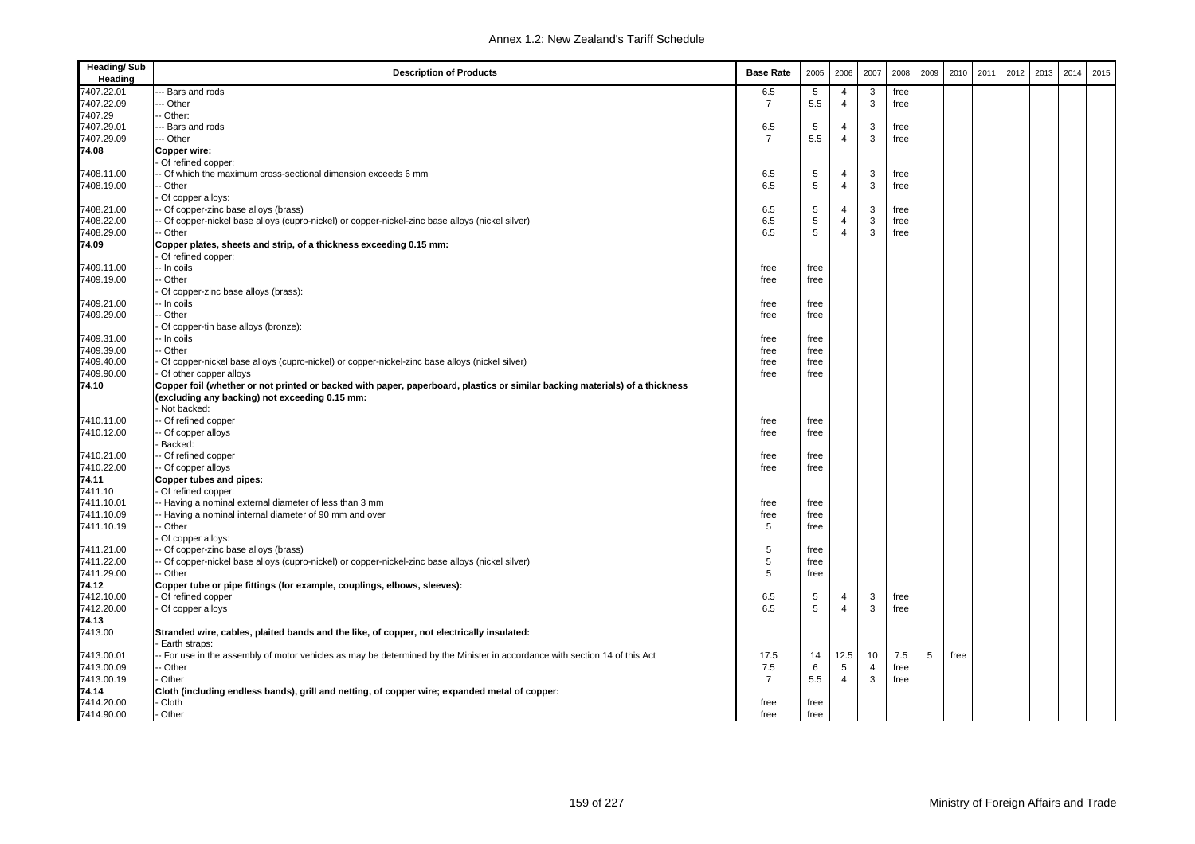| Heading/ Sub Heading | Description of Products | Base Rate | 2005 | 2006 | 2007 | 2008 | 2009 | 2010 | 2011 | 2012 | 2013 | 2014 | 2015 |
|---|---|---|---|---|---|---|---|---|---|---|---|---|---|
| 7407.22.01 | --- Bars and rods | 6.5 | 5 | 4 | 3 | free | | | | | | | |
| 7407.22.09 | --- Other | 7 | 5.5 | 4 | 3 | free | | | | | | | |
| 7407.29 | -- Other: | | | | | | | | | | | | |
| 7407.29.01 | --- Bars and rods | 6.5 | 5 | 4 | 3 | free | | | | | | | |
| 7407.29.09 | --- Other | 7 | 5.5 | 4 | 3 | free | | | | | | | |
| **74.08** | **Copper wire:** | | | | | | | | | | | | |
| | - Of refined copper: | | | | | | | | | | | | |
| 7408.11.00 | -- Of which the maximum cross-sectional dimension exceeds 6 mm | 6.5 | 5 | 4 | 3 | free | | | | | | | |
| 7408.19.00 | -- Other | 6.5 | 5 | 4 | 3 | free | | | | | | | |
| | - Of copper alloys: | | | | | | | | | | | | |
| 7408.21.00 | -- Of copper-zinc base alloys (brass) | 6.5 | 5 | 4 | 3 | free | | | | | | | |
| 7408.22.00 | -- Of copper-nickel base alloys (cupro-nickel) or copper-nickel-zinc base alloys (nickel silver) | 6.5 | 5 | 4 | 3 | free | | | | | | | |
| 7408.29.00 | -- Other | 6.5 | 5 | 4 | 3 | free | | | | | | | |
| **74.09** | **Copper plates, sheets and strip, of a thickness exceeding 0.15 mm:** | | | | | | | | | | | | |
| | - Of refined copper: | | | | | | | | | | | | |
| 7409.11.00 | -- In coils | free | free | | | | | | | | | | |
| 7409.19.00 | -- Other | free | free | | | | | | | | | | |
| | - Of copper-zinc base alloys (brass): | | | | | | | | | | | | |
| 7409.21.00 | -- In coils | free | free | | | | | | | | | | |
| 7409.29.00 | -- Other | free | free | | | | | | | | | | |
| | - Of copper-tin base alloys (bronze): | | | | | | | | | | | | |
| 7409.31.00 | -- In coils | free | free | | | | | | | | | | |
| 7409.39.00 | -- Other | free | free | | | | | | | | | | |
| 7409.40.00 | - Of copper-nickel base alloys (cupro-nickel) or copper-nickel-zinc base alloys (nickel silver) | free | free | | | | | | | | | | |
| 7409.90.00 | - Of other copper alloys | free | free | | | | | | | | | | |
| **74.10** | **Copper foil (whether or not printed or backed with paper, paperboard, plastics or similar backing materials) of a thickness (excluding any backing) not exceeding 0.15 mm:** | | | | | | | | | | | | |
| | - Not backed: | | | | | | | | | | | | |
| 7410.11.00 | -- Of refined copper | free | free | | | | | | | | | | |
| 7410.12.00 | -- Of copper alloys | free | free | | | | | | | | | | |
| | - Backed: | | | | | | | | | | | | |
| 7410.21.00 | -- Of refined copper | free | free | | | | | | | | | | |
| 7410.22.00 | -- Of copper alloys | free | free | | | | | | | | | | |
| **74.11** | **Copper tubes and pipes:** | | | | | | | | | | | | |
| 7411.10 | - Of refined copper: | | | | | | | | | | | | |
| 7411.10.01 | -- Having a nominal external diameter of less than 3 mm | free | free | | | | | | | | | | |
| 7411.10.09 | -- Having a nominal internal diameter of 90 mm and over | free | free | | | | | | | | | | |
| 7411.10.19 | -- Other | 5 | free | | | | | | | | | | |
| | - Of copper alloys: | | | | | | | | | | | | |
| 7411.21.00 | -- Of copper-zinc base alloys (brass) | 5 | free | | | | | | | | | | |
| 7411.22.00 | -- Of copper-nickel base alloys (cupro-nickel) or copper-nickel-zinc base alloys (nickel silver) | 5 | free | | | | | | | | | | |
| 7411.29.00 | -- Other | 5 | free | | | | | | | | | | |
| **74.12** | **Copper tube or pipe fittings (for example, couplings, elbows, sleeves):** | | | | | | | | | | | | |
| 7412.10.00 | - Of refined copper | 6.5 | 5 | 4 | 3 | free | | | | | | | |
| 7412.20.00 | - Of copper alloys | 6.5 | 5 | 4 | 3 | free | | | | | | | |
| **74.13** | | | | | | | | | | | | | |
| 7413.00 | **Stranded wire, cables, plaited bands and the like, of copper, not electrically insulated:** | | | | | | | | | | | | |
| | - Earth straps: | | | | | | | | | | | | |
| 7413.00.01 | -- For use in the assembly of motor vehicles as may be determined by the Minister in accordance with section 14 of this Act | 17.5 | 14 | 12.5 | 10 | 7.5 | 5 | free | | | | | |
| 7413.00.09 | -- Other | 7.5 | 6 | 5 | 4 | free | | | | | | | |
| 7413.00.19 | - Other | 7 | 5.5 | 4 | 3 | free | | | | | | | |
| **74.14** | **Cloth (including endless bands), grill and netting, of copper wire; expanded metal of copper:** | | | | | | | | | | | | |
| 7414.20.00 | - Cloth | free | free | | | | | | | | | | |
| 7414.90.00 | - Other | free | free | | | | | | | | | | |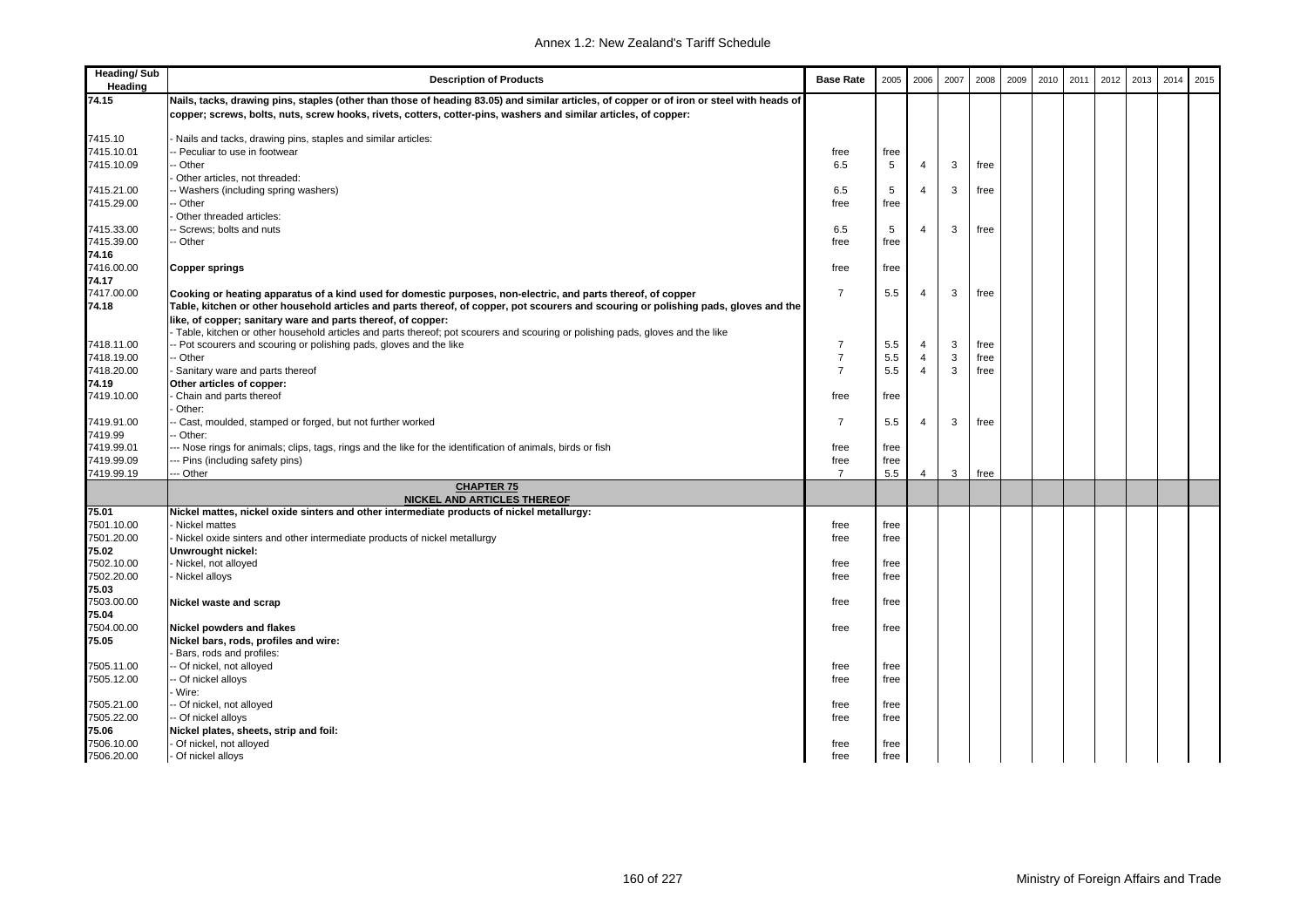| Heading/ Sub Heading | Description of Products | Base Rate | 2005 | 2006 | 2007 | 2008 | 2009 | 2010 | 2011 | 2012 | 2013 | 2014 | 2015 |
|---|---|---|---|---|---|---|---|---|---|---|---|---|---|
| 74.15 | **Nails, tacks, drawing pins, staples (other than those of heading 83.05) and similar articles, of copper or of iron or steel with heads of copper; screws, bolts, nuts, screw hooks, rivets, cotters, cotter-pins, washers and similar articles, of copper:** | | | | | | | | | | | | |
| 7415.10 | - Nails and tacks, drawing pins, staples and similar articles: | | | | | | | | | | | | |
| 7415.10.01 | -- Peculiar to use in footwear | free | free | | | | | | | | | | |
| 7415.10.09 | -- Other | 6.5 | 5 | 4 | 3 | free | | | | | | | |
| | - Other articles, not threaded: | | | | | | | | | | | | |
| 7415.21.00 | -- Washers (including spring washers) | 6.5 | 5 | 4 | 3 | free | | | | | | | |
| 7415.29.00 | -- Other | free | free | | | | | | | | | | |
| | - Other threaded articles: | | | | | | | | | | | | |
| 7415.33.00 | -- Screws; bolts and nuts | 6.5 | 5 | 4 | 3 | free | | | | | | | |
| 7415.39.00 | -- Other | free | free | | | | | | | | | | |
| 74.16 | | | | | | | | | | | | | |
| 7416.00.00 | **Copper springs** | free | free | | | | | | | | | | |
| 74.17 | | | | | | | | | | | | | |
| 7417.00.00 | **Cooking or heating apparatus of a kind used for domestic purposes, non-electric, and parts thereof, of copper** | 7 | 5.5 | 4 | 3 | free | | | | | | | |
| 74.18 | **Table, kitchen or other household articles and parts thereof, of copper, pot scourers and scouring or polishing pads, gloves and the like, of copper; sanitary ware and parts thereof, of copper:** | | | | | | | | | | | | |
| | - Table, kitchen or other household articles and parts thereof; pot scourers and scouring or polishing pads, gloves and the like | | | | | | | | | | | | |
| 7418.11.00 | -- Pot scourers and scouring or polishing pads, gloves and the like | 7 | 5.5 | 4 | 3 | free | | | | | | | |
| 7418.19.00 | -- Other | 7 | 5.5 | 4 | 3 | free | | | | | | | |
| 7418.20.00 | - Sanitary ware and parts thereof | 7 | 5.5 | 4 | 3 | free | | | | | | | |
| 74.19 | **Other articles of copper:** | | | | | | | | | | | | |
| 7419.10.00 | - Chain and parts thereof | free | free | | | | | | | | | | |
| | - Other: | | | | | | | | | | | | |
| 7419.91.00 | -- Cast, moulded, stamped or forged, but not further worked | 7 | 5.5 | 4 | 3 | free | | | | | | | |
| 7419.99 | -- Other: | | | | | | | | | | | | |
| 7419.99.01 | --- Nose rings for animals; clips, tags, rings and the like for the identification of animals, birds or fish | free | free | | | | | | | | | | |
| 7419.99.09 | --- Pins (including safety pins) | free | free | | | | | | | | | | |
| 7419.99.19 | --- Other | 7 | 5.5 | 4 | 3 | free | | | | | | | |
| | **CHAPTER 75** **NICKEL AND ARTICLES THEREOF** | | | | | | | | | | | | |
| 75.01 | **Nickel mattes, nickel oxide sinters and other intermediate products of nickel metallurgy:** | | | | | | | | | | | | |
| 7501.10.00 | - Nickel mattes | free | free | | | | | | | | | | |
| 7501.20.00 | - Nickel oxide sinters and other intermediate products of nickel metallurgy | free | free | | | | | | | | | | |
| 75.02 | **Unwrought nickel:** | | | | | | | | | | | | |
| 7502.10.00 | - Nickel, not alloyed | free | free | | | | | | | | | | |
| 7502.20.00 | - Nickel alloys | free | free | | | | | | | | | | |
| 75.03 | | | | | | | | | | | | | |
| 7503.00.00 | **Nickel waste and scrap** | free | free | | | | | | | | | | |
| 75.04 | | | | | | | | | | | | | |
| 7504.00.00 | **Nickel powders and flakes** | free | free | | | | | | | | | | |
| 75.05 | **Nickel bars, rods, profiles and wire:** | | | | | | | | | | | | |
| | - Bars, rods and profiles: | | | | | | | | | | | | |
| 7505.11.00 | -- Of nickel, not alloyed | free | free | | | | | | | | | | |
| 7505.12.00 | -- Of nickel alloys | free | free | | | | | | | | | | |
| | - Wire: | | | | | | | | | | | | |
| 7505.21.00 | -- Of nickel, not alloyed | free | free | | | | | | | | | | |
| 7505.22.00 | -- Of nickel alloys | free | free | | | | | | | | | | |
| 75.06 | **Nickel plates, sheets, strip and foil:** | | | | | | | | | | | | |
| 7506.10.00 | - Of nickel, not alloyed | free | free | | | | | | | | | | |
| 7506.20.00 | - Of nickel alloys | free | free | | | | | | | | | | |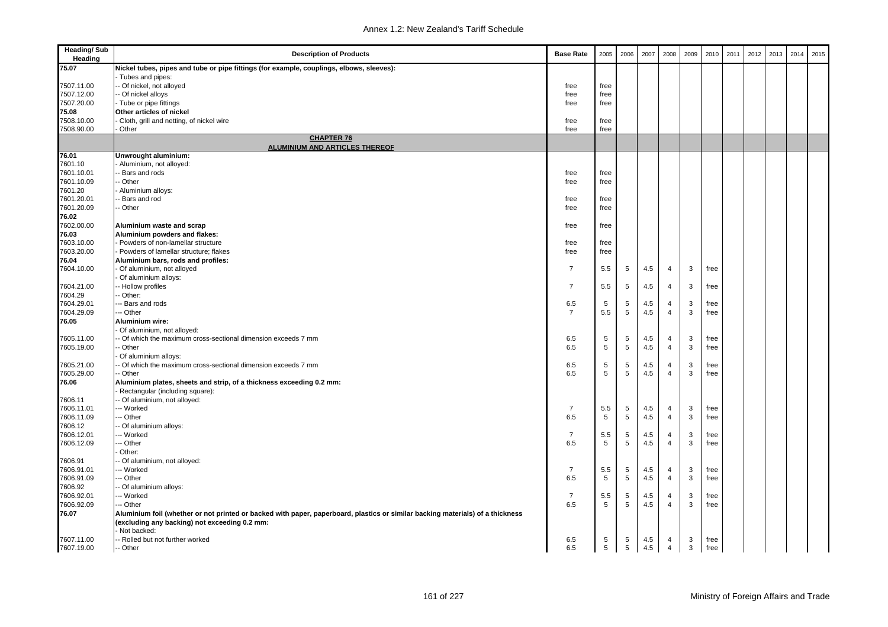| Heading/ Sub Heading | Description of Products | Base Rate | 2005 | 2006 | 2007 | 2008 | 2009 | 2010 | 2011 | 2012 | 2013 | 2014 | 2015 |
|---|---|---|---|---|---|---|---|---|---|---|---|---|---|
| 75.07 | **Nickel tubes, pipes and tube or pipe fittings (for example, couplings, elbows, sleeves):** | | | | | | | | | | | | |
| | - Tubes and pipes: | | | | | | | | | | | | |
| 7507.11.00 | -- Of nickel, not alloyed | free | free | | | | | | | | | | |
| 7507.12.00 | -- Of nickel alloys | free | free | | | | | | | | | | |
| 7507.20.00 | - Tube or pipe fittings | free | free | | | | | | | | | | |
| 75.08 | **Other articles of nickel** | | | | | | | | | | | | |
| 7508.10.00 | - Cloth, grill and netting, of nickel wire | free | free | | | | | | | | | | |
| 7508.90.00 | - Other | free | free | | | | | | | | | | |
| | **CHAPTER 76** **ALUMINIUM AND ARTICLES THEREOF** | | | | | | | | | | | | |
| 76.01 | **Unwrought aluminium:** | | | | | | | | | | | | |
| 7601.10 | - Aluminium, not alloyed: | | | | | | | | | | | | |
| 7601.10.01 | -- Bars and rods | free | free | | | | | | | | | | |
| 7601.10.09 | -- Other | free | free | | | | | | | | | | |
| 7601.20 | - Aluminium alloys: | | | | | | | | | | | | |
| 7601.20.01 | -- Bars and rod | free | free | | | | | | | | | | |
| 7601.20.09 | -- Other | free | free | | | | | | | | | | |
| 76.02 | | | | | | | | | | | | | |
| 7602.00.00 | **Aluminium waste and scrap** | free | free | | | | | | | | | | |
| 76.03 | **Aluminium powders and flakes:** | | | | | | | | | | | | |
| 7603.10.00 | - Powders of non-lamellar structure | free | free | | | | | | | | | | |
| 7603.20.00 | - Powders of lamellar structure; flakes | free | free | | | | | | | | | | |
| 76.04 | **Aluminium bars, rods and profiles:** | | | | | | | | | | | | |
| 7604.10.00 | - Of aluminium, not alloyed | 7 | 5.5 | 5 | 4.5 | 4 | 3 | free | | | | | |
| | - Of aluminium alloys: | | | | | | | | | | | | |
| 7604.21.00 | -- Hollow profiles | 7 | 5.5 | 5 | 4.5 | 4 | 3 | free | | | | | |
| 7604.29 | -- Other: | | | | | | | | | | | | |
| 7604.29.01 | --- Bars and rods | 6.5 | 5 | 5 | 4.5 | 4 | 3 | free | | | | | |
| 7604.29.09 | --- Other | 7 | 5.5 | 5 | 4.5 | 4 | 3 | free | | | | | |
| 76.05 | **Aluminium wire:** | | | | | | | | | | | | |
| | - Of aluminium, not alloyed: | | | | | | | | | | | | |
| 7605.11.00 | -- Of which the maximum cross-sectional dimension exceeds 7 mm | 6.5 | 5 | 5 | 4.5 | 4 | 3 | free | | | | | |
| 7605.19.00 | -- Other | 6.5 | 5 | 5 | 4.5 | 4 | 3 | free | | | | | |
| | - Of aluminium alloys: | | | | | | | | | | | | |
| 7605.21.00 | -- Of which the maximum cross-sectional dimension exceeds 7 mm | 6.5 | 5 | 5 | 4.5 | 4 | 3 | free | | | | | |
| 7605.29.00 | -- Other | 6.5 | 5 | 5 | 4.5 | 4 | 3 | free | | | | | |
| 76.06 | **Aluminium plates, sheets and strip, of a thickness exceeding 0.2 mm:** | | | | | | | | | | | | |
| | - Rectangular (including square): | | | | | | | | | | | | |
| 7606.11 | -- Of aluminium, not alloyed: | | | | | | | | | | | | |
| 7606.11.01 | --- Worked | 7 | 5.5 | 5 | 4.5 | 4 | 3 | free | | | | | |
| 7606.11.09 | --- Other | 6.5 | 5 | 5 | 4.5 | 4 | 3 | free | | | | | |
| 7606.12 | -- Of aluminium alloys: | | | | | | | | | | | | |
| 7606.12.01 | --- Worked | 7 | 5.5 | 5 | 4.5 | 4 | 3 | free | | | | | |
| 7606.12.09 | --- Other | 6.5 | 5 | 5 | 4.5 | 4 | 3 | free | | | | | |
| | - Other: | | | | | | | | | | | | |
| 7606.91 | -- Of aluminium, not alloyed: | | | | | | | | | | | | |
| 7606.91.01 | --- Worked | 7 | 5.5 | 5 | 4.5 | 4 | 3 | free | | | | | |
| 7606.91.09 | --- Other | 6.5 | 5 | 5 | 4.5 | 4 | 3 | free | | | | | |
| 7606.92 | -- Of aluminium alloys: | | | | | | | | | | | | |
| 7606.92.01 | --- Worked | 7 | 5.5 | 5 | 4.5 | 4 | 3 | free | | | | | |
| 7606.92.09 | --- Other | 6.5 | 5 | 5 | 4.5 | 4 | 3 | free | | | | | |
| 76.07 | **Aluminium foil (whether or not printed or backed with paper, paperboard, plastics or similar backing materials) of a thickness (excluding any backing) not exceeding 0.2 mm:** | | | | | | | | | | | | |
| | - Not backed: | | | | | | | | | | | | |
| 7607.11.00 | -- Rolled but not further worked | 6.5 | 5 | 5 | 4.5 | 4 | 3 | free | | | | | |
| 7607.19.00 | -- Other | 6.5 | 5 | 5 | 4.5 | 4 | 3 | free | | | | | |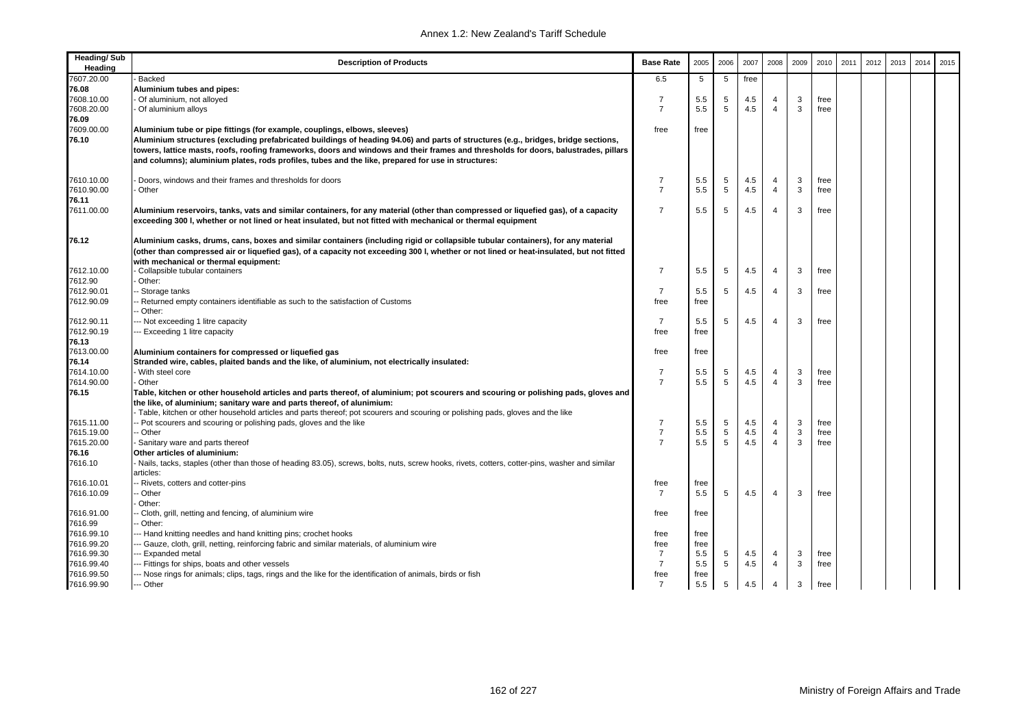| Heading/ Sub Heading | Description of Products | Base Rate | 2005 | 2006 | 2007 | 2008 | 2009 | 2010 | 2011 | 2012 | 2013 | 2014 | 2015 |
|---|---|---|---|---|---|---|---|---|---|---|---|---|---|
| 7607.20.00 | - Backed | 6.5 | 5 | 5 | free | | | | | | | | |
| **76.08** | **Aluminium tubes and pipes:** | | | | | | | | | | | | |
| 7608.10.00 | - Of aluminium, not alloyed | 7 | 5.5 | 5 | 4.5 | 4 | 3 | free | | | | | |
| 7608.20.00 | - Of aluminium alloys | 7 | 5.5 | 5 | 4.5 | 4 | 3 | free | | | | | |
| **76.09** | | | | | | | | | | | | | |
| 7609.00.00 | **Aluminium tube or pipe fittings (for example, couplings, elbows, sleeves)** | free | free | | | | | | | | | | |
| **76.10** | **Aluminium structures (excluding prefabricated buildings of heading 94.06) and parts of structures (e.g., bridges, bridge sections, towers, lattice masts, roofs, roofing frameworks, doors and windows and their frames and thresholds for doors, balustrades, pillars and columns); aluminium plates, rods profiles, tubes and the like, prepared for use in structures:** | | | | | | | | | | | | |
| 7610.10.00 | - Doors, windows and their frames and thresholds for doors | 7 | 5.5 | 5 | 4.5 | 4 | 3 | free | | | | | |
| 7610.90.00 | - Other | 7 | 5.5 | 5 | 4.5 | 4 | 3 | free | | | | | |
| **76.11** | | | | | | | | | | | | | |
| 7611.00.00 | **Aluminium reservoirs, tanks, vats and similar containers, for any material (other than compressed or liquefied gas), of a capacity exceeding 300 l, whether or not lined or heat insulated, but not fitted with mechanical or thermal equipment** | 7 | 5.5 | 5 | 4.5 | 4 | 3 | free | | | | | |
| **76.12** | **Aluminium casks, drums, cans, boxes and similar containers (including rigid or collapsible tubular containers), for any material (other than compressed air or liquefied gas), of a capacity not exceeding 300 l, whether or not lined or heat-insulated, but not fitted with mechanical or thermal equipment:** | | | | | | | | | | | | |
| 7612.10.00 | - Collapsible tubular containers | 7 | 5.5 | 5 | 4.5 | 4 | 3 | free | | | | | |
| 7612.90 | - Other: | | | | | | | | | | | | |
| 7612.90.01 | -- Storage tanks | 7 | 5.5 | 5 | 4.5 | 4 | 3 | free | | | | | |
| 7612.90.09 | -- Returned empty containers identifiable as such to the satisfaction of Customs | free | free | | | | | | | | | | |
| | -- Other: | | | | | | | | | | | | |
| 7612.90.11 | --- Not exceeding 1 litre capacity | 7 | 5.5 | 5 | 4.5 | 4 | 3 | free | | | | | |
| 7612.90.19 | --- Exceeding 1 litre capacity | free | free | | | | | | | | | | |
| **76.13** | | | | | | | | | | | | | |
| 7613.00.00 | **Aluminium containers for compressed or liquefied gas** | free | free | | | | | | | | | | |
| **76.14** | **Stranded wire, cables, plaited bands and the like, of aluminium, not electrically insulated:** | | | | | | | | | | | | |
| 7614.10.00 | - With steel core | 7 | 5.5 | 5 | 4.5 | 4 | 3 | free | | | | | |
| 7614.90.00 | - Other | 7 | 5.5 | 5 | 4.5 | 4 | 3 | free | | | | | |
| **76.15** | **Table, kitchen or other household articles and parts thereof, of aluminium; pot scourers and scouring or polishing pads, gloves and the like, of aluminium; sanitary ware and parts thereof, of alunimium:** | | | | | | | | | | | | |
| | - Table, kitchen or other household articles and parts thereof; pot scourers and scouring or polishing pads, gloves and the like | | | | | | | | | | | | |
| 7615.11.00 | -- Pot scourers and scouring or polishing pads, gloves and the like | 7 | 5.5 | 5 | 4.5 | 4 | 3 | free | | | | | |
| 7615.19.00 | -- Other | 7 | 5.5 | 5 | 4.5 | 4 | 3 | free | | | | | |
| 7615.20.00 | - Sanitary ware and parts thereof | 7 | 5.5 | 5 | 4.5 | 4 | 3 | free | | | | | |
| **76.16** | **Other articles of aluminium:** | | | | | | | | | | | | |
| 7616.10 | - Nails, tacks, staples (other than those of heading 83.05), screws, bolts, nuts, screw hooks, rivets, cotters, cotter-pins, washer and similar articles: | | | | | | | | | | | | |
| 7616.10.01 | -- Rivets, cotters and cotter-pins | free | free | | | | | | | | | | |
| 7616.10.09 | -- Other | 7 | 5.5 | 5 | 4.5 | 4 | 3 | free | | | | | |
| | - Other: | | | | | | | | | | | | |
| 7616.91.00 | -- Cloth, grill, netting and fencing, of aluminium wire | free | free | | | | | | | | | | |
| 7616.99 | -- Other: | | | | | | | | | | | | |
| 7616.99.10 | --- Hand knitting needles and hand knitting pins; crochet hooks | free | free | | | | | | | | | | |
| 7616.99.20 | --- Gauze, cloth, grill, netting, reinforcing fabric and similar materials, of aluminium wire | free | free | | | | | | | | | | |
| 7616.99.30 | --- Expanded metal | 7 | 5.5 | 5 | 4.5 | 4 | 3 | free | | | | | |
| 7616.99.40 | --- Fittings for ships, boats and other vessels | 7 | 5.5 | 5 | 4.5 | 4 | 3 | free | | | | | |
| 7616.99.50 | --- Nose rings for animals; clips, tags, rings and the like for the identification of animals, birds or fish | free | free | | | | | | | | | | |
| 7616.99.90 | --- Other | 7 | 5.5 | 5 | 4.5 | 4 | 3 | free | | | | | |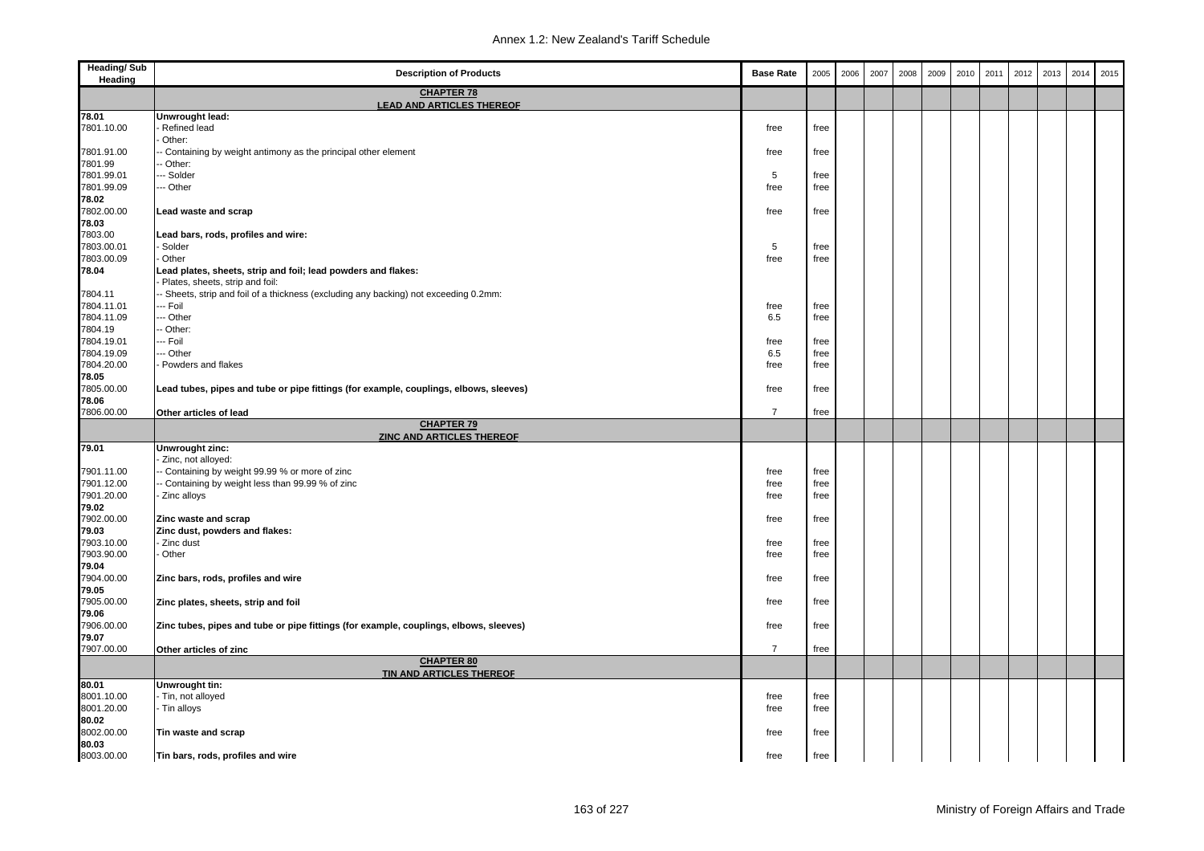| Heading/ Sub Heading | Description of Products | Base Rate | 2005 | 2006 | 2007 | 2008 | 2009 | 2010 | 2011 | 2012 | 2013 | 2014 | 2015 |
|---|---|---|---|---|---|---|---|---|---|---|---|---|---|
| | **CHAPTER 78** **LEAD AND ARTICLES THEREOF** | | | | | | | | | | | | |
| **78.01** | **Unwrought lead:** | | | | | | | | | | | | |
| 7801.10.00 | - Refined lead | free | free | | | | | | | | | | |
| | - Other: | | | | | | | | | | | | |
| 7801.91.00 | -- Containing by weight antimony as the principal other element | free | free | | | | | | | | | | |
| 7801.99 | -- Other: | | | | | | | | | | | | |
| 7801.99.01 | --- Solder | 5 | free | | | | | | | | | | |
| 7801.99.09 | --- Other | free | free | | | | | | | | | | |
| **78.02** | | | | | | | | | | | | | |
| 7802.00.00 | **Lead waste and scrap** | free | free | | | | | | | | | | |
| **78.03** | | | | | | | | | | | | | |
| 7803.00 | **Lead bars, rods, profiles and wire:** | | | | | | | | | | | | |
| 7803.00.01 | - Solder | 5 | free | | | | | | | | | | |
| 7803.00.09 | - Other | free | free | | | | | | | | | | |
| **78.04** | **Lead plates, sheets, strip and foil; lead powders and flakes:** | | | | | | | | | | | | |
| | - Plates, sheets, strip and foil: | | | | | | | | | | | | |
| 7804.11 | -- Sheets, strip and foil of a thickness (excluding any backing) not exceeding 0.2mm: | | | | | | | | | | | | |
| 7804.11.01 | --- Foil | free | free | | | | | | | | | | |
| 7804.11.09 | --- Other | 6.5 | free | | | | | | | | | | |
| 7804.19 | -- Other: | | | | | | | | | | | | |
| 7804.19.01 | --- Foil | free | free | | | | | | | | | | |
| 7804.19.09 | --- Other | 6.5 | free | | | | | | | | | | |
| 7804.20.00 | - Powders and flakes | free | free | | | | | | | | | | |
| **78.05** | | | | | | | | | | | | | |
| 7805.00.00 | **Lead tubes, pipes and tube or pipe fittings (for example, couplings, elbows, sleeves)** | free | free | | | | | | | | | | |
| **78.06** | | | | | | | | | | | | | |
| 7806.00.00 | **Other articles of lead** | 7 | free | | | | | | | | | | |
| | **CHAPTER 79** **ZINC AND ARTICLES THEREOF** | | | | | | | | | | | | |
| **79.01** | **Unwrought zinc:** | | | | | | | | | | | | |
| | - Zinc, not alloyed: | | | | | | | | | | | | |
| 7901.11.00 | -- Containing by weight 99.99 % or more of zinc | free | free | | | | | | | | | | |
| 7901.12.00 | -- Containing by weight less than 99.99 % of zinc | free | free | | | | | | | | | | |
| 7901.20.00 | - Zinc alloys | free | free | | | | | | | | | | |
| **79.02** | | | | | | | | | | | | | |
| 7902.00.00 | **Zinc waste and scrap** | free | free | | | | | | | | | | |
| **79.03** | **Zinc dust, powders and flakes:** | | | | | | | | | | | | |
| 7903.10.00 | - Zinc dust | free | free | | | | | | | | | | |
| 7903.90.00 | - Other | free | free | | | | | | | | | | |
| **79.04** | | | | | | | | | | | | | |
| 7904.00.00 | **Zinc bars, rods, profiles and wire** | free | free | | | | | | | | | | |
| **79.05** | | | | | | | | | | | | | |
| 7905.00.00 | **Zinc plates, sheets, strip and foil** | free | free | | | | | | | | | | |
| **79.06** | | | | | | | | | | | | | |
| 7906.00.00 | **Zinc tubes, pipes and tube or pipe fittings (for example, couplings, elbows, sleeves)** | free | free | | | | | | | | | | |
| **79.07** | | | | | | | | | | | | | |
| 7907.00.00 | **Other articles of zinc** | 7 | free | | | | | | | | | | |
| | **CHAPTER 80** **TIN AND ARTICLES THEREOF** | | | | | | | | | | | | |
| **80.01** | **Unwrought tin:** | | | | | | | | | | | | |
| 8001.10.00 | - Tin, not alloyed | free | free | | | | | | | | | | |
| 8001.20.00 | - Tin alloys | free | free | | | | | | | | | | |
| **80.02** | | | | | | | | | | | | | |
| 8002.00.00 | **Tin waste and scrap** | free | free | | | | | | | | | | |
| **80.03** | | | | | | | | | | | | | |
| 8003.00.00 | **Tin bars, rods, profiles and wire** | free | free | | | | | | | | | | |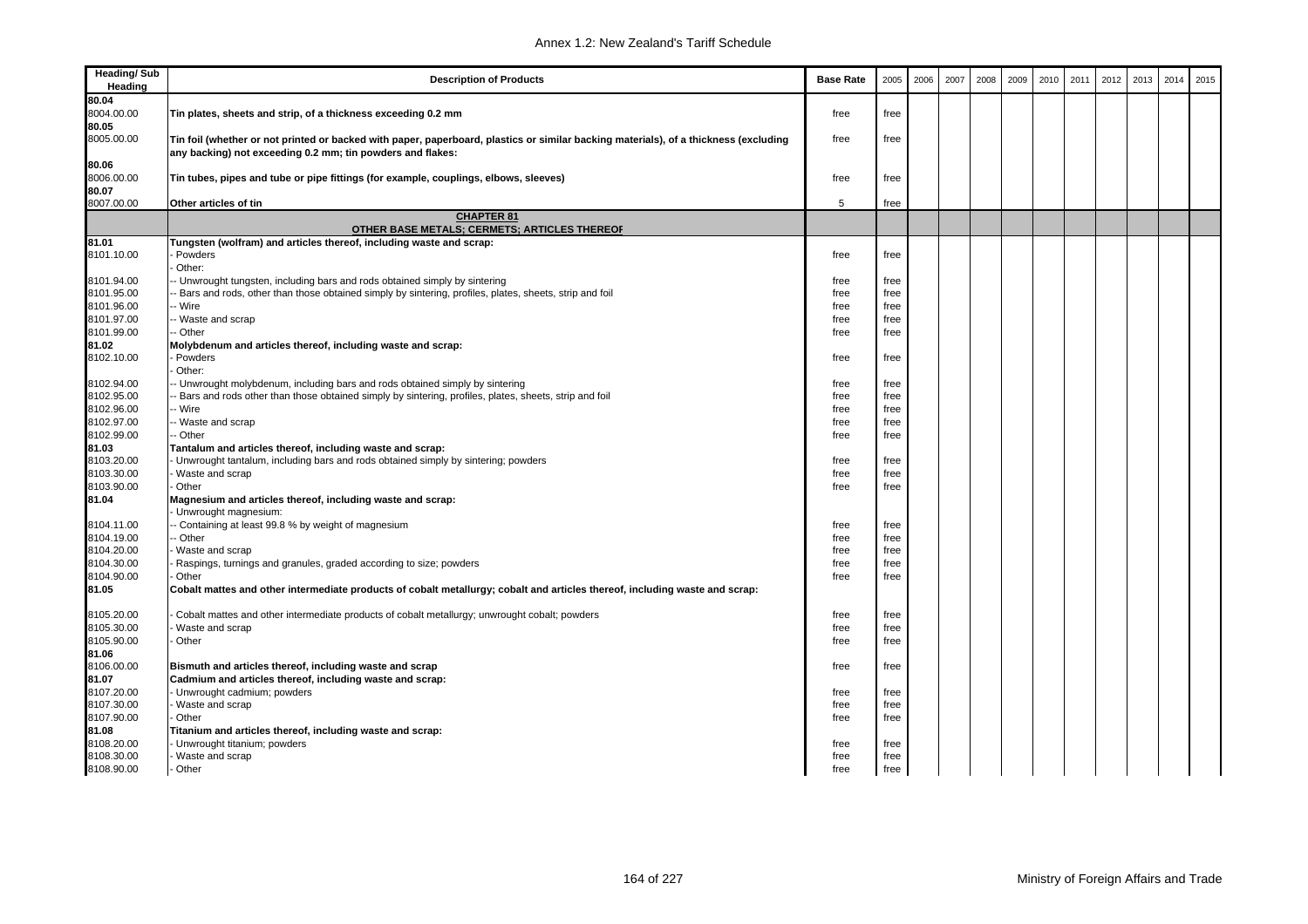| Heading/ Sub Heading | Description of Products | Base Rate | 2005 | 2006 | 2007 | 2008 | 2009 | 2010 | 2011 | 2012 | 2013 | 2014 | 2015 |
|---|---|---|---|---|---|---|---|---|---|---|---|---|---|
| **80.04** | | | | | | | | | | | | | |
| 8004.00.00 | **Tin plates, sheets and strip, of a thickness exceeding 0.2 mm** | free | free | | | | | | | | | | |
| **80.05** | | | | | | | | | | | | | |
| 8005.00.00 | **Tin foil (whether or not printed or backed with paper, paperboard, plastics or similar backing materials), of a thickness (excluding any backing) not exceeding 0.2 mm; tin powders and flakes:** | free | free | | | | | | | | | | |
| **80.06** | | | | | | | | | | | | | |
| 8006.00.00 | **Tin tubes, pipes and tube or pipe fittings (for example, couplings, elbows, sleeves)** | free | free | | | | | | | | | | |
| **80.07** | | | | | | | | | | | | | |
| 8007.00.00 | **Other articles of tin** | 5 | free | | | | | | | | | | |
| | **CHAPTER 81** **OTHER BASE METALS; CERMETS; ARTICLES THEREOF** | | | | | | | | | | | | |
| **81.01** | **Tungsten (wolfram) and articles thereof, including waste and scrap:** | | | | | | | | | | | | |
| 8101.10.00 | - Powders | free | free | | | | | | | | | | |
| | - Other: | | | | | | | | | | | | |
| 8101.94.00 | -- Unwrought tungsten, including bars and rods obtained simply by sintering | free | free | | | | | | | | | | |
| 8101.95.00 | -- Bars and rods, other than those obtained simply by sintering, profiles, plates, sheets, strip and foil | free | free | | | | | | | | | | |
| 8101.96.00 | -- Wire | free | free | | | | | | | | | | |
| 8101.97.00 | -- Waste and scrap | free | free | | | | | | | | | | |
| 8101.99.00 | -- Other | free | free | | | | | | | | | | |
| **81.02** | **Molybdenum and articles thereof, including waste and scrap:** | | | | | | | | | | | | |
| 8102.10.00 | - Powders | free | free | | | | | | | | | | |
| | - Other: | | | | | | | | | | | | |
| 8102.94.00 | -- Unwrought molybdenum, including bars and rods obtained simply by sintering | free | free | | | | | | | | | | |
| 8102.95.00 | -- Bars and rods other than those obtained simply by sintering, profiles, plates, sheets, strip and foil | free | free | | | | | | | | | | |
| 8102.96.00 | -- Wire | free | free | | | | | | | | | | |
| 8102.97.00 | -- Waste and scrap | free | free | | | | | | | | | | |
| 8102.99.00 | -- Other | free | free | | | | | | | | | | |
| **81.03** | **Tantalum and articles thereof, including waste and scrap:** | | | | | | | | | | | | |
| 8103.20.00 | - Unwrought tantalum, including bars and rods obtained simply by sintering; powders | free | free | | | | | | | | | | |
| 8103.30.00 | - Waste and scrap | free | free | | | | | | | | | | |
| 8103.90.00 | - Other | free | free | | | | | | | | | | |
| **81.04** | **Magnesium and articles thereof, including waste and scrap:** | | | | | | | | | | | | |
| | - Unwrought magnesium: | | | | | | | | | | | | |
| 8104.11.00 | -- Containing at least 99.8 % by weight of magnesium | free | free | | | | | | | | | | |
| 8104.19.00 | -- Other | free | free | | | | | | | | | | |
| 8104.20.00 | - Waste and scrap | free | free | | | | | | | | | | |
| 8104.30.00 | - Raspings, turnings and granules, graded according to size; powders | free | free | | | | | | | | | | |
| 8104.90.00 | - Other | free | free | | | | | | | | | | |
| **81.05** | **Cobalt mattes and other intermediate products of cobalt metallurgy; cobalt and articles thereof, including waste and scrap:** | | | | | | | | | | | | |
| 8105.20.00 | - Cobalt mattes and other intermediate products of cobalt metallurgy; unwrought cobalt; powders | free | free | | | | | | | | | | |
| 8105.30.00 | - Waste and scrap | free | free | | | | | | | | | | |
| 8105.90.00 | - Other | free | free | | | | | | | | | | |
| **81.06** | | | | | | | | | | | | | |
| 8106.00.00 | **Bismuth and articles thereof, including waste and scrap** | free | free | | | | | | | | | | |
| **81.07** | **Cadmium and articles thereof, including waste and scrap:** | | | | | | | | | | | | |
| 8107.20.00 | - Unwrought cadmium; powders | free | free | | | | | | | | | | |
| 8107.30.00 | - Waste and scrap | free | free | | | | | | | | | | |
| 8107.90.00 | - Other | free | free | | | | | | | | | | |
| **81.08** | **Titanium and articles thereof, including waste and scrap:** | | | | | | | | | | | | |
| 8108.20.00 | - Unwrought titanium; powders | free | free | | | | | | | | | | |
| 8108.30.00 | - Waste and scrap | free | free | | | | | | | | | | |
| 8108.90.00 | - Other | free | free | | | | | | | | | | |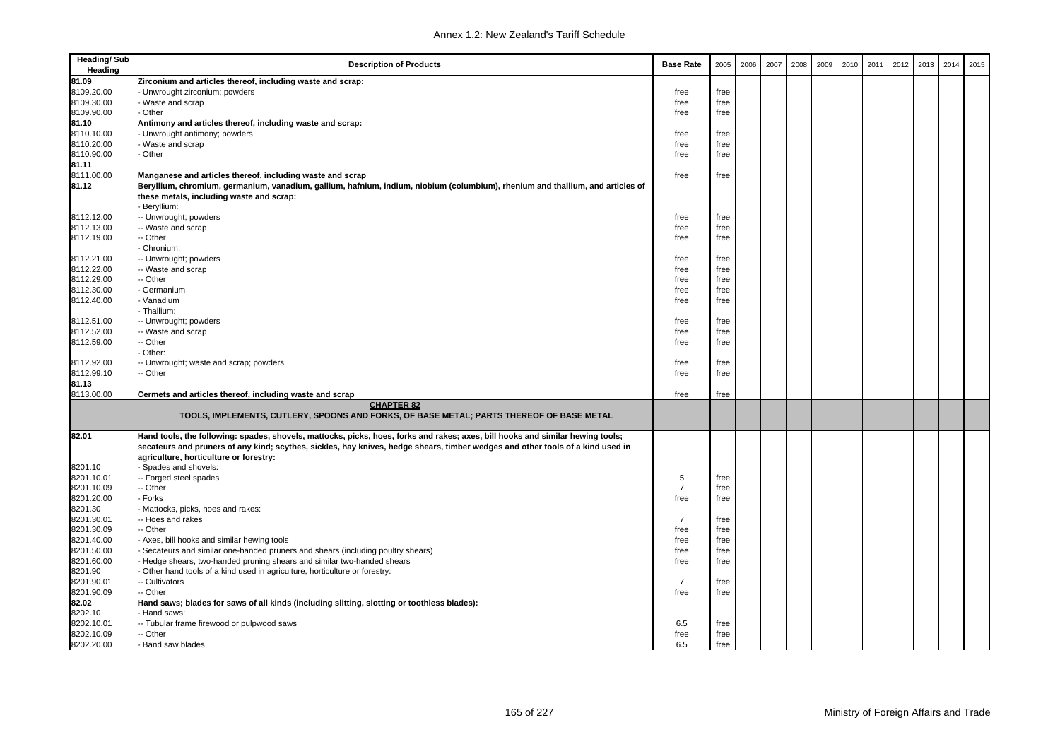| Heading/ Sub Heading | Description of Products | Base Rate | 2005 | 2006 | 2007 | 2008 | 2009 | 2010 | 2011 | 2012 | 2013 | 2014 | 2015 |
|---|---|---|---|---|---|---|---|---|---|---|---|---|---|
| **81.09** | **Zirconium and articles thereof, including waste and scrap:** | | | | | | | | | | | | |
| 8109.20.00 | - Unwrought zirconium; powders | free | free | | | | | | | | | | |
| 8109.30.00 | - Waste and scrap | free | free | | | | | | | | | | |
| 8109.90.00 | - Other | free | free | | | | | | | | | | |
| **81.10** | **Antimony and articles thereof, including waste and scrap:** | | | | | | | | | | | | |
| 8110.10.00 | - Unwrought antimony; powders | free | free | | | | | | | | | | |
| 8110.20.00 | - Waste and scrap | free | free | | | | | | | | | | |
| 8110.90.00 | - Other | free | free | | | | | | | | | | |
| **81.11** | | | | | | | | | | | | | |
| 8111.00.00 | **Manganese and articles thereof, including waste and scrap** | free | free | | | | | | | | | | |
| **81.12** | **Beryllium, chromium, germanium, vanadium, gallium, hafnium, indium, niobium (columbium), rhenium and thallium, and articles of these metals, including waste and scrap:** | | | | | | | | | | | | |
| | - Beryllium: | | | | | | | | | | | | |
| 8112.12.00 | -- Unwrought; powders | free | free | | | | | | | | | | |
| 8112.13.00 | -- Waste and scrap | free | free | | | | | | | | | | |
| 8112.19.00 | -- Other | free | free | | | | | | | | | | |
| | - Chronium: | | | | | | | | | | | | |
| 8112.21.00 | -- Unwrought; powders | free | free | | | | | | | | | | |
| 8112.22.00 | -- Waste and scrap | free | free | | | | | | | | | | |
| 8112.29.00 | -- Other | free | free | | | | | | | | | | |
| 8112.30.00 | - Germanium | free | free | | | | | | | | | | |
| 8112.40.00 | - Vanadium | free | free | | | | | | | | | | |
| | - Thallium: | | | | | | | | | | | | |
| 8112.51.00 | -- Unwrought; powders | free | free | | | | | | | | | | |
| 8112.52.00 | -- Waste and scrap | free | free | | | | | | | | | | |
| 8112.59.00 | -- Other | free | free | | | | | | | | | | |
| | - Other: | | | | | | | | | | | | |
| 8112.92.00 | -- Unwrought; waste and scrap; powders | free | free | | | | | | | | | | |
| 8112.99.10 | -- Other | free | free | | | | | | | | | | |
| **81.13** | | | | | | | | | | | | | |
| 8113.00.00 | **Cermets and articles thereof, including waste and scrap** | free | free | | | | | | | | | | |
| | **CHAPTER 82** **TOOLS, IMPLEMENTS, CUTLERY, SPOONS AND FORKS, OF BASE METAL; PARTS THEREOF OF BASE METAL** | | | | | | | | | | | | |
| **82.01** | **Hand tools, the following: spades, shovels, mattocks, picks, hoes, forks and rakes; axes, bill hooks and similar hewing tools; secateurs and pruners of any kind; scythes, sickles, hay knives, hedge shears, timber wedges and other tools of a kind used in agriculture, horticulture or forestry:** | | | | | | | | | | | | |
| 8201.10 | - Spades and shovels: | | | | | | | | | | | | |
| 8201.10.01 | -- Forged steel spades | 5 | free | | | | | | | | | | |
| 8201.10.09 | -- Other | 7 | free | | | | | | | | | | |
| 8201.20.00 | - Forks | free | free | | | | | | | | | | |
| 8201.30 | - Mattocks, picks, hoes and rakes: | | | | | | | | | | | | |
| 8201.30.01 | -- Hoes and rakes | 7 | free | | | | | | | | | | |
| 8201.30.09 | -- Other | free | free | | | | | | | | | | |
| 8201.40.00 | - Axes, bill hooks and similar hewing tools | free | free | | | | | | | | | | |
| 8201.50.00 | - Secateurs and similar one-handed pruners and shears (including poultry shears) | free | free | | | | | | | | | | |
| 8201.60.00 | - Hedge shears, two-handed pruning shears and similar two-handed shears | free | free | | | | | | | | | | |
| 8201.90 | - Other hand tools of a kind used in agriculture, horticulture or forestry: | | | | | | | | | | | | |
| 8201.90.01 | -- Cultivators | 7 | free | | | | | | | | | | |
| 8201.90.09 | -- Other | free | free | | | | | | | | | | |
| **82.02** | **Hand saws; blades for saws of all kinds (including slitting, slotting or toothless blades):** | | | | | | | | | | | | |
| 8202.10 | - Hand saws: | | | | | | | | | | | | |
| 8202.10.01 | -- Tubular frame firewood or pulpwood saws | 6.5 | free | | | | | | | | | | |
| 8202.10.09 | -- Other | free | free | | | | | | | | | | |
| 8202.20.00 | - Band saw blades | 6.5 | free | | | | | | | | | | |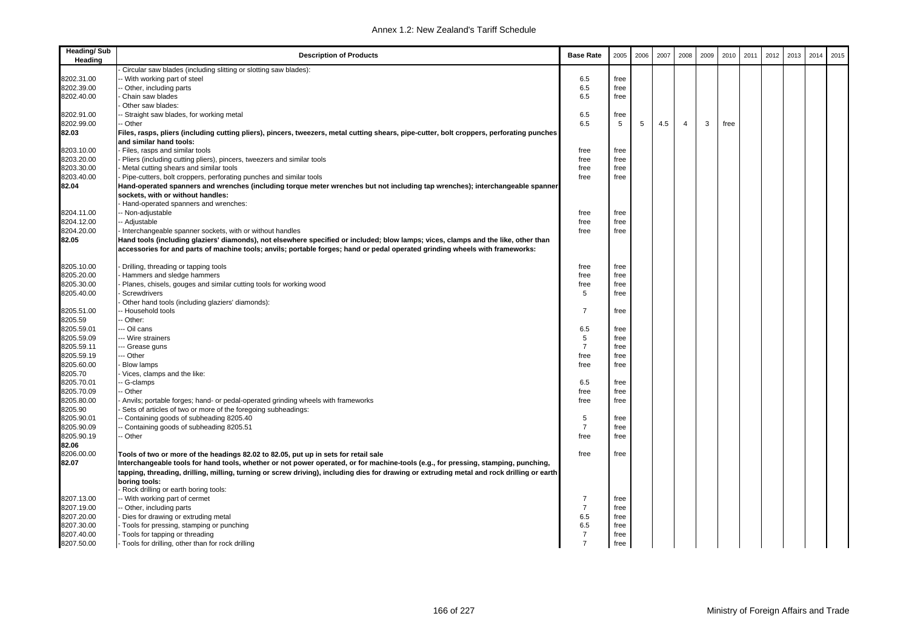| Heading/ Sub Heading | Description of Products | Base Rate | 2005 | 2006 | 2007 | 2008 | 2009 | 2010 | 2011 | 2012 | 2013 | 2014 | 2015 |
|---|---|---|---|---|---|---|---|---|---|---|---|---|---|
| | - Circular saw blades (including slitting or slotting saw blades): | | | | | | | | | | | | |
| 8202.31.00 | -- With working part of steel | 6.5 | free | | | | | | | | | | |
| 8202.39.00 | -- Other, including parts | 6.5 | free | | | | | | | | | | |
| 8202.40.00 | - Chain saw blades | 6.5 | free | | | | | | | | | | |
| | - Other saw blades: | | | | | | | | | | | | |
| 8202.91.00 | -- Straight saw blades, for working metal | 6.5 | free | | | | | | | | | | |
| 8202.99.00 | -- Other | 6.5 | 5 | 5 | 4.5 | 4 | 3 | free | | | | | |
| **82.03** | **Files, rasps, pliers (including cutting pliers), pincers, tweezers, metal cutting shears, pipe-cutter, bolt croppers, perforating punches and similar hand tools:** | | | | | | | | | | | | |
| 8203.10.00 | - Files, rasps and similar tools | free | free | | | | | | | | | | |
| 8203.20.00 | - Pliers (including cutting pliers), pincers, tweezers and similar tools | free | free | | | | | | | | | | |
| 8203.30.00 | - Metal cutting shears and similar tools | free | free | | | | | | | | | | |
| 8203.40.00 | - Pipe-cutters, bolt croppers, perforating punches and similar tools | free | free | | | | | | | | | | |
| **82.04** | **Hand-operated spanners and wrenches (including torque meter wrenches but not including tap wrenches); interchangeable spanner sockets, with or without handles:** | | | | | | | | | | | | |
| | - Hand-operated spanners and wrenches: | | | | | | | | | | | | |
| 8204.11.00 | -- Non-adjustable | free | free | | | | | | | | | | |
| 8204.12.00 | -- Adjustable | free | free | | | | | | | | | | |
| 8204.20.00 | - Interchangeable spanner sockets, with or without handles | free | free | | | | | | | | | | |
| **82.05** | **Hand tools (including glaziers' diamonds), not elsewhere specified or included; blow lamps; vices, clamps and the like, other than accessories for and parts of machine tools; anvils; portable forges; hand or pedal operated grinding wheels with frameworks:** | | | | | | | | | | | | |
| 8205.10.00 | - Drilling, threading or tapping tools | free | free | | | | | | | | | | |
| 8205.20.00 | - Hammers and sledge hammers | free | free | | | | | | | | | | |
| 8205.30.00 | - Planes, chisels, gouges and similar cutting tools for working wood | free | free | | | | | | | | | | |
| 8205.40.00 | - Screwdrivers | 5 | free | | | | | | | | | | |
| | - Other hand tools (including glaziers' diamonds): | | | | | | | | | | | | |
| 8205.51.00 | -- Household tools | 7 | free | | | | | | | | | | |
| 8205.59 | -- Other: | | | | | | | | | | | | |
| 8205.59.01 | --- Oil cans | 6.5 | free | | | | | | | | | | |
| 8205.59.09 | --- Wire strainers | 5 | free | | | | | | | | | | |
| 8205.59.11 | --- Grease guns | 7 | free | | | | | | | | | | |
| 8205.59.19 | --- Other | free | free | | | | | | | | | | |
| 8205.60.00 | - Blow lamps | free | free | | | | | | | | | | |
| 8205.70 | - Vices, clamps and the like: | | | | | | | | | | | | |
| 8205.70.01 | -- G-clamps | 6.5 | free | | | | | | | | | | |
| 8205.70.09 | -- Other | free | free | | | | | | | | | | |
| 8205.80.00 | - Anvils; portable forges; hand- or pedal-operated grinding wheels with frameworks | free | free | | | | | | | | | | |
| 8205.90 | - Sets of articles of two or more of the foregoing subheadings: | | | | | | | | | | | | |
| 8205.90.01 | -- Containing goods of subheading 8205.40 | 5 | free | | | | | | | | | | |
| 8205.90.09 | -- Containing goods of subheading 8205.51 | 7 | free | | | | | | | | | | |
| 8205.90.19 | -- Other | free | free | | | | | | | | | | |
| **82.06** | | | | | | | | | | | | | |
| 8206.00.00 | **Tools of two or more of the headings 82.02 to 82.05, put up in sets for retail sale** | free | free | | | | | | | | | | |
| **82.07** | **Interchangeable tools for hand tools, whether or not power operated, or for machine-tools (e.g., for pressing, stamping, punching, tapping, threading, drilling, milling, turning or screw driving), including dies for drawing or extruding metal and rock drilling or earth boring tools:** | | | | | | | | | | | | |
| | - Rock drilling or earth boring tools: | | | | | | | | | | | | |
| 8207.13.00 | -- With working part of cermet | 7 | free | | | | | | | | | | |
| 8207.19.00 | -- Other, including parts | 7 | free | | | | | | | | | | |
| 8207.20.00 | - Dies for drawing or extruding metal | 6.5 | free | | | | | | | | | | |
| 8207.30.00 | - Tools for pressing, stamping or punching | 6.5 | free | | | | | | | | | | |
| 8207.40.00 | - Tools for tapping or threading | 7 | free | | | | | | | | | | |
| 8207.50.00 | - Tools for drilling, other than for rock drilling | 7 | free | | | | | | | | | | |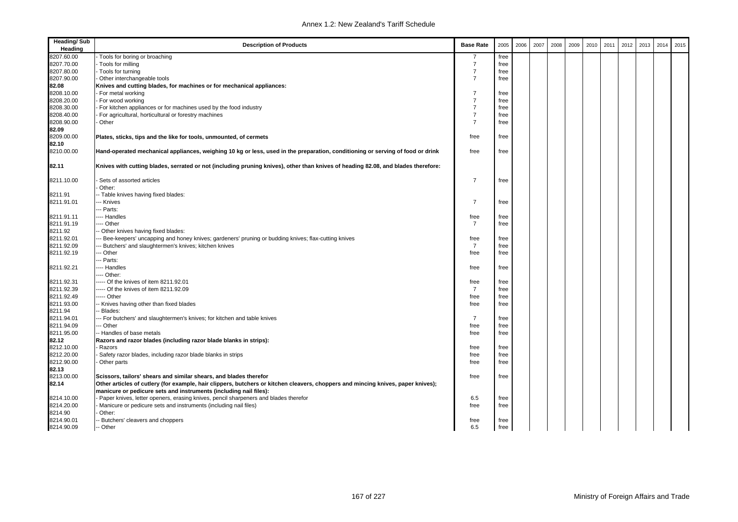| Heading/ Sub Heading | Description of Products | Base Rate | 2005 | 2006 | 2007 | 2008 | 2009 | 2010 | 2011 | 2012 | 2013 | 2014 | 2015 |
|---|---|---|---|---|---|---|---|---|---|---|---|---|---|
| 8207.60.00 | - Tools for boring or broaching | 7 | free | | | | | | | | | | |
| 8207.70.00 | - Tools for milling | 7 | free | | | | | | | | | | |
| 8207.80.00 | - Tools for turning | 7 | free | | | | | | | | | | |
| 8207.90.00 | - Other interchangeable tools | 7 | free | | | | | | | | | | |
| **82.08** | **Knives and cutting blades, for machines or for mechanical appliances:** | | | | | | | | | | | | |
| 8208.10.00 | - For metal working | 7 | free | | | | | | | | | | |
| 8208.20.00 | - For wood working | 7 | free | | | | | | | | | | |
| 8208.30.00 | - For kitchen appliances or for machines used by the food industry | 7 | free | | | | | | | | | | |
| 8208.40.00 | - For agricultural, horticultural or forestry machines | 7 | free | | | | | | | | | | |
| 8208.90.00 | - Other | 7 | free | | | | | | | | | | |
| **82.09** | | | | | | | | | | | | | |
| 8209.00.00 | **Plates, sticks, tips and the like for tools, unmounted, of cermets** | free | free | | | | | | | | | | |
| **82.10** | | | | | | | | | | | | | |
| 8210.00.00 | **Hand-operated mechanical appliances, weighing 10 kg or less, used in the preparation, conditioning or serving of food or drink** | free | free | | | | | | | | | | |
| **82.11** | **Knives with cutting blades, serrated or not (including pruning knives), other than knives of heading 82.08, and blades therefore:** | | | | | | | | | | | | |
| 8211.10.00 | - Sets of assorted articles | 7 | free | | | | | | | | | | |
| | - Other: | | | | | | | | | | | | |
| 8211.91 | -- Table knives having fixed blades: | | | | | | | | | | | | |
| 8211.91.01 | --- Knives | 7 | free | | | | | | | | | | |
| | --- Parts: | | | | | | | | | | | | |
| 8211.91.11 | ---- Handles | free | free | | | | | | | | | | |
| 8211.91.19 | ---- Other | 7 | free | | | | | | | | | | |
| 8211.92 | -- Other knives having fixed blades: | | | | | | | | | | | | |
| 8211.92.01 | --- Bee-keepers' uncapping and honey knives; gardeners' pruning or budding knives; flax-cutting knives | free | free | | | | | | | | | | |
| 8211.92.09 | --- Butchers' and slaughtermen's knives; kitchen knives | 7 | free | | | | | | | | | | |
| 8211.92.19 | --- Other | free | free | | | | | | | | | | |
| | --- Parts: | | | | | | | | | | | | |
| 8211.92.21 | ---- Handles | free | free | | | | | | | | | | |
| | ---- Other: | | | | | | | | | | | | |
| 8211.92.31 | ----- Of the knives of item 8211.92.01 | free | free | | | | | | | | | | |
| 8211.92.39 | ----- Of the knives of item 8211.92.09 | 7 | free | | | | | | | | | | |
| 8211.92.49 | ----- Other | free | free | | | | | | | | | | |
| 8211.93.00 | -- Knives having other than fixed blades | free | free | | | | | | | | | | |
| 8211.94 | -- Blades: | | | | | | | | | | | | |
| 8211.94.01 | --- For butchers' and slaughtermen's knives; for kitchen and table knives | 7 | free | | | | | | | | | | |
| 8211.94.09 | --- Other | free | free | | | | | | | | | | |
| 8211.95.00 | -- Handles of base metals | free | free | | | | | | | | | | |
| **82.12** | **Razors and razor blades (including razor blade blanks in strips):** | | | | | | | | | | | | |
| 8212.10.00 | - Razors | free | free | | | | | | | | | | |
| 8212.20.00 | - Safety razor blades, including razor blade blanks in strips | free | free | | | | | | | | | | |
| 8212.90.00 | - Other parts | free | free | | | | | | | | | | |
| **82.13** | | | | | | | | | | | | | |
| 8213.00.00 | **Scissors, tailors' shears and similar shears, and blades therefor** | free | free | | | | | | | | | | |
| **82.14** | **Other articles of cutlery (for example, hair clippers, butchers or kitchen cleavers, choppers and mincing knives, paper knives); manicure or pedicure sets and instruments (including nail files):** | | | | | | | | | | | | |
| 8214.10.00 | - Paper knives, letter openers, erasing knives, pencil sharpeners and blades therefor | 6.5 | free | | | | | | | | | | |
| 8214.20.00 | - Manicure or pedicure sets and instruments (including nail files) | free | free | | | | | | | | | | |
| 8214.90 | - Other: | | | | | | | | | | | | |
| 8214.90.01 | -- Butchers' cleavers and choppers | free | free | | | | | | | | | | |
| 8214.90.09 | -- Other | 6.5 | free | | | | | | | | | | |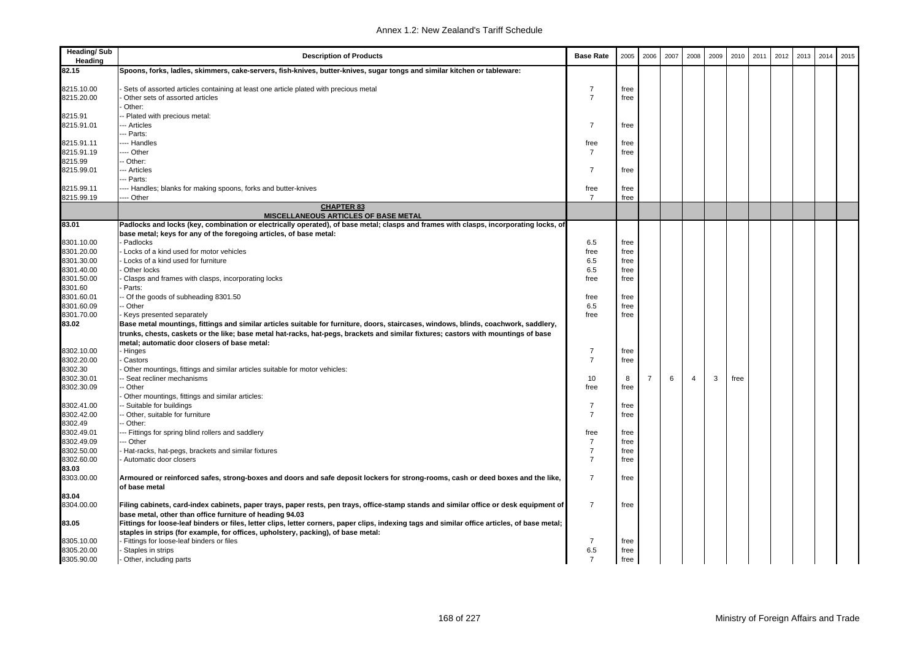| Heading/ Sub Heading | Description of Products | Base Rate | 2005 | 2006 | 2007 | 2008 | 2009 | 2010 | 2011 | 2012 | 2013 | 2014 | 2015 |
|---|---|---|---|---|---|---|---|---|---|---|---|---|---|
| **82.15** | **Spoons, forks, ladles, skimmers, cake-servers, fish-knives, butter-knives, sugar tongs and similar kitchen or tableware:** | | | | | | | | | | | | |
| 8215.10.00 | - Sets of assorted articles containing at least one article plated with precious metal | 7 | free | | | | | | | | | | |
| 8215.20.00 | - Other sets of assorted articles | 7 | free | | | | | | | | | | |
| | - Other: | | | | | | | | | | | | |
| 8215.91 | -- Plated with precious metal: | | | | | | | | | | | | |
| 8215.91.01 | --- Articles | 7 | free | | | | | | | | | | |
| | --- Parts: | | | | | | | | | | | | |
| 8215.91.11 | ---- Handles | free | free | | | | | | | | | | |
| 8215.91.19 | ---- Other | 7 | free | | | | | | | | | | |
| 8215.99 | -- Other: | | | | | | | | | | | | |
| 8215.99.01 | --- Articles | 7 | free | | | | | | | | | | |
| | --- Parts: | | | | | | | | | | | | |
| 8215.99.11 | ---- Handles; blanks for making spoons, forks and butter-knives | free | free | | | | | | | | | | |
| 8215.99.19 | ---- Other | 7 | free | | | | | | | | | | |
| | **CHAPTER 83 MISCELLANEOUS ARTICLES OF BASE METAL** | | | | | | | | | | | | |
| **83.01** | **Padlocks and locks (key, combination or electrically operated), of base metal; clasps and frames with clasps, incorporating locks, of base metal; keys for any of the foregoing articles, of base metal:** | | | | | | | | | | | | |
| 8301.10.00 | - Padlocks | 6.5 | free | | | | | | | | | | |
| 8301.20.00 | - Locks of a kind used for motor vehicles | free | free | | | | | | | | | | |
| 8301.30.00 | - Locks of a kind used for furniture | 6.5 | free | | | | | | | | | | |
| 8301.40.00 | - Other locks | 6.5 | free | | | | | | | | | | |
| 8301.50.00 | - Clasps and frames with clasps, incorporating locks | free | free | | | | | | | | | | |
| 8301.60 | - Parts: | | | | | | | | | | | | |
| 8301.60.01 | -- Of the goods of subheading 8301.50 | free | free | | | | | | | | | | |
| 8301.60.09 | -- Other | 6.5 | free | | | | | | | | | | |
| 8301.70.00 | - Keys presented separately | free | free | | | | | | | | | | |
| **83.02** | **Base metal mountings, fittings and similar articles suitable for furniture, doors, staircases, windows, blinds, coachwork, saddlery, trunks, chests, caskets or the like; base metal hat-racks, hat-pegs, brackets and similar fixtures; castors with mountings of base metal; automatic door closers of base metal:** | | | | | | | | | | | | |
| 8302.10.00 | - Hinges | 7 | free | | | | | | | | | | |
| 8302.20.00 | - Castors | 7 | free | | | | | | | | | | |
| 8302.30 | - Other mountings, fittings and similar articles suitable for motor vehicles: | | | | | | | | | | | | |
| 8302.30.01 | -- Seat recliner mechanisms | 10 | 8 | 7 | 6 | 4 | 3 | free | | | | | |
| 8302.30.09 | -- Other | free | free | | | | | | | | | | |
| | - Other mountings, fittings and similar articles: | | | | | | | | | | | | |
| 8302.41.00 | -- Suitable for buildings | 7 | free | | | | | | | | | | |
| 8302.42.00 | -- Other, suitable for furniture | 7 | free | | | | | | | | | | |
| 8302.49 | -- Other: | | | | | | | | | | | | |
| 8302.49.01 | --- Fittings for spring blind rollers and saddlery | free | free | | | | | | | | | | |
| 8302.49.09 | --- Other | 7 | free | | | | | | | | | | |
| 8302.50.00 | - Hat-racks, hat-pegs, brackets and similar fixtures | 7 | free | | | | | | | | | | |
| 8302.60.00 | - Automatic door closers | 7 | free | | | | | | | | | | |
| **83.03** | | | | | | | | | | | | | |
| 8303.00.00 | **Armoured or reinforced safes, strong-boxes and doors and safe deposit lockers for strong-rooms, cash or deed boxes and the like, of base metal** | 7 | free | | | | | | | | | | |
| **83.04** | | | | | | | | | | | | | |
| 8304.00.00 | **Filing cabinets, card-index cabinets, paper trays, paper rests, pen trays, office-stamp stands and similar office or desk equipment of base metal, other than office furniture of heading 94.03** | 7 | free | | | | | | | | | | |
| **83.05** | **Fittings for loose-leaf binders or files, letter clips, letter corners, paper clips, indexing tags and similar office articles, of base metal; staples in strips (for example, for offices, upholstery, packing), of base metal:** | | | | | | | | | | | | |
| 8305.10.00 | - Fittings for loose-leaf binders or files | 7 | free | | | | | | | | | | |
| 8305.20.00 | - Staples in strips | 6.5 | free | | | | | | | | | | |
| 8305.90.00 | - Other, including parts | 7 | free | | | | | | | | | | |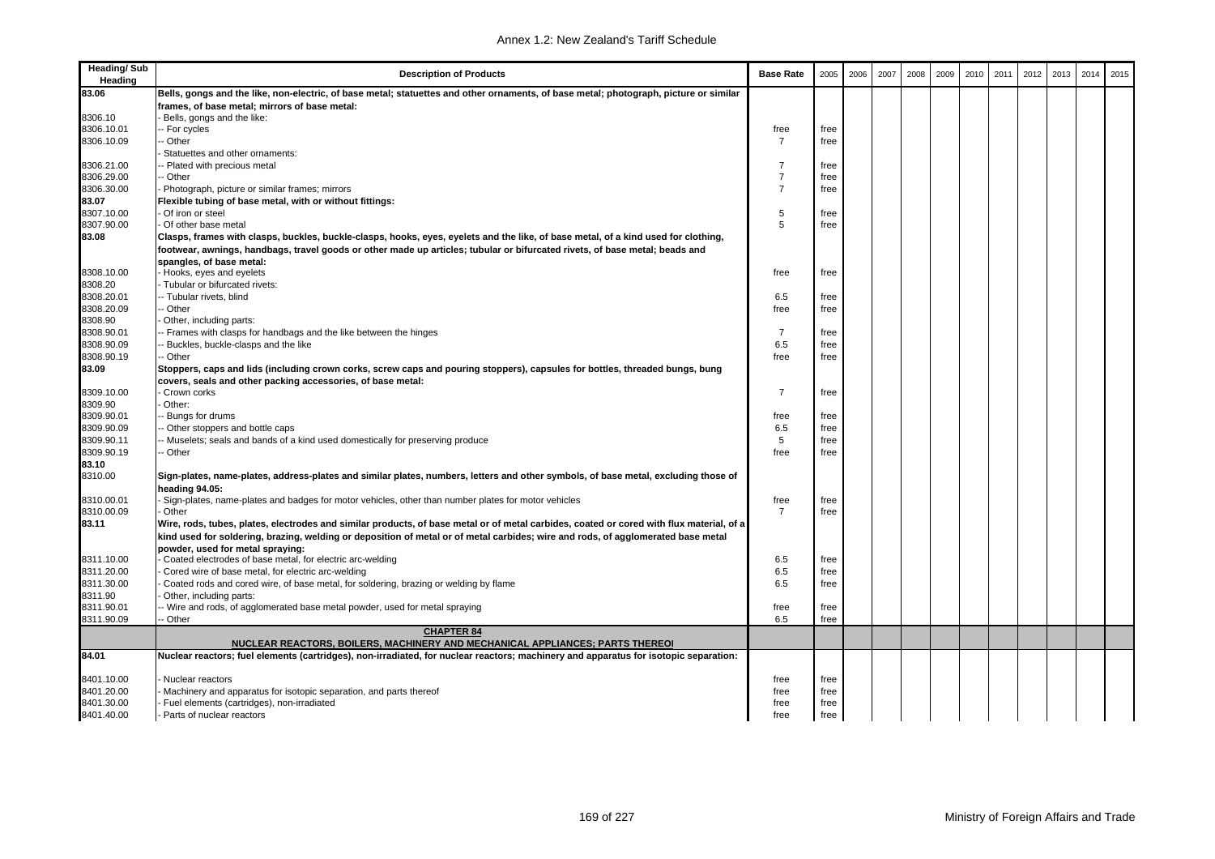| Heading/ Sub Heading | Description of Products | Base Rate | 2005 | 2006 | 2007 | 2008 | 2009 | 2010 | 2011 | 2012 | 2013 | 2014 | 2015 |
|---|---|---|---|---|---|---|---|---|---|---|---|---|---|
| **83.06** | **Bells, gongs and the like, non-electric, of base metal; statuettes and other ornaments, of base metal; photograph, picture or similar frames, of base metal; mirrors of base metal:** | | | | | | | | | | | | |
| 8306.10 | - Bells, gongs and the like: | | | | | | | | | | | | |
| 8306.10.01 | -- For cycles | free | free | | | | | | | | | | |
| 8306.10.09 | -- Other | 7 | free | | | | | | | | | | |
| | - Statuettes and other ornaments: | | | | | | | | | | | | |
| 8306.21.00 | -- Plated with precious metal | 7 | free | | | | | | | | | | |
| 8306.29.00 | -- Other | 7 | free | | | | | | | | | | |
| 8306.30.00 | - Photograph, picture or similar frames; mirrors | 7 | free | | | | | | | | | | |
| **83.07** | **Flexible tubing of base metal, with or without fittings:** | | | | | | | | | | | | |
| 8307.10.00 | - Of iron or steel | 5 | free | | | | | | | | | | |
| 8307.90.00 | - Of other base metal | 5 | free | | | | | | | | | | |
| **83.08** | **Clasps, frames with clasps, buckles, buckle-clasps, hooks, eyes, eyelets and the like, of base metal, of a kind used for clothing, footwear, awnings, handbags, travel goods or other made up articles; tubular or bifurcated rivets, of base metal; beads and spangles, of base metal:** | | | | | | | | | | | | |
| 8308.10.00 | - Hooks, eyes and eyelets | free | free | | | | | | | | | | |
| 8308.20 | - Tubular or bifurcated rivets: | | | | | | | | | | | | |
| 8308.20.01 | -- Tubular rivets, blind | 6.5 | free | | | | | | | | | | |
| 8308.20.09 | -- Other | free | free | | | | | | | | | | |
| 8308.90 | - Other, including parts: | | | | | | | | | | | | |
| 8308.90.01 | -- Frames with clasps for handbags and the like between the hinges | 7 | free | | | | | | | | | | |
| 8308.90.09 | -- Buckles, buckle-clasps and the like | 6.5 | free | | | | | | | | | | |
| 8308.90.19 | -- Other | free | free | | | | | | | | | | |
| **83.09** | **Stoppers, caps and lids (including crown corks, screw caps and pouring stoppers), capsules for bottles, threaded bungs, bung covers, seals and other packing accessories, of base metal:** | | | | | | | | | | | | |
| 8309.10.00 | - Crown corks | 7 | free | | | | | | | | | | |
| 8309.90 | - Other: | | | | | | | | | | | | |
| 8309.90.01 | -- Bungs for drums | free | free | | | | | | | | | | |
| 8309.90.09 | -- Other stoppers and bottle caps | 6.5 | free | | | | | | | | | | |
| 8309.90.11 | -- Muselets; seals and bands of a kind used domestically for preserving produce | 5 | free | | | | | | | | | | |
| 8309.90.19 | -- Other | free | free | | | | | | | | | | |
| **83.10** | | | | | | | | | | | | | |
| 8310.00 | **Sign-plates, name-plates, address-plates and similar plates, numbers, letters and other symbols, of base metal, excluding those of heading 94.05:** | | | | | | | | | | | | |
| 8310.00.01 | - Sign-plates, name-plates and badges for motor vehicles, other than number plates for motor vehicles | free | free | | | | | | | | | | |
| 8310.00.09 | - Other | 7 | free | | | | | | | | | | |
| **83.11** | **Wire, rods, tubes, plates, electrodes and similar products, of base metal or of metal carbides, coated or cored with flux material, of a kind used for soldering, brazing, welding or deposition of metal or of metal carbides; wire and rods, of agglomerated base metal powder, used for metal spraying:** | | | | | | | | | | | | |
| 8311.10.00 | - Coated electrodes of base metal, for electric arc-welding | 6.5 | free | | | | | | | | | | |
| 8311.20.00 | - Cored wire of base metal, for electric arc-welding | 6.5 | free | | | | | | | | | | |
| 8311.30.00 | - Coated rods and cored wire, of base metal, for soldering, brazing or welding by flame | 6.5 | free | | | | | | | | | | |
| 8311.90 | - Other, including parts: | | | | | | | | | | | | |
| 8311.90.01 | -- Wire and rods, of agglomerated base metal powder, used for metal spraying | free | free | | | | | | | | | | |
| 8311.90.09 | -- Other | 6.5 | free | | | | | | | | | | |
| | **CHAPTER 84** **NUCLEAR REACTORS, BOILERS, MACHINERY AND MECHANICAL APPLIANCES; PARTS THEREOF** | | | | | | | | | | | | |
| **84.01** | **Nuclear reactors; fuel elements (cartridges), non-irradiated, for nuclear reactors; machinery and apparatus for isotopic separation:** | | | | | | | | | | | | |
| 8401.10.00 | - Nuclear reactors | free | free | | | | | | | | | | |
| 8401.20.00 | - Machinery and apparatus for isotopic separation, and parts thereof | free | free | | | | | | | | | | |
| 8401.30.00 | - Fuel elements (cartridges), non-irradiated | free | free | | | | | | | | | | |
| 8401.40.00 | - Parts of nuclear reactors | free | free | | | | | | | | | | |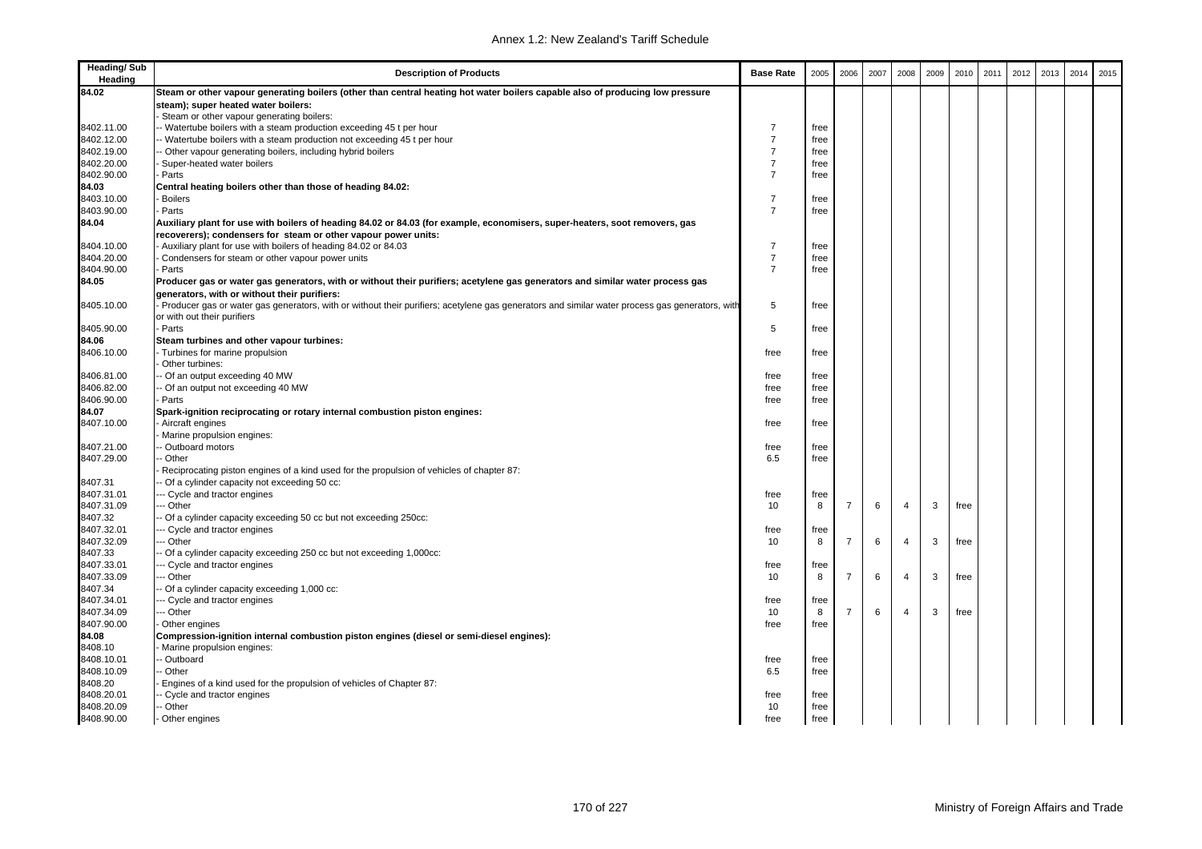| Heading/ Sub Heading | Description of Products | Base Rate | 2005 | 2006 | 2007 | 2008 | 2009 | 2010 | 2011 | 2012 | 2013 | 2014 | 2015 |
|---|---|---|---|---|---|---|---|---|---|---|---|---|---|
| **84.02** | **Steam or other vapour generating boilers (other than central heating hot water boilers capable also of producing low pressure steam); super heated water boilers:** | | | | | | | | | | | | |
| | - Steam or other vapour generating boilers: | | | | | | | | | | | | |
| 8402.11.00 | -- Watertube boilers with a steam production exceeding 45 t per hour | 7 | free | | | | | | | | | | |
| 8402.12.00 | -- Watertube boilers with a steam production not exceeding 45 t per hour | 7 | free | | | | | | | | | | |
| 8402.19.00 | -- Other vapour generating boilers, including hybrid boilers | 7 | free | | | | | | | | | | |
| 8402.20.00 | - Super-heated water boilers | 7 | free | | | | | | | | | | |
| 8402.90.00 | - Parts | 7 | free | | | | | | | | | | |
| **84.03** | **Central heating boilers other than those of heading 84.02:** | | | | | | | | | | | | |
| 8403.10.00 | - Boilers | 7 | free | | | | | | | | | | |
| 8403.90.00 | - Parts | 7 | free | | | | | | | | | | |
| **84.04** | **Auxiliary plant for use with boilers of heading 84.02 or 84.03 (for example, economisers, super-heaters, soot removers, gas recoverers); condensers for steam or other vapour power units:** | | | | | | | | | | | | |
| 8404.10.00 | - Auxiliary plant for use with boilers of heading 84.02 or 84.03 | 7 | free | | | | | | | | | | |
| 8404.20.00 | - Condensers for steam or other vapour power units | 7 | free | | | | | | | | | | |
| 8404.90.00 | - Parts | 7 | free | | | | | | | | | | |
| **84.05** | **Producer gas or water gas generators, with or without their purifiers; acetylene gas generators and similar water process gas generators, with or without their purifiers:** | | | | | | | | | | | | |
| 8405.10.00 | - Producer gas or water gas generators, with or without their purifiers; acetylene gas generators and similar water process gas generators, with or with out their purifiers | 5 | free | | | | | | | | | | |
| 8405.90.00 | - Parts | 5 | free | | | | | | | | | | |
| **84.06** | **Steam turbines and other vapour turbines:** | | | | | | | | | | | | |
| 8406.10.00 | - Turbines for marine propulsion | free | free | | | | | | | | | | |
| | - Other turbines: | | | | | | | | | | | | |
| 8406.81.00 | -- Of an output exceeding 40 MW | free | free | | | | | | | | | | |
| 8406.82.00 | -- Of an output not exceeding 40 MW | free | free | | | | | | | | | | |
| 8406.90.00 | - Parts | free | free | | | | | | | | | | |
| **84.07** | **Spark-ignition reciprocating or rotary internal combustion piston engines:** | | | | | | | | | | | | |
| 8407.10.00 | - Aircraft engines | free | free | | | | | | | | | | |
| | - Marine propulsion engines: | | | | | | | | | | | | |
| 8407.21.00 | -- Outboard motors | free | free | | | | | | | | | | |
| 8407.29.00 | -- Other | 6.5 | free | | | | | | | | | | |
| | - Reciprocating piston engines of a kind used for the propulsion of vehicles of chapter 87: | | | | | | | | | | | | |
| 8407.31 | -- Of a cylinder capacity not exceeding 50 cc: | | | | | | | | | | | | |
| 8407.31.01 | --- Cycle and tractor engines | free | free | | | | | | | | | | |
| 8407.31.09 | --- Other | 10 | 8 | 7 | 6 | 4 | 3 | free | | | | | |
| 8407.32 | -- Of a cylinder capacity exceeding 50 cc but not exceeding 250cc: | | | | | | | | | | | | |
| 8407.32.01 | --- Cycle and tractor engines | free | free | | | | | | | | | | |
| 8407.32.09 | --- Other | 10 | 8 | 7 | 6 | 4 | 3 | free | | | | | |
| 8407.33 | -- Of a cylinder capacity exceeding 250 cc but not exceeding 1,000cc: | | | | | | | | | | | | |
| 8407.33.01 | --- Cycle and tractor engines | free | free | | | | | | | | | | |
| 8407.33.09 | --- Other | 10 | 8 | 7 | 6 | 4 | 3 | free | | | | | |
| 8407.34 | -- Of a cylinder capacity exceeding 1,000 cc: | | | | | | | | | | | | |
| 8407.34.01 | --- Cycle and tractor engines | free | free | | | | | | | | | | |
| 8407.34.09 | --- Other | 10 | 8 | 7 | 6 | 4 | 3 | free | | | | | |
| 8407.90.00 | - Other engines | free | free | | | | | | | | | | |
| **84.08** | **Compression-ignition internal combustion piston engines (diesel or semi-diesel engines):** | | | | | | | | | | | | |
| 8408.10 | - Marine propulsion engines: | | | | | | | | | | | | |
| 8408.10.01 | -- Outboard | free | free | | | | | | | | | | |
| 8408.10.09 | -- Other | 6.5 | free | | | | | | | | | | |
| 8408.20 | - Engines of a kind used for the propulsion of vehicles of Chapter 87: | | | | | | | | | | | | |
| 8408.20.01 | -- Cycle and tractor engines | free | free | | | | | | | | | | |
| 8408.20.09 | -- Other | 10 | free | | | | | | | | | | |
| 8408.90.00 | - Other engines | free | free | | | | | | | | | | |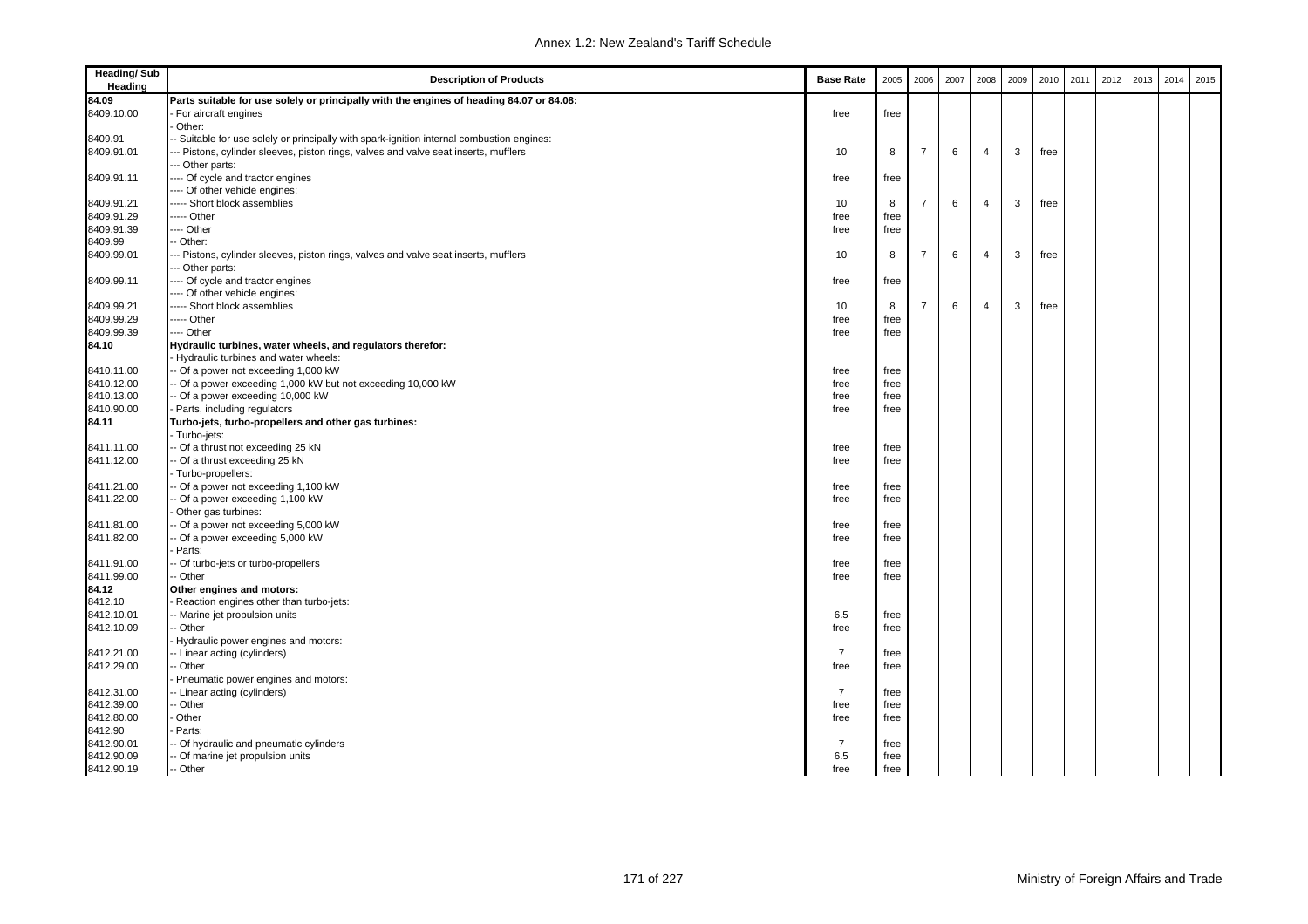| Heading/ Sub Heading | Description of Products | Base Rate | 2005 | 2006 | 2007 | 2008 | 2009 | 2010 | 2011 | 2012 | 2013 | 2014 | 2015 |
|---|---|---|---|---|---|---|---|---|---|---|---|---|---|
| **84.09** | **Parts suitable for use solely or principally with the engines of heading 84.07 or 84.08:** | | | | | | | | | | | | |
| 8409.10.00 | - For aircraft engines | free | free | | | | | | | | | | |
| | - Other: | | | | | | | | | | | | |
| 8409.91 | -- Suitable for use solely or principally with spark-ignition internal combustion engines: | | | | | | | | | | | | |
| 8409.91.01 | --- Pistons, cylinder sleeves, piston rings, valves and valve seat inserts, mufflers | 10 | 8 | 7 | 6 | 4 | 3 | free | | | | | |
| | --- Other parts: | | | | | | | | | | | | |
| 8409.91.11 | ---- Of cycle and tractor engines | free | free | | | | | | | | | | |
| | ---- Of other vehicle engines: | | | | | | | | | | | | |
| 8409.91.21 | ----- Short block assemblies | 10 | 8 | 7 | 6 | 4 | 3 | free | | | | | |
| 8409.91.29 | ----- Other | free | free | | | | | | | | | | |
| 8409.91.39 | ---- Other | free | free | | | | | | | | | | |
| 8409.99 | -- Other: | | | | | | | | | | | | |
| 8409.99.01 | --- Pistons, cylinder sleeves, piston rings, valves and valve seat inserts, mufflers | 10 | 8 | 7 | 6 | 4 | 3 | free | | | | | |
| | --- Other parts: | | | | | | | | | | | | |
| 8409.99.11 | ---- Of cycle and tractor engines | free | free | | | | | | | | | | |
| | ---- Of other vehicle engines: | | | | | | | | | | | | |
| 8409.99.21 | ----- Short block assemblies | 10 | 8 | 7 | 6 | 4 | 3 | free | | | | | |
| 8409.99.29 | ----- Other | free | free | | | | | | | | | | |
| 8409.99.39 | ---- Other | free | free | | | | | | | | | | |
| **84.10** | **Hydraulic turbines, water wheels, and regulators therefor:** | | | | | | | | | | | | |
| | - Hydraulic turbines and water wheels: | | | | | | | | | | | | |
| 8410.11.00 | -- Of a power not exceeding 1,000 kW | free | free | | | | | | | | | | |
| 8410.12.00 | -- Of a power exceeding 1,000 kW but not exceeding 10,000 kW | free | free | | | | | | | | | | |
| 8410.13.00 | -- Of a power exceeding 10,000 kW | free | free | | | | | | | | | | |
| 8410.90.00 | - Parts, including regulators | free | free | | | | | | | | | | |
| **84.11** | **Turbo-jets, turbo-propellers and other gas turbines:** | | | | | | | | | | | | |
| | - Turbo-jets: | | | | | | | | | | | | |
| 8411.11.00 | -- Of a thrust not exceeding 25 kN | free | free | | | | | | | | | | |
| 8411.12.00 | -- Of a thrust exceeding 25 kN | free | free | | | | | | | | | | |
| | - Turbo-propellers: | | | | | | | | | | | | |
| 8411.21.00 | -- Of a power not exceeding 1,100 kW | free | free | | | | | | | | | | |
| 8411.22.00 | -- Of a power exceeding 1,100 kW | free | free | | | | | | | | | | |
| | - Other gas turbines: | | | | | | | | | | | | |
| 8411.81.00 | -- Of a power not exceeding 5,000 kW | free | free | | | | | | | | | | |
| 8411.82.00 | -- Of a power exceeding 5,000 kW | free | free | | | | | | | | | | |
| | - Parts: | | | | | | | | | | | | |
| 8411.91.00 | -- Of turbo-jets or turbo-propellers | free | free | | | | | | | | | | |
| 8411.99.00 | -- Other | free | free | | | | | | | | | | |
| **84.12** | **Other engines and motors:** | | | | | | | | | | | | |
| 8412.10 | - Reaction engines other than turbo-jets: | | | | | | | | | | | | |
| 8412.10.01 | -- Marine jet propulsion units | 6.5 | free | | | | | | | | | | |
| 8412.10.09 | -- Other | free | free | | | | | | | | | | |
| | - Hydraulic power engines and motors: | | | | | | | | | | | | |
| 8412.21.00 | -- Linear acting (cylinders) | 7 | free | | | | | | | | | | |
| 8412.29.00 | -- Other | free | free | | | | | | | | | | |
| | - Pneumatic power engines and motors: | | | | | | | | | | | | |
| 8412.31.00 | -- Linear acting (cylinders) | 7 | free | | | | | | | | | | |
| 8412.39.00 | -- Other | free | free | | | | | | | | | | |
| 8412.80.00 | - Other | free | free | | | | | | | | | | |
| 8412.90 | - Parts: | | | | | | | | | | | | |
| 8412.90.01 | -- Of hydraulic and pneumatic cylinders | 7 | free | | | | | | | | | | |
| 8412.90.09 | -- Of marine jet propulsion units | 6.5 | free | | | | | | | | | | |
| 8412.90.19 | -- Other | free | free | | | | | | | | | | |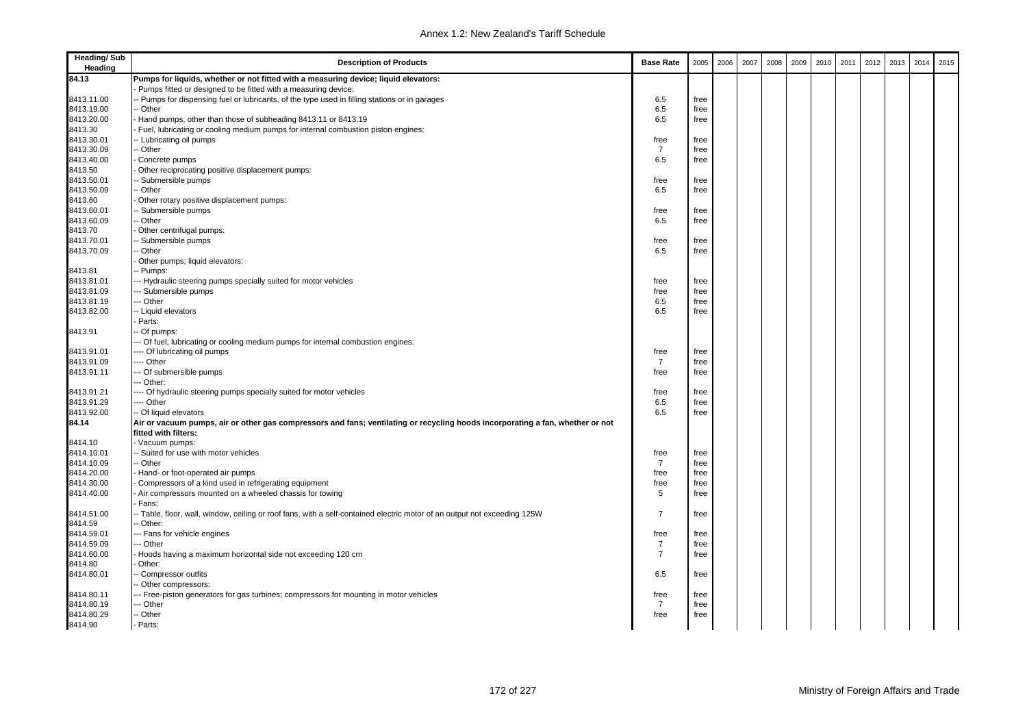| Heading/ Sub Heading | Description of Products | Base Rate | 2005 | 2006 | 2007 | 2008 | 2009 | 2010 | 2011 | 2012 | 2013 | 2014 | 2015 |
|---|---|---|---|---|---|---|---|---|---|---|---|---|---|
| 84.13 | **Pumps for liquids, whether or not fitted with a measuring device; liquid elevators:** | | | | | | | | | | | | |
| | - Pumps fitted or designed to be fitted with a measuring device: | | | | | | | | | | | | |
| 8413.11.00 | -- Pumps for dispensing fuel or lubricants, of the type used in filling stations or in garages | 6.5 | free | | | | | | | | | | |
| 8413.19.00 | -- Other | 6.5 | free | | | | | | | | | | |
| 8413.20.00 | - Hand pumps, other than those of subheading 8413.11 or 8413.19 | 6.5 | free | | | | | | | | | | |
| 8413.30 | - Fuel, lubricating or cooling medium pumps for internal combustion piston engines: | | | | | | | | | | | | |
| 8413.30.01 | -- Lubricating oil pumps | free | free | | | | | | | | | | |
| 8413.30.09 | -- Other | 7 | free | | | | | | | | | | |
| 8413.40.00 | - Concrete pumps | 6.5 | free | | | | | | | | | | |
| 8413.50 | - Other reciprocating positive displacement pumps: | | | | | | | | | | | | |
| 8413.50.01 | -- Submersible pumps | free | free | | | | | | | | | | |
| 8413.50.09 | -- Other | 6.5 | free | | | | | | | | | | |
| 8413.60 | - Other rotary positive displacement pumps: | | | | | | | | | | | | |
| 8413.60.01 | -- Submersible pumps | free | free | | | | | | | | | | |
| 8413.60.09 | -- Other | 6.5 | free | | | | | | | | | | |
| 8413.70 | - Other centrifugal pumps: | | | | | | | | | | | | |
| 8413.70.01 | -- Submersible pumps | free | free | | | | | | | | | | |
| 8413.70.09 | -- Other | 6.5 | free | | | | | | | | | | |
| | - Other pumps; liquid elevators: | | | | | | | | | | | | |
| 8413.81 | -- Pumps: | | | | | | | | | | | | |
| 8413.81.01 | --- Hydraulic steering pumps specially suited for motor vehicles | free | free | | | | | | | | | | |
| 8413.81.09 | --- Submersible pumps | free | free | | | | | | | | | | |
| 8413.81.19 | --- Other | 6.5 | free | | | | | | | | | | |
| 8413.82.00 | -- Liquid elevators | 6.5 | free | | | | | | | | | | |
| | - Parts: | | | | | | | | | | | | |
| 8413.91 | -- Of pumps: | | | | | | | | | | | | |
| | --- Of fuel, lubricating or cooling medium pumps for internal combustion engines: | | | | | | | | | | | | |
| 8413.91.01 | ---- Of lubricating oil pumps | free | free | | | | | | | | | | |
| 8413.91.09 | ---- Other | 7 | free | | | | | | | | | | |
| 8413.91.11 | --- Of submersible pumps | free | free | | | | | | | | | | |
| | --- Other: | | | | | | | | | | | | |
| 8413.91.21 | ---- Of hydraulic steering pumps specially suited for motor vehicles | free | free | | | | | | | | | | |
| 8413.91.29 | ---- Other | 6.5 | free | | | | | | | | | | |
| 8413.92.00 | -- Of liquid elevators | 6.5 | free | | | | | | | | | | |
| 84.14 | **Air or vacuum pumps, air or other gas compressors and fans; ventilating or recycling hoods incorporating a fan, whether or not fitted with filters:** | | | | | | | | | | | | |
| 8414.10 | - Vacuum pumps: | | | | | | | | | | | | |
| 8414.10.01 | -- Suited for use with motor vehicles | free | free | | | | | | | | | | |
| 8414.10.09 | -- Other | 7 | free | | | | | | | | | | |
| 8414.20.00 | - Hand- or foot-operated air pumps | free | free | | | | | | | | | | |
| 8414.30.00 | - Compressors of a kind used in refrigerating equipment | free | free | | | | | | | | | | |
| 8414.40.00 | - Air compressors mounted on a wheeled chassis for towing | 5 | free | | | | | | | | | | |
| | - Fans: | | | | | | | | | | | | |
| 8414.51.00 | -- Table, floor, wall, window, ceiling or roof fans, with a self-contained electric motor of an output not exceeding 125W | 7 | free | | | | | | | | | | |
| 8414.59 | -- Other: | | | | | | | | | | | | |
| 8414.59.01 | --- Fans for vehicle engines | free | free | | | | | | | | | | |
| 8414.59.09 | --- Other | 7 | free | | | | | | | | | | |
| 8414.60.00 | - Hoods having a maximum horizontal side not exceeding 120 cm | 7 | free | | | | | | | | | | |
| 8414.80 | - Other: | | | | | | | | | | | | |
| 8414.80.01 | -- Compressor outfits | 6.5 | free | | | | | | | | | | |
| | -- Other compressors: | | | | | | | | | | | | |
| 8414.80.11 | --- Free-piston generators for gas turbines; compressors for mounting in motor vehicles | free | free | | | | | | | | | | |
| 8414.80.19 | --- Other | 7 | free | | | | | | | | | | |
| 8414.80.29 | -- Other | free | free | | | | | | | | | | |
| 8414.90 | - Parts: | | | | | | | | | | | | |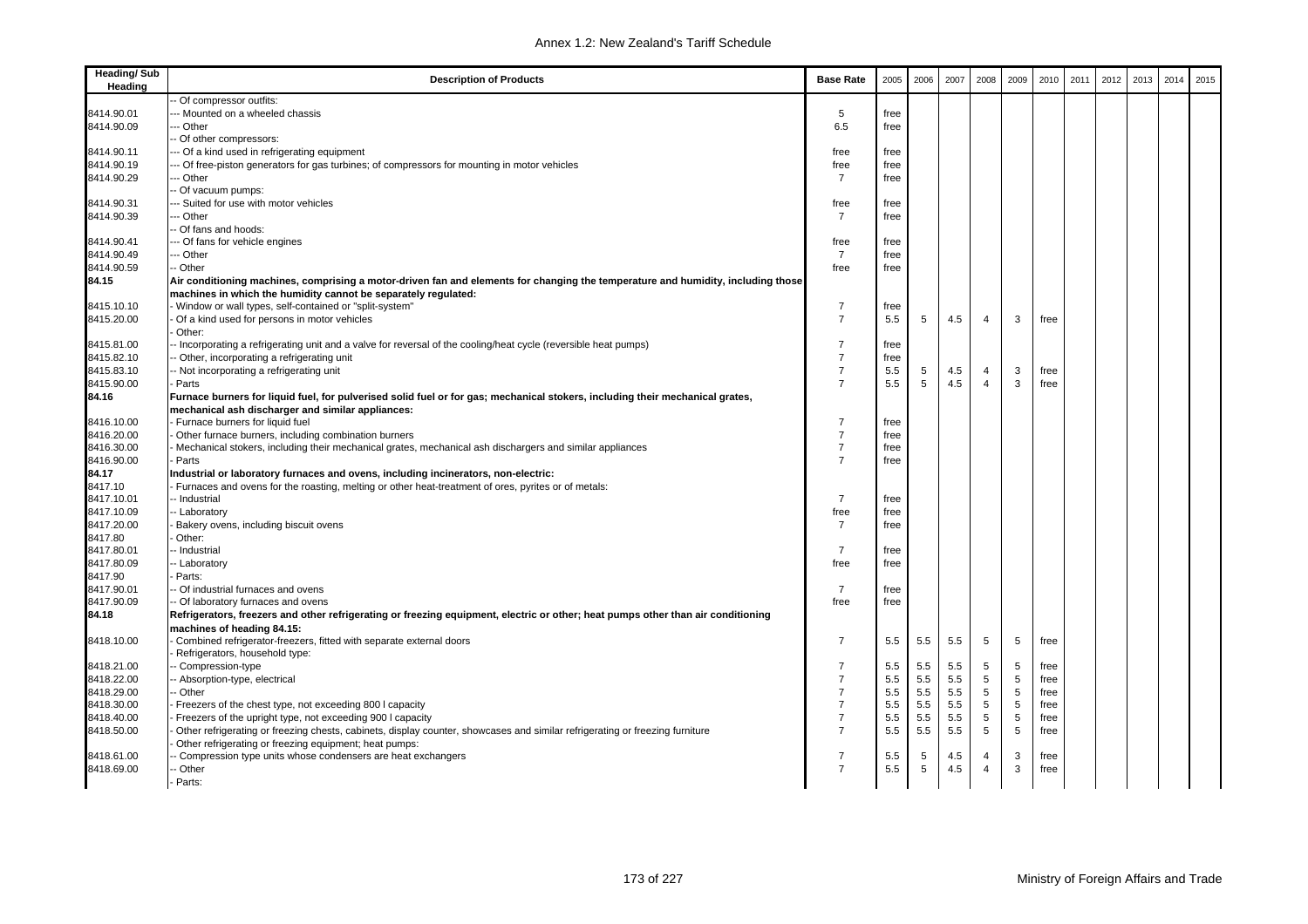| Heading/ Sub Heading | Description of Products | Base Rate | 2005 | 2006 | 2007 | 2008 | 2009 | 2010 | 2011 | 2012 | 2013 | 2014 | 2015 |
|---|---|---|---|---|---|---|---|---|---|---|---|---|---|
| | -- Of compressor outfits: | | | | | | | | | | | | |
| 8414.90.01 | --- Mounted on a wheeled chassis | 5 | free | | | | | | | | | | |
| 8414.90.09 | --- Other | 6.5 | free | | | | | | | | | | |
| | -- Of other compressors: | | | | | | | | | | | | |
| 8414.90.11 | --- Of a kind used in refrigerating equipment | free | free | | | | | | | | | | |
| 8414.90.19 | --- Of free-piston generators for gas turbines; of compressors for mounting in motor vehicles | free | free | | | | | | | | | | |
| 8414.90.29 | --- Other | 7 | free | | | | | | | | | | |
| | -- Of vacuum pumps: | | | | | | | | | | | | |
| 8414.90.31 | --- Suited for use with motor vehicles | free | free | | | | | | | | | | |
| 8414.90.39 | --- Other | 7 | free | | | | | | | | | | |
| | -- Of fans and hoods: | | | | | | | | | | | | |
| 8414.90.41 | --- Of fans for vehicle engines | free | free | | | | | | | | | | |
| 8414.90.49 | --- Other | 7 | free | | | | | | | | | | |
| 8414.90.59 | -- Other | free | free | | | | | | | | | | |
| **84.15** | **Air conditioning machines, comprising a motor-driven fan and elements for changing the temperature and humidity, including those machines in which the humidity cannot be separately regulated:** | | | | | | | | | | | | |
| 8415.10.10 | - Window or wall types, self-contained or "split-system" | 7 | free | | | | | | | | | | |
| 8415.20.00 | - Of a kind used for persons in motor vehicles | 7 | 5.5 | 5 | 4.5 | 4 | 3 | free | | | | | |
| | - Other: | | | | | | | | | | | | |
| 8415.81.00 | -- Incorporating a refrigerating unit and a valve for reversal of the cooling/heat cycle (reversible heat pumps) | 7 | free | | | | | | | | | | |
| 8415.82.10 | -- Other, incorporating a refrigerating unit | 7 | free | | | | | | | | | | |
| 8415.83.10 | -- Not incorporating a refrigerating unit | 7 | 5.5 | 5 | 4.5 | 4 | 3 | free | | | | | |
| 8415.90.00 | - Parts | 7 | 5.5 | 5 | 4.5 | 4 | 3 | free | | | | | |
| **84.16** | **Furnace burners for liquid fuel, for pulverised solid fuel or for gas; mechanical stokers, including their mechanical grates, mechanical ash discharger and similar appliances:** | | | | | | | | | | | | |
| 8416.10.00 | - Furnace burners for liquid fuel | 7 | free | | | | | | | | | | |
| 8416.20.00 | - Other furnace burners, including combination burners | 7 | free | | | | | | | | | | |
| 8416.30.00 | - Mechanical stokers, including their mechanical grates, mechanical ash dischargers and similar appliances | 7 | free | | | | | | | | | | |
| 8416.90.00 | - Parts | 7 | free | | | | | | | | | | |
| **84.17** | **Industrial or laboratory furnaces and ovens, including incinerators, non-electric:** | | | | | | | | | | | | |
| 8417.10 | - Furnaces and ovens for the roasting, melting or other heat-treatment of ores, pyrites or of metals: | | | | | | | | | | | | |
| 8417.10.01 | -- Industrial | 7 | free | | | | | | | | | | |
| 8417.10.09 | -- Laboratory | free | free | | | | | | | | | | |
| 8417.20.00 | - Bakery ovens, including biscuit ovens | 7 | free | | | | | | | | | | |
| 8417.80 | - Other: | | | | | | | | | | | | |
| 8417.80.01 | -- Industrial | 7 | free | | | | | | | | | | |
| 8417.80.09 | -- Laboratory | free | free | | | | | | | | | | |
| 8417.90 | - Parts: | | | | | | | | | | | | |
| 8417.90.01 | -- Of industrial furnaces and ovens | 7 | free | | | | | | | | | | |
| 8417.90.09 | -- Of laboratory furnaces and ovens | free | free | | | | | | | | | | |
| **84.18** | **Refrigerators, freezers and other refrigerating or freezing equipment, electric or other; heat pumps other than air conditioning machines of heading 84.15:** | | | | | | | | | | | | |
| 8418.10.00 | - Combined refrigerator-freezers, fitted with separate external doors | 7 | 5.5 | 5.5 | 5.5 | 5 | 5 | free | | | | | |
| | - Refrigerators, household type: | | | | | | | | | | | | |
| 8418.21.00 | -- Compression-type | 7 | 5.5 | 5.5 | 5.5 | 5 | 5 | free | | | | | |
| 8418.22.00 | -- Absorption-type, electrical | 7 | 5.5 | 5.5 | 5.5 | 5 | 5 | free | | | | | |
| 8418.29.00 | -- Other | 7 | 5.5 | 5.5 | 5.5 | 5 | 5 | free | | | | | |
| 8418.30.00 | - Freezers of the chest type, not exceeding 800 l capacity | 7 | 5.5 | 5.5 | 5.5 | 5 | 5 | free | | | | | |
| 8418.40.00 | - Freezers of the upright type, not exceeding 900 l capacity | 7 | 5.5 | 5.5 | 5.5 | 5 | 5 | free | | | | | |
| 8418.50.00 | - Other refrigerating or freezing chests, cabinets, display counter, showcases and similar refrigerating or freezing furniture | 7 | 5.5 | 5.5 | 5.5 | 5 | 5 | free | | | | | |
| | - Other refrigerating or freezing equipment; heat pumps: | | | | | | | | | | | | |
| 8418.61.00 | -- Compression type units whose condensers are heat exchangers | 7 | 5.5 | 5 | 4.5 | 4 | 3 | free | | | | | |
| 8418.69.00 | -- Other | 7 | 5.5 | 5 | 4.5 | 4 | 3 | free | | | | | |
| | - Parts: | | | | | | | | | | | | |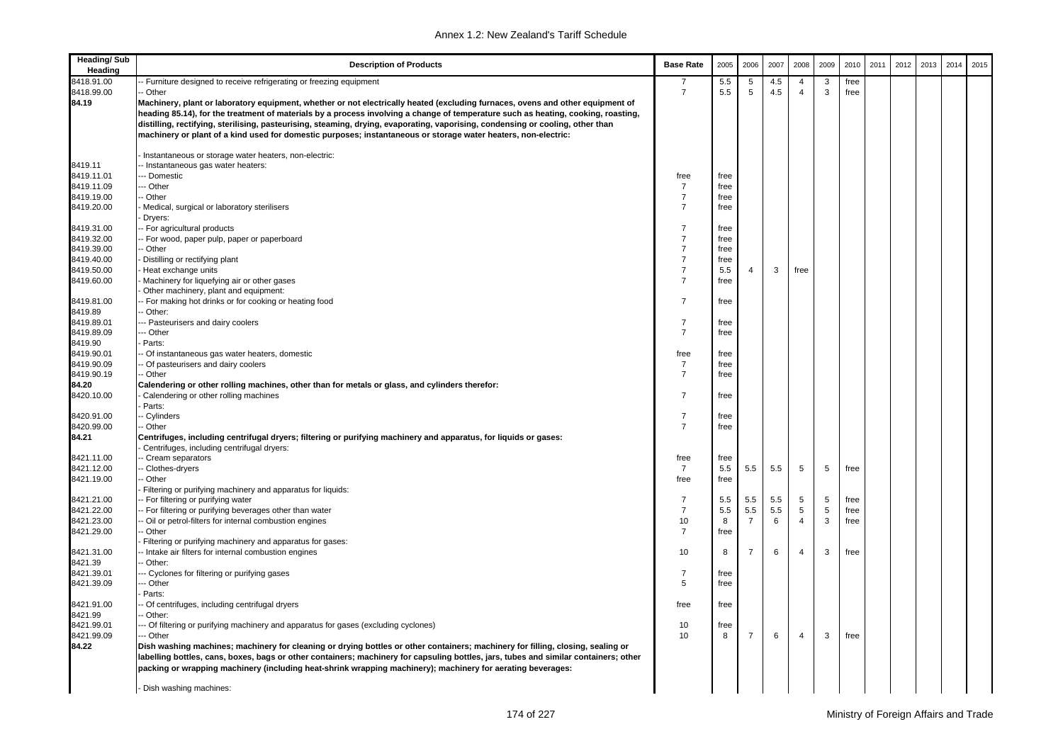| Heading/ Sub Heading | Description of Products | Base Rate | 2005 | 2006 | 2007 | 2008 | 2009 | 2010 | 2011 | 2012 | 2013 | 2014 | 2015 |
|---|---|---|---|---|---|---|---|---|---|---|---|---|---|
| 8418.91.00 | -- Furniture designed to receive refrigerating or freezing equipment | 7 | 5.5 | 5 | 4.5 | 4 | 3 | free | | | | | |
| 8418.99.00 | -- Other | 7 | 5.5 | 5 | 4.5 | 4 | 3 | free | | | | | |
| **84.19** | **Machinery, plant or laboratory equipment, whether or not electrically heated (excluding furnaces, ovens and other equipment of heading 85.14), for the treatment of materials by a process involving a change of temperature such as heating, cooking, roasting, distilling, rectifying, sterilising, pasteurising, steaming, drying, evaporating, vaporising, condensing or cooling, other than machinery or plant of a kind used for domestic purposes; instantaneous or storage water heaters, non-electric:** | | | | | | | | | | | | |
| | - Instantaneous or storage water heaters, non-electric: | | | | | | | | | | | | |
| 8419.11 | -- Instantaneous gas water heaters: | | | | | | | | | | | | |
| 8419.11.01 | --- Domestic | free | free | | | | | | | | | | |
| 8419.11.09 | --- Other | 7 | free | | | | | | | | | | |
| 8419.19.00 | -- Other | 7 | free | | | | | | | | | | |
| 8419.20.00 | - Medical, surgical or laboratory sterilisers | 7 | free | | | | | | | | | | |
| | - Dryers: | | | | | | | | | | | | |
| 8419.31.00 | -- For agricultural products | 7 | free | | | | | | | | | | |
| 8419.32.00 | -- For wood, paper pulp, paper or paperboard | 7 | free | | | | | | | | | | |
| 8419.39.00 | -- Other | 7 | free | | | | | | | | | | |
| 8419.40.00 | - Distilling or rectifying plant | 7 | free | | | | | | | | | | |
| 8419.50.00 | - Heat exchange units | 7 | 5.5 | 4 | 3 | free | | | | | | | |
| 8419.60.00 | - Machinery for liquefying air or other gases | 7 | free | | | | | | | | | | |
| | - Other machinery, plant and equipment: | | | | | | | | | | | | |
| 8419.81.00 | -- For making hot drinks or for cooking or heating food | 7 | free | | | | | | | | | | |
| 8419.89 | -- Other: | | | | | | | | | | | | |
| 8419.89.01 | --- Pasteurisers and dairy coolers | 7 | free | | | | | | | | | | |
| 8419.89.09 | --- Other | 7 | free | | | | | | | | | | |
| 8419.90 | - Parts: | | | | | | | | | | | | |
| 8419.90.01 | -- Of instantaneous gas water heaters, domestic | free | free | | | | | | | | | | |
| 8419.90.09 | -- Of pasteurisers and dairy coolers | 7 | free | | | | | | | | | | |
| 8419.90.19 | -- Other | 7 | free | | | | | | | | | | |
| **84.20** | **Calendering or other rolling machines, other than for metals or glass, and cylinders therefor:** | | | | | | | | | | | | |
| 8420.10.00 | - Calendering or other rolling machines | 7 | free | | | | | | | | | | |
| | - Parts: | | | | | | | | | | | | |
| 8420.91.00 | -- Cylinders | 7 | free | | | | | | | | | | |
| 8420.99.00 | -- Other | 7 | free | | | | | | | | | | |
| **84.21** | **Centrifuges, including centrifugal dryers; filtering or purifying machinery and apparatus, for liquids or gases:** | | | | | | | | | | | | |
| | - Centrifuges, including centrifugal dryers: | | | | | | | | | | | | |
| 8421.11.00 | -- Cream separators | free | free | | | | | | | | | | |
| 8421.12.00 | -- Clothes-dryers | 7 | 5.5 | 5.5 | 5.5 | 5 | 5 | free | | | | | |
| 8421.19.00 | -- Other | free | free | | | | | | | | | | |
| | - Filtering or purifying machinery and apparatus for liquids: | | | | | | | | | | | | |
| 8421.21.00 | -- For filtering or purifying water | 7 | 5.5 | 5.5 | 5.5 | 5 | 5 | free | | | | | |
| 8421.22.00 | -- For filtering or purifying beverages other than water | 7 | 5.5 | 5.5 | 5.5 | 5 | 5 | free | | | | | |
| 8421.23.00 | -- Oil or petrol-filters for internal combustion engines | 10 | 8 | 7 | 6 | 4 | 3 | free | | | | | |
| 8421.29.00 | -- Other | 7 | free | | | | | | | | | | |
| | - Filtering or purifying machinery and apparatus for gases: | | | | | | | | | | | | |
| 8421.31.00 | -- Intake air filters for internal combustion engines | 10 | 8 | 7 | 6 | 4 | 3 | free | | | | | |
| 8421.39 | -- Other: | | | | | | | | | | | | |
| 8421.39.01 | --- Cyclones for filtering or purifying gases | 7 | free | | | | | | | | | | |
| 8421.39.09 | --- Other | 5 | free | | | | | | | | | | |
| | - Parts: | | | | | | | | | | | | |
| 8421.91.00 | -- Of centrifuges, including centrifugal dryers | free | free | | | | | | | | | | |
| 8421.99 | -- Other: | | | | | | | | | | | | |
| 8421.99.01 | --- Of filtering or purifying machinery and apparatus for gases (excluding cyclones) | 10 | free | | | | | | | | | | |
| 8421.99.09 | --- Other | 10 | 8 | 7 | 6 | 4 | 3 | free | | | | | |
| **84.22** | **Dish washing machines; machinery for cleaning or drying bottles or other containers; machinery for filling, closing, sealing or labelling bottles, cans, boxes, bags or other containers; machinery for capsuling bottles, jars, tubes and similar containers; other packing or wrapping machinery (including heat-shrink wrapping machinery); machinery for aerating beverages:** | | | | | | | | | | | | |
| | - Dish washing machines: | | | | | | | | | | | | |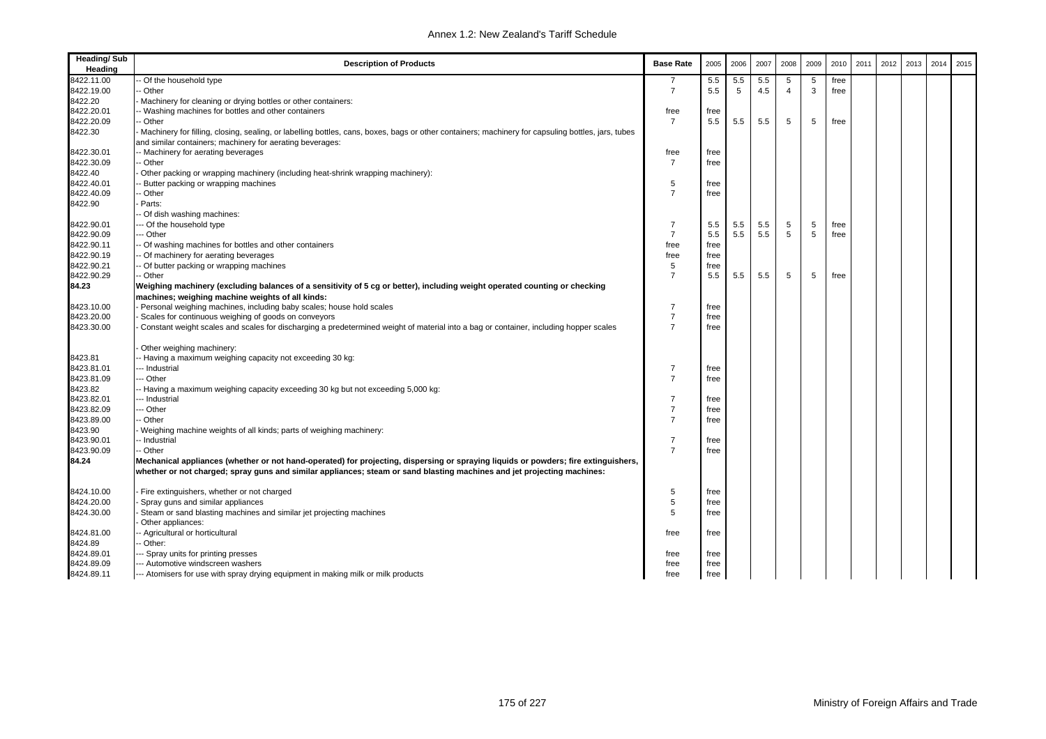| Heading/ Sub Heading | Description of Products | Base Rate | 2005 | 2006 | 2007 | 2008 | 2009 | 2010 | 2011 | 2012 | 2013 | 2014 | 2015 |
|---|---|---|---|---|---|---|---|---|---|---|---|---|---|
| 8422.11.00 | -- Of the household type | 7 | 5.5 | 5.5 | 5.5 | 5 | 5 | free | | | | | |
| 8422.19.00 | -- Other | 7 | 5.5 | 5 | 4.5 | 4 | 3 | free | | | | | |
| 8422.20 | - Machinery for cleaning or drying bottles or other containers: | | | | | | | | | | | | |
| 8422.20.01 | -- Washing machines for bottles and other containers | free | free | | | | | | | | | | |
| 8422.20.09 | -- Other | 7 | 5.5 | 5.5 | 5.5 | 5 | 5 | free | | | | | |
| 8422.30 | - Machinery for filling, closing, sealing, or labelling bottles, cans, boxes, bags or other containers; machinery for capsuling bottles, jars, tubes and similar containers; machinery for aerating beverages: | | | | | | | | | | | | |
| 8422.30.01 | -- Machinery for aerating beverages | free | free | | | | | | | | | | |
| 8422.30.09 | -- Other | 7 | free | | | | | | | | | | |
| 8422.40 | - Other packing or wrapping machinery (including heat-shrink wrapping machinery): | | | | | | | | | | | | |
| 8422.40.01 | -- Butter packing or wrapping machines | 5 | free | | | | | | | | | | |
| 8422.40.09 | -- Other | 7 | free | | | | | | | | | | |
| 8422.90 | - Parts: | | | | | | | | | | | | |
| | -- Of dish washing machines: | | | | | | | | | | | | |
| 8422.90.01 | --- Of the household type | 7 | 5.5 | 5.5 | 5.5 | 5 | 5 | free | | | | | |
| 8422.90.09 | --- Other | 7 | 5.5 | 5.5 | 5.5 | 5 | 5 | free | | | | | |
| 8422.90.11 | -- Of washing machines for bottles and other containers | free | free | | | | | | | | | | |
| 8422.90.19 | -- Of machinery for aerating beverages | free | free | | | | | | | | | | |
| 8422.90.21 | -- Of butter packing or wrapping machines | 5 | free | | | | | | | | | | |
| 8422.90.29 | -- Other | 7 | 5.5 | 5.5 | 5.5 | 5 | 5 | free | | | | | |
| **84.23** | **Weighing machinery (excluding balances of a sensitivity of 5 cg or better), including weight operated counting or checking machines; weighing machine weights of all kinds:** | | | | | | | | | | | | |
| 8423.10.00 | - Personal weighing machines, including baby scales; house hold scales | 7 | free | | | | | | | | | | |
| 8423.20.00 | - Scales for continuous weighing of goods on conveyors | 7 | free | | | | | | | | | | |
| 8423.30.00 | - Constant weight scales and scales for discharging a predetermined weight of material into a bag or container, including hopper scales | 7 | free | | | | | | | | | | |
| | - Other weighing machinery: | | | | | | | | | | | | |
| 8423.81 | -- Having a maximum weighing capacity not exceeding 30 kg: | | | | | | | | | | | | |
| 8423.81.01 | --- Industrial | 7 | free | | | | | | | | | | |
| 8423.81.09 | --- Other | 7 | free | | | | | | | | | | |
| 8423.82 | -- Having a maximum weighing capacity exceeding 30 kg but not exceeding 5,000 kg: | | | | | | | | | | | | |
| 8423.82.01 | --- Industrial | 7 | free | | | | | | | | | | |
| 8423.82.09 | --- Other | 7 | free | | | | | | | | | | |
| 8423.89.00 | -- Other | 7 | free | | | | | | | | | | |
| 8423.90 | - Weighing machine weights of all kinds; parts of weighing machinery: | | | | | | | | | | | | |
| 8423.90.01 | -- Industrial | 7 | free | | | | | | | | | | |
| 8423.90.09 | -- Other | 7 | free | | | | | | | | | | |
| **84.24** | **Mechanical appliances (whether or not hand-operated) for projecting, dispersing or spraying liquids or powders; fire extinguishers, whether or not charged; spray guns and similar appliances; steam or sand blasting machines and jet projecting machines:** | | | | | | | | | | | | |
| 8424.10.00 | - Fire extinguishers, whether or not charged | 5 | free | | | | | | | | | | |
| 8424.20.00 | - Spray guns and similar appliances | 5 | free | | | | | | | | | | |
| 8424.30.00 | - Steam or sand blasting machines and similar jet projecting machines | 5 | free | | | | | | | | | | |
| | - Other appliances: | | | | | | | | | | | | |
| 8424.81.00 | -- Agricultural or horticultural | free | free | | | | | | | | | | |
| 8424.89 | -- Other: | | | | | | | | | | | | |
| 8424.89.01 | --- Spray units for printing presses | free | free | | | | | | | | | | |
| 8424.89.09 | --- Automotive windscreen washers | free | free | | | | | | | | | | |
| 8424.89.11 | --- Atomisers for use with spray drying equipment in making milk or milk products | free | free | | | | | | | | | | |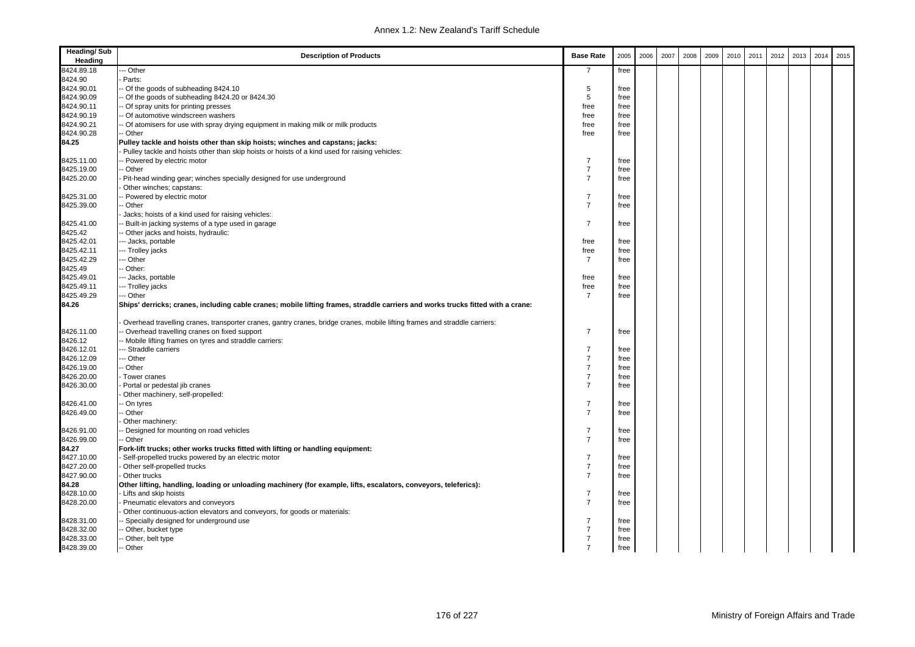| Heading/ Sub Heading | Description of Products | Base Rate | 2005 | 2006 | 2007 | 2008 | 2009 | 2010 | 2011 | 2012 | 2013 | 2014 | 2015 |
|---|---|---|---|---|---|---|---|---|---|---|---|---|---|
| 8424.89.18 | --- Other | 7 | free | | | | | | | | | | |
| 8424.90 | - Parts: | | | | | | | | | | | | |
| 8424.90.01 | -- Of the goods of subheading 8424.10 | 5 | free | | | | | | | | | | |
| 8424.90.09 | -- Of the goods of subheading 8424.20 or 8424.30 | 5 | free | | | | | | | | | | |
| 8424.90.11 | -- Of spray units for printing presses | free | free | | | | | | | | | | |
| 8424.90.19 | -- Of automotive windscreen washers | free | free | | | | | | | | | | |
| 8424.90.21 | -- Of atomisers for use with spray drying equipment in making milk or milk products | free | free | | | | | | | | | | |
| 8424.90.28 | -- Other | free | free | | | | | | | | | | |
| **84.25** | **Pulley tackle and hoists other than skip hoists; winches and capstans; jacks:** | | | | | | | | | | | | |
| | - Pulley tackle and hoists other than skip hoists or hoists of a kind used for raising vehicles: | | | | | | | | | | | | |
| 8425.11.00 | -- Powered by electric motor | 7 | free | | | | | | | | | | |
| 8425.19.00 | -- Other | 7 | free | | | | | | | | | | |
| 8425.20.00 | - Pit-head winding gear; winches specially designed for use underground | 7 | free | | | | | | | | | | |
| | - Other winches; capstans: | | | | | | | | | | | | |
| 8425.31.00 | -- Powered by electric motor | 7 | free | | | | | | | | | | |
| 8425.39.00 | -- Other | 7 | free | | | | | | | | | | |
| | - Jacks; hoists of a kind used for raising vehicles: | | | | | | | | | | | | |
| 8425.41.00 | -- Built-in jacking systems of a type used in garage | 7 | free | | | | | | | | | | |
| 8425.42 | -- Other jacks and hoists, hydraulic: | | | | | | | | | | | | |
| 8425.42.01 | --- Jacks, portable | free | free | | | | | | | | | | |
| 8425.42.11 | --- Trolley jacks | free | free | | | | | | | | | | |
| 8425.42.29 | --- Other | 7 | free | | | | | | | | | | |
| 8425.49 | -- Other: | | | | | | | | | | | | |
| 8425.49.01 | --- Jacks, portable | free | free | | | | | | | | | | |
| 8425.49.11 | --- Trolley jacks | free | free | | | | | | | | | | |
| 8425.49.29 | --- Other | 7 | free | | | | | | | | | | |
| **84.26** | **Ships' derricks; cranes, including cable cranes; mobile lifting frames, straddle carriers and works trucks fitted with a crane:** | | | | | | | | | | | | |
| | - Overhead travelling cranes, transporter cranes, gantry cranes, bridge cranes, mobile lifting frames and straddle carriers: | | | | | | | | | | | | |
| 8426.11.00 | -- Overhead travelling cranes on fixed support | 7 | free | | | | | | | | | | |
| 8426.12 | -- Mobile lifting frames on tyres and straddle carriers: | | | | | | | | | | | | |
| 8426.12.01 | --- Straddle carriers | 7 | free | | | | | | | | | | |
| 8426.12.09 | --- Other | 7 | free | | | | | | | | | | |
| 8426.19.00 | -- Other | 7 | free | | | | | | | | | | |
| 8426.20.00 | - Tower cranes | 7 | free | | | | | | | | | | |
| 8426.30.00 | - Portal or pedestal jib cranes | 7 | free | | | | | | | | | | |
| | - Other machinery, self-propelled: | | | | | | | | | | | | |
| 8426.41.00 | -- On tyres | 7 | free | | | | | | | | | | |
| 8426.49.00 | -- Other | 7 | free | | | | | | | | | | |
| | - Other machinery: | | | | | | | | | | | | |
| 8426.91.00 | -- Designed for mounting on road vehicles | 7 | free | | | | | | | | | | |
| 8426.99.00 | -- Other | 7 | free | | | | | | | | | | |
| **84.27** | **Fork-lift trucks; other works trucks fitted with lifting or handling equipment:** | | | | | | | | | | | | |
| 8427.10.00 | - Self-propelled trucks powered by an electric motor | 7 | free | | | | | | | | | | |
| 8427.20.00 | - Other self-propelled trucks | 7 | free | | | | | | | | | | |
| 8427.90.00 | - Other trucks | 7 | free | | | | | | | | | | |
| **84.28** | **Other lifting, handling, loading or unloading machinery (for example, lifts, escalators, conveyors, teleferics):** | | | | | | | | | | | | |
| 8428.10.00 | - Lifts and skip hoists | 7 | free | | | | | | | | | | |
| 8428.20.00 | - Pneumatic elevators and conveyors | 7 | free | | | | | | | | | | |
| | - Other continuous-action elevators and conveyors, for goods or materials: | | | | | | | | | | | | |
| 8428.31.00 | -- Specially designed for underground use | 7 | free | | | | | | | | | | |
| 8428.32.00 | -- Other, bucket type | 7 | free | | | | | | | | | | |
| 8428.33.00 | -- Other, belt type | 7 | free | | | | | | | | | | |
| 8428.39.00 | -- Other | 7 | free | | | | | | | | | | |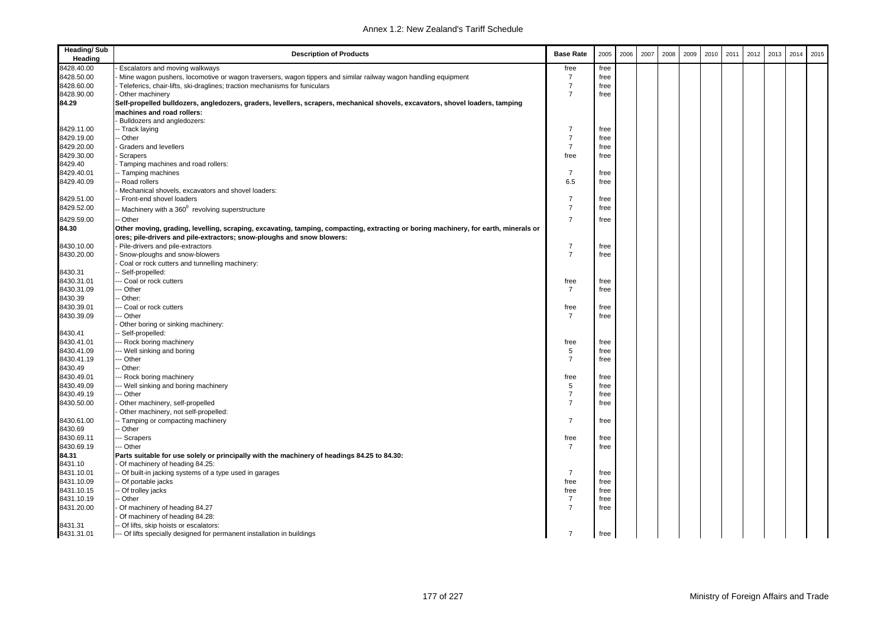Annex 1.2: New Zealand's Tariff Schedule

| Heading/ Sub Heading | Description of Products | Base Rate | 2005 | 2006 | 2007 | 2008 | 2009 | 2010 | 2011 | 2012 | 2013 | 2014 | 2015 |
|---|---|---|---|---|---|---|---|---|---|---|---|---|---|
| 8428.40.00 | - Escalators and moving walkways | free | free | | | | | | | | | | |
| 8428.50.00 | - Mine wagon pushers, locomotive or wagon traversers, wagon tippers and similar railway wagon handling equipment | 7 | free | | | | | | | | | | |
| 8428.60.00 | - Teleferics, chair-lifts, ski-draglines; traction mechanisms for funiculars | 7 | free | | | | | | | | | | |
| 8428.90.00 | - Other machinery | 7 | free | | | | | | | | | | |
| **84.29** | **Self-propelled bulldozers, angledozers, graders, levellers, scrapers, mechanical shovels, excavators, shovel loaders, tamping machines and road rollers:** | | | | | | | | | | | | |
| | - Bulldozers and angledozers: | | | | | | | | | | | | |
| 8429.11.00 | -- Track laying | 7 | free | | | | | | | | | | |
| 8429.19.00 | -- Other | 7 | free | | | | | | | | | | |
| 8429.20.00 | - Graders and levellers | 7 | free | | | | | | | | | | |
| 8429.30.00 | - Scrapers | free | free | | | | | | | | | | |
| 8429.40 | - Tamping machines and road rollers: | | | | | | | | | | | | |
| 8429.40.01 | -- Tamping machines | 7 | free | | | | | | | | | | |
| 8429.40.09 | -- Road rollers | 6.5 | free | | | | | | | | | | |
| | - Mechanical shovels, excavators and shovel loaders: | | | | | | | | | | | | |
| 8429.51.00 | -- Front-end shovel loaders | 7 | free | | | | | | | | | | |
| 8429.52.00 | -- Machinery with a 360$^{0}$ revolving superstructure | 7 | free | | | | | | | | | | |
| 8429.59.00 | -- Other | 7 | free | | | | | | | | | | |
| **84.30** | **Other moving, grading, levelling, scraping, excavating, tamping, compacting, extracting or boring machinery, for earth, minerals or ores; pile-drivers and pile-extractors; snow-ploughs and snow blowers:** | | | | | | | | | | | | |
| 8430.10.00 | - Pile-drivers and pile-extractors | 7 | free | | | | | | | | | | |
| 8430.20.00 | - Snow-ploughs and snow-blowers | 7 | free | | | | | | | | | | |
| | - Coal or rock cutters and tunnelling machinery: | | | | | | | | | | | | |
| 8430.31 | -- Self-propelled: | | | | | | | | | | | | |
| 8430.31.01 | --- Coal or rock cutters | free | free | | | | | | | | | | |
| 8430.31.09 | --- Other | 7 | free | | | | | | | | | | |
| 8430.39 | -- Other: | | | | | | | | | | | | |
| 8430.39.01 | --- Coal or rock cutters | free | free | | | | | | | | | | |
| 8430.39.09 | --- Other | 7 | free | | | | | | | | | | |
| | - Other boring or sinking machinery: | | | | | | | | | | | | |
| 8430.41 | -- Self-propelled: | | | | | | | | | | | | |
| 8430.41.01 | --- Rock boring machinery | free | free | | | | | | | | | | |
| 8430.41.09 | --- Well sinking and boring | 5 | free | | | | | | | | | | |
| 8430.41.19 | --- Other | 7 | free | | | | | | | | | | |
| 8430.49 | -- Other: | | | | | | | | | | | | |
| 8430.49.01 | --- Rock boring machinery | free | free | | | | | | | | | | |
| 8430.49.09 | --- Well sinking and boring machinery | 5 | free | | | | | | | | | | |
| 8430.49.19 | --- Other | 7 | free | | | | | | | | | | |
| 8430.50.00 | - Other machinery, self-propelled | 7 | free | | | | | | | | | | |
| | - Other machinery, not self-propelled: | | | | | | | | | | | | |
| 8430.61.00 | -- Tamping or compacting machinery | 7 | free | | | | | | | | | | |
| 8430.69 | -- Other | | | | | | | | | | | | |
| 8430.69.11 | --- Scrapers | free | free | | | | | | | | | | |
| 8430.69.19 | --- Other | 7 | free | | | | | | | | | | |
| **84.31** | **Parts suitable for use solely or principally with the machinery of headings 84.25 to 84.30:** | | | | | | | | | | | | |
| 8431.10 | - Of machinery of heading 84.25: | | | | | | | | | | | | |
| 8431.10.01 | -- Of built-in jacking systems of a type used in garages | 7 | free | | | | | | | | | | |
| 8431.10.09 | -- Of portable jacks | free | free | | | | | | | | | | |
| 8431.10.15 | -- Of trolley jacks | free | free | | | | | | | | | | |
| 8431.10.19 | -- Other | 7 | free | | | | | | | | | | |
| 8431.20.00 | - Of machinery of heading 84.27 | 7 | free | | | | | | | | | | |
| | - Of machinery of heading 84.28: | | | | | | | | | | | | |
| 8431.31 | -- Of lifts, skip hoists or escalators: | | | | | | | | | | | | |
| 8431.31.01 | --- Of lifts specially designed for permanent installation in buildings | 7 | free | | | | | | | | | | |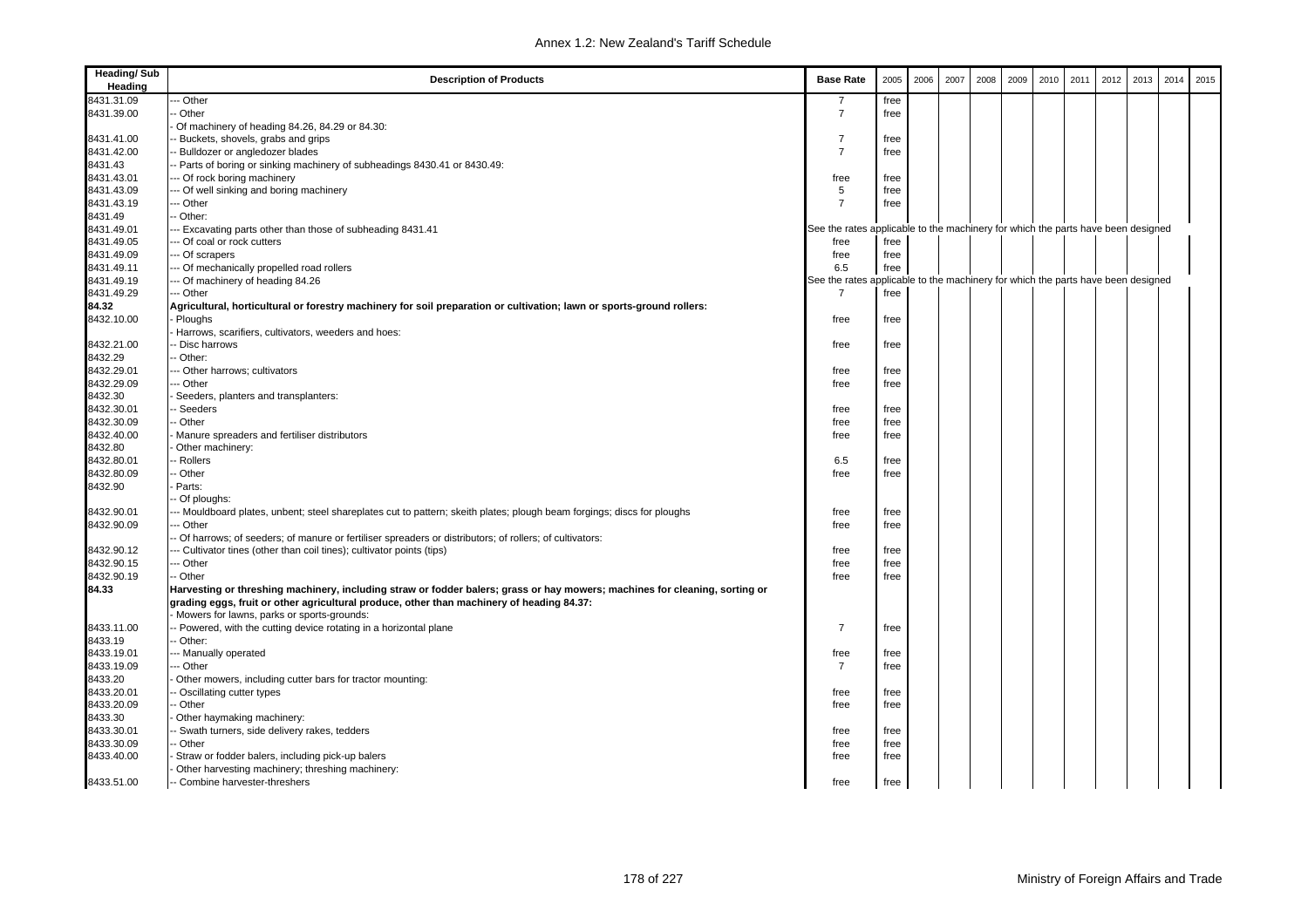| Heading/ Sub Heading | Description of Products | Base Rate | 2005 | 2006 | 2007 | 2008 | 2009 | 2010 | 2011 | 2012 | 2013 | 2014 | 2015 |
|---|---|---|---|---|---|---|---|---|---|---|---|---|---|
| 8431.31.09 | --- Other | 7 | free | | | | | | | | | | |
| 8431.39.00 | -- Other | 7 | free | | | | | | | | | | |
| | - Of machinery of heading 84.26, 84.29 or 84.30: | | | | | | | | | | | | |
| 8431.41.00 | -- Buckets, shovels, grabs and grips | 7 | free | | | | | | | | | | |
| 8431.42.00 | -- Bulldozer or angledozer blades | 7 | free | | | | | | | | | | |
| 8431.43 | -- Parts of boring or sinking machinery of subheadings 8430.41 or 8430.49: | | | | | | | | | | | | |
| 8431.43.01 | --- Of rock boring machinery | free | free | | | | | | | | | | |
| 8431.43.09 | --- Of well sinking and boring machinery | 5 | free | | | | | | | | | | |
| 8431.43.19 | --- Other | 7 | free | | | | | | | | | | |
| 8431.49 | -- Other: | | | | | | | | | | | | |
| 8431.49.01 | --- Excavating parts other than those of subheading 8431.41 | See the rates applicable to the machinery for which the parts have been designed | | | | | | | | | | | |
| 8431.49.05 | --- Of coal or rock cutters | free | free | | | | | | | | | | |
| 8431.49.09 | --- Of scrapers | free | free | | | | | | | | | | |
| 8431.49.11 | --- Of mechanically propelled road rollers | 6.5 | free | | | | | | | | | | |
| 8431.49.19 | --- Of machinery of heading 84.26 | See the rates applicable to the machinery for which the parts have been designed | | | | | | | | | | | |
| 8431.49.29 | --- Other | 7 | free | | | | | | | | | | |
| **84.32** | **Agricultural, horticultural or forestry machinery for soil preparation or cultivation; lawn or sports-ground rollers:** | | | | | | | | | | | | |
| 8432.10.00 | - Ploughs | free | free | | | | | | | | | | |
| | - Harrows, scarifiers, cultivators, weeders and hoes: | | | | | | | | | | | | |
| 8432.21.00 | -- Disc harrows | free | free | | | | | | | | | | |
| 8432.29 | -- Other: | | | | | | | | | | | | |
| 8432.29.01 | --- Other harrows; cultivators | free | free | | | | | | | | | | |
| 8432.29.09 | --- Other | free | free | | | | | | | | | | |
| 8432.30 | - Seeders, planters and transplanters: | | | | | | | | | | | | |
| 8432.30.01 | -- Seeders | free | free | | | | | | | | | | |
| 8432.30.09 | -- Other | free | free | | | | | | | | | | |
| 8432.40.00 | - Manure spreaders and fertiliser distributors | free | free | | | | | | | | | | |
| 8432.80 | - Other machinery: | | | | | | | | | | | | |
| 8432.80.01 | -- Rollers | 6.5 | free | | | | | | | | | | |
| 8432.80.09 | -- Other | free | free | | | | | | | | | | |
| 8432.90 | - Parts: | | | | | | | | | | | | |
| | -- Of ploughs: | | | | | | | | | | | | |
| 8432.90.01 | --- Mouldboard plates, unbent; steel shareplates cut to pattern; skeith plates; plough beam forgings; discs for ploughs | free | free | | | | | | | | | | |
| 8432.90.09 | --- Other | free | free | | | | | | | | | | |
| | -- Of harrows; of seeders; of manure or fertiliser spreaders or distributors; of rollers; of cultivators: | | | | | | | | | | | | |
| 8432.90.12 | --- Cultivator tines (other than coil tines); cultivator points (tips) | free | free | | | | | | | | | | |
| 8432.90.15 | --- Other | free | free | | | | | | | | | | |
| 8432.90.19 | -- Other | free | free | | | | | | | | | | |
| **84.33** | **Harvesting or threshing machinery, including straw or fodder balers; grass or hay mowers; machines for cleaning, sorting or grading eggs, fruit or other agricultural produce, other than machinery of heading 84.37:** | | | | | | | | | | | | |
| | - Mowers for lawns, parks or sports-grounds: | | | | | | | | | | | | |
| 8433.11.00 | -- Powered, with the cutting device rotating in a horizontal plane | 7 | free | | | | | | | | | | |
| 8433.19 | -- Other: | | | | | | | | | | | | |
| 8433.19.01 | --- Manually operated | free | free | | | | | | | | | | |
| 8433.19.09 | --- Other | 7 | free | | | | | | | | | | |
| 8433.20 | - Other mowers, including cutter bars for tractor mounting: | | | | | | | | | | | | |
| 8433.20.01 | -- Oscillating cutter types | free | free | | | | | | | | | | |
| 8433.20.09 | -- Other | free | free | | | | | | | | | | |
| 8433.30 | - Other haymaking machinery: | | | | | | | | | | | | |
| 8433.30.01 | -- Swath turners, side delivery rakes, tedders | free | free | | | | | | | | | | |
| 8433.30.09 | -- Other | free | free | | | | | | | | | | |
| 8433.40.00 | - Straw or fodder balers, including pick-up balers | free | free | | | | | | | | | | |
| | - Other harvesting machinery; threshing machinery: | | | | | | | | | | | | |
| 8433.51.00 | -- Combine harvester-threshers | free | free | | | | | | | | | | |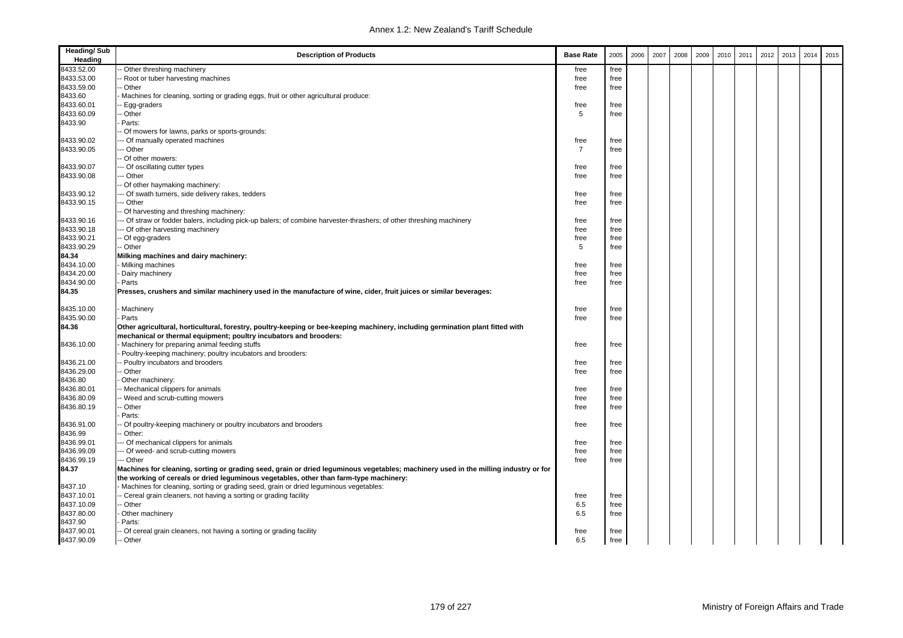| Heading/ Sub Heading | Description of Products | Base Rate | 2005 | 2006 | 2007 | 2008 | 2009 | 2010 | 2011 | 2012 | 2013 | 2014 | 2015 |
|---|---|---|---|---|---|---|---|---|---|---|---|---|---|
| 8433.52.00 | -- Other threshing machinery | free | free | | | | | | | | | | |
| 8433.53.00 | -- Root or tuber harvesting machines | free | free | | | | | | | | | | |
| 8433.59.00 | -- Other | free | free | | | | | | | | | | |
| 8433.60 | - Machines for cleaning, sorting or grading eggs, fruit or other agricultural produce: | | | | | | | | | | | | |
| 8433.60.01 | -- Egg-graders | free | free | | | | | | | | | | |
| 8433.60.09 | -- Other | 5 | free | | | | | | | | | | |
| 8433.90 | - Parts: | | | | | | | | | | | | |
| | -- Of mowers for lawns, parks or sports-grounds: | | | | | | | | | | | | |
| 8433.90.02 | --- Of manually operated machines | free | free | | | | | | | | | | |
| 8433.90.05 | --- Other | 7 | free | | | | | | | | | | |
| | -- Of other mowers: | | | | | | | | | | | | |
| 8433.90.07 | --- Of oscillating cutter types | free | free | | | | | | | | | | |
| 8433.90.08 | --- Other | free | free | | | | | | | | | | |
| | -- Of other haymaking machinery: | | | | | | | | | | | | |
| 8433.90.12 | --- Of swath turners, side delivery rakes, tedders | free | free | | | | | | | | | | |
| 8433.90.15 | --- Other | free | free | | | | | | | | | | |
| | -- Of harvesting and threshing machinery: | | | | | | | | | | | | |
| 8433.90.16 | --- Of straw or fodder balers, including pick-up balers; of combine harvester-thrashers; of other threshing machinery | free | free | | | | | | | | | | |
| 8433.90.18 | --- Of other harvesting machinery | free | free | | | | | | | | | | |
| 8433.90.21 | -- Of egg-graders | free | free | | | | | | | | | | |
| 8433.90.29 | -- Other | 5 | free | | | | | | | | | | |
| **84.34** | **Milking machines and dairy machinery:** | | | | | | | | | | | | |
| 8434.10.00 | - Milking machines | free | free | | | | | | | | | | |
| 8434.20.00 | - Dairy machinery | free | free | | | | | | | | | | |
| 8434.90.00 | - Parts | free | free | | | | | | | | | | |
| **84.35** | **Presses, crushers and similar machinery used in the manufacture of wine, cider, fruit juices or similar beverages:** | | | | | | | | | | | | |
| 8435.10.00 | - Machinery | free | free | | | | | | | | | | |
| 8435.90.00 | - Parts | free | free | | | | | | | | | | |
| **84.36** | **Other agricultural, horticultural, forestry, poultry-keeping or bee-keeping machinery, including germination plant fitted with mechanical or thermal equipment; poultry incubators and brooders:** | | | | | | | | | | | | |
| 8436.10.00 | - Machinery for preparing animal feeding stuffs | free | free | | | | | | | | | | |
| | - Poultry-keeping machinery; poultry incubators and brooders: | | | | | | | | | | | | |
| 8436.21.00 | -- Poultry incubators and brooders | free | free | | | | | | | | | | |
| 8436.29.00 | -- Other | free | free | | | | | | | | | | |
| 8436.80 | - Other machinery: | | | | | | | | | | | | |
| 8436.80.01 | -- Mechanical clippers for animals | free | free | | | | | | | | | | |
| 8436.80.09 | -- Weed and scrub-cutting mowers | free | free | | | | | | | | | | |
| 8436.80.19 | -- Other | free | free | | | | | | | | | | |
| | - Parts: | | | | | | | | | | | | |
| 8436.91.00 | -- Of poultry-keeping machinery or poultry incubators and brooders | free | free | | | | | | | | | | |
| 8436.99 | -- Other: | | | | | | | | | | | | |
| 8436.99.01 | --- Of mechanical clippers for animals | free | free | | | | | | | | | | |
| 8436.99.09 | --- Of weed- and scrub-cutting mowers | free | free | | | | | | | | | | |
| 8436.99.19 | --- Other | free | free | | | | | | | | | | |
| **84.37** | **Machines for cleaning, sorting or grading seed, grain or dried leguminous vegetables; machinery used in the milling industry or for the working of cereals or dried leguminous vegetables, other than farm-type machinery:** | | | | | | | | | | | | |
| 8437.10 | - Machines for cleaning, sorting or grading seed, grain or dried leguminous vegetables: | | | | | | | | | | | | |
| 8437.10.01 | -- Cereal grain cleaners, not having a sorting or grading facility | free | free | | | | | | | | | | |
| 8437.10.09 | -- Other | 6.5 | free | | | | | | | | | | |
| 8437.80.00 | - Other machinery | 6.5 | free | | | | | | | | | | |
| 8437.90 | - Parts: | | | | | | | | | | | | |
| 8437.90.01 | -- Of cereal grain cleaners, not having a sorting or grading facility | free | free | | | | | | | | | | |
| 8437.90.09 | -- Other | 6.5 | free | | | | | | | | | | |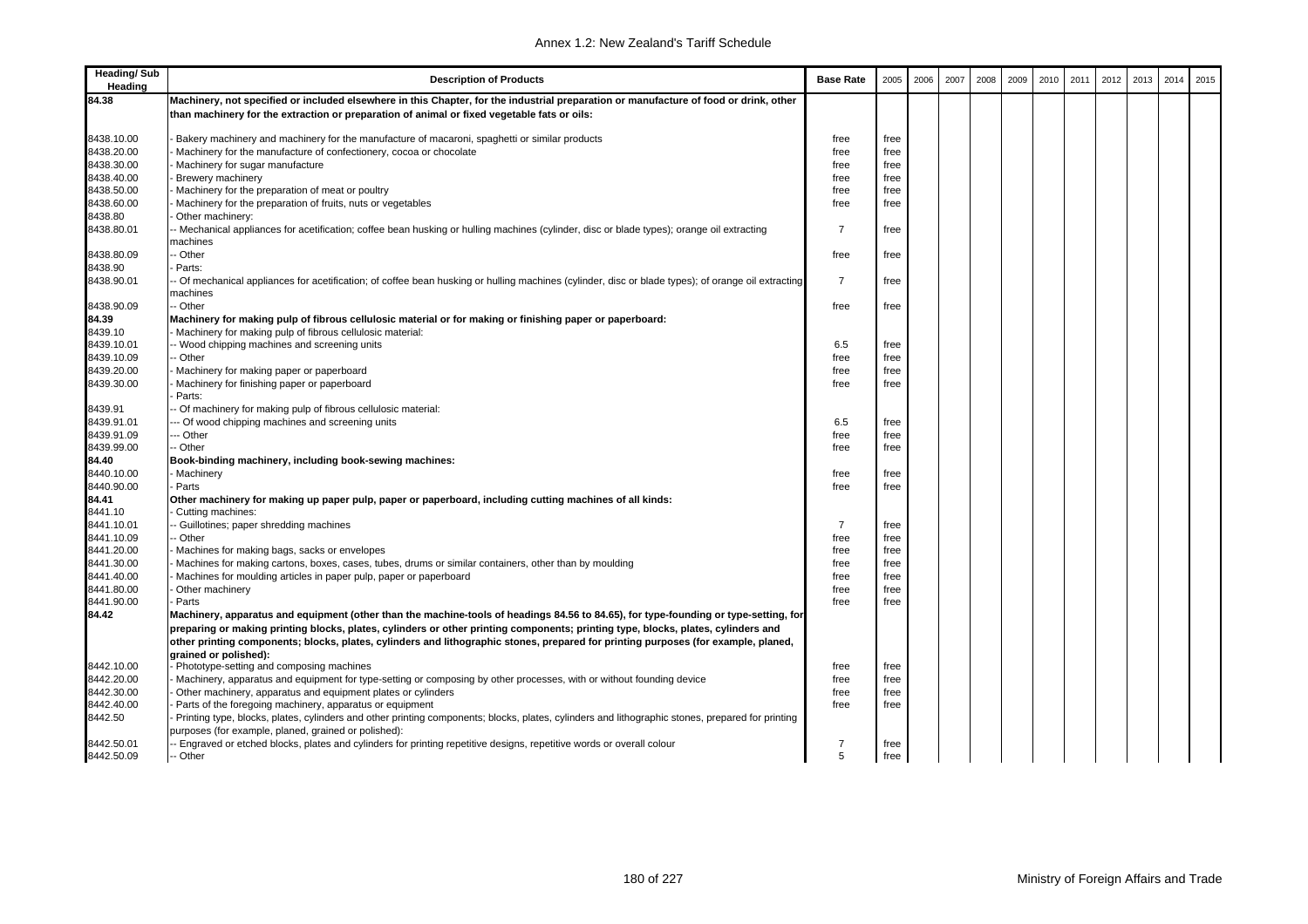| Heading/ Sub Heading | Description of Products | Base Rate | 2005 | 2006 | 2007 | 2008 | 2009 | 2010 | 2011 | 2012 | 2013 | 2014 | 2015 |
|---|---|---|---|---|---|---|---|---|---|---|---|---|---|
| **84.38** | **Machinery, not specified or included elsewhere in this Chapter, for the industrial preparation or manufacture of food or drink, other than machinery for the extraction or preparation of animal or fixed vegetable fats or oils:** | | | | | | | | | | | | |
| 8438.10.00 | - Bakery machinery and machinery for the manufacture of macaroni, spaghetti or similar products | free | free | | | | | | | | | | |
| 8438.20.00 | - Machinery for the manufacture of confectionery, cocoa or chocolate | free | free | | | | | | | | | | |
| 8438.30.00 | - Machinery for sugar manufacture | free | free | | | | | | | | | | |
| 8438.40.00 | - Brewery machinery | free | free | | | | | | | | | | |
| 8438.50.00 | - Machinery for the preparation of meat or poultry | free | free | | | | | | | | | | |
| 8438.60.00 | - Machinery for the preparation of fruits, nuts or vegetables | free | free | | | | | | | | | | |
| 8438.80 | - Other machinery: | | | | | | | | | | | | |
| 8438.80.01 | -- Mechanical appliances for acetification; coffee bean husking or hulling machines (cylinder, disc or blade types); orange oil extracting machines | 7 | free | | | | | | | | | | |
| 8438.80.09 | -- Other | free | free | | | | | | | | | | |
| 8438.90 | - Parts: | | | | | | | | | | | | |
| 8438.90.01 | -- Of mechanical appliances for acetification; of coffee bean husking or hulling machines (cylinder, disc or blade types); of orange oil extracting machines | 7 | free | | | | | | | | | | |
| 8438.90.09 | -- Other | free | free | | | | | | | | | | |
| **84.39** | **Machinery for making pulp of fibrous cellulosic material or for making or finishing paper or paperboard:** | | | | | | | | | | | | |
| 8439.10 | - Machinery for making pulp of fibrous cellulosic material: | | | | | | | | | | | | |
| 8439.10.01 | -- Wood chipping machines and screening units | 6.5 | free | | | | | | | | | | |
| 8439.10.09 | -- Other | free | free | | | | | | | | | | |
| 8439.20.00 | - Machinery for making paper or paperboard | free | free | | | | | | | | | | |
| 8439.30.00 | - Machinery for finishing paper or paperboard | free | free | | | | | | | | | | |
| | - Parts: | | | | | | | | | | | | |
| 8439.91 | -- Of machinery for making pulp of fibrous cellulosic material: | | | | | | | | | | | | |
| 8439.91.01 | --- Of wood chipping machines and screening units | 6.5 | free | | | | | | | | | | |
| 8439.91.09 | --- Other | free | free | | | | | | | | | | |
| 8439.99.00 | -- Other | free | free | | | | | | | | | | |
| **84.40** | **Book-binding machinery, including book-sewing machines:** | | | | | | | | | | | | |
| 8440.10.00 | - Machinery | free | free | | | | | | | | | | |
| 8440.90.00 | - Parts | free | free | | | | | | | | | | |
| **84.41** | **Other machinery for making up paper pulp, paper or paperboard, including cutting machines of all kinds:** | | | | | | | | | | | | |
| 8441.10 | - Cutting machines: | | | | | | | | | | | | |
| 8441.10.01 | -- Guillotines; paper shredding machines | 7 | free | | | | | | | | | | |
| 8441.10.09 | -- Other | free | free | | | | | | | | | | |
| 8441.20.00 | - Machines for making bags, sacks or envelopes | free | free | | | | | | | | | | |
| 8441.30.00 | - Machines for making cartons, boxes, cases, tubes, drums or similar containers, other than by moulding | free | free | | | | | | | | | | |
| 8441.40.00 | - Machines for moulding articles in paper pulp, paper or paperboard | free | free | | | | | | | | | | |
| 8441.80.00 | - Other machinery | free | free | | | | | | | | | | |
| 8441.90.00 | - Parts | free | free | | | | | | | | | | |
| **84.42** | **Machinery, apparatus and equipment (other than the machine-tools of headings 84.56 to 84.65), for type-founding or type-setting, for preparing or making printing blocks, plates, cylinders or other printing components; printing type, blocks, plates, cylinders and other printing components; blocks, plates, cylinders and lithographic stones, prepared for printing purposes (for example, planed, grained or polished):** | | | | | | | | | | | | |
| 8442.10.00 | - Phototype-setting and composing machines | free | free | | | | | | | | | | |
| 8442.20.00 | - Machinery, apparatus and equipment for type-setting or composing by other processes, with or without founding device | free | free | | | | | | | | | | |
| 8442.30.00 | - Other machinery, apparatus and equipment plates or cylinders | free | free | | | | | | | | | | |
| 8442.40.00 | - Parts of the foregoing machinery, apparatus or equipment | free | free | | | | | | | | | | |
| 8442.50 | - Printing type, blocks, plates, cylinders and other printing components; blocks, plates, cylinders and lithographic stones, prepared for printing purposes (for example, planed, grained or polished): | | | | | | | | | | | | |
| 8442.50.01 | -- Engraved or etched blocks, plates and cylinders for printing repetitive designs, repetitive words or overall colour | 7 | free | | | | | | | | | | |
| 8442.50.09 | -- Other | 5 | free | | | | | | | | | | |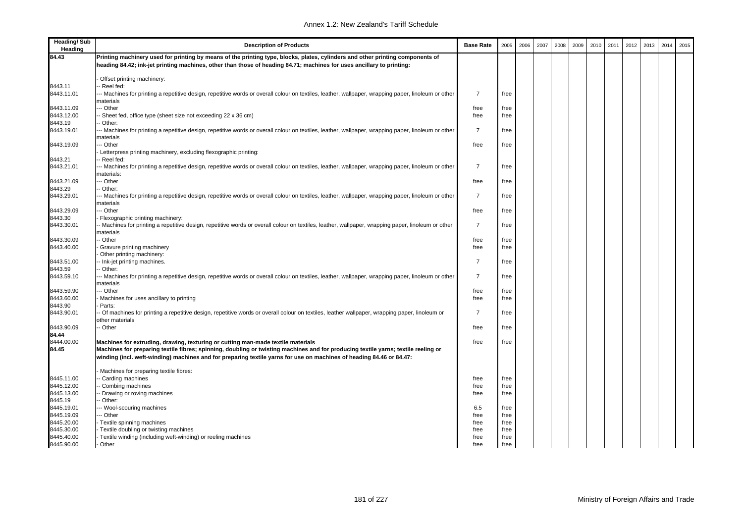| Heading/ Sub Heading | Description of Products | Base Rate | 2005 | 2006 | 2007 | 2008 | 2009 | 2010 | 2011 | 2012 | 2013 | 2014 | 2015 |
|---|---|---|---|---|---|---|---|---|---|---|---|---|---|
| **84.43** | **Printing machinery used for printing by means of the printing type, blocks, plates, cylinders and other printing components of heading 84.42; ink-jet printing machines, other than those of heading 84.71; machines for uses ancillary to printing:** | | | | | | | | | | | | |
| | - Offset printing machinery: | | | | | | | | | | | | |
| 8443.11 | -- Reel fed: | | | | | | | | | | | | |
| 8443.11.01 | --- Machines for printing a repetitive design, repetitive words or overall colour on textiles, leather, wallpaper, wrapping paper, linoleum or other materials | 7 | free | | | | | | | | | | |
| 8443.11.09 | --- Other | free | free | | | | | | | | | | |
| 8443.12.00 | -- Sheet fed, office type (sheet size not exceeding 22 x 36 cm) | free | free | | | | | | | | | | |
| 8443.19 | -- Other: | | | | | | | | | | | | |
| 8443.19.01 | --- Machines for printing a repetitive design, repetitive words or overall colour on textiles, leather, wallpaper, wrapping paper, linoleum or other materials | 7 | free | | | | | | | | | | |
| 8443.19.09 | --- Other | free | free | | | | | | | | | | |
| | - Letterpress printing machinery, excluding flexographic printing: | | | | | | | | | | | | |
| 8443.21 | -- Reel fed: | | | | | | | | | | | | |
| 8443.21.01 | --- Machines for printing a repetitive design, repetitive words or overall colour on textiles, leather, wallpaper, wrapping paper, linoleum or other materials: | 7 | free | | | | | | | | | | |
| 8443.21.09 | --- Other | free | free | | | | | | | | | | |
| 8443.29 | -- Other: | | | | | | | | | | | | |
| 8443.29.01 | --- Machines for printing a repetitive design, repetitive words or overall colour on textiles, leather, wallpaper, wrapping paper, linoleum or other materials | 7 | free | | | | | | | | | | |
| 8443.29.09 | --- Other | free | free | | | | | | | | | | |
| 8443.30 | - Flexographic printing machinery: | | | | | | | | | | | | |
| 8443.30.01 | -- Machines for printing a repetitive design, repetitive words or overall colour on textiles, leather, wallpaper, wrapping paper, linoleum or other materials | 7 | free | | | | | | | | | | |
| 8443.30.09 | -- Other | free | free | | | | | | | | | | |
| 8443.40.00 | - Gravure printing machinery | free | free | | | | | | | | | | |
| | - Other printing machinery: | | | | | | | | | | | | |
| 8443.51.00 | -- Ink-jet printing machines. | 7 | free | | | | | | | | | | |
| 8443.59 | -- Other: | | | | | | | | | | | | |
| 8443.59.10 | --- Machines for printing a repetitive design, repetitive words or overall colour on textiles, leather, wallpaper, wrapping paper, linoleum or other materials | 7 | free | | | | | | | | | | |
| 8443.59.90 | --- Other | free | free | | | | | | | | | | |
| 8443.60.00 | - Machines for uses ancillary to printing | free | free | | | | | | | | | | |
| 8443.90 | - Parts: | | | | | | | | | | | | |
| 8443.90.01 | -- Of machines for printing a repetitive design, repetitive words or overall colour on textiles, leather wallpaper, wrapping paper, linoleum or other materials | 7 | free | | | | | | | | | | |
| 8443.90.09 | -- Other | free | free | | | | | | | | | | |
| **84.44** | | | | | | | | | | | | | |
| 8444.00.00 | **Machines for extruding, drawing, texturing or cutting man-made textile materials** | free | free | | | | | | | | | | |
| **84.45** | **Machines for preparing textile fibres; spinning, doubling or twisting machines and for producing textile yarns; textile reeling or winding (incl. weft-winding) machines and for preparing textile yarns for use on machines of heading 84.46 or 84.47:** | | | | | | | | | | | | |
| | - Machines for preparing textile fibres: | | | | | | | | | | | | |
| 8445.11.00 | -- Carding machines | free | free | | | | | | | | | | |
| 8445.12.00 | -- Combing machines | free | free | | | | | | | | | | |
| 8445.13.00 | -- Drawing or roving machines | free | free | | | | | | | | | | |
| 8445.19 | -- Other: | | | | | | | | | | | | |
| 8445.19.01 | --- Wool-scouring machines | 6.5 | free | | | | | | | | | | |
| 8445.19.09 | --- Other | free | free | | | | | | | | | | |
| 8445.20.00 | - Textile spinning machines | free | free | | | | | | | | | | |
| 8445.30.00 | - Textile doubling or twisting machines | free | free | | | | | | | | | | |
| 8445.40.00 | - Textile winding (including weft-winding) or reeling machines | free | free | | | | | | | | | | |
| 8445.90.00 | - Other | free | free | | | | | | | | | | |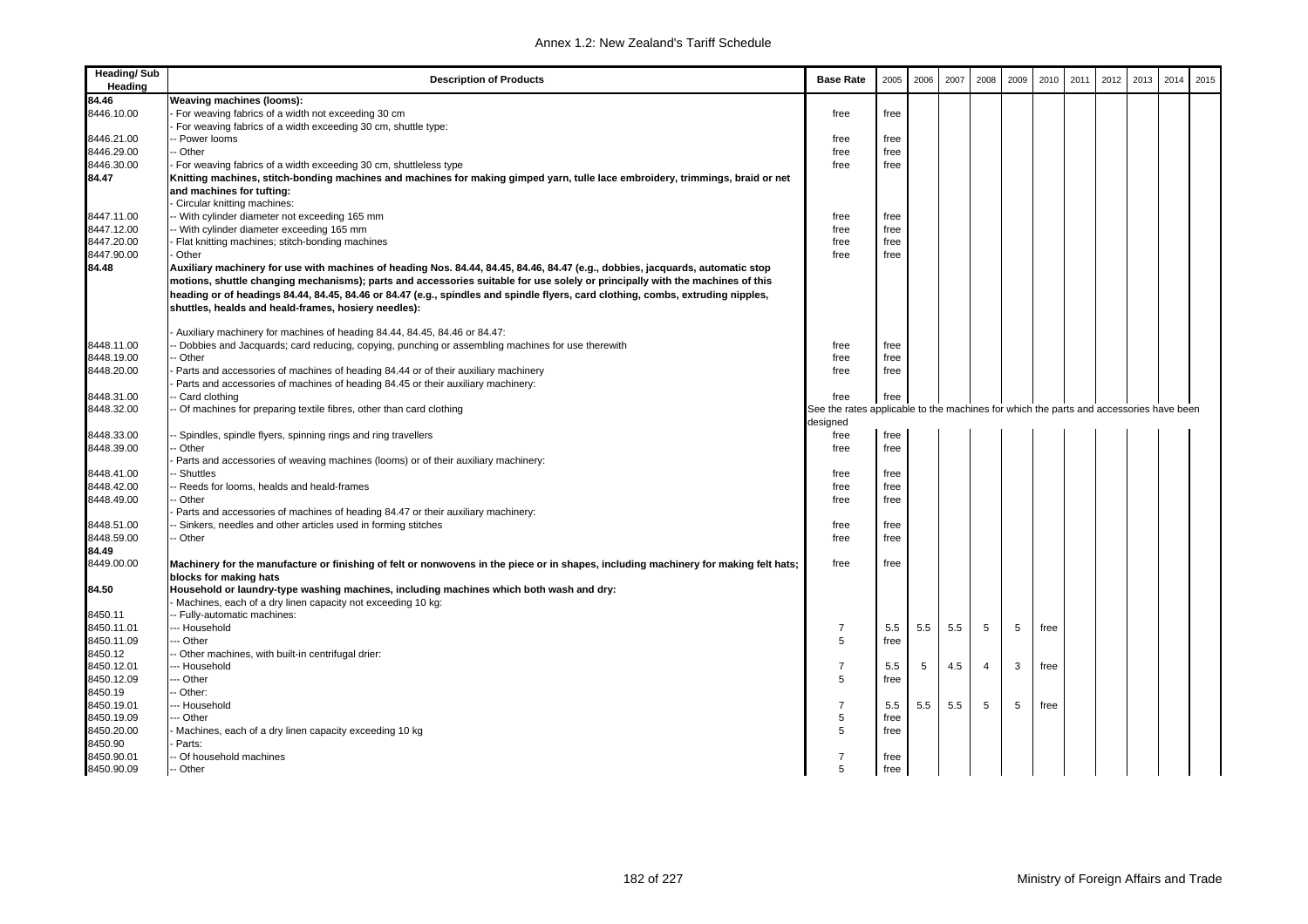| Heading/ Sub Heading | Description of Products | Base Rate | 2005 | 2006 | 2007 | 2008 | 2009 | 2010 | 2011 | 2012 | 2013 | 2014 | 2015 |
|---|---|---|---|---|---|---|---|---|---|---|---|---|---|
| 84.46 | **Weaving machines (looms):** | | | | | | | | | | | | |
| 8446.10.00 | - For weaving fabrics of a width not exceeding 30 cm | free | free | | | | | | | | | | |
| | - For weaving fabrics of a width exceeding 30 cm, shuttle type: | | | | | | | | | | | | |
| 8446.21.00 | -- Power looms | free | free | | | | | | | | | | |
| 8446.29.00 | -- Other | free | free | | | | | | | | | | |
| 8446.30.00 | - For weaving fabrics of a width exceeding 30 cm, shuttleless type | free | free | | | | | | | | | | |
| 84.47 | **Knitting machines, stitch-bonding machines and machines for making gimped yarn, tulle lace embroidery, trimmings, braid or net and machines for tufting:** | | | | | | | | | | | | |
| | - Circular knitting machines: | | | | | | | | | | | | |
| 8447.11.00 | -- With cylinder diameter not exceeding 165 mm | free | free | | | | | | | | | | |
| 8447.12.00 | -- With cylinder diameter exceeding 165 mm | free | free | | | | | | | | | | |
| 8447.20.00 | - Flat knitting machines; stitch-bonding machines | free | free | | | | | | | | | | |
| 8447.90.00 | - Other | free | free | | | | | | | | | | |
| 84.48 | **Auxiliary machinery for use with machines of heading Nos. 84.44, 84.45, 84.46, 84.47 (e.g., dobbies, jacquards, automatic stop motions, shuttle changing mechanisms); parts and accessories suitable for use solely or principally with the machines of this heading or of headings 84.44, 84.45, 84.46 or 84.47 (e.g., spindles and spindle flyers, card clothing, combs, extruding nipples, shuttles, healds and heald-frames, hosiery needles):** | | | | | | | | | | | | |
| | - Auxiliary machinery for machines of heading 84.44, 84.45, 84.46 or 84.47: | | | | | | | | | | | | |
| 8448.11.00 | -- Dobbies and Jacquards; card reducing, copying, punching or assembling machines for use therewith | free | free | | | | | | | | | | |
| 8448.19.00 | -- Other | free | free | | | | | | | | | | |
| 8448.20.00 | - Parts and accessories of machines of heading 84.44 or of their auxiliary machinery | free | free | | | | | | | | | | |
| | - Parts and accessories of machines of heading 84.45 or their auxiliary machinery: | | | | | | | | | | | | |
| 8448.31.00 | -- Card clothing | free | free | | | | | | | | | | |
| 8448.32.00 | -- Of machines for preparing textile fibres, other than card clothing | See the rates applicable to the machines for which the parts and accessories have been designed | | | | | | | | | | | |
| 8448.33.00 | -- Spindles, spindle flyers, spinning rings and ring travellers | free | free | | | | | | | | | | |
| 8448.39.00 | -- Other | free | free | | | | | | | | | | |
| | - Parts and accessories of weaving machines (looms) or of their auxiliary machinery: | | | | | | | | | | | | |
| 8448.41.00 | -- Shuttles | free | free | | | | | | | | | | |
| 8448.42.00 | -- Reeds for looms, healds and heald-frames | free | free | | | | | | | | | | |
| 8448.49.00 | -- Other | free | free | | | | | | | | | | |
| | - Parts and accessories of machines of heading 84.47 or their auxiliary machinery: | | | | | | | | | | | | |
| 8448.51.00 | -- Sinkers, needles and other articles used in forming stitches | free | free | | | | | | | | | | |
| 8448.59.00 | -- Other | free | free | | | | | | | | | | |
| 84.49 | | | | | | | | | | | | | |
| 8449.00.00 | **Machinery for the manufacture or finishing of felt or nonwovens in the piece or in shapes, including machinery for making felt hats; blocks for making hats** | free | free | | | | | | | | | | |
| 84.50 | **Household or laundry-type washing machines, including machines which both wash and dry:** | | | | | | | | | | | | |
| | - Machines, each of a dry linen capacity not exceeding 10 kg: | | | | | | | | | | | | |
| 8450.11 | -- Fully-automatic machines: | | | | | | | | | | | | |
| 8450.11.01 | --- Household | 7 | 5.5 | 5.5 | 5.5 | 5 | 5 | free | | | | | |
| 8450.11.09 | --- Other | 5 | free | | | | | | | | | | |
| 8450.12 | -- Other machines, with built-in centrifugal drier: | | | | | | | | | | | | |
| 8450.12.01 | --- Household | 7 | 5.5 | 5 | 4.5 | 4 | 3 | free | | | | | |
| 8450.12.09 | --- Other | 5 | free | | | | | | | | | | |
| 8450.19 | -- Other: | | | | | | | | | | | | |
| 8450.19.01 | --- Household | 7 | 5.5 | 5.5 | 5.5 | 5 | 5 | free | | | | | |
| 8450.19.09 | --- Other | 5 | free | | | | | | | | | | |
| 8450.20.00 | - Machines, each of a dry linen capacity exceeding 10 kg | 5 | free | | | | | | | | | | |
| 8450.90 | - Parts: | | | | | | | | | | | | |
| 8450.90.01 | -- Of household machines | 7 | free | | | | | | | | | | |
| 8450.90.09 | -- Other | 5 | free | | | | | | | | | | |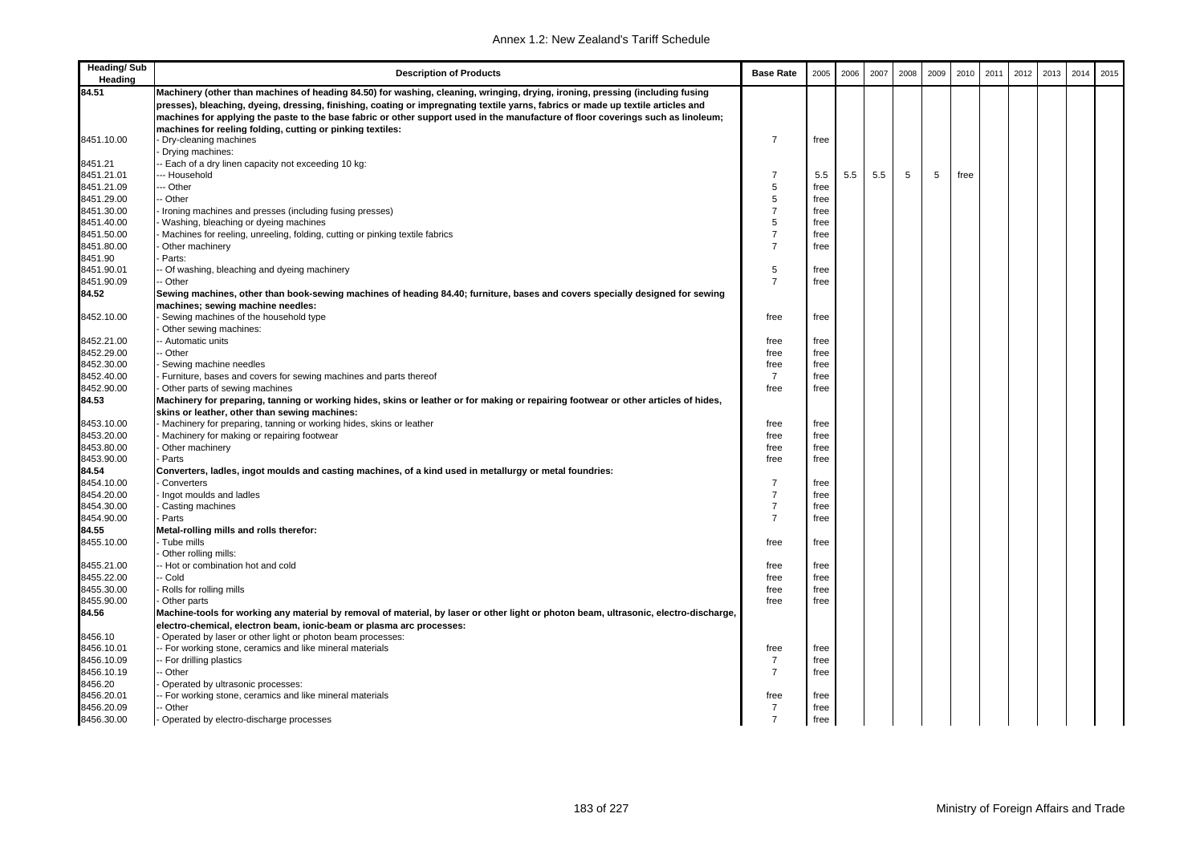Annex 1.2: New Zealand's Tariff Schedule

| Heading/ Sub Heading | Description of Products | Base Rate | 2005 | 2006 | 2007 | 2008 | 2009 | 2010 | 2011 | 2012 | 2013 | 2014 | 2015 |
|---|---|---|---|---|---|---|---|---|---|---|---|---|---|
| **84.51** | **Machinery (other than machines of heading 84.50) for washing, cleaning, wringing, drying, ironing, pressing (including fusing presses), bleaching, dyeing, dressing, finishing, coating or impregnating textile yarns, fabrics or made up textile articles and machines for applying the paste to the base fabric or other support used in the manufacture of floor coverings such as linoleum; machines for reeling folding, cutting or pinking textiles:** | | | | | | | | | | | | |
| 8451.10.00 | - Dry-cleaning machines | 7 | free | | | | | | | | | | |
| | - Drying machines: | | | | | | | | | | | | |
| 8451.21 | -- Each of a dry linen capacity not exceeding 10 kg: | | | | | | | | | | | | |
| 8451.21.01 | --- Household | 7 | 5.5 | 5.5 | 5.5 | 5 | 5 | free | | | | | |
| 8451.21.09 | --- Other | 5 | free | | | | | | | | | | |
| 8451.29.00 | -- Other | 5 | free | | | | | | | | | | |
| 8451.30.00 | - Ironing machines and presses (including fusing presses) | 7 | free | | | | | | | | | | |
| 8451.40.00 | - Washing, bleaching or dyeing machines | 5 | free | | | | | | | | | | |
| 8451.50.00 | - Machines for reeling, unreeling, folding, cutting or pinking textile fabrics | 7 | free | | | | | | | | | | |
| 8451.80.00 | - Other machinery | 7 | free | | | | | | | | | | |
| 8451.90 | - Parts: | | | | | | | | | | | | |
| 8451.90.01 | -- Of washing, bleaching and dyeing machinery | 5 | free | | | | | | | | | | |
| 8451.90.09 | -- Other | 7 | free | | | | | | | | | | |
| **84.52** | **Sewing machines, other than book-sewing machines of heading 84.40; furniture, bases and covers specially designed for sewing machines; sewing machine needles:** | | | | | | | | | | | | |
| 8452.10.00 | - Sewing machines of the household type | free | free | | | | | | | | | | |
| | - Other sewing machines: | | | | | | | | | | | | |
| 8452.21.00 | -- Automatic units | free | free | | | | | | | | | | |
| 8452.29.00 | -- Other | free | free | | | | | | | | | | |
| 8452.30.00 | - Sewing machine needles | free | free | | | | | | | | | | |
| 8452.40.00 | - Furniture, bases and covers for sewing machines and parts thereof | 7 | free | | | | | | | | | | |
| 8452.90.00 | - Other parts of sewing machines | free | free | | | | | | | | | | |
| **84.53** | **Machinery for preparing, tanning or working hides, skins or leather or for making or repairing footwear or other articles of hides, skins or leather, other than sewing machines:** | | | | | | | | | | | | |
| 8453.10.00 | - Machinery for preparing, tanning or working hides, skins or leather | free | free | | | | | | | | | | |
| 8453.20.00 | - Machinery for making or repairing footwear | free | free | | | | | | | | | | |
| 8453.80.00 | - Other machinery | free | free | | | | | | | | | | |
| 8453.90.00 | - Parts | free | free | | | | | | | | | | |
| **84.54** | **Converters, ladles, ingot moulds and casting machines, of a kind used in metallurgy or metal foundries:** | | | | | | | | | | | | |
| 8454.10.00 | - Converters | 7 | free | | | | | | | | | | |
| 8454.20.00 | - Ingot moulds and ladles | 7 | free | | | | | | | | | | |
| 8454.30.00 | - Casting machines | 7 | free | | | | | | | | | | |
| 8454.90.00 | - Parts | 7 | free | | | | | | | | | | |
| **84.55** | **Metal-rolling mills and rolls therefor:** | | | | | | | | | | | | |
| 8455.10.00 | - Tube mills | free | free | | | | | | | | | | |
| | - Other rolling mills: | | | | | | | | | | | | |
| 8455.21.00 | -- Hot or combination hot and cold | free | free | | | | | | | | | | |
| 8455.22.00 | -- Cold | free | free | | | | | | | | | | |
| 8455.30.00 | - Rolls for rolling mills | free | free | | | | | | | | | | |
| 8455.90.00 | - Other parts | free | free | | | | | | | | | | |
| **84.56** | **Machine-tools for working any material by removal of material, by laser or other light or photon beam, ultrasonic, electro-discharge, electro-chemical, electron beam, ionic-beam or plasma arc processes:** | | | | | | | | | | | | |
| 8456.10 | - Operated by laser or other light or photon beam processes: | | | | | | | | | | | | |
| 8456.10.01 | -- For working stone, ceramics and like mineral materials | free | free | | | | | | | | | | |
| 8456.10.09 | -- For drilling plastics | 7 | free | | | | | | | | | | |
| 8456.10.19 | -- Other | 7 | free | | | | | | | | | | |
| 8456.20 | - Operated by ultrasonic processes: | | | | | | | | | | | | |
| 8456.20.01 | -- For working stone, ceramics and like mineral materials | free | free | | | | | | | | | | |
| 8456.20.09 | -- Other | 7 | free | | | | | | | | | | |
| 8456.30.00 | - Operated by electro-discharge processes | 7 | free | | | | | | | | | | |

Ministry of Foreign Affairs and Trade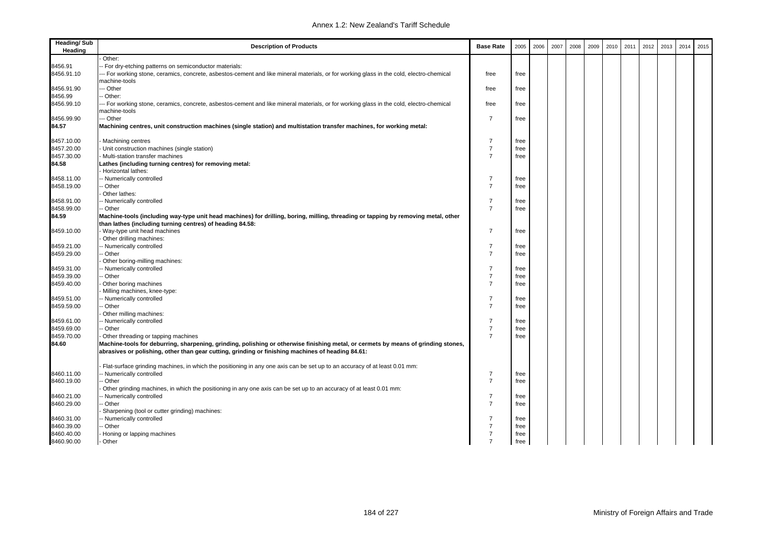| Heading/ Sub Heading | Description of Products | Base Rate | 2005 | 2006 | 2007 | 2008 | 2009 | 2010 | 2011 | 2012 | 2013 | 2014 | 2015 |
|---|---|---|---|---|---|---|---|---|---|---|---|---|---|
| | - Other: | | | | | | | | | | | | |
| 8456.91 | -- For dry-etching patterns on semiconductor materials: | | | | | | | | | | | | |
| 8456.91.10 | --- For working stone, ceramics, concrete, asbestos-cement and like mineral materials, or for working glass in the cold, electro-chemical machine-tools | free | free | | | | | | | | | | |
| 8456.91.90 | --- Other | free | free | | | | | | | | | | |
| 8456.99 | -- Other: | | | | | | | | | | | | |
| 8456.99.10 | --- For working stone, ceramics, concrete, asbestos-cement and like mineral materials, or for working glass in the cold, electro-chemical machine-tools | free | free | | | | | | | | | | |
| 8456.99.90 | --- Other | 7 | free | | | | | | | | | | |
| **84.57** | **Machining centres, unit construction machines (single station) and multistation transfer machines, for working metal:** | | | | | | | | | | | | |
| 8457.10.00 | - Machining centres | 7 | free | | | | | | | | | | |
| 8457.20.00 | - Unit construction machines (single station) | 7 | free | | | | | | | | | | |
| 8457.30.00 | - Multi-station transfer machines | 7 | free | | | | | | | | | | |
| **84.58** | **Lathes (including turning centres) for removing metal:** | | | | | | | | | | | | |
| | - Horizontal lathes: | | | | | | | | | | | | |
| 8458.11.00 | -- Numerically controlled | 7 | free | | | | | | | | | | |
| 8458.19.00 | -- Other | 7 | free | | | | | | | | | | |
| | - Other lathes: | | | | | | | | | | | | |
| 8458.91.00 | -- Numerically controlled | 7 | free | | | | | | | | | | |
| 8458.99.00 | -- Other | 7 | free | | | | | | | | | | |
| **84.59** | **Machine-tools (including way-type unit head machines) for drilling, boring, milling, threading or tapping by removing metal, other than lathes (including turning centres) of heading 84.58:** | | | | | | | | | | | | |
| 8459.10.00 | - Way-type unit head machines | 7 | free | | | | | | | | | | |
| | - Other drilling machines: | | | | | | | | | | | | |
| 8459.21.00 | -- Numerically controlled | 7 | free | | | | | | | | | | |
| 8459.29.00 | -- Other | 7 | free | | | | | | | | | | |
| | - Other boring-milling machines: | | | | | | | | | | | | |
| 8459.31.00 | -- Numerically controlled | 7 | free | | | | | | | | | | |
| 8459.39.00 | -- Other | 7 | free | | | | | | | | | | |
| 8459.40.00 | - Other boring machines | 7 | free | | | | | | | | | | |
| | - Milling machines, knee-type: | | | | | | | | | | | | |
| 8459.51.00 | -- Numerically controlled | 7 | free | | | | | | | | | | |
| 8459.59.00 | -- Other | 7 | free | | | | | | | | | | |
| | - Other milling machines: | | | | | | | | | | | | |
| 8459.61.00 | -- Numerically controlled | 7 | free | | | | | | | | | | |
| 8459.69.00 | -- Other | 7 | free | | | | | | | | | | |
| 8459.70.00 | - Other threading or tapping machines | 7 | free | | | | | | | | | | |
| **84.60** | **Machine-tools for deburring, sharpening, grinding, polishing or otherwise finishing metal, or cermets by means of grinding stones, abrasives or polishing, other than gear cutting, grinding or finishing machines of heading 84.61:** | | | | | | | | | | | | |
| | - Flat-surface grinding machines, in which the positioning in any one axis can be set up to an accuracy of at least 0.01 mm: | | | | | | | | | | | | |
| 8460.11.00 | -- Numerically controlled | 7 | free | | | | | | | | | | |
| 8460.19.00 | -- Other | 7 | free | | | | | | | | | | |
| | - Other grinding machines, in which the positioning in any one axis can be set up to an accuracy of at least 0.01 mm: | | | | | | | | | | | | |
| 8460.21.00 | -- Numerically controlled | 7 | free | | | | | | | | | | |
| 8460.29.00 | -- Other | 7 | free | | | | | | | | | | |
| | - Sharpening (tool or cutter grinding) machines: | | | | | | | | | | | | |
| 8460.31.00 | -- Numerically controlled | 7 | free | | | | | | | | | | |
| 8460.39.00 | -- Other | 7 | free | | | | | | | | | | |
| 8460.40.00 | - Honing or lapping machines | 7 | free | | | | | | | | | | |
| 8460.90.00 | - Other | 7 | free | | | | | | | | | | |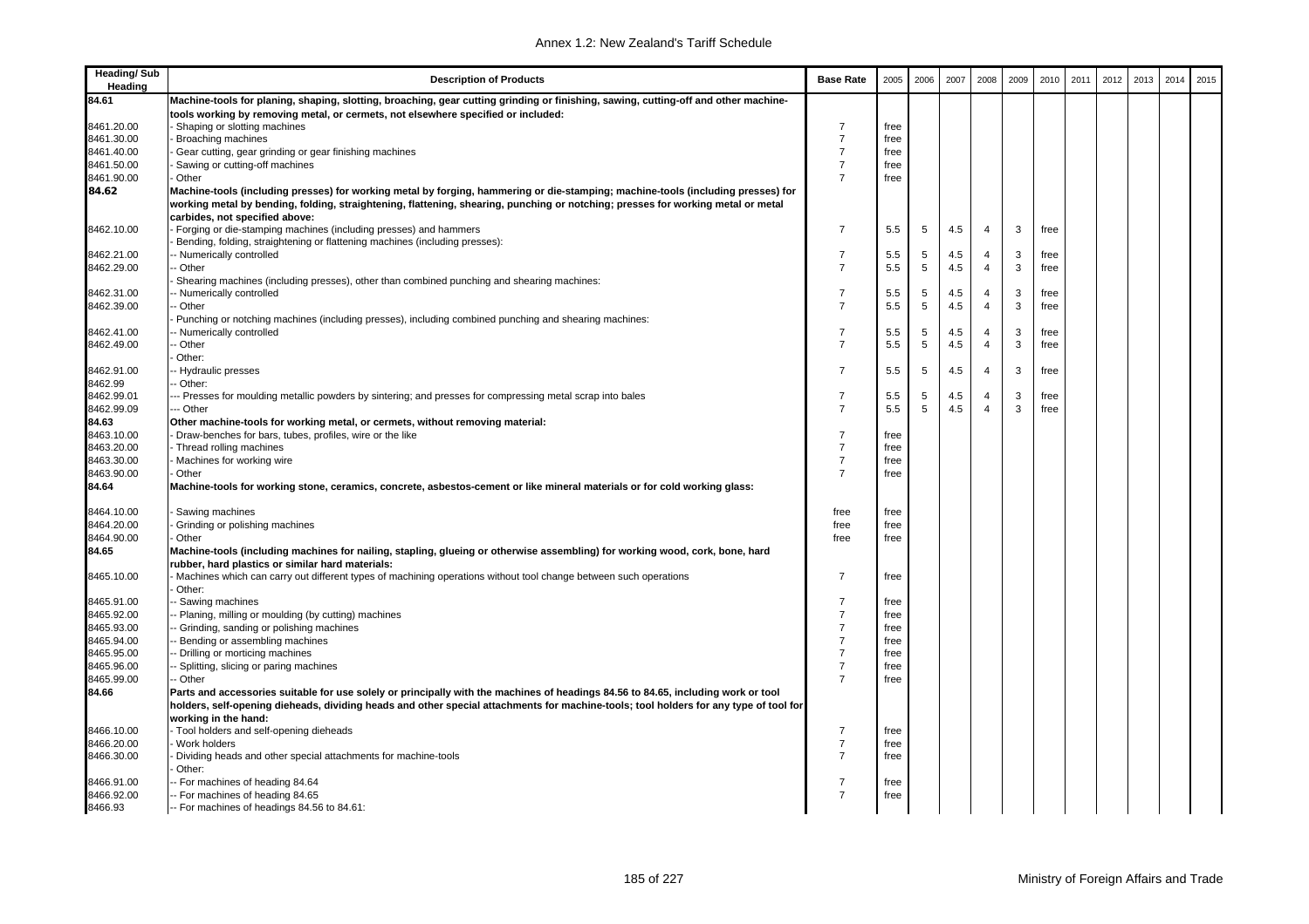| Heading/ Sub Heading | Description of Products | Base Rate | 2005 | 2006 | 2007 | 2008 | 2009 | 2010 | 2011 | 2012 | 2013 | 2014 | 2015 |
|---|---|---|---|---|---|---|---|---|---|---|---|---|---|
| 84.61 | **Machine-tools for planing, shaping, slotting, broaching, gear cutting grinding or finishing, sawing, cutting-off and other machine-tools working by removing metal, or cermets, not elsewhere specified or included:** | | | | | | | | | | | | |
| 8461.20.00 | - Shaping or slotting machines | 7 | free | | | | | | | | | | |
| 8461.30.00 | - Broaching machines | 7 | free | | | | | | | | | | |
| 8461.40.00 | - Gear cutting, gear grinding or gear finishing machines | 7 | free | | | | | | | | | | |
| 8461.50.00 | - Sawing or cutting-off machines | 7 | free | | | | | | | | | | |
| 8461.90.00 | - Other | 7 | free | | | | | | | | | | |
| 84.62 | **Machine-tools (including presses) for working metal by forging, hammering or die-stamping; machine-tools (including presses) for working metal by bending, folding, straightening, flattening, shearing, punching or notching; presses for working metal or metal carbides, not specified above:** | | | | | | | | | | | | |
| 8462.10.00 | - Forging or die-stamping machines (including presses) and hammers | 7 | 5.5 | 5 | 4.5 | 4 | 3 | free | | | | | |
| | - Bending, folding, straightening or flattening machines (including presses): | | | | | | | | | | | | |
| 8462.21.00 | -- Numerically controlled | 7 | 5.5 | 5 | 4.5 | 4 | 3 | free | | | | | |
| 8462.29.00 | -- Other | 7 | 5.5 | 5 | 4.5 | 4 | 3 | free | | | | | |
| | - Shearing machines (including presses), other than combined punching and shearing machines: | | | | | | | | | | | | |
| 8462.31.00 | -- Numerically controlled | 7 | 5.5 | 5 | 4.5 | 4 | 3 | free | | | | | |
| 8462.39.00 | -- Other | 7 | 5.5 | 5 | 4.5 | 4 | 3 | free | | | | | |
| | - Punching or notching machines (including presses), including combined punching and shearing machines: | | | | | | | | | | | | |
| 8462.41.00 | -- Numerically controlled | 7 | 5.5 | 5 | 4.5 | 4 | 3 | free | | | | | |
| 8462.49.00 | -- Other | 7 | 5.5 | 5 | 4.5 | 4 | 3 | free | | | | | |
| | - Other: | | | | | | | | | | | | |
| 8462.91.00 | -- Hydraulic presses | 7 | 5.5 | 5 | 4.5 | 4 | 3 | free | | | | | |
| 8462.99 | -- Other: | | | | | | | | | | | | |
| 8462.99.01 | --- Presses for moulding metallic powders by sintering; and presses for compressing metal scrap into bales | 7 | 5.5 | 5 | 4.5 | 4 | 3 | free | | | | | |
| 8462.99.09 | --- Other | 7 | 5.5 | 5 | 4.5 | 4 | 3 | free | | | | | |
| 84.63 | **Other machine-tools for working metal, or cermets, without removing material:** | | | | | | | | | | | | |
| 8463.10.00 | - Draw-benches for bars, tubes, profiles, wire or the like | 7 | free | | | | | | | | | | |
| 8463.20.00 | - Thread rolling machines | 7 | free | | | | | | | | | | |
| 8463.30.00 | - Machines for working wire | 7 | free | | | | | | | | | | |
| 8463.90.00 | - Other | 7 | free | | | | | | | | | | |
| 84.64 | **Machine-tools for working stone, ceramics, concrete, asbestos-cement or like mineral materials or for cold working glass:** | | | | | | | | | | | | |
| 8464.10.00 | - Sawing machines | free | free | | | | | | | | | | |
| 8464.20.00 | - Grinding or polishing machines | free | free | | | | | | | | | | |
| 8464.90.00 | - Other | free | free | | | | | | | | | | |
| 84.65 | **Machine-tools (including machines for nailing, stapling, glueing or otherwise assembling) for working wood, cork, bone, hard rubber, hard plastics or similar hard materials:** | | | | | | | | | | | | |
| 8465.10.00 | - Machines which can carry out different types of machining operations without tool change between such operations | 7 | free | | | | | | | | | | |
| | - Other: | | | | | | | | | | | | |
| 8465.91.00 | -- Sawing machines | 7 | free | | | | | | | | | | |
| 8465.92.00 | -- Planing, milling or moulding (by cutting) machines | 7 | free | | | | | | | | | | |
| 8465.93.00 | -- Grinding, sanding or polishing machines | 7 | free | | | | | | | | | | |
| 8465.94.00 | -- Bending or assembling machines | 7 | free | | | | | | | | | | |
| 8465.95.00 | -- Drilling or morticing machines | 7 | free | | | | | | | | | | |
| 8465.96.00 | -- Splitting, slicing or paring machines | 7 | free | | | | | | | | | | |
| 8465.99.00 | -- Other | 7 | free | | | | | | | | | | |
| 84.66 | **Parts and accessories suitable for use solely or principally with the machines of headings 84.56 to 84.65, including work or tool holders, self-opening dieheads, dividing heads and other special attachments for machine-tools; tool holders for any type of tool for working in the hand:** | | | | | | | | | | | | |
| 8466.10.00 | - Tool holders and self-opening dieheads | 7 | free | | | | | | | | | | |
| 8466.20.00 | - Work holders | 7 | free | | | | | | | | | | |
| 8466.30.00 | - Dividing heads and other special attachments for machine-tools | 7 | free | | | | | | | | | | |
| | - Other: | | | | | | | | | | | | |
| 8466.91.00 | -- For machines of heading 84.64 | 7 | free | | | | | | | | | | |
| 8466.92.00 | -- For machines of heading 84.65 | 7 | free | | | | | | | | | | |
| 8466.93 | -- For machines of headings 84.56 to 84.61: | | | | | | | | | | | | |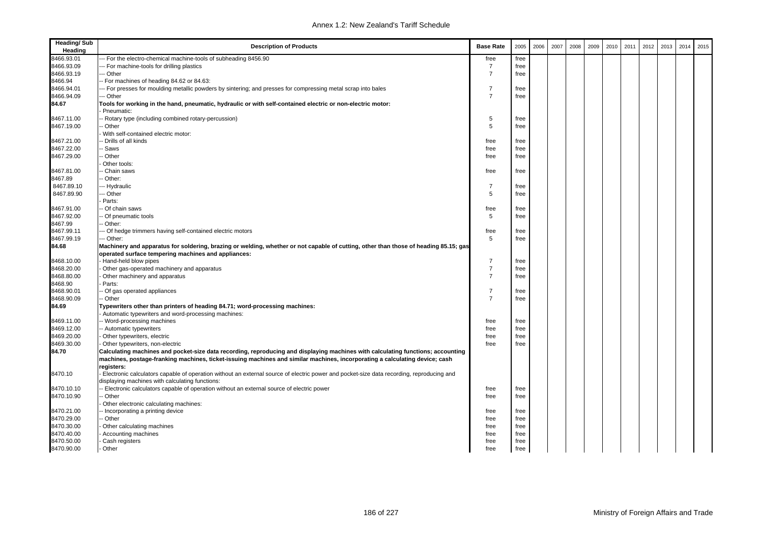| Heading/ Sub Heading | Description of Products | Base Rate | 2005 | 2006 | 2007 | 2008 | 2009 | 2010 | 2011 | 2012 | 2013 | 2014 | 2015 |
|---|---|---|---|---|---|---|---|---|---|---|---|---|---|
| 8466.93.01 | --- For the electro-chemical machine-tools of subheading 8456.90 | free | free | | | | | | | | | | |
| 8466.93.09 | --- For machine-tools for drilling plastics | 7 | free | | | | | | | | | | |
| 8466.93.19 | --- Other | 7 | free | | | | | | | | | | |
| 8466.94 | -- For machines of heading 84.62 or 84.63: | | | | | | | | | | | | |
| 8466.94.01 | --- For presses for moulding metallic powders by sintering; and presses for compressing metal scrap into bales | 7 | free | | | | | | | | | | |
| 8466.94.09 | --- Other | 7 | free | | | | | | | | | | |
| **84.67** | **Tools for working in the hand, pneumatic, hydraulic or with self-contained electric or non-electric motor:** | | | | | | | | | | | | |
| | - Pneumatic: | | | | | | | | | | | | |
| 8467.11.00 | -- Rotary type (including combined rotary-percussion) | 5 | free | | | | | | | | | | |
| 8467.19.00 | -- Other | 5 | free | | | | | | | | | | |
| | - With self-contained electric motor: | | | | | | | | | | | | |
| 8467.21.00 | -- Drills of all kinds | free | free | | | | | | | | | | |
| 8467.22.00 | -- Saws | free | free | | | | | | | | | | |
| 8467.29.00 | -- Other | free | free | | | | | | | | | | |
| | - Other tools: | | | | | | | | | | | | |
| 8467.81.00 | -- Chain saws | free | free | | | | | | | | | | |
| 8467.89 | -- Other: | | | | | | | | | | | | |
| 8467.89.10 | --- Hydraulic | 7 | free | | | | | | | | | | |
| 8467.89.90 | --- Other | 5 | free | | | | | | | | | | |
| | - Parts: | | | | | | | | | | | | |
| 8467.91.00 | -- Of chain saws | free | free | | | | | | | | | | |
| 8467.92.00 | -- Of pneumatic tools | 5 | free | | | | | | | | | | |
| 8467.99 | -- Other: | | | | | | | | | | | | |
| 8467.99.11 | --- Of hedge trimmers having self-contained electric motors | free | free | | | | | | | | | | |
| 8467.99.19 | --- Other: | 5 | free | | | | | | | | | | |
| **84.68** | **Machinery and apparatus for soldering, brazing or welding, whether or not capable of cutting, other than those of heading 85.15; gas operated surface tempering machines and appliances:** | | | | | | | | | | | | |
| 8468.10.00 | - Hand-held blow pipes | 7 | free | | | | | | | | | | |
| 8468.20.00 | - Other gas-operated machinery and apparatus | 7 | free | | | | | | | | | | |
| 8468.80.00 | - Other machinery and apparatus | 7 | free | | | | | | | | | | |
| 8468.90 | - Parts: | | | | | | | | | | | | |
| 8468.90.01 | -- Of gas operated appliances | 7 | free | | | | | | | | | | |
| 8468.90.09 | -- Other | 7 | free | | | | | | | | | | |
| **84.69** | **Typewriters other than printers of heading 84.71; word-processing machines:** | | | | | | | | | | | | |
| | - Automatic typewriters and word-processing machines: | | | | | | | | | | | | |
| 8469.11.00 | -- Word-processing machines | free | free | | | | | | | | | | |
| 8469.12.00 | -- Automatic typewriters | free | free | | | | | | | | | | |
| 8469.20.00 | - Other typewriters, electric | free | free | | | | | | | | | | |
| 8469.30.00 | - Other typewriters, non-electric | free | free | | | | | | | | | | |
| **84.70** | **Calculating machines and pocket-size data recording, reproducing and displaying machines with calculating functions; accounting machines, postage-franking machines, ticket-issuing machines and similar machines, incorporating a calculating device; cash registers:** | | | | | | | | | | | | |
| 8470.10 | - Electronic calculators capable of operation without an external source of electric power and pocket-size data recording, reproducing and displaying machines with calculating functions: | | | | | | | | | | | | |
| 8470.10.10 | -- Electronic calculators capable of operation without an external source of electric power | free | free | | | | | | | | | | |
| 8470.10.90 | -- Other | free | free | | | | | | | | | | |
| | - Other electronic calculating machines: | | | | | | | | | | | | |
| 8470.21.00 | -- Incorporating a printing device | free | free | | | | | | | | | | |
| 8470.29.00 | -- Other | free | free | | | | | | | | | | |
| 8470.30.00 | - Other calculating machines | free | free | | | | | | | | | | |
| 8470.40.00 | - Accounting machines | free | free | | | | | | | | | | |
| 8470.50.00 | - Cash registers | free | free | | | | | | | | | | |
| 8470.90.00 | - Other | free | free | | | | | | | | | | |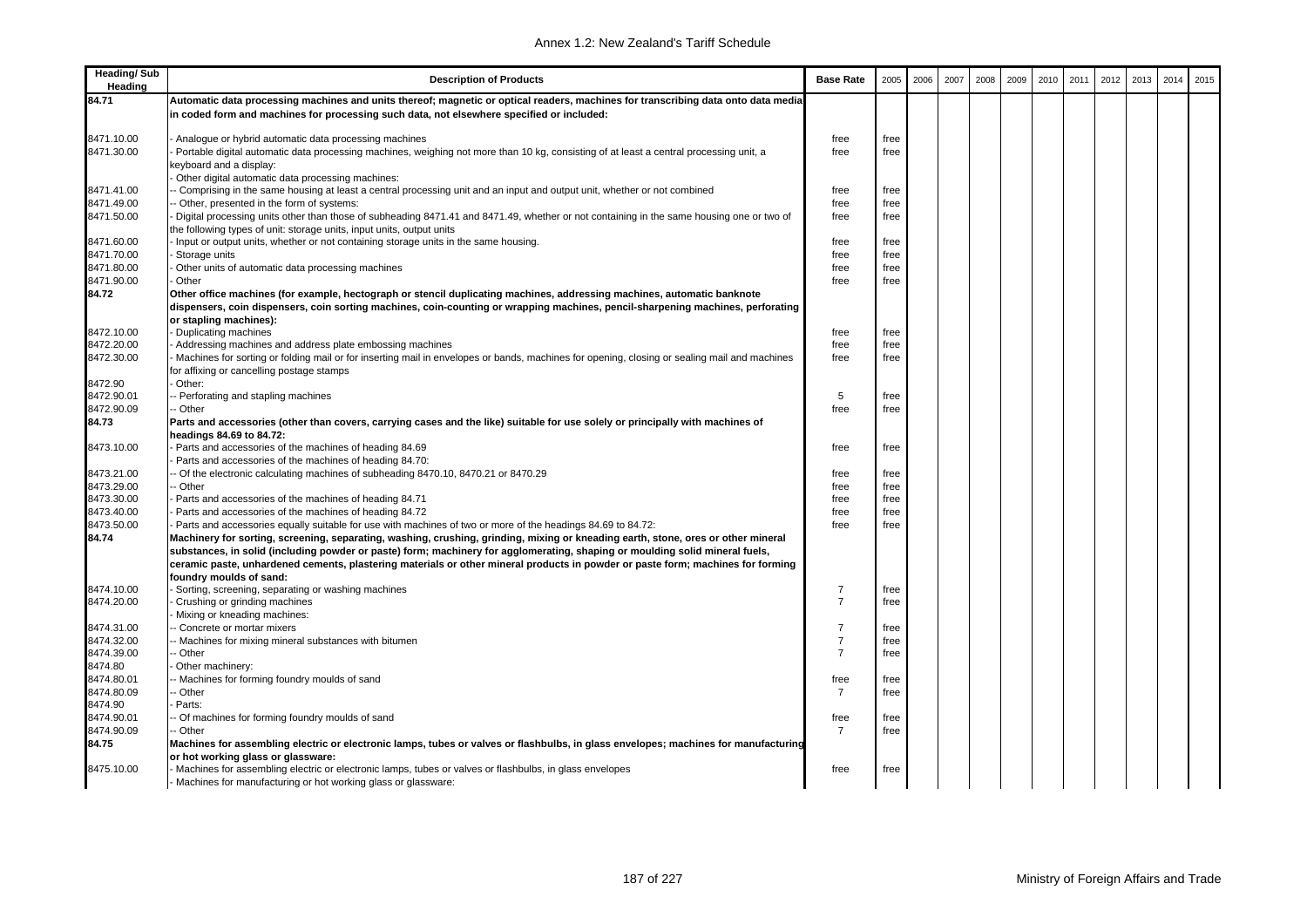| Heading/ Sub Heading | Description of Products | Base Rate | 2005 | 2006 | 2007 | 2008 | 2009 | 2010 | 2011 | 2012 | 2013 | 2014 | 2015 |
|---|---|---|---|---|---|---|---|---|---|---|---|---|---|
| **84.71** | **Automatic data processing machines and units thereof; magnetic or optical readers, machines for transcribing data onto data media in coded form and machines for processing such data, not elsewhere specified or included:** | | | | | | | | | | | | |
| 8471.10.00 | - Analogue or hybrid automatic data processing machines | free | free | | | | | | | | | | |
| 8471.30.00 | - Portable digital automatic data processing machines, weighing not more than 10 kg, consisting of at least a central processing unit, a keyboard and a display: | free | free | | | | | | | | | | |
| | - Other digital automatic data processing machines: | | | | | | | | | | | | |
| 8471.41.00 | -- Comprising in the same housing at least a central processing unit and an input and output unit, whether or not combined | free | free | | | | | | | | | | |
| 8471.49.00 | -- Other, presented in the form of systems: | free | free | | | | | | | | | | |
| 8471.50.00 | - Digital processing units other than those of subheading 8471.41 and 8471.49, whether or not containing in the same housing one or two of the following types of unit: storage units, input units, output units | free | free | | | | | | | | | | |
| 8471.60.00 | - Input or output units, whether or not containing storage units in the same housing. | free | free | | | | | | | | | | |
| 8471.70.00 | - Storage units | free | free | | | | | | | | | | |
| 8471.80.00 | - Other units of automatic data processing machines | free | free | | | | | | | | | | |
| 8471.90.00 | - Other | free | free | | | | | | | | | | |
| **84.72** | **Other office machines (for example, hectograph or stencil duplicating machines, addressing machines, automatic banknote dispensers, coin dispensers, coin sorting machines, coin-counting or wrapping machines, pencil-sharpening machines, perforating or stapling machines):** | | | | | | | | | | | | |
| 8472.10.00 | - Duplicating machines | free | free | | | | | | | | | | |
| 8472.20.00 | - Addressing machines and address plate embossing machines | free | free | | | | | | | | | | |
| 8472.30.00 | - Machines for sorting or folding mail or for inserting mail in envelopes or bands, machines for opening, closing or sealing mail and machines for affixing or cancelling postage stamps | free | free | | | | | | | | | | |
| 8472.90 | - Other: | | | | | | | | | | | | |
| 8472.90.01 | -- Perforating and stapling machines | 5 | free | | | | | | | | | | |
| 8472.90.09 | -- Other | free | free | | | | | | | | | | |
| **84.73** | **Parts and accessories (other than covers, carrying cases and the like) suitable for use solely or principally with machines of headings 84.69 to 84.72:** | | | | | | | | | | | | |
| 8473.10.00 | - Parts and accessories of the machines of heading 84.69 | free | free | | | | | | | | | | |
| | - Parts and accessories of the machines of heading 84.70: | | | | | | | | | | | | |
| 8473.21.00 | -- Of the electronic calculating machines of subheading 8470.10, 8470.21 or 8470.29 | free | free | | | | | | | | | | |
| 8473.29.00 | -- Other | free | free | | | | | | | | | | |
| 8473.30.00 | - Parts and accessories of the machines of heading 84.71 | free | free | | | | | | | | | | |
| 8473.40.00 | - Parts and accessories of the machines of heading 84.72 | free | free | | | | | | | | | | |
| 8473.50.00 | - Parts and accessories equally suitable for use with machines of two or more of the headings 84.69 to 84.72: | free | free | | | | | | | | | | |
| **84.74** | **Machinery for sorting, screening, separating, washing, crushing, grinding, mixing or kneading earth, stone, ores or other mineral substances, in solid (including powder or paste) form; machinery for agglomerating, shaping or moulding solid mineral fuels, ceramic paste, unhardened cements, plastering materials or other mineral products in powder or paste form; machines for forming foundry moulds of sand:** | | | | | | | | | | | | |
| 8474.10.00 | - Sorting, screening, separating or washing machines | 7 | free | | | | | | | | | | |
| 8474.20.00 | - Crushing or grinding machines | 7 | free | | | | | | | | | | |
| | - Mixing or kneading machines: | | | | | | | | | | | | |
| 8474.31.00 | -- Concrete or mortar mixers | 7 | free | | | | | | | | | | |
| 8474.32.00 | -- Machines for mixing mineral substances with bitumen | 7 | free | | | | | | | | | | |
| 8474.39.00 | -- Other | 7 | free | | | | | | | | | | |
| 8474.80 | - Other machinery: | | | | | | | | | | | | |
| 8474.80.01 | -- Machines for forming foundry moulds of sand | free | free | | | | | | | | | | |
| 8474.80.09 | -- Other | 7 | free | | | | | | | | | | |
| 8474.90 | - Parts: | | | | | | | | | | | | |
| 8474.90.01 | -- Of machines for forming foundry moulds of sand | free | free | | | | | | | | | | |
| 8474.90.09 | -- Other | 7 | free | | | | | | | | | | |
| **84.75** | **Machines for assembling electric or electronic lamps, tubes or valves or flashbulbs, in glass envelopes; machines for manufacturing or hot working glass or glassware:** | | | | | | | | | | | | |
| 8475.10.00 | - Machines for assembling electric or electronic lamps, tubes or valves or flashbulbs, in glass envelopes | free | free | | | | | | | | | | |
| | - Machines for manufacturing or hot working glass or glassware: | | | | | | | | | | | | |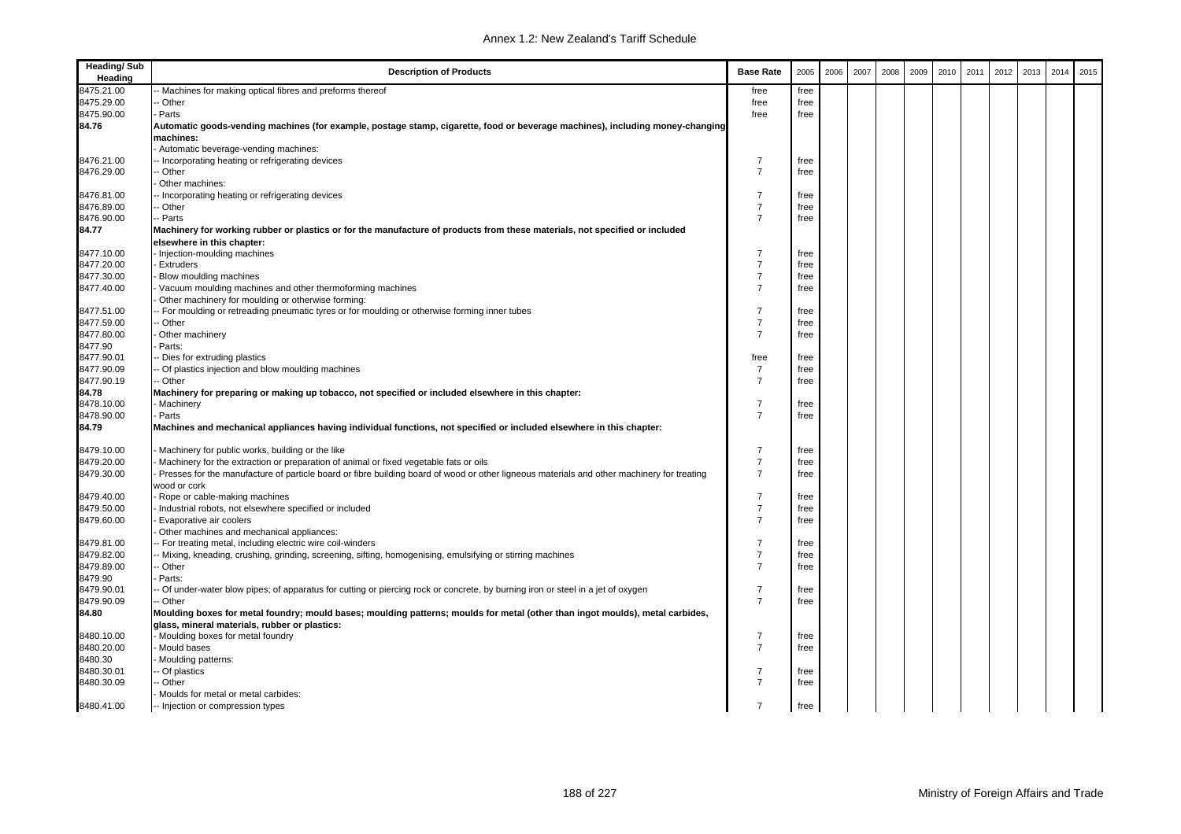| Heading/ Sub Heading | Description of Products | Base Rate | 2005 | 2006 | 2007 | 2008 | 2009 | 2010 | 2011 | 2012 | 2013 | 2014 | 2015 |
|---|---|---|---|---|---|---|---|---|---|---|---|---|---|
| 8475.21.00 | -- Machines for making optical fibres and preforms thereof | free | free | | | | | | | | | | |
| 8475.29.00 | -- Other | free | free | | | | | | | | | | |
| 8475.90.00 | - Parts | free | free | | | | | | | | | | |
| **84.76** | **Automatic goods-vending machines (for example, postage stamp, cigarette, food or beverage machines), including money-changing machines:** | | | | | | | | | | | | |
| | - Automatic beverage-vending machines: | | | | | | | | | | | | |
| 8476.21.00 | -- Incorporating heating or refrigerating devices | 7 | free | | | | | | | | | | |
| 8476.29.00 | -- Other | 7 | free | | | | | | | | | | |
| | - Other machines: | | | | | | | | | | | | |
| 8476.81.00 | -- Incorporating heating or refrigerating devices | 7 | free | | | | | | | | | | |
| 8476.89.00 | -- Other | 7 | free | | | | | | | | | | |
| 8476.90.00 | -- Parts | 7 | free | | | | | | | | | | |
| **84.77** | **Machinery for working rubber or plastics or for the manufacture of products from these materials, not specified or included elsewhere in this chapter:** | | | | | | | | | | | | |
| 8477.10.00 | - Injection-moulding machines | 7 | free | | | | | | | | | | |
| 8477.20.00 | - Extruders | 7 | free | | | | | | | | | | |
| 8477.30.00 | - Blow moulding machines | 7 | free | | | | | | | | | | |
| 8477.40.00 | - Vacuum moulding machines and other thermoforming machines | 7 | free | | | | | | | | | | |
| | - Other machinery for moulding or otherwise forming: | | | | | | | | | | | | |
| 8477.51.00 | -- For moulding or retreading pneumatic tyres or for moulding or otherwise forming inner tubes | 7 | free | | | | | | | | | | |
| 8477.59.00 | -- Other | 7 | free | | | | | | | | | | |
| 8477.80.00 | - Other machinery | 7 | free | | | | | | | | | | |
| 8477.90 | - Parts: | | | | | | | | | | | | |
| 8477.90.01 | -- Dies for extruding plastics | free | free | | | | | | | | | | |
| 8477.90.09 | -- Of plastics injection and blow moulding machines | 7 | free | | | | | | | | | | |
| 8477.90.19 | -- Other | 7 | free | | | | | | | | | | |
| **84.78** | **Machinery for preparing or making up tobacco, not specified or included elsewhere in this chapter:** | | | | | | | | | | | | |
| 8478.10.00 | - Machinery | 7 | free | | | | | | | | | | |
| 8478.90.00 | - Parts | 7 | free | | | | | | | | | | |
| **84.79** | **Machines and mechanical appliances having individual functions, not specified or included elsewhere in this chapter:** | | | | | | | | | | | | |
| 8479.10.00 | - Machinery for public works, building or the like | 7 | free | | | | | | | | | | |
| 8479.20.00 | - Machinery for the extraction or preparation of animal or fixed vegetable fats or oils | 7 | free | | | | | | | | | | |
| 8479.30.00 | - Presses for the manufacture of particle board or fibre building board of wood or other ligneous materials and other machinery for treating wood or cork | 7 | free | | | | | | | | | | |
| 8479.40.00 | - Rope or cable-making machines | 7 | free | | | | | | | | | | |
| 8479.50.00 | - Industrial robots, not elsewhere specified or included | 7 | free | | | | | | | | | | |
| 8479.60.00 | - Evaporative air coolers | 7 | free | | | | | | | | | | |
| | - Other machines and mechanical appliances: | | | | | | | | | | | | |
| 8479.81.00 | -- For treating metal, including electric wire coil-winders | 7 | free | | | | | | | | | | |
| 8479.82.00 | -- Mixing, kneading, crushing, grinding, screening, sifting, homogenising, emulsifying or stirring machines | 7 | free | | | | | | | | | | |
| 8479.89.00 | -- Other | 7 | free | | | | | | | | | | |
| 8479.90 | - Parts: | | | | | | | | | | | | |
| 8479.90.01 | -- Of under-water blow pipes; of apparatus for cutting or piercing rock or concrete, by burning iron or steel in a jet of oxygen | 7 | free | | | | | | | | | | |
| 8479.90.09 | -- Other | 7 | free | | | | | | | | | | |
| **84.80** | **Moulding boxes for metal foundry; mould bases; moulding patterns; moulds for metal (other than ingot moulds), metal carbides, glass, mineral materials, rubber or plastics:** | | | | | | | | | | | | |
| 8480.10.00 | - Moulding boxes for metal foundry | 7 | free | | | | | | | | | | |
| 8480.20.00 | - Mould bases | 7 | free | | | | | | | | | | |
| 8480.30 | - Moulding patterns: | | | | | | | | | | | | |
| 8480.30.01 | -- Of plastics | 7 | free | | | | | | | | | | |
| 8480.30.09 | -- Other | 7 | free | | | | | | | | | | |
| | - Moulds for metal or metal carbides: | | | | | | | | | | | | |
| 8480.41.00 | -- Injection or compression types | 7 | free | | | | | | | | | | |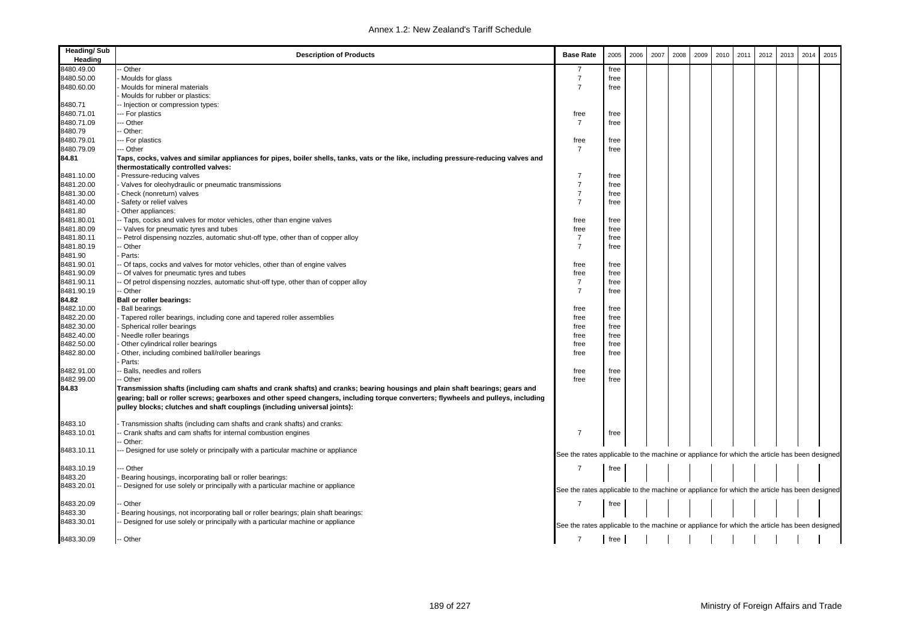Annex 1.2: New Zealand's Tariff Schedule

| Heading/ Sub Heading | Description of Products | Base Rate | 2005 | 2006 | 2007 | 2008 | 2009 | 2010 | 2011 | 2012 | 2013 | 2014 | 2015 |
|---|---|---|---|---|---|---|---|---|---|---|---|---|---|
| 8480.49.00 | -- Other | 7 | free | | | | | | | | | | |
| 8480.50.00 | - Moulds for glass | 7 | free | | | | | | | | | | |
| 8480.60.00 | - Moulds for mineral materials | 7 | free | | | | | | | | | | |
| | - Moulds for rubber or plastics: | | | | | | | | | | | | |
| 8480.71 | -- Injection or compression types: | | | | | | | | | | | | |
| 8480.71.01 | --- For plastics | free | free | | | | | | | | | | |
| 8480.71.09 | --- Other | 7 | free | | | | | | | | | | |
| 8480.79 | -- Other: | | | | | | | | | | | | |
| 8480.79.01 | --- For plastics | free | free | | | | | | | | | | |
| 8480.79.09 | --- Other | 7 | free | | | | | | | | | | |
| **84.81** | **Taps, cocks, valves and similar appliances for pipes, boiler shells, tanks, vats or the like, including pressure-reducing valves and thermostatically controlled valves:** | | | | | | | | | | | | |
| 8481.10.00 | - Pressure-reducing valves | 7 | free | | | | | | | | | | |
| 8481.20.00 | - Valves for oleohydraulic or pneumatic transmissions | 7 | free | | | | | | | | | | |
| 8481.30.00 | - Check (nonreturn) valves | 7 | free | | | | | | | | | | |
| 8481.40.00 | - Safety or relief valves | 7 | free | | | | | | | | | | |
| 8481.80 | - Other appliances: | | | | | | | | | | | | |
| 8481.80.01 | -- Taps, cocks and valves for motor vehicles, other than engine valves | free | free | | | | | | | | | | |
| 8481.80.09 | -- Valves for pneumatic tyres and tubes | free | free | | | | | | | | | | |
| 8481.80.11 | -- Petrol dispensing nozzles, automatic shut-off type, other than of copper alloy | 7 | free | | | | | | | | | | |
| 8481.80.19 | -- Other | 7 | free | | | | | | | | | | |
| 8481.90 | - Parts: | | | | | | | | | | | | |
| 8481.90.01 | -- Of taps, cocks and valves for motor vehicles, other than of engine valves | free | free | | | | | | | | | | |
| 8481.90.09 | -- Of valves for pneumatic tyres and tubes | free | free | | | | | | | | | | |
| 8481.90.11 | -- Of petrol dispensing nozzles, automatic shut-off type, other than of copper alloy | 7 | free | | | | | | | | | | |
| 8481.90.19 | -- Other | 7 | free | | | | | | | | | | |
| **84.82** | **Ball or roller bearings:** | | | | | | | | | | | | |
| 8482.10.00 | - Ball bearings | free | free | | | | | | | | | | |
| 8482.20.00 | - Tapered roller bearings, including cone and tapered roller assemblies | free | free | | | | | | | | | | |
| 8482.30.00 | - Spherical roller bearings | free | free | | | | | | | | | | |
| 8482.40.00 | - Needle roller bearings | free | free | | | | | | | | | | |
| 8482.50.00 | - Other cylindrical roller bearings | free | free | | | | | | | | | | |
| 8482.80.00 | - Other, including combined ball/roller bearings | free | free | | | | | | | | | | |
| | - Parts: | | | | | | | | | | | | |
| 8482.91.00 | -- Balls, needles and rollers | free | free | | | | | | | | | | |
| 8482.99.00 | -- Other | free | free | | | | | | | | | | |
| **84.83** | **Transmission shafts (including cam shafts and crank shafts) and cranks; bearing housings and plain shaft bearings; gears and gearing; ball or roller screws; gearboxes and other speed changers, including torque converters; flywheels and pulleys, including pulley blocks; clutches and shaft couplings (including universal joints):** | | | | | | | | | | | | |
| 8483.10 | - Transmission shafts (including cam shafts and crank shafts) and cranks: | | | | | | | | | | | | |
| 8483.10.01 | -- Crank shafts and cam shafts for internal combustion engines | 7 | free | | | | | | | | | | |
| | -- Other: | | | | | | | | | | | | |
| 8483.10.11 | --- Designed for use solely or principally with a particular machine or appliance | See the rates applicable to the machine or appliance for which the article has been designed | | | | | | | | | | | |
| 8483.10.19 | --- Other | 7 | free | | | | | | | | | | |
| 8483.20 | - Bearing housings, incorporating ball or roller bearings: | | | | | | | | | | | | |
| 8483.20.01 | -- Designed for use solely or principally with a particular machine or appliance | See the rates applicable to the machine or appliance for which the article has been designed | | | | | | | | | | | |
| 8483.20.09 | -- Other | 7 | free | | | | | | | | | | |
| 8483.30 | - Bearing housings, not incorporating ball or roller bearings; plain shaft bearings: | | | | | | | | | | | | |
| 8483.30.01 | -- Designed for use solely or principally with a particular machine or appliance | See the rates applicable to the machine or appliance for which the article has been designed | | | | | | | | | | | |
| 8483.30.09 | -- Other | 7 | free | | | | | | | | | | |

Ministry of Foreign Affairs and Trade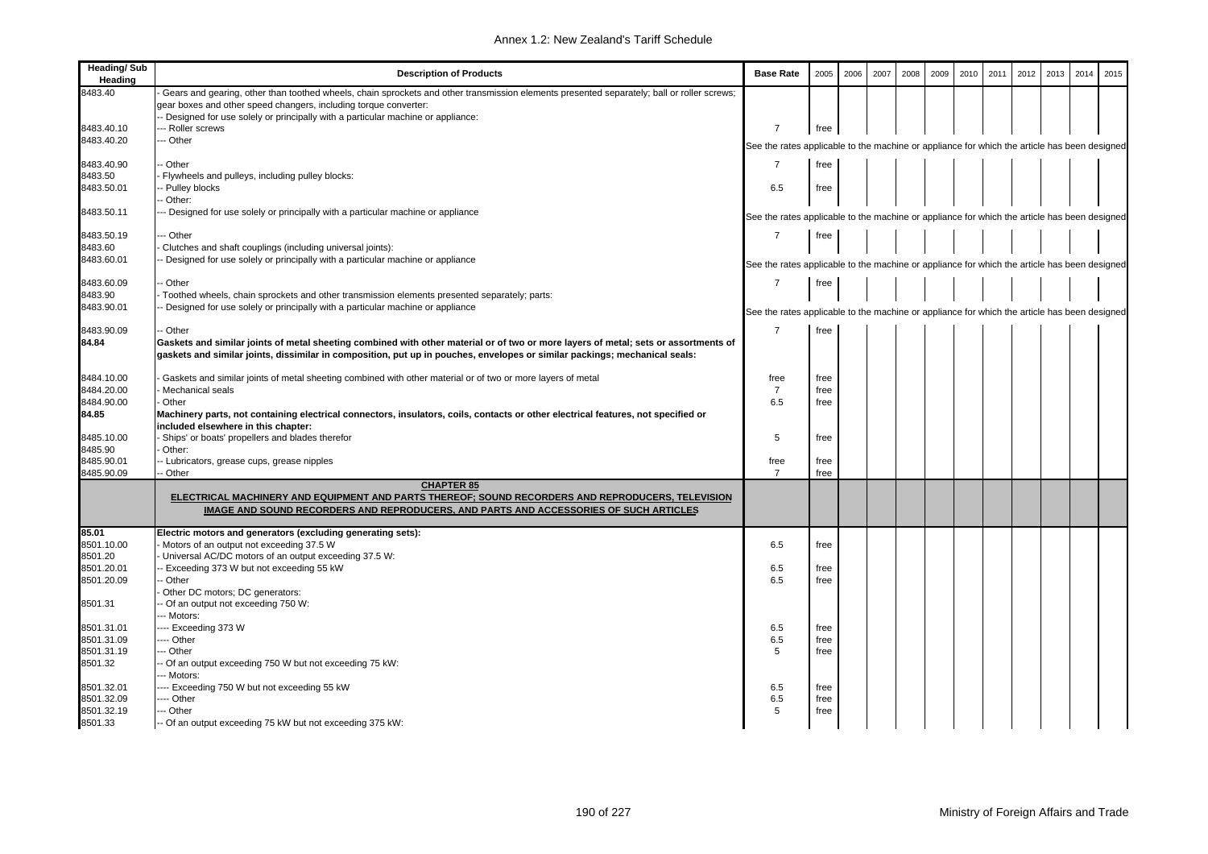| Heading/ Sub Heading | Description of Products | Base Rate | 2005 | 2006 | 2007 | 2008 | 2009 | 2010 | 2011 | 2012 | 2013 | 2014 | 2015 |
|---|---|---|---|---|---|---|---|---|---|---|---|---|---|
| 8483.40 | - Gears and gearing, other than toothed wheels, chain sprockets and other transmission elements presented separately; ball or roller screws; gear boxes and other speed changers, including torque converter: | | | | | | | | | | | | |
| | -- Designed for use solely or principally with a particular machine or appliance: | | | | | | | | | | | | |
| 8483.40.10 | --- Roller screws | 7 | free | | | | | | | | | | |
| 8483.40.20 | --- Other | See the rates applicable to the machine or appliance for which the article has been designed | | | | | | | | | | | |
| 8483.40.90 | -- Other | 7 | free | | | | | | | | | | |
| 8483.50 | - Flywheels and pulleys, including pulley blocks: | | | | | | | | | | | | |
| 8483.50.01 | -- Pulley blocks | 6.5 | free | | | | | | | | | | |
| | -- Other: | | | | | | | | | | | | |
| 8483.50.11 | --- Designed for use solely or principally with a particular machine or appliance | See the rates applicable to the machine or appliance for which the article has been designed | | | | | | | | | | | |
| 8483.50.19 | --- Other | 7 | free | | | | | | | | | | |
| 8483.60 | - Clutches and shaft couplings (including universal joints): | | | | | | | | | | | | |
| 8483.60.01 | -- Designed for use solely or principally with a particular machine or appliance | See the rates applicable to the machine or appliance for which the article has been designed | | | | | | | | | | | |
| 8483.60.09 | -- Other | 7 | free | | | | | | | | | | |
| 8483.90 | - Toothed wheels, chain sprockets and other transmission elements presented separately; parts: | | | | | | | | | | | | |
| 8483.90.01 | -- Designed for use solely or principally with a particular machine or appliance | See the rates applicable to the machine or appliance for which the article has been designed | | | | | | | | | | | |
| 8483.90.09 | -- Other | 7 | free | | | | | | | | | | |
| **84.84** | **Gaskets and similar joints of metal sheeting combined with other material or of two or more layers of metal; sets or assortments of gaskets and similar joints, dissimilar in composition, put up in pouches, envelopes or similar packings; mechanical seals:** | | | | | | | | | | | | |
| 8484.10.00 | - Gaskets and similar joints of metal sheeting combined with other material or of two or more layers of metal | free | free | | | | | | | | | | |
| 8484.20.00 | - Mechanical seals | 7 | free | | | | | | | | | | |
| 8484.90.00 | - Other | 6.5 | free | | | | | | | | | | |
| **84.85** | **Machinery parts, not containing electrical connectors, insulators, coils, contacts or other electrical features, not specified or included elsewhere in this chapter:** | | | | | | | | | | | | |
| 8485.10.00 | - Ships' or boats' propellers and blades therefor | 5 | free | | | | | | | | | | |
| 8485.90 | - Other: | | | | | | | | | | | | |
| 8485.90.01 | -- Lubricators, grease cups, grease nipples | free | free | | | | | | | | | | |
| 8485.90.09 | -- Other | 7 | free | | | | | | | | | | |
| | **CHAPTER 85**<br>**ELECTRICAL MACHINERY AND EQUIPMENT AND PARTS THEREOF; SOUND RECORDERS AND REPRODUCERS, TELEVISION IMAGE AND SOUND RECORDERS AND REPRODUCERS, AND PARTS AND ACCESSORIES OF SUCH ARTICLES** | | | | | | | | | | | | |
| **85.01** | **Electric motors and generators (excluding generating sets):** | | | | | | | | | | | | |
| 8501.10.00 | - Motors of an output not exceeding 37.5 W | 6.5 | free | | | | | | | | | | |
| 8501.20 | - Universal AC/DC motors of an output exceeding 37.5 W: | | | | | | | | | | | | |
| 8501.20.01 | -- Exceeding 373 W but not exceeding 55 kW | 6.5 | free | | | | | | | | | | |
| 8501.20.09 | -- Other | 6.5 | free | | | | | | | | | | |
| | - Other DC motors; DC generators: | | | | | | | | | | | | |
| 8501.31 | -- Of an output not exceeding 750 W: | | | | | | | | | | | | |
| | --- Motors: | | | | | | | | | | | | |
| 8501.31.01 | ---- Exceeding 373 W | 6.5 | free | | | | | | | | | | |
| 8501.31.09 | ---- Other | 6.5 | free | | | | | | | | | | |
| 8501.31.19 | --- Other | 5 | free | | | | | | | | | | |
| 8501.32 | -- Of an output exceeding 750 W but not exceeding 75 kW: | | | | | | | | | | | | |
| | --- Motors: | | | | | | | | | | | | |
| 8501.32.01 | ---- Exceeding 750 W but not exceeding 55 kW | 6.5 | free | | | | | | | | | | |
| 8501.32.09 | ---- Other | 6.5 | free | | | | | | | | | | |
| 8501.32.19 | --- Other | 5 | free | | | | | | | | | | |
| 8501.33 | -- Of an output exceeding 75 kW but not exceeding 375 kW: | | | | | | | | | | | | |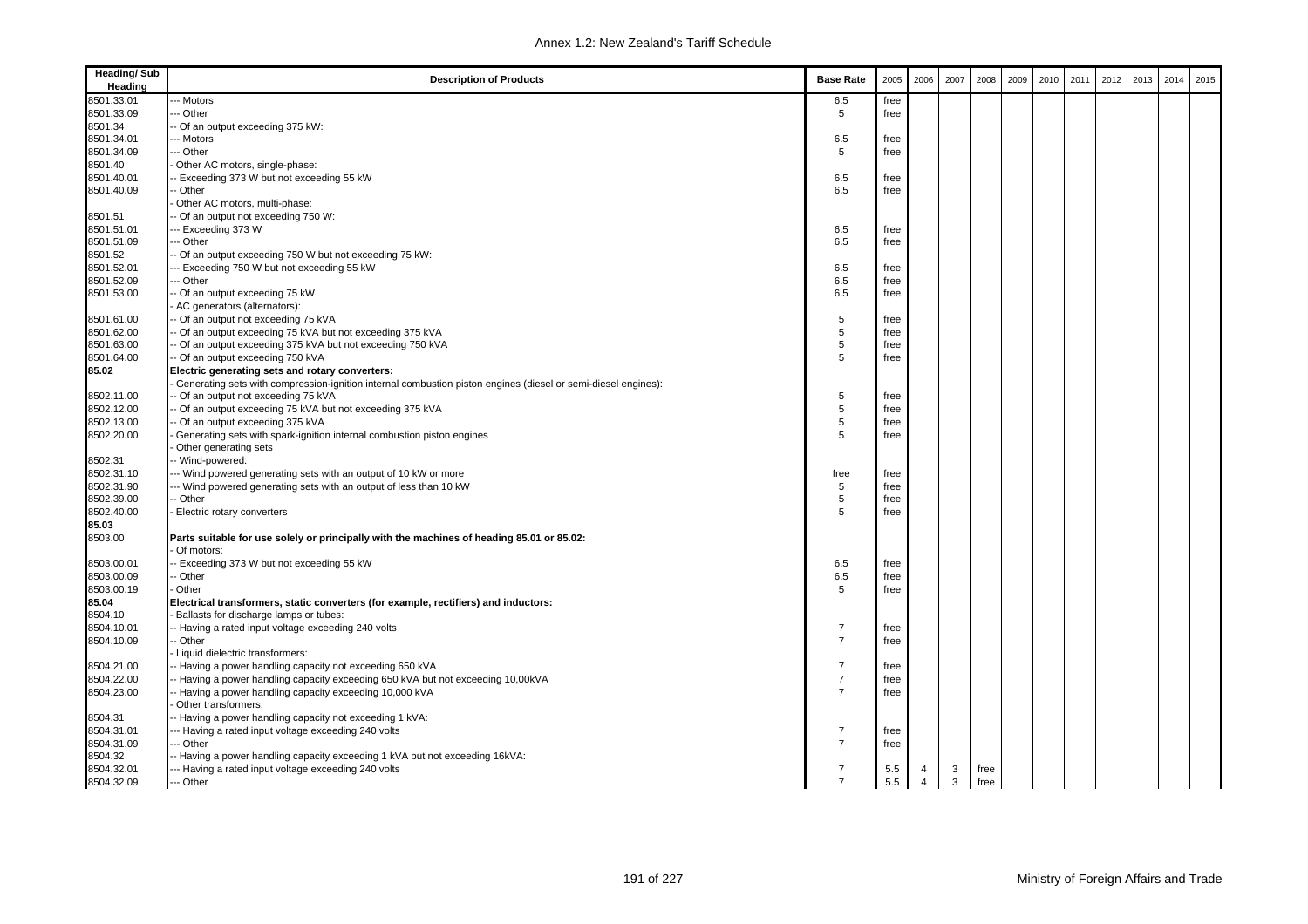| Heading/ Sub Heading | Description of Products | Base Rate | 2005 | 2006 | 2007 | 2008 | 2009 | 2010 | 2011 | 2012 | 2013 | 2014 | 2015 |
|---|---|---|---|---|---|---|---|---|---|---|---|---|---|
| 8501.33.01 | --- Motors | 6.5 | free | | | | | | | | | | |
| 8501.33.09 | --- Other | 5 | free | | | | | | | | | | |
| 8501.34 | -- Of an output exceeding 375 kW: | | | | | | | | | | | | |
| 8501.34.01 | --- Motors | 6.5 | free | | | | | | | | | | |
| 8501.34.09 | --- Other | 5 | free | | | | | | | | | | |
| 8501.40 | - Other AC motors, single-phase: | | | | | | | | | | | | |
| 8501.40.01 | -- Exceeding 373 W but not exceeding 55 kW | 6.5 | free | | | | | | | | | | |
| 8501.40.09 | -- Other | 6.5 | free | | | | | | | | | | |
| | - Other AC motors, multi-phase: | | | | | | | | | | | | |
| 8501.51 | -- Of an output not exceeding 750 W: | | | | | | | | | | | | |
| 8501.51.01 | --- Exceeding 373 W | 6.5 | free | | | | | | | | | | |
| 8501.51.09 | --- Other | 6.5 | free | | | | | | | | | | |
| 8501.52 | -- Of an output exceeding 750 W but not exceeding 75 kW: | | | | | | | | | | | | |
| 8501.52.01 | --- Exceeding 750 W but not exceeding 55 kW | 6.5 | free | | | | | | | | | | |
| 8501.52.09 | --- Other | 6.5 | free | | | | | | | | | | |
| 8501.53.00 | -- Of an output exceeding 75 kW | 6.5 | free | | | | | | | | | | |
| | - AC generators (alternators): | | | | | | | | | | | | |
| 8501.61.00 | -- Of an output not exceeding 75 kVA | 5 | free | | | | | | | | | | |
| 8501.62.00 | -- Of an output exceeding 75 kVA but not exceeding 375 kVA | 5 | free | | | | | | | | | | |
| 8501.63.00 | -- Of an output exceeding 375 kVA but not exceeding 750 kVA | 5 | free | | | | | | | | | | |
| 8501.64.00 | -- Of an output exceeding 750 kVA | 5 | free | | | | | | | | | | |
| **85.02** | **Electric generating sets and rotary converters:** | | | | | | | | | | | | |
| | - Generating sets with compression-ignition internal combustion piston engines (diesel or semi-diesel engines): | | | | | | | | | | | | |
| 8502.11.00 | -- Of an output not exceeding 75 kVA | 5 | free | | | | | | | | | | |
| 8502.12.00 | -- Of an output exceeding 75 kVA but not exceeding 375 kVA | 5 | free | | | | | | | | | | |
| 8502.13.00 | -- Of an output exceeding 375 kVA | 5 | free | | | | | | | | | | |
| 8502.20.00 | - Generating sets with spark-ignition internal combustion piston engines | 5 | free | | | | | | | | | | |
| | - Other generating sets | | | | | | | | | | | | |
| 8502.31 | -- Wind-powered: | | | | | | | | | | | | |
| 8502.31.10 | --- Wind powered generating sets with an output of 10 kW or more | free | free | | | | | | | | | | |
| 8502.31.90 | --- Wind powered generating sets with an output of less than 10 kW | 5 | free | | | | | | | | | | |
| 8502.39.00 | -- Other | 5 | free | | | | | | | | | | |
| 8502.40.00 | - Electric rotary converters | 5 | free | | | | | | | | | | |
| **85.03** | | | | | | | | | | | | | |
| 8503.00 | **Parts suitable for use solely or principally with the machines of heading 85.01 or 85.02:** | | | | | | | | | | | | |
| | - Of motors: | | | | | | | | | | | | |
| 8503.00.01 | -- Exceeding 373 W but not exceeding 55 kW | 6.5 | free | | | | | | | | | | |
| 8503.00.09 | -- Other | 6.5 | free | | | | | | | | | | |
| 8503.00.19 | - Other | 5 | free | | | | | | | | | | |
| **85.04** | **Electrical transformers, static converters (for example, rectifiers) and inductors:** | | | | | | | | | | | | |
| 8504.10 | - Ballasts for discharge lamps or tubes: | | | | | | | | | | | | |
| 8504.10.01 | -- Having a rated input voltage exceeding 240 volts | 7 | free | | | | | | | | | | |
| 8504.10.09 | -- Other | 7 | free | | | | | | | | | | |
| | - Liquid dielectric transformers: | | | | | | | | | | | | |
| 8504.21.00 | -- Having a power handling capacity not exceeding 650 kVA | 7 | free | | | | | | | | | | |
| 8504.22.00 | -- Having a power handling capacity exceeding 650 kVA but not exceeding 10,00kVA | 7 | free | | | | | | | | | | |
| 8504.23.00 | -- Having a power handling capacity exceeding 10,000 kVA | 7 | free | | | | | | | | | | |
| | - Other transformers: | | | | | | | | | | | | |
| 8504.31 | -- Having a power handling capacity not exceeding 1 kVA: | | | | | | | | | | | | |
| 8504.31.01 | --- Having a rated input voltage exceeding 240 volts | 7 | free | | | | | | | | | | |
| 8504.31.09 | --- Other | 7 | free | | | | | | | | | | |
| 8504.32 | -- Having a power handling capacity exceeding 1 kVA but not exceeding 16kVA: | | | | | | | | | | | | |
| 8504.32.01 | --- Having a rated input voltage exceeding 240 volts | 7 | 5.5 | 4 | 3 | free | | | | | | | |
| 8504.32.09 | --- Other | 7 | 5.5 | 4 | 3 | free | | | | | | | |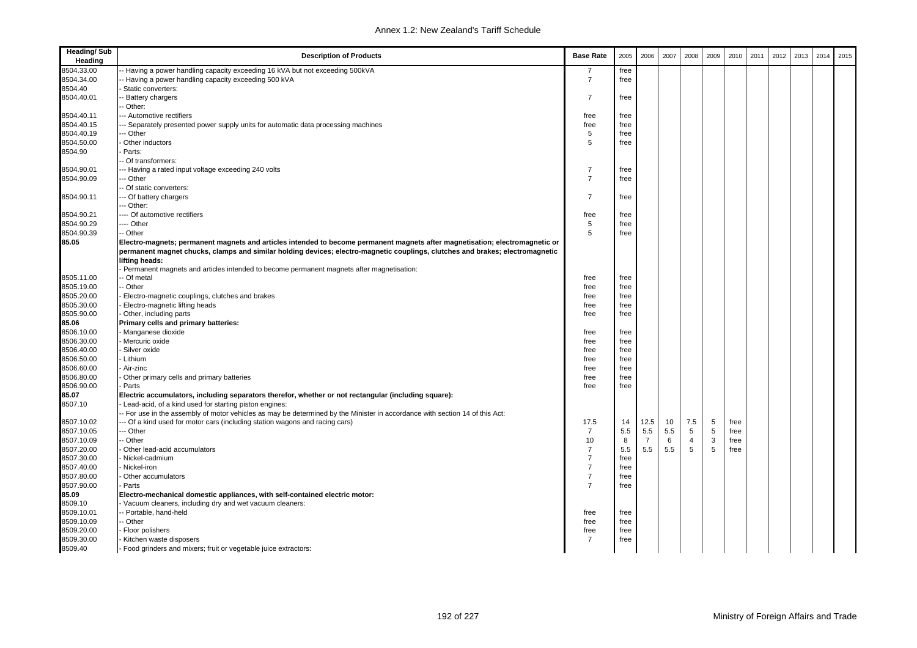| Heading/ Sub Heading | Description of Products | Base Rate | 2005 | 2006 | 2007 | 2008 | 2009 | 2010 | 2011 | 2012 | 2013 | 2014 | 2015 |
|---|---|---|---|---|---|---|---|---|---|---|---|---|---|
| 8504.33.00 | -- Having a power handling capacity exceeding 16 kVA but not exceeding 500kVA | 7 | free | | | | | | | | | | |
| 8504.34.00 | -- Having a power handling capacity exceeding 500 kVA | 7 | free | | | | | | | | | | |
| 8504.40 | - Static converters: | | | | | | | | | | | | |
| 8504.40.01 | -- Battery chargers | 7 | free | | | | | | | | | | |
| | -- Other: | | | | | | | | | | | | |
| 8504.40.11 | --- Automotive rectifiers | free | free | | | | | | | | | | |
| 8504.40.15 | --- Separately presented power supply units for automatic data processing machines | free | free | | | | | | | | | | |
| 8504.40.19 | --- Other | 5 | free | | | | | | | | | | |
| 8504.50.00 | - Other inductors | 5 | free | | | | | | | | | | |
| 8504.90 | - Parts: | | | | | | | | | | | | |
| | -- Of transformers: | | | | | | | | | | | | |
| 8504.90.01 | --- Having a rated input voltage exceeding 240 volts | 7 | free | | | | | | | | | | |
| 8504.90.09 | --- Other | 7 | free | | | | | | | | | | |
| | -- Of static converters: | | | | | | | | | | | | |
| 8504.90.11 | --- Of battery chargers | 7 | free | | | | | | | | | | |
| | --- Other: | | | | | | | | | | | | |
| 8504.90.21 | ---- Of automotive rectifiers | free | free | | | | | | | | | | |
| 8504.90.29 | ---- Other | 5 | free | | | | | | | | | | |
| 8504.90.39 | -- Other | 5 | free | | | | | | | | | | |
| **85.05** | **Electro-magnets; permanent magnets and articles intended to become permanent magnets after magnetisation; electromagnetic or permanent magnet chucks, clamps and similar holding devices; electro-magnetic couplings, clutches and brakes; electromagnetic lifting heads:** | | | | | | | | | | | | |
| | - Permanent magnets and articles intended to become permanent magnets after magnetisation: | | | | | | | | | | | | |
| 8505.11.00 | -- Of metal | free | free | | | | | | | | | | |
| 8505.19.00 | -- Other | free | free | | | | | | | | | | |
| 8505.20.00 | - Electro-magnetic couplings, clutches and brakes | free | free | | | | | | | | | | |
| 8505.30.00 | - Electro-magnetic lifting heads | free | free | | | | | | | | | | |
| 8505.90.00 | - Other, including parts | free | free | | | | | | | | | | |
| **85.06** | **Primary cells and primary batteries:** | | | | | | | | | | | | |
| 8506.10.00 | - Manganese dioxide | free | free | | | | | | | | | | |
| 8506.30.00 | - Mercuric oxide | free | free | | | | | | | | | | |
| 8506.40.00 | - Silver oxide | free | free | | | | | | | | | | |
| 8506.50.00 | - Lithium | free | free | | | | | | | | | | |
| 8506.60.00 | - Air-zinc | free | free | | | | | | | | | | |
| 8506.80.00 | - Other primary cells and primary batteries | free | free | | | | | | | | | | |
| 8506.90.00 | - Parts | free | free | | | | | | | | | | |
| **85.07** | **Electric accumulators, including separators therefor, whether or not rectangular (including square):** | | | | | | | | | | | | |
| 8507.10 | - Lead-acid, of a kind used for starting piston engines: | | | | | | | | | | | | |
| | -- For use in the assembly of motor vehicles as may be determined by the Minister in accordance with section 14 of this Act: | | | | | | | | | | | | |
| 8507.10.02 | --- Of a kind used for motor cars (including station wagons and racing cars) | 17.5 | 14 | 12.5 | 10 | 7.5 | 5 | free | | | | | |
| 8507.10.05 | --- Other | 7 | 5.5 | 5.5 | 5.5 | 5 | 5 | free | | | | | |
| 8507.10.09 | -- Other | 10 | 8 | 7 | 6 | 4 | 3 | free | | | | | |
| 8507.20.00 | - Other lead-acid accumulators | 7 | 5.5 | 5.5 | 5.5 | 5 | 5 | free | | | | | |
| 8507.30.00 | - Nickel-cadmium | 7 | free | | | | | | | | | | |
| 8507.40.00 | - Nickel-iron | 7 | free | | | | | | | | | | |
| 8507.80.00 | - Other accumulators | 7 | free | | | | | | | | | | |
| 8507.90.00 | - Parts | 7 | free | | | | | | | | | | |
| **85.09** | **Electro-mechanical domestic appliances, with self-contained electric motor:** | | | | | | | | | | | | |
| 8509.10 | - Vacuum cleaners, including dry and wet vacuum cleaners: | | | | | | | | | | | | |
| 8509.10.01 | -- Portable, hand-held | free | free | | | | | | | | | | |
| 8509.10.09 | -- Other | free | free | | | | | | | | | | |
| 8509.20.00 | - Floor polishers | free | free | | | | | | | | | | |
| 8509.30.00 | - Kitchen waste disposers | 7 | free | | | | | | | | | | |
| 8509.40 | - Food grinders and mixers; fruit or vegetable juice extractors: | | | | | | | | | | | | |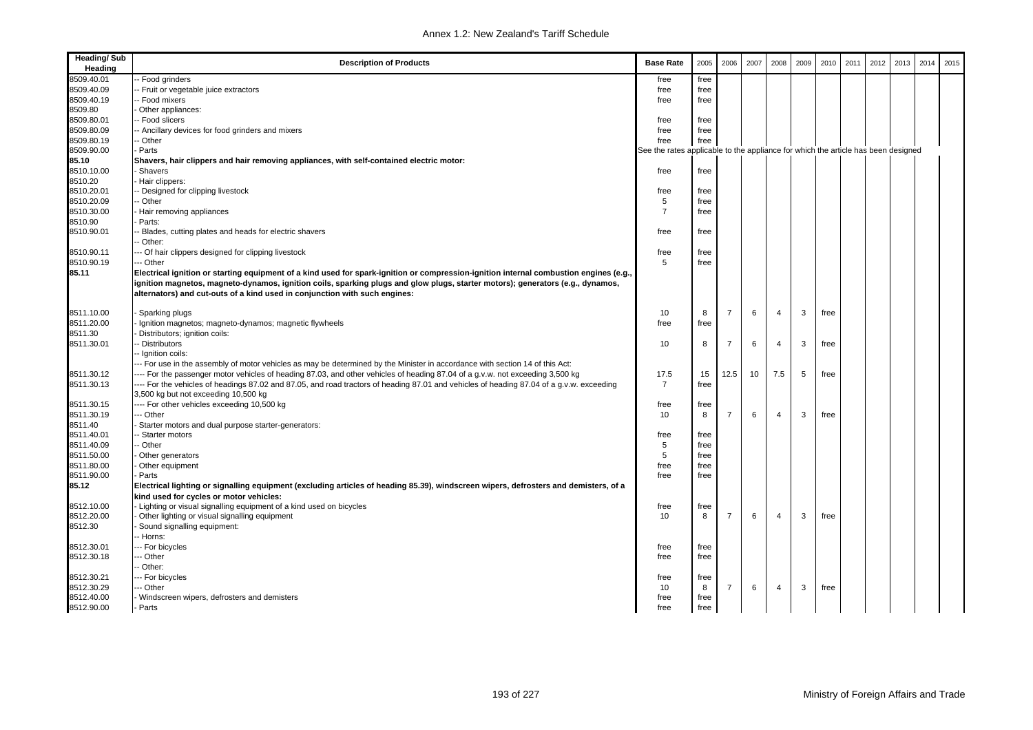Annex 1.2: New Zealand's Tariff Schedule

| Heading/ Sub Heading | Description of Products | Base Rate | 2005 | 2006 | 2007 | 2008 | 2009 | 2010 | 2011 | 2012 | 2013 | 2014 | 2015 |
|---|---|---|---|---|---|---|---|---|---|---|---|---|---|
| 8509.40.01 | -- Food grinders | free | free | | | | | | | | | | |
| 8509.40.09 | -- Fruit or vegetable juice extractors | free | free | | | | | | | | | | |
| 8509.40.19 | -- Food mixers | free | free | | | | | | | | | | |
| 8509.80 | - Other appliances: | | | | | | | | | | | | |
| 8509.80.01 | -- Food slicers | free | free | | | | | | | | | | |
| 8509.80.09 | -- Ancillary devices for food grinders and mixers | free | free | | | | | | | | | | |
| 8509.80.19 | -- Other | free | free | | | | | | | | | | |
| 8509.90.00 | - Parts | See the rates applicable to the appliance for which the article has been designed | | | | | | | | | | | |
| **85.10** | **Shavers, hair clippers and hair removing appliances, with self-contained electric motor:** | | | | | | | | | | | | |
| 8510.10.00 | - Shavers | free | free | | | | | | | | | | |
| 8510.20 | - Hair clippers: | | | | | | | | | | | | |
| 8510.20.01 | -- Designed for clipping livestock | free | free | | | | | | | | | | |
| 8510.20.09 | -- Other | 5 | free | | | | | | | | | | |
| 8510.30.00 | - Hair removing appliances | 7 | free | | | | | | | | | | |
| 8510.90 | - Parts: | | | | | | | | | | | | |
| 8510.90.01 | -- Blades, cutting plates and heads for electric shavers | free | free | | | | | | | | | | |
| | -- Other: | | | | | | | | | | | | |
| 8510.90.11 | --- Of hair clippers designed for clipping livestock | free | free | | | | | | | | | | |
| 8510.90.19 | --- Other | 5 | free | | | | | | | | | | |
| **85.11** | **Electrical ignition or starting equipment of a kind used for spark-ignition or compression-ignition internal combustion engines (e.g., ignition magnetos, magneto-dynamos, ignition coils, sparking plugs and glow plugs, starter motors); generators (e.g., dynamos, alternators) and cut-outs of a kind used in conjunction with such engines:** | | | | | | | | | | | | |
| 8511.10.00 | - Sparking plugs | 10 | 8 | 7 | 6 | 4 | 3 | free | | | | | |
| 8511.20.00 | - Ignition magnetos; magneto-dynamos; magnetic flywheels | free | free | | | | | | | | | | |
| 8511.30 | - Distributors; ignition coils: | | | | | | | | | | | | |
| 8511.30.01 | -- Distributors | 10 | 8 | 7 | 6 | 4 | 3 | free | | | | | |
| | -- Ignition coils: | | | | | | | | | | | | |
| | --- For use in the assembly of motor vehicles as may be determined by the Minister in accordance with section 14 of this Act: | | | | | | | | | | | | |
| 8511.30.12 | ---- For the passenger motor vehicles of heading 87.03, and other vehicles of heading 87.04 of a g.v.w. not exceeding 3,500 kg | 17.5 | 15 | 12.5 | 10 | 7.5 | 5 | free | | | | | |
| 8511.30.13 | ---- For the vehicles of headings 87.02 and 87.05, and road tractors of heading 87.01 and vehicles of heading 87.04 of a g.v.w. exceeding 3,500 kg but not exceeding 10,500 kg | 7 | free | | | | | | | | | | |
| 8511.30.15 | ---- For other vehicles exceeding 10,500 kg | free | free | | | | | | | | | | |
| 8511.30.19 | --- Other | 10 | 8 | 7 | 6 | 4 | 3 | free | | | | | |
| 8511.40 | - Starter motors and dual purpose starter-generators: | | | | | | | | | | | | |
| 8511.40.01 | -- Starter motors | free | free | | | | | | | | | | |
| 8511.40.09 | -- Other | 5 | free | | | | | | | | | | |
| 8511.50.00 | - Other generators | 5 | free | | | | | | | | | | |
| 8511.80.00 | - Other equipment | free | free | | | | | | | | | | |
| 8511.90.00 | - Parts | free | free | | | | | | | | | | |
| **85.12** | **Electrical lighting or signalling equipment (excluding articles of heading 85.39), windscreen wipers, defrosters and demisters, of a kind used for cycles or motor vehicles:** | | | | | | | | | | | | |
| 8512.10.00 | - Lighting or visual signalling equipment of a kind used on bicycles | free | free | | | | | | | | | | |
| 8512.20.00 | - Other lighting or visual signalling equipment | 10 | 8 | 7 | 6 | 4 | 3 | free | | | | | |
| 8512.30 | - Sound signalling equipment: | | | | | | | | | | | | |
| | -- Horns: | | | | | | | | | | | | |
| 8512.30.01 | --- For bicycles | free | free | | | | | | | | | | |
| 8512.30.18 | --- Other | free | free | | | | | | | | | | |
| | -- Other: | | | | | | | | | | | | |
| 8512.30.21 | --- For bicycles | free | free | | | | | | | | | | |
| 8512.30.29 | --- Other | 10 | 8 | 7 | 6 | 4 | 3 | free | | | | | |
| 8512.40.00 | - Windscreen wipers, defrosters and demisters | free | free | | | | | | | | | | |
| 8512.90.00 | - Parts | free | free | | | | | | | | | | |

Ministry of Foreign Affairs and Trade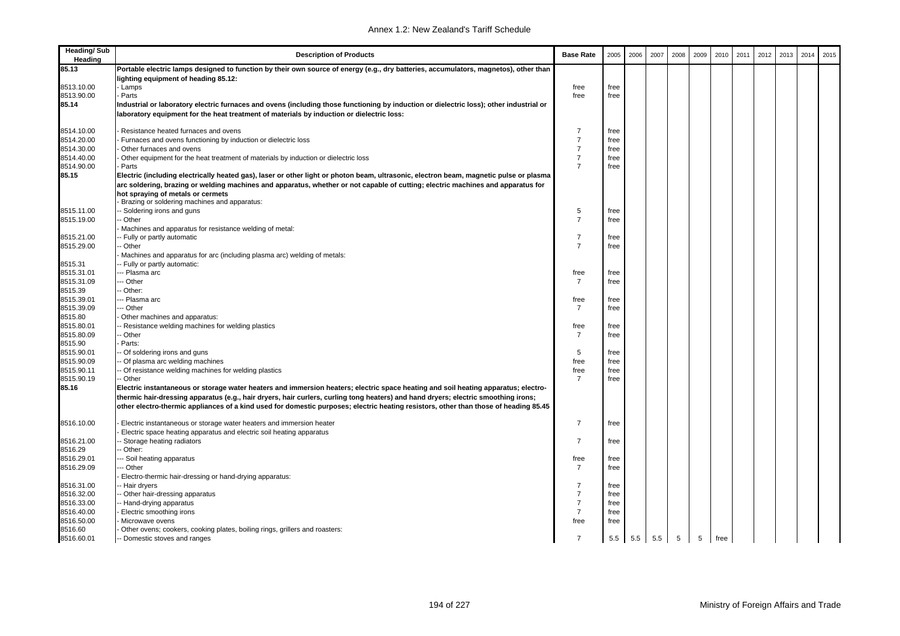| Heading/ Sub Heading | Description of Products | Base Rate | 2005 | 2006 | 2007 | 2008 | 2009 | 2010 | 2011 | 2012 | 2013 | 2014 | 2015 |
|---|---|---|---|---|---|---|---|---|---|---|---|---|---|
| **85.13** | **Portable electric lamps designed to function by their own source of energy (e.g., dry batteries, accumulators, magnetos), other than lighting equipment of heading 85.12:** | | | | | | | | | | | | |
| 8513.10.00 | - Lamps | free | free | | | | | | | | | | |
| 8513.90.00 | - Parts | free | free | | | | | | | | | | |
| **85.14** | **Industrial or laboratory electric furnaces and ovens (including those functioning by induction or dielectric loss); other industrial or laboratory equipment for the heat treatment of materials by induction or dielectric loss:** | | | | | | | | | | | | |
| 8514.10.00 | - Resistance heated furnaces and ovens | 7 | free | | | | | | | | | | |
| 8514.20.00 | - Furnaces and ovens functioning by induction or dielectric loss | 7 | free | | | | | | | | | | |
| 8514.30.00 | - Other furnaces and ovens | 7 | free | | | | | | | | | | |
| 8514.40.00 | - Other equipment for the heat treatment of materials by induction or dielectric loss | 7 | free | | | | | | | | | | |
| 8514.90.00 | - Parts | 7 | free | | | | | | | | | | |
| **85.15** | **Electric (including electrically heated gas), laser or other light or photon beam, ultrasonic, electron beam, magnetic pulse or plasma arc soldering, brazing or welding machines and apparatus, whether or not capable of cutting; electric machines and apparatus for hot spraying of metals or cermets** | | | | | | | | | | | | |
| | - Brazing or soldering machines and apparatus: | | | | | | | | | | | | |
| 8515.11.00 | -- Soldering irons and guns | 5 | free | | | | | | | | | | |
| 8515.19.00 | -- Other | 7 | free | | | | | | | | | | |
| | - Machines and apparatus for resistance welding of metal: | | | | | | | | | | | | |
| 8515.21.00 | -- Fully or partly automatic | 7 | free | | | | | | | | | | |
| 8515.29.00 | -- Other | 7 | free | | | | | | | | | | |
| | - Machines and apparatus for arc (including plasma arc) welding of metals: | | | | | | | | | | | | |
| 8515.31 | -- Fully or partly automatic: | | | | | | | | | | | | |
| 8515.31.01 | --- Plasma arc | free | free | | | | | | | | | | |
| 8515.31.09 | --- Other | 7 | free | | | | | | | | | | |
| 8515.39 | -- Other: | | | | | | | | | | | | |
| 8515.39.01 | --- Plasma arc | free | free | | | | | | | | | | |
| 8515.39.09 | --- Other | 7 | free | | | | | | | | | | |
| 8515.80 | - Other machines and apparatus: | | | | | | | | | | | | |
| 8515.80.01 | -- Resistance welding machines for welding plastics | free | free | | | | | | | | | | |
| 8515.80.09 | -- Other | 7 | free | | | | | | | | | | |
| 8515.90 | - Parts: | | | | | | | | | | | | |
| 8515.90.01 | -- Of soldering irons and guns | 5 | free | | | | | | | | | | |
| 8515.90.09 | -- Of plasma arc welding machines | free | free | | | | | | | | | | |
| 8515.90.11 | -- Of resistance welding machines for welding plastics | free | free | | | | | | | | | | |
| 8515.90.19 | -- Other | 7 | free | | | | | | | | | | |
| **85.16** | **Electric instantaneous or storage water heaters and immersion heaters; electric space heating and soil heating apparatus; electro-thermic hair-dressing apparatus (e.g., hair dryers, hair curlers, curling tong heaters) and hand dryers; electric smoothing irons; other electro-thermic appliances of a kind used for domestic purposes; electric heating resistors, other than those of heading 85.45** | | | | | | | | | | | | |
| 8516.10.00 | - Electric instantaneous or storage water heaters and immersion heater | 7 | free | | | | | | | | | | |
| | - Electric space heating apparatus and electric soil heating apparatus | | | | | | | | | | | | |
| 8516.21.00 | -- Storage heating radiators | 7 | free | | | | | | | | | | |
| 8516.29 | -- Other: | | | | | | | | | | | | |
| 8516.29.01 | --- Soil heating apparatus | free | free | | | | | | | | | | |
| 8516.29.09 | --- Other | 7 | free | | | | | | | | | | |
| | - Electro-thermic hair-dressing or hand-drying apparatus: | | | | | | | | | | | | |
| 8516.31.00 | -- Hair dryers | 7 | free | | | | | | | | | | |
| 8516.32.00 | -- Other hair-dressing apparatus | 7 | free | | | | | | | | | | |
| 8516.33.00 | -- Hand-drying apparatus | 7 | free | | | | | | | | | | |
| 8516.40.00 | - Electric smoothing irons | 7 | free | | | | | | | | | | |
| 8516.50.00 | - Microwave ovens | free | free | | | | | | | | | | |
| 8516.60 | - Other ovens; cookers, cooking plates, boiling rings, grillers and roasters: | | | | | | | | | | | | |
| 8516.60.01 | -- Domestic stoves and ranges | 7 | 5.5 | 5.5 | 5.5 | 5 | 5 | free | | | | | |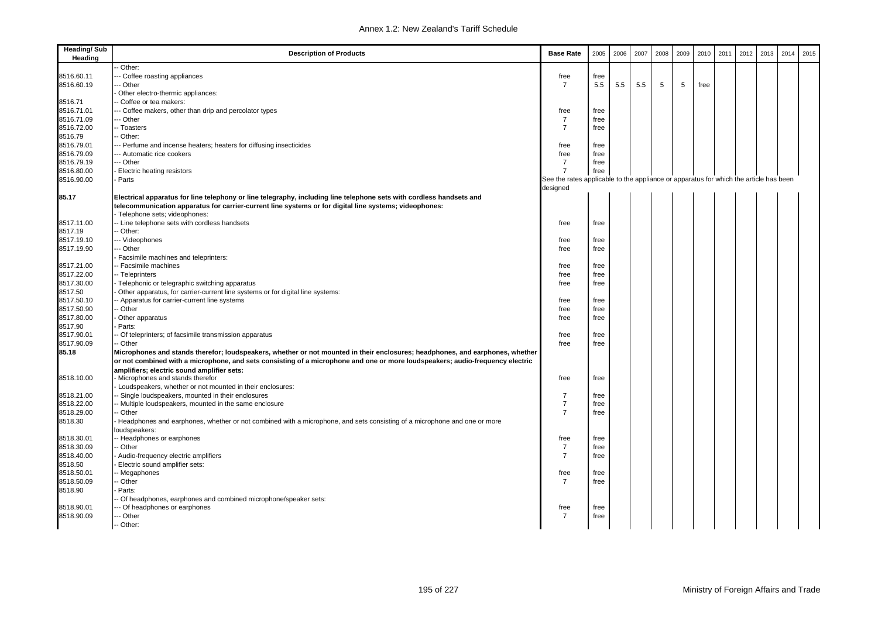| Heading/ Sub Heading | Description of Products | Base Rate | 2005 | 2006 | 2007 | 2008 | 2009 | 2010 | 2011 | 2012 | 2013 | 2014 | 2015 |
|---|---|---|---|---|---|---|---|---|---|---|---|---|---|
| | -- Other: | | | | | | | | | | | | |
| 8516.60.11 | --- Coffee roasting appliances | free | free | | | | | | | | | | |
| 8516.60.19 | --- Other | 7 | 5.5 | 5.5 | 5.5 | 5 | 5 | free | | | | | |
| | - Other electro-thermic appliances: | | | | | | | | | | | | |
| 8516.71 | -- Coffee or tea makers: | | | | | | | | | | | | |
| 8516.71.01 | --- Coffee makers, other than drip and percolator types | free | free | | | | | | | | | | |
| 8516.71.09 | --- Other | 7 | free | | | | | | | | | | |
| 8516.72.00 | -- Toasters | 7 | free | | | | | | | | | | |
| 8516.79 | -- Other: | | | | | | | | | | | | |
| 8516.79.01 | --- Perfume and incense heaters; heaters for diffusing insecticides | free | free | | | | | | | | | | |
| 8516.79.09 | --- Automatic rice cookers | free | free | | | | | | | | | | |
| 8516.79.19 | --- Other | 7 | free | | | | | | | | | | |
| 8516.80.00 | - Electric heating resistors | 7 | free | | | | | | | | | | |
| 8516.90.00 | - Parts | See the rates applicable to the appliance or apparatus for which the article has been designed | | | | | | | | | | | |
| **85.17** | **Electrical apparatus for line telephony or line telegraphy, including line telephone sets with cordless handsets and telecommunication apparatus for carrier-current line systems or for digital line systems; videophones:** | | | | | | | | | | | | |
| | - Telephone sets; videophones: | | | | | | | | | | | | |
| 8517.11.00 | -- Line telephone sets with cordless handsets | free | free | | | | | | | | | | |
| 8517.19 | -- Other: | | | | | | | | | | | | |
| 8517.19.10 | --- Videophones | free | free | | | | | | | | | | |
| 8517.19.90 | --- Other | free | free | | | | | | | | | | |
| | - Facsimile machines and teleprinters: | | | | | | | | | | | | |
| 8517.21.00 | -- Facsimile machines | free | free | | | | | | | | | | |
| 8517.22.00 | -- Teleprinters | free | free | | | | | | | | | | |
| 8517.30.00 | - Telephonic or telegraphic switching apparatus | free | free | | | | | | | | | | |
| 8517.50 | - Other apparatus, for carrier-current line systems or for digital line systems: | | | | | | | | | | | | |
| 8517.50.10 | -- Apparatus for carrier-current line systems | free | free | | | | | | | | | | |
| 8517.50.90 | -- Other | free | free | | | | | | | | | | |
| 8517.80.00 | - Other apparatus | free | free | | | | | | | | | | |
| 8517.90 | - Parts: | | | | | | | | | | | | |
| 8517.90.01 | -- Of teleprinters; of facsimile transmission apparatus | free | free | | | | | | | | | | |
| 8517.90.09 | -- Other | free | free | | | | | | | | | | |
| **85.18** | **Microphones and stands therefor; loudspeakers, whether or not mounted in their enclosures; headphones, and earphones, whether or not combined with a microphone, and sets consisting of a microphone and one or more loudspeakers; audio-frequency electric amplifiers; electric sound amplifier sets:** | | | | | | | | | | | | |
| 8518.10.00 | - Microphones and stands therefor | free | free | | | | | | | | | | |
| | - Loudspeakers, whether or not mounted in their enclosures: | | | | | | | | | | | | |
| 8518.21.00 | -- Single loudspeakers, mounted in their enclosures | 7 | free | | | | | | | | | | |
| 8518.22.00 | -- Multiple loudspeakers, mounted in the same enclosure | 7 | free | | | | | | | | | | |
| 8518.29.00 | -- Other | 7 | free | | | | | | | | | | |
| 8518.30 | - Headphones and earphones, whether or not combined with a microphone, and sets consisting of a microphone and one or more loudspeakers: | | | | | | | | | | | | |
| 8518.30.01 | -- Headphones or earphones | free | free | | | | | | | | | | |
| 8518.30.09 | -- Other | 7 | free | | | | | | | | | | |
| 8518.40.00 | - Audio-frequency electric amplifiers | 7 | free | | | | | | | | | | |
| 8518.50 | - Electric sound amplifier sets: | | | | | | | | | | | | |
| 8518.50.01 | -- Megaphones | free | free | | | | | | | | | | |
| 8518.50.09 | -- Other | 7 | free | | | | | | | | | | |
| 8518.90 | - Parts: | | | | | | | | | | | | |
| | -- Of headphones, earphones and combined microphone/speaker sets: | | | | | | | | | | | | |
| 8518.90.01 | --- Of headphones or earphones | free | free | | | | | | | | | | |
| 8518.90.09 | --- Other | 7 | free | | | | | | | | | | |
| | -- Other: | | | | | | | | | | | | |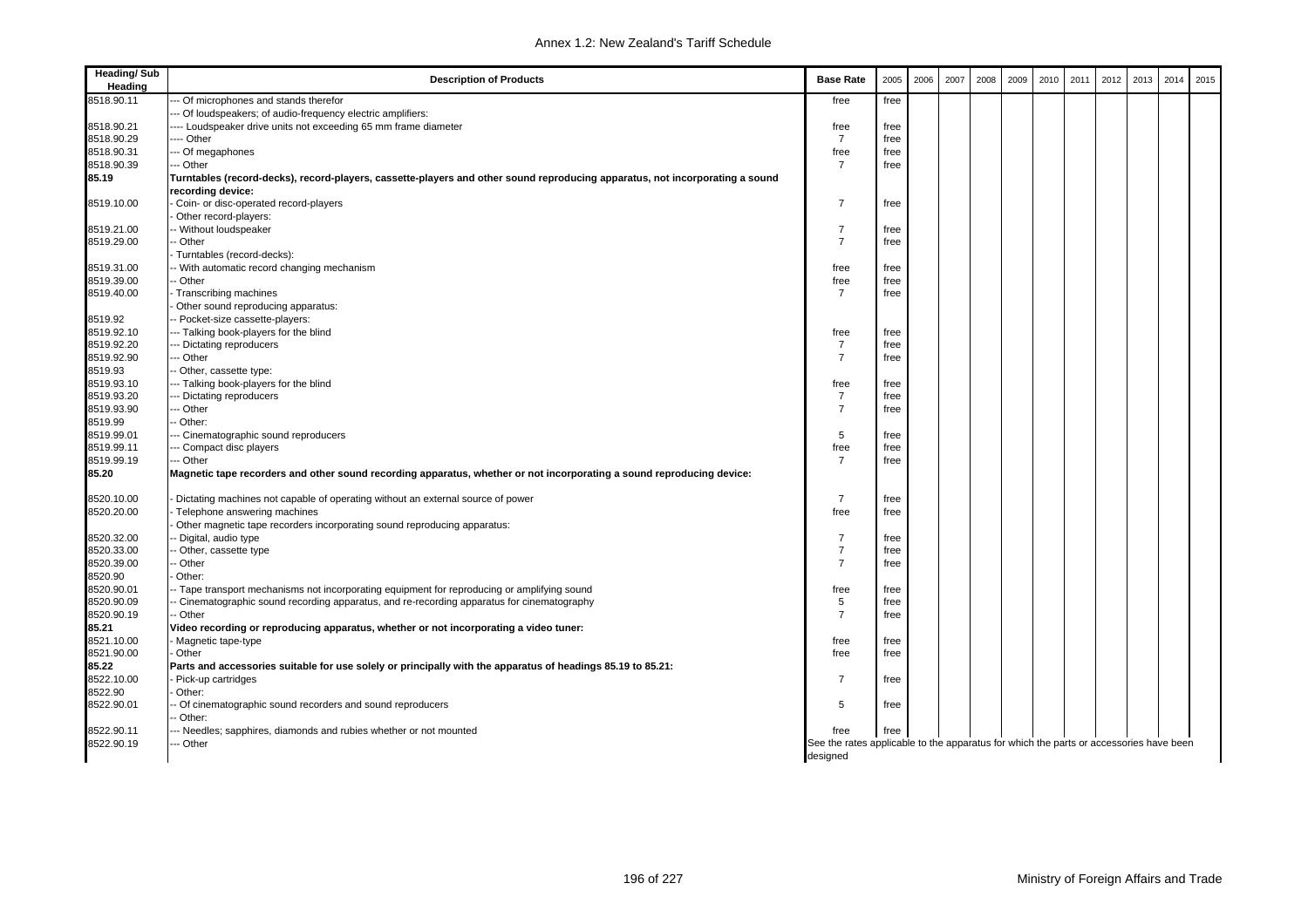| Heading/ Sub Heading | Description of Products | Base Rate | 2005 | 2006 | 2007 | 2008 | 2009 | 2010 | 2011 | 2012 | 2013 | 2014 | 2015 |
|---|---|---|---|---|---|---|---|---|---|---|---|---|---|
| 8518.90.11 | --- Of microphones and stands therefor | free | free | | | | | | | | | | |
| | --- Of loudspeakers; of audio-frequency electric amplifiers: | | | | | | | | | | | | |
| 8518.90.21 | ---- Loudspeaker drive units not exceeding 65 mm frame diameter | free | free | | | | | | | | | | |
| 8518.90.29 | ---- Other | 7 | free | | | | | | | | | | |
| 8518.90.31 | --- Of megaphones | free | free | | | | | | | | | | |
| 8518.90.39 | --- Other | 7 | free | | | | | | | | | | |
| **85.19** | **Turntables (record-decks), record-players, cassette-players and other sound reproducing apparatus, not incorporating a sound recording device:** | | | | | | | | | | | | |
| 8519.10.00 | - Coin- or disc-operated record-players | 7 | free | | | | | | | | | | |
| | - Other record-players: | | | | | | | | | | | | |
| 8519.21.00 | -- Without loudspeaker | 7 | free | | | | | | | | | | |
| 8519.29.00 | -- Other | 7 | free | | | | | | | | | | |
| | - Turntables (record-decks): | | | | | | | | | | | | |
| 8519.31.00 | -- With automatic record changing mechanism | free | free | | | | | | | | | | |
| 8519.39.00 | -- Other | free | free | | | | | | | | | | |
| 8519.40.00 | - Transcribing machines | 7 | free | | | | | | | | | | |
| | - Other sound reproducing apparatus: | | | | | | | | | | | | |
| 8519.92 | -- Pocket-size cassette-players: | | | | | | | | | | | | |
| 8519.92.10 | --- Talking book-players for the blind | free | free | | | | | | | | | | |
| 8519.92.20 | --- Dictating reproducers | 7 | free | | | | | | | | | | |
| 8519.92.90 | --- Other | 7 | free | | | | | | | | | | |
| 8519.93 | -- Other, cassette type: | | | | | | | | | | | | |
| 8519.93.10 | --- Talking book-players for the blind | free | free | | | | | | | | | | |
| 8519.93.20 | --- Dictating reproducers | 7 | free | | | | | | | | | | |
| 8519.93.90 | --- Other | 7 | free | | | | | | | | | | |
| 8519.99 | -- Other: | | | | | | | | | | | | |
| 8519.99.01 | --- Cinematographic sound reproducers | 5 | free | | | | | | | | | | |
| 8519.99.11 | --- Compact disc players | free | free | | | | | | | | | | |
| 8519.99.19 | --- Other | 7 | free | | | | | | | | | | |
| **85.20** | **Magnetic tape recorders and other sound recording apparatus, whether or not incorporating a sound reproducing device:** | | | | | | | | | | | | |
| 8520.10.00 | - Dictating machines not capable of operating without an external source of power | 7 | free | | | | | | | | | | |
| 8520.20.00 | - Telephone answering machines | free | free | | | | | | | | | | |
| | - Other magnetic tape recorders incorporating sound reproducing apparatus: | | | | | | | | | | | | |
| 8520.32.00 | -- Digital, audio type | 7 | free | | | | | | | | | | |
| 8520.33.00 | -- Other, cassette type | 7 | free | | | | | | | | | | |
| 8520.39.00 | -- Other | 7 | free | | | | | | | | | | |
| 8520.90 | - Other: | | | | | | | | | | | | |
| 8520.90.01 | -- Tape transport mechanisms not incorporating equipment for reproducing or amplifying sound | free | free | | | | | | | | | | |
| 8520.90.09 | -- Cinematographic sound recording apparatus, and re-recording apparatus for cinematography | 5 | free | | | | | | | | | | |
| 8520.90.19 | -- Other | 7 | free | | | | | | | | | | |
| **85.21** | **Video recording or reproducing apparatus, whether or not incorporating a video tuner:** | | | | | | | | | | | | |
| 8521.10.00 | - Magnetic tape-type | free | free | | | | | | | | | | |
| 8521.90.00 | - Other | free | free | | | | | | | | | | |
| **85.22** | **Parts and accessories suitable for use solely or principally with the apparatus of headings 85.19 to 85.21:** | | | | | | | | | | | | |
| 8522.10.00 | - Pick-up cartridges | 7 | free | | | | | | | | | | |
| 8522.90 | - Other: | | | | | | | | | | | | |
| 8522.90.01 | -- Of cinematographic sound recorders and sound reproducers | 5 | free | | | | | | | | | | |
| | -- Other: | | | | | | | | | | | | |
| 8522.90.11 | --- Needles; sapphires, diamonds and rubies whether or not mounted | free | free | | | | | | | | | | |
| 8522.90.19 | --- Other | See the rates applicable to the apparatus for which the parts or accessories have been designed | | | | | | | | | | | |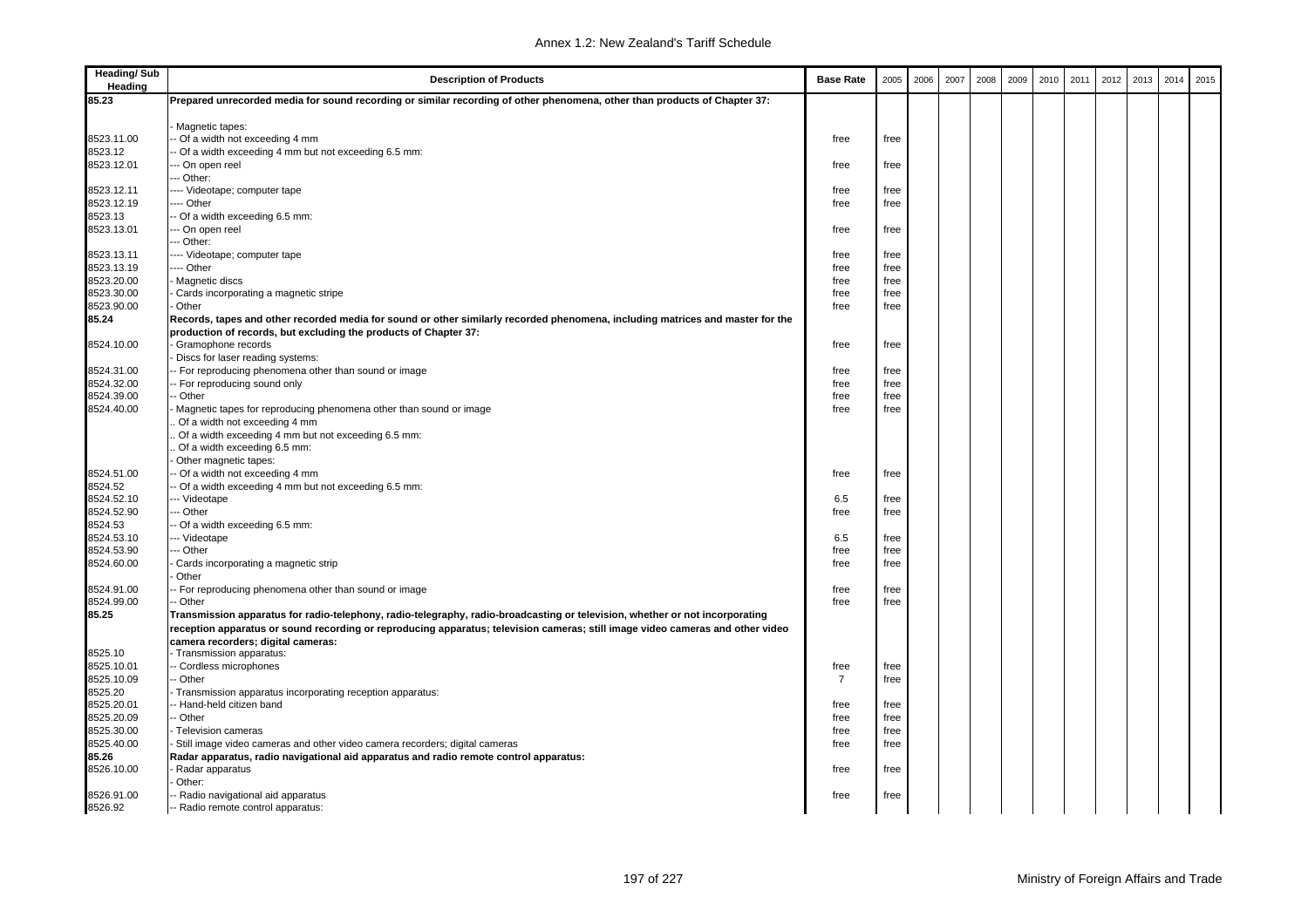| Heading/ Sub Heading | Description of Products | Base Rate | 2005 | 2006 | 2007 | 2008 | 2009 | 2010 | 2011 | 2012 | 2013 | 2014 | 2015 |
|---|---|---|---|---|---|---|---|---|---|---|---|---|---|
| **85.23** | **Prepared unrecorded media for sound recording or similar recording of other phenomena, other than products of Chapter 37:** | | | | | | | | | | | | |
| | - Magnetic tapes: | | | | | | | | | | | | |
| 8523.11.00 | -- Of a width not exceeding 4 mm | free | free | | | | | | | | | | |
| 8523.12 | -- Of a width exceeding 4 mm but not exceeding 6.5 mm: | | | | | | | | | | | | |
| 8523.12.01 | --- On open reel | free | free | | | | | | | | | | |
| | --- Other: | | | | | | | | | | | | |
| 8523.12.11 | ---- Videotape; computer tape | free | free | | | | | | | | | | |
| 8523.12.19 | ---- Other | free | free | | | | | | | | | | |
| 8523.13 | -- Of a width exceeding 6.5 mm: | | | | | | | | | | | | |
| 8523.13.01 | --- On open reel | free | free | | | | | | | | | | |
| | --- Other: | | | | | | | | | | | | |
| 8523.13.11 | ---- Videotape; computer tape | free | free | | | | | | | | | | |
| 8523.13.19 | ---- Other | free | free | | | | | | | | | | |
| 8523.20.00 | - Magnetic discs | free | free | | | | | | | | | | |
| 8523.30.00 | - Cards incorporating a magnetic stripe | free | free | | | | | | | | | | |
| 8523.90.00 | - Other | free | free | | | | | | | | | | |
| **85.24** | **Records, tapes and other recorded media for sound or other similarly recorded phenomena, including matrices and master for the production of records, but excluding the products of Chapter 37:** | | | | | | | | | | | | |
| 8524.10.00 | - Gramophone records | free | free | | | | | | | | | | |
| | - Discs for laser reading systems: | | | | | | | | | | | | |
| 8524.31.00 | -- For reproducing phenomena other than sound or image | free | free | | | | | | | | | | |
| 8524.32.00 | -- For reproducing sound only | free | free | | | | | | | | | | |
| 8524.39.00 | -- Other | free | free | | | | | | | | | | |
| 8524.40.00 | - Magnetic tapes for reproducing phenomena other than sound or image | free | free | | | | | | | | | | |
| | .. Of a width not exceeding 4 mm | | | | | | | | | | | | |
| | .. Of a width exceeding 4 mm but not exceeding 6.5 mm: | | | | | | | | | | | | |
| | .. Of a width exceeding 6.5 mm: | | | | | | | | | | | | |
| | - Other magnetic tapes: | | | | | | | | | | | | |
| 8524.51.00 | -- Of a width not exceeding 4 mm | free | free | | | | | | | | | | |
| 8524.52 | -- Of a width exceeding 4 mm but not exceeding 6.5 mm: | | | | | | | | | | | | |
| 8524.52.10 | --- Videotape | 6.5 | free | | | | | | | | | | |
| 8524.52.90 | --- Other | free | free | | | | | | | | | | |
| 8524.53 | -- Of a width exceeding 6.5 mm: | | | | | | | | | | | | |
| 8524.53.10 | --- Videotape | 6.5 | free | | | | | | | | | | |
| 8524.53.90 | --- Other | free | free | | | | | | | | | | |
| 8524.60.00 | - Cards incorporating a magnetic strip | free | free | | | | | | | | | | |
| | - Other | | | | | | | | | | | | |
| 8524.91.00 | -- For reproducing phenomena other than sound or image | free | free | | | | | | | | | | |
| 8524.99.00 | -- Other | free | free | | | | | | | | | | |
| **85.25** | **Transmission apparatus for radio-telephony, radio-telegraphy, radio-broadcasting or television, whether or not incorporating reception apparatus or sound recording or reproducing apparatus; television cameras; still image video cameras and other video camera recorders; digital cameras:** | | | | | | | | | | | | |
| 8525.10 | - Transmission apparatus: | | | | | | | | | | | | |
| 8525.10.01 | -- Cordless microphones | free | free | | | | | | | | | | |
| 8525.10.09 | -- Other | 7 | free | | | | | | | | | | |
| 8525.20 | - Transmission apparatus incorporating reception apparatus: | | | | | | | | | | | | |
| 8525.20.01 | -- Hand-held citizen band | free | free | | | | | | | | | | |
| 8525.20.09 | -- Other | free | free | | | | | | | | | | |
| 8525.30.00 | - Television cameras | free | free | | | | | | | | | | |
| 8525.40.00 | - Still image video cameras and other video camera recorders; digital cameras | free | free | | | | | | | | | | |
| **85.26** | **Radar apparatus, radio navigational aid apparatus and radio remote control apparatus:** | | | | | | | | | | | | |
| 8526.10.00 | - Radar apparatus | free | free | | | | | | | | | | |
| | - Other: | | | | | | | | | | | | |
| 8526.91.00 | -- Radio navigational aid apparatus | free | free | | | | | | | | | | |
| 8526.92 | -- Radio remote control apparatus: | | | | | | | | | | | | |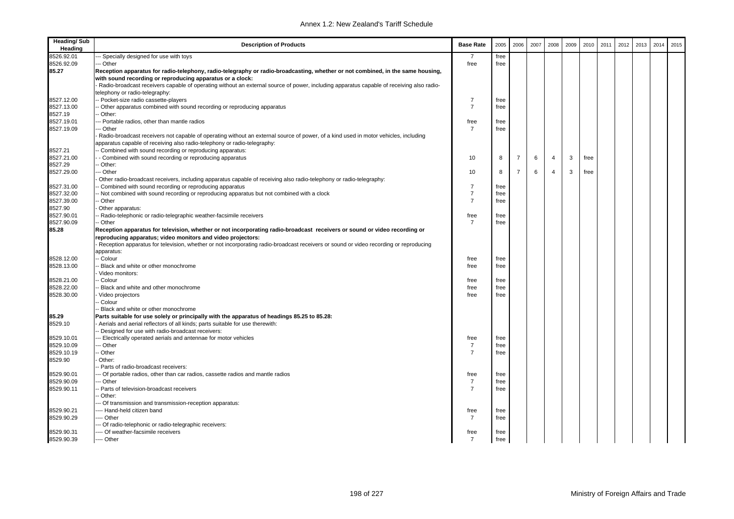| Heading/ Sub Heading | Description of Products | Base Rate | 2005 | 2006 | 2007 | 2008 | 2009 | 2010 | 2011 | 2012 | 2013 | 2014 | 2015 |
|---|---|---|---|---|---|---|---|---|---|---|---|---|---|
| 8526.92.01 | --- Specially designed for use with toys | 7 | free | | | | | | | | | | |
| 8526.92.09 | --- Other | free | free | | | | | | | | | | |
| **85.27** | **Reception apparatus for radio-telephony, radio-telegraphy or radio-broadcasting, whether or not combined, in the same housing, with sound recording or reproducing apparatus or a clock:** | | | | | | | | | | | | |
| | - Radio-broadcast receivers capable of operating without an external source of power, including apparatus capable of receiving also radio-telephony or radio-telegraphy: | | | | | | | | | | | | |
| 8527.12.00 | -- Pocket-size radio cassette-players | 7 | free | | | | | | | | | | |
| 8527.13.00 | -- Other apparatus combined with sound recording or reproducing apparatus | 7 | free | | | | | | | | | | |
| 8527.19 | -- Other: | | | | | | | | | | | | |
| 8527.19.01 | --- Portable radios, other than mantle radios | free | free | | | | | | | | | | |
| 8527.19.09 | --- Other | 7 | free | | | | | | | | | | |
| | - Radio-broadcast receivers not capable of operating without an external source of power, of a kind used in motor vehicles, including apparatus capable of receiving also radio-telephony or radio-telegraphy: | | | | | | | | | | | | |
| 8527.21 | -- Combined with sound recording or reproducing apparatus: | | | | | | | | | | | | |
| 8527.21.00 | - - Combined with sound recording or reproducing apparatus | 10 | 8 | 7 | 6 | 4 | 3 | free | | | | | |
| 8527.29 | -- Other: | | | | | | | | | | | | |
| 8527.29.00 | --- Other | 10 | 8 | 7 | 6 | 4 | 3 | free | | | | | |
| | - Other radio-broadcast receivers, including apparatus capable of receiving also radio-telephony or radio-telegraphy: | | | | | | | | | | | | |
| 8527.31.00 | -- Combined with sound recording or reproducing apparatus | 7 | free | | | | | | | | | | |
| 8527.32.00 | -- Not combined with sound recording or reproducing apparatus but not combined with a clock | 7 | free | | | | | | | | | | |
| 8527.39.00 | -- Other | 7 | free | | | | | | | | | | |
| 8527.90 | - Other apparatus: | | | | | | | | | | | | |
| 8527.90.01 | -- Radio-telephonic or radio-telegraphic weather-facsimile receivers | free | free | | | | | | | | | | |
| 8527.90.09 | -- Other | 7 | free | | | | | | | | | | |
| **85.28** | **Reception apparatus for television, whether or not incorporating radio-broadcast receivers or sound or video recording or reproducing apparatus; video monitors and video projectors:** | | | | | | | | | | | | |
| | - Reception apparatus for television, whether or not incorporating radio-broadcast receivers or sound or video recording or reproducing apparatus: | | | | | | | | | | | | |
| 8528.12.00 | -- Colour | free | free | | | | | | | | | | |
| 8528.13.00 | -- Black and white or other monochrome | free | free | | | | | | | | | | |
| | - Video monitors: | | | | | | | | | | | | |
| 8528.21.00 | -- Colour | free | free | | | | | | | | | | |
| 8528.22.00 | -- Black and white and other monochrome | free | free | | | | | | | | | | |
| 8528.30.00 | - Video projectors | free | free | | | | | | | | | | |
| | -- Colour | | | | | | | | | | | | |
| | -- Black and white or other monochrome | | | | | | | | | | | | |
| **85.29** | **Parts suitable for use solely or principally with the apparatus of headings 85.25 to 85.28:** | | | | | | | | | | | | |
| 8529.10 | - Aerials and aerial reflectors of all kinds; parts suitable for use therewith: | | | | | | | | | | | | |
| | -- Designed for use with radio-broadcast receivers: | | | | | | | | | | | | |
| 8529.10.01 | --- Electrically operated aerials and antennae for motor vehicles | free | free | | | | | | | | | | |
| 8529.10.09 | --- Other | 7 | free | | | | | | | | | | |
| 8529.10.19 | -- Other | 7 | free | | | | | | | | | | |
| 8529.90 | - Other: | | | | | | | | | | | | |
| | -- Parts of radio-broadcast receivers: | | | | | | | | | | | | |
| 8529.90.01 | --- Of portable radios, other than car radios, cassette radios and mantle radios | free | free | | | | | | | | | | |
| 8529.90.09 | --- Other | 7 | free | | | | | | | | | | |
| 8529.90.11 | -- Parts of television-broadcast receivers | 7 | free | | | | | | | | | | |
| | -- Other: | | | | | | | | | | | | |
| | --- Of transmission and transmission-reception apparatus: | | | | | | | | | | | | |
| 8529.90.21 | ---- Hand-held citizen band | free | free | | | | | | | | | | |
| 8529.90.29 | ---- Other | 7 | free | | | | | | | | | | |
| | --- Of radio-telephonic or radio-telegraphic receivers: | | | | | | | | | | | | |
| 8529.90.31 | ---- Of weather-facsimile receivers | free | free | | | | | | | | | | |
| 8529.90.39 | ---- Other | 7 | free | | | | | | | | | | |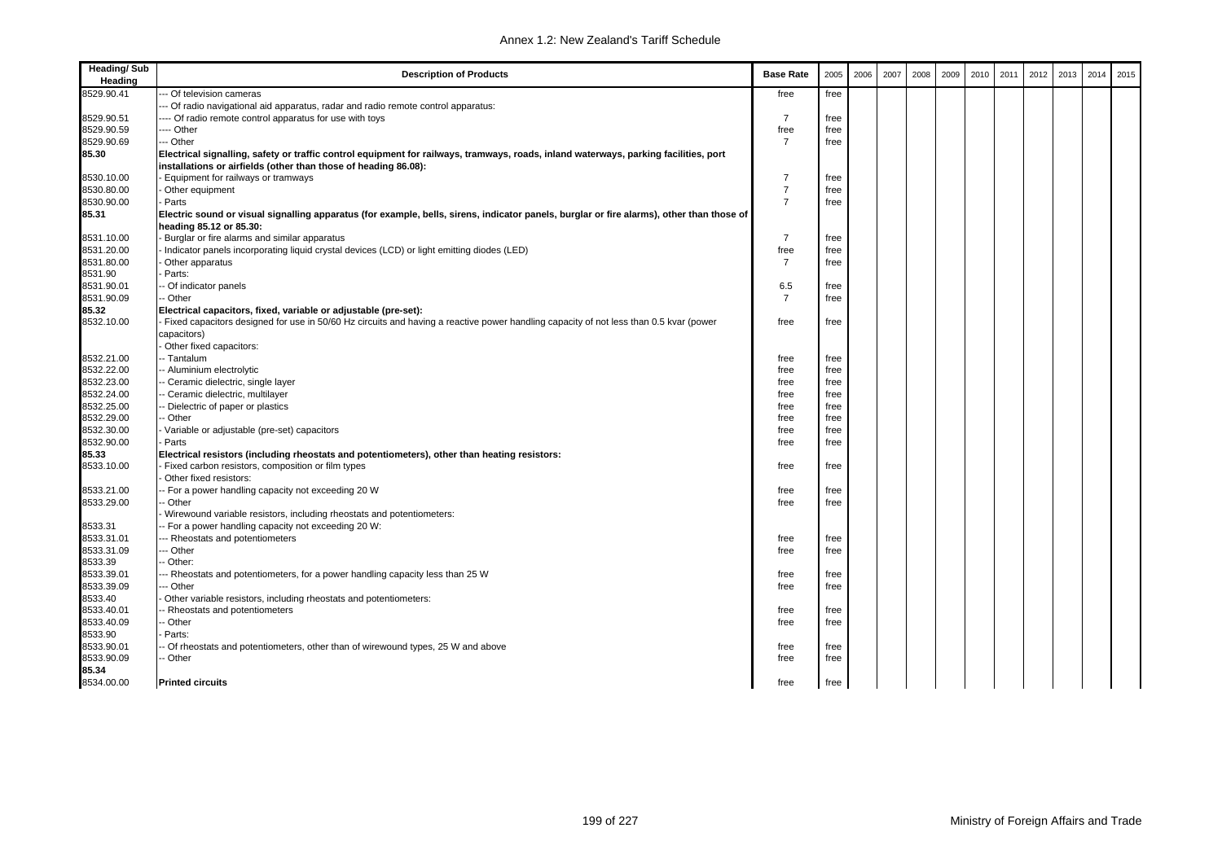| Heading/ Sub Heading | Description of Products | Base Rate | 2005 | 2006 | 2007 | 2008 | 2009 | 2010 | 2011 | 2012 | 2013 | 2014 | 2015 |
|---|---|---|---|---|---|---|---|---|---|---|---|---|---|
| 8529.90.41 | --- Of television cameras | free | free | | | | | | | | | | |
| | --- Of radio navigational aid apparatus, radar and radio remote control apparatus: | | | | | | | | | | | | |
| 8529.90.51 | ---- Of radio remote control apparatus for use with toys | 7 | free | | | | | | | | | | |
| 8529.90.59 | ---- Other | free | free | | | | | | | | | | |
| 8529.90.69 | --- Other | 7 | free | | | | | | | | | | |
| **85.30** | **Electrical signalling, safety or traffic control equipment for railways, tramways, roads, inland waterways, parking facilities, port installations or airfields (other than those of heading 86.08):** | | | | | | | | | | | | |
| 8530.10.00 | - Equipment for railways or tramways | 7 | free | | | | | | | | | | |
| 8530.80.00 | - Other equipment | 7 | free | | | | | | | | | | |
| 8530.90.00 | - Parts | 7 | free | | | | | | | | | | |
| **85.31** | **Electric sound or visual signalling apparatus (for example, bells, sirens, indicator panels, burglar or fire alarms), other than those of heading 85.12 or 85.30:** | | | | | | | | | | | | |
| 8531.10.00 | - Burglar or fire alarms and similar apparatus | 7 | free | | | | | | | | | | |
| 8531.20.00 | - Indicator panels incorporating liquid crystal devices (LCD) or light emitting diodes (LED) | free | free | | | | | | | | | | |
| 8531.80.00 | - Other apparatus | 7 | free | | | | | | | | | | |
| 8531.90 | - Parts: | | | | | | | | | | | | |
| 8531.90.01 | -- Of indicator panels | 6.5 | free | | | | | | | | | | |
| 8531.90.09 | -- Other | 7 | free | | | | | | | | | | |
| **85.32** | **Electrical capacitors, fixed, variable or adjustable (pre-set):** | | | | | | | | | | | | |
| 8532.10.00 | - Fixed capacitors designed for use in 50/60 Hz circuits and having a reactive power handling capacity of not less than 0.5 kvar (power capacitors) | free | free | | | | | | | | | | |
| | - Other fixed capacitors: | | | | | | | | | | | | |
| 8532.21.00 | -- Tantalum | free | free | | | | | | | | | | |
| 8532.22.00 | -- Aluminium electrolytic | free | free | | | | | | | | | | |
| 8532.23.00 | -- Ceramic dielectric, single layer | free | free | | | | | | | | | | |
| 8532.24.00 | -- Ceramic dielectric, multilayer | free | free | | | | | | | | | | |
| 8532.25.00 | -- Dielectric of paper or plastics | free | free | | | | | | | | | | |
| 8532.29.00 | -- Other | free | free | | | | | | | | | | |
| 8532.30.00 | - Variable or adjustable (pre-set) capacitors | free | free | | | | | | | | | | |
| 8532.90.00 | - Parts | free | free | | | | | | | | | | |
| **85.33** | **Electrical resistors (including rheostats and potentiometers), other than heating resistors:** | | | | | | | | | | | | |
| 8533.10.00 | - Fixed carbon resistors, composition or film types | free | free | | | | | | | | | | |
| | - Other fixed resistors: | | | | | | | | | | | | |
| 8533.21.00 | -- For a power handling capacity not exceeding 20 W | free | free | | | | | | | | | | |
| 8533.29.00 | -- Other | free | free | | | | | | | | | | |
| | - Wirewound variable resistors, including rheostats and potentiometers: | | | | | | | | | | | | |
| 8533.31 | -- For a power handling capacity not exceeding 20 W: | | | | | | | | | | | | |
| 8533.31.01 | --- Rheostats and potentiometers | free | free | | | | | | | | | | |
| 8533.31.09 | --- Other | free | free | | | | | | | | | | |
| 8533.39 | -- Other: | | | | | | | | | | | | |
| 8533.39.01 | --- Rheostats and potentiometers, for a power handling capacity less than 25 W | free | free | | | | | | | | | | |
| 8533.39.09 | --- Other | free | free | | | | | | | | | | |
| 8533.40 | - Other variable resistors, including rheostats and potentiometers: | | | | | | | | | | | | |
| 8533.40.01 | -- Rheostats and potentiometers | free | free | | | | | | | | | | |
| 8533.40.09 | -- Other | free | free | | | | | | | | | | |
| 8533.90 | - Parts: | | | | | | | | | | | | |
| 8533.90.01 | -- Of rheostats and potentiometers, other than of wirewound types, 25 W and above | free | free | | | | | | | | | | |
| 8533.90.09 | -- Other | free | free | | | | | | | | | | |
| **85.34** | | | | | | | | | | | | | |
| 8534.00.00 | **Printed circuits** | free | free | | | | | | | | | | |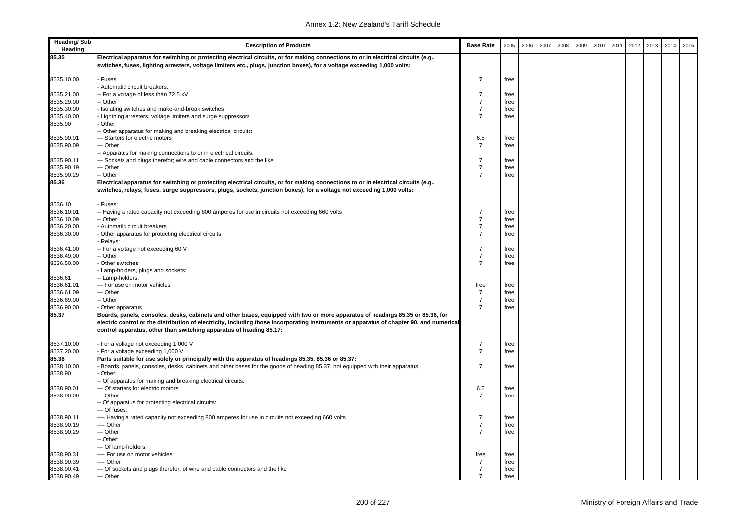| Heading/ Sub Heading | Description of Products | Base Rate | 2005 | 2006 | 2007 | 2008 | 2009 | 2010 | 2011 | 2012 | 2013 | 2014 | 2015 |
|---|---|---|---|---|---|---|---|---|---|---|---|---|---|
| **85.35** | **Electrical apparatus for switching or protecting electrical circuits, or for making connections to or in electrical circuits (e.g., switches, fuses, lighting arresters, voltage limiters etc., plugs, junction boxes), for a voltage exceeding 1,000 volts:** | | | | | | | | | | | | |
| 8535.10.00 | - Fuses | 7 | free | | | | | | | | | | |
| | - Automatic circuit breakers: | | | | | | | | | | | | |
| 8535.21.00 | -- For a voltage of less than 72.5 kV | 7 | free | | | | | | | | | | |
| 8535.29.00 | -- Other | 7 | free | | | | | | | | | | |
| 8535.30.00 | - Isolating switches and make-and-break switches | 7 | free | | | | | | | | | | |
| 8535.40.00 | - Lightning arresters, voltage limiters and surge suppressors | 7 | free | | | | | | | | | | |
| 8535.90 | - Other: | | | | | | | | | | | | |
| | -- Other apparatus for making and breaking electrical circuits: | | | | | | | | | | | | |
| 8535.90.01 | --- Starters for electric motors | 6.5 | free | | | | | | | | | | |
| 8535.90.09 | --- Other | 7 | free | | | | | | | | | | |
| | -- Apparatus for making connections to or in electrical circuits: | | | | | | | | | | | | |
| 8535.90.11 | --- Sockets and plugs therefor; wire and cable connectors and the like | 7 | free | | | | | | | | | | |
| 8535.90.19 | --- Other | 7 | free | | | | | | | | | | |
| 8535.90.29 | -- Other | 7 | free | | | | | | | | | | |
| **85.36** | **Electrical apparatus for switching or protecting electrical circuits, or for making connections to or in electrical circuits (e.g., switches, relays, fuses, surge suppressors, plugs, sockets, junction boxes), for a voltage not exceeding 1,000 volts:** | | | | | | | | | | | | |
| 8536.10 | - Fuses: | | | | | | | | | | | | |
| 8536.10.01 | -- Having a rated capacity not exceeding 800 amperes for use in circuits not exceeding 660 volts | 7 | free | | | | | | | | | | |
| 8536.10.09 | -- Other | 7 | free | | | | | | | | | | |
| 8536.20.00 | - Automatic circuit breakers | 7 | free | | | | | | | | | | |
| 8536.30.00 | - Other apparatus for protecting electrical circuits | 7 | free | | | | | | | | | | |
| | - Relays: | | | | | | | | | | | | |
| 8536.41.00 | -- For a voltage not exceeding 60 V | 7 | free | | | | | | | | | | |
| 8536.49.00 | -- Other | 7 | free | | | | | | | | | | |
| 8536.50.00 | - Other switches | 7 | free | | | | | | | | | | |
| | - Lamp-holders, plugs and sockets: | | | | | | | | | | | | |
| 8536.61 | -- Lamp-holders: | | | | | | | | | | | | |
| 8536.61.01 | --- For use on motor vehicles | free | free | | | | | | | | | | |
| 8536.61.09 | --- Other | 7 | free | | | | | | | | | | |
| 8536.69.00 | -- Other | 7 | free | | | | | | | | | | |
| 8536.90.00 | - Other apparatus | 7 | free | | | | | | | | | | |
| **85.37** | **Boards, panels, consoles, desks, cabinets and other bases, equipped with two or more apparatus of headings 85.35 or 85.36, for electric control or the distribution of electricity, including those incorporating instruments or apparatus of chapter 90, and numerical control apparatus, other than switching apparatus of heading 85.17:** | | | | | | | | | | | | |
| 8537.10.00 | - For a voltage not exceeding 1,000 V | 7 | free | | | | | | | | | | |
| 8537.20.00 | - For a voltage exceeding 1,000 V | 7 | free | | | | | | | | | | |
| **85.38** | **Parts suitable for use solely or principally with the apparatus of headings 85.35, 85.36 or 85.37:** | | | | | | | | | | | | |
| 8538.10.00 | - Boards, panels, consoles, desks, cabinets and other bases for the goods of heading 85.37, not equipped with their apparatus | 7 | free | | | | | | | | | | |
| 8538.90 | - Other: | | | | | | | | | | | | |
| | -- Of apparatus for making and breaking electrical circuits: | | | | | | | | | | | | |
| 8538.90.01 | --- Of starters for electric motors | 6.5 | free | | | | | | | | | | |
| 8538.90.09 | --- Other | 7 | free | | | | | | | | | | |
| | -- Of apparatus for protecting electrical circuits: | | | | | | | | | | | | |
| | --- Of fuses: | | | | | | | | | | | | |
| 8538.90.11 | ---- Having a rated capacity not exceeding 800 amperes for use in circuits not exceeding 660 volts | 7 | free | | | | | | | | | | |
| 8538.90.19 | ---- Other | 7 | free | | | | | | | | | | |
| 8538.90.29 | --- Other | 7 | free | | | | | | | | | | |
| | -- Other: | | | | | | | | | | | | |
| | --- Of lamp-holders: | | | | | | | | | | | | |
| 8538.90.31 | ---- For use on motor vehicles | free | free | | | | | | | | | | |
| 8538.90.39 | ---- Other | 7 | free | | | | | | | | | | |
| 8538.90.41 | --- Of sockets and plugs therefor; of wire and cable connectors and the like | 7 | free | | | | | | | | | | |
| 8538.90.49 | --- Other | 7 | free | | | | | | | | | | |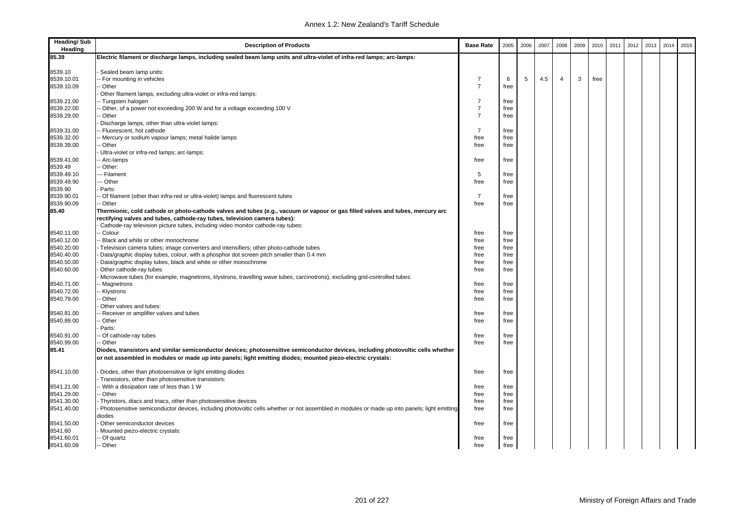| Heading/ Sub Heading | Description of Products | Base Rate | 2005 | 2006 | 2007 | 2008 | 2009 | 2010 | 2011 | 2012 | 2013 | 2014 | 2015 |
|---|---|---|---|---|---|---|---|---|---|---|---|---|---|
| **85.39** | **Electric filament or discharge lamps, including sealed beam lamp units and ultra-violet of infra-red lamps; arc-lamps:** | | | | | | | | | | | | |
| 8539.10 | - Sealed beam lamp units: | | | | | | | | | | | | |
| 8539.10.01 | -- For mounting in vehicles | 7 | 6 | 5 | 4.5 | 4 | 3 | free | | | | | |
| 8539.10.09 | -- Other | 7 | free | | | | | | | | | | |
| | - Other filament lamps, excluding ultra-violet or infra-red lamps: | | | | | | | | | | | | |
| 8539.21.00 | -- Tungsten halogen | 7 | free | | | | | | | | | | |
| 8539.22.00 | -- Other, of a power not exceeding 200 W and for a voltage exceeding 100 V | 7 | free | | | | | | | | | | |
| 8539.29.00 | -- Other | 7 | free | | | | | | | | | | |
| | - Discharge lamps, other than ultra-violet lamps: | | | | | | | | | | | | |
| 8539.31.00 | -- Fluorescent, hot cathode | 7 | free | | | | | | | | | | |
| 8539.32.00 | -- Mercury or sodium vapour lamps; metal halide lamps | free | free | | | | | | | | | | |
| 8539.39.00 | -- Other | free | free | | | | | | | | | | |
| | - Ultra-violet or infra-red lamps; arc-lamps: | | | | | | | | | | | | |
| 8539.41.00 | -- Arc-lamps | free | free | | | | | | | | | | |
| 8539.49 | -- Other: | | | | | | | | | | | | |
| 8539.49.10 | --- Filament | 5 | free | | | | | | | | | | |
| 8539.49.90 | --- Other | free | free | | | | | | | | | | |
| 8539.90 | - Parts: | | | | | | | | | | | | |
| 8539.90.01 | -- Of filament (other than infra-red or ultra-violet) lamps and fluorescent tubes | 7 | free | | | | | | | | | | |
| 8539.90.09 | -- Other | free | free | | | | | | | | | | |
| **85.40** | **Thermionic, cold cathode or photo-cathode valves and tubes (e.g., vacuum or vapour or gas filled valves and tubes, mercury arc rectifying valves and tubes, cathode-ray tubes, television camera tubes):** | | | | | | | | | | | | |
| | - Cathode-ray television picture tubes, including video monitor cathode-ray tubes: | | | | | | | | | | | | |
| 8540.11.00 | -- Colour | free | free | | | | | | | | | | |
| 8540.12.00 | -- Black and white or other monochrome | free | free | | | | | | | | | | |
| 8540.20.00 | - Television camera tubes; image converters and intensifiers; other photo-cathode tubes | free | free | | | | | | | | | | |
| 8540.40.00 | - Data/graphic display tubes, colour, with a phosphor dot screen pitch smaller than 0.4 mm | free | free | | | | | | | | | | |
| 8540.50.00 | - Data/graphic display tubes, black and white or other monochrome | free | free | | | | | | | | | | |
| 8540.60.00 | - Other cathode-ray tubes | free | free | | | | | | | | | | |
| | - Microwave tubes (for example, magnetrons, klystrons, travelling wave tubes, carcinotrons), excluding grid-controlled tubes: | | | | | | | | | | | | |
| 8540.71.00 | -- Magnetrons | free | free | | | | | | | | | | |
| 8540.72.00 | -- Klystrons | free | free | | | | | | | | | | |
| 8540.79.00 | -- Other | free | free | | | | | | | | | | |
| | - Other valves and tubes: | | | | | | | | | | | | |
| 8540.81.00 | -- Receiver or amplifier valves and tubes | free | free | | | | | | | | | | |
| 8540.89.00 | -- Other | free | free | | | | | | | | | | |
| | - Parts: | | | | | | | | | | | | |
| 8540.91.00 | -- Of cathode-ray tubes | free | free | | | | | | | | | | |
| 8540.99.00 | -- Other | free | free | | | | | | | | | | |
| **85.41** | **Diodes, transistors and similar semiconductor devices; photosensitive semiconductor devices, including photovoltic cells whether or not assembled in modules or made up into panels; light emitting diodes; mounted piezo-electric crystals:** | | | | | | | | | | | | |
| 8541.10.00 | - Diodes, other than photosensitive or light emitting diodes | free | free | | | | | | | | | | |
| | - Transistors, other than photosensitive transistors: | | | | | | | | | | | | |
| 8541.21.00 | -- With a dissipation rate of less than 1 W | free | free | | | | | | | | | | |
| 8541.29.00 | -- Other | free | free | | | | | | | | | | |
| 8541.30.00 | - Thyristors, diacs and triacs, other than photosensitive devices | free | free | | | | | | | | | | |
| 8541.40.00 | - Photosensitive semiconductor devices, including photovoltic cells whether or not assembled in modules or made up into panels; light emitting diodes | free | free | | | | | | | | | | |
| 8541.50.00 | - Other semiconductor devices | free | free | | | | | | | | | | |
| 8541.60 | - Mounted piezo-electric crystals: | | | | | | | | | | | | |
| 8541.60.01 | -- Of quartz | free | free | | | | | | | | | | |
| 8541.60.09 | -- Other | free | free | | | | | | | | | | |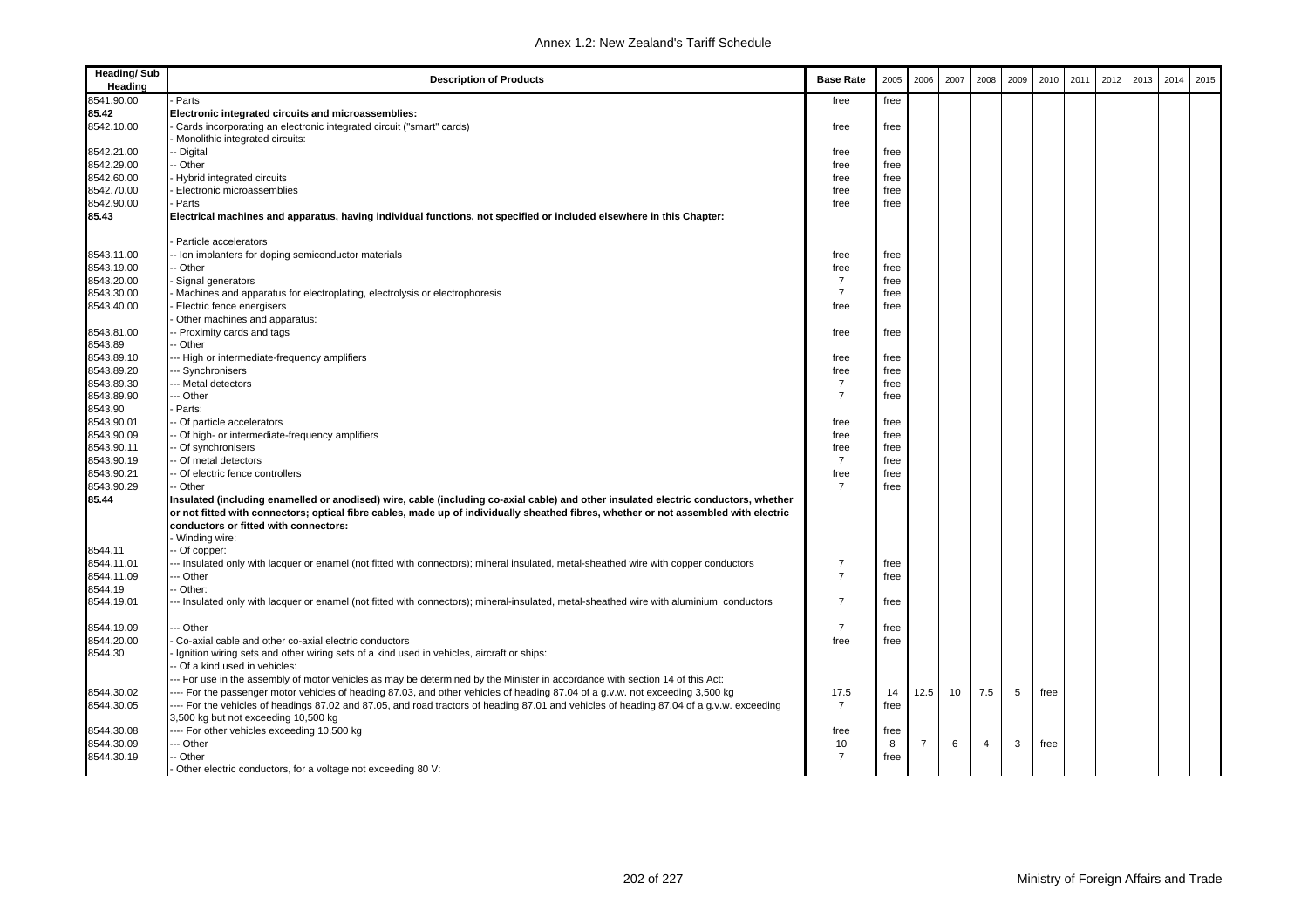| Heading/ Sub Heading | Description of Products | Base Rate | 2005 | 2006 | 2007 | 2008 | 2009 | 2010 | 2011 | 2012 | 2013 | 2014 | 2015 |
|---|---|---|---|---|---|---|---|---|---|---|---|---|---|
| 8541.90.00 | - Parts | free | free | | | | | | | | | | |
| **85.42** | **Electronic integrated circuits and microassemblies:** | | | | | | | | | | | | |
| 8542.10.00 | - Cards incorporating an electronic integrated circuit ("smart" cards) | free | free | | | | | | | | | | |
| | - Monolithic integrated circuits: | | | | | | | | | | | | |
| 8542.21.00 | -- Digital | free | free | | | | | | | | | | |
| 8542.29.00 | -- Other | free | free | | | | | | | | | | |
| 8542.60.00 | - Hybrid integrated circuits | free | free | | | | | | | | | | |
| 8542.70.00 | - Electronic microassemblies | free | free | | | | | | | | | | |
| 8542.90.00 | - Parts | free | free | | | | | | | | | | |
| **85.43** | **Electrical machines and apparatus, having individual functions, not specified or included elsewhere in this Chapter:** | | | | | | | | | | | | |
| | - Particle accelerators | | | | | | | | | | | | |
| 8543.11.00 | -- Ion implanters for doping semiconductor materials | free | free | | | | | | | | | | |
| 8543.19.00 | -- Other | free | free | | | | | | | | | | |
| 8543.20.00 | - Signal generators | 7 | free | | | | | | | | | | |
| 8543.30.00 | - Machines and apparatus for electroplating, electrolysis or electrophoresis | 7 | free | | | | | | | | | | |
| 8543.40.00 | - Electric fence energisers | free | free | | | | | | | | | | |
| | - Other machines and apparatus: | | | | | | | | | | | | |
| 8543.81.00 | -- Proximity cards and tags | free | free | | | | | | | | | | |
| 8543.89 | -- Other | | | | | | | | | | | | |
| 8543.89.10 | --- High or intermediate-frequency amplifiers | free | free | | | | | | | | | | |
| 8543.89.20 | --- Synchronisers | free | free | | | | | | | | | | |
| 8543.89.30 | --- Metal detectors | 7 | free | | | | | | | | | | |
| 8543.89.90 | --- Other | 7 | free | | | | | | | | | | |
| 8543.90 | - Parts: | | | | | | | | | | | | |
| 8543.90.01 | -- Of particle accelerators | free | free | | | | | | | | | | |
| 8543.90.09 | -- Of high- or intermediate-frequency amplifiers | free | free | | | | | | | | | | |
| 8543.90.11 | -- Of synchronisers | free | free | | | | | | | | | | |
| 8543.90.19 | -- Of metal detectors | 7 | free | | | | | | | | | | |
| 8543.90.21 | -- Of electric fence controllers | free | free | | | | | | | | | | |
| 8543.90.29 | -- Other | 7 | free | | | | | | | | | | |
| **85.44** | **Insulated (including enamelled or anodised) wire, cable (including co-axial cable) and other insulated electric conductors, whether or not fitted with connectors; optical fibre cables, made up of individually sheathed fibres, whether or not assembled with electric conductors or fitted with connectors:** | | | | | | | | | | | | |
| | - Winding wire: | | | | | | | | | | | | |
| 8544.11 | -- Of copper: | | | | | | | | | | | | |
| 8544.11.01 | --- Insulated only with lacquer or enamel (not fitted with connectors); mineral insulated, metal-sheathed wire with copper conductors | 7 | free | | | | | | | | | | |
| 8544.11.09 | --- Other | 7 | free | | | | | | | | | | |
| 8544.19 | -- Other: | | | | | | | | | | | | |
| 8544.19.01 | --- Insulated only with lacquer or enamel (not fitted with connectors); mineral-insulated, metal-sheathed wire with aluminium conductors | 7 | free | | | | | | | | | | |
| 8544.19.09 | --- Other | 7 | free | | | | | | | | | | |
| 8544.20.00 | - Co-axial cable and other co-axial electric conductors | free | free | | | | | | | | | | |
| 8544.30 | - Ignition wiring sets and other wiring sets of a kind used in vehicles, aircraft or ships: | | | | | | | | | | | | |
| | -- Of a kind used in vehicles: | | | | | | | | | | | | |
| | --- For use in the assembly of motor vehicles as may be determined by the Minister in accordance with section 14 of this Act: | | | | | | | | | | | | |
| 8544.30.02 | ---- For the passenger motor vehicles of heading 87.03, and other vehicles of heading 87.04 of a g.v.w. not exceeding 3,500 kg | 17.5 | 14 | 12.5 | 10 | 7.5 | 5 | free | | | | | |
| 8544.30.05 | ---- For the vehicles of headings 87.02 and 87.05, and road tractors of heading 87.01 and vehicles of heading 87.04 of a g.v.w. exceeding 3,500 kg but not exceeding 10,500 kg | 7 | free | | | | | | | | | | |
| 8544.30.08 | ---- For other vehicles exceeding 10,500 kg | free | free | | | | | | | | | | |
| 8544.30.09 | --- Other | 10 | 8 | 7 | 6 | 4 | 3 | free | | | | | |
| 8544.30.19 | -- Other | 7 | free | | | | | | | | | | |
| | - Other electric conductors, for a voltage not exceeding 80 V: | | | | | | | | | | | | |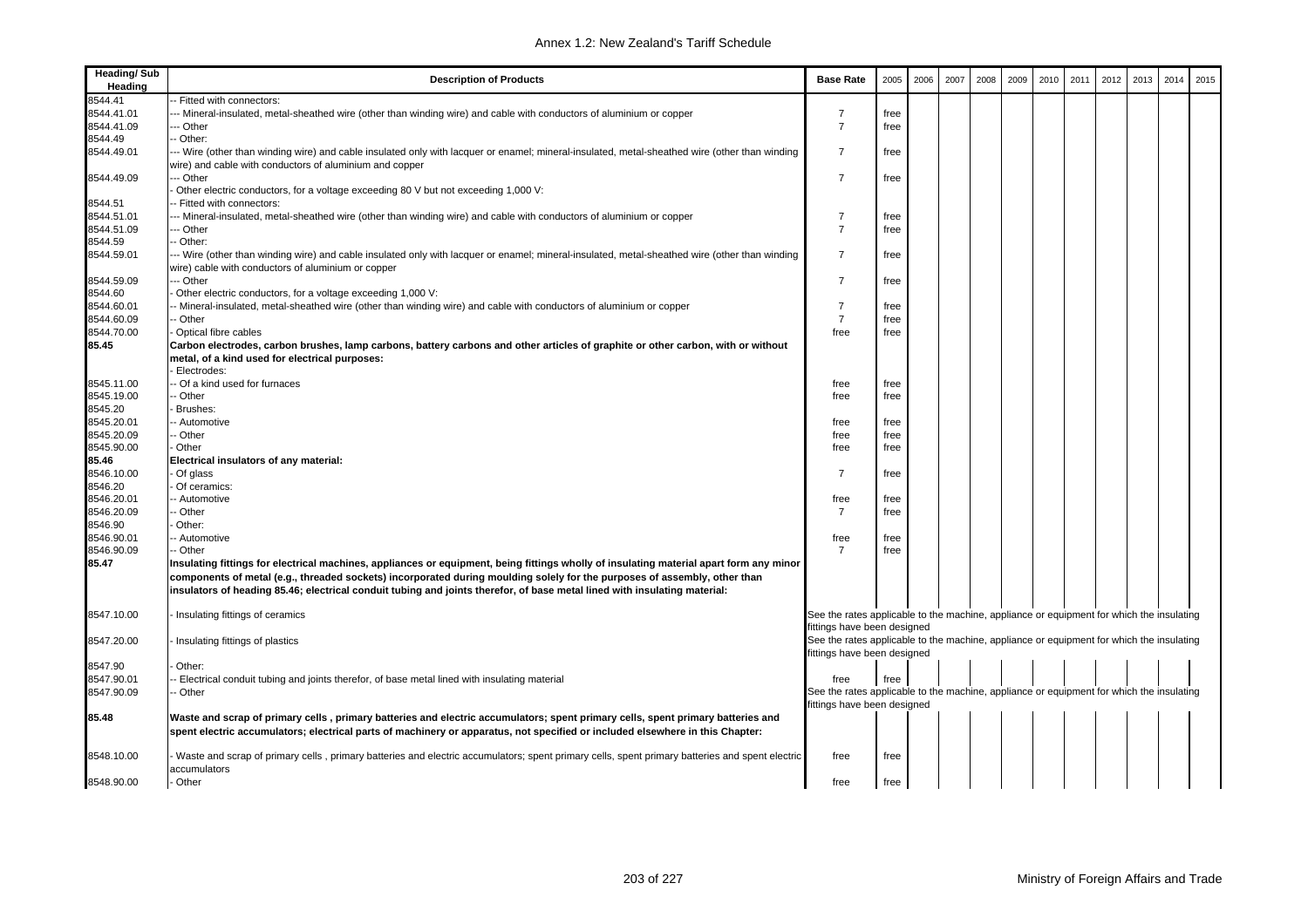| Heading/ Sub Heading | Description of Products | Base Rate | 2005 | 2006 | 2007 | 2008 | 2009 | 2010 | 2011 | 2012 | 2013 | 2014 | 2015 |
|---|---|---|---|---|---|---|---|---|---|---|---|---|---|
| 8544.41 | -- Fitted with connectors: | | | | | | | | | | | | |
| 8544.41.01 | --- Mineral-insulated, metal-sheathed wire (other than winding wire) and cable with conductors of aluminium or copper | 7 | free | | | | | | | | | | |
| 8544.41.09 | --- Other | 7 | free | | | | | | | | | | |
| 8544.49 | -- Other: | | | | | | | | | | | | |
| 8544.49.01 | --- Wire (other than winding wire) and cable insulated only with lacquer or enamel; mineral-insulated, metal-sheathed wire (other than winding wire) and cable with conductors of aluminium and copper | 7 | free | | | | | | | | | | |
| 8544.49.09 | --- Other | 7 | free | | | | | | | | | | |
| | - Other electric conductors, for a voltage exceeding 80 V but not exceeding 1,000 V: | | | | | | | | | | | | |
| 8544.51 | -- Fitted with connectors: | | | | | | | | | | | | |
| 8544.51.01 | --- Mineral-insulated, metal-sheathed wire (other than winding wire) and cable with conductors of aluminium or copper | 7 | free | | | | | | | | | | |
| 8544.51.09 | --- Other | 7 | free | | | | | | | | | | |
| 8544.59 | -- Other: | | | | | | | | | | | | |
| 8544.59.01 | --- Wire (other than winding wire) and cable insulated only with lacquer or enamel; mineral-insulated, metal-sheathed wire (other than winding wire) cable with conductors of aluminium or copper | 7 | free | | | | | | | | | | |
| 8544.59.09 | --- Other | 7 | free | | | | | | | | | | |
| 8544.60 | - Other electric conductors, for a voltage exceeding 1,000 V: | | | | | | | | | | | | |
| 8544.60.01 | -- Mineral-insulated, metal-sheathed wire (other than winding wire) and cable with conductors of aluminium or copper | 7 | free | | | | | | | | | | |
| 8544.60.09 | -- Other | 7 | free | | | | | | | | | | |
| 8544.70.00 | - Optical fibre cables | free | free | | | | | | | | | | |
| **85.45** | **Carbon electrodes, carbon brushes, lamp carbons, battery carbons and other articles of graphite or other carbon, with or without metal, of a kind used for electrical purposes:** | | | | | | | | | | | | |
| | - Electrodes: | | | | | | | | | | | | |
| 8545.11.00 | -- Of a kind used for furnaces | free | free | | | | | | | | | | |
| 8545.19.00 | -- Other | free | free | | | | | | | | | | |
| 8545.20 | - Brushes: | | | | | | | | | | | | |
| 8545.20.01 | -- Automotive | free | free | | | | | | | | | | |
| 8545.20.09 | -- Other | free | free | | | | | | | | | | |
| 8545.90.00 | - Other | free | free | | | | | | | | | | |
| **85.46** | **Electrical insulators of any material:** | | | | | | | | | | | | |
| 8546.10.00 | - Of glass | 7 | free | | | | | | | | | | |
| 8546.20 | - Of ceramics: | | | | | | | | | | | | |
| 8546.20.01 | -- Automotive | free | free | | | | | | | | | | |
| 8546.20.09 | -- Other | 7 | free | | | | | | | | | | |
| 8546.90 | - Other: | | | | | | | | | | | | |
| 8546.90.01 | -- Automotive | free | free | | | | | | | | | | |
| 8546.90.09 | -- Other | 7 | free | | | | | | | | | | |
| **85.47** | **Insulating fittings for electrical machines, appliances or equipment, being fittings wholly of insulating material apart form any minor components of metal (e.g., threaded sockets) incorporated during moulding solely for the purposes of assembly, other than insulators of heading 85.46; electrical conduit tubing and joints therefor, of base metal lined with insulating material:** | | | | | | | | | | | | |
| 8547.10.00 | - Insulating fittings of ceramics | See the rates applicable to the machine, appliance or equipment for which the insulating fittings have been designed | | | | | | | | | | | |
| 8547.20.00 | - Insulating fittings of plastics | See the rates applicable to the machine, appliance or equipment for which the insulating fittings have been designed | | | | | | | | | | | |
| 8547.90 | - Other: | | | | | | | | | | | | |
| 8547.90.01 | -- Electrical conduit tubing and joints therefor, of base metal lined with insulating material | free | free | | | | | | | | | | |
| 8547.90.09 | -- Other | See the rates applicable to the machine, appliance or equipment for which the insulating fittings have been designed | | | | | | | | | | | |
| **85.48** | **Waste and scrap of primary cells , primary batteries and electric accumulators; spent primary cells, spent primary batteries and spent electric accumulators; electrical parts of machinery or apparatus, not specified or included elsewhere in this Chapter:** | | | | | | | | | | | | |
| 8548.10.00 | - Waste and scrap of primary cells , primary batteries and electric accumulators; spent primary cells, spent primary batteries and spent electric accumulators | free | free | | | | | | | | | | |
| 8548.90.00 | - Other | free | free | | | | | | | | | | |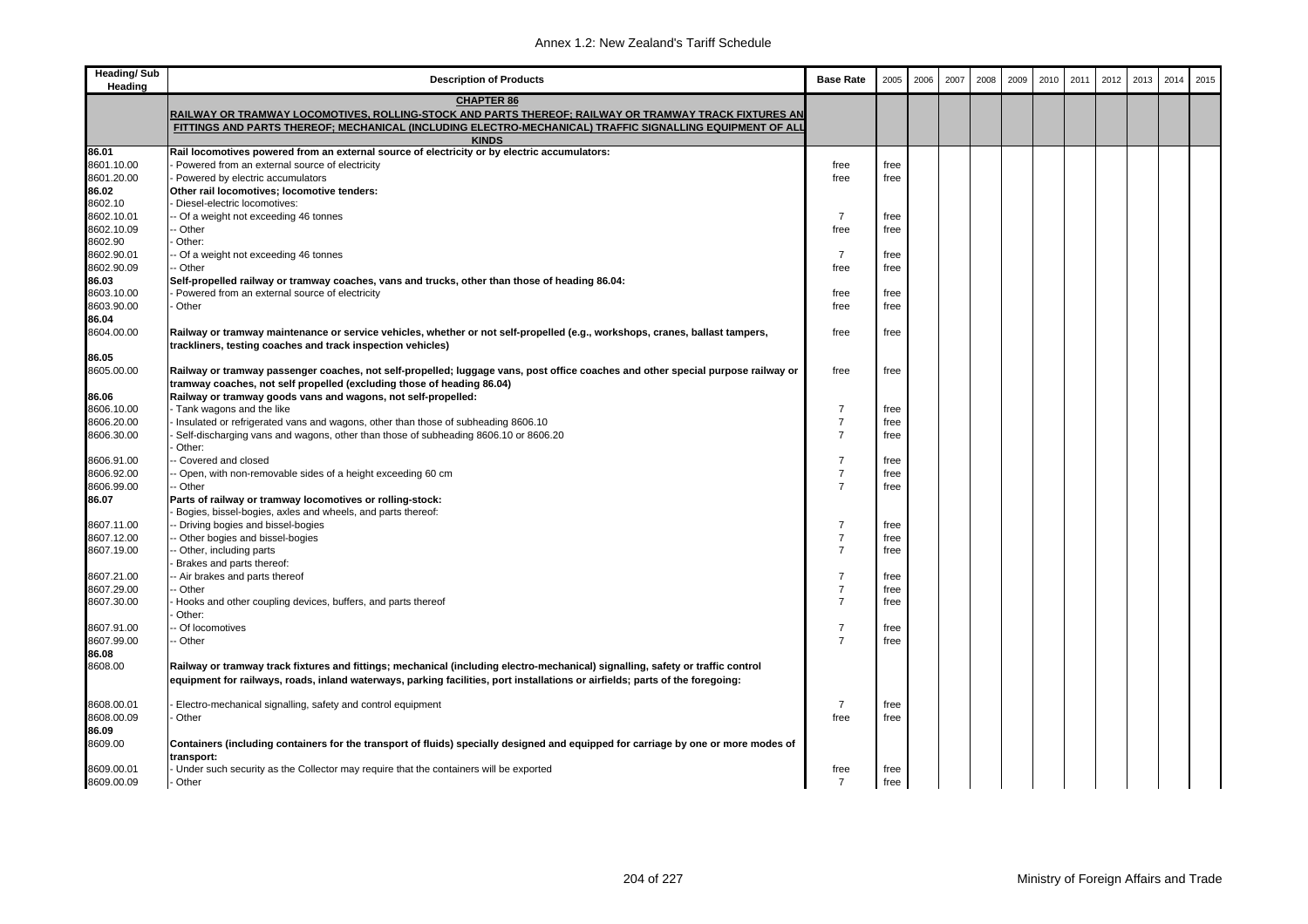| Heading/ Sub Heading | Description of Products | Base Rate | 2005 | 2006 | 2007 | 2008 | 2009 | 2010 | 2011 | 2012 | 2013 | 2014 | 2015 |
|---|---|---|---|---|---|---|---|---|---|---|---|---|---|
| | **CHAPTER 86** **RAILWAY OR TRAMWAY LOCOMOTIVES, ROLLING-STOCK AND PARTS THEREOF; RAILWAY OR TRAMWAY TRACK FIXTURES AND FITTINGS AND PARTS THEREOF; MECHANICAL (INCLUDING ELECTRO-MECHANICAL) TRAFFIC SIGNALLING EQUIPMENT OF ALL KINDS** | | | | | | | | | | | | |
| **86.01** | **Rail locomotives powered from an external source of electricity or by electric accumulators:** | | | | | | | | | | | | |
| 8601.10.00 | - Powered from an external source of electricity | free | free | | | | | | | | | | |
| 8601.20.00 | - Powered by electric accumulators | free | free | | | | | | | | | | |
| **86.02** | **Other rail locomotives; locomotive tenders:** | | | | | | | | | | | | |
| 8602.10 | - Diesel-electric locomotives: | | | | | | | | | | | | |
| 8602.10.01 | -- Of a weight not exceeding 46 tonnes | 7 | free | | | | | | | | | | |
| 8602.10.09 | -- Other | free | free | | | | | | | | | | |
| 8602.90 | - Other: | | | | | | | | | | | | |
| 8602.90.01 | -- Of a weight not exceeding 46 tonnes | 7 | free | | | | | | | | | | |
| 8602.90.09 | -- Other | free | free | | | | | | | | | | |
| **86.03** | **Self-propelled railway or tramway coaches, vans and trucks, other than those of heading 86.04:** | | | | | | | | | | | | |
| 8603.10.00 | - Powered from an external source of electricity | free | free | | | | | | | | | | |
| 8603.90.00 | - Other | free | free | | | | | | | | | | |
| **86.04** | | | | | | | | | | | | | |
| 8604.00.00 | **Railway or tramway maintenance or service vehicles, whether or not self-propelled (e.g., workshops, cranes, ballast tampers, trackliners, testing coaches and track inspection vehicles)** | free | free | | | | | | | | | | |
| **86.05** | | | | | | | | | | | | | |
| 8605.00.00 | **Railway or tramway passenger coaches, not self-propelled; luggage vans, post office coaches and other special purpose railway or tramway coaches, not self propelled (excluding those of heading 86.04)** | free | free | | | | | | | | | | |
| **86.06** | **Railway or tramway goods vans and wagons, not self-propelled:** | | | | | | | | | | | | |
| 8606.10.00 | - Tank wagons and the like | 7 | free | | | | | | | | | | |
| 8606.20.00 | - Insulated or refrigerated vans and wagons, other than those of subheading 8606.10 | 7 | free | | | | | | | | | | |
| 8606.30.00 | - Self-discharging vans and wagons, other than those of subheading 8606.10 or 8606.20 | 7 | free | | | | | | | | | | |
| | - Other: | | | | | | | | | | | | |
| 8606.91.00 | -- Covered and closed | 7 | free | | | | | | | | | | |
| 8606.92.00 | -- Open, with non-removable sides of a height exceeding 60 cm | 7 | free | | | | | | | | | | |
| 8606.99.00 | -- Other | 7 | free | | | | | | | | | | |
| **86.07** | **Parts of railway or tramway locomotives or rolling-stock:** | | | | | | | | | | | | |
| | - Bogies, bissel-bogies, axles and wheels, and parts thereof: | | | | | | | | | | | | |
| 8607.11.00 | -- Driving bogies and bissel-bogies | 7 | free | | | | | | | | | | |
| 8607.12.00 | -- Other bogies and bissel-bogies | 7 | free | | | | | | | | | | |
| 8607.19.00 | -- Other, including parts | 7 | free | | | | | | | | | | |
| | - Brakes and parts thereof: | | | | | | | | | | | | |
| 8607.21.00 | -- Air brakes and parts thereof | 7 | free | | | | | | | | | | |
| 8607.29.00 | -- Other | 7 | free | | | | | | | | | | |
| 8607.30.00 | - Hooks and other coupling devices, buffers, and parts thereof | 7 | free | | | | | | | | | | |
| | - Other: | | | | | | | | | | | | |
| 8607.91.00 | -- Of locomotives | 7 | free | | | | | | | | | | |
| 8607.99.00 | -- Other | 7 | free | | | | | | | | | | |
| **86.08** | | | | | | | | | | | | | |
| 8608.00 | **Railway or tramway track fixtures and fittings; mechanical (including electro-mechanical) signalling, safety or traffic control equipment for railways, roads, inland waterways, parking facilities, port installations or airfields; parts of the foregoing:** | | | | | | | | | | | | |
| 8608.00.01 | - Electro-mechanical signalling, safety and control equipment | 7 | free | | | | | | | | | | |
| 8608.00.09 | - Other | free | free | | | | | | | | | | |
| **86.09** | | | | | | | | | | | | | |
| 8609.00 | **Containers (including containers for the transport of fluids) specially designed and equipped for carriage by one or more modes of transport:** | | | | | | | | | | | | |
| 8609.00.01 | - Under such security as the Collector may require that the containers will be exported | free | free | | | | | | | | | | |
| 8609.00.09 | - Other | 7 | free | | | | | | | | | | |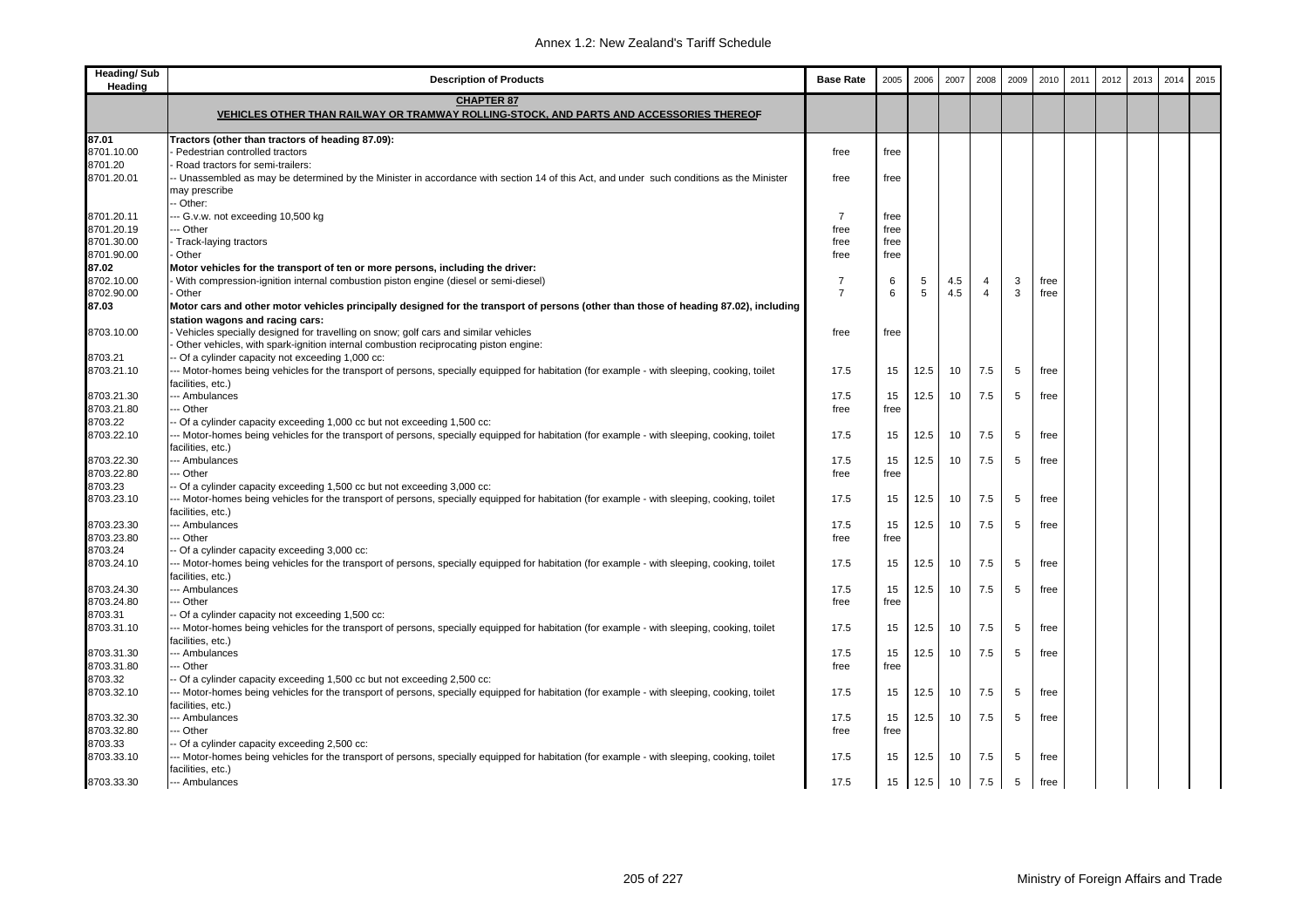| Heading/ Sub Heading | Description of Products | Base Rate | 2005 | 2006 | 2007 | 2008 | 2009 | 2010 | 2011 | 2012 | 2013 | 2014 | 2015 |
|---|---|---|---|---|---|---|---|---|---|---|---|---|---|
| | **CHAPTER 87** **VEHICLES OTHER THAN RAILWAY OR TRAMWAY ROLLING-STOCK, AND PARTS AND ACCESSORIES THEREOF** | | | | | | | | | | | | |
| **87.01** | **Tractors (other than tractors of heading 87.09):** | | | | | | | | | | | | |
| 8701.10.00 | - Pedestrian controlled tractors | free | free | | | | | | | | | | |
| 8701.20 | - Road tractors for semi-trailers: | | | | | | | | | | | | |
| 8701.20.01 | -- Unassembled as may be determined by the Minister in accordance with section 14 of this Act, and under such conditions as the Minister may prescribe | free | free | | | | | | | | | | |
| | -- Other: | | | | | | | | | | | | |
| 8701.20.11 | --- G.v.w. not exceeding 10,500 kg | 7 | free | | | | | | | | | | |
| 8701.20.19 | --- Other | free | free | | | | | | | | | | |
| 8701.30.00 | - Track-laying tractors | free | free | | | | | | | | | | |
| 8701.90.00 | - Other | free | free | | | | | | | | | | |
| **87.02** | **Motor vehicles for the transport of ten or more persons, including the driver:** | | | | | | | | | | | | |
| 8702.10.00 | - With compression-ignition internal combustion piston engine (diesel or semi-diesel) | 7 | 6 | 5 | 4.5 | 4 | 3 | free | | | | | |
| 8702.90.00 | - Other | 7 | 6 | 5 | 4.5 | 4 | 3 | free | | | | | |
| **87.03** | **Motor cars and other motor vehicles principally designed for the transport of persons (other than those of heading 87.02), including station wagons and racing cars:** | | | | | | | | | | | | |
| 8703.10.00 | - Vehicles specially designed for travelling on snow; golf cars and similar vehicles | free | free | | | | | | | | | | |
| | - Other vehicles, with spark-ignition internal combustion reciprocating piston engine: | | | | | | | | | | | | |
| 8703.21 | -- Of a cylinder capacity not exceeding 1,000 cc: | | | | | | | | | | | | |
| 8703.21.10 | --- Motor-homes being vehicles for the transport of persons, specially equipped for habitation (for example - with sleeping, cooking, toilet facilities, etc.) | 17.5 | 15 | 12.5 | 10 | 7.5 | 5 | free | | | | | |
| 8703.21.30 | --- Ambulances | 17.5 | 15 | 12.5 | 10 | 7.5 | 5 | free | | | | | |
| 8703.21.80 | --- Other | free | free | | | | | | | | | | |
| 8703.22 | -- Of a cylinder capacity exceeding 1,000 cc but not exceeding 1,500 cc: | | | | | | | | | | | | |
| 8703.22.10 | --- Motor-homes being vehicles for the transport of persons, specially equipped for habitation (for example - with sleeping, cooking, toilet facilities, etc.) | 17.5 | 15 | 12.5 | 10 | 7.5 | 5 | free | | | | | |
| 8703.22.30 | --- Ambulances | 17.5 | 15 | 12.5 | 10 | 7.5 | 5 | free | | | | | |
| 8703.22.80 | --- Other | free | free | | | | | | | | | | |
| 8703.23 | -- Of a cylinder capacity exceeding 1,500 cc but not exceeding 3,000 cc: | | | | | | | | | | | | |
| 8703.23.10 | --- Motor-homes being vehicles for the transport of persons, specially equipped for habitation (for example - with sleeping, cooking, toilet facilities, etc.) | 17.5 | 15 | 12.5 | 10 | 7.5 | 5 | free | | | | | |
| 8703.23.30 | --- Ambulances | 17.5 | 15 | 12.5 | 10 | 7.5 | 5 | free | | | | | |
| 8703.23.80 | --- Other | free | free | | | | | | | | | | |
| 8703.24 | -- Of a cylinder capacity exceeding 3,000 cc: | | | | | | | | | | | | |
| 8703.24.10 | --- Motor-homes being vehicles for the transport of persons, specially equipped for habitation (for example - with sleeping, cooking, toilet facilities, etc.) | 17.5 | 15 | 12.5 | 10 | 7.5 | 5 | free | | | | | |
| 8703.24.30 | --- Ambulances | 17.5 | 15 | 12.5 | 10 | 7.5 | 5 | free | | | | | |
| 8703.24.80 | --- Other | free | free | | | | | | | | | | |
| 8703.31 | -- Of a cylinder capacity not exceeding 1,500 cc: | | | | | | | | | | | | |
| 8703.31.10 | --- Motor-homes being vehicles for the transport of persons, specially equipped for habitation (for example - with sleeping, cooking, toilet facilities, etc.) | 17.5 | 15 | 12.5 | 10 | 7.5 | 5 | free | | | | | |
| 8703.31.30 | --- Ambulances | 17.5 | 15 | 12.5 | 10 | 7.5 | 5 | free | | | | | |
| 8703.31.80 | --- Other | free | free | | | | | | | | | | |
| 8703.32 | -- Of a cylinder capacity exceeding 1,500 cc but not exceeding 2,500 cc: | | | | | | | | | | | | |
| 8703.32.10 | --- Motor-homes being vehicles for the transport of persons, specially equipped for habitation (for example - with sleeping, cooking, toilet facilities, etc.) | 17.5 | 15 | 12.5 | 10 | 7.5 | 5 | free | | | | | |
| 8703.32.30 | --- Ambulances | 17.5 | 15 | 12.5 | 10 | 7.5 | 5 | free | | | | | |
| 8703.32.80 | --- Other | free | free | | | | | | | | | | |
| 8703.33 | -- Of a cylinder capacity exceeding 2,500 cc: | | | | | | | | | | | | |
| 8703.33.10 | --- Motor-homes being vehicles for the transport of persons, specially equipped for habitation (for example - with sleeping, cooking, toilet facilities, etc.) | 17.5 | 15 | 12.5 | 10 | 7.5 | 5 | free | | | | | |
| 8703.33.30 | --- Ambulances | 17.5 | 15 | 12.5 | 10 | 7.5 | 5 | free | | | | | |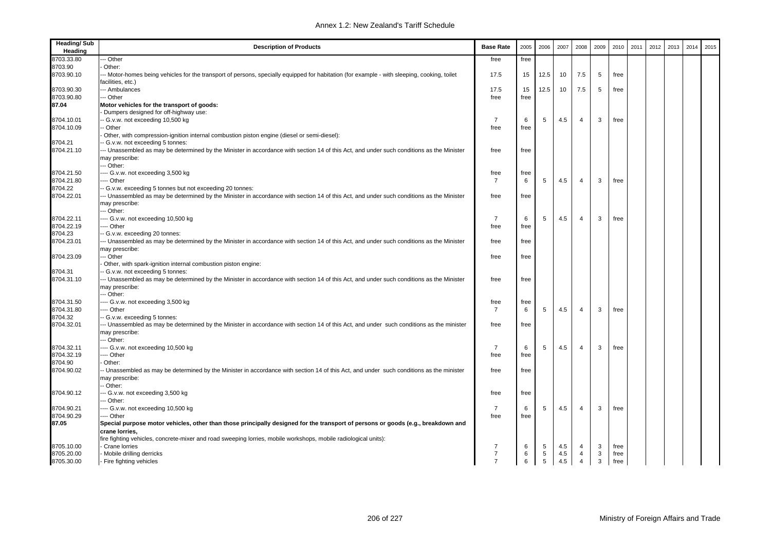| Heading/ Sub Heading | Description of Products | Base Rate | 2005 | 2006 | 2007 | 2008 | 2009 | 2010 | 2011 | 2012 | 2013 | 2014 | 2015 |
|---|---|---|---|---|---|---|---|---|---|---|---|---|---|
| 8703.33.80 | --- Other | free | free | | | | | | | | | | |
| 8703.90 | - Other: | | | | | | | | | | | | |
| 8703.90.10 | --- Motor-homes being vehicles for the transport of persons, specially equipped for habitation (for example - with sleeping, cooking, toilet facilities, etc.) | 17.5 | 15 | 12.5 | 10 | 7.5 | 5 | free | | | | | |
| 8703.90.30 | --- Ambulances | 17.5 | 15 | 12.5 | 10 | 7.5 | 5 | free | | | | | |
| 8703.90.80 | --- Other | free | free | | | | | | | | | | |
| **87.04** | **Motor vehicles for the transport of goods:** | | | | | | | | | | | | |
| | - Dumpers designed for off-highway use: | | | | | | | | | | | | |
| 8704.10.01 | -- G.v.w. not exceeding 10,500 kg | 7 | 6 | 5 | 4.5 | 4 | 3 | free | | | | | |
| 8704.10.09 | -- Other | free | free | | | | | | | | | | |
| | - Other, with compression-ignition internal combustion piston engine (diesel or semi-diesel): | | | | | | | | | | | | |
| 8704.21 | -- G.v.w. not exceeding 5 tonnes: | | | | | | | | | | | | |
| 8704.21.10 | --- Unassembled as may be determined by the Minister in accordance with section 14 of this Act, and under such conditions as the Minister may prescribe: | free | free | | | | | | | | | | |
| | --- Other: | | | | | | | | | | | | |
| 8704.21.50 | ---- G.v.w. not exceeding 3,500 kg | free | free | | | | | | | | | | |
| 8704.21.80 | ---- Other | 7 | 6 | 5 | 4.5 | 4 | 3 | free | | | | | |
| 8704.22 | -- G.v.w. exceeding 5 tonnes but not exceeding 20 tonnes: | | | | | | | | | | | | |
| 8704.22.01 | --- Unassembled as may be determined by the Minister in accordance with section 14 of this Act, and under such conditions as the Minister may prescribe: | free | free | | | | | | | | | | |
| | --- Other: | | | | | | | | | | | | |
| 8704.22.11 | ---- G.v.w. not exceeding 10,500 kg | 7 | 6 | 5 | 4.5 | 4 | 3 | free | | | | | |
| 8704.22.19 | ---- Other | free | free | | | | | | | | | | |
| 8704.23 | -- G.v.w. exceeding 20 tonnes: | | | | | | | | | | | | |
| 8704.23.01 | --- Unassembled as may be determined by the Minister in accordance with section 14 of this Act, and under such conditions as the Minister may prescribe: | free | free | | | | | | | | | | |
| 8704.23.09 | --- Other | free | free | | | | | | | | | | |
| | - Other, with spark-ignition internal combustion piston engine: | | | | | | | | | | | | |
| 8704.31 | -- G.v.w. not exceeding 5 tonnes: | | | | | | | | | | | | |
| 8704.31.10 | --- Unassembled as may be determined by the Minister in accordance with section 14 of this Act, and under such conditions as the Minister may prescribe: | free | free | | | | | | | | | | |
| | --- Other: | | | | | | | | | | | | |
| 8704.31.50 | ---- G.v.w. not exceeding 3,500 kg | free | free | | | | | | | | | | |
| 8704.31.80 | ---- Other | 7 | 6 | 5 | 4.5 | 4 | 3 | free | | | | | |
| 8704.32 | -- G.v.w. exceeding 5 tonnes: | | | | | | | | | | | | |
| 8704.32.01 | --- Unassembled as may be determined by the Minister in accordance with section 14 of this Act, and under such conditions as the minister may prescribe: | free | free | | | | | | | | | | |
| | --- Other: | | | | | | | | | | | | |
| 8704.32.11 | ---- G.v.w. not exceeding 10,500 kg | 7 | 6 | 5 | 4.5 | 4 | 3 | free | | | | | |
| 8704.32.19 | ---- Other | free | free | | | | | | | | | | |
| 8704.90 | - Other: | | | | | | | | | | | | |
| 8704.90.02 | -- Unassembled as may be determined by the Minister in accordance with section 14 of this Act, and under such conditions as the minister may prescribe: | free | free | | | | | | | | | | |
| | -- Other: | | | | | | | | | | | | |
| 8704.90.12 | --- G.v.w. not exceeding 3,500 kg | free | free | | | | | | | | | | |
| | --- Other: | | | | | | | | | | | | |
| 8704.90.21 | ---- G.v.w. not exceeding 10,500 kg | 7 | 6 | 5 | 4.5 | 4 | 3 | free | | | | | |
| 8704.90.29 | ---- Other | free | free | | | | | | | | | | |
| **87.05** | **Special purpose motor vehicles, other than those principally designed for the transport of persons or goods (e.g., breakdown and crane lorries,** fire fighting vehicles, concrete-mixer and road sweeping lorries, mobile workshops, mobile radiological units): | | | | | | | | | | | | |
| 8705.10.00 | - Crane lorries | 7 | 6 | 5 | 4.5 | 4 | 3 | free | | | | | |
| 8705.20.00 | - Mobile drilling derricks | 7 | 6 | 5 | 4.5 | 4 | 3 | free | | | | | |
| 8705.30.00 | - Fire fighting vehicles | 7 | 6 | 5 | 4.5 | 4 | 3 | free | | | | | |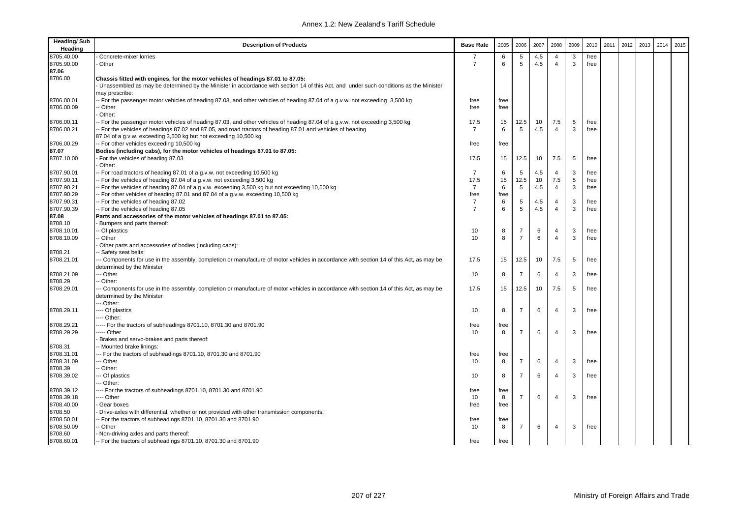| Heading/ Sub Heading | Description of Products | Base Rate | 2005 | 2006 | 2007 | 2008 | 2009 | 2010 | 2011 | 2012 | 2013 | 2014 | 2015 |
|---|---|---|---|---|---|---|---|---|---|---|---|---|---|
| 8705.40.00 | - Concrete-mixer lorries | 7 | 6 | 5 | 4.5 | 4 | 3 | free | | | | | |
| 8705.90.00 | - Other | 7 | 6 | 5 | 4.5 | 4 | 3 | free | | | | | |
| **87.06** | | | | | | | | | | | | | |
| 8706.00 | **Chassis fitted with engines, for the motor vehicles of headings 87.01 to 87.05:** | | | | | | | | | | | | |
| | - Unassembled as may be determined by the Minister in accordance with section 14 of this Act, and under such conditions as the Minister may prescribe: | | | | | | | | | | | | |
| 8706.00.01 | -- For the passenger motor vehicles of heading 87.03, and other vehicles of heading 87.04 of a g.v.w. not exceeding 3,500 kg | free | free | | | | | | | | | | |
| 8706.00.09 | -- Other | free | free | | | | | | | | | | |
| | - Other: | | | | | | | | | | | | |
| 8706.00.11 | -- For the passenger motor vehicles of heading 87.03, and other vehicles of heading 87.04 of a g.v.w. not exceeding 3,500 kg | 17.5 | 15 | 12.5 | 10 | 7.5 | 5 | free | | | | | |
| 8706.00.21 | -- For the vehicles of headings 87.02 and 87.05, and road tractors of heading 87.01 and vehicles of heading 87.04 of a g.v.w. exceeding 3,500 kg but not exceeding 10,500 kg | 7 | 6 | 5 | 4.5 | 4 | 3 | free | | | | | |
| 8706.00.29 | -- For other vehicles exceeding 10,500 kg | free | free | | | | | | | | | | |
| **87.07** | **Bodies (including cabs), for the motor vehicles of headings 87.01 to 87.05:** | | | | | | | | | | | | |
| 8707.10.00 | - For the vehicles of heading 87.03 | 17.5 | 15 | 12.5 | 10 | 7.5 | 5 | free | | | | | |
| | - Other: | | | | | | | | | | | | |
| 8707.90.01 | -- For road tractors of heading 87.01 of a g.v.w. not exceeding 10,500 kg | 7 | 6 | 5 | 4.5 | 4 | 3 | free | | | | | |
| 8707.90.11 | -- For the vehicles of heading 87.04 of a g.v.w. not exceeding 3,500 kg | 17.5 | 15 | 12.5 | 10 | 7.5 | 5 | free | | | | | |
| 8707.90.21 | -- For the vehicles of heading 87.04 of a g.v.w. exceeding 3,500 kg but not exceeding 10,500 kg | 7 | 6 | 5 | 4.5 | 4 | 3 | free | | | | | |
| 8707.90.29 | -- For other vehicles of heading 87.01 and 87.04 of a g.v.w. exceeding 10,500 kg | free | free | | | | | | | | | | |
| 8707.90.31 | -- For the vehicles of heading 87.02 | 7 | 6 | 5 | 4.5 | 4 | 3 | free | | | | | |
| 8707.90.39 | -- For the vehicles of heading 87.05 | 7 | 6 | 5 | 4.5 | 4 | 3 | free | | | | | |
| **87.08** | **Parts and accessories of the motor vehicles of headings 87.01 to 87.05:** | | | | | | | | | | | | |
| 8708.10 | - Bumpers and parts thereof: | | | | | | | | | | | | |
| 8708.10.01 | -- Of plastics | 10 | 8 | 7 | 6 | 4 | 3 | free | | | | | |
| 8708.10.09 | -- Other | 10 | 8 | 7 | 6 | 4 | 3 | free | | | | | |
| | - Other parts and accessories of bodies (including cabs): | | | | | | | | | | | | |
| 8708.21 | -- Safety seat belts: | | | | | | | | | | | | |
| 8708.21.01 | --- Components for use in the assembly, completion or manufacture of motor vehicles in accordance with section 14 of this Act, as may be determined by the Minister | 17.5 | 15 | 12.5 | 10 | 7.5 | 5 | free | | | | | |
| 8708.21.09 | --- Other | 10 | 8 | 7 | 6 | 4 | 3 | free | | | | | |
| 8708.29 | -- Other: | | | | | | | | | | | | |
| 8708.29.01 | --- Components for use in the assembly, completion or manufacture of motor vehicles in accordance with section 14 of this Act, as may be determined by the Minister | 17.5 | 15 | 12.5 | 10 | 7.5 | 5 | free | | | | | |
| | --- Other: | | | | | | | | | | | | |
| 8708.29.11 | ---- Of plastics | 10 | 8 | 7 | 6 | 4 | 3 | free | | | | | |
| | ---- Other: | | | | | | | | | | | | |
| 8708.29.21 | ----- For the tractors of subheadings 8701.10, 8701.30 and 8701.90 | free | free | | | | | | | | | | |
| 8708.29.29 | ----- Other | 10 | 8 | 7 | 6 | 4 | 3 | free | | | | | |
| | - Brakes and servo-brakes and parts thereof: | | | | | | | | | | | | |
| 8708.31 | -- Mounted brake linings: | | | | | | | | | | | | |
| 8708.31.01 | --- For the tractors of subheadings 8701.10, 8701.30 and 8701.90 | free | free | | | | | | | | | | |
| 8708.31.09 | --- Other | 10 | 8 | 7 | 6 | 4 | 3 | free | | | | | |
| 8708.39 | -- Other: | | | | | | | | | | | | |
| 8708.39.02 | --- Of plastics | 10 | 8 | 7 | 6 | 4 | 3 | free | | | | | |
| | --- Other: | | | | | | | | | | | | |
| 8708.39.12 | ---- For the tractors of subheadings 8701.10, 8701.30 and 8701.90 | free | free | | | | | | | | | | |
| 8708.39.18 | ---- Other | 10 | 8 | 7 | 6 | 4 | 3 | free | | | | | |
| 8708.40.00 | - Gear boxes | free | free | | | | | | | | | | |
| 8708.50 | - Drive-axles with differential, whether or not provided with other transmission components: | | | | | | | | | | | | |
| 8708.50.01 | -- For the tractors of subheadings 8701.10, 8701.30 and 8701.90 | free | free | | | | | | | | | | |
| 8708.50.09 | -- Other | 10 | 8 | 7 | 6 | 4 | 3 | free | | | | | |
| 8708.60 | - Non-driving axles and parts thereof: | | | | | | | | | | | | |
| 8708.60.01 | -- For the tractors of subheadings 8701.10, 8701.30 and 8701.90 | free | free | | | | | | | | | | |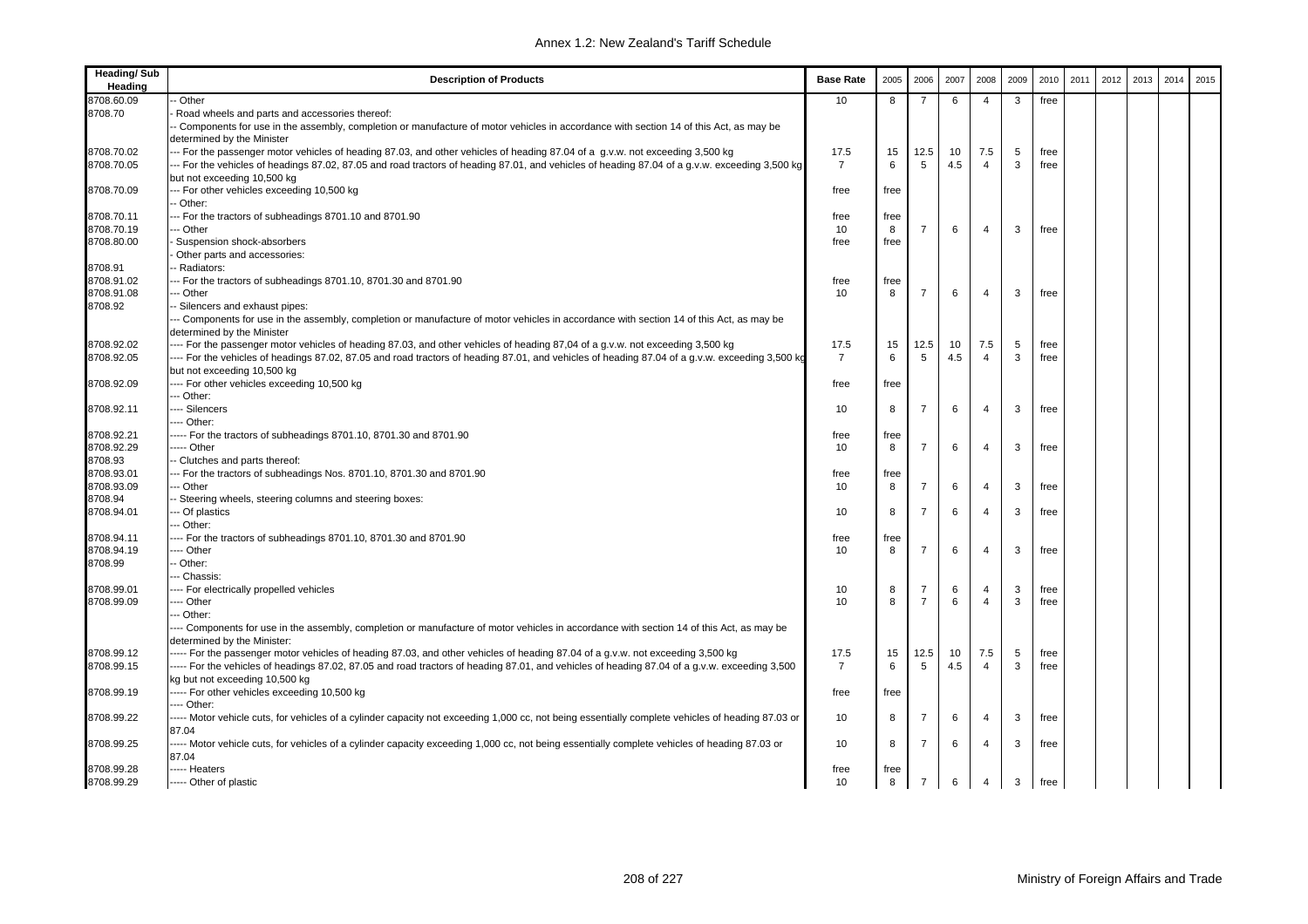| Heading/ Sub Heading | Description of Products | Base Rate | 2005 | 2006 | 2007 | 2008 | 2009 | 2010 | 2011 | 2012 | 2013 | 2014 | 2015 |
|---|---|---|---|---|---|---|---|---|---|---|---|---|---|
| 8708.60.09 | -- Other | 10 | 8 | 7 | 6 | 4 | 3 | free | | | | | |
| 8708.70 | - Road wheels and parts and accessories thereof: | | | | | | | | | | | | |
| | -- Components for use in the assembly, completion or manufacture of motor vehicles in accordance with section 14 of this Act, as may be determined by the Minister | | | | | | | | | | | | |
| 8708.70.02 | --- For the passenger motor vehicles of heading 87.03, and other vehicles of heading 87.04 of a g.v.w. not exceeding 3,500 kg | 17.5 | 15 | 12.5 | 10 | 7.5 | 5 | free | | | | | |
| 8708.70.05 | --- For the vehicles of headings 87.02, 87.05 and road tractors of heading 87.01, and vehicles of heading 87.04 of a g.v.w. exceeding 3,500 kg but not exceeding 10,500 kg | 7 | 6 | 5 | 4.5 | 4 | 3 | free | | | | | |
| 8708.70.09 | --- For other vehicles exceeding 10,500 kg | free | free | | | | | | | | | | |
| | -- Other: | | | | | | | | | | | | |
| 8708.70.11 | --- For the tractors of subheadings 8701.10 and 8701.90 | free | free | | | | | | | | | | |
| 8708.70.19 | --- Other | 10 | 8 | 7 | 6 | 4 | 3 | free | | | | | |
| 8708.80.00 | - Suspension shock-absorbers | free | free | | | | | | | | | | |
| | - Other parts and accessories: | | | | | | | | | | | | |
| 8708.91 | -- Radiators: | | | | | | | | | | | | |
| 8708.91.02 | --- For the tractors of subheadings 8701.10, 8701.30 and 8701.90 | free | free | | | | | | | | | | |
| 8708.91.08 | --- Other | 10 | 8 | 7 | 6 | 4 | 3 | free | | | | | |
| 8708.92 | -- Silencers and exhaust pipes: | | | | | | | | | | | | |
| | --- Components for use in the assembly, completion or manufacture of motor vehicles in accordance with section 14 of this Act, as may be determined by the Minister | | | | | | | | | | | | |
| 8708.92.02 | ---- For the passenger motor vehicles of heading 87.03, and other vehicles of heading 87,04 of a g.v.w. not exceeding 3,500 kg | 17.5 | 15 | 12.5 | 10 | 7.5 | 5 | free | | | | | |
| 8708.92.05 | ---- For the vehicles of headings 87.02, 87.05 and road tractors of heading 87.01, and vehicles of heading 87.04 of a g.v.w. exceeding 3,500 kg but not exceeding 10,500 kg | 7 | 6 | 5 | 4.5 | 4 | 3 | free | | | | | |
| 8708.92.09 | ---- For other vehicles exceeding 10,500 kg | free | free | | | | | | | | | | |
| | --- Other: | | | | | | | | | | | | |
| 8708.92.11 | ---- Silencers | 10 | 8 | 7 | 6 | 4 | 3 | free | | | | | |
| | ---- Other: | | | | | | | | | | | | |
| 8708.92.21 | ----- For the tractors of subheadings 8701.10, 8701.30 and 8701.90 | free | free | | | | | | | | | | |
| 8708.92.29 | ----- Other | 10 | 8 | 7 | 6 | 4 | 3 | free | | | | | |
| 8708.93 | -- Clutches and parts thereof: | | | | | | | | | | | | |
| 8708.93.01 | --- For the tractors of subheadings Nos. 8701.10, 8701.30 and 8701.90 | free | free | | | | | | | | | | |
| 8708.93.09 | --- Other | 10 | 8 | 7 | 6 | 4 | 3 | free | | | | | |
| 8708.94 | -- Steering wheels, steering columns and steering boxes: | | | | | | | | | | | | |
| 8708.94.01 | --- Of plastics | 10 | 8 | 7 | 6 | 4 | 3 | free | | | | | |
| | --- Other: | | | | | | | | | | | | |
| 8708.94.11 | ---- For the tractors of subheadings 8701.10, 8701.30 and 8701.90 | free | free | | | | | | | | | | |
| 8708.94.19 | ---- Other | 10 | 8 | 7 | 6 | 4 | 3 | free | | | | | |
| 8708.99 | -- Other: | | | | | | | | | | | | |
| | --- Chassis: | | | | | | | | | | | | |
| 8708.99.01 | ---- For electrically propelled vehicles | 10 | 8 | 7 | 6 | 4 | 3 | free | | | | | |
| 8708.99.09 | ---- Other | 10 | 8 | 7 | 6 | 4 | 3 | free | | | | | |
| | --- Other: | | | | | | | | | | | | |
| | ---- Components for use in the assembly, completion or manufacture of motor vehicles in accordance with section 14 of this Act, as may be determined by the Minister: | | | | | | | | | | | | |
| 8708.99.12 | ----- For the passenger motor vehicles of heading 87.03, and other vehicles of heading 87.04 of a g.v.w. not exceeding 3,500 kg | 17.5 | 15 | 12.5 | 10 | 7.5 | 5 | free | | | | | |
| 8708.99.15 | ----- For the vehicles of headings 87.02, 87.05 and road tractors of heading 87.01, and vehicles of heading 87.04 of a g.v.w. exceeding 3,500 kg but not exceeding 10,500 kg | 7 | 6 | 5 | 4.5 | 4 | 3 | free | | | | | |
| 8708.99.19 | ----- For other vehicles exceeding 10,500 kg | free | free | | | | | | | | | | |
| | ---- Other: | | | | | | | | | | | | |
| 8708.99.22 | ----- Motor vehicle cuts, for vehicles of a cylinder capacity not exceeding 1,000 cc, not being essentially complete vehicles of heading 87.03 or 87.04 | 10 | 8 | 7 | 6 | 4 | 3 | free | | | | | |
| 8708.99.25 | ----- Motor vehicle cuts, for vehicles of a cylinder capacity exceeding 1,000 cc, not being essentially complete vehicles of heading 87.03 or 87.04 | 10 | 8 | 7 | 6 | 4 | 3 | free | | | | | |
| 8708.99.28 | ----- Heaters | free | free | | | | | | | | | | |
| 8708.99.29 | ----- Other of plastic | 10 | 8 | 7 | 6 | 4 | 3 | free | | | | | |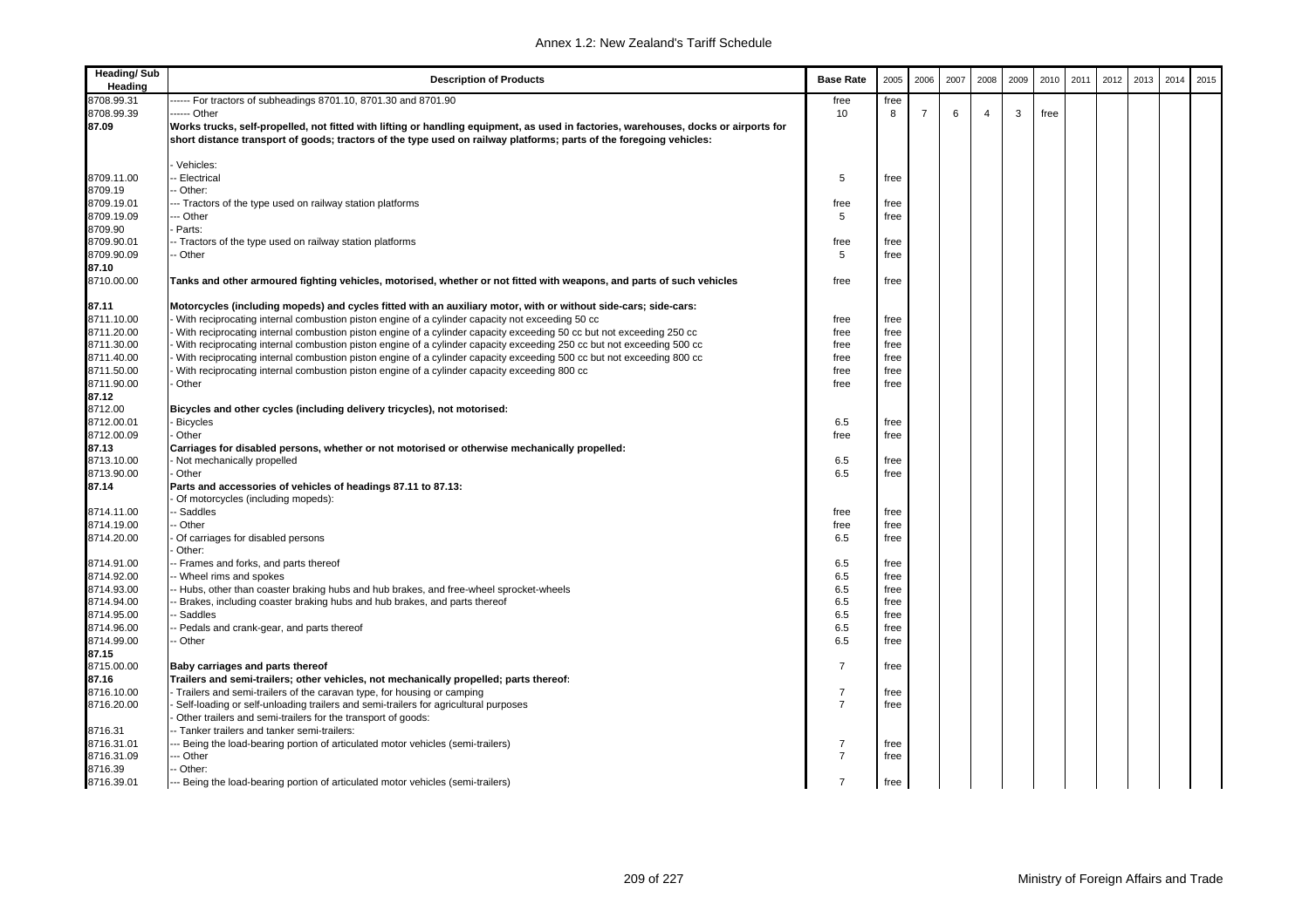| Heading/ Sub Heading | Description of Products | Base Rate | 2005 | 2006 | 2007 | 2008 | 2009 | 2010 | 2011 | 2012 | 2013 | 2014 | 2015 |
|---|---|---|---|---|---|---|---|---|---|---|---|---|---|
| 8708.99.31 | ------ For tractors of subheadings 8701.10, 8701.30 and 8701.90 | free | free | | | | | | | | | | |
| 8708.99.39 | ------ Other | 10 | 8 | 7 | 6 | 4 | 3 | free | | | | | |
| **87.09** | **Works trucks, self-propelled, not fitted with lifting or handling equipment, as used in factories, warehouses, docks or airports for short distance transport of goods; tractors of the type used on railway platforms; parts of the foregoing vehicles:** | | | | | | | | | | | | |
| | - Vehicles: | | | | | | | | | | | | |
| 8709.11.00 | -- Electrical | 5 | free | | | | | | | | | | |
| 8709.19 | -- Other: | | | | | | | | | | | | |
| 8709.19.01 | --- Tractors of the type used on railway station platforms | free | free | | | | | | | | | | |
| 8709.19.09 | --- Other | 5 | free | | | | | | | | | | |
| 8709.90 | - Parts: | | | | | | | | | | | | |
| 8709.90.01 | -- Tractors of the type used on railway station platforms | free | free | | | | | | | | | | |
| 8709.90.09 | -- Other | 5 | free | | | | | | | | | | |
| **87.10** | | | | | | | | | | | | | |
| 8710.00.00 | **Tanks and other armoured fighting vehicles, motorised, whether or not fitted with weapons, and parts of such vehicles** | free | free | | | | | | | | | | |
| **87.11** | **Motorcycles (including mopeds) and cycles fitted with an auxiliary motor, with or without side-cars; side-cars:** | | | | | | | | | | | | |
| 8711.10.00 | - With reciprocating internal combustion piston engine of a cylinder capacity not exceeding 50 cc | free | free | | | | | | | | | | |
| 8711.20.00 | - With reciprocating internal combustion piston engine of a cylinder capacity exceeding 50 cc but not exceeding 250 cc | free | free | | | | | | | | | | |
| 8711.30.00 | - With reciprocating internal combustion piston engine of a cylinder capacity exceeding 250 cc but not exceeding 500 cc | free | free | | | | | | | | | | |
| 8711.40.00 | - With reciprocating internal combustion piston engine of a cylinder capacity exceeding 500 cc but not exceeding 800 cc | free | free | | | | | | | | | | |
| 8711.50.00 | - With reciprocating internal combustion piston engine of a cylinder capacity exceeding 800 cc | free | free | | | | | | | | | | |
| 8711.90.00 | - Other | free | free | | | | | | | | | | |
| **87.12** | | | | | | | | | | | | | |
| 8712.00 | **Bicycles and other cycles (including delivery tricycles), not motorised:** | | | | | | | | | | | | |
| 8712.00.01 | - Bicycles | 6.5 | free | | | | | | | | | | |
| 8712.00.09 | - Other | free | free | | | | | | | | | | |
| **87.13** | **Carriages for disabled persons, whether or not motorised or otherwise mechanically propelled:** | | | | | | | | | | | | |
| 8713.10.00 | - Not mechanically propelled | 6.5 | free | | | | | | | | | | |
| 8713.90.00 | - Other | 6.5 | free | | | | | | | | | | |
| **87.14** | **Parts and accessories of vehicles of headings 87.11 to 87.13:** | | | | | | | | | | | | |
| | - Of motorcycles (including mopeds): | | | | | | | | | | | | |
| 8714.11.00 | -- Saddles | free | free | | | | | | | | | | |
| 8714.19.00 | -- Other | free | free | | | | | | | | | | |
| 8714.20.00 | - Of carriages for disabled persons | 6.5 | free | | | | | | | | | | |
| | - Other: | | | | | | | | | | | | |
| 8714.91.00 | -- Frames and forks, and parts thereof | 6.5 | free | | | | | | | | | | |
| 8714.92.00 | -- Wheel rims and spokes | 6.5 | free | | | | | | | | | | |
| 8714.93.00 | -- Hubs, other than coaster braking hubs and hub brakes, and free-wheel sprocket-wheels | 6.5 | free | | | | | | | | | | |
| 8714.94.00 | -- Brakes, including coaster braking hubs and hub brakes, and parts thereof | 6.5 | free | | | | | | | | | | |
| 8714.95.00 | -- Saddles | 6.5 | free | | | | | | | | | | |
| 8714.96.00 | -- Pedals and crank-gear, and parts thereof | 6.5 | free | | | | | | | | | | |
| 8714.99.00 | -- Other | 6.5 | free | | | | | | | | | | |
| **87.15** | | | | | | | | | | | | | |
| 8715.00.00 | **Baby carriages and parts thereof** | 7 | free | | | | | | | | | | |
| **87.16** | **Trailers and semi-trailers; other vehicles, not mechanically propelled; parts thereof**: | | | | | | | | | | | | |
| 8716.10.00 | - Trailers and semi-trailers of the caravan type, for housing or camping | 7 | free | | | | | | | | | | |
| 8716.20.00 | - Self-loading or self-unloading trailers and semi-trailers for agricultural purposes | 7 | free | | | | | | | | | | |
| | - Other trailers and semi-trailers for the transport of goods: | | | | | | | | | | | | |
| 8716.31 | -- Tanker trailers and tanker semi-trailers: | | | | | | | | | | | | |
| 8716.31.01 | --- Being the load-bearing portion of articulated motor vehicles (semi-trailers) | 7 | free | | | | | | | | | | |
| 8716.31.09 | --- Other | 7 | free | | | | | | | | | | |
| 8716.39 | -- Other: | | | | | | | | | | | | |
| 8716.39.01 | --- Being the load-bearing portion of articulated motor vehicles (semi-trailers) | 7 | free | | | | | | | | | | |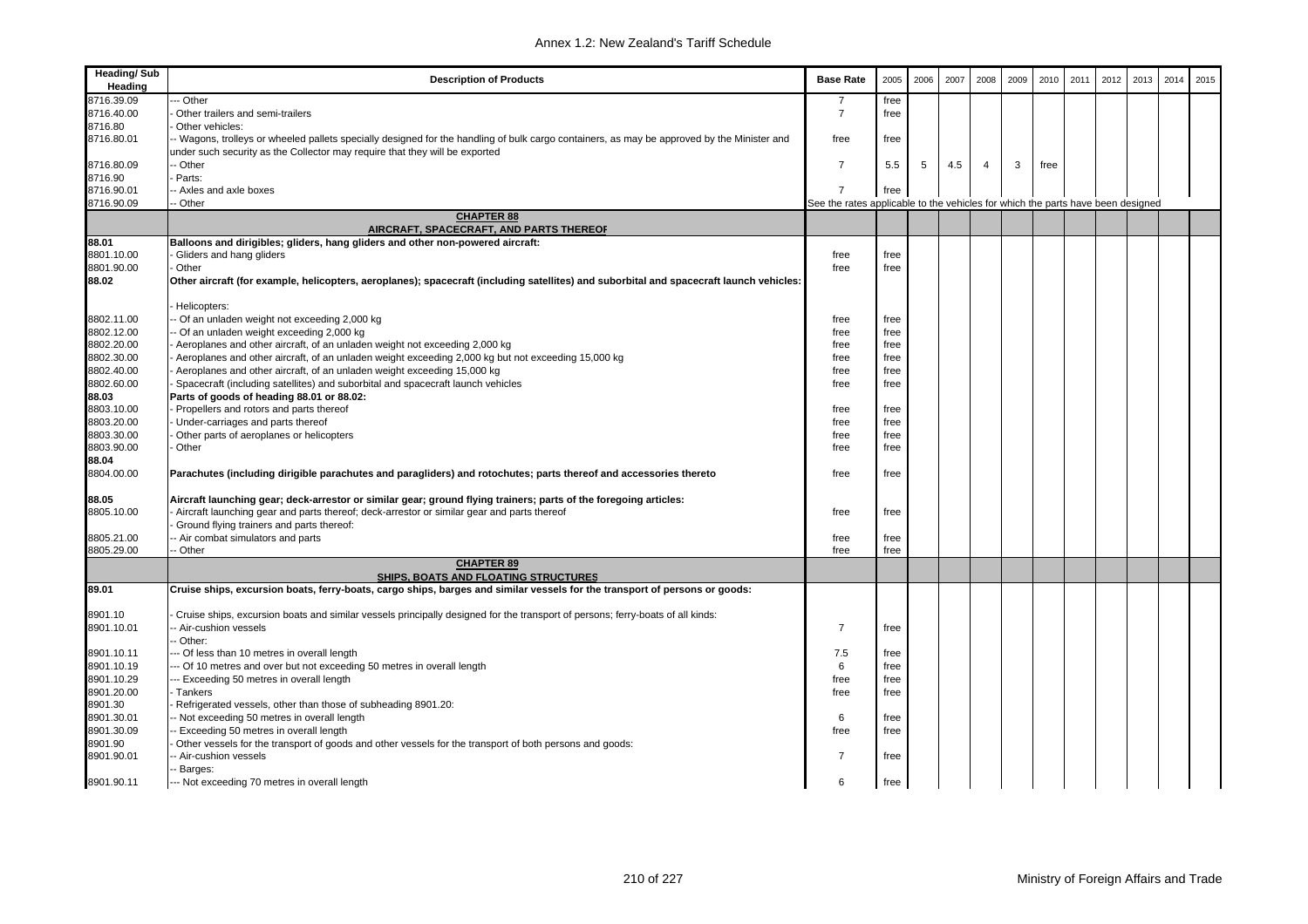| Heading/ Sub Heading | Description of Products | Base Rate | 2005 | 2006 | 2007 | 2008 | 2009 | 2010 | 2011 | 2012 | 2013 | 2014 | 2015 |
|---|---|---|---|---|---|---|---|---|---|---|---|---|---|
| 8716.39.09 | --- Other | 7 | free | | | | | | | | | | |
| 8716.40.00 | - Other trailers and semi-trailers | 7 | free | | | | | | | | | | |
| 8716.80 | - Other vehicles: | | | | | | | | | | | | |
| 8716.80.01 | -- Wagons, trolleys or wheeled pallets specially designed for the handling of bulk cargo containers, as may be approved by the Minister and under such security as the Collector may require that they will be exported | free | free | | | | | | | | | | |
| 8716.80.09 | -- Other | 7 | 5.5 | 5 | 4.5 | 4 | 3 | free | | | | | |
| 8716.90 | - Parts: | | | | | | | | | | | | |
| 8716.90.01 | -- Axles and axle boxes | 7 | free | | | | | | | | | | |
| 8716.90.09 | -- Other | See the rates applicable to the vehicles for which the parts have been designed | | | | | | | | | | | |
| | **CHAPTER 88** **AIRCRAFT, SPACECRAFT, AND PARTS THEREOF** | | | | | | | | | | | | |
| **88.01** | **Balloons and dirigibles; gliders, hang gliders and other non-powered aircraft:** | | | | | | | | | | | | |
| 8801.10.00 | - Gliders and hang gliders | free | free | | | | | | | | | | |
| 8801.90.00 | - Other | free | free | | | | | | | | | | |
| **88.02** | **Other aircraft (for example, helicopters, aeroplanes); spacecraft (including satellites) and suborbital and spacecraft launch vehicles:** | | | | | | | | | | | | |
| | - Helicopters: | | | | | | | | | | | | |
| 8802.11.00 | -- Of an unladen weight not exceeding 2,000 kg | free | free | | | | | | | | | | |
| 8802.12.00 | -- Of an unladen weight exceeding 2,000 kg | free | free | | | | | | | | | | |
| 8802.20.00 | - Aeroplanes and other aircraft, of an unladen weight not exceeding 2,000 kg | free | free | | | | | | | | | | |
| 8802.30.00 | - Aeroplanes and other aircraft, of an unladen weight exceeding 2,000 kg but not exceeding 15,000 kg | free | free | | | | | | | | | | |
| 8802.40.00 | - Aeroplanes and other aircraft, of an unladen weight exceeding 15,000 kg | free | free | | | | | | | | | | |
| 8802.60.00 | - Spacecraft (including satellites) and suborbital and spacecraft launch vehicles | free | free | | | | | | | | | | |
| **88.03** | **Parts of goods of heading 88.01 or 88.02:** | | | | | | | | | | | | |
| 8803.10.00 | - Propellers and rotors and parts thereof | free | free | | | | | | | | | | |
| 8803.20.00 | - Under-carriages and parts thereof | free | free | | | | | | | | | | |
| 8803.30.00 | - Other parts of aeroplanes or helicopters | free | free | | | | | | | | | | |
| 8803.90.00 | - Other | free | free | | | | | | | | | | |
| **88.04** | | | | | | | | | | | | | |
| 8804.00.00 | **Parachutes (including dirigible parachutes and paragliders) and rotochutes; parts thereof and accessories thereto** | free | free | | | | | | | | | | |
| **88.05** | **Aircraft launching gear; deck-arrestor or similar gear; ground flying trainers; parts of the foregoing articles:** | | | | | | | | | | | | |
| 8805.10.00 | - Aircraft launching gear and parts thereof; deck-arrestor or similar gear and parts thereof | free | free | | | | | | | | | | |
| | - Ground flying trainers and parts thereof: | | | | | | | | | | | | |
| 8805.21.00 | -- Air combat simulators and parts | free | free | | | | | | | | | | |
| 8805.29.00 | -- Other | free | free | | | | | | | | | | |
| | **CHAPTER 89** **SHIPS, BOATS AND FLOATING STRUCTURES** | | | | | | | | | | | | |
| **89.01** | **Cruise ships, excursion boats, ferry-boats, cargo ships, barges and similar vessels for the transport of persons or goods:** | | | | | | | | | | | | |
| 8901.10 | - Cruise ships, excursion boats and similar vessels principally designed for the transport of persons; ferry-boats of all kinds: | | | | | | | | | | | | |
| 8901.10.01 | -- Air-cushion vessels | 7 | free | | | | | | | | | | |
| | -- Other: | | | | | | | | | | | | |
| 8901.10.11 | --- Of less than 10 metres in overall length | 7.5 | free | | | | | | | | | | |
| 8901.10.19 | --- Of 10 metres and over but not exceeding 50 metres in overall length | 6 | free | | | | | | | | | | |
| 8901.10.29 | --- Exceeding 50 metres in overall length | free | free | | | | | | | | | | |
| 8901.20.00 | - Tankers | free | free | | | | | | | | | | |
| 8901.30 | - Refrigerated vessels, other than those of subheading 8901.20: | | | | | | | | | | | | |
| 8901.30.01 | -- Not exceeding 50 metres in overall length | 6 | free | | | | | | | | | | |
| 8901.30.09 | -- Exceeding 50 metres in overall length | free | free | | | | | | | | | | |
| 8901.90 | - Other vessels for the transport of goods and other vessels for the transport of both persons and goods: | | | | | | | | | | | | |
| 8901.90.01 | -- Air-cushion vessels | 7 | free | | | | | | | | | | |
| | -- Barges: | | | | | | | | | | | | |
| 8901.90.11 | --- Not exceeding 70 metres in overall length | 6 | free | | | | | | | | | | |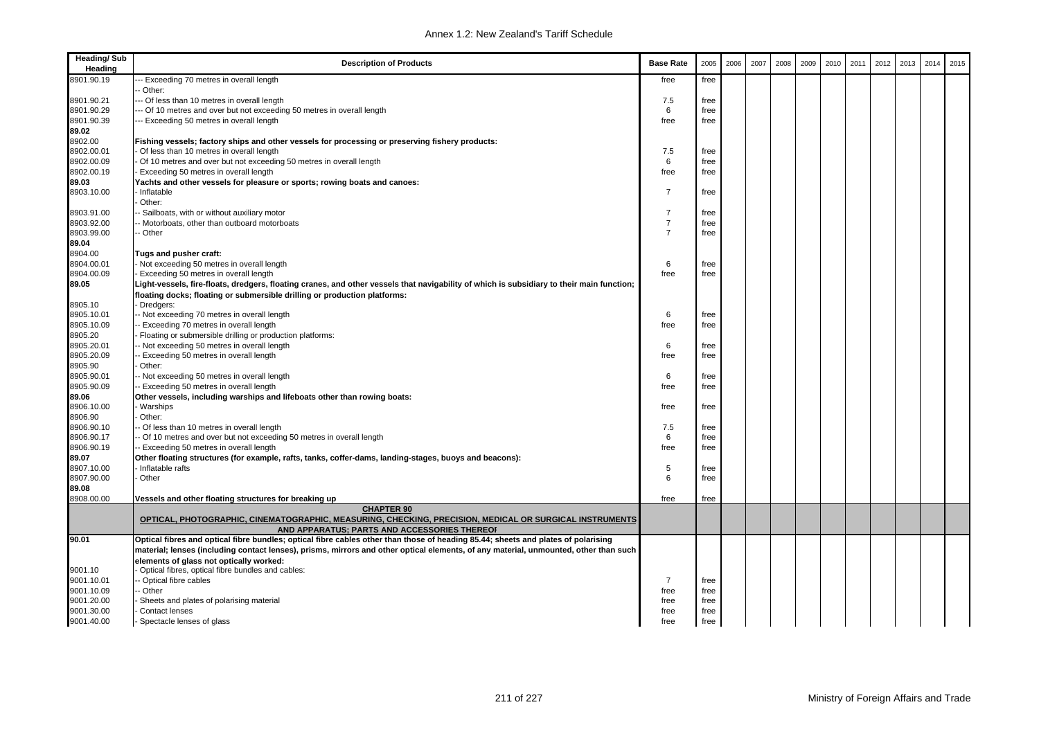| Heading/ Sub Heading | Description of Products | Base Rate | 2005 | 2006 | 2007 | 2008 | 2009 | 2010 | 2011 | 2012 | 2013 | 2014 | 2015 |
|---|---|---|---|---|---|---|---|---|---|---|---|---|---|
| 8901.90.19 | --- Exceeding 70 metres in overall length | free | free | | | | | | | | | | |
| | -- Other: | | | | | | | | | | | | |
| 8901.90.21 | --- Of less than 10 metres in overall length | 7.5 | free | | | | | | | | | | |
| 8901.90.29 | --- Of 10 metres and over but not exceeding 50 metres in overall length | 6 | free | | | | | | | | | | |
| 8901.90.39 | --- Exceeding 50 metres in overall length | free | free | | | | | | | | | | |
| **89.02** | | | | | | | | | | | | | |
| 8902.00 | **Fishing vessels; factory ships and other vessels for processing or preserving fishery products:** | | | | | | | | | | | | |
| 8902.00.01 | - Of less than 10 metres in overall length | 7.5 | free | | | | | | | | | | |
| 8902.00.09 | - Of 10 metres and over but not exceeding 50 metres in overall length | 6 | free | | | | | | | | | | |
| 8902.00.19 | - Exceeding 50 metres in overall length | free | free | | | | | | | | | | |
| **89.03** | **Yachts and other vessels for pleasure or sports; rowing boats and canoes:** | | | | | | | | | | | | |
| 8903.10.00 | - Inflatable | 7 | free | | | | | | | | | | |
| | - Other: | | | | | | | | | | | | |
| 8903.91.00 | -- Sailboats, with or without auxiliary motor | 7 | free | | | | | | | | | | |
| 8903.92.00 | -- Motorboats, other than outboard motorboats | 7 | free | | | | | | | | | | |
| 8903.99.00 | -- Other | 7 | free | | | | | | | | | | |
| **89.04** | | | | | | | | | | | | | |
| 8904.00 | **Tugs and pusher craft:** | | | | | | | | | | | | |
| 8904.00.01 | - Not exceeding 50 metres in overall length | 6 | free | | | | | | | | | | |
| 8904.00.09 | - Exceeding 50 metres in overall length | free | free | | | | | | | | | | |
| **89.05** | **Light-vessels, fire-floats, dredgers, floating cranes, and other vessels that navigability of which is subsidiary to their main function; floating docks; floating or submersible drilling or production platforms:** | | | | | | | | | | | | |
| 8905.10 | - Dredgers: | | | | | | | | | | | | |
| 8905.10.01 | -- Not exceeding 70 metres in overall length | 6 | free | | | | | | | | | | |
| 8905.10.09 | -- Exceeding 70 metres in overall length | free | free | | | | | | | | | | |
| 8905.20 | - Floating or submersible drilling or production platforms: | | | | | | | | | | | | |
| 8905.20.01 | -- Not exceeding 50 metres in overall length | 6 | free | | | | | | | | | | |
| 8905.20.09 | -- Exceeding 50 metres in overall length | free | free | | | | | | | | | | |
| 8905.90 | - Other: | | | | | | | | | | | | |
| 8905.90.01 | -- Not exceeding 50 metres in overall length | 6 | free | | | | | | | | | | |
| 8905.90.09 | -- Exceeding 50 metres in overall length | free | free | | | | | | | | | | |
| **89.06** | **Other vessels, including warships and lifeboats other than rowing boats:** | | | | | | | | | | | | |
| 8906.10.00 | - Warships | free | free | | | | | | | | | | |
| 8906.90 | - Other: | | | | | | | | | | | | |
| 8906.90.10 | -- Of less than 10 metres in overall length | 7.5 | free | | | | | | | | | | |
| 8906.90.17 | -- Of 10 metres and over but not exceeding 50 metres in overall length | 6 | free | | | | | | | | | | |
| 8906.90.19 | -- Exceeding 50 metres in overall length | free | free | | | | | | | | | | |
| **89.07** | **Other floating structures (for example, rafts, tanks, coffer-dams, landing-stages, buoys and beacons):** | | | | | | | | | | | | |
| 8907.10.00 | - Inflatable rafts | 5 | free | | | | | | | | | | |
| 8907.90.00 | - Other | 6 | free | | | | | | | | | | |
| **89.08** | | | | | | | | | | | | | |
| 8908.00.00 | **Vessels and other floating structures for breaking up** | free | free | | | | | | | | | | |
| | **CHAPTER 90** **OPTICAL, PHOTOGRAPHIC, CINEMATOGRAPHIC, MEASURING, CHECKING, PRECISION, MEDICAL OR SURGICAL INSTRUMENTS AND APPARATUS; PARTS AND ACCESSORIES THEREOF** | | | | | | | | | | | | |
| **90.01** | **Optical fibres and optical fibre bundles; optical fibre cables other than those of heading 85.44; sheets and plates of polarising material; lenses (including contact lenses), prisms, mirrors and other optical elements, of any material, unmounted, other than such elements of glass not optically worked:** | | | | | | | | | | | | |
| 9001.10 | - Optical fibres, optical fibre bundles and cables: | | | | | | | | | | | | |
| 9001.10.01 | -- Optical fibre cables | 7 | free | | | | | | | | | | |
| 9001.10.09 | -- Other | free | free | | | | | | | | | | |
| 9001.20.00 | - Sheets and plates of polarising material | free | free | | | | | | | | | | |
| 9001.30.00 | - Contact lenses | free | free | | | | | | | | | | |
| 9001.40.00 | - Spectacle lenses of glass | free | free | | | | | | | | | | |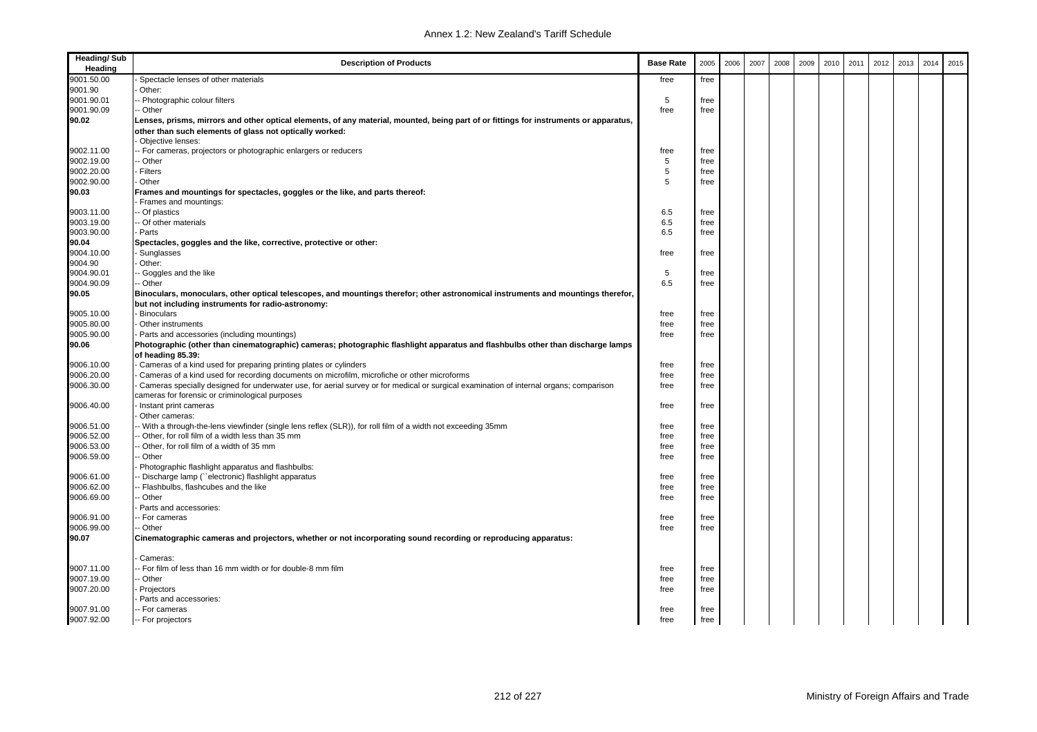| Heading/ Sub Heading | Description of Products | Base Rate | 2005 | 2006 | 2007 | 2008 | 2009 | 2010 | 2011 | 2012 | 2013 | 2014 | 2015 |
|---|---|---|---|---|---|---|---|---|---|---|---|---|---|
| 9001.50.00 | - Spectacle lenses of other materials | free | free | | | | | | | | | | |
| 9001.90 | - Other: | | | | | | | | | | | | |
| 9001.90.01 | -- Photographic colour filters | 5 | free | | | | | | | | | | |
| 9001.90.09 | -- Other | free | free | | | | | | | | | | |
| **90.02** | **Lenses, prisms, mirrors and other optical elements, of any material, mounted, being part of or fittings for instruments or apparatus, other than such elements of glass not optically worked:** | | | | | | | | | | | | |
| | - Objective lenses: | | | | | | | | | | | | |
| 9002.11.00 | -- For cameras, projectors or photographic enlargers or reducers | free | free | | | | | | | | | | |
| 9002.19.00 | -- Other | 5 | free | | | | | | | | | | |
| 9002.20.00 | - Filters | 5 | free | | | | | | | | | | |
| 9002.90.00 | - Other | 5 | free | | | | | | | | | | |
| **90.03** | **Frames and mountings for spectacles, goggles or the like, and parts thereof:** | | | | | | | | | | | | |
| | - Frames and mountings: | | | | | | | | | | | | |
| 9003.11.00 | -- Of plastics | 6.5 | free | | | | | | | | | | |
| 9003.19.00 | -- Of other materials | 6.5 | free | | | | | | | | | | |
| 9003.90.00 | - Parts | 6.5 | free | | | | | | | | | | |
| **90.04** | **Spectacles, goggles and the like, corrective, protective or other:** | | | | | | | | | | | | |
| 9004.10.00 | - Sunglasses | free | free | | | | | | | | | | |
| 9004.90 | - Other: | | | | | | | | | | | | |
| 9004.90.01 | -- Goggles and the like | 5 | free | | | | | | | | | | |
| 9004.90.09 | -- Other | 6.5 | free | | | | | | | | | | |
| **90.05** | **Binoculars, monoculars, other optical telescopes, and mountings therefor; other astronomical instruments and mountings therefor, but not including instruments for radio-astronomy:** | | | | | | | | | | | | |
| 9005.10.00 | - Binoculars | free | free | | | | | | | | | | |
| 9005.80.00 | - Other instruments | free | free | | | | | | | | | | |
| 9005.90.00 | - Parts and accessories (including mountings) | free | free | | | | | | | | | | |
| **90.06** | **Photographic (other than cinematographic) cameras; photographic flashlight apparatus and flashbulbs other than discharge lamps of heading 85.39:** | | | | | | | | | | | | |
| 9006.10.00 | - Cameras of a kind used for preparing printing plates or cylinders | free | free | | | | | | | | | | |
| 9006.20.00 | - Cameras of a kind used for recording documents on microfilm, microfiche or other microforms | free | free | | | | | | | | | | |
| 9006.30.00 | - Cameras specially designed for underwater use, for aerial survey or for medical or surgical examination of internal organs; comparison cameras for forensic or criminological purposes | free | free | | | | | | | | | | |
| 9006.40.00 | - Instant print cameras | free | free | | | | | | | | | | |
| | - Other cameras: | | | | | | | | | | | | |
| 9006.51.00 | -- With a through-the-lens viewfinder (single lens reflex (SLR)), for roll film of a width not exceeding 35mm | free | free | | | | | | | | | | |
| 9006.52.00 | -- Other, for roll film of a width less than 35 mm | free | free | | | | | | | | | | |
| 9006.53.00 | -- Other, for roll film of a width of 35 mm | free | free | | | | | | | | | | |
| 9006.59.00 | -- Other | free | free | | | | | | | | | | |
| | - Photographic flashlight apparatus and flashbulbs: | | | | | | | | | | | | |
| 9006.61.00 | -- Discharge lamp (``electronic) flashlight apparatus | free | free | | | | | | | | | | |
| 9006.62.00 | -- Flashbulbs, flashcubes and the like | free | free | | | | | | | | | | |
| 9006.69.00 | -- Other | free | free | | | | | | | | | | |
| | - Parts and accessories: | | | | | | | | | | | | |
| 9006.91.00 | -- For cameras | free | free | | | | | | | | | | |
| 9006.99.00 | -- Other | free | free | | | | | | | | | | |
| **90.07** | **Cinematographic cameras and projectors, whether or not incorporating sound recording or reproducing apparatus:** | | | | | | | | | | | | |
| | - Cameras: | | | | | | | | | | | | |
| 9007.11.00 | -- For film of less than 16 mm width or for double-8 mm film | free | free | | | | | | | | | | |
| 9007.19.00 | -- Other | free | free | | | | | | | | | | |
| 9007.20.00 | - Projectors | free | free | | | | | | | | | | |
| | - Parts and accessories: | | | | | | | | | | | | |
| 9007.91.00 | -- For cameras | free | free | | | | | | | | | | |
| 9007.92.00 | -- For projectors | free | free | | | | | | | | | | |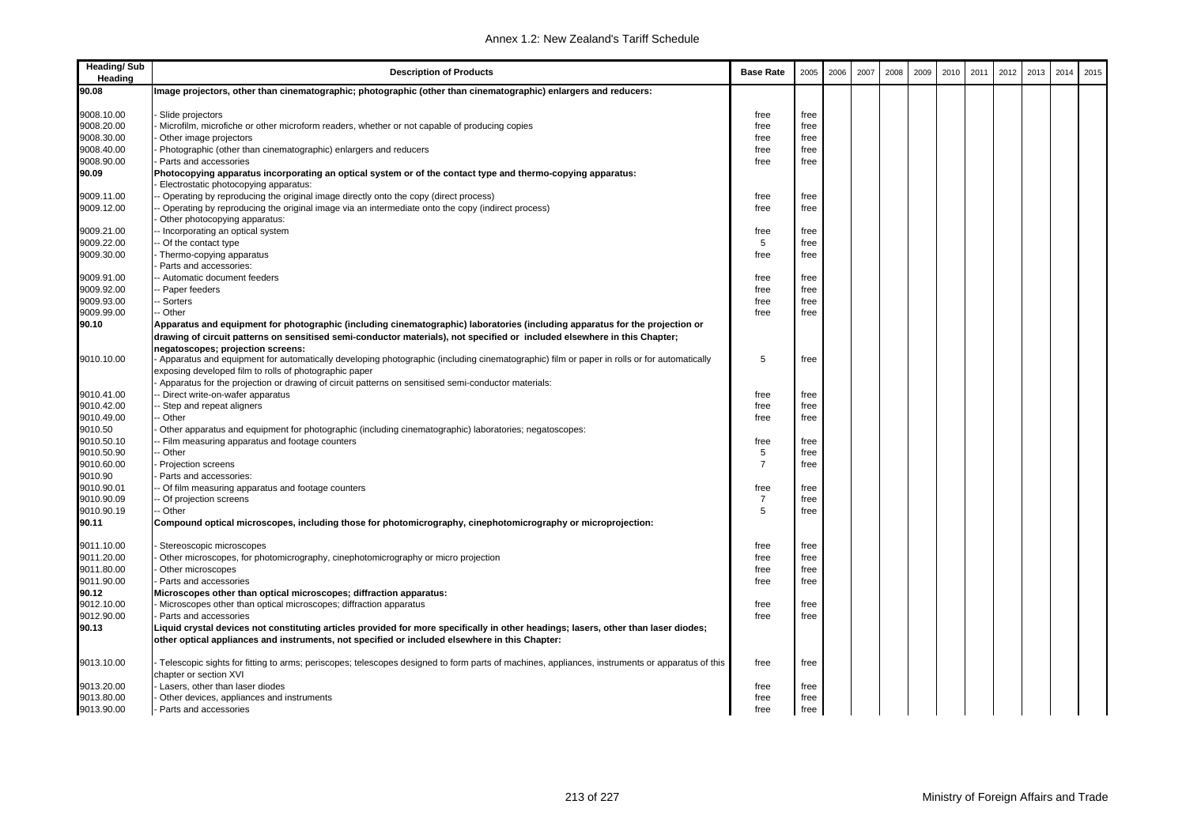| Heading/ Sub Heading | Description of Products | Base Rate | 2005 | 2006 | 2007 | 2008 | 2009 | 2010 | 2011 | 2012 | 2013 | 2014 | 2015 |
|---|---|---|---|---|---|---|---|---|---|---|---|---|---|
| **90.08** | **Image projectors, other than cinematographic; photographic (other than cinematographic) enlargers and reducers:** | | | | | | | | | | | | |
| 9008.10.00 | - Slide projectors | free | free | | | | | | | | | | |
| 9008.20.00 | - Microfilm, microfiche or other microform readers, whether or not capable of producing copies | free | free | | | | | | | | | | |
| 9008.30.00 | - Other image projectors | free | free | | | | | | | | | | |
| 9008.40.00 | - Photographic (other than cinematographic) enlargers and reducers | free | free | | | | | | | | | | |
| 9008.90.00 | - Parts and accessories | free | free | | | | | | | | | | |
| **90.09** | **Photocopying apparatus incorporating an optical system or of the contact type and thermo-copying apparatus:** | | | | | | | | | | | | |
| | - Electrostatic photocopying apparatus: | | | | | | | | | | | | |
| 9009.11.00 | -- Operating by reproducing the original image directly onto the copy (direct process) | free | free | | | | | | | | | | |
| 9009.12.00 | -- Operating by reproducing the original image via an intermediate onto the copy (indirect process) | free | free | | | | | | | | | | |
| | - Other photocopying apparatus: | | | | | | | | | | | | |
| 9009.21.00 | -- Incorporating an optical system | free | free | | | | | | | | | | |
| 9009.22.00 | -- Of the contact type | 5 | free | | | | | | | | | | |
| 9009.30.00 | - Thermo-copying apparatus | free | free | | | | | | | | | | |
| | - Parts and accessories: | | | | | | | | | | | | |
| 9009.91.00 | -- Automatic document feeders | free | free | | | | | | | | | | |
| 9009.92.00 | -- Paper feeders | free | free | | | | | | | | | | |
| 9009.93.00 | -- Sorters | free | free | | | | | | | | | | |
| 9009.99.00 | -- Other | free | free | | | | | | | | | | |
| **90.10** | **Apparatus and equipment for photographic (including cinematographic) laboratories (including apparatus for the projection or drawing of circuit patterns on sensitised semi-conductor materials), not specified or included elsewhere in this Chapter; negatoscopes; projection screens:** | | | | | | | | | | | | |
| 9010.10.00 | - Apparatus and equipment for automatically developing photographic (including cinematographic) film or paper in rolls or for automatically exposing developed film to rolls of photographic paper | 5 | free | | | | | | | | | | |
| | - Apparatus for the projection or drawing of circuit patterns on sensitised semi-conductor materials: | | | | | | | | | | | | |
| 9010.41.00 | -- Direct write-on-wafer apparatus | free | free | | | | | | | | | | |
| 9010.42.00 | -- Step and repeat aligners | free | free | | | | | | | | | | |
| 9010.49.00 | -- Other | free | free | | | | | | | | | | |
| 9010.50 | - Other apparatus and equipment for photographic (including cinematographic) laboratories; negatoscopes: | | | | | | | | | | | | |
| 9010.50.10 | -- Film measuring apparatus and footage counters | free | free | | | | | | | | | | |
| 9010.50.90 | -- Other | 5 | free | | | | | | | | | | |
| 9010.60.00 | - Projection screens | 7 | free | | | | | | | | | | |
| 9010.90 | - Parts and accessories: | | | | | | | | | | | | |
| 9010.90.01 | -- Of film measuring apparatus and footage counters | free | free | | | | | | | | | | |
| 9010.90.09 | -- Of projection screens | 7 | free | | | | | | | | | | |
| 9010.90.19 | -- Other | 5 | free | | | | | | | | | | |
| **90.11** | **Compound optical microscopes, including those for photomicrography, cinephotomicrography or microprojection:** | | | | | | | | | | | | |
| 9011.10.00 | - Stereoscopic microscopes | free | free | | | | | | | | | | |
| 9011.20.00 | - Other microscopes, for photomicrography, cinephotomicrography or micro projection | free | free | | | | | | | | | | |
| 9011.80.00 | - Other microscopes | free | free | | | | | | | | | | |
| 9011.90.00 | - Parts and accessories | free | free | | | | | | | | | | |
| **90.12** | **Microscopes other than optical microscopes; diffraction apparatus:** | | | | | | | | | | | | |
| 9012.10.00 | - Microscopes other than optical microscopes; diffraction apparatus | free | free | | | | | | | | | | |
| 9012.90.00 | - Parts and accessories | free | free | | | | | | | | | | |
| **90.13** | **Liquid crystal devices not constituting articles provided for more specifically in other headings; lasers, other than laser diodes; other optical appliances and instruments, not specified or included elsewhere in this Chapter:** | | | | | | | | | | | | |
| 9013.10.00 | - Telescopic sights for fitting to arms; periscopes; telescopes designed to form parts of machines, appliances, instruments or apparatus of this chapter or section XVI | free | free | | | | | | | | | | |
| 9013.20.00 | - Lasers, other than laser diodes | free | free | | | | | | | | | | |
| 9013.80.00 | - Other devices, appliances and instruments | free | free | | | | | | | | | | |
| 9013.90.00 | - Parts and accessories | free | free | | | | | | | | | | |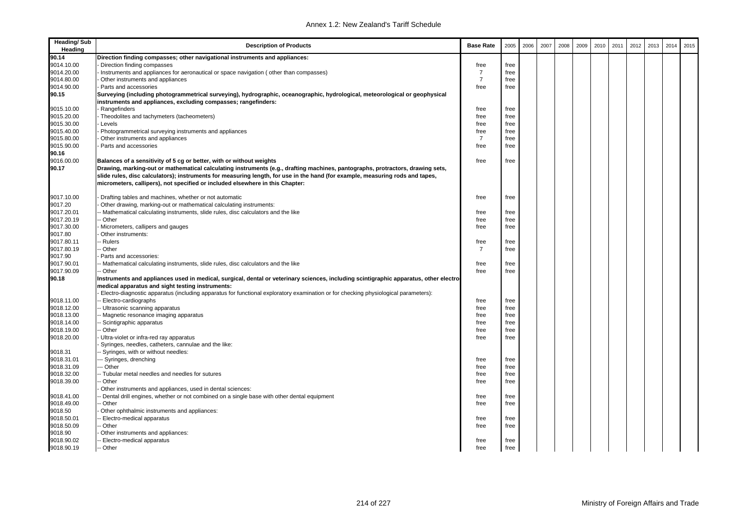| Heading/ Sub Heading | Description of Products | Base Rate | 2005 | 2006 | 2007 | 2008 | 2009 | 2010 | 2011 | 2012 | 2013 | 2014 | 2015 |
|---|---|---|---|---|---|---|---|---|---|---|---|---|---|
| **90.14** | **Direction finding compasses; other navigational instruments and appliances:** | | | | | | | | | | | | |
| 9014.10.00 | - Direction finding compasses | free | free | | | | | | | | | | |
| 9014.20.00 | - Instruments and appliances for aeronautical or space navigation ( other than compasses) | 7 | free | | | | | | | | | | |
| 9014.80.00 | - Other instruments and appliances | 7 | free | | | | | | | | | | |
| 9014.90.00 | - Parts and accessories | free | free | | | | | | | | | | |
| **90.15** | **Surveying (including photogrammetrical surveying), hydrographic, oceanographic, hydrological, meteorological or geophysical instruments and appliances, excluding compasses; rangefinders:** | | | | | | | | | | | | |
| 9015.10.00 | - Rangefinders | free | free | | | | | | | | | | |
| 9015.20.00 | - Theodolites and tachymeters (tacheometers) | free | free | | | | | | | | | | |
| 9015.30.00 | - Levels | free | free | | | | | | | | | | |
| 9015.40.00 | - Photogrammetrical surveying instruments and appliances | free | free | | | | | | | | | | |
| 9015.80.00 | - Other instruments and appliances | 7 | free | | | | | | | | | | |
| 9015.90.00 | - Parts and accessories | free | free | | | | | | | | | | |
| **90.16** | | | | | | | | | | | | | |
| 9016.00.00 | **Balances of a sensitivity of 5 cg or better, with or without weights** | free | free | | | | | | | | | | |
| **90.17** | **Drawing, marking-out or mathematical calculating instruments (e.g., drafting machines, pantographs, protractors, drawing sets, slide rules, disc calculators); instruments for measuring length, for use in the hand (for example, measuring rods and tapes, micrometers, callipers), not specified or included elsewhere in this Chapter:** | | | | | | | | | | | | |
| 9017.10.00 | - Drafting tables and machines, whether or not automatic | free | free | | | | | | | | | | |
| 9017.20 | - Other drawing, marking-out or mathematical calculating instruments: | | | | | | | | | | | | |
| 9017.20.01 | -- Mathematical calculating instruments, slide rules, disc calculators and the like | free | free | | | | | | | | | | |
| 9017.20.19 | -- Other | free | free | | | | | | | | | | |
| 9017.30.00 | - Micrometers, callipers and gauges | free | free | | | | | | | | | | |
| 9017.80 | - Other instruments: | | | | | | | | | | | | |
| 9017.80.11 | -- Rulers | free | free | | | | | | | | | | |
| 9017.80.19 | -- Other | 7 | free | | | | | | | | | | |
| 9017.90 | - Parts and accessories: | | | | | | | | | | | | |
| 9017.90.01 | -- Mathematical calculating instruments, slide rules, disc calculators and the like | free | free | | | | | | | | | | |
| 9017.90.09 | -- Other | free | free | | | | | | | | | | |
| **90.18** | **Instruments and appliances used in medical, surgical, dental or veterinary sciences, including scintigraphic apparatus, other electro-medical apparatus and sight testing instruments:** | | | | | | | | | | | | |
| | - Electro-diagnostic apparatus (including apparatus for functional exploratory examination or for checking physiological parameters): | | | | | | | | | | | | |
| 9018.11.00 | -- Electro-cardiographs | free | free | | | | | | | | | | |
| 9018.12.00 | -- Ultrasonic scanning apparatus | free | free | | | | | | | | | | |
| 9018.13.00 | -- Magnetic resonance imaging apparatus | free | free | | | | | | | | | | |
| 9018.14.00 | -- Scintigraphic apparatus | free | free | | | | | | | | | | |
| 9018.19.00 | -- Other | free | free | | | | | | | | | | |
| 9018.20.00 | - Ultra-violet or infra-red ray apparatus | free | free | | | | | | | | | | |
| | - Syringes, needles, catheters, cannulae and the like: | | | | | | | | | | | | |
| 9018.31 | -- Syringes, with or without needles: | | | | | | | | | | | | |
| 9018.31.01 | --- Syringes, drenching | free | free | | | | | | | | | | |
| 9018.31.09 | --- Other | free | free | | | | | | | | | | |
| 9018.32.00 | -- Tubular metal needles and needles for sutures | free | free | | | | | | | | | | |
| 9018.39.00 | -- Other | free | free | | | | | | | | | | |
| | - Other instruments and appliances, used in dental sciences: | | | | | | | | | | | | |
| 9018.41.00 | -- Dental drill engines, whether or not combined on a single base with other dental equipment | free | free | | | | | | | | | | |
| 9018.49.00 | -- Other | free | free | | | | | | | | | | |
| 9018.50 | - Other ophthalmic instruments and appliances: | | | | | | | | | | | | |
| 9018.50.01 | -- Electro-medical apparatus | free | free | | | | | | | | | | |
| 9018.50.09 | -- Other | free | free | | | | | | | | | | |
| 9018.90 | - Other instruments and appliances: | | | | | | | | | | | | |
| 9018.90.02 | -- Electro-medical apparatus | free | free | | | | | | | | | | |
| 9018.90.19 | -- Other | free | free | | | | | | | | | | |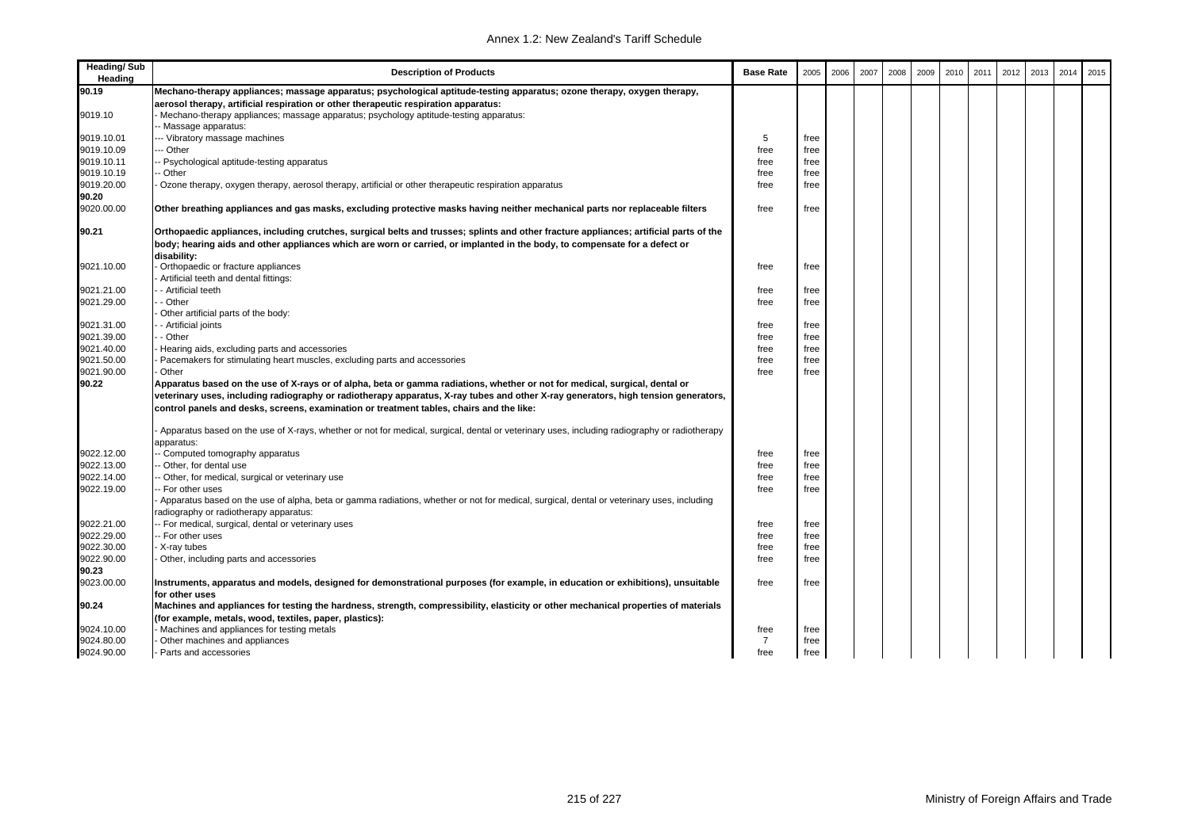| Heading/ Sub Heading | Description of Products | Base Rate | 2005 | 2006 | 2007 | 2008 | 2009 | 2010 | 2011 | 2012 | 2013 | 2014 | 2015 |
|---|---|---|---|---|---|---|---|---|---|---|---|---|---|
| **90.19** | **Mechano-therapy appliances; massage apparatus; psychological aptitude-testing apparatus; ozone therapy, oxygen therapy, aerosol therapy, artificial respiration or other therapeutic respiration apparatus:** | | | | | | | | | | | | |
| 9019.10 | - Mechano-therapy appliances; massage apparatus; psychology aptitude-testing apparatus: | | | | | | | | | | | | |
| | -- Massage apparatus: | | | | | | | | | | | | |
| 9019.10.01 | --- Vibratory massage machines | 5 | free | | | | | | | | | | |
| 9019.10.09 | --- Other | free | free | | | | | | | | | | |
| 9019.10.11 | -- Psychological aptitude-testing apparatus | free | free | | | | | | | | | | |
| 9019.10.19 | -- Other | free | free | | | | | | | | | | |
| 9019.20.00 | - Ozone therapy, oxygen therapy, aerosol therapy, artificial or other therapeutic respiration apparatus | free | free | | | | | | | | | | |
| **90.20** | | | | | | | | | | | | | |
| 9020.00.00 | **Other breathing appliances and gas masks, excluding protective masks having neither mechanical parts nor replaceable filters** | free | free | | | | | | | | | | |
| **90.21** | **Orthopaedic appliances, including crutches, surgical belts and trusses; splints and other fracture appliances; artificial parts of the body; hearing aids and other appliances which are worn or carried, or implanted in the body, to compensate for a defect or disability:** | | | | | | | | | | | | |
| 9021.10.00 | - Orthopaedic or fracture appliances | free | free | | | | | | | | | | |
| | - Artificial teeth and dental fittings: | | | | | | | | | | | | |
| 9021.21.00 | - - Artificial teeth | free | free | | | | | | | | | | |
| 9021.29.00 | - - Other | free | free | | | | | | | | | | |
| | - Other artificial parts of the body: | | | | | | | | | | | | |
| 9021.31.00 | - - Artificial joints | free | free | | | | | | | | | | |
| 9021.39.00 | - - Other | free | free | | | | | | | | | | |
| 9021.40.00 | - Hearing aids, excluding parts and accessories | free | free | | | | | | | | | | |
| 9021.50.00 | - Pacemakers for stimulating heart muscles, excluding parts and accessories | free | free | | | | | | | | | | |
| 9021.90.00 | - Other | free | free | | | | | | | | | | |
| **90.22** | **Apparatus based on the use of X-rays or of alpha, beta or gamma radiations, whether or not for medical, surgical, dental or veterinary uses, including radiography or radiotherapy apparatus, X-ray tubes and other X-ray generators, high tension generators, control panels and desks, screens, examination or treatment tables, chairs and the like:** | | | | | | | | | | | | |
| | - Apparatus based on the use of X-rays, whether or not for medical, surgical, dental or veterinary uses, including radiography or radiotherapy apparatus: | | | | | | | | | | | | |
| 9022.12.00 | -- Computed tomography apparatus | free | free | | | | | | | | | | |
| 9022.13.00 | -- Other, for dental use | free | free | | | | | | | | | | |
| 9022.14.00 | -- Other, for medical, surgical or veterinary use | free | free | | | | | | | | | | |
| 9022.19.00 | -- For other uses | free | free | | | | | | | | | | |
| | - Apparatus based on the use of alpha, beta or gamma radiations, whether or not for medical, surgical, dental or veterinary uses, including radiography or radiotherapy apparatus: | | | | | | | | | | | | |
| 9022.21.00 | -- For medical, surgical, dental or veterinary uses | free | free | | | | | | | | | | |
| 9022.29.00 | -- For other uses | free | free | | | | | | | | | | |
| 9022.30.00 | - X-ray tubes | free | free | | | | | | | | | | |
| 9022.90.00 | - Other, including parts and accessories | free | free | | | | | | | | | | |
| **90.23** | | | | | | | | | | | | | |
| 9023.00.00 | **Instruments, apparatus and models, designed for demonstrational purposes (for example, in education or exhibitions), unsuitable for other uses** | free | free | | | | | | | | | | |
| **90.24** | **Machines and appliances for testing the hardness, strength, compressibility, elasticity or other mechanical properties of materials (for example, metals, wood, textiles, paper, plastics):** | | | | | | | | | | | | |
| 9024.10.00 | - Machines and appliances for testing metals | free | free | | | | | | | | | | |
| 9024.80.00 | - Other machines and appliances | 7 | free | | | | | | | | | | |
| 9024.90.00 | - Parts and accessories | free | free | | | | | | | | | | |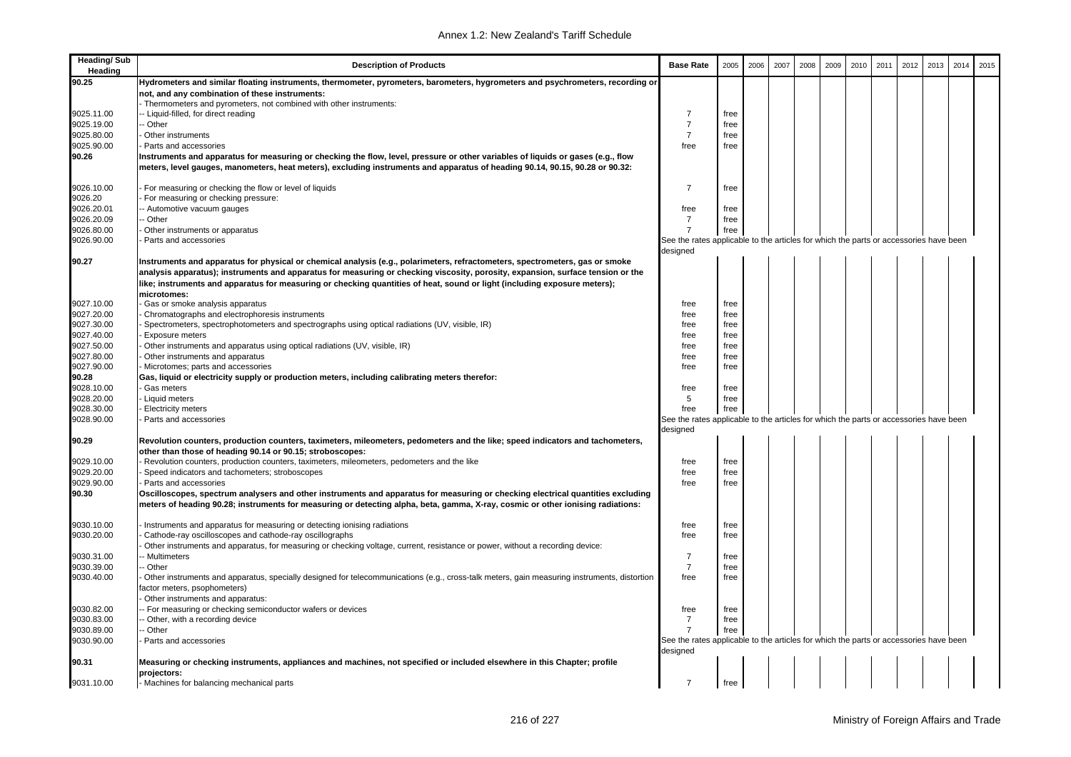| Heading/ Sub Heading | Description of Products | Base Rate | 2005 | 2006 | 2007 | 2008 | 2009 | 2010 | 2011 | 2012 | 2013 | 2014 | 2015 |
|---|---|---|---|---|---|---|---|---|---|---|---|---|---|
| **90.25** | **Hydrometers and similar floating instruments, thermometer, pyrometers, barometers, hygrometers and psychrometers, recording or not, and any combination of these instruments:** | | | | | | | | | | | | |
| | - Thermometers and pyrometers, not combined with other instruments: | | | | | | | | | | | | |
| 9025.11.00 | -- Liquid-filled, for direct reading | 7 | free | | | | | | | | | | |
| 9025.19.00 | -- Other | 7 | free | | | | | | | | | | |
| 9025.80.00 | - Other instruments | 7 | free | | | | | | | | | | |
| 9025.90.00 | - Parts and accessories | free | free | | | | | | | | | | |
| **90.26** | **Instruments and apparatus for measuring or checking the flow, level, pressure or other variables of liquids or gases (e.g., flow meters, level gauges, manometers, heat meters), excluding instruments and apparatus of heading 90.14, 90.15, 90.28 or 90.32:** | | | | | | | | | | | | |
| 9026.10.00 | - For measuring or checking the flow or level of liquids | 7 | free | | | | | | | | | | |
| 9026.20 | - For measuring or checking pressure: | | | | | | | | | | | | |
| 9026.20.01 | -- Automotive vacuum gauges | free | free | | | | | | | | | | |
| 9026.20.09 | -- Other | 7 | free | | | | | | | | | | |
| 9026.80.00 | - Other instruments or apparatus | 7 | free | | | | | | | | | | |
| 9026.90.00 | - Parts and accessories | See the rates applicable to the articles for which the parts or accessories have been designed | | | | | | | | | | | |
| **90.27** | **Instruments and apparatus for physical or chemical analysis (e.g., polarimeters, refractometers, spectrometers, gas or smoke analysis apparatus); instruments and apparatus for measuring or checking viscosity, porosity, expansion, surface tension or the like; instruments and apparatus for measuring or checking quantities of heat, sound or light (including exposure meters); microtomes:** | | | | | | | | | | | | |
| 9027.10.00 | - Gas or smoke analysis apparatus | free | free | | | | | | | | | | |
| 9027.20.00 | - Chromatographs and electrophoresis instruments | free | free | | | | | | | | | | |
| 9027.30.00 | - Spectrometers, spectrophotometers and spectrographs using optical radiations (UV, visible, IR) | free | free | | | | | | | | | | |
| 9027.40.00 | - Exposure meters | free | free | | | | | | | | | | |
| 9027.50.00 | - Other instruments and apparatus using optical radiations (UV, visible, IR) | free | free | | | | | | | | | | |
| 9027.80.00 | - Other instruments and apparatus | free | free | | | | | | | | | | |
| 9027.90.00 | - Microtomes; parts and accessories | free | free | | | | | | | | | | |
| **90.28** | **Gas, liquid or electricity supply or production meters, including calibrating meters therefor:** | | | | | | | | | | | | |
| 9028.10.00 | - Gas meters | free | free | | | | | | | | | | |
| 9028.20.00 | - Liquid meters | 5 | free | | | | | | | | | | |
| 9028.30.00 | - Electricity meters | free | free | | | | | | | | | | |
| 9028.90.00 | - Parts and accessories | See the rates applicable to the articles for which the parts or accessories have been designed | | | | | | | | | | | |
| **90.29** | **Revolution counters, production counters, taximeters, mileometers, pedometers and the like; speed indicators and tachometers, other than those of heading 90.14 or 90.15; stroboscopes:** | | | | | | | | | | | | |
| 9029.10.00 | - Revolution counters, production counters, taximeters, mileometers, pedometers and the like | free | free | | | | | | | | | | |
| 9029.20.00 | - Speed indicators and tachometers; stroboscopes | free | free | | | | | | | | | | |
| 9029.90.00 | - Parts and accessories | free | free | | | | | | | | | | |
| **90.30** | **Oscilloscopes, spectrum analysers and other instruments and apparatus for measuring or checking electrical quantities excluding meters of heading 90.28; instruments for measuring or detecting alpha, beta, gamma, X-ray, cosmic or other ionising radiations:** | | | | | | | | | | | | |
| 9030.10.00 | - Instruments and apparatus for measuring or detecting ionising radiations | free | free | | | | | | | | | | |
| 9030.20.00 | - Cathode-ray oscilloscopes and cathode-ray oscillographs | free | free | | | | | | | | | | |
| | - Other instruments and apparatus, for measuring or checking voltage, current, resistance or power, without a recording device: | | | | | | | | | | | | |
| 9030.31.00 | -- Multimeters | 7 | free | | | | | | | | | | |
| 9030.39.00 | -- Other | 7 | free | | | | | | | | | | |
| 9030.40.00 | - Other instruments and apparatus, specially designed for telecommunications (e.g., cross-talk meters, gain measuring instruments, distortion factor meters, psophometers) | free | free | | | | | | | | | | |
| | - Other instruments and apparatus: | | | | | | | | | | | | |
| 9030.82.00 | -- For measuring or checking semiconductor wafers or devices | free | free | | | | | | | | | | |
| 9030.83.00 | -- Other, with a recording device | 7 | free | | | | | | | | | | |
| 9030.89.00 | -- Other | 7 | free | | | | | | | | | | |
| 9030.90.00 | - Parts and accessories | See the rates applicable to the articles for which the parts or accessories have been designed | | | | | | | | | | | |
| **90.31** | **Measuring or checking instruments, appliances and machines, not specified or included elsewhere in this Chapter; profile projectors:** | | | | | | | | | | | | |
| 9031.10.00 | - Machines for balancing mechanical parts | 7 | free | | | | | | | | | | |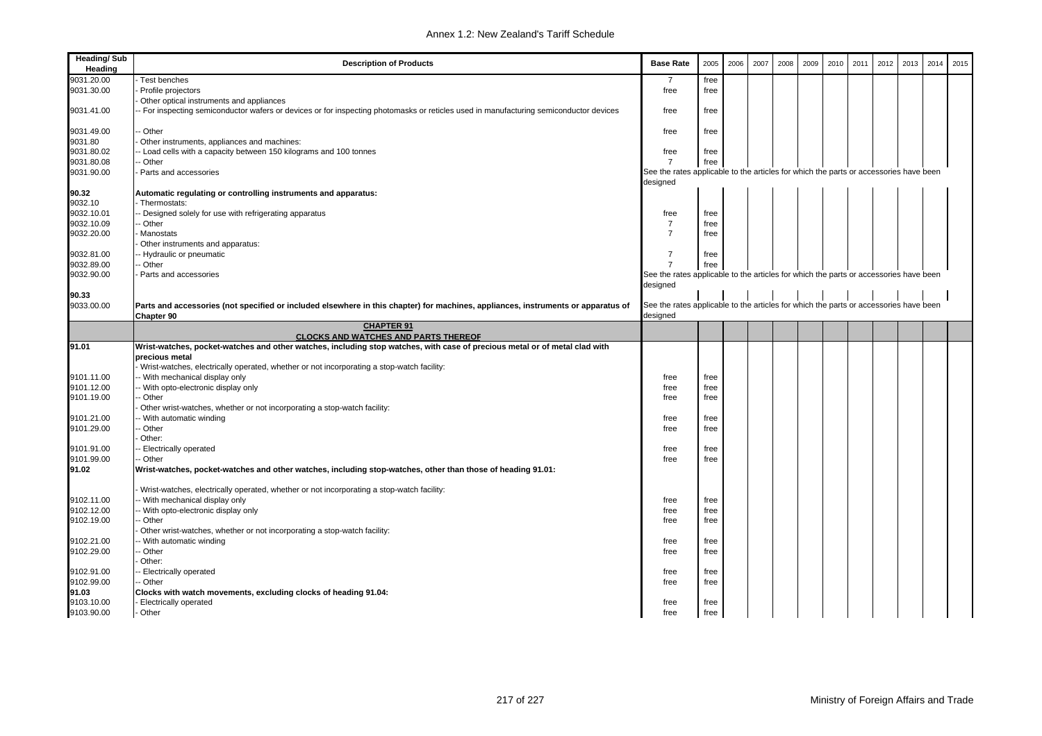| Heading/ Sub Heading | Description of Products | Base Rate | 2005 | 2006 | 2007 | 2008 | 2009 | 2010 | 2011 | 2012 | 2013 | 2014 | 2015 |
|---|---|---|---|---|---|---|---|---|---|---|---|---|---|
| 9031.20.00 | - Test benches | 7 | free | | | | | | | | | | |
| 9031.30.00 | - Profile projectors | free | free | | | | | | | | | | |
| | - Other optical instruments and appliances | | | | | | | | | | | | |
| 9031.41.00 | -- For inspecting semiconductor wafers or devices or for inspecting photomasks or reticles used in manufacturing semiconductor devices | free | free | | | | | | | | | | |
| 9031.49.00 | -- Other | free | free | | | | | | | | | | |
| 9031.80 | - Other instruments, appliances and machines: | | | | | | | | | | | | |
| 9031.80.02 | -- Load cells with a capacity between 150 kilograms and 100 tonnes | free | free | | | | | | | | | | |
| 9031.80.08 | -- Other | 7 | free | | | | | | | | | | |
| 9031.90.00 | - Parts and accessories | See the rates applicable to the articles for which the parts or accessories have been designed | | | | | | | | | | | |
| **90.32** | **Automatic regulating or controlling instruments and apparatus:** | | | | | | | | | | | | |
| 9032.10 | - Thermostats: | | | | | | | | | | | | |
| 9032.10.01 | -- Designed solely for use with refrigerating apparatus | free | free | | | | | | | | | | |
| 9032.10.09 | -- Other | 7 | free | | | | | | | | | | |
| 9032.20.00 | - Manostats | 7 | free | | | | | | | | | | |
| | - Other instruments and apparatus: | | | | | | | | | | | | |
| 9032.81.00 | -- Hydraulic or pneumatic | 7 | free | | | | | | | | | | |
| 9032.89.00 | -- Other | 7 | free | | | | | | | | | | |
| 9032.90.00 | - Parts and accessories | See the rates applicable to the articles for which the parts or accessories have been designed | | | | | | | | | | | |
| **90.33** | | | | | | | | | | | | | |
| 9033.00.00 | **Parts and accessories (not specified or included elsewhere in this chapter) for machines, appliances, instruments or apparatus of Chapter 90** | See the rates applicable to the articles for which the parts or accessories have been designed | | | | | | | | | | | |
| | **CHAPTER 91**<br>**CLOCKS AND WATCHES AND PARTS THEREOF** | | | | | | | | | | | | |
| **91.01** | **Wrist-watches, pocket-watches and other watches, including stop watches, with case of precious metal or of metal clad with precious metal** | | | | | | | | | | | | |
| | - Wrist-watches, electrically operated, whether or not incorporating a stop-watch facility: | | | | | | | | | | | | |
| 9101.11.00 | -- With mechanical display only | free | free | | | | | | | | | | |
| 9101.12.00 | -- With opto-electronic display only | free | free | | | | | | | | | | |
| 9101.19.00 | -- Other | free | free | | | | | | | | | | |
| | - Other wrist-watches, whether or not incorporating a stop-watch facility: | | | | | | | | | | | | |
| 9101.21.00 | -- With automatic winding | free | free | | | | | | | | | | |
| 9101.29.00 | -- Other | free | free | | | | | | | | | | |
| | - Other: | | | | | | | | | | | | |
| 9101.91.00 | -- Electrically operated | free | free | | | | | | | | | | |
| 9101.99.00 | -- Other | free | free | | | | | | | | | | |
| **91.02** | **Wrist-watches, pocket-watches and other watches, including stop-watches, other than those of heading 91.01:** | | | | | | | | | | | | |
| | - Wrist-watches, electrically operated, whether or not incorporating a stop-watch facility: | | | | | | | | | | | | |
| 9102.11.00 | -- With mechanical display only | free | free | | | | | | | | | | |
| 9102.12.00 | -- With opto-electronic display only | free | free | | | | | | | | | | |
| 9102.19.00 | -- Other | free | free | | | | | | | | | | |
| | - Other wrist-watches, whether or not incorporating a stop-watch facility: | | | | | | | | | | | | |
| 9102.21.00 | -- With automatic winding | free | free | | | | | | | | | | |
| 9102.29.00 | -- Other | free | free | | | | | | | | | | |
| | - Other: | | | | | | | | | | | | |
| 9102.91.00 | -- Electrically operated | free | free | | | | | | | | | | |
| 9102.99.00 | -- Other | free | free | | | | | | | | | | |
| **91.03** | **Clocks with watch movements, excluding clocks of heading 91.04:** | | | | | | | | | | | | |
| 9103.10.00 | - Electrically operated | free | free | | | | | | | | | | |
| 9103.90.00 | - Other | free | free | | | | | | | | | | |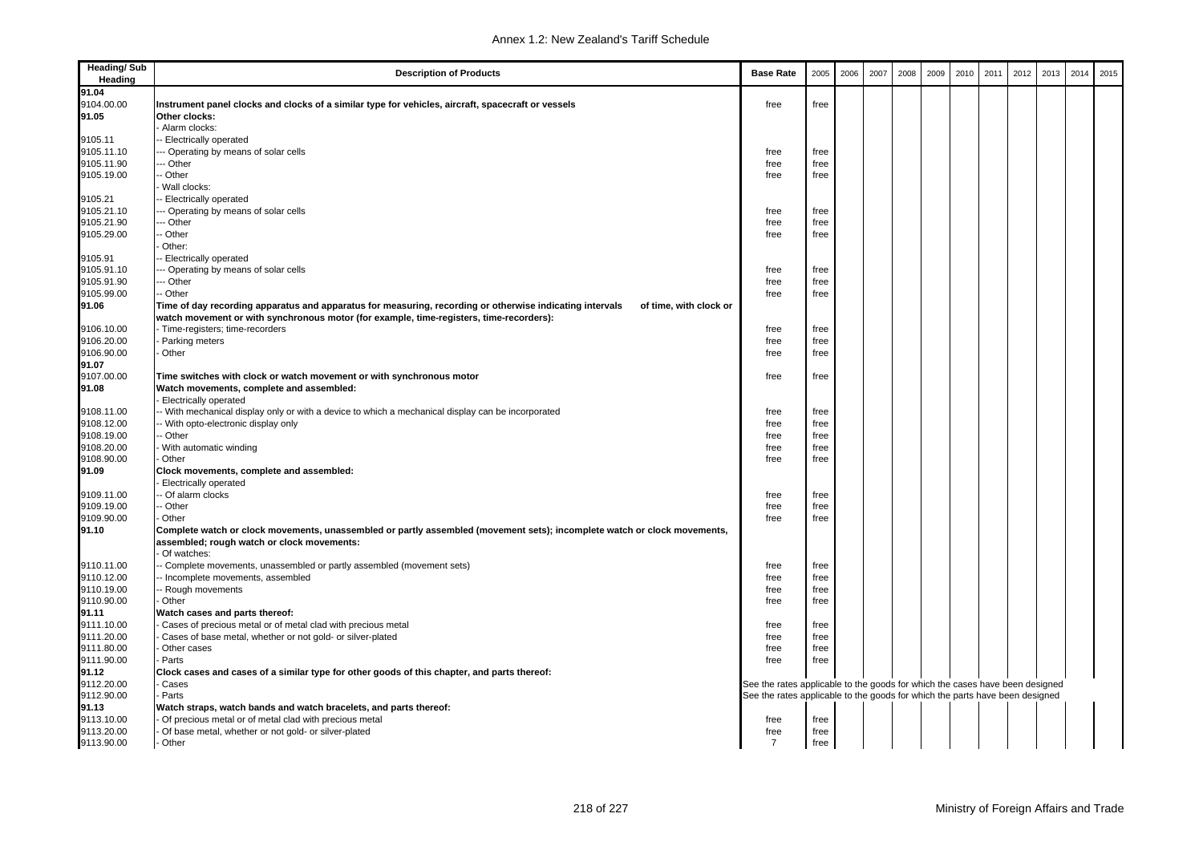| Heading/ Sub Heading | Description of Products | Base Rate | 2005 | 2006 | 2007 | 2008 | 2009 | 2010 | 2011 | 2012 | 2013 | 2014 | 2015 |
|---|---|---|---|---|---|---|---|---|---|---|---|---|---|
| 91.04 | | | | | | | | | | | | | |
| 9104.00.00 | **Instrument panel clocks and clocks of a similar type for vehicles, aircraft, spacecraft or vessels** | free | free | | | | | | | | | | |
| 91.05 | **Other clocks:** | | | | | | | | | | | | |
| | - Alarm clocks: | | | | | | | | | | | | |
| 9105.11 | -- Electrically operated | | | | | | | | | | | | |
| 9105.11.10 | --- Operating by means of solar cells | free | free | | | | | | | | | | |
| 9105.11.90 | --- Other | free | free | | | | | | | | | | |
| 9105.19.00 | -- Other | free | free | | | | | | | | | | |
| | - Wall clocks: | | | | | | | | | | | | |
| 9105.21 | -- Electrically operated | | | | | | | | | | | | |
| 9105.21.10 | --- Operating by means of solar cells | free | free | | | | | | | | | | |
| 9105.21.90 | --- Other | free | free | | | | | | | | | | |
| 9105.29.00 | -- Other | free | free | | | | | | | | | | |
| | - Other: | | | | | | | | | | | | |
| 9105.91 | -- Electrically operated | | | | | | | | | | | | |
| 9105.91.10 | --- Operating by means of solar cells | free | free | | | | | | | | | | |
| 9105.91.90 | --- Other | free | free | | | | | | | | | | |
| 9105.99.00 | -- Other | free | free | | | | | | | | | | |
| 91.06 | **Time of day recording apparatus and apparatus for measuring, recording or otherwise indicating intervals of time, with clock or watch movement or with synchronous motor (for example, time-registers, time-recorders):** | | | | | | | | | | | | |
| 9106.10.00 | - Time-registers; time-recorders | free | free | | | | | | | | | | |
| 9106.20.00 | - Parking meters | free | free | | | | | | | | | | |
| 9106.90.00 | - Other | free | free | | | | | | | | | | |
| 91.07 | | | | | | | | | | | | | |
| 9107.00.00 | **Time switches with clock or watch movement or with synchronous motor** | free | free | | | | | | | | | | |
| 91.08 | **Watch movements, complete and assembled:** | | | | | | | | | | | | |
| | - Electrically operated | | | | | | | | | | | | |
| 9108.11.00 | -- With mechanical display only or with a device to which a mechanical display can be incorporated | free | free | | | | | | | | | | |
| 9108.12.00 | -- With opto-electronic display only | free | free | | | | | | | | | | |
| 9108.19.00 | -- Other | free | free | | | | | | | | | | |
| 9108.20.00 | - With automatic winding | free | free | | | | | | | | | | |
| 9108.90.00 | - Other | free | free | | | | | | | | | | |
| 91.09 | **Clock movements, complete and assembled:** | | | | | | | | | | | | |
| | - Electrically operated | | | | | | | | | | | | |
| 9109.11.00 | -- Of alarm clocks | free | free | | | | | | | | | | |
| 9109.19.00 | -- Other | free | free | | | | | | | | | | |
| 9109.90.00 | - Other | free | free | | | | | | | | | | |
| 91.10 | **Complete watch or clock movements, unassembled or partly assembled (movement sets); incomplete watch or clock movements, assembled; rough watch or clock movements:** | | | | | | | | | | | | |
| | - Of watches: | | | | | | | | | | | | |
| 9110.11.00 | -- Complete movements, unassembled or partly assembled (movement sets) | free | free | | | | | | | | | | |
| 9110.12.00 | -- Incomplete movements, assembled | free | free | | | | | | | | | | |
| 9110.19.00 | -- Rough movements | free | free | | | | | | | | | | |
| 9110.90.00 | - Other | free | free | | | | | | | | | | |
| 91.11 | **Watch cases and parts thereof:** | | | | | | | | | | | | |
| 9111.10.00 | - Cases of precious metal or of metal clad with precious metal | free | free | | | | | | | | | | |
| 9111.20.00 | - Cases of base metal, whether or not gold- or silver-plated | free | free | | | | | | | | | | |
| 9111.80.00 | - Other cases | free | free | | | | | | | | | | |
| 9111.90.00 | - Parts | free | free | | | | | | | | | | |
| 91.12 | **Clock cases and cases of a similar type for other goods of this chapter, and parts thereof:** | | | | | | | | | | | | |
| 9112.20.00 | - Cases | See the rates applicable to the goods for which the cases have been designed | | | | | | | | | | | |
| 9112.90.00 | - Parts | See the rates applicable to the goods for which the parts have been designed | | | | | | | | | | | |
| 91.13 | **Watch straps, watch bands and watch bracelets, and parts thereof:** | | | | | | | | | | | | |
| 9113.10.00 | - Of precious metal or of metal clad with precious metal | free | free | | | | | | | | | | |
| 9113.20.00 | - Of base metal, whether or not gold- or silver-plated | free | free | | | | | | | | | | |
| 9113.90.00 | - Other | 7 | free | | | | | | | | | | |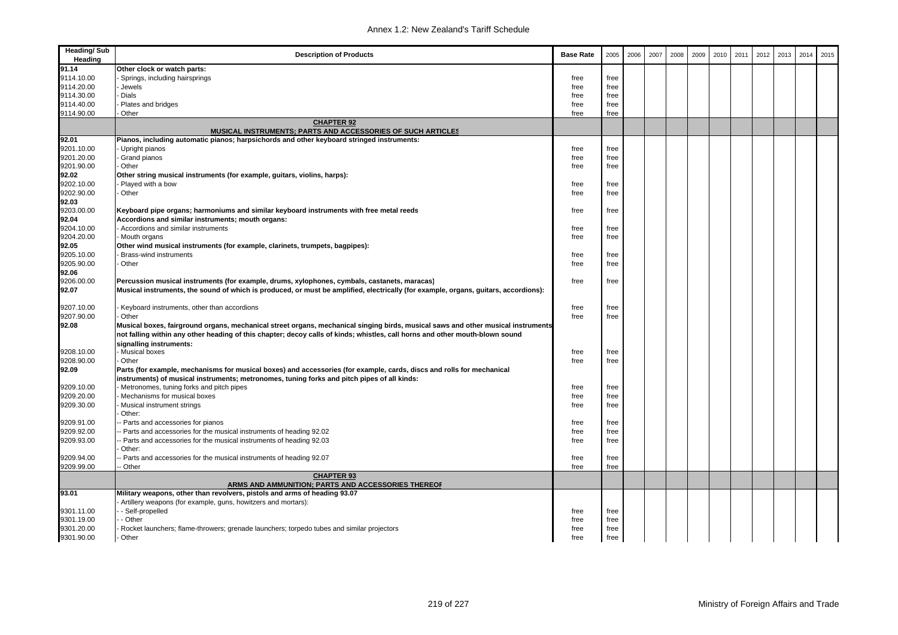| Heading/ Sub Heading | Description of Products | Base Rate | 2005 | 2006 | 2007 | 2008 | 2009 | 2010 | 2011 | 2012 | 2013 | 2014 | 2015 |
|---|---|---|---|---|---|---|---|---|---|---|---|---|---|
| **91.14** | **Other clock or watch parts:** | | | | | | | | | | | | |
| 9114.10.00 | - Springs, including hairsprings | free | free | | | | | | | | | | |
| 9114.20.00 | - Jewels | free | free | | | | | | | | | | |
| 9114.30.00 | - Dials | free | free | | | | | | | | | | |
| 9114.40.00 | - Plates and bridges | free | free | | | | | | | | | | |
| 9114.90.00 | - Other | free | free | | | | | | | | | | |
| | **CHAPTER 92** **MUSICAL INSTRUMENTS; PARTS AND ACCESSORIES OF SUCH ARTICLES** | | | | | | | | | | | | |
| **92.01** | **Pianos, including automatic pianos; harpsichords and other keyboard stringed instruments:** | | | | | | | | | | | | |
| 9201.10.00 | - Upright pianos | free | free | | | | | | | | | | |
| 9201.20.00 | - Grand pianos | free | free | | | | | | | | | | |
| 9201.90.00 | - Other | free | free | | | | | | | | | | |
| **92.02** | **Other string musical instruments (for example, guitars, violins, harps):** | | | | | | | | | | | | |
| 9202.10.00 | - Played with a bow | free | free | | | | | | | | | | |
| 9202.90.00 | - Other | free | free | | | | | | | | | | |
| **92.03** | | | | | | | | | | | | | |
| 9203.00.00 | **Keyboard pipe organs; harmoniums and similar keyboard instruments with free metal reeds** | free | free | | | | | | | | | | |
| **92.04** | **Accordions and similar instruments; mouth organs:** | | | | | | | | | | | | |
| 9204.10.00 | - Accordions and similar instruments | free | free | | | | | | | | | | |
| 9204.20.00 | - Mouth organs | free | free | | | | | | | | | | |
| **92.05** | **Other wind musical instruments (for example, clarinets, trumpets, bagpipes):** | | | | | | | | | | | | |
| 9205.10.00 | - Brass-wind instruments | free | free | | | | | | | | | | |
| 9205.90.00 | - Other | free | free | | | | | | | | | | |
| **92.06** | | | | | | | | | | | | | |
| 9206.00.00 | **Percussion musical instruments (for example, drums, xylophones, cymbals, castanets, maracas)** | free | free | | | | | | | | | | |
| **92.07** | **Musical instruments, the sound of which is produced, or must be amplified, electrically (for example, organs, guitars, accordions):** | | | | | | | | | | | | |
| 9207.10.00 | - Keyboard instruments, other than accordions | free | free | | | | | | | | | | |
| 9207.90.00 | - Other | free | free | | | | | | | | | | |
| **92.08** | **Musical boxes, fairground organs, mechanical street organs, mechanical singing birds, musical saws and other musical instruments not falling within any other heading of this chapter; decoy calls of kinds; whistles, call horns and other mouth-blown sound signalling instruments:** | | | | | | | | | | | | |
| 9208.10.00 | - Musical boxes | free | free | | | | | | | | | | |
| 9208.90.00 | - Other | free | free | | | | | | | | | | |
| **92.09** | **Parts (for example, mechanisms for musical boxes) and accessories (for example, cards, discs and rolls for mechanical instruments) of musical instruments; metronomes, tuning forks and pitch pipes of all kinds:** | | | | | | | | | | | | |
| 9209.10.00 | - Metronomes, tuning forks and pitch pipes | free | free | | | | | | | | | | |
| 9209.20.00 | - Mechanisms for musical boxes | free | free | | | | | | | | | | |
| 9209.30.00 | - Musical instrument strings | free | free | | | | | | | | | | |
| | - Other: | | | | | | | | | | | | |
| 9209.91.00 | -- Parts and accessories for pianos | free | free | | | | | | | | | | |
| 9209.92.00 | -- Parts and accessories for the musical instruments of heading 92.02 | free | free | | | | | | | | | | |
| 9209.93.00 | -- Parts and accessories for the musical instruments of heading 92.03 | free | free | | | | | | | | | | |
| | - Other: | | | | | | | | | | | | |
| 9209.94.00 | -- Parts and accessories for the musical instruments of heading 92.07 | free | free | | | | | | | | | | |
| 9209.99.00 | -- Other | free | free | | | | | | | | | | |
| | **CHAPTER 93** **ARMS AND AMMUNITION; PARTS AND ACCESSORIES THEREOF** | | | | | | | | | | | | |
| **93.01** | **Military weapons, other than revolvers, pistols and arms of heading 93.07** | | | | | | | | | | | | |
| | - Artillery weapons (for example, guns, howitzers and mortars): | | | | | | | | | | | | |
| 9301.11.00 | - - Self-propelled | free | free | | | | | | | | | | |
| 9301.19.00 | - - Other | free | free | | | | | | | | | | |
| 9301.20.00 | - Rocket launchers; flame-throwers; grenade launchers; torpedo tubes and similar projectors | free | free | | | | | | | | | | |
| 9301.90.00 | - Other | free | free | | | | | | | | | | |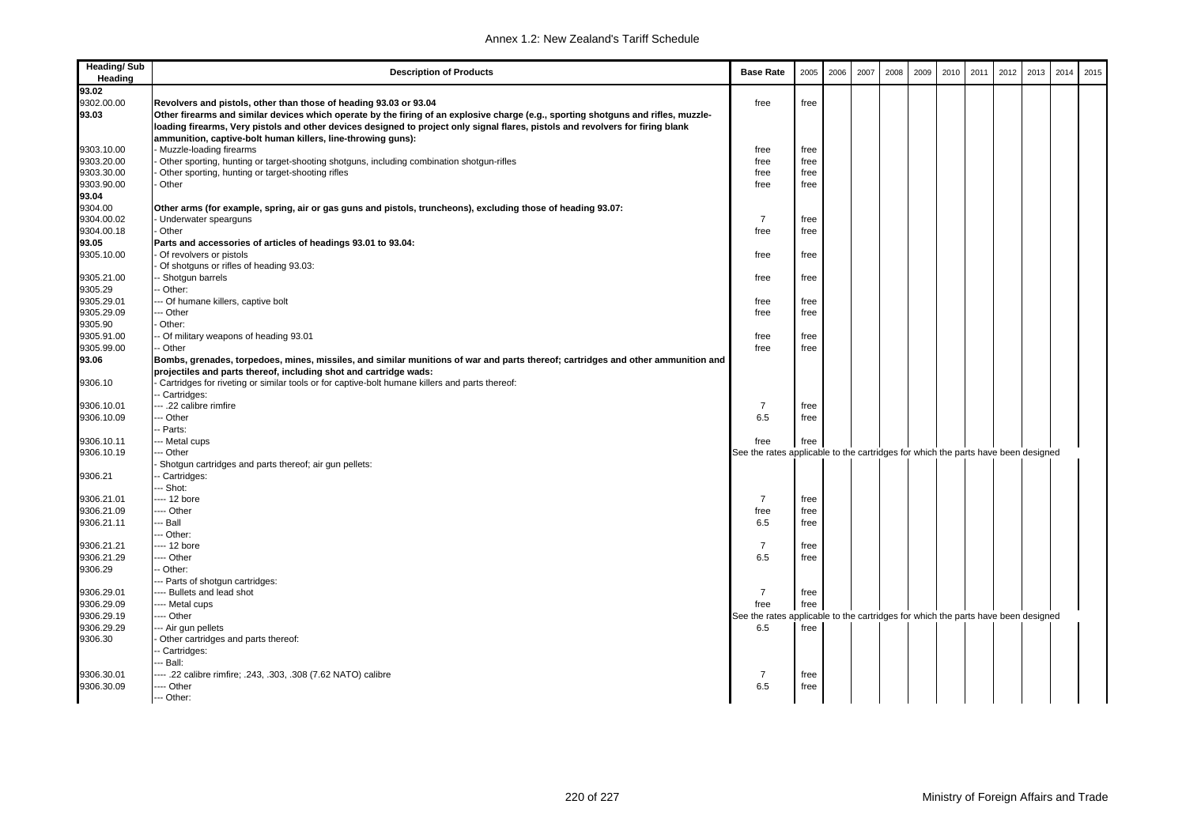| Heading/ Sub Heading | Description of Products | Base Rate | 2005 | 2006 | 2007 | 2008 | 2009 | 2010 | 2011 | 2012 | 2013 | 2014 | 2015 |
|---|---|---|---|---|---|---|---|---|---|---|---|---|---|
| **93.02** | | | | | | | | | | | | | |
| 9302.00.00 | **Revolvers and pistols, other than those of heading 93.03 or 93.04** | free | free | | | | | | | | | | |
| **93.03** | **Other firearms and similar devices which operate by the firing of an explosive charge (e.g., sporting shotguns and rifles, muzzle-loading firearms, Very pistols and other devices designed to project only signal flares, pistols and revolvers for firing blank ammunition, captive-bolt human killers, line-throwing guns):** | | | | | | | | | | | | |
| 9303.10.00 | - Muzzle-loading firearms | free | free | | | | | | | | | | |
| 9303.20.00 | - Other sporting, hunting or target-shooting shotguns, including combination shotgun-rifles | free | free | | | | | | | | | | |
| 9303.30.00 | - Other sporting, hunting or target-shooting rifles | free | free | | | | | | | | | | |
| 9303.90.00 | - Other | free | free | | | | | | | | | | |
| **93.04** | | | | | | | | | | | | | |
| 9304.00 | **Other arms (for example, spring, air or gas guns and pistols, truncheons), excluding those of heading 93.07:** | | | | | | | | | | | | |
| 9304.00.02 | - Underwater spearguns | 7 | free | | | | | | | | | | |
| 9304.00.18 | - Other | free | free | | | | | | | | | | |
| **93.05** | **Parts and accessories of articles of headings 93.01 to 93.04:** | | | | | | | | | | | | |
| 9305.10.00 | - Of revolvers or pistols | free | free | | | | | | | | | | |
| | - Of shotguns or rifles of heading 93.03: | | | | | | | | | | | | |
| 9305.21.00 | -- Shotgun barrels | free | free | | | | | | | | | | |
| 9305.29 | -- Other: | | | | | | | | | | | | |
| 9305.29.01 | --- Of humane killers, captive bolt | free | free | | | | | | | | | | |
| 9305.29.09 | --- Other | free | free | | | | | | | | | | |
| 9305.90 | - Other: | | | | | | | | | | | | |
| 9305.91.00 | -- Of military weapons of heading 93.01 | free | free | | | | | | | | | | |
| 9305.99.00 | -- Other | free | free | | | | | | | | | | |
| **93.06** | **Bombs, grenades, torpedoes, mines, missiles, and similar munitions of war and parts thereof; cartridges and other ammunition and projectiles and parts thereof, including shot and cartridge wads:** | | | | | | | | | | | | |
| 9306.10 | - Cartridges for riveting or similar tools or for captive-bolt humane killers and parts thereof: | | | | | | | | | | | | |
| | -- Cartridges: | | | | | | | | | | | | |
| 9306.10.01 | --- .22 calibre rimfire | 7 | free | | | | | | | | | | |
| 9306.10.09 | --- Other | 6.5 | free | | | | | | | | | | |
| | -- Parts: | | | | | | | | | | | | |
| 9306.10.11 | --- Metal cups | free | free | | | | | | | | | | |
| 9306.10.19 | --- Other | See the rates applicable to the cartridges for which the parts have been designed | | | | | | | | | | | |
| | - Shotgun cartridges and parts thereof; air gun pellets: | | | | | | | | | | | | |
| 9306.21 | -- Cartridges: | | | | | | | | | | | | |
| | --- Shot: | | | | | | | | | | | | |
| 9306.21.01 | ---- 12 bore | 7 | free | | | | | | | | | | |
| 9306.21.09 | ---- Other | free | free | | | | | | | | | | |
| 9306.21.11 | --- Ball | 6.5 | free | | | | | | | | | | |
| | --- Other: | | | | | | | | | | | | |
| 9306.21.21 | ---- 12 bore | 7 | free | | | | | | | | | | |
| 9306.21.29 | ---- Other | 6.5 | free | | | | | | | | | | |
| 9306.29 | -- Other: | | | | | | | | | | | | |
| | --- Parts of shotgun cartridges: | | | | | | | | | | | | |
| 9306.29.01 | ---- Bullets and lead shot | 7 | free | | | | | | | | | | |
| 9306.29.09 | ---- Metal cups | free | free | | | | | | | | | | |
| 9306.29.19 | ---- Other | See the rates applicable to the cartridges for which the parts have been designed | | | | | | | | | | | |
| 9306.29.29 | --- Air gun pellets | 6.5 | free | | | | | | | | | | |
| 9306.30 | - Other cartridges and parts thereof: | | | | | | | | | | | | |
| | -- Cartridges: | | | | | | | | | | | | |
| | --- Ball: | | | | | | | | | | | | |
| 9306.30.01 | ---- .22 calibre rimfire; .243, .303, .308 (7.62 NATO) calibre | 7 | free | | | | | | | | | | |
| 9306.30.09 | ---- Other | 6.5 | free | | | | | | | | | | |
| | --- Other: | | | | | | | | | | | | |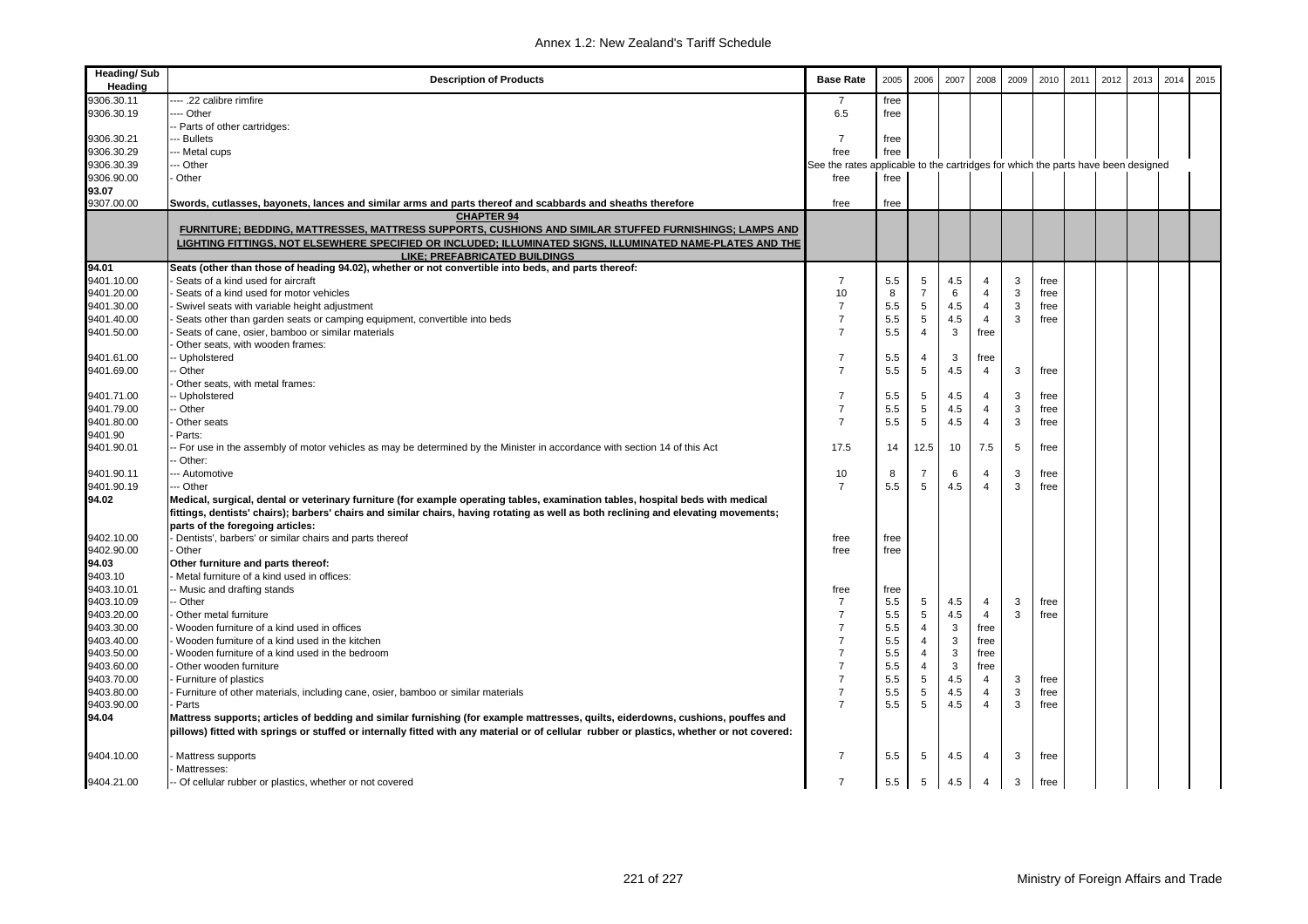| Heading/ Sub Heading | Description of Products | Base Rate | 2005 | 2006 | 2007 | 2008 | 2009 | 2010 | 2011 | 2012 | 2013 | 2014 | 2015 |
|---|---|---|---|---|---|---|---|---|---|---|---|---|---|
| 9306.30.11 | ---- .22 calibre rimfire | 7 | free | | | | | | | | | | |
| 9306.30.19 | ---- Other | 6.5 | free | | | | | | | | | | |
| | -- Parts of other cartridges: | | | | | | | | | | | | |
| 9306.30.21 | --- Bullets | 7 | free | | | | | | | | | | |
| 9306.30.29 | --- Metal cups | free | free | | | | | | | | | | |
| 9306.30.39 | --- Other | See the rates applicable to the cartridges for which the parts have been designed | | | | | | | | | | | |
| 9306.90.00 | - Other | free | free | | | | | | | | | | |
| **93.07** | | | | | | | | | | | | | |
| 9307.00.00 | **Swords, cutlasses, bayonets, lances and similar arms and parts thereof and scabbards and sheaths therefore** | free | free | | | | | | | | | | |
| | **CHAPTER 94** **FURNITURE; BEDDING, MATTRESSES, MATTRESS SUPPORTS, CUSHIONS AND SIMILAR STUFFED FURNISHINGS; LAMPS AND LIGHTING FITTINGS, NOT ELSEWHERE SPECIFIED OR INCLUDED; ILLUMINATED SIGNS, ILLUMINATED NAME-PLATES AND THE LIKE; PREFABRICATED BUILDINGS** | | | | | | | | | | | | |
| **94.01** | **Seats (other than those of heading 94.02), whether or not convertible into beds, and parts thereof:** | | | | | | | | | | | | |
| 9401.10.00 | - Seats of a kind used for aircraft | 7 | 5.5 | 5 | 4.5 | 4 | 3 | free | | | | | |
| 9401.20.00 | - Seats of a kind used for motor vehicles | 10 | 8 | 7 | 6 | 4 | 3 | free | | | | | |
| 9401.30.00 | - Swivel seats with variable height adjustment | 7 | 5.5 | 5 | 4.5 | 4 | 3 | free | | | | | |
| 9401.40.00 | - Seats other than garden seats or camping equipment, convertible into beds | 7 | 5.5 | 5 | 4.5 | 4 | 3 | free | | | | | |
| 9401.50.00 | - Seats of cane, osier, bamboo or similar materials | 7 | 5.5 | 4 | 3 | free | | | | | | | |
| | - Other seats, with wooden frames: | | | | | | | | | | | | |
| 9401.61.00 | -- Upholstered | 7 | 5.5 | 4 | 3 | free | | | | | | | |
| 9401.69.00 | -- Other | 7 | 5.5 | 5 | 4.5 | 4 | 3 | free | | | | | |
| | - Other seats, with metal frames: | | | | | | | | | | | | |
| 9401.71.00 | -- Upholstered | 7 | 5.5 | 5 | 4.5 | 4 | 3 | free | | | | | |
| 9401.79.00 | -- Other | 7 | 5.5 | 5 | 4.5 | 4 | 3 | free | | | | | |
| 9401.80.00 | - Other seats | 7 | 5.5 | 5 | 4.5 | 4 | 3 | free | | | | | |
| 9401.90 | - Parts: | | | | | | | | | | | | |
| 9401.90.01 | -- For use in the assembly of motor vehicles as may be determined by the Minister in accordance with section 14 of this Act | 17.5 | 14 | 12.5 | 10 | 7.5 | 5 | free | | | | | |
| | -- Other: | | | | | | | | | | | | |
| 9401.90.11 | --- Automotive | 10 | 8 | 7 | 6 | 4 | 3 | free | | | | | |
| 9401.90.19 | --- Other | 7 | 5.5 | 5 | 4.5 | 4 | 3 | free | | | | | |
| **94.02** | **Medical, surgical, dental or veterinary furniture (for example operating tables, examination tables, hospital beds with medical fittings, dentists' chairs); barbers' chairs and similar chairs, having rotating as well as both reclining and elevating movements; parts of the foregoing articles:** | | | | | | | | | | | | |
| 9402.10.00 | - Dentists', barbers' or similar chairs and parts thereof | free | free | | | | | | | | | | |
| 9402.90.00 | - Other | free | free | | | | | | | | | | |
| **94.03** | **Other furniture and parts thereof:** | | | | | | | | | | | | |
| 9403.10 | - Metal furniture of a kind used in offices: | | | | | | | | | | | | |
| 9403.10.01 | -- Music and drafting stands | free | free | | | | | | | | | | |
| 9403.10.09 | -- Other | 7 | 5.5 | 5 | 4.5 | 4 | 3 | free | | | | | |
| 9403.20.00 | - Other metal furniture | 7 | 5.5 | 5 | 4.5 | 4 | 3 | free | | | | | |
| 9403.30.00 | - Wooden furniture of a kind used in offices | 7 | 5.5 | 4 | 3 | free | | | | | | | |
| 9403.40.00 | - Wooden furniture of a kind used in the kitchen | 7 | 5.5 | 4 | 3 | free | | | | | | | |
| 9403.50.00 | - Wooden furniture of a kind used in the bedroom | 7 | 5.5 | 4 | 3 | free | | | | | | | |
| 9403.60.00 | - Other wooden furniture | 7 | 5.5 | 4 | 3 | free | | | | | | | |
| 9403.70.00 | - Furniture of plastics | 7 | 5.5 | 5 | 4.5 | 4 | 3 | free | | | | | |
| 9403.80.00 | - Furniture of other materials, including cane, osier, bamboo or similar materials | 7 | 5.5 | 5 | 4.5 | 4 | 3 | free | | | | | |
| 9403.90.00 | - Parts | 7 | 5.5 | 5 | 4.5 | 4 | 3 | free | | | | | |
| **94.04** | **Mattress supports; articles of bedding and similar furnishing (for example mattresses, quilts, eiderdowns, cushions, pouffes and pillows) fitted with springs or stuffed or internally fitted with any material or of cellular rubber or plastics, whether or not covered:** | | | | | | | | | | | | |
| 9404.10.00 | - Mattress supports | 7 | 5.5 | 5 | 4.5 | 4 | 3 | free | | | | | |
| | - Mattresses: | | | | | | | | | | | | |
| 9404.21.00 | -- Of cellular rubber or plastics, whether or not covered | 7 | 5.5 | 5 | 4.5 | 4 | 3 | free | | | | | |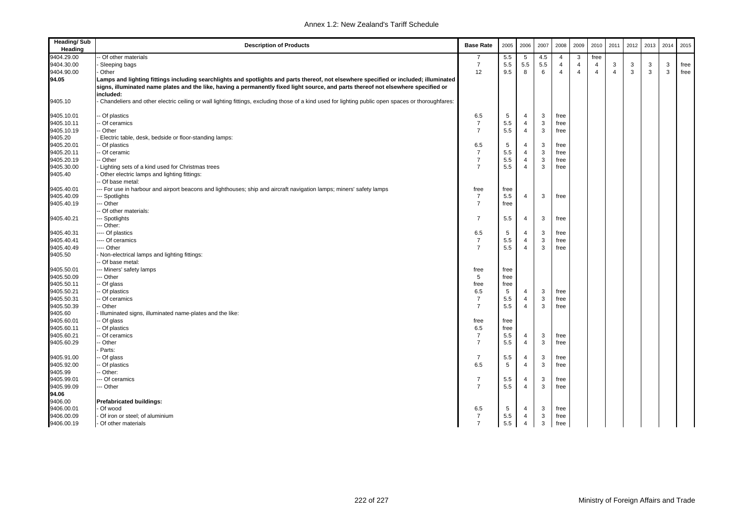| Heading/ Sub Heading | Description of Products | Base Rate | 2005 | 2006 | 2007 | 2008 | 2009 | 2010 | 2011 | 2012 | 2013 | 2014 | 2015 |
|---|---|---|---|---|---|---|---|---|---|---|---|---|---|
| 9404.29.00 | -- Of other materials | 7 | 5.5 | 5 | 4.5 | 4 | 3 | free | | | | | |
| 9404.30.00 | - Sleeping bags | 7 | 5.5 | 5.5 | 5.5 | 4 | 4 | 4 | 3 | 3 | 3 | 3 | free |
| 9404.90.00 | - Other | 12 | 9.5 | 8 | 6 | 4 | 4 | 4 | 4 | 3 | 3 | 3 | free |
| **94.05** | **Lamps and lighting fittings including searchlights and spotlights and parts thereof, not elsewhere specified or included; illuminated signs, illuminated name plates and the like, having a permanently fixed light source, and parts thereof not elsewhere specified or included:** | | | | | | | | | | | | |
| 9405.10 | - Chandeliers and other electric ceiling or wall lighting fittings, excluding those of a kind used for lighting public open spaces or thoroughfares: | | | | | | | | | | | | |
| 9405.10.01 | -- Of plastics | 6.5 | 5 | 4 | 3 | free | | | | | | | |
| 9405.10.11 | -- Of ceramics | 7 | 5.5 | 4 | 3 | free | | | | | | | |
| 9405.10.19 | -- Other | 7 | 5.5 | 4 | 3 | free | | | | | | | |
| 9405.20 | - Electric table, desk, bedside or floor-standing lamps: | | | | | | | | | | | | |
| 9405.20.01 | -- Of plastics | 6.5 | 5 | 4 | 3 | free | | | | | | | |
| 9405.20.11 | -- Of ceramic | 7 | 5.5 | 4 | 3 | free | | | | | | | |
| 9405.20.19 | -- Other | 7 | 5.5 | 4 | 3 | free | | | | | | | |
| 9405.30.00 | - Lighting sets of a kind used for Christmas trees | 7 | 5.5 | 4 | 3 | free | | | | | | | |
| 9405.40 | - Other electric lamps and lighting fittings: | | | | | | | | | | | | |
| | -- Of base metal: | | | | | | | | | | | | |
| 9405.40.01 | --- For use in harbour and airport beacons and lighthouses; ship and aircraft navigation lamps; miners' safety lamps | free | free | | | | | | | | | | |
| 9405.40.09 | --- Spotlights | 7 | 5.5 | 4 | 3 | free | | | | | | | |
| 9405.40.19 | --- Other | 7 | free | | | | | | | | | | |
| | -- Of other materials: | | | | | | | | | | | | |
| 9405.40.21 | --- Spotlights | 7 | 5.5 | 4 | 3 | free | | | | | | | |
| | --- Other: | | | | | | | | | | | | |
| 9405.40.31 | ---- Of plastics | 6.5 | 5 | 4 | 3 | free | | | | | | | |
| 9405.40.41 | ---- Of ceramics | 7 | 5.5 | 4 | 3 | free | | | | | | | |
| 9405.40.49 | ---- Other | 7 | 5.5 | 4 | 3 | free | | | | | | | |
| 9405.50 | - Non-electrical lamps and lighting fittings: | | | | | | | | | | | | |
| | -- Of base metal: | | | | | | | | | | | | |
| 9405.50.01 | --- Miners' safety lamps | free | free | | | | | | | | | | |
| 9405.50.09 | --- Other | 5 | free | | | | | | | | | | |
| 9405.50.11 | -- Of glass | free | free | | | | | | | | | | |
| 9405.50.21 | -- Of plastics | 6.5 | 5 | 4 | 3 | free | | | | | | | |
| 9405.50.31 | -- Of ceramics | 7 | 5.5 | 4 | 3 | free | | | | | | | |
| 9405.50.39 | -- Other | 7 | 5.5 | 4 | 3 | free | | | | | | | |
| 9405.60 | - Illuminated signs, illuminated name-plates and the like: | | | | | | | | | | | | |
| 9405.60.01 | -- Of glass | free | free | | | | | | | | | | |
| 9405.60.11 | -- Of plastics | 6.5 | free | | | | | | | | | | |
| 9405.60.21 | -- Of ceramics | 7 | 5.5 | 4 | 3 | free | | | | | | | |
| 9405.60.29 | -- Other | 7 | 5.5 | 4 | 3 | free | | | | | | | |
| | - Parts: | | | | | | | | | | | | |
| 9405.91.00 | -- Of glass | 7 | 5.5 | 4 | 3 | free | | | | | | | |
| 9405.92.00 | -- Of plastics | 6.5 | 5 | 4 | 3 | free | | | | | | | |
| 9405.99 | -- Other: | | | | | | | | | | | | |
| 9405.99.01 | --- Of ceramics | 7 | 5.5 | 4 | 3 | free | | | | | | | |
| 9405.99.09 | --- Other | 7 | 5.5 | 4 | 3 | free | | | | | | | |
| **94.06** | | | | | | | | | | | | | |
| 9406.00 | **Prefabricated buildings:** | | | | | | | | | | | | |
| 9406.00.01 | - Of wood | 6.5 | 5 | 4 | 3 | free | | | | | | | |
| 9406.00.09 | - Of iron or steel; of aluminium | 7 | 5.5 | 4 | 3 | free | | | | | | | |
| 9406.00.19 | - Of other materials | 7 | 5.5 | 4 | 3 | free | | | | | | | |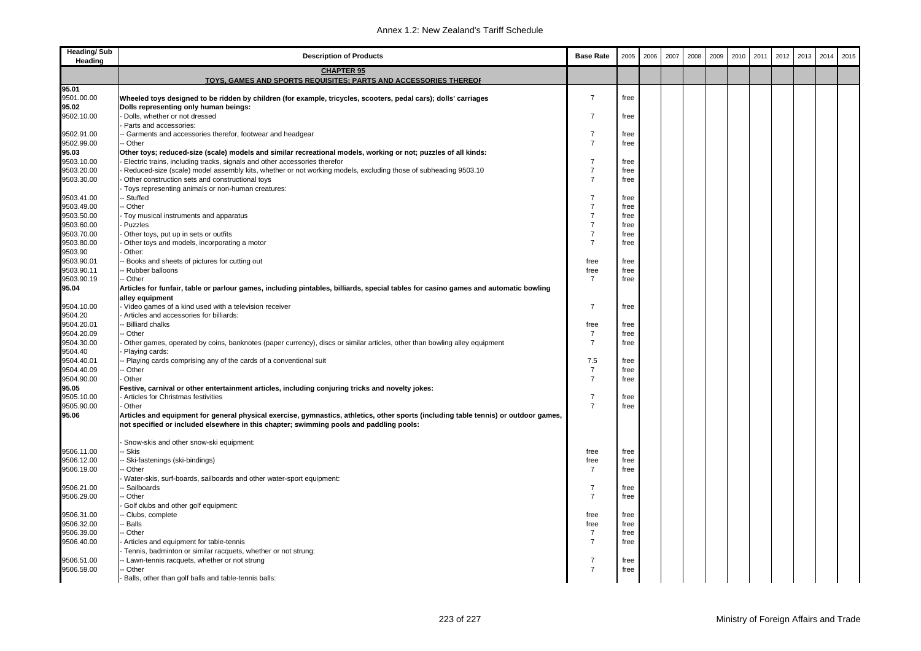Annex 1.2: New Zealand's Tariff Schedule

| Heading/ Sub Heading | Description of Products | Base Rate | 2005 | 2006 | 2007 | 2008 | 2009 | 2010 | 2011 | 2012 | 2013 | 2014 | 2015 |
|---|---|---|---|---|---|---|---|---|---|---|---|---|---|
| | **CHAPTER 95** | | | | | | | | | | | | |
| | **TOYS, GAMES AND SPORTS REQUISITES; PARTS AND ACCESSORIES THEREOF** | | | | | | | | | | | | |
| **95.01** | | | | | | | | | | | | | |
| 9501.00.00 | **Wheeled toys designed to be ridden by children (for example, tricycles, scooters, pedal cars); dolls' carriages** | 7 | free | | | | | | | | | | |
| **95.02** | **Dolls representing only human beings:** | | | | | | | | | | | | |
| 9502.10.00 | - Dolls, whether or not dressed | 7 | free | | | | | | | | | | |
| | - Parts and accessories: | | | | | | | | | | | | |
| 9502.91.00 | -- Garments and accessories therefor, footwear and headgear | 7 | free | | | | | | | | | | |
| 9502.99.00 | -- Other | 7 | free | | | | | | | | | | |
| **95.03** | **Other toys; reduced-size (scale) models and similar recreational models, working or not; puzzles of all kinds:** | | | | | | | | | | | | |
| 9503.10.00 | - Electric trains, including tracks, signals and other accessories therefor | 7 | free | | | | | | | | | | |
| 9503.20.00 | - Reduced-size (scale) model assembly kits, whether or not working models, excluding those of subheading 9503.10 | 7 | free | | | | | | | | | | |
| 9503.30.00 | - Other construction sets and constructional toys | 7 | free | | | | | | | | | | |
| | - Toys representing animals or non-human creatures: | | | | | | | | | | | | |
| 9503.41.00 | -- Stuffed | 7 | free | | | | | | | | | | |
| 9503.49.00 | -- Other | 7 | free | | | | | | | | | | |
| 9503.50.00 | - Toy musical instruments and apparatus | 7 | free | | | | | | | | | | |
| 9503.60.00 | - Puzzles | 7 | free | | | | | | | | | | |
| 9503.70.00 | - Other toys, put up in sets or outfits | 7 | free | | | | | | | | | | |
| 9503.80.00 | - Other toys and models, incorporating a motor | 7 | free | | | | | | | | | | |
| 9503.90 | - Other: | | | | | | | | | | | | |
| 9503.90.01 | -- Books and sheets of pictures for cutting out | free | free | | | | | | | | | | |
| 9503.90.11 | -- Rubber balloons | free | free | | | | | | | | | | |
| 9503.90.19 | -- Other | 7 | free | | | | | | | | | | |
| **95.04** | **Articles for funfair, table or parlour games, including pintables, billiards, special tables for casino games and automatic bowling alley equipment** | | | | | | | | | | | | |
| 9504.10.00 | - Video games of a kind used with a television receiver | 7 | free | | | | | | | | | | |
| 9504.20 | - Articles and accessories for billiards: | | | | | | | | | | | | |
| 9504.20.01 | -- Billiard chalks | free | free | | | | | | | | | | |
| 9504.20.09 | -- Other | 7 | free | | | | | | | | | | |
| 9504.30.00 | - Other games, operated by coins, banknotes (paper currency), discs or similar articles, other than bowling alley equipment | 7 | free | | | | | | | | | | |
| 9504.40 | - Playing cards: | | | | | | | | | | | | |
| 9504.40.01 | -- Playing cards comprising any of the cards of a conventional suit | 7.5 | free | | | | | | | | | | |
| 9504.40.09 | -- Other | 7 | free | | | | | | | | | | |
| 9504.90.00 | - Other | 7 | free | | | | | | | | | | |
| **95.05** | **Festive, carnival or other entertainment articles, including conjuring tricks and novelty jokes:** | | | | | | | | | | | | |
| 9505.10.00 | - Articles for Christmas festivities | 7 | free | | | | | | | | | | |
| 9505.90.00 | - Other | 7 | free | | | | | | | | | | |
| **95.06** | **Articles and equipment for general physical exercise, gymnastics, athletics, other sports (including table tennis) or outdoor games, not specified or included elsewhere in this chapter; swimming pools and paddling pools:** | | | | | | | | | | | | |
| | - Snow-skis and other snow-ski equipment: | | | | | | | | | | | | |
| 9506.11.00 | -- Skis | free | free | | | | | | | | | | |
| 9506.12.00 | -- Ski-fastenings (ski-bindings) | free | free | | | | | | | | | | |
| 9506.19.00 | -- Other | 7 | free | | | | | | | | | | |
| | - Water-skis, surf-boards, sailboards and other water-sport equipment: | | | | | | | | | | | | |
| 9506.21.00 | -- Sailboards | 7 | free | | | | | | | | | | |
| 9506.29.00 | -- Other | 7 | free | | | | | | | | | | |
| | - Golf clubs and other golf equipment: | | | | | | | | | | | | |
| 9506.31.00 | -- Clubs, complete | free | free | | | | | | | | | | |
| 9506.32.00 | -- Balls | free | free | | | | | | | | | | |
| 9506.39.00 | -- Other | 7 | free | | | | | | | | | | |
| 9506.40.00 | - Articles and equipment for table-tennis | 7 | free | | | | | | | | | | |
| | - Tennis, badminton or similar racquets, whether or not strung: | | | | | | | | | | | | |
| 9506.51.00 | -- Lawn-tennis racquets, whether or not strung | 7 | free | | | | | | | | | | |
| 9506.59.00 | -- Other | 7 | free | | | | | | | | | | |
| | - Balls, other than golf balls and table-tennis balls: | | | | | | | | | | | | |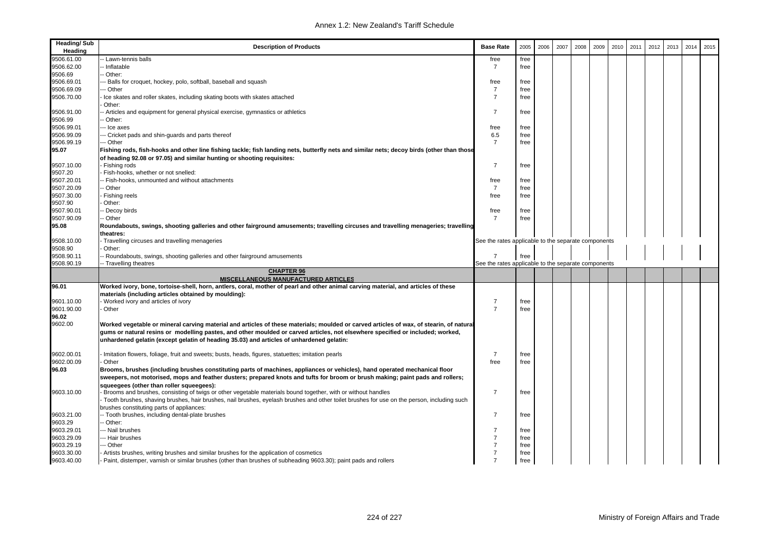| Heading/ Sub Heading | Description of Products | Base Rate | 2005 | 2006 | 2007 | 2008 | 2009 | 2010 | 2011 | 2012 | 2013 | 2014 | 2015 |
|---|---|---|---|---|---|---|---|---|---|---|---|---|---|
| 9506.61.00 | -- Lawn-tennis balls | free | free | | | | | | | | | | |
| 9506.62.00 | -- Inflatable | 7 | free | | | | | | | | | | |
| 9506.69 | -- Other: | | | | | | | | | | | | |
| 9506.69.01 | --- Balls for croquet, hockey, polo, softball, baseball and squash | free | free | | | | | | | | | | |
| 9506.69.09 | --- Other | 7 | free | | | | | | | | | | |
| 9506.70.00 | - Ice skates and roller skates, including skating boots with skates attached | 7 | free | | | | | | | | | | |
| | - Other: | | | | | | | | | | | | |
| 9506.91.00 | -- Articles and equipment for general physical exercise, gymnastics or athletics | 7 | free | | | | | | | | | | |
| 9506.99 | -- Other: | | | | | | | | | | | | |
| 9506.99.01 | --- Ice axes | free | free | | | | | | | | | | |
| 9506.99.09 | --- Cricket pads and shin-guards and parts thereof | 6.5 | free | | | | | | | | | | |
| 9506.99.19 | --- Other | 7 | free | | | | | | | | | | |
| **95.07** | **Fishing rods, fish-hooks and other line fishing tackle; fish landing nets, butterfly nets and similar nets; decoy birds (other than those of heading 92.08 or 97.05) and similar hunting or shooting requisites:** | | | | | | | | | | | | |
| 9507.10.00 | - Fishing rods | 7 | free | | | | | | | | | | |
| 9507.20 | - Fish-hooks, whether or not snelled: | | | | | | | | | | | | |
| 9507.20.01 | -- Fish-hooks, unmounted and without attachments | free | free | | | | | | | | | | |
| 9507.20.09 | -- Other | 7 | free | | | | | | | | | | |
| 9507.30.00 | - Fishing reels | free | free | | | | | | | | | | |
| 9507.90 | - Other: | | | | | | | | | | | | |
| 9507.90.01 | -- Decoy birds | free | free | | | | | | | | | | |
| 9507.90.09 | -- Other | 7 | free | | | | | | | | | | |
| **95.08** | **Roundabouts, swings, shooting galleries and other fairground amusements; travelling circuses and travelling menageries; travelling theatres:** | | | | | | | | | | | | |
| 9508.10.00 | - Travelling circuses and travelling menageries | See the rates applicable to the separate components | | | | | | | | | | | |
| 9508.90 | - Other: | | | | | | | | | | | | |
| 9508.90.11 | -- Roundabouts, swings, shooting galleries and other fairground amusements | 7 | free | | | | | | | | | | |
| 9508.90.19 | -- Travelling theatres | See the rates applicable to the separate components | | | | | | | | | | | |
| | **CHAPTER 96** **MISCELLANEOUS MANUFACTURED ARTICLES** | | | | | | | | | | | | |
| **96.01** | **Worked ivory, bone, tortoise-shell, horn, antlers, coral, mother of pearl and other animal carving material, and articles of these materials (including articles obtained by moulding):** | | | | | | | | | | | | |
| 9601.10.00 | - Worked ivory and articles of ivory | 7 | free | | | | | | | | | | |
| 9601.90.00 | - Other | 7 | free | | | | | | | | | | |
| **96.02** | | | | | | | | | | | | | |
| 9602.00 | **Worked vegetable or mineral carving material and articles of these materials; moulded or carved articles of wax, of stearin, of natural gums or natural resins or modelling pastes, and other moulded or carved articles, not elsewhere specified or included; worked, unhardened gelatin (except gelatin of heading 35.03) and articles of unhardened gelatin:** | | | | | | | | | | | | |
| 9602.00.01 | - Imitation flowers, foliage, fruit and sweets; busts, heads, figures, statuettes; imitation pearls | 7 | free | | | | | | | | | | |
| 9602.00.09 | - Other | free | free | | | | | | | | | | |
| **96.03** | **Brooms, brushes (including brushes constituting parts of machines, appliances or vehicles), hand operated mechanical floor sweepers, not motorised, mops and feather dusters; prepared knots and tufts for broom or brush making; paint pads and rollers; squeegees (other than roller squeegees):** | | | | | | | | | | | | |
| 9603.10.00 | - Brooms and brushes, consisting of twigs or other vegetable materials bound together, with or without handles | 7 | free | | | | | | | | | | |
| | - Tooth brushes, shaving brushes, hair brushes, nail brushes, eyelash brushes and other toilet brushes for use on the person, including such brushes constituting parts of appliances: | | | | | | | | | | | | |
| 9603.21.00 | -- Tooth brushes, including dental-plate brushes | 7 | free | | | | | | | | | | |
| 9603.29 | -- Other: | | | | | | | | | | | | |
| 9603.29.01 | --- Nail brushes | 7 | free | | | | | | | | | | |
| 9603.29.09 | --- Hair brushes | 7 | free | | | | | | | | | | |
| 9603.29.19 | --- Other | 7 | free | | | | | | | | | | |
| 9603.30.00 | - Artists brushes, writing brushes and similar brushes for the application of cosmetics | 7 | free | | | | | | | | | | |
| 9603.40.00 | - Paint, distemper, varnish or similar brushes (other than brushes of subheading 9603.30); paint pads and rollers | 7 | free | | | | | | | | | | |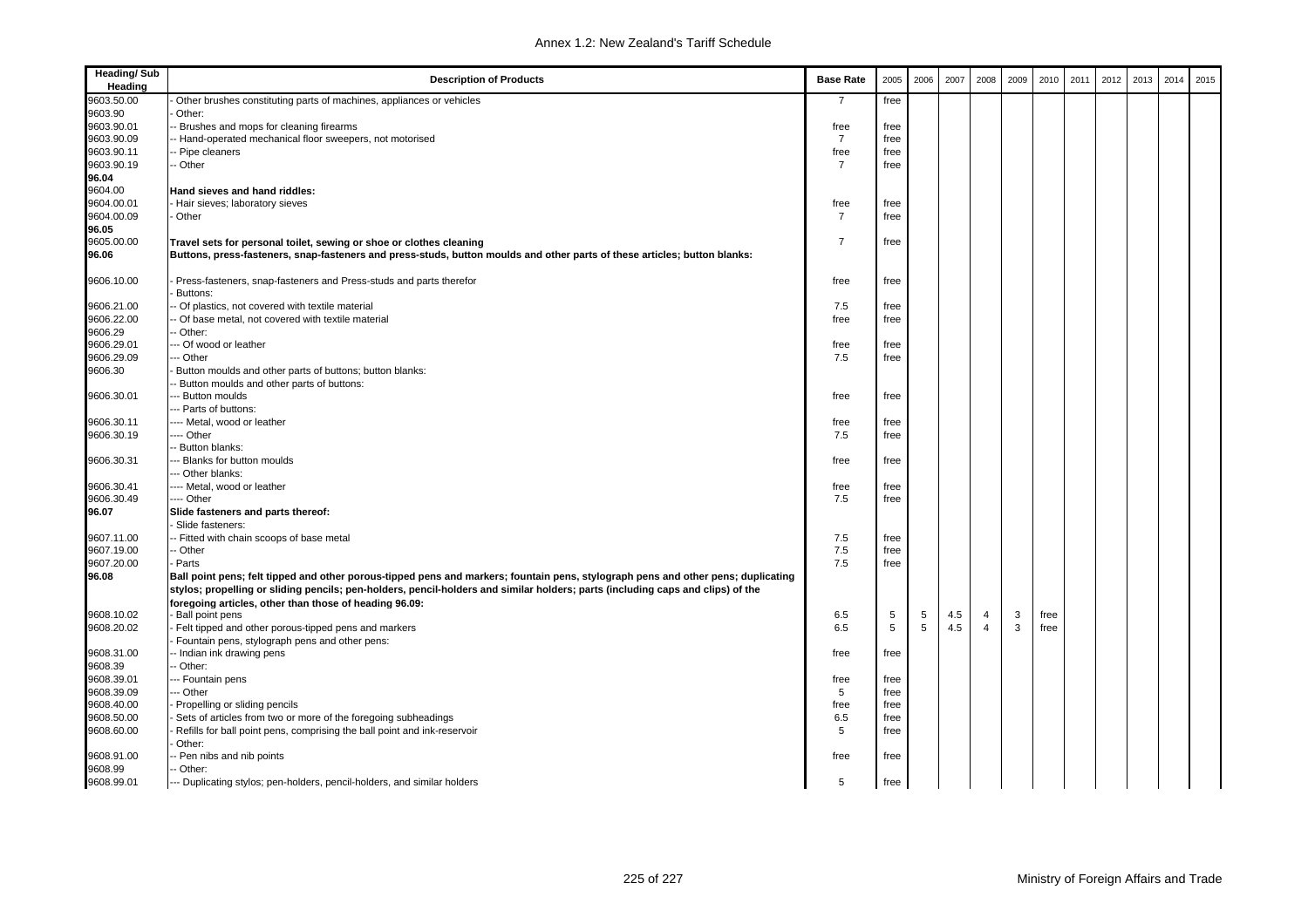| Heading/ Sub Heading | Description of Products | Base Rate | 2005 | 2006 | 2007 | 2008 | 2009 | 2010 | 2011 | 2012 | 2013 | 2014 | 2015 |
|---|---|---|---|---|---|---|---|---|---|---|---|---|---|
| 9603.50.00 | - Other brushes constituting parts of machines, appliances or vehicles | 7 | free | | | | | | | | | | |
| 9603.90 | - Other: | | | | | | | | | | | | |
| 9603.90.01 | -- Brushes and mops for cleaning firearms | free | free | | | | | | | | | | |
| 9603.90.09 | -- Hand-operated mechanical floor sweepers, not motorised | 7 | free | | | | | | | | | | |
| 9603.90.11 | -- Pipe cleaners | free | free | | | | | | | | | | |
| 9603.90.19 | -- Other | 7 | free | | | | | | | | | | |
| **96.04** | | | | | | | | | | | | | |
| 9604.00 | **Hand sieves and hand riddles:** | | | | | | | | | | | | |
| 9604.00.01 | - Hair sieves; laboratory sieves | free | free | | | | | | | | | | |
| 9604.00.09 | - Other | 7 | free | | | | | | | | | | |
| **96.05** | | | | | | | | | | | | | |
| 9605.00.00 | **Travel sets for personal toilet, sewing or shoe or clothes cleaning** | 7 | free | | | | | | | | | | |
| **96.06** | **Buttons, press-fasteners, snap-fasteners and press-studs, button moulds and other parts of these articles; button blanks:** | | | | | | | | | | | | |
| 9606.10.00 | - Press-fasteners, snap-fasteners and Press-studs and parts therefor | free | free | | | | | | | | | | |
| | - Buttons: | | | | | | | | | | | | |
| 9606.21.00 | -- Of plastics, not covered with textile material | 7.5 | free | | | | | | | | | | |
| 9606.22.00 | -- Of base metal, not covered with textile material | free | free | | | | | | | | | | |
| 9606.29 | -- Other: | | | | | | | | | | | | |
| 9606.29.01 | --- Of wood or leather | free | free | | | | | | | | | | |
| 9606.29.09 | --- Other | 7.5 | free | | | | | | | | | | |
| 9606.30 | - Button moulds and other parts of buttons; button blanks: | | | | | | | | | | | | |
| | -- Button moulds and other parts of buttons: | | | | | | | | | | | | |
| 9606.30.01 | --- Button moulds | free | free | | | | | | | | | | |
| | --- Parts of buttons: | | | | | | | | | | | | |
| 9606.30.11 | ---- Metal, wood or leather | free | free | | | | | | | | | | |
| 9606.30.19 | ---- Other | 7.5 | free | | | | | | | | | | |
| | -- Button blanks: | | | | | | | | | | | | |
| 9606.30.31 | --- Blanks for button moulds | free | free | | | | | | | | | | |
| | --- Other blanks: | | | | | | | | | | | | |
| 9606.30.41 | ---- Metal, wood or leather | free | free | | | | | | | | | | |
| 9606.30.49 | ---- Other | 7.5 | free | | | | | | | | | | |
| **96.07** | **Slide fasteners and parts thereof:** | | | | | | | | | | | | |
| | - Slide fasteners: | | | | | | | | | | | | |
| 9607.11.00 | -- Fitted with chain scoops of base metal | 7.5 | free | | | | | | | | | | |
| 9607.19.00 | -- Other | 7.5 | free | | | | | | | | | | |
| 9607.20.00 | - Parts | 7.5 | free | | | | | | | | | | |
| **96.08** | **Ball point pens; felt tipped and other porous-tipped pens and markers; fountain pens, stylograph pens and other pens; duplicating stylos; propelling or sliding pencils; pen-holders, pencil-holders and similar holders; parts (including caps and clips) of the foregoing articles, other than those of heading 96.09:** | | | | | | | | | | | | |
| 9608.10.02 | - Ball point pens | 6.5 | 5 | 5 | 4.5 | 4 | 3 | free | | | | | |
| 9608.20.02 | - Felt tipped and other porous-tipped pens and markers | 6.5 | 5 | 5 | 4.5 | 4 | 3 | free | | | | | |
| | - Fountain pens, stylograph pens and other pens: | | | | | | | | | | | | |
| 9608.31.00 | -- Indian ink drawing pens | free | free | | | | | | | | | | |
| 9608.39 | -- Other: | | | | | | | | | | | | |
| 9608.39.01 | --- Fountain pens | free | free | | | | | | | | | | |
| 9608.39.09 | --- Other | 5 | free | | | | | | | | | | |
| 9608.40.00 | - Propelling or sliding pencils | free | free | | | | | | | | | | |
| 9608.50.00 | - Sets of articles from two or more of the foregoing subheadings | 6.5 | free | | | | | | | | | | |
| 9608.60.00 | - Refills for ball point pens, comprising the ball point and ink-reservoir | 5 | free | | | | | | | | | | |
| | - Other: | | | | | | | | | | | | |
| 9608.91.00 | -- Pen nibs and nib points | free | free | | | | | | | | | | |
| 9608.99 | -- Other: | | | | | | | | | | | | |
| 9608.99.01 | --- Duplicating stylos; pen-holders, pencil-holders, and similar holders | 5 | free | | | | | | | | | | |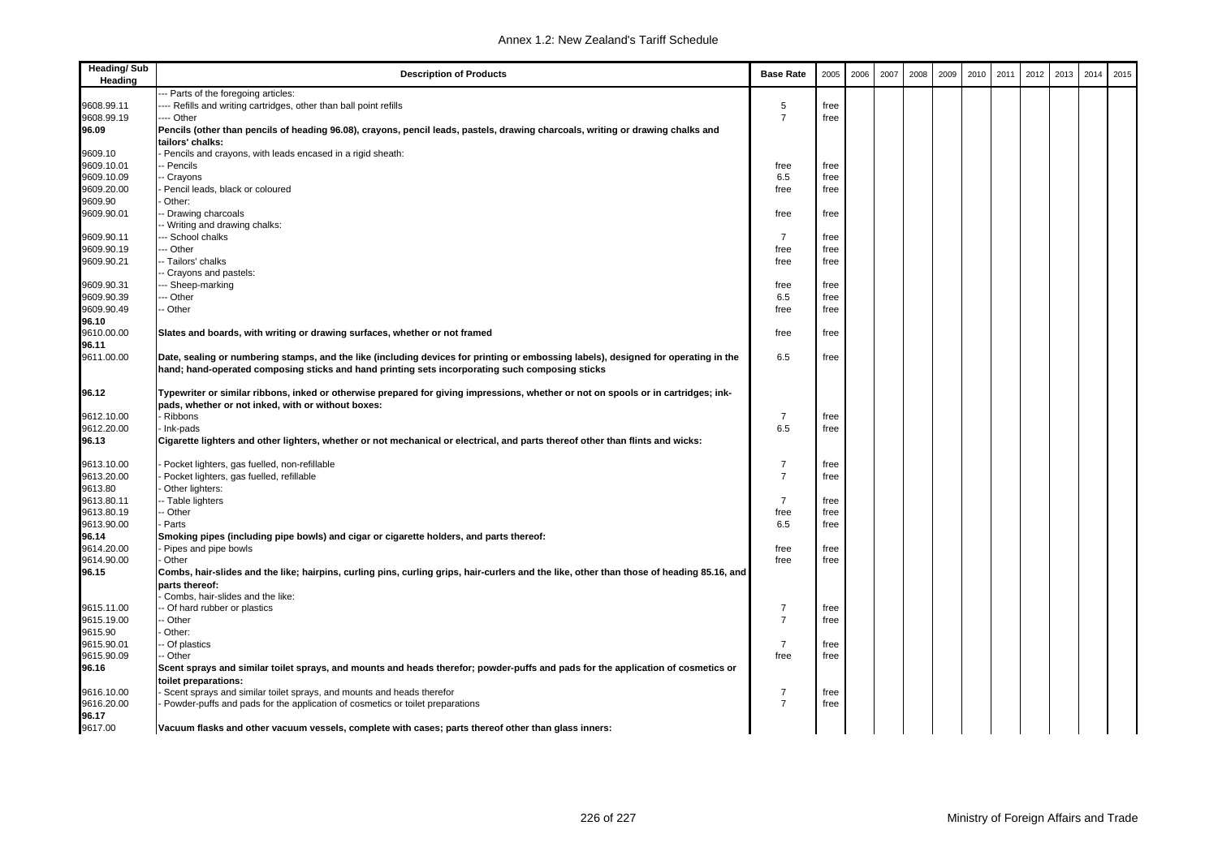| Heading/ Sub Heading | Description of Products | Base Rate | 2005 | 2006 | 2007 | 2008 | 2009 | 2010 | 2011 | 2012 | 2013 | 2014 | 2015 |
|---|---|---|---|---|---|---|---|---|---|---|---|---|---|
| | --- Parts of the foregoing articles: | | | | | | | | | | | | |
| 9608.99.11 | ---- Refills and writing cartridges, other than ball point refills | 5 | free | | | | | | | | | | |
| 9608.99.19 | ---- Other | 7 | free | | | | | | | | | | |
| **96.09** | **Pencils (other than pencils of heading 96.08), crayons, pencil leads, pastels, drawing charcoals, writing or drawing chalks and tailors' chalks:** | | | | | | | | | | | | |
| 9609.10 | - Pencils and crayons, with leads encased in a rigid sheath: | | | | | | | | | | | | |
| 9609.10.01 | -- Pencils | free | free | | | | | | | | | | |
| 9609.10.09 | -- Crayons | 6.5 | free | | | | | | | | | | |
| 9609.20.00 | - Pencil leads, black or coloured | free | free | | | | | | | | | | |
| 9609.90 | - Other: | | | | | | | | | | | | |
| 9609.90.01 | -- Drawing charcoals | free | free | | | | | | | | | | |
| | -- Writing and drawing chalks: | | | | | | | | | | | | |
| 9609.90.11 | --- School chalks | 7 | free | | | | | | | | | | |
| 9609.90.19 | --- Other | free | free | | | | | | | | | | |
| 9609.90.21 | -- Tailors' chalks | free | free | | | | | | | | | | |
| | -- Crayons and pastels: | | | | | | | | | | | | |
| 9609.90.31 | --- Sheep-marking | free | free | | | | | | | | | | |
| 9609.90.39 | --- Other | 6.5 | free | | | | | | | | | | |
| 9609.90.49 | -- Other | free | free | | | | | | | | | | |
| **96.10** | | | | | | | | | | | | | |
| 9610.00.00 | **Slates and boards, with writing or drawing surfaces, whether or not framed** | free | free | | | | | | | | | | |
| **96.11** | | | | | | | | | | | | | |
| 9611.00.00 | **Date, sealing or numbering stamps, and the like (including devices for printing or embossing labels), designed for operating in the hand; hand-operated composing sticks and hand printing sets incorporating such composing sticks** | 6.5 | free | | | | | | | | | | |
| **96.12** | **Typewriter or similar ribbons, inked or otherwise prepared for giving impressions, whether or not on spools or in cartridges; ink-pads, whether or not inked, with or without boxes:** | | | | | | | | | | | | |
| 9612.10.00 | - Ribbons | 7 | free | | | | | | | | | | |
| 9612.20.00 | - Ink-pads | 6.5 | free | | | | | | | | | | |
| **96.13** | **Cigarette lighters and other lighters, whether or not mechanical or electrical, and parts thereof other than flints and wicks:** | | | | | | | | | | | | |
| 9613.10.00 | - Pocket lighters, gas fuelled, non-refillable | 7 | free | | | | | | | | | | |
| 9613.20.00 | - Pocket lighters, gas fuelled, refillable | 7 | free | | | | | | | | | | |
| 9613.80 | - Other lighters: | | | | | | | | | | | | |
| 9613.80.11 | -- Table lighters | 7 | free | | | | | | | | | | |
| 9613.80.19 | -- Other | free | free | | | | | | | | | | |
| 9613.90.00 | - Parts | 6.5 | free | | | | | | | | | | |
| **96.14** | **Smoking pipes (including pipe bowls) and cigar or cigarette holders, and parts thereof:** | | | | | | | | | | | | |
| 9614.20.00 | - Pipes and pipe bowls | free | free | | | | | | | | | | |
| 9614.90.00 | - Other | free | free | | | | | | | | | | |
| **96.15** | **Combs, hair-slides and the like; hairpins, curling pins, curling grips, hair-curlers and the like, other than those of heading 85.16, and parts thereof:** | | | | | | | | | | | | |
| | - Combs, hair-slides and the like: | | | | | | | | | | | | |
| 9615.11.00 | -- Of hard rubber or plastics | 7 | free | | | | | | | | | | |
| 9615.19.00 | -- Other | 7 | free | | | | | | | | | | |
| 9615.90 | - Other: | | | | | | | | | | | | |
| 9615.90.01 | -- Of plastics | 7 | free | | | | | | | | | | |
| 9615.90.09 | -- Other | free | free | | | | | | | | | | |
| **96.16** | **Scent sprays and similar toilet sprays, and mounts and heads therefor; powder-puffs and pads for the application of cosmetics or toilet preparations:** | | | | | | | | | | | | |
| 9616.10.00 | - Scent sprays and similar toilet sprays, and mounts and heads therefor | 7 | free | | | | | | | | | | |
| 9616.20.00 | - Powder-puffs and pads for the application of cosmetics or toilet preparations | 7 | free | | | | | | | | | | |
| **96.17** | | | | | | | | | | | | | |
| 9617.00 | **Vacuum flasks and other vacuum vessels, complete with cases; parts thereof other than glass inners:** | | | | | | | | | | | | |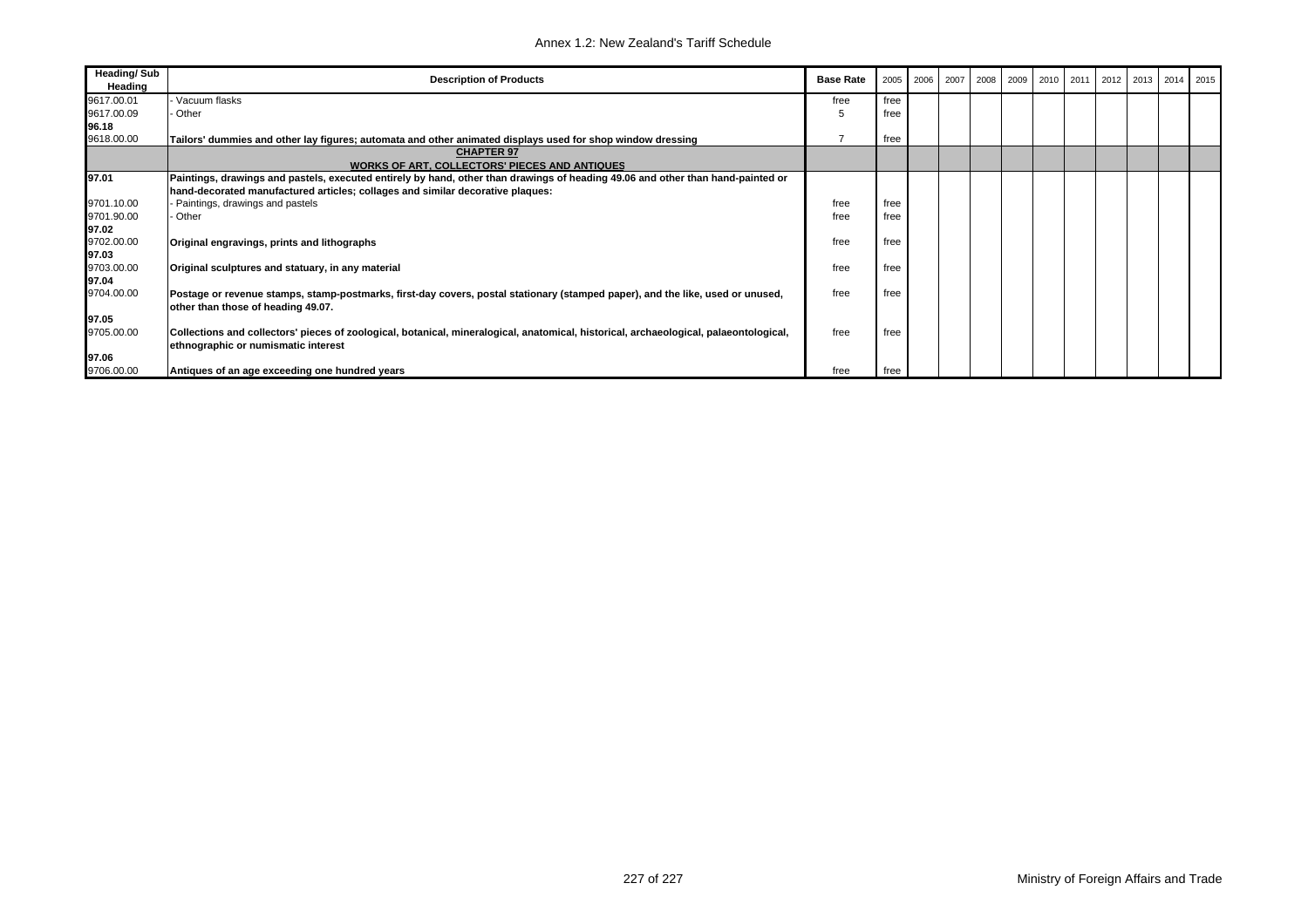| Heading/ Sub Heading | Description of Products | Base Rate | 2005 | 2006 | 2007 | 2008 | 2009 | 2010 | 2011 | 2012 | 2013 | 2014 | 2015 |
|---|---|---|---|---|---|---|---|---|---|---|---|---|---|
| 9617.00.01 | - Vacuum flasks | free | free | | | | | | | | | | |
| 9617.00.09 | - Other | 5 | free | | | | | | | | | | |
| **96.18** | | | | | | | | | | | | | |
| 9618.00.00 | **Tailors' dummies and other lay figures; automata and other animated displays used for shop window dressing** | 7 | free | | | | | | | | | | |
| | **CHAPTER 97** **WORKS OF ART, COLLECTORS' PIECES AND ANTIQUES** | | | | | | | | | | | | |
| **97.01** | **Paintings, drawings and pastels, executed entirely by hand, other than drawings of heading 49.06 and other than hand-painted or hand-decorated manufactured articles; collages and similar decorative plaques:** | | | | | | | | | | | | |
| 9701.10.00 | - Paintings, drawings and pastels | free | free | | | | | | | | | | |
| 9701.90.00 | - Other | free | free | | | | | | | | | | |
| **97.02** | | | | | | | | | | | | | |
| 9702.00.00 | **Original engravings, prints and lithographs** | free | free | | | | | | | | | | |
| **97.03** | | | | | | | | | | | | | |
| 9703.00.00 | **Original sculptures and statuary, in any material** | free | free | | | | | | | | | | |
| **97.04** | | | | | | | | | | | | | |
| 9704.00.00 | **Postage or revenue stamps, stamp-postmarks, first-day covers, postal stationary (stamped paper), and the like, used or unused, other than those of heading 49.07.** | free | free | | | | | | | | | | |
| **97.05** | | | | | | | | | | | | | |
| 9705.00.00 | **Collections and collectors' pieces of zoological, botanical, mineralogical, anatomical, historical, archaeological, palaeontological, ethnographic or numismatic interest** | free | free | | | | | | | | | | |
| **97.06** | | | | | | | | | | | | | |
| 9706.00.00 | **Antiques of an age exceeding one hundred years** | free | free | | | | | | | | | | |